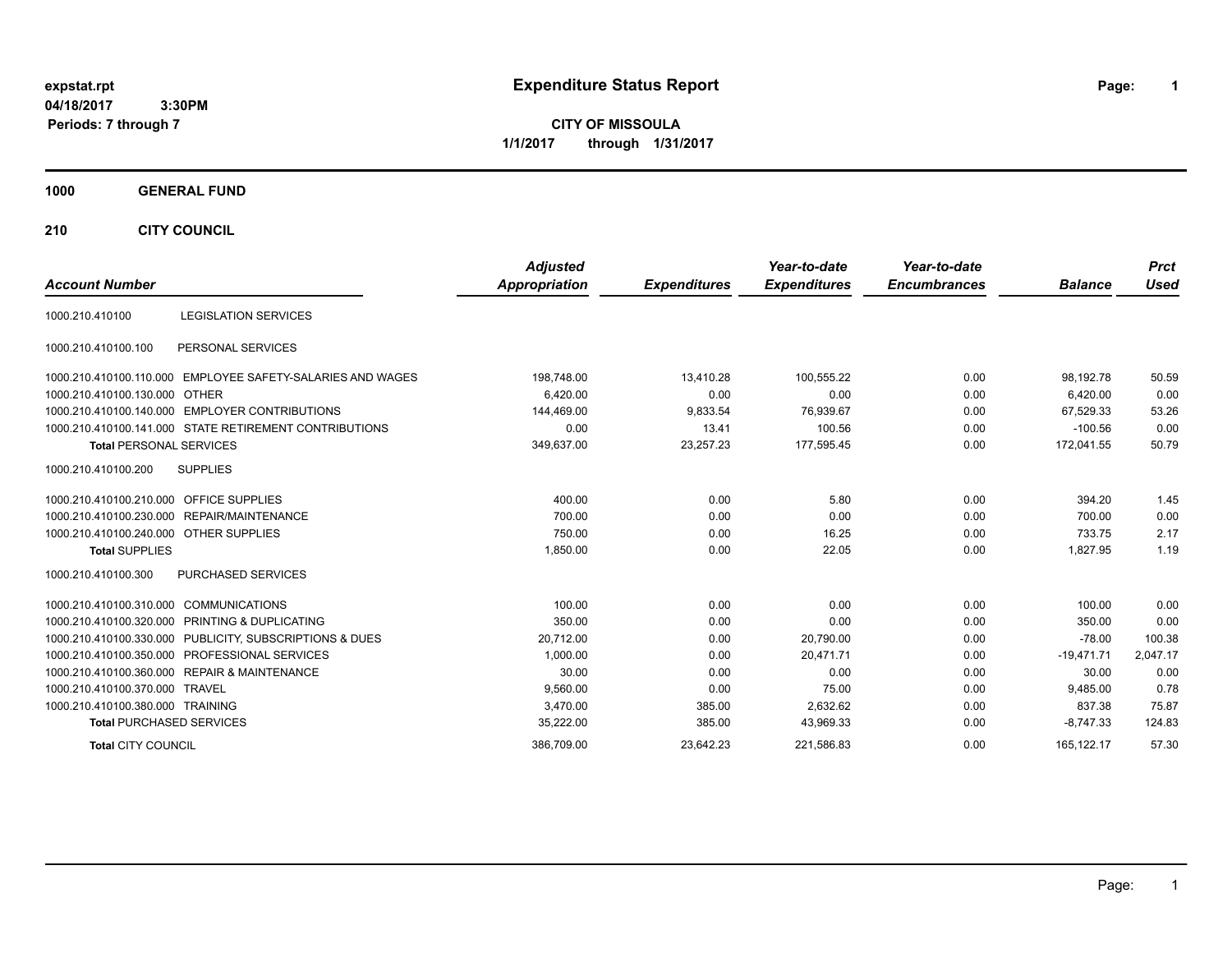expstat.rpt
04/18/2017 3:30PM
Periods: 7 through 7

# Expenditure Status Report

**CITY OF MISSOULA**
**1/1/2017 through 1/31/2017**

## 1000 GENERAL FUND

## 210 CITY COUNCIL

| Account Number | | Adjusted Appropriation | Expenditures | Year-to-date Expenditures | Year-to-date Encumbrances | Balance | Prct Used |
|---|---|---|---|---|---|---|---|
| 1000.210.410100 | LEGISLATION SERVICES | | | | | | |
| 1000.210.410100.100 | PERSONAL SERVICES | | | | | | |
| 1000.210.410100.110.000 | EMPLOYEE SAFETY-SALARIES AND WAGES | 198,748.00 | 13,410.28 | 100,555.22 | 0.00 | 98,192.78 | 50.59 |
| 1000.210.410100.130.000 | OTHER | 6,420.00 | 0.00 | 0.00 | 0.00 | 6,420.00 | 0.00 |
| 1000.210.410100.140.000 | EMPLOYER CONTRIBUTIONS | 144,469.00 | 9,833.54 | 76,939.67 | 0.00 | 67,529.33 | 53.26 |
| 1000.210.410100.141.000 | STATE RETIREMENT CONTRIBUTIONS | 0.00 | 13.41 | 100.56 | 0.00 | -100.56 | 0.00 |
| **Total** PERSONAL SERVICES | | 349,637.00 | 23,257.23 | 177,595.45 | 0.00 | 172,041.55 | 50.79 |
| 1000.210.410100.200 | SUPPLIES | | | | | | |
| 1000.210.410100.210.000 | OFFICE SUPPLIES | 400.00 | 0.00 | 5.80 | 0.00 | 394.20 | 1.45 |
| 1000.210.410100.230.000 | REPAIR/MAINTENANCE | 700.00 | 0.00 | 0.00 | 0.00 | 700.00 | 0.00 |
| 1000.210.410100.240.000 | OTHER SUPPLIES | 750.00 | 0.00 | 16.25 | 0.00 | 733.75 | 2.17 |
| **Total** SUPPLIES | | 1,850.00 | 0.00 | 22.05 | 0.00 | 1,827.95 | 1.19 |
| 1000.210.410100.300 | PURCHASED SERVICES | | | | | | |
| 1000.210.410100.310.000 | COMMUNICATIONS | 100.00 | 0.00 | 0.00 | 0.00 | 100.00 | 0.00 |
| 1000.210.410100.320.000 | PRINTING & DUPLICATING | 350.00 | 0.00 | 0.00 | 0.00 | 350.00 | 0.00 |
| 1000.210.410100.330.000 | PUBLICITY, SUBSCRIPTIONS & DUES | 20,712.00 | 0.00 | 20,790.00 | 0.00 | -78.00 | 100.38 |
| 1000.210.410100.350.000 | PROFESSIONAL SERVICES | 1,000.00 | 0.00 | 20,471.71 | 0.00 | -19,471.71 | 2,047.17 |
| 1000.210.410100.360.000 | REPAIR & MAINTENANCE | 30.00 | 0.00 | 0.00 | 0.00 | 30.00 | 0.00 |
| 1000.210.410100.370.000 | TRAVEL | 9,560.00 | 0.00 | 75.00 | 0.00 | 9,485.00 | 0.78 |
| 1000.210.410100.380.000 | TRAINING | 3,470.00 | 385.00 | 2,632.62 | 0.00 | 837.38 | 75.87 |
| **Total** PURCHASED SERVICES | | 35,222.00 | 385.00 | 43,969.33 | 0.00 | -8,747.33 | 124.83 |
| **Total** CITY COUNCIL | | 386,709.00 | 23,642.23 | 221,586.83 | 0.00 | 165,122.17 | 57.30 |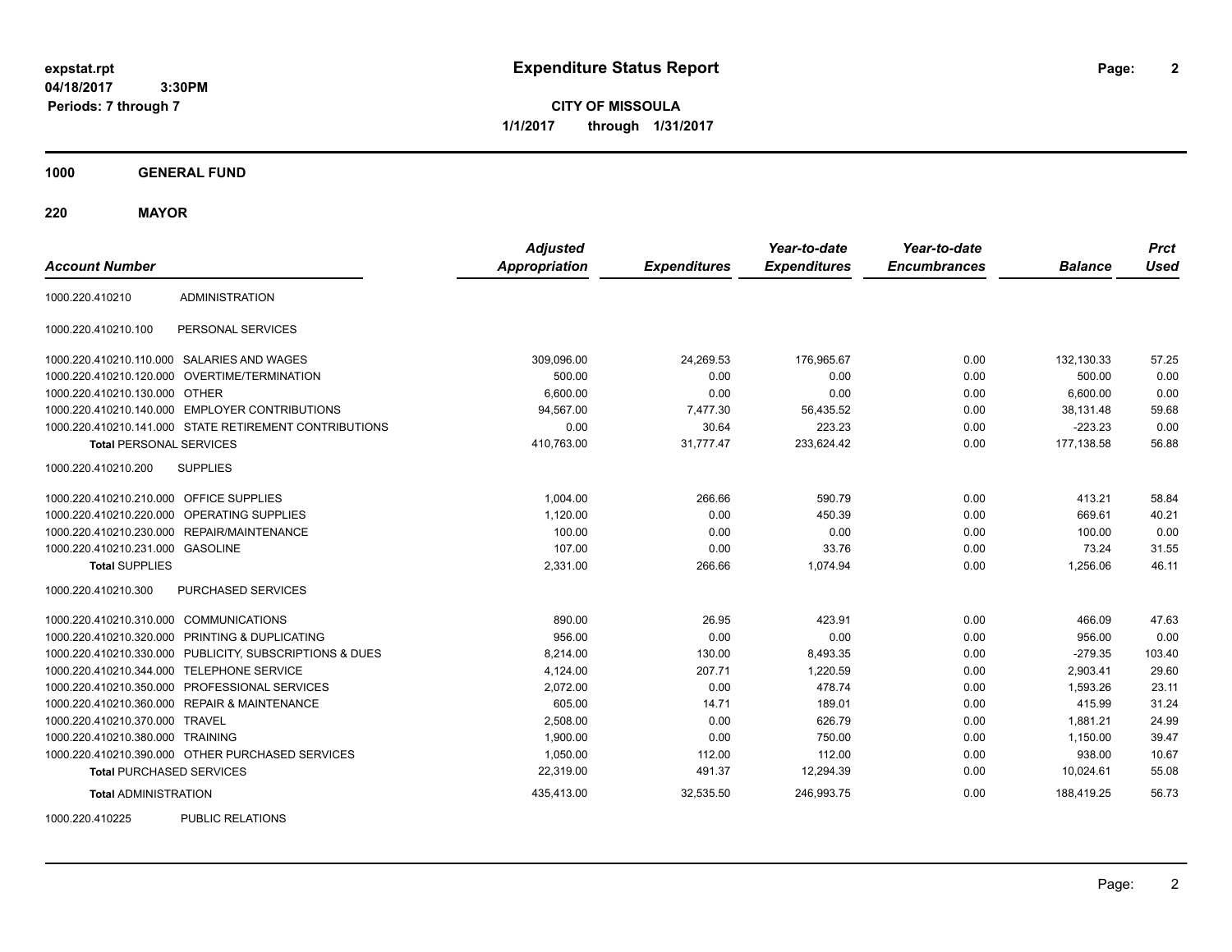# Expenditure Status Report

expstat.rpt
04/18/2017 3:30PM
Periods: 7 through 7

**CITY OF MISSOULA**
**1/1/2017 through 1/31/2017**

## 1000 GENERAL FUND

### 220 MAYOR

| Account Number | | Adjusted Appropriation | Expenditures | Year-to-date Expenditures | Year-to-date Encumbrances | Balance | Prct Used |
|---|---|---|---|---|---|---|---|
| 1000.220.410210 | ADMINISTRATION | | | | | | |
| 1000.220.410210.100 | PERSONAL SERVICES | | | | | | |
| 1000.220.410210.110.000 | SALARIES AND WAGES | 309,096.00 | 24,269.53 | 176,965.67 | 0.00 | 132,130.33 | 57.25 |
| 1000.220.410210.120.000 | OVERTIME/TERMINATION | 500.00 | 0.00 | 0.00 | 0.00 | 500.00 | 0.00 |
| 1000.220.410210.130.000 | OTHER | 6,600.00 | 0.00 | 0.00 | 0.00 | 6,600.00 | 0.00 |
| 1000.220.410210.140.000 | EMPLOYER CONTRIBUTIONS | 94,567.00 | 7,477.30 | 56,435.52 | 0.00 | 38,131.48 | 59.68 |
| 1000.220.410210.141.000 | STATE RETIREMENT CONTRIBUTIONS | 0.00 | 30.64 | 223.23 | 0.00 | -223.23 | 0.00 |
| **Total** PERSONAL SERVICES | | 410,763.00 | 31,777.47 | 233,624.42 | 0.00 | 177,138.58 | 56.88 |
| 1000.220.410210.200 | SUPPLIES | | | | | | |
| 1000.220.410210.210.000 | OFFICE SUPPLIES | 1,004.00 | 266.66 | 590.79 | 0.00 | 413.21 | 58.84 |
| 1000.220.410210.220.000 | OPERATING SUPPLIES | 1,120.00 | 0.00 | 450.39 | 0.00 | 669.61 | 40.21 |
| 1000.220.410210.230.000 | REPAIR/MAINTENANCE | 100.00 | 0.00 | 0.00 | 0.00 | 100.00 | 0.00 |
| 1000.220.410210.231.000 | GASOLINE | 107.00 | 0.00 | 33.76 | 0.00 | 73.24 | 31.55 |
| **Total** SUPPLIES | | 2,331.00 | 266.66 | 1,074.94 | 0.00 | 1,256.06 | 46.11 |
| 1000.220.410210.300 | PURCHASED SERVICES | | | | | | |
| 1000.220.410210.310.000 | COMMUNICATIONS | 890.00 | 26.95 | 423.91 | 0.00 | 466.09 | 47.63 |
| 1000.220.410210.320.000 | PRINTING & DUPLICATING | 956.00 | 0.00 | 0.00 | 0.00 | 956.00 | 0.00 |
| 1000.220.410210.330.000 | PUBLICITY, SUBSCRIPTIONS & DUES | 8,214.00 | 130.00 | 8,493.35 | 0.00 | -279.35 | 103.40 |
| 1000.220.410210.344.000 | TELEPHONE SERVICE | 4,124.00 | 207.71 | 1,220.59 | 0.00 | 2,903.41 | 29.60 |
| 1000.220.410210.350.000 | PROFESSIONAL SERVICES | 2,072.00 | 0.00 | 478.74 | 0.00 | 1,593.26 | 23.11 |
| 1000.220.410210.360.000 | REPAIR & MAINTENANCE | 605.00 | 14.71 | 189.01 | 0.00 | 415.99 | 31.24 |
| 1000.220.410210.370.000 | TRAVEL | 2,508.00 | 0.00 | 626.79 | 0.00 | 1,881.21 | 24.99 |
| 1000.220.410210.380.000 | TRAINING | 1,900.00 | 0.00 | 750.00 | 0.00 | 1,150.00 | 39.47 |
| 1000.220.410210.390.000 | OTHER PURCHASED SERVICES | 1,050.00 | 112.00 | 112.00 | 0.00 | 938.00 | 10.67 |
| **Total** PURCHASED SERVICES | | 22,319.00 | 491.37 | 12,294.39 | 0.00 | 10,024.61 | 55.08 |
| **Total** ADMINISTRATION | | 435,413.00 | 32,535.50 | 246,993.75 | 0.00 | 188,419.25 | 56.73 |
| 1000.220.410225 | PUBLIC RELATIONS | | | | | | |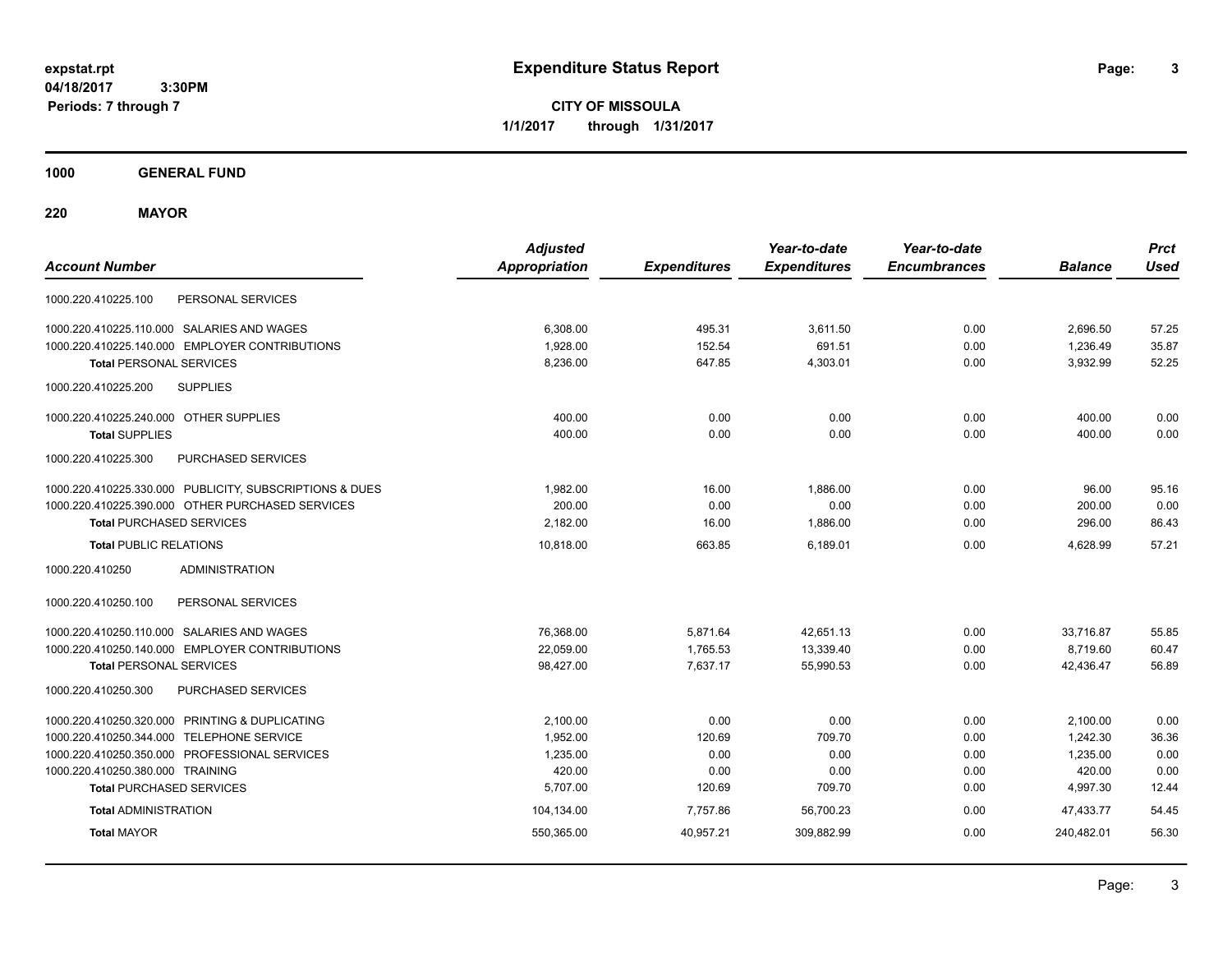# Expenditure Status Report

expstat.rpt
04/18/2017 3:30PM
Periods: 7 through 7

**CITY OF MISSOULA**
**1/1/2017 through 1/31/2017**

## 1000 GENERAL FUND

## 220 MAYOR

| Account Number | | Adjusted Appropriation | Expenditures | Year-to-date Expenditures | Year-to-date Encumbrances | Balance | Prct Used |
|---|---|---|---|---|---|---|---|
| 1000.220.410225.100 | PERSONAL SERVICES | | | | | | |
| 1000.220.410225.110.000 | SALARIES AND WAGES | 6,308.00 | 495.31 | 3,611.50 | 0.00 | 2,696.50 | 57.25 |
| 1000.220.410225.140.000 | EMPLOYER CONTRIBUTIONS | 1,928.00 | 152.54 | 691.51 | 0.00 | 1,236.49 | 35.87 |
| **Total** PERSONAL SERVICES | | 8,236.00 | 647.85 | 4,303.01 | 0.00 | 3,932.99 | 52.25 |
| 1000.220.410225.200 | SUPPLIES | | | | | | |
| 1000.220.410225.240.000 | OTHER SUPPLIES | 400.00 | 0.00 | 0.00 | 0.00 | 400.00 | 0.00 |
| **Total** SUPPLIES | | 400.00 | 0.00 | 0.00 | 0.00 | 400.00 | 0.00 |
| 1000.220.410225.300 | PURCHASED SERVICES | | | | | | |
| 1000.220.410225.330.000 | PUBLICITY, SUBSCRIPTIONS & DUES | 1,982.00 | 16.00 | 1,886.00 | 0.00 | 96.00 | 95.16 |
| 1000.220.410225.390.000 | OTHER PURCHASED SERVICES | 200.00 | 0.00 | 0.00 | 0.00 | 200.00 | 0.00 |
| **Total** PURCHASED SERVICES | | 2,182.00 | 16.00 | 1,886.00 | 0.00 | 296.00 | 86.43 |
| **Total** PUBLIC RELATIONS | | 10,818.00 | 663.85 | 6,189.01 | 0.00 | 4,628.99 | 57.21 |
| 1000.220.410250 | ADMINISTRATION | | | | | | |
| 1000.220.410250.100 | PERSONAL SERVICES | | | | | | |
| 1000.220.410250.110.000 | SALARIES AND WAGES | 76,368.00 | 5,871.64 | 42,651.13 | 0.00 | 33,716.87 | 55.85 |
| 1000.220.410250.140.000 | EMPLOYER CONTRIBUTIONS | 22,059.00 | 1,765.53 | 13,339.40 | 0.00 | 8,719.60 | 60.47 |
| **Total** PERSONAL SERVICES | | 98,427.00 | 7,637.17 | 55,990.53 | 0.00 | 42,436.47 | 56.89 |
| 1000.220.410250.300 | PURCHASED SERVICES | | | | | | |
| 1000.220.410250.320.000 | PRINTING & DUPLICATING | 2,100.00 | 0.00 | 0.00 | 0.00 | 2,100.00 | 0.00 |
| 1000.220.410250.344.000 | TELEPHONE SERVICE | 1,952.00 | 120.69 | 709.70 | 0.00 | 1,242.30 | 36.36 |
| 1000.220.410250.350.000 | PROFESSIONAL SERVICES | 1,235.00 | 0.00 | 0.00 | 0.00 | 1,235.00 | 0.00 |
| 1000.220.410250.380.000 | TRAINING | 420.00 | 0.00 | 0.00 | 0.00 | 420.00 | 0.00 |
| **Total** PURCHASED SERVICES | | 5,707.00 | 120.69 | 709.70 | 0.00 | 4,997.30 | 12.44 |
| **Total** ADMINISTRATION | | 104,134.00 | 7,757.86 | 56,700.23 | 0.00 | 47,433.77 | 54.45 |
| **Total** MAYOR | | 550,365.00 | 40,957.21 | 309,882.99 | 0.00 | 240,482.01 | 56.30 |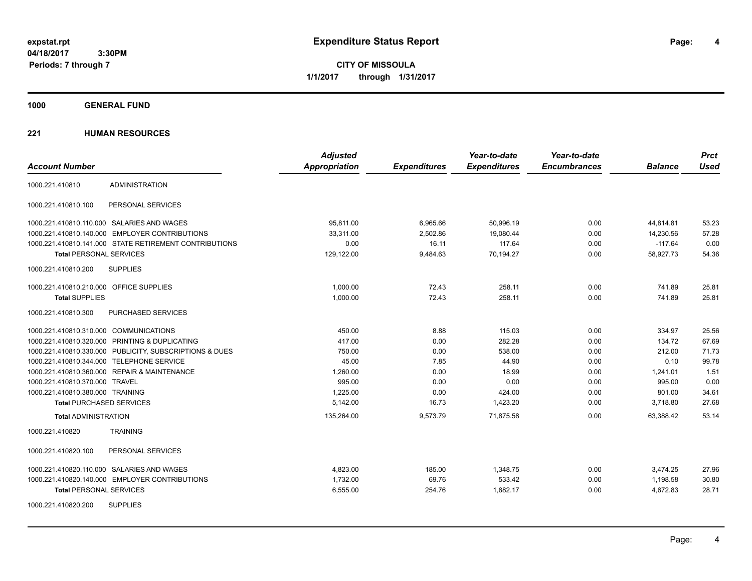# Expenditure Status Report

expstat.rpt
04/18/2017 3:30PM
Periods: 7 through 7

**CITY OF MISSOULA**
**1/1/2017 through 1/31/2017**

## 1000 GENERAL FUND

## 221 HUMAN RESOURCES

| Account Number | | Adjusted Appropriation | Expenditures | Year-to-date Expenditures | Year-to-date Encumbrances | Balance | Prct Used |
|---|---|---|---|---|---|---|---|
| 1000.221.410810 | ADMINISTRATION | | | | | | |
| 1000.221.410810.100 | PERSONAL SERVICES | | | | | | |
| 1000.221.410810.110.000 | SALARIES AND WAGES | 95,811.00 | 6,965.66 | 50,996.19 | 0.00 | 44,814.81 | 53.23 |
| 1000.221.410810.140.000 | EMPLOYER CONTRIBUTIONS | 33,311.00 | 2,502.86 | 19,080.44 | 0.00 | 14,230.56 | 57.28 |
| 1000.221.410810.141.000 | STATE RETIREMENT CONTRIBUTIONS | 0.00 | 16.11 | 117.64 | 0.00 | -117.64 | 0.00 |
| **Total** PERSONAL SERVICES | | 129,122.00 | 9,484.63 | 70,194.27 | 0.00 | 58,927.73 | 54.36 |
| 1000.221.410810.200 | SUPPLIES | | | | | | |
| 1000.221.410810.210.000 | OFFICE SUPPLIES | 1,000.00 | 72.43 | 258.11 | 0.00 | 741.89 | 25.81 |
| **Total** SUPPLIES | | 1,000.00 | 72.43 | 258.11 | 0.00 | 741.89 | 25.81 |
| 1000.221.410810.300 | PURCHASED SERVICES | | | | | | |
| 1000.221.410810.310.000 | COMMUNICATIONS | 450.00 | 8.88 | 115.03 | 0.00 | 334.97 | 25.56 |
| 1000.221.410810.320.000 | PRINTING & DUPLICATING | 417.00 | 0.00 | 282.28 | 0.00 | 134.72 | 67.69 |
| 1000.221.410810.330.000 | PUBLICITY, SUBSCRIPTIONS & DUES | 750.00 | 0.00 | 538.00 | 0.00 | 212.00 | 71.73 |
| 1000.221.410810.344.000 | TELEPHONE SERVICE | 45.00 | 7.85 | 44.90 | 0.00 | 0.10 | 99.78 |
| 1000.221.410810.360.000 | REPAIR & MAINTENANCE | 1,260.00 | 0.00 | 18.99 | 0.00 | 1,241.01 | 1.51 |
| 1000.221.410810.370.000 | TRAVEL | 995.00 | 0.00 | 0.00 | 0.00 | 995.00 | 0.00 |
| 1000.221.410810.380.000 | TRAINING | 1,225.00 | 0.00 | 424.00 | 0.00 | 801.00 | 34.61 |
| **Total** PURCHASED SERVICES | | 5,142.00 | 16.73 | 1,423.20 | 0.00 | 3,718.80 | 27.68 |
| **Total** ADMINISTRATION | | 135,264.00 | 9,573.79 | 71,875.58 | 0.00 | 63,388.42 | 53.14 |
| 1000.221.410820 | TRAINING | | | | | | |
| 1000.221.410820.100 | PERSONAL SERVICES | | | | | | |
| 1000.221.410820.110.000 | SALARIES AND WAGES | 4,823.00 | 185.00 | 1,348.75 | 0.00 | 3,474.25 | 27.96 |
| 1000.221.410820.140.000 | EMPLOYER CONTRIBUTIONS | 1,732.00 | 69.76 | 533.42 | 0.00 | 1,198.58 | 30.80 |
| **Total** PERSONAL SERVICES | | 6,555.00 | 254.76 | 1,882.17 | 0.00 | 4,672.83 | 28.71 |
| 1000.221.410820.200 | SUPPLIES | | | | | | |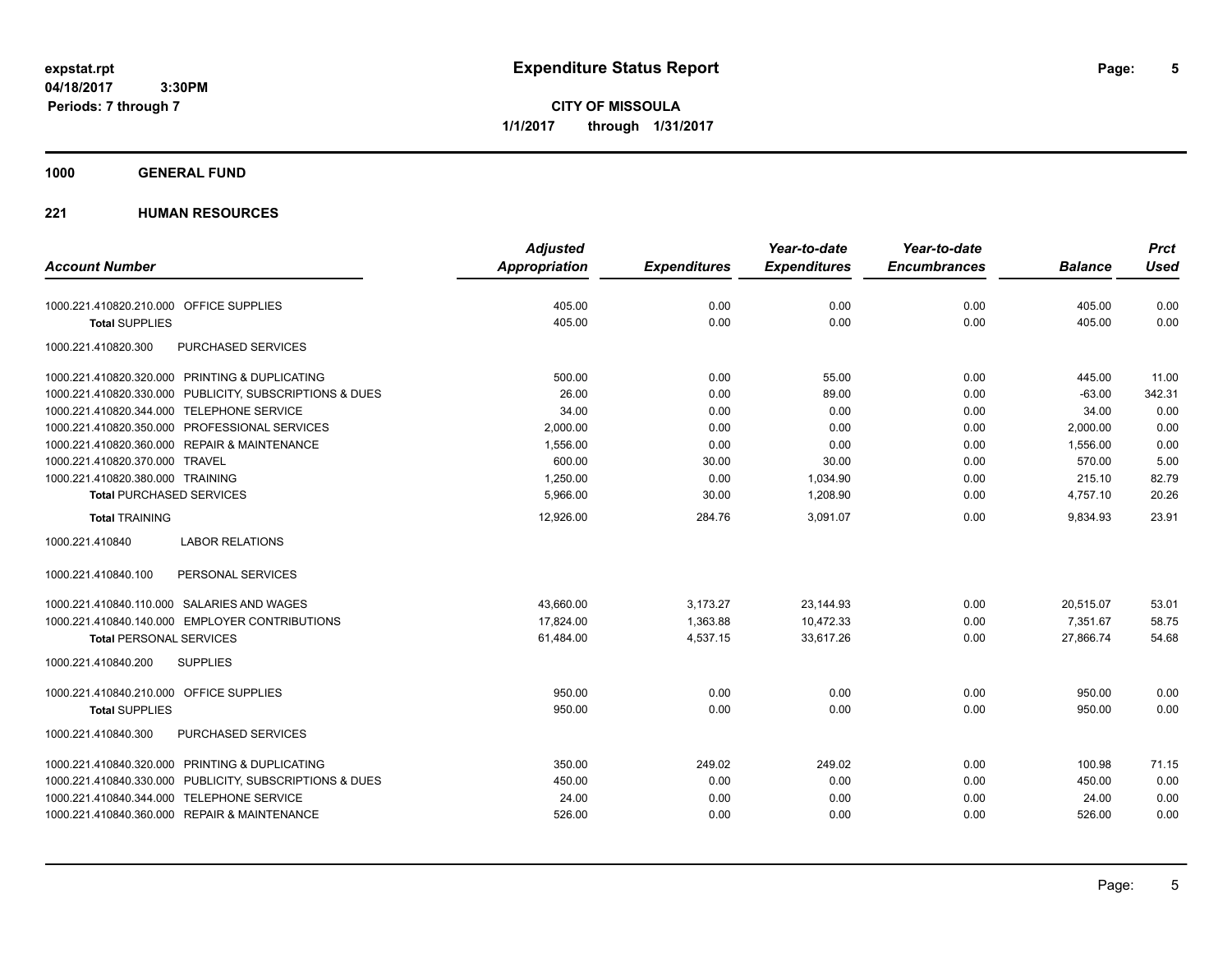**expstat.rpt**
**04/18/2017 3:30PM**
**Periods: 7 through 7**

# Expenditure Status Report

**CITY OF MISSOULA**
**1/1/2017 through 1/31/2017**

## 1000 GENERAL FUND

### 221 HUMAN RESOURCES

| Account Number | Adjusted Appropriation | Expenditures | Year-to-date Expenditures | Year-to-date Encumbrances | Balance | Prct Used |
|---|---|---|---|---|---|---|
| 1000.221.410820.210.000 OFFICE SUPPLIES | 405.00 | 0.00 | 0.00 | 0.00 | 405.00 | 0.00 |
| **Total** SUPPLIES | 405.00 | 0.00 | 0.00 | 0.00 | 405.00 | 0.00 |
| 1000.221.410820.300 PURCHASED SERVICES | | | | | | |
| 1000.221.410820.320.000 PRINTING & DUPLICATING | 500.00 | 0.00 | 55.00 | 0.00 | 445.00 | 11.00 |
| 1000.221.410820.330.000 PUBLICITY, SUBSCRIPTIONS & DUES | 26.00 | 0.00 | 89.00 | 0.00 | -63.00 | 342.31 |
| 1000.221.410820.344.000 TELEPHONE SERVICE | 34.00 | 0.00 | 0.00 | 0.00 | 34.00 | 0.00 |
| 1000.221.410820.350.000 PROFESSIONAL SERVICES | 2,000.00 | 0.00 | 0.00 | 0.00 | 2,000.00 | 0.00 |
| 1000.221.410820.360.000 REPAIR & MAINTENANCE | 1,556.00 | 0.00 | 0.00 | 0.00 | 1,556.00 | 0.00 |
| 1000.221.410820.370.000 TRAVEL | 600.00 | 30.00 | 30.00 | 0.00 | 570.00 | 5.00 |
| 1000.221.410820.380.000 TRAINING | 1,250.00 | 0.00 | 1,034.90 | 0.00 | 215.10 | 82.79 |
| **Total** PURCHASED SERVICES | 5,966.00 | 30.00 | 1,208.90 | 0.00 | 4,757.10 | 20.26 |
| **Total** TRAINING | 12,926.00 | 284.76 | 3,091.07 | 0.00 | 9,834.93 | 23.91 |
| 1000.221.410840 LABOR RELATIONS | | | | | | |
| 1000.221.410840.100 PERSONAL SERVICES | | | | | | |
| 1000.221.410840.110.000 SALARIES AND WAGES | 43,660.00 | 3,173.27 | 23,144.93 | 0.00 | 20,515.07 | 53.01 |
| 1000.221.410840.140.000 EMPLOYER CONTRIBUTIONS | 17,824.00 | 1,363.88 | 10,472.33 | 0.00 | 7,351.67 | 58.75 |
| **Total** PERSONAL SERVICES | 61,484.00 | 4,537.15 | 33,617.26 | 0.00 | 27,866.74 | 54.68 |
| 1000.221.410840.200 SUPPLIES | | | | | | |
| 1000.221.410840.210.000 OFFICE SUPPLIES | 950.00 | 0.00 | 0.00 | 0.00 | 950.00 | 0.00 |
| **Total** SUPPLIES | 950.00 | 0.00 | 0.00 | 0.00 | 950.00 | 0.00 |
| 1000.221.410840.300 PURCHASED SERVICES | | | | | | |
| 1000.221.410840.320.000 PRINTING & DUPLICATING | 350.00 | 249.02 | 249.02 | 0.00 | 100.98 | 71.15 |
| 1000.221.410840.330.000 PUBLICITY, SUBSCRIPTIONS & DUES | 450.00 | 0.00 | 0.00 | 0.00 | 450.00 | 0.00 |
| 1000.221.410840.344.000 TELEPHONE SERVICE | 24.00 | 0.00 | 0.00 | 0.00 | 24.00 | 0.00 |
| 1000.221.410840.360.000 REPAIR & MAINTENANCE | 526.00 | 0.00 | 0.00 | 0.00 | 526.00 | 0.00 |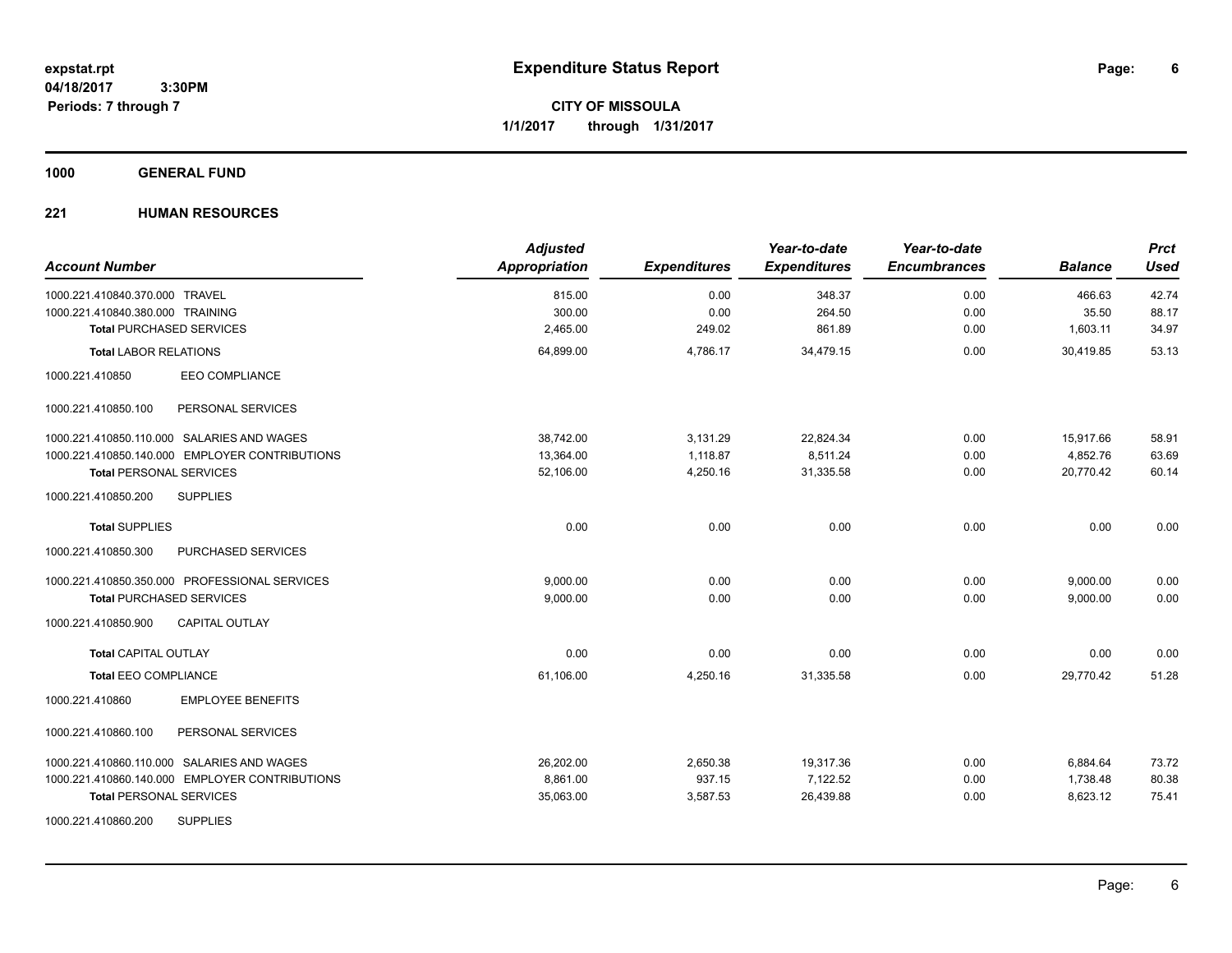# Expenditure Status Report

**CITY OF MISSOULA**

**1/1/2017 through 1/31/2017**

expstat.rpt
04/18/2017 3:30PM
Periods: 7 through 7

## 1000 GENERAL FUND

### 221 HUMAN RESOURCES

| Account Number | Adjusted Appropriation | Expenditures | Year-to-date Expenditures | Year-to-date Encumbrances | Balance | Prct Used |
|---|---|---|---|---|---|---|
| 1000.221.410840.370.000 TRAVEL | 815.00 | 0.00 | 348.37 | 0.00 | 466.63 | 42.74 |
| 1000.221.410840.380.000 TRAINING | 300.00 | 0.00 | 264.50 | 0.00 | 35.50 | 88.17 |
| **Total** PURCHASED SERVICES | 2,465.00 | 249.02 | 861.89 | 0.00 | 1,603.11 | 34.97 |
| **Total** LABOR RELATIONS | 64,899.00 | 4,786.17 | 34,479.15 | 0.00 | 30,419.85 | 53.13 |
| 1000.221.410850 EEO COMPLIANCE | | | | | | |
| 1000.221.410850.100 PERSONAL SERVICES | | | | | | |
| 1000.221.410850.110.000 SALARIES AND WAGES | 38,742.00 | 3,131.29 | 22,824.34 | 0.00 | 15,917.66 | 58.91 |
| 1000.221.410850.140.000 EMPLOYER CONTRIBUTIONS | 13,364.00 | 1,118.87 | 8,511.24 | 0.00 | 4,852.76 | 63.69 |
| **Total** PERSONAL SERVICES | 52,106.00 | 4,250.16 | 31,335.58 | 0.00 | 20,770.42 | 60.14 |
| 1000.221.410850.200 SUPPLIES | | | | | | |
| **Total** SUPPLIES | 0.00 | 0.00 | 0.00 | 0.00 | 0.00 | 0.00 |
| 1000.221.410850.300 PURCHASED SERVICES | | | | | | |
| 1000.221.410850.350.000 PROFESSIONAL SERVICES | 9,000.00 | 0.00 | 0.00 | 0.00 | 9,000.00 | 0.00 |
| **Total** PURCHASED SERVICES | 9,000.00 | 0.00 | 0.00 | 0.00 | 9,000.00 | 0.00 |
| 1000.221.410850.900 CAPITAL OUTLAY | | | | | | |
| **Total** CAPITAL OUTLAY | 0.00 | 0.00 | 0.00 | 0.00 | 0.00 | 0.00 |
| **Total** EEO COMPLIANCE | 61,106.00 | 4,250.16 | 31,335.58 | 0.00 | 29,770.42 | 51.28 |
| 1000.221.410860 EMPLOYEE BENEFITS | | | | | | |
| 1000.221.410860.100 PERSONAL SERVICES | | | | | | |
| 1000.221.410860.110.000 SALARIES AND WAGES | 26,202.00 | 2,650.38 | 19,317.36 | 0.00 | 6,884.64 | 73.72 |
| 1000.221.410860.140.000 EMPLOYER CONTRIBUTIONS | 8,861.00 | 937.15 | 7,122.52 | 0.00 | 1,738.48 | 80.38 |
| **Total** PERSONAL SERVICES | 35,063.00 | 3,587.53 | 26,439.88 | 0.00 | 8,623.12 | 75.41 |
| 1000.221.410860.200 SUPPLIES | | | | | | |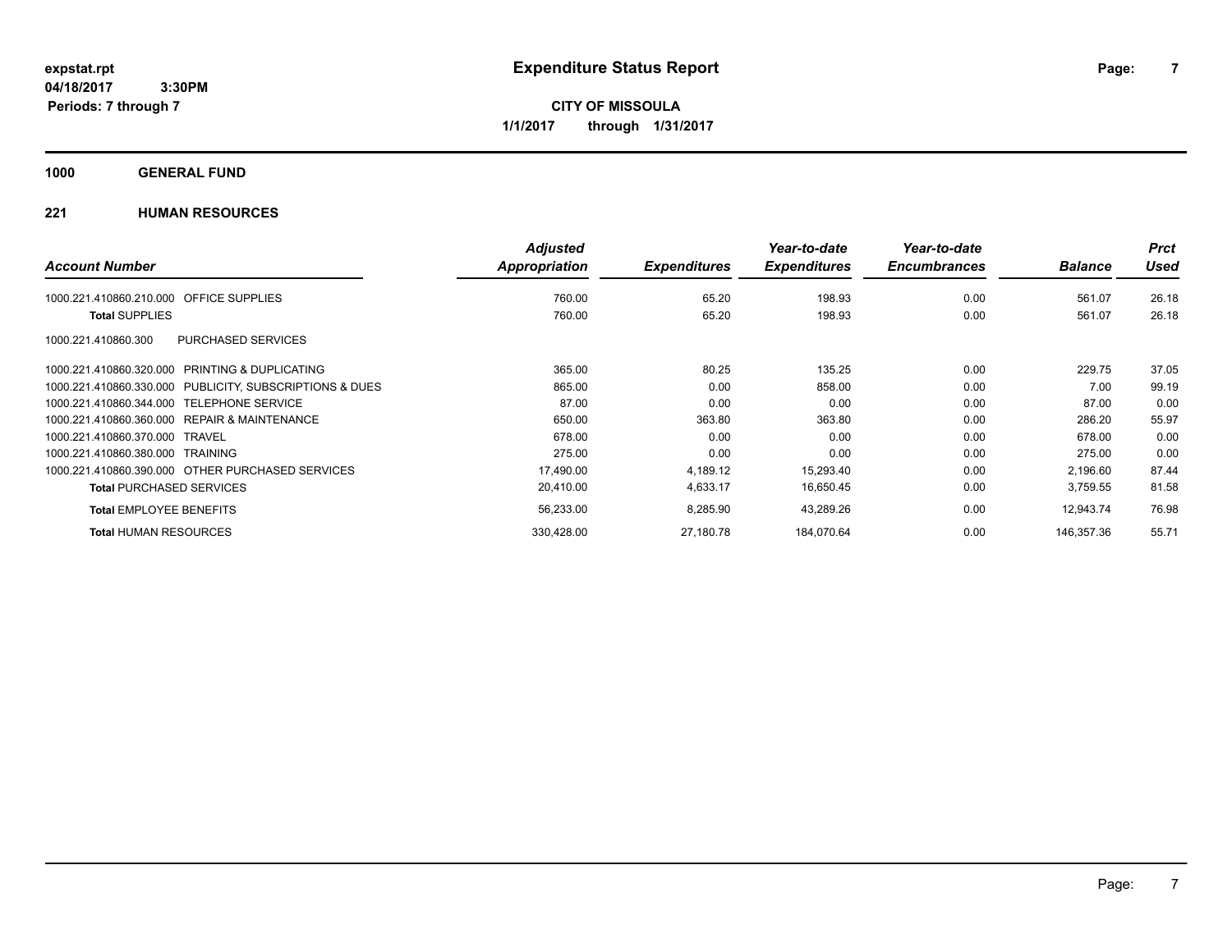**expstat.rpt**
**04/18/2017 3:30PM**
**Periods: 7 through 7**

# Expenditure Status Report

**CITY OF MISSOULA**
**1/1/2017 through 1/31/2017**

## 1000 GENERAL FUND

## 221 HUMAN RESOURCES

| Account Number | Adjusted Appropriation | Expenditures | Year-to-date Expenditures | Year-to-date Encumbrances | Balance | Prct Used |
|---|---|---|---|---|---|---|
| 1000.221.410860.210.000 OFFICE SUPPLIES | 760.00 | 65.20 | 198.93 | 0.00 | 561.07 | 26.18 |
| **Total** SUPPLIES | 760.00 | 65.20 | 198.93 | 0.00 | 561.07 | 26.18 |
| 1000.221.410860.300 PURCHASED SERVICES | | | | | | |
| 1000.221.410860.320.000 PRINTING & DUPLICATING | 365.00 | 80.25 | 135.25 | 0.00 | 229.75 | 37.05 |
| 1000.221.410860.330.000 PUBLICITY, SUBSCRIPTIONS & DUES | 865.00 | 0.00 | 858.00 | 0.00 | 7.00 | 99.19 |
| 1000.221.410860.344.000 TELEPHONE SERVICE | 87.00 | 0.00 | 0.00 | 0.00 | 87.00 | 0.00 |
| 1000.221.410860.360.000 REPAIR & MAINTENANCE | 650.00 | 363.80 | 363.80 | 0.00 | 286.20 | 55.97 |
| 1000.221.410860.370.000 TRAVEL | 678.00 | 0.00 | 0.00 | 0.00 | 678.00 | 0.00 |
| 1000.221.410860.380.000 TRAINING | 275.00 | 0.00 | 0.00 | 0.00 | 275.00 | 0.00 |
| 1000.221.410860.390.000 OTHER PURCHASED SERVICES | 17,490.00 | 4,189.12 | 15,293.40 | 0.00 | 2,196.60 | 87.44 |
| **Total** PURCHASED SERVICES | 20,410.00 | 4,633.17 | 16,650.45 | 0.00 | 3,759.55 | 81.58 |
| **Total** EMPLOYEE BENEFITS | 56,233.00 | 8,285.90 | 43,289.26 | 0.00 | 12,943.74 | 76.98 |
| **Total** HUMAN RESOURCES | 330,428.00 | 27,180.78 | 184,070.64 | 0.00 | 146,357.36 | 55.71 |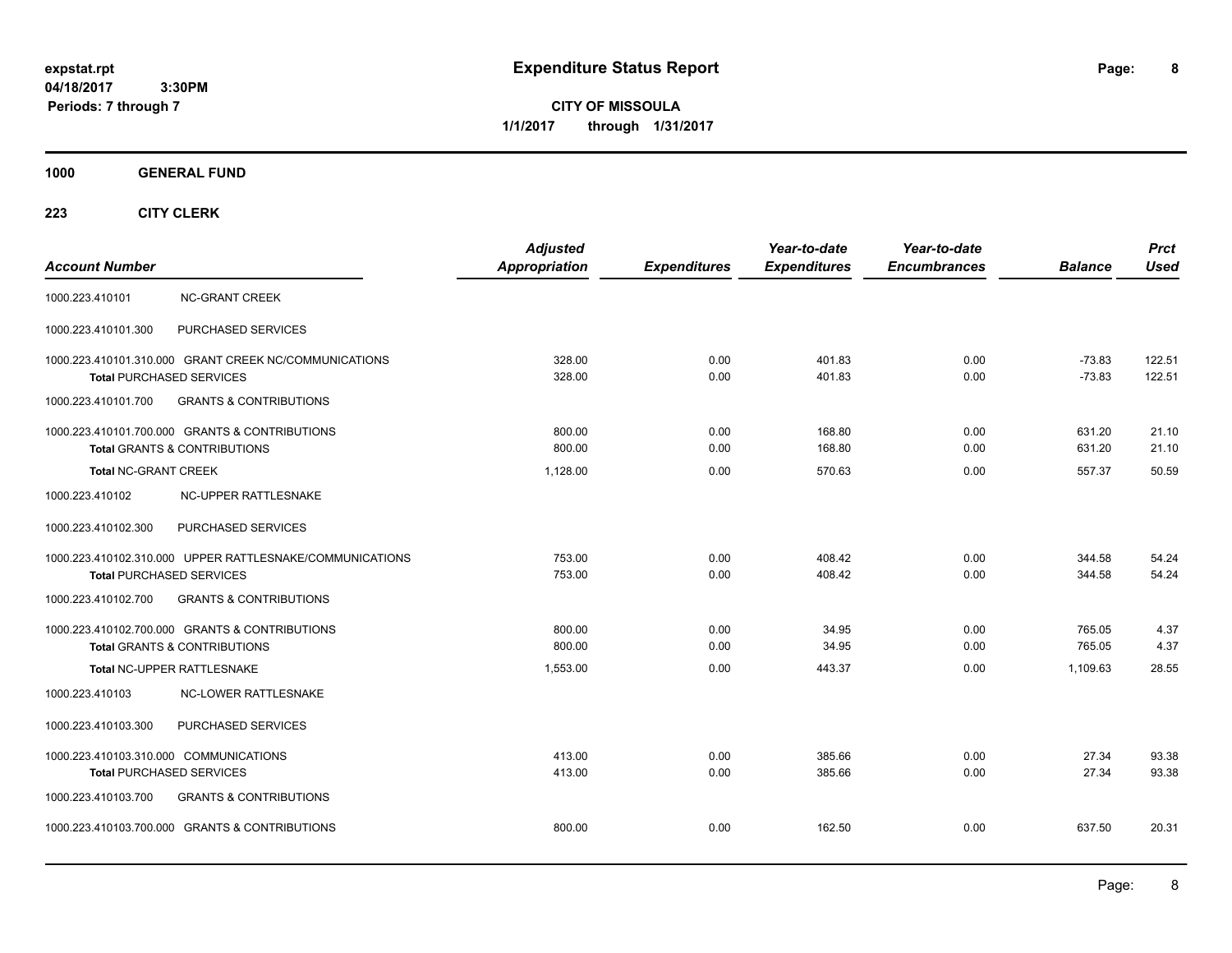# Expenditure Status Report

expstat.rpt
04/18/2017 3:30PM
Periods: 7 through 7

**CITY OF MISSOULA**
**1/1/2017 through 1/31/2017**

## 1000 GENERAL FUND

### 223 CITY CLERK

| Account Number | | Adjusted Appropriation | Expenditures | Year-to-date Expenditures | Year-to-date Encumbrances | Balance | Prct Used |
|---|---|---|---|---|---|---|---|
| 1000.223.410101 | NC-GRANT CREEK | | | | | | |
| 1000.223.410101.300 | PURCHASED SERVICES | | | | | | |
| 1000.223.410101.310.000 | GRANT CREEK NC/COMMUNICATIONS | 328.00 | 0.00 | 401.83 | 0.00 | -73.83 | 122.51 |
| **Total** PURCHASED SERVICES | | 328.00 | 0.00 | 401.83 | 0.00 | -73.83 | 122.51 |
| 1000.223.410101.700 | GRANTS & CONTRIBUTIONS | | | | | | |
| 1000.223.410101.700.000 | GRANTS & CONTRIBUTIONS | 800.00 | 0.00 | 168.80 | 0.00 | 631.20 | 21.10 |
| **Total** GRANTS & CONTRIBUTIONS | | 800.00 | 0.00 | 168.80 | 0.00 | 631.20 | 21.10 |
| **Total** NC-GRANT CREEK | | 1,128.00 | 0.00 | 570.63 | 0.00 | 557.37 | 50.59 |
| 1000.223.410102 | NC-UPPER RATTLESNAKE | | | | | | |
| 1000.223.410102.300 | PURCHASED SERVICES | | | | | | |
| 1000.223.410102.310.000 | UPPER RATTLESNAKE/COMMUNICATIONS | 753.00 | 0.00 | 408.42 | 0.00 | 344.58 | 54.24 |
| **Total** PURCHASED SERVICES | | 753.00 | 0.00 | 408.42 | 0.00 | 344.58 | 54.24 |
| 1000.223.410102.700 | GRANTS & CONTRIBUTIONS | | | | | | |
| 1000.223.410102.700.000 | GRANTS & CONTRIBUTIONS | 800.00 | 0.00 | 34.95 | 0.00 | 765.05 | 4.37 |
| **Total** GRANTS & CONTRIBUTIONS | | 800.00 | 0.00 | 34.95 | 0.00 | 765.05 | 4.37 |
| **Total** NC-UPPER RATTLESNAKE | | 1,553.00 | 0.00 | 443.37 | 0.00 | 1,109.63 | 28.55 |
| 1000.223.410103 | NC-LOWER RATTLESNAKE | | | | | | |
| 1000.223.410103.300 | PURCHASED SERVICES | | | | | | |
| 1000.223.410103.310.000 | COMMUNICATIONS | 413.00 | 0.00 | 385.66 | 0.00 | 27.34 | 93.38 |
| **Total** PURCHASED SERVICES | | 413.00 | 0.00 | 385.66 | 0.00 | 27.34 | 93.38 |
| 1000.223.410103.700 | GRANTS & CONTRIBUTIONS | | | | | | |
| 1000.223.410103.700.000 | GRANTS & CONTRIBUTIONS | 800.00 | 0.00 | 162.50 | 0.00 | 637.50 | 20.31 |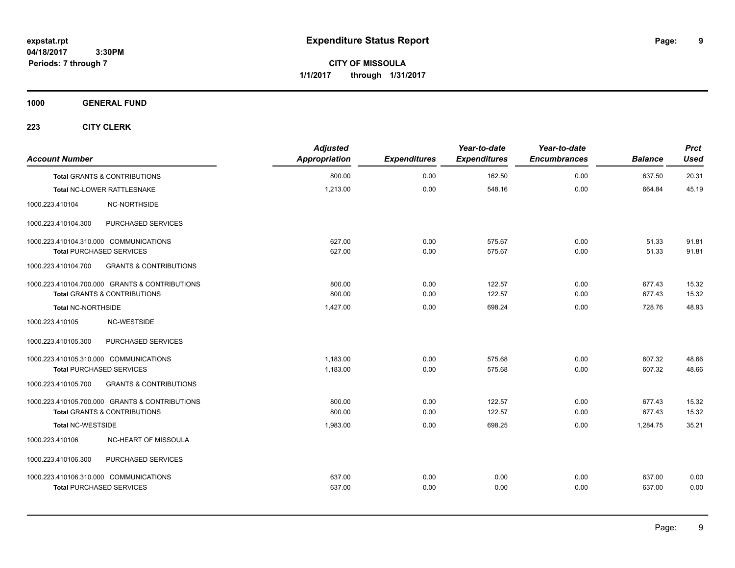# Expenditure Status Report

**CITY OF MISSOULA**

**1/1/2017 through 1/31/2017**

expstat.rpt
04/18/2017 3:30PM
Periods: 7 through 7

**1000 GENERAL FUND**

**223 CITY CLERK**

| Account Number | | Adjusted Appropriation | Expenditures | Year-to-date Expenditures | Year-to-date Encumbrances | Balance | Prct Used |
|---|---|---|---|---|---|---|---|
| Total GRANTS & CONTRIBUTIONS | | 800.00 | 0.00 | 162.50 | 0.00 | 637.50 | 20.31 |
| Total NC-LOWER RATTLESNAKE | | 1,213.00 | 0.00 | 548.16 | 0.00 | 664.84 | 45.19 |
| 1000.223.410104 | NC-NORTHSIDE | | | | | | |
| 1000.223.410104.300 | PURCHASED SERVICES | | | | | | |
| 1000.223.410104.310.000 | COMMUNICATIONS | 627.00 | 0.00 | 575.67 | 0.00 | 51.33 | 91.81 |
| Total PURCHASED SERVICES | | 627.00 | 0.00 | 575.67 | 0.00 | 51.33 | 91.81 |
| 1000.223.410104.700 | GRANTS & CONTRIBUTIONS | | | | | | |
| 1000.223.410104.700.000 | GRANTS & CONTRIBUTIONS | 800.00 | 0.00 | 122.57 | 0.00 | 677.43 | 15.32 |
| Total GRANTS & CONTRIBUTIONS | | 800.00 | 0.00 | 122.57 | 0.00 | 677.43 | 15.32 |
| Total NC-NORTHSIDE | | 1,427.00 | 0.00 | 698.24 | 0.00 | 728.76 | 48.93 |
| 1000.223.410105 | NC-WESTSIDE | | | | | | |
| 1000.223.410105.300 | PURCHASED SERVICES | | | | | | |
| 1000.223.410105.310.000 | COMMUNICATIONS | 1,183.00 | 0.00 | 575.68 | 0.00 | 607.32 | 48.66 |
| Total PURCHASED SERVICES | | 1,183.00 | 0.00 | 575.68 | 0.00 | 607.32 | 48.66 |
| 1000.223.410105.700 | GRANTS & CONTRIBUTIONS | | | | | | |
| 1000.223.410105.700.000 | GRANTS & CONTRIBUTIONS | 800.00 | 0.00 | 122.57 | 0.00 | 677.43 | 15.32 |
| Total GRANTS & CONTRIBUTIONS | | 800.00 | 0.00 | 122.57 | 0.00 | 677.43 | 15.32 |
| Total NC-WESTSIDE | | 1,983.00 | 0.00 | 698.25 | 0.00 | 1,284.75 | 35.21 |
| 1000.223.410106 | NC-HEART OF MISSOULA | | | | | | |
| 1000.223.410106.300 | PURCHASED SERVICES | | | | | | |
| 1000.223.410106.310.000 | COMMUNICATIONS | 637.00 | 0.00 | 0.00 | 0.00 | 637.00 | 0.00 |
| Total PURCHASED SERVICES | | 637.00 | 0.00 | 0.00 | 0.00 | 637.00 | 0.00 |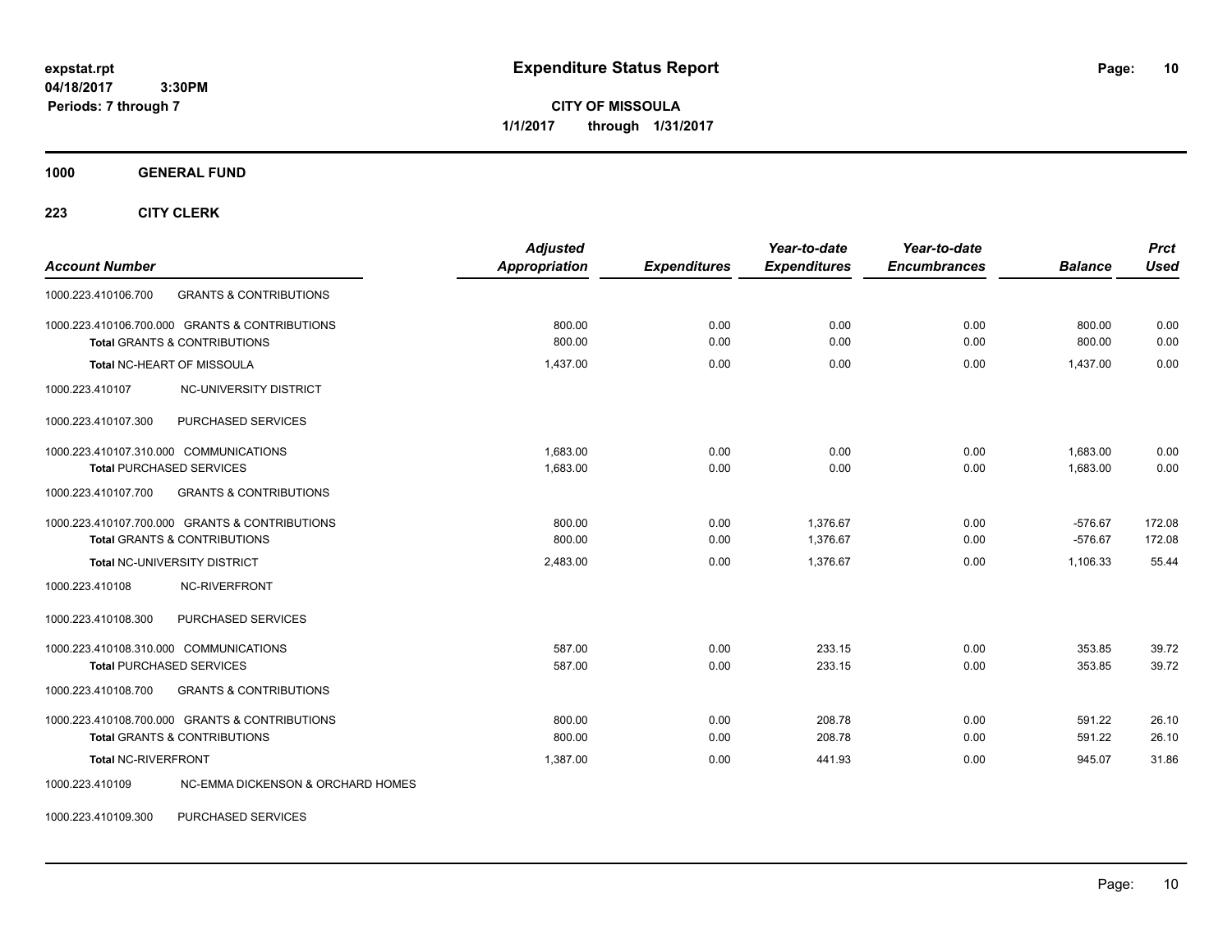# Expenditure Status Report

**CITY OF MISSOULA**
**1/1/2017 through 1/31/2017**

expstat.rpt
04/18/2017 3:30PM
Periods: 7 through 7

**1000 GENERAL FUND**

**223 CITY CLERK**

| Account Number | | Adjusted Appropriation | Expenditures | Year-to-date Expenditures | Year-to-date Encumbrances | Balance | Prct Used |
|---|---|---|---|---|---|---|---|
| 1000.223.410106.700 | GRANTS & CONTRIBUTIONS | | | | | | |
| 1000.223.410106.700.000 | GRANTS & CONTRIBUTIONS | 800.00 | 0.00 | 0.00 | 0.00 | 800.00 | 0.00 |
| **Total** GRANTS & CONTRIBUTIONS | | 800.00 | 0.00 | 0.00 | 0.00 | 800.00 | 0.00 |
| **Total** NC-HEART OF MISSOULA | | 1,437.00 | 0.00 | 0.00 | 0.00 | 1,437.00 | 0.00 |
| 1000.223.410107 | NC-UNIVERSITY DISTRICT | | | | | | |
| 1000.223.410107.300 | PURCHASED SERVICES | | | | | | |
| 1000.223.410107.310.000 | COMMUNICATIONS | 1,683.00 | 0.00 | 0.00 | 0.00 | 1,683.00 | 0.00 |
| **Total** PURCHASED SERVICES | | 1,683.00 | 0.00 | 0.00 | 0.00 | 1,683.00 | 0.00 |
| 1000.223.410107.700 | GRANTS & CONTRIBUTIONS | | | | | | |
| 1000.223.410107.700.000 | GRANTS & CONTRIBUTIONS | 800.00 | 0.00 | 1,376.67 | 0.00 | -576.67 | 172.08 |
| **Total** GRANTS & CONTRIBUTIONS | | 800.00 | 0.00 | 1,376.67 | 0.00 | -576.67 | 172.08 |
| **Total** NC-UNIVERSITY DISTRICT | | 2,483.00 | 0.00 | 1,376.67 | 0.00 | 1,106.33 | 55.44 |
| 1000.223.410108 | NC-RIVERFRONT | | | | | | |
| 1000.223.410108.300 | PURCHASED SERVICES | | | | | | |
| 1000.223.410108.310.000 | COMMUNICATIONS | 587.00 | 0.00 | 233.15 | 0.00 | 353.85 | 39.72 |
| **Total** PURCHASED SERVICES | | 587.00 | 0.00 | 233.15 | 0.00 | 353.85 | 39.72 |
| 1000.223.410108.700 | GRANTS & CONTRIBUTIONS | | | | | | |
| 1000.223.410108.700.000 | GRANTS & CONTRIBUTIONS | 800.00 | 0.00 | 208.78 | 0.00 | 591.22 | 26.10 |
| **Total** GRANTS & CONTRIBUTIONS | | 800.00 | 0.00 | 208.78 | 0.00 | 591.22 | 26.10 |
| **Total** NC-RIVERFRONT | | 1,387.00 | 0.00 | 441.93 | 0.00 | 945.07 | 31.86 |
| 1000.223.410109 | NC-EMMA DICKENSON & ORCHARD HOMES | | | | | | |
| 1000.223.410109.300 | PURCHASED SERVICES | | | | | | |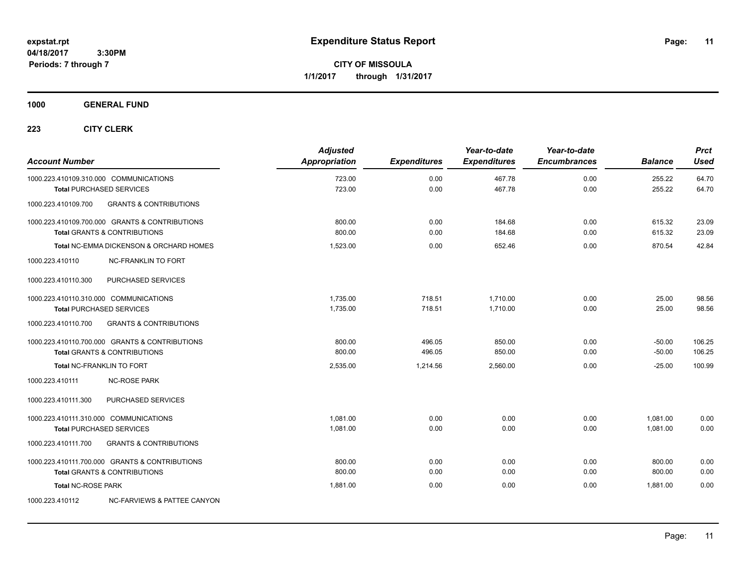# Expenditure Status Report

**CITY OF MISSOULA**
**1/1/2017 through 1/31/2017**

expstat.rpt
04/18/2017 3:30PM
Periods: 7 through 7

**1000 GENERAL FUND**

**223 CITY CLERK**

| Account Number | Adjusted Appropriation | Expenditures | Year-to-date Expenditures | Year-to-date Encumbrances | Balance | Prct Used |
|---|---|---|---|---|---|---|
| 1000.223.410109.310.000 COMMUNICATIONS | 723.00 | 0.00 | 467.78 | 0.00 | 255.22 | 64.70 |
| **Total** PURCHASED SERVICES | 723.00 | 0.00 | 467.78 | 0.00 | 255.22 | 64.70 |
| 1000.223.410109.700 GRANTS & CONTRIBUTIONS | | | | | | |
| 1000.223.410109.700.000 GRANTS & CONTRIBUTIONS | 800.00 | 0.00 | 184.68 | 0.00 | 615.32 | 23.09 |
| **Total** GRANTS & CONTRIBUTIONS | 800.00 | 0.00 | 184.68 | 0.00 | 615.32 | 23.09 |
| **Total** NC-EMMA DICKENSON & ORCHARD HOMES | 1,523.00 | 0.00 | 652.46 | 0.00 | 870.54 | 42.84 |
| 1000.223.410110 NC-FRANKLIN TO FORT | | | | | | |
| 1000.223.410110.300 PURCHASED SERVICES | | | | | | |
| 1000.223.410110.310.000 COMMUNICATIONS | 1,735.00 | 718.51 | 1,710.00 | 0.00 | 25.00 | 98.56 |
| **Total** PURCHASED SERVICES | 1,735.00 | 718.51 | 1,710.00 | 0.00 | 25.00 | 98.56 |
| 1000.223.410110.700 GRANTS & CONTRIBUTIONS | | | | | | |
| 1000.223.410110.700.000 GRANTS & CONTRIBUTIONS | 800.00 | 496.05 | 850.00 | 0.00 | -50.00 | 106.25 |
| **Total** GRANTS & CONTRIBUTIONS | 800.00 | 496.05 | 850.00 | 0.00 | -50.00 | 106.25 |
| **Total** NC-FRANKLIN TO FORT | 2,535.00 | 1,214.56 | 2,560.00 | 0.00 | -25.00 | 100.99 |
| 1000.223.410111 NC-ROSE PARK | | | | | | |
| 1000.223.410111.300 PURCHASED SERVICES | | | | | | |
| 1000.223.410111.310.000 COMMUNICATIONS | 1,081.00 | 0.00 | 0.00 | 0.00 | 1,081.00 | 0.00 |
| **Total** PURCHASED SERVICES | 1,081.00 | 0.00 | 0.00 | 0.00 | 1,081.00 | 0.00 |
| 1000.223.410111.700 GRANTS & CONTRIBUTIONS | | | | | | |
| 1000.223.410111.700.000 GRANTS & CONTRIBUTIONS | 800.00 | 0.00 | 0.00 | 0.00 | 800.00 | 0.00 |
| **Total** GRANTS & CONTRIBUTIONS | 800.00 | 0.00 | 0.00 | 0.00 | 800.00 | 0.00 |
| **Total** NC-ROSE PARK | 1,881.00 | 0.00 | 0.00 | 0.00 | 1,881.00 | 0.00 |
| 1000.223.410112 NC-FARVIEWS & PATTEE CANYON | | | | | | |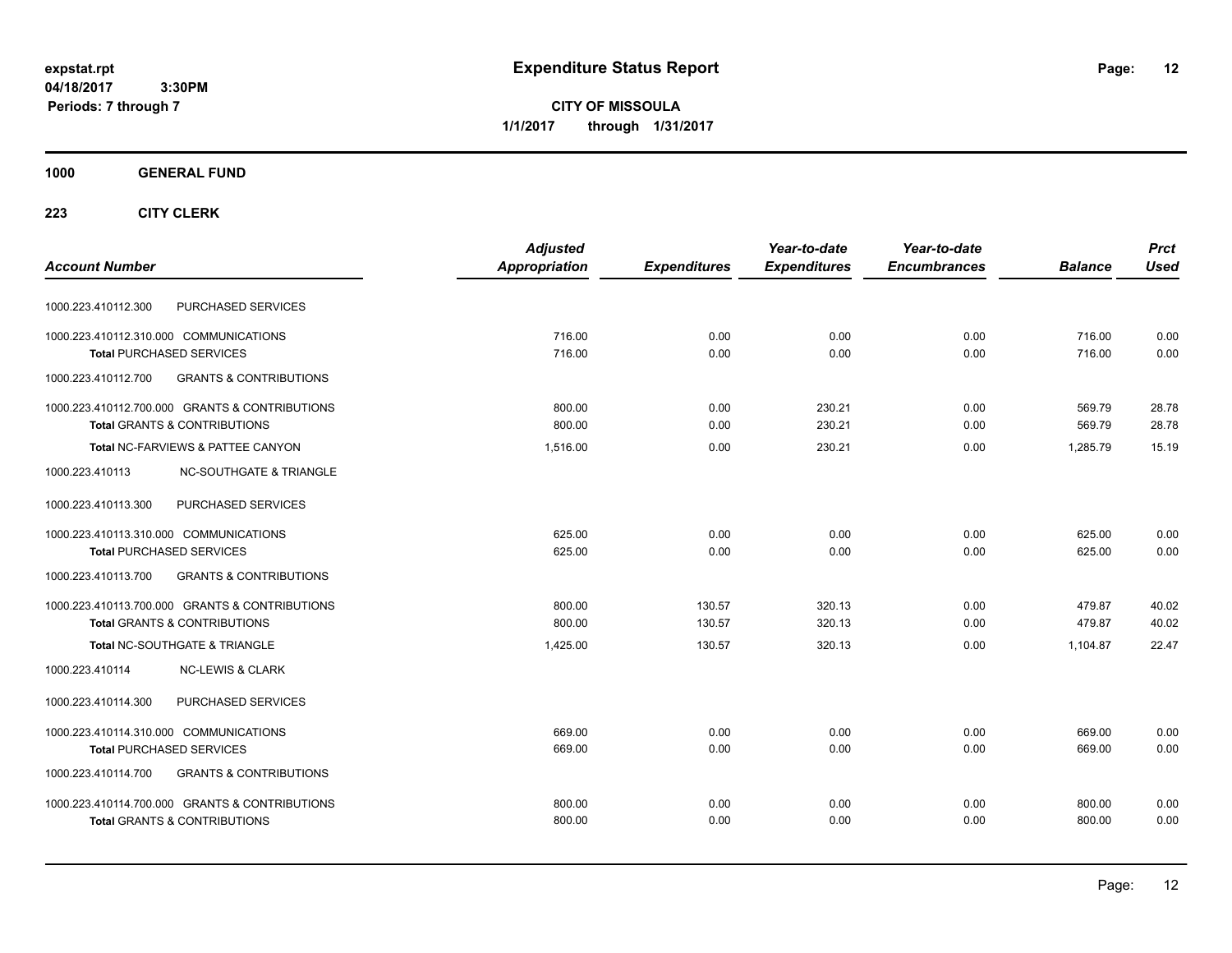# Expenditure Status Report

**CITY OF MISSOULA**

**1/1/2017 through 1/31/2017**

expstat.rpt
04/18/2017 3:30PM
Periods: 7 through 7

**1000 GENERAL FUND**

**223 CITY CLERK**

| Account Number | | Adjusted Appropriation | Expenditures | Year-to-date Expenditures | Year-to-date Encumbrances | Balance | Prct Used |
|---|---|---|---|---|---|---|---|
| 1000.223.410112.300 | PURCHASED SERVICES | | | | | | |
| 1000.223.410112.310.000 | COMMUNICATIONS | 716.00 | 0.00 | 0.00 | 0.00 | 716.00 | 0.00 |
| **Total** PURCHASED SERVICES | | 716.00 | 0.00 | 0.00 | 0.00 | 716.00 | 0.00 |
| 1000.223.410112.700 | GRANTS & CONTRIBUTIONS | | | | | | |
| 1000.223.410112.700.000 | GRANTS & CONTRIBUTIONS | 800.00 | 0.00 | 230.21 | 0.00 | 569.79 | 28.78 |
| **Total** GRANTS & CONTRIBUTIONS | | 800.00 | 0.00 | 230.21 | 0.00 | 569.79 | 28.78 |
| **Total** NC-FARVIEWS & PATTEE CANYON | | 1,516.00 | 0.00 | 230.21 | 0.00 | 1,285.79 | 15.19 |
| 1000.223.410113 | NC-SOUTHGATE & TRIANGLE | | | | | | |
| 1000.223.410113.300 | PURCHASED SERVICES | | | | | | |
| 1000.223.410113.310.000 | COMMUNICATIONS | 625.00 | 0.00 | 0.00 | 0.00 | 625.00 | 0.00 |
| **Total** PURCHASED SERVICES | | 625.00 | 0.00 | 0.00 | 0.00 | 625.00 | 0.00 |
| 1000.223.410113.700 | GRANTS & CONTRIBUTIONS | | | | | | |
| 1000.223.410113.700.000 | GRANTS & CONTRIBUTIONS | 800.00 | 130.57 | 320.13 | 0.00 | 479.87 | 40.02 |
| **Total** GRANTS & CONTRIBUTIONS | | 800.00 | 130.57 | 320.13 | 0.00 | 479.87 | 40.02 |
| **Total** NC-SOUTHGATE & TRIANGLE | | 1,425.00 | 130.57 | 320.13 | 0.00 | 1,104.87 | 22.47 |
| 1000.223.410114 | NC-LEWIS & CLARK | | | | | | |
| 1000.223.410114.300 | PURCHASED SERVICES | | | | | | |
| 1000.223.410114.310.000 | COMMUNICATIONS | 669.00 | 0.00 | 0.00 | 0.00 | 669.00 | 0.00 |
| **Total** PURCHASED SERVICES | | 669.00 | 0.00 | 0.00 | 0.00 | 669.00 | 0.00 |
| 1000.223.410114.700 | GRANTS & CONTRIBUTIONS | | | | | | |
| 1000.223.410114.700.000 | GRANTS & CONTRIBUTIONS | 800.00 | 0.00 | 0.00 | 0.00 | 800.00 | 0.00 |
| **Total** GRANTS & CONTRIBUTIONS | | 800.00 | 0.00 | 0.00 | 0.00 | 800.00 | 0.00 |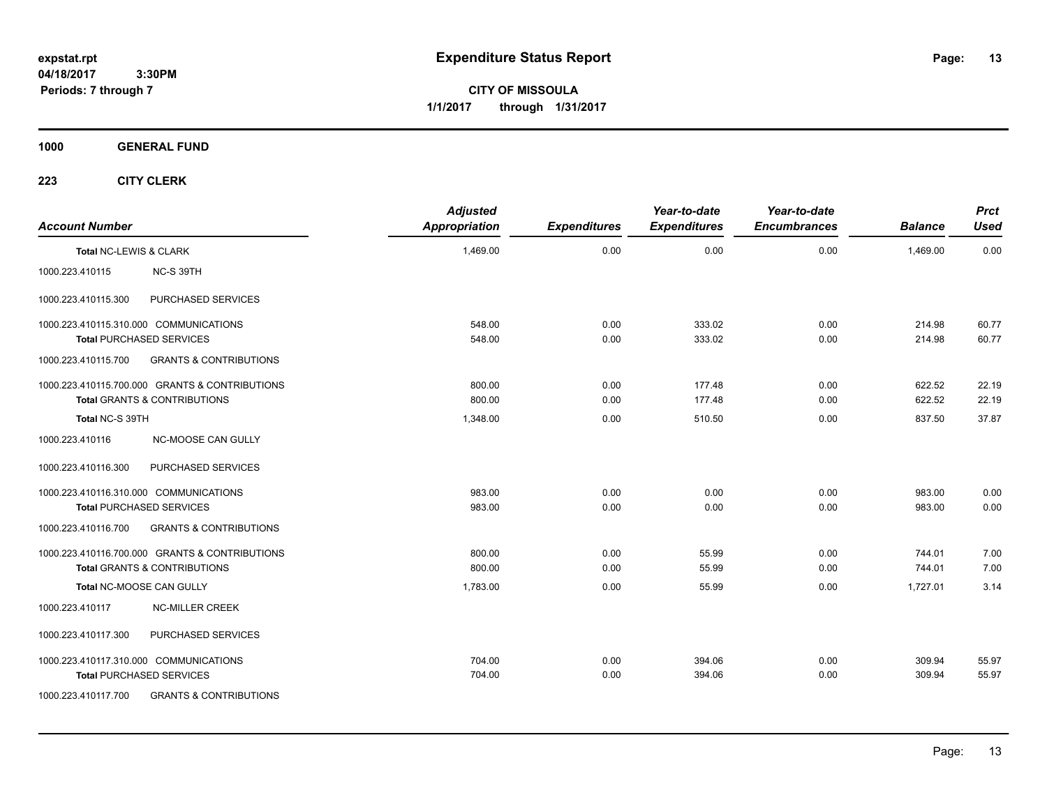# Expenditure Status Report

**CITY OF MISSOULA**
**1/1/2017 through 1/31/2017**

expstat.rpt
04/18/2017 3:30PM
Periods: 7 through 7

**1000 GENERAL FUND**

**223 CITY CLERK**

| Account Number | | Adjusted Appropriation | Expenditures | Year-to-date Expenditures | Year-to-date Encumbrances | Balance | Prct Used |
|---|---|---|---|---|---|---|---|
| **Total NC-LEWIS & CLARK** | | 1,469.00 | 0.00 | 0.00 | 0.00 | 1,469.00 | 0.00 |
| 1000.223.410115 | NC-S 39TH | | | | | | |
| 1000.223.410115.300 | PURCHASED SERVICES | | | | | | |
| 1000.223.410115.310.000 | COMMUNICATIONS | 548.00 | 0.00 | 333.02 | 0.00 | 214.98 | 60.77 |
| **Total PURCHASED SERVICES** | | 548.00 | 0.00 | 333.02 | 0.00 | 214.98 | 60.77 |
| 1000.223.410115.700 | GRANTS & CONTRIBUTIONS | | | | | | |
| 1000.223.410115.700.000 | GRANTS & CONTRIBUTIONS | 800.00 | 0.00 | 177.48 | 0.00 | 622.52 | 22.19 |
| **Total GRANTS & CONTRIBUTIONS** | | 800.00 | 0.00 | 177.48 | 0.00 | 622.52 | 22.19 |
| **Total NC-S 39TH** | | 1,348.00 | 0.00 | 510.50 | 0.00 | 837.50 | 37.87 |
| 1000.223.410116 | NC-MOOSE CAN GULLY | | | | | | |
| 1000.223.410116.300 | PURCHASED SERVICES | | | | | | |
| 1000.223.410116.310.000 | COMMUNICATIONS | 983.00 | 0.00 | 0.00 | 0.00 | 983.00 | 0.00 |
| **Total PURCHASED SERVICES** | | 983.00 | 0.00 | 0.00 | 0.00 | 983.00 | 0.00 |
| 1000.223.410116.700 | GRANTS & CONTRIBUTIONS | | | | | | |
| 1000.223.410116.700.000 | GRANTS & CONTRIBUTIONS | 800.00 | 0.00 | 55.99 | 0.00 | 744.01 | 7.00 |
| **Total GRANTS & CONTRIBUTIONS** | | 800.00 | 0.00 | 55.99 | 0.00 | 744.01 | 7.00 |
| **Total NC-MOOSE CAN GULLY** | | 1,783.00 | 0.00 | 55.99 | 0.00 | 1,727.01 | 3.14 |
| 1000.223.410117 | NC-MILLER CREEK | | | | | | |
| 1000.223.410117.300 | PURCHASED SERVICES | | | | | | |
| 1000.223.410117.310.000 | COMMUNICATIONS | 704.00 | 0.00 | 394.06 | 0.00 | 309.94 | 55.97 |
| **Total PURCHASED SERVICES** | | 704.00 | 0.00 | 394.06 | 0.00 | 309.94 | 55.97 |
| 1000.223.410117.700 | GRANTS & CONTRIBUTIONS | | | | | | |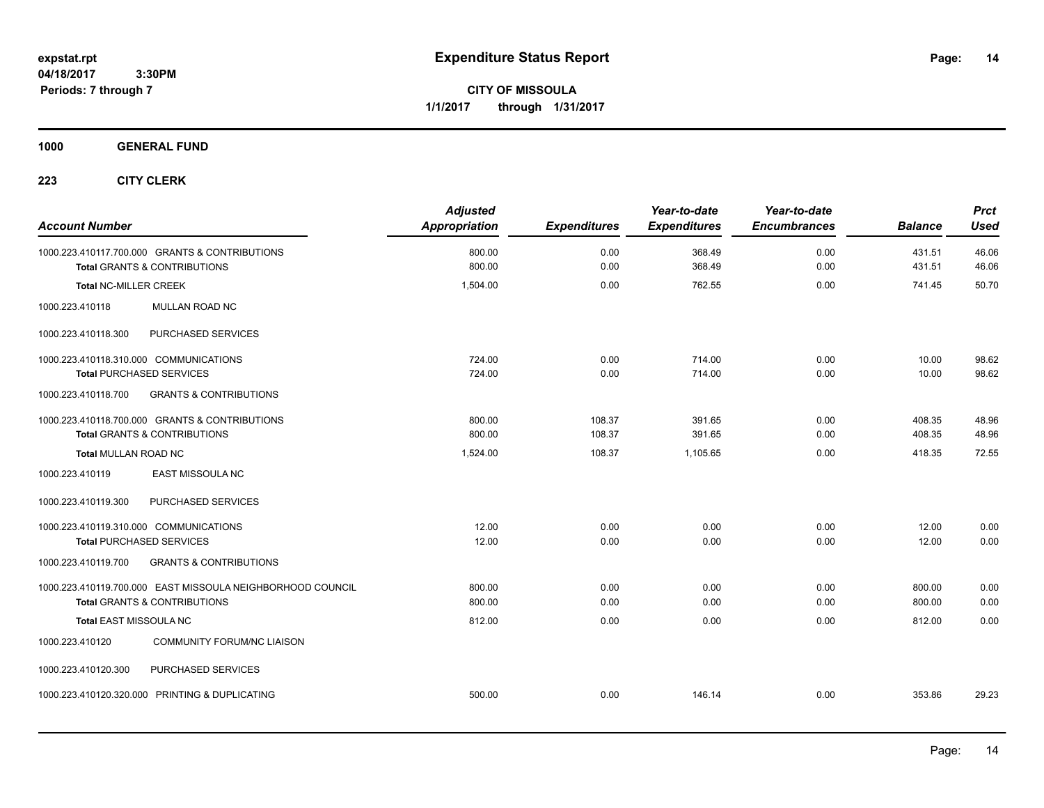# Expenditure Status Report

expstat.rpt
04/18/2017 3:30PM
Periods: 7 through 7

**CITY OF MISSOULA**
**1/1/2017 through 1/31/2017**

## 1000 GENERAL FUND

### 223 CITY CLERK

| Account Number | Adjusted Appropriation | Expenditures | Year-to-date Expenditures | Year-to-date Encumbrances | Balance | Prct Used |
|---|---|---|---|---|---|---|
| 1000.223.410117.700.000 GRANTS & CONTRIBUTIONS | 800.00 | 0.00 | 368.49 | 0.00 | 431.51 | 46.06 |
| **Total** GRANTS & CONTRIBUTIONS | 800.00 | 0.00 | 368.49 | 0.00 | 431.51 | 46.06 |
| **Total** NC-MILLER CREEK | 1,504.00 | 0.00 | 762.55 | 0.00 | 741.45 | 50.70 |
| 1000.223.410118 MULLAN ROAD NC | | | | | | |
| 1000.223.410118.300 PURCHASED SERVICES | | | | | | |
| 1000.223.410118.310.000 COMMUNICATIONS | 724.00 | 0.00 | 714.00 | 0.00 | 10.00 | 98.62 |
| **Total** PURCHASED SERVICES | 724.00 | 0.00 | 714.00 | 0.00 | 10.00 | 98.62 |
| 1000.223.410118.700 GRANTS & CONTRIBUTIONS | | | | | | |
| 1000.223.410118.700.000 GRANTS & CONTRIBUTIONS | 800.00 | 108.37 | 391.65 | 0.00 | 408.35 | 48.96 |
| **Total** GRANTS & CONTRIBUTIONS | 800.00 | 108.37 | 391.65 | 0.00 | 408.35 | 48.96 |
| **Total** MULLAN ROAD NC | 1,524.00 | 108.37 | 1,105.65 | 0.00 | 418.35 | 72.55 |
| 1000.223.410119 EAST MISSOULA NC | | | | | | |
| 1000.223.410119.300 PURCHASED SERVICES | | | | | | |
| 1000.223.410119.310.000 COMMUNICATIONS | 12.00 | 0.00 | 0.00 | 0.00 | 12.00 | 0.00 |
| **Total** PURCHASED SERVICES | 12.00 | 0.00 | 0.00 | 0.00 | 12.00 | 0.00 |
| 1000.223.410119.700 GRANTS & CONTRIBUTIONS | | | | | | |
| 1000.223.410119.700.000 EAST MISSOULA NEIGHBORHOOD COUNCIL | 800.00 | 0.00 | 0.00 | 0.00 | 800.00 | 0.00 |
| **Total** GRANTS & CONTRIBUTIONS | 800.00 | 0.00 | 0.00 | 0.00 | 800.00 | 0.00 |
| **Total** EAST MISSOULA NC | 812.00 | 0.00 | 0.00 | 0.00 | 812.00 | 0.00 |
| 1000.223.410120 COMMUNITY FORUM/NC LIAISON | | | | | | |
| 1000.223.410120.300 PURCHASED SERVICES | | | | | | |
| 1000.223.410120.320.000 PRINTING & DUPLICATING | 500.00 | 0.00 | 146.14 | 0.00 | 353.86 | 29.23 |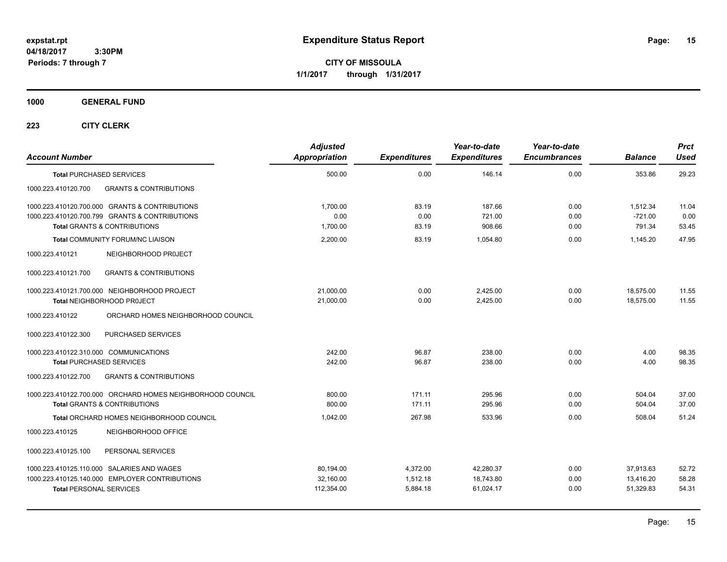**Expenditure Status Report**

**CITY OF MISSOULA**

**1/1/2017 through 1/31/2017**

expstat.rpt
04/18/2017 3:30PM
Periods: 7 through 7

## 1000 GENERAL FUND

## 223 CITY CLERK

| Account Number | Adjusted Appropriation | Expenditures | Year-to-date Expenditures | Year-to-date Encumbrances | Balance | Prct Used |
|---|---|---|---|---|---|---|
| **Total** PURCHASED SERVICES | 500.00 | 0.00 | 146.14 | 0.00 | 353.86 | 29.23 |
| 1000.223.410120.700 GRANTS & CONTRIBUTIONS | | | | | | |
| 1000.223.410120.700.000 GRANTS & CONTRIBUTIONS | 1,700.00 | 83.19 | 187.66 | 0.00 | 1,512.34 | 11.04 |
| 1000.223.410120.700.799 GRANTS & CONTRIBUTIONS | 0.00 | 0.00 | 721.00 | 0.00 | -721.00 | 0.00 |
| **Total** GRANTS & CONTRIBUTIONS | 1,700.00 | 83.19 | 908.66 | 0.00 | 791.34 | 53.45 |
| **Total** COMMUNITY FORUM/NC LIAISON | 2,200.00 | 83.19 | 1,054.80 | 0.00 | 1,145.20 | 47.95 |
| 1000.223.410121 NEIGHBORHOOD PR0JECT | | | | | | |
| 1000.223.410121.700 GRANTS & CONTRIBUTIONS | | | | | | |
| 1000.223.410121.700.000 NEIGHBORHOOD PROJECT | 21,000.00 | 0.00 | 2,425.00 | 0.00 | 18,575.00 | 11.55 |
| **Total** NEIGHBORHOOD PR0JECT | 21,000.00 | 0.00 | 2,425.00 | 0.00 | 18,575.00 | 11.55 |
| 1000.223.410122 ORCHARD HOMES NEIGHBORHOOD COUNCIL | | | | | | |
| 1000.223.410122.300 PURCHASED SERVICES | | | | | | |
| 1000.223.410122.310.000 COMMUNICATIONS | 242.00 | 96.87 | 238.00 | 0.00 | 4.00 | 98.35 |
| **Total** PURCHASED SERVICES | 242.00 | 96.87 | 238.00 | 0.00 | 4.00 | 98.35 |
| 1000.223.410122.700 GRANTS & CONTRIBUTIONS | | | | | | |
| 1000.223.410122.700.000 ORCHARD HOMES NEIGHBORHOOD COUNCIL | 800.00 | 171.11 | 295.96 | 0.00 | 504.04 | 37.00 |
| **Total** GRANTS & CONTRIBUTIONS | 800.00 | 171.11 | 295.96 | 0.00 | 504.04 | 37.00 |
| **Total** ORCHARD HOMES NEIGHBORHOOD COUNCIL | 1,042.00 | 267.98 | 533.96 | 0.00 | 508.04 | 51.24 |
| 1000.223.410125 NEIGHBORHOOD OFFICE | | | | | | |
| 1000.223.410125.100 PERSONAL SERVICES | | | | | | |
| 1000.223.410125.110.000 SALARIES AND WAGES | 80,194.00 | 4,372.00 | 42,280.37 | 0.00 | 37,913.63 | 52.72 |
| 1000.223.410125.140.000 EMPLOYER CONTRIBUTIONS | 32,160.00 | 1,512.18 | 18,743.80 | 0.00 | 13,416.20 | 58.28 |
| **Total** PERSONAL SERVICES | 112,354.00 | 5,884.18 | 61,024.17 | 0.00 | 51,329.83 | 54.31 |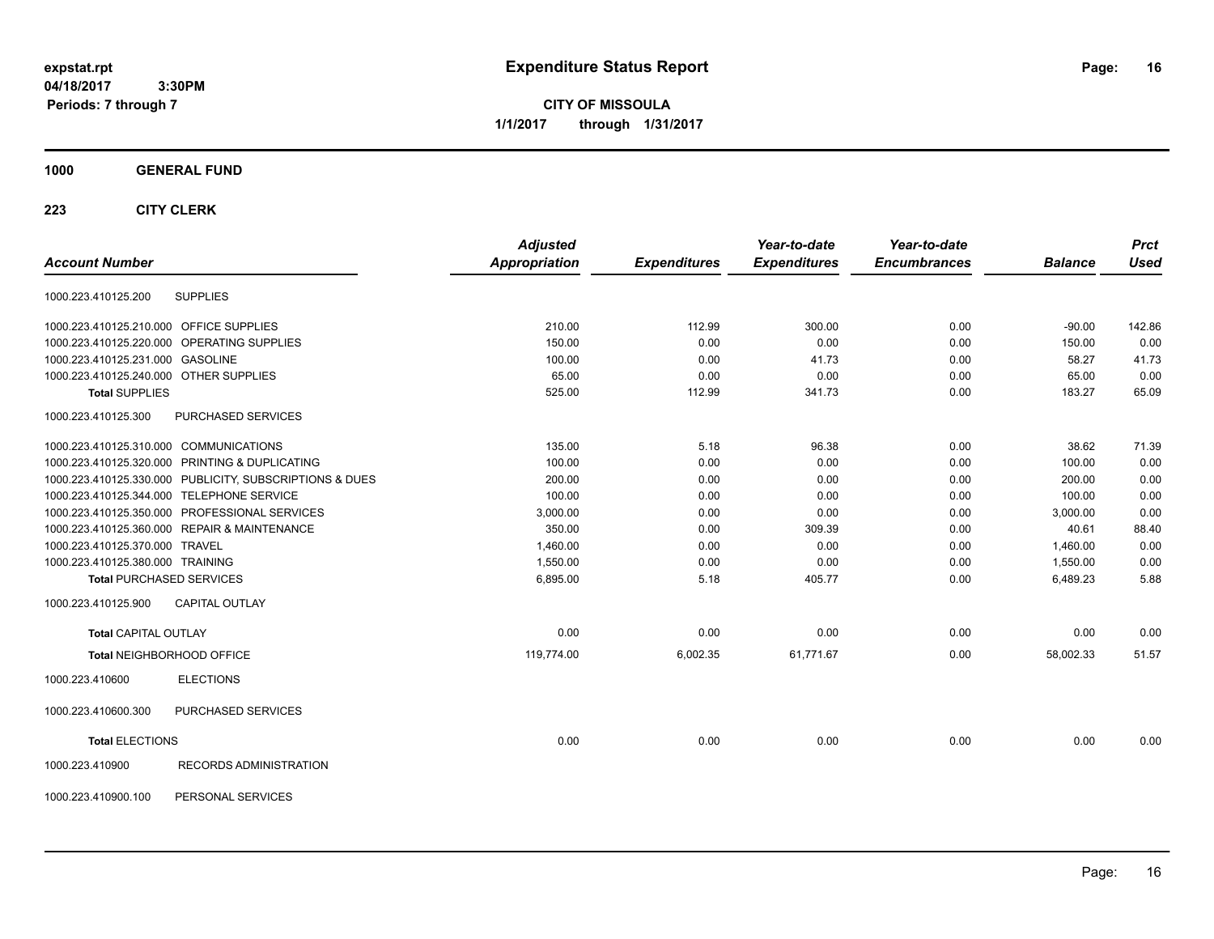# Expenditure Status Report

**CITY OF MISSOULA**
**1/1/2017 through 1/31/2017**

expstat.rpt
04/18/2017 3:30PM
Periods: 7 through 7

**1000 GENERAL FUND**

**223 CITY CLERK**

| Account Number | | Adjusted Appropriation | Expenditures | Year-to-date Expenditures | Year-to-date Encumbrances | Balance | Prct Used |
|---|---|---|---|---|---|---|---|
| 1000.223.410125.200 | SUPPLIES | | | | | | |
| 1000.223.410125.210.000 | OFFICE SUPPLIES | 210.00 | 112.99 | 300.00 | 0.00 | -90.00 | 142.86 |
| 1000.223.410125.220.000 | OPERATING SUPPLIES | 150.00 | 0.00 | 0.00 | 0.00 | 150.00 | 0.00 |
| 1000.223.410125.231.000 | GASOLINE | 100.00 | 0.00 | 41.73 | 0.00 | 58.27 | 41.73 |
| 1000.223.410125.240.000 | OTHER SUPPLIES | 65.00 | 0.00 | 0.00 | 0.00 | 65.00 | 0.00 |
| **Total SUPPLIES** | | 525.00 | 112.99 | 341.73 | 0.00 | 183.27 | 65.09 |
| 1000.223.410125.300 | PURCHASED SERVICES | | | | | | |
| 1000.223.410125.310.000 | COMMUNICATIONS | 135.00 | 5.18 | 96.38 | 0.00 | 38.62 | 71.39 |
| 1000.223.410125.320.000 | PRINTING & DUPLICATING | 100.00 | 0.00 | 0.00 | 0.00 | 100.00 | 0.00 |
| 1000.223.410125.330.000 | PUBLICITY, SUBSCRIPTIONS & DUES | 200.00 | 0.00 | 0.00 | 0.00 | 200.00 | 0.00 |
| 1000.223.410125.344.000 | TELEPHONE SERVICE | 100.00 | 0.00 | 0.00 | 0.00 | 100.00 | 0.00 |
| 1000.223.410125.350.000 | PROFESSIONAL SERVICES | 3,000.00 | 0.00 | 0.00 | 0.00 | 3,000.00 | 0.00 |
| 1000.223.410125.360.000 | REPAIR & MAINTENANCE | 350.00 | 0.00 | 309.39 | 0.00 | 40.61 | 88.40 |
| 1000.223.410125.370.000 | TRAVEL | 1,460.00 | 0.00 | 0.00 | 0.00 | 1,460.00 | 0.00 |
| 1000.223.410125.380.000 | TRAINING | 1,550.00 | 0.00 | 0.00 | 0.00 | 1,550.00 | 0.00 |
| **Total PURCHASED SERVICES** | | 6,895.00 | 5.18 | 405.77 | 0.00 | 6,489.23 | 5.88 |
| 1000.223.410125.900 | CAPITAL OUTLAY | | | | | | |
| **Total CAPITAL OUTLAY** | | 0.00 | 0.00 | 0.00 | 0.00 | 0.00 | 0.00 |
| **Total NEIGHBORHOOD OFFICE** | | 119,774.00 | 6,002.35 | 61,771.67 | 0.00 | 58,002.33 | 51.57 |
| 1000.223.410600 | ELECTIONS | | | | | | |
| 1000.223.410600.300 | PURCHASED SERVICES | | | | | | |
| **Total ELECTIONS** | | 0.00 | 0.00 | 0.00 | 0.00 | 0.00 | 0.00 |
| 1000.223.410900 | RECORDS ADMINISTRATION | | | | | | |
| 1000.223.410900.100 | PERSONAL SERVICES | | | | | | |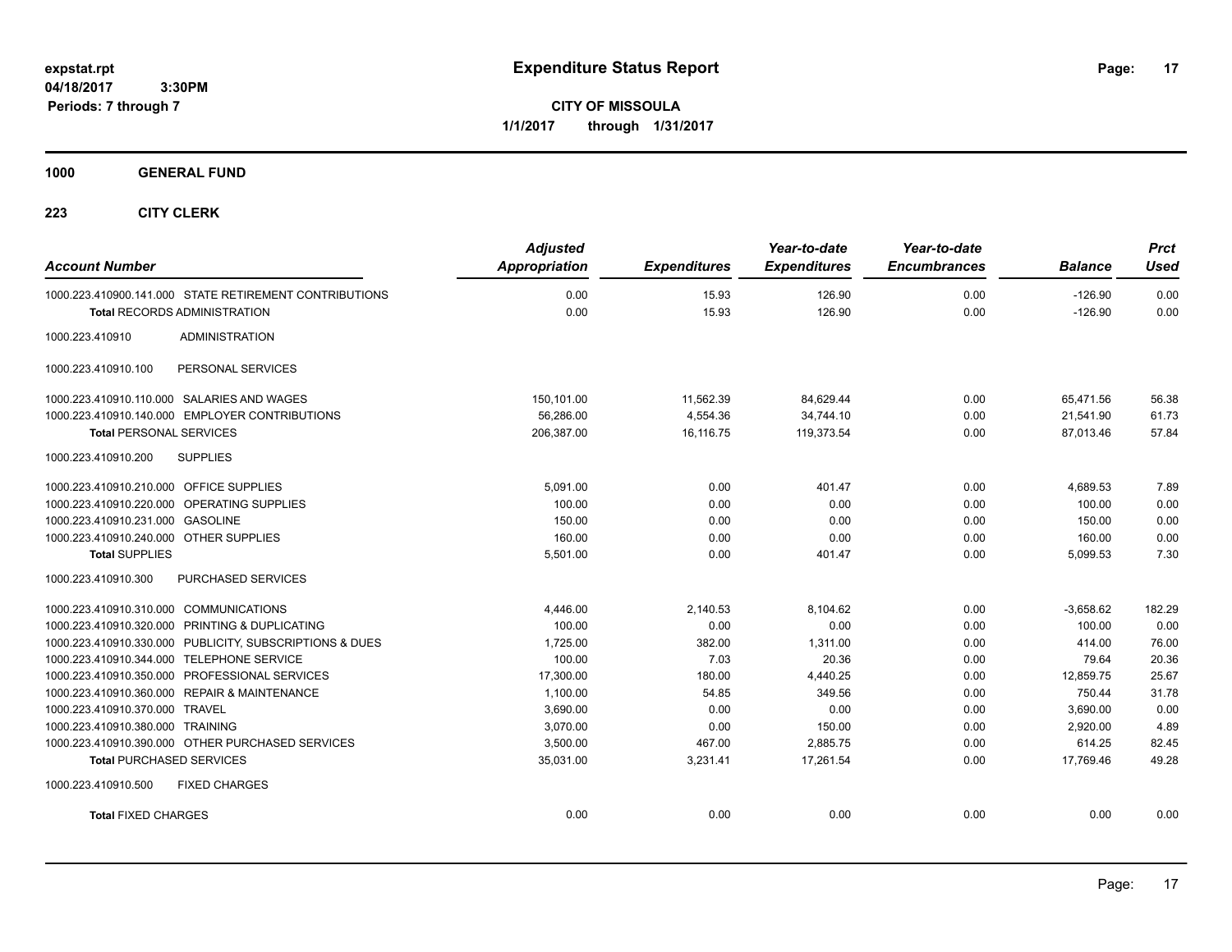**expstat.rpt**
**04/18/2017 3:30PM**
**Periods: 7 through 7**

# Expenditure Status Report

**CITY OF MISSOULA**
**1/1/2017 through 1/31/2017**

## 1000 GENERAL FUND

### 223 CITY CLERK

| Account Number | Adjusted Appropriation | Expenditures | Year-to-date Expenditures | Year-to-date Encumbrances | Balance | Prct Used |
|---|---|---|---|---|---|---|
| 1000.223.410900.141.000 STATE RETIREMENT CONTRIBUTIONS | 0.00 | 15.93 | 126.90 | 0.00 | -126.90 | 0.00 |
| **Total** RECORDS ADMINISTRATION | 0.00 | 15.93 | 126.90 | 0.00 | -126.90 | 0.00 |
| 1000.223.410910 ADMINISTRATION | | | | | | |
| 1000.223.410910.100 PERSONAL SERVICES | | | | | | |
| 1000.223.410910.110.000 SALARIES AND WAGES | 150,101.00 | 11,562.39 | 84,629.44 | 0.00 | 65,471.56 | 56.38 |
| 1000.223.410910.140.000 EMPLOYER CONTRIBUTIONS | 56,286.00 | 4,554.36 | 34,744.10 | 0.00 | 21,541.90 | 61.73 |
| **Total** PERSONAL SERVICES | 206,387.00 | 16,116.75 | 119,373.54 | 0.00 | 87,013.46 | 57.84 |
| 1000.223.410910.200 SUPPLIES | | | | | | |
| 1000.223.410910.210.000 OFFICE SUPPLIES | 5,091.00 | 0.00 | 401.47 | 0.00 | 4,689.53 | 7.89 |
| 1000.223.410910.220.000 OPERATING SUPPLIES | 100.00 | 0.00 | 0.00 | 0.00 | 100.00 | 0.00 |
| 1000.223.410910.231.000 GASOLINE | 150.00 | 0.00 | 0.00 | 0.00 | 150.00 | 0.00 |
| 1000.223.410910.240.000 OTHER SUPPLIES | 160.00 | 0.00 | 0.00 | 0.00 | 160.00 | 0.00 |
| **Total** SUPPLIES | 5,501.00 | 0.00 | 401.47 | 0.00 | 5,099.53 | 7.30 |
| 1000.223.410910.300 PURCHASED SERVICES | | | | | | |
| 1000.223.410910.310.000 COMMUNICATIONS | 4,446.00 | 2,140.53 | 8,104.62 | 0.00 | -3,658.62 | 182.29 |
| 1000.223.410910.320.000 PRINTING & DUPLICATING | 100.00 | 0.00 | 0.00 | 0.00 | 100.00 | 0.00 |
| 1000.223.410910.330.000 PUBLICITY, SUBSCRIPTIONS & DUES | 1,725.00 | 382.00 | 1,311.00 | 0.00 | 414.00 | 76.00 |
| 1000.223.410910.344.000 TELEPHONE SERVICE | 100.00 | 7.03 | 20.36 | 0.00 | 79.64 | 20.36 |
| 1000.223.410910.350.000 PROFESSIONAL SERVICES | 17,300.00 | 180.00 | 4,440.25 | 0.00 | 12,859.75 | 25.67 |
| 1000.223.410910.360.000 REPAIR & MAINTENANCE | 1,100.00 | 54.85 | 349.56 | 0.00 | 750.44 | 31.78 |
| 1000.223.410910.370.000 TRAVEL | 3,690.00 | 0.00 | 0.00 | 0.00 | 3,690.00 | 0.00 |
| 1000.223.410910.380.000 TRAINING | 3,070.00 | 0.00 | 150.00 | 0.00 | 2,920.00 | 4.89 |
| 1000.223.410910.390.000 OTHER PURCHASED SERVICES | 3,500.00 | 467.00 | 2,885.75 | 0.00 | 614.25 | 82.45 |
| **Total** PURCHASED SERVICES | 35,031.00 | 3,231.41 | 17,261.54 | 0.00 | 17,769.46 | 49.28 |
| 1000.223.410910.500 FIXED CHARGES | | | | | | |
| **Total** FIXED CHARGES | 0.00 | 0.00 | 0.00 | 0.00 | 0.00 | 0.00 |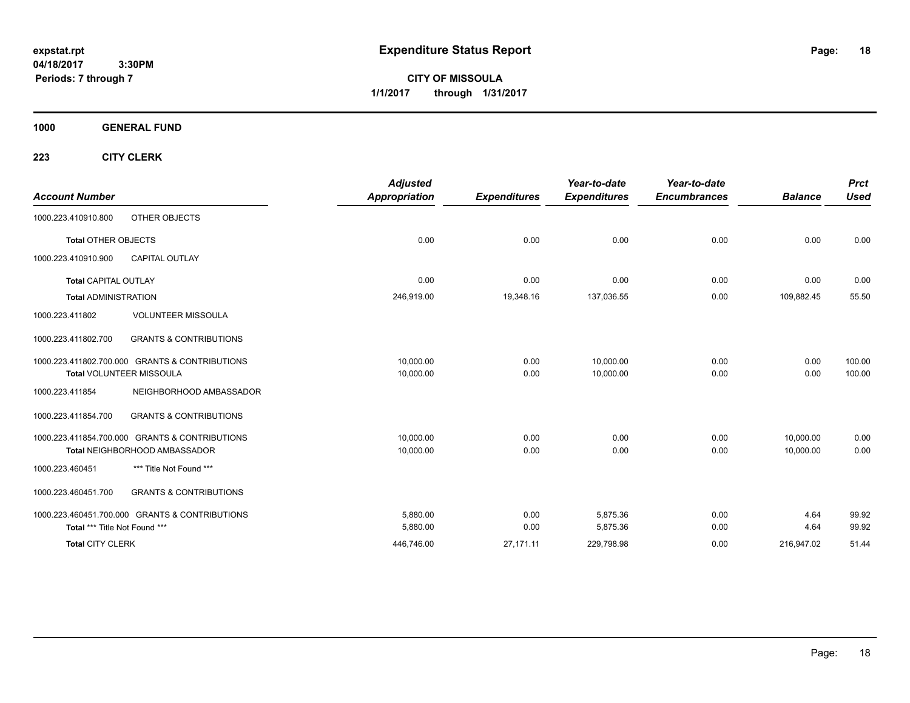# Expenditure Status Report

expstat.rpt
04/18/2017 3:30PM
Periods: 7 through 7

**CITY OF MISSOULA**
**1/1/2017 through 1/31/2017**

## 1000 GENERAL FUND

### 223 CITY CLERK

| Account Number | | Adjusted Appropriation | Expenditures | Year-to-date Expenditures | Year-to-date Encumbrances | Balance | Prct Used |
|---|---|---|---|---|---|---|---|
| 1000.223.410910.800 | OTHER OBJECTS | | | | | | |
| **Total** OTHER OBJECTS | | 0.00 | 0.00 | 0.00 | 0.00 | 0.00 | 0.00 |
| 1000.223.410910.900 | CAPITAL OUTLAY | | | | | | |
| **Total** CAPITAL OUTLAY | | 0.00 | 0.00 | 0.00 | 0.00 | 0.00 | 0.00 |
| **Total** ADMINISTRATION | | 246,919.00 | 19,348.16 | 137,036.55 | 0.00 | 109,882.45 | 55.50 |
| 1000.223.411802 | VOLUNTEER MISSOULA | | | | | | |
| 1000.223.411802.700 | GRANTS & CONTRIBUTIONS | | | | | | |
| 1000.223.411802.700.000 | GRANTS & CONTRIBUTIONS | 10,000.00 | 0.00 | 10,000.00 | 0.00 | 0.00 | 100.00 |
| **Total** VOLUNTEER MISSOULA | | 10,000.00 | 0.00 | 10,000.00 | 0.00 | 0.00 | 100.00 |
| 1000.223.411854 | NEIGHBORHOOD AMBASSADOR | | | | | | |
| 1000.223.411854.700 | GRANTS & CONTRIBUTIONS | | | | | | |
| 1000.223.411854.700.000 | GRANTS & CONTRIBUTIONS | 10,000.00 | 0.00 | 0.00 | 0.00 | 10,000.00 | 0.00 |
| **Total** NEIGHBORHOOD AMBASSADOR | | 10,000.00 | 0.00 | 0.00 | 0.00 | 10,000.00 | 0.00 |
| 1000.223.460451 | *** Title Not Found *** | | | | | | |
| 1000.223.460451.700 | GRANTS & CONTRIBUTIONS | | | | | | |
| 1000.223.460451.700.000 | GRANTS & CONTRIBUTIONS | 5,880.00 | 0.00 | 5,875.36 | 0.00 | 4.64 | 99.92 |
| **Total** *** Title Not Found *** | | 5,880.00 | 0.00 | 5,875.36 | 0.00 | 4.64 | 99.92 |
| **Total** CITY CLERK | | 446,746.00 | 27,171.11 | 229,798.98 | 0.00 | 216,947.02 | 51.44 |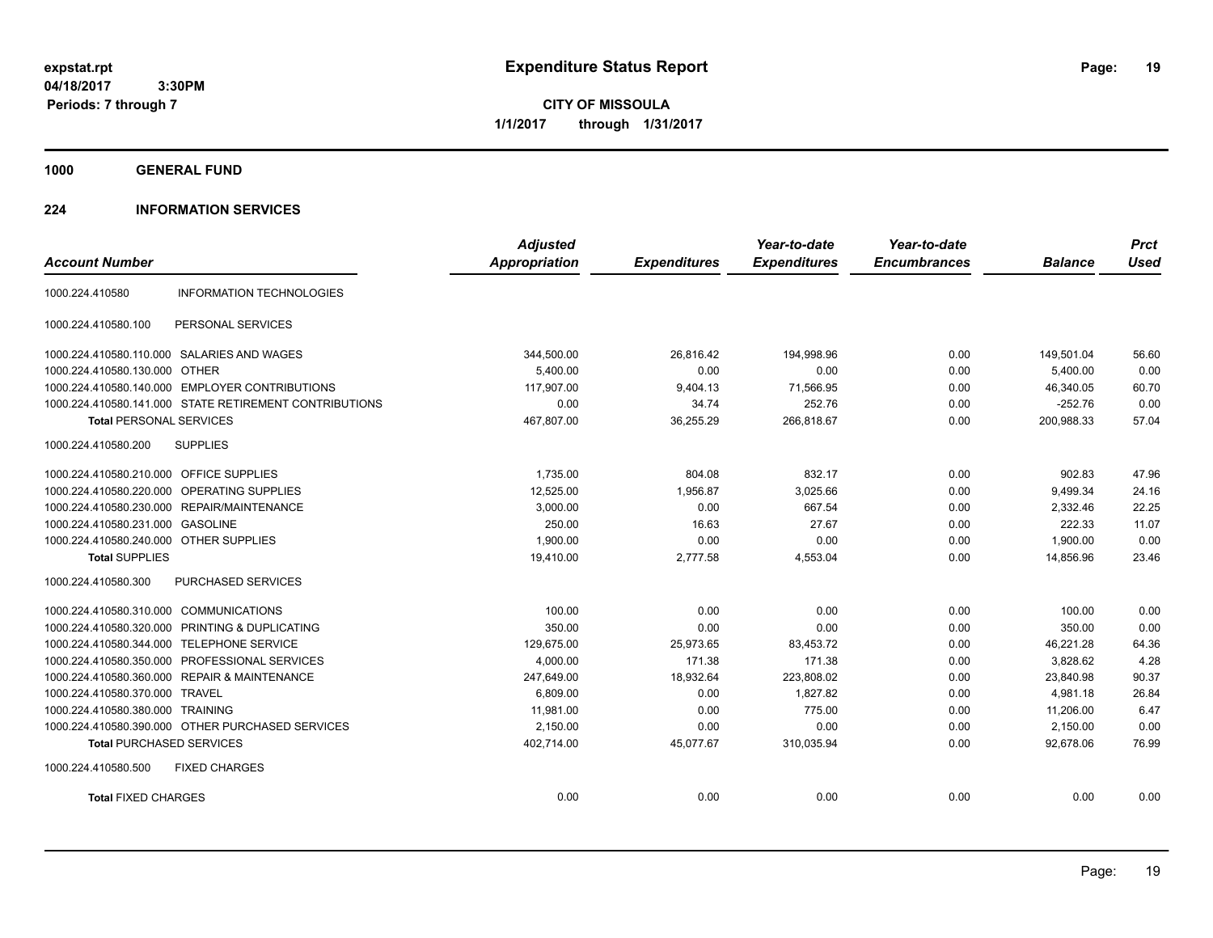# Expenditure Status Report

expstat.rpt
04/18/2017 3:30PM
Periods: 7 through 7

**CITY OF MISSOULA**
**1/1/2017 through 1/31/2017**

## 1000 GENERAL FUND

## 224 INFORMATION SERVICES

| Account Number | | Adjusted Appropriation | Expenditures | Year-to-date Expenditures | Year-to-date Encumbrances | Balance | Prct Used |
|---|---|---|---|---|---|---|---|
| 1000.224.410580 | INFORMATION TECHNOLOGIES | | | | | | |
| 1000.224.410580.100 | PERSONAL SERVICES | | | | | | |
| 1000.224.410580.110.000 | SALARIES AND WAGES | 344,500.00 | 26,816.42 | 194,998.96 | 0.00 | 149,501.04 | 56.60 |
| 1000.224.410580.130.000 | OTHER | 5,400.00 | 0.00 | 0.00 | 0.00 | 5,400.00 | 0.00 |
| 1000.224.410580.140.000 | EMPLOYER CONTRIBUTIONS | 117,907.00 | 9,404.13 | 71,566.95 | 0.00 | 46,340.05 | 60.70 |
| 1000.224.410580.141.000 | STATE RETIREMENT CONTRIBUTIONS | 0.00 | 34.74 | 252.76 | 0.00 | -252.76 | 0.00 |
| **Total** PERSONAL SERVICES | | 467,807.00 | 36,255.29 | 266,818.67 | 0.00 | 200,988.33 | 57.04 |
| 1000.224.410580.200 | SUPPLIES | | | | | | |
| 1000.224.410580.210.000 | OFFICE SUPPLIES | 1,735.00 | 804.08 | 832.17 | 0.00 | 902.83 | 47.96 |
| 1000.224.410580.220.000 | OPERATING SUPPLIES | 12,525.00 | 1,956.87 | 3,025.66 | 0.00 | 9,499.34 | 24.16 |
| 1000.224.410580.230.000 | REPAIR/MAINTENANCE | 3,000.00 | 0.00 | 667.54 | 0.00 | 2,332.46 | 22.25 |
| 1000.224.410580.231.000 | GASOLINE | 250.00 | 16.63 | 27.67 | 0.00 | 222.33 | 11.07 |
| 1000.224.410580.240.000 | OTHER SUPPLIES | 1,900.00 | 0.00 | 0.00 | 0.00 | 1,900.00 | 0.00 |
| **Total** SUPPLIES | | 19,410.00 | 2,777.58 | 4,553.04 | 0.00 | 14,856.96 | 23.46 |
| 1000.224.410580.300 | PURCHASED SERVICES | | | | | | |
| 1000.224.410580.310.000 | COMMUNICATIONS | 100.00 | 0.00 | 0.00 | 0.00 | 100.00 | 0.00 |
| 1000.224.410580.320.000 | PRINTING & DUPLICATING | 350.00 | 0.00 | 0.00 | 0.00 | 350.00 | 0.00 |
| 1000.224.410580.344.000 | TELEPHONE SERVICE | 129,675.00 | 25,973.65 | 83,453.72 | 0.00 | 46,221.28 | 64.36 |
| 1000.224.410580.350.000 | PROFESSIONAL SERVICES | 4,000.00 | 171.38 | 171.38 | 0.00 | 3,828.62 | 4.28 |
| 1000.224.410580.360.000 | REPAIR & MAINTENANCE | 247,649.00 | 18,932.64 | 223,808.02 | 0.00 | 23,840.98 | 90.37 |
| 1000.224.410580.370.000 | TRAVEL | 6,809.00 | 0.00 | 1,827.82 | 0.00 | 4,981.18 | 26.84 |
| 1000.224.410580.380.000 | TRAINING | 11,981.00 | 0.00 | 775.00 | 0.00 | 11,206.00 | 6.47 |
| 1000.224.410580.390.000 | OTHER PURCHASED SERVICES | 2,150.00 | 0.00 | 0.00 | 0.00 | 2,150.00 | 0.00 |
| **Total** PURCHASED SERVICES | | 402,714.00 | 45,077.67 | 310,035.94 | 0.00 | 92,678.06 | 76.99 |
| 1000.224.410580.500 | FIXED CHARGES | | | | | | |
| **Total** FIXED CHARGES | | 0.00 | 0.00 | 0.00 | 0.00 | 0.00 | 0.00 |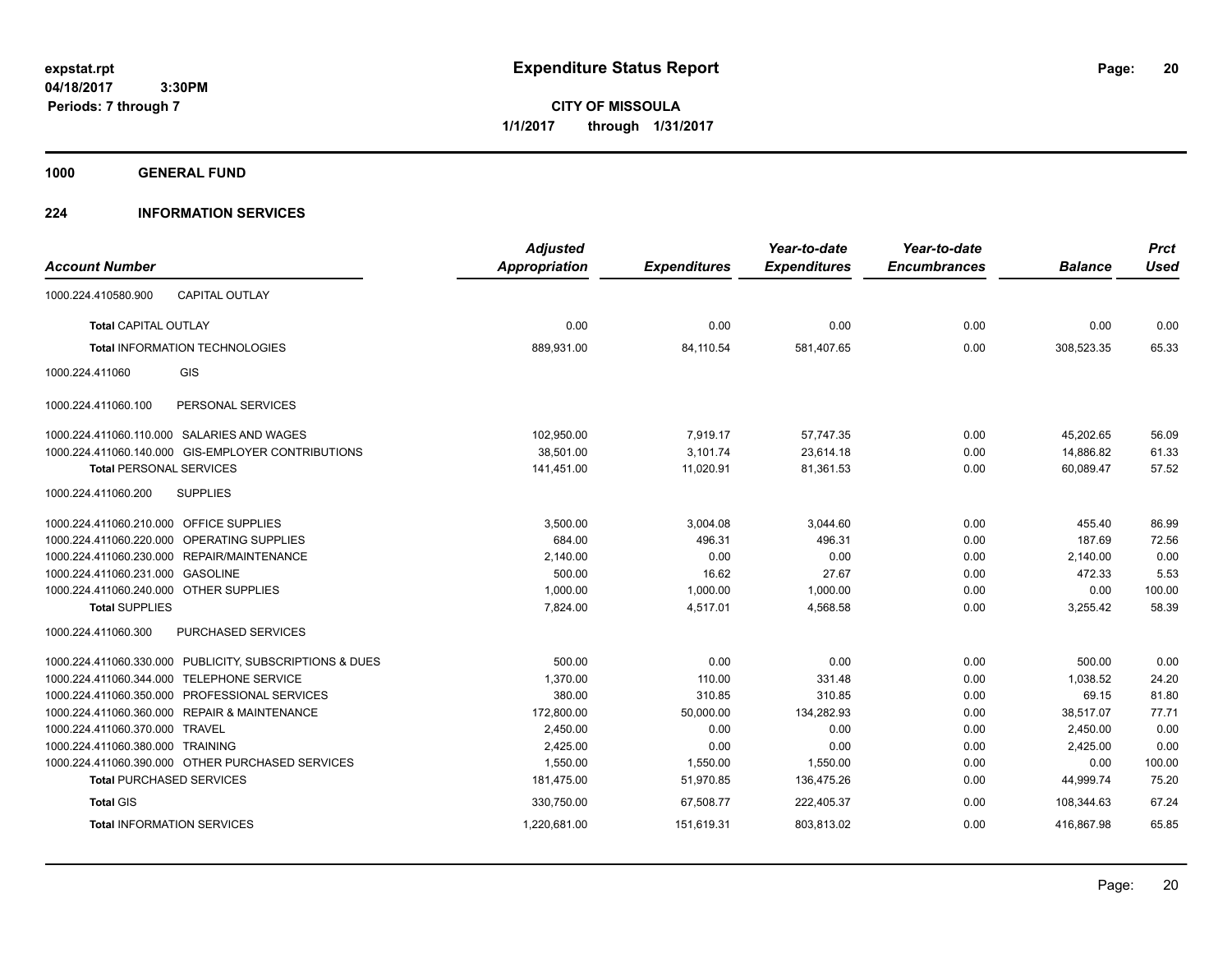# Expenditure Status Report

**CITY OF MISSOULA**

**1/1/2017 through 1/31/2017**

expstat.rpt
04/18/2017 3:30PM
Periods: 7 through 7

## 1000 GENERAL FUND

## 224 INFORMATION SERVICES

| Account Number | | Adjusted Appropriation | Expenditures | Year-to-date Expenditures | Year-to-date Encumbrances | Balance | Prct Used |
|---|---|---|---|---|---|---|---|
| 1000.224.410580.900 | CAPITAL OUTLAY | | | | | | |
| **Total** CAPITAL OUTLAY | | 0.00 | 0.00 | 0.00 | 0.00 | 0.00 | 0.00 |
| **Total** INFORMATION TECHNOLOGIES | | 889,931.00 | 84,110.54 | 581,407.65 | 0.00 | 308,523.35 | 65.33 |
| 1000.224.411060 | GIS | | | | | | |
| 1000.224.411060.100 | PERSONAL SERVICES | | | | | | |
| 1000.224.411060.110.000 | SALARIES AND WAGES | 102,950.00 | 7,919.17 | 57,747.35 | 0.00 | 45,202.65 | 56.09 |
| 1000.224.411060.140.000 | GIS-EMPLOYER CONTRIBUTIONS | 38,501.00 | 3,101.74 | 23,614.18 | 0.00 | 14,886.82 | 61.33 |
| **Total** PERSONAL SERVICES | | 141,451.00 | 11,020.91 | 81,361.53 | 0.00 | 60,089.47 | 57.52 |
| 1000.224.411060.200 | SUPPLIES | | | | | | |
| 1000.224.411060.210.000 | OFFICE SUPPLIES | 3,500.00 | 3,004.08 | 3,044.60 | 0.00 | 455.40 | 86.99 |
| 1000.224.411060.220.000 | OPERATING SUPPLIES | 684.00 | 496.31 | 496.31 | 0.00 | 187.69 | 72.56 |
| 1000.224.411060.230.000 | REPAIR/MAINTENANCE | 2,140.00 | 0.00 | 0.00 | 0.00 | 2,140.00 | 0.00 |
| 1000.224.411060.231.000 | GASOLINE | 500.00 | 16.62 | 27.67 | 0.00 | 472.33 | 5.53 |
| 1000.224.411060.240.000 | OTHER SUPPLIES | 1,000.00 | 1,000.00 | 1,000.00 | 0.00 | 0.00 | 100.00 |
| **Total** SUPPLIES | | 7,824.00 | 4,517.01 | 4,568.58 | 0.00 | 3,255.42 | 58.39 |
| 1000.224.411060.300 | PURCHASED SERVICES | | | | | | |
| 1000.224.411060.330.000 | PUBLICITY, SUBSCRIPTIONS & DUES | 500.00 | 0.00 | 0.00 | 0.00 | 500.00 | 0.00 |
| 1000.224.411060.344.000 | TELEPHONE SERVICE | 1,370.00 | 110.00 | 331.48 | 0.00 | 1,038.52 | 24.20 |
| 1000.224.411060.350.000 | PROFESSIONAL SERVICES | 380.00 | 310.85 | 310.85 | 0.00 | 69.15 | 81.80 |
| 1000.224.411060.360.000 | REPAIR & MAINTENANCE | 172,800.00 | 50,000.00 | 134,282.93 | 0.00 | 38,517.07 | 77.71 |
| 1000.224.411060.370.000 | TRAVEL | 2,450.00 | 0.00 | 0.00 | 0.00 | 2,450.00 | 0.00 |
| 1000.224.411060.380.000 | TRAINING | 2,425.00 | 0.00 | 0.00 | 0.00 | 2,425.00 | 0.00 |
| 1000.224.411060.390.000 | OTHER PURCHASED SERVICES | 1,550.00 | 1,550.00 | 1,550.00 | 0.00 | 0.00 | 100.00 |
| **Total** PURCHASED SERVICES | | 181,475.00 | 51,970.85 | 136,475.26 | 0.00 | 44,999.74 | 75.20 |
| **Total** GIS | | 330,750.00 | 67,508.77 | 222,405.37 | 0.00 | 108,344.63 | 67.24 |
| **Total** INFORMATION SERVICES | | 1,220,681.00 | 151,619.31 | 803,813.02 | 0.00 | 416,867.98 | 65.85 |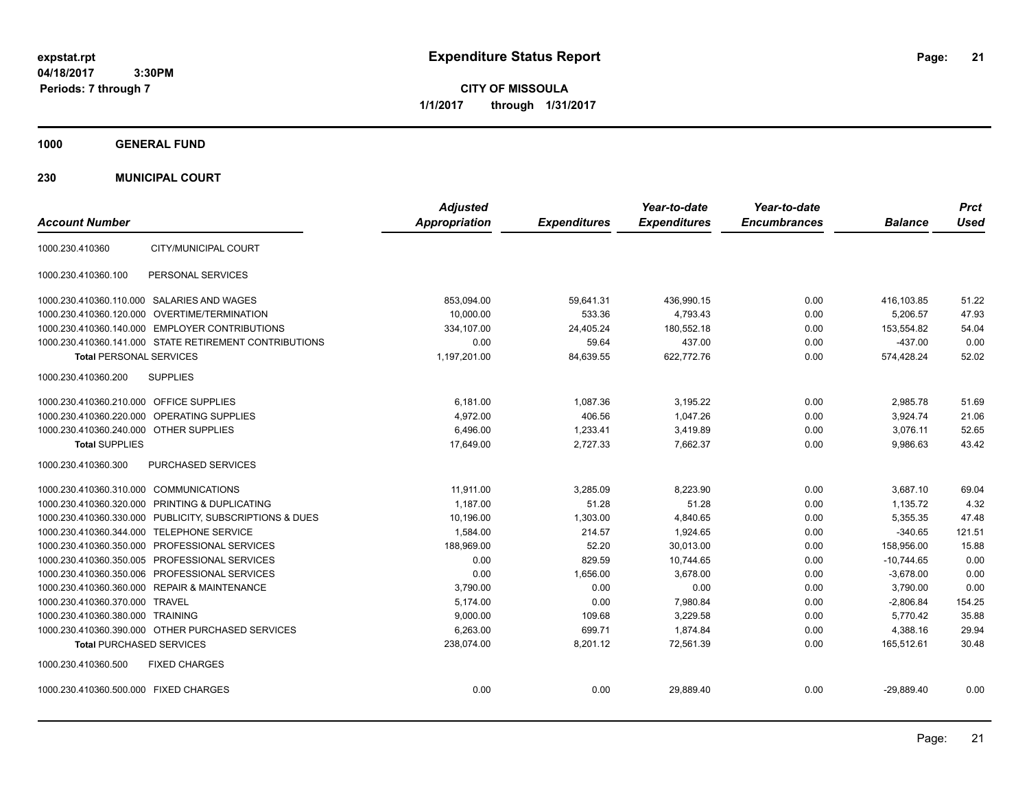expstat.rpt
04/18/2017 3:30PM
Periods: 7 through 7

# Expenditure Status Report

**CITY OF MISSOULA**
**1/1/2017 through 1/31/2017**

## 1000 GENERAL FUND

## 230 MUNICIPAL COURT

| Account Number | | Adjusted Appropriation | Expenditures | Year-to-date Expenditures | Year-to-date Encumbrances | Balance | Prct Used |
|---|---|---|---|---|---|---|---|
| 1000.230.410360 | CITY/MUNICIPAL COURT | | | | | | |
| 1000.230.410360.100 | PERSONAL SERVICES | | | | | | |
| 1000.230.410360.110.000 | SALARIES AND WAGES | 853,094.00 | 59,641.31 | 436,990.15 | 0.00 | 416,103.85 | 51.22 |
| 1000.230.410360.120.000 | OVERTIME/TERMINATION | 10,000.00 | 533.36 | 4,793.43 | 0.00 | 5,206.57 | 47.93 |
| 1000.230.410360.140.000 | EMPLOYER CONTRIBUTIONS | 334,107.00 | 24,405.24 | 180,552.18 | 0.00 | 153,554.82 | 54.04 |
| 1000.230.410360.141.000 | STATE RETIREMENT CONTRIBUTIONS | 0.00 | 59.64 | 437.00 | 0.00 | -437.00 | 0.00 |
| **Total** PERSONAL SERVICES | | 1,197,201.00 | 84,639.55 | 622,772.76 | 0.00 | 574,428.24 | 52.02 |
| 1000.230.410360.200 | SUPPLIES | | | | | | |
| 1000.230.410360.210.000 | OFFICE SUPPLIES | 6,181.00 | 1,087.36 | 3,195.22 | 0.00 | 2,985.78 | 51.69 |
| 1000.230.410360.220.000 | OPERATING SUPPLIES | 4,972.00 | 406.56 | 1,047.26 | 0.00 | 3,924.74 | 21.06 |
| 1000.230.410360.240.000 | OTHER SUPPLIES | 6,496.00 | 1,233.41 | 3,419.89 | 0.00 | 3,076.11 | 52.65 |
| **Total** SUPPLIES | | 17,649.00 | 2,727.33 | 7,662.37 | 0.00 | 9,986.63 | 43.42 |
| 1000.230.410360.300 | PURCHASED SERVICES | | | | | | |
| 1000.230.410360.310.000 | COMMUNICATIONS | 11,911.00 | 3,285.09 | 8,223.90 | 0.00 | 3,687.10 | 69.04 |
| 1000.230.410360.320.000 | PRINTING & DUPLICATING | 1,187.00 | 51.28 | 51.28 | 0.00 | 1,135.72 | 4.32 |
| 1000.230.410360.330.000 | PUBLICITY, SUBSCRIPTIONS & DUES | 10,196.00 | 1,303.00 | 4,840.65 | 0.00 | 5,355.35 | 47.48 |
| 1000.230.410360.344.000 | TELEPHONE SERVICE | 1,584.00 | 214.57 | 1,924.65 | 0.00 | -340.65 | 121.51 |
| 1000.230.410360.350.000 | PROFESSIONAL SERVICES | 188,969.00 | 52.20 | 30,013.00 | 0.00 | 158,956.00 | 15.88 |
| 1000.230.410360.350.005 | PROFESSIONAL SERVICES | 0.00 | 829.59 | 10,744.65 | 0.00 | -10,744.65 | 0.00 |
| 1000.230.410360.350.006 | PROFESSIONAL SERVICES | 0.00 | 1,656.00 | 3,678.00 | 0.00 | -3,678.00 | 0.00 |
| 1000.230.410360.360.000 | REPAIR & MAINTENANCE | 3,790.00 | 0.00 | 0.00 | 0.00 | 3,790.00 | 0.00 |
| 1000.230.410360.370.000 | TRAVEL | 5,174.00 | 0.00 | 7,980.84 | 0.00 | -2,806.84 | 154.25 |
| 1000.230.410360.380.000 | TRAINING | 9,000.00 | 109.68 | 3,229.58 | 0.00 | 5,770.42 | 35.88 |
| 1000.230.410360.390.000 | OTHER PURCHASED SERVICES | 6,263.00 | 699.71 | 1,874.84 | 0.00 | 4,388.16 | 29.94 |
| **Total** PURCHASED SERVICES | | 238,074.00 | 8,201.12 | 72,561.39 | 0.00 | 165,512.61 | 30.48 |
| 1000.230.410360.500 | FIXED CHARGES | | | | | | |
| 1000.230.410360.500.000 | FIXED CHARGES | 0.00 | 0.00 | 29,889.40 | 0.00 | -29,889.40 | 0.00 |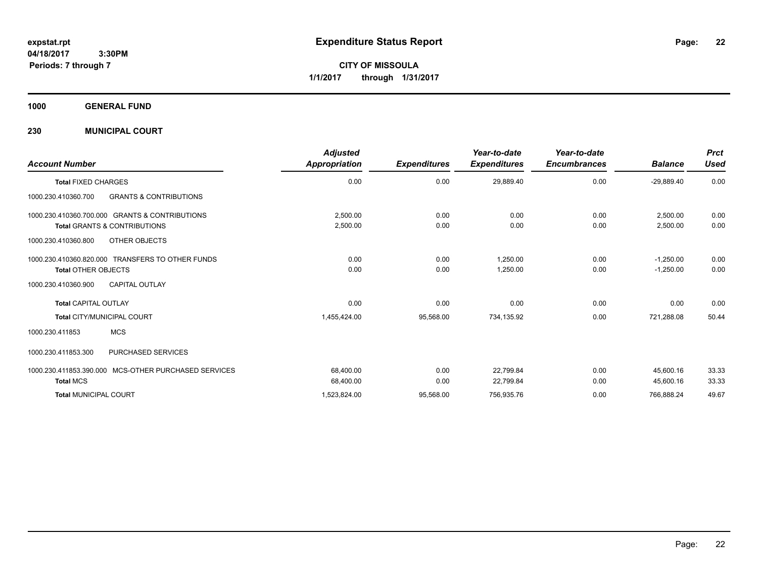# Expenditure Status Report

expstat.rpt
04/18/2017 3:30PM
Periods: 7 through 7

**CITY OF MISSOULA**
**1/1/2017 through 1/31/2017**

**1000 GENERAL FUND**

**230 MUNICIPAL COURT**

| Account Number | Adjusted Appropriation | Expenditures | Year-to-date Expenditures | Year-to-date Encumbrances | Balance | Prct Used |
|---|---|---|---|---|---|---|
| **Total FIXED CHARGES** | 0.00 | 0.00 | 29,889.40 | 0.00 | -29,889.40 | 0.00 |
| 1000.230.410360.700 GRANTS & CONTRIBUTIONS | | | | | | |
| 1000.230.410360.700.000 GRANTS & CONTRIBUTIONS | 2,500.00 | 0.00 | 0.00 | 0.00 | 2,500.00 | 0.00 |
| **Total GRANTS & CONTRIBUTIONS** | 2,500.00 | 0.00 | 0.00 | 0.00 | 2,500.00 | 0.00 |
| 1000.230.410360.800 OTHER OBJECTS | | | | | | |
| 1000.230.410360.820.000 TRANSFERS TO OTHER FUNDS | 0.00 | 0.00 | 1,250.00 | 0.00 | -1,250.00 | 0.00 |
| **Total OTHER OBJECTS** | 0.00 | 0.00 | 1,250.00 | 0.00 | -1,250.00 | 0.00 |
| 1000.230.410360.900 CAPITAL OUTLAY | | | | | | |
| **Total CAPITAL OUTLAY** | 0.00 | 0.00 | 0.00 | 0.00 | 0.00 | 0.00 |
| **Total CITY/MUNICIPAL COURT** | 1,455,424.00 | 95,568.00 | 734,135.92 | 0.00 | 721,288.08 | 50.44 |
| 1000.230.411853 MCS | | | | | | |
| 1000.230.411853.300 PURCHASED SERVICES | | | | | | |
| 1000.230.411853.390.000 MCS-OTHER PURCHASED SERVICES | 68,400.00 | 0.00 | 22,799.84 | 0.00 | 45,600.16 | 33.33 |
| **Total MCS** | 68,400.00 | 0.00 | 22,799.84 | 0.00 | 45,600.16 | 33.33 |
| **Total MUNICIPAL COURT** | 1,523,824.00 | 95,568.00 | 756,935.76 | 0.00 | 766,888.24 | 49.67 |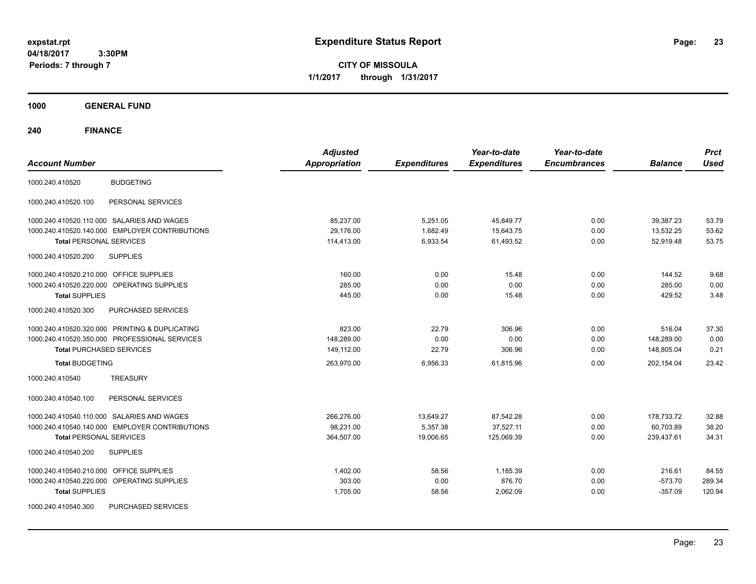**expstat.rpt**
**04/18/2017 3:30PM**
**Periods: 7 through 7**

# Expenditure Status Report

**CITY OF MISSOULA**
**1/1/2017 through 1/31/2017**

## 1000 GENERAL FUND

### 240 FINANCE

| Account Number | | Adjusted Appropriation | Expenditures | Year-to-date Expenditures | Year-to-date Encumbrances | Balance | Prct Used |
|---|---|---|---|---|---|---|---|
| 1000.240.410520 | BUDGETING | | | | | | |
| 1000.240.410520.100 | PERSONAL SERVICES | | | | | | |
| 1000.240.410520.110.000 | SALARIES AND WAGES | 85,237.00 | 5,251.05 | 45,849.77 | 0.00 | 39,387.23 | 53.79 |
| 1000.240.410520.140.000 | EMPLOYER CONTRIBUTIONS | 29,176.00 | 1,682.49 | 15,643.75 | 0.00 | 13,532.25 | 53.62 |
| **Total** PERSONAL SERVICES | | 114,413.00 | 6,933.54 | 61,493.52 | 0.00 | 52,919.48 | 53.75 |
| 1000.240.410520.200 | SUPPLIES | | | | | | |
| 1000.240.410520.210.000 | OFFICE SUPPLIES | 160.00 | 0.00 | 15.48 | 0.00 | 144.52 | 9.68 |
| 1000.240.410520.220.000 | OPERATING SUPPLIES | 285.00 | 0.00 | 0.00 | 0.00 | 285.00 | 0.00 |
| **Total** SUPPLIES | | 445.00 | 0.00 | 15.48 | 0.00 | 429.52 | 3.48 |
| 1000.240.410520.300 | PURCHASED SERVICES | | | | | | |
| 1000.240.410520.320.000 | PRINTING & DUPLICATING | 823.00 | 22.79 | 306.96 | 0.00 | 516.04 | 37.30 |
| 1000.240.410520.350.000 | PROFESSIONAL SERVICES | 148,289.00 | 0.00 | 0.00 | 0.00 | 148,289.00 | 0.00 |
| **Total** PURCHASED SERVICES | | 149,112.00 | 22.79 | 306.96 | 0.00 | 148,805.04 | 0.21 |
| **Total** BUDGETING | | 263,970.00 | 6,956.33 | 61,815.96 | 0.00 | 202,154.04 | 23.42 |
| 1000.240.410540 | TREASURY | | | | | | |
| 1000.240.410540.100 | PERSONAL SERVICES | | | | | | |
| 1000.240.410540.110.000 | SALARIES AND WAGES | 266,276.00 | 13,649.27 | 87,542.28 | 0.00 | 178,733.72 | 32.88 |
| 1000.240.410540.140.000 | EMPLOYER CONTRIBUTIONS | 98,231.00 | 5,357.38 | 37,527.11 | 0.00 | 60,703.89 | 38.20 |
| **Total** PERSONAL SERVICES | | 364,507.00 | 19,006.65 | 125,069.39 | 0.00 | 239,437.61 | 34.31 |
| 1000.240.410540.200 | SUPPLIES | | | | | | |
| 1000.240.410540.210.000 | OFFICE SUPPLIES | 1,402.00 | 58.56 | 1,185.39 | 0.00 | 216.61 | 84.55 |
| 1000.240.410540.220.000 | OPERATING SUPPLIES | 303.00 | 0.00 | 876.70 | 0.00 | -573.70 | 289.34 |
| **Total** SUPPLIES | | 1,705.00 | 58.56 | 2,062.09 | 0.00 | -357.09 | 120.94 |
| 1000.240.410540.300 | PURCHASED SERVICES | | | | | | |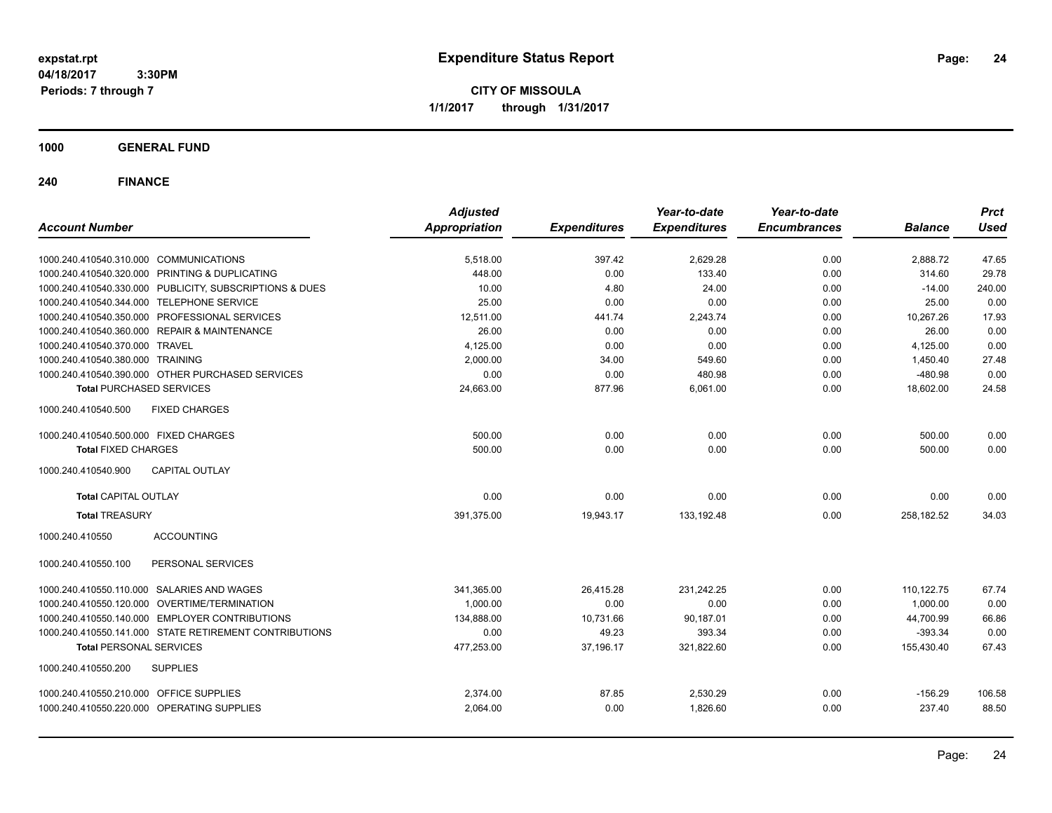# Expenditure Status Report

**CITY OF MISSOULA**

**1/1/2017 through 1/31/2017**

expstat.rpt
04/18/2017 3:30PM
Periods: 7 through 7

## 1000 GENERAL FUND

## 240 FINANCE

| Account Number | | Adjusted Appropriation | Expenditures | Year-to-date Expenditures | Year-to-date Encumbrances | Balance | Prct Used |
|---|---|---|---|---|---|---|---|
| 1000.240.410540.310.000 | COMMUNICATIONS | 5,518.00 | 397.42 | 2,629.28 | 0.00 | 2,888.72 | 47.65 |
| 1000.240.410540.320.000 | PRINTING & DUPLICATING | 448.00 | 0.00 | 133.40 | 0.00 | 314.60 | 29.78 |
| 1000.240.410540.330.000 | PUBLICITY, SUBSCRIPTIONS & DUES | 10.00 | 4.80 | 24.00 | 0.00 | -14.00 | 240.00 |
| 1000.240.410540.344.000 | TELEPHONE SERVICE | 25.00 | 0.00 | 0.00 | 0.00 | 25.00 | 0.00 |
| 1000.240.410540.350.000 | PROFESSIONAL SERVICES | 12,511.00 | 441.74 | 2,243.74 | 0.00 | 10,267.26 | 17.93 |
| 1000.240.410540.360.000 | REPAIR & MAINTENANCE | 26.00 | 0.00 | 0.00 | 0.00 | 26.00 | 0.00 |
| 1000.240.410540.370.000 | TRAVEL | 4,125.00 | 0.00 | 0.00 | 0.00 | 4,125.00 | 0.00 |
| 1000.240.410540.380.000 | TRAINING | 2,000.00 | 34.00 | 549.60 | 0.00 | 1,450.40 | 27.48 |
| 1000.240.410540.390.000 | OTHER PURCHASED SERVICES | 0.00 | 0.00 | 480.98 | 0.00 | -480.98 | 0.00 |
| **Total** PURCHASED SERVICES | | 24,663.00 | 877.96 | 6,061.00 | 0.00 | 18,602.00 | 24.58 |
| 1000.240.410540.500 | FIXED CHARGES | | | | | | |
| 1000.240.410540.500.000 | FIXED CHARGES | 500.00 | 0.00 | 0.00 | 0.00 | 500.00 | 0.00 |
| **Total** FIXED CHARGES | | 500.00 | 0.00 | 0.00 | 0.00 | 500.00 | 0.00 |
| 1000.240.410540.900 | CAPITAL OUTLAY | | | | | | |
| **Total** CAPITAL OUTLAY | | 0.00 | 0.00 | 0.00 | 0.00 | 0.00 | 0.00 |
| **Total** TREASURY | | 391,375.00 | 19,943.17 | 133,192.48 | 0.00 | 258,182.52 | 34.03 |
| 1000.240.410550 | ACCOUNTING | | | | | | |
| 1000.240.410550.100 | PERSONAL SERVICES | | | | | | |
| 1000.240.410550.110.000 | SALARIES AND WAGES | 341,365.00 | 26,415.28 | 231,242.25 | 0.00 | 110,122.75 | 67.74 |
| 1000.240.410550.120.000 | OVERTIME/TERMINATION | 1,000.00 | 0.00 | 0.00 | 0.00 | 1,000.00 | 0.00 |
| 1000.240.410550.140.000 | EMPLOYER CONTRIBUTIONS | 134,888.00 | 10,731.66 | 90,187.01 | 0.00 | 44,700.99 | 66.86 |
| 1000.240.410550.141.000 | STATE RETIREMENT CONTRIBUTIONS | 0.00 | 49.23 | 393.34 | 0.00 | -393.34 | 0.00 |
| **Total** PERSONAL SERVICES | | 477,253.00 | 37,196.17 | 321,822.60 | 0.00 | 155,430.40 | 67.43 |
| 1000.240.410550.200 | SUPPLIES | | | | | | |
| 1000.240.410550.210.000 | OFFICE SUPPLIES | 2,374.00 | 87.85 | 2,530.29 | 0.00 | -156.29 | 106.58 |
| 1000.240.410550.220.000 | OPERATING SUPPLIES | 2,064.00 | 0.00 | 1,826.60 | 0.00 | 237.40 | 88.50 |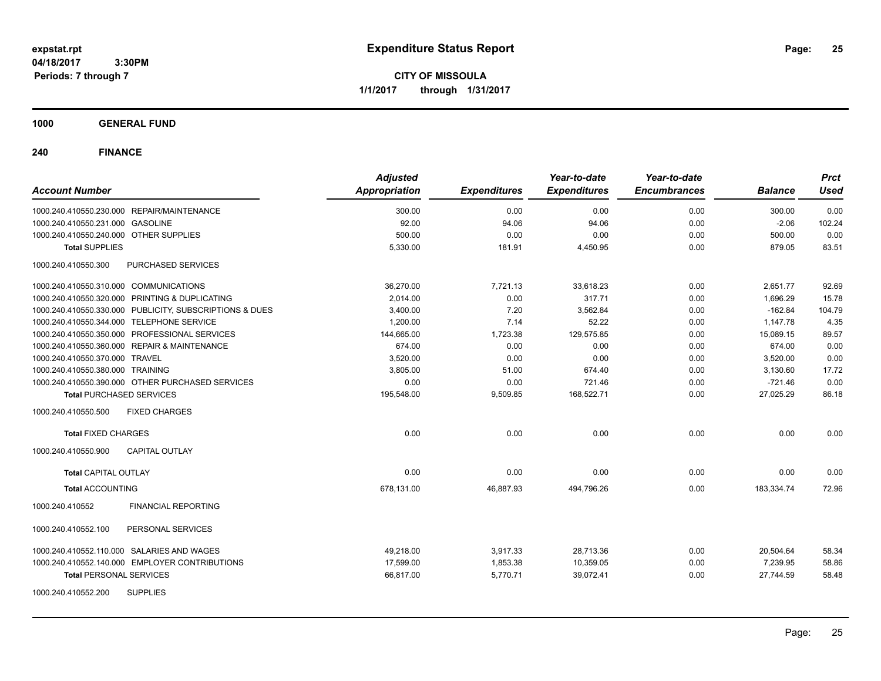# Expenditure Status Report

**CITY OF MISSOULA**

**1/1/2017 through 1/31/2017**

expstat.rpt
04/18/2017 3:30PM
Periods: 7 through 7

## 1000 GENERAL FUND

## 240 FINANCE

| Account Number | | Adjusted Appropriation | Expenditures | Year-to-date Expenditures | Year-to-date Encumbrances | Balance | Prct Used |
|---|---|---|---|---|---|---|---|
| 1000.240.410550.230.000 | REPAIR/MAINTENANCE | 300.00 | 0.00 | 0.00 | 0.00 | 300.00 | 0.00 |
| 1000.240.410550.231.000 | GASOLINE | 92.00 | 94.06 | 94.06 | 0.00 | -2.06 | 102.24 |
| 1000.240.410550.240.000 | OTHER SUPPLIES | 500.00 | 0.00 | 0.00 | 0.00 | 500.00 | 0.00 |
| **Total SUPPLIES** | | 5,330.00 | 181.91 | 4,450.95 | 0.00 | 879.05 | 83.51 |
| 1000.240.410550.300 | PURCHASED SERVICES | | | | | | |
| 1000.240.410550.310.000 | COMMUNICATIONS | 36,270.00 | 7,721.13 | 33,618.23 | 0.00 | 2,651.77 | 92.69 |
| 1000.240.410550.320.000 | PRINTING & DUPLICATING | 2,014.00 | 0.00 | 317.71 | 0.00 | 1,696.29 | 15.78 |
| 1000.240.410550.330.000 | PUBLICITY, SUBSCRIPTIONS & DUES | 3,400.00 | 7.20 | 3,562.84 | 0.00 | -162.84 | 104.79 |
| 1000.240.410550.344.000 | TELEPHONE SERVICE | 1,200.00 | 7.14 | 52.22 | 0.00 | 1,147.78 | 4.35 |
| 1000.240.410550.350.000 | PROFESSIONAL SERVICES | 144,665.00 | 1,723.38 | 129,575.85 | 0.00 | 15,089.15 | 89.57 |
| 1000.240.410550.360.000 | REPAIR & MAINTENANCE | 674.00 | 0.00 | 0.00 | 0.00 | 674.00 | 0.00 |
| 1000.240.410550.370.000 | TRAVEL | 3,520.00 | 0.00 | 0.00 | 0.00 | 3,520.00 | 0.00 |
| 1000.240.410550.380.000 | TRAINING | 3,805.00 | 51.00 | 674.40 | 0.00 | 3,130.60 | 17.72 |
| 1000.240.410550.390.000 | OTHER PURCHASED SERVICES | 0.00 | 0.00 | 721.46 | 0.00 | -721.46 | 0.00 |
| **Total PURCHASED SERVICES** | | 195,548.00 | 9,509.85 | 168,522.71 | 0.00 | 27,025.29 | 86.18 |
| 1000.240.410550.500 | FIXED CHARGES | | | | | | |
| **Total FIXED CHARGES** | | 0.00 | 0.00 | 0.00 | 0.00 | 0.00 | 0.00 |
| 1000.240.410550.900 | CAPITAL OUTLAY | | | | | | |
| **Total CAPITAL OUTLAY** | | 0.00 | 0.00 | 0.00 | 0.00 | 0.00 | 0.00 |
| **Total ACCOUNTING** | | 678,131.00 | 46,887.93 | 494,796.26 | 0.00 | 183,334.74 | 72.96 |
| 1000.240.410552 | FINANCIAL REPORTING | | | | | | |
| 1000.240.410552.100 | PERSONAL SERVICES | | | | | | |
| 1000.240.410552.110.000 | SALARIES AND WAGES | 49,218.00 | 3,917.33 | 28,713.36 | 0.00 | 20,504.64 | 58.34 |
| 1000.240.410552.140.000 | EMPLOYER CONTRIBUTIONS | 17,599.00 | 1,853.38 | 10,359.05 | 0.00 | 7,239.95 | 58.86 |
| **Total PERSONAL SERVICES** | | 66,817.00 | 5,770.71 | 39,072.41 | 0.00 | 27,744.59 | 58.48 |
| 1000.240.410552.200 | SUPPLIES | | | | | | |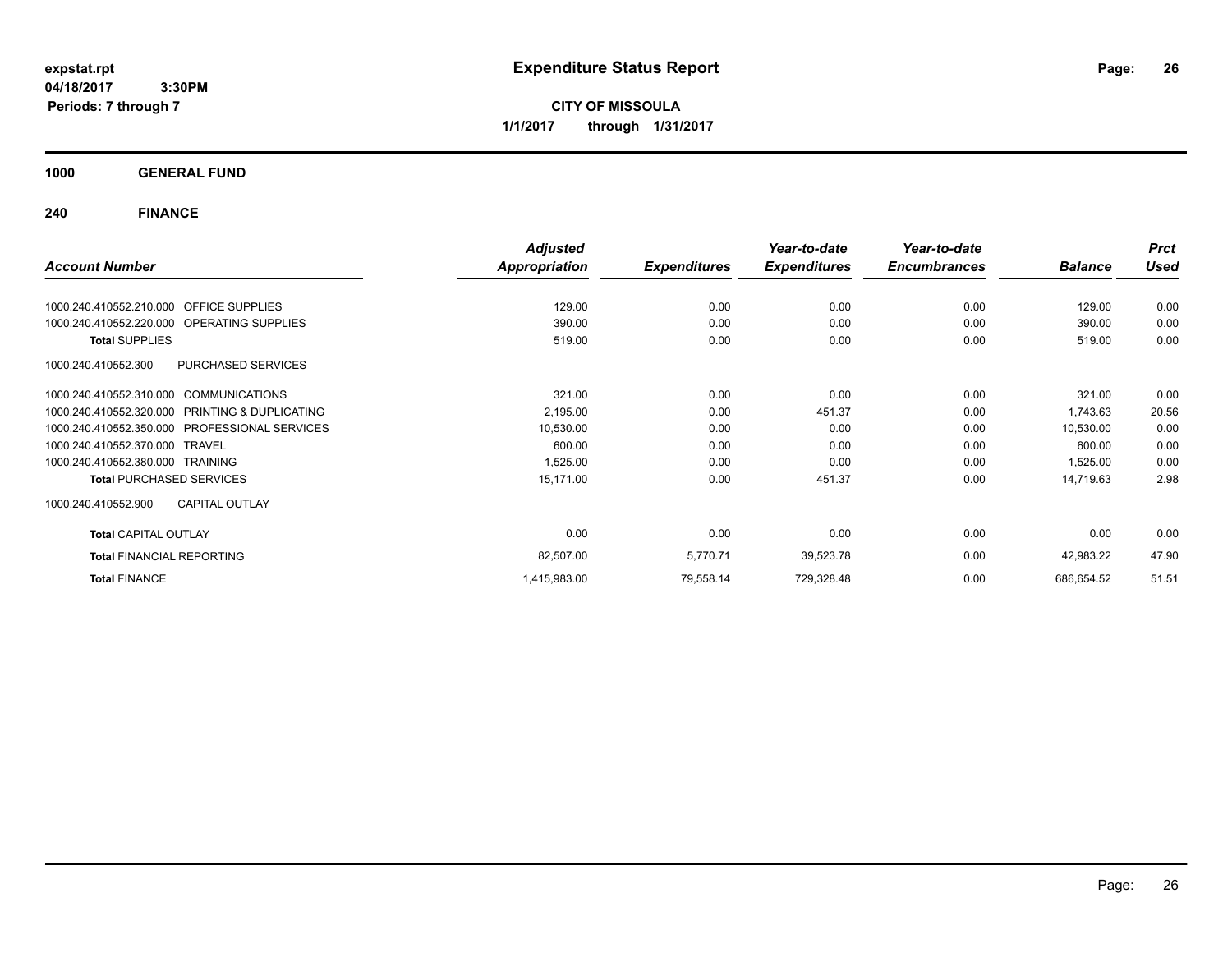**expstat.rpt**
**04/18/2017 3:30PM**
**Periods: 7 through 7**

# Expenditure Status Report

**CITY OF MISSOULA**
**1/1/2017 through 1/31/2017**

## 1000 GENERAL FUND

## 240 FINANCE

| Account Number | | Adjusted Appropriation | Expenditures | Year-to-date Expenditures | Year-to-date Encumbrances | Balance | Prct Used |
|---|---|---|---|---|---|---|---|
| 1000.240.410552.210.000 | OFFICE SUPPLIES | 129.00 | 0.00 | 0.00 | 0.00 | 129.00 | 0.00 |
| 1000.240.410552.220.000 | OPERATING SUPPLIES | 390.00 | 0.00 | 0.00 | 0.00 | 390.00 | 0.00 |
| **Total** SUPPLIES | | 519.00 | 0.00 | 0.00 | 0.00 | 519.00 | 0.00 |
| 1000.240.410552.300 | PURCHASED SERVICES | | | | | | |
| 1000.240.410552.310.000 | COMMUNICATIONS | 321.00 | 0.00 | 0.00 | 0.00 | 321.00 | 0.00 |
| 1000.240.410552.320.000 | PRINTING & DUPLICATING | 2,195.00 | 0.00 | 451.37 | 0.00 | 1,743.63 | 20.56 |
| 1000.240.410552.350.000 | PROFESSIONAL SERVICES | 10,530.00 | 0.00 | 0.00 | 0.00 | 10,530.00 | 0.00 |
| 1000.240.410552.370.000 | TRAVEL | 600.00 | 0.00 | 0.00 | 0.00 | 600.00 | 0.00 |
| 1000.240.410552.380.000 | TRAINING | 1,525.00 | 0.00 | 0.00 | 0.00 | 1,525.00 | 0.00 |
| **Total** PURCHASED SERVICES | | 15,171.00 | 0.00 | 451.37 | 0.00 | 14,719.63 | 2.98 |
| 1000.240.410552.900 | CAPITAL OUTLAY | | | | | | |
| **Total** CAPITAL OUTLAY | | 0.00 | 0.00 | 0.00 | 0.00 | 0.00 | 0.00 |
| **Total** FINANCIAL REPORTING | | 82,507.00 | 5,770.71 | 39,523.78 | 0.00 | 42,983.22 | 47.90 |
| **Total** FINANCE | | 1,415,983.00 | 79,558.14 | 729,328.48 | 0.00 | 686,654.52 | 51.51 |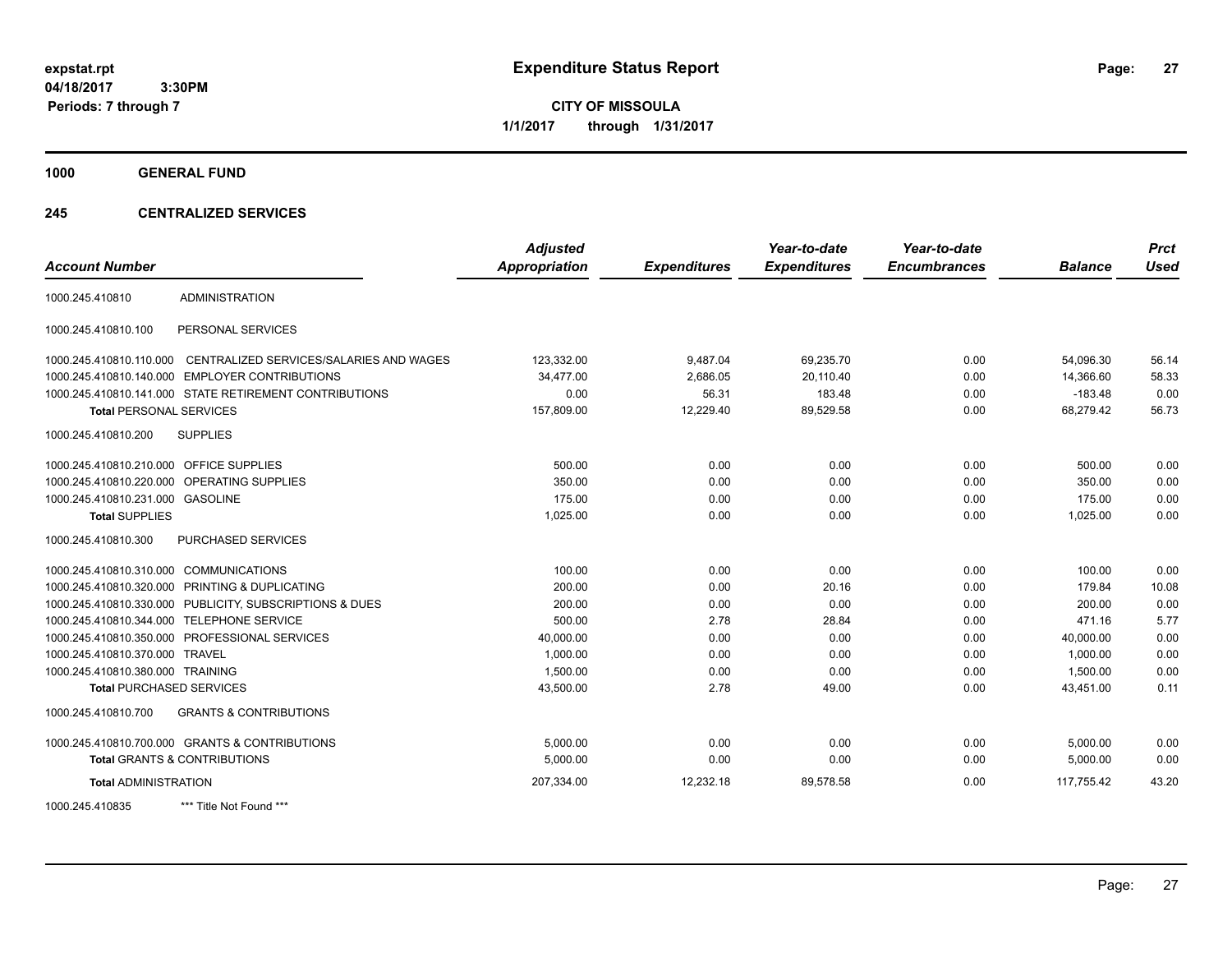# Expenditure Status Report

**CITY OF MISSOULA**

**1/1/2017 through 1/31/2017**

expstat.rpt
04/18/2017 3:30PM
Periods: 7 through 7

**1000 GENERAL FUND**

**245 CENTRALIZED SERVICES**

| Account Number | | Adjusted Appropriation | Expenditures | Year-to-date Expenditures | Year-to-date Encumbrances | Balance | Prct Used |
|---|---|---|---|---|---|---|---|
| 1000.245.410810 | ADMINISTRATION | | | | | | |
| 1000.245.410810.100 | PERSONAL SERVICES | | | | | | |
| 1000.245.410810.110.000 | CENTRALIZED SERVICES/SALARIES AND WAGES | 123,332.00 | 9,487.04 | 69,235.70 | 0.00 | 54,096.30 | 56.14 |
| 1000.245.410810.140.000 | EMPLOYER CONTRIBUTIONS | 34,477.00 | 2,686.05 | 20,110.40 | 0.00 | 14,366.60 | 58.33 |
| 1000.245.410810.141.000 | STATE RETIREMENT CONTRIBUTIONS | 0.00 | 56.31 | 183.48 | 0.00 | -183.48 | 0.00 |
| **Total** PERSONAL SERVICES | | 157,809.00 | 12,229.40 | 89,529.58 | 0.00 | 68,279.42 | 56.73 |
| 1000.245.410810.200 | SUPPLIES | | | | | | |
| 1000.245.410810.210.000 | OFFICE SUPPLIES | 500.00 | 0.00 | 0.00 | 0.00 | 500.00 | 0.00 |
| 1000.245.410810.220.000 | OPERATING SUPPLIES | 350.00 | 0.00 | 0.00 | 0.00 | 350.00 | 0.00 |
| 1000.245.410810.231.000 | GASOLINE | 175.00 | 0.00 | 0.00 | 0.00 | 175.00 | 0.00 |
| **Total** SUPPLIES | | 1,025.00 | 0.00 | 0.00 | 0.00 | 1,025.00 | 0.00 |
| 1000.245.410810.300 | PURCHASED SERVICES | | | | | | |
| 1000.245.410810.310.000 | COMMUNICATIONS | 100.00 | 0.00 | 0.00 | 0.00 | 100.00 | 0.00 |
| 1000.245.410810.320.000 | PRINTING & DUPLICATING | 200.00 | 0.00 | 20.16 | 0.00 | 179.84 | 10.08 |
| 1000.245.410810.330.000 | PUBLICITY, SUBSCRIPTIONS & DUES | 200.00 | 0.00 | 0.00 | 0.00 | 200.00 | 0.00 |
| 1000.245.410810.344.000 | TELEPHONE SERVICE | 500.00 | 2.78 | 28.84 | 0.00 | 471.16 | 5.77 |
| 1000.245.410810.350.000 | PROFESSIONAL SERVICES | 40,000.00 | 0.00 | 0.00 | 0.00 | 40,000.00 | 0.00 |
| 1000.245.410810.370.000 | TRAVEL | 1,000.00 | 0.00 | 0.00 | 0.00 | 1,000.00 | 0.00 |
| 1000.245.410810.380.000 | TRAINING | 1,500.00 | 0.00 | 0.00 | 0.00 | 1,500.00 | 0.00 |
| **Total** PURCHASED SERVICES | | 43,500.00 | 2.78 | 49.00 | 0.00 | 43,451.00 | 0.11 |
| 1000.245.410810.700 | GRANTS & CONTRIBUTIONS | | | | | | |
| 1000.245.410810.700.000 | GRANTS & CONTRIBUTIONS | 5,000.00 | 0.00 | 0.00 | 0.00 | 5,000.00 | 0.00 |
| **Total** GRANTS & CONTRIBUTIONS | | 5,000.00 | 0.00 | 0.00 | 0.00 | 5,000.00 | 0.00 |
| **Total** ADMINISTRATION | | 207,334.00 | 12,232.18 | 89,578.58 | 0.00 | 117,755.42 | 43.20 |
| 1000.245.410835 | *** Title Not Found *** | | | | | | |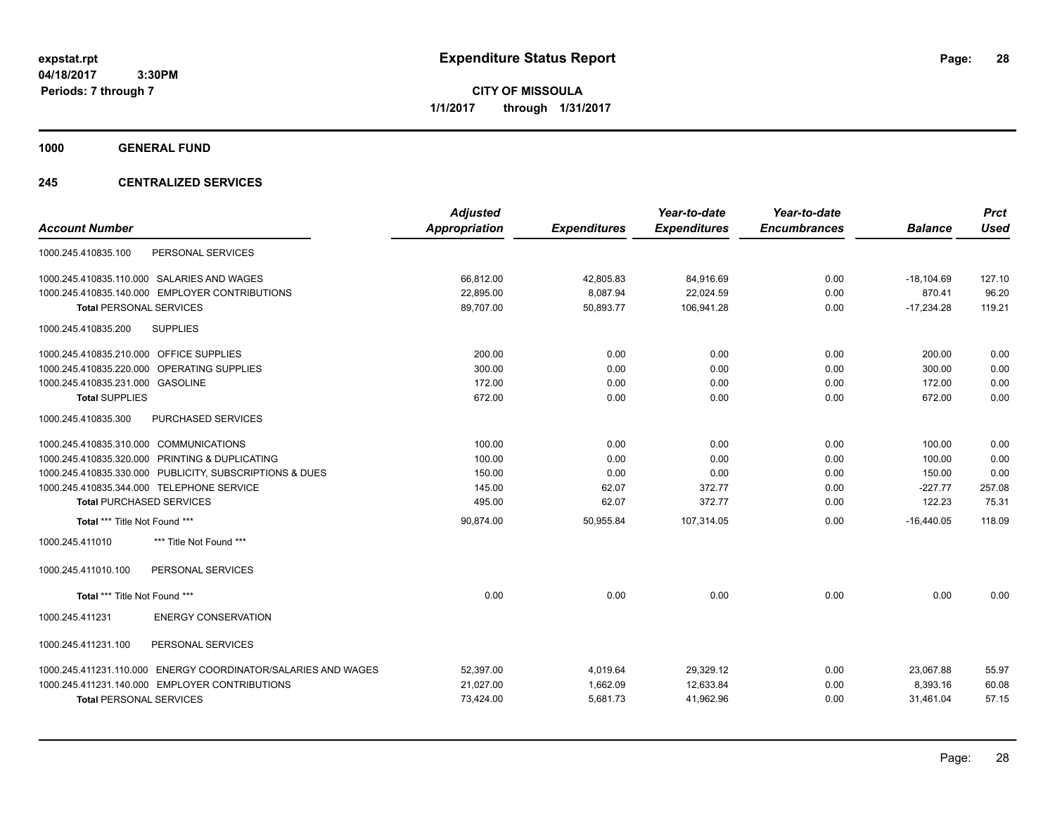**expstat.rpt**
**04/18/2017 3:30PM**
**Periods: 7 through 7**

# Expenditure Status Report

**CITY OF MISSOULA**
**1/1/2017 through 1/31/2017**

## 1000 GENERAL FUND

### 245 CENTRALIZED SERVICES

| Account Number | | Adjusted Appropriation | Expenditures | Year-to-date Expenditures | Year-to-date Encumbrances | Balance | Prct Used |
|---|---|---|---|---|---|---|---|
| 1000.245.410835.100 | PERSONAL SERVICES | | | | | | |
| 1000.245.410835.110.000 | SALARIES AND WAGES | 66,812.00 | 42,805.83 | 84,916.69 | 0.00 | -18,104.69 | 127.10 |
| 1000.245.410835.140.000 | EMPLOYER CONTRIBUTIONS | 22,895.00 | 8,087.94 | 22,024.59 | 0.00 | 870.41 | 96.20 |
| **Total** PERSONAL SERVICES | | 89,707.00 | 50,893.77 | 106,941.28 | 0.00 | -17,234.28 | 119.21 |
| 1000.245.410835.200 | SUPPLIES | | | | | | |
| 1000.245.410835.210.000 | OFFICE SUPPLIES | 200.00 | 0.00 | 0.00 | 0.00 | 200.00 | 0.00 |
| 1000.245.410835.220.000 | OPERATING SUPPLIES | 300.00 | 0.00 | 0.00 | 0.00 | 300.00 | 0.00 |
| 1000.245.410835.231.000 | GASOLINE | 172.00 | 0.00 | 0.00 | 0.00 | 172.00 | 0.00 |
| **Total SUPPLIES** | | 672.00 | 0.00 | 0.00 | 0.00 | 672.00 | 0.00 |
| 1000.245.410835.300 | PURCHASED SERVICES | | | | | | |
| 1000.245.410835.310.000 | COMMUNICATIONS | 100.00 | 0.00 | 0.00 | 0.00 | 100.00 | 0.00 |
| 1000.245.410835.320.000 | PRINTING & DUPLICATING | 100.00 | 0.00 | 0.00 | 0.00 | 100.00 | 0.00 |
| 1000.245.410835.330.000 | PUBLICITY, SUBSCRIPTIONS & DUES | 150.00 | 0.00 | 0.00 | 0.00 | 150.00 | 0.00 |
| 1000.245.410835.344.000 | TELEPHONE SERVICE | 145.00 | 62.07 | 372.77 | 0.00 | -227.77 | 257.08 |
| **Total** PURCHASED SERVICES | | 495.00 | 62.07 | 372.77 | 0.00 | 122.23 | 75.31 |
| **Total** *** Title Not Found *** | | 90,874.00 | 50,955.84 | 107,314.05 | 0.00 | -16,440.05 | 118.09 |
| 1000.245.411010 | *** Title Not Found *** | | | | | | |
| 1000.245.411010.100 | PERSONAL SERVICES | | | | | | |
| **Total** *** Title Not Found *** | | 0.00 | 0.00 | 0.00 | 0.00 | 0.00 | 0.00 |
| 1000.245.411231 | ENERGY CONSERVATION | | | | | | |
| 1000.245.411231.100 | PERSONAL SERVICES | | | | | | |
| 1000.245.411231.110.000 | ENERGY COORDINATOR/SALARIES AND WAGES | 52,397.00 | 4,019.64 | 29,329.12 | 0.00 | 23,067.88 | 55.97 |
| 1000.245.411231.140.000 | EMPLOYER CONTRIBUTIONS | 21,027.00 | 1,662.09 | 12,633.84 | 0.00 | 8,393.16 | 60.08 |
| **Total** PERSONAL SERVICES | | 73,424.00 | 5,681.73 | 41,962.96 | 0.00 | 31,461.04 | 57.15 |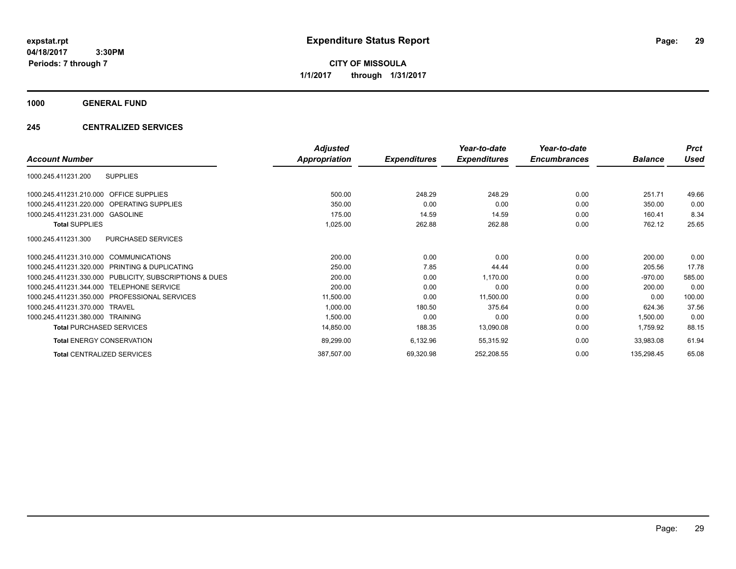# Expenditure Status Report

expstat.rpt
04/18/2017 3:30PM
Periods: 7 through 7

**CITY OF MISSOULA**
**1/1/2017 through 1/31/2017**

## 1000 GENERAL FUND

## 245 CENTRALIZED SERVICES

| Account Number | | Adjusted Appropriation | Expenditures | Year-to-date Expenditures | Year-to-date Encumbrances | Balance | Prct Used |
|---|---|---|---|---|---|---|---|
| 1000.245.411231.200 | SUPPLIES | | | | | | |
| 1000.245.411231.210.000 | OFFICE SUPPLIES | 500.00 | 248.29 | 248.29 | 0.00 | 251.71 | 49.66 |
| 1000.245.411231.220.000 | OPERATING SUPPLIES | 350.00 | 0.00 | 0.00 | 0.00 | 350.00 | 0.00 |
| 1000.245.411231.231.000 | GASOLINE | 175.00 | 14.59 | 14.59 | 0.00 | 160.41 | 8.34 |
| **Total** SUPPLIES | | 1,025.00 | 262.88 | 262.88 | 0.00 | 762.12 | 25.65 |
| 1000.245.411231.300 | PURCHASED SERVICES | | | | | | |
| 1000.245.411231.310.000 | COMMUNICATIONS | 200.00 | 0.00 | 0.00 | 0.00 | 200.00 | 0.00 |
| 1000.245.411231.320.000 | PRINTING & DUPLICATING | 250.00 | 7.85 | 44.44 | 0.00 | 205.56 | 17.78 |
| 1000.245.411231.330.000 | PUBLICITY, SUBSCRIPTIONS & DUES | 200.00 | 0.00 | 1,170.00 | 0.00 | -970.00 | 585.00 |
| 1000.245.411231.344.000 | TELEPHONE SERVICE | 200.00 | 0.00 | 0.00 | 0.00 | 200.00 | 0.00 |
| 1000.245.411231.350.000 | PROFESSIONAL SERVICES | 11,500.00 | 0.00 | 11,500.00 | 0.00 | 0.00 | 100.00 |
| 1000.245.411231.370.000 | TRAVEL | 1,000.00 | 180.50 | 375.64 | 0.00 | 624.36 | 37.56 |
| 1000.245.411231.380.000 | TRAINING | 1,500.00 | 0.00 | 0.00 | 0.00 | 1,500.00 | 0.00 |
| **Total** PURCHASED SERVICES | | 14,850.00 | 188.35 | 13,090.08 | 0.00 | 1,759.92 | 88.15 |
| **Total** ENERGY CONSERVATION | | 89,299.00 | 6,132.96 | 55,315.92 | 0.00 | 33,983.08 | 61.94 |
| **Total** CENTRALIZED SERVICES | | 387,507.00 | 69,320.98 | 252,208.55 | 0.00 | 135,298.45 | 65.08 |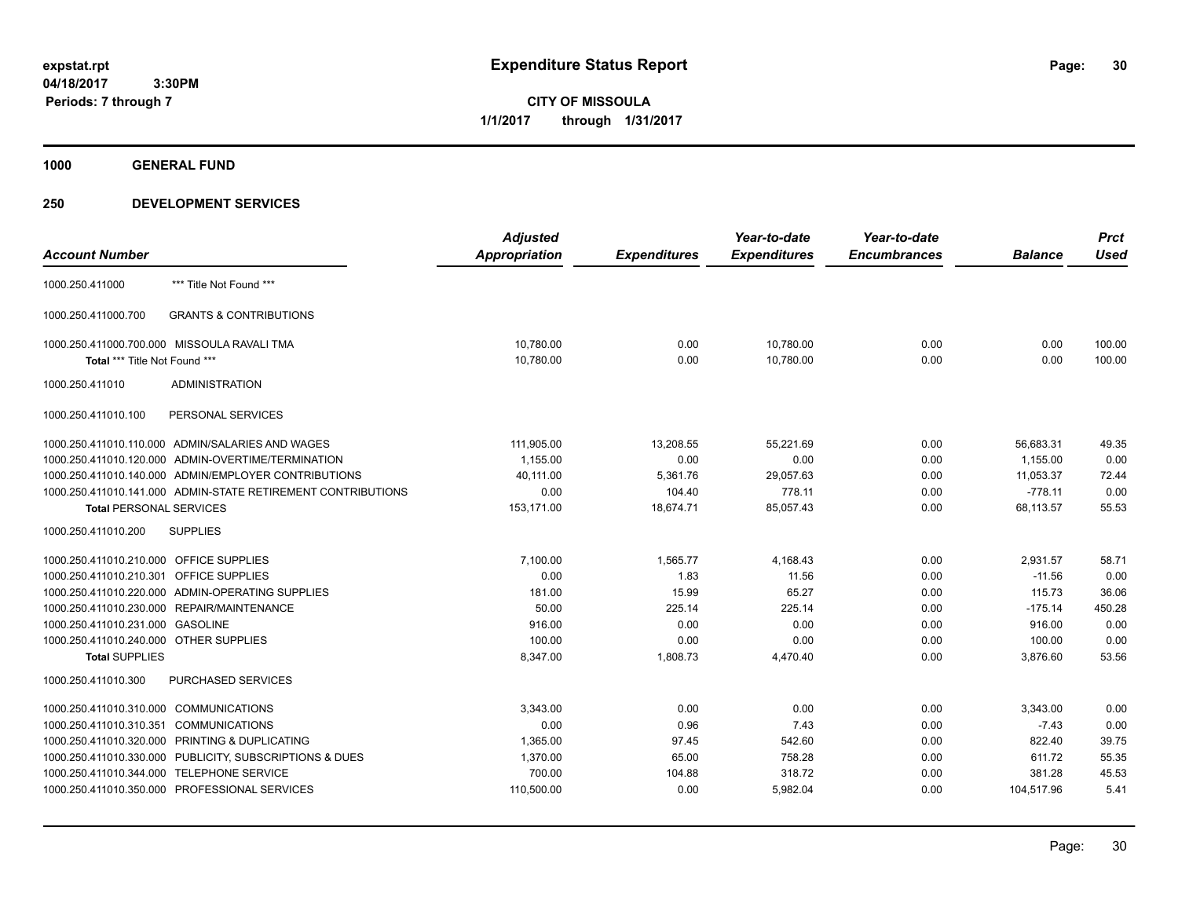# Expenditure Status Report

**CITY OF MISSOULA**

**1/1/2017 through 1/31/2017**

expstat.rpt
04/18/2017 3:30PM
Periods: 7 through 7

## 1000 GENERAL FUND

## 250 DEVELOPMENT SERVICES

| Account Number | | Adjusted Appropriation | Expenditures | Year-to-date Expenditures | Year-to-date Encumbrances | Balance | Prct Used |
|---|---|---|---|---|---|---|---|
| 1000.250.411000 | *** Title Not Found *** | | | | | | |
| 1000.250.411000.700 | GRANTS & CONTRIBUTIONS | | | | | | |
| 1000.250.411000.700.000 | MISSOULA RAVALI TMA | 10,780.00 | 0.00 | 10,780.00 | 0.00 | 0.00 | 100.00 |
| **Total** *** Title Not Found *** | | 10,780.00 | 0.00 | 10,780.00 | 0.00 | 0.00 | 100.00 |
| 1000.250.411010 | ADMINISTRATION | | | | | | |
| 1000.250.411010.100 | PERSONAL SERVICES | | | | | | |
| 1000.250.411010.110.000 | ADMIN/SALARIES AND WAGES | 111,905.00 | 13,208.55 | 55,221.69 | 0.00 | 56,683.31 | 49.35 |
| 1000.250.411010.120.000 | ADMIN-OVERTIME/TERMINATION | 1,155.00 | 0.00 | 0.00 | 0.00 | 1,155.00 | 0.00 |
| 1000.250.411010.140.000 | ADMIN/EMPLOYER CONTRIBUTIONS | 40,111.00 | 5,361.76 | 29,057.63 | 0.00 | 11,053.37 | 72.44 |
| 1000.250.411010.141.000 | ADMIN-STATE RETIREMENT CONTRIBUTIONS | 0.00 | 104.40 | 778.11 | 0.00 | -778.11 | 0.00 |
| **Total PERSONAL SERVICES** | | 153,171.00 | 18,674.71 | 85,057.43 | 0.00 | 68,113.57 | 55.53 |
| 1000.250.411010.200 | SUPPLIES | | | | | | |
| 1000.250.411010.210.000 | OFFICE SUPPLIES | 7,100.00 | 1,565.77 | 4,168.43 | 0.00 | 2,931.57 | 58.71 |
| 1000.250.411010.210.301 | OFFICE SUPPLIES | 0.00 | 1.83 | 11.56 | 0.00 | -11.56 | 0.00 |
| 1000.250.411010.220.000 | ADMIN-OPERATING SUPPLIES | 181.00 | 15.99 | 65.27 | 0.00 | 115.73 | 36.06 |
| 1000.250.411010.230.000 | REPAIR/MAINTENANCE | 50.00 | 225.14 | 225.14 | 0.00 | -175.14 | 450.28 |
| 1000.250.411010.231.000 | GASOLINE | 916.00 | 0.00 | 0.00 | 0.00 | 916.00 | 0.00 |
| 1000.250.411010.240.000 | OTHER SUPPLIES | 100.00 | 0.00 | 0.00 | 0.00 | 100.00 | 0.00 |
| **Total SUPPLIES** | | 8,347.00 | 1,808.73 | 4,470.40 | 0.00 | 3,876.60 | 53.56 |
| 1000.250.411010.300 | PURCHASED SERVICES | | | | | | |
| 1000.250.411010.310.000 | COMMUNICATIONS | 3,343.00 | 0.00 | 0.00 | 0.00 | 3,343.00 | 0.00 |
| 1000.250.411010.310.351 | COMMUNICATIONS | 0.00 | 0.96 | 7.43 | 0.00 | -7.43 | 0.00 |
| 1000.250.411010.320.000 | PRINTING & DUPLICATING | 1,365.00 | 97.45 | 542.60 | 0.00 | 822.40 | 39.75 |
| 1000.250.411010.330.000 | PUBLICITY, SUBSCRIPTIONS & DUES | 1,370.00 | 65.00 | 758.28 | 0.00 | 611.72 | 55.35 |
| 1000.250.411010.344.000 | TELEPHONE SERVICE | 700.00 | 104.88 | 318.72 | 0.00 | 381.28 | 45.53 |
| 1000.250.411010.350.000 | PROFESSIONAL SERVICES | 110,500.00 | 0.00 | 5,982.04 | 0.00 | 104,517.96 | 5.41 |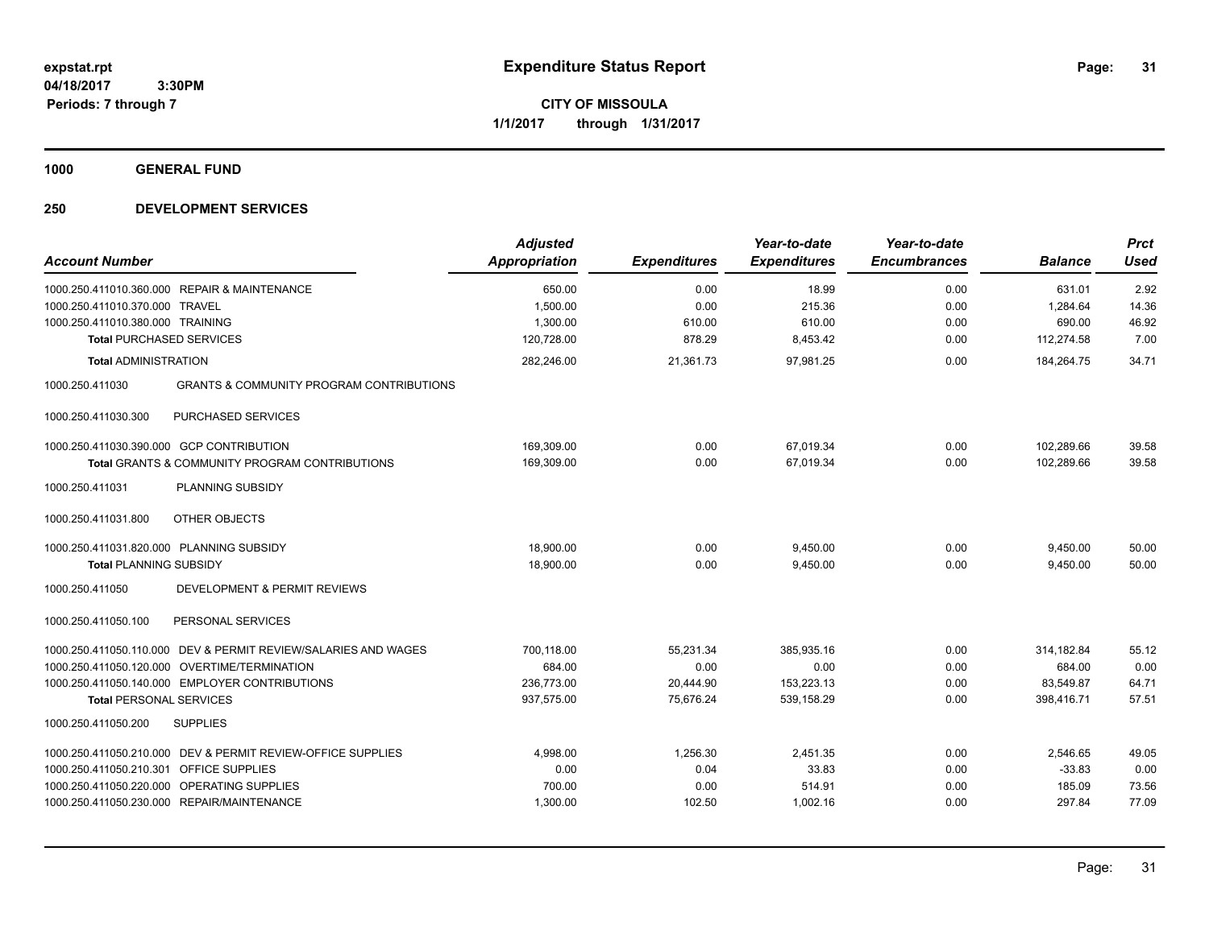**expstat.rpt**
**04/18/2017 3:30PM**
**Periods: 7 through 7**

# Expenditure Status Report

**CITY OF MISSOULA**
**1/1/2017 through 1/31/2017**

## 1000 GENERAL FUND

## 250 DEVELOPMENT SERVICES

| Account Number | | Adjusted Appropriation | Expenditures | Year-to-date Expenditures | Year-to-date Encumbrances | Balance | Prct Used |
|---|---|---|---|---|---|---|---|
| 1000.250.411010.360.000 | REPAIR & MAINTENANCE | 650.00 | 0.00 | 18.99 | 0.00 | 631.01 | 2.92 |
| 1000.250.411010.370.000 | TRAVEL | 1,500.00 | 0.00 | 215.36 | 0.00 | 1,284.64 | 14.36 |
| 1000.250.411010.380.000 | TRAINING | 1,300.00 | 610.00 | 610.00 | 0.00 | 690.00 | 46.92 |
| **Total** PURCHASED SERVICES | | 120,728.00 | 878.29 | 8,453.42 | 0.00 | 112,274.58 | 7.00 |
| **Total** ADMINISTRATION | | 282,246.00 | 21,361.73 | 97,981.25 | 0.00 | 184,264.75 | 34.71 |
| 1000.250.411030 | GRANTS & COMMUNITY PROGRAM CONTRIBUTIONS | | | | | | |
| 1000.250.411030.300 | PURCHASED SERVICES | | | | | | |
| 1000.250.411030.390.000 | GCP CONTRIBUTION | 169,309.00 | 0.00 | 67,019.34 | 0.00 | 102,289.66 | 39.58 |
| **Total** GRANTS & COMMUNITY PROGRAM CONTRIBUTIONS | | 169,309.00 | 0.00 | 67,019.34 | 0.00 | 102,289.66 | 39.58 |
| 1000.250.411031 | PLANNING SUBSIDY | | | | | | |
| 1000.250.411031.800 | OTHER OBJECTS | | | | | | |
| 1000.250.411031.820.000 | PLANNING SUBSIDY | 18,900.00 | 0.00 | 9,450.00 | 0.00 | 9,450.00 | 50.00 |
| **Total** PLANNING SUBSIDY | | 18,900.00 | 0.00 | 9,450.00 | 0.00 | 9,450.00 | 50.00 |
| 1000.250.411050 | DEVELOPMENT & PERMIT REVIEWS | | | | | | |
| 1000.250.411050.100 | PERSONAL SERVICES | | | | | | |
| 1000.250.411050.110.000 | DEV & PERMIT REVIEW/SALARIES AND WAGES | 700,118.00 | 55,231.34 | 385,935.16 | 0.00 | 314,182.84 | 55.12 |
| 1000.250.411050.120.000 | OVERTIME/TERMINATION | 684.00 | 0.00 | 0.00 | 0.00 | 684.00 | 0.00 |
| 1000.250.411050.140.000 | EMPLOYER CONTRIBUTIONS | 236,773.00 | 20,444.90 | 153,223.13 | 0.00 | 83,549.87 | 64.71 |
| **Total** PERSONAL SERVICES | | 937,575.00 | 75,676.24 | 539,158.29 | 0.00 | 398,416.71 | 57.51 |
| 1000.250.411050.200 | SUPPLIES | | | | | | |
| 1000.250.411050.210.000 | DEV & PERMIT REVIEW-OFFICE SUPPLIES | 4,998.00 | 1,256.30 | 2,451.35 | 0.00 | 2,546.65 | 49.05 |
| 1000.250.411050.210.301 | OFFICE SUPPLIES | 0.00 | 0.04 | 33.83 | 0.00 | -33.83 | 0.00 |
| 1000.250.411050.220.000 | OPERATING SUPPLIES | 700.00 | 0.00 | 514.91 | 0.00 | 185.09 | 73.56 |
| 1000.250.411050.230.000 | REPAIR/MAINTENANCE | 1,300.00 | 102.50 | 1,002.16 | 0.00 | 297.84 | 77.09 |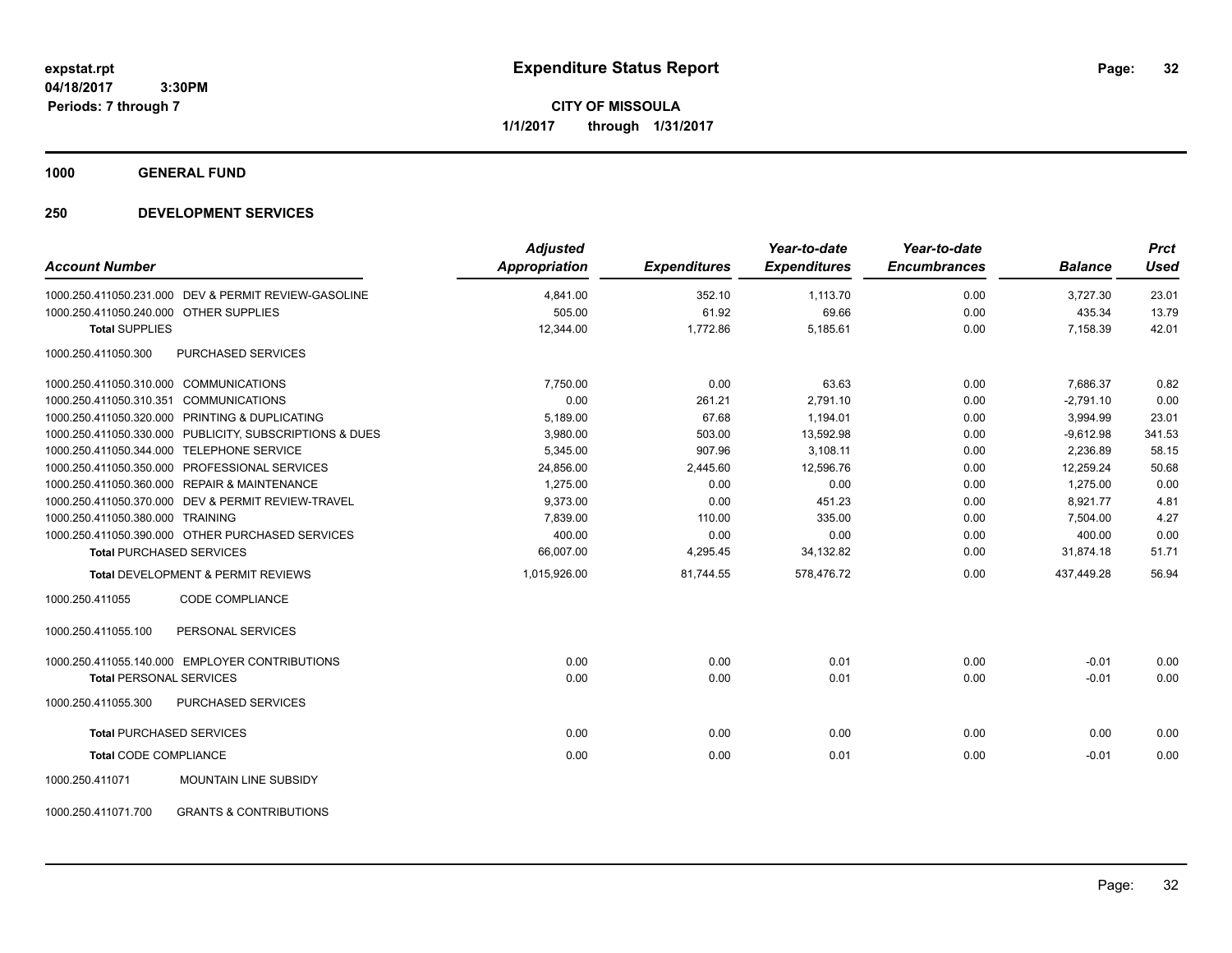**expstat.rpt**
**04/18/2017 3:30PM**
**Periods: 7 through 7**

# Expenditure Status Report

**CITY OF MISSOULA**
**1/1/2017 through 1/31/2017**

## 1000 GENERAL FUND

## 250 DEVELOPMENT SERVICES

| Account Number | | Adjusted Appropriation | Expenditures | Year-to-date Expenditures | Year-to-date Encumbrances | Balance | Prct Used |
|---|---|---|---|---|---|---|---|
| 1000.250.411050.231.000 | DEV & PERMIT REVIEW-GASOLINE | 4,841.00 | 352.10 | 1,113.70 | 0.00 | 3,727.30 | 23.01 |
| 1000.250.411050.240.000 | OTHER SUPPLIES | 505.00 | 61.92 | 69.66 | 0.00 | 435.34 | 13.79 |
| **Total** SUPPLIES | | 12,344.00 | 1,772.86 | 5,185.61 | 0.00 | 7,158.39 | 42.01 |
| 1000.250.411050.300 | PURCHASED SERVICES | | | | | | |
| 1000.250.411050.310.000 | COMMUNICATIONS | 7,750.00 | 0.00 | 63.63 | 0.00 | 7,686.37 | 0.82 |
| 1000.250.411050.310.351 | COMMUNICATIONS | 0.00 | 261.21 | 2,791.10 | 0.00 | -2,791.10 | 0.00 |
| 1000.250.411050.320.000 | PRINTING & DUPLICATING | 5,189.00 | 67.68 | 1,194.01 | 0.00 | 3,994.99 | 23.01 |
| 1000.250.411050.330.000 | PUBLICITY, SUBSCRIPTIONS & DUES | 3,980.00 | 503.00 | 13,592.98 | 0.00 | -9,612.98 | 341.53 |
| 1000.250.411050.344.000 | TELEPHONE SERVICE | 5,345.00 | 907.96 | 3,108.11 | 0.00 | 2,236.89 | 58.15 |
| 1000.250.411050.350.000 | PROFESSIONAL SERVICES | 24,856.00 | 2,445.60 | 12,596.76 | 0.00 | 12,259.24 | 50.68 |
| 1000.250.411050.360.000 | REPAIR & MAINTENANCE | 1,275.00 | 0.00 | 0.00 | 0.00 | 1,275.00 | 0.00 |
| 1000.250.411050.370.000 | DEV & PERMIT REVIEW-TRAVEL | 9,373.00 | 0.00 | 451.23 | 0.00 | 8,921.77 | 4.81 |
| 1000.250.411050.380.000 | TRAINING | 7,839.00 | 110.00 | 335.00 | 0.00 | 7,504.00 | 4.27 |
| 1000.250.411050.390.000 | OTHER PURCHASED SERVICES | 400.00 | 0.00 | 0.00 | 0.00 | 400.00 | 0.00 |
| **Total** PURCHASED SERVICES | | 66,007.00 | 4,295.45 | 34,132.82 | 0.00 | 31,874.18 | 51.71 |
| **Total** DEVELOPMENT & PERMIT REVIEWS | | 1,015,926.00 | 81,744.55 | 578,476.72 | 0.00 | 437,449.28 | 56.94 |
| 1000.250.411055 | CODE COMPLIANCE | | | | | | |
| 1000.250.411055.100 | PERSONAL SERVICES | | | | | | |
| 1000.250.411055.140.000 | EMPLOYER CONTRIBUTIONS | 0.00 | 0.00 | 0.01 | 0.00 | -0.01 | 0.00 |
| **Total** PERSONAL SERVICES | | 0.00 | 0.00 | 0.01 | 0.00 | -0.01 | 0.00 |
| 1000.250.411055.300 | PURCHASED SERVICES | | | | | | |
| **Total** PURCHASED SERVICES | | 0.00 | 0.00 | 0.00 | 0.00 | 0.00 | 0.00 |
| **Total** CODE COMPLIANCE | | 0.00 | 0.00 | 0.01 | 0.00 | -0.01 | 0.00 |
| 1000.250.411071 | MOUNTAIN LINE SUBSIDY | | | | | | |
| 1000.250.411071.700 | GRANTS & CONTRIBUTIONS | | | | | | |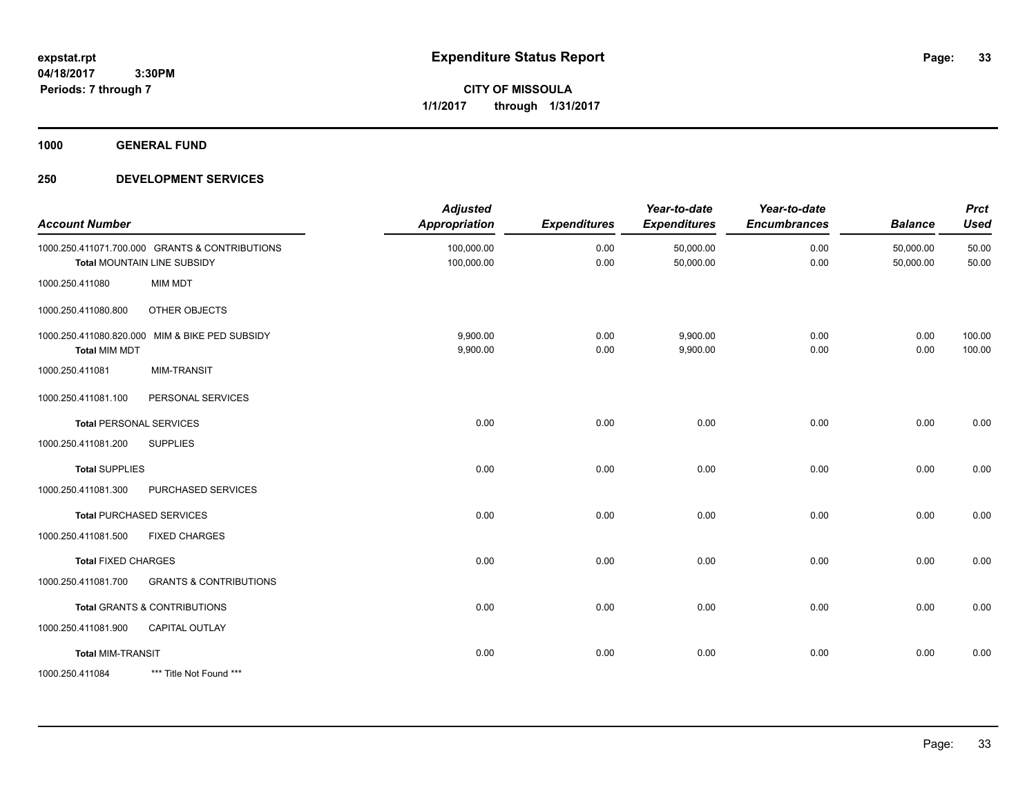expstat.rpt
04/18/2017 3:30PM
Periods: 7 through 7

# Expenditure Status Report

**CITY OF MISSOULA**
**1/1/2017 through 1/31/2017**

## 1000 GENERAL FUND

### 250 DEVELOPMENT SERVICES

| Account Number | | Adjusted Appropriation | Expenditures | Year-to-date Expenditures | Year-to-date Encumbrances | Balance | Prct Used |
|---|---|---|---|---|---|---|---|
| 1000.250.411071.700.000 | GRANTS & CONTRIBUTIONS | 100,000.00 | 0.00 | 50,000.00 | 0.00 | 50,000.00 | 50.00 |
| **Total** MOUNTAIN LINE SUBSIDY | | 100,000.00 | 0.00 | 50,000.00 | 0.00 | 50,000.00 | 50.00 |
| 1000.250.411080 | MIM MDT | | | | | | |
| 1000.250.411080.800 | OTHER OBJECTS | | | | | | |
| 1000.250.411080.820.000 | MIM & BIKE PED SUBSIDY | 9,900.00 | 0.00 | 9,900.00 | 0.00 | 0.00 | 100.00 |
| **Total** MIM MDT | | 9,900.00 | 0.00 | 9,900.00 | 0.00 | 0.00 | 100.00 |
| 1000.250.411081 | MIM-TRANSIT | | | | | | |
| 1000.250.411081.100 | PERSONAL SERVICES | | | | | | |
| **Total** PERSONAL SERVICES | | 0.00 | 0.00 | 0.00 | 0.00 | 0.00 | 0.00 |
| 1000.250.411081.200 | SUPPLIES | | | | | | |
| **Total** SUPPLIES | | 0.00 | 0.00 | 0.00 | 0.00 | 0.00 | 0.00 |
| 1000.250.411081.300 | PURCHASED SERVICES | | | | | | |
| **Total** PURCHASED SERVICES | | 0.00 | 0.00 | 0.00 | 0.00 | 0.00 | 0.00 |
| 1000.250.411081.500 | FIXED CHARGES | | | | | | |
| **Total** FIXED CHARGES | | 0.00 | 0.00 | 0.00 | 0.00 | 0.00 | 0.00 |
| 1000.250.411081.700 | GRANTS & CONTRIBUTIONS | | | | | | |
| **Total** GRANTS & CONTRIBUTIONS | | 0.00 | 0.00 | 0.00 | 0.00 | 0.00 | 0.00 |
| 1000.250.411081.900 | CAPITAL OUTLAY | | | | | | |
| **Total** MIM-TRANSIT | | 0.00 | 0.00 | 0.00 | 0.00 | 0.00 | 0.00 |
| 1000.250.411084 | *** Title Not Found *** | | | | | | |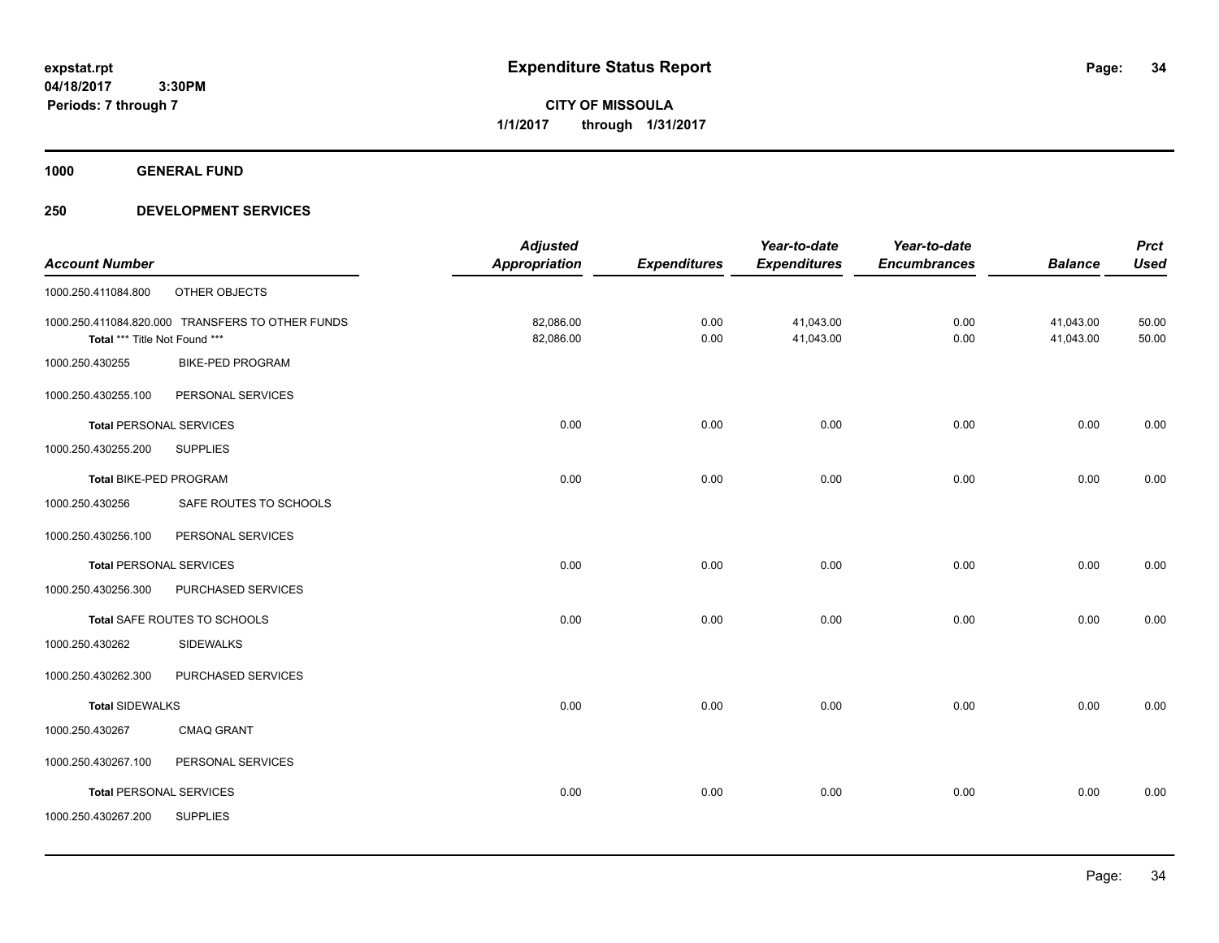**expstat.rpt**
**04/18/2017 3:30PM**
**Periods: 7 through 7**

# Expenditure Status Report

**CITY OF MISSOULA**
**1/1/2017 through 1/31/2017**

## 1000 GENERAL FUND

## 250 DEVELOPMENT SERVICES

| Account Number | | Adjusted Appropriation | Expenditures | Year-to-date Expenditures | Year-to-date Encumbrances | Balance | Prct Used |
|---|---|---|---|---|---|---|---|
| 1000.250.411084.800 | OTHER OBJECTS | | | | | | |
| 1000.250.411084.820.000 | TRANSFERS TO OTHER FUNDS | 82,086.00 | 0.00 | 41,043.00 | 0.00 | 41,043.00 | 50.00 |
| **Total** *** Title Not Found *** | | 82,086.00 | 0.00 | 41,043.00 | 0.00 | 41,043.00 | 50.00 |
| 1000.250.430255 | BIKE-PED PROGRAM | | | | | | |
| 1000.250.430255.100 | PERSONAL SERVICES | | | | | | |
| **Total** PERSONAL SERVICES | | 0.00 | 0.00 | 0.00 | 0.00 | 0.00 | 0.00 |
| 1000.250.430255.200 | SUPPLIES | | | | | | |
| **Total** BIKE-PED PROGRAM | | 0.00 | 0.00 | 0.00 | 0.00 | 0.00 | 0.00 |
| 1000.250.430256 | SAFE ROUTES TO SCHOOLS | | | | | | |
| 1000.250.430256.100 | PERSONAL SERVICES | | | | | | |
| **Total** PERSONAL SERVICES | | 0.00 | 0.00 | 0.00 | 0.00 | 0.00 | 0.00 |
| 1000.250.430256.300 | PURCHASED SERVICES | | | | | | |
| **Total** SAFE ROUTES TO SCHOOLS | | 0.00 | 0.00 | 0.00 | 0.00 | 0.00 | 0.00 |
| 1000.250.430262 | SIDEWALKS | | | | | | |
| 1000.250.430262.300 | PURCHASED SERVICES | | | | | | |
| **Total** SIDEWALKS | | 0.00 | 0.00 | 0.00 | 0.00 | 0.00 | 0.00 |
| 1000.250.430267 | CMAQ GRANT | | | | | | |
| 1000.250.430267.100 | PERSONAL SERVICES | | | | | | |
| **Total** PERSONAL SERVICES | | 0.00 | 0.00 | 0.00 | 0.00 | 0.00 | 0.00 |
| 1000.250.430267.200 | SUPPLIES | | | | | | |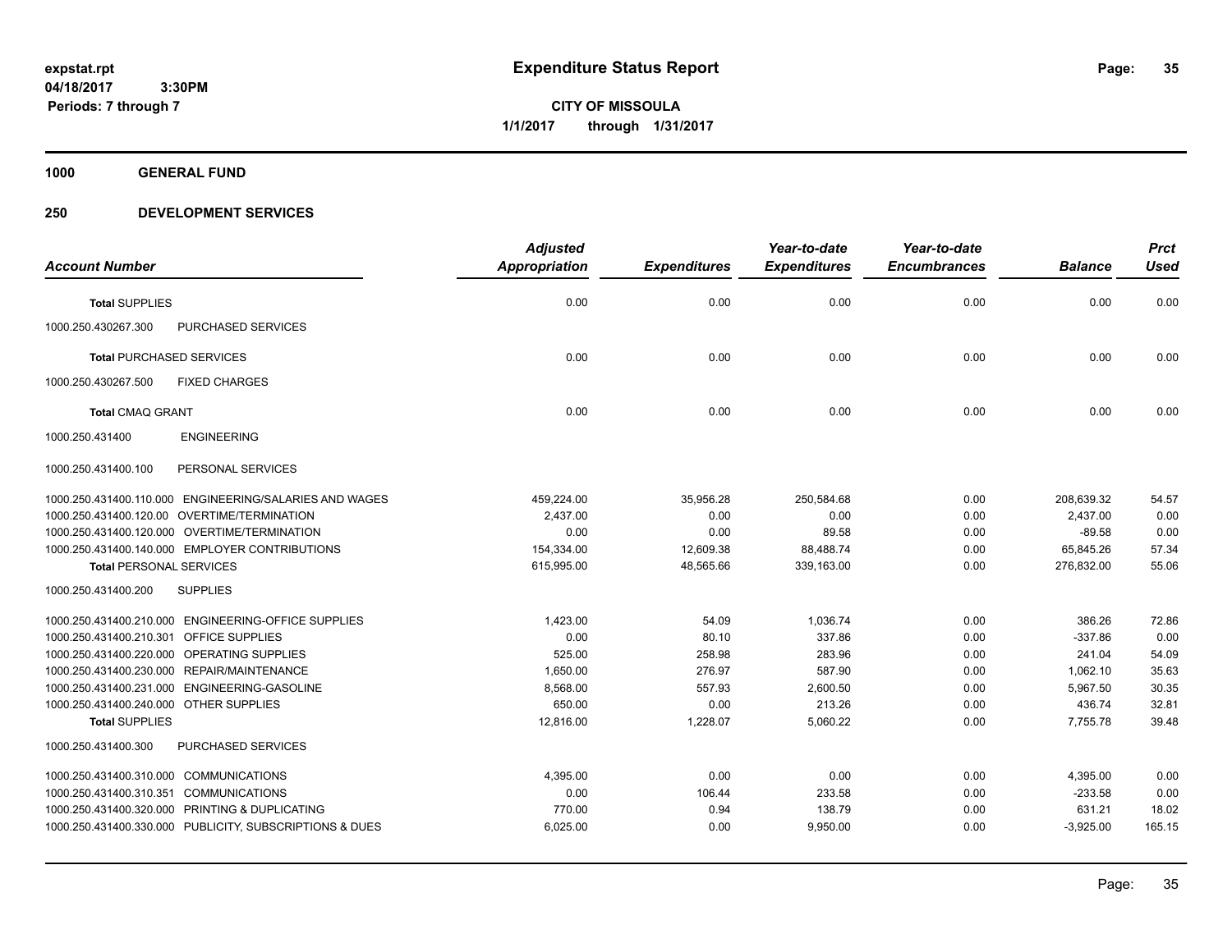# Expenditure Status Report

expstat.rpt
04/18/2017 3:30PM
Periods: 7 through 7

**CITY OF MISSOULA**
**1/1/2017 through 1/31/2017**

## 1000 GENERAL FUND

## 250 DEVELOPMENT SERVICES

| Account Number | | Adjusted Appropriation | Expenditures | Year-to-date Expenditures | Year-to-date Encumbrances | Balance | Prct Used |
|---|---|---|---|---|---|---|---|
| **Total** SUPPLIES | | 0.00 | 0.00 | 0.00 | 0.00 | 0.00 | 0.00 |
| 1000.250.430267.300 | PURCHASED SERVICES | | | | | | |
| **Total** PURCHASED SERVICES | | 0.00 | 0.00 | 0.00 | 0.00 | 0.00 | 0.00 |
| 1000.250.430267.500 | FIXED CHARGES | | | | | | |
| **Total** CMAQ GRANT | | 0.00 | 0.00 | 0.00 | 0.00 | 0.00 | 0.00 |
| 1000.250.431400 | ENGINEERING | | | | | | |
| 1000.250.431400.100 | PERSONAL SERVICES | | | | | | |
| 1000.250.431400.110.000 | ENGINEERING/SALARIES AND WAGES | 459,224.00 | 35,956.28 | 250,584.68 | 0.00 | 208,639.32 | 54.57 |
| 1000.250.431400.120.00 | OVERTIME/TERMINATION | 2,437.00 | 0.00 | 0.00 | 0.00 | 2,437.00 | 0.00 |
| 1000.250.431400.120.000 | OVERTIME/TERMINATION | 0.00 | 0.00 | 89.58 | 0.00 | -89.58 | 0.00 |
| 1000.250.431400.140.000 | EMPLOYER CONTRIBUTIONS | 154,334.00 | 12,609.38 | 88,488.74 | 0.00 | 65,845.26 | 57.34 |
| **Total** PERSONAL SERVICES | | 615,995.00 | 48,565.66 | 339,163.00 | 0.00 | 276,832.00 | 55.06 |
| 1000.250.431400.200 | SUPPLIES | | | | | | |
| 1000.250.431400.210.000 | ENGINEERING-OFFICE SUPPLIES | 1,423.00 | 54.09 | 1,036.74 | 0.00 | 386.26 | 72.86 |
| 1000.250.431400.210.301 | OFFICE SUPPLIES | 0.00 | 80.10 | 337.86 | 0.00 | -337.86 | 0.00 |
| 1000.250.431400.220.000 | OPERATING SUPPLIES | 525.00 | 258.98 | 283.96 | 0.00 | 241.04 | 54.09 |
| 1000.250.431400.230.000 | REPAIR/MAINTENANCE | 1,650.00 | 276.97 | 587.90 | 0.00 | 1,062.10 | 35.63 |
| 1000.250.431400.231.000 | ENGINEERING-GASOLINE | 8,568.00 | 557.93 | 2,600.50 | 0.00 | 5,967.50 | 30.35 |
| 1000.250.431400.240.000 | OTHER SUPPLIES | 650.00 | 0.00 | 213.26 | 0.00 | 436.74 | 32.81 |
| **Total** SUPPLIES | | 12,816.00 | 1,228.07 | 5,060.22 | 0.00 | 7,755.78 | 39.48 |
| 1000.250.431400.300 | PURCHASED SERVICES | | | | | | |
| 1000.250.431400.310.000 | COMMUNICATIONS | 4,395.00 | 0.00 | 0.00 | 0.00 | 4,395.00 | 0.00 |
| 1000.250.431400.310.351 | COMMUNICATIONS | 0.00 | 106.44 | 233.58 | 0.00 | -233.58 | 0.00 |
| 1000.250.431400.320.000 | PRINTING & DUPLICATING | 770.00 | 0.94 | 138.79 | 0.00 | 631.21 | 18.02 |
| 1000.250.431400.330.000 | PUBLICITY, SUBSCRIPTIONS & DUES | 6,025.00 | 0.00 | 9,950.00 | 0.00 | -3,925.00 | 165.15 |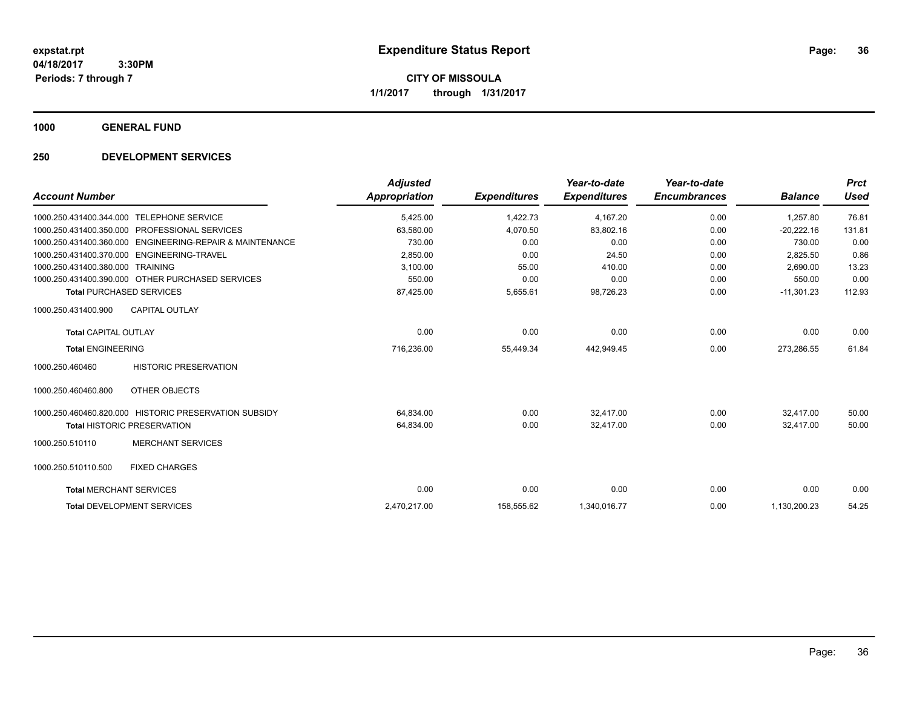**expstat.rpt**
**04/18/2017 3:30PM**
**Periods: 7 through 7**

# Expenditure Status Report

**CITY OF MISSOULA**
**1/1/2017 through 1/31/2017**

## 1000 GENERAL FUND

## 250 DEVELOPMENT SERVICES

| Account Number | | Adjusted Appropriation | Expenditures | Year-to-date Expenditures | Year-to-date Encumbrances | Balance | Prct Used |
|---|---|---|---|---|---|---|---|
| 1000.250.431400.344.000 | TELEPHONE SERVICE | 5,425.00 | 1,422.73 | 4,167.20 | 0.00 | 1,257.80 | 76.81 |
| 1000.250.431400.350.000 | PROFESSIONAL SERVICES | 63,580.00 | 4,070.50 | 83,802.16 | 0.00 | -20,222.16 | 131.81 |
| 1000.250.431400.360.000 | ENGINEERING-REPAIR & MAINTENANCE | 730.00 | 0.00 | 0.00 | 0.00 | 730.00 | 0.00 |
| 1000.250.431400.370.000 | ENGINEERING-TRAVEL | 2,850.00 | 0.00 | 24.50 | 0.00 | 2,825.50 | 0.86 |
| 1000.250.431400.380.000 | TRAINING | 3,100.00 | 55.00 | 410.00 | 0.00 | 2,690.00 | 13.23 |
| 1000.250.431400.390.000 | OTHER PURCHASED SERVICES | 550.00 | 0.00 | 0.00 | 0.00 | 550.00 | 0.00 |
| **Total** PURCHASED SERVICES | | 87,425.00 | 5,655.61 | 98,726.23 | 0.00 | -11,301.23 | 112.93 |
| 1000.250.431400.900 | CAPITAL OUTLAY | | | | | | |
| **Total** CAPITAL OUTLAY | | 0.00 | 0.00 | 0.00 | 0.00 | 0.00 | 0.00 |
| **Total** ENGINEERING | | 716,236.00 | 55,449.34 | 442,949.45 | 0.00 | 273,286.55 | 61.84 |
| 1000.250.460460 | HISTORIC PRESERVATION | | | | | | |
| 1000.250.460460.800 | OTHER OBJECTS | | | | | | |
| 1000.250.460460.820.000 | HISTORIC PRESERVATION SUBSIDY | 64,834.00 | 0.00 | 32,417.00 | 0.00 | 32,417.00 | 50.00 |
| **Total** HISTORIC PRESERVATION | | 64,834.00 | 0.00 | 32,417.00 | 0.00 | 32,417.00 | 50.00 |
| 1000.250.510110 | MERCHANT SERVICES | | | | | | |
| 1000.250.510110.500 | FIXED CHARGES | | | | | | |
| **Total** MERCHANT SERVICES | | 0.00 | 0.00 | 0.00 | 0.00 | 0.00 | 0.00 |
| **Total** DEVELOPMENT SERVICES | | 2,470,217.00 | 158,555.62 | 1,340,016.77 | 0.00 | 1,130,200.23 | 54.25 |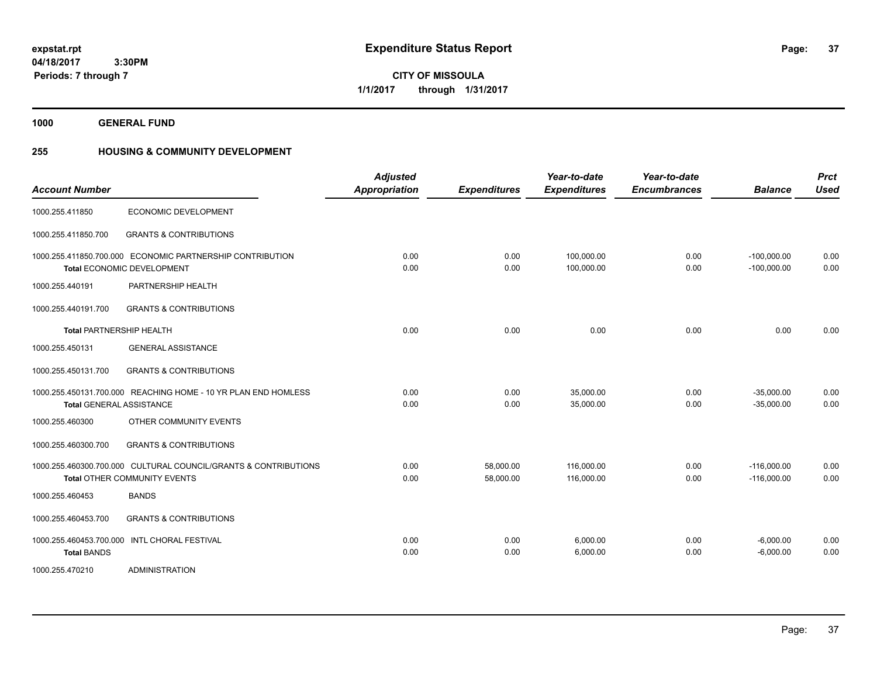# Expenditure Status Report

expstat.rpt
04/18/2017 3:30PM
Periods: 7 through 7

**CITY OF MISSOULA**
**1/1/2017 through 1/31/2017**

**1000 GENERAL FUND**

**255 HOUSING & COMMUNITY DEVELOPMENT**

| Account Number | | Adjusted Appropriation | Expenditures | Year-to-date Expenditures | Year-to-date Encumbrances | Balance | Prct Used |
|---|---|---|---|---|---|---|---|
| 1000.255.411850 | ECONOMIC DEVELOPMENT | | | | | | |
| 1000.255.411850.700 | GRANTS & CONTRIBUTIONS | | | | | | |
| 1000.255.411850.700.000 | ECONOMIC PARTNERSHIP CONTRIBUTION | 0.00 | 0.00 | 100,000.00 | 0.00 | -100,000.00 | 0.00 |
| **Total** ECONOMIC DEVELOPMENT | | 0.00 | 0.00 | 100,000.00 | 0.00 | -100,000.00 | 0.00 |
| 1000.255.440191 | PARTNERSHIP HEALTH | | | | | | |
| 1000.255.440191.700 | GRANTS & CONTRIBUTIONS | | | | | | |
| **Total** PARTNERSHIP HEALTH | | 0.00 | 0.00 | 0.00 | 0.00 | 0.00 | 0.00 |
| 1000.255.450131 | GENERAL ASSISTANCE | | | | | | |
| 1000.255.450131.700 | GRANTS & CONTRIBUTIONS | | | | | | |
| 1000.255.450131.700.000 | REACHING HOME - 10 YR PLAN END HOMLESS | 0.00 | 0.00 | 35,000.00 | 0.00 | -35,000.00 | 0.00 |
| **Total** GENERAL ASSISTANCE | | 0.00 | 0.00 | 35,000.00 | 0.00 | -35,000.00 | 0.00 |
| 1000.255.460300 | OTHER COMMUNITY EVENTS | | | | | | |
| 1000.255.460300.700 | GRANTS & CONTRIBUTIONS | | | | | | |
| 1000.255.460300.700.000 | CULTURAL COUNCIL/GRANTS & CONTRIBUTIONS | 0.00 | 58,000.00 | 116,000.00 | 0.00 | -116,000.00 | 0.00 |
| **Total** OTHER COMMUNITY EVENTS | | 0.00 | 58,000.00 | 116,000.00 | 0.00 | -116,000.00 | 0.00 |
| 1000.255.460453 | BANDS | | | | | | |
| 1000.255.460453.700 | GRANTS & CONTRIBUTIONS | | | | | | |
| 1000.255.460453.700.000 | INTL CHORAL FESTIVAL | 0.00 | 0.00 | 6,000.00 | 0.00 | -6,000.00 | 0.00 |
| **Total** BANDS | | 0.00 | 0.00 | 6,000.00 | 0.00 | -6,000.00 | 0.00 |
| 1000.255.470210 | ADMINISTRATION | | | | | | |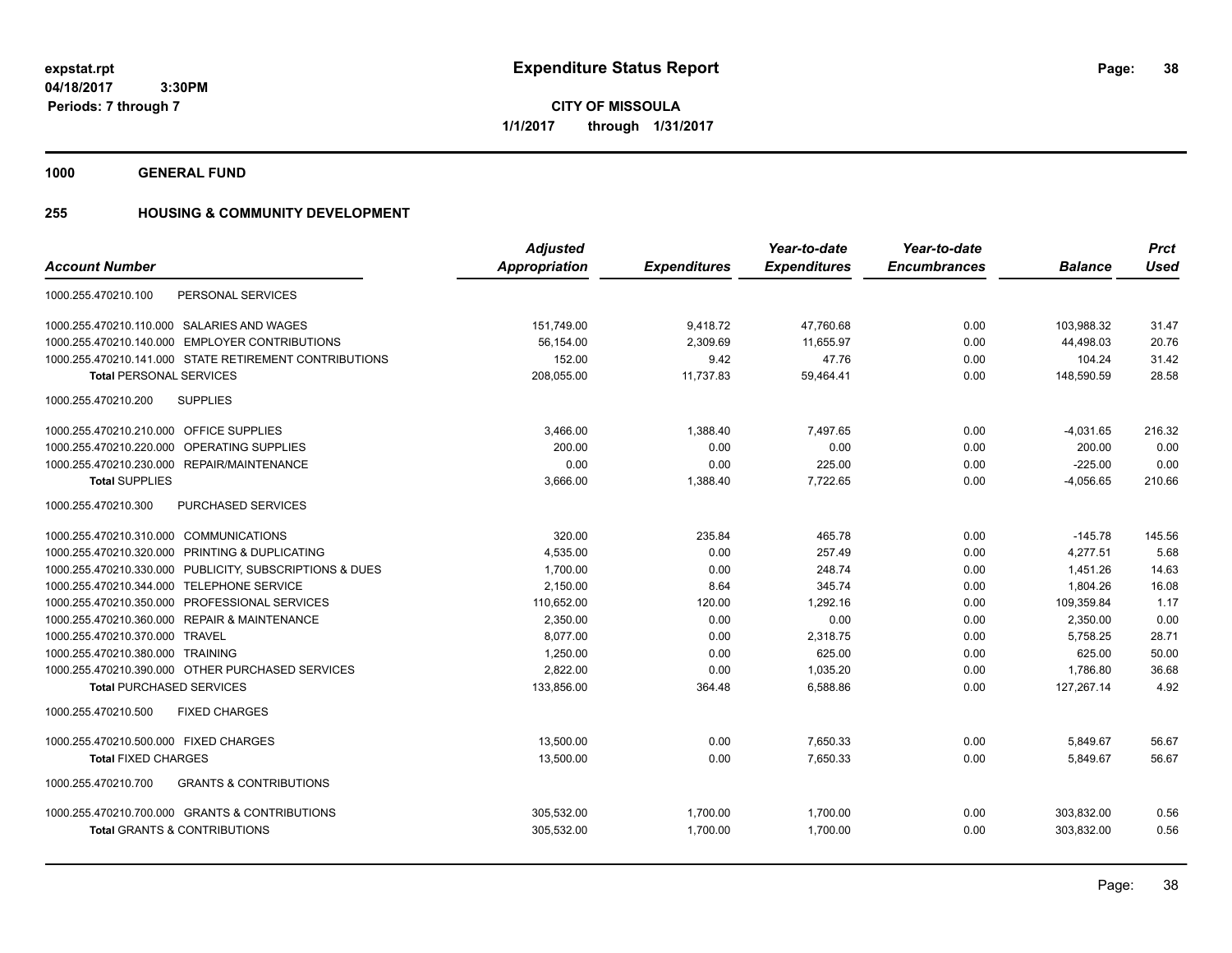# Expenditure Status Report

expstat.rpt
04/18/2017 3:30PM
Periods: 7 through 7

**CITY OF MISSOULA**
**1/1/2017 through 1/31/2017**

## 1000 GENERAL FUND

## 255 HOUSING & COMMUNITY DEVELOPMENT

| Account Number | Adjusted Appropriation | Expenditures | Year-to-date Expenditures | Year-to-date Encumbrances | Balance | Prct Used |
|---|---|---|---|---|---|---|
| 1000.255.470210.100 PERSONAL SERVICES | | | | | | |
| 1000.255.470210.110.000 SALARIES AND WAGES | 151,749.00 | 9,418.72 | 47,760.68 | 0.00 | 103,988.32 | 31.47 |
| 1000.255.470210.140.000 EMPLOYER CONTRIBUTIONS | 56,154.00 | 2,309.69 | 11,655.97 | 0.00 | 44,498.03 | 20.76 |
| 1000.255.470210.141.000 STATE RETIREMENT CONTRIBUTIONS | 152.00 | 9.42 | 47.76 | 0.00 | 104.24 | 31.42 |
| **Total** PERSONAL SERVICES | 208,055.00 | 11,737.83 | 59,464.41 | 0.00 | 148,590.59 | 28.58 |
| 1000.255.470210.200 SUPPLIES | | | | | | |
| 1000.255.470210.210.000 OFFICE SUPPLIES | 3,466.00 | 1,388.40 | 7,497.65 | 0.00 | -4,031.65 | 216.32 |
| 1000.255.470210.220.000 OPERATING SUPPLIES | 200.00 | 0.00 | 0.00 | 0.00 | 200.00 | 0.00 |
| 1000.255.470210.230.000 REPAIR/MAINTENANCE | 0.00 | 0.00 | 225.00 | 0.00 | -225.00 | 0.00 |
| **Total** SUPPLIES | 3,666.00 | 1,388.40 | 7,722.65 | 0.00 | -4,056.65 | 210.66 |
| 1000.255.470210.300 PURCHASED SERVICES | | | | | | |
| 1000.255.470210.310.000 COMMUNICATIONS | 320.00 | 235.84 | 465.78 | 0.00 | -145.78 | 145.56 |
| 1000.255.470210.320.000 PRINTING & DUPLICATING | 4,535.00 | 0.00 | 257.49 | 0.00 | 4,277.51 | 5.68 |
| 1000.255.470210.330.000 PUBLICITY, SUBSCRIPTIONS & DUES | 1,700.00 | 0.00 | 248.74 | 0.00 | 1,451.26 | 14.63 |
| 1000.255.470210.344.000 TELEPHONE SERVICE | 2,150.00 | 8.64 | 345.74 | 0.00 | 1,804.26 | 16.08 |
| 1000.255.470210.350.000 PROFESSIONAL SERVICES | 110,652.00 | 120.00 | 1,292.16 | 0.00 | 109,359.84 | 1.17 |
| 1000.255.470210.360.000 REPAIR & MAINTENANCE | 2,350.00 | 0.00 | 0.00 | 0.00 | 2,350.00 | 0.00 |
| 1000.255.470210.370.000 TRAVEL | 8,077.00 | 0.00 | 2,318.75 | 0.00 | 5,758.25 | 28.71 |
| 1000.255.470210.380.000 TRAINING | 1,250.00 | 0.00 | 625.00 | 0.00 | 625.00 | 50.00 |
| 1000.255.470210.390.000 OTHER PURCHASED SERVICES | 2,822.00 | 0.00 | 1,035.20 | 0.00 | 1,786.80 | 36.68 |
| **Total** PURCHASED SERVICES | 133,856.00 | 364.48 | 6,588.86 | 0.00 | 127,267.14 | 4.92 |
| 1000.255.470210.500 FIXED CHARGES | | | | | | |
| 1000.255.470210.500.000 FIXED CHARGES | 13,500.00 | 0.00 | 7,650.33 | 0.00 | 5,849.67 | 56.67 |
| **Total** FIXED CHARGES | 13,500.00 | 0.00 | 7,650.33 | 0.00 | 5,849.67 | 56.67 |
| 1000.255.470210.700 GRANTS & CONTRIBUTIONS | | | | | | |
| 1000.255.470210.700.000 GRANTS & CONTRIBUTIONS | 305,532.00 | 1,700.00 | 1,700.00 | 0.00 | 303,832.00 | 0.56 |
| **Total** GRANTS & CONTRIBUTIONS | 305,532.00 | 1,700.00 | 1,700.00 | 0.00 | 303,832.00 | 0.56 |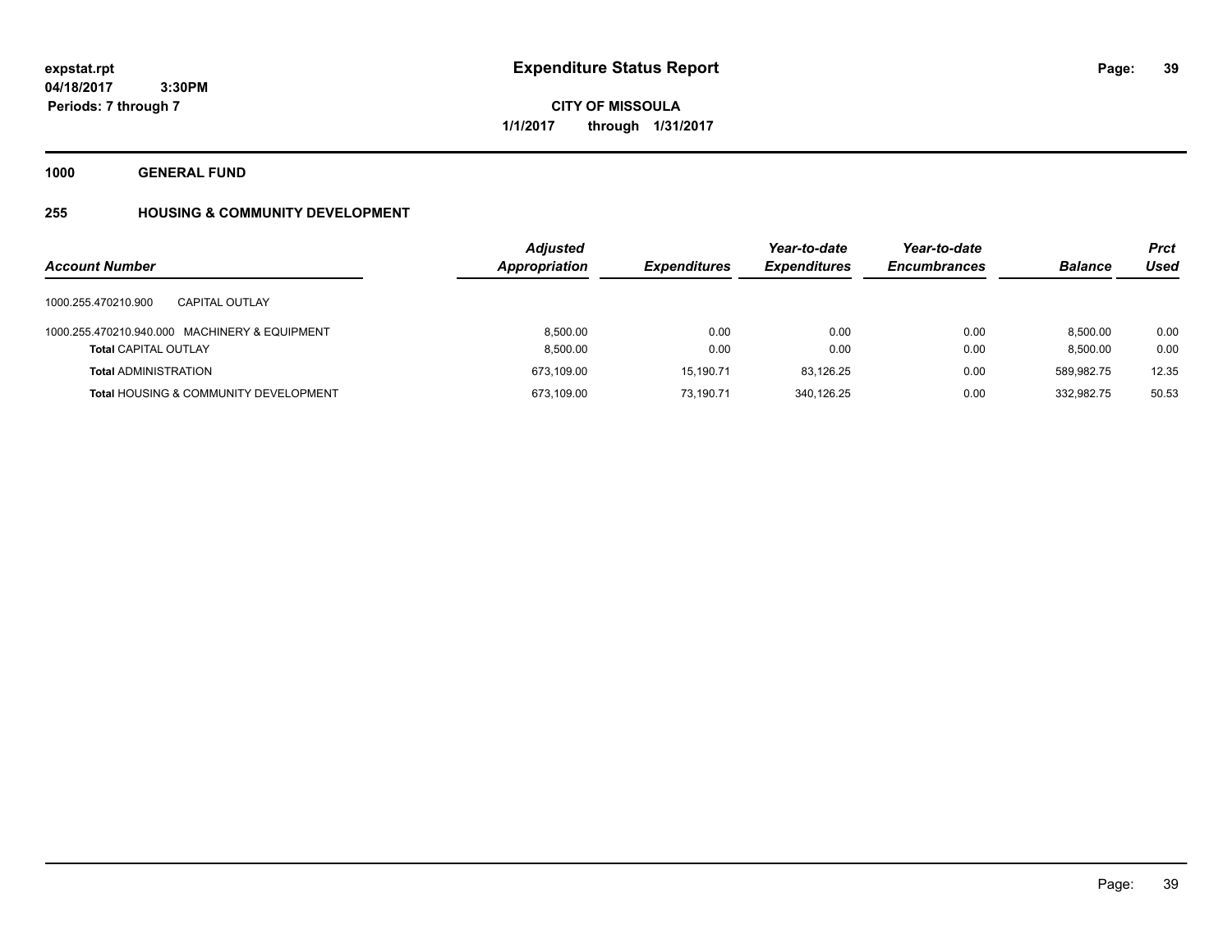**expstat.rpt**
**04/18/2017 3:30PM**
**Periods: 7 through 7**

# Expenditure Status Report

**CITY OF MISSOULA**
**1/1/2017 through 1/31/2017**

## 1000 GENERAL FUND

## 255 HOUSING & COMMUNITY DEVELOPMENT

| Account Number | Adjusted Appropriation | Expenditures | Year-to-date Expenditures | Year-to-date Encumbrances | Balance | Prct Used |
|---|---|---|---|---|---|---|
| 1000.255.470210.900 CAPITAL OUTLAY | | | | | | |
| 1000.255.470210.940.000 MACHINERY & EQUIPMENT | 8,500.00 | 0.00 | 0.00 | 0.00 | 8,500.00 | 0.00 |
| **Total** CAPITAL OUTLAY | 8,500.00 | 0.00 | 0.00 | 0.00 | 8,500.00 | 0.00 |
| **Total** ADMINISTRATION | 673,109.00 | 15,190.71 | 83,126.25 | 0.00 | 589,982.75 | 12.35 |
| **Total** HOUSING & COMMUNITY DEVELOPMENT | 673,109.00 | 73,190.71 | 340,126.25 | 0.00 | 332,982.75 | 50.53 |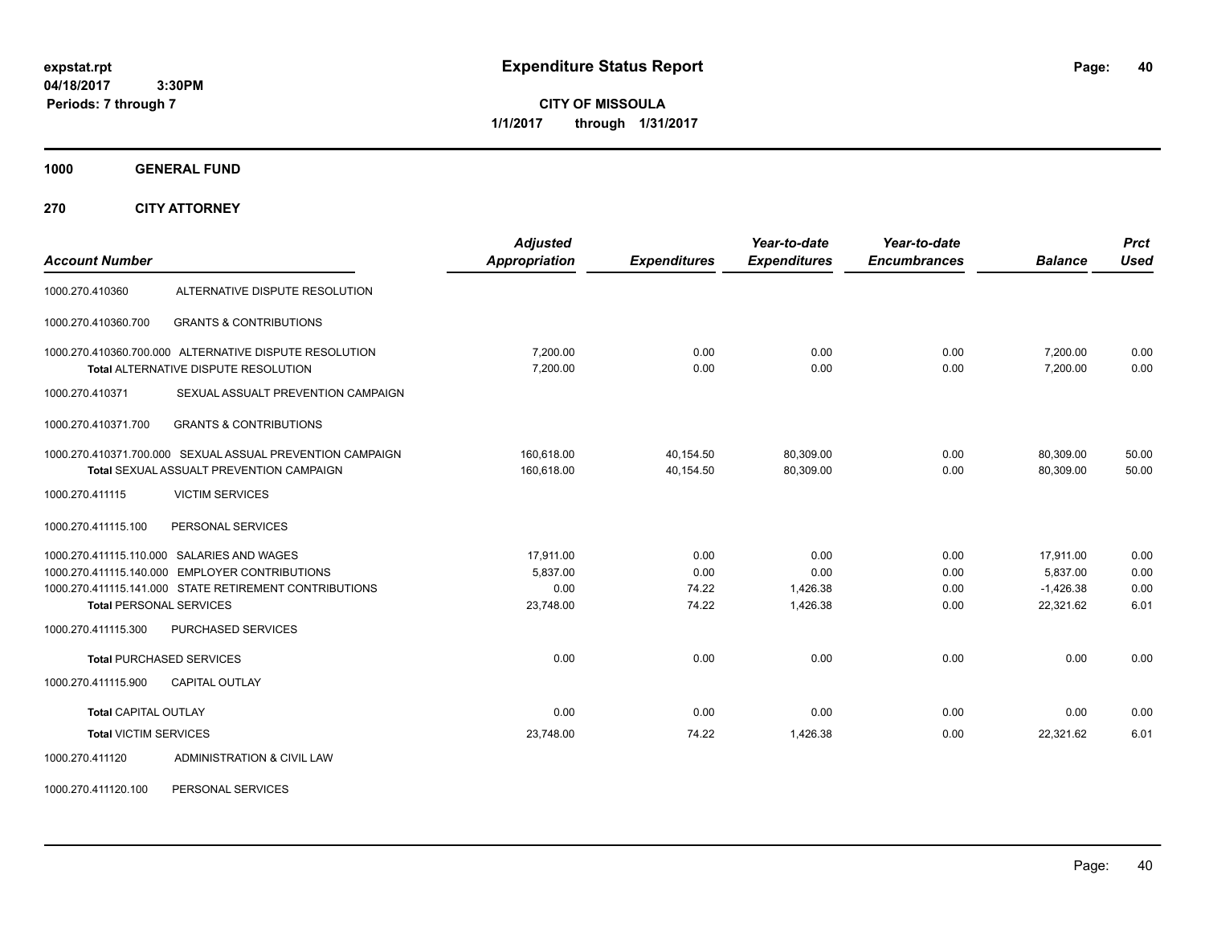**expstat.rpt**
**04/18/2017 3:30PM**
**Periods: 7 through 7**

# Expenditure Status Report

**CITY OF MISSOULA**
**1/1/2017 through 1/31/2017**

**1000 GENERAL FUND**

**270 CITY ATTORNEY**

| Account Number | | Adjusted Appropriation | Expenditures | Year-to-date Expenditures | Year-to-date Encumbrances | Balance | Prct Used |
|---|---|---|---|---|---|---|---|
| 1000.270.410360 | ALTERNATIVE DISPUTE RESOLUTION | | | | | | |
| 1000.270.410360.700 | GRANTS & CONTRIBUTIONS | | | | | | |
| 1000.270.410360.700.000 | ALTERNATIVE DISPUTE RESOLUTION | 7,200.00 | 0.00 | 0.00 | 0.00 | 7,200.00 | 0.00 |
| **Total** ALTERNATIVE DISPUTE RESOLUTION | | 7,200.00 | 0.00 | 0.00 | 0.00 | 7,200.00 | 0.00 |
| 1000.270.410371 | SEXUAL ASSAULT PREVENTION CAMPAIGN | | | | | | |
| 1000.270.410371.700 | GRANTS & CONTRIBUTIONS | | | | | | |
| 1000.270.410371.700.000 | SEXUAL ASSUAL PREVENTION CAMPAIGN | 160,618.00 | 40,154.50 | 80,309.00 | 0.00 | 80,309.00 | 50.00 |
| **Total** SEXUAL ASSUALT PREVENTION CAMPAIGN | | 160,618.00 | 40,154.50 | 80,309.00 | 0.00 | 80,309.00 | 50.00 |
| 1000.270.411115 | VICTIM SERVICES | | | | | | |
| 1000.270.411115.100 | PERSONAL SERVICES | | | | | | |
| 1000.270.411115.110.000 | SALARIES AND WAGES | 17,911.00 | 0.00 | 0.00 | 0.00 | 17,911.00 | 0.00 |
| 1000.270.411115.140.000 | EMPLOYER CONTRIBUTIONS | 5,837.00 | 0.00 | 0.00 | 0.00 | 5,837.00 | 0.00 |
| 1000.270.411115.141.000 | STATE RETIREMENT CONTRIBUTIONS | 0.00 | 74.22 | 1,426.38 | 0.00 | -1,426.38 | 0.00 |
| **Total** PERSONAL SERVICES | | 23,748.00 | 74.22 | 1,426.38 | 0.00 | 22,321.62 | 6.01 |
| 1000.270.411115.300 | PURCHASED SERVICES | | | | | | |
| **Total** PURCHASED SERVICES | | 0.00 | 0.00 | 0.00 | 0.00 | 0.00 | 0.00 |
| 1000.270.411115.900 | CAPITAL OUTLAY | | | | | | |
| **Total** CAPITAL OUTLAY | | 0.00 | 0.00 | 0.00 | 0.00 | 0.00 | 0.00 |
| **Total** VICTIM SERVICES | | 23,748.00 | 74.22 | 1,426.38 | 0.00 | 22,321.62 | 6.01 |
| 1000.270.411120 | ADMINISTRATION & CIVIL LAW | | | | | | |
| 1000.270.411120.100 | PERSONAL SERVICES | | | | | | |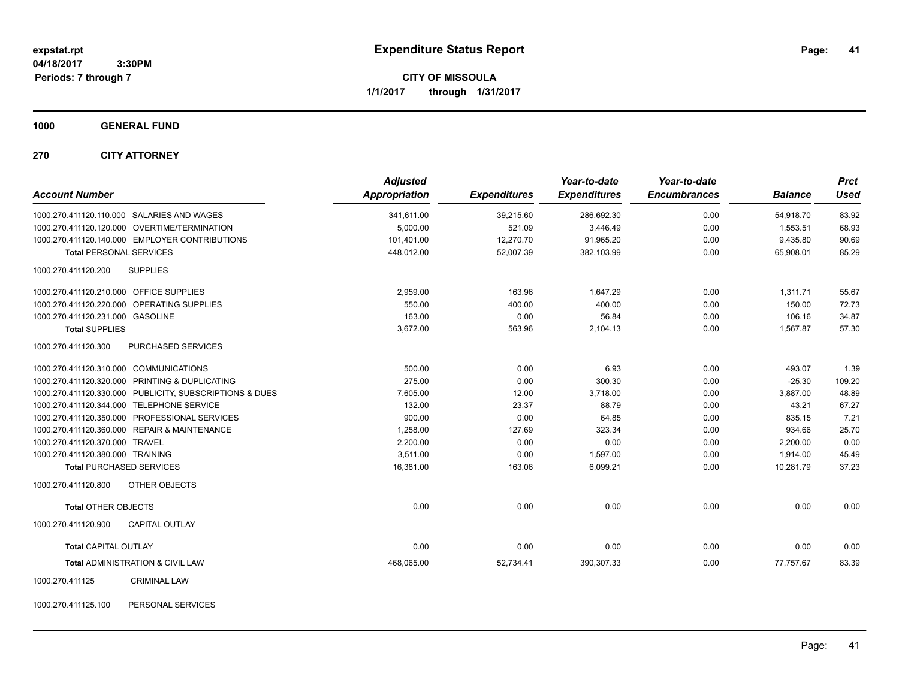**expstat.rpt**
**04/18/2017 3:30PM**
**Periods: 7 through 7**

# Expenditure Status Report

**CITY OF MISSOULA**
**1/1/2017 through 1/31/2017**

## 1000 GENERAL FUND

## 270 CITY ATTORNEY

| Account Number | Adjusted Appropriation | Expenditures | Year-to-date Expenditures | Year-to-date Encumbrances | Balance | Prct Used |
|---|---|---|---|---|---|---|
| 1000.270.411120.110.000 SALARIES AND WAGES | 341,611.00 | 39,215.60 | 286,692.30 | 0.00 | 54,918.70 | 83.92 |
| 1000.270.411120.120.000 OVERTIME/TERMINATION | 5,000.00 | 521.09 | 3,446.49 | 0.00 | 1,553.51 | 68.93 |
| 1000.270.411120.140.000 EMPLOYER CONTRIBUTIONS | 101,401.00 | 12,270.70 | 91,965.20 | 0.00 | 9,435.80 | 90.69 |
| **Total** PERSONAL SERVICES | 448,012.00 | 52,007.39 | 382,103.99 | 0.00 | 65,908.01 | 85.29 |
| 1000.270.411120.200 SUPPLIES | | | | | | |
| 1000.270.411120.210.000 OFFICE SUPPLIES | 2,959.00 | 163.96 | 1,647.29 | 0.00 | 1,311.71 | 55.67 |
| 1000.270.411120.220.000 OPERATING SUPPLIES | 550.00 | 400.00 | 400.00 | 0.00 | 150.00 | 72.73 |
| 1000.270.411120.231.000 GASOLINE | 163.00 | 0.00 | 56.84 | 0.00 | 106.16 | 34.87 |
| **Total** SUPPLIES | 3,672.00 | 563.96 | 2,104.13 | 0.00 | 1,567.87 | 57.30 |
| 1000.270.411120.300 PURCHASED SERVICES | | | | | | |
| 1000.270.411120.310.000 COMMUNICATIONS | 500.00 | 0.00 | 6.93 | 0.00 | 493.07 | 1.39 |
| 1000.270.411120.320.000 PRINTING & DUPLICATING | 275.00 | 0.00 | 300.30 | 0.00 | -25.30 | 109.20 |
| 1000.270.411120.330.000 PUBLICITY, SUBSCRIPTIONS & DUES | 7,605.00 | 12.00 | 3,718.00 | 0.00 | 3,887.00 | 48.89 |
| 1000.270.411120.344.000 TELEPHONE SERVICE | 132.00 | 23.37 | 88.79 | 0.00 | 43.21 | 67.27 |
| 1000.270.411120.350.000 PROFESSIONAL SERVICES | 900.00 | 0.00 | 64.85 | 0.00 | 835.15 | 7.21 |
| 1000.270.411120.360.000 REPAIR & MAINTENANCE | 1,258.00 | 127.69 | 323.34 | 0.00 | 934.66 | 25.70 |
| 1000.270.411120.370.000 TRAVEL | 2,200.00 | 0.00 | 0.00 | 0.00 | 2,200.00 | 0.00 |
| 1000.270.411120.380.000 TRAINING | 3,511.00 | 0.00 | 1,597.00 | 0.00 | 1,914.00 | 45.49 |
| **Total** PURCHASED SERVICES | 16,381.00 | 163.06 | 6,099.21 | 0.00 | 10,281.79 | 37.23 |
| 1000.270.411120.800 OTHER OBJECTS | | | | | | |
| **Total** OTHER OBJECTS | 0.00 | 0.00 | 0.00 | 0.00 | 0.00 | 0.00 |
| 1000.270.411120.900 CAPITAL OUTLAY | | | | | | |
| **Total** CAPITAL OUTLAY | 0.00 | 0.00 | 0.00 | 0.00 | 0.00 | 0.00 |
| **Total** ADMINISTRATION & CIVIL LAW | 468,065.00 | 52,734.41 | 390,307.33 | 0.00 | 77,757.67 | 83.39 |

1000.270.411125 CRIMINAL LAW

1000.270.411125.100 PERSONAL SERVICES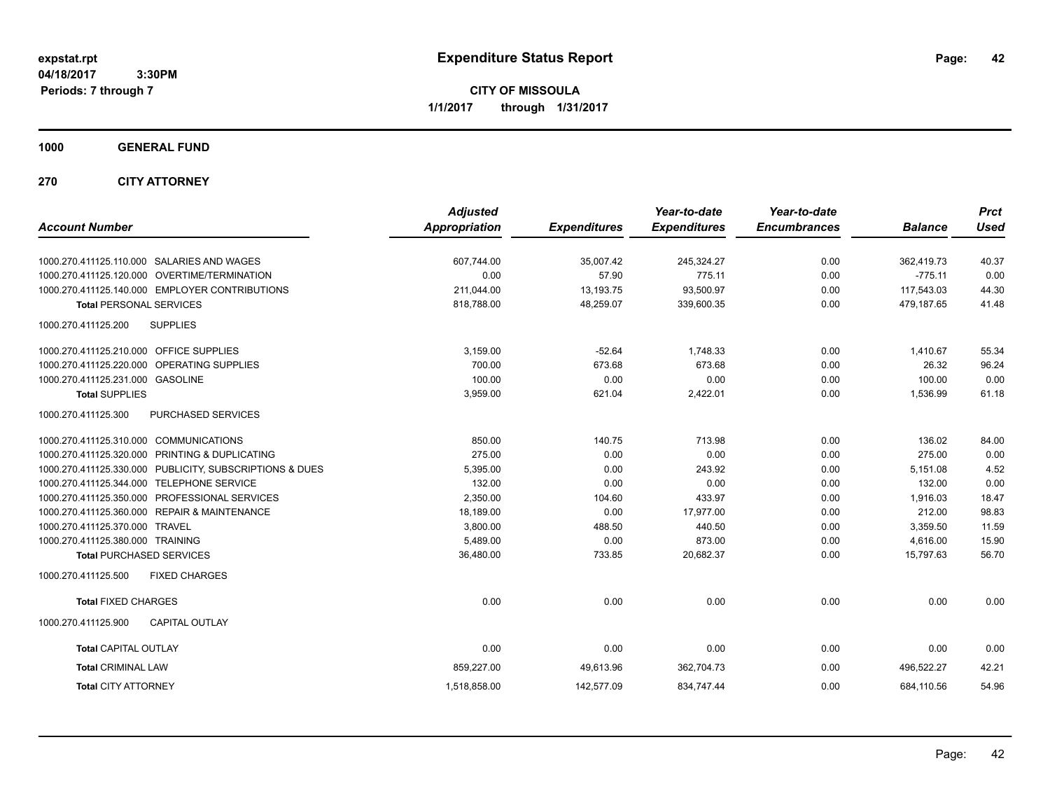expstat.rpt
04/18/2017 3:30PM
Periods: 7 through 7

# Expenditure Status Report

**CITY OF MISSOULA**
**1/1/2017 through 1/31/2017**

## 1000 GENERAL FUND

## 270 CITY ATTORNEY

| Account Number | Adjusted Appropriation | Expenditures | Year-to-date Expenditures | Year-to-date Encumbrances | Balance | Prct Used |
|---|---|---|---|---|---|---|
| 1000.270.411125.110.000 SALARIES AND WAGES | 607,744.00 | 35,007.42 | 245,324.27 | 0.00 | 362,419.73 | 40.37 |
| 1000.270.411125.120.000 OVERTIME/TERMINATION | 0.00 | 57.90 | 775.11 | 0.00 | -775.11 | 0.00 |
| 1000.270.411125.140.000 EMPLOYER CONTRIBUTIONS | 211,044.00 | 13,193.75 | 93,500.97 | 0.00 | 117,543.03 | 44.30 |
| **Total** PERSONAL SERVICES | 818,788.00 | 48,259.07 | 339,600.35 | 0.00 | 479,187.65 | 41.48 |
| 1000.270.411125.200 SUPPLIES | | | | | | |
| 1000.270.411125.210.000 OFFICE SUPPLIES | 3,159.00 | -52.64 | 1,748.33 | 0.00 | 1,410.67 | 55.34 |
| 1000.270.411125.220.000 OPERATING SUPPLIES | 700.00 | 673.68 | 673.68 | 0.00 | 26.32 | 96.24 |
| 1000.270.411125.231.000 GASOLINE | 100.00 | 0.00 | 0.00 | 0.00 | 100.00 | 0.00 |
| **Total** SUPPLIES | 3,959.00 | 621.04 | 2,422.01 | 0.00 | 1,536.99 | 61.18 |
| 1000.270.411125.300 PURCHASED SERVICES | | | | | | |
| 1000.270.411125.310.000 COMMUNICATIONS | 850.00 | 140.75 | 713.98 | 0.00 | 136.02 | 84.00 |
| 1000.270.411125.320.000 PRINTING & DUPLICATING | 275.00 | 0.00 | 0.00 | 0.00 | 275.00 | 0.00 |
| 1000.270.411125.330.000 PUBLICITY, SUBSCRIPTIONS & DUES | 5,395.00 | 0.00 | 243.92 | 0.00 | 5,151.08 | 4.52 |
| 1000.270.411125.344.000 TELEPHONE SERVICE | 132.00 | 0.00 | 0.00 | 0.00 | 132.00 | 0.00 |
| 1000.270.411125.350.000 PROFESSIONAL SERVICES | 2,350.00 | 104.60 | 433.97 | 0.00 | 1,916.03 | 18.47 |
| 1000.270.411125.360.000 REPAIR & MAINTENANCE | 18,189.00 | 0.00 | 17,977.00 | 0.00 | 212.00 | 98.83 |
| 1000.270.411125.370.000 TRAVEL | 3,800.00 | 488.50 | 440.50 | 0.00 | 3,359.50 | 11.59 |
| 1000.270.411125.380.000 TRAINING | 5,489.00 | 0.00 | 873.00 | 0.00 | 4,616.00 | 15.90 |
| **Total** PURCHASED SERVICES | 36,480.00 | 733.85 | 20,682.37 | 0.00 | 15,797.63 | 56.70 |
| 1000.270.411125.500 FIXED CHARGES | | | | | | |
| **Total** FIXED CHARGES | 0.00 | 0.00 | 0.00 | 0.00 | 0.00 | 0.00 |
| 1000.270.411125.900 CAPITAL OUTLAY | | | | | | |
| **Total** CAPITAL OUTLAY | 0.00 | 0.00 | 0.00 | 0.00 | 0.00 | 0.00 |
| **Total** CRIMINAL LAW | 859,227.00 | 49,613.96 | 362,704.73 | 0.00 | 496,522.27 | 42.21 |
| **Total** CITY ATTORNEY | 1,518,858.00 | 142,577.09 | 834,747.44 | 0.00 | 684,110.56 | 54.96 |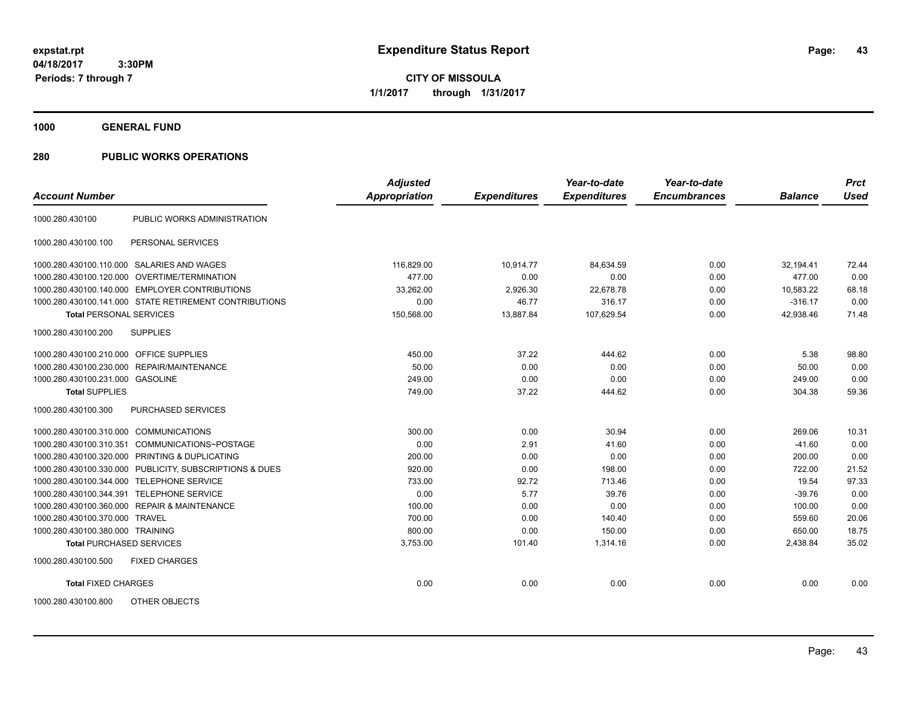# Expenditure Status Report

expstat.rpt
04/18/2017 3:30PM
Periods: 7 through 7

**CITY OF MISSOULA**
**1/1/2017 through 1/31/2017**

**1000 GENERAL FUND**

**280 PUBLIC WORKS OPERATIONS**

| Account Number | | Adjusted Appropriation | Expenditures | Year-to-date Expenditures | Year-to-date Encumbrances | Balance | Prct Used |
|---|---|---|---|---|---|---|---|
| 1000.280.430100 | PUBLIC WORKS ADMINISTRATION | | | | | | |
| 1000.280.430100.100 | PERSONAL SERVICES | | | | | | |
| 1000.280.430100.110.000 | SALARIES AND WAGES | 116,829.00 | 10,914.77 | 84,634.59 | 0.00 | 32,194.41 | 72.44 |
| 1000.280.430100.120.000 | OVERTIME/TERMINATION | 477.00 | 0.00 | 0.00 | 0.00 | 477.00 | 0.00 |
| 1000.280.430100.140.000 | EMPLOYER CONTRIBUTIONS | 33,262.00 | 2,926.30 | 22,678.78 | 0.00 | 10,583.22 | 68.18 |
| 1000.280.430100.141.000 | STATE RETIREMENT CONTRIBUTIONS | 0.00 | 46.77 | 316.17 | 0.00 | -316.17 | 0.00 |
| **Total** PERSONAL SERVICES | | 150,568.00 | 13,887.84 | 107,629.54 | 0.00 | 42,938.46 | 71.48 |
| 1000.280.430100.200 | SUPPLIES | | | | | | |
| 1000.280.430100.210.000 | OFFICE SUPPLIES | 450.00 | 37.22 | 444.62 | 0.00 | 5.38 | 98.80 |
| 1000.280.430100.230.000 | REPAIR/MAINTENANCE | 50.00 | 0.00 | 0.00 | 0.00 | 50.00 | 0.00 |
| 1000.280.430100.231.000 | GASOLINE | 249.00 | 0.00 | 0.00 | 0.00 | 249.00 | 0.00 |
| **Total** SUPPLIES | | 749.00 | 37.22 | 444.62 | 0.00 | 304.38 | 59.36 |
| 1000.280.430100.300 | PURCHASED SERVICES | | | | | | |
| 1000.280.430100.310.000 | COMMUNICATIONS | 300.00 | 0.00 | 30.94 | 0.00 | 269.06 | 10.31 |
| 1000.280.430100.310.351 | COMMUNICATIONS~POSTAGE | 0.00 | 2.91 | 41.60 | 0.00 | -41.60 | 0.00 |
| 1000.280.430100.320.000 | PRINTING & DUPLICATING | 200.00 | 0.00 | 0.00 | 0.00 | 200.00 | 0.00 |
| 1000.280.430100.330.000 | PUBLICITY, SUBSCRIPTIONS & DUES | 920.00 | 0.00 | 198.00 | 0.00 | 722.00 | 21.52 |
| 1000.280.430100.344.000 | TELEPHONE SERVICE | 733.00 | 92.72 | 713.46 | 0.00 | 19.54 | 97.33 |
| 1000.280.430100.344.391 | TELEPHONE SERVICE | 0.00 | 5.77 | 39.76 | 0.00 | -39.76 | 0.00 |
| 1000.280.430100.360.000 | REPAIR & MAINTENANCE | 100.00 | 0.00 | 0.00 | 0.00 | 100.00 | 0.00 |
| 1000.280.430100.370.000 | TRAVEL | 700.00 | 0.00 | 140.40 | 0.00 | 559.60 | 20.06 |
| 1000.280.430100.380.000 | TRAINING | 800.00 | 0.00 | 150.00 | 0.00 | 650.00 | 18.75 |
| **Total** PURCHASED SERVICES | | 3,753.00 | 101.40 | 1,314.16 | 0.00 | 2,438.84 | 35.02 |
| 1000.280.430100.500 | FIXED CHARGES | | | | | | |
| **Total** FIXED CHARGES | | 0.00 | 0.00 | 0.00 | 0.00 | 0.00 | 0.00 |
| 1000.280.430100.800 | OTHER OBJECTS | | | | | | |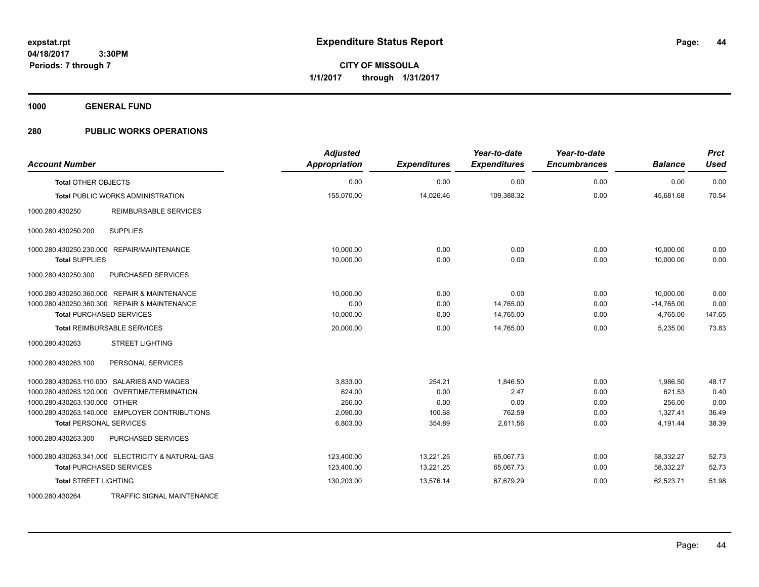**Expenditure Status Report**

expstat.rpt
04/18/2017 3:30PM
Periods: 7 through 7

CITY OF MISSOULA
1/1/2017 through 1/31/2017

## 1000 GENERAL FUND

## 280 PUBLIC WORKS OPERATIONS

| Account Number | | Adjusted Appropriation | Expenditures | Year-to-date Expenditures | Year-to-date Encumbrances | Balance | Prct Used |
|---|---|---|---|---|---|---|---|
| Total OTHER OBJECTS | | 0.00 | 0.00 | 0.00 | 0.00 | 0.00 | 0.00 |
| Total PUBLIC WORKS ADMINISTRATION | | 155,070.00 | 14,026.46 | 109,388.32 | 0.00 | 45,681.68 | 70.54 |
| 1000.280.430250 | REIMBURSABLE SERVICES | | | | | | |
| 1000.280.430250.200 | SUPPLIES | | | | | | |
| 1000.280.430250.230.000 | REPAIR/MAINTENANCE | 10,000.00 | 0.00 | 0.00 | 0.00 | 10,000.00 | 0.00 |
| Total SUPPLIES | | 10,000.00 | 0.00 | 0.00 | 0.00 | 10,000.00 | 0.00 |
| 1000.280.430250.300 | PURCHASED SERVICES | | | | | | |
| 1000.280.430250.360.000 | REPAIR & MAINTENANCE | 10,000.00 | 0.00 | 0.00 | 0.00 | 10,000.00 | 0.00 |
| 1000.280.430250.360.300 | REPAIR & MAINTENANCE | 0.00 | 0.00 | 14,765.00 | 0.00 | -14,765.00 | 0.00 |
| Total PURCHASED SERVICES | | 10,000.00 | 0.00 | 14,765.00 | 0.00 | -4,765.00 | 147.65 |
| Total REIMBURSABLE SERVICES | | 20,000.00 | 0.00 | 14,765.00 | 0.00 | 5,235.00 | 73.83 |
| 1000.280.430263 | STREET LIGHTING | | | | | | |
| 1000.280.430263.100 | PERSONAL SERVICES | | | | | | |
| 1000.280.430263.110.000 | SALARIES AND WAGES | 3,833.00 | 254.21 | 1,846.50 | 0.00 | 1,986.50 | 48.17 |
| 1000.280.430263.120.000 | OVERTIME/TERMINATION | 624.00 | 0.00 | 2.47 | 0.00 | 621.53 | 0.40 |
| 1000.280.430263.130.000 | OTHER | 256.00 | 0.00 | 0.00 | 0.00 | 256.00 | 0.00 |
| 1000.280.430263.140.000 | EMPLOYER CONTRIBUTIONS | 2,090.00 | 100.68 | 762.59 | 0.00 | 1,327.41 | 36.49 |
| Total PERSONAL SERVICES | | 6,803.00 | 354.89 | 2,611.56 | 0.00 | 4,191.44 | 38.39 |
| 1000.280.430263.300 | PURCHASED SERVICES | | | | | | |
| 1000.280.430263.341.000 | ELECTRICITY & NATURAL GAS | 123,400.00 | 13,221.25 | 65,067.73 | 0.00 | 58,332.27 | 52.73 |
| Total PURCHASED SERVICES | | 123,400.00 | 13,221.25 | 65,067.73 | 0.00 | 58,332.27 | 52.73 |
| Total STREET LIGHTING | | 130,203.00 | 13,576.14 | 67,679.29 | 0.00 | 62,523.71 | 51.98 |
| 1000.280.430264 | TRAFFIC SIGNAL MAINTENANCE | | | | | | |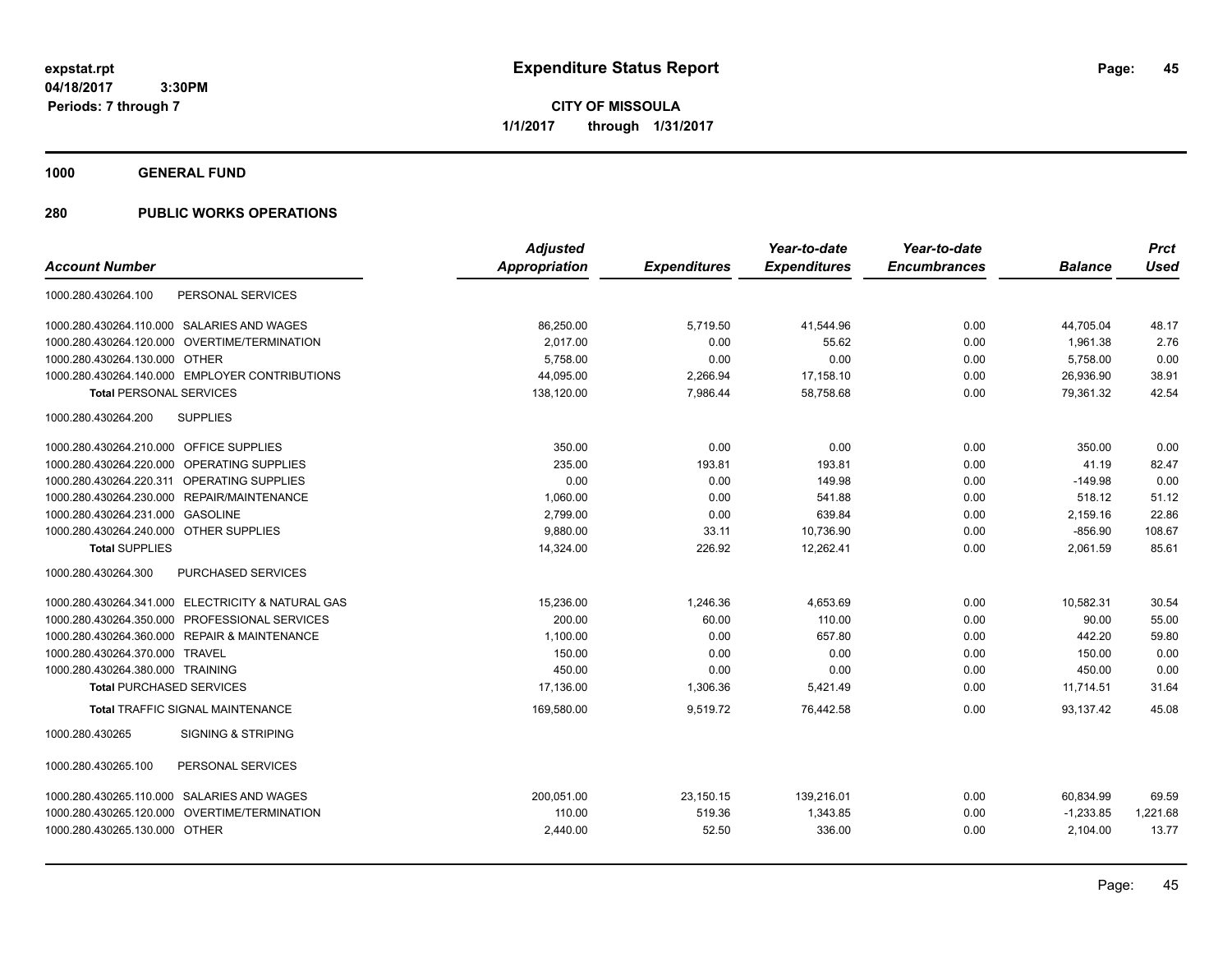**expstat.rpt**
**04/18/2017 3:30PM**
**Periods: 7 through 7**

# Expenditure Status Report

**CITY OF MISSOULA**
**1/1/2017 through 1/31/2017**

## 1000 GENERAL FUND

## 280 PUBLIC WORKS OPERATIONS

| Account Number | Adjusted Appropriation | Expenditures | Year-to-date Expenditures | Year-to-date Encumbrances | Balance | Prct Used |
|---|---|---|---|---|---|---|
| 1000.280.430264.100 PERSONAL SERVICES | | | | | | |
| 1000.280.430264.110.000 SALARIES AND WAGES | 86,250.00 | 5,719.50 | 41,544.96 | 0.00 | 44,705.04 | 48.17 |
| 1000.280.430264.120.000 OVERTIME/TERMINATION | 2,017.00 | 0.00 | 55.62 | 0.00 | 1,961.38 | 2.76 |
| 1000.280.430264.130.000 OTHER | 5,758.00 | 0.00 | 0.00 | 0.00 | 5,758.00 | 0.00 |
| 1000.280.430264.140.000 EMPLOYER CONTRIBUTIONS | 44,095.00 | 2,266.94 | 17,158.10 | 0.00 | 26,936.90 | 38.91 |
| **Total** PERSONAL SERVICES | 138,120.00 | 7,986.44 | 58,758.68 | 0.00 | 79,361.32 | 42.54 |
| 1000.280.430264.200 SUPPLIES | | | | | | |
| 1000.280.430264.210.000 OFFICE SUPPLIES | 350.00 | 0.00 | 0.00 | 0.00 | 350.00 | 0.00 |
| 1000.280.430264.220.000 OPERATING SUPPLIES | 235.00 | 193.81 | 193.81 | 0.00 | 41.19 | 82.47 |
| 1000.280.430264.220.311 OPERATING SUPPLIES | 0.00 | 0.00 | 149.98 | 0.00 | -149.98 | 0.00 |
| 1000.280.430264.230.000 REPAIR/MAINTENANCE | 1,060.00 | 0.00 | 541.88 | 0.00 | 518.12 | 51.12 |
| 1000.280.430264.231.000 GASOLINE | 2,799.00 | 0.00 | 639.84 | 0.00 | 2,159.16 | 22.86 |
| 1000.280.430264.240.000 OTHER SUPPLIES | 9,880.00 | 33.11 | 10,736.90 | 0.00 | -856.90 | 108.67 |
| **Total** SUPPLIES | 14,324.00 | 226.92 | 12,262.41 | 0.00 | 2,061.59 | 85.61 |
| 1000.280.430264.300 PURCHASED SERVICES | | | | | | |
| 1000.280.430264.341.000 ELECTRICITY & NATURAL GAS | 15,236.00 | 1,246.36 | 4,653.69 | 0.00 | 10,582.31 | 30.54 |
| 1000.280.430264.350.000 PROFESSIONAL SERVICES | 200.00 | 60.00 | 110.00 | 0.00 | 90.00 | 55.00 |
| 1000.280.430264.360.000 REPAIR & MAINTENANCE | 1,100.00 | 0.00 | 657.80 | 0.00 | 442.20 | 59.80 |
| 1000.280.430264.370.000 TRAVEL | 150.00 | 0.00 | 0.00 | 0.00 | 150.00 | 0.00 |
| 1000.280.430264.380.000 TRAINING | 450.00 | 0.00 | 0.00 | 0.00 | 450.00 | 0.00 |
| **Total** PURCHASED SERVICES | 17,136.00 | 1,306.36 | 5,421.49 | 0.00 | 11,714.51 | 31.64 |
| **Total** TRAFFIC SIGNAL MAINTENANCE | 169,580.00 | 9,519.72 | 76,442.58 | 0.00 | 93,137.42 | 45.08 |
| 1000.280.430265 SIGNING & STRIPING | | | | | | |
| 1000.280.430265.100 PERSONAL SERVICES | | | | | | |
| 1000.280.430265.110.000 SALARIES AND WAGES | 200,051.00 | 23,150.15 | 139,216.01 | 0.00 | 60,834.99 | 69.59 |
| 1000.280.430265.120.000 OVERTIME/TERMINATION | 110.00 | 519.36 | 1,343.85 | 0.00 | -1,233.85 | 1,221.68 |
| 1000.280.430265.130.000 OTHER | 2,440.00 | 52.50 | 336.00 | 0.00 | 2,104.00 | 13.77 |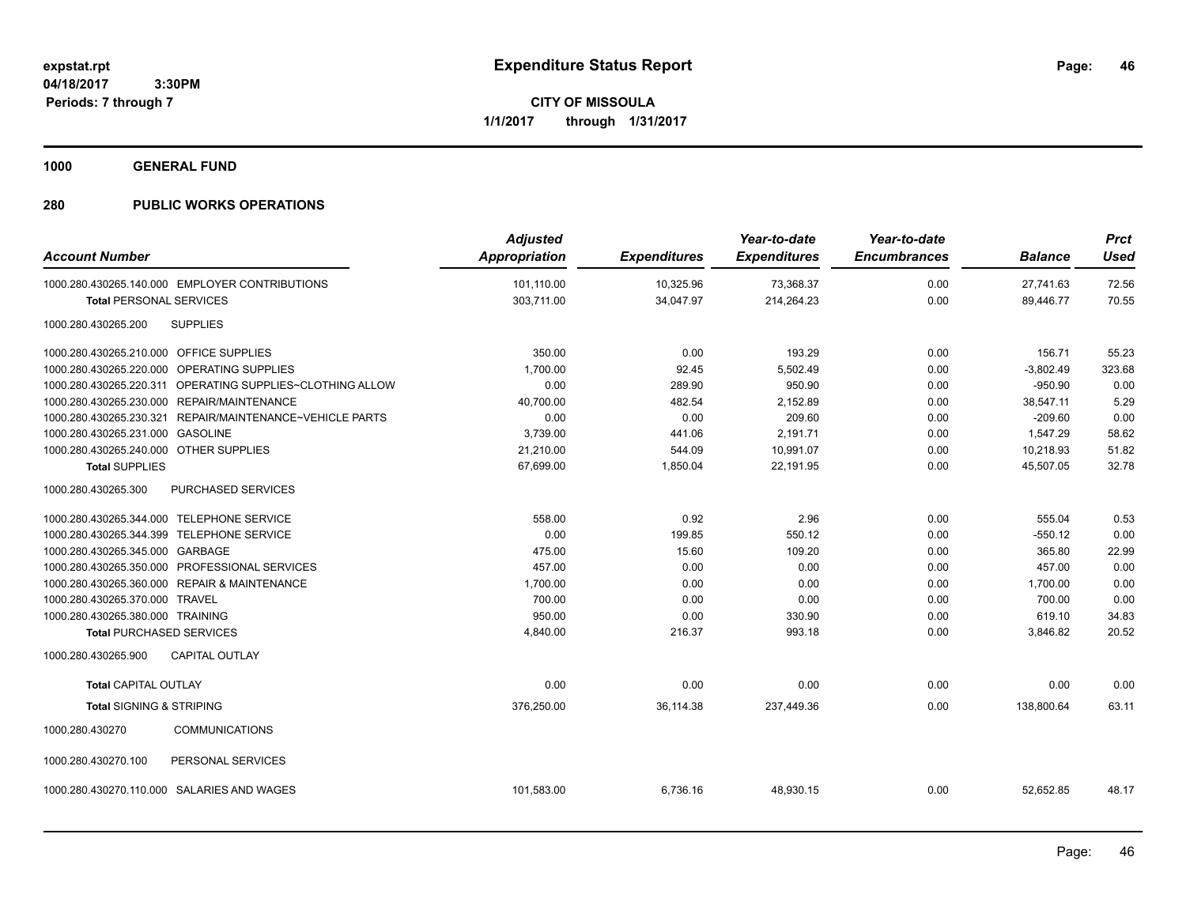# Expenditure Status Report

expstat.rpt
04/18/2017 3:30PM
Periods: 7 through 7

**CITY OF MISSOULA**
**1/1/2017 through 1/31/2017**

## 1000 GENERAL FUND

## 280 PUBLIC WORKS OPERATIONS

| Account Number | Adjusted Appropriation | Expenditures | Year-to-date Expenditures | Year-to-date Encumbrances | Balance | Prct Used |
|---|---|---|---|---|---|---|
| 1000.280.430265.140.000 EMPLOYER CONTRIBUTIONS | 101,110.00 | 10,325.96 | 73,368.37 | 0.00 | 27,741.63 | 72.56 |
| **Total PERSONAL SERVICES** | 303,711.00 | 34,047.97 | 214,264.23 | 0.00 | 89,446.77 | 70.55 |
| 1000.280.430265.200 SUPPLIES | | | | | | |
| 1000.280.430265.210.000 OFFICE SUPPLIES | 350.00 | 0.00 | 193.29 | 0.00 | 156.71 | 55.23 |
| 1000.280.430265.220.000 OPERATING SUPPLIES | 1,700.00 | 92.45 | 5,502.49 | 0.00 | -3,802.49 | 323.68 |
| 1000.280.430265.220.311 OPERATING SUPPLIES~CLOTHING ALLOW | 0.00 | 289.90 | 950.90 | 0.00 | -950.90 | 0.00 |
| 1000.280.430265.230.000 REPAIR/MAINTENANCE | 40,700.00 | 482.54 | 2,152.89 | 0.00 | 38,547.11 | 5.29 |
| 1000.280.430265.230.321 REPAIR/MAINTENANCE~VEHICLE PARTS | 0.00 | 0.00 | 209.60 | 0.00 | -209.60 | 0.00 |
| 1000.280.430265.231.000 GASOLINE | 3,739.00 | 441.06 | 2,191.71 | 0.00 | 1,547.29 | 58.62 |
| 1000.280.430265.240.000 OTHER SUPPLIES | 21,210.00 | 544.09 | 10,991.07 | 0.00 | 10,218.93 | 51.82 |
| **Total SUPPLIES** | 67,699.00 | 1,850.04 | 22,191.95 | 0.00 | 45,507.05 | 32.78 |
| 1000.280.430265.300 PURCHASED SERVICES | | | | | | |
| 1000.280.430265.344.000 TELEPHONE SERVICE | 558.00 | 0.92 | 2.96 | 0.00 | 555.04 | 0.53 |
| 1000.280.430265.344.399 TELEPHONE SERVICE | 0.00 | 199.85 | 550.12 | 0.00 | -550.12 | 0.00 |
| 1000.280.430265.345.000 GARBAGE | 475.00 | 15.60 | 109.20 | 0.00 | 365.80 | 22.99 |
| 1000.280.430265.350.000 PROFESSIONAL SERVICES | 457.00 | 0.00 | 0.00 | 0.00 | 457.00 | 0.00 |
| 1000.280.430265.360.000 REPAIR & MAINTENANCE | 1,700.00 | 0.00 | 0.00 | 0.00 | 1,700.00 | 0.00 |
| 1000.280.430265.370.000 TRAVEL | 700.00 | 0.00 | 0.00 | 0.00 | 700.00 | 0.00 |
| 1000.280.430265.380.000 TRAINING | 950.00 | 0.00 | 330.90 | 0.00 | 619.10 | 34.83 |
| **Total PURCHASED SERVICES** | 4,840.00 | 216.37 | 993.18 | 0.00 | 3,846.82 | 20.52 |
| 1000.280.430265.900 CAPITAL OUTLAY | | | | | | |
| **Total CAPITAL OUTLAY** | 0.00 | 0.00 | 0.00 | 0.00 | 0.00 | 0.00 |
| **Total SIGNING & STRIPING** | 376,250.00 | 36,114.38 | 237,449.36 | 0.00 | 138,800.64 | 63.11 |
| 1000.280.430270 COMMUNICATIONS | | | | | | |
| 1000.280.430270.100 PERSONAL SERVICES | | | | | | |
| 1000.280.430270.110.000 SALARIES AND WAGES | 101,583.00 | 6,736.16 | 48,930.15 | 0.00 | 52,652.85 | 48.17 |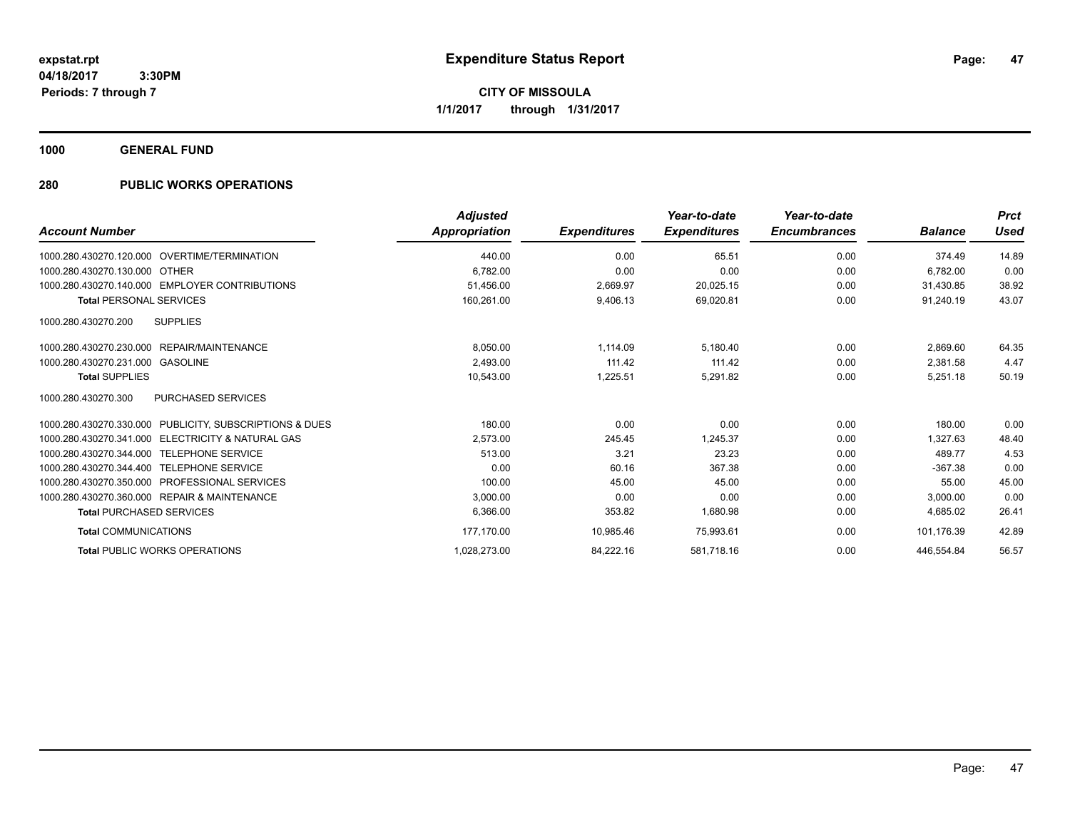**expstat.rpt**
**04/18/2017 3:30PM**
**Periods: 7 through 7**

# Expenditure Status Report

**CITY OF MISSOULA**
**1/1/2017 through 1/31/2017**

## 1000 GENERAL FUND

## 280 PUBLIC WORKS OPERATIONS

| Account Number | Adjusted Appropriation | Expenditures | Year-to-date Expenditures | Year-to-date Encumbrances | Balance | Prct Used |
|---|---|---|---|---|---|---|
| 1000.280.430270.120.000 OVERTIME/TERMINATION | 440.00 | 0.00 | 65.51 | 0.00 | 374.49 | 14.89 |
| 1000.280.430270.130.000 OTHER | 6,782.00 | 0.00 | 0.00 | 0.00 | 6,782.00 | 0.00 |
| 1000.280.430270.140.000 EMPLOYER CONTRIBUTIONS | 51,456.00 | 2,669.97 | 20,025.15 | 0.00 | 31,430.85 | 38.92 |
| **Total** PERSONAL SERVICES | 160,261.00 | 9,406.13 | 69,020.81 | 0.00 | 91,240.19 | 43.07 |
| 1000.280.430270.200 SUPPLIES | | | | | | |
| 1000.280.430270.230.000 REPAIR/MAINTENANCE | 8,050.00 | 1,114.09 | 5,180.40 | 0.00 | 2,869.60 | 64.35 |
| 1000.280.430270.231.000 GASOLINE | 2,493.00 | 111.42 | 111.42 | 0.00 | 2,381.58 | 4.47 |
| **Total** SUPPLIES | 10,543.00 | 1,225.51 | 5,291.82 | 0.00 | 5,251.18 | 50.19 |
| 1000.280.430270.300 PURCHASED SERVICES | | | | | | |
| 1000.280.430270.330.000 PUBLICITY, SUBSCRIPTIONS & DUES | 180.00 | 0.00 | 0.00 | 0.00 | 180.00 | 0.00 |
| 1000.280.430270.341.000 ELECTRICITY & NATURAL GAS | 2,573.00 | 245.45 | 1,245.37 | 0.00 | 1,327.63 | 48.40 |
| 1000.280.430270.344.000 TELEPHONE SERVICE | 513.00 | 3.21 | 23.23 | 0.00 | 489.77 | 4.53 |
| 1000.280.430270.344.400 TELEPHONE SERVICE | 0.00 | 60.16 | 367.38 | 0.00 | -367.38 | 0.00 |
| 1000.280.430270.350.000 PROFESSIONAL SERVICES | 100.00 | 45.00 | 45.00 | 0.00 | 55.00 | 45.00 |
| 1000.280.430270.360.000 REPAIR & MAINTENANCE | 3,000.00 | 0.00 | 0.00 | 0.00 | 3,000.00 | 0.00 |
| **Total** PURCHASED SERVICES | 6,366.00 | 353.82 | 1,680.98 | 0.00 | 4,685.02 | 26.41 |
| **Total** COMMUNICATIONS | 177,170.00 | 10,985.46 | 75,993.61 | 0.00 | 101,176.39 | 42.89 |
| **Total** PUBLIC WORKS OPERATIONS | 1,028,273.00 | 84,222.16 | 581,718.16 | 0.00 | 446,554.84 | 56.57 |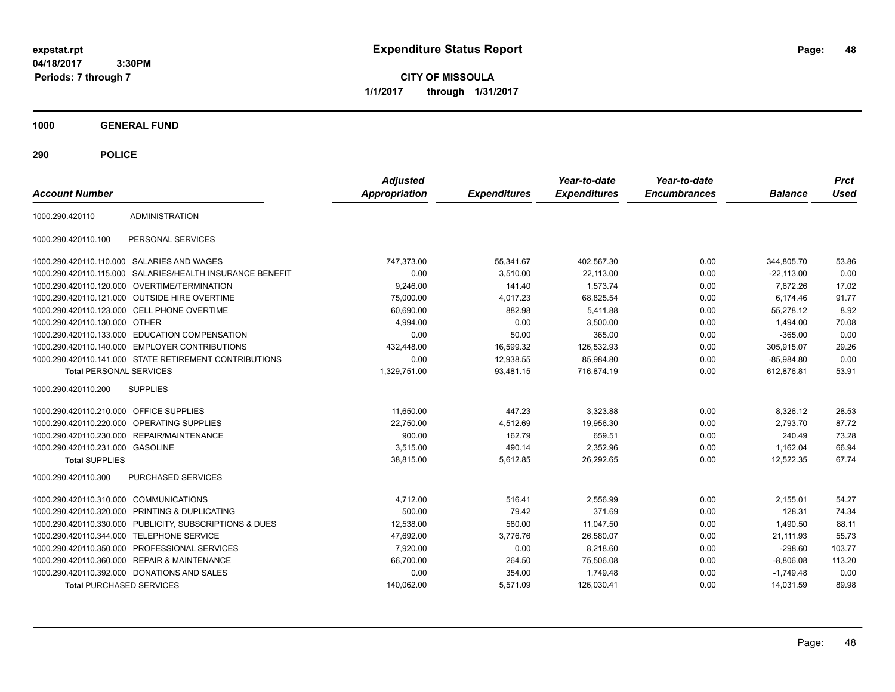# Expenditure Status Report

expstat.rpt
04/18/2017 3:30PM
Periods: 7 through 7

**CITY OF MISSOULA**
**1/1/2017 through 1/31/2017**

## 1000 GENERAL FUND

## 290 POLICE

| Account Number | | Adjusted Appropriation | Expenditures | Year-to-date Expenditures | Year-to-date Encumbrances | Balance | Prct Used |
|---|---|---|---|---|---|---|---|
| 1000.290.420110 | ADMINISTRATION | | | | | | |
| 1000.290.420110.100 | PERSONAL SERVICES | | | | | | |
| 1000.290.420110.110.000 | SALARIES AND WAGES | 747,373.00 | 55,341.67 | 402,567.30 | 0.00 | 344,805.70 | 53.86 |
| 1000.290.420110.115.000 | SALARIES/HEALTH INSURANCE BENEFIT | 0.00 | 3,510.00 | 22,113.00 | 0.00 | -22,113.00 | 0.00 |
| 1000.290.420110.120.000 | OVERTIME/TERMINATION | 9,246.00 | 141.40 | 1,573.74 | 0.00 | 7,672.26 | 17.02 |
| 1000.290.420110.121.000 | OUTSIDE HIRE OVERTIME | 75,000.00 | 4,017.23 | 68,825.54 | 0.00 | 6,174.46 | 91.77 |
| 1000.290.420110.123.000 | CELL PHONE OVERTIME | 60,690.00 | 882.98 | 5,411.88 | 0.00 | 55,278.12 | 8.92 |
| 1000.290.420110.130.000 | OTHER | 4,994.00 | 0.00 | 3,500.00 | 0.00 | 1,494.00 | 70.08 |
| 1000.290.420110.133.000 | EDUCATION COMPENSATION | 0.00 | 50.00 | 365.00 | 0.00 | -365.00 | 0.00 |
| 1000.290.420110.140.000 | EMPLOYER CONTRIBUTIONS | 432,448.00 | 16,599.32 | 126,532.93 | 0.00 | 305,915.07 | 29.26 |
| 1000.290.420110.141.000 | STATE RETIREMENT CONTRIBUTIONS | 0.00 | 12,938.55 | 85,984.80 | 0.00 | -85,984.80 | 0.00 |
| **Total PERSONAL SERVICES** | | 1,329,751.00 | 93,481.15 | 716,874.19 | 0.00 | 612,876.81 | 53.91 |
| 1000.290.420110.200 | SUPPLIES | | | | | | |
| 1000.290.420110.210.000 | OFFICE SUPPLIES | 11,650.00 | 447.23 | 3,323.88 | 0.00 | 8,326.12 | 28.53 |
| 1000.290.420110.220.000 | OPERATING SUPPLIES | 22,750.00 | 4,512.69 | 19,956.30 | 0.00 | 2,793.70 | 87.72 |
| 1000.290.420110.230.000 | REPAIR/MAINTENANCE | 900.00 | 162.79 | 659.51 | 0.00 | 240.49 | 73.28 |
| 1000.290.420110.231.000 | GASOLINE | 3,515.00 | 490.14 | 2,352.96 | 0.00 | 1,162.04 | 66.94 |
| **Total SUPPLIES** | | 38,815.00 | 5,612.85 | 26,292.65 | 0.00 | 12,522.35 | 67.74 |
| 1000.290.420110.300 | PURCHASED SERVICES | | | | | | |
| 1000.290.420110.310.000 | COMMUNICATIONS | 4,712.00 | 516.41 | 2,556.99 | 0.00 | 2,155.01 | 54.27 |
| 1000.290.420110.320.000 | PRINTING & DUPLICATING | 500.00 | 79.42 | 371.69 | 0.00 | 128.31 | 74.34 |
| 1000.290.420110.330.000 | PUBLICITY, SUBSCRIPTIONS & DUES | 12,538.00 | 580.00 | 11,047.50 | 0.00 | 1,490.50 | 88.11 |
| 1000.290.420110.344.000 | TELEPHONE SERVICE | 47,692.00 | 3,776.76 | 26,580.07 | 0.00 | 21,111.93 | 55.73 |
| 1000.290.420110.350.000 | PROFESSIONAL SERVICES | 7,920.00 | 0.00 | 8,218.60 | 0.00 | -298.60 | 103.77 |
| 1000.290.420110.360.000 | REPAIR & MAINTENANCE | 66,700.00 | 264.50 | 75,506.08 | 0.00 | -8,806.08 | 113.20 |
| 1000.290.420110.392.000 | DONATIONS AND SALES | 0.00 | 354.00 | 1,749.48 | 0.00 | -1,749.48 | 0.00 |
| **Total PURCHASED SERVICES** | | 140,062.00 | 5,571.09 | 126,030.41 | 0.00 | 14,031.59 | 89.98 |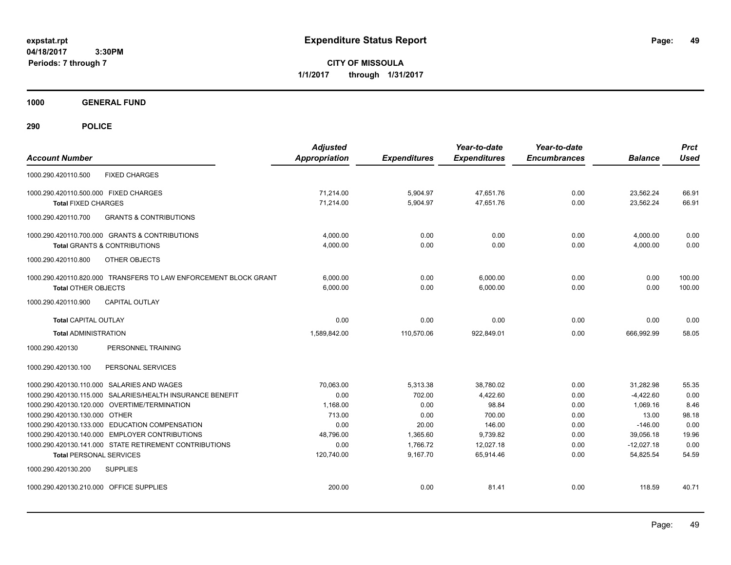**expstat.rpt**
**04/18/2017 3:30PM**
**Periods: 7 through 7**

# Expenditure Status Report

**CITY OF MISSOULA**
**1/1/2017 through 1/31/2017**

## 1000 GENERAL FUND

## 290 POLICE

| Account Number | Adjusted Appropriation | Expenditures | Year-to-date Expenditures | Year-to-date Encumbrances | Balance | Prct Used |
|---|---|---|---|---|---|---|
| 1000.290.420110.500 FIXED CHARGES | | | | | | |
| 1000.290.420110.500.000 FIXED CHARGES | 71,214.00 | 5,904.97 | 47,651.76 | 0.00 | 23,562.24 | 66.91 |
| **Total** FIXED CHARGES | 71,214.00 | 5,904.97 | 47,651.76 | 0.00 | 23,562.24 | 66.91 |
| 1000.290.420110.700 GRANTS & CONTRIBUTIONS | | | | | | |
| 1000.290.420110.700.000 GRANTS & CONTRIBUTIONS | 4,000.00 | 0.00 | 0.00 | 0.00 | 4,000.00 | 0.00 |
| **Total** GRANTS & CONTRIBUTIONS | 4,000.00 | 0.00 | 0.00 | 0.00 | 4,000.00 | 0.00 |
| 1000.290.420110.800 OTHER OBJECTS | | | | | | |
| 1000.290.420110.820.000 TRANSFERS TO LAW ENFORCEMENT BLOCK GRANT | 6,000.00 | 0.00 | 6,000.00 | 0.00 | 0.00 | 100.00 |
| **Total** OTHER OBJECTS | 6,000.00 | 0.00 | 6,000.00 | 0.00 | 0.00 | 100.00 |
| 1000.290.420110.900 CAPITAL OUTLAY | | | | | | |
| **Total** CAPITAL OUTLAY | 0.00 | 0.00 | 0.00 | 0.00 | 0.00 | 0.00 |
| **Total** ADMINISTRATION | 1,589,842.00 | 110,570.06 | 922,849.01 | 0.00 | 666,992.99 | 58.05 |
| 1000.290.420130 PERSONNEL TRAINING | | | | | | |
| 1000.290.420130.100 PERSONAL SERVICES | | | | | | |
| 1000.290.420130.110.000 SALARIES AND WAGES | 70,063.00 | 5,313.38 | 38,780.02 | 0.00 | 31,282.98 | 55.35 |
| 1000.290.420130.115.000 SALARIES/HEALTH INSURANCE BENEFIT | 0.00 | 702.00 | 4,422.60 | 0.00 | -4,422.60 | 0.00 |
| 1000.290.420130.120.000 OVERTIME/TERMINATION | 1,168.00 | 0.00 | 98.84 | 0.00 | 1,069.16 | 8.46 |
| 1000.290.420130.130.000 OTHER | 713.00 | 0.00 | 700.00 | 0.00 | 13.00 | 98.18 |
| 1000.290.420130.133.000 EDUCATION COMPENSATION | 0.00 | 20.00 | 146.00 | 0.00 | -146.00 | 0.00 |
| 1000.290.420130.140.000 EMPLOYER CONTRIBUTIONS | 48,796.00 | 1,365.60 | 9,739.82 | 0.00 | 39,056.18 | 19.96 |
| 1000.290.420130.141.000 STATE RETIREMENT CONTRIBUTIONS | 0.00 | 1,766.72 | 12,027.18 | 0.00 | -12,027.18 | 0.00 |
| **Total** PERSONAL SERVICES | 120,740.00 | 9,167.70 | 65,914.46 | 0.00 | 54,825.54 | 54.59 |
| 1000.290.420130.200 SUPPLIES | | | | | | |
| 1000.290.420130.210.000 OFFICE SUPPLIES | 200.00 | 0.00 | 81.41 | 0.00 | 118.59 | 40.71 |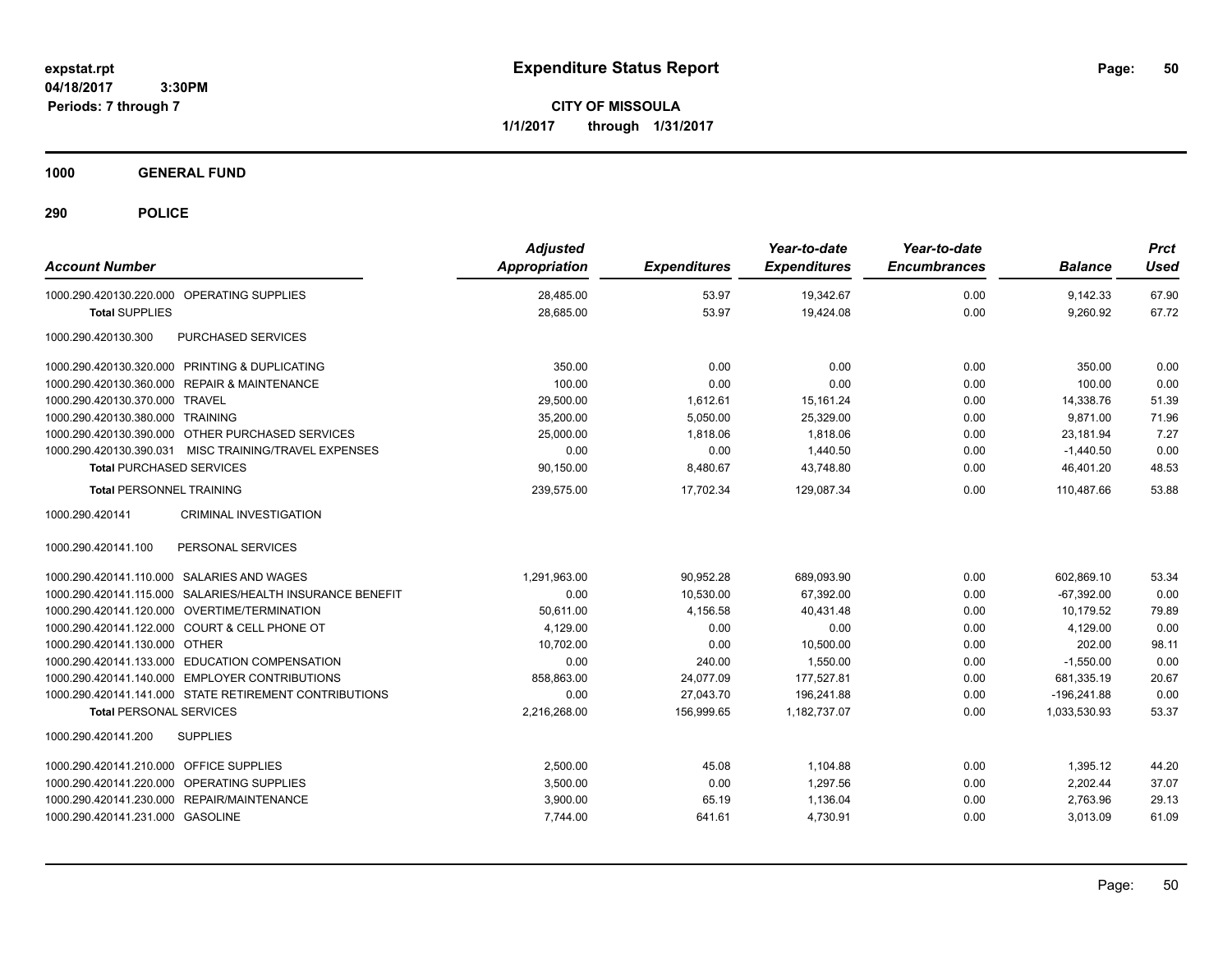**expstat.rpt**
**04/18/2017 3:30PM**
**Periods: 7 through 7**

# Expenditure Status Report

**CITY OF MISSOULA**
**1/1/2017 through 1/31/2017**

## 1000 GENERAL FUND

### 290 POLICE

| Account Number | Adjusted Appropriation | Expenditures | Year-to-date Expenditures | Year-to-date Encumbrances | Balance | Prct Used |
|---|---|---|---|---|---|---|
| 1000.290.420130.220.000 OPERATING SUPPLIES | 28,485.00 | 53.97 | 19,342.67 | 0.00 | 9,142.33 | 67.90 |
| **Total** SUPPLIES | 28,685.00 | 53.97 | 19,424.08 | 0.00 | 9,260.92 | 67.72 |
| 1000.290.420130.300 PURCHASED SERVICES | | | | | | |
| 1000.290.420130.320.000 PRINTING & DUPLICATING | 350.00 | 0.00 | 0.00 | 0.00 | 350.00 | 0.00 |
| 1000.290.420130.360.000 REPAIR & MAINTENANCE | 100.00 | 0.00 | 0.00 | 0.00 | 100.00 | 0.00 |
| 1000.290.420130.370.000 TRAVEL | 29,500.00 | 1,612.61 | 15,161.24 | 0.00 | 14,338.76 | 51.39 |
| 1000.290.420130.380.000 TRAINING | 35,200.00 | 5,050.00 | 25,329.00 | 0.00 | 9,871.00 | 71.96 |
| 1000.290.420130.390.000 OTHER PURCHASED SERVICES | 25,000.00 | 1,818.06 | 1,818.06 | 0.00 | 23,181.94 | 7.27 |
| 1000.290.420130.390.031 MISC TRAINING/TRAVEL EXPENSES | 0.00 | 0.00 | 1,440.50 | 0.00 | -1,440.50 | 0.00 |
| **Total** PURCHASED SERVICES | 90,150.00 | 8,480.67 | 43,748.80 | 0.00 | 46,401.20 | 48.53 |
| **Total** PERSONNEL TRAINING | 239,575.00 | 17,702.34 | 129,087.34 | 0.00 | 110,487.66 | 53.88 |
| 1000.290.420141 CRIMINAL INVESTIGATION | | | | | | |
| 1000.290.420141.100 PERSONAL SERVICES | | | | | | |
| 1000.290.420141.110.000 SALARIES AND WAGES | 1,291,963.00 | 90,952.28 | 689,093.90 | 0.00 | 602,869.10 | 53.34 |
| 1000.290.420141.115.000 SALARIES/HEALTH INSURANCE BENEFIT | 0.00 | 10,530.00 | 67,392.00 | 0.00 | -67,392.00 | 0.00 |
| 1000.290.420141.120.000 OVERTIME/TERMINATION | 50,611.00 | 4,156.58 | 40,431.48 | 0.00 | 10,179.52 | 79.89 |
| 1000.290.420141.122.000 COURT & CELL PHONE OT | 4,129.00 | 0.00 | 0.00 | 0.00 | 4,129.00 | 0.00 |
| 1000.290.420141.130.000 OTHER | 10,702.00 | 0.00 | 10,500.00 | 0.00 | 202.00 | 98.11 |
| 1000.290.420141.133.000 EDUCATION COMPENSATION | 0.00 | 240.00 | 1,550.00 | 0.00 | -1,550.00 | 0.00 |
| 1000.290.420141.140.000 EMPLOYER CONTRIBUTIONS | 858,863.00 | 24,077.09 | 177,527.81 | 0.00 | 681,335.19 | 20.67 |
| 1000.290.420141.141.000 STATE RETIREMENT CONTRIBUTIONS | 0.00 | 27,043.70 | 196,241.88 | 0.00 | -196,241.88 | 0.00 |
| **Total** PERSONAL SERVICES | 2,216,268.00 | 156,999.65 | 1,182,737.07 | 0.00 | 1,033,530.93 | 53.37 |
| 1000.290.420141.200 SUPPLIES | | | | | | |
| 1000.290.420141.210.000 OFFICE SUPPLIES | 2,500.00 | 45.08 | 1,104.88 | 0.00 | 1,395.12 | 44.20 |
| 1000.290.420141.220.000 OPERATING SUPPLIES | 3,500.00 | 0.00 | 1,297.56 | 0.00 | 2,202.44 | 37.07 |
| 1000.290.420141.230.000 REPAIR/MAINTENANCE | 3,900.00 | 65.19 | 1,136.04 | 0.00 | 2,763.96 | 29.13 |
| 1000.290.420141.231.000 GASOLINE | 7,744.00 | 641.61 | 4,730.91 | 0.00 | 3,013.09 | 61.09 |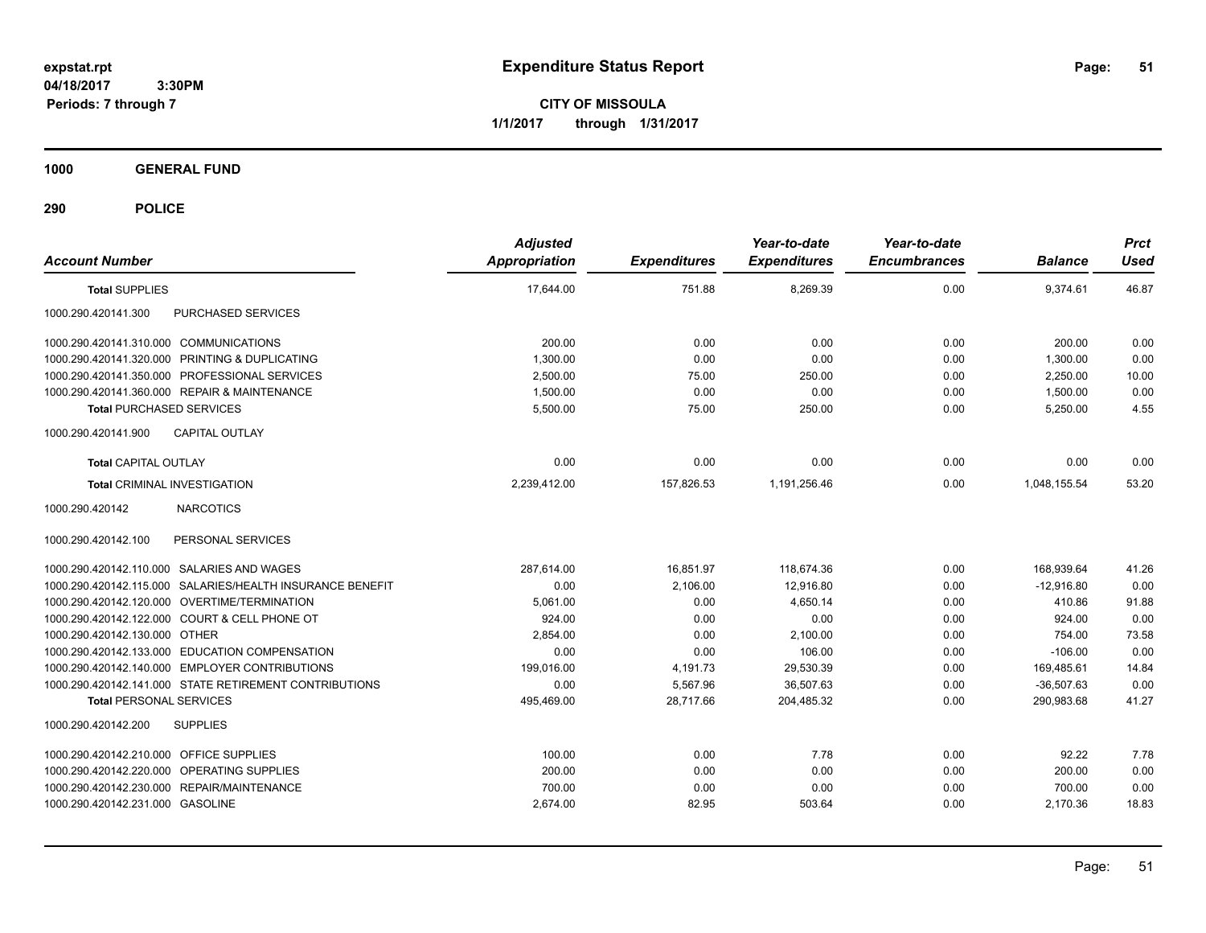**expstat.rpt**
**04/18/2017 3:30PM**
**Periods: 7 through 7**

# Expenditure Status Report

**CITY OF MISSOULA**
**1/1/2017 through 1/31/2017**

## 1000 GENERAL FUND

## 290 POLICE

| Account Number | Adjusted Appropriation | Expenditures | Year-to-date Expenditures | Year-to-date Encumbrances | Balance | Prct Used |
|---|---|---|---|---|---|---|
| **Total SUPPLIES** | 17,644.00 | 751.88 | 8,269.39 | 0.00 | 9,374.61 | 46.87 |
| 1000.290.420141.300 PURCHASED SERVICES | | | | | | |
| 1000.290.420141.310.000 COMMUNICATIONS | 200.00 | 0.00 | 0.00 | 0.00 | 200.00 | 0.00 |
| 1000.290.420141.320.000 PRINTING & DUPLICATING | 1,300.00 | 0.00 | 0.00 | 0.00 | 1,300.00 | 0.00 |
| 1000.290.420141.350.000 PROFESSIONAL SERVICES | 2,500.00 | 75.00 | 250.00 | 0.00 | 2,250.00 | 10.00 |
| 1000.290.420141.360.000 REPAIR & MAINTENANCE | 1,500.00 | 0.00 | 0.00 | 0.00 | 1,500.00 | 0.00 |
| **Total PURCHASED SERVICES** | 5,500.00 | 75.00 | 250.00 | 0.00 | 5,250.00 | 4.55 |
| 1000.290.420141.900 CAPITAL OUTLAY | | | | | | |
| **Total CAPITAL OUTLAY** | 0.00 | 0.00 | 0.00 | 0.00 | 0.00 | 0.00 |
| **Total CRIMINAL INVESTIGATION** | 2,239,412.00 | 157,826.53 | 1,191,256.46 | 0.00 | 1,048,155.54 | 53.20 |
| 1000.290.420142 NARCOTICS | | | | | | |
| 1000.290.420142.100 PERSONAL SERVICES | | | | | | |
| 1000.290.420142.110.000 SALARIES AND WAGES | 287,614.00 | 16,851.97 | 118,674.36 | 0.00 | 168,939.64 | 41.26 |
| 1000.290.420142.115.000 SALARIES/HEALTH INSURANCE BENEFIT | 0.00 | 2,106.00 | 12,916.80 | 0.00 | -12,916.80 | 0.00 |
| 1000.290.420142.120.000 OVERTIME/TERMINATION | 5,061.00 | 0.00 | 4,650.14 | 0.00 | 410.86 | 91.88 |
| 1000.290.420142.122.000 COURT & CELL PHONE OT | 924.00 | 0.00 | 0.00 | 0.00 | 924.00 | 0.00 |
| 1000.290.420142.130.000 OTHER | 2,854.00 | 0.00 | 2,100.00 | 0.00 | 754.00 | 73.58 |
| 1000.290.420142.133.000 EDUCATION COMPENSATION | 0.00 | 0.00 | 106.00 | 0.00 | -106.00 | 0.00 |
| 1000.290.420142.140.000 EMPLOYER CONTRIBUTIONS | 199,016.00 | 4,191.73 | 29,530.39 | 0.00 | 169,485.61 | 14.84 |
| 1000.290.420142.141.000 STATE RETIREMENT CONTRIBUTIONS | 0.00 | 5,567.96 | 36,507.63 | 0.00 | -36,507.63 | 0.00 |
| **Total PERSONAL SERVICES** | 495,469.00 | 28,717.66 | 204,485.32 | 0.00 | 290,983.68 | 41.27 |
| 1000.290.420142.200 SUPPLIES | | | | | | |
| 1000.290.420142.210.000 OFFICE SUPPLIES | 100.00 | 0.00 | 7.78 | 0.00 | 92.22 | 7.78 |
| 1000.290.420142.220.000 OPERATING SUPPLIES | 200.00 | 0.00 | 0.00 | 0.00 | 200.00 | 0.00 |
| 1000.290.420142.230.000 REPAIR/MAINTENANCE | 700.00 | 0.00 | 0.00 | 0.00 | 700.00 | 0.00 |
| 1000.290.420142.231.000 GASOLINE | 2,674.00 | 82.95 | 503.64 | 0.00 | 2,170.36 | 18.83 |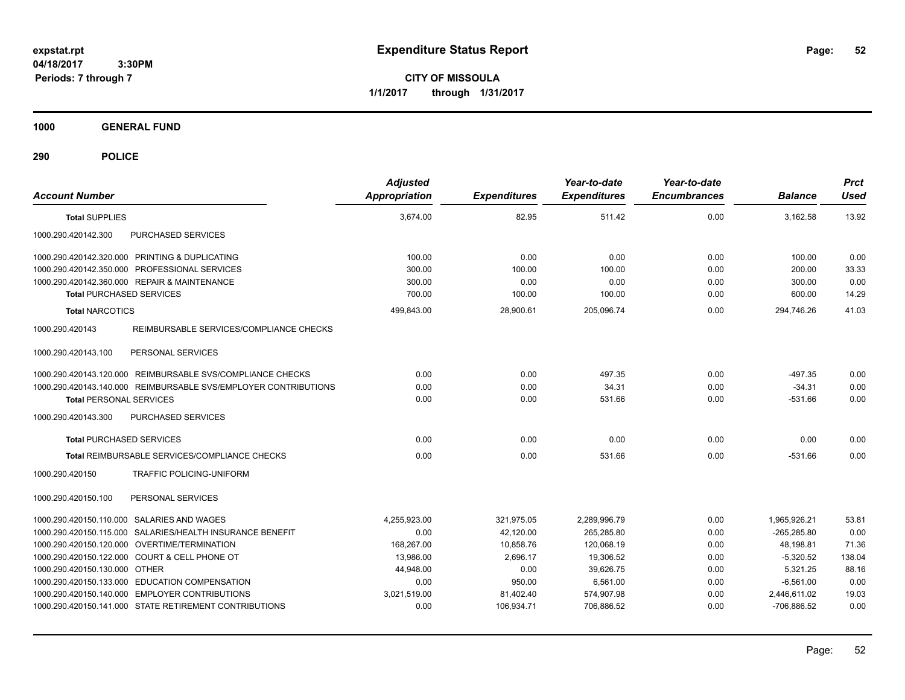# Expenditure Status Report

expstat.rpt
04/18/2017 3:30PM
Periods: 7 through 7

**CITY OF MISSOULA**
**1/1/2017 through 1/31/2017**

## 1000 GENERAL FUND

## 290 POLICE

| Account Number | Adjusted Appropriation | Expenditures | Year-to-date Expenditures | Year-to-date Encumbrances | Balance | Prct Used |
|---|---|---|---|---|---|---|
| **Total SUPPLIES** | 3,674.00 | 82.95 | 511.42 | 0.00 | 3,162.58 | 13.92 |
| 1000.290.420142.300 PURCHASED SERVICES | | | | | | |
| 1000.290.420142.320.000 PRINTING & DUPLICATING | 100.00 | 0.00 | 0.00 | 0.00 | 100.00 | 0.00 |
| 1000.290.420142.350.000 PROFESSIONAL SERVICES | 300.00 | 100.00 | 100.00 | 0.00 | 200.00 | 33.33 |
| 1000.290.420142.360.000 REPAIR & MAINTENANCE | 300.00 | 0.00 | 0.00 | 0.00 | 300.00 | 0.00 |
| **Total PURCHASED SERVICES** | 700.00 | 100.00 | 100.00 | 0.00 | 600.00 | 14.29 |
| **Total NARCOTICS** | 499,843.00 | 28,900.61 | 205,096.74 | 0.00 | 294,746.26 | 41.03 |
| 1000.290.420143 REIMBURSABLE SERVICES/COMPLIANCE CHECKS | | | | | | |
| 1000.290.420143.100 PERSONAL SERVICES | | | | | | |
| 1000.290.420143.120.000 REIMBURSABLE SVS/COMPLIANCE CHECKS | 0.00 | 0.00 | 497.35 | 0.00 | -497.35 | 0.00 |
| 1000.290.420143.140.000 REIMBURSABLE SVS/EMPLOYER CONTRIBUTIONS | 0.00 | 0.00 | 34.31 | 0.00 | -34.31 | 0.00 |
| **Total PERSONAL SERVICES** | 0.00 | 0.00 | 531.66 | 0.00 | -531.66 | 0.00 |
| 1000.290.420143.300 PURCHASED SERVICES | | | | | | |
| **Total PURCHASED SERVICES** | 0.00 | 0.00 | 0.00 | 0.00 | 0.00 | 0.00 |
| **Total REIMBURSABLE SERVICES/COMPLIANCE CHECKS** | 0.00 | 0.00 | 531.66 | 0.00 | -531.66 | 0.00 |
| 1000.290.420150 TRAFFIC POLICING-UNIFORM | | | | | | |
| 1000.290.420150.100 PERSONAL SERVICES | | | | | | |
| 1000.290.420150.110.000 SALARIES AND WAGES | 4,255,923.00 | 321,975.05 | 2,289,996.79 | 0.00 | 1,965,926.21 | 53.81 |
| 1000.290.420150.115.000 SALARIES/HEALTH INSURANCE BENEFIT | 0.00 | 42,120.00 | 265,285.80 | 0.00 | -265,285.80 | 0.00 |
| 1000.290.420150.120.000 OVERTIME/TERMINATION | 168,267.00 | 10,858.76 | 120,068.19 | 0.00 | 48,198.81 | 71.36 |
| 1000.290.420150.122.000 COURT & CELL PHONE OT | 13,986.00 | 2,696.17 | 19,306.52 | 0.00 | -5,320.52 | 138.04 |
| 1000.290.420150.130.000 OTHER | 44,948.00 | 0.00 | 39,626.75 | 0.00 | 5,321.25 | 88.16 |
| 1000.290.420150.133.000 EDUCATION COMPENSATION | 0.00 | 950.00 | 6,561.00 | 0.00 | -6,561.00 | 0.00 |
| 1000.290.420150.140.000 EMPLOYER CONTRIBUTIONS | 3,021,519.00 | 81,402.40 | 574,907.98 | 0.00 | 2,446,611.02 | 19.03 |
| 1000.290.420150.141.000 STATE RETIREMENT CONTRIBUTIONS | 0.00 | 106,934.71 | 706,886.52 | 0.00 | -706,886.52 | 0.00 |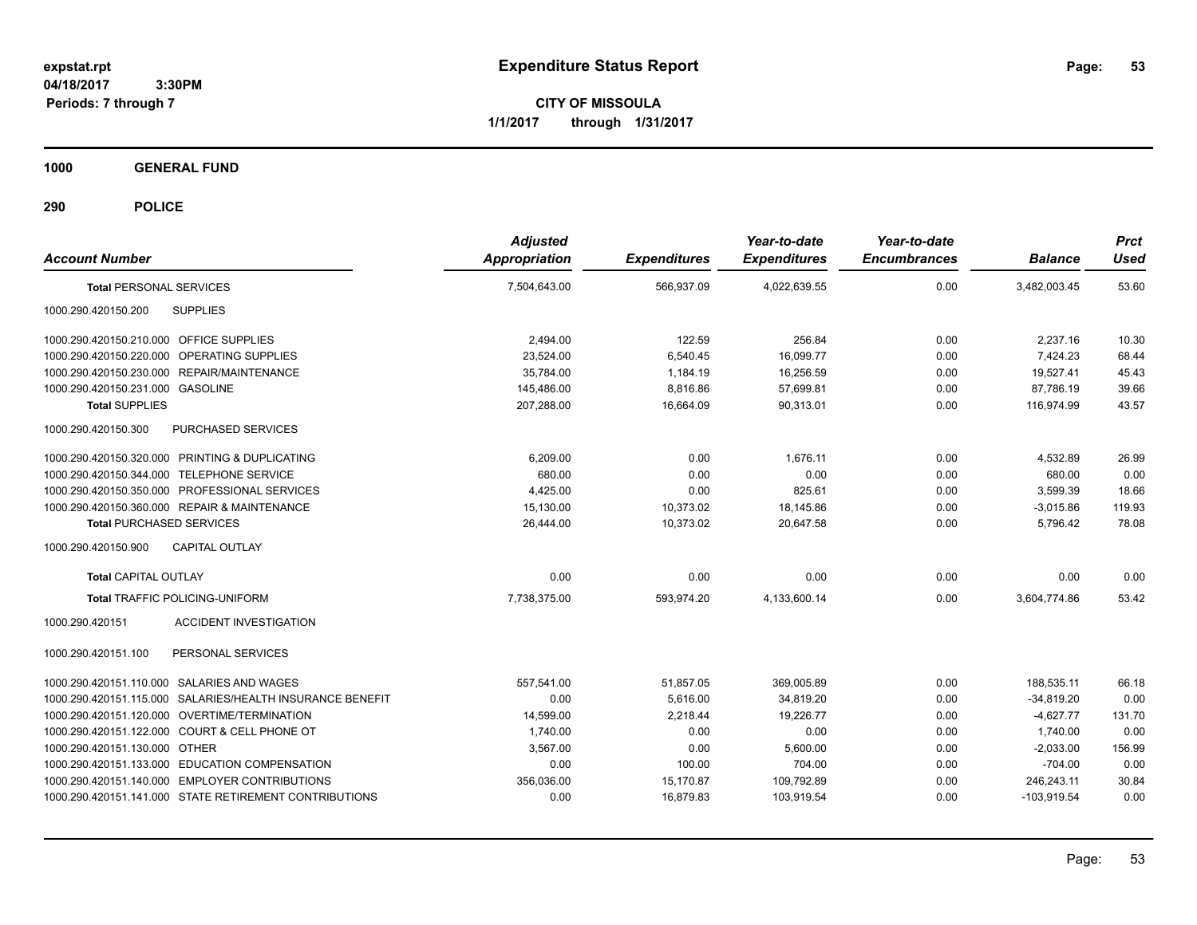# Expenditure Status Report

**CITY OF MISSOULA**
**1/1/2017 through 1/31/2017**

expstat.rpt
04/18/2017 3:30PM
Periods: 7 through 7

## 1000 GENERAL FUND

## 290 POLICE

| Account Number | | Adjusted Appropriation | Expenditures | Year-to-date Expenditures | Year-to-date Encumbrances | Balance | Prct Used |
|---|---|---|---|---|---|---|---|
| **Total** PERSONAL SERVICES | | 7,504,643.00 | 566,937.09 | 4,022,639.55 | 0.00 | 3,482,003.45 | 53.60 |
| 1000.290.420150.200 | SUPPLIES | | | | | | |
| 1000.290.420150.210.000 | OFFICE SUPPLIES | 2,494.00 | 122.59 | 256.84 | 0.00 | 2,237.16 | 10.30 |
| 1000.290.420150.220.000 | OPERATING SUPPLIES | 23,524.00 | 6,540.45 | 16,099.77 | 0.00 | 7,424.23 | 68.44 |
| 1000.290.420150.230.000 | REPAIR/MAINTENANCE | 35,784.00 | 1,184.19 | 16,256.59 | 0.00 | 19,527.41 | 45.43 |
| 1000.290.420150.231.000 | GASOLINE | 145,486.00 | 8,816.86 | 57,699.81 | 0.00 | 87,786.19 | 39.66 |
| **Total SUPPLIES** | | 207,288.00 | 16,664.09 | 90,313.01 | 0.00 | 116,974.99 | 43.57 |
| 1000.290.420150.300 | PURCHASED SERVICES | | | | | | |
| 1000.290.420150.320.000 | PRINTING & DUPLICATING | 6,209.00 | 0.00 | 1,676.11 | 0.00 | 4,532.89 | 26.99 |
| 1000.290.420150.344.000 | TELEPHONE SERVICE | 680.00 | 0.00 | 0.00 | 0.00 | 680.00 | 0.00 |
| 1000.290.420150.350.000 | PROFESSIONAL SERVICES | 4,425.00 | 0.00 | 825.61 | 0.00 | 3,599.39 | 18.66 |
| 1000.290.420150.360.000 | REPAIR & MAINTENANCE | 15,130.00 | 10,373.02 | 18,145.86 | 0.00 | -3,015.86 | 119.93 |
| **Total** PURCHASED SERVICES | | 26,444.00 | 10,373.02 | 20,647.58 | 0.00 | 5,796.42 | 78.08 |
| 1000.290.420150.900 | CAPITAL OUTLAY | | | | | | |
| **Total** CAPITAL OUTLAY | | 0.00 | 0.00 | 0.00 | 0.00 | 0.00 | 0.00 |
| **Total** TRAFFIC POLICING-UNIFORM | | 7,738,375.00 | 593,974.20 | 4,133,600.14 | 0.00 | 3,604,774.86 | 53.42 |
| 1000.290.420151 | ACCIDENT INVESTIGATION | | | | | | |
| 1000.290.420151.100 | PERSONAL SERVICES | | | | | | |
| 1000.290.420151.110.000 | SALARIES AND WAGES | 557,541.00 | 51,857.05 | 369,005.89 | 0.00 | 188,535.11 | 66.18 |
| 1000.290.420151.115.000 | SALARIES/HEALTH INSURANCE BENEFIT | 0.00 | 5,616.00 | 34,819.20 | 0.00 | -34,819.20 | 0.00 |
| 1000.290.420151.120.000 | OVERTIME/TERMINATION | 14,599.00 | 2,218.44 | 19,226.77 | 0.00 | -4,627.77 | 131.70 |
| 1000.290.420151.122.000 | COURT & CELL PHONE OT | 1,740.00 | 0.00 | 0.00 | 0.00 | 1,740.00 | 0.00 |
| 1000.290.420151.130.000 | OTHER | 3,567.00 | 0.00 | 5,600.00 | 0.00 | -2,033.00 | 156.99 |
| 1000.290.420151.133.000 | EDUCATION COMPENSATION | 0.00 | 100.00 | 704.00 | 0.00 | -704.00 | 0.00 |
| 1000.290.420151.140.000 | EMPLOYER CONTRIBUTIONS | 356,036.00 | 15,170.87 | 109,792.89 | 0.00 | 246,243.11 | 30.84 |
| 1000.290.420151.141.000 | STATE RETIREMENT CONTRIBUTIONS | 0.00 | 16,879.83 | 103,919.54 | 0.00 | -103,919.54 | 0.00 |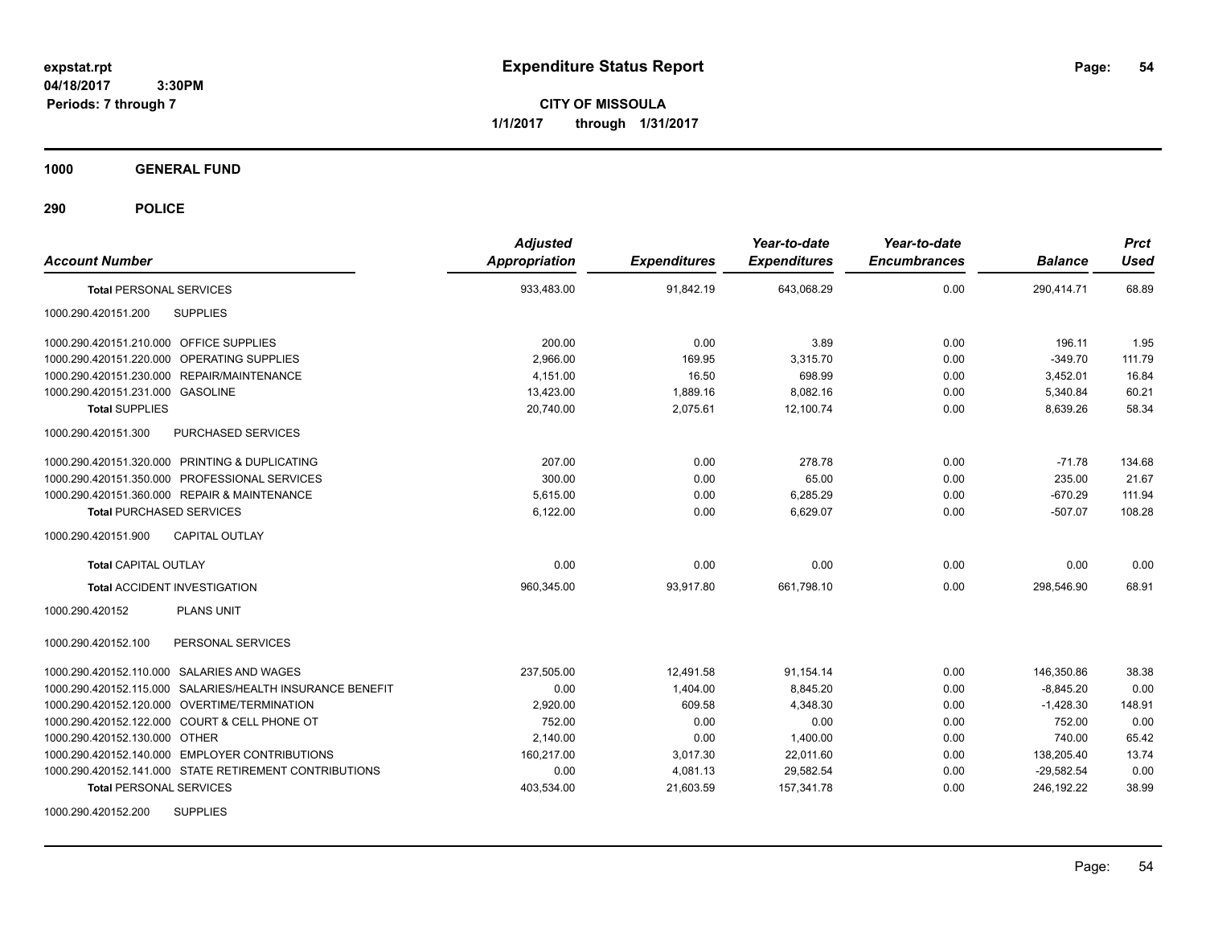**expstat.rpt**
**04/18/2017 3:30PM**
**Periods: 7 through 7**

# Expenditure Status Report

**CITY OF MISSOULA**
**1/1/2017 through 1/31/2017**

## 1000 GENERAL FUND

## 290 POLICE

| Account Number | | Adjusted Appropriation | Expenditures | Year-to-date Expenditures | Year-to-date Encumbrances | Balance | Prct Used |
|---|---|---|---|---|---|---|---|
| **Total** PERSONAL SERVICES | | 933,483.00 | 91,842.19 | 643,068.29 | 0.00 | 290,414.71 | 68.89 |
| 1000.290.420151.200 | SUPPLIES | | | | | | |
| 1000.290.420151.210.000 | OFFICE SUPPLIES | 200.00 | 0.00 | 3.89 | 0.00 | 196.11 | 1.95 |
| 1000.290.420151.220.000 | OPERATING SUPPLIES | 2,966.00 | 169.95 | 3,315.70 | 0.00 | -349.70 | 111.79 |
| 1000.290.420151.230.000 | REPAIR/MAINTENANCE | 4,151.00 | 16.50 | 698.99 | 0.00 | 3,452.01 | 16.84 |
| 1000.290.420151.231.000 | GASOLINE | 13,423.00 | 1,889.16 | 8,082.16 | 0.00 | 5,340.84 | 60.21 |
| **Total** SUPPLIES | | 20,740.00 | 2,075.61 | 12,100.74 | 0.00 | 8,639.26 | 58.34 |
| 1000.290.420151.300 | PURCHASED SERVICES | | | | | | |
| 1000.290.420151.320.000 | PRINTING & DUPLICATING | 207.00 | 0.00 | 278.78 | 0.00 | -71.78 | 134.68 |
| 1000.290.420151.350.000 | PROFESSIONAL SERVICES | 300.00 | 0.00 | 65.00 | 0.00 | 235.00 | 21.67 |
| 1000.290.420151.360.000 | REPAIR & MAINTENANCE | 5,615.00 | 0.00 | 6,285.29 | 0.00 | -670.29 | 111.94 |
| **Total** PURCHASED SERVICES | | 6,122.00 | 0.00 | 6,629.07 | 0.00 | -507.07 | 108.28 |
| 1000.290.420151.900 | CAPITAL OUTLAY | | | | | | |
| **Total** CAPITAL OUTLAY | | 0.00 | 0.00 | 0.00 | 0.00 | 0.00 | 0.00 |
| **Total** ACCIDENT INVESTIGATION | | 960,345.00 | 93,917.80 | 661,798.10 | 0.00 | 298,546.90 | 68.91 |
| 1000.290.420152 | PLANS UNIT | | | | | | |
| 1000.290.420152.100 | PERSONAL SERVICES | | | | | | |
| 1000.290.420152.110.000 | SALARIES AND WAGES | 237,505.00 | 12,491.58 | 91,154.14 | 0.00 | 146,350.86 | 38.38 |
| 1000.290.420152.115.000 | SALARIES/HEALTH INSURANCE BENEFIT | 0.00 | 1,404.00 | 8,845.20 | 0.00 | -8,845.20 | 0.00 |
| 1000.290.420152.120.000 | OVERTIME/TERMINATION | 2,920.00 | 609.58 | 4,348.30 | 0.00 | -1,428.30 | 148.91 |
| 1000.290.420152.122.000 | COURT & CELL PHONE OT | 752.00 | 0.00 | 0.00 | 0.00 | 752.00 | 0.00 |
| 1000.290.420152.130.000 | OTHER | 2,140.00 | 0.00 | 1,400.00 | 0.00 | 740.00 | 65.42 |
| 1000.290.420152.140.000 | EMPLOYER CONTRIBUTIONS | 160,217.00 | 3,017.30 | 22,011.60 | 0.00 | 138,205.40 | 13.74 |
| 1000.290.420152.141.000 | STATE RETIREMENT CONTRIBUTIONS | 0.00 | 4,081.13 | 29,582.54 | 0.00 | -29,582.54 | 0.00 |
| **Total** PERSONAL SERVICES | | 403,534.00 | 21,603.59 | 157,341.78 | 0.00 | 246,192.22 | 38.99 |
| 1000.290.420152.200 | SUPPLIES | | | | | | |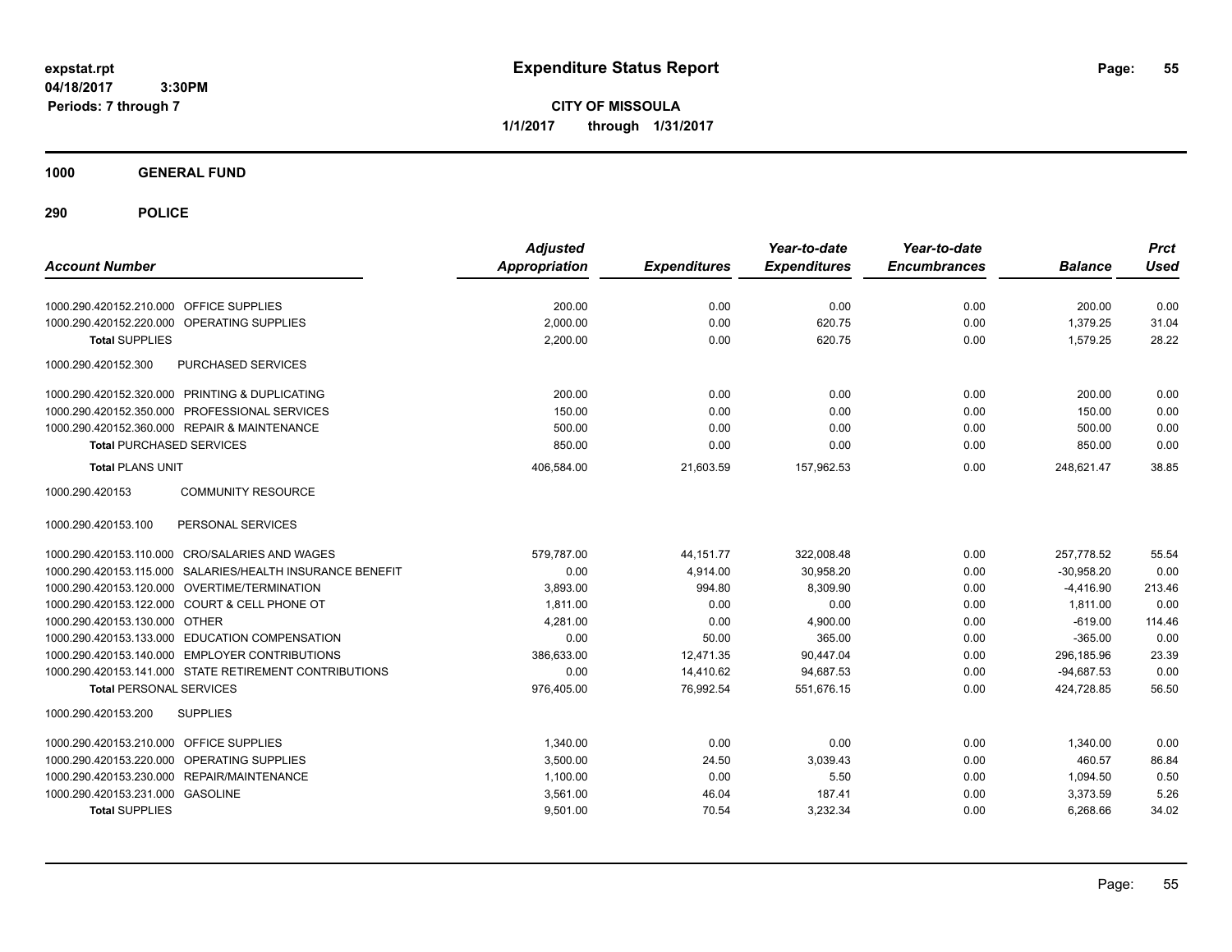# Expenditure Status Report

**CITY OF MISSOULA**
**1/1/2017 through 1/31/2017**

expstat.rpt
04/18/2017 3:30PM
Periods: 7 through 7

**1000 GENERAL FUND**

**290 POLICE**

| Account Number | | Adjusted Appropriation | Expenditures | Year-to-date Expenditures | Year-to-date Encumbrances | Balance | Prct Used |
|---|---|---|---|---|---|---|---|
| 1000.290.420152.210.000 | OFFICE SUPPLIES | 200.00 | 0.00 | 0.00 | 0.00 | 200.00 | 0.00 |
| 1000.290.420152.220.000 | OPERATING SUPPLIES | 2,000.00 | 0.00 | 620.75 | 0.00 | 1,379.25 | 31.04 |
| **Total** SUPPLIES | | 2,200.00 | 0.00 | 620.75 | 0.00 | 1,579.25 | 28.22 |
| 1000.290.420152.300 | PURCHASED SERVICES | | | | | | |
| 1000.290.420152.320.000 | PRINTING & DUPLICATING | 200.00 | 0.00 | 0.00 | 0.00 | 200.00 | 0.00 |
| 1000.290.420152.350.000 | PROFESSIONAL SERVICES | 150.00 | 0.00 | 0.00 | 0.00 | 150.00 | 0.00 |
| 1000.290.420152.360.000 | REPAIR & MAINTENANCE | 500.00 | 0.00 | 0.00 | 0.00 | 500.00 | 0.00 |
| **Total** PURCHASED SERVICES | | 850.00 | 0.00 | 0.00 | 0.00 | 850.00 | 0.00 |
| **Total** PLANS UNIT | | 406,584.00 | 21,603.59 | 157,962.53 | 0.00 | 248,621.47 | 38.85 |
| 1000.290.420153 | COMMUNITY RESOURCE | | | | | | |
| 1000.290.420153.100 | PERSONAL SERVICES | | | | | | |
| 1000.290.420153.110.000 | CRO/SALARIES AND WAGES | 579,787.00 | 44,151.77 | 322,008.48 | 0.00 | 257,778.52 | 55.54 |
| 1000.290.420153.115.000 | SALARIES/HEALTH INSURANCE BENEFIT | 0.00 | 4,914.00 | 30,958.20 | 0.00 | -30,958.20 | 0.00 |
| 1000.290.420153.120.000 | OVERTIME/TERMINATION | 3,893.00 | 994.80 | 8,309.90 | 0.00 | -4,416.90 | 213.46 |
| 1000.290.420153.122.000 | COURT & CELL PHONE OT | 1,811.00 | 0.00 | 0.00 | 0.00 | 1,811.00 | 0.00 |
| 1000.290.420153.130.000 | OTHER | 4,281.00 | 0.00 | 4,900.00 | 0.00 | -619.00 | 114.46 |
| 1000.290.420153.133.000 | EDUCATION COMPENSATION | 0.00 | 50.00 | 365.00 | 0.00 | -365.00 | 0.00 |
| 1000.290.420153.140.000 | EMPLOYER CONTRIBUTIONS | 386,633.00 | 12,471.35 | 90,447.04 | 0.00 | 296,185.96 | 23.39 |
| 1000.290.420153.141.000 | STATE RETIREMENT CONTRIBUTIONS | 0.00 | 14,410.62 | 94,687.53 | 0.00 | -94,687.53 | 0.00 |
| **Total** PERSONAL SERVICES | | 976,405.00 | 76,992.54 | 551,676.15 | 0.00 | 424,728.85 | 56.50 |
| 1000.290.420153.200 | SUPPLIES | | | | | | |
| 1000.290.420153.210.000 | OFFICE SUPPLIES | 1,340.00 | 0.00 | 0.00 | 0.00 | 1,340.00 | 0.00 |
| 1000.290.420153.220.000 | OPERATING SUPPLIES | 3,500.00 | 24.50 | 3,039.43 | 0.00 | 460.57 | 86.84 |
| 1000.290.420153.230.000 | REPAIR/MAINTENANCE | 1,100.00 | 0.00 | 5.50 | 0.00 | 1,094.50 | 0.50 |
| 1000.290.420153.231.000 | GASOLINE | 3,561.00 | 46.04 | 187.41 | 0.00 | 3,373.59 | 5.26 |
| **Total** SUPPLIES | | 9,501.00 | 70.54 | 3,232.34 | 0.00 | 6,268.66 | 34.02 |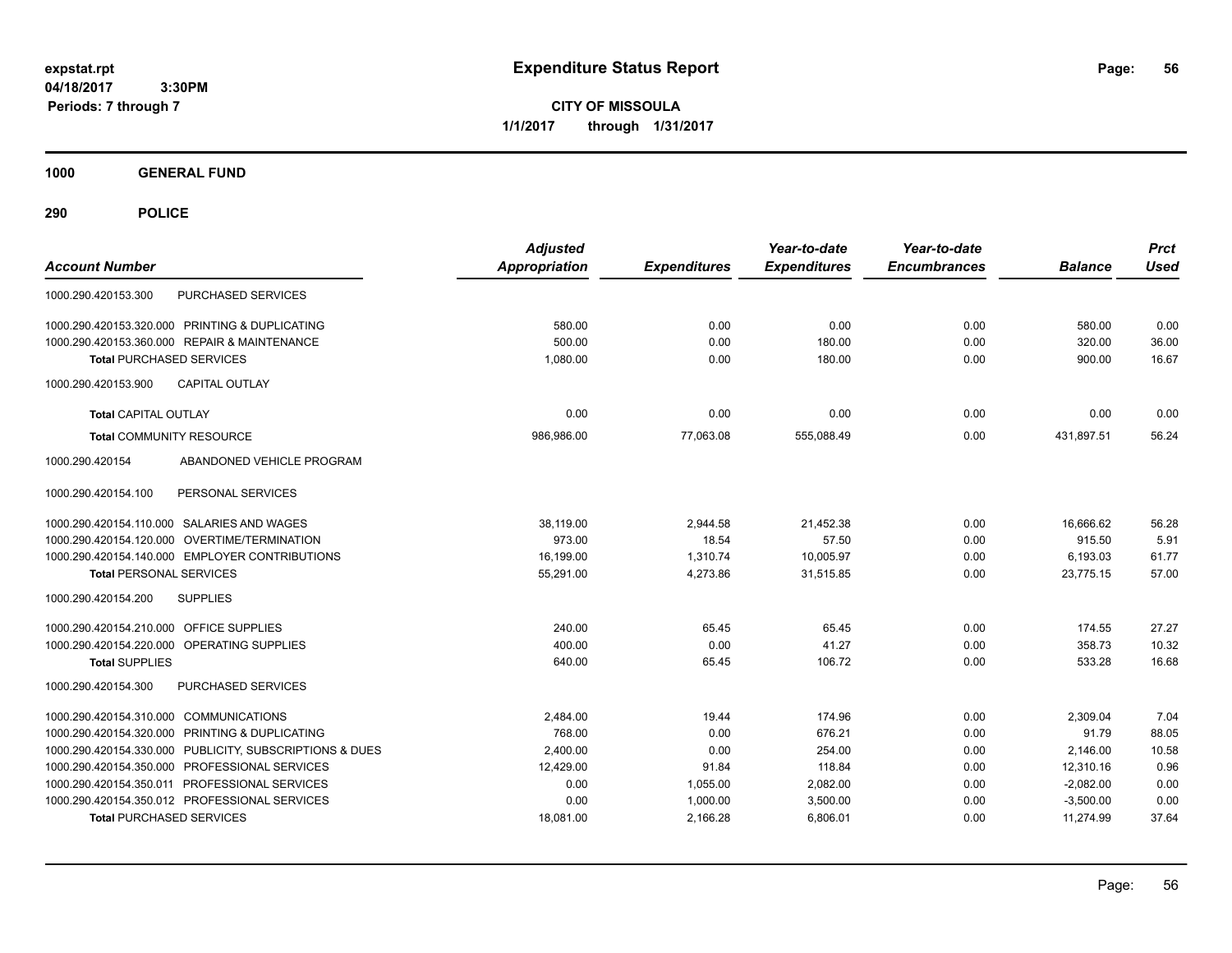**expstat.rpt**
**04/18/2017 3:30PM**
**Periods: 7 through 7**

# Expenditure Status Report

**CITY OF MISSOULA**
**1/1/2017 through 1/31/2017**

## 1000 GENERAL FUND

## 290 POLICE

| Account Number | Adjusted Appropriation | Expenditures | Year-to-date Expenditures | Year-to-date Encumbrances | Balance | Prct Used |
|---|---|---|---|---|---|---|
| 1000.290.420153.300 PURCHASED SERVICES | | | | | | |
| 1000.290.420153.320.000 PRINTING & DUPLICATING | 580.00 | 0.00 | 0.00 | 0.00 | 580.00 | 0.00 |
| 1000.290.420153.360.000 REPAIR & MAINTENANCE | 500.00 | 0.00 | 180.00 | 0.00 | 320.00 | 36.00 |
| **Total** PURCHASED SERVICES | 1,080.00 | 0.00 | 180.00 | 0.00 | 900.00 | 16.67 |
| 1000.290.420153.900 CAPITAL OUTLAY | | | | | | |
| **Total** CAPITAL OUTLAY | 0.00 | 0.00 | 0.00 | 0.00 | 0.00 | 0.00 |
| **Total** COMMUNITY RESOURCE | 986,986.00 | 77,063.08 | 555,088.49 | 0.00 | 431,897.51 | 56.24 |
| 1000.290.420154 ABANDONED VEHICLE PROGRAM | | | | | | |
| 1000.290.420154.100 PERSONAL SERVICES | | | | | | |
| 1000.290.420154.110.000 SALARIES AND WAGES | 38,119.00 | 2,944.58 | 21,452.38 | 0.00 | 16,666.62 | 56.28 |
| 1000.290.420154.120.000 OVERTIME/TERMINATION | 973.00 | 18.54 | 57.50 | 0.00 | 915.50 | 5.91 |
| 1000.290.420154.140.000 EMPLOYER CONTRIBUTIONS | 16,199.00 | 1,310.74 | 10,005.97 | 0.00 | 6,193.03 | 61.77 |
| **Total** PERSONAL SERVICES | 55,291.00 | 4,273.86 | 31,515.85 | 0.00 | 23,775.15 | 57.00 |
| 1000.290.420154.200 SUPPLIES | | | | | | |
| 1000.290.420154.210.000 OFFICE SUPPLIES | 240.00 | 65.45 | 65.45 | 0.00 | 174.55 | 27.27 |
| 1000.290.420154.220.000 OPERATING SUPPLIES | 400.00 | 0.00 | 41.27 | 0.00 | 358.73 | 10.32 |
| **Total** SUPPLIES | 640.00 | 65.45 | 106.72 | 0.00 | 533.28 | 16.68 |
| 1000.290.420154.300 PURCHASED SERVICES | | | | | | |
| 1000.290.420154.310.000 COMMUNICATIONS | 2,484.00 | 19.44 | 174.96 | 0.00 | 2,309.04 | 7.04 |
| 1000.290.420154.320.000 PRINTING & DUPLICATING | 768.00 | 0.00 | 676.21 | 0.00 | 91.79 | 88.05 |
| 1000.290.420154.330.000 PUBLICITY, SUBSCRIPTIONS & DUES | 2,400.00 | 0.00 | 254.00 | 0.00 | 2,146.00 | 10.58 |
| 1000.290.420154.350.000 PROFESSIONAL SERVICES | 12,429.00 | 91.84 | 118.84 | 0.00 | 12,310.16 | 0.96 |
| 1000.290.420154.350.011 PROFESSIONAL SERVICES | 0.00 | 1,055.00 | 2,082.00 | 0.00 | -2,082.00 | 0.00 |
| 1000.290.420154.350.012 PROFESSIONAL SERVICES | 0.00 | 1,000.00 | 3,500.00 | 0.00 | -3,500.00 | 0.00 |
| **Total** PURCHASED SERVICES | 18,081.00 | 2,166.28 | 6,806.01 | 0.00 | 11,274.99 | 37.64 |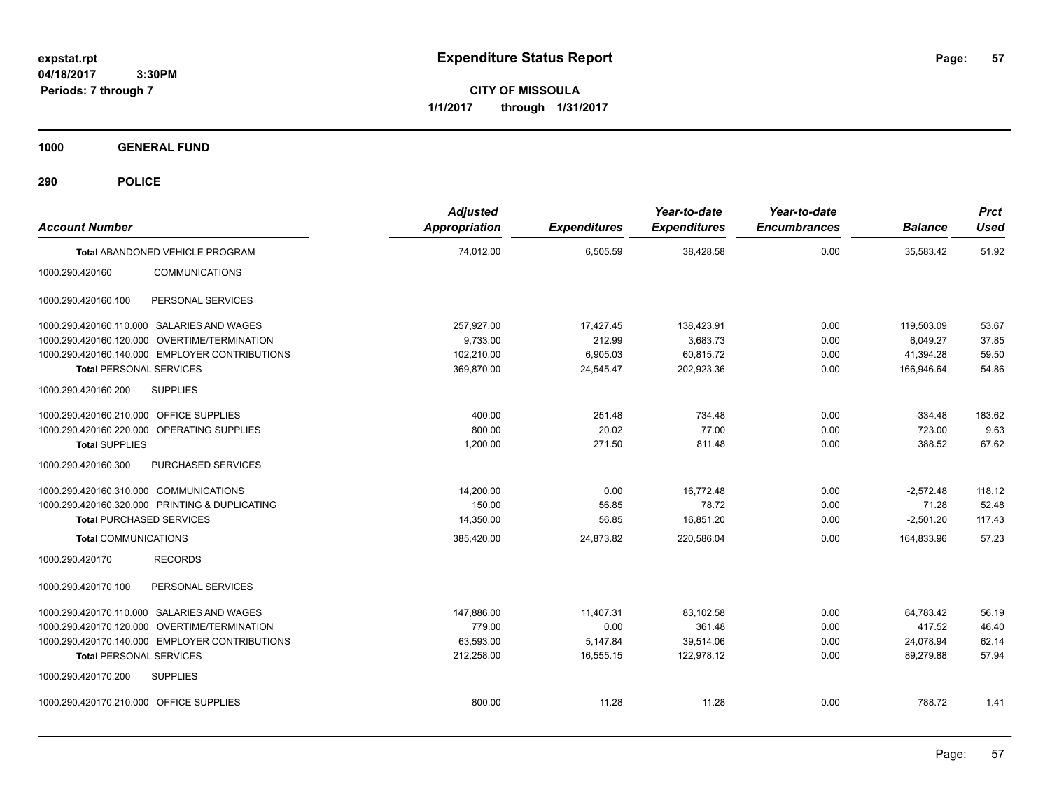**expstat.rpt**
**04/18/2017 3:30PM**
**Periods: 7 through 7**

# Expenditure Status Report

**CITY OF MISSOULA**
**1/1/2017 through 1/31/2017**

## 1000 GENERAL FUND

### 290 POLICE

| Account Number | Adjusted Appropriation | Expenditures | Year-to-date Expenditures | Year-to-date Encumbrances | Balance | Prct Used |
|---|---|---|---|---|---|---|
| **Total ABANDONED VEHICLE PROGRAM** | 74,012.00 | 6,505.59 | 38,428.58 | 0.00 | 35,583.42 | 51.92 |
| 1000.290.420160 COMMUNICATIONS | | | | | | |
| 1000.290.420160.100 PERSONAL SERVICES | | | | | | |
| 1000.290.420160.110.000 SALARIES AND WAGES | 257,927.00 | 17,427.45 | 138,423.91 | 0.00 | 119,503.09 | 53.67 |
| 1000.290.420160.120.000 OVERTIME/TERMINATION | 9,733.00 | 212.99 | 3,683.73 | 0.00 | 6,049.27 | 37.85 |
| 1000.290.420160.140.000 EMPLOYER CONTRIBUTIONS | 102,210.00 | 6,905.03 | 60,815.72 | 0.00 | 41,394.28 | 59.50 |
| **Total PERSONAL SERVICES** | 369,870.00 | 24,545.47 | 202,923.36 | 0.00 | 166,946.64 | 54.86 |
| 1000.290.420160.200 SUPPLIES | | | | | | |
| 1000.290.420160.210.000 OFFICE SUPPLIES | 400.00 | 251.48 | 734.48 | 0.00 | -334.48 | 183.62 |
| 1000.290.420160.220.000 OPERATING SUPPLIES | 800.00 | 20.02 | 77.00 | 0.00 | 723.00 | 9.63 |
| **Total SUPPLIES** | 1,200.00 | 271.50 | 811.48 | 0.00 | 388.52 | 67.62 |
| 1000.290.420160.300 PURCHASED SERVICES | | | | | | |
| 1000.290.420160.310.000 COMMUNICATIONS | 14,200.00 | 0.00 | 16,772.48 | 0.00 | -2,572.48 | 118.12 |
| 1000.290.420160.320.000 PRINTING & DUPLICATING | 150.00 | 56.85 | 78.72 | 0.00 | 71.28 | 52.48 |
| **Total PURCHASED SERVICES** | 14,350.00 | 56.85 | 16,851.20 | 0.00 | -2,501.20 | 117.43 |
| **Total COMMUNICATIONS** | 385,420.00 | 24,873.82 | 220,586.04 | 0.00 | 164,833.96 | 57.23 |
| 1000.290.420170 RECORDS | | | | | | |
| 1000.290.420170.100 PERSONAL SERVICES | | | | | | |
| 1000.290.420170.110.000 SALARIES AND WAGES | 147,886.00 | 11,407.31 | 83,102.58 | 0.00 | 64,783.42 | 56.19 |
| 1000.290.420170.120.000 OVERTIME/TERMINATION | 779.00 | 0.00 | 361.48 | 0.00 | 417.52 | 46.40 |
| 1000.290.420170.140.000 EMPLOYER CONTRIBUTIONS | 63,593.00 | 5,147.84 | 39,514.06 | 0.00 | 24,078.94 | 62.14 |
| **Total PERSONAL SERVICES** | 212,258.00 | 16,555.15 | 122,978.12 | 0.00 | 89,279.88 | 57.94 |
| 1000.290.420170.200 SUPPLIES | | | | | | |
| 1000.290.420170.210.000 OFFICE SUPPLIES | 800.00 | 11.28 | 11.28 | 0.00 | 788.72 | 1.41 |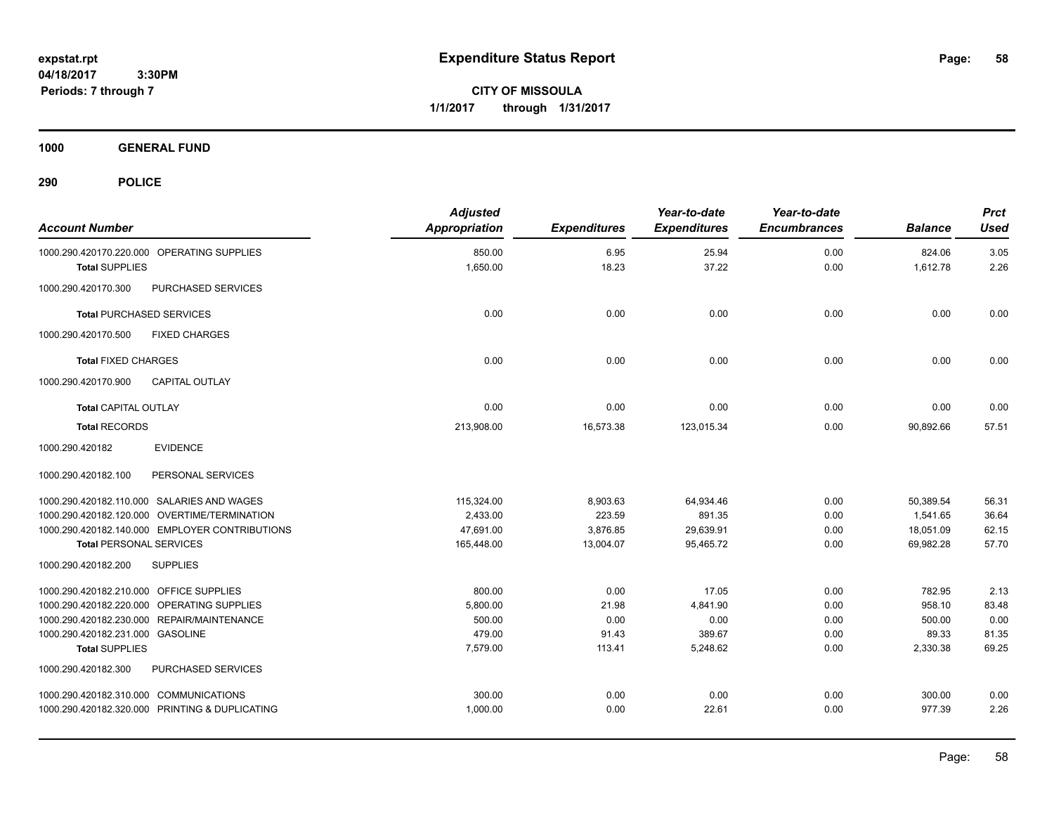expstat.rpt
04/18/2017 3:30PM
Periods: 7 through 7

# Expenditure Status Report

**CITY OF MISSOULA**
**1/1/2017 through 1/31/2017**

## 1000 GENERAL FUND

### 290 POLICE

| Account Number | Adjusted Appropriation | Expenditures | Year-to-date Expenditures | Year-to-date Encumbrances | Balance | Prct Used |
|---|---|---|---|---|---|---|
| 1000.290.420170.220.000 OPERATING SUPPLIES | 850.00 | 6.95 | 25.94 | 0.00 | 824.06 | 3.05 |
| **Total** SUPPLIES | 1,650.00 | 18.23 | 37.22 | 0.00 | 1,612.78 | 2.26 |
| 1000.290.420170.300 PURCHASED SERVICES | | | | | | |
| **Total** PURCHASED SERVICES | 0.00 | 0.00 | 0.00 | 0.00 | 0.00 | 0.00 |
| 1000.290.420170.500 FIXED CHARGES | | | | | | |
| **Total** FIXED CHARGES | 0.00 | 0.00 | 0.00 | 0.00 | 0.00 | 0.00 |
| 1000.290.420170.900 CAPITAL OUTLAY | | | | | | |
| **Total** CAPITAL OUTLAY | 0.00 | 0.00 | 0.00 | 0.00 | 0.00 | 0.00 |
| **Total** RECORDS | 213,908.00 | 16,573.38 | 123,015.34 | 0.00 | 90,892.66 | 57.51 |
| 1000.290.420182 EVIDENCE | | | | | | |
| 1000.290.420182.100 PERSONAL SERVICES | | | | | | |
| 1000.290.420182.110.000 SALARIES AND WAGES | 115,324.00 | 8,903.63 | 64,934.46 | 0.00 | 50,389.54 | 56.31 |
| 1000.290.420182.120.000 OVERTIME/TERMINATION | 2,433.00 | 223.59 | 891.35 | 0.00 | 1,541.65 | 36.64 |
| 1000.290.420182.140.000 EMPLOYER CONTRIBUTIONS | 47,691.00 | 3,876.85 | 29,639.91 | 0.00 | 18,051.09 | 62.15 |
| **Total** PERSONAL SERVICES | 165,448.00 | 13,004.07 | 95,465.72 | 0.00 | 69,982.28 | 57.70 |
| 1000.290.420182.200 SUPPLIES | | | | | | |
| 1000.290.420182.210.000 OFFICE SUPPLIES | 800.00 | 0.00 | 17.05 | 0.00 | 782.95 | 2.13 |
| 1000.290.420182.220.000 OPERATING SUPPLIES | 5,800.00 | 21.98 | 4,841.90 | 0.00 | 958.10 | 83.48 |
| 1000.290.420182.230.000 REPAIR/MAINTENANCE | 500.00 | 0.00 | 0.00 | 0.00 | 500.00 | 0.00 |
| 1000.290.420182.231.000 GASOLINE | 479.00 | 91.43 | 389.67 | 0.00 | 89.33 | 81.35 |
| **Total** SUPPLIES | 7,579.00 | 113.41 | 5,248.62 | 0.00 | 2,330.38 | 69.25 |
| 1000.290.420182.300 PURCHASED SERVICES | | | | | | |
| 1000.290.420182.310.000 COMMUNICATIONS | 300.00 | 0.00 | 0.00 | 0.00 | 300.00 | 0.00 |
| 1000.290.420182.320.000 PRINTING & DUPLICATING | 1,000.00 | 0.00 | 22.61 | 0.00 | 977.39 | 2.26 |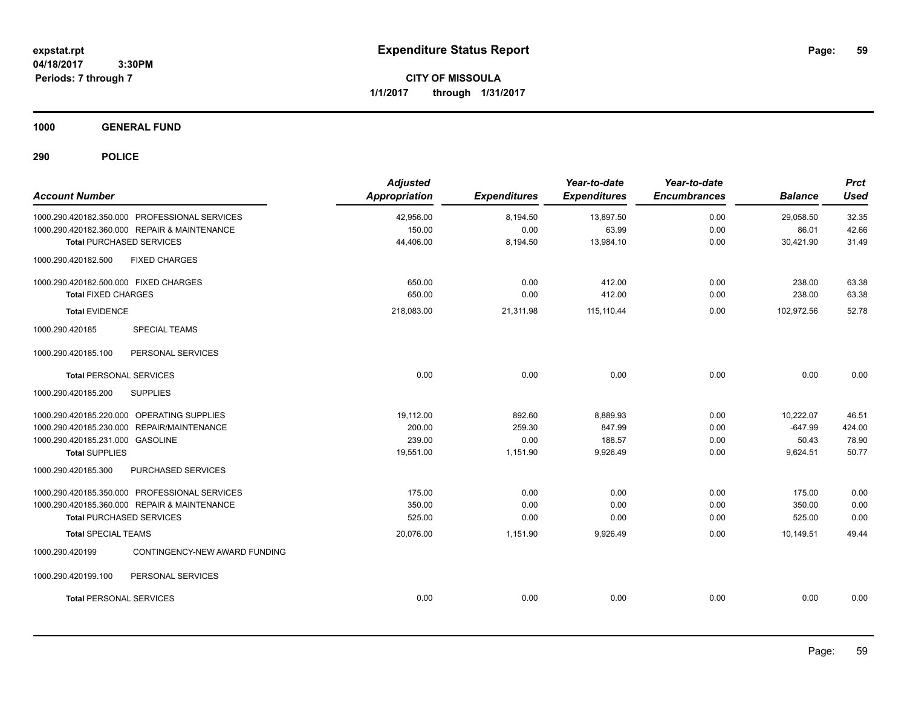**expstat.rpt**
**04/18/2017 3:30PM**
**Periods: 7 through 7**

# Expenditure Status Report

**CITY OF MISSOULA**
**1/1/2017 through 1/31/2017**

## 1000 GENERAL FUND

## 290 POLICE

| Account Number | Adjusted Appropriation | Expenditures | Year-to-date Expenditures | Year-to-date Encumbrances | Balance | Prct Used |
|---|---|---|---|---|---|---|
| 1000.290.420182.350.000 PROFESSIONAL SERVICES | 42,956.00 | 8,194.50 | 13,897.50 | 0.00 | 29,058.50 | 32.35 |
| 1000.290.420182.360.000 REPAIR & MAINTENANCE | 150.00 | 0.00 | 63.99 | 0.00 | 86.01 | 42.66 |
| **Total** PURCHASED SERVICES | 44,406.00 | 8,194.50 | 13,984.10 | 0.00 | 30,421.90 | 31.49 |
| 1000.290.420182.500 FIXED CHARGES | | | | | | |
| 1000.290.420182.500.000 FIXED CHARGES | 650.00 | 0.00 | 412.00 | 0.00 | 238.00 | 63.38 |
| **Total** FIXED CHARGES | 650.00 | 0.00 | 412.00 | 0.00 | 238.00 | 63.38 |
| **Total** EVIDENCE | 218,083.00 | 21,311.98 | 115,110.44 | 0.00 | 102,972.56 | 52.78 |
| 1000.290.420185 SPECIAL TEAMS | | | | | | |
| 1000.290.420185.100 PERSONAL SERVICES | | | | | | |
| **Total** PERSONAL SERVICES | 0.00 | 0.00 | 0.00 | 0.00 | 0.00 | 0.00 |
| 1000.290.420185.200 SUPPLIES | | | | | | |
| 1000.290.420185.220.000 OPERATING SUPPLIES | 19,112.00 | 892.60 | 8,889.93 | 0.00 | 10,222.07 | 46.51 |
| 1000.290.420185.230.000 REPAIR/MAINTENANCE | 200.00 | 259.30 | 847.99 | 0.00 | -647.99 | 424.00 |
| 1000.290.420185.231.000 GASOLINE | 239.00 | 0.00 | 188.57 | 0.00 | 50.43 | 78.90 |
| **Total** SUPPLIES | 19,551.00 | 1,151.90 | 9,926.49 | 0.00 | 9,624.51 | 50.77 |
| 1000.290.420185.300 PURCHASED SERVICES | | | | | | |
| 1000.290.420185.350.000 PROFESSIONAL SERVICES | 175.00 | 0.00 | 0.00 | 0.00 | 175.00 | 0.00 |
| 1000.290.420185.360.000 REPAIR & MAINTENANCE | 350.00 | 0.00 | 0.00 | 0.00 | 350.00 | 0.00 |
| **Total** PURCHASED SERVICES | 525.00 | 0.00 | 0.00 | 0.00 | 525.00 | 0.00 |
| **Total** SPECIAL TEAMS | 20,076.00 | 1,151.90 | 9,926.49 | 0.00 | 10,149.51 | 49.44 |
| 1000.290.420199 CONTINGENCY-NEW AWARD FUNDING | | | | | | |
| 1000.290.420199.100 PERSONAL SERVICES | | | | | | |
| **Total** PERSONAL SERVICES | 0.00 | 0.00 | 0.00 | 0.00 | 0.00 | 0.00 |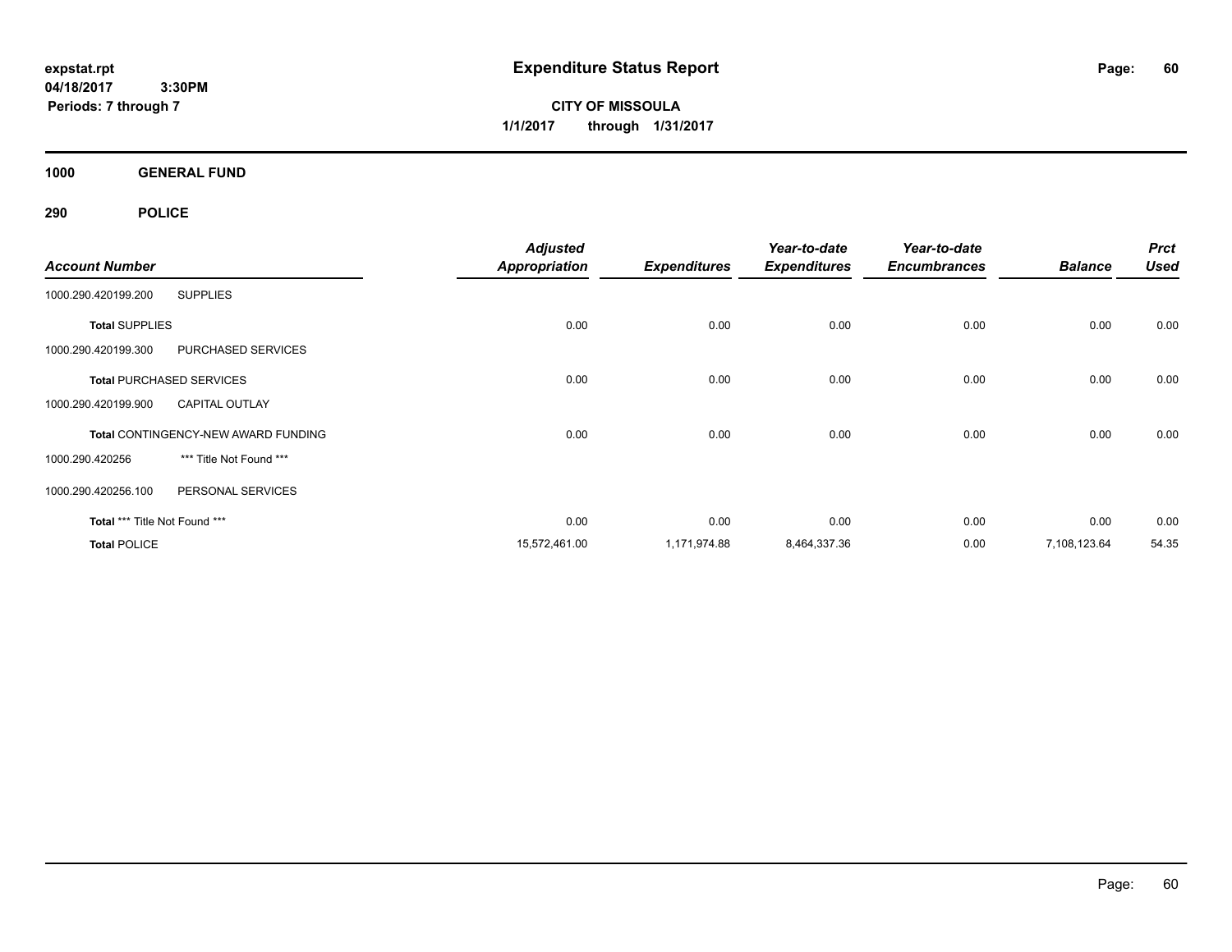expstat.rpt
04/18/2017 3:30PM
Periods: 7 through 7

# Expenditure Status Report

**CITY OF MISSOULA**
**1/1/2017 through 1/31/2017**

## 1000 GENERAL FUND

### 290 POLICE

| Account Number | | Adjusted Appropriation | Expenditures | Year-to-date Expenditures | Year-to-date Encumbrances | Balance | Prct Used |
|---|---|---|---|---|---|---|---|
| 1000.290.420199.200 | SUPPLIES | | | | | | |
| **Total** SUPPLIES | | 0.00 | 0.00 | 0.00 | 0.00 | 0.00 | 0.00 |
| 1000.290.420199.300 | PURCHASED SERVICES | | | | | | |
| **Total** PURCHASED SERVICES | | 0.00 | 0.00 | 0.00 | 0.00 | 0.00 | 0.00 |
| 1000.290.420199.900 | CAPITAL OUTLAY | | | | | | |
| **Total** CONTINGENCY-NEW AWARD FUNDING | | 0.00 | 0.00 | 0.00 | 0.00 | 0.00 | 0.00 |
| 1000.290.420256 | *** Title Not Found *** | | | | | | |
| 1000.290.420256.100 | PERSONAL SERVICES | | | | | | |
| **Total** *** Title Not Found *** | | 0.00 | 0.00 | 0.00 | 0.00 | 0.00 | 0.00 |
| **Total** POLICE | | 15,572,461.00 | 1,171,974.88 | 8,464,337.36 | 0.00 | 7,108,123.64 | 54.35 |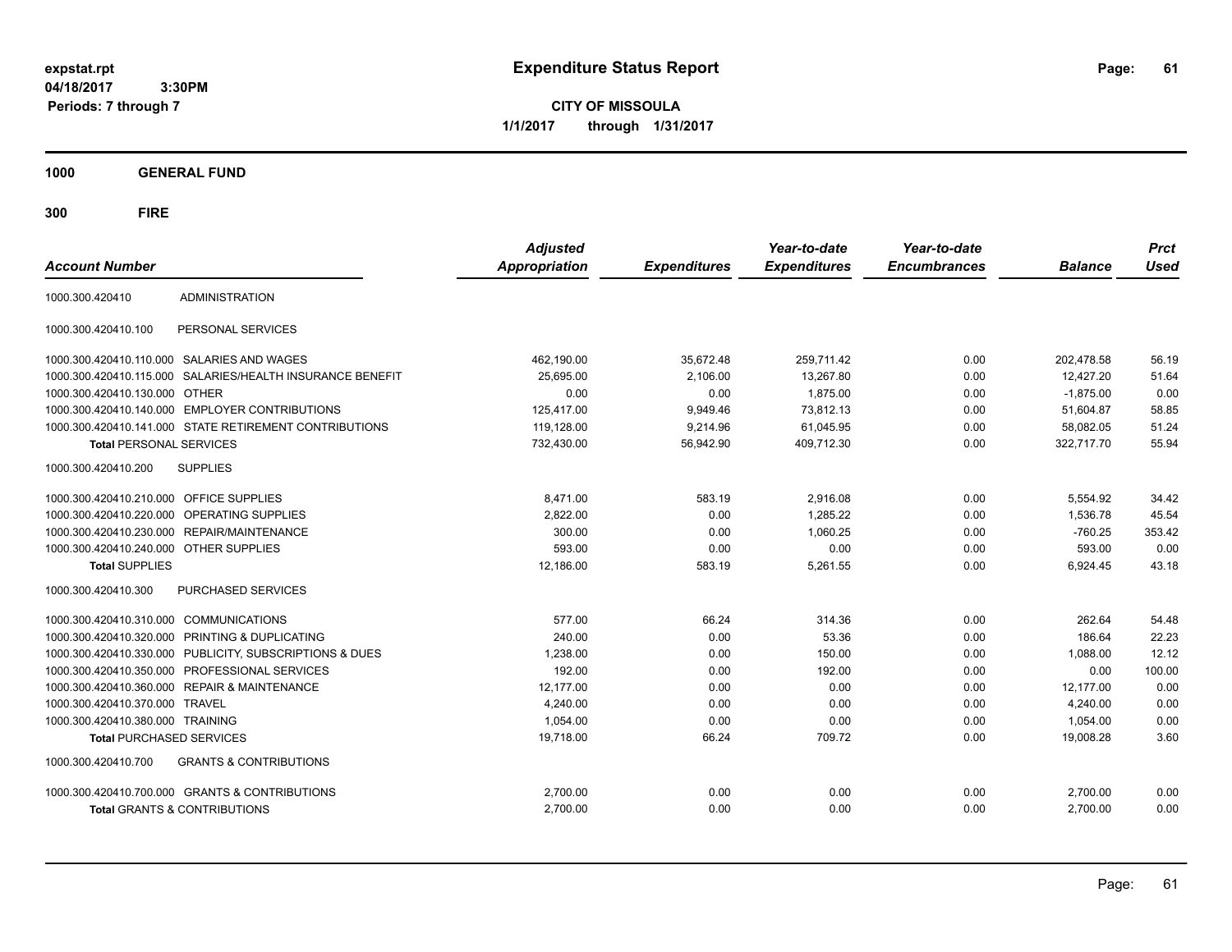expstat.rpt
04/18/2017 3:30PM
Periods: 7 through 7

# Expenditure Status Report

**CITY OF MISSOULA**
**1/1/2017 through 1/31/2017**

## 1000 GENERAL FUND

## 300 FIRE

| Account Number | | Adjusted Appropriation | Expenditures | Year-to-date Expenditures | Year-to-date Encumbrances | Balance | Prct Used |
|---|---|---|---|---|---|---|---|
| 1000.300.420410 | ADMINISTRATION | | | | | | |
| 1000.300.420410.100 | PERSONAL SERVICES | | | | | | |
| 1000.300.420410.110.000 | SALARIES AND WAGES | 462,190.00 | 35,672.48 | 259,711.42 | 0.00 | 202,478.58 | 56.19 |
| 1000.300.420410.115.000 | SALARIES/HEALTH INSURANCE BENEFIT | 25,695.00 | 2,106.00 | 13,267.80 | 0.00 | 12,427.20 | 51.64 |
| 1000.300.420410.130.000 | OTHER | 0.00 | 0.00 | 1,875.00 | 0.00 | -1,875.00 | 0.00 |
| 1000.300.420410.140.000 | EMPLOYER CONTRIBUTIONS | 125,417.00 | 9,949.46 | 73,812.13 | 0.00 | 51,604.87 | 58.85 |
| 1000.300.420410.141.000 | STATE RETIREMENT CONTRIBUTIONS | 119,128.00 | 9,214.96 | 61,045.95 | 0.00 | 58,082.05 | 51.24 |
| **Total** PERSONAL SERVICES | | 732,430.00 | 56,942.90 | 409,712.30 | 0.00 | 322,717.70 | 55.94 |
| 1000.300.420410.200 | SUPPLIES | | | | | | |
| 1000.300.420410.210.000 | OFFICE SUPPLIES | 8,471.00 | 583.19 | 2,916.08 | 0.00 | 5,554.92 | 34.42 |
| 1000.300.420410.220.000 | OPERATING SUPPLIES | 2,822.00 | 0.00 | 1,285.22 | 0.00 | 1,536.78 | 45.54 |
| 1000.300.420410.230.000 | REPAIR/MAINTENANCE | 300.00 | 0.00 | 1,060.25 | 0.00 | -760.25 | 353.42 |
| 1000.300.420410.240.000 | OTHER SUPPLIES | 593.00 | 0.00 | 0.00 | 0.00 | 593.00 | 0.00 |
| **Total** SUPPLIES | | 12,186.00 | 583.19 | 5,261.55 | 0.00 | 6,924.45 | 43.18 |
| 1000.300.420410.300 | PURCHASED SERVICES | | | | | | |
| 1000.300.420410.310.000 | COMMUNICATIONS | 577.00 | 66.24 | 314.36 | 0.00 | 262.64 | 54.48 |
| 1000.300.420410.320.000 | PRINTING & DUPLICATING | 240.00 | 0.00 | 53.36 | 0.00 | 186.64 | 22.23 |
| 1000.300.420410.330.000 | PUBLICITY, SUBSCRIPTIONS & DUES | 1,238.00 | 0.00 | 150.00 | 0.00 | 1,088.00 | 12.12 |
| 1000.300.420410.350.000 | PROFESSIONAL SERVICES | 192.00 | 0.00 | 192.00 | 0.00 | 0.00 | 100.00 |
| 1000.300.420410.360.000 | REPAIR & MAINTENANCE | 12,177.00 | 0.00 | 0.00 | 0.00 | 12,177.00 | 0.00 |
| 1000.300.420410.370.000 | TRAVEL | 4,240.00 | 0.00 | 0.00 | 0.00 | 4,240.00 | 0.00 |
| 1000.300.420410.380.000 | TRAINING | 1,054.00 | 0.00 | 0.00 | 0.00 | 1,054.00 | 0.00 |
| **Total** PURCHASED SERVICES | | 19,718.00 | 66.24 | 709.72 | 0.00 | 19,008.28 | 3.60 |
| 1000.300.420410.700 | GRANTS & CONTRIBUTIONS | | | | | | |
| 1000.300.420410.700.000 | GRANTS & CONTRIBUTIONS | 2,700.00 | 0.00 | 0.00 | 0.00 | 2,700.00 | 0.00 |
| **Total** GRANTS & CONTRIBUTIONS | | 2,700.00 | 0.00 | 0.00 | 0.00 | 2,700.00 | 0.00 |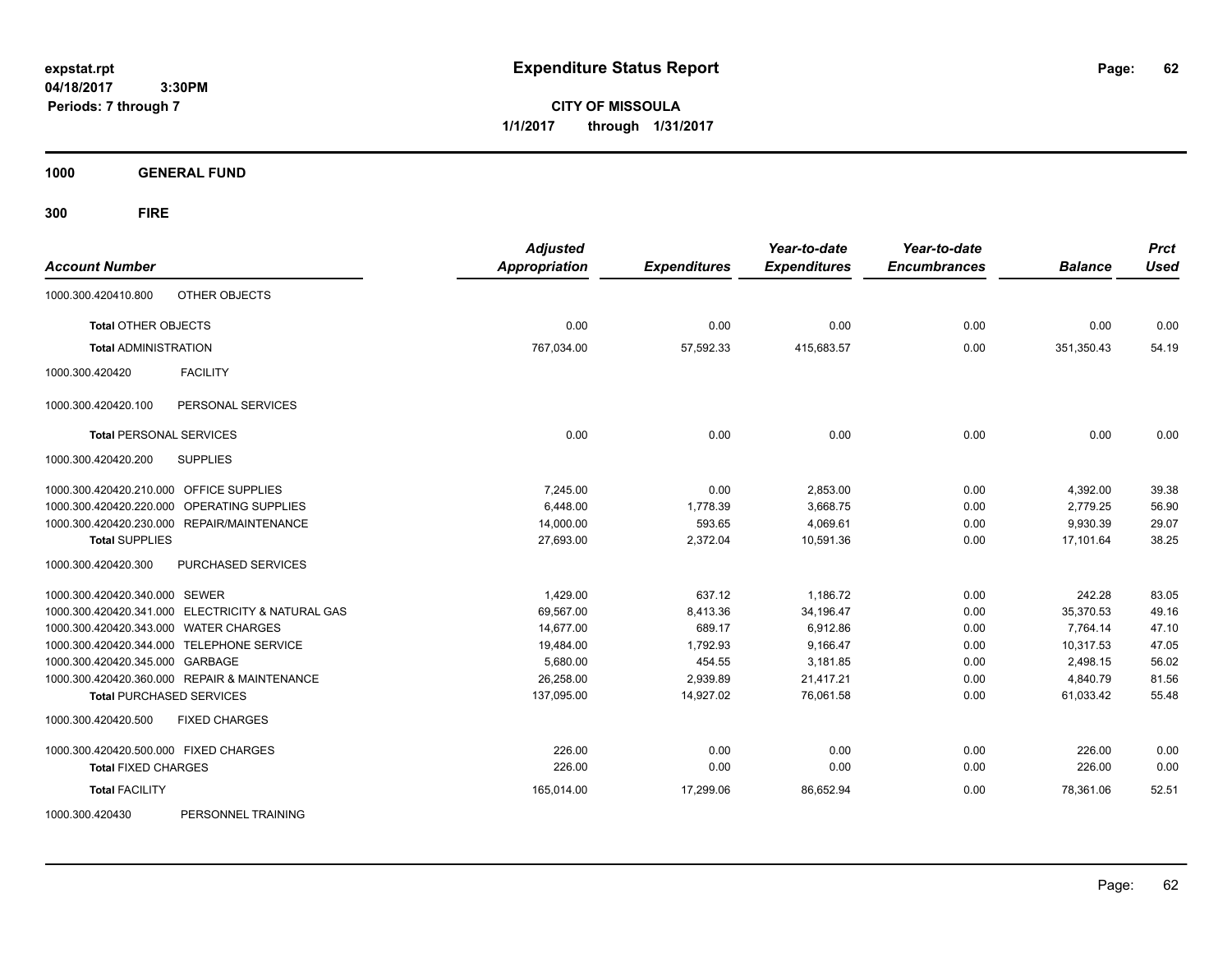**expstat.rpt**
**04/18/2017 3:30PM**
**Periods: 7 through 7**

# Expenditure Status Report

**CITY OF MISSOULA**
**1/1/2017 through 1/31/2017**

## 1000 GENERAL FUND

## 300 FIRE

| Account Number | | Adjusted Appropriation | Expenditures | Year-to-date Expenditures | Year-to-date Encumbrances | Balance | Prct Used |
|---|---|---|---|---|---|---|---|
| 1000.300.420410.800 | OTHER OBJECTS | | | | | | |
| **Total** OTHER OBJECTS | | 0.00 | 0.00 | 0.00 | 0.00 | 0.00 | 0.00 |
| **Total** ADMINISTRATION | | 767,034.00 | 57,592.33 | 415,683.57 | 0.00 | 351,350.43 | 54.19 |
| 1000.300.420420 | FACILITY | | | | | | |
| 1000.300.420420.100 | PERSONAL SERVICES | | | | | | |
| **Total** PERSONAL SERVICES | | 0.00 | 0.00 | 0.00 | 0.00 | 0.00 | 0.00 |
| 1000.300.420420.200 | SUPPLIES | | | | | | |
| 1000.300.420420.210.000 | OFFICE SUPPLIES | 7,245.00 | 0.00 | 2,853.00 | 0.00 | 4,392.00 | 39.38 |
| 1000.300.420420.220.000 | OPERATING SUPPLIES | 6,448.00 | 1,778.39 | 3,668.75 | 0.00 | 2,779.25 | 56.90 |
| 1000.300.420420.230.000 | REPAIR/MAINTENANCE | 14,000.00 | 593.65 | 4,069.61 | 0.00 | 9,930.39 | 29.07 |
| **Total** SUPPLIES | | 27,693.00 | 2,372.04 | 10,591.36 | 0.00 | 17,101.64 | 38.25 |
| 1000.300.420420.300 | PURCHASED SERVICES | | | | | | |
| 1000.300.420420.340.000 | SEWER | 1,429.00 | 637.12 | 1,186.72 | 0.00 | 242.28 | 83.05 |
| 1000.300.420420.341.000 | ELECTRICITY & NATURAL GAS | 69,567.00 | 8,413.36 | 34,196.47 | 0.00 | 35,370.53 | 49.16 |
| 1000.300.420420.343.000 | WATER CHARGES | 14,677.00 | 689.17 | 6,912.86 | 0.00 | 7,764.14 | 47.10 |
| 1000.300.420420.344.000 | TELEPHONE SERVICE | 19,484.00 | 1,792.93 | 9,166.47 | 0.00 | 10,317.53 | 47.05 |
| 1000.300.420420.345.000 | GARBAGE | 5,680.00 | 454.55 | 3,181.85 | 0.00 | 2,498.15 | 56.02 |
| 1000.300.420420.360.000 | REPAIR & MAINTENANCE | 26,258.00 | 2,939.89 | 21,417.21 | 0.00 | 4,840.79 | 81.56 |
| **Total** PURCHASED SERVICES | | 137,095.00 | 14,927.02 | 76,061.58 | 0.00 | 61,033.42 | 55.48 |
| 1000.300.420420.500 | FIXED CHARGES | | | | | | |
| 1000.300.420420.500.000 | FIXED CHARGES | 226.00 | 0.00 | 0.00 | 0.00 | 226.00 | 0.00 |
| **Total** FIXED CHARGES | | 226.00 | 0.00 | 0.00 | 0.00 | 226.00 | 0.00 |
| **Total** FACILITY | | 165,014.00 | 17,299.06 | 86,652.94 | 0.00 | 78,361.06 | 52.51 |
| 1000.300.420430 | PERSONNEL TRAINING | | | | | | |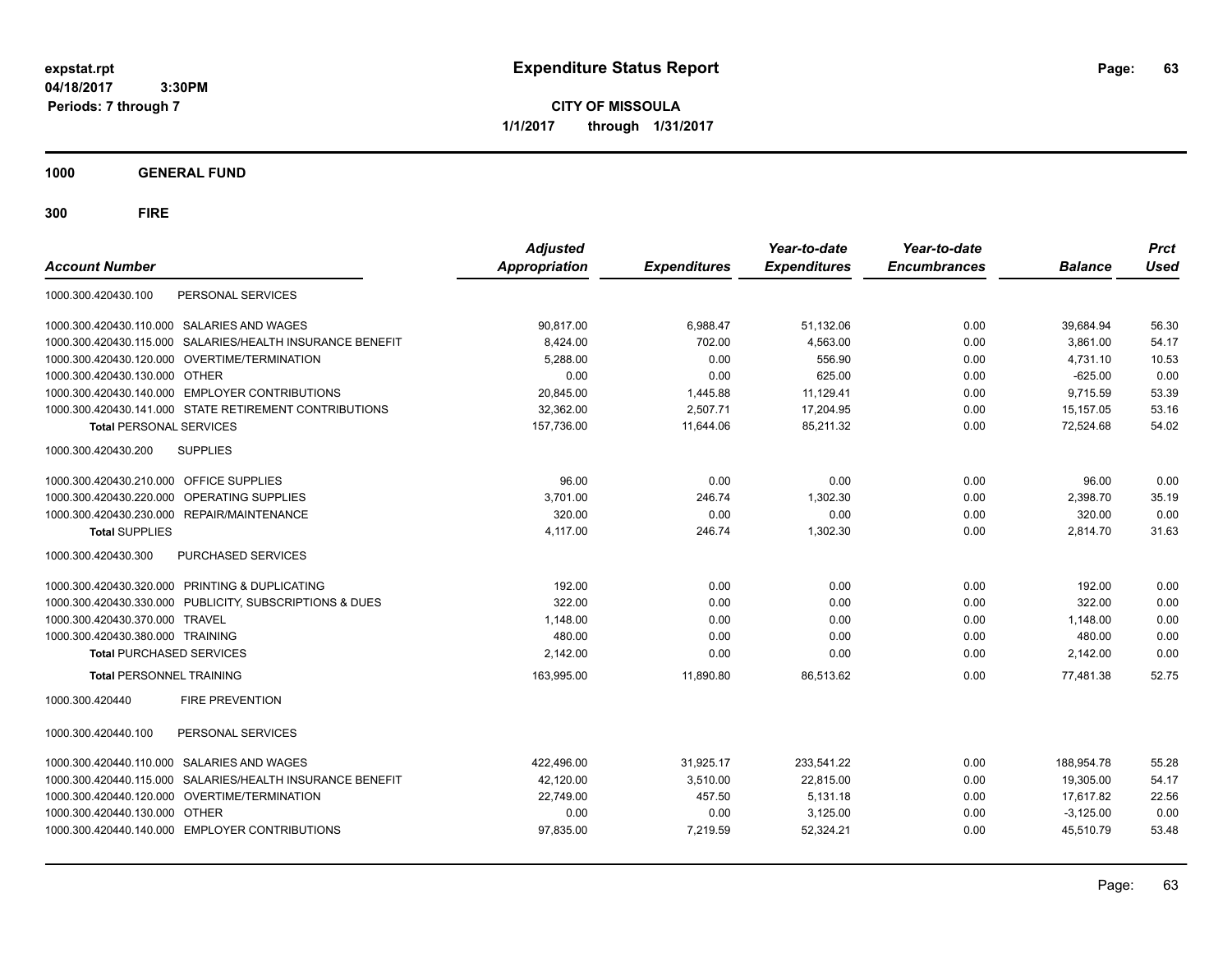**expstat.rpt**
**04/18/2017 3:30PM**
**Periods: 7 through 7**

# Expenditure Status Report

**CITY OF MISSOULA**
**1/1/2017 through 1/31/2017**

## 1000 GENERAL FUND

### 300 FIRE

| Account Number | Adjusted Appropriation | Expenditures | Year-to-date Expenditures | Year-to-date Encumbrances | Balance | Prct Used |
|---|---|---|---|---|---|---|
| 1000.300.420430.100 PERSONAL SERVICES | | | | | | |
| 1000.300.420430.110.000 SALARIES AND WAGES | 90,817.00 | 6,988.47 | 51,132.06 | 0.00 | 39,684.94 | 56.30 |
| 1000.300.420430.115.000 SALARIES/HEALTH INSURANCE BENEFIT | 8,424.00 | 702.00 | 4,563.00 | 0.00 | 3,861.00 | 54.17 |
| 1000.300.420430.120.000 OVERTIME/TERMINATION | 5,288.00 | 0.00 | 556.90 | 0.00 | 4,731.10 | 10.53 |
| 1000.300.420430.130.000 OTHER | 0.00 | 0.00 | 625.00 | 0.00 | -625.00 | 0.00 |
| 1000.300.420430.140.000 EMPLOYER CONTRIBUTIONS | 20,845.00 | 1,445.88 | 11,129.41 | 0.00 | 9,715.59 | 53.39 |
| 1000.300.420430.141.000 STATE RETIREMENT CONTRIBUTIONS | 32,362.00 | 2,507.71 | 17,204.95 | 0.00 | 15,157.05 | 53.16 |
| **Total PERSONAL SERVICES** | 157,736.00 | 11,644.06 | 85,211.32 | 0.00 | 72,524.68 | 54.02 |
| 1000.300.420430.200 SUPPLIES | | | | | | |
| 1000.300.420430.210.000 OFFICE SUPPLIES | 96.00 | 0.00 | 0.00 | 0.00 | 96.00 | 0.00 |
| 1000.300.420430.220.000 OPERATING SUPPLIES | 3,701.00 | 246.74 | 1,302.30 | 0.00 | 2,398.70 | 35.19 |
| 1000.300.420430.230.000 REPAIR/MAINTENANCE | 320.00 | 0.00 | 0.00 | 0.00 | 320.00 | 0.00 |
| **Total SUPPLIES** | 4,117.00 | 246.74 | 1,302.30 | 0.00 | 2,814.70 | 31.63 |
| 1000.300.420430.300 PURCHASED SERVICES | | | | | | |
| 1000.300.420430.320.000 PRINTING & DUPLICATING | 192.00 | 0.00 | 0.00 | 0.00 | 192.00 | 0.00 |
| 1000.300.420430.330.000 PUBLICITY, SUBSCRIPTIONS & DUES | 322.00 | 0.00 | 0.00 | 0.00 | 322.00 | 0.00 |
| 1000.300.420430.370.000 TRAVEL | 1,148.00 | 0.00 | 0.00 | 0.00 | 1,148.00 | 0.00 |
| 1000.300.420430.380.000 TRAINING | 480.00 | 0.00 | 0.00 | 0.00 | 480.00 | 0.00 |
| **Total PURCHASED SERVICES** | 2,142.00 | 0.00 | 0.00 | 0.00 | 2,142.00 | 0.00 |
| **Total PERSONNEL TRAINING** | 163,995.00 | 11,890.80 | 86,513.62 | 0.00 | 77,481.38 | 52.75 |
| 1000.300.420440 FIRE PREVENTION | | | | | | |
| 1000.300.420440.100 PERSONAL SERVICES | | | | | | |
| 1000.300.420440.110.000 SALARIES AND WAGES | 422,496.00 | 31,925.17 | 233,541.22 | 0.00 | 188,954.78 | 55.28 |
| 1000.300.420440.115.000 SALARIES/HEALTH INSURANCE BENEFIT | 42,120.00 | 3,510.00 | 22,815.00 | 0.00 | 19,305.00 | 54.17 |
| 1000.300.420440.120.000 OVERTIME/TERMINATION | 22,749.00 | 457.50 | 5,131.18 | 0.00 | 17,617.82 | 22.56 |
| 1000.300.420440.130.000 OTHER | 0.00 | 0.00 | 3,125.00 | 0.00 | -3,125.00 | 0.00 |
| 1000.300.420440.140.000 EMPLOYER CONTRIBUTIONS | 97,835.00 | 7,219.59 | 52,324.21 | 0.00 | 45,510.79 | 53.48 |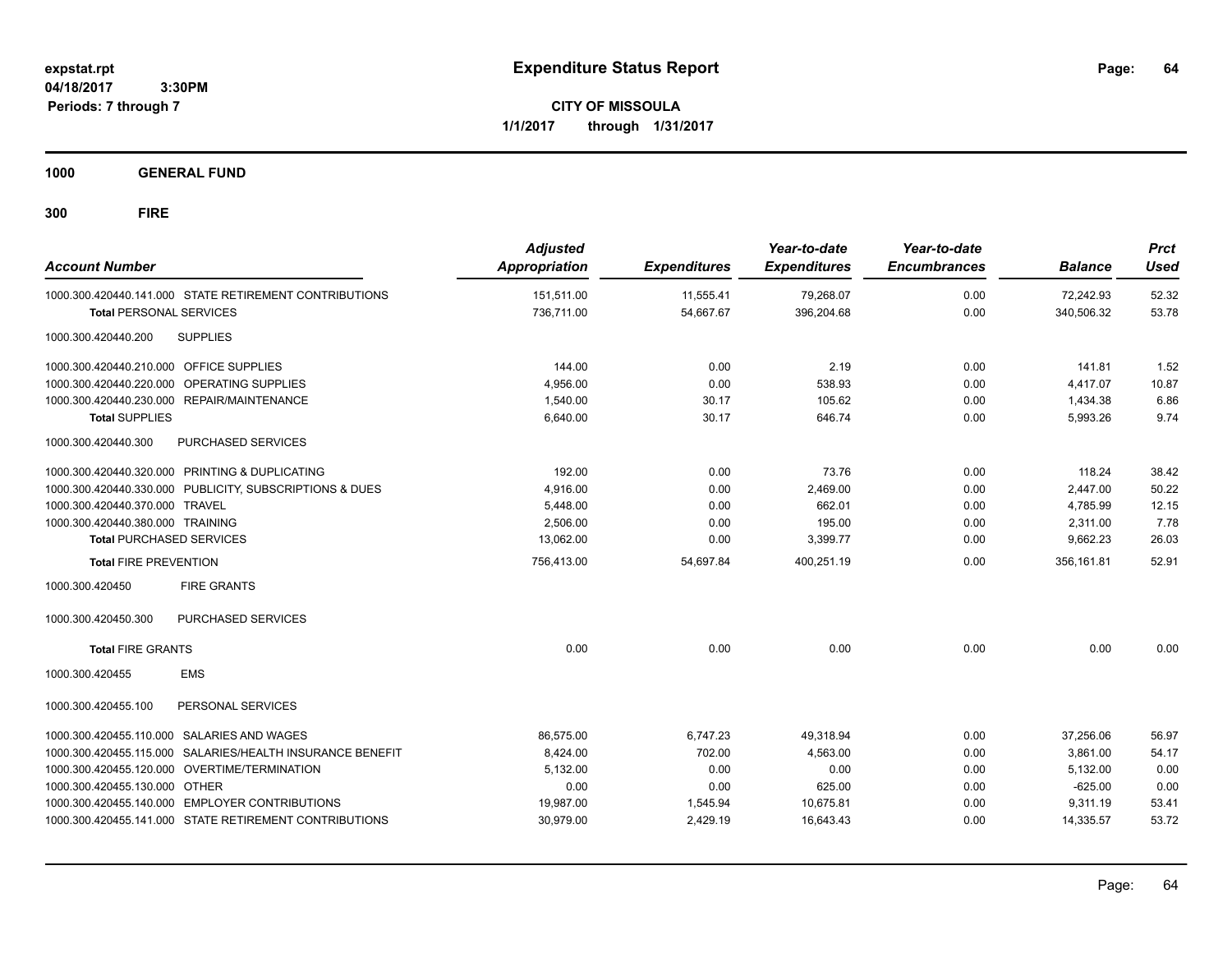expstat.rpt
04/18/2017 3:30PM
Periods: 7 through 7

# Expenditure Status Report

**CITY OF MISSOULA**
**1/1/2017 through 1/31/2017**

**1000 GENERAL FUND**

**300 FIRE**

| Account Number | Adjusted Appropriation | Expenditures | Year-to-date Expenditures | Year-to-date Encumbrances | Balance | Prct Used |
|---|---|---|---|---|---|---|
| 1000.300.420440.141.000 STATE RETIREMENT CONTRIBUTIONS | 151,511.00 | 11,555.41 | 79,268.07 | 0.00 | 72,242.93 | 52.32 |
| **Total** PERSONAL SERVICES | 736,711.00 | 54,667.67 | 396,204.68 | 0.00 | 340,506.32 | 53.78 |
| 1000.300.420440.200 SUPPLIES | | | | | | |
| 1000.300.420440.210.000 OFFICE SUPPLIES | 144.00 | 0.00 | 2.19 | 0.00 | 141.81 | 1.52 |
| 1000.300.420440.220.000 OPERATING SUPPLIES | 4,956.00 | 0.00 | 538.93 | 0.00 | 4,417.07 | 10.87 |
| 1000.300.420440.230.000 REPAIR/MAINTENANCE | 1,540.00 | 30.17 | 105.62 | 0.00 | 1,434.38 | 6.86 |
| **Total** SUPPLIES | 6,640.00 | 30.17 | 646.74 | 0.00 | 5,993.26 | 9.74 |
| 1000.300.420440.300 PURCHASED SERVICES | | | | | | |
| 1000.300.420440.320.000 PRINTING & DUPLICATING | 192.00 | 0.00 | 73.76 | 0.00 | 118.24 | 38.42 |
| 1000.300.420440.330.000 PUBLICITY, SUBSCRIPTIONS & DUES | 4,916.00 | 0.00 | 2,469.00 | 0.00 | 2,447.00 | 50.22 |
| 1000.300.420440.370.000 TRAVEL | 5,448.00 | 0.00 | 662.01 | 0.00 | 4,785.99 | 12.15 |
| 1000.300.420440.380.000 TRAINING | 2,506.00 | 0.00 | 195.00 | 0.00 | 2,311.00 | 7.78 |
| **Total** PURCHASED SERVICES | 13,062.00 | 0.00 | 3,399.77 | 0.00 | 9,662.23 | 26.03 |
| **Total** FIRE PREVENTION | 756,413.00 | 54,697.84 | 400,251.19 | 0.00 | 356,161.81 | 52.91 |
| 1000.300.420450 FIRE GRANTS | | | | | | |
| 1000.300.420450.300 PURCHASED SERVICES | | | | | | |
| **Total** FIRE GRANTS | 0.00 | 0.00 | 0.00 | 0.00 | 0.00 | 0.00 |
| 1000.300.420455 EMS | | | | | | |
| 1000.300.420455.100 PERSONAL SERVICES | | | | | | |
| 1000.300.420455.110.000 SALARIES AND WAGES | 86,575.00 | 6,747.23 | 49,318.94 | 0.00 | 37,256.06 | 56.97 |
| 1000.300.420455.115.000 SALARIES/HEALTH INSURANCE BENEFIT | 8,424.00 | 702.00 | 4,563.00 | 0.00 | 3,861.00 | 54.17 |
| 1000.300.420455.120.000 OVERTIME/TERMINATION | 5,132.00 | 0.00 | 0.00 | 0.00 | 5,132.00 | 0.00 |
| 1000.300.420455.130.000 OTHER | 0.00 | 0.00 | 625.00 | 0.00 | -625.00 | 0.00 |
| 1000.300.420455.140.000 EMPLOYER CONTRIBUTIONS | 19,987.00 | 1,545.94 | 10,675.81 | 0.00 | 9,311.19 | 53.41 |
| 1000.300.420455.141.000 STATE RETIREMENT CONTRIBUTIONS | 30,979.00 | 2,429.19 | 16,643.43 | 0.00 | 14,335.57 | 53.72 |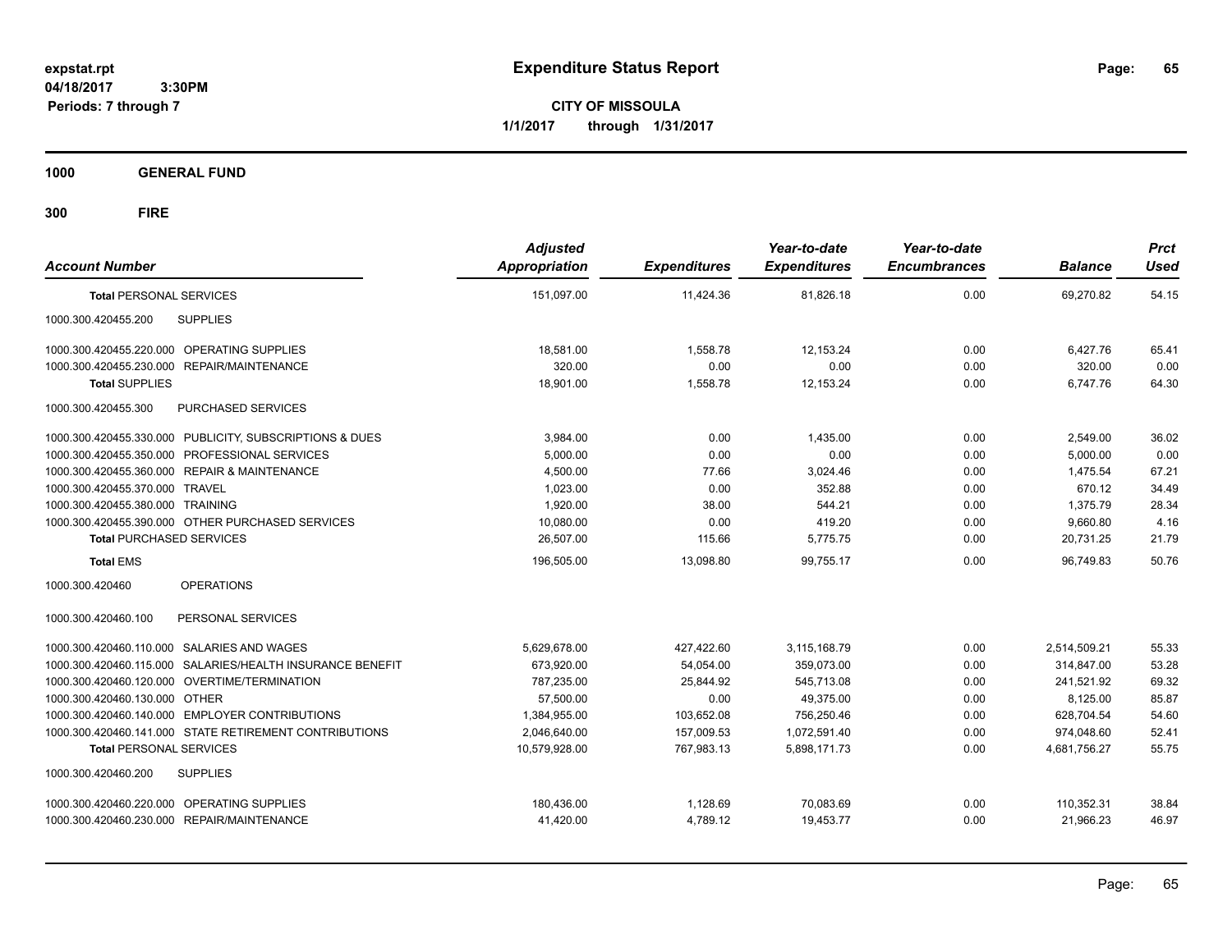# Expenditure Status Report

**CITY OF MISSOULA**
**1/1/2017 through 1/31/2017**

expstat.rpt
04/18/2017 3:30PM
Periods: 7 through 7

## 1000 GENERAL FUND

## 300 FIRE

| Account Number | Adjusted Appropriation | Expenditures | Year-to-date Expenditures | Year-to-date Encumbrances | Balance | Prct Used |
|---|---|---|---|---|---|---|
| **Total** PERSONAL SERVICES | 151,097.00 | 11,424.36 | 81,826.18 | 0.00 | 69,270.82 | 54.15 |
| 1000.300.420455.200 SUPPLIES | | | | | | |
| 1000.300.420455.220.000 OPERATING SUPPLIES | 18,581.00 | 1,558.78 | 12,153.24 | 0.00 | 6,427.76 | 65.41 |
| 1000.300.420455.230.000 REPAIR/MAINTENANCE | 320.00 | 0.00 | 0.00 | 0.00 | 320.00 | 0.00 |
| **Total** SUPPLIES | 18,901.00 | 1,558.78 | 12,153.24 | 0.00 | 6,747.76 | 64.30 |
| 1000.300.420455.300 PURCHASED SERVICES | | | | | | |
| 1000.300.420455.330.000 PUBLICITY, SUBSCRIPTIONS & DUES | 3,984.00 | 0.00 | 1,435.00 | 0.00 | 2,549.00 | 36.02 |
| 1000.300.420455.350.000 PROFESSIONAL SERVICES | 5,000.00 | 0.00 | 0.00 | 0.00 | 5,000.00 | 0.00 |
| 1000.300.420455.360.000 REPAIR & MAINTENANCE | 4,500.00 | 77.66 | 3,024.46 | 0.00 | 1,475.54 | 67.21 |
| 1000.300.420455.370.000 TRAVEL | 1,023.00 | 0.00 | 352.88 | 0.00 | 670.12 | 34.49 |
| 1000.300.420455.380.000 TRAINING | 1,920.00 | 38.00 | 544.21 | 0.00 | 1,375.79 | 28.34 |
| 1000.300.420455.390.000 OTHER PURCHASED SERVICES | 10,080.00 | 0.00 | 419.20 | 0.00 | 9,660.80 | 4.16 |
| **Total** PURCHASED SERVICES | 26,507.00 | 115.66 | 5,775.75 | 0.00 | 20,731.25 | 21.79 |
| **Total** EMS | 196,505.00 | 13,098.80 | 99,755.17 | 0.00 | 96,749.83 | 50.76 |
| 1000.300.420460 OPERATIONS | | | | | | |
| 1000.300.420460.100 PERSONAL SERVICES | | | | | | |
| 1000.300.420460.110.000 SALARIES AND WAGES | 5,629,678.00 | 427,422.60 | 3,115,168.79 | 0.00 | 2,514,509.21 | 55.33 |
| 1000.300.420460.115.000 SALARIES/HEALTH INSURANCE BENEFIT | 673,920.00 | 54,054.00 | 359,073.00 | 0.00 | 314,847.00 | 53.28 |
| 1000.300.420460.120.000 OVERTIME/TERMINATION | 787,235.00 | 25,844.92 | 545,713.08 | 0.00 | 241,521.92 | 69.32 |
| 1000.300.420460.130.000 OTHER | 57,500.00 | 0.00 | 49,375.00 | 0.00 | 8,125.00 | 85.87 |
| 1000.300.420460.140.000 EMPLOYER CONTRIBUTIONS | 1,384,955.00 | 103,652.08 | 756,250.46 | 0.00 | 628,704.54 | 54.60 |
| 1000.300.420460.141.000 STATE RETIREMENT CONTRIBUTIONS | 2,046,640.00 | 157,009.53 | 1,072,591.40 | 0.00 | 974,048.60 | 52.41 |
| **Total** PERSONAL SERVICES | 10,579,928.00 | 767,983.13 | 5,898,171.73 | 0.00 | 4,681,756.27 | 55.75 |
| 1000.300.420460.200 SUPPLIES | | | | | | |
| 1000.300.420460.220.000 OPERATING SUPPLIES | 180,436.00 | 1,128.69 | 70,083.69 | 0.00 | 110,352.31 | 38.84 |
| 1000.300.420460.230.000 REPAIR/MAINTENANCE | 41,420.00 | 4,789.12 | 19,453.77 | 0.00 | 21,966.23 | 46.97 |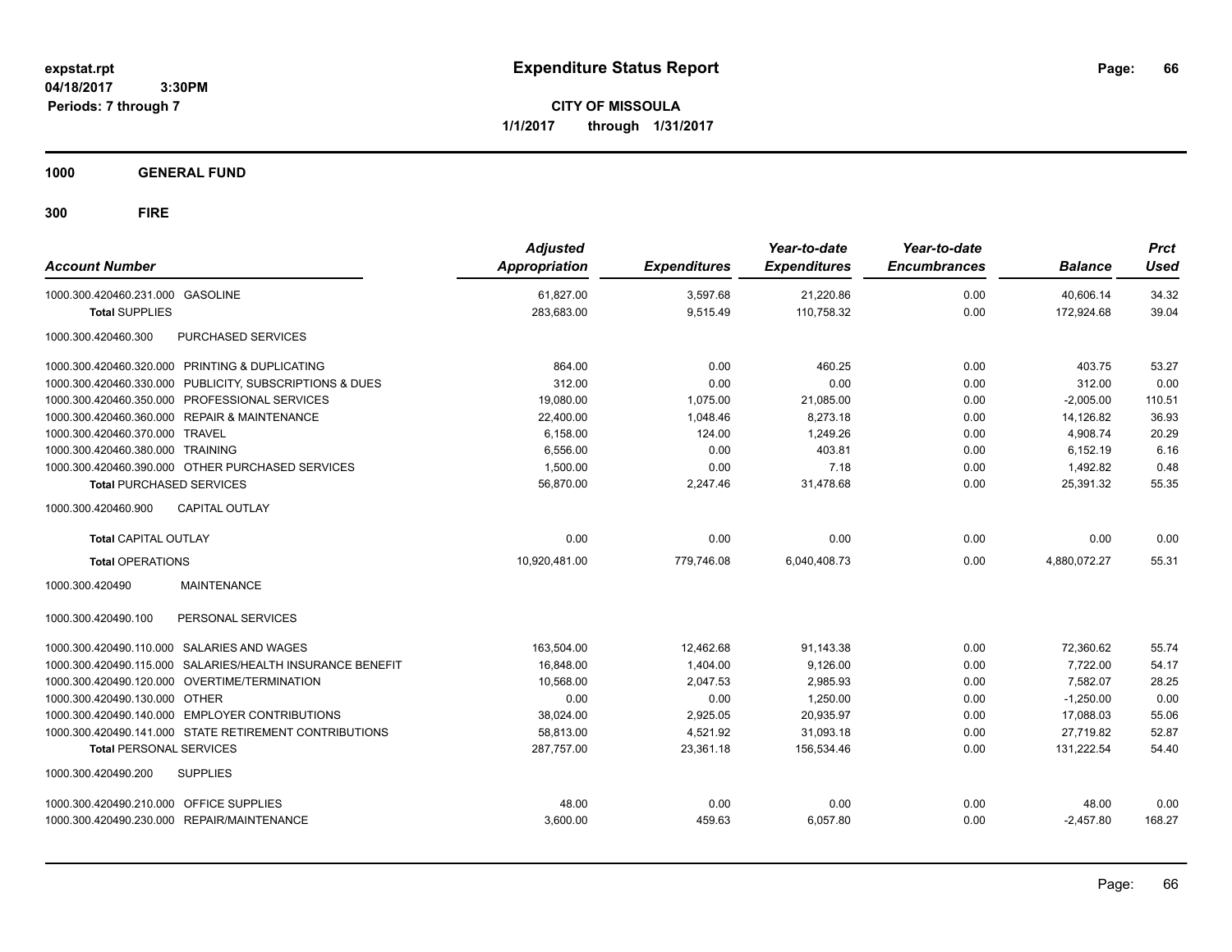# Expenditure Status Report

expstat.rpt
04/18/2017 3:30PM
Periods: 7 through 7

**CITY OF MISSOULA**
**1/1/2017 through 1/31/2017**

## 1000 GENERAL FUND

## 300 FIRE

| Account Number | Adjusted Appropriation | Expenditures | Year-to-date Expenditures | Year-to-date Encumbrances | Balance | Prct Used |
|---|---|---|---|---|---|---|
| 1000.300.420460.231.000 GASOLINE | 61,827.00 | 3,597.68 | 21,220.86 | 0.00 | 40,606.14 | 34.32 |
| **Total** SUPPLIES | 283,683.00 | 9,515.49 | 110,758.32 | 0.00 | 172,924.68 | 39.04 |
| 1000.300.420460.300 PURCHASED SERVICES | | | | | | |
| 1000.300.420460.320.000 PRINTING & DUPLICATING | 864.00 | 0.00 | 460.25 | 0.00 | 403.75 | 53.27 |
| 1000.300.420460.330.000 PUBLICITY, SUBSCRIPTIONS & DUES | 312.00 | 0.00 | 0.00 | 0.00 | 312.00 | 0.00 |
| 1000.300.420460.350.000 PROFESSIONAL SERVICES | 19,080.00 | 1,075.00 | 21,085.00 | 0.00 | -2,005.00 | 110.51 |
| 1000.300.420460.360.000 REPAIR & MAINTENANCE | 22,400.00 | 1,048.46 | 8,273.18 | 0.00 | 14,126.82 | 36.93 |
| 1000.300.420460.370.000 TRAVEL | 6,158.00 | 124.00 | 1,249.26 | 0.00 | 4,908.74 | 20.29 |
| 1000.300.420460.380.000 TRAINING | 6,556.00 | 0.00 | 403.81 | 0.00 | 6,152.19 | 6.16 |
| 1000.300.420460.390.000 OTHER PURCHASED SERVICES | 1,500.00 | 0.00 | 7.18 | 0.00 | 1,492.82 | 0.48 |
| **Total** PURCHASED SERVICES | 56,870.00 | 2,247.46 | 31,478.68 | 0.00 | 25,391.32 | 55.35 |
| 1000.300.420460.900 CAPITAL OUTLAY | | | | | | |
| **Total** CAPITAL OUTLAY | 0.00 | 0.00 | 0.00 | 0.00 | 0.00 | 0.00 |
| **Total** OPERATIONS | 10,920,481.00 | 779,746.08 | 6,040,408.73 | 0.00 | 4,880,072.27 | 55.31 |
| 1000.300.420490 MAINTENANCE | | | | | | |
| 1000.300.420490.100 PERSONAL SERVICES | | | | | | |
| 1000.300.420490.110.000 SALARIES AND WAGES | 163,504.00 | 12,462.68 | 91,143.38 | 0.00 | 72,360.62 | 55.74 |
| 1000.300.420490.115.000 SALARIES/HEALTH INSURANCE BENEFIT | 16,848.00 | 1,404.00 | 9,126.00 | 0.00 | 7,722.00 | 54.17 |
| 1000.300.420490.120.000 OVERTIME/TERMINATION | 10,568.00 | 2,047.53 | 2,985.93 | 0.00 | 7,582.07 | 28.25 |
| 1000.300.420490.130.000 OTHER | 0.00 | 0.00 | 1,250.00 | 0.00 | -1,250.00 | 0.00 |
| 1000.300.420490.140.000 EMPLOYER CONTRIBUTIONS | 38,024.00 | 2,925.05 | 20,935.97 | 0.00 | 17,088.03 | 55.06 |
| 1000.300.420490.141.000 STATE RETIREMENT CONTRIBUTIONS | 58,813.00 | 4,521.92 | 31,093.18 | 0.00 | 27,719.82 | 52.87 |
| **Total** PERSONAL SERVICES | 287,757.00 | 23,361.18 | 156,534.46 | 0.00 | 131,222.54 | 54.40 |
| 1000.300.420490.200 SUPPLIES | | | | | | |
| 1000.300.420490.210.000 OFFICE SUPPLIES | 48.00 | 0.00 | 0.00 | 0.00 | 48.00 | 0.00 |
| 1000.300.420490.230.000 REPAIR/MAINTENANCE | 3,600.00 | 459.63 | 6,057.80 | 0.00 | -2,457.80 | 168.27 |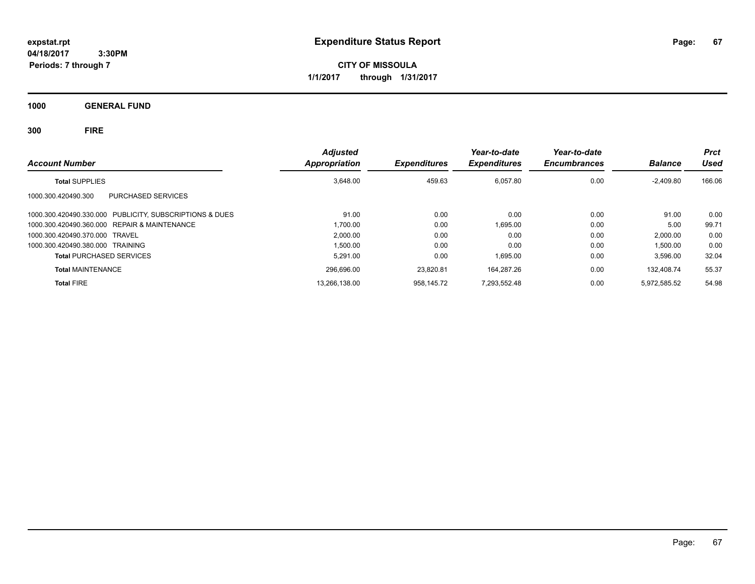expstat.rpt
04/18/2017 3:30PM
Periods: 7 through 7

# Expenditure Status Report

**CITY OF MISSOULA**
**1/1/2017 through 1/31/2017**

## 1000 GENERAL FUND

## 300 FIRE

| Account Number | Adjusted Appropriation | Expenditures | Year-to-date Expenditures | Year-to-date Encumbrances | Balance | Prct Used |
|---|---|---|---|---|---|---|
| **Total** SUPPLIES | 3,648.00 | 459.63 | 6,057.80 | 0.00 | -2,409.80 | 166.06 |
| 1000.300.420490.300 PURCHASED SERVICES | | | | | | |
| 1000.300.420490.330.000 PUBLICITY, SUBSCRIPTIONS & DUES | 91.00 | 0.00 | 0.00 | 0.00 | 91.00 | 0.00 |
| 1000.300.420490.360.000 REPAIR & MAINTENANCE | 1,700.00 | 0.00 | 1,695.00 | 0.00 | 5.00 | 99.71 |
| 1000.300.420490.370.000 TRAVEL | 2,000.00 | 0.00 | 0.00 | 0.00 | 2,000.00 | 0.00 |
| 1000.300.420490.380.000 TRAINING | 1,500.00 | 0.00 | 0.00 | 0.00 | 1,500.00 | 0.00 |
| **Total** PURCHASED SERVICES | 5,291.00 | 0.00 | 1,695.00 | 0.00 | 3,596.00 | 32.04 |
| **Total** MAINTENANCE | 296,696.00 | 23,820.81 | 164,287.26 | 0.00 | 132,408.74 | 55.37 |
| **Total** FIRE | 13,266,138.00 | 958,145.72 | 7,293,552.48 | 0.00 | 5,972,585.52 | 54.98 |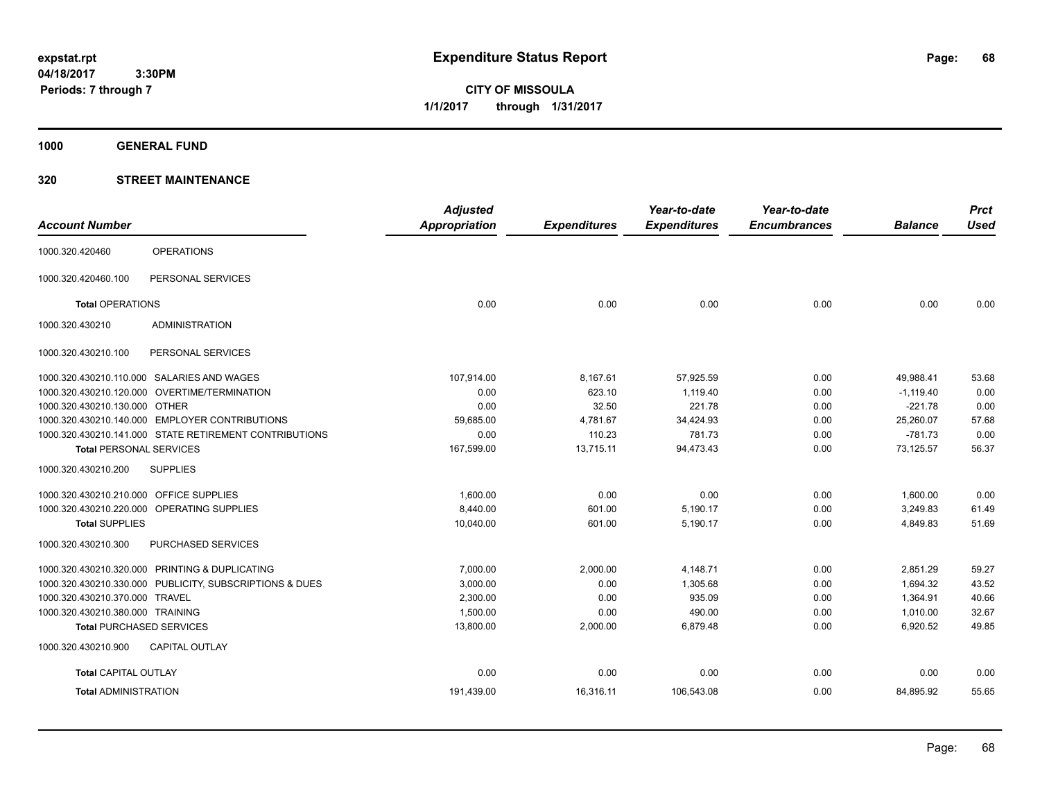**expstat.rpt**
**04/18/2017 3:30PM**
**Periods: 7 through 7**

# Expenditure Status Report

**CITY OF MISSOULA**
**1/1/2017 through 1/31/2017**

## 1000 GENERAL FUND

## 320 STREET MAINTENANCE

| Account Number | | Adjusted Appropriation | Expenditures | Year-to-date Expenditures | Year-to-date Encumbrances | Balance | Prct Used |
|---|---|---|---|---|---|---|---|
| 1000.320.420460 | OPERATIONS | | | | | | |
| 1000.320.420460.100 | PERSONAL SERVICES | | | | | | |
| **Total** OPERATIONS | | 0.00 | 0.00 | 0.00 | 0.00 | 0.00 | 0.00 |
| 1000.320.430210 | ADMINISTRATION | | | | | | |
| 1000.320.430210.100 | PERSONAL SERVICES | | | | | | |
| 1000.320.430210.110.000 | SALARIES AND WAGES | 107,914.00 | 8,167.61 | 57,925.59 | 0.00 | 49,988.41 | 53.68 |
| 1000.320.430210.120.000 | OVERTIME/TERMINATION | 0.00 | 623.10 | 1,119.40 | 0.00 | -1,119.40 | 0.00 |
| 1000.320.430210.130.000 | OTHER | 0.00 | 32.50 | 221.78 | 0.00 | -221.78 | 0.00 |
| 1000.320.430210.140.000 | EMPLOYER CONTRIBUTIONS | 59,685.00 | 4,781.67 | 34,424.93 | 0.00 | 25,260.07 | 57.68 |
| 1000.320.430210.141.000 | STATE RETIREMENT CONTRIBUTIONS | 0.00 | 110.23 | 781.73 | 0.00 | -781.73 | 0.00 |
| **Total** PERSONAL SERVICES | | 167,599.00 | 13,715.11 | 94,473.43 | 0.00 | 73,125.57 | 56.37 |
| 1000.320.430210.200 | SUPPLIES | | | | | | |
| 1000.320.430210.210.000 | OFFICE SUPPLIES | 1,600.00 | 0.00 | 0.00 | 0.00 | 1,600.00 | 0.00 |
| 1000.320.430210.220.000 | OPERATING SUPPLIES | 8,440.00 | 601.00 | 5,190.17 | 0.00 | 3,249.83 | 61.49 |
| **Total** SUPPLIES | | 10,040.00 | 601.00 | 5,190.17 | 0.00 | 4,849.83 | 51.69 |
| 1000.320.430210.300 | PURCHASED SERVICES | | | | | | |
| 1000.320.430210.320.000 | PRINTING & DUPLICATING | 7,000.00 | 2,000.00 | 4,148.71 | 0.00 | 2,851.29 | 59.27 |
| 1000.320.430210.330.000 | PUBLICITY, SUBSCRIPTIONS & DUES | 3,000.00 | 0.00 | 1,305.68 | 0.00 | 1,694.32 | 43.52 |
| 1000.320.430210.370.000 | TRAVEL | 2,300.00 | 0.00 | 935.09 | 0.00 | 1,364.91 | 40.66 |
| 1000.320.430210.380.000 | TRAINING | 1,500.00 | 0.00 | 490.00 | 0.00 | 1,010.00 | 32.67 |
| **Total** PURCHASED SERVICES | | 13,800.00 | 2,000.00 | 6,879.48 | 0.00 | 6,920.52 | 49.85 |
| 1000.320.430210.900 | CAPITAL OUTLAY | | | | | | |
| **Total** CAPITAL OUTLAY | | 0.00 | 0.00 | 0.00 | 0.00 | 0.00 | 0.00 |
| **Total** ADMINISTRATION | | 191,439.00 | 16,316.11 | 106,543.08 | 0.00 | 84,895.92 | 55.65 |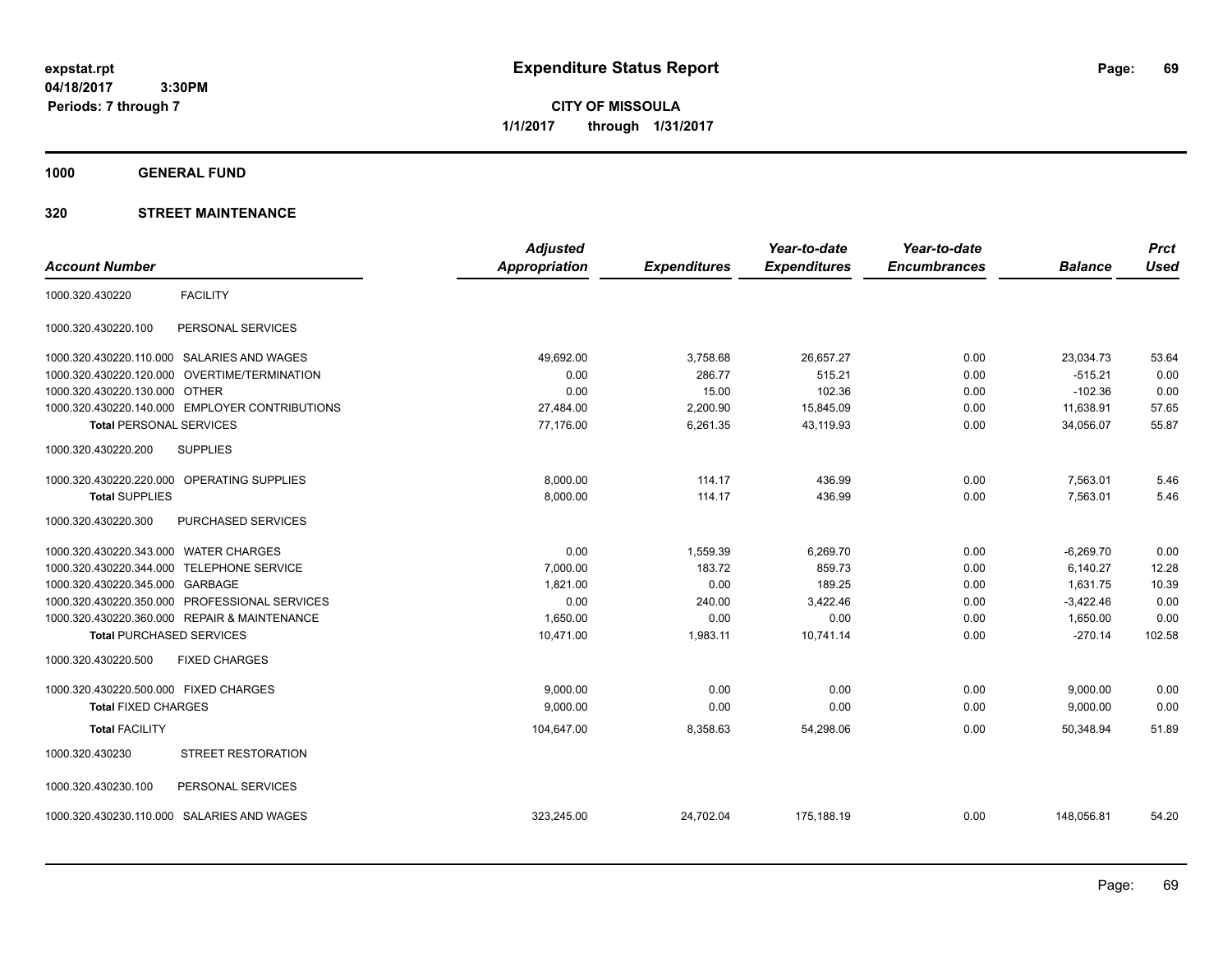expstat.rpt
04/18/2017 3:30PM
Periods: 7 through 7

# Expenditure Status Report

**CITY OF MISSOULA**
**1/1/2017 through 1/31/2017**

## 1000 GENERAL FUND

## 320 STREET MAINTENANCE

| Account Number | | Adjusted Appropriation | Expenditures | Year-to-date Expenditures | Year-to-date Encumbrances | Balance | Prct Used |
|---|---|---|---|---|---|---|---|
| 1000.320.430220 | FACILITY | | | | | | |
| 1000.320.430220.100 | PERSONAL SERVICES | | | | | | |
| 1000.320.430220.110.000 | SALARIES AND WAGES | 49,692.00 | 3,758.68 | 26,657.27 | 0.00 | 23,034.73 | 53.64 |
| 1000.320.430220.120.000 | OVERTIME/TERMINATION | 0.00 | 286.77 | 515.21 | 0.00 | -515.21 | 0.00 |
| 1000.320.430220.130.000 | OTHER | 0.00 | 15.00 | 102.36 | 0.00 | -102.36 | 0.00 |
| 1000.320.430220.140.000 | EMPLOYER CONTRIBUTIONS | 27,484.00 | 2,200.90 | 15,845.09 | 0.00 | 11,638.91 | 57.65 |
| **Total** PERSONAL SERVICES | | 77,176.00 | 6,261.35 | 43,119.93 | 0.00 | 34,056.07 | 55.87 |
| 1000.320.430220.200 | SUPPLIES | | | | | | |
| 1000.320.430220.220.000 | OPERATING SUPPLIES | 8,000.00 | 114.17 | 436.99 | 0.00 | 7,563.01 | 5.46 |
| **Total** SUPPLIES | | 8,000.00 | 114.17 | 436.99 | 0.00 | 7,563.01 | 5.46 |
| 1000.320.430220.300 | PURCHASED SERVICES | | | | | | |
| 1000.320.430220.343.000 | WATER CHARGES | 0.00 | 1,559.39 | 6,269.70 | 0.00 | -6,269.70 | 0.00 |
| 1000.320.430220.344.000 | TELEPHONE SERVICE | 7,000.00 | 183.72 | 859.73 | 0.00 | 6,140.27 | 12.28 |
| 1000.320.430220.345.000 | GARBAGE | 1,821.00 | 0.00 | 189.25 | 0.00 | 1,631.75 | 10.39 |
| 1000.320.430220.350.000 | PROFESSIONAL SERVICES | 0.00 | 240.00 | 3,422.46 | 0.00 | -3,422.46 | 0.00 |
| 1000.320.430220.360.000 | REPAIR & MAINTENANCE | 1,650.00 | 0.00 | 0.00 | 0.00 | 1,650.00 | 0.00 |
| **Total** PURCHASED SERVICES | | 10,471.00 | 1,983.11 | 10,741.14 | 0.00 | -270.14 | 102.58 |
| 1000.320.430220.500 | FIXED CHARGES | | | | | | |
| 1000.320.430220.500.000 | FIXED CHARGES | 9,000.00 | 0.00 | 0.00 | 0.00 | 9,000.00 | 0.00 |
| **Total** FIXED CHARGES | | 9,000.00 | 0.00 | 0.00 | 0.00 | 9,000.00 | 0.00 |
| **Total** FACILITY | | 104,647.00 | 8,358.63 | 54,298.06 | 0.00 | 50,348.94 | 51.89 |
| 1000.320.430230 | STREET RESTORATION | | | | | | |
| 1000.320.430230.100 | PERSONAL SERVICES | | | | | | |
| 1000.320.430230.110.000 | SALARIES AND WAGES | 323,245.00 | 24,702.04 | 175,188.19 | 0.00 | 148,056.81 | 54.20 |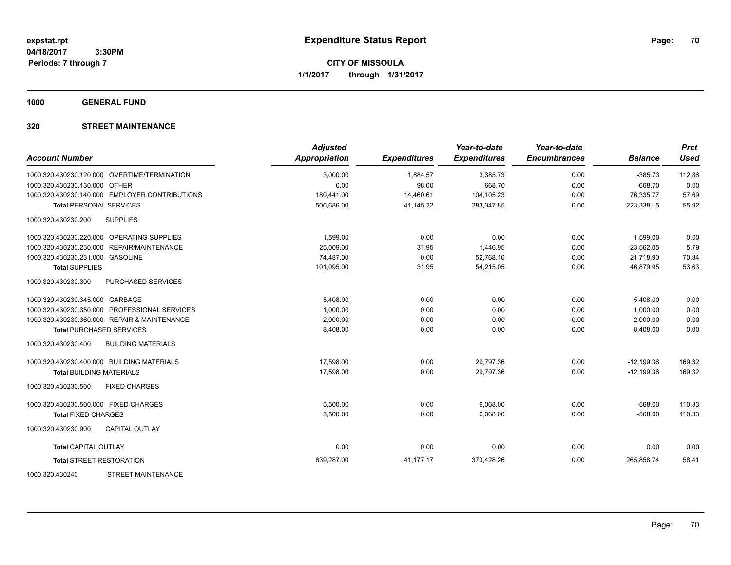**expstat.rpt**
**04/18/2017 3:30PM**
**Periods: 7 through 7**

# Expenditure Status Report

**CITY OF MISSOULA**
**1/1/2017 through 1/31/2017**

## 1000 GENERAL FUND

## 320 STREET MAINTENANCE

| Account Number | Adjusted Appropriation | Expenditures | Year-to-date Expenditures | Year-to-date Encumbrances | Balance | Prct Used |
|---|---|---|---|---|---|---|
| 1000.320.430230.120.000 OVERTIME/TERMINATION | 3,000.00 | 1,884.57 | 3,385.73 | 0.00 | -385.73 | 112.86 |
| 1000.320.430230.130.000 OTHER | 0.00 | 98.00 | 668.70 | 0.00 | -668.70 | 0.00 |
| 1000.320.430230.140.000 EMPLOYER CONTRIBUTIONS | 180,441.00 | 14,460.61 | 104,105.23 | 0.00 | 76,335.77 | 57.69 |
| **Total** PERSONAL SERVICES | 506,686.00 | 41,145.22 | 283,347.85 | 0.00 | 223,338.15 | 55.92 |
| 1000.320.430230.200 SUPPLIES | | | | | | |
| 1000.320.430230.220.000 OPERATING SUPPLIES | 1,599.00 | 0.00 | 0.00 | 0.00 | 1,599.00 | 0.00 |
| 1000.320.430230.230.000 REPAIR/MAINTENANCE | 25,009.00 | 31.95 | 1,446.95 | 0.00 | 23,562.05 | 5.79 |
| 1000.320.430230.231.000 GASOLINE | 74,487.00 | 0.00 | 52,768.10 | 0.00 | 21,718.90 | 70.84 |
| **Total** SUPPLIES | 101,095.00 | 31.95 | 54,215.05 | 0.00 | 46,879.95 | 53.63 |
| 1000.320.430230.300 PURCHASED SERVICES | | | | | | |
| 1000.320.430230.345.000 GARBAGE | 5,408.00 | 0.00 | 0.00 | 0.00 | 5,408.00 | 0.00 |
| 1000.320.430230.350.000 PROFESSIONAL SERVICES | 1,000.00 | 0.00 | 0.00 | 0.00 | 1,000.00 | 0.00 |
| 1000.320.430230.360.000 REPAIR & MAINTENANCE | 2,000.00 | 0.00 | 0.00 | 0.00 | 2,000.00 | 0.00 |
| **Total** PURCHASED SERVICES | 8,408.00 | 0.00 | 0.00 | 0.00 | 8,408.00 | 0.00 |
| 1000.320.430230.400 BUILDING MATERIALS | | | | | | |
| 1000.320.430230.400.000 BUILDING MATERIALS | 17,598.00 | 0.00 | 29,797.36 | 0.00 | -12,199.36 | 169.32 |
| **Total** BUILDING MATERIALS | 17,598.00 | 0.00 | 29,797.36 | 0.00 | -12,199.36 | 169.32 |
| 1000.320.430230.500 FIXED CHARGES | | | | | | |
| 1000.320.430230.500.000 FIXED CHARGES | 5,500.00 | 0.00 | 6,068.00 | 0.00 | -568.00 | 110.33 |
| **Total** FIXED CHARGES | 5,500.00 | 0.00 | 6,068.00 | 0.00 | -568.00 | 110.33 |
| 1000.320.430230.900 CAPITAL OUTLAY | | | | | | |
| **Total** CAPITAL OUTLAY | 0.00 | 0.00 | 0.00 | 0.00 | 0.00 | 0.00 |
| **Total** STREET RESTORATION | 639,287.00 | 41,177.17 | 373,428.26 | 0.00 | 265,858.74 | 58.41 |
| 1000.320.430240 STREET MAINTENANCE | | | | | | |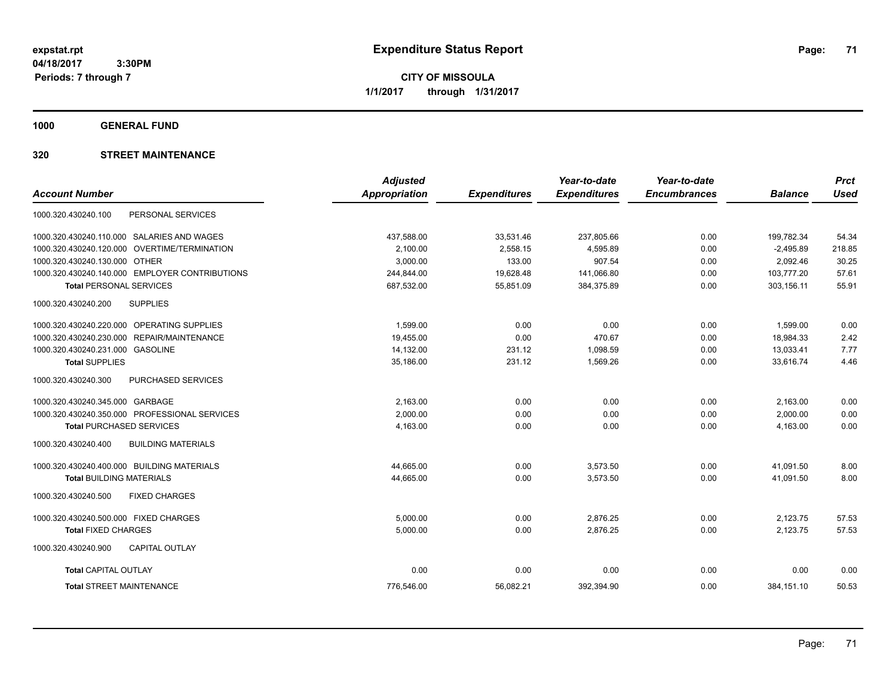**expstat.rpt**
**04/18/2017 3:30PM**
**Periods: 7 through 7**

# Expenditure Status Report

**CITY OF MISSOULA**
**1/1/2017 through 1/31/2017**

## 1000 GENERAL FUND

## 320 STREET MAINTENANCE

| Account Number | Adjusted Appropriation | Expenditures | Year-to-date Expenditures | Year-to-date Encumbrances | Balance | Prct Used |
|---|---|---|---|---|---|---|
| 1000.320.430240.100 PERSONAL SERVICES | | | | | | |
| 1000.320.430240.110.000 SALARIES AND WAGES | 437,588.00 | 33,531.46 | 237,805.66 | 0.00 | 199,782.34 | 54.34 |
| 1000.320.430240.120.000 OVERTIME/TERMINATION | 2,100.00 | 2,558.15 | 4,595.89 | 0.00 | -2,495.89 | 218.85 |
| 1000.320.430240.130.000 OTHER | 3,000.00 | 133.00 | 907.54 | 0.00 | 2,092.46 | 30.25 |
| 1000.320.430240.140.000 EMPLOYER CONTRIBUTIONS | 244,844.00 | 19,628.48 | 141,066.80 | 0.00 | 103,777.20 | 57.61 |
| **Total** PERSONAL SERVICES | 687,532.00 | 55,851.09 | 384,375.89 | 0.00 | 303,156.11 | 55.91 |
| 1000.320.430240.200 SUPPLIES | | | | | | |
| 1000.320.430240.220.000 OPERATING SUPPLIES | 1,599.00 | 0.00 | 0.00 | 0.00 | 1,599.00 | 0.00 |
| 1000.320.430240.230.000 REPAIR/MAINTENANCE | 19,455.00 | 0.00 | 470.67 | 0.00 | 18,984.33 | 2.42 |
| 1000.320.430240.231.000 GASOLINE | 14,132.00 | 231.12 | 1,098.59 | 0.00 | 13,033.41 | 7.77 |
| **Total** SUPPLIES | 35,186.00 | 231.12 | 1,569.26 | 0.00 | 33,616.74 | 4.46 |
| 1000.320.430240.300 PURCHASED SERVICES | | | | | | |
| 1000.320.430240.345.000 GARBAGE | 2,163.00 | 0.00 | 0.00 | 0.00 | 2,163.00 | 0.00 |
| 1000.320.430240.350.000 PROFESSIONAL SERVICES | 2,000.00 | 0.00 | 0.00 | 0.00 | 2,000.00 | 0.00 |
| **Total** PURCHASED SERVICES | 4,163.00 | 0.00 | 0.00 | 0.00 | 4,163.00 | 0.00 |
| 1000.320.430240.400 BUILDING MATERIALS | | | | | | |
| 1000.320.430240.400.000 BUILDING MATERIALS | 44,665.00 | 0.00 | 3,573.50 | 0.00 | 41,091.50 | 8.00 |
| **Total** BUILDING MATERIALS | 44,665.00 | 0.00 | 3,573.50 | 0.00 | 41,091.50 | 8.00 |
| 1000.320.430240.500 FIXED CHARGES | | | | | | |
| 1000.320.430240.500.000 FIXED CHARGES | 5,000.00 | 0.00 | 2,876.25 | 0.00 | 2,123.75 | 57.53 |
| **Total** FIXED CHARGES | 5,000.00 | 0.00 | 2,876.25 | 0.00 | 2,123.75 | 57.53 |
| 1000.320.430240.900 CAPITAL OUTLAY | | | | | | |
| **Total** CAPITAL OUTLAY | 0.00 | 0.00 | 0.00 | 0.00 | 0.00 | 0.00 |
| **Total** STREET MAINTENANCE | 776,546.00 | 56,082.21 | 392,394.90 | 0.00 | 384,151.10 | 50.53 |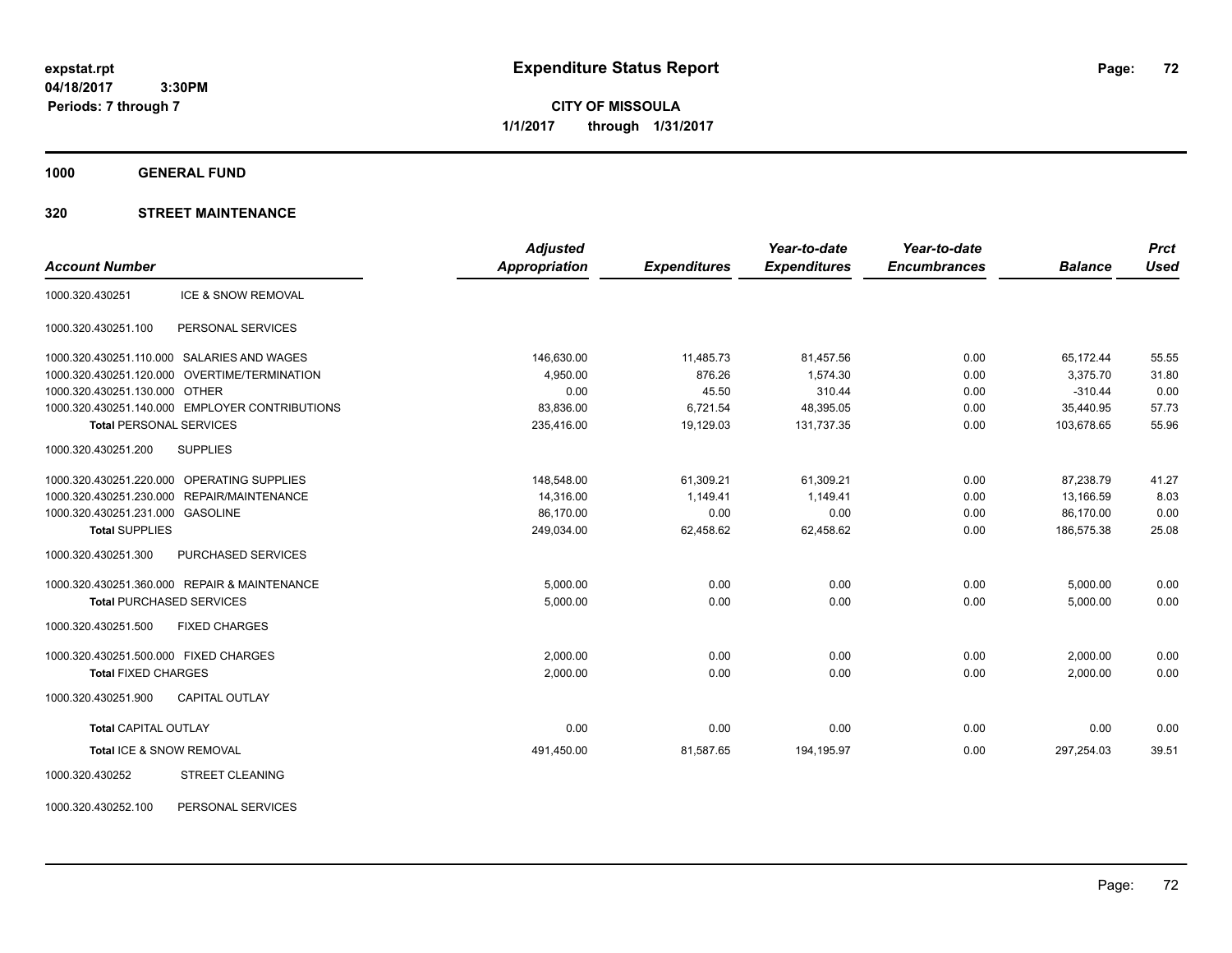**expstat.rpt**
**04/18/2017 3:30PM**
**Periods: 7 through 7**

# Expenditure Status Report

**CITY OF MISSOULA**
**1/1/2017 through 1/31/2017**

## 1000 GENERAL FUND

### 320 STREET MAINTENANCE

| Account Number | | Adjusted Appropriation | Expenditures | Year-to-date Expenditures | Year-to-date Encumbrances | Balance | Prct Used |
|---|---|---|---|---|---|---|---|
| 1000.320.430251 | ICE & SNOW REMOVAL | | | | | | |
| 1000.320.430251.100 | PERSONAL SERVICES | | | | | | |
| 1000.320.430251.110.000 | SALARIES AND WAGES | 146,630.00 | 11,485.73 | 81,457.56 | 0.00 | 65,172.44 | 55.55 |
| 1000.320.430251.120.000 | OVERTIME/TERMINATION | 4,950.00 | 876.26 | 1,574.30 | 0.00 | 3,375.70 | 31.80 |
| 1000.320.430251.130.000 | OTHER | 0.00 | 45.50 | 310.44 | 0.00 | -310.44 | 0.00 |
| 1000.320.430251.140.000 | EMPLOYER CONTRIBUTIONS | 83,836.00 | 6,721.54 | 48,395.05 | 0.00 | 35,440.95 | 57.73 |
| **Total** PERSONAL SERVICES | | 235,416.00 | 19,129.03 | 131,737.35 | 0.00 | 103,678.65 | 55.96 |
| 1000.320.430251.200 | SUPPLIES | | | | | | |
| 1000.320.430251.220.000 | OPERATING SUPPLIES | 148,548.00 | 61,309.21 | 61,309.21 | 0.00 | 87,238.79 | 41.27 |
| 1000.320.430251.230.000 | REPAIR/MAINTENANCE | 14,316.00 | 1,149.41 | 1,149.41 | 0.00 | 13,166.59 | 8.03 |
| 1000.320.430251.231.000 | GASOLINE | 86,170.00 | 0.00 | 0.00 | 0.00 | 86,170.00 | 0.00 |
| **Total** SUPPLIES | | 249,034.00 | 62,458.62 | 62,458.62 | 0.00 | 186,575.38 | 25.08 |
| 1000.320.430251.300 | PURCHASED SERVICES | | | | | | |
| 1000.320.430251.360.000 | REPAIR & MAINTENANCE | 5,000.00 | 0.00 | 0.00 | 0.00 | 5,000.00 | 0.00 |
| **Total** PURCHASED SERVICES | | 5,000.00 | 0.00 | 0.00 | 0.00 | 5,000.00 | 0.00 |
| 1000.320.430251.500 | FIXED CHARGES | | | | | | |
| 1000.320.430251.500.000 | FIXED CHARGES | 2,000.00 | 0.00 | 0.00 | 0.00 | 2,000.00 | 0.00 |
| **Total** FIXED CHARGES | | 2,000.00 | 0.00 | 0.00 | 0.00 | 2,000.00 | 0.00 |
| 1000.320.430251.900 | CAPITAL OUTLAY | | | | | | |
| **Total** CAPITAL OUTLAY | | 0.00 | 0.00 | 0.00 | 0.00 | 0.00 | 0.00 |
| **Total** ICE & SNOW REMOVAL | | 491,450.00 | 81,587.65 | 194,195.97 | 0.00 | 297,254.03 | 39.51 |
| 1000.320.430252 | STREET CLEANING | | | | | | |
| 1000.320.430252.100 | PERSONAL SERVICES | | | | | | |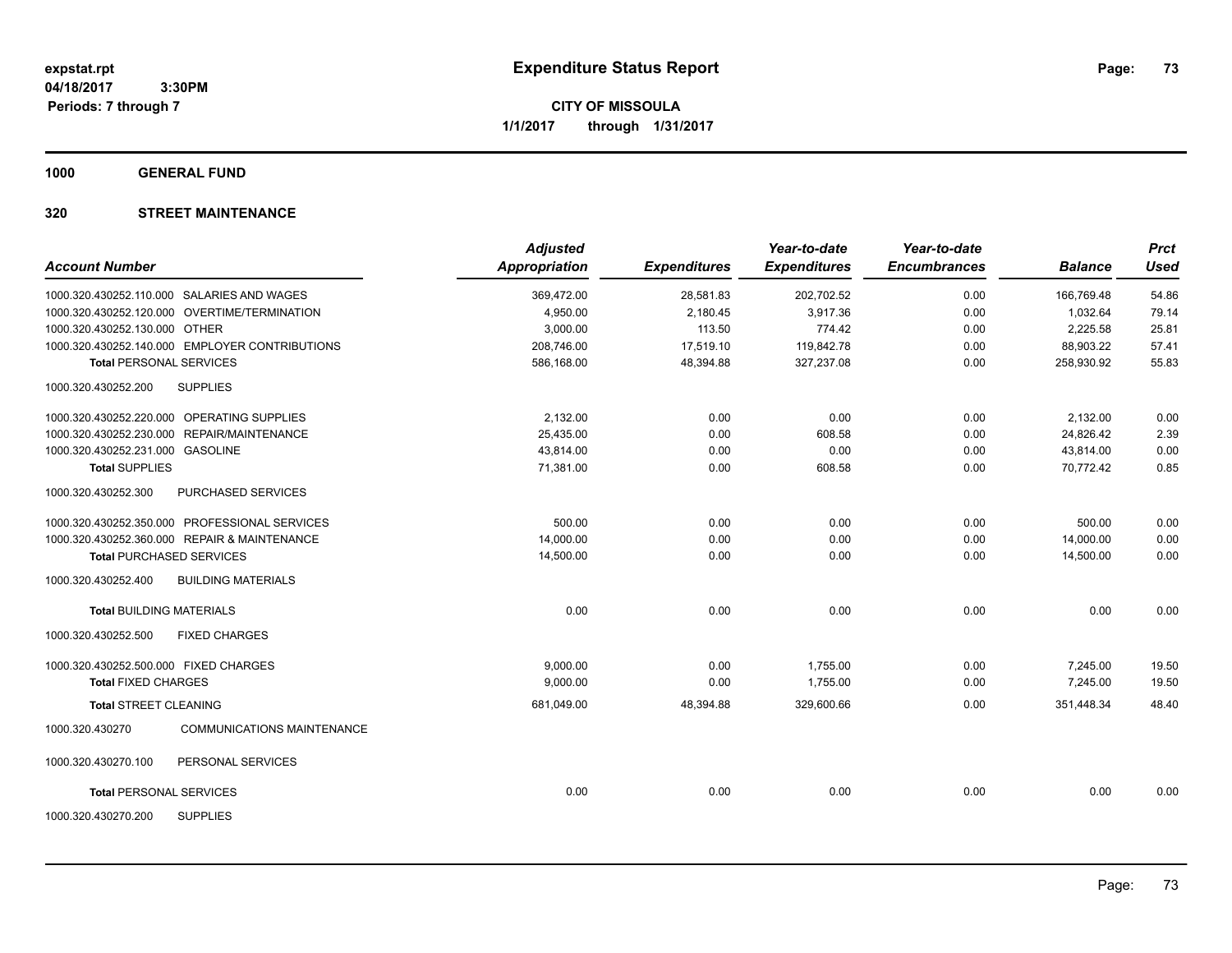# Expenditure Status Report

expstat.rpt
04/18/2017 3:30PM
Periods: 7 through 7

**CITY OF MISSOULA**
**1/1/2017 through 1/31/2017**

## 1000 GENERAL FUND

## 320 STREET MAINTENANCE

| Account Number | Adjusted Appropriation | Expenditures | Year-to-date Expenditures | Year-to-date Encumbrances | Balance | Prct Used |
|---|---|---|---|---|---|---|
| 1000.320.430252.110.000 SALARIES AND WAGES | 369,472.00 | 28,581.83 | 202,702.52 | 0.00 | 166,769.48 | 54.86 |
| 1000.320.430252.120.000 OVERTIME/TERMINATION | 4,950.00 | 2,180.45 | 3,917.36 | 0.00 | 1,032.64 | 79.14 |
| 1000.320.430252.130.000 OTHER | 3,000.00 | 113.50 | 774.42 | 0.00 | 2,225.58 | 25.81 |
| 1000.320.430252.140.000 EMPLOYER CONTRIBUTIONS | 208,746.00 | 17,519.10 | 119,842.78 | 0.00 | 88,903.22 | 57.41 |
| **Total** PERSONAL SERVICES | 586,168.00 | 48,394.88 | 327,237.08 | 0.00 | 258,930.92 | 55.83 |
| 1000.320.430252.200 SUPPLIES | | | | | | |
| 1000.320.430252.220.000 OPERATING SUPPLIES | 2,132.00 | 0.00 | 0.00 | 0.00 | 2,132.00 | 0.00 |
| 1000.320.430252.230.000 REPAIR/MAINTENANCE | 25,435.00 | 0.00 | 608.58 | 0.00 | 24,826.42 | 2.39 |
| 1000.320.430252.231.000 GASOLINE | 43,814.00 | 0.00 | 0.00 | 0.00 | 43,814.00 | 0.00 |
| **Total** SUPPLIES | 71,381.00 | 0.00 | 608.58 | 0.00 | 70,772.42 | 0.85 |
| 1000.320.430252.300 PURCHASED SERVICES | | | | | | |
| 1000.320.430252.350.000 PROFESSIONAL SERVICES | 500.00 | 0.00 | 0.00 | 0.00 | 500.00 | 0.00 |
| 1000.320.430252.360.000 REPAIR & MAINTENANCE | 14,000.00 | 0.00 | 0.00 | 0.00 | 14,000.00 | 0.00 |
| **Total** PURCHASED SERVICES | 14,500.00 | 0.00 | 0.00 | 0.00 | 14,500.00 | 0.00 |
| 1000.320.430252.400 BUILDING MATERIALS | | | | | | |
| **Total** BUILDING MATERIALS | 0.00 | 0.00 | 0.00 | 0.00 | 0.00 | 0.00 |
| 1000.320.430252.500 FIXED CHARGES | | | | | | |
| 1000.320.430252.500.000 FIXED CHARGES | 9,000.00 | 0.00 | 1,755.00 | 0.00 | 7,245.00 | 19.50 |
| **Total** FIXED CHARGES | 9,000.00 | 0.00 | 1,755.00 | 0.00 | 7,245.00 | 19.50 |
| **Total** STREET CLEANING | 681,049.00 | 48,394.88 | 329,600.66 | 0.00 | 351,448.34 | 48.40 |
| 1000.320.430270 COMMUNICATIONS MAINTENANCE | | | | | | |
| 1000.320.430270.100 PERSONAL SERVICES | | | | | | |
| **Total** PERSONAL SERVICES | 0.00 | 0.00 | 0.00 | 0.00 | 0.00 | 0.00 |
| 1000.320.430270.200 SUPPLIES | | | | | | |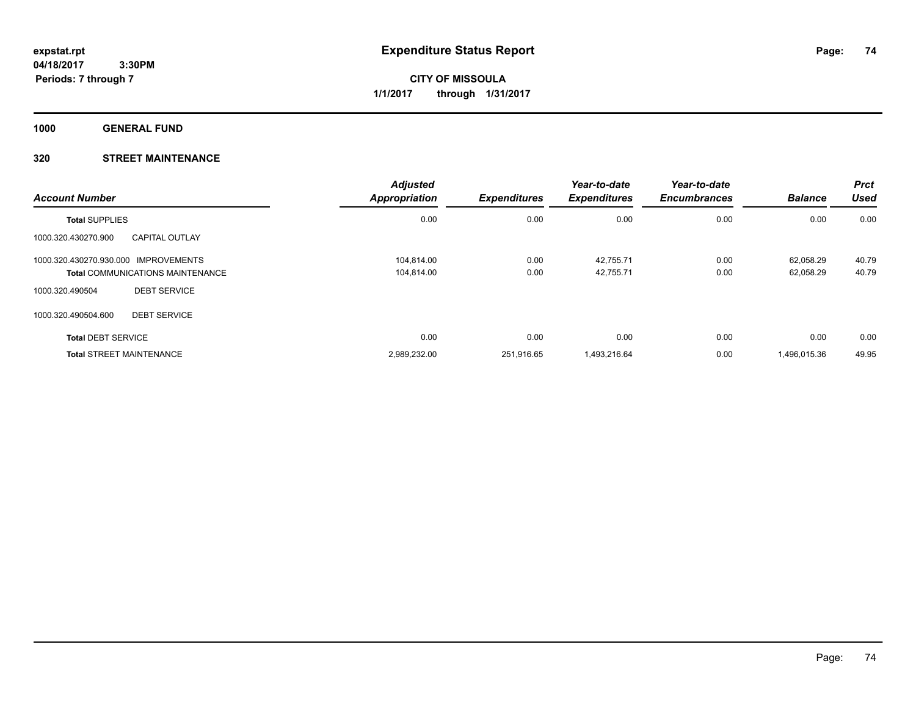**expstat.rpt**
**04/18/2017 3:30PM**
**Periods: 7 through 7**

# Expenditure Status Report

**CITY OF MISSOULA**
**1/1/2017 through 1/31/2017**

## 1000 GENERAL FUND

## 320 STREET MAINTENANCE

| Account Number | | Adjusted Appropriation | Expenditures | Year-to-date Expenditures | Year-to-date Encumbrances | Balance | Prct Used |
|---|---|---|---|---|---|---|---|
| **Total** SUPPLIES | | 0.00 | 0.00 | 0.00 | 0.00 | 0.00 | 0.00 |
| 1000.320.430270.900 | CAPITAL OUTLAY | | | | | | |
| 1000.320.430270.930.000 | IMPROVEMENTS | 104,814.00 | 0.00 | 42,755.71 | 0.00 | 62,058.29 | 40.79 |
| **Total** COMMUNICATIONS MAINTENANCE | | 104,814.00 | 0.00 | 42,755.71 | 0.00 | 62,058.29 | 40.79 |
| 1000.320.490504 | DEBT SERVICE | | | | | | |
| 1000.320.490504.600 | DEBT SERVICE | | | | | | |
| **Total** DEBT SERVICE | | 0.00 | 0.00 | 0.00 | 0.00 | 0.00 | 0.00 |
| **Total** STREET MAINTENANCE | | 2,989,232.00 | 251,916.65 | 1,493,216.64 | 0.00 | 1,496,015.36 | 49.95 |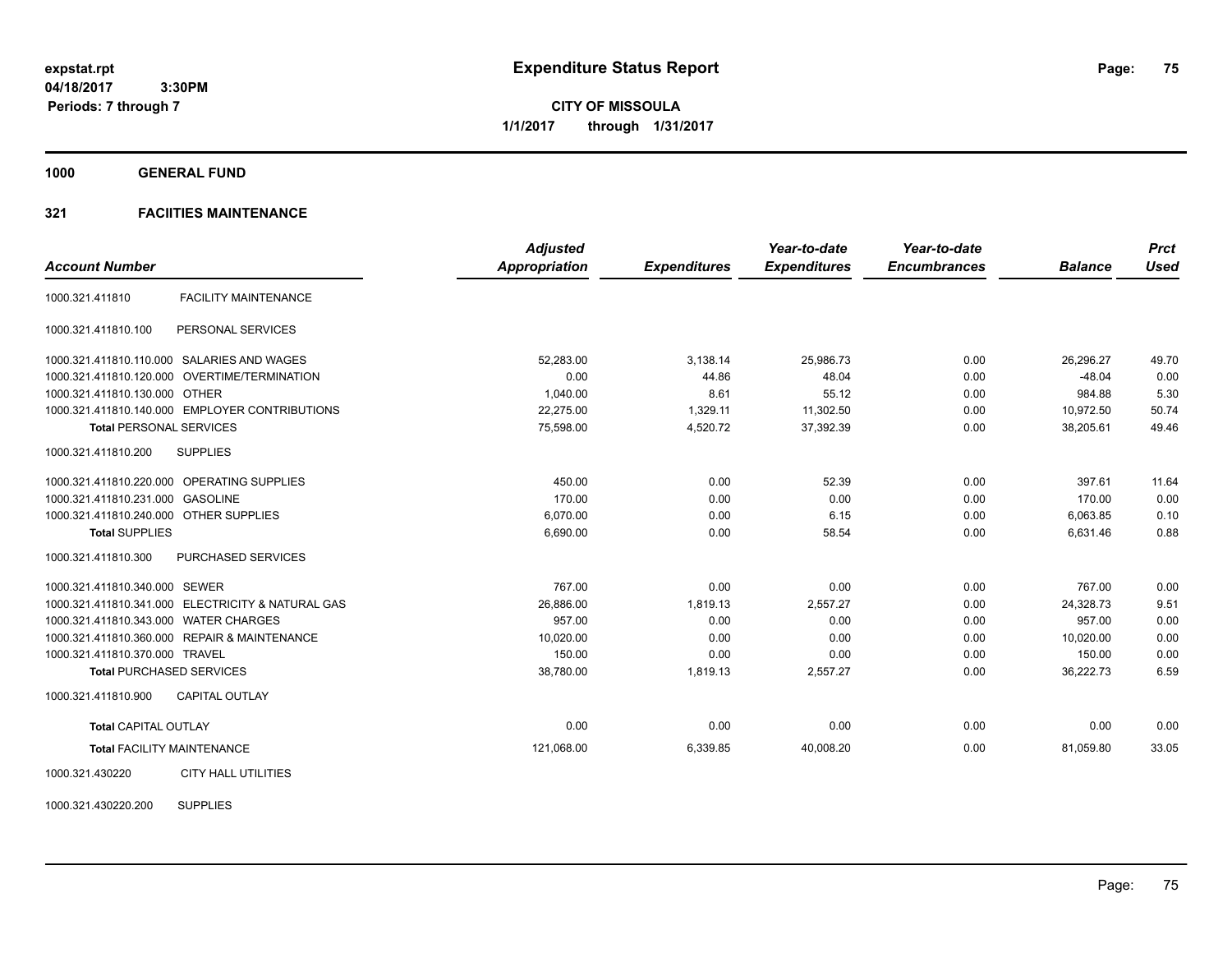expstat.rpt
04/18/2017 3:30PM
Periods: 7 through 7

# Expenditure Status Report

**CITY OF MISSOULA**
**1/1/2017 through 1/31/2017**

## 1000 GENERAL FUND

### 321 FACIITIES MAINTENANCE

| Account Number | | Adjusted Appropriation | Expenditures | Year-to-date Expenditures | Year-to-date Encumbrances | Balance | Prct Used |
|---|---|---|---|---|---|---|---|
| 1000.321.411810 | FACILITY MAINTENANCE | | | | | | |
| 1000.321.411810.100 | PERSONAL SERVICES | | | | | | |
| 1000.321.411810.110.000 | SALARIES AND WAGES | 52,283.00 | 3,138.14 | 25,986.73 | 0.00 | 26,296.27 | 49.70 |
| 1000.321.411810.120.000 | OVERTIME/TERMINATION | 0.00 | 44.86 | 48.04 | 0.00 | -48.04 | 0.00 |
| 1000.321.411810.130.000 | OTHER | 1,040.00 | 8.61 | 55.12 | 0.00 | 984.88 | 5.30 |
| 1000.321.411810.140.000 | EMPLOYER CONTRIBUTIONS | 22,275.00 | 1,329.11 | 11,302.50 | 0.00 | 10,972.50 | 50.74 |
| **Total** PERSONAL SERVICES | | 75,598.00 | 4,520.72 | 37,392.39 | 0.00 | 38,205.61 | 49.46 |
| 1000.321.411810.200 | SUPPLIES | | | | | | |
| 1000.321.411810.220.000 | OPERATING SUPPLIES | 450.00 | 0.00 | 52.39 | 0.00 | 397.61 | 11.64 |
| 1000.321.411810.231.000 | GASOLINE | 170.00 | 0.00 | 0.00 | 0.00 | 170.00 | 0.00 |
| 1000.321.411810.240.000 | OTHER SUPPLIES | 6,070.00 | 0.00 | 6.15 | 0.00 | 6,063.85 | 0.10 |
| **Total** SUPPLIES | | 6,690.00 | 0.00 | 58.54 | 0.00 | 6,631.46 | 0.88 |
| 1000.321.411810.300 | PURCHASED SERVICES | | | | | | |
| 1000.321.411810.340.000 | SEWER | 767.00 | 0.00 | 0.00 | 0.00 | 767.00 | 0.00 |
| 1000.321.411810.341.000 | ELECTRICITY & NATURAL GAS | 26,886.00 | 1,819.13 | 2,557.27 | 0.00 | 24,328.73 | 9.51 |
| 1000.321.411810.343.000 | WATER CHARGES | 957.00 | 0.00 | 0.00 | 0.00 | 957.00 | 0.00 |
| 1000.321.411810.360.000 | REPAIR & MAINTENANCE | 10,020.00 | 0.00 | 0.00 | 0.00 | 10,020.00 | 0.00 |
| 1000.321.411810.370.000 | TRAVEL | 150.00 | 0.00 | 0.00 | 0.00 | 150.00 | 0.00 |
| **Total** PURCHASED SERVICES | | 38,780.00 | 1,819.13 | 2,557.27 | 0.00 | 36,222.73 | 6.59 |
| 1000.321.411810.900 | CAPITAL OUTLAY | | | | | | |
| **Total** CAPITAL OUTLAY | | 0.00 | 0.00 | 0.00 | 0.00 | 0.00 | 0.00 |
| **Total** FACILITY MAINTENANCE | | 121,068.00 | 6,339.85 | 40,008.20 | 0.00 | 81,059.80 | 33.05 |
| 1000.321.430220 | CITY HALL UTILITIES | | | | | | |
| 1000.321.430220.200 | SUPPLIES | | | | | | |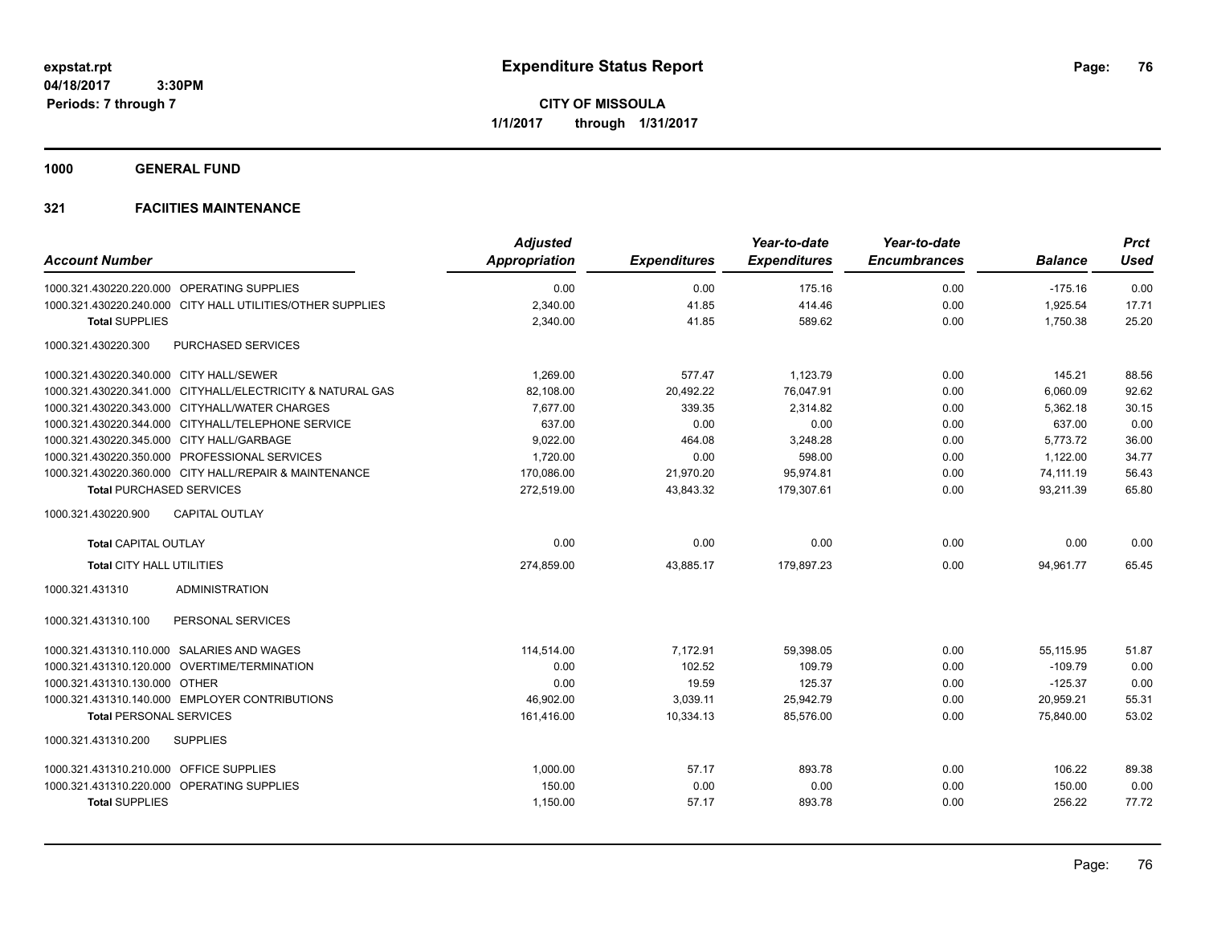**expstat.rpt**
**04/18/2017 3:30PM**
**Periods: 7 through 7**

# Expenditure Status Report

**CITY OF MISSOULA**
**1/1/2017 through 1/31/2017**

## 1000 GENERAL FUND

## 321 FACIITIES MAINTENANCE

| Account Number | | Adjusted Appropriation | Expenditures | Year-to-date Expenditures | Year-to-date Encumbrances | Balance | Prct Used |
|---|---|---|---|---|---|---|---|
| 1000.321.430220.220.000 | OPERATING SUPPLIES | 0.00 | 0.00 | 175.16 | 0.00 | -175.16 | 0.00 |
| 1000.321.430220.240.000 | CITY HALL UTILITIES/OTHER SUPPLIES | 2,340.00 | 41.85 | 414.46 | 0.00 | 1,925.54 | 17.71 |
| **Total** SUPPLIES | | 2,340.00 | 41.85 | 589.62 | 0.00 | 1,750.38 | 25.20 |
| 1000.321.430220.300 | PURCHASED SERVICES | | | | | | |
| 1000.321.430220.340.000 | CITY HALL/SEWER | 1,269.00 | 577.47 | 1,123.79 | 0.00 | 145.21 | 88.56 |
| 1000.321.430220.341.000 | CITYHALL/ELECTRICITY & NATURAL GAS | 82,108.00 | 20,492.22 | 76,047.91 | 0.00 | 6,060.09 | 92.62 |
| 1000.321.430220.343.000 | CITYHALL/WATER CHARGES | 7,677.00 | 339.35 | 2,314.82 | 0.00 | 5,362.18 | 30.15 |
| 1000.321.430220.344.000 | CITYHALL/TELEPHONE SERVICE | 637.00 | 0.00 | 0.00 | 0.00 | 637.00 | 0.00 |
| 1000.321.430220.345.000 | CITY HALL/GARBAGE | 9,022.00 | 464.08 | 3,248.28 | 0.00 | 5,773.72 | 36.00 |
| 1000.321.430220.350.000 | PROFESSIONAL SERVICES | 1,720.00 | 0.00 | 598.00 | 0.00 | 1,122.00 | 34.77 |
| 1000.321.430220.360.000 | CITY HALL/REPAIR & MAINTENANCE | 170,086.00 | 21,970.20 | 95,974.81 | 0.00 | 74,111.19 | 56.43 |
| **Total** PURCHASED SERVICES | | 272,519.00 | 43,843.32 | 179,307.61 | 0.00 | 93,211.39 | 65.80 |
| 1000.321.430220.900 | CAPITAL OUTLAY | | | | | | |
| **Total** CAPITAL OUTLAY | | 0.00 | 0.00 | 0.00 | 0.00 | 0.00 | 0.00 |
| **Total** CITY HALL UTILITIES | | 274,859.00 | 43,885.17 | 179,897.23 | 0.00 | 94,961.77 | 65.45 |
| 1000.321.431310 | ADMINISTRATION | | | | | | |
| 1000.321.431310.100 | PERSONAL SERVICES | | | | | | |
| 1000.321.431310.110.000 | SALARIES AND WAGES | 114,514.00 | 7,172.91 | 59,398.05 | 0.00 | 55,115.95 | 51.87 |
| 1000.321.431310.120.000 | OVERTIME/TERMINATION | 0.00 | 102.52 | 109.79 | 0.00 | -109.79 | 0.00 |
| 1000.321.431310.130.000 | OTHER | 0.00 | 19.59 | 125.37 | 0.00 | -125.37 | 0.00 |
| 1000.321.431310.140.000 | EMPLOYER CONTRIBUTIONS | 46,902.00 | 3,039.11 | 25,942.79 | 0.00 | 20,959.21 | 55.31 |
| **Total** PERSONAL SERVICES | | 161,416.00 | 10,334.13 | 85,576.00 | 0.00 | 75,840.00 | 53.02 |
| 1000.321.431310.200 | SUPPLIES | | | | | | |
| 1000.321.431310.210.000 | OFFICE SUPPLIES | 1,000.00 | 57.17 | 893.78 | 0.00 | 106.22 | 89.38 |
| 1000.321.431310.220.000 | OPERATING SUPPLIES | 150.00 | 0.00 | 0.00 | 0.00 | 150.00 | 0.00 |
| **Total** SUPPLIES | | 1,150.00 | 57.17 | 893.78 | 0.00 | 256.22 | 77.72 |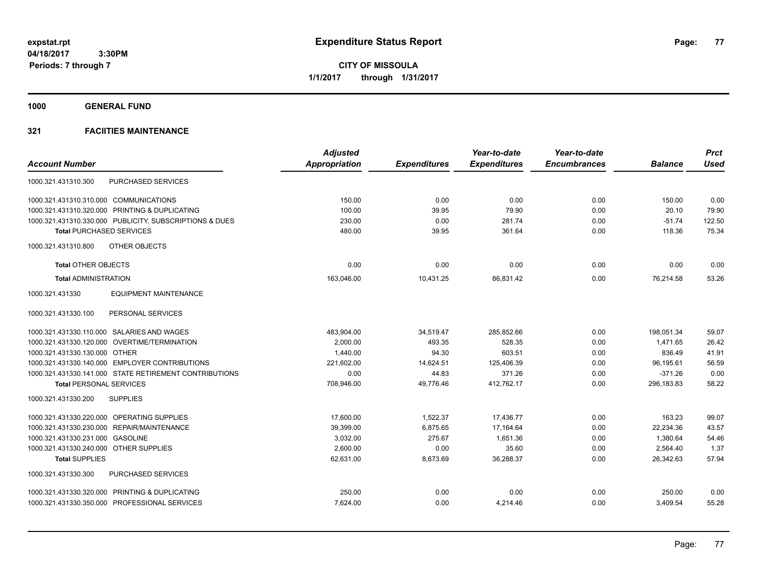# Expenditure Status Report

expstat.rpt
04/18/2017 3:30PM
Periods: 7 through 7

**CITY OF MISSOULA**
**1/1/2017 through 1/31/2017**

## 1000 GENERAL FUND

### 321 FACIITIES MAINTENANCE

| Account Number | Adjusted Appropriation | Expenditures | Year-to-date Expenditures | Year-to-date Encumbrances | Balance | Prct Used |
|---|---|---|---|---|---|---|
| 1000.321.431310.300 PURCHASED SERVICES | | | | | | |
| 1000.321.431310.310.000 COMMUNICATIONS | 150.00 | 0.00 | 0.00 | 0.00 | 150.00 | 0.00 |
| 1000.321.431310.320.000 PRINTING & DUPLICATING | 100.00 | 39.95 | 79.90 | 0.00 | 20.10 | 79.90 |
| 1000.321.431310.330.000 PUBLICITY, SUBSCRIPTIONS & DUES | 230.00 | 0.00 | 281.74 | 0.00 | -51.74 | 122.50 |
| **Total** PURCHASED SERVICES | 480.00 | 39.95 | 361.64 | 0.00 | 118.36 | 75.34 |
| 1000.321.431310.800 OTHER OBJECTS | | | | | | |
| **Total** OTHER OBJECTS | 0.00 | 0.00 | 0.00 | 0.00 | 0.00 | 0.00 |
| **Total** ADMINISTRATION | 163,046.00 | 10,431.25 | 86,831.42 | 0.00 | 76,214.58 | 53.26 |
| 1000.321.431330 EQUIPMENT MAINTENANCE | | | | | | |
| 1000.321.431330.100 PERSONAL SERVICES | | | | | | |
| 1000.321.431330.110.000 SALARIES AND WAGES | 483,904.00 | 34,519.47 | 285,852.66 | 0.00 | 198,051.34 | 59.07 |
| 1000.321.431330.120.000 OVERTIME/TERMINATION | 2,000.00 | 493.35 | 528.35 | 0.00 | 1,471.65 | 26.42 |
| 1000.321.431330.130.000 OTHER | 1,440.00 | 94.30 | 603.51 | 0.00 | 836.49 | 41.91 |
| 1000.321.431330.140.000 EMPLOYER CONTRIBUTIONS | 221,602.00 | 14,624.51 | 125,406.39 | 0.00 | 96,195.61 | 56.59 |
| 1000.321.431330.141.000 STATE RETIREMENT CONTRIBUTIONS | 0.00 | 44.83 | 371.26 | 0.00 | -371.26 | 0.00 |
| **Total** PERSONAL SERVICES | 708,946.00 | 49,776.46 | 412,762.17 | 0.00 | 296,183.83 | 58.22 |
| 1000.321.431330.200 SUPPLIES | | | | | | |
| 1000.321.431330.220.000 OPERATING SUPPLIES | 17,600.00 | 1,522.37 | 17,436.77 | 0.00 | 163.23 | 99.07 |
| 1000.321.431330.230.000 REPAIR/MAINTENANCE | 39,399.00 | 6,875.65 | 17,164.64 | 0.00 | 22,234.36 | 43.57 |
| 1000.321.431330.231.000 GASOLINE | 3,032.00 | 275.67 | 1,651.36 | 0.00 | 1,380.64 | 54.46 |
| 1000.321.431330.240.000 OTHER SUPPLIES | 2,600.00 | 0.00 | 35.60 | 0.00 | 2,564.40 | 1.37 |
| **Total** SUPPLIES | 62,631.00 | 8,673.69 | 36,288.37 | 0.00 | 26,342.63 | 57.94 |
| 1000.321.431330.300 PURCHASED SERVICES | | | | | | |
| 1000.321.431330.320.000 PRINTING & DUPLICATING | 250.00 | 0.00 | 0.00 | 0.00 | 250.00 | 0.00 |
| 1000.321.431330.350.000 PROFESSIONAL SERVICES | 7,624.00 | 0.00 | 4,214.46 | 0.00 | 3,409.54 | 55.28 |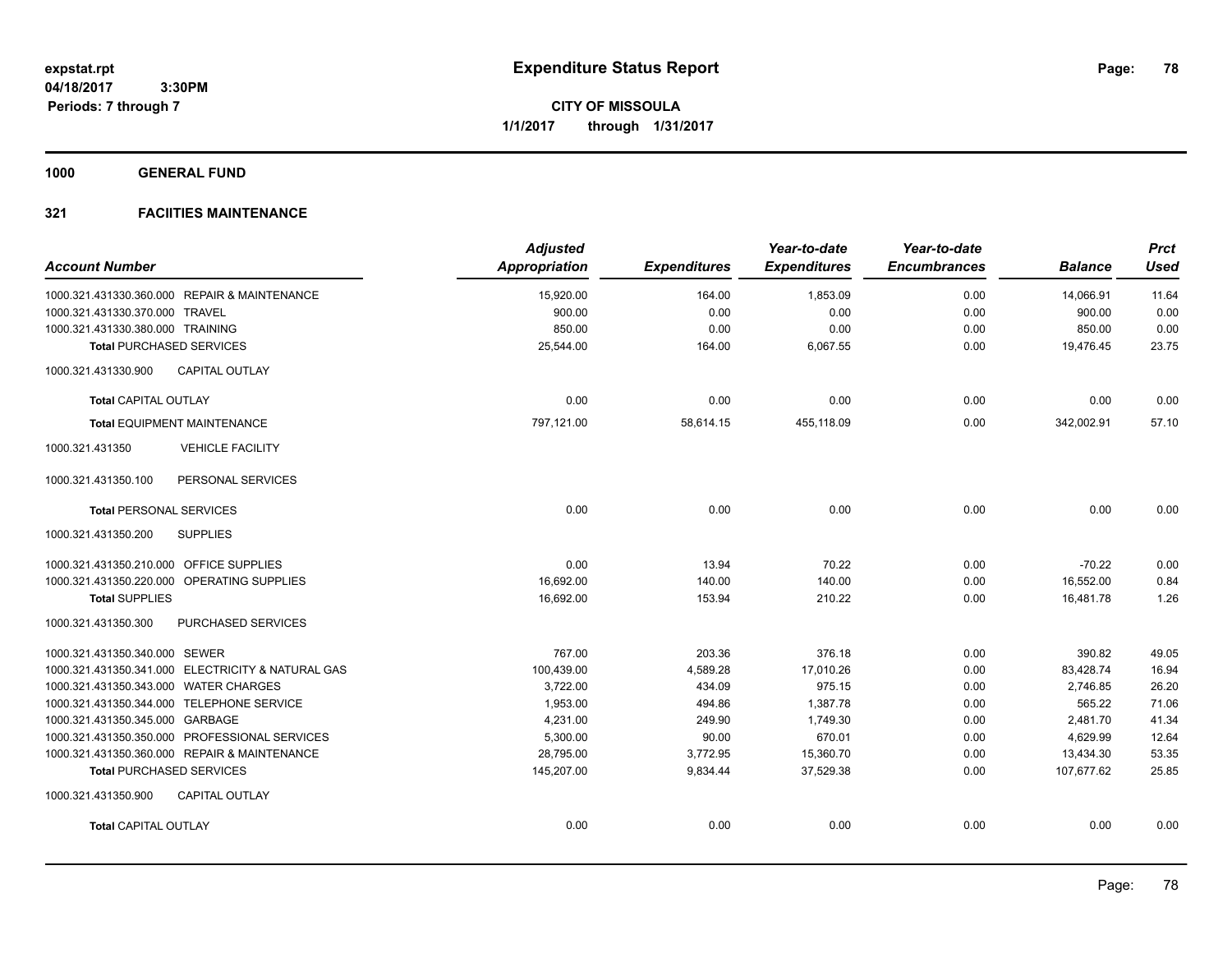**expstat.rpt**
**04/18/2017 3:30PM**
**Periods: 7 through 7**

# Expenditure Status Report

**CITY OF MISSOULA**
**1/1/2017 through 1/31/2017**

## 1000 GENERAL FUND

### 321 FACIITIES MAINTENANCE

| Account Number | Adjusted Appropriation | Expenditures | Year-to-date Expenditures | Year-to-date Encumbrances | Balance | Prct Used |
|---|---|---|---|---|---|---|
| 1000.321.431330.360.000 REPAIR & MAINTENANCE | 15,920.00 | 164.00 | 1,853.09 | 0.00 | 14,066.91 | 11.64 |
| 1000.321.431330.370.000 TRAVEL | 900.00 | 0.00 | 0.00 | 0.00 | 900.00 | 0.00 |
| 1000.321.431330.380.000 TRAINING | 850.00 | 0.00 | 0.00 | 0.00 | 850.00 | 0.00 |
| **Total** PURCHASED SERVICES | 25,544.00 | 164.00 | 6,067.55 | 0.00 | 19,476.45 | 23.75 |
| 1000.321.431330.900 CAPITAL OUTLAY | | | | | | |
| **Total** CAPITAL OUTLAY | 0.00 | 0.00 | 0.00 | 0.00 | 0.00 | 0.00 |
| **Total** EQUIPMENT MAINTENANCE | 797,121.00 | 58,614.15 | 455,118.09 | 0.00 | 342,002.91 | 57.10 |
| 1000.321.431350 VEHICLE FACILITY | | | | | | |
| 1000.321.431350.100 PERSONAL SERVICES | | | | | | |
| **Total** PERSONAL SERVICES | 0.00 | 0.00 | 0.00 | 0.00 | 0.00 | 0.00 |
| 1000.321.431350.200 SUPPLIES | | | | | | |
| 1000.321.431350.210.000 OFFICE SUPPLIES | 0.00 | 13.94 | 70.22 | 0.00 | -70.22 | 0.00 |
| 1000.321.431350.220.000 OPERATING SUPPLIES | 16,692.00 | 140.00 | 140.00 | 0.00 | 16,552.00 | 0.84 |
| **Total** SUPPLIES | 16,692.00 | 153.94 | 210.22 | 0.00 | 16,481.78 | 1.26 |
| 1000.321.431350.300 PURCHASED SERVICES | | | | | | |
| 1000.321.431350.340.000 SEWER | 767.00 | 203.36 | 376.18 | 0.00 | 390.82 | 49.05 |
| 1000.321.431350.341.000 ELECTRICITY & NATURAL GAS | 100,439.00 | 4,589.28 | 17,010.26 | 0.00 | 83,428.74 | 16.94 |
| 1000.321.431350.343.000 WATER CHARGES | 3,722.00 | 434.09 | 975.15 | 0.00 | 2,746.85 | 26.20 |
| 1000.321.431350.344.000 TELEPHONE SERVICE | 1,953.00 | 494.86 | 1,387.78 | 0.00 | 565.22 | 71.06 |
| 1000.321.431350.345.000 GARBAGE | 4,231.00 | 249.90 | 1,749.30 | 0.00 | 2,481.70 | 41.34 |
| 1000.321.431350.350.000 PROFESSIONAL SERVICES | 5,300.00 | 90.00 | 670.01 | 0.00 | 4,629.99 | 12.64 |
| 1000.321.431350.360.000 REPAIR & MAINTENANCE | 28,795.00 | 3,772.95 | 15,360.70 | 0.00 | 13,434.30 | 53.35 |
| **Total** PURCHASED SERVICES | 145,207.00 | 9,834.44 | 37,529.38 | 0.00 | 107,677.62 | 25.85 |
| 1000.321.431350.900 CAPITAL OUTLAY | | | | | | |
| **Total** CAPITAL OUTLAY | 0.00 | 0.00 | 0.00 | 0.00 | 0.00 | 0.00 |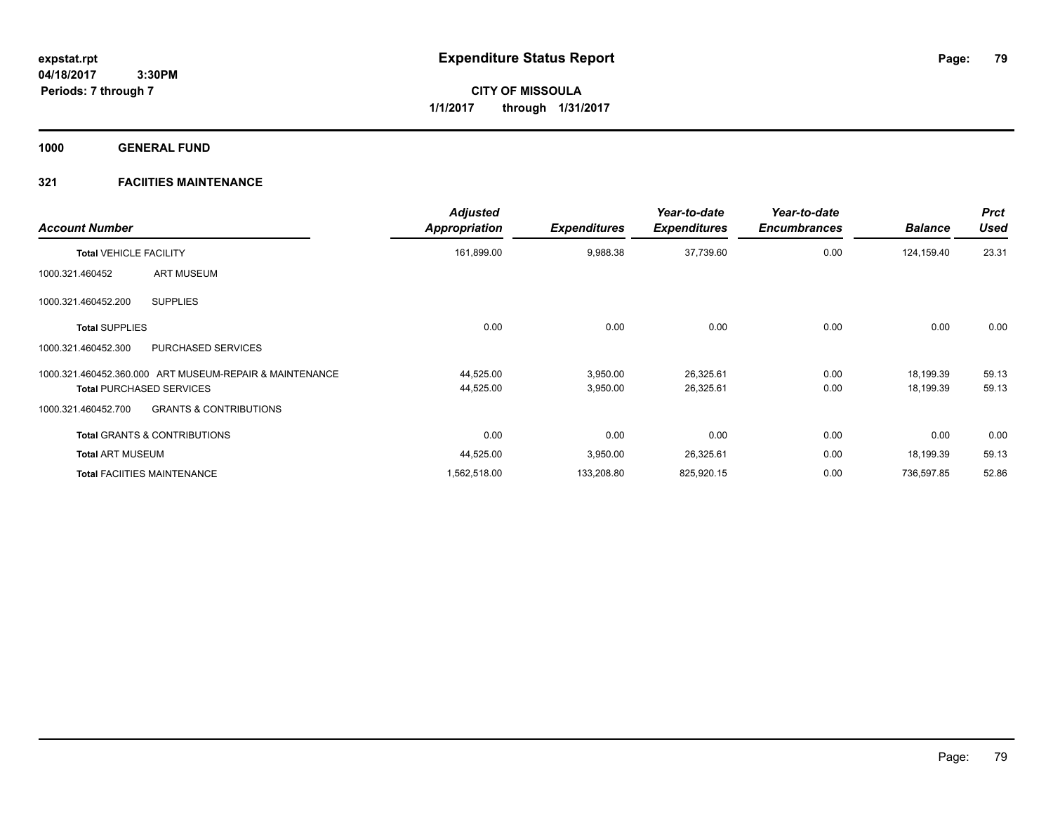**expstat.rpt**
**04/18/2017 3:30PM**
**Periods: 7 through 7**

# Expenditure Status Report

**CITY OF MISSOULA**
**1/1/2017 through 1/31/2017**

## 1000 GENERAL FUND

### 321 FACIITIES MAINTENANCE

| Account Number | | Adjusted Appropriation | Expenditures | Year-to-date Expenditures | Year-to-date Encumbrances | Balance | Prct Used |
|---|---|---|---|---|---|---|---|
| **Total** VEHICLE FACILITY | | 161,899.00 | 9,988.38 | 37,739.60 | 0.00 | 124,159.40 | 23.31 |
| 1000.321.460452 | ART MUSEUM | | | | | | |
| 1000.321.460452.200 | SUPPLIES | | | | | | |
| **Total** SUPPLIES | | 0.00 | 0.00 | 0.00 | 0.00 | 0.00 | 0.00 |
| 1000.321.460452.300 | PURCHASED SERVICES | | | | | | |
| 1000.321.460452.360.000 | ART MUSEUM-REPAIR & MAINTENANCE | 44,525.00 | 3,950.00 | 26,325.61 | 0.00 | 18,199.39 | 59.13 |
| **Total** PURCHASED SERVICES | | 44,525.00 | 3,950.00 | 26,325.61 | 0.00 | 18,199.39 | 59.13 |
| 1000.321.460452.700 | GRANTS & CONTRIBUTIONS | | | | | | |
| **Total** GRANTS & CONTRIBUTIONS | | 0.00 | 0.00 | 0.00 | 0.00 | 0.00 | 0.00 |
| **Total** ART MUSEUM | | 44,525.00 | 3,950.00 | 26,325.61 | 0.00 | 18,199.39 | 59.13 |
| **Total** FACIITIES MAINTENANCE | | 1,562,518.00 | 133,208.80 | 825,920.15 | 0.00 | 736,597.85 | 52.86 |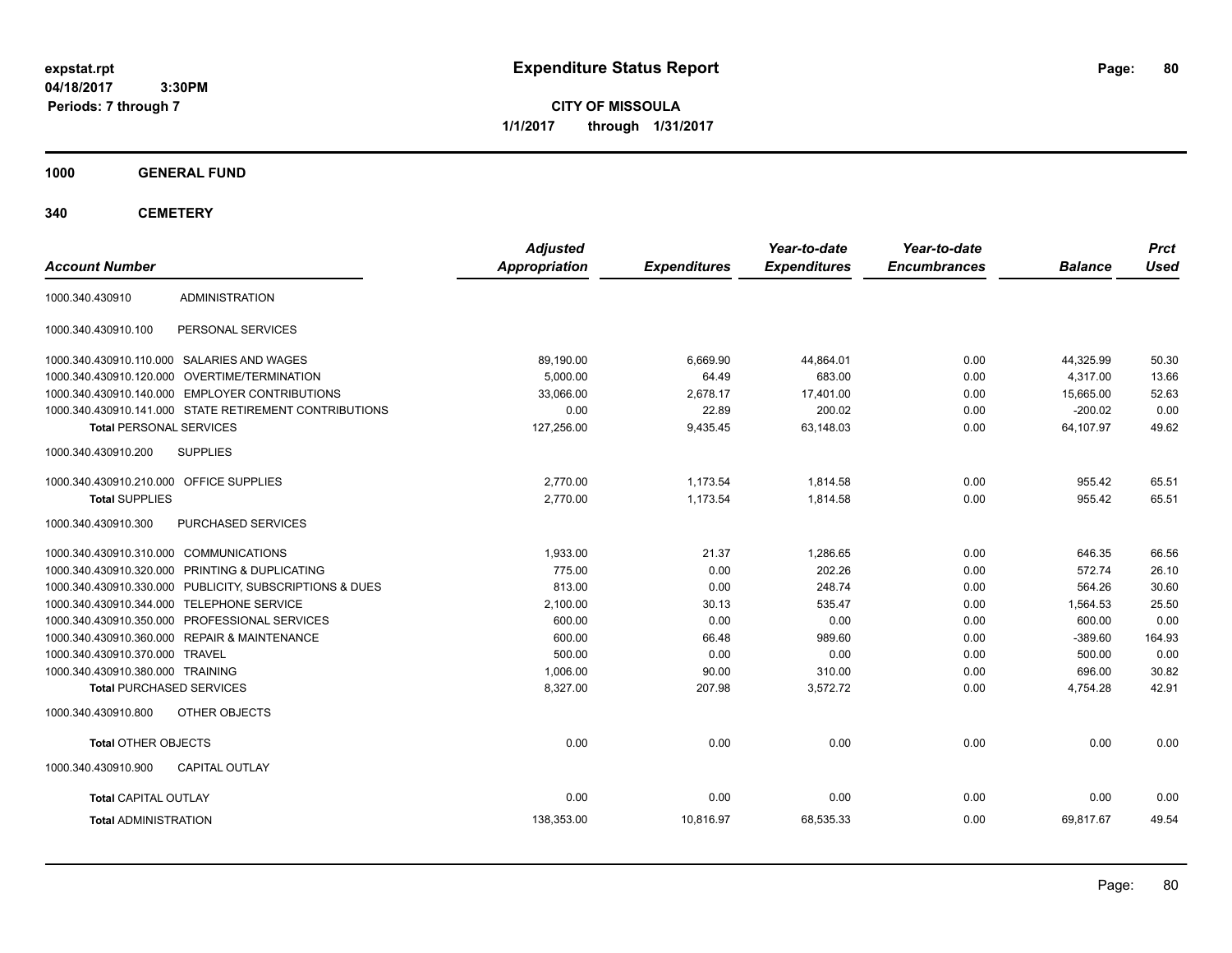**expstat.rpt**
**04/18/2017 3:30PM**
**Periods: 7 through 7**

# Expenditure Status Report

**CITY OF MISSOULA**
**1/1/2017 through 1/31/2017**

## 1000 GENERAL FUND

### 340 CEMETERY

| Account Number | | Adjusted Appropriation | Expenditures | Year-to-date Expenditures | Year-to-date Encumbrances | Balance | Prct Used |
|---|---|---|---|---|---|---|---|
| 1000.340.430910 | ADMINISTRATION | | | | | | |
| 1000.340.430910.100 | PERSONAL SERVICES | | | | | | |
| 1000.340.430910.110.000 | SALARIES AND WAGES | 89,190.00 | 6,669.90 | 44,864.01 | 0.00 | 44,325.99 | 50.30 |
| 1000.340.430910.120.000 | OVERTIME/TERMINATION | 5,000.00 | 64.49 | 683.00 | 0.00 | 4,317.00 | 13.66 |
| 1000.340.430910.140.000 | EMPLOYER CONTRIBUTIONS | 33,066.00 | 2,678.17 | 17,401.00 | 0.00 | 15,665.00 | 52.63 |
| 1000.340.430910.141.000 | STATE RETIREMENT CONTRIBUTIONS | 0.00 | 22.89 | 200.02 | 0.00 | -200.02 | 0.00 |
| **Total** PERSONAL SERVICES | | 127,256.00 | 9,435.45 | 63,148.03 | 0.00 | 64,107.97 | 49.62 |
| 1000.340.430910.200 | SUPPLIES | | | | | | |
| 1000.340.430910.210.000 | OFFICE SUPPLIES | 2,770.00 | 1,173.54 | 1,814.58 | 0.00 | 955.42 | 65.51 |
| **Total** SUPPLIES | | 2,770.00 | 1,173.54 | 1,814.58 | 0.00 | 955.42 | 65.51 |
| 1000.340.430910.300 | PURCHASED SERVICES | | | | | | |
| 1000.340.430910.310.000 | COMMUNICATIONS | 1,933.00 | 21.37 | 1,286.65 | 0.00 | 646.35 | 66.56 |
| 1000.340.430910.320.000 | PRINTING & DUPLICATING | 775.00 | 0.00 | 202.26 | 0.00 | 572.74 | 26.10 |
| 1000.340.430910.330.000 | PUBLICITY, SUBSCRIPTIONS & DUES | 813.00 | 0.00 | 248.74 | 0.00 | 564.26 | 30.60 |
| 1000.340.430910.344.000 | TELEPHONE SERVICE | 2,100.00 | 30.13 | 535.47 | 0.00 | 1,564.53 | 25.50 |
| 1000.340.430910.350.000 | PROFESSIONAL SERVICES | 600.00 | 0.00 | 0.00 | 0.00 | 600.00 | 0.00 |
| 1000.340.430910.360.000 | REPAIR & MAINTENANCE | 600.00 | 66.48 | 989.60 | 0.00 | -389.60 | 164.93 |
| 1000.340.430910.370.000 | TRAVEL | 500.00 | 0.00 | 0.00 | 0.00 | 500.00 | 0.00 |
| 1000.340.430910.380.000 | TRAINING | 1,006.00 | 90.00 | 310.00 | 0.00 | 696.00 | 30.82 |
| **Total** PURCHASED SERVICES | | 8,327.00 | 207.98 | 3,572.72 | 0.00 | 4,754.28 | 42.91 |
| 1000.340.430910.800 | OTHER OBJECTS | | | | | | |
| **Total** OTHER OBJECTS | | 0.00 | 0.00 | 0.00 | 0.00 | 0.00 | 0.00 |
| 1000.340.430910.900 | CAPITAL OUTLAY | | | | | | |
| **Total** CAPITAL OUTLAY | | 0.00 | 0.00 | 0.00 | 0.00 | 0.00 | 0.00 |
| **Total** ADMINISTRATION | | 138,353.00 | 10,816.97 | 68,535.33 | 0.00 | 69,817.67 | 49.54 |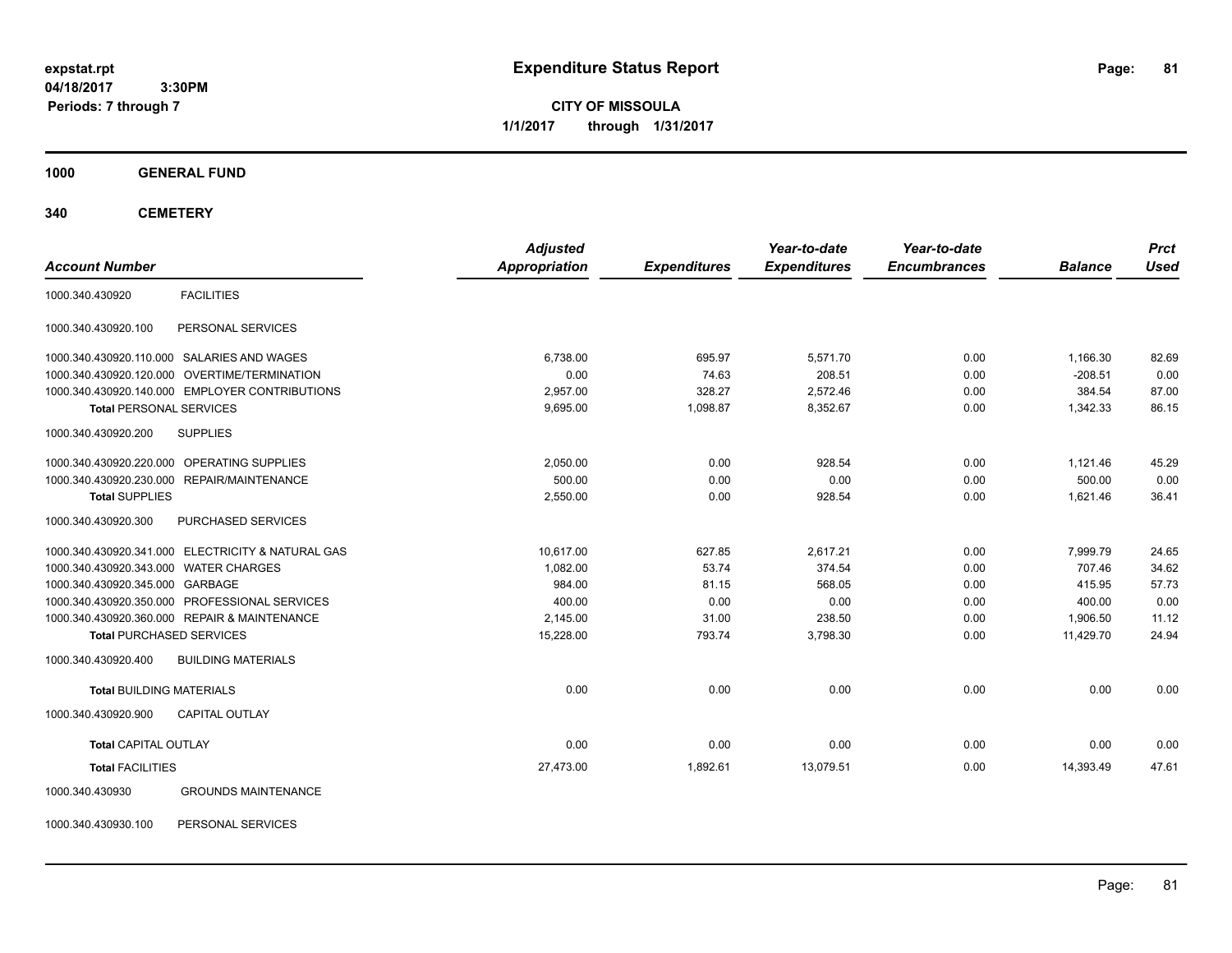expstat.rpt
04/18/2017 3:30PM
Periods: 7 through 7

# Expenditure Status Report

**CITY OF MISSOULA**
**1/1/2017 through 1/31/2017**

**1000 GENERAL FUND**

**340 CEMETERY**

| Account Number | | Adjusted Appropriation | Expenditures | Year-to-date Expenditures | Year-to-date Encumbrances | Balance | Prct Used |
|---|---|---|---|---|---|---|---|
| 1000.340.430920 | FACILITIES | | | | | | |
| 1000.340.430920.100 | PERSONAL SERVICES | | | | | | |
| 1000.340.430920.110.000 | SALARIES AND WAGES | 6,738.00 | 695.97 | 5,571.70 | 0.00 | 1,166.30 | 82.69 |
| 1000.340.430920.120.000 | OVERTIME/TERMINATION | 0.00 | 74.63 | 208.51 | 0.00 | -208.51 | 0.00 |
| 1000.340.430920.140.000 | EMPLOYER CONTRIBUTIONS | 2,957.00 | 328.27 | 2,572.46 | 0.00 | 384.54 | 87.00 |
| **Total** PERSONAL SERVICES | | 9,695.00 | 1,098.87 | 8,352.67 | 0.00 | 1,342.33 | 86.15 |
| 1000.340.430920.200 | SUPPLIES | | | | | | |
| 1000.340.430920.220.000 | OPERATING SUPPLIES | 2,050.00 | 0.00 | 928.54 | 0.00 | 1,121.46 | 45.29 |
| 1000.340.430920.230.000 | REPAIR/MAINTENANCE | 500.00 | 0.00 | 0.00 | 0.00 | 500.00 | 0.00 |
| **Total** SUPPLIES | | 2,550.00 | 0.00 | 928.54 | 0.00 | 1,621.46 | 36.41 |
| 1000.340.430920.300 | PURCHASED SERVICES | | | | | | |
| 1000.340.430920.341.000 | ELECTRICITY & NATURAL GAS | 10,617.00 | 627.85 | 2,617.21 | 0.00 | 7,999.79 | 24.65 |
| 1000.340.430920.343.000 | WATER CHARGES | 1,082.00 | 53.74 | 374.54 | 0.00 | 707.46 | 34.62 |
| 1000.340.430920.345.000 | GARBAGE | 984.00 | 81.15 | 568.05 | 0.00 | 415.95 | 57.73 |
| 1000.340.430920.350.000 | PROFESSIONAL SERVICES | 400.00 | 0.00 | 0.00 | 0.00 | 400.00 | 0.00 |
| 1000.340.430920.360.000 | REPAIR & MAINTENANCE | 2,145.00 | 31.00 | 238.50 | 0.00 | 1,906.50 | 11.12 |
| **Total** PURCHASED SERVICES | | 15,228.00 | 793.74 | 3,798.30 | 0.00 | 11,429.70 | 24.94 |
| 1000.340.430920.400 | BUILDING MATERIALS | | | | | | |
| **Total** BUILDING MATERIALS | | 0.00 | 0.00 | 0.00 | 0.00 | 0.00 | 0.00 |
| 1000.340.430920.900 | CAPITAL OUTLAY | | | | | | |
| **Total** CAPITAL OUTLAY | | 0.00 | 0.00 | 0.00 | 0.00 | 0.00 | 0.00 |
| **Total** FACILITIES | | 27,473.00 | 1,892.61 | 13,079.51 | 0.00 | 14,393.49 | 47.61 |
| 1000.340.430930 | GROUNDS MAINTENANCE | | | | | | |
| 1000.340.430930.100 | PERSONAL SERVICES | | | | | | |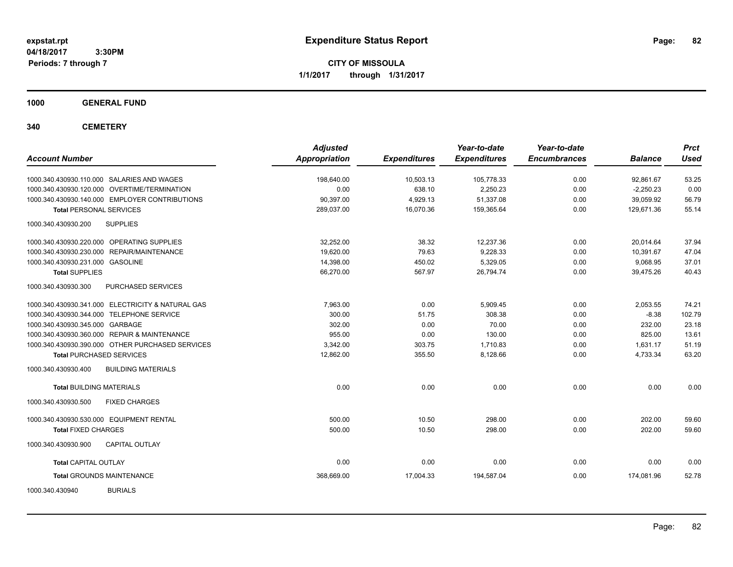# Expenditure Status Report

expstat.rpt
04/18/2017 3:30PM
Periods: 7 through 7

**CITY OF MISSOULA**
**1/1/2017 through 1/31/2017**

**1000 GENERAL FUND**

**340 CEMETERY**

| Account Number | Adjusted Appropriation | Expenditures | Year-to-date Expenditures | Year-to-date Encumbrances | Balance | Prct Used |
|---|---|---|---|---|---|---|
| 1000.340.430930.110.000 SALARIES AND WAGES | 198,640.00 | 10,503.13 | 105,778.33 | 0.00 | 92,861.67 | 53.25 |
| 1000.340.430930.120.000 OVERTIME/TERMINATION | 0.00 | 638.10 | 2,250.23 | 0.00 | -2,250.23 | 0.00 |
| 1000.340.430930.140.000 EMPLOYER CONTRIBUTIONS | 90,397.00 | 4,929.13 | 51,337.08 | 0.00 | 39,059.92 | 56.79 |
| **Total** PERSONAL SERVICES | 289,037.00 | 16,070.36 | 159,365.64 | 0.00 | 129,671.36 | 55.14 |
| 1000.340.430930.200 SUPPLIES | | | | | | |
| 1000.340.430930.220.000 OPERATING SUPPLIES | 32,252.00 | 38.32 | 12,237.36 | 0.00 | 20,014.64 | 37.94 |
| 1000.340.430930.230.000 REPAIR/MAINTENANCE | 19,620.00 | 79.63 | 9,228.33 | 0.00 | 10,391.67 | 47.04 |
| 1000.340.430930.231.000 GASOLINE | 14,398.00 | 450.02 | 5,329.05 | 0.00 | 9,068.95 | 37.01 |
| **Total** SUPPLIES | 66,270.00 | 567.97 | 26,794.74 | 0.00 | 39,475.26 | 40.43 |
| 1000.340.430930.300 PURCHASED SERVICES | | | | | | |
| 1000.340.430930.341.000 ELECTRICITY & NATURAL GAS | 7,963.00 | 0.00 | 5,909.45 | 0.00 | 2,053.55 | 74.21 |
| 1000.340.430930.344.000 TELEPHONE SERVICE | 300.00 | 51.75 | 308.38 | 0.00 | -8.38 | 102.79 |
| 1000.340.430930.345.000 GARBAGE | 302.00 | 0.00 | 70.00 | 0.00 | 232.00 | 23.18 |
| 1000.340.430930.360.000 REPAIR & MAINTENANCE | 955.00 | 0.00 | 130.00 | 0.00 | 825.00 | 13.61 |
| 1000.340.430930.390.000 OTHER PURCHASED SERVICES | 3,342.00 | 303.75 | 1,710.83 | 0.00 | 1,631.17 | 51.19 |
| **Total** PURCHASED SERVICES | 12,862.00 | 355.50 | 8,128.66 | 0.00 | 4,733.34 | 63.20 |
| 1000.340.430930.400 BUILDING MATERIALS | | | | | | |
| **Total** BUILDING MATERIALS | 0.00 | 0.00 | 0.00 | 0.00 | 0.00 | 0.00 |
| 1000.340.430930.500 FIXED CHARGES | | | | | | |
| 1000.340.430930.530.000 EQUIPMENT RENTAL | 500.00 | 10.50 | 298.00 | 0.00 | 202.00 | 59.60 |
| **Total** FIXED CHARGES | 500.00 | 10.50 | 298.00 | 0.00 | 202.00 | 59.60 |
| 1000.340.430930.900 CAPITAL OUTLAY | | | | | | |
| **Total** CAPITAL OUTLAY | 0.00 | 0.00 | 0.00 | 0.00 | 0.00 | 0.00 |
| **Total** GROUNDS MAINTENANCE | 368,669.00 | 17,004.33 | 194,587.04 | 0.00 | 174,081.96 | 52.78 |
| 1000.340.430940 BURIALS | | | | | | |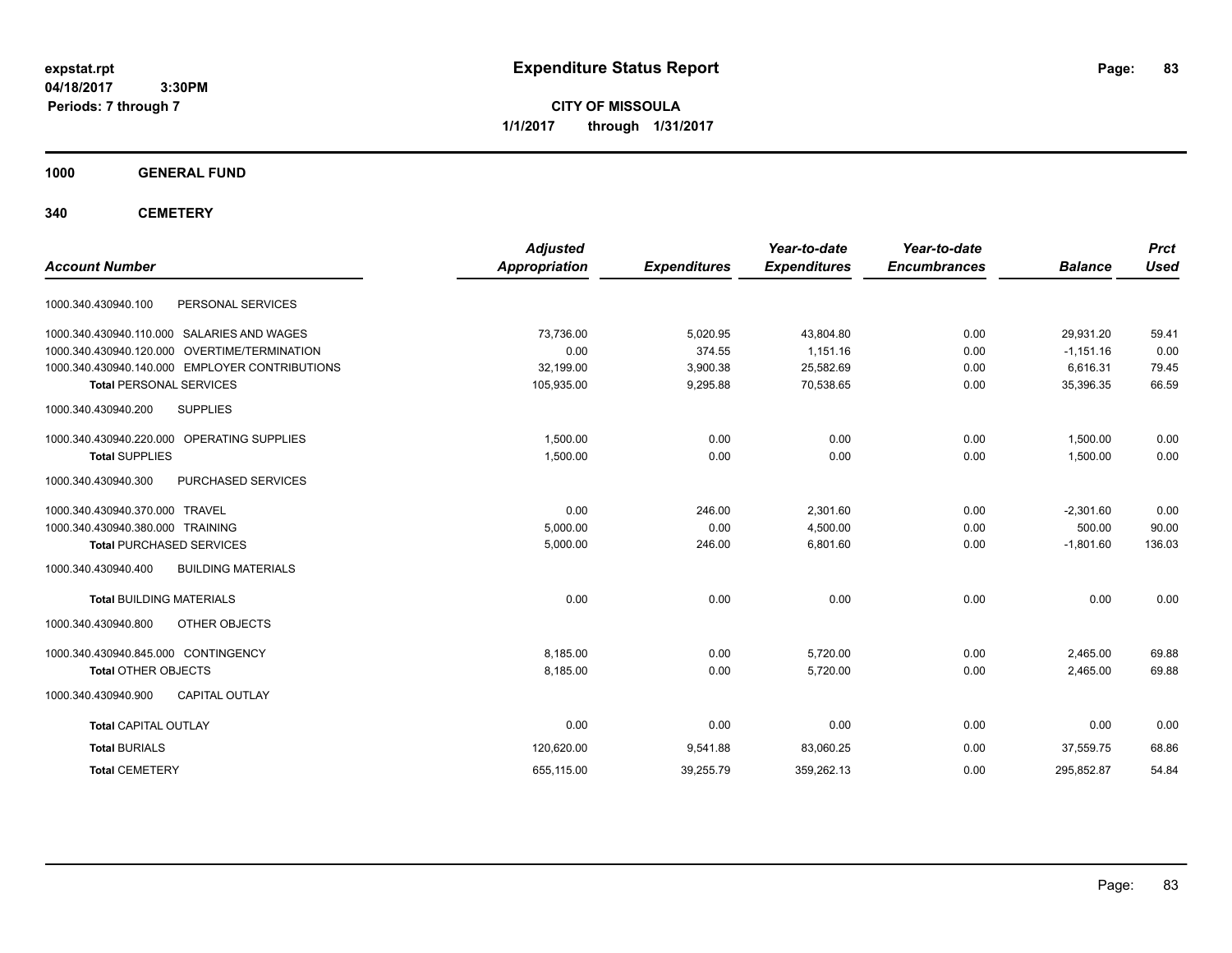expstat.rpt
04/18/2017 3:30PM
Periods: 7 through 7

# Expenditure Status Report

CITY OF MISSOULA
1/1/2017 through 1/31/2017

## 1000 GENERAL FUND

## 340 CEMETERY

| Account Number | Adjusted Appropriation | Expenditures | Year-to-date Expenditures | Year-to-date Encumbrances | Balance | Prct Used |
|---|---|---|---|---|---|---|
| 1000.340.430940.100 PERSONAL SERVICES | | | | | | |
| 1000.340.430940.110.000 SALARIES AND WAGES | 73,736.00 | 5,020.95 | 43,804.80 | 0.00 | 29,931.20 | 59.41 |
| 1000.340.430940.120.000 OVERTIME/TERMINATION | 0.00 | 374.55 | 1,151.16 | 0.00 | -1,151.16 | 0.00 |
| 1000.340.430940.140.000 EMPLOYER CONTRIBUTIONS | 32,199.00 | 3,900.38 | 25,582.69 | 0.00 | 6,616.31 | 79.45 |
| **Total** PERSONAL SERVICES | 105,935.00 | 9,295.88 | 70,538.65 | 0.00 | 35,396.35 | 66.59 |
| 1000.340.430940.200 SUPPLIES | | | | | | |
| 1000.340.430940.220.000 OPERATING SUPPLIES | 1,500.00 | 0.00 | 0.00 | 0.00 | 1,500.00 | 0.00 |
| **Total** SUPPLIES | 1,500.00 | 0.00 | 0.00 | 0.00 | 1,500.00 | 0.00 |
| 1000.340.430940.300 PURCHASED SERVICES | | | | | | |
| 1000.340.430940.370.000 TRAVEL | 0.00 | 246.00 | 2,301.60 | 0.00 | -2,301.60 | 0.00 |
| 1000.340.430940.380.000 TRAINING | 5,000.00 | 0.00 | 4,500.00 | 0.00 | 500.00 | 90.00 |
| **Total** PURCHASED SERVICES | 5,000.00 | 246.00 | 6,801.60 | 0.00 | -1,801.60 | 136.03 |
| 1000.340.430940.400 BUILDING MATERIALS | | | | | | |
| **Total** BUILDING MATERIALS | 0.00 | 0.00 | 0.00 | 0.00 | 0.00 | 0.00 |
| 1000.340.430940.800 OTHER OBJECTS | | | | | | |
| 1000.340.430940.845.000 CONTINGENCY | 8,185.00 | 0.00 | 5,720.00 | 0.00 | 2,465.00 | 69.88 |
| **Total** OTHER OBJECTS | 8,185.00 | 0.00 | 5,720.00 | 0.00 | 2,465.00 | 69.88 |
| 1000.340.430940.900 CAPITAL OUTLAY | | | | | | |
| **Total** CAPITAL OUTLAY | 0.00 | 0.00 | 0.00 | 0.00 | 0.00 | 0.00 |
| **Total** BURIALS | 120,620.00 | 9,541.88 | 83,060.25 | 0.00 | 37,559.75 | 68.86 |
| **Total** CEMETERY | 655,115.00 | 39,255.79 | 359,262.13 | 0.00 | 295,852.87 | 54.84 |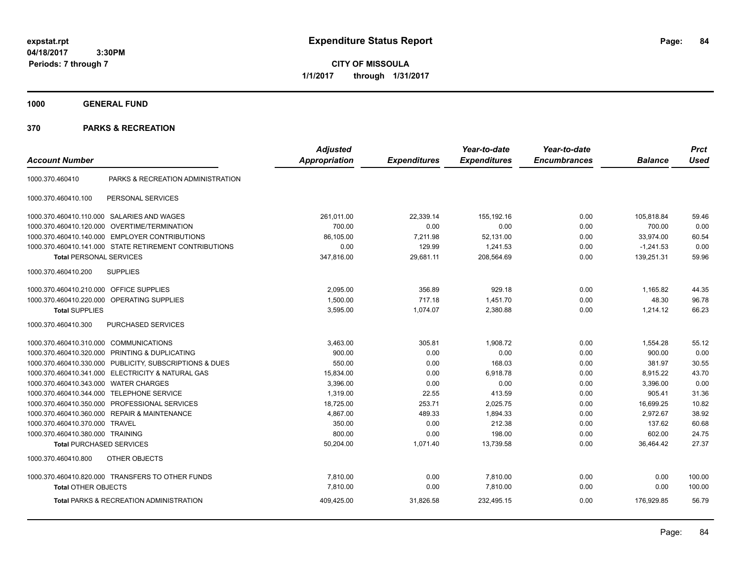**expstat.rpt**
**04/18/2017 3:30PM**
**Periods: 7 through 7**

# Expenditure Status Report

**CITY OF MISSOULA**
**1/1/2017 through 1/31/2017**

## 1000 GENERAL FUND

## 370 PARKS & RECREATION

| Account Number | | Adjusted Appropriation | Expenditures | Year-to-date Expenditures | Year-to-date Encumbrances | Balance | Prct Used |
|---|---|---|---|---|---|---|---|
| 1000.370.460410 | PARKS & RECREATION ADMINISTRATION | | | | | | |
| 1000.370.460410.100 | PERSONAL SERVICES | | | | | | |
| 1000.370.460410.110.000 | SALARIES AND WAGES | 261,011.00 | 22,339.14 | 155,192.16 | 0.00 | 105,818.84 | 59.46 |
| 1000.370.460410.120.000 | OVERTIME/TERMINATION | 700.00 | 0.00 | 0.00 | 0.00 | 700.00 | 0.00 |
| 1000.370.460410.140.000 | EMPLOYER CONTRIBUTIONS | 86,105.00 | 7,211.98 | 52,131.00 | 0.00 | 33,974.00 | 60.54 |
| 1000.370.460410.141.000 | STATE RETIREMENT CONTRIBUTIONS | 0.00 | 129.99 | 1,241.53 | 0.00 | -1,241.53 | 0.00 |
| **Total** PERSONAL SERVICES | | 347,816.00 | 29,681.11 | 208,564.69 | 0.00 | 139,251.31 | 59.96 |
| 1000.370.460410.200 | SUPPLIES | | | | | | |
| 1000.370.460410.210.000 | OFFICE SUPPLIES | 2,095.00 | 356.89 | 929.18 | 0.00 | 1,165.82 | 44.35 |
| 1000.370.460410.220.000 | OPERATING SUPPLIES | 1,500.00 | 717.18 | 1,451.70 | 0.00 | 48.30 | 96.78 |
| **Total** SUPPLIES | | 3,595.00 | 1,074.07 | 2,380.88 | 0.00 | 1,214.12 | 66.23 |
| 1000.370.460410.300 | PURCHASED SERVICES | | | | | | |
| 1000.370.460410.310.000 | COMMUNICATIONS | 3,463.00 | 305.81 | 1,908.72 | 0.00 | 1,554.28 | 55.12 |
| 1000.370.460410.320.000 | PRINTING & DUPLICATING | 900.00 | 0.00 | 0.00 | 0.00 | 900.00 | 0.00 |
| 1000.370.460410.330.000 | PUBLICITY, SUBSCRIPTIONS & DUES | 550.00 | 0.00 | 168.03 | 0.00 | 381.97 | 30.55 |
| 1000.370.460410.341.000 | ELECTRICITY & NATURAL GAS | 15,834.00 | 0.00 | 6,918.78 | 0.00 | 8,915.22 | 43.70 |
| 1000.370.460410.343.000 | WATER CHARGES | 3,396.00 | 0.00 | 0.00 | 0.00 | 3,396.00 | 0.00 |
| 1000.370.460410.344.000 | TELEPHONE SERVICE | 1,319.00 | 22.55 | 413.59 | 0.00 | 905.41 | 31.36 |
| 1000.370.460410.350.000 | PROFESSIONAL SERVICES | 18,725.00 | 253.71 | 2,025.75 | 0.00 | 16,699.25 | 10.82 |
| 1000.370.460410.360.000 | REPAIR & MAINTENANCE | 4,867.00 | 489.33 | 1,894.33 | 0.00 | 2,972.67 | 38.92 |
| 1000.370.460410.370.000 | TRAVEL | 350.00 | 0.00 | 212.38 | 0.00 | 137.62 | 60.68 |
| 1000.370.460410.380.000 | TRAINING | 800.00 | 0.00 | 198.00 | 0.00 | 602.00 | 24.75 |
| **Total** PURCHASED SERVICES | | 50,204.00 | 1,071.40 | 13,739.58 | 0.00 | 36,464.42 | 27.37 |
| 1000.370.460410.800 | OTHER OBJECTS | | | | | | |
| 1000.370.460410.820.000 | TRANSFERS TO OTHER FUNDS | 7,810.00 | 0.00 | 7,810.00 | 0.00 | 0.00 | 100.00 |
| **Total** OTHER OBJECTS | | 7,810.00 | 0.00 | 7,810.00 | 0.00 | 0.00 | 100.00 |
| **Total** PARKS & RECREATION ADMINISTRATION | | 409,425.00 | 31,826.58 | 232,495.15 | 0.00 | 176,929.85 | 56.79 |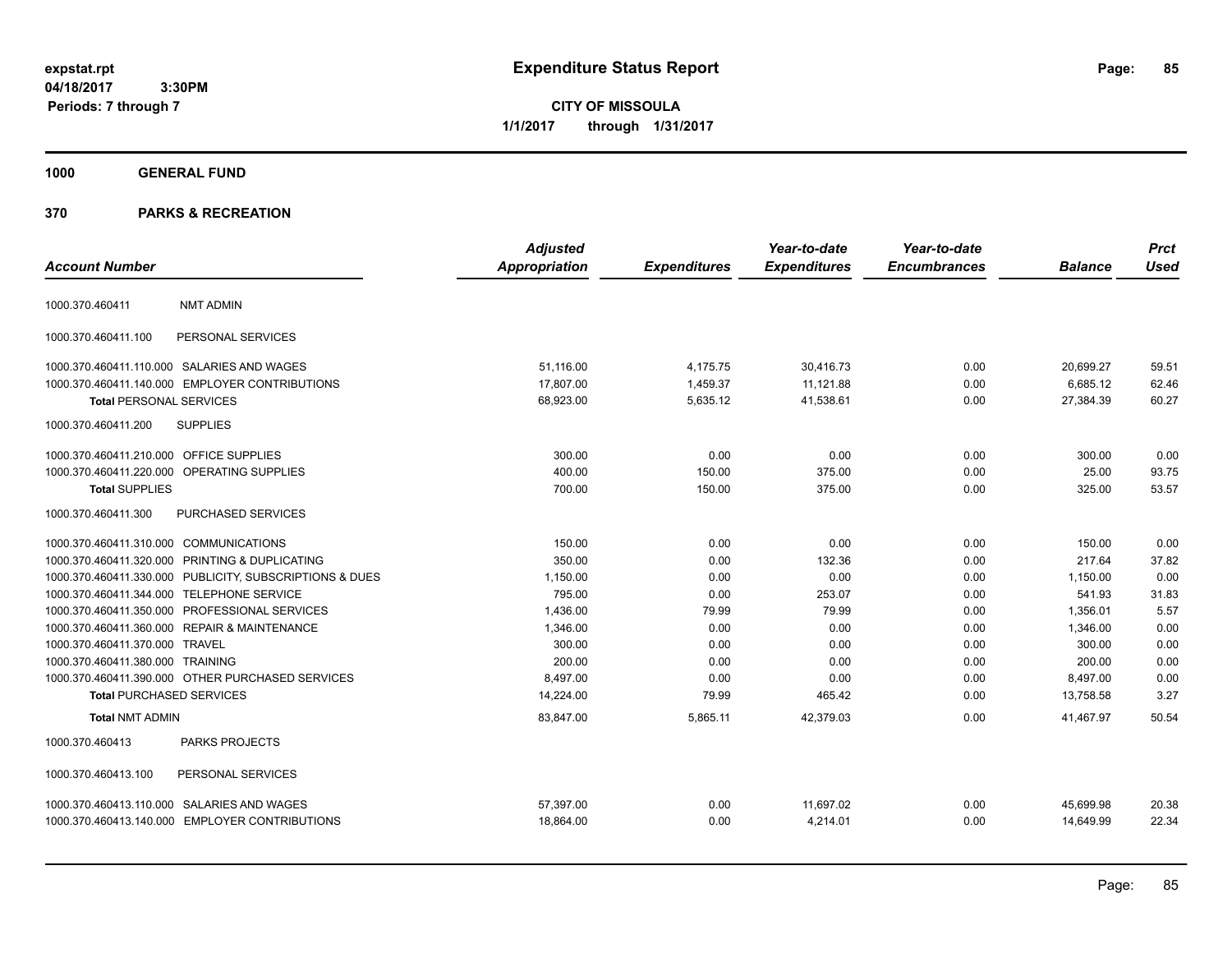**expstat.rpt**
**04/18/2017 3:30PM**
**Periods: 7 through 7**

# Expenditure Status Report

**CITY OF MISSOULA**
**1/1/2017 through 1/31/2017**

## 1000 GENERAL FUND

## 370 PARKS & RECREATION

| Account Number | | Adjusted Appropriation | Expenditures | Year-to-date Expenditures | Year-to-date Encumbrances | Balance | Prct Used |
|---|---|---|---|---|---|---|---|
| 1000.370.460411 | NMT ADMIN | | | | | | |
| 1000.370.460411.100 | PERSONAL SERVICES | | | | | | |
| 1000.370.460411.110.000 | SALARIES AND WAGES | 51,116.00 | 4,175.75 | 30,416.73 | 0.00 | 20,699.27 | 59.51 |
| 1000.370.460411.140.000 | EMPLOYER CONTRIBUTIONS | 17,807.00 | 1,459.37 | 11,121.88 | 0.00 | 6,685.12 | 62.46 |
| **Total** PERSONAL SERVICES | | 68,923.00 | 5,635.12 | 41,538.61 | 0.00 | 27,384.39 | 60.27 |
| 1000.370.460411.200 | SUPPLIES | | | | | | |
| 1000.370.460411.210.000 | OFFICE SUPPLIES | 300.00 | 0.00 | 0.00 | 0.00 | 300.00 | 0.00 |
| 1000.370.460411.220.000 | OPERATING SUPPLIES | 400.00 | 150.00 | 375.00 | 0.00 | 25.00 | 93.75 |
| **Total** SUPPLIES | | 700.00 | 150.00 | 375.00 | 0.00 | 325.00 | 53.57 |
| 1000.370.460411.300 | PURCHASED SERVICES | | | | | | |
| 1000.370.460411.310.000 | COMMUNICATIONS | 150.00 | 0.00 | 0.00 | 0.00 | 150.00 | 0.00 |
| 1000.370.460411.320.000 | PRINTING & DUPLICATING | 350.00 | 0.00 | 132.36 | 0.00 | 217.64 | 37.82 |
| 1000.370.460411.330.000 | PUBLICITY, SUBSCRIPTIONS & DUES | 1,150.00 | 0.00 | 0.00 | 0.00 | 1,150.00 | 0.00 |
| 1000.370.460411.344.000 | TELEPHONE SERVICE | 795.00 | 0.00 | 253.07 | 0.00 | 541.93 | 31.83 |
| 1000.370.460411.350.000 | PROFESSIONAL SERVICES | 1,436.00 | 79.99 | 79.99 | 0.00 | 1,356.01 | 5.57 |
| 1000.370.460411.360.000 | REPAIR & MAINTENANCE | 1,346.00 | 0.00 | 0.00 | 0.00 | 1,346.00 | 0.00 |
| 1000.370.460411.370.000 | TRAVEL | 300.00 | 0.00 | 0.00 | 0.00 | 300.00 | 0.00 |
| 1000.370.460411.380.000 | TRAINING | 200.00 | 0.00 | 0.00 | 0.00 | 200.00 | 0.00 |
| 1000.370.460411.390.000 | OTHER PURCHASED SERVICES | 8,497.00 | 0.00 | 0.00 | 0.00 | 8,497.00 | 0.00 |
| **Total** PURCHASED SERVICES | | 14,224.00 | 79.99 | 465.42 | 0.00 | 13,758.58 | 3.27 |
| **Total** NMT ADMIN | | 83,847.00 | 5,865.11 | 42,379.03 | 0.00 | 41,467.97 | 50.54 |
| 1000.370.460413 | PARKS PROJECTS | | | | | | |
| 1000.370.460413.100 | PERSONAL SERVICES | | | | | | |
| 1000.370.460413.110.000 | SALARIES AND WAGES | 57,397.00 | 0.00 | 11,697.02 | 0.00 | 45,699.98 | 20.38 |
| 1000.370.460413.140.000 | EMPLOYER CONTRIBUTIONS | 18,864.00 | 0.00 | 4,214.01 | 0.00 | 14,649.99 | 22.34 |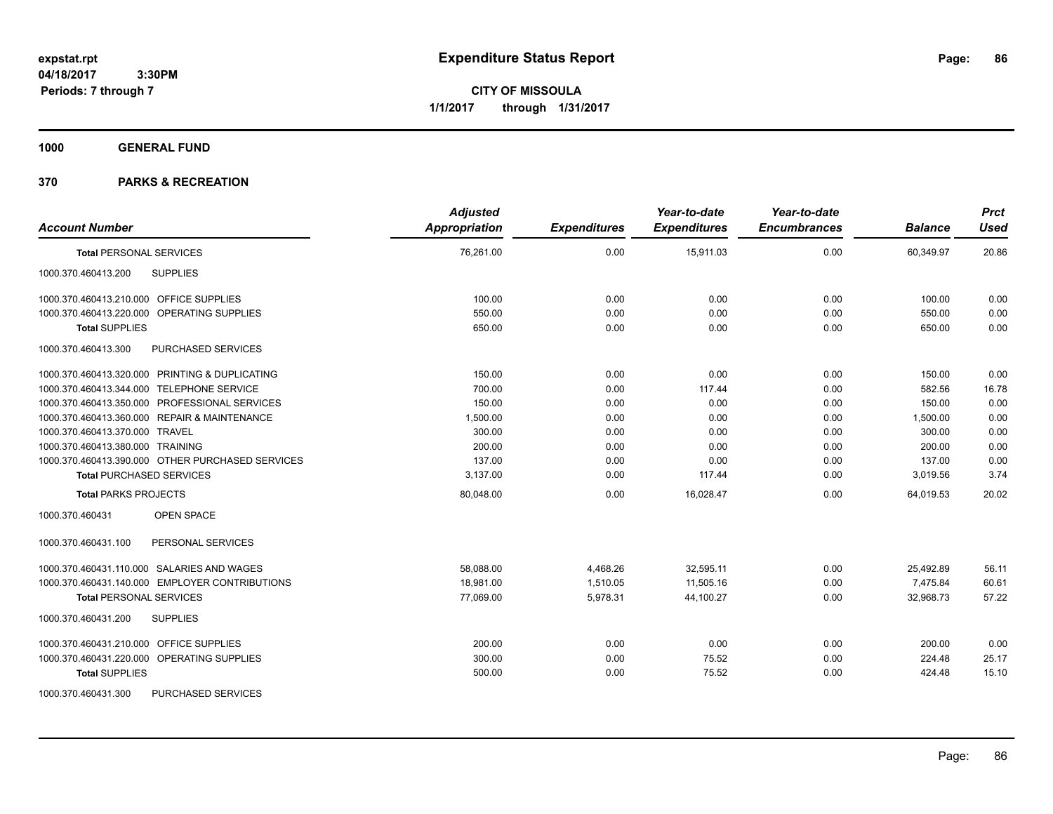**expstat.rpt**
**04/18/2017 3:30PM**
**Periods: 7 through 7**

# Expenditure Status Report

**CITY OF MISSOULA**
**1/1/2017 through 1/31/2017**

## 1000 GENERAL FUND

## 370 PARKS & RECREATION

| Account Number | Adjusted Appropriation | Expenditures | Year-to-date Expenditures | Year-to-date Encumbrances | Balance | Prct Used |
|---|---|---|---|---|---|---|
| **Total** PERSONAL SERVICES | 76,261.00 | 0.00 | 15,911.03 | 0.00 | 60,349.97 | 20.86 |
| 1000.370.460413.200 SUPPLIES | | | | | | |
| 1000.370.460413.210.000 OFFICE SUPPLIES | 100.00 | 0.00 | 0.00 | 0.00 | 100.00 | 0.00 |
| 1000.370.460413.220.000 OPERATING SUPPLIES | 550.00 | 0.00 | 0.00 | 0.00 | 550.00 | 0.00 |
| **Total** SUPPLIES | 650.00 | 0.00 | 0.00 | 0.00 | 650.00 | 0.00 |
| 1000.370.460413.300 PURCHASED SERVICES | | | | | | |
| 1000.370.460413.320.000 PRINTING & DUPLICATING | 150.00 | 0.00 | 0.00 | 0.00 | 150.00 | 0.00 |
| 1000.370.460413.344.000 TELEPHONE SERVICE | 700.00 | 0.00 | 117.44 | 0.00 | 582.56 | 16.78 |
| 1000.370.460413.350.000 PROFESSIONAL SERVICES | 150.00 | 0.00 | 0.00 | 0.00 | 150.00 | 0.00 |
| 1000.370.460413.360.000 REPAIR & MAINTENANCE | 1,500.00 | 0.00 | 0.00 | 0.00 | 1,500.00 | 0.00 |
| 1000.370.460413.370.000 TRAVEL | 300.00 | 0.00 | 0.00 | 0.00 | 300.00 | 0.00 |
| 1000.370.460413.380.000 TRAINING | 200.00 | 0.00 | 0.00 | 0.00 | 200.00 | 0.00 |
| 1000.370.460413.390.000 OTHER PURCHASED SERVICES | 137.00 | 0.00 | 0.00 | 0.00 | 137.00 | 0.00 |
| **Total** PURCHASED SERVICES | 3,137.00 | 0.00 | 117.44 | 0.00 | 3,019.56 | 3.74 |
| **Total** PARKS PROJECTS | 80,048.00 | 0.00 | 16,028.47 | 0.00 | 64,019.53 | 20.02 |
| 1000.370.460431 OPEN SPACE | | | | | | |
| 1000.370.460431.100 PERSONAL SERVICES | | | | | | |
| 1000.370.460431.110.000 SALARIES AND WAGES | 58,088.00 | 4,468.26 | 32,595.11 | 0.00 | 25,492.89 | 56.11 |
| 1000.370.460431.140.000 EMPLOYER CONTRIBUTIONS | 18,981.00 | 1,510.05 | 11,505.16 | 0.00 | 7,475.84 | 60.61 |
| **Total** PERSONAL SERVICES | 77,069.00 | 5,978.31 | 44,100.27 | 0.00 | 32,968.73 | 57.22 |
| 1000.370.460431.200 SUPPLIES | | | | | | |
| 1000.370.460431.210.000 OFFICE SUPPLIES | 200.00 | 0.00 | 0.00 | 0.00 | 200.00 | 0.00 |
| 1000.370.460431.220.000 OPERATING SUPPLIES | 300.00 | 0.00 | 75.52 | 0.00 | 224.48 | 25.17 |
| **Total** SUPPLIES | 500.00 | 0.00 | 75.52 | 0.00 | 424.48 | 15.10 |
| 1000.370.460431.300 PURCHASED SERVICES | | | | | | |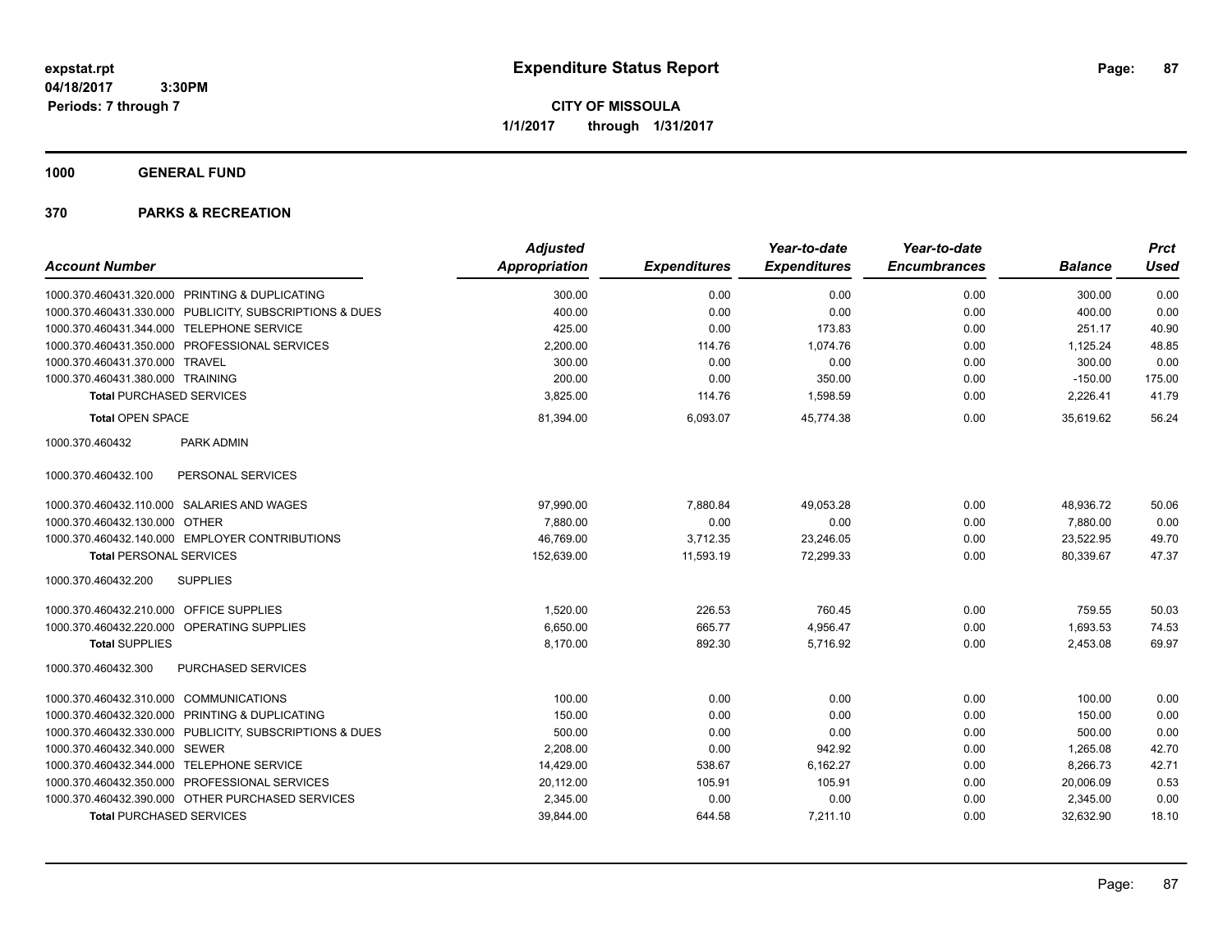**expstat.rpt**
**04/18/2017 3:30PM**
**Periods: 7 through 7**

# Expenditure Status Report

**CITY OF MISSOULA**
**1/1/2017 through 1/31/2017**

## 1000 GENERAL FUND

## 370 PARKS & RECREATION

| Account Number | Adjusted Appropriation | Expenditures | Year-to-date Expenditures | Year-to-date Encumbrances | Balance | Prct Used |
|---|---|---|---|---|---|---|
| 1000.370.460431.320.000 PRINTING & DUPLICATING | 300.00 | 0.00 | 0.00 | 0.00 | 300.00 | 0.00 |
| 1000.370.460431.330.000 PUBLICITY, SUBSCRIPTIONS & DUES | 400.00 | 0.00 | 0.00 | 0.00 | 400.00 | 0.00 |
| 1000.370.460431.344.000 TELEPHONE SERVICE | 425.00 | 0.00 | 173.83 | 0.00 | 251.17 | 40.90 |
| 1000.370.460431.350.000 PROFESSIONAL SERVICES | 2,200.00 | 114.76 | 1,074.76 | 0.00 | 1,125.24 | 48.85 |
| 1000.370.460431.370.000 TRAVEL | 300.00 | 0.00 | 0.00 | 0.00 | 300.00 | 0.00 |
| 1000.370.460431.380.000 TRAINING | 200.00 | 0.00 | 350.00 | 0.00 | -150.00 | 175.00 |
| **Total** PURCHASED SERVICES | 3,825.00 | 114.76 | 1,598.59 | 0.00 | 2,226.41 | 41.79 |
| **Total** OPEN SPACE | 81,394.00 | 6,093.07 | 45,774.38 | 0.00 | 35,619.62 | 56.24 |
| 1000.370.460432 PARK ADMIN | | | | | | |
| 1000.370.460432.100 PERSONAL SERVICES | | | | | | |
| 1000.370.460432.110.000 SALARIES AND WAGES | 97,990.00 | 7,880.84 | 49,053.28 | 0.00 | 48,936.72 | 50.06 |
| 1000.370.460432.130.000 OTHER | 7,880.00 | 0.00 | 0.00 | 0.00 | 7,880.00 | 0.00 |
| 1000.370.460432.140.000 EMPLOYER CONTRIBUTIONS | 46,769.00 | 3,712.35 | 23,246.05 | 0.00 | 23,522.95 | 49.70 |
| **Total** PERSONAL SERVICES | 152,639.00 | 11,593.19 | 72,299.33 | 0.00 | 80,339.67 | 47.37 |
| 1000.370.460432.200 SUPPLIES | | | | | | |
| 1000.370.460432.210.000 OFFICE SUPPLIES | 1,520.00 | 226.53 | 760.45 | 0.00 | 759.55 | 50.03 |
| 1000.370.460432.220.000 OPERATING SUPPLIES | 6,650.00 | 665.77 | 4,956.47 | 0.00 | 1,693.53 | 74.53 |
| **Total** SUPPLIES | 8,170.00 | 892.30 | 5,716.92 | 0.00 | 2,453.08 | 69.97 |
| 1000.370.460432.300 PURCHASED SERVICES | | | | | | |
| 1000.370.460432.310.000 COMMUNICATIONS | 100.00 | 0.00 | 0.00 | 0.00 | 100.00 | 0.00 |
| 1000.370.460432.320.000 PRINTING & DUPLICATING | 150.00 | 0.00 | 0.00 | 0.00 | 150.00 | 0.00 |
| 1000.370.460432.330.000 PUBLICITY, SUBSCRIPTIONS & DUES | 500.00 | 0.00 | 0.00 | 0.00 | 500.00 | 0.00 |
| 1000.370.460432.340.000 SEWER | 2,208.00 | 0.00 | 942.92 | 0.00 | 1,265.08 | 42.70 |
| 1000.370.460432.344.000 TELEPHONE SERVICE | 14,429.00 | 538.67 | 6,162.27 | 0.00 | 8,266.73 | 42.71 |
| 1000.370.460432.350.000 PROFESSIONAL SERVICES | 20,112.00 | 105.91 | 105.91 | 0.00 | 20,006.09 | 0.53 |
| 1000.370.460432.390.000 OTHER PURCHASED SERVICES | 2,345.00 | 0.00 | 0.00 | 0.00 | 2,345.00 | 0.00 |
| **Total** PURCHASED SERVICES | 39,844.00 | 644.58 | 7,211.10 | 0.00 | 32,632.90 | 18.10 |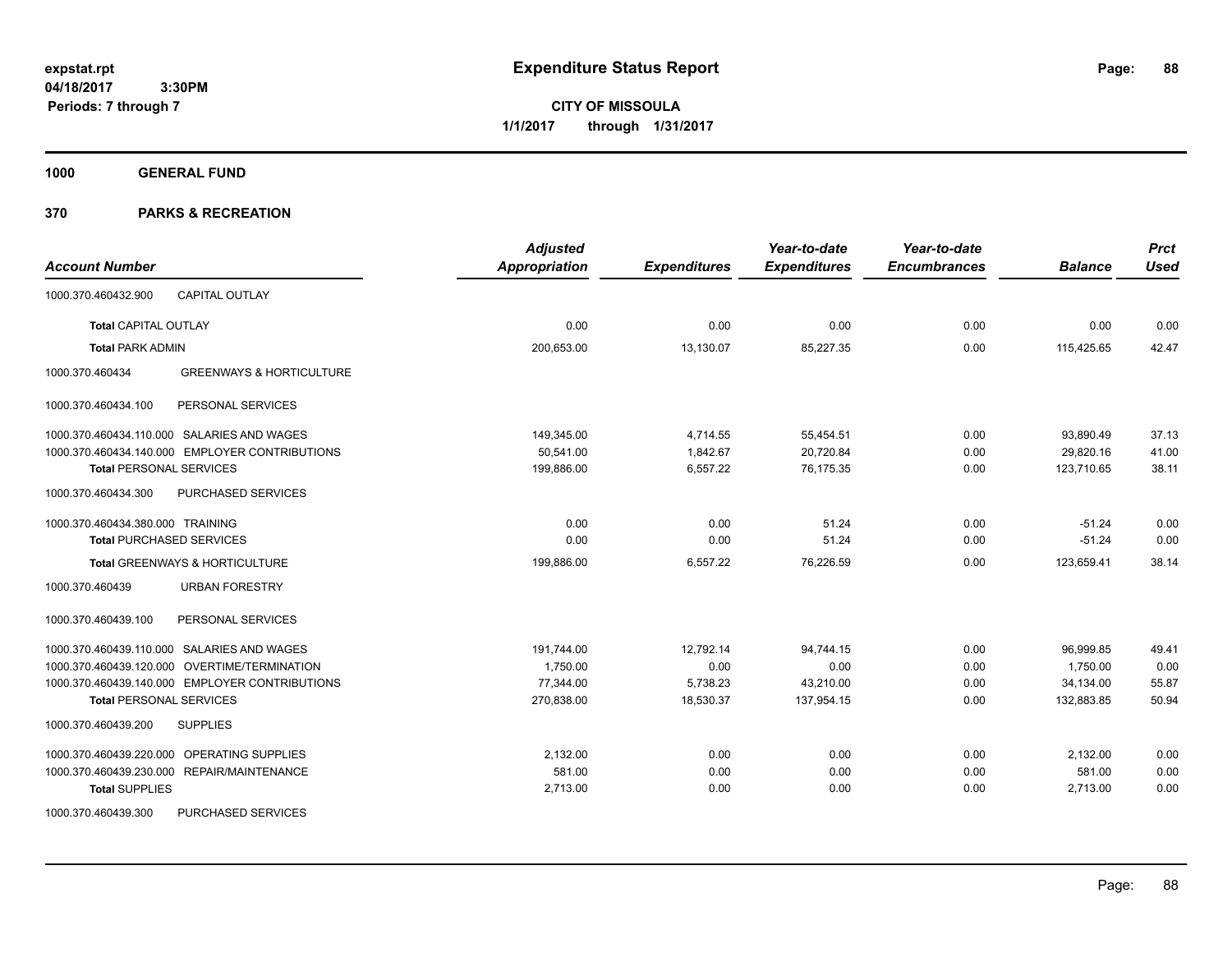# Expenditure Status Report

**CITY OF MISSOULA**
**1/1/2017 through 1/31/2017**

expstat.rpt
04/18/2017 3:30PM
Periods: 7 through 7

## 1000 GENERAL FUND

## 370 PARKS & RECREATION

| Account Number | Adjusted Appropriation | Expenditures | Year-to-date Expenditures | Year-to-date Encumbrances | Balance | Prct Used |
|---|---|---|---|---|---|---|
| 1000.370.460432.900 CAPITAL OUTLAY | | | | | | |
| **Total** CAPITAL OUTLAY | 0.00 | 0.00 | 0.00 | 0.00 | 0.00 | 0.00 |
| **Total** PARK ADMIN | 200,653.00 | 13,130.07 | 85,227.35 | 0.00 | 115,425.65 | 42.47 |
| 1000.370.460434 GREENWAYS & HORTICULTURE | | | | | | |
| 1000.370.460434.100 PERSONAL SERVICES | | | | | | |
| 1000.370.460434.110.000 SALARIES AND WAGES | 149,345.00 | 4,714.55 | 55,454.51 | 0.00 | 93,890.49 | 37.13 |
| 1000.370.460434.140.000 EMPLOYER CONTRIBUTIONS | 50,541.00 | 1,842.67 | 20,720.84 | 0.00 | 29,820.16 | 41.00 |
| **Total** PERSONAL SERVICES | 199,886.00 | 6,557.22 | 76,175.35 | 0.00 | 123,710.65 | 38.11 |
| 1000.370.460434.300 PURCHASED SERVICES | | | | | | |
| 1000.370.460434.380.000 TRAINING | 0.00 | 0.00 | 51.24 | 0.00 | -51.24 | 0.00 |
| **Total** PURCHASED SERVICES | 0.00 | 0.00 | 51.24 | 0.00 | -51.24 | 0.00 |
| **Total** GREENWAYS & HORTICULTURE | 199,886.00 | 6,557.22 | 76,226.59 | 0.00 | 123,659.41 | 38.14 |
| 1000.370.460439 URBAN FORESTRY | | | | | | |
| 1000.370.460439.100 PERSONAL SERVICES | | | | | | |
| 1000.370.460439.110.000 SALARIES AND WAGES | 191,744.00 | 12,792.14 | 94,744.15 | 0.00 | 96,999.85 | 49.41 |
| 1000.370.460439.120.000 OVERTIME/TERMINATION | 1,750.00 | 0.00 | 0.00 | 0.00 | 1,750.00 | 0.00 |
| 1000.370.460439.140.000 EMPLOYER CONTRIBUTIONS | 77,344.00 | 5,738.23 | 43,210.00 | 0.00 | 34,134.00 | 55.87 |
| **Total** PERSONAL SERVICES | 270,838.00 | 18,530.37 | 137,954.15 | 0.00 | 132,883.85 | 50.94 |
| 1000.370.460439.200 SUPPLIES | | | | | | |
| 1000.370.460439.220.000 OPERATING SUPPLIES | 2,132.00 | 0.00 | 0.00 | 0.00 | 2,132.00 | 0.00 |
| 1000.370.460439.230.000 REPAIR/MAINTENANCE | 581.00 | 0.00 | 0.00 | 0.00 | 581.00 | 0.00 |
| **Total** SUPPLIES | 2,713.00 | 0.00 | 0.00 | 0.00 | 2,713.00 | 0.00 |
| 1000.370.460439.300 PURCHASED SERVICES | | | | | | |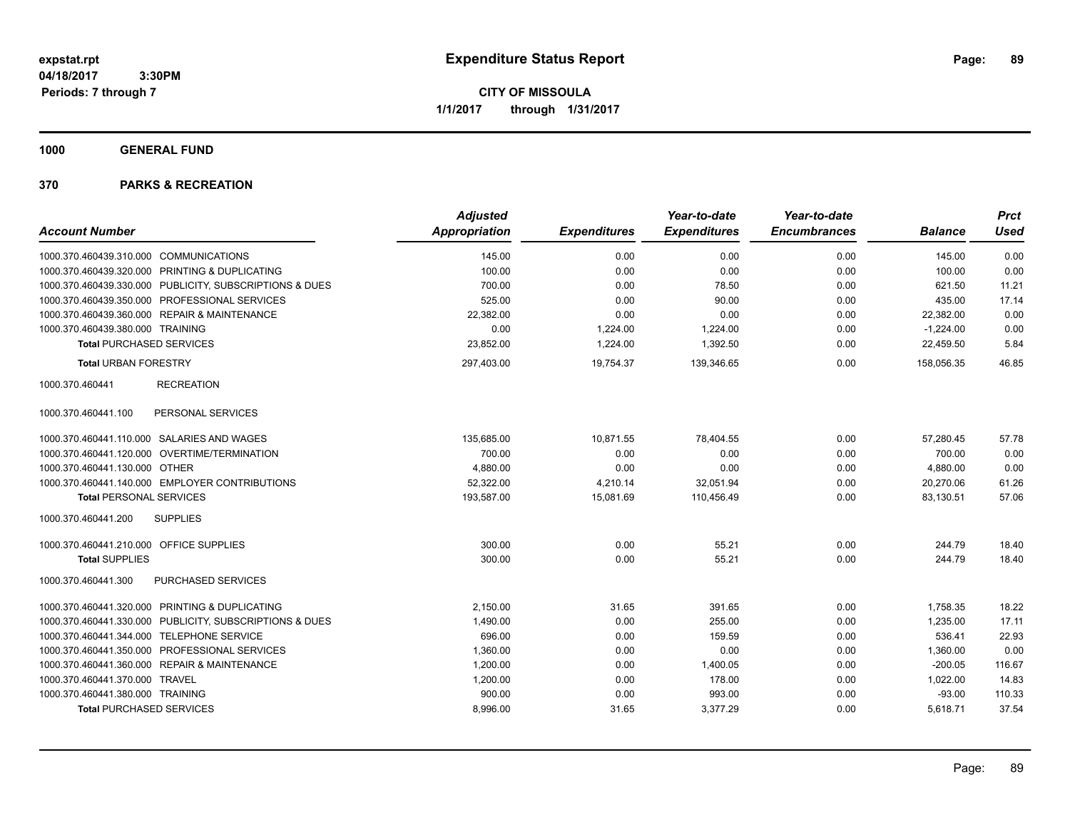**Expenditure Status Report**

**CITY OF MISSOULA**
**1/1/2017 through 1/31/2017**

expstat.rpt
04/18/2017 3:30PM
Periods: 7 through 7

## 1000 GENERAL FUND

## 370 PARKS & RECREATION

| Account Number | | Adjusted Appropriation | Expenditures | Year-to-date Expenditures | Year-to-date Encumbrances | Balance | Prct Used |
|---|---|---|---|---|---|---|---|
| 1000.370.460439.310.000 | COMMUNICATIONS | 145.00 | 0.00 | 0.00 | 0.00 | 145.00 | 0.00 |
| 1000.370.460439.320.000 | PRINTING & DUPLICATING | 100.00 | 0.00 | 0.00 | 0.00 | 100.00 | 0.00 |
| 1000.370.460439.330.000 | PUBLICITY, SUBSCRIPTIONS & DUES | 700.00 | 0.00 | 78.50 | 0.00 | 621.50 | 11.21 |
| 1000.370.460439.350.000 | PROFESSIONAL SERVICES | 525.00 | 0.00 | 90.00 | 0.00 | 435.00 | 17.14 |
| 1000.370.460439.360.000 | REPAIR & MAINTENANCE | 22,382.00 | 0.00 | 0.00 | 0.00 | 22,382.00 | 0.00 |
| 1000.370.460439.380.000 | TRAINING | 0.00 | 1,224.00 | 1,224.00 | 0.00 | -1,224.00 | 0.00 |
| **Total** PURCHASED SERVICES | | 23,852.00 | 1,224.00 | 1,392.50 | 0.00 | 22,459.50 | 5.84 |
| **Total** URBAN FORESTRY | | 297,403.00 | 19,754.37 | 139,346.65 | 0.00 | 158,056.35 | 46.85 |
| 1000.370.460441 | RECREATION | | | | | | |
| 1000.370.460441.100 | PERSONAL SERVICES | | | | | | |
| 1000.370.460441.110.000 | SALARIES AND WAGES | 135,685.00 | 10,871.55 | 78,404.55 | 0.00 | 57,280.45 | 57.78 |
| 1000.370.460441.120.000 | OVERTIME/TERMINATION | 700.00 | 0.00 | 0.00 | 0.00 | 700.00 | 0.00 |
| 1000.370.460441.130.000 | OTHER | 4,880.00 | 0.00 | 0.00 | 0.00 | 4,880.00 | 0.00 |
| 1000.370.460441.140.000 | EMPLOYER CONTRIBUTIONS | 52,322.00 | 4,210.14 | 32,051.94 | 0.00 | 20,270.06 | 61.26 |
| **Total** PERSONAL SERVICES | | 193,587.00 | 15,081.69 | 110,456.49 | 0.00 | 83,130.51 | 57.06 |
| 1000.370.460441.200 | SUPPLIES | | | | | | |
| 1000.370.460441.210.000 | OFFICE SUPPLIES | 300.00 | 0.00 | 55.21 | 0.00 | 244.79 | 18.40 |
| **Total** SUPPLIES | | 300.00 | 0.00 | 55.21 | 0.00 | 244.79 | 18.40 |
| 1000.370.460441.300 | PURCHASED SERVICES | | | | | | |
| 1000.370.460441.320.000 | PRINTING & DUPLICATING | 2,150.00 | 31.65 | 391.65 | 0.00 | 1,758.35 | 18.22 |
| 1000.370.460441.330.000 | PUBLICITY, SUBSCRIPTIONS & DUES | 1,490.00 | 0.00 | 255.00 | 0.00 | 1,235.00 | 17.11 |
| 1000.370.460441.344.000 | TELEPHONE SERVICE | 696.00 | 0.00 | 159.59 | 0.00 | 536.41 | 22.93 |
| 1000.370.460441.350.000 | PROFESSIONAL SERVICES | 1,360.00 | 0.00 | 0.00 | 0.00 | 1,360.00 | 0.00 |
| 1000.370.460441.360.000 | REPAIR & MAINTENANCE | 1,200.00 | 0.00 | 1,400.05 | 0.00 | -200.05 | 116.67 |
| 1000.370.460441.370.000 | TRAVEL | 1,200.00 | 0.00 | 178.00 | 0.00 | 1,022.00 | 14.83 |
| 1000.370.460441.380.000 | TRAINING | 900.00 | 0.00 | 993.00 | 0.00 | -93.00 | 110.33 |
| **Total** PURCHASED SERVICES | | 8,996.00 | 31.65 | 3,377.29 | 0.00 | 5,618.71 | 37.54 |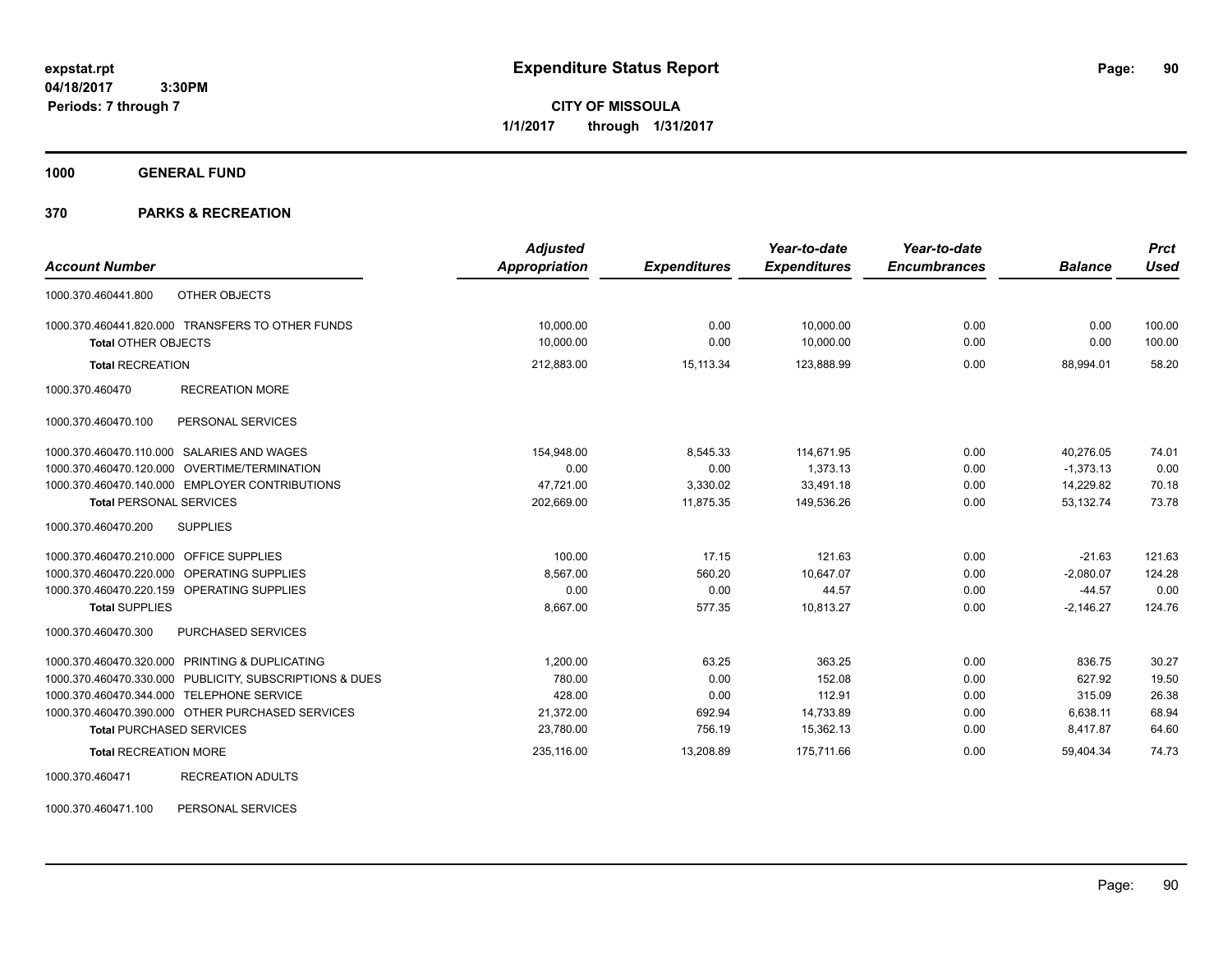# Expenditure Status Report

expstat.rpt
04/18/2017 3:30PM
Periods: 7 through 7

**CITY OF MISSOULA**
**1/1/2017 through 1/31/2017**

## 1000 GENERAL FUND

## 370 PARKS & RECREATION

| Account Number | Adjusted Appropriation | Expenditures | Year-to-date Expenditures | Year-to-date Encumbrances | Balance | Prct Used |
|---|---|---|---|---|---|---|
| 1000.370.460441.800 OTHER OBJECTS | | | | | | |
| 1000.370.460441.820.000 TRANSFERS TO OTHER FUNDS | 10,000.00 | 0.00 | 10,000.00 | 0.00 | 0.00 | 100.00 |
| **Total** OTHER OBJECTS | 10,000.00 | 0.00 | 10,000.00 | 0.00 | 0.00 | 100.00 |
| **Total** RECREATION | 212,883.00 | 15,113.34 | 123,888.99 | 0.00 | 88,994.01 | 58.20 |
| 1000.370.460470 RECREATION MORE | | | | | | |
| 1000.370.460470.100 PERSONAL SERVICES | | | | | | |
| 1000.370.460470.110.000 SALARIES AND WAGES | 154,948.00 | 8,545.33 | 114,671.95 | 0.00 | 40,276.05 | 74.01 |
| 1000.370.460470.120.000 OVERTIME/TERMINATION | 0.00 | 0.00 | 1,373.13 | 0.00 | -1,373.13 | 0.00 |
| 1000.370.460470.140.000 EMPLOYER CONTRIBUTIONS | 47,721.00 | 3,330.02 | 33,491.18 | 0.00 | 14,229.82 | 70.18 |
| **Total** PERSONAL SERVICES | 202,669.00 | 11,875.35 | 149,536.26 | 0.00 | 53,132.74 | 73.78 |
| 1000.370.460470.200 SUPPLIES | | | | | | |
| 1000.370.460470.210.000 OFFICE SUPPLIES | 100.00 | 17.15 | 121.63 | 0.00 | -21.63 | 121.63 |
| 1000.370.460470.220.000 OPERATING SUPPLIES | 8,567.00 | 560.20 | 10,647.07 | 0.00 | -2,080.07 | 124.28 |
| 1000.370.460470.220.159 OPERATING SUPPLIES | 0.00 | 0.00 | 44.57 | 0.00 | -44.57 | 0.00 |
| **Total** SUPPLIES | 8,667.00 | 577.35 | 10,813.27 | 0.00 | -2,146.27 | 124.76 |
| 1000.370.460470.300 PURCHASED SERVICES | | | | | | |
| 1000.370.460470.320.000 PRINTING & DUPLICATING | 1,200.00 | 63.25 | 363.25 | 0.00 | 836.75 | 30.27 |
| 1000.370.460470.330.000 PUBLICITY, SUBSCRIPTIONS & DUES | 780.00 | 0.00 | 152.08 | 0.00 | 627.92 | 19.50 |
| 1000.370.460470.344.000 TELEPHONE SERVICE | 428.00 | 0.00 | 112.91 | 0.00 | 315.09 | 26.38 |
| 1000.370.460470.390.000 OTHER PURCHASED SERVICES | 21,372.00 | 692.94 | 14,733.89 | 0.00 | 6,638.11 | 68.94 |
| **Total** PURCHASED SERVICES | 23,780.00 | 756.19 | 15,362.13 | 0.00 | 8,417.87 | 64.60 |
| **Total** RECREATION MORE | 235,116.00 | 13,208.89 | 175,711.66 | 0.00 | 59,404.34 | 74.73 |
| 1000.370.460471 RECREATION ADULTS | | | | | | |
| 1000.370.460471.100 PERSONAL SERVICES | | | | | | |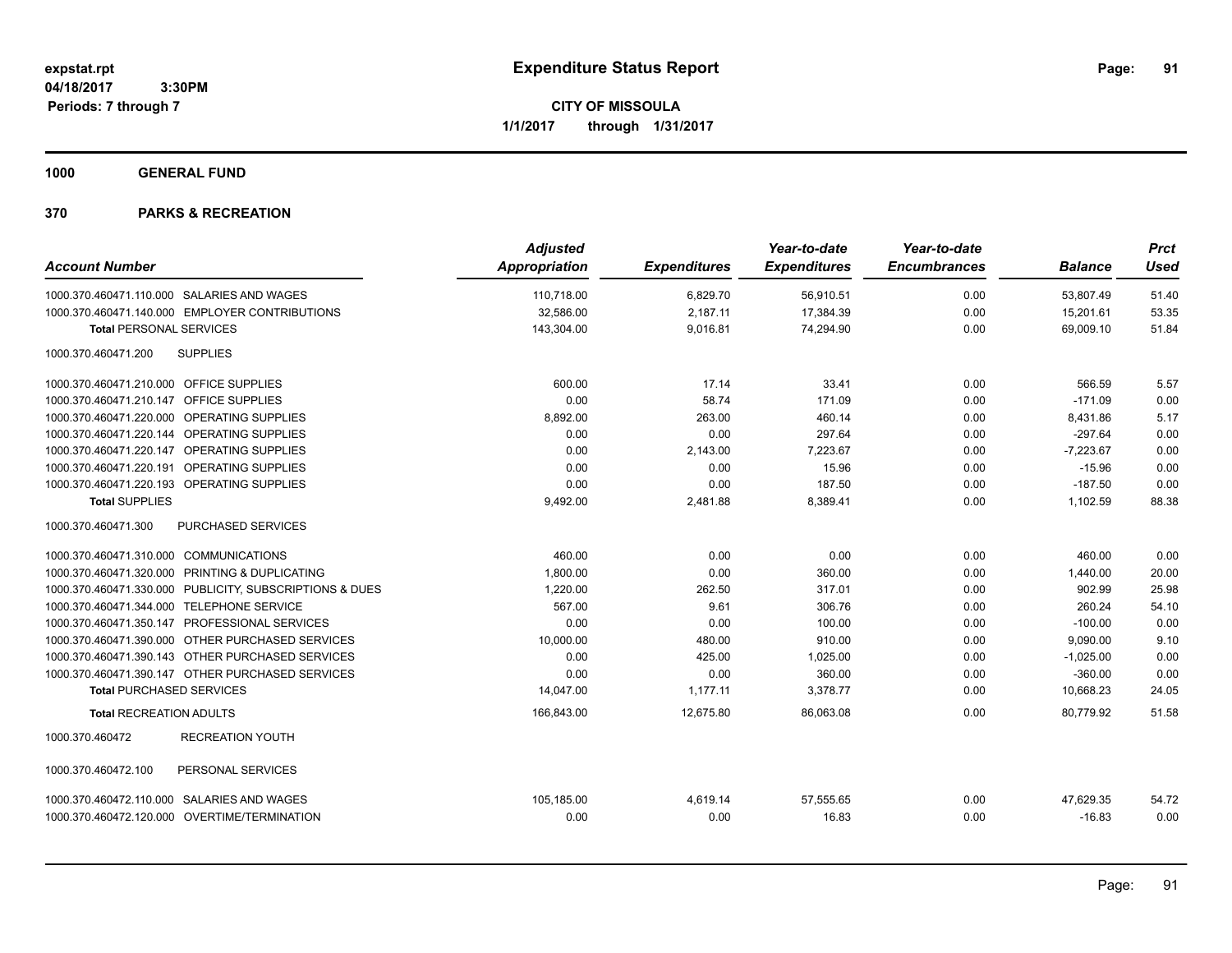**Expenditure Status Report**

**CITY OF MISSOULA**
**1/1/2017 through 1/31/2017**

expstat.rpt
04/18/2017 3:30PM
Periods: 7 through 7

## 1000 GENERAL FUND

### 370 PARKS & RECREATION

| Account Number | Adjusted Appropriation | Expenditures | Year-to-date Expenditures | Year-to-date Encumbrances | Balance | Prct Used |
|---|---|---|---|---|---|---|
| 1000.370.460471.110.000 SALARIES AND WAGES | 110,718.00 | 6,829.70 | 56,910.51 | 0.00 | 53,807.49 | 51.40 |
| 1000.370.460471.140.000 EMPLOYER CONTRIBUTIONS | 32,586.00 | 2,187.11 | 17,384.39 | 0.00 | 15,201.61 | 53.35 |
| **Total** PERSONAL SERVICES | 143,304.00 | 9,016.81 | 74,294.90 | 0.00 | 69,009.10 | 51.84 |
| 1000.370.460471.200 SUPPLIES | | | | | | |
| 1000.370.460471.210.000 OFFICE SUPPLIES | 600.00 | 17.14 | 33.41 | 0.00 | 566.59 | 5.57 |
| 1000.370.460471.210.147 OFFICE SUPPLIES | 0.00 | 58.74 | 171.09 | 0.00 | -171.09 | 0.00 |
| 1000.370.460471.220.000 OPERATING SUPPLIES | 8,892.00 | 263.00 | 460.14 | 0.00 | 8,431.86 | 5.17 |
| 1000.370.460471.220.144 OPERATING SUPPLIES | 0.00 | 0.00 | 297.64 | 0.00 | -297.64 | 0.00 |
| 1000.370.460471.220.147 OPERATING SUPPLIES | 0.00 | 2,143.00 | 7,223.67 | 0.00 | -7,223.67 | 0.00 |
| 1000.370.460471.220.191 OPERATING SUPPLIES | 0.00 | 0.00 | 15.96 | 0.00 | -15.96 | 0.00 |
| 1000.370.460471.220.193 OPERATING SUPPLIES | 0.00 | 0.00 | 187.50 | 0.00 | -187.50 | 0.00 |
| **Total** SUPPLIES | 9,492.00 | 2,481.88 | 8,389.41 | 0.00 | 1,102.59 | 88.38 |
| 1000.370.460471.300 PURCHASED SERVICES | | | | | | |
| 1000.370.460471.310.000 COMMUNICATIONS | 460.00 | 0.00 | 0.00 | 0.00 | 460.00 | 0.00 |
| 1000.370.460471.320.000 PRINTING & DUPLICATING | 1,800.00 | 0.00 | 360.00 | 0.00 | 1,440.00 | 20.00 |
| 1000.370.460471.330.000 PUBLICITY, SUBSCRIPTIONS & DUES | 1,220.00 | 262.50 | 317.01 | 0.00 | 902.99 | 25.98 |
| 1000.370.460471.344.000 TELEPHONE SERVICE | 567.00 | 9.61 | 306.76 | 0.00 | 260.24 | 54.10 |
| 1000.370.460471.350.147 PROFESSIONAL SERVICES | 0.00 | 0.00 | 100.00 | 0.00 | -100.00 | 0.00 |
| 1000.370.460471.390.000 OTHER PURCHASED SERVICES | 10,000.00 | 480.00 | 910.00 | 0.00 | 9,090.00 | 9.10 |
| 1000.370.460471.390.143 OTHER PURCHASED SERVICES | 0.00 | 425.00 | 1,025.00 | 0.00 | -1,025.00 | 0.00 |
| 1000.370.460471.390.147 OTHER PURCHASED SERVICES | 0.00 | 0.00 | 360.00 | 0.00 | -360.00 | 0.00 |
| **Total** PURCHASED SERVICES | 14,047.00 | 1,177.11 | 3,378.77 | 0.00 | 10,668.23 | 24.05 |
| **Total** RECREATION ADULTS | 166,843.00 | 12,675.80 | 86,063.08 | 0.00 | 80,779.92 | 51.58 |
| 1000.370.460472 RECREATION YOUTH | | | | | | |
| 1000.370.460472.100 PERSONAL SERVICES | | | | | | |
| 1000.370.460472.110.000 SALARIES AND WAGES | 105,185.00 | 4,619.14 | 57,555.65 | 0.00 | 47,629.35 | 54.72 |
| 1000.370.460472.120.000 OVERTIME/TERMINATION | 0.00 | 0.00 | 16.83 | 0.00 | -16.83 | 0.00 |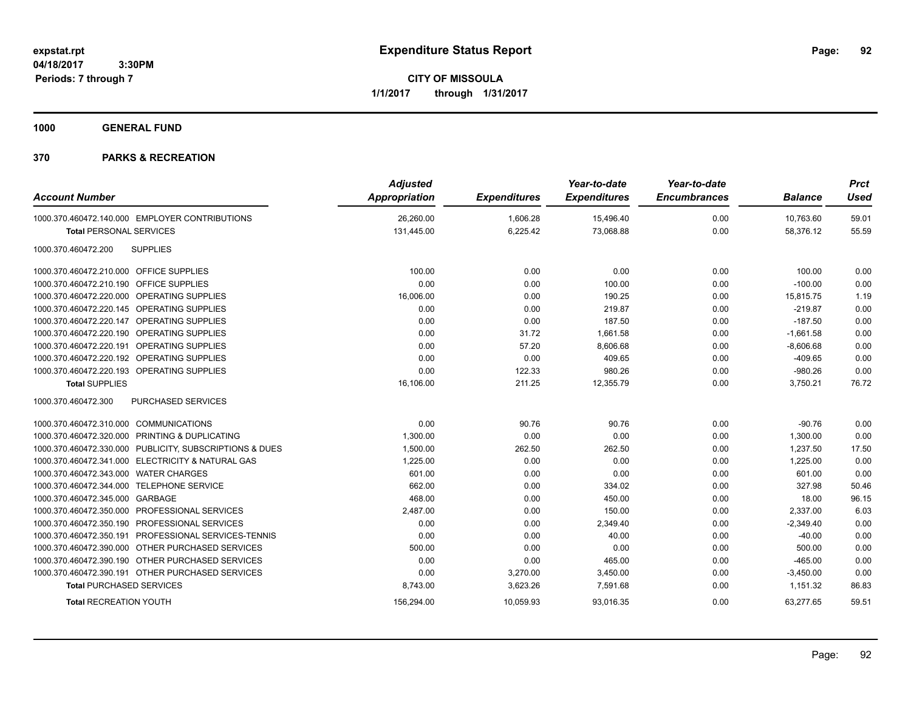**Expenditure Status Report**

**CITY OF MISSOULA**

**1/1/2017 through 1/31/2017**

expstat.rpt
04/18/2017 3:30PM
Periods: 7 through 7

## 1000 GENERAL FUND

## 370 PARKS & RECREATION

| Account Number | Adjusted Appropriation | Expenditures | Year-to-date Expenditures | Year-to-date Encumbrances | Balance | Prct Used |
|---|---|---|---|---|---|---|
| 1000.370.460472.140.000 EMPLOYER CONTRIBUTIONS | 26,260.00 | 1,606.28 | 15,496.40 | 0.00 | 10,763.60 | 59.01 |
| **Total** PERSONAL SERVICES | 131,445.00 | 6,225.42 | 73,068.88 | 0.00 | 58,376.12 | 55.59 |
| 1000.370.460472.200 SUPPLIES | | | | | | |
| 1000.370.460472.210.000 OFFICE SUPPLIES | 100.00 | 0.00 | 0.00 | 0.00 | 100.00 | 0.00 |
| 1000.370.460472.210.190 OFFICE SUPPLIES | 0.00 | 0.00 | 100.00 | 0.00 | -100.00 | 0.00 |
| 1000.370.460472.220.000 OPERATING SUPPLIES | 16,006.00 | 0.00 | 190.25 | 0.00 | 15,815.75 | 1.19 |
| 1000.370.460472.220.145 OPERATING SUPPLIES | 0.00 | 0.00 | 219.87 | 0.00 | -219.87 | 0.00 |
| 1000.370.460472.220.147 OPERATING SUPPLIES | 0.00 | 0.00 | 187.50 | 0.00 | -187.50 | 0.00 |
| 1000.370.460472.220.190 OPERATING SUPPLIES | 0.00 | 31.72 | 1,661.58 | 0.00 | -1,661.58 | 0.00 |
| 1000.370.460472.220.191 OPERATING SUPPLIES | 0.00 | 57.20 | 8,606.68 | 0.00 | -8,606.68 | 0.00 |
| 1000.370.460472.220.192 OPERATING SUPPLIES | 0.00 | 0.00 | 409.65 | 0.00 | -409.65 | 0.00 |
| 1000.370.460472.220.193 OPERATING SUPPLIES | 0.00 | 122.33 | 980.26 | 0.00 | -980.26 | 0.00 |
| **Total** SUPPLIES | 16,106.00 | 211.25 | 12,355.79 | 0.00 | 3,750.21 | 76.72 |
| 1000.370.460472.300 PURCHASED SERVICES | | | | | | |
| 1000.370.460472.310.000 COMMUNICATIONS | 0.00 | 90.76 | 90.76 | 0.00 | -90.76 | 0.00 |
| 1000.370.460472.320.000 PRINTING & DUPLICATING | 1,300.00 | 0.00 | 0.00 | 0.00 | 1,300.00 | 0.00 |
| 1000.370.460472.330.000 PUBLICITY, SUBSCRIPTIONS & DUES | 1,500.00 | 262.50 | 262.50 | 0.00 | 1,237.50 | 17.50 |
| 1000.370.460472.341.000 ELECTRICITY & NATURAL GAS | 1,225.00 | 0.00 | 0.00 | 0.00 | 1,225.00 | 0.00 |
| 1000.370.460472.343.000 WATER CHARGES | 601.00 | 0.00 | 0.00 | 0.00 | 601.00 | 0.00 |
| 1000.370.460472.344.000 TELEPHONE SERVICE | 662.00 | 0.00 | 334.02 | 0.00 | 327.98 | 50.46 |
| 1000.370.460472.345.000 GARBAGE | 468.00 | 0.00 | 450.00 | 0.00 | 18.00 | 96.15 |
| 1000.370.460472.350.000 PROFESSIONAL SERVICES | 2,487.00 | 0.00 | 150.00 | 0.00 | 2,337.00 | 6.03 |
| 1000.370.460472.350.190 PROFESSIONAL SERVICES | 0.00 | 0.00 | 2,349.40 | 0.00 | -2,349.40 | 0.00 |
| 1000.370.460472.350.191 PROFESSIONAL SERVICES-TENNIS | 0.00 | 0.00 | 40.00 | 0.00 | -40.00 | 0.00 |
| 1000.370.460472.390.000 OTHER PURCHASED SERVICES | 500.00 | 0.00 | 0.00 | 0.00 | 500.00 | 0.00 |
| 1000.370.460472.390.190 OTHER PURCHASED SERVICES | 0.00 | 0.00 | 465.00 | 0.00 | -465.00 | 0.00 |
| 1000.370.460472.390.191 OTHER PURCHASED SERVICES | 0.00 | 3,270.00 | 3,450.00 | 0.00 | -3,450.00 | 0.00 |
| **Total** PURCHASED SERVICES | 8,743.00 | 3,623.26 | 7,591.68 | 0.00 | 1,151.32 | 86.83 |
| **Total** RECREATION YOUTH | 156,294.00 | 10,059.93 | 93,016.35 | 0.00 | 63,277.65 | 59.51 |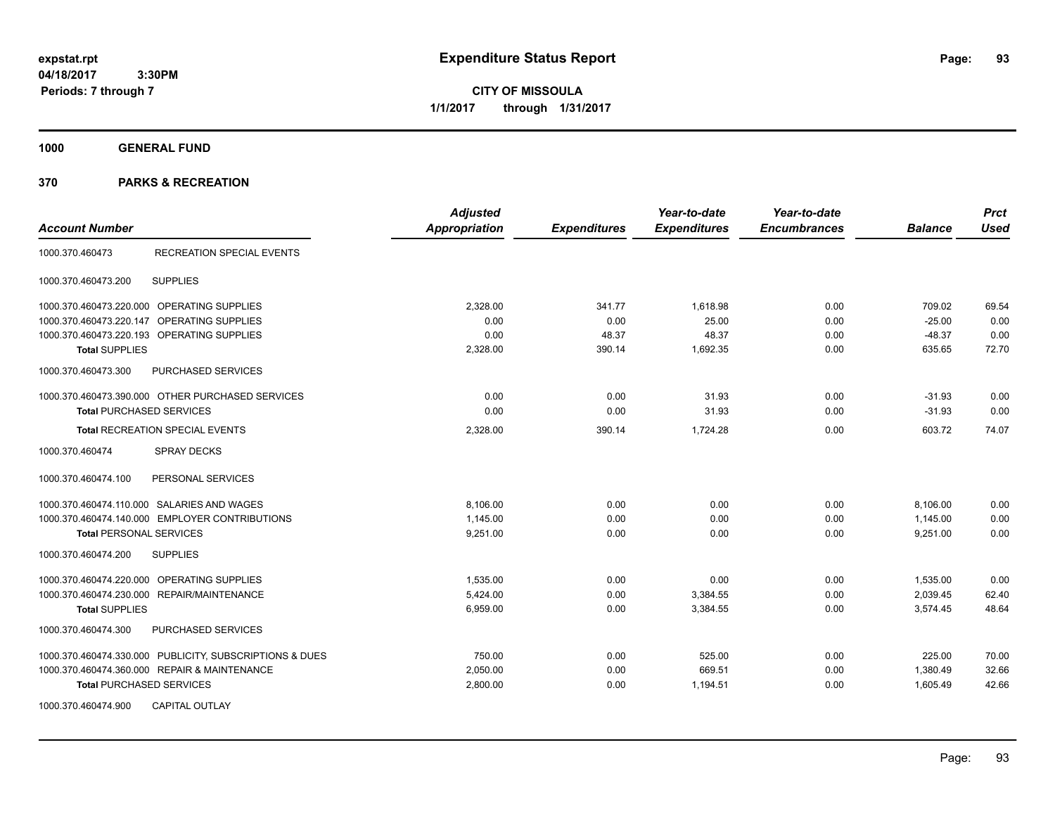**expstat.rpt**
**04/18/2017 3:30PM**
**Periods: 7 through 7**

# Expenditure Status Report

**CITY OF MISSOULA**
**1/1/2017 through 1/31/2017**

## 1000 GENERAL FUND

## 370 PARKS & RECREATION

| Account Number | | Adjusted Appropriation | Expenditures | Year-to-date Expenditures | Year-to-date Encumbrances | Balance | Prct Used |
|---|---|---|---|---|---|---|---|
| 1000.370.460473 | RECREATION SPECIAL EVENTS | | | | | | |
| 1000.370.460473.200 | SUPPLIES | | | | | | |
| 1000.370.460473.220.000 | OPERATING SUPPLIES | 2,328.00 | 341.77 | 1,618.98 | 0.00 | 709.02 | 69.54 |
| 1000.370.460473.220.147 | OPERATING SUPPLIES | 0.00 | 0.00 | 25.00 | 0.00 | -25.00 | 0.00 |
| 1000.370.460473.220.193 | OPERATING SUPPLIES | 0.00 | 48.37 | 48.37 | 0.00 | -48.37 | 0.00 |
| **Total** SUPPLIES | | 2,328.00 | 390.14 | 1,692.35 | 0.00 | 635.65 | 72.70 |
| 1000.370.460473.300 | PURCHASED SERVICES | | | | | | |
| 1000.370.460473.390.000 | OTHER PURCHASED SERVICES | 0.00 | 0.00 | 31.93 | 0.00 | -31.93 | 0.00 |
| **Total** PURCHASED SERVICES | | 0.00 | 0.00 | 31.93 | 0.00 | -31.93 | 0.00 |
| **Total** RECREATION SPECIAL EVENTS | | 2,328.00 | 390.14 | 1,724.28 | 0.00 | 603.72 | 74.07 |
| 1000.370.460474 | SPRAY DECKS | | | | | | |
| 1000.370.460474.100 | PERSONAL SERVICES | | | | | | |
| 1000.370.460474.110.000 | SALARIES AND WAGES | 8,106.00 | 0.00 | 0.00 | 0.00 | 8,106.00 | 0.00 |
| 1000.370.460474.140.000 | EMPLOYER CONTRIBUTIONS | 1,145.00 | 0.00 | 0.00 | 0.00 | 1,145.00 | 0.00 |
| **Total** PERSONAL SERVICES | | 9,251.00 | 0.00 | 0.00 | 0.00 | 9,251.00 | 0.00 |
| 1000.370.460474.200 | SUPPLIES | | | | | | |
| 1000.370.460474.220.000 | OPERATING SUPPLIES | 1,535.00 | 0.00 | 0.00 | 0.00 | 1,535.00 | 0.00 |
| 1000.370.460474.230.000 | REPAIR/MAINTENANCE | 5,424.00 | 0.00 | 3,384.55 | 0.00 | 2,039.45 | 62.40 |
| **Total** SUPPLIES | | 6,959.00 | 0.00 | 3,384.55 | 0.00 | 3,574.45 | 48.64 |
| 1000.370.460474.300 | PURCHASED SERVICES | | | | | | |
| 1000.370.460474.330.000 | PUBLICITY, SUBSCRIPTIONS & DUES | 750.00 | 0.00 | 525.00 | 0.00 | 225.00 | 70.00 |
| 1000.370.460474.360.000 | REPAIR & MAINTENANCE | 2,050.00 | 0.00 | 669.51 | 0.00 | 1,380.49 | 32.66 |
| **Total** PURCHASED SERVICES | | 2,800.00 | 0.00 | 1,194.51 | 0.00 | 1,605.49 | 42.66 |
| 1000.370.460474.900 | CAPITAL OUTLAY | | | | | | |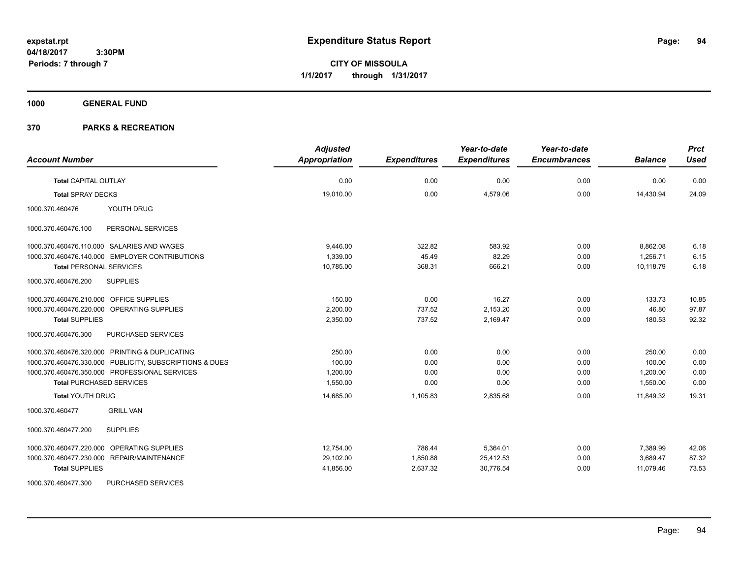**expstat.rpt**
**04/18/2017 3:30PM**
**Periods: 7 through 7**

# Expenditure Status Report

**CITY OF MISSOULA**
**1/1/2017 through 1/31/2017**

## 1000 GENERAL FUND

## 370 PARKS & RECREATION

| Account Number | Adjusted Appropriation | Expenditures | Year-to-date Expenditures | Year-to-date Encumbrances | Balance | Prct Used |
|---|---|---|---|---|---|---|
| **Total** CAPITAL OUTLAY | 0.00 | 0.00 | 0.00 | 0.00 | 0.00 | 0.00 |
| **Total** SPRAY DECKS | 19,010.00 | 0.00 | 4,579.06 | 0.00 | 14,430.94 | 24.09 |
| 1000.370.460476 YOUTH DRUG | | | | | | |
| 1000.370.460476.100 PERSONAL SERVICES | | | | | | |
| 1000.370.460476.110.000 SALARIES AND WAGES | 9,446.00 | 322.82 | 583.92 | 0.00 | 8,862.08 | 6.18 |
| 1000.370.460476.140.000 EMPLOYER CONTRIBUTIONS | 1,339.00 | 45.49 | 82.29 | 0.00 | 1,256.71 | 6.15 |
| **Total** PERSONAL SERVICES | 10,785.00 | 368.31 | 666.21 | 0.00 | 10,118.79 | 6.18 |
| 1000.370.460476.200 SUPPLIES | | | | | | |
| 1000.370.460476.210.000 OFFICE SUPPLIES | 150.00 | 0.00 | 16.27 | 0.00 | 133.73 | 10.85 |
| 1000.370.460476.220.000 OPERATING SUPPLIES | 2,200.00 | 737.52 | 2,153.20 | 0.00 | 46.80 | 97.87 |
| **Total** SUPPLIES | 2,350.00 | 737.52 | 2,169.47 | 0.00 | 180.53 | 92.32 |
| 1000.370.460476.300 PURCHASED SERVICES | | | | | | |
| 1000.370.460476.320.000 PRINTING & DUPLICATING | 250.00 | 0.00 | 0.00 | 0.00 | 250.00 | 0.00 |
| 1000.370.460476.330.000 PUBLICITY, SUBSCRIPTIONS & DUES | 100.00 | 0.00 | 0.00 | 0.00 | 100.00 | 0.00 |
| 1000.370.460476.350.000 PROFESSIONAL SERVICES | 1,200.00 | 0.00 | 0.00 | 0.00 | 1,200.00 | 0.00 |
| **Total** PURCHASED SERVICES | 1,550.00 | 0.00 | 0.00 | 0.00 | 1,550.00 | 0.00 |
| **Total** YOUTH DRUG | 14,685.00 | 1,105.83 | 2,835.68 | 0.00 | 11,849.32 | 19.31 |
| 1000.370.460477 GRILL VAN | | | | | | |
| 1000.370.460477.200 SUPPLIES | | | | | | |
| 1000.370.460477.220.000 OPERATING SUPPLIES | 12,754.00 | 786.44 | 5,364.01 | 0.00 | 7,389.99 | 42.06 |
| 1000.370.460477.230.000 REPAIR/MAINTENANCE | 29,102.00 | 1,850.88 | 25,412.53 | 0.00 | 3,689.47 | 87.32 |
| **Total** SUPPLIES | 41,856.00 | 2,637.32 | 30,776.54 | 0.00 | 11,079.46 | 73.53 |
| 1000.370.460477.300 PURCHASED SERVICES | | | | | | |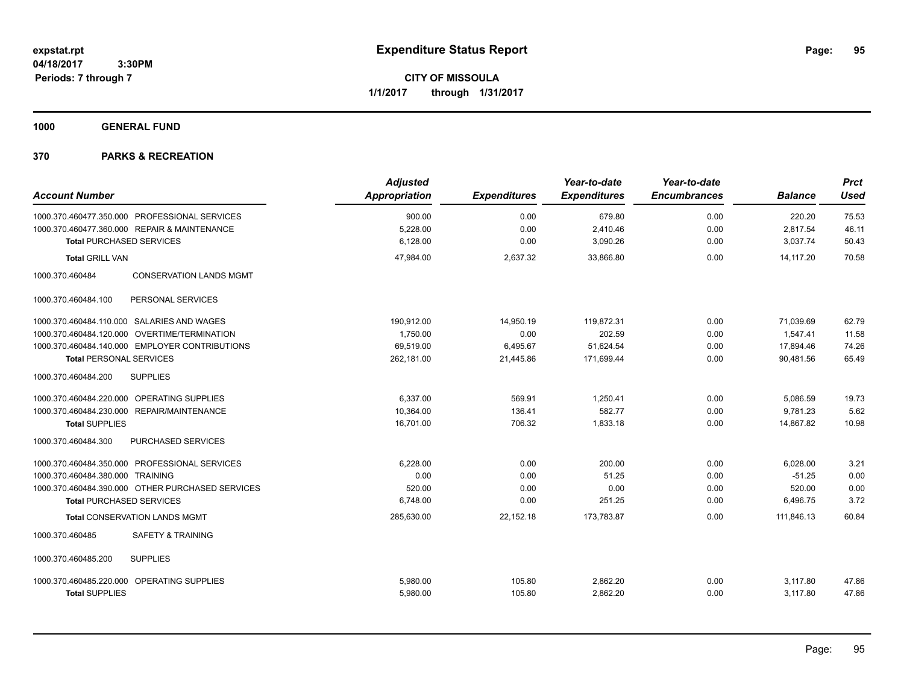# Expenditure Status Report

expstat.rpt
04/18/2017 3:30PM
Periods: 7 through 7

**CITY OF MISSOULA**
**1/1/2017 through 1/31/2017**

**1000 GENERAL FUND**

**370 PARKS & RECREATION**

| Account Number | Adjusted Appropriation | Expenditures | Year-to-date Expenditures | Year-to-date Encumbrances | Balance | Prct Used |
|---|---|---|---|---|---|---|
| 1000.370.460477.350.000 PROFESSIONAL SERVICES | 900.00 | 0.00 | 679.80 | 0.00 | 220.20 | 75.53 |
| 1000.370.460477.360.000 REPAIR & MAINTENANCE | 5,228.00 | 0.00 | 2,410.46 | 0.00 | 2,817.54 | 46.11 |
| **Total** PURCHASED SERVICES | 6,128.00 | 0.00 | 3,090.26 | 0.00 | 3,037.74 | 50.43 |
| **Total** GRILL VAN | 47,984.00 | 2,637.32 | 33,866.80 | 0.00 | 14,117.20 | 70.58 |
| 1000.370.460484 CONSERVATION LANDS MGMT | | | | | | |
| 1000.370.460484.100 PERSONAL SERVICES | | | | | | |
| 1000.370.460484.110.000 SALARIES AND WAGES | 190,912.00 | 14,950.19 | 119,872.31 | 0.00 | 71,039.69 | 62.79 |
| 1000.370.460484.120.000 OVERTIME/TERMINATION | 1,750.00 | 0.00 | 202.59 | 0.00 | 1,547.41 | 11.58 |
| 1000.370.460484.140.000 EMPLOYER CONTRIBUTIONS | 69,519.00 | 6,495.67 | 51,624.54 | 0.00 | 17,894.46 | 74.26 |
| **Total** PERSONAL SERVICES | 262,181.00 | 21,445.86 | 171,699.44 | 0.00 | 90,481.56 | 65.49 |
| 1000.370.460484.200 SUPPLIES | | | | | | |
| 1000.370.460484.220.000 OPERATING SUPPLIES | 6,337.00 | 569.91 | 1,250.41 | 0.00 | 5,086.59 | 19.73 |
| 1000.370.460484.230.000 REPAIR/MAINTENANCE | 10,364.00 | 136.41 | 582.77 | 0.00 | 9,781.23 | 5.62 |
| **Total** SUPPLIES | 16,701.00 | 706.32 | 1,833.18 | 0.00 | 14,867.82 | 10.98 |
| 1000.370.460484.300 PURCHASED SERVICES | | | | | | |
| 1000.370.460484.350.000 PROFESSIONAL SERVICES | 6,228.00 | 0.00 | 200.00 | 0.00 | 6,028.00 | 3.21 |
| 1000.370.460484.380.000 TRAINING | 0.00 | 0.00 | 51.25 | 0.00 | -51.25 | 0.00 |
| 1000.370.460484.390.000 OTHER PURCHASED SERVICES | 520.00 | 0.00 | 0.00 | 0.00 | 520.00 | 0.00 |
| **Total** PURCHASED SERVICES | 6,748.00 | 0.00 | 251.25 | 0.00 | 6,496.75 | 3.72 |
| **Total** CONSERVATION LANDS MGMT | 285,630.00 | 22,152.18 | 173,783.87 | 0.00 | 111,846.13 | 60.84 |
| 1000.370.460485 SAFETY & TRAINING | | | | | | |
| 1000.370.460485.200 SUPPLIES | | | | | | |
| 1000.370.460485.220.000 OPERATING SUPPLIES | 5,980.00 | 105.80 | 2,862.20 | 0.00 | 3,117.80 | 47.86 |
| **Total** SUPPLIES | 5,980.00 | 105.80 | 2,862.20 | 0.00 | 3,117.80 | 47.86 |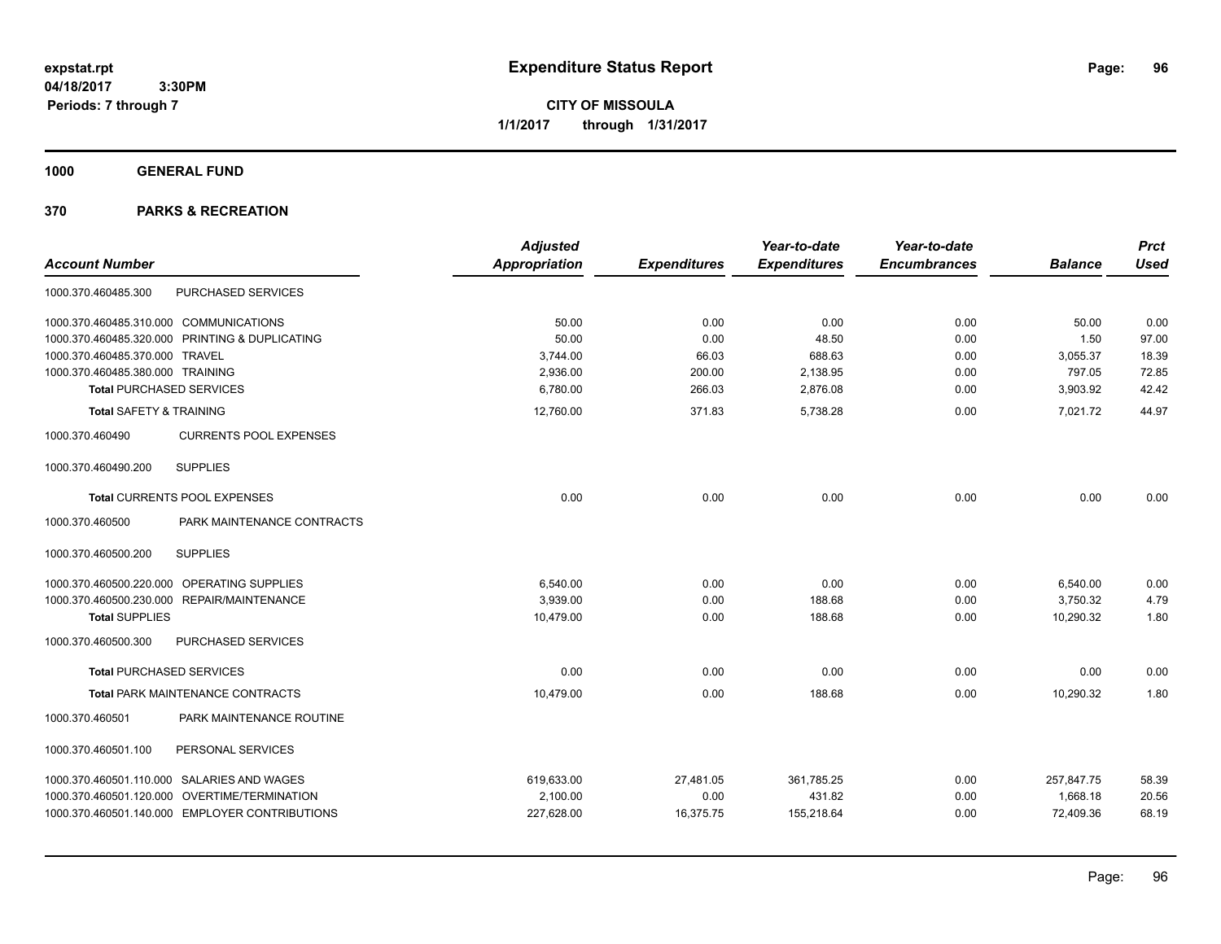**expstat.rpt**
**04/18/2017 3:30PM**
**Periods: 7 through 7**

# Expenditure Status Report

**CITY OF MISSOULA**
**1/1/2017 through 1/31/2017**

## 1000 GENERAL FUND

## 370 PARKS & RECREATION

| Account Number | | Adjusted Appropriation | Expenditures | Year-to-date Expenditures | Year-to-date Encumbrances | Balance | Prct Used |
|---|---|---|---|---|---|---|---|
| 1000.370.460485.300 | PURCHASED SERVICES | | | | | | |
| 1000.370.460485.310.000 | COMMUNICATIONS | 50.00 | 0.00 | 0.00 | 0.00 | 50.00 | 0.00 |
| 1000.370.460485.320.000 | PRINTING & DUPLICATING | 50.00 | 0.00 | 48.50 | 0.00 | 1.50 | 97.00 |
| 1000.370.460485.370.000 | TRAVEL | 3,744.00 | 66.03 | 688.63 | 0.00 | 3,055.37 | 18.39 |
| 1000.370.460485.380.000 | TRAINING | 2,936.00 | 200.00 | 2,138.95 | 0.00 | 797.05 | 72.85 |
| **Total** PURCHASED SERVICES | | 6,780.00 | 266.03 | 2,876.08 | 0.00 | 3,903.92 | 42.42 |
| **Total** SAFETY & TRAINING | | 12,760.00 | 371.83 | 5,738.28 | 0.00 | 7,021.72 | 44.97 |
| 1000.370.460490 | CURRENTS POOL EXPENSES | | | | | | |
| 1000.370.460490.200 | SUPPLIES | | | | | | |
| **Total** CURRENTS POOL EXPENSES | | 0.00 | 0.00 | 0.00 | 0.00 | 0.00 | 0.00 |
| 1000.370.460500 | PARK MAINTENANCE CONTRACTS | | | | | | |
| 1000.370.460500.200 | SUPPLIES | | | | | | |
| 1000.370.460500.220.000 | OPERATING SUPPLIES | 6,540.00 | 0.00 | 0.00 | 0.00 | 6,540.00 | 0.00 |
| 1000.370.460500.230.000 | REPAIR/MAINTENANCE | 3,939.00 | 0.00 | 188.68 | 0.00 | 3,750.32 | 4.79 |
| **Total** SUPPLIES | | 10,479.00 | 0.00 | 188.68 | 0.00 | 10,290.32 | 1.80 |
| 1000.370.460500.300 | PURCHASED SERVICES | | | | | | |
| **Total** PURCHASED SERVICES | | 0.00 | 0.00 | 0.00 | 0.00 | 0.00 | 0.00 |
| **Total** PARK MAINTENANCE CONTRACTS | | 10,479.00 | 0.00 | 188.68 | 0.00 | 10,290.32 | 1.80 |
| 1000.370.460501 | PARK MAINTENANCE ROUTINE | | | | | | |
| 1000.370.460501.100 | PERSONAL SERVICES | | | | | | |
| 1000.370.460501.110.000 | SALARIES AND WAGES | 619,633.00 | 27,481.05 | 361,785.25 | 0.00 | 257,847.75 | 58.39 |
| 1000.370.460501.120.000 | OVERTIME/TERMINATION | 2,100.00 | 0.00 | 431.82 | 0.00 | 1,668.18 | 20.56 |
| 1000.370.460501.140.000 | EMPLOYER CONTRIBUTIONS | 227,628.00 | 16,375.75 | 155,218.64 | 0.00 | 72,409.36 | 68.19 |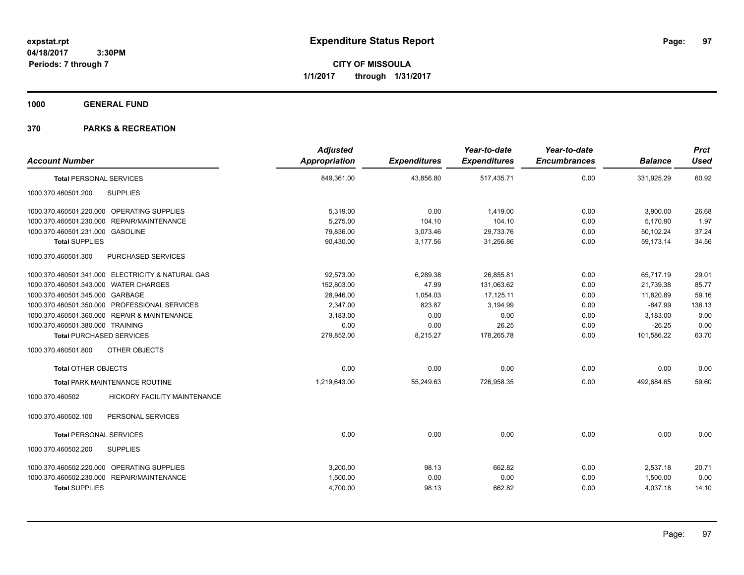expstat.rpt
04/18/2017 3:30PM
Periods: 7 through 7

# Expenditure Status Report

**CITY OF MISSOULA**
**1/1/2017 through 1/31/2017**

**1000 GENERAL FUND**

**370 PARKS & RECREATION**

| Account Number | | Adjusted Appropriation | Expenditures | Year-to-date Expenditures | Year-to-date Encumbrances | Balance | Prct Used |
|---|---|---|---|---|---|---|---|
| **Total** PERSONAL SERVICES | | 849,361.00 | 43,856.80 | 517,435.71 | 0.00 | 331,925.29 | 60.92 |
| 1000.370.460501.200 | SUPPLIES | | | | | | |
| 1000.370.460501.220.000 | OPERATING SUPPLIES | 5,319.00 | 0.00 | 1,419.00 | 0.00 | 3,900.00 | 26.68 |
| 1000.370.460501.230.000 | REPAIR/MAINTENANCE | 5,275.00 | 104.10 | 104.10 | 0.00 | 5,170.90 | 1.97 |
| 1000.370.460501.231.000 | GASOLINE | 79,836.00 | 3,073.46 | 29,733.76 | 0.00 | 50,102.24 | 37.24 |
| **Total** SUPPLIES | | 90,430.00 | 3,177.56 | 31,256.86 | 0.00 | 59,173.14 | 34.56 |
| 1000.370.460501.300 | PURCHASED SERVICES | | | | | | |
| 1000.370.460501.341.000 | ELECTRICITY & NATURAL GAS | 92,573.00 | 6,289.38 | 26,855.81 | 0.00 | 65,717.19 | 29.01 |
| 1000.370.460501.343.000 | WATER CHARGES | 152,803.00 | 47.99 | 131,063.62 | 0.00 | 21,739.38 | 85.77 |
| 1000.370.460501.345.000 | GARBAGE | 28,946.00 | 1,054.03 | 17,125.11 | 0.00 | 11,820.89 | 59.16 |
| 1000.370.460501.350.000 | PROFESSIONAL SERVICES | 2,347.00 | 823.87 | 3,194.99 | 0.00 | -847.99 | 136.13 |
| 1000.370.460501.360.000 | REPAIR & MAINTENANCE | 3,183.00 | 0.00 | 0.00 | 0.00 | 3,183.00 | 0.00 |
| 1000.370.460501.380.000 | TRAINING | 0.00 | 0.00 | 26.25 | 0.00 | -26.25 | 0.00 |
| **Total** PURCHASED SERVICES | | 279,852.00 | 8,215.27 | 178,265.78 | 0.00 | 101,586.22 | 63.70 |
| 1000.370.460501.800 | OTHER OBJECTS | | | | | | |
| **Total** OTHER OBJECTS | | 0.00 | 0.00 | 0.00 | 0.00 | 0.00 | 0.00 |
| **Total** PARK MAINTENANCE ROUTINE | | 1,219,643.00 | 55,249.63 | 726,958.35 | 0.00 | 492,684.65 | 59.60 |
| 1000.370.460502 | HICKORY FACILITY MAINTENANCE | | | | | | |
| 1000.370.460502.100 | PERSONAL SERVICES | | | | | | |
| **Total** PERSONAL SERVICES | | 0.00 | 0.00 | 0.00 | 0.00 | 0.00 | 0.00 |
| 1000.370.460502.200 | SUPPLIES | | | | | | |
| 1000.370.460502.220.000 | OPERATING SUPPLIES | 3,200.00 | 98.13 | 662.82 | 0.00 | 2,537.18 | 20.71 |
| 1000.370.460502.230.000 | REPAIR/MAINTENANCE | 1,500.00 | 0.00 | 0.00 | 0.00 | 1,500.00 | 0.00 |
| **Total** SUPPLIES | | 4,700.00 | 98.13 | 662.82 | 0.00 | 4,037.18 | 14.10 |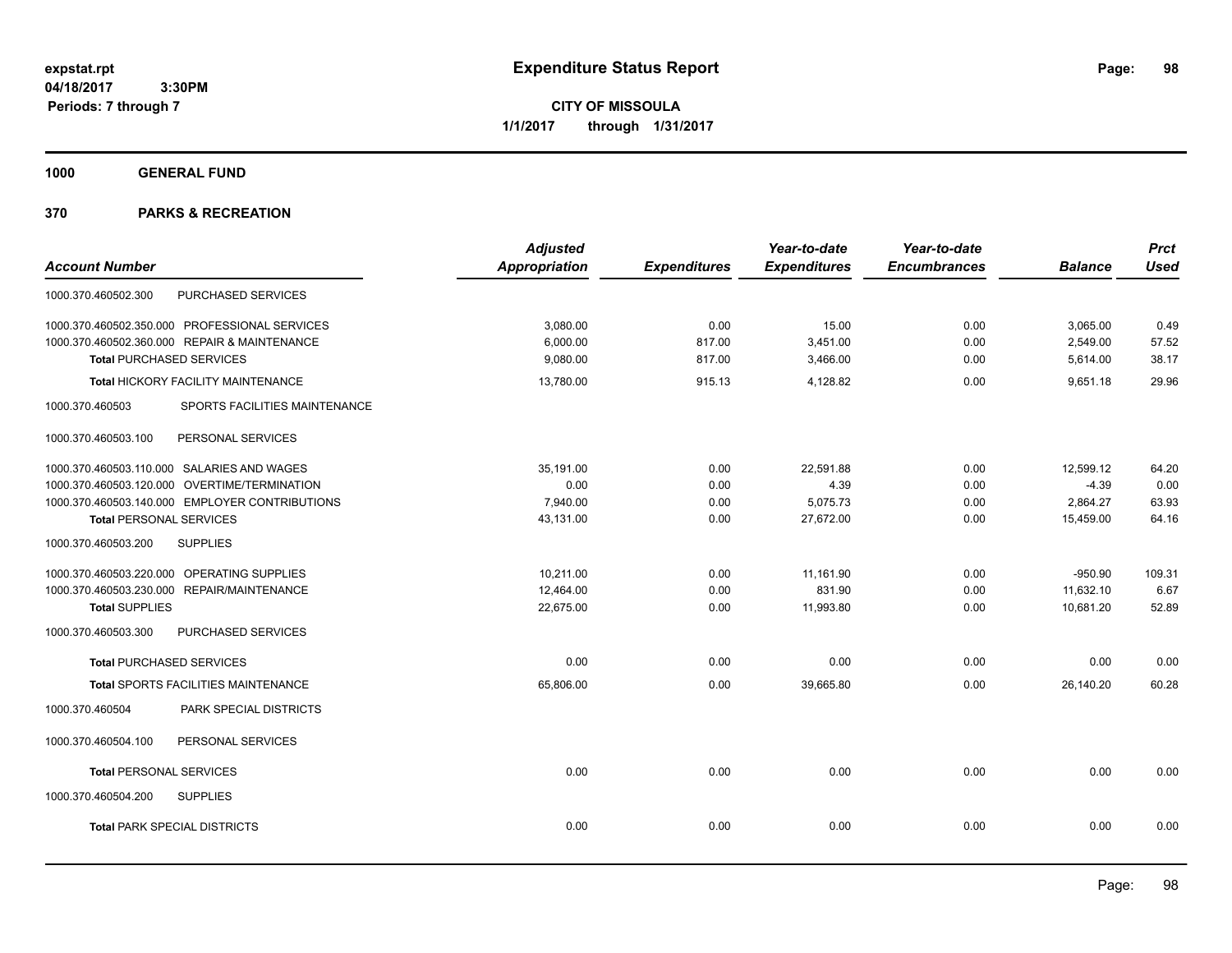expstat.rpt
04/18/2017 3:30PM
Periods: 7 through 7

# Expenditure Status Report

**CITY OF MISSOULA**
**1/1/2017 through 1/31/2017**

## 1000 GENERAL FUND

## 370 PARKS & RECREATION

| Account Number | Adjusted Appropriation | Expenditures | Year-to-date Expenditures | Year-to-date Encumbrances | Balance | Prct Used |
|---|---|---|---|---|---|---|
| 1000.370.460502.300 PURCHASED SERVICES | | | | | | |
| 1000.370.460502.350.000 PROFESSIONAL SERVICES | 3,080.00 | 0.00 | 15.00 | 0.00 | 3,065.00 | 0.49 |
| 1000.370.460502.360.000 REPAIR & MAINTENANCE | 6,000.00 | 817.00 | 3,451.00 | 0.00 | 2,549.00 | 57.52 |
| **Total** PURCHASED SERVICES | 9,080.00 | 817.00 | 3,466.00 | 0.00 | 5,614.00 | 38.17 |
| **Total** HICKORY FACILITY MAINTENANCE | 13,780.00 | 915.13 | 4,128.82 | 0.00 | 9,651.18 | 29.96 |
| 1000.370.460503 SPORTS FACILITIES MAINTENANCE | | | | | | |
| 1000.370.460503.100 PERSONAL SERVICES | | | | | | |
| 1000.370.460503.110.000 SALARIES AND WAGES | 35,191.00 | 0.00 | 22,591.88 | 0.00 | 12,599.12 | 64.20 |
| 1000.370.460503.120.000 OVERTIME/TERMINATION | 0.00 | 0.00 | 4.39 | 0.00 | -4.39 | 0.00 |
| 1000.370.460503.140.000 EMPLOYER CONTRIBUTIONS | 7,940.00 | 0.00 | 5,075.73 | 0.00 | 2,864.27 | 63.93 |
| **Total** PERSONAL SERVICES | 43,131.00 | 0.00 | 27,672.00 | 0.00 | 15,459.00 | 64.16 |
| 1000.370.460503.200 SUPPLIES | | | | | | |
| 1000.370.460503.220.000 OPERATING SUPPLIES | 10,211.00 | 0.00 | 11,161.90 | 0.00 | -950.90 | 109.31 |
| 1000.370.460503.230.000 REPAIR/MAINTENANCE | 12,464.00 | 0.00 | 831.90 | 0.00 | 11,632.10 | 6.67 |
| **Total** SUPPLIES | 22,675.00 | 0.00 | 11,993.80 | 0.00 | 10,681.20 | 52.89 |
| 1000.370.460503.300 PURCHASED SERVICES | | | | | | |
| **Total** PURCHASED SERVICES | 0.00 | 0.00 | 0.00 | 0.00 | 0.00 | 0.00 |
| **Total** SPORTS FACILITIES MAINTENANCE | 65,806.00 | 0.00 | 39,665.80 | 0.00 | 26,140.20 | 60.28 |
| 1000.370.460504 PARK SPECIAL DISTRICTS | | | | | | |
| 1000.370.460504.100 PERSONAL SERVICES | | | | | | |
| **Total** PERSONAL SERVICES | 0.00 | 0.00 | 0.00 | 0.00 | 0.00 | 0.00 |
| 1000.370.460504.200 SUPPLIES | | | | | | |
| **Total** PARK SPECIAL DISTRICTS | 0.00 | 0.00 | 0.00 | 0.00 | 0.00 | 0.00 |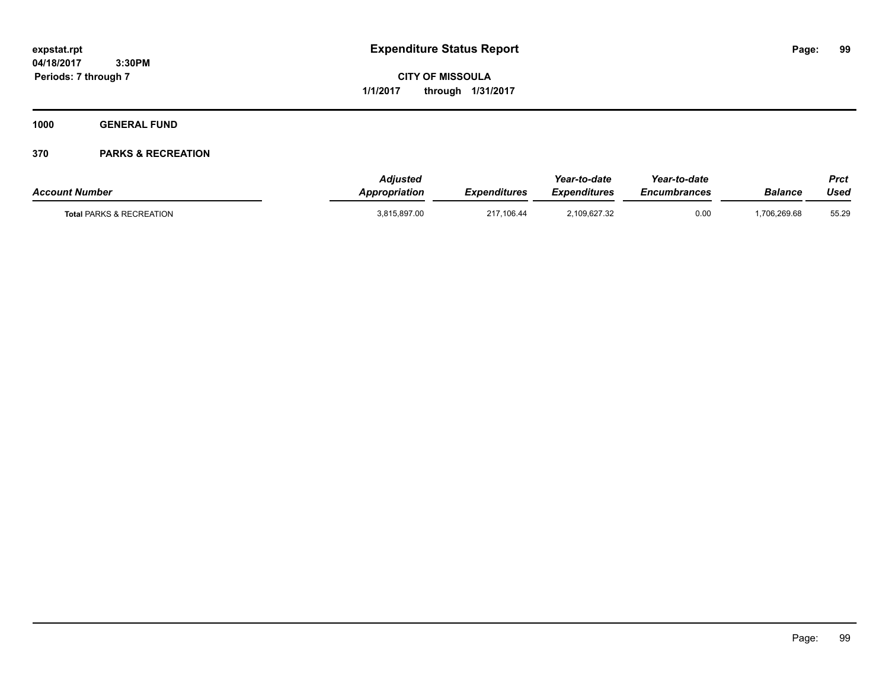# Expenditure Status Report

**CITY OF MISSOULA**

**1/1/2017 through 1/31/2017**

**expstat.rpt**
**04/18/2017 3:30PM**
**Periods: 7 through 7**

**1000 GENERAL FUND**

**370 PARKS & RECREATION**

| Account Number | Adjusted Appropriation | Expenditures | Year-to-date Expenditures | Year-to-date Encumbrances | Balance | Prct Used |
|---|---|---|---|---|---|---|
| Total PARKS & RECREATION | 3,815,897.00 | 217,106.44 | 2,109,627.32 | 0.00 | 1,706,269.68 | 55.29 |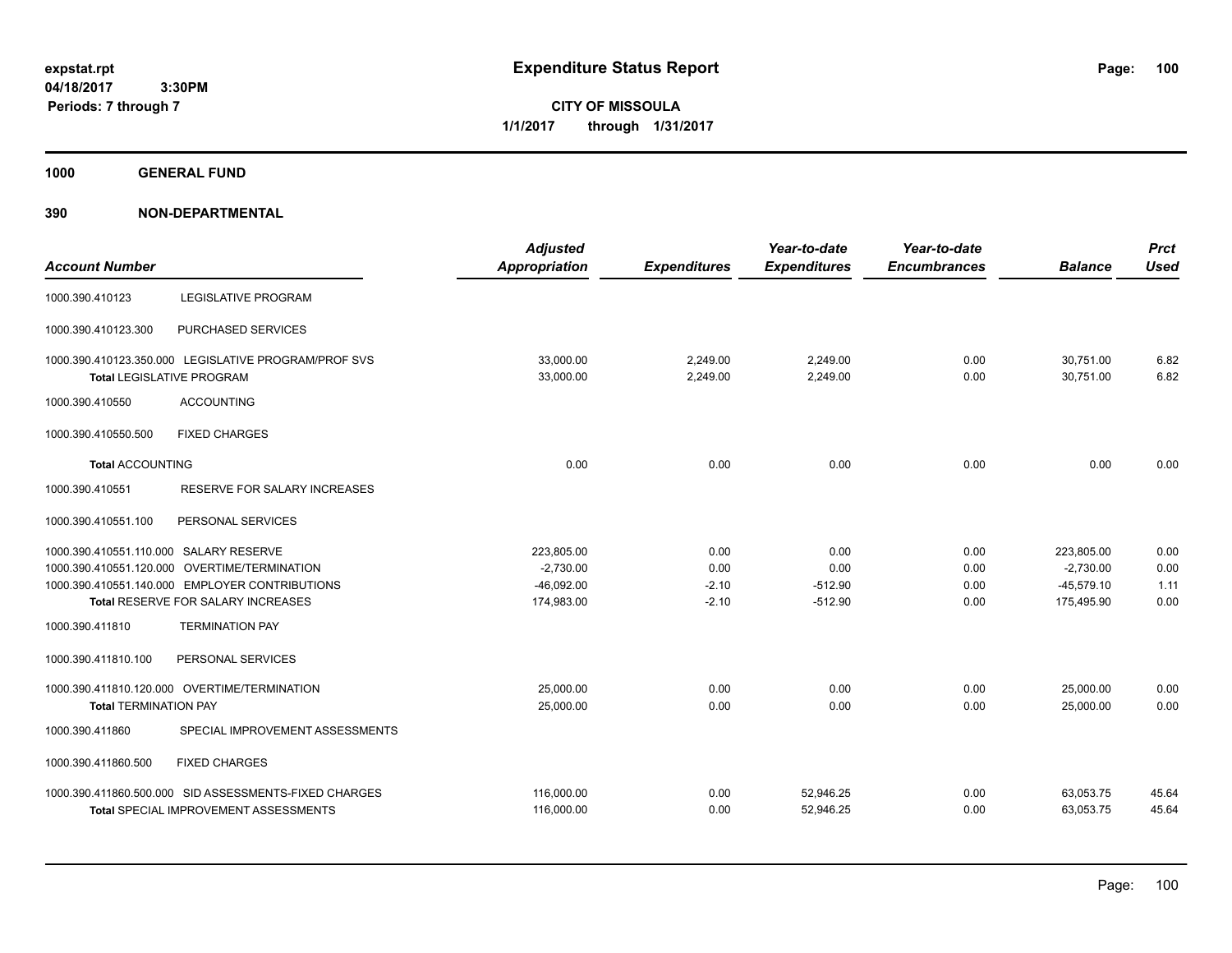# Expenditure Status Report

expstat.rpt
04/18/2017 3:30PM
Periods: 7 through 7

**CITY OF MISSOULA**
**1/1/2017 through 1/31/2017**

## 1000 GENERAL FUND

## 390 NON-DEPARTMENTAL

| Account Number | | Adjusted Appropriation | Expenditures | Year-to-date Expenditures | Year-to-date Encumbrances | Balance | Prct Used |
|---|---|---|---|---|---|---|---|
| 1000.390.410123 | LEGISLATIVE PROGRAM | | | | | | |
| 1000.390.410123.300 | PURCHASED SERVICES | | | | | | |
| 1000.390.410123.350.000 | LEGISLATIVE PROGRAM/PROF SVS | 33,000.00 | 2,249.00 | 2,249.00 | 0.00 | 30,751.00 | 6.82 |
| **Total** LEGISLATIVE PROGRAM | | 33,000.00 | 2,249.00 | 2,249.00 | 0.00 | 30,751.00 | 6.82 |
| 1000.390.410550 | ACCOUNTING | | | | | | |
| 1000.390.410550.500 | FIXED CHARGES | | | | | | |
| **Total** ACCOUNTING | | 0.00 | 0.00 | 0.00 | 0.00 | 0.00 | 0.00 |
| 1000.390.410551 | RESERVE FOR SALARY INCREASES | | | | | | |
| 1000.390.410551.100 | PERSONAL SERVICES | | | | | | |
| 1000.390.410551.110.000 | SALARY RESERVE | 223,805.00 | 0.00 | 0.00 | 0.00 | 223,805.00 | 0.00 |
| 1000.390.410551.120.000 | OVERTIME/TERMINATION | -2,730.00 | 0.00 | 0.00 | 0.00 | -2,730.00 | 0.00 |
| 1000.390.410551.140.000 | EMPLOYER CONTRIBUTIONS | -46,092.00 | -2.10 | -512.90 | 0.00 | -45,579.10 | 1.11 |
| **Total** RESERVE FOR SALARY INCREASES | | 174,983.00 | -2.10 | -512.90 | 0.00 | 175,495.90 | 0.00 |
| 1000.390.411810 | TERMINATION PAY | | | | | | |
| 1000.390.411810.100 | PERSONAL SERVICES | | | | | | |
| 1000.390.411810.120.000 | OVERTIME/TERMINATION | 25,000.00 | 0.00 | 0.00 | 0.00 | 25,000.00 | 0.00 |
| **Total** TERMINATION PAY | | 25,000.00 | 0.00 | 0.00 | 0.00 | 25,000.00 | 0.00 |
| 1000.390.411860 | SPECIAL IMPROVEMENT ASSESSMENTS | | | | | | |
| 1000.390.411860.500 | FIXED CHARGES | | | | | | |
| 1000.390.411860.500.000 | SID ASSESSMENTS-FIXED CHARGES | 116,000.00 | 0.00 | 52,946.25 | 0.00 | 63,053.75 | 45.64 |
| **Total** SPECIAL IMPROVEMENT ASSESSMENTS | | 116,000.00 | 0.00 | 52,946.25 | 0.00 | 63,053.75 | 45.64 |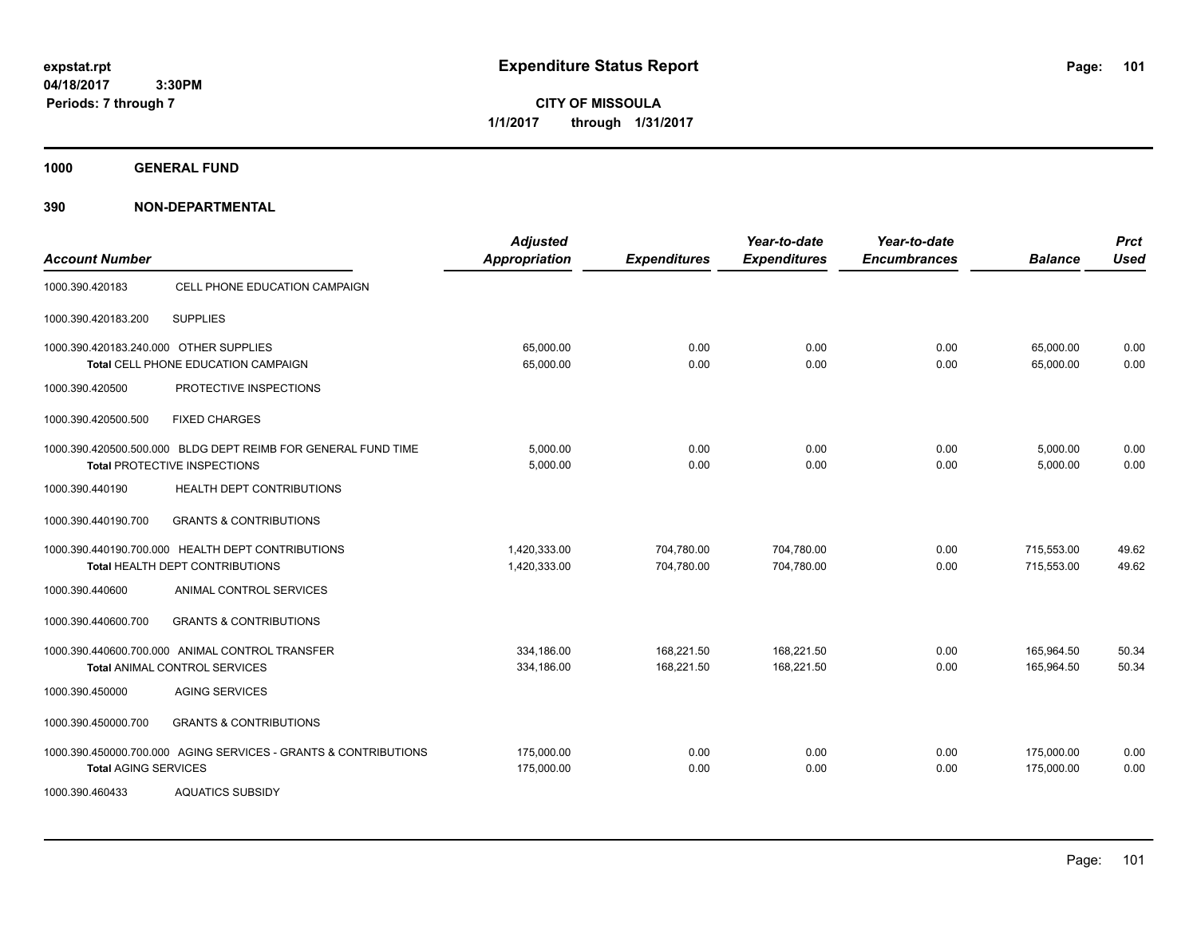# Expenditure Status Report

**expstat.rpt**
**04/18/2017 3:30PM**
**Periods: 7 through 7**

**CITY OF MISSOULA**
**1/1/2017 through 1/31/2017**

## 1000 GENERAL FUND

### 390 NON-DEPARTMENTAL

| Account Number | | Adjusted Appropriation | Expenditures | Year-to-date Expenditures | Year-to-date Encumbrances | Balance | Prct Used |
|---|---|---|---|---|---|---|---|
| 1000.390.420183 | CELL PHONE EDUCATION CAMPAIGN | | | | | | |
| 1000.390.420183.200 | SUPPLIES | | | | | | |
| 1000.390.420183.240.000 | OTHER SUPPLIES | 65,000.00 | 0.00 | 0.00 | 0.00 | 65,000.00 | 0.00 |
| | **Total** CELL PHONE EDUCATION CAMPAIGN | 65,000.00 | 0.00 | 0.00 | 0.00 | 65,000.00 | 0.00 |
| 1000.390.420500 | PROTECTIVE INSPECTIONS | | | | | | |
| 1000.390.420500.500 | FIXED CHARGES | | | | | | |
| 1000.390.420500.500.000 | BLDG DEPT REIMB FOR GENERAL FUND TIME | 5,000.00 | 0.00 | 0.00 | 0.00 | 5,000.00 | 0.00 |
| | **Total** PROTECTIVE INSPECTIONS | 5,000.00 | 0.00 | 0.00 | 0.00 | 5,000.00 | 0.00 |
| 1000.390.440190 | HEALTH DEPT CONTRIBUTIONS | | | | | | |
| 1000.390.440190.700 | GRANTS & CONTRIBUTIONS | | | | | | |
| 1000.390.440190.700.000 | HEALTH DEPT CONTRIBUTIONS | 1,420,333.00 | 704,780.00 | 704,780.00 | 0.00 | 715,553.00 | 49.62 |
| | **Total** HEALTH DEPT CONTRIBUTIONS | 1,420,333.00 | 704,780.00 | 704,780.00 | 0.00 | 715,553.00 | 49.62 |
| 1000.390.440600 | ANIMAL CONTROL SERVICES | | | | | | |
| 1000.390.440600.700 | GRANTS & CONTRIBUTIONS | | | | | | |
| 1000.390.440600.700.000 | ANIMAL CONTROL TRANSFER | 334,186.00 | 168,221.50 | 168,221.50 | 0.00 | 165,964.50 | 50.34 |
| | **Total** ANIMAL CONTROL SERVICES | 334,186.00 | 168,221.50 | 168,221.50 | 0.00 | 165,964.50 | 50.34 |
| 1000.390.450000 | AGING SERVICES | | | | | | |
| 1000.390.450000.700 | GRANTS & CONTRIBUTIONS | | | | | | |
| 1000.390.450000.700.000 | AGING SERVICES - GRANTS & CONTRIBUTIONS | 175,000.00 | 0.00 | 0.00 | 0.00 | 175,000.00 | 0.00 |
| | **Total** AGING SERVICES | 175,000.00 | 0.00 | 0.00 | 0.00 | 175,000.00 | 0.00 |
| 1000.390.460433 | AQUATICS SUBSIDY | | | | | | |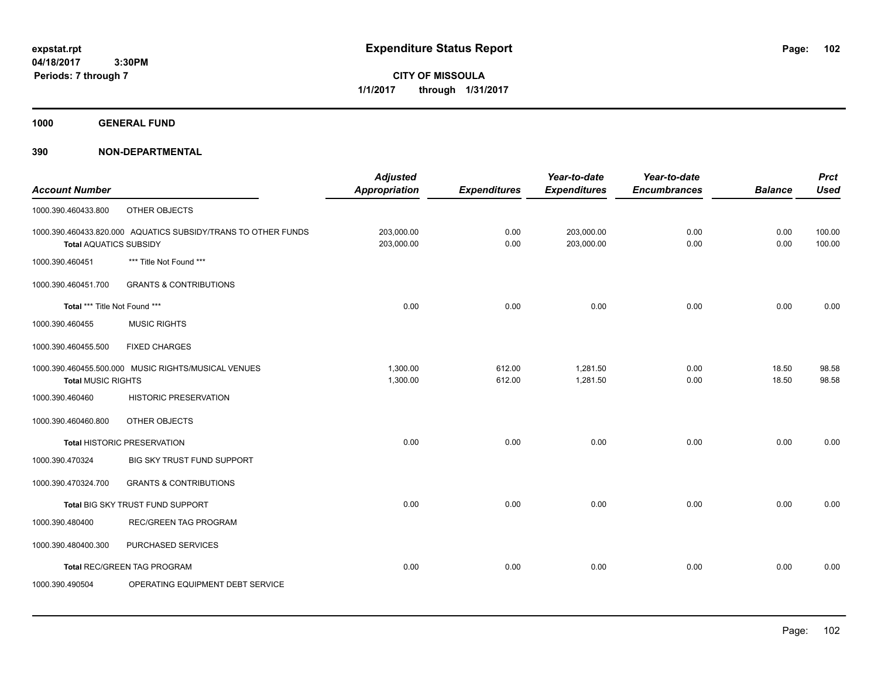# Expenditure Status Report

**expstat.rpt**
**04/18/2017 3:30PM**
**Periods: 7 through 7**

**CITY OF MISSOULA**
**1/1/2017 through 1/31/2017**

## 1000 GENERAL FUND

## 390 NON-DEPARTMENTAL

| Account Number | | Adjusted Appropriation | Expenditures | Year-to-date Expenditures | Year-to-date Encumbrances | Balance | Prct Used |
|---|---|---|---|---|---|---|---|
| 1000.390.460433.800 | OTHER OBJECTS | | | | | | |
| 1000.390.460433.820.000 | AQUATICS SUBSIDY/TRANS TO OTHER FUNDS | 203,000.00 | 0.00 | 203,000.00 | 0.00 | 0.00 | 100.00 |
| **Total** AQUATICS SUBSIDY | | 203,000.00 | 0.00 | 203,000.00 | 0.00 | 0.00 | 100.00 |
| 1000.390.460451 | *** Title Not Found *** | | | | | | |
| 1000.390.460451.700 | GRANTS & CONTRIBUTIONS | | | | | | |
| **Total** *** Title Not Found *** | | 0.00 | 0.00 | 0.00 | 0.00 | 0.00 | 0.00 |
| 1000.390.460455 | MUSIC RIGHTS | | | | | | |
| 1000.390.460455.500 | FIXED CHARGES | | | | | | |
| 1000.390.460455.500.000 | MUSIC RIGHTS/MUSICAL VENUES | 1,300.00 | 612.00 | 1,281.50 | 0.00 | 18.50 | 98.58 |
| **Total** MUSIC RIGHTS | | 1,300.00 | 612.00 | 1,281.50 | 0.00 | 18.50 | 98.58 |
| 1000.390.460460 | HISTORIC PRESERVATION | | | | | | |
| 1000.390.460460.800 | OTHER OBJECTS | | | | | | |
| **Total** HISTORIC PRESERVATION | | 0.00 | 0.00 | 0.00 | 0.00 | 0.00 | 0.00 |
| 1000.390.470324 | BIG SKY TRUST FUND SUPPORT | | | | | | |
| 1000.390.470324.700 | GRANTS & CONTRIBUTIONS | | | | | | |
| **Total** BIG SKY TRUST FUND SUPPORT | | 0.00 | 0.00 | 0.00 | 0.00 | 0.00 | 0.00 |
| 1000.390.480400 | REC/GREEN TAG PROGRAM | | | | | | |
| 1000.390.480400.300 | PURCHASED SERVICES | | | | | | |
| **Total** REC/GREEN TAG PROGRAM | | 0.00 | 0.00 | 0.00 | 0.00 | 0.00 | 0.00 |
| 1000.390.490504 | OPERATING EQUIPMENT DEBT SERVICE | | | | | | |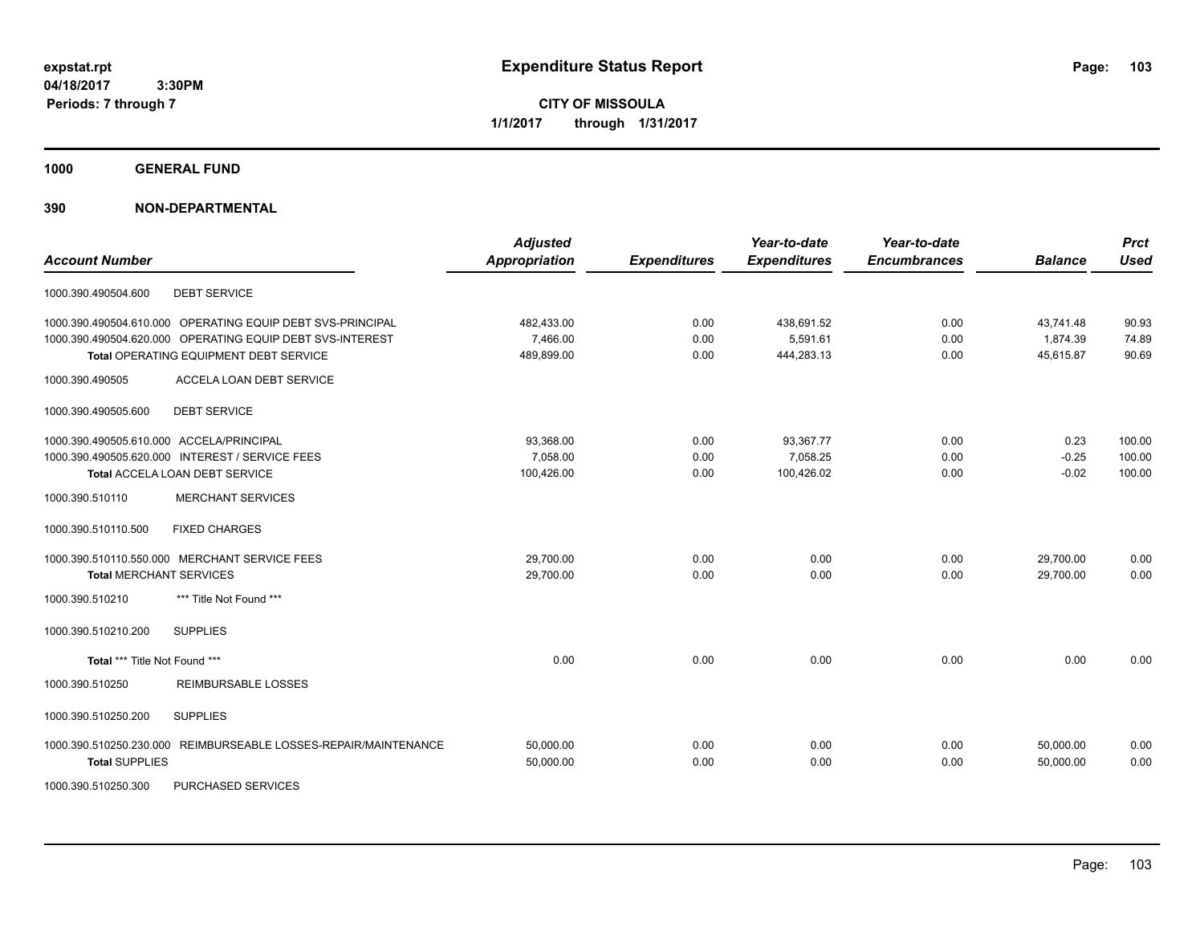# Expenditure Status Report

**CITY OF MISSOULA**
**1/1/2017 through 1/31/2017**

expstat.rpt
04/18/2017 3:30PM
Periods: 7 through 7

## 1000 GENERAL FUND

## 390 NON-DEPARTMENTAL

| Account Number | Adjusted Appropriation | Expenditures | Year-to-date Expenditures | Year-to-date Encumbrances | Balance | Prct Used |
|---|---|---|---|---|---|---|
| 1000.390.490504.600 DEBT SERVICE | | | | | | |
| 1000.390.490504.610.000 OPERATING EQUIP DEBT SVS-PRINCIPAL | 482,433.00 | 0.00 | 438,691.52 | 0.00 | 43,741.48 | 90.93 |
| 1000.390.490504.620.000 OPERATING EQUIP DEBT SVS-INTEREST | 7,466.00 | 0.00 | 5,591.61 | 0.00 | 1,874.39 | 74.89 |
| **Total** OPERATING EQUIPMENT DEBT SERVICE | 489,899.00 | 0.00 | 444,283.13 | 0.00 | 45,615.87 | 90.69 |
| 1000.390.490505 ACCELA LOAN DEBT SERVICE | | | | | | |
| 1000.390.490505.600 DEBT SERVICE | | | | | | |
| 1000.390.490505.610.000 ACCELA/PRINCIPAL | 93,368.00 | 0.00 | 93,367.77 | 0.00 | 0.23 | 100.00 |
| 1000.390.490505.620.000 INTEREST / SERVICE FEES | 7,058.00 | 0.00 | 7,058.25 | 0.00 | -0.25 | 100.00 |
| **Total** ACCELA LOAN DEBT SERVICE | 100,426.00 | 0.00 | 100,426.02 | 0.00 | -0.02 | 100.00 |
| 1000.390.510110 MERCHANT SERVICES | | | | | | |
| 1000.390.510110.500 FIXED CHARGES | | | | | | |
| 1000.390.510110.550.000 MERCHANT SERVICE FEES | 29,700.00 | 0.00 | 0.00 | 0.00 | 29,700.00 | 0.00 |
| **Total** MERCHANT SERVICES | 29,700.00 | 0.00 | 0.00 | 0.00 | 29,700.00 | 0.00 |
| 1000.390.510210 *** Title Not Found *** | | | | | | |
| 1000.390.510210.200 SUPPLIES | | | | | | |
| **Total** *** Title Not Found *** | 0.00 | 0.00 | 0.00 | 0.00 | 0.00 | 0.00 |
| 1000.390.510250 REIMBURSABLE LOSSES | | | | | | |
| 1000.390.510250.200 SUPPLIES | | | | | | |
| 1000.390.510250.230.000 REIMBURSEABLE LOSSES-REPAIR/MAINTENANCE | 50,000.00 | 0.00 | 0.00 | 0.00 | 50,000.00 | 0.00 |
| **Total** SUPPLIES | 50,000.00 | 0.00 | 0.00 | 0.00 | 50,000.00 | 0.00 |
| 1000.390.510250.300 PURCHASED SERVICES | | | | | | |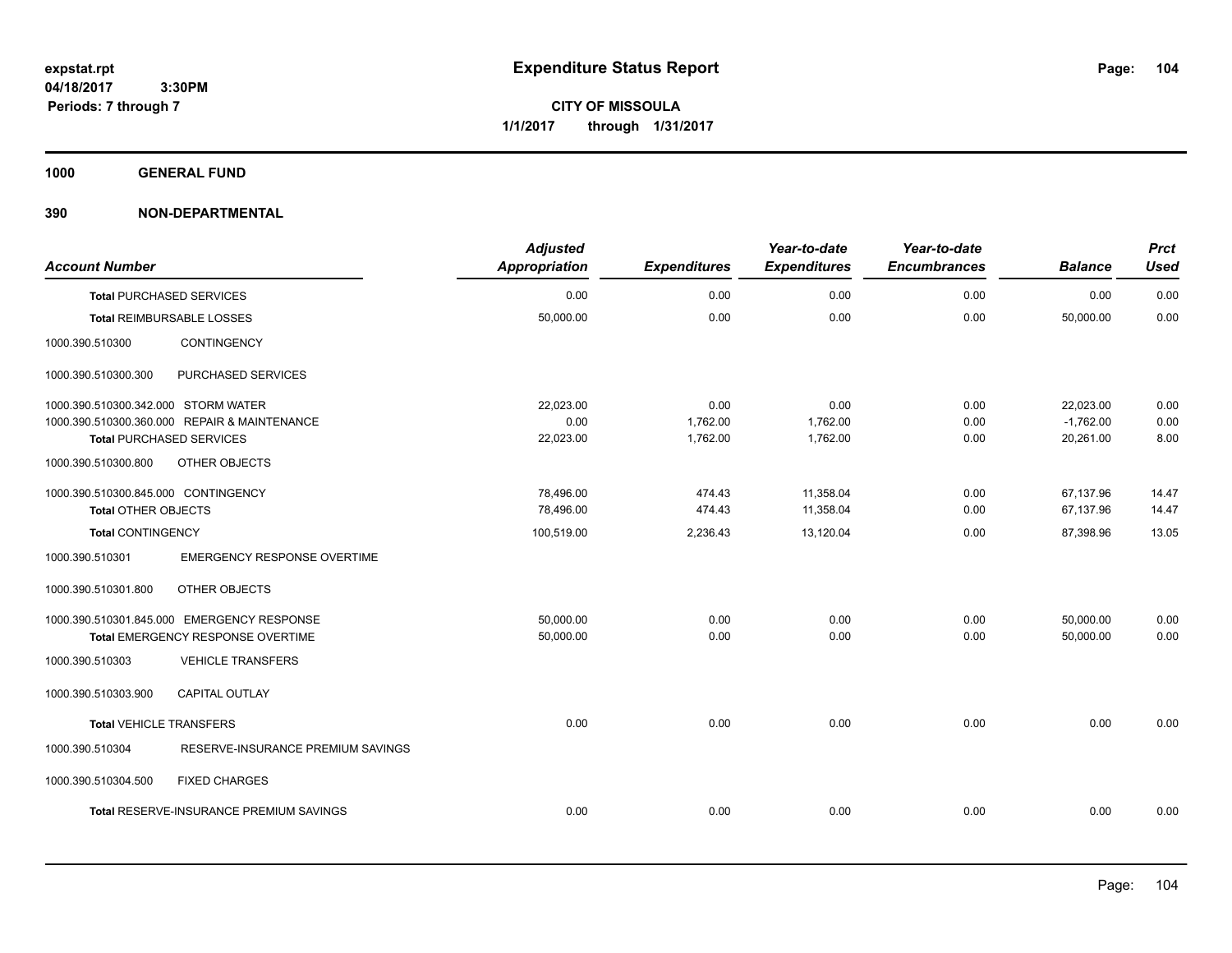# Expenditure Status Report

expstat.rpt
04/18/2017 3:30PM
Periods: 7 through 7

**CITY OF MISSOULA**
**1/1/2017 through 1/31/2017**

**1000 GENERAL FUND**

**390 NON-DEPARTMENTAL**

| Account Number | | Adjusted Appropriation | Expenditures | Year-to-date Expenditures | Year-to-date Encumbrances | Balance | Prct Used |
|---|---|---|---|---|---|---|---|
| **Total** PURCHASED SERVICES | | 0.00 | 0.00 | 0.00 | 0.00 | 0.00 | 0.00 |
| **Total** REIMBURSABLE LOSSES | | 50,000.00 | 0.00 | 0.00 | 0.00 | 50,000.00 | 0.00 |
| 1000.390.510300 | CONTINGENCY | | | | | | |
| 1000.390.510300.300 | PURCHASED SERVICES | | | | | | |
| 1000.390.510300.342.000 | STORM WATER | 22,023.00 | 0.00 | 0.00 | 0.00 | 22,023.00 | 0.00 |
| 1000.390.510300.360.000 | REPAIR & MAINTENANCE | 0.00 | 1,762.00 | 1,762.00 | 0.00 | -1,762.00 | 0.00 |
| **Total** PURCHASED SERVICES | | 22,023.00 | 1,762.00 | 1,762.00 | 0.00 | 20,261.00 | 8.00 |
| 1000.390.510300.800 | OTHER OBJECTS | | | | | | |
| 1000.390.510300.845.000 | CONTINGENCY | 78,496.00 | 474.43 | 11,358.04 | 0.00 | 67,137.96 | 14.47 |
| **Total** OTHER OBJECTS | | 78,496.00 | 474.43 | 11,358.04 | 0.00 | 67,137.96 | 14.47 |
| **Total** CONTINGENCY | | 100,519.00 | 2,236.43 | 13,120.04 | 0.00 | 87,398.96 | 13.05 |
| 1000.390.510301 | EMERGENCY RESPONSE OVERTIME | | | | | | |
| 1000.390.510301.800 | OTHER OBJECTS | | | | | | |
| 1000.390.510301.845.000 | EMERGENCY RESPONSE | 50,000.00 | 0.00 | 0.00 | 0.00 | 50,000.00 | 0.00 |
| **Total** EMERGENCY RESPONSE OVERTIME | | 50,000.00 | 0.00 | 0.00 | 0.00 | 50,000.00 | 0.00 |
| 1000.390.510303 | VEHICLE TRANSFERS | | | | | | |
| 1000.390.510303.900 | CAPITAL OUTLAY | | | | | | |
| **Total** VEHICLE TRANSFERS | | 0.00 | 0.00 | 0.00 | 0.00 | 0.00 | 0.00 |
| 1000.390.510304 | RESERVE-INSURANCE PREMIUM SAVINGS | | | | | | |
| 1000.390.510304.500 | FIXED CHARGES | | | | | | |
| **Total** RESERVE-INSURANCE PREMIUM SAVINGS | | 0.00 | 0.00 | 0.00 | 0.00 | 0.00 | 0.00 |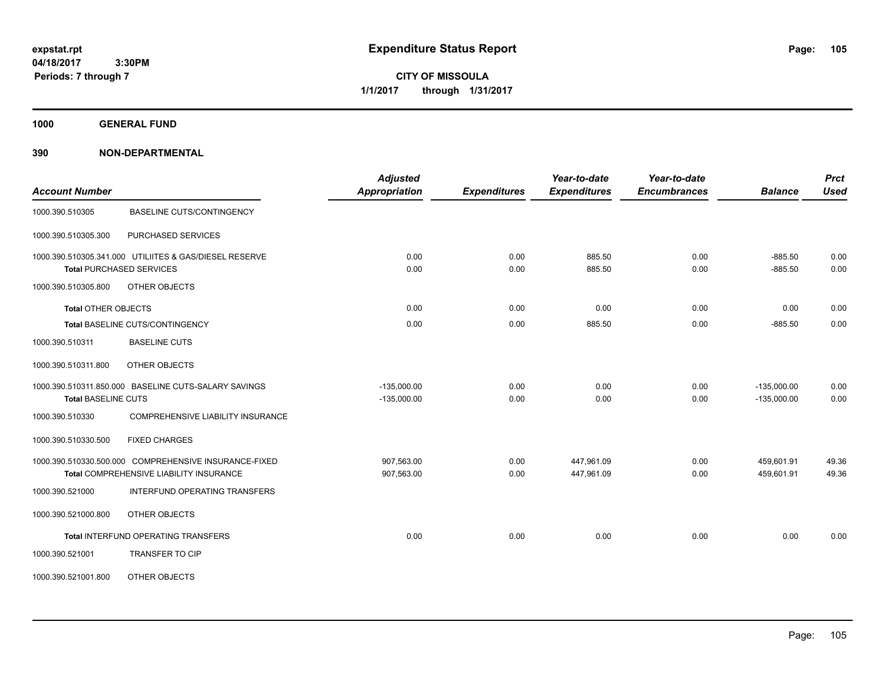# Expenditure Status Report

expstat.rpt
04/18/2017 3:30PM
Periods: 7 through 7

**CITY OF MISSOULA**
**1/1/2017 through 1/31/2017**

**1000 GENERAL FUND**

**390 NON-DEPARTMENTAL**

| Account Number | | Adjusted Appropriation | Expenditures | Year-to-date Expenditures | Year-to-date Encumbrances | Balance | Prct Used |
|---|---|---|---|---|---|---|---|
| 1000.390.510305 | BASELINE CUTS/CONTINGENCY | | | | | | |
| 1000.390.510305.300 | PURCHASED SERVICES | | | | | | |
| 1000.390.510305.341.000 | UTILIITES & GAS/DIESEL RESERVE | 0.00 | 0.00 | 885.50 | 0.00 | -885.50 | 0.00 |
| Total PURCHASED SERVICES | | 0.00 | 0.00 | 885.50 | 0.00 | -885.50 | 0.00 |
| 1000.390.510305.800 | OTHER OBJECTS | | | | | | |
| Total OTHER OBJECTS | | 0.00 | 0.00 | 0.00 | 0.00 | 0.00 | 0.00 |
| Total BASELINE CUTS/CONTINGENCY | | 0.00 | 0.00 | 885.50 | 0.00 | -885.50 | 0.00 |
| 1000.390.510311 | BASELINE CUTS | | | | | | |
| 1000.390.510311.800 | OTHER OBJECTS | | | | | | |
| 1000.390.510311.850.000 | BASELINE CUTS-SALARY SAVINGS | -135,000.00 | 0.00 | 0.00 | 0.00 | -135,000.00 | 0.00 |
| Total BASELINE CUTS | | -135,000.00 | 0.00 | 0.00 | 0.00 | -135,000.00 | 0.00 |
| 1000.390.510330 | COMPREHENSIVE LIABILITY INSURANCE | | | | | | |
| 1000.390.510330.500 | FIXED CHARGES | | | | | | |
| 1000.390.510330.500.000 | COMPREHENSIVE INSURANCE-FIXED | 907,563.00 | 0.00 | 447,961.09 | 0.00 | 459,601.91 | 49.36 |
| Total COMPREHENSIVE LIABILITY INSURANCE | | 907,563.00 | 0.00 | 447,961.09 | 0.00 | 459,601.91 | 49.36 |
| 1000.390.521000 | INTERFUND OPERATING TRANSFERS | | | | | | |
| 1000.390.521000.800 | OTHER OBJECTS | | | | | | |
| Total INTERFUND OPERATING TRANSFERS | | 0.00 | 0.00 | 0.00 | 0.00 | 0.00 | 0.00 |
| 1000.390.521001 | TRANSFER TO CIP | | | | | | |
| 1000.390.521001.800 | OTHER OBJECTS | | | | | | |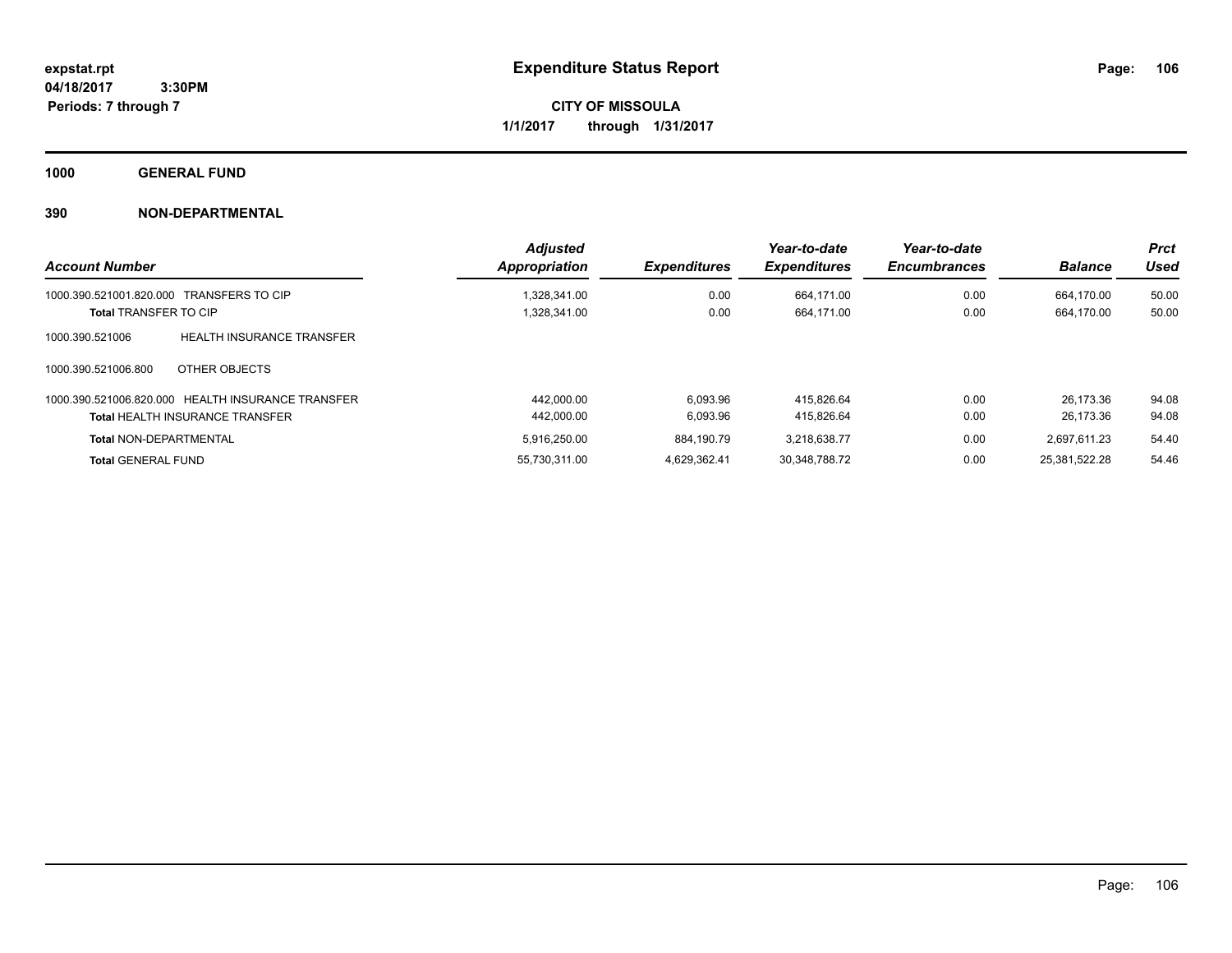# Expenditure Status Report

**expstat.rpt**
**04/18/2017 3:30PM**
**Periods: 7 through 7**

**CITY OF MISSOULA**
**1/1/2017 through 1/31/2017**

## 1000 GENERAL FUND

### 390 NON-DEPARTMENTAL

| Account Number | | Adjusted Appropriation | Expenditures | Year-to-date Expenditures | Year-to-date Encumbrances | Balance | Prct Used |
|---|---|---|---|---|---|---|---|
| 1000.390.521001.820.000 | TRANSFERS TO CIP | 1,328,341.00 | 0.00 | 664,171.00 | 0.00 | 664,170.00 | 50.00 |
| **Total** TRANSFER TO CIP | | 1,328,341.00 | 0.00 | 664,171.00 | 0.00 | 664,170.00 | 50.00 |
| 1000.390.521006 | HEALTH INSURANCE TRANSFER | | | | | | |
| 1000.390.521006.800 | OTHER OBJECTS | | | | | | |
| 1000.390.521006.820.000 | HEALTH INSURANCE TRANSFER | 442,000.00 | 6,093.96 | 415,826.64 | 0.00 | 26,173.36 | 94.08 |
| **Total** HEALTH INSURANCE TRANSFER | | 442,000.00 | 6,093.96 | 415,826.64 | 0.00 | 26,173.36 | 94.08 |
| **Total** NON-DEPARTMENTAL | | 5,916,250.00 | 884,190.79 | 3,218,638.77 | 0.00 | 2,697,611.23 | 54.40 |
| **Total** GENERAL FUND | | 55,730,311.00 | 4,629,362.41 | 30,348,788.72 | 0.00 | 25,381,522.28 | 54.46 |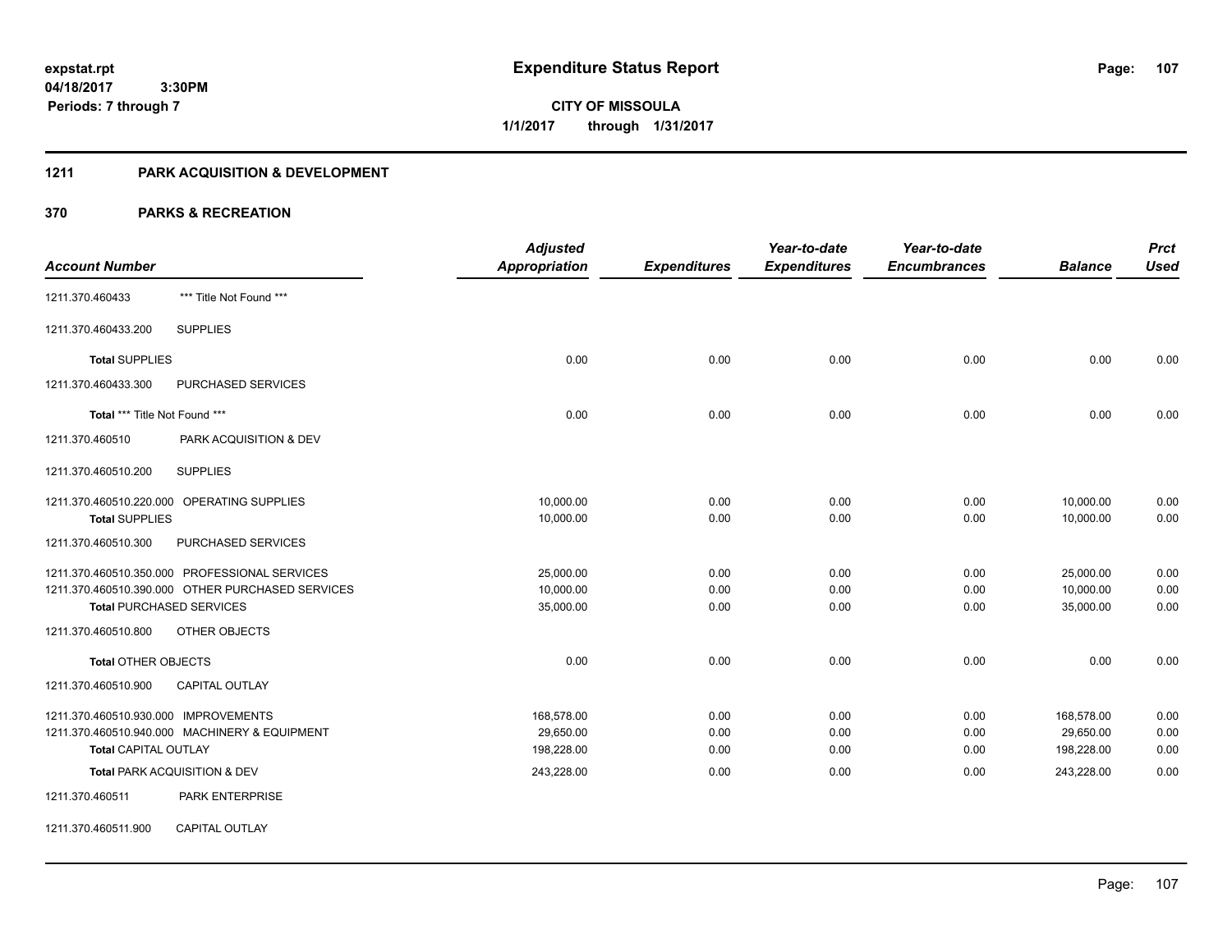# Expenditure Status Report

**CITY OF MISSOULA**

**1/1/2017 through 1/31/2017**

expstat.rpt
04/18/2017 3:30PM
Periods: 7 through 7

## 1211 PARK ACQUISITION & DEVELOPMENT

## 370 PARKS & RECREATION

| Account Number | | Adjusted Appropriation | Expenditures | Year-to-date Expenditures | Year-to-date Encumbrances | Balance | Prct Used |
|---|---|---|---|---|---|---|---|
| 1211.370.460433 | *** Title Not Found *** | | | | | | |
| 1211.370.460433.200 | SUPPLIES | | | | | | |
| **Total** SUPPLIES | | 0.00 | 0.00 | 0.00 | 0.00 | 0.00 | 0.00 |
| 1211.370.460433.300 | PURCHASED SERVICES | | | | | | |
| **Total** *** Title Not Found *** | | 0.00 | 0.00 | 0.00 | 0.00 | 0.00 | 0.00 |
| 1211.370.460510 | PARK ACQUISITION & DEV | | | | | | |
| 1211.370.460510.200 | SUPPLIES | | | | | | |
| 1211.370.460510.220.000 | OPERATING SUPPLIES | 10,000.00 | 0.00 | 0.00 | 0.00 | 10,000.00 | 0.00 |
| **Total** SUPPLIES | | 10,000.00 | 0.00 | 0.00 | 0.00 | 10,000.00 | 0.00 |
| 1211.370.460510.300 | PURCHASED SERVICES | | | | | | |
| 1211.370.460510.350.000 | PROFESSIONAL SERVICES | 25,000.00 | 0.00 | 0.00 | 0.00 | 25,000.00 | 0.00 |
| 1211.370.460510.390.000 | OTHER PURCHASED SERVICES | 10,000.00 | 0.00 | 0.00 | 0.00 | 10,000.00 | 0.00 |
| **Total** PURCHASED SERVICES | | 35,000.00 | 0.00 | 0.00 | 0.00 | 35,000.00 | 0.00 |
| 1211.370.460510.800 | OTHER OBJECTS | | | | | | |
| **Total** OTHER OBJECTS | | 0.00 | 0.00 | 0.00 | 0.00 | 0.00 | 0.00 |
| 1211.370.460510.900 | CAPITAL OUTLAY | | | | | | |
| 1211.370.460510.930.000 | IMPROVEMENTS | 168,578.00 | 0.00 | 0.00 | 0.00 | 168,578.00 | 0.00 |
| 1211.370.460510.940.000 | MACHINERY & EQUIPMENT | 29,650.00 | 0.00 | 0.00 | 0.00 | 29,650.00 | 0.00 |
| **Total** CAPITAL OUTLAY | | 198,228.00 | 0.00 | 0.00 | 0.00 | 198,228.00 | 0.00 |
| **Total** PARK ACQUISITION & DEV | | 243,228.00 | 0.00 | 0.00 | 0.00 | 243,228.00 | 0.00 |
| 1211.370.460511 | PARK ENTERPRISE | | | | | | |
| 1211.370.460511.900 | CAPITAL OUTLAY | | | | | | |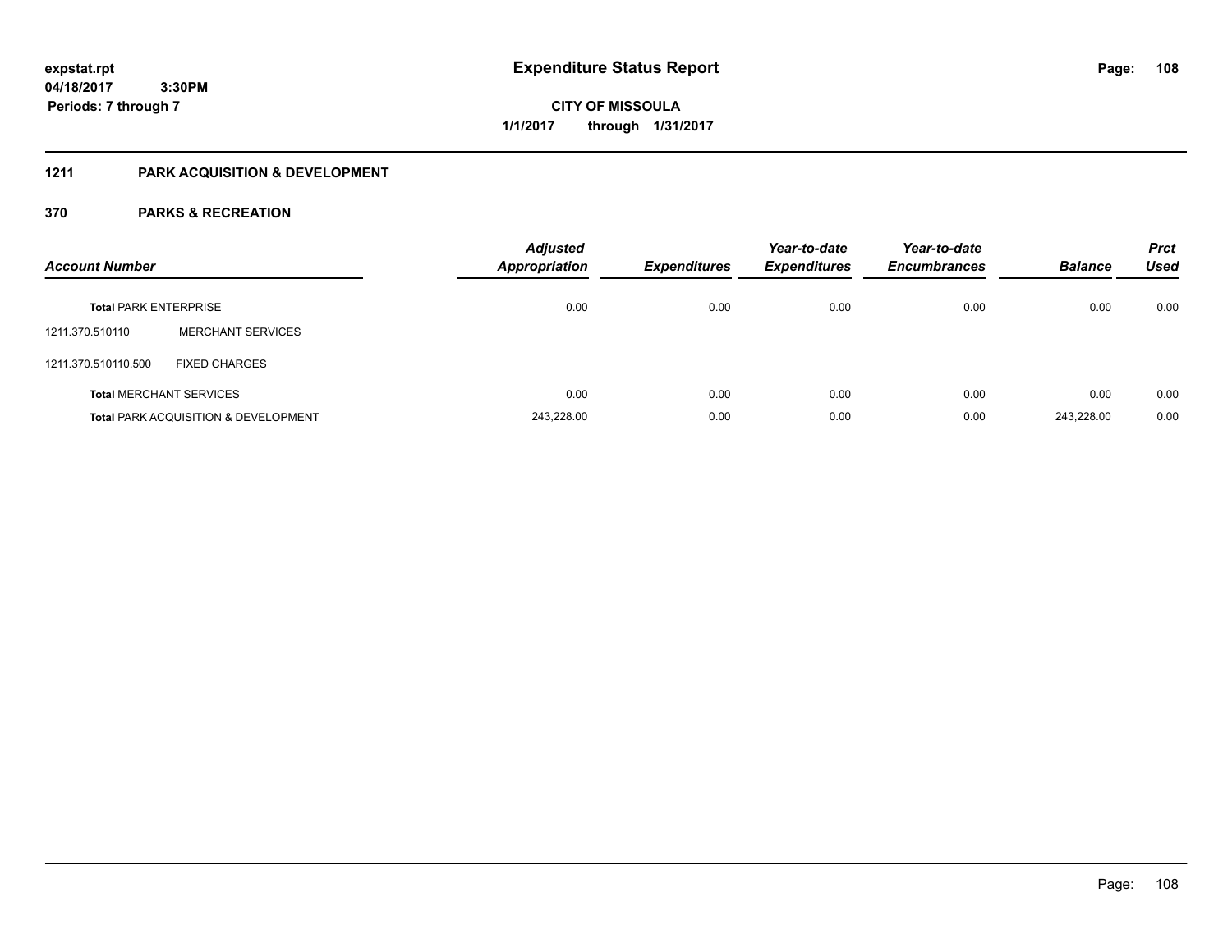expstat.rpt
04/18/2017 3:30PM
Periods: 7 through 7

# Expenditure Status Report

**CITY OF MISSOULA**
**1/1/2017 through 1/31/2017**

## 1211 PARK ACQUISITION & DEVELOPMENT

## 370 PARKS & RECREATION

| Account Number | | Adjusted Appropriation | Expenditures | Year-to-date Expenditures | Year-to-date Encumbrances | Balance | Prct Used |
|---|---|---|---|---|---|---|---|
| **Total** PARK ENTERPRISE | | 0.00 | 0.00 | 0.00 | 0.00 | 0.00 | 0.00 |
| 1211.370.510110 | MERCHANT SERVICES | | | | | | |
| 1211.370.510110.500 | FIXED CHARGES | | | | | | |
| **Total** MERCHANT SERVICES | | 0.00 | 0.00 | 0.00 | 0.00 | 0.00 | 0.00 |
| **Total** PARK ACQUISITION & DEVELOPMENT | | 243,228.00 | 0.00 | 0.00 | 0.00 | 243,228.00 | 0.00 |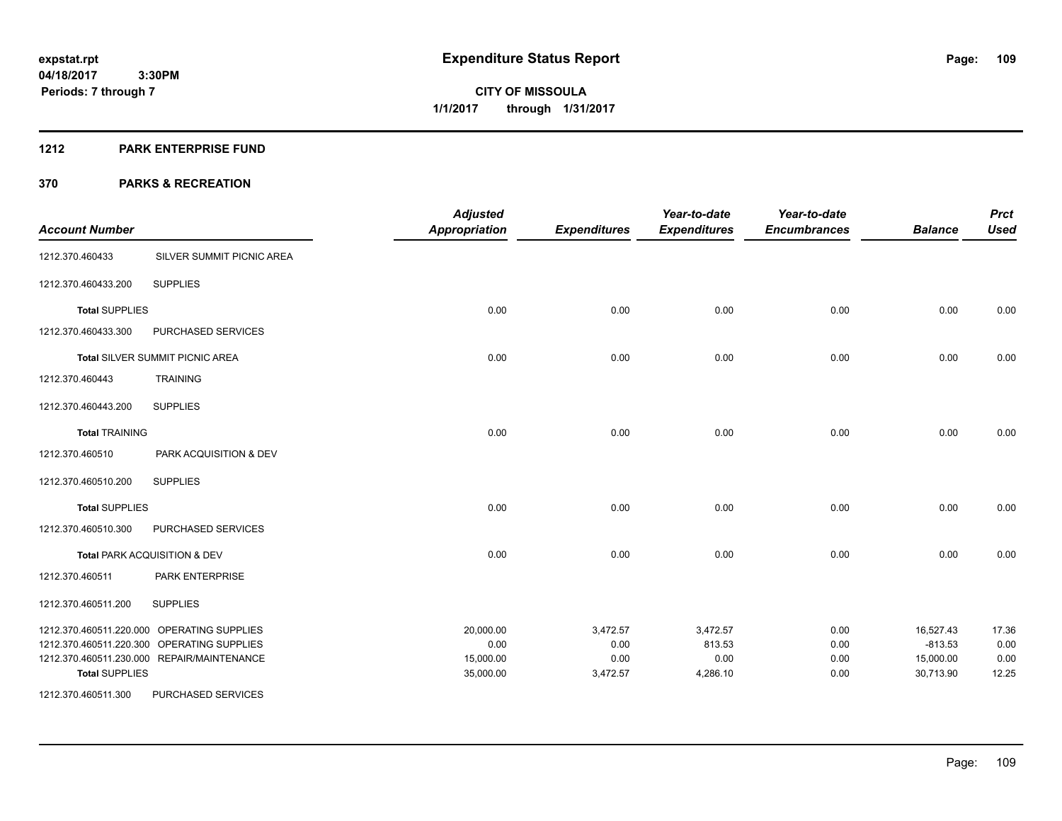**expstat.rpt**
**04/18/2017 3:30PM**
**Periods: 7 through 7**

# Expenditure Status Report

**CITY OF MISSOULA**
**1/1/2017 through 1/31/2017**

## 1212 PARK ENTERPRISE FUND

## 370 PARKS & RECREATION

| Account Number | | Adjusted Appropriation | Expenditures | Year-to-date Expenditures | Year-to-date Encumbrances | Balance | Prct Used |
|---|---|---|---|---|---|---|---|
| 1212.370.460433 | SILVER SUMMIT PICNIC AREA | | | | | | |
| 1212.370.460433.200 | SUPPLIES | | | | | | |
| **Total** SUPPLIES | | 0.00 | 0.00 | 0.00 | 0.00 | 0.00 | 0.00 |
| 1212.370.460433.300 | PURCHASED SERVICES | | | | | | |
| **Total** SILVER SUMMIT PICNIC AREA | | 0.00 | 0.00 | 0.00 | 0.00 | 0.00 | 0.00 |
| 1212.370.460443 | TRAINING | | | | | | |
| 1212.370.460443.200 | SUPPLIES | | | | | | |
| **Total** TRAINING | | 0.00 | 0.00 | 0.00 | 0.00 | 0.00 | 0.00 |
| 1212.370.460510 | PARK ACQUISITION & DEV | | | | | | |
| 1212.370.460510.200 | SUPPLIES | | | | | | |
| **Total** SUPPLIES | | 0.00 | 0.00 | 0.00 | 0.00 | 0.00 | 0.00 |
| 1212.370.460510.300 | PURCHASED SERVICES | | | | | | |
| **Total** PARK ACQUISITION & DEV | | 0.00 | 0.00 | 0.00 | 0.00 | 0.00 | 0.00 |
| 1212.370.460511 | PARK ENTERPRISE | | | | | | |
| 1212.370.460511.200 | SUPPLIES | | | | | | |
| 1212.370.460511.220.000 | OPERATING SUPPLIES | 20,000.00 | 3,472.57 | 3,472.57 | 0.00 | 16,527.43 | 17.36 |
| 1212.370.460511.220.300 | OPERATING SUPPLIES | 0.00 | 0.00 | 813.53 | 0.00 | -813.53 | 0.00 |
| 1212.370.460511.230.000 | REPAIR/MAINTENANCE | 15,000.00 | 0.00 | 0.00 | 0.00 | 15,000.00 | 0.00 |
| **Total** SUPPLIES | | 35,000.00 | 3,472.57 | 4,286.10 | 0.00 | 30,713.90 | 12.25 |
| 1212.370.460511.300 | PURCHASED SERVICES | | | | | | |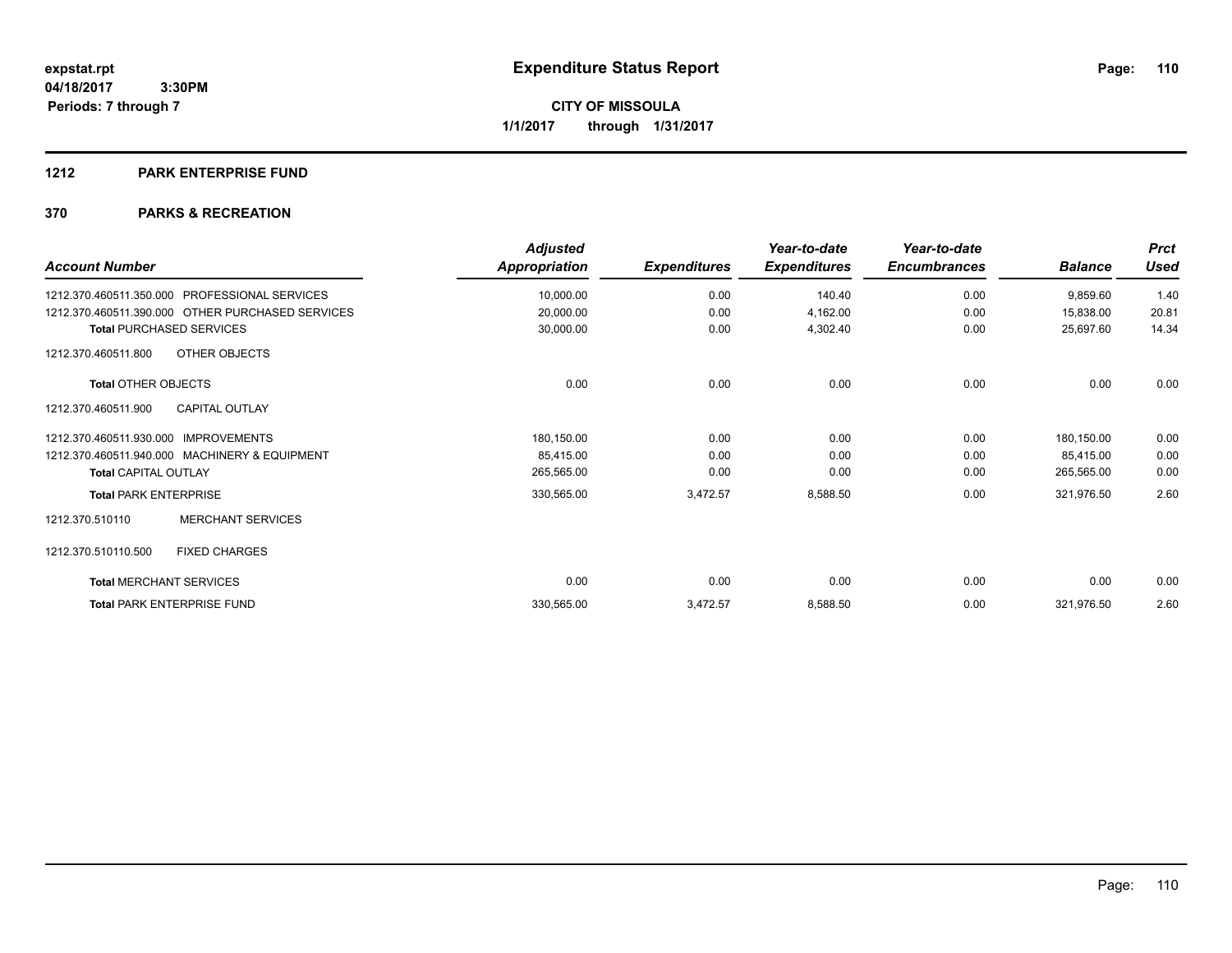**expstat.rpt**
**04/18/2017 3:30PM**
**Periods: 7 through 7**

# Expenditure Status Report

**CITY OF MISSOULA**
**1/1/2017 through 1/31/2017**

## 1212 PARK ENTERPRISE FUND

## 370 PARKS & RECREATION

| Account Number | Adjusted Appropriation | Expenditures | Year-to-date Expenditures | Year-to-date Encumbrances | Balance | Prct Used |
|---|---|---|---|---|---|---|
| 1212.370.460511.350.000 PROFESSIONAL SERVICES | 10,000.00 | 0.00 | 140.40 | 0.00 | 9,859.60 | 1.40 |
| 1212.370.460511.390.000 OTHER PURCHASED SERVICES | 20,000.00 | 0.00 | 4,162.00 | 0.00 | 15,838.00 | 20.81 |
| **Total** PURCHASED SERVICES | 30,000.00 | 0.00 | 4,302.40 | 0.00 | 25,697.60 | 14.34 |
| 1212.370.460511.800 OTHER OBJECTS | | | | | | |
| **Total** OTHER OBJECTS | 0.00 | 0.00 | 0.00 | 0.00 | 0.00 | 0.00 |
| 1212.370.460511.900 CAPITAL OUTLAY | | | | | | |
| 1212.370.460511.930.000 IMPROVEMENTS | 180,150.00 | 0.00 | 0.00 | 0.00 | 180,150.00 | 0.00 |
| 1212.370.460511.940.000 MACHINERY & EQUIPMENT | 85,415.00 | 0.00 | 0.00 | 0.00 | 85,415.00 | 0.00 |
| **Total** CAPITAL OUTLAY | 265,565.00 | 0.00 | 0.00 | 0.00 | 265,565.00 | 0.00 |
| **Total** PARK ENTERPRISE | 330,565.00 | 3,472.57 | 8,588.50 | 0.00 | 321,976.50 | 2.60 |
| 1212.370.510110 MERCHANT SERVICES | | | | | | |
| 1212.370.510110.500 FIXED CHARGES | | | | | | |
| **Total** MERCHANT SERVICES | 0.00 | 0.00 | 0.00 | 0.00 | 0.00 | 0.00 |
| **Total** PARK ENTERPRISE FUND | 330,565.00 | 3,472.57 | 8,588.50 | 0.00 | 321,976.50 | 2.60 |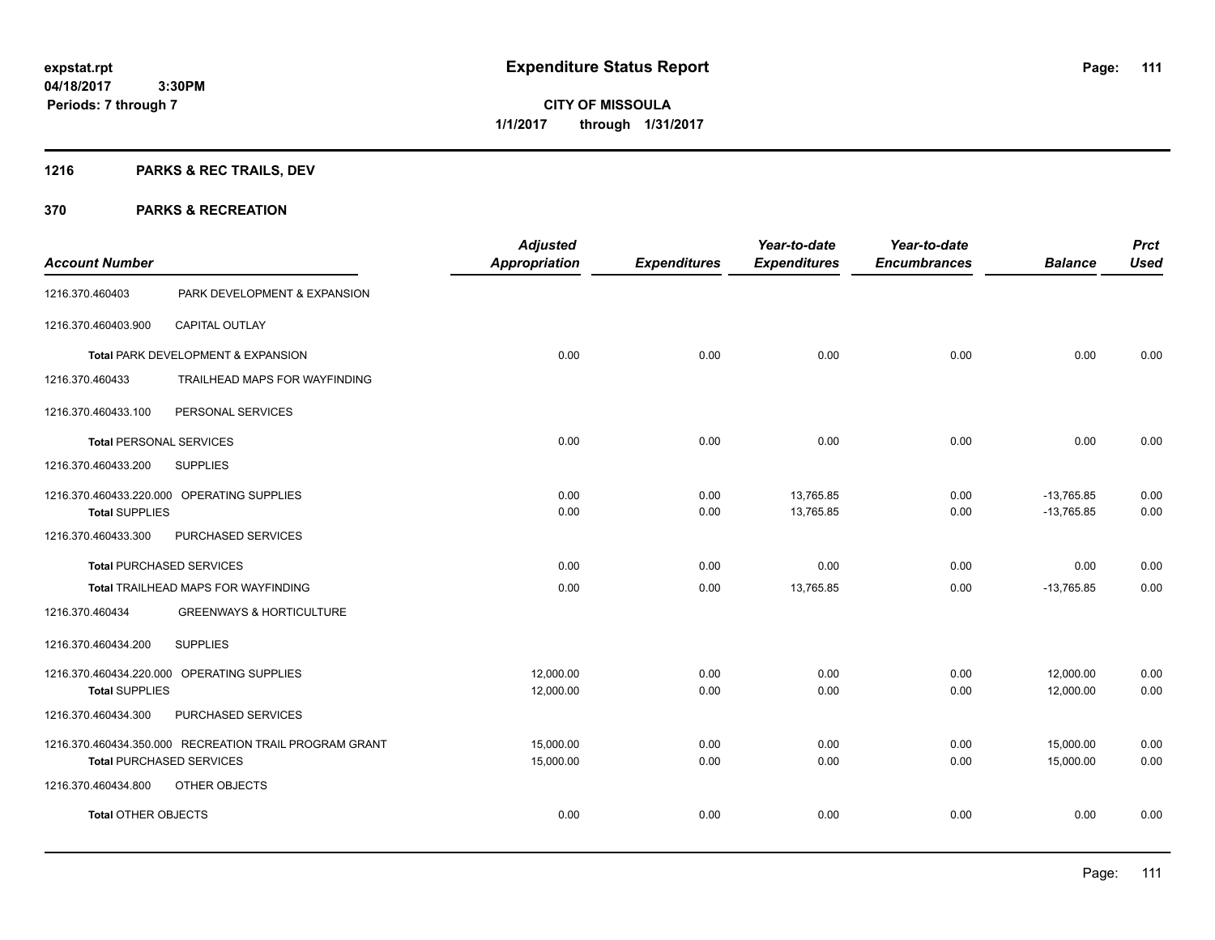**expstat.rpt**
**04/18/2017 3:30PM**
**Periods: 7 through 7**

# Expenditure Status Report

**CITY OF MISSOULA**
**1/1/2017 through 1/31/2017**

## 1216 PARKS & REC TRAILS, DEV

## 370 PARKS & RECREATION

| Account Number | | Adjusted Appropriation | Expenditures | Year-to-date Expenditures | Year-to-date Encumbrances | Balance | Prct Used |
|---|---|---|---|---|---|---|---|
| 1216.370.460403 | PARK DEVELOPMENT & EXPANSION | | | | | | |
| 1216.370.460403.900 | CAPITAL OUTLAY | | | | | | |
| **Total** PARK DEVELOPMENT & EXPANSION | | 0.00 | 0.00 | 0.00 | 0.00 | 0.00 | 0.00 |
| 1216.370.460433 | TRAILHEAD MAPS FOR WAYFINDING | | | | | | |
| 1216.370.460433.100 | PERSONAL SERVICES | | | | | | |
| **Total** PERSONAL SERVICES | | 0.00 | 0.00 | 0.00 | 0.00 | 0.00 | 0.00 |
| 1216.370.460433.200 | SUPPLIES | | | | | | |
| 1216.370.460433.220.000 | OPERATING SUPPLIES | 0.00 | 0.00 | 13,765.85 | 0.00 | -13,765.85 | 0.00 |
| **Total** SUPPLIES | | 0.00 | 0.00 | 13,765.85 | 0.00 | -13,765.85 | 0.00 |
| 1216.370.460433.300 | PURCHASED SERVICES | | | | | | |
| **Total** PURCHASED SERVICES | | 0.00 | 0.00 | 0.00 | 0.00 | 0.00 | 0.00 |
| **Total** TRAILHEAD MAPS FOR WAYFINDING | | 0.00 | 0.00 | 13,765.85 | 0.00 | -13,765.85 | 0.00 |
| 1216.370.460434 | GREENWAYS & HORTICULTURE | | | | | | |
| 1216.370.460434.200 | SUPPLIES | | | | | | |
| 1216.370.460434.220.000 | OPERATING SUPPLIES | 12,000.00 | 0.00 | 0.00 | 0.00 | 12,000.00 | 0.00 |
| **Total** SUPPLIES | | 12,000.00 | 0.00 | 0.00 | 0.00 | 12,000.00 | 0.00 |
| 1216.370.460434.300 | PURCHASED SERVICES | | | | | | |
| 1216.370.460434.350.000 | RECREATION TRAIL PROGRAM GRANT | 15,000.00 | 0.00 | 0.00 | 0.00 | 15,000.00 | 0.00 |
| **Total** PURCHASED SERVICES | | 15,000.00 | 0.00 | 0.00 | 0.00 | 15,000.00 | 0.00 |
| 1216.370.460434.800 | OTHER OBJECTS | | | | | | |
| **Total** OTHER OBJECTS | | 0.00 | 0.00 | 0.00 | 0.00 | 0.00 | 0.00 |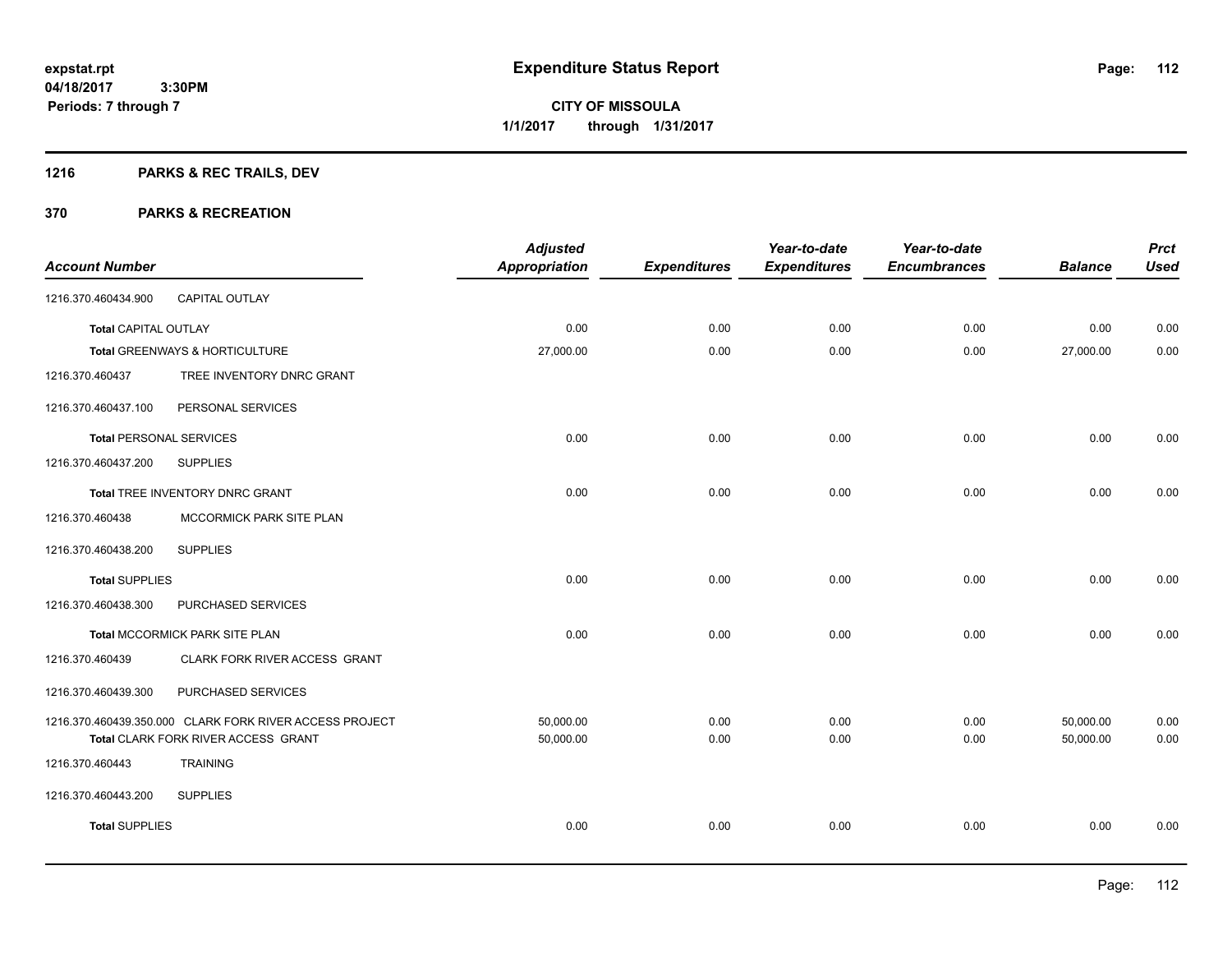**expstat.rpt**
**04/18/2017 3:30PM**
**Periods: 7 through 7**

# Expenditure Status Report

**CITY OF MISSOULA**
**1/1/2017 through 1/31/2017**

## 1216 PARKS & REC TRAILS, DEV

## 370 PARKS & RECREATION

| Account Number | | Adjusted Appropriation | Expenditures | Year-to-date Expenditures | Year-to-date Encumbrances | Balance | Prct Used |
|---|---|---|---|---|---|---|---|
| 1216.370.460434.900 | CAPITAL OUTLAY | | | | | | |
| Total CAPITAL OUTLAY | | 0.00 | 0.00 | 0.00 | 0.00 | 0.00 | 0.00 |
| Total GREENWAYS & HORTICULTURE | | 27,000.00 | 0.00 | 0.00 | 0.00 | 27,000.00 | 0.00 |
| 1216.370.460437 | TREE INVENTORY DNRC GRANT | | | | | | |
| 1216.370.460437.100 | PERSONAL SERVICES | | | | | | |
| Total PERSONAL SERVICES | | 0.00 | 0.00 | 0.00 | 0.00 | 0.00 | 0.00 |
| 1216.370.460437.200 | SUPPLIES | | | | | | |
| Total TREE INVENTORY DNRC GRANT | | 0.00 | 0.00 | 0.00 | 0.00 | 0.00 | 0.00 |
| 1216.370.460438 | MCCORMICK PARK SITE PLAN | | | | | | |
| 1216.370.460438.200 | SUPPLIES | | | | | | |
| Total SUPPLIES | | 0.00 | 0.00 | 0.00 | 0.00 | 0.00 | 0.00 |
| 1216.370.460438.300 | PURCHASED SERVICES | | | | | | |
| Total MCCORMICK PARK SITE PLAN | | 0.00 | 0.00 | 0.00 | 0.00 | 0.00 | 0.00 |
| 1216.370.460439 | CLARK FORK RIVER ACCESS GRANT | | | | | | |
| 1216.370.460439.300 | PURCHASED SERVICES | | | | | | |
| 1216.370.460439.350.000 | CLARK FORK RIVER ACCESS PROJECT | 50,000.00 | 0.00 | 0.00 | 0.00 | 50,000.00 | 0.00 |
| Total CLARK FORK RIVER ACCESS GRANT | | 50,000.00 | 0.00 | 0.00 | 0.00 | 50,000.00 | 0.00 |
| 1216.370.460443 | TRAINING | | | | | | |
| 1216.370.460443.200 | SUPPLIES | | | | | | |
| Total SUPPLIES | | 0.00 | 0.00 | 0.00 | 0.00 | 0.00 | 0.00 |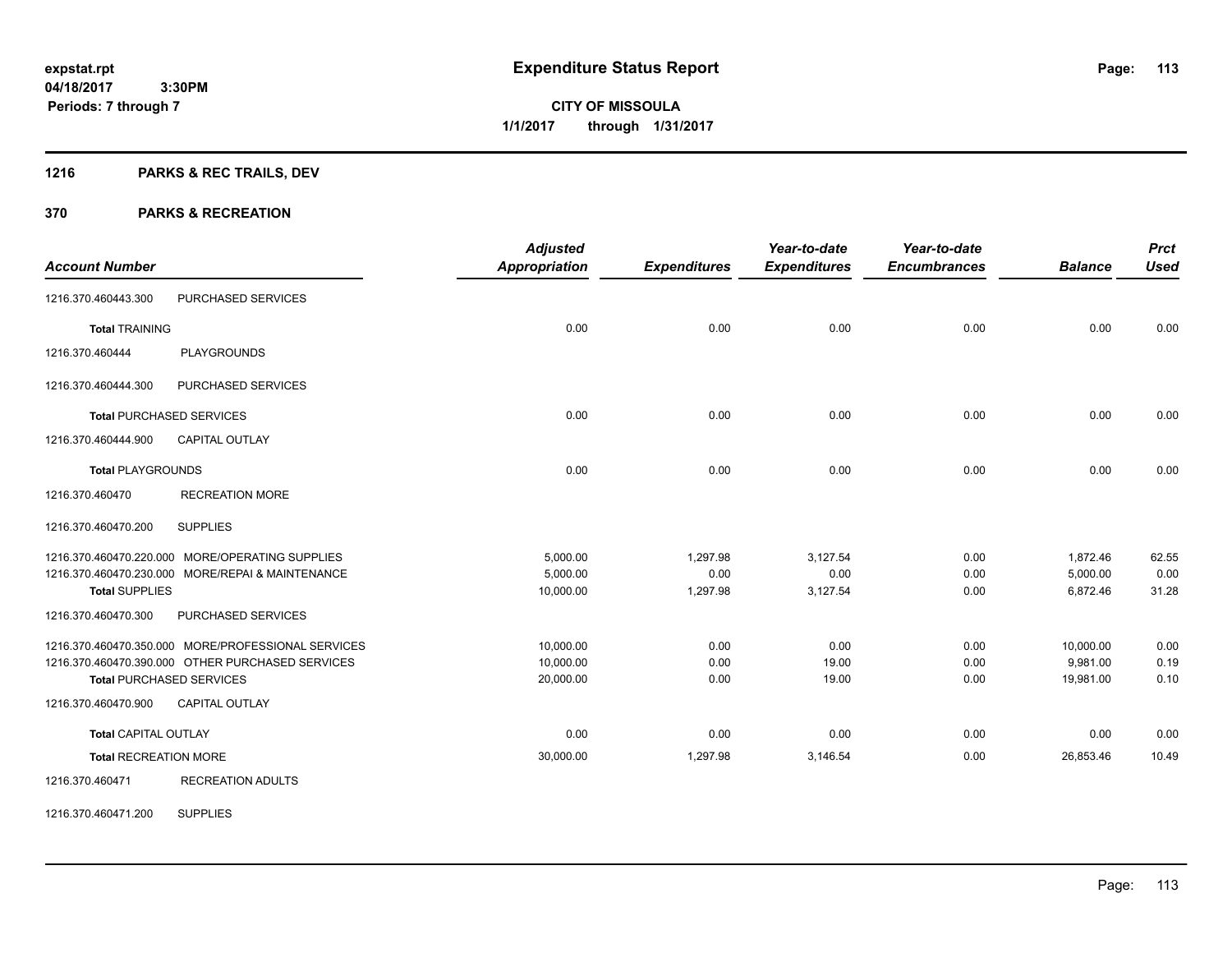# Expenditure Status Report

expstat.rpt
04/18/2017 3:30PM
Periods: 7 through 7

**CITY OF MISSOULA**
**1/1/2017 through 1/31/2017**

## 1216 PARKS & REC TRAILS, DEV

## 370 PARKS & RECREATION

| Account Number | | Adjusted Appropriation | Expenditures | Year-to-date Expenditures | Year-to-date Encumbrances | Balance | Prct Used |
|---|---|---|---|---|---|---|---|
| 1216.370.460443.300 | PURCHASED SERVICES | | | | | | |
| **Total** TRAINING | | 0.00 | 0.00 | 0.00 | 0.00 | 0.00 | 0.00 |
| 1216.370.460444 | PLAYGROUNDS | | | | | | |
| 1216.370.460444.300 | PURCHASED SERVICES | | | | | | |
| **Total** PURCHASED SERVICES | | 0.00 | 0.00 | 0.00 | 0.00 | 0.00 | 0.00 |
| 1216.370.460444.900 | CAPITAL OUTLAY | | | | | | |
| **Total** PLAYGROUNDS | | 0.00 | 0.00 | 0.00 | 0.00 | 0.00 | 0.00 |
| 1216.370.460470 | RECREATION MORE | | | | | | |
| 1216.370.460470.200 | SUPPLIES | | | | | | |
| 1216.370.460470.220.000 | MORE/OPERATING SUPPLIES | 5,000.00 | 1,297.98 | 3,127.54 | 0.00 | 1,872.46 | 62.55 |
| 1216.370.460470.230.000 | MORE/REPAI & MAINTENANCE | 5,000.00 | 0.00 | 0.00 | 0.00 | 5,000.00 | 0.00 |
| **Total** SUPPLIES | | 10,000.00 | 1,297.98 | 3,127.54 | 0.00 | 6,872.46 | 31.28 |
| 1216.370.460470.300 | PURCHASED SERVICES | | | | | | |
| 1216.370.460470.350.000 | MORE/PROFESSIONAL SERVICES | 10,000.00 | 0.00 | 0.00 | 0.00 | 10,000.00 | 0.00 |
| 1216.370.460470.390.000 | OTHER PURCHASED SERVICES | 10,000.00 | 0.00 | 19.00 | 0.00 | 9,981.00 | 0.19 |
| **Total** PURCHASED SERVICES | | 20,000.00 | 0.00 | 19.00 | 0.00 | 19,981.00 | 0.10 |
| 1216.370.460470.900 | CAPITAL OUTLAY | | | | | | |
| **Total** CAPITAL OUTLAY | | 0.00 | 0.00 | 0.00 | 0.00 | 0.00 | 0.00 |
| **Total** RECREATION MORE | | 30,000.00 | 1,297.98 | 3,146.54 | 0.00 | 26,853.46 | 10.49 |
| 1216.370.460471 | RECREATION ADULTS | | | | | | |
| 1216.370.460471.200 | SUPPLIES | | | | | | |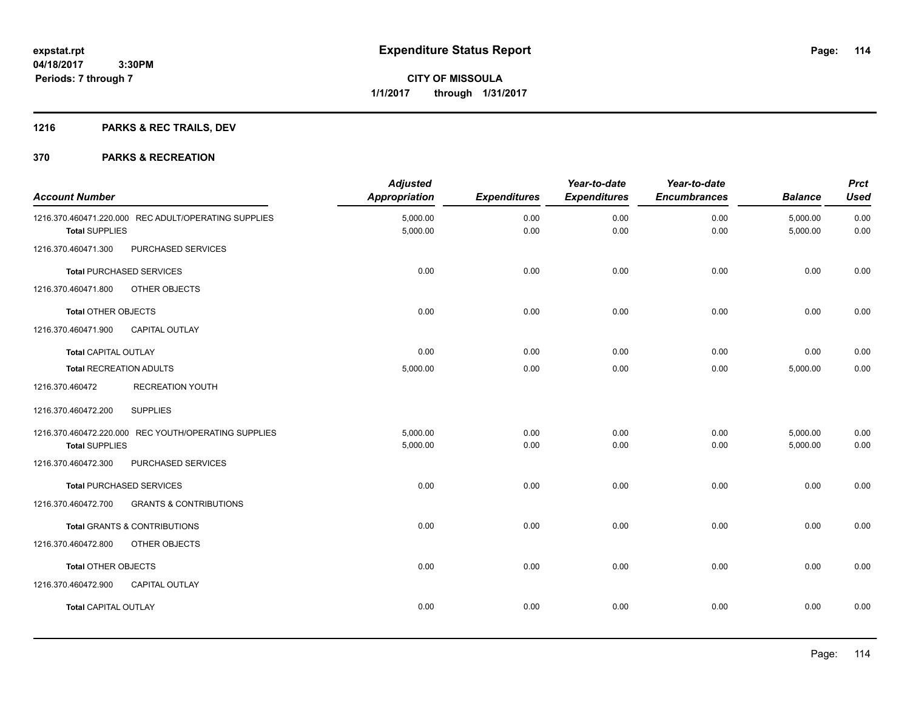# Expenditure Status Report

**CITY OF MISSOULA**

**1/1/2017 through 1/31/2017**

expstat.rpt
04/18/2017 3:30PM
Periods: 7 through 7

## 1216 PARKS & REC TRAILS, DEV

## 370 PARKS & RECREATION

| Account Number | Adjusted Appropriation | Expenditures | Year-to-date Expenditures | Year-to-date Encumbrances | Balance | Prct Used |
|---|---|---|---|---|---|---|
| 1216.370.460471.220.000 REC ADULT/OPERATING SUPPLIES | 5,000.00 | 0.00 | 0.00 | 0.00 | 5,000.00 | 0.00 |
| **Total** SUPPLIES | 5,000.00 | 0.00 | 0.00 | 0.00 | 5,000.00 | 0.00 |
| 1216.370.460471.300 PURCHASED SERVICES | | | | | | |
| **Total** PURCHASED SERVICES | 0.00 | 0.00 | 0.00 | 0.00 | 0.00 | 0.00 |
| 1216.370.460471.800 OTHER OBJECTS | | | | | | |
| **Total** OTHER OBJECTS | 0.00 | 0.00 | 0.00 | 0.00 | 0.00 | 0.00 |
| 1216.370.460471.900 CAPITAL OUTLAY | | | | | | |
| **Total** CAPITAL OUTLAY | 0.00 | 0.00 | 0.00 | 0.00 | 0.00 | 0.00 |
| **Total** RECREATION ADULTS | 5,000.00 | 0.00 | 0.00 | 0.00 | 5,000.00 | 0.00 |
| 1216.370.460472 RECREATION YOUTH | | | | | | |
| 1216.370.460472.200 SUPPLIES | | | | | | |
| 1216.370.460472.220.000 REC YOUTH/OPERATING SUPPLIES | 5,000.00 | 0.00 | 0.00 | 0.00 | 5,000.00 | 0.00 |
| **Total** SUPPLIES | 5,000.00 | 0.00 | 0.00 | 0.00 | 5,000.00 | 0.00 |
| 1216.370.460472.300 PURCHASED SERVICES | | | | | | |
| **Total** PURCHASED SERVICES | 0.00 | 0.00 | 0.00 | 0.00 | 0.00 | 0.00 |
| 1216.370.460472.700 GRANTS & CONTRIBUTIONS | | | | | | |
| **Total** GRANTS & CONTRIBUTIONS | 0.00 | 0.00 | 0.00 | 0.00 | 0.00 | 0.00 |
| 1216.370.460472.800 OTHER OBJECTS | | | | | | |
| **Total** OTHER OBJECTS | 0.00 | 0.00 | 0.00 | 0.00 | 0.00 | 0.00 |
| 1216.370.460472.900 CAPITAL OUTLAY | | | | | | |
| **Total** CAPITAL OUTLAY | 0.00 | 0.00 | 0.00 | 0.00 | 0.00 | 0.00 |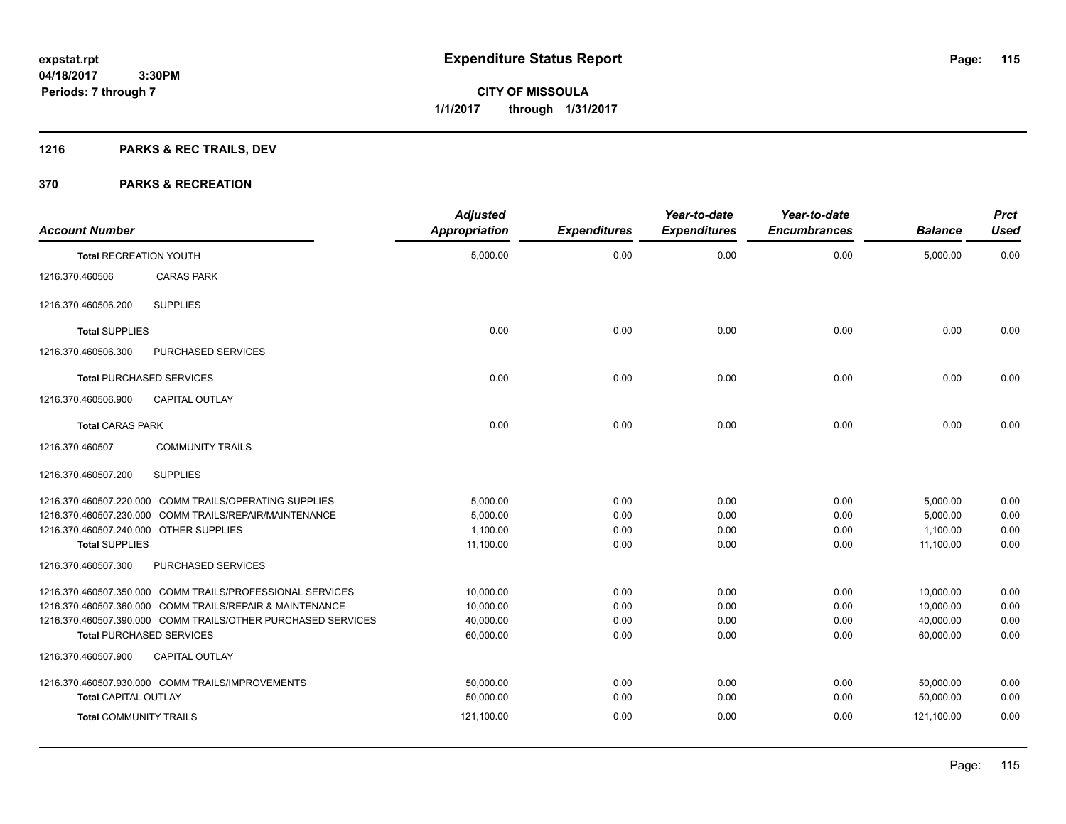**expstat.rpt**
**04/18/2017 3:30PM**
**Periods: 7 through 7**

# Expenditure Status Report

**CITY OF MISSOULA**
**1/1/2017 through 1/31/2017**

## 1216 PARKS & REC TRAILS, DEV

## 370 PARKS & RECREATION

| Account Number | | Adjusted Appropriation | Expenditures | Year-to-date Expenditures | Year-to-date Encumbrances | Balance | Prct Used |
|---|---|---|---|---|---|---|---|
| **Total** RECREATION YOUTH | | 5,000.00 | 0.00 | 0.00 | 0.00 | 5,000.00 | 0.00 |
| 1216.370.460506 | CARAS PARK | | | | | | |
| 1216.370.460506.200 | SUPPLIES | | | | | | |
| **Total** SUPPLIES | | 0.00 | 0.00 | 0.00 | 0.00 | 0.00 | 0.00 |
| 1216.370.460506.300 | PURCHASED SERVICES | | | | | | |
| **Total** PURCHASED SERVICES | | 0.00 | 0.00 | 0.00 | 0.00 | 0.00 | 0.00 |
| 1216.370.460506.900 | CAPITAL OUTLAY | | | | | | |
| **Total** CARAS PARK | | 0.00 | 0.00 | 0.00 | 0.00 | 0.00 | 0.00 |
| 1216.370.460507 | COMMUNITY TRAILS | | | | | | |
| 1216.370.460507.200 | SUPPLIES | | | | | | |
| 1216.370.460507.220.000 | COMM TRAILS/OPERATING SUPPLIES | 5,000.00 | 0.00 | 0.00 | 0.00 | 5,000.00 | 0.00 |
| 1216.370.460507.230.000 | COMM TRAILS/REPAIR/MAINTENANCE | 5,000.00 | 0.00 | 0.00 | 0.00 | 5,000.00 | 0.00 |
| 1216.370.460507.240.000 | OTHER SUPPLIES | 1,100.00 | 0.00 | 0.00 | 0.00 | 1,100.00 | 0.00 |
| **Total** SUPPLIES | | 11,100.00 | 0.00 | 0.00 | 0.00 | 11,100.00 | 0.00 |
| 1216.370.460507.300 | PURCHASED SERVICES | | | | | | |
| 1216.370.460507.350.000 | COMM TRAILS/PROFESSIONAL SERVICES | 10,000.00 | 0.00 | 0.00 | 0.00 | 10,000.00 | 0.00 |
| 1216.370.460507.360.000 | COMM TRAILS/REPAIR & MAINTENANCE | 10,000.00 | 0.00 | 0.00 | 0.00 | 10,000.00 | 0.00 |
| 1216.370.460507.390.000 | COMM TRAILS/OTHER PURCHASED SERVICES | 40,000.00 | 0.00 | 0.00 | 0.00 | 40,000.00 | 0.00 |
| **Total** PURCHASED SERVICES | | 60,000.00 | 0.00 | 0.00 | 0.00 | 60,000.00 | 0.00 |
| 1216.370.460507.900 | CAPITAL OUTLAY | | | | | | |
| 1216.370.460507.930.000 | COMM TRAILS/IMPROVEMENTS | 50,000.00 | 0.00 | 0.00 | 0.00 | 50,000.00 | 0.00 |
| **Total** CAPITAL OUTLAY | | 50,000.00 | 0.00 | 0.00 | 0.00 | 50,000.00 | 0.00 |
| **Total** COMMUNITY TRAILS | | 121,100.00 | 0.00 | 0.00 | 0.00 | 121,100.00 | 0.00 |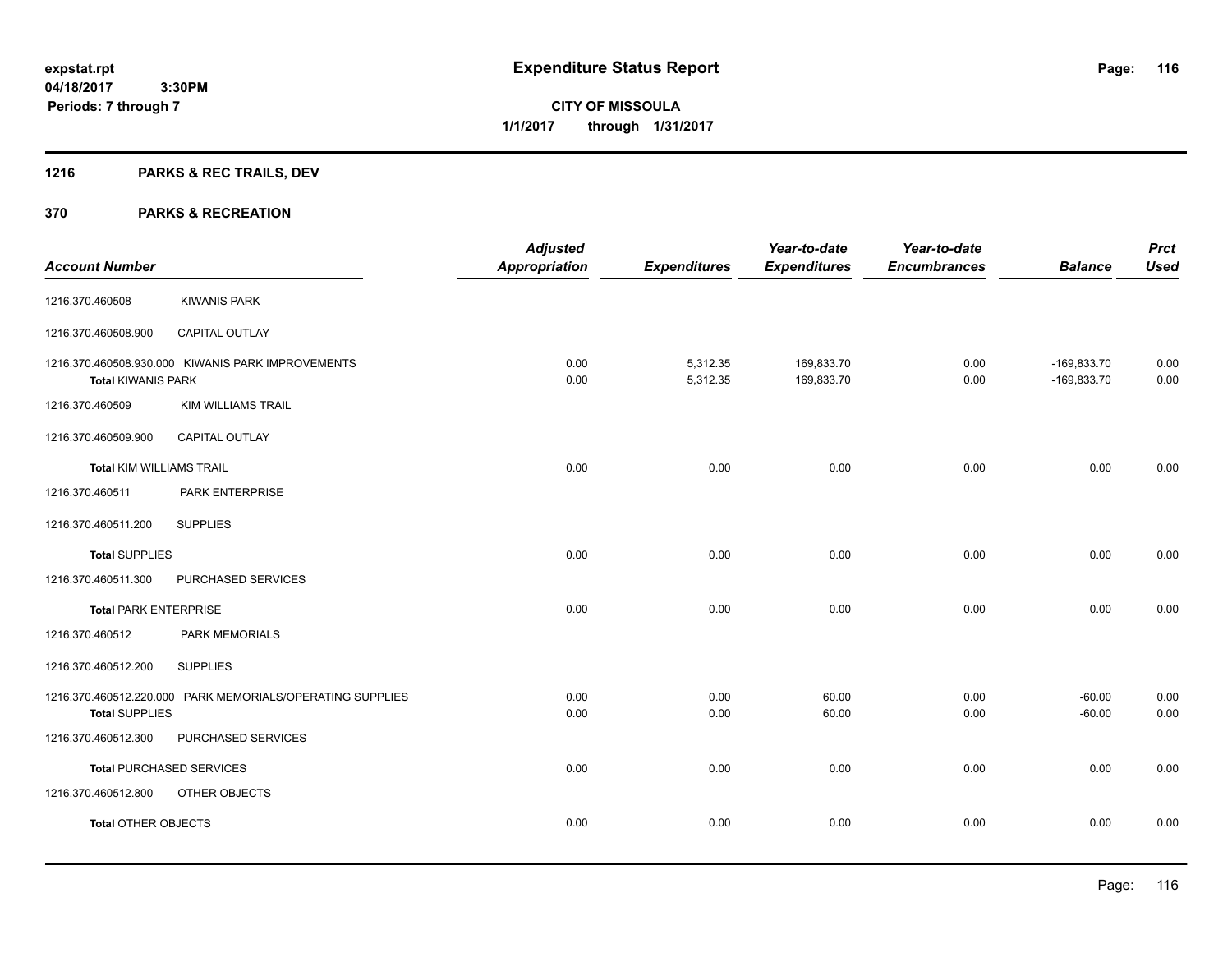**expstat.rpt**
**04/18/2017 3:30PM**
**Periods: 7 through 7**

# Expenditure Status Report

**CITY OF MISSOULA**
**1/1/2017 through 1/31/2017**

## 1216 PARKS & REC TRAILS, DEV

## 370 PARKS & RECREATION

| Account Number | | Adjusted Appropriation | Expenditures | Year-to-date Expenditures | Year-to-date Encumbrances | Balance | Prct Used |
|---|---|---|---|---|---|---|---|
| 1216.370.460508 | KIWANIS PARK | | | | | | |
| 1216.370.460508.900 | CAPITAL OUTLAY | | | | | | |
| 1216.370.460508.930.000 | KIWANIS PARK IMPROVEMENTS | 0.00 | 5,312.35 | 169,833.70 | 0.00 | -169,833.70 | 0.00 |
| **Total** KIWANIS PARK | | 0.00 | 5,312.35 | 169,833.70 | 0.00 | -169,833.70 | 0.00 |
| 1216.370.460509 | KIM WILLIAMS TRAIL | | | | | | |
| 1216.370.460509.900 | CAPITAL OUTLAY | | | | | | |
| **Total** KIM WILLIAMS TRAIL | | 0.00 | 0.00 | 0.00 | 0.00 | 0.00 | 0.00 |
| 1216.370.460511 | PARK ENTERPRISE | | | | | | |
| 1216.370.460511.200 | SUPPLIES | | | | | | |
| **Total** SUPPLIES | | 0.00 | 0.00 | 0.00 | 0.00 | 0.00 | 0.00 |
| 1216.370.460511.300 | PURCHASED SERVICES | | | | | | |
| **Total** PARK ENTERPRISE | | 0.00 | 0.00 | 0.00 | 0.00 | 0.00 | 0.00 |
| 1216.370.460512 | PARK MEMORIALS | | | | | | |
| 1216.370.460512.200 | SUPPLIES | | | | | | |
| 1216.370.460512.220.000 | PARK MEMORIALS/OPERATING SUPPLIES | 0.00 | 0.00 | 60.00 | 0.00 | -60.00 | 0.00 |
| **Total** SUPPLIES | | 0.00 | 0.00 | 60.00 | 0.00 | -60.00 | 0.00 |
| 1216.370.460512.300 | PURCHASED SERVICES | | | | | | |
| **Total** PURCHASED SERVICES | | 0.00 | 0.00 | 0.00 | 0.00 | 0.00 | 0.00 |
| 1216.370.460512.800 | OTHER OBJECTS | | | | | | |
| **Total** OTHER OBJECTS | | 0.00 | 0.00 | 0.00 | 0.00 | 0.00 | 0.00 |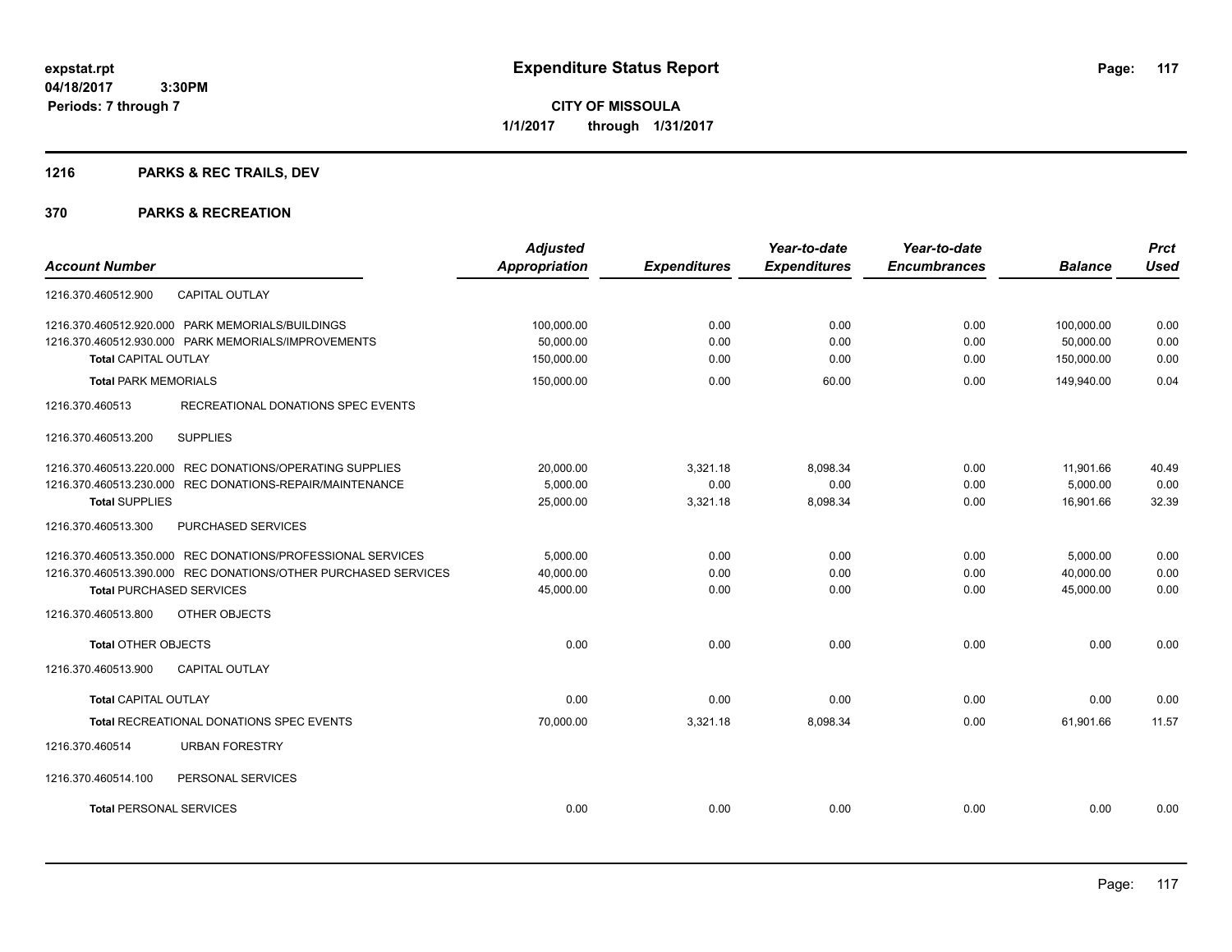**expstat.rpt**
**04/18/2017 3:30PM**
**Periods: 7 through 7**

# Expenditure Status Report

**CITY OF MISSOULA**
**1/1/2017 through 1/31/2017**

## 1216 PARKS & REC TRAILS, DEV

## 370 PARKS & RECREATION

| Account Number | Adjusted Appropriation | Expenditures | Year-to-date Expenditures | Year-to-date Encumbrances | Balance | Prct Used |
|---|---|---|---|---|---|---|
| 1216.370.460512.900 CAPITAL OUTLAY | | | | | | |
| 1216.370.460512.920.000 PARK MEMORIALS/BUILDINGS | 100,000.00 | 0.00 | 0.00 | 0.00 | 100,000.00 | 0.00 |
| 1216.370.460512.930.000 PARK MEMORIALS/IMPROVEMENTS | 50,000.00 | 0.00 | 0.00 | 0.00 | 50,000.00 | 0.00 |
| **Total** CAPITAL OUTLAY | 150,000.00 | 0.00 | 0.00 | 0.00 | 150,000.00 | 0.00 |
| **Total** PARK MEMORIALS | 150,000.00 | 0.00 | 60.00 | 0.00 | 149,940.00 | 0.04 |
| 1216.370.460513 RECREATIONAL DONATIONS SPEC EVENTS | | | | | | |
| 1216.370.460513.200 SUPPLIES | | | | | | |
| 1216.370.460513.220.000 REC DONATIONS/OPERATING SUPPLIES | 20,000.00 | 3,321.18 | 8,098.34 | 0.00 | 11,901.66 | 40.49 |
| 1216.370.460513.230.000 REC DONATIONS-REPAIR/MAINTENANCE | 5,000.00 | 0.00 | 0.00 | 0.00 | 5,000.00 | 0.00 |
| **Total** SUPPLIES | 25,000.00 | 3,321.18 | 8,098.34 | 0.00 | 16,901.66 | 32.39 |
| 1216.370.460513.300 PURCHASED SERVICES | | | | | | |
| 1216.370.460513.350.000 REC DONATIONS/PROFESSIONAL SERVICES | 5,000.00 | 0.00 | 0.00 | 0.00 | 5,000.00 | 0.00 |
| 1216.370.460513.390.000 REC DONATIONS/OTHER PURCHASED SERVICES | 40,000.00 | 0.00 | 0.00 | 0.00 | 40,000.00 | 0.00 |
| **Total** PURCHASED SERVICES | 45,000.00 | 0.00 | 0.00 | 0.00 | 45,000.00 | 0.00 |
| 1216.370.460513.800 OTHER OBJECTS | | | | | | |
| **Total** OTHER OBJECTS | 0.00 | 0.00 | 0.00 | 0.00 | 0.00 | 0.00 |
| 1216.370.460513.900 CAPITAL OUTLAY | | | | | | |
| **Total** CAPITAL OUTLAY | 0.00 | 0.00 | 0.00 | 0.00 | 0.00 | 0.00 |
| **Total** RECREATIONAL DONATIONS SPEC EVENTS | 70,000.00 | 3,321.18 | 8,098.34 | 0.00 | 61,901.66 | 11.57 |
| 1216.370.460514 URBAN FORESTRY | | | | | | |
| 1216.370.460514.100 PERSONAL SERVICES | | | | | | |
| **Total** PERSONAL SERVICES | 0.00 | 0.00 | 0.00 | 0.00 | 0.00 | 0.00 |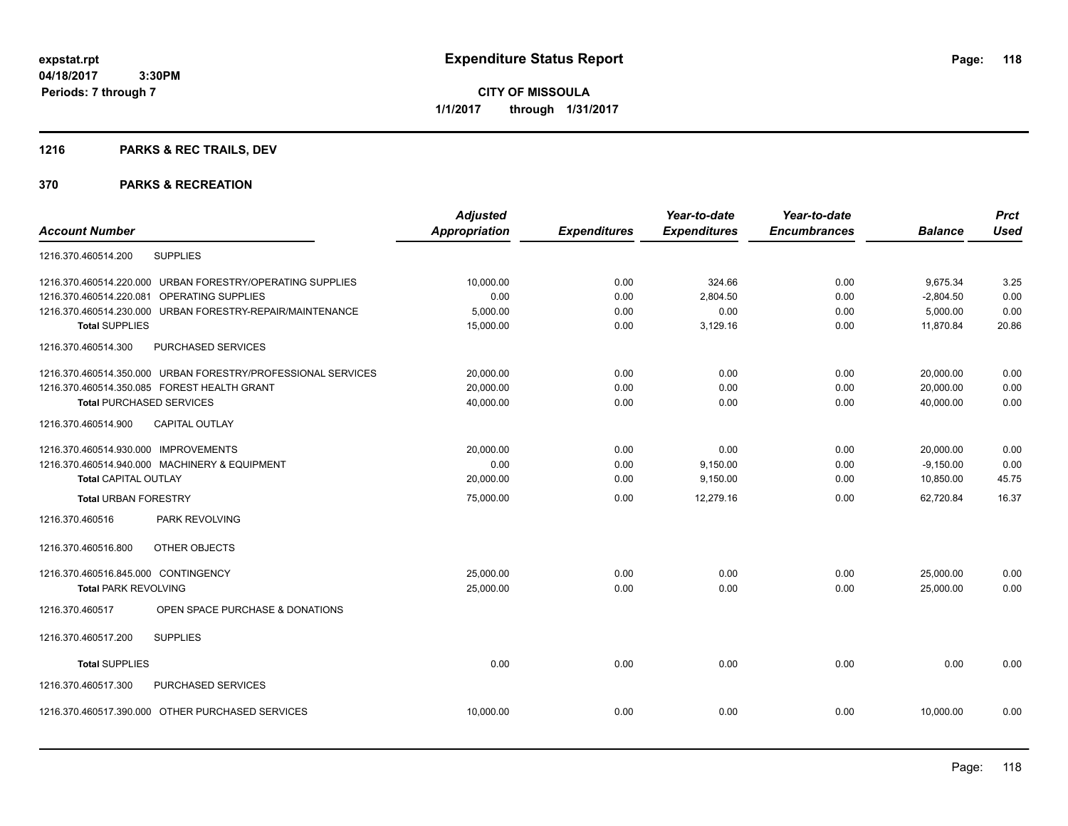expstat.rpt
04/18/2017 3:30PM
Periods: 7 through 7

# Expenditure Status Report

**CITY OF MISSOULA**
**1/1/2017 through 1/31/2017**

## 1216 PARKS & REC TRAILS, DEV

## 370 PARKS & RECREATION

| Account Number | Adjusted Appropriation | Expenditures | Year-to-date Expenditures | Year-to-date Encumbrances | Balance | Prct Used |
|---|---|---|---|---|---|---|
| 1216.370.460514.200 SUPPLIES | | | | | | |
| 1216.370.460514.220.000 URBAN FORESTRY/OPERATING SUPPLIES | 10,000.00 | 0.00 | 324.66 | 0.00 | 9,675.34 | 3.25 |
| 1216.370.460514.220.081 OPERATING SUPPLIES | 0.00 | 0.00 | 2,804.50 | 0.00 | -2,804.50 | 0.00 |
| 1216.370.460514.230.000 URBAN FORESTRY-REPAIR/MAINTENANCE | 5,000.00 | 0.00 | 0.00 | 0.00 | 5,000.00 | 0.00 |
| **Total SUPPLIES** | 15,000.00 | 0.00 | 3,129.16 | 0.00 | 11,870.84 | 20.86 |
| 1216.370.460514.300 PURCHASED SERVICES | | | | | | |
| 1216.370.460514.350.000 URBAN FORESTRY/PROFESSIONAL SERVICES | 20,000.00 | 0.00 | 0.00 | 0.00 | 20,000.00 | 0.00 |
| 1216.370.460514.350.085 FOREST HEALTH GRANT | 20,000.00 | 0.00 | 0.00 | 0.00 | 20,000.00 | 0.00 |
| **Total PURCHASED SERVICES** | 40,000.00 | 0.00 | 0.00 | 0.00 | 40,000.00 | 0.00 |
| 1216.370.460514.900 CAPITAL OUTLAY | | | | | | |
| 1216.370.460514.930.000 IMPROVEMENTS | 20,000.00 | 0.00 | 0.00 | 0.00 | 20,000.00 | 0.00 |
| 1216.370.460514.940.000 MACHINERY & EQUIPMENT | 0.00 | 0.00 | 9,150.00 | 0.00 | -9,150.00 | 0.00 |
| **Total CAPITAL OUTLAY** | 20,000.00 | 0.00 | 9,150.00 | 0.00 | 10,850.00 | 45.75 |
| **Total URBAN FORESTRY** | 75,000.00 | 0.00 | 12,279.16 | 0.00 | 62,720.84 | 16.37 |
| 1216.370.460516 PARK REVOLVING | | | | | | |
| 1216.370.460516.800 OTHER OBJECTS | | | | | | |
| 1216.370.460516.845.000 CONTINGENCY | 25,000.00 | 0.00 | 0.00 | 0.00 | 25,000.00 | 0.00 |
| **Total PARK REVOLVING** | 25,000.00 | 0.00 | 0.00 | 0.00 | 25,000.00 | 0.00 |
| 1216.370.460517 OPEN SPACE PURCHASE & DONATIONS | | | | | | |
| 1216.370.460517.200 SUPPLIES | | | | | | |
| **Total SUPPLIES** | 0.00 | 0.00 | 0.00 | 0.00 | 0.00 | 0.00 |
| 1216.370.460517.300 PURCHASED SERVICES | | | | | | |
| 1216.370.460517.390.000 OTHER PURCHASED SERVICES | 10,000.00 | 0.00 | 0.00 | 0.00 | 10,000.00 | 0.00 |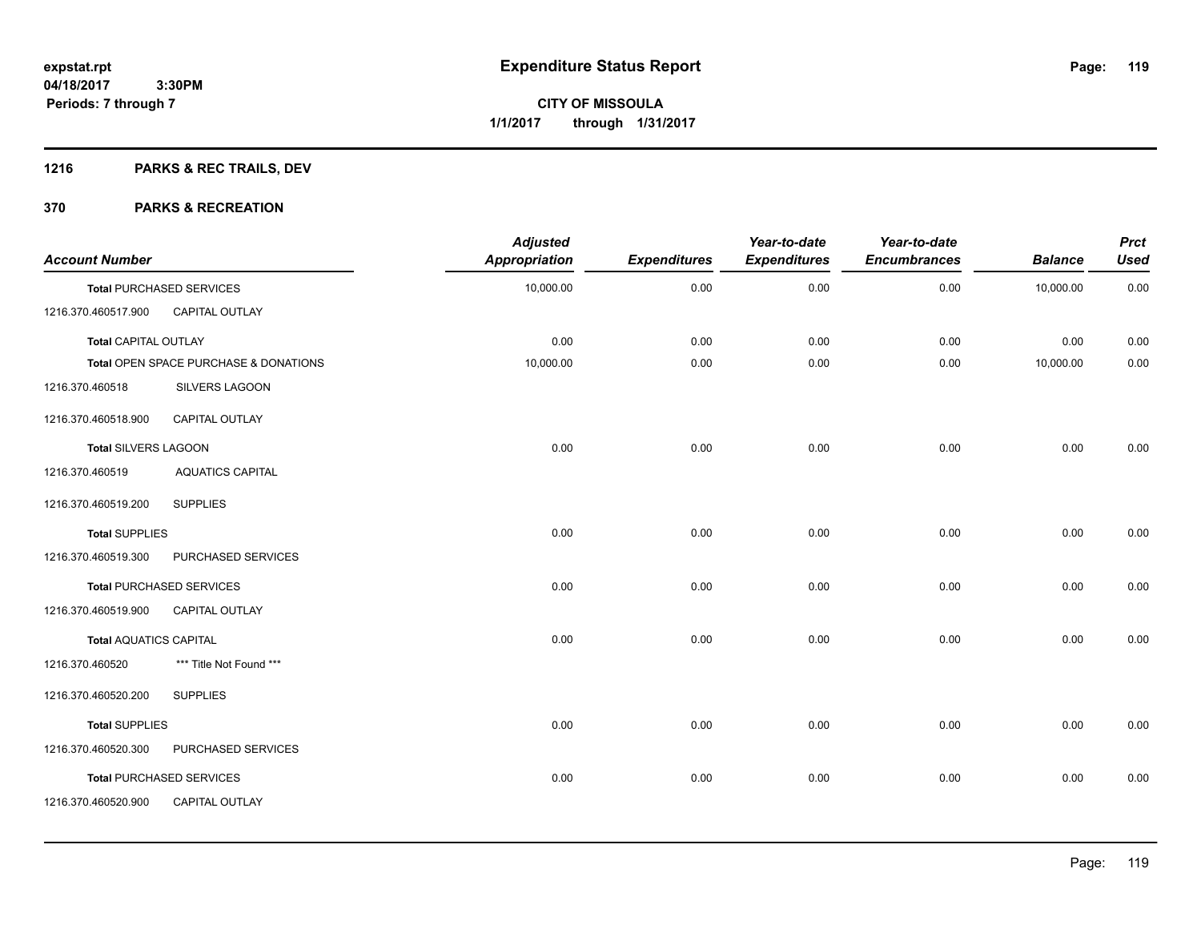expstat.rpt
04/18/2017 3:30PM
Periods: 7 through 7

# Expenditure Status Report

**CITY OF MISSOULA**
**1/1/2017 through 1/31/2017**

## 1216 PARKS & REC TRAILS, DEV

## 370 PARKS & RECREATION

| Account Number | | Adjusted Appropriation | Expenditures | Year-to-date Expenditures | Year-to-date Encumbrances | Balance | Prct Used |
|---|---|---|---|---|---|---|---|
| **Total** PURCHASED SERVICES | | 10,000.00 | 0.00 | 0.00 | 0.00 | 10,000.00 | 0.00 |
| 1216.370.460517.900 | CAPITAL OUTLAY | | | | | | |
| **Total** CAPITAL OUTLAY | | 0.00 | 0.00 | 0.00 | 0.00 | 0.00 | 0.00 |
| **Total** OPEN SPACE PURCHASE & DONATIONS | | 10,000.00 | 0.00 | 0.00 | 0.00 | 10,000.00 | 0.00 |
| 1216.370.460518 | SILVERS LAGOON | | | | | | |
| 1216.370.460518.900 | CAPITAL OUTLAY | | | | | | |
| **Total** SILVERS LAGOON | | 0.00 | 0.00 | 0.00 | 0.00 | 0.00 | 0.00 |
| 1216.370.460519 | AQUATICS CAPITAL | | | | | | |
| 1216.370.460519.200 | SUPPLIES | | | | | | |
| **Total** SUPPLIES | | 0.00 | 0.00 | 0.00 | 0.00 | 0.00 | 0.00 |
| 1216.370.460519.300 | PURCHASED SERVICES | | | | | | |
| **Total** PURCHASED SERVICES | | 0.00 | 0.00 | 0.00 | 0.00 | 0.00 | 0.00 |
| 1216.370.460519.900 | CAPITAL OUTLAY | | | | | | |
| **Total** AQUATICS CAPITAL | | 0.00 | 0.00 | 0.00 | 0.00 | 0.00 | 0.00 |
| 1216.370.460520 | *** Title Not Found *** | | | | | | |
| 1216.370.460520.200 | SUPPLIES | | | | | | |
| **Total** SUPPLIES | | 0.00 | 0.00 | 0.00 | 0.00 | 0.00 | 0.00 |
| 1216.370.460520.300 | PURCHASED SERVICES | | | | | | |
| **Total** PURCHASED SERVICES | | 0.00 | 0.00 | 0.00 | 0.00 | 0.00 | 0.00 |
| 1216.370.460520.900 | CAPITAL OUTLAY | | | | | | |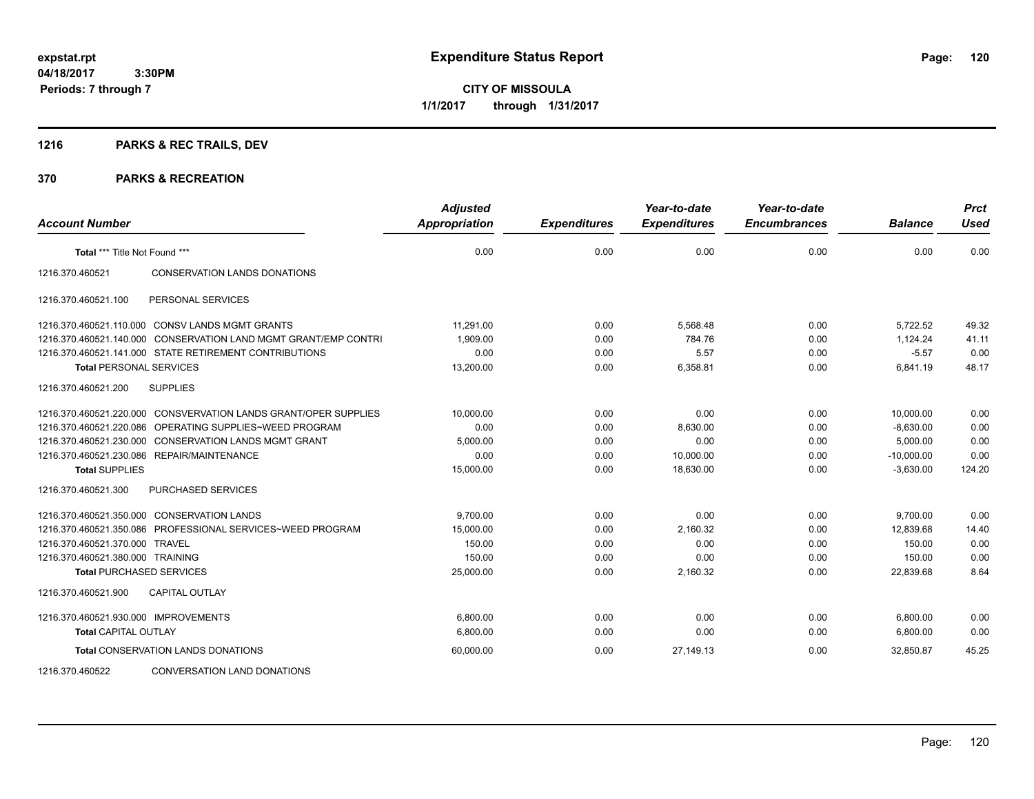**expstat.rpt**
**04/18/2017 3:30PM**
**Periods: 7 through 7**

# Expenditure Status Report

**CITY OF MISSOULA**
**1/1/2017 through 1/31/2017**

## 1216 PARKS & REC TRAILS, DEV

## 370 PARKS & RECREATION

| Account Number | | Adjusted Appropriation | Expenditures | Year-to-date Expenditures | Year-to-date Encumbrances | Balance | Prct Used |
|---|---|---|---|---|---|---|---|
| **Total** *** Title Not Found *** | | 0.00 | 0.00 | 0.00 | 0.00 | 0.00 | 0.00 |
| 1216.370.460521 | CONSERVATION LANDS DONATIONS | | | | | | |
| 1216.370.460521.100 | PERSONAL SERVICES | | | | | | |
| 1216.370.460521.110.000 | CONSV LANDS MGMT GRANTS | 11,291.00 | 0.00 | 5,568.48 | 0.00 | 5,722.52 | 49.32 |
| 1216.370.460521.140.000 | CONSERVATION LAND MGMT GRANT/EMP CONTRI | 1,909.00 | 0.00 | 784.76 | 0.00 | 1,124.24 | 41.11 |
| 1216.370.460521.141.000 | STATE RETIREMENT CONTRIBUTIONS | 0.00 | 0.00 | 5.57 | 0.00 | -5.57 | 0.00 |
| **Total** PERSONAL SERVICES | | 13,200.00 | 0.00 | 6,358.81 | 0.00 | 6,841.19 | 48.17 |
| 1216.370.460521.200 | SUPPLIES | | | | | | |
| 1216.370.460521.220.000 | CONSVERVATION LANDS GRANT/OPER SUPPLIES | 10,000.00 | 0.00 | 0.00 | 0.00 | 10,000.00 | 0.00 |
| 1216.370.460521.220.086 | OPERATING SUPPLIES~WEED PROGRAM | 0.00 | 0.00 | 8,630.00 | 0.00 | -8,630.00 | 0.00 |
| 1216.370.460521.230.000 | CONSERVATION LANDS MGMT GRANT | 5,000.00 | 0.00 | 0.00 | 0.00 | 5,000.00 | 0.00 |
| 1216.370.460521.230.086 | REPAIR/MAINTENANCE | 0.00 | 0.00 | 10,000.00 | 0.00 | -10,000.00 | 0.00 |
| **Total** SUPPLIES | | 15,000.00 | 0.00 | 18,630.00 | 0.00 | -3,630.00 | 124.20 |
| 1216.370.460521.300 | PURCHASED SERVICES | | | | | | |
| 1216.370.460521.350.000 | CONSERVATION LANDS | 9,700.00 | 0.00 | 0.00 | 0.00 | 9,700.00 | 0.00 |
| 1216.370.460521.350.086 | PROFESSIONAL SERVICES~WEED PROGRAM | 15,000.00 | 0.00 | 2,160.32 | 0.00 | 12,839.68 | 14.40 |
| 1216.370.460521.370.000 | TRAVEL | 150.00 | 0.00 | 0.00 | 0.00 | 150.00 | 0.00 |
| 1216.370.460521.380.000 | TRAINING | 150.00 | 0.00 | 0.00 | 0.00 | 150.00 | 0.00 |
| **Total** PURCHASED SERVICES | | 25,000.00 | 0.00 | 2,160.32 | 0.00 | 22,839.68 | 8.64 |
| 1216.370.460521.900 | CAPITAL OUTLAY | | | | | | |
| 1216.370.460521.930.000 | IMPROVEMENTS | 6,800.00 | 0.00 | 0.00 | 0.00 | 6,800.00 | 0.00 |
| **Total** CAPITAL OUTLAY | | 6,800.00 | 0.00 | 0.00 | 0.00 | 6,800.00 | 0.00 |
| **Total** CONSERVATION LANDS DONATIONS | | 60,000.00 | 0.00 | 27,149.13 | 0.00 | 32,850.87 | 45.25 |
| 1216.370.460522 | CONVERSATION LAND DONATIONS | | | | | | |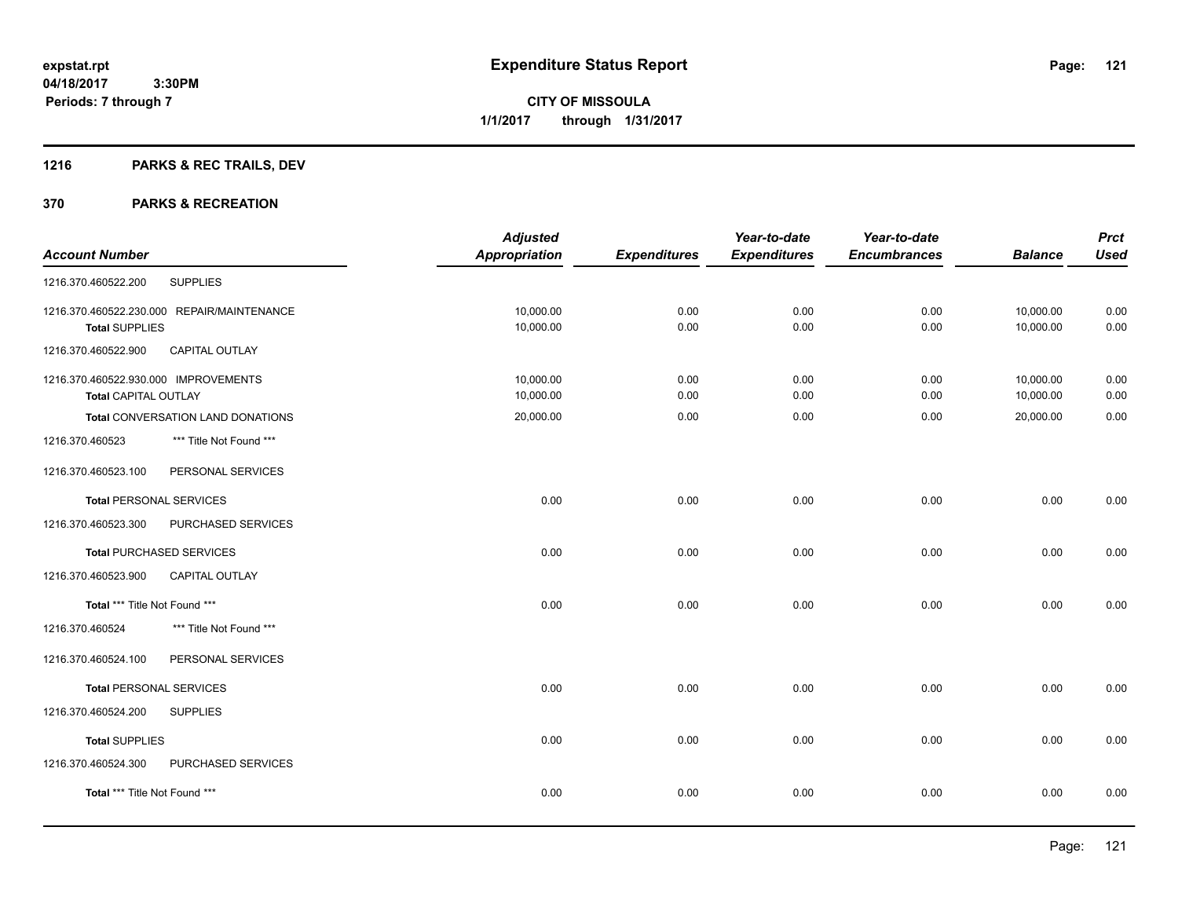expstat.rpt
04/18/2017 3:30PM
Periods: 7 through 7

# Expenditure Status Report

**CITY OF MISSOULA**
**1/1/2017 through 1/31/2017**

## 1216 PARKS & REC TRAILS, DEV

## 370 PARKS & RECREATION

| Account Number | | Adjusted Appropriation | Expenditures | Year-to-date Expenditures | Year-to-date Encumbrances | Balance | Prct Used |
|---|---|---|---|---|---|---|---|
| 1216.370.460522.200 | SUPPLIES | | | | | | |
| 1216.370.460522.230.000 | REPAIR/MAINTENANCE | 10,000.00 | 0.00 | 0.00 | 0.00 | 10,000.00 | 0.00 |
| **Total** SUPPLIES | | 10,000.00 | 0.00 | 0.00 | 0.00 | 10,000.00 | 0.00 |
| 1216.370.460522.900 | CAPITAL OUTLAY | | | | | | |
| 1216.370.460522.930.000 | IMPROVEMENTS | 10,000.00 | 0.00 | 0.00 | 0.00 | 10,000.00 | 0.00 |
| **Total** CAPITAL OUTLAY | | 10,000.00 | 0.00 | 0.00 | 0.00 | 10,000.00 | 0.00 |
| **Total** CONVERSATION LAND DONATIONS | | 20,000.00 | 0.00 | 0.00 | 0.00 | 20,000.00 | 0.00 |
| 1216.370.460523 | *** Title Not Found *** | | | | | | |
| 1216.370.460523.100 | PERSONAL SERVICES | | | | | | |
| **Total** PERSONAL SERVICES | | 0.00 | 0.00 | 0.00 | 0.00 | 0.00 | 0.00 |
| 1216.370.460523.300 | PURCHASED SERVICES | | | | | | |
| **Total** PURCHASED SERVICES | | 0.00 | 0.00 | 0.00 | 0.00 | 0.00 | 0.00 |
| 1216.370.460523.900 | CAPITAL OUTLAY | | | | | | |
| **Total** *** Title Not Found *** | | 0.00 | 0.00 | 0.00 | 0.00 | 0.00 | 0.00 |
| 1216.370.460524 | *** Title Not Found *** | | | | | | |
| 1216.370.460524.100 | PERSONAL SERVICES | | | | | | |
| **Total** PERSONAL SERVICES | | 0.00 | 0.00 | 0.00 | 0.00 | 0.00 | 0.00 |
| 1216.370.460524.200 | SUPPLIES | | | | | | |
| **Total** SUPPLIES | | 0.00 | 0.00 | 0.00 | 0.00 | 0.00 | 0.00 |
| 1216.370.460524.300 | PURCHASED SERVICES | | | | | | |
| **Total** *** Title Not Found *** | | 0.00 | 0.00 | 0.00 | 0.00 | 0.00 | 0.00 |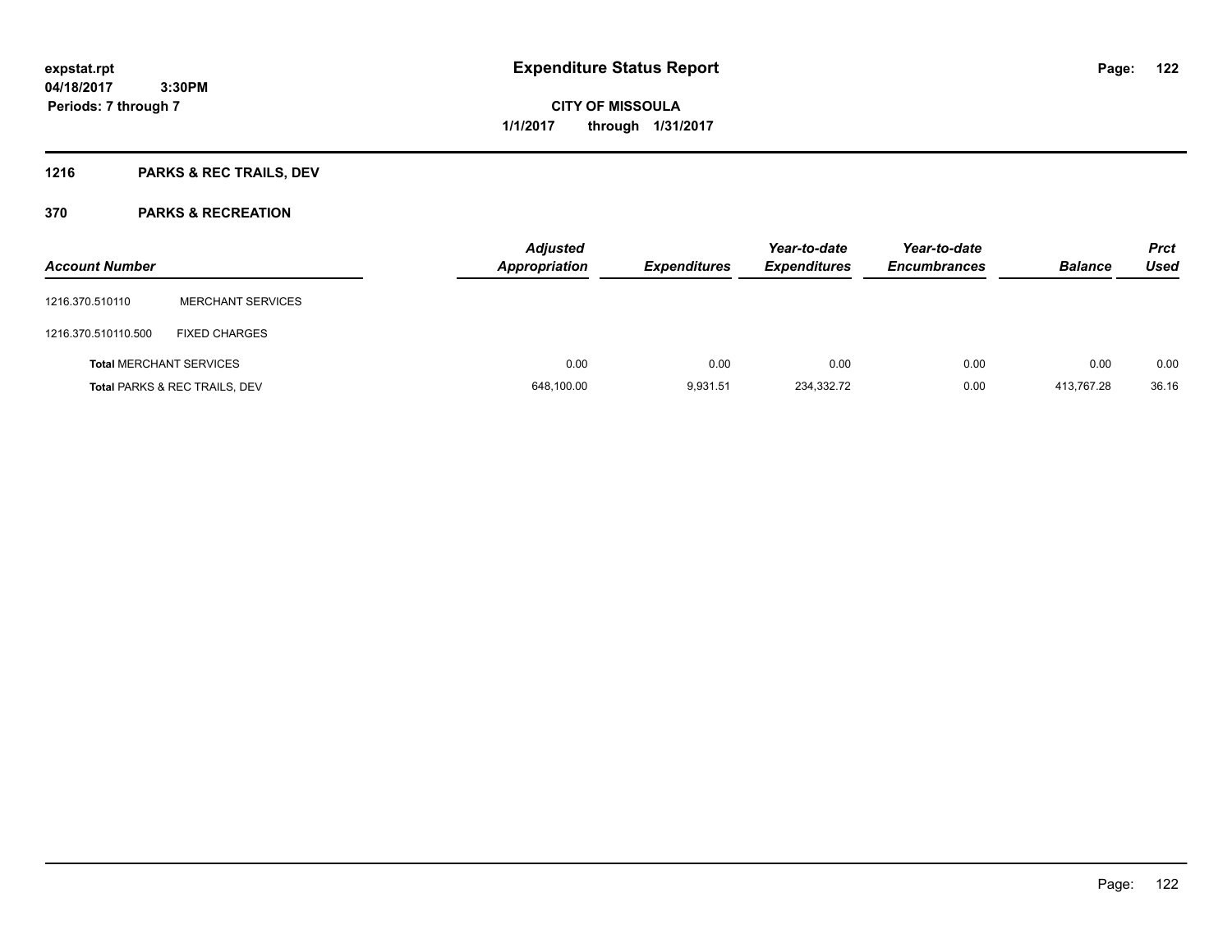# Expenditure Status Report

**expstat.rpt**
**04/18/2017 3:30PM**
**Periods: 7 through 7**

**CITY OF MISSOULA**
**1/1/2017 through 1/31/2017**

## 1216 PARKS & REC TRAILS, DEV

## 370 PARKS & RECREATION

| Account Number | | Adjusted Appropriation | Expenditures | Year-to-date Expenditures | Year-to-date Encumbrances | Balance | Prct Used |
|---|---|---|---|---|---|---|---|
| 1216.370.510110 | MERCHANT SERVICES | | | | | | |
| 1216.370.510110.500 | FIXED CHARGES | | | | | | |
| **Total** MERCHANT SERVICES | | 0.00 | 0.00 | 0.00 | 0.00 | 0.00 | 0.00 |
| **Total** PARKS & REC TRAILS, DEV | | 648,100.00 | 9,931.51 | 234,332.72 | 0.00 | 413,767.28 | 36.16 |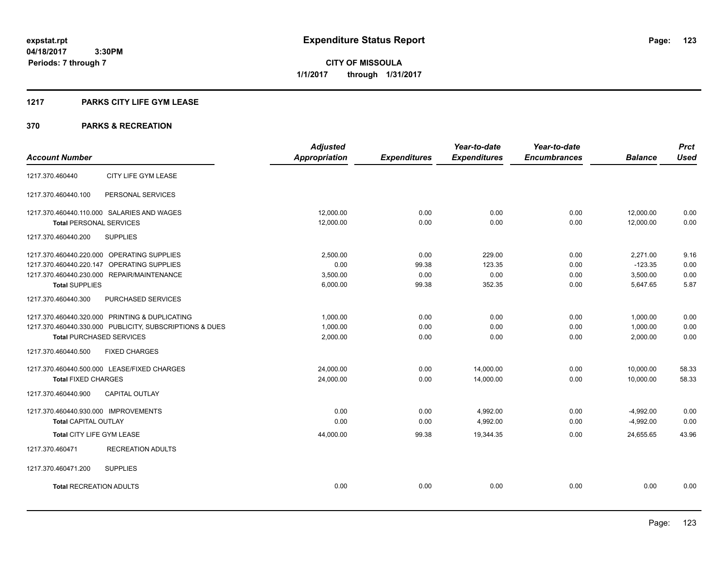**expstat.rpt**
**04/18/2017 3:30PM**
**Periods: 7 through 7**

# Expenditure Status Report

**CITY OF MISSOULA**
**1/1/2017 through 1/31/2017**

## 1217 PARKS CITY LIFE GYM LEASE

## 370 PARKS & RECREATION

| Account Number | | Adjusted Appropriation | Expenditures | Year-to-date Expenditures | Year-to-date Encumbrances | Balance | Prct Used |
|---|---|---|---|---|---|---|---|
| 1217.370.460440 | CITY LIFE GYM LEASE | | | | | | |
| 1217.370.460440.100 | PERSONAL SERVICES | | | | | | |
| 1217.370.460440.110.000 | SALARIES AND WAGES | 12,000.00 | 0.00 | 0.00 | 0.00 | 12,000.00 | 0.00 |
| **Total** PERSONAL SERVICES | | 12,000.00 | 0.00 | 0.00 | 0.00 | 12,000.00 | 0.00 |
| 1217.370.460440.200 | SUPPLIES | | | | | | |
| 1217.370.460440.220.000 | OPERATING SUPPLIES | 2,500.00 | 0.00 | 229.00 | 0.00 | 2,271.00 | 9.16 |
| 1217.370.460440.220.147 | OPERATING SUPPLIES | 0.00 | 99.38 | 123.35 | 0.00 | -123.35 | 0.00 |
| 1217.370.460440.230.000 | REPAIR/MAINTENANCE | 3,500.00 | 0.00 | 0.00 | 0.00 | 3,500.00 | 0.00 |
| **Total** SUPPLIES | | 6,000.00 | 99.38 | 352.35 | 0.00 | 5,647.65 | 5.87 |
| 1217.370.460440.300 | PURCHASED SERVICES | | | | | | |
| 1217.370.460440.320.000 | PRINTING & DUPLICATING | 1,000.00 | 0.00 | 0.00 | 0.00 | 1,000.00 | 0.00 |
| 1217.370.460440.330.000 | PUBLICITY, SUBSCRIPTIONS & DUES | 1,000.00 | 0.00 | 0.00 | 0.00 | 1,000.00 | 0.00 |
| **Total** PURCHASED SERVICES | | 2,000.00 | 0.00 | 0.00 | 0.00 | 2,000.00 | 0.00 |
| 1217.370.460440.500 | FIXED CHARGES | | | | | | |
| 1217.370.460440.500.000 | LEASE/FIXED CHARGES | 24,000.00 | 0.00 | 14,000.00 | 0.00 | 10,000.00 | 58.33 |
| **Total** FIXED CHARGES | | 24,000.00 | 0.00 | 14,000.00 | 0.00 | 10,000.00 | 58.33 |
| 1217.370.460440.900 | CAPITAL OUTLAY | | | | | | |
| 1217.370.460440.930.000 | IMPROVEMENTS | 0.00 | 0.00 | 4,992.00 | 0.00 | -4,992.00 | 0.00 |
| **Total** CAPITAL OUTLAY | | 0.00 | 0.00 | 4,992.00 | 0.00 | -4,992.00 | 0.00 |
| **Total** CITY LIFE GYM LEASE | | 44,000.00 | 99.38 | 19,344.35 | 0.00 | 24,655.65 | 43.96 |
| 1217.370.460471 | RECREATION ADULTS | | | | | | |
| 1217.370.460471.200 | SUPPLIES | | | | | | |
| **Total** RECREATION ADULTS | | 0.00 | 0.00 | 0.00 | 0.00 | 0.00 | 0.00 |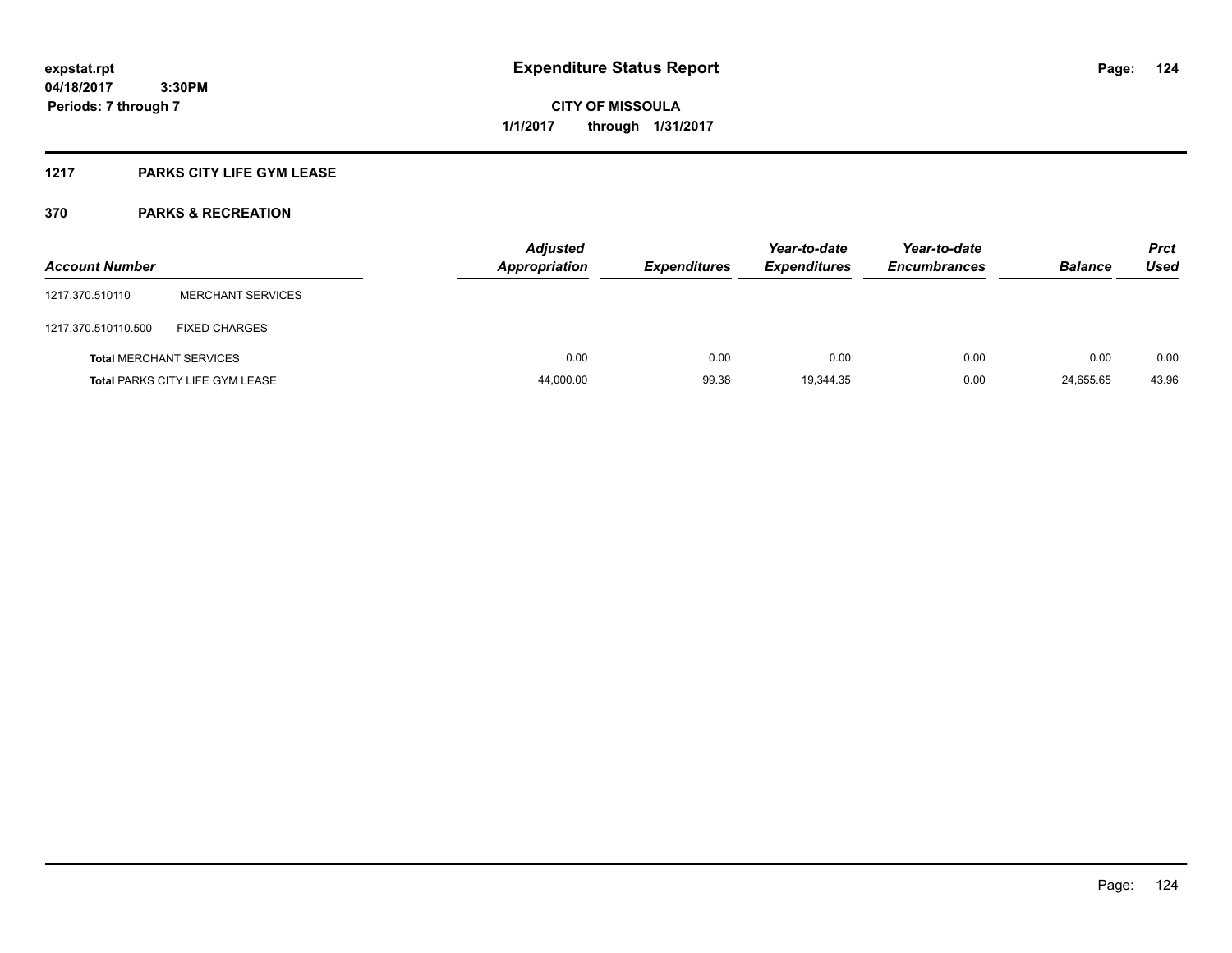## 1217 PARKS CITY LIFE GYM LEASE

### 370 PARKS & RECREATION

| Account Number | | Adjusted Appropriation | Expenditures | Year-to-date Expenditures | Year-to-date Encumbrances | Balance | Prct Used |
|---|---|---|---|---|---|---|---|
| 1217.370.510110 | MERCHANT SERVICES | | | | | | |
| 1217.370.510110.500 | FIXED CHARGES | | | | | | |
| **Total** MERCHANT SERVICES | | 0.00 | 0.00 | 0.00 | 0.00 | 0.00 | 0.00 |
| **Total** PARKS CITY LIFE GYM LEASE | | 44,000.00 | 99.38 | 19,344.35 | 0.00 | 24,655.65 | 43.96 |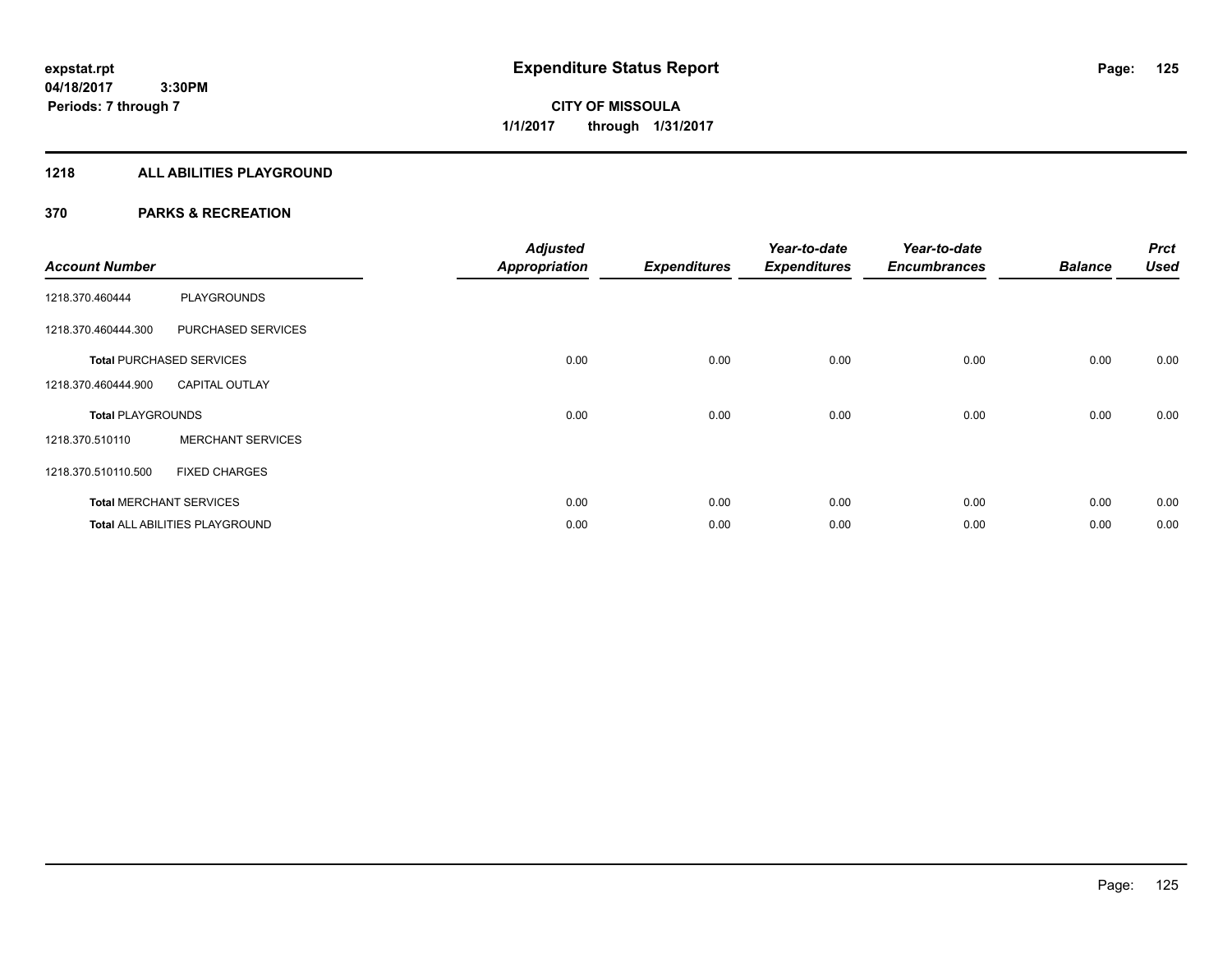# Expenditure Status Report

**CITY OF MISSOULA**
**1/1/2017 through 1/31/2017**

expstat.rpt
04/18/2017 3:30PM
Periods: 7 through 7

## 1218 ALL ABILITIES PLAYGROUND

### 370 PARKS & RECREATION

| Account Number | | Adjusted Appropriation | Expenditures | Year-to-date Expenditures | Year-to-date Encumbrances | Balance | Prct Used |
|---|---|---|---|---|---|---|---|
| 1218.370.460444 | PLAYGROUNDS | | | | | | |
| 1218.370.460444.300 | PURCHASED SERVICES | | | | | | |
| **Total** PURCHASED SERVICES | | 0.00 | 0.00 | 0.00 | 0.00 | 0.00 | 0.00 |
| 1218.370.460444.900 | CAPITAL OUTLAY | | | | | | |
| **Total** PLAYGROUNDS | | 0.00 | 0.00 | 0.00 | 0.00 | 0.00 | 0.00 |
| 1218.370.510110 | MERCHANT SERVICES | | | | | | |
| 1218.370.510110.500 | FIXED CHARGES | | | | | | |
| **Total** MERCHANT SERVICES | | 0.00 | 0.00 | 0.00 | 0.00 | 0.00 | 0.00 |
| **Total** ALL ABILITIES PLAYGROUND | | 0.00 | 0.00 | 0.00 | 0.00 | 0.00 | 0.00 |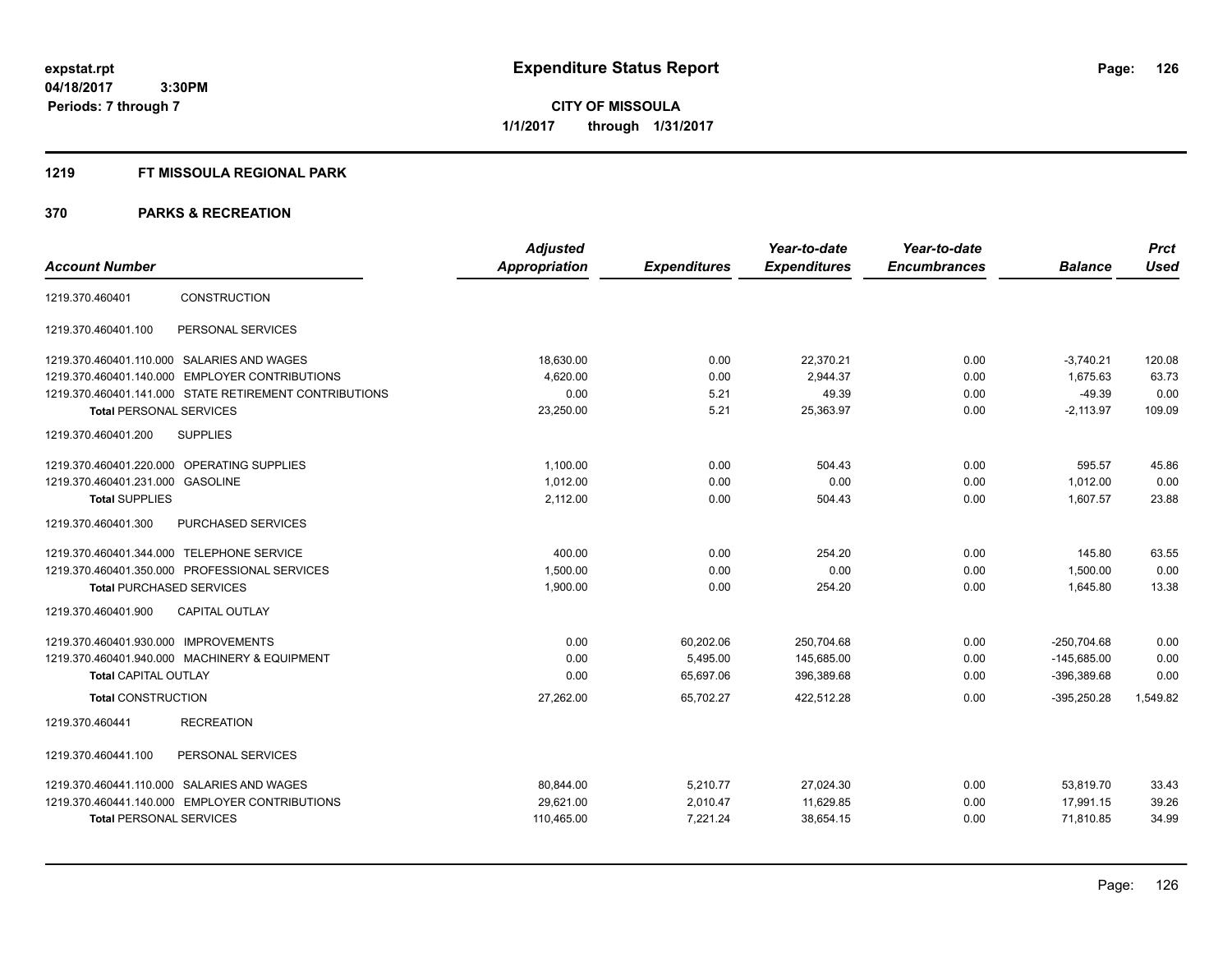**expstat.rpt**
**04/18/2017 3:30PM**
**Periods: 7 through 7**

# Expenditure Status Report

**CITY OF MISSOULA**
**1/1/2017 through 1/31/2017**

## 1219 FT MISSOULA REGIONAL PARK

## 370 PARKS & RECREATION

| Account Number | | Adjusted Appropriation | Expenditures | Year-to-date Expenditures | Year-to-date Encumbrances | Balance | Prct Used |
|---|---|---|---|---|---|---|---|
| 1219.370.460401 | CONSTRUCTION | | | | | | |
| 1219.370.460401.100 | PERSONAL SERVICES | | | | | | |
| 1219.370.460401.110.000 | SALARIES AND WAGES | 18,630.00 | 0.00 | 22,370.21 | 0.00 | -3,740.21 | 120.08 |
| 1219.370.460401.140.000 | EMPLOYER CONTRIBUTIONS | 4,620.00 | 0.00 | 2,944.37 | 0.00 | 1,675.63 | 63.73 |
| 1219.370.460401.141.000 | STATE RETIREMENT CONTRIBUTIONS | 0.00 | 5.21 | 49.39 | 0.00 | -49.39 | 0.00 |
| **Total** PERSONAL SERVICES | | 23,250.00 | 5.21 | 25,363.97 | 0.00 | -2,113.97 | 109.09 |
| 1219.370.460401.200 | SUPPLIES | | | | | | |
| 1219.370.460401.220.000 | OPERATING SUPPLIES | 1,100.00 | 0.00 | 504.43 | 0.00 | 595.57 | 45.86 |
| 1219.370.460401.231.000 | GASOLINE | 1,012.00 | 0.00 | 0.00 | 0.00 | 1,012.00 | 0.00 |
| **Total** SUPPLIES | | 2,112.00 | 0.00 | 504.43 | 0.00 | 1,607.57 | 23.88 |
| 1219.370.460401.300 | PURCHASED SERVICES | | | | | | |
| 1219.370.460401.344.000 | TELEPHONE SERVICE | 400.00 | 0.00 | 254.20 | 0.00 | 145.80 | 63.55 |
| 1219.370.460401.350.000 | PROFESSIONAL SERVICES | 1,500.00 | 0.00 | 0.00 | 0.00 | 1,500.00 | 0.00 |
| **Total** PURCHASED SERVICES | | 1,900.00 | 0.00 | 254.20 | 0.00 | 1,645.80 | 13.38 |
| 1219.370.460401.900 | CAPITAL OUTLAY | | | | | | |
| 1219.370.460401.930.000 | IMPROVEMENTS | 0.00 | 60,202.06 | 250,704.68 | 0.00 | -250,704.68 | 0.00 |
| 1219.370.460401.940.000 | MACHINERY & EQUIPMENT | 0.00 | 5,495.00 | 145,685.00 | 0.00 | -145,685.00 | 0.00 |
| **Total** CAPITAL OUTLAY | | 0.00 | 65,697.06 | 396,389.68 | 0.00 | -396,389.68 | 0.00 |
| **Total** CONSTRUCTION | | 27,262.00 | 65,702.27 | 422,512.28 | 0.00 | -395,250.28 | 1,549.82 |
| 1219.370.460441 | RECREATION | | | | | | |
| 1219.370.460441.100 | PERSONAL SERVICES | | | | | | |
| 1219.370.460441.110.000 | SALARIES AND WAGES | 80,844.00 | 5,210.77 | 27,024.30 | 0.00 | 53,819.70 | 33.43 |
| 1219.370.460441.140.000 | EMPLOYER CONTRIBUTIONS | 29,621.00 | 2,010.47 | 11,629.85 | 0.00 | 17,991.15 | 39.26 |
| **Total** PERSONAL SERVICES | | 110,465.00 | 7,221.24 | 38,654.15 | 0.00 | 71,810.85 | 34.99 |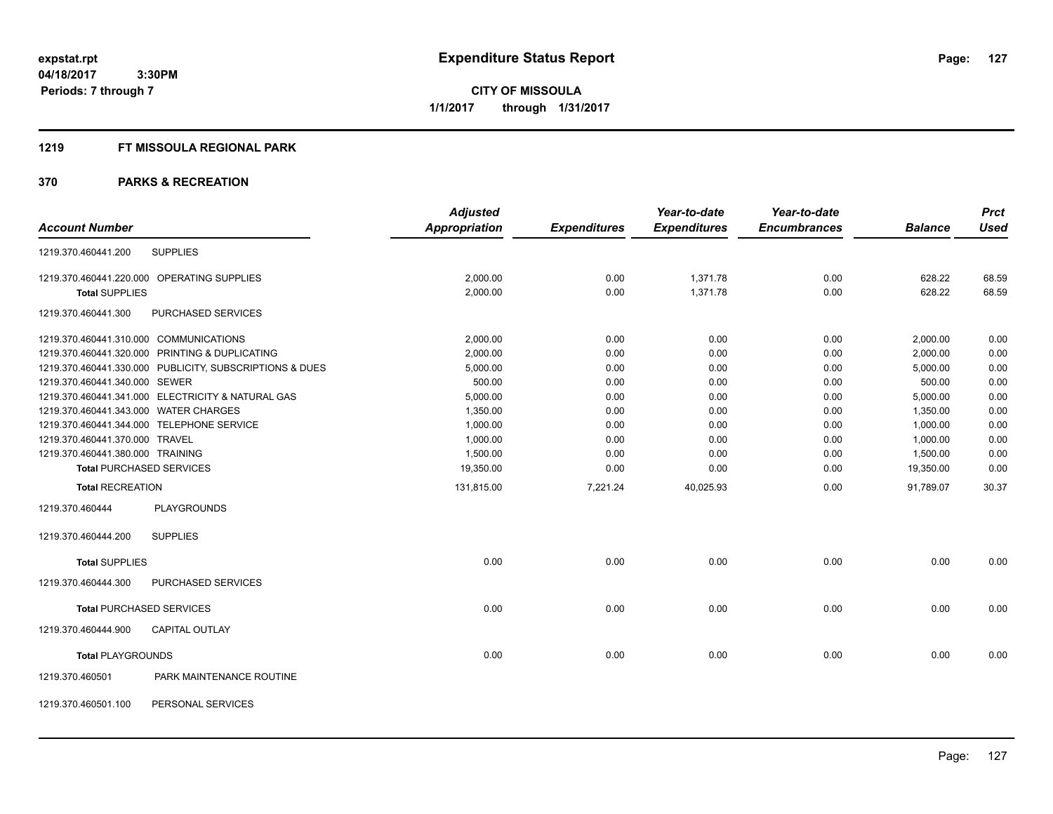**expstat.rpt**
**04/18/2017 3:30PM**
**Periods: 7 through 7**

# Expenditure Status Report

**CITY OF MISSOULA**
**1/1/2017 through 1/31/2017**

## 1219 FT MISSOULA REGIONAL PARK

## 370 PARKS & RECREATION

| Account Number | | Adjusted Appropriation | Expenditures | Year-to-date Expenditures | Year-to-date Encumbrances | Balance | Prct Used |
|---|---|---|---|---|---|---|---|
| 1219.370.460441.200 | SUPPLIES | | | | | | |
| 1219.370.460441.220.000 | OPERATING SUPPLIES | 2,000.00 | 0.00 | 1,371.78 | 0.00 | 628.22 | 68.59 |
| **Total** SUPPLIES | | 2,000.00 | 0.00 | 1,371.78 | 0.00 | 628.22 | 68.59 |
| 1219.370.460441.300 | PURCHASED SERVICES | | | | | | |
| 1219.370.460441.310.000 | COMMUNICATIONS | 2,000.00 | 0.00 | 0.00 | 0.00 | 2,000.00 | 0.00 |
| 1219.370.460441.320.000 | PRINTING & DUPLICATING | 2,000.00 | 0.00 | 0.00 | 0.00 | 2,000.00 | 0.00 |
| 1219.370.460441.330.000 | PUBLICITY, SUBSCRIPTIONS & DUES | 5,000.00 | 0.00 | 0.00 | 0.00 | 5,000.00 | 0.00 |
| 1219.370.460441.340.000 | SEWER | 500.00 | 0.00 | 0.00 | 0.00 | 500.00 | 0.00 |
| 1219.370.460441.341.000 | ELECTRICITY & NATURAL GAS | 5,000.00 | 0.00 | 0.00 | 0.00 | 5,000.00 | 0.00 |
| 1219.370.460441.343.000 | WATER CHARGES | 1,350.00 | 0.00 | 0.00 | 0.00 | 1,350.00 | 0.00 |
| 1219.370.460441.344.000 | TELEPHONE SERVICE | 1,000.00 | 0.00 | 0.00 | 0.00 | 1,000.00 | 0.00 |
| 1219.370.460441.370.000 | TRAVEL | 1,000.00 | 0.00 | 0.00 | 0.00 | 1,000.00 | 0.00 |
| 1219.370.460441.380.000 | TRAINING | 1,500.00 | 0.00 | 0.00 | 0.00 | 1,500.00 | 0.00 |
| **Total** PURCHASED SERVICES | | 19,350.00 | 0.00 | 0.00 | 0.00 | 19,350.00 | 0.00 |
| **Total** RECREATION | | 131,815.00 | 7,221.24 | 40,025.93 | 0.00 | 91,789.07 | 30.37 |
| 1219.370.460444 | PLAYGROUNDS | | | | | | |
| 1219.370.460444.200 | SUPPLIES | | | | | | |
| **Total** SUPPLIES | | 0.00 | 0.00 | 0.00 | 0.00 | 0.00 | 0.00 |
| 1219.370.460444.300 | PURCHASED SERVICES | | | | | | |
| **Total** PURCHASED SERVICES | | 0.00 | 0.00 | 0.00 | 0.00 | 0.00 | 0.00 |
| 1219.370.460444.900 | CAPITAL OUTLAY | | | | | | |
| **Total** PLAYGROUNDS | | 0.00 | 0.00 | 0.00 | 0.00 | 0.00 | 0.00 |
| 1219.370.460501 | PARK MAINTENANCE ROUTINE | | | | | | |
| 1219.370.460501.100 | PERSONAL SERVICES | | | | | | |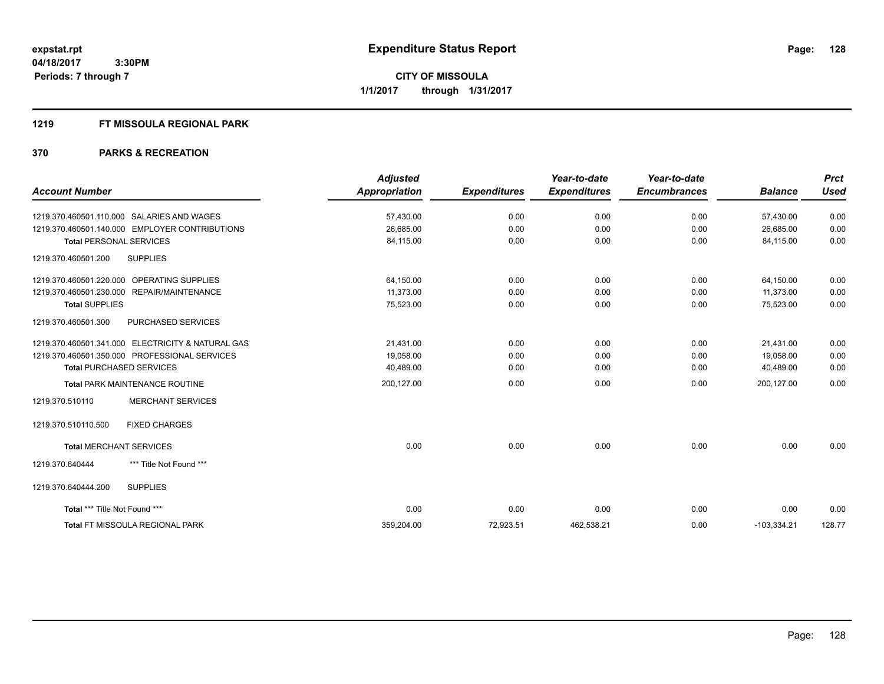**expstat.rpt**
**04/18/2017 3:30PM**
**Periods: 7 through 7**

# Expenditure Status Report

**CITY OF MISSOULA**
**1/1/2017 through 1/31/2017**

## 1219 FT MISSOULA REGIONAL PARK

## 370 PARKS & RECREATION

| Account Number | Adjusted Appropriation | Expenditures | Year-to-date Expenditures | Year-to-date Encumbrances | Balance | Prct Used |
|---|---|---|---|---|---|---|
| 1219.370.460501.110.000 SALARIES AND WAGES | 57,430.00 | 0.00 | 0.00 | 0.00 | 57,430.00 | 0.00 |
| 1219.370.460501.140.000 EMPLOYER CONTRIBUTIONS | 26,685.00 | 0.00 | 0.00 | 0.00 | 26,685.00 | 0.00 |
| **Total** PERSONAL SERVICES | 84,115.00 | 0.00 | 0.00 | 0.00 | 84,115.00 | 0.00 |
| 1219.370.460501.200 SUPPLIES | | | | | | |
| 1219.370.460501.220.000 OPERATING SUPPLIES | 64,150.00 | 0.00 | 0.00 | 0.00 | 64,150.00 | 0.00 |
| 1219.370.460501.230.000 REPAIR/MAINTENANCE | 11,373.00 | 0.00 | 0.00 | 0.00 | 11,373.00 | 0.00 |
| **Total** SUPPLIES | 75,523.00 | 0.00 | 0.00 | 0.00 | 75,523.00 | 0.00 |
| 1219.370.460501.300 PURCHASED SERVICES | | | | | | |
| 1219.370.460501.341.000 ELECTRICITY & NATURAL GAS | 21,431.00 | 0.00 | 0.00 | 0.00 | 21,431.00 | 0.00 |
| 1219.370.460501.350.000 PROFESSIONAL SERVICES | 19,058.00 | 0.00 | 0.00 | 0.00 | 19,058.00 | 0.00 |
| **Total** PURCHASED SERVICES | 40,489.00 | 0.00 | 0.00 | 0.00 | 40,489.00 | 0.00 |
| **Total** PARK MAINTENANCE ROUTINE | 200,127.00 | 0.00 | 0.00 | 0.00 | 200,127.00 | 0.00 |
| 1219.370.510110 MERCHANT SERVICES | | | | | | |
| 1219.370.510110.500 FIXED CHARGES | | | | | | |
| **Total** MERCHANT SERVICES | 0.00 | 0.00 | 0.00 | 0.00 | 0.00 | 0.00 |
| 1219.370.640444 *** Title Not Found *** | | | | | | |
| 1219.370.640444.200 SUPPLIES | | | | | | |
| **Total** *** Title Not Found *** | 0.00 | 0.00 | 0.00 | 0.00 | 0.00 | 0.00 |
| **Total** FT MISSOULA REGIONAL PARK | 359,204.00 | 72,923.51 | 462,538.21 | 0.00 | -103,334.21 | 128.77 |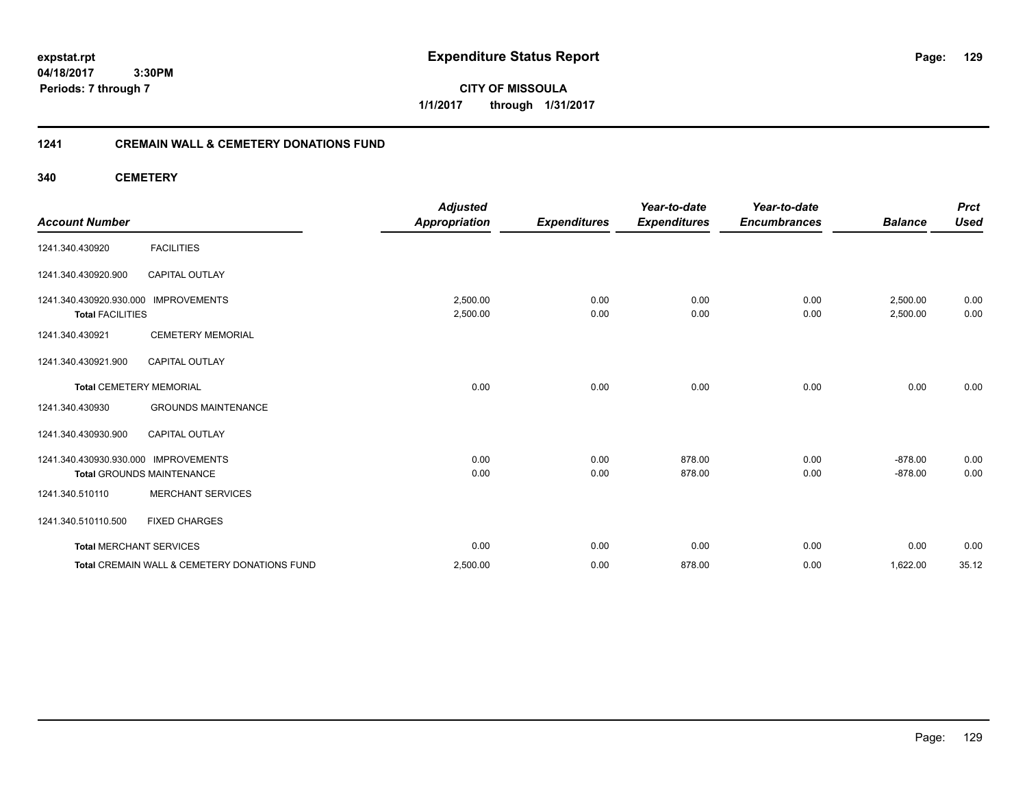**expstat.rpt**
**04/18/2017 3:30PM**
**Periods: 7 through 7**

# Expenditure Status Report

**CITY OF MISSOULA**
**1/1/2017 through 1/31/2017**

## 1241 CREMAIN WALL & CEMETERY DONATIONS FUND

### 340 CEMETERY

| Account Number | | Adjusted Appropriation | Expenditures | Year-to-date Expenditures | Year-to-date Encumbrances | Balance | Prct Used |
|---|---|---|---|---|---|---|---|
| 1241.340.430920 | FACILITIES | | | | | | |
| 1241.340.430920.900 | CAPITAL OUTLAY | | | | | | |
| 1241.340.430920.930.000 | IMPROVEMENTS | 2,500.00 | 0.00 | 0.00 | 0.00 | 2,500.00 | 0.00 |
| **Total** FACILITIES | | 2,500.00 | 0.00 | 0.00 | 0.00 | 2,500.00 | 0.00 |
| 1241.340.430921 | CEMETERY MEMORIAL | | | | | | |
| 1241.340.430921.900 | CAPITAL OUTLAY | | | | | | |
| **Total** CEMETERY MEMORIAL | | 0.00 | 0.00 | 0.00 | 0.00 | 0.00 | 0.00 |
| 1241.340.430930 | GROUNDS MAINTENANCE | | | | | | |
| 1241.340.430930.900 | CAPITAL OUTLAY | | | | | | |
| 1241.340.430930.930.000 | IMPROVEMENTS | 0.00 | 0.00 | 878.00 | 0.00 | -878.00 | 0.00 |
| **Total** GROUNDS MAINTENANCE | | 0.00 | 0.00 | 878.00 | 0.00 | -878.00 | 0.00 |
| 1241.340.510110 | MERCHANT SERVICES | | | | | | |
| 1241.340.510110.500 | FIXED CHARGES | | | | | | |
| **Total** MERCHANT SERVICES | | 0.00 | 0.00 | 0.00 | 0.00 | 0.00 | 0.00 |
| **Total** CREMAIN WALL & CEMETERY DONATIONS FUND | | 2,500.00 | 0.00 | 878.00 | 0.00 | 1,622.00 | 35.12 |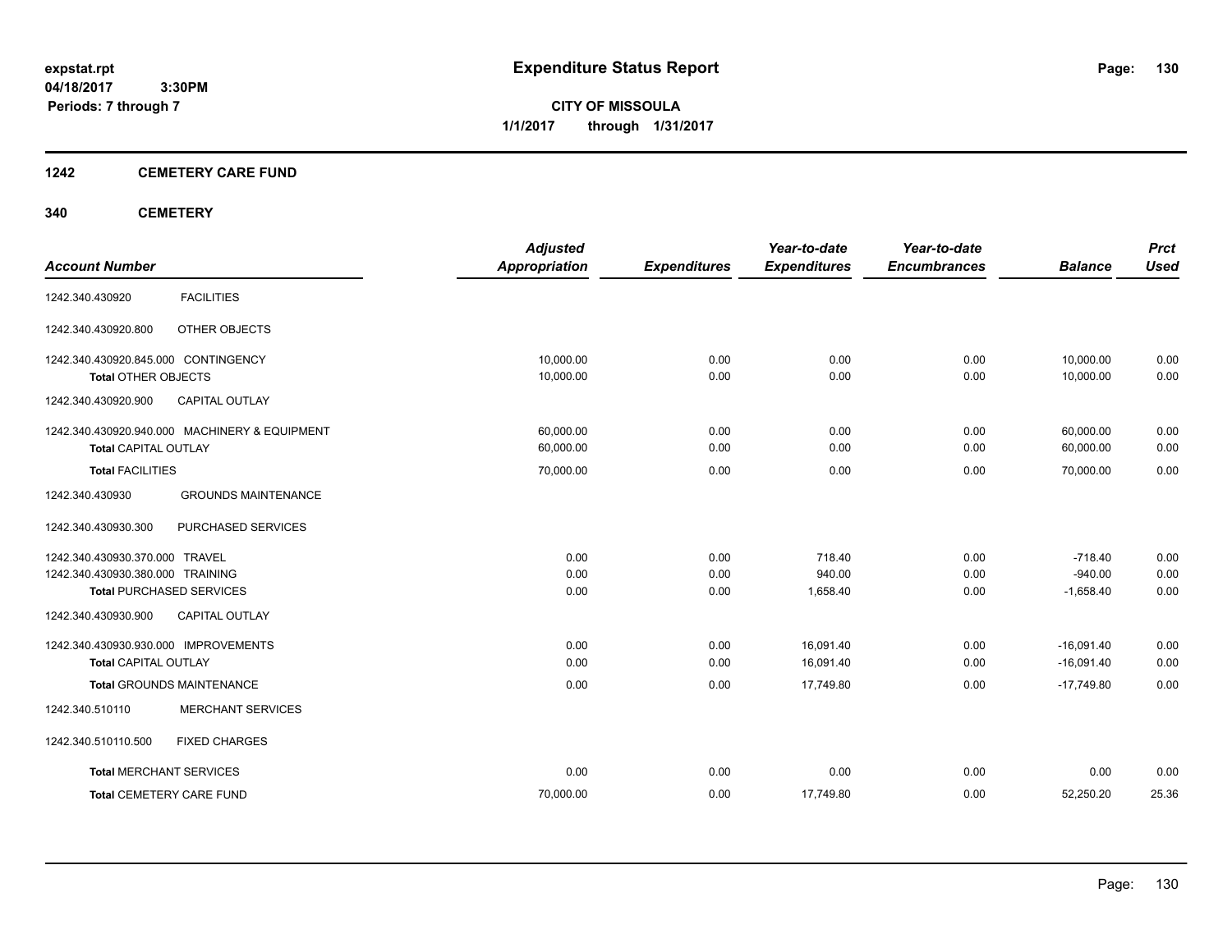expstat.rpt
04/18/2017 3:30PM
Periods: 7 through 7

# Expenditure Status Report

**CITY OF MISSOULA**
**1/1/2017 through 1/31/2017**

## 1242 CEMETERY CARE FUND

## 340 CEMETERY

| Account Number | | Adjusted Appropriation | Expenditures | Year-to-date Expenditures | Year-to-date Encumbrances | Balance | Prct Used |
|---|---|---|---|---|---|---|---|
| 1242.340.430920 | FACILITIES | | | | | | |
| 1242.340.430920.800 | OTHER OBJECTS | | | | | | |
| 1242.340.430920.845.000 CONTINGENCY | | 10,000.00 | 0.00 | 0.00 | 0.00 | 10,000.00 | 0.00 |
| Total OTHER OBJECTS | | 10,000.00 | 0.00 | 0.00 | 0.00 | 10,000.00 | 0.00 |
| 1242.340.430920.900 | CAPITAL OUTLAY | | | | | | |
| 1242.340.430920.940.000 MACHINERY & EQUIPMENT | | 60,000.00 | 0.00 | 0.00 | 0.00 | 60,000.00 | 0.00 |
| Total CAPITAL OUTLAY | | 60,000.00 | 0.00 | 0.00 | 0.00 | 60,000.00 | 0.00 |
| Total FACILITIES | | 70,000.00 | 0.00 | 0.00 | 0.00 | 70,000.00 | 0.00 |
| 1242.340.430930 | GROUNDS MAINTENANCE | | | | | | |
| 1242.340.430930.300 | PURCHASED SERVICES | | | | | | |
| 1242.340.430930.370.000 TRAVEL | | 0.00 | 0.00 | 718.40 | 0.00 | -718.40 | 0.00 |
| 1242.340.430930.380.000 TRAINING | | 0.00 | 0.00 | 940.00 | 0.00 | -940.00 | 0.00 |
| Total PURCHASED SERVICES | | 0.00 | 0.00 | 1,658.40 | 0.00 | -1,658.40 | 0.00 |
| 1242.340.430930.900 | CAPITAL OUTLAY | | | | | | |
| 1242.340.430930.930.000 IMPROVEMENTS | | 0.00 | 0.00 | 16,091.40 | 0.00 | -16,091.40 | 0.00 |
| Total CAPITAL OUTLAY | | 0.00 | 0.00 | 16,091.40 | 0.00 | -16,091.40 | 0.00 |
| Total GROUNDS MAINTENANCE | | 0.00 | 0.00 | 17,749.80 | 0.00 | -17,749.80 | 0.00 |
| 1242.340.510110 | MERCHANT SERVICES | | | | | | |
| 1242.340.510110.500 | FIXED CHARGES | | | | | | |
| Total MERCHANT SERVICES | | 0.00 | 0.00 | 0.00 | 0.00 | 0.00 | 0.00 |
| Total CEMETERY CARE FUND | | 70,000.00 | 0.00 | 17,749.80 | 0.00 | 52,250.20 | 25.36 |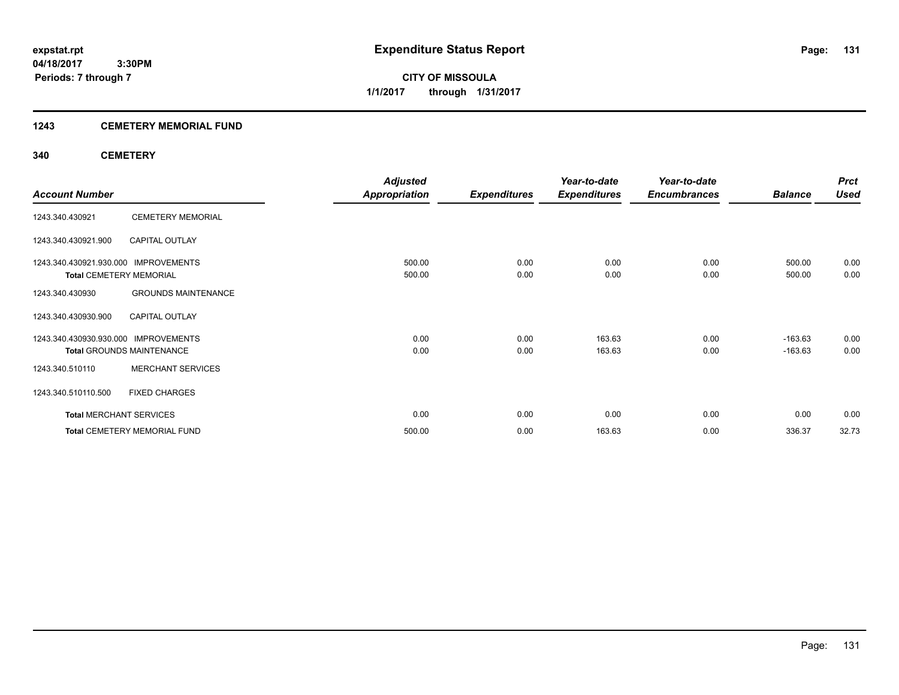**expstat.rpt**
**04/18/2017 3:30PM**
**Periods: 7 through 7**

# Expenditure Status Report

**CITY OF MISSOULA**
**1/1/2017 through 1/31/2017**

## 1243 CEMETERY MEMORIAL FUND

### 340 CEMETERY

| Account Number | | Adjusted Appropriation | Expenditures | Year-to-date Expenditures | Year-to-date Encumbrances | Balance | Prct Used |
|---|---|---|---|---|---|---|---|
| 1243.340.430921 | CEMETERY MEMORIAL | | | | | | |
| 1243.340.430921.900 | CAPITAL OUTLAY | | | | | | |
| 1243.340.430921.930.000 | IMPROVEMENTS | 500.00 | 0.00 | 0.00 | 0.00 | 500.00 | 0.00 |
| **Total** CEMETERY MEMORIAL | | 500.00 | 0.00 | 0.00 | 0.00 | 500.00 | 0.00 |
| 1243.340.430930 | GROUNDS MAINTENANCE | | | | | | |
| 1243.340.430930.900 | CAPITAL OUTLAY | | | | | | |
| 1243.340.430930.930.000 | IMPROVEMENTS | 0.00 | 0.00 | 163.63 | 0.00 | -163.63 | 0.00 |
| **Total** GROUNDS MAINTENANCE | | 0.00 | 0.00 | 163.63 | 0.00 | -163.63 | 0.00 |
| 1243.340.510110 | MERCHANT SERVICES | | | | | | |
| 1243.340.510110.500 | FIXED CHARGES | | | | | | |
| **Total** MERCHANT SERVICES | | 0.00 | 0.00 | 0.00 | 0.00 | 0.00 | 0.00 |
| **Total** CEMETERY MEMORIAL FUND | | 500.00 | 0.00 | 163.63 | 0.00 | 336.37 | 32.73 |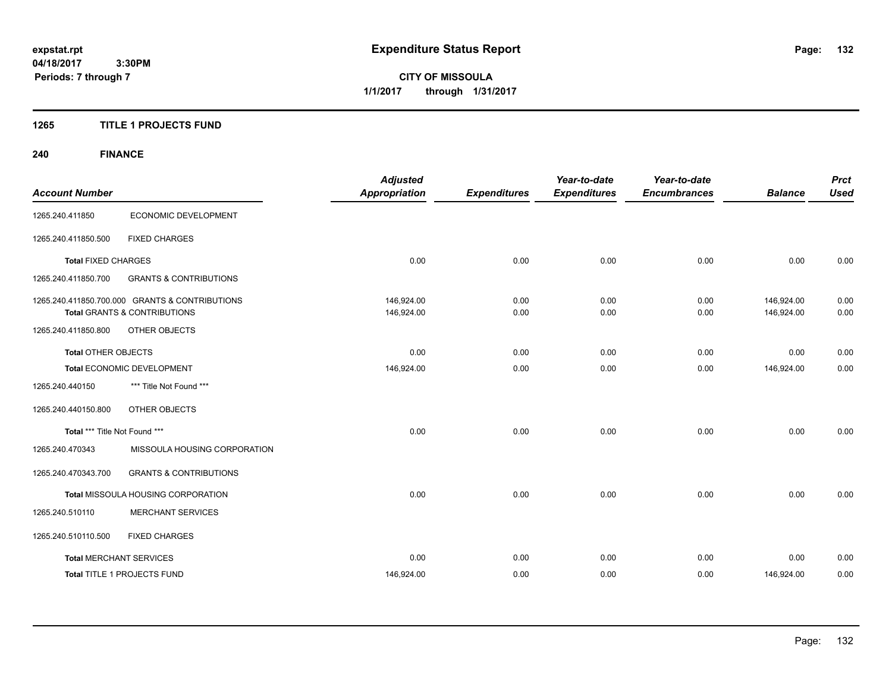expstat.rpt
04/18/2017 3:30PM
Periods: 7 through 7

# Expenditure Status Report

CITY OF MISSOULA
1/1/2017 through 1/31/2017

## 1265 TITLE 1 PROJECTS FUND

## 240 FINANCE

| Account Number | | Adjusted Appropriation | Expenditures | Year-to-date Expenditures | Year-to-date Encumbrances | Balance | Prct Used |
|---|---|---|---|---|---|---|---|
| 1265.240.411850 | ECONOMIC DEVELOPMENT | | | | | | |
| 1265.240.411850.500 | FIXED CHARGES | | | | | | |
| **Total** FIXED CHARGES | | 0.00 | 0.00 | 0.00 | 0.00 | 0.00 | 0.00 |
| 1265.240.411850.700 | GRANTS & CONTRIBUTIONS | | | | | | |
| 1265.240.411850.700.000 GRANTS & CONTRIBUTIONS | | 146,924.00 | 0.00 | 0.00 | 0.00 | 146,924.00 | 0.00 |
| **Total** GRANTS & CONTRIBUTIONS | | 146,924.00 | 0.00 | 0.00 | 0.00 | 146,924.00 | 0.00 |
| 1265.240.411850.800 | OTHER OBJECTS | | | | | | |
| **Total** OTHER OBJECTS | | 0.00 | 0.00 | 0.00 | 0.00 | 0.00 | 0.00 |
| **Total** ECONOMIC DEVELOPMENT | | 146,924.00 | 0.00 | 0.00 | 0.00 | 146,924.00 | 0.00 |
| 1265.240.440150 | *** Title Not Found *** | | | | | | |
| 1265.240.440150.800 | OTHER OBJECTS | | | | | | |
| **Total** *** Title Not Found *** | | 0.00 | 0.00 | 0.00 | 0.00 | 0.00 | 0.00 |
| 1265.240.470343 | MISSOULA HOUSING CORPORATION | | | | | | |
| 1265.240.470343.700 | GRANTS & CONTRIBUTIONS | | | | | | |
| **Total** MISSOULA HOUSING CORPORATION | | 0.00 | 0.00 | 0.00 | 0.00 | 0.00 | 0.00 |
| 1265.240.510110 | MERCHANT SERVICES | | | | | | |
| 1265.240.510110.500 | FIXED CHARGES | | | | | | |
| **Total** MERCHANT SERVICES | | 0.00 | 0.00 | 0.00 | 0.00 | 0.00 | 0.00 |
| **Total** TITLE 1 PROJECTS FUND | | 146,924.00 | 0.00 | 0.00 | 0.00 | 146,924.00 | 0.00 |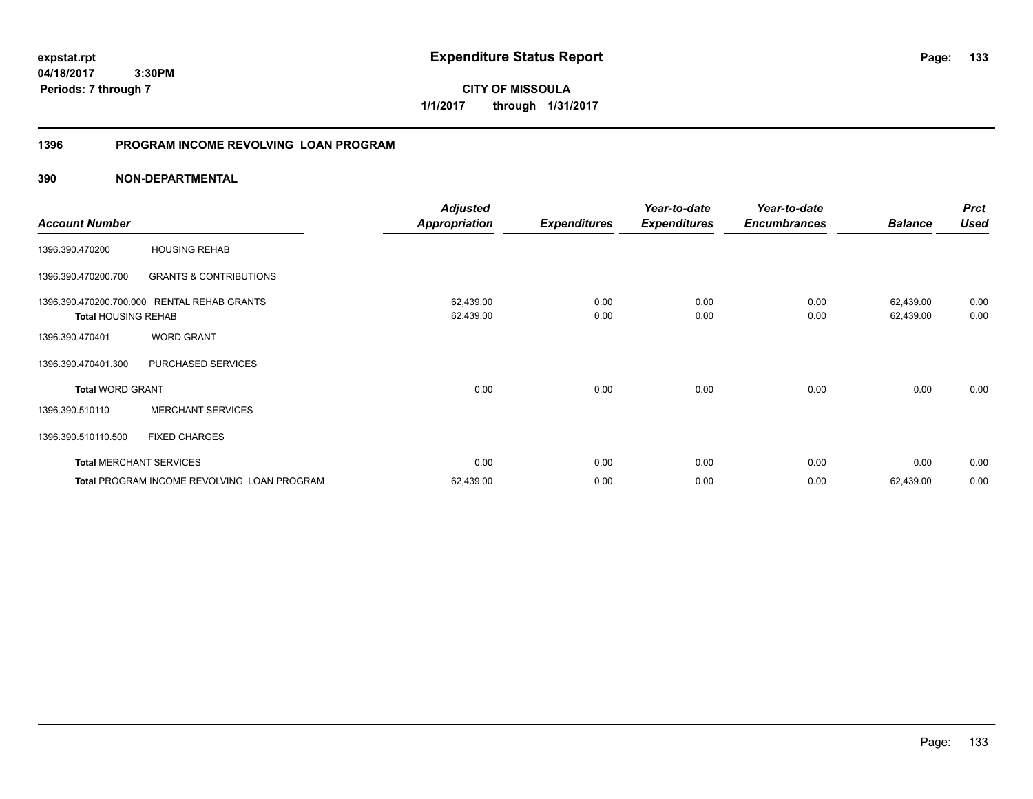expstat.rpt
04/18/2017 3:30PM
Periods: 7 through 7

# Expenditure Status Report

**CITY OF MISSOULA**
**1/1/2017 through 1/31/2017**

## 1396 PROGRAM INCOME REVOLVING LOAN PROGRAM

### 390 NON-DEPARTMENTAL

| Account Number | | Adjusted Appropriation | Expenditures | Year-to-date Expenditures | Year-to-date Encumbrances | Balance | Prct Used |
|---|---|---|---|---|---|---|---|
| 1396.390.470200 | HOUSING REHAB | | | | | | |
| 1396.390.470200.700 | GRANTS & CONTRIBUTIONS | | | | | | |
| 1396.390.470200.700.000 | RENTAL REHAB GRANTS | 62,439.00 | 0.00 | 0.00 | 0.00 | 62,439.00 | 0.00 |
| **Total** HOUSING REHAB | | 62,439.00 | 0.00 | 0.00 | 0.00 | 62,439.00 | 0.00 |
| 1396.390.470401 | WORD GRANT | | | | | | |
| 1396.390.470401.300 | PURCHASED SERVICES | | | | | | |
| **Total** WORD GRANT | | 0.00 | 0.00 | 0.00 | 0.00 | 0.00 | 0.00 |
| 1396.390.510110 | MERCHANT SERVICES | | | | | | |
| 1396.390.510110.500 | FIXED CHARGES | | | | | | |
| **Total** MERCHANT SERVICES | | 0.00 | 0.00 | 0.00 | 0.00 | 0.00 | 0.00 |
| **Total** PROGRAM INCOME REVOLVING LOAN PROGRAM | | 62,439.00 | 0.00 | 0.00 | 0.00 | 62,439.00 | 0.00 |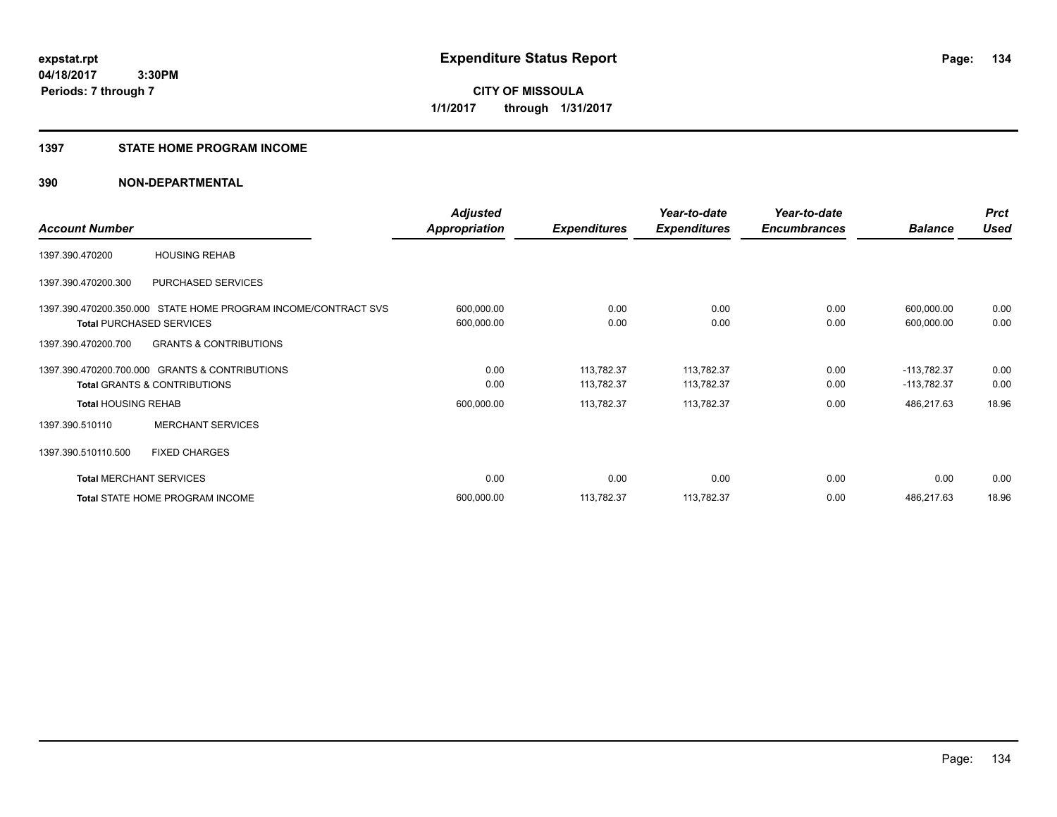**expstat.rpt**
**04/18/2017 3:30PM**
**Periods: 7 through 7**

# Expenditure Status Report

**CITY OF MISSOULA**
**1/1/2017 through 1/31/2017**

## 1397 STATE HOME PROGRAM INCOME

## 390 NON-DEPARTMENTAL

| Account Number | | Adjusted Appropriation | Expenditures | Year-to-date Expenditures | Year-to-date Encumbrances | Balance | Prct Used |
|---|---|---|---|---|---|---|---|
| 1397.390.470200 | HOUSING REHAB | | | | | | |
| 1397.390.470200.300 | PURCHASED SERVICES | | | | | | |
| 1397.390.470200.350.000 | STATE HOME PROGRAM INCOME/CONTRACT SVS | 600,000.00 | 0.00 | 0.00 | 0.00 | 600,000.00 | 0.00 |
| **Total** PURCHASED SERVICES | | 600,000.00 | 0.00 | 0.00 | 0.00 | 600,000.00 | 0.00 |
| 1397.390.470200.700 | GRANTS & CONTRIBUTIONS | | | | | | |
| 1397.390.470200.700.000 | GRANTS & CONTRIBUTIONS | 0.00 | 113,782.37 | 113,782.37 | 0.00 | -113,782.37 | 0.00 |
| **Total** GRANTS & CONTRIBUTIONS | | 0.00 | 113,782.37 | 113,782.37 | 0.00 | -113,782.37 | 0.00 |
| **Total** HOUSING REHAB | | 600,000.00 | 113,782.37 | 113,782.37 | 0.00 | 486,217.63 | 18.96 |
| 1397.390.510110 | MERCHANT SERVICES | | | | | | |
| 1397.390.510110.500 | FIXED CHARGES | | | | | | |
| **Total** MERCHANT SERVICES | | 0.00 | 0.00 | 0.00 | 0.00 | 0.00 | 0.00 |
| **Total** STATE HOME PROGRAM INCOME | | 600,000.00 | 113,782.37 | 113,782.37 | 0.00 | 486,217.63 | 18.96 |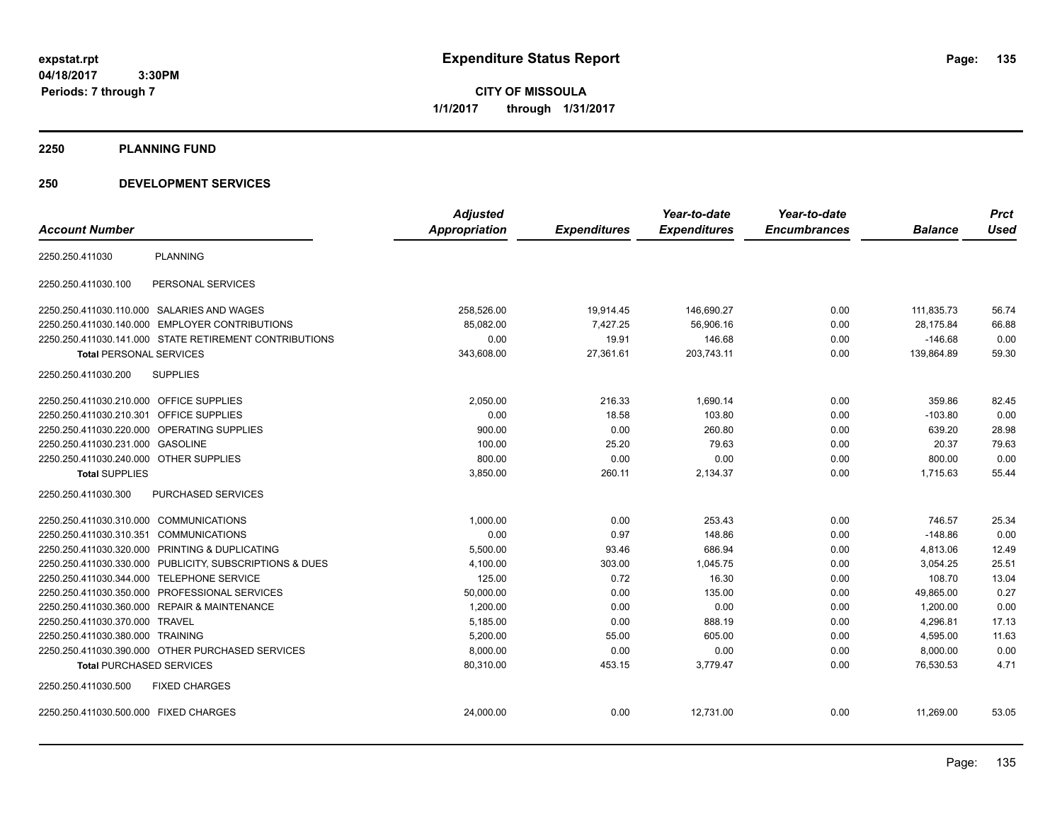**Expenditure Status Report**

**CITY OF MISSOULA**
**1/1/2017 through 1/31/2017**

expstat.rpt
04/18/2017 3:30PM
Periods: 7 through 7

## 2250 PLANNING FUND

## 250 DEVELOPMENT SERVICES

| Account Number | | Adjusted Appropriation | Expenditures | Year-to-date Expenditures | Year-to-date Encumbrances | Balance | Prct Used |
|---|---|---|---|---|---|---|---|
| 2250.250.411030 | PLANNING | | | | | | |
| 2250.250.411030.100 | PERSONAL SERVICES | | | | | | |
| 2250.250.411030.110.000 | SALARIES AND WAGES | 258,526.00 | 19,914.45 | 146,690.27 | 0.00 | 111,835.73 | 56.74 |
| 2250.250.411030.140.000 | EMPLOYER CONTRIBUTIONS | 85,082.00 | 7,427.25 | 56,906.16 | 0.00 | 28,175.84 | 66.88 |
| 2250.250.411030.141.000 | STATE RETIREMENT CONTRIBUTIONS | 0.00 | 19.91 | 146.68 | 0.00 | -146.68 | 0.00 |
| **Total** PERSONAL SERVICES | | 343,608.00 | 27,361.61 | 203,743.11 | 0.00 | 139,864.89 | 59.30 |
| 2250.250.411030.200 | SUPPLIES | | | | | | |
| 2250.250.411030.210.000 | OFFICE SUPPLIES | 2,050.00 | 216.33 | 1,690.14 | 0.00 | 359.86 | 82.45 |
| 2250.250.411030.210.301 | OFFICE SUPPLIES | 0.00 | 18.58 | 103.80 | 0.00 | -103.80 | 0.00 |
| 2250.250.411030.220.000 | OPERATING SUPPLIES | 900.00 | 0.00 | 260.80 | 0.00 | 639.20 | 28.98 |
| 2250.250.411030.231.000 | GASOLINE | 100.00 | 25.20 | 79.63 | 0.00 | 20.37 | 79.63 |
| 2250.250.411030.240.000 | OTHER SUPPLIES | 800.00 | 0.00 | 0.00 | 0.00 | 800.00 | 0.00 |
| **Total** SUPPLIES | | 3,850.00 | 260.11 | 2,134.37 | 0.00 | 1,715.63 | 55.44 |
| 2250.250.411030.300 | PURCHASED SERVICES | | | | | | |
| 2250.250.411030.310.000 | COMMUNICATIONS | 1,000.00 | 0.00 | 253.43 | 0.00 | 746.57 | 25.34 |
| 2250.250.411030.310.351 | COMMUNICATIONS | 0.00 | 0.97 | 148.86 | 0.00 | -148.86 | 0.00 |
| 2250.250.411030.320.000 | PRINTING & DUPLICATING | 5,500.00 | 93.46 | 686.94 | 0.00 | 4,813.06 | 12.49 |
| 2250.250.411030.330.000 | PUBLICITY, SUBSCRIPTIONS & DUES | 4,100.00 | 303.00 | 1,045.75 | 0.00 | 3,054.25 | 25.51 |
| 2250.250.411030.344.000 | TELEPHONE SERVICE | 125.00 | 0.72 | 16.30 | 0.00 | 108.70 | 13.04 |
| 2250.250.411030.350.000 | PROFESSIONAL SERVICES | 50,000.00 | 0.00 | 135.00 | 0.00 | 49,865.00 | 0.27 |
| 2250.250.411030.360.000 | REPAIR & MAINTENANCE | 1,200.00 | 0.00 | 0.00 | 0.00 | 1,200.00 | 0.00 |
| 2250.250.411030.370.000 | TRAVEL | 5,185.00 | 0.00 | 888.19 | 0.00 | 4,296.81 | 17.13 |
| 2250.250.411030.380.000 | TRAINING | 5,200.00 | 55.00 | 605.00 | 0.00 | 4,595.00 | 11.63 |
| 2250.250.411030.390.000 | OTHER PURCHASED SERVICES | 8,000.00 | 0.00 | 0.00 | 0.00 | 8,000.00 | 0.00 |
| **Total** PURCHASED SERVICES | | 80,310.00 | 453.15 | 3,779.47 | 0.00 | 76,530.53 | 4.71 |
| 2250.250.411030.500 | FIXED CHARGES | | | | | | |
| 2250.250.411030.500.000 | FIXED CHARGES | 24,000.00 | 0.00 | 12,731.00 | 0.00 | 11,269.00 | 53.05 |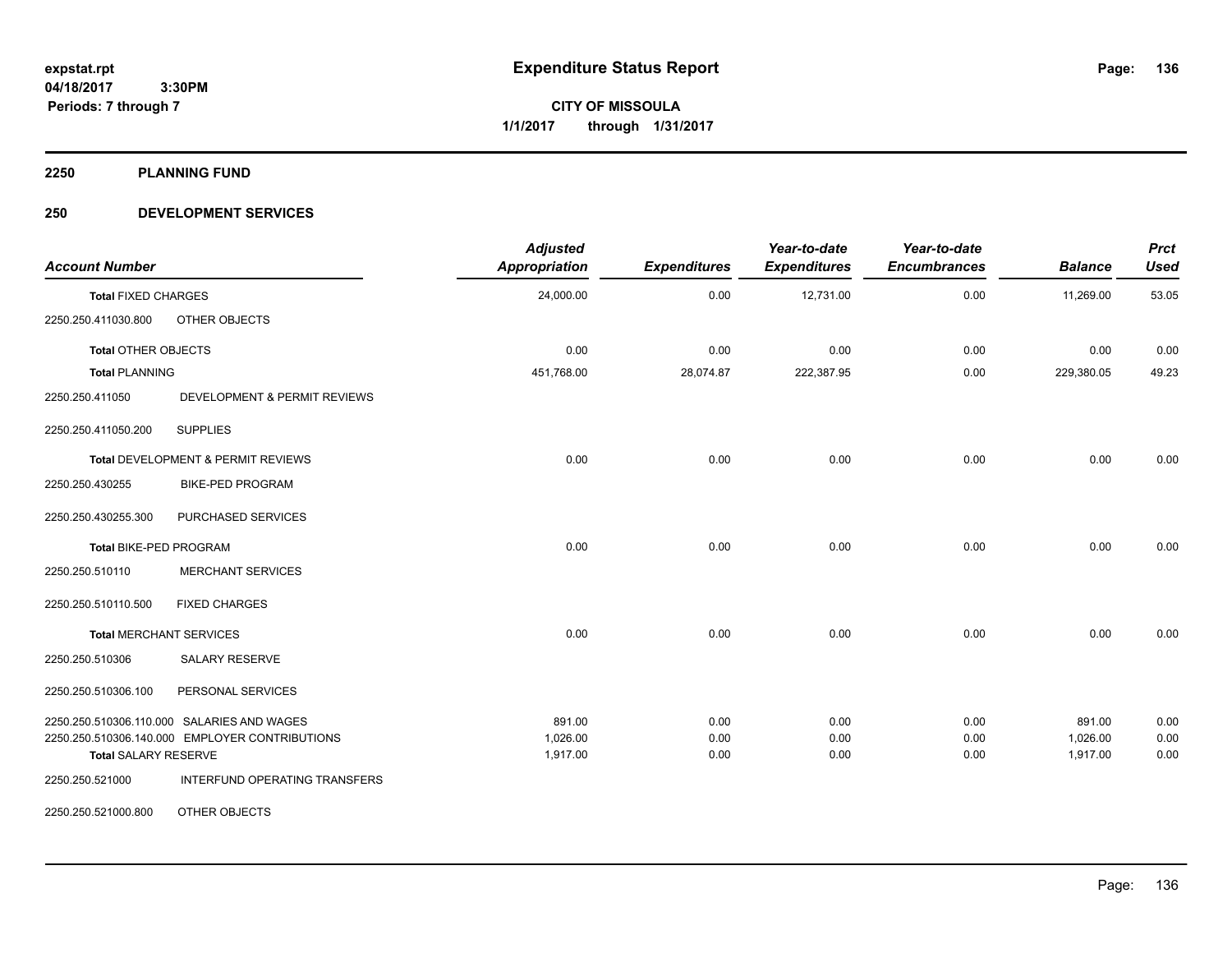**expstat.rpt**
**04/18/2017 3:30PM**
**Periods: 7 through 7**

# Expenditure Status Report

**CITY OF MISSOULA**
**1/1/2017 through 1/31/2017**

## 2250 PLANNING FUND

## 250 DEVELOPMENT SERVICES

| Account Number | | Adjusted Appropriation | Expenditures | Year-to-date Expenditures | Year-to-date Encumbrances | Balance | Prct Used |
|---|---|---|---|---|---|---|---|
| **Total** FIXED CHARGES | | 24,000.00 | 0.00 | 12,731.00 | 0.00 | 11,269.00 | 53.05 |
| 2250.250.411030.800 | OTHER OBJECTS | | | | | | |
| **Total** OTHER OBJECTS | | 0.00 | 0.00 | 0.00 | 0.00 | 0.00 | 0.00 |
| **Total** PLANNING | | 451,768.00 | 28,074.87 | 222,387.95 | 0.00 | 229,380.05 | 49.23 |
| 2250.250.411050 | DEVELOPMENT & PERMIT REVIEWS | | | | | | |
| 2250.250.411050.200 | SUPPLIES | | | | | | |
| **Total** DEVELOPMENT & PERMIT REVIEWS | | 0.00 | 0.00 | 0.00 | 0.00 | 0.00 | 0.00 |
| 2250.250.430255 | BIKE-PED PROGRAM | | | | | | |
| 2250.250.430255.300 | PURCHASED SERVICES | | | | | | |
| **Total** BIKE-PED PROGRAM | | 0.00 | 0.00 | 0.00 | 0.00 | 0.00 | 0.00 |
| 2250.250.510110 | MERCHANT SERVICES | | | | | | |
| 2250.250.510110.500 | FIXED CHARGES | | | | | | |
| **Total** MERCHANT SERVICES | | 0.00 | 0.00 | 0.00 | 0.00 | 0.00 | 0.00 |
| 2250.250.510306 | SALARY RESERVE | | | | | | |
| 2250.250.510306.100 | PERSONAL SERVICES | | | | | | |
| 2250.250.510306.110.000 | SALARIES AND WAGES | 891.00 | 0.00 | 0.00 | 0.00 | 891.00 | 0.00 |
| 2250.250.510306.140.000 | EMPLOYER CONTRIBUTIONS | 1,026.00 | 0.00 | 0.00 | 0.00 | 1,026.00 | 0.00 |
| **Total** SALARY RESERVE | | 1,917.00 | 0.00 | 0.00 | 0.00 | 1,917.00 | 0.00 |
| 2250.250.521000 | INTERFUND OPERATING TRANSFERS | | | | | | |
| 2250.250.521000.800 | OTHER OBJECTS | | | | | | |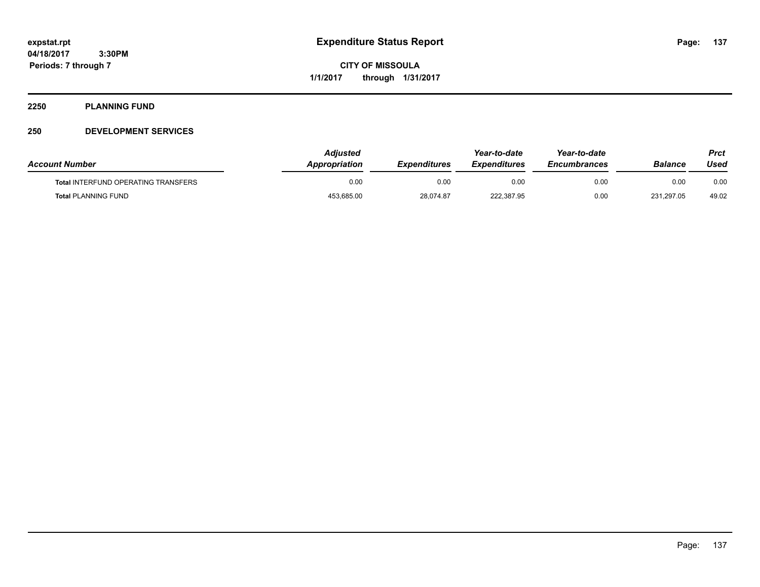**expstat.rpt**
**04/18/2017 3:30PM**
**Periods: 7 through 7**

# Expenditure Status Report

**CITY OF MISSOULA**
**1/1/2017 through 1/31/2017**

## 2250 PLANNING FUND

## 250 DEVELOPMENT SERVICES

| Account Number | Adjusted Appropriation | Expenditures | Year-to-date Expenditures | Year-to-date Encumbrances | Balance | Prct Used |
|---|---|---|---|---|---|---|
| **Total** INTERFUND OPERATING TRANSFERS | 0.00 | 0.00 | 0.00 | 0.00 | 0.00 | 0.00 |
| **Total** PLANNING FUND | 453,685.00 | 28,074.87 | 222,387.95 | 0.00 | 231,297.05 | 49.02 |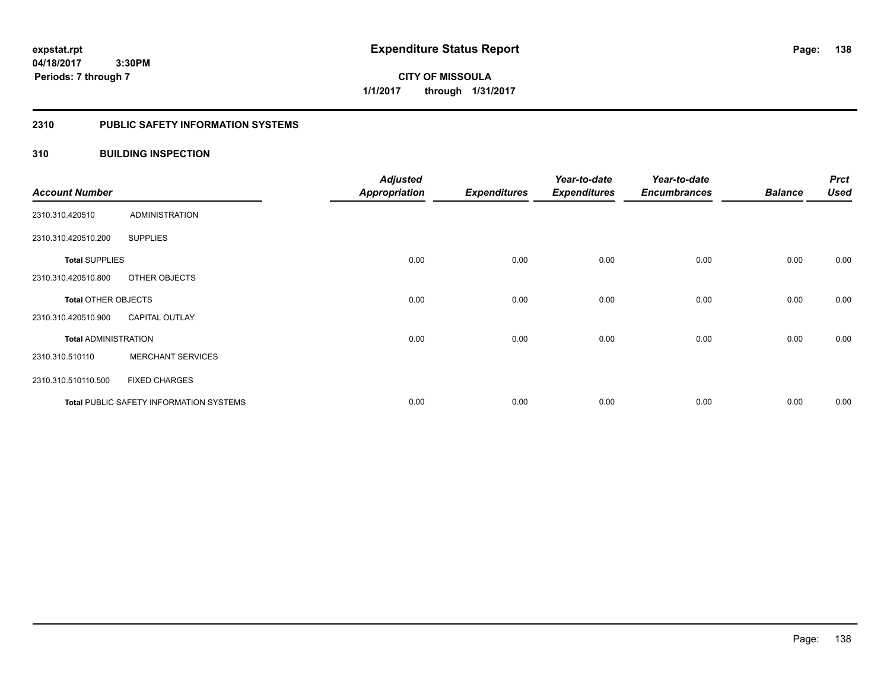expstat.rpt
04/18/2017 3:30PM
Periods: 7 through 7

# Expenditure Status Report

CITY OF MISSOULA
1/1/2017 through 1/31/2017

## 2310 PUBLIC SAFETY INFORMATION SYSTEMS

## 310 BUILDING INSPECTION

| Account Number | | Adjusted Appropriation | Expenditures | Year-to-date Expenditures | Year-to-date Encumbrances | Balance | Prct Used |
|---|---|---|---|---|---|---|---|
| 2310.310.420510 | ADMINISTRATION | | | | | | |
| 2310.310.420510.200 | SUPPLIES | | | | | | |
| **Total** SUPPLIES | | 0.00 | 0.00 | 0.00 | 0.00 | 0.00 | 0.00 |
| 2310.310.420510.800 | OTHER OBJECTS | | | | | | |
| **Total** OTHER OBJECTS | | 0.00 | 0.00 | 0.00 | 0.00 | 0.00 | 0.00 |
| 2310.310.420510.900 | CAPITAL OUTLAY | | | | | | |
| **Total** ADMINISTRATION | | 0.00 | 0.00 | 0.00 | 0.00 | 0.00 | 0.00 |
| 2310.310.510110 | MERCHANT SERVICES | | | | | | |
| 2310.310.510110.500 | FIXED CHARGES | | | | | | |
| **Total** PUBLIC SAFETY INFORMATION SYSTEMS | | 0.00 | 0.00 | 0.00 | 0.00 | 0.00 | 0.00 |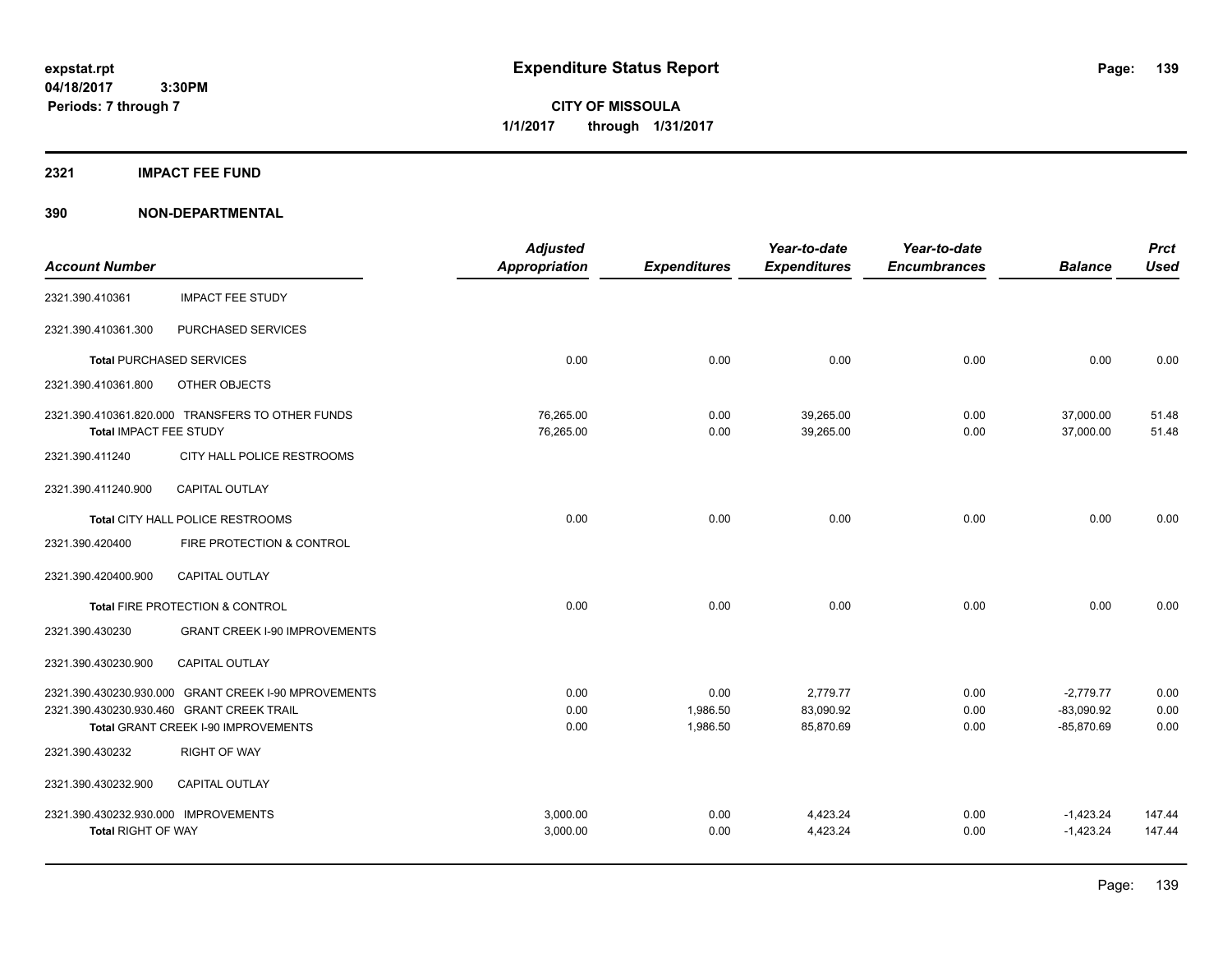**Expenditure Status Report**

**CITY OF MISSOULA**
**1/1/2017 through 1/31/2017**

expstat.rpt
04/18/2017 3:30PM
Periods: 7 through 7

## 2321 IMPACT FEE FUND

## 390 NON-DEPARTMENTAL

| Account Number | | Adjusted Appropriation | Expenditures | Year-to-date Expenditures | Year-to-date Encumbrances | Balance | Prct Used |
|---|---|---|---|---|---|---|---|
| 2321.390.410361 | IMPACT FEE STUDY | | | | | | |
| 2321.390.410361.300 | PURCHASED SERVICES | | | | | | |
| **Total** PURCHASED SERVICES | | 0.00 | 0.00 | 0.00 | 0.00 | 0.00 | 0.00 |
| 2321.390.410361.800 | OTHER OBJECTS | | | | | | |
| 2321.390.410361.820.000 | TRANSFERS TO OTHER FUNDS | 76,265.00 | 0.00 | 39,265.00 | 0.00 | 37,000.00 | 51.48 |
| **Total** IMPACT FEE STUDY | | 76,265.00 | 0.00 | 39,265.00 | 0.00 | 37,000.00 | 51.48 |
| 2321.390.411240 | CITY HALL POLICE RESTROOMS | | | | | | |
| 2321.390.411240.900 | CAPITAL OUTLAY | | | | | | |
| **Total** CITY HALL POLICE RESTROOMS | | 0.00 | 0.00 | 0.00 | 0.00 | 0.00 | 0.00 |
| 2321.390.420400 | FIRE PROTECTION & CONTROL | | | | | | |
| 2321.390.420400.900 | CAPITAL OUTLAY | | | | | | |
| **Total** FIRE PROTECTION & CONTROL | | 0.00 | 0.00 | 0.00 | 0.00 | 0.00 | 0.00 |
| 2321.390.430230 | GRANT CREEK I-90 IMPROVEMENTS | | | | | | |
| 2321.390.430230.900 | CAPITAL OUTLAY | | | | | | |
| 2321.390.430230.930.000 | GRANT CREEK I-90 MPROVEMENTS | 0.00 | 0.00 | 2,779.77 | 0.00 | -2,779.77 | 0.00 |
| 2321.390.430230.930.460 | GRANT CREEK TRAIL | 0.00 | 1,986.50 | 83,090.92 | 0.00 | -83,090.92 | 0.00 |
| **Total** GRANT CREEK I-90 IMPROVEMENTS | | 0.00 | 1,986.50 | 85,870.69 | 0.00 | -85,870.69 | 0.00 |
| 2321.390.430232 | RIGHT OF WAY | | | | | | |
| 2321.390.430232.900 | CAPITAL OUTLAY | | | | | | |
| 2321.390.430232.930.000 | IMPROVEMENTS | 3,000.00 | 0.00 | 4,423.24 | 0.00 | -1,423.24 | 147.44 |
| **Total** RIGHT OF WAY | | 3,000.00 | 0.00 | 4,423.24 | 0.00 | -1,423.24 | 147.44 |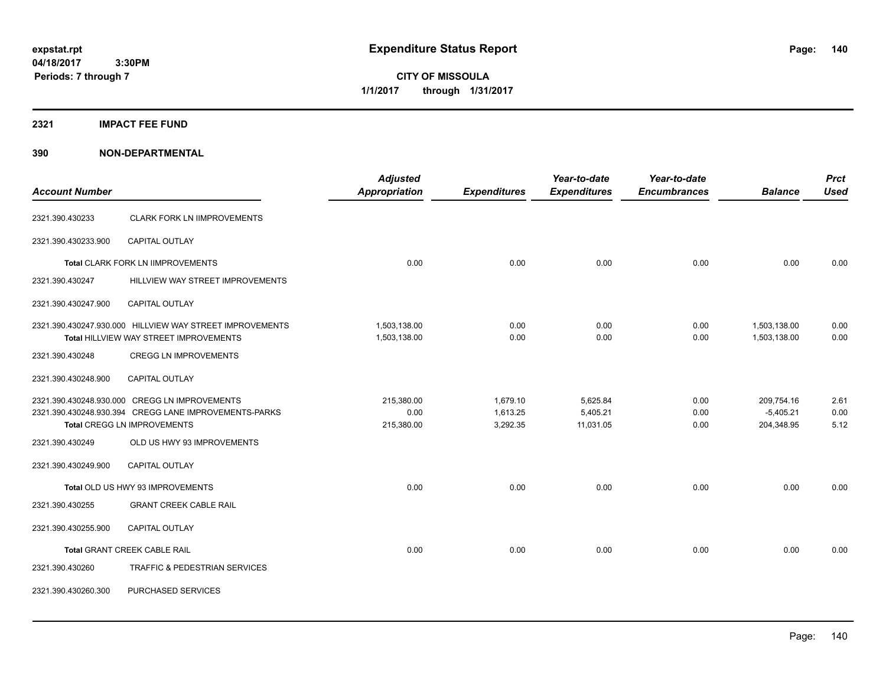**expstat.rpt**
**04/18/2017 3:30PM**
**Periods: 7 through 7**

# Expenditure Status Report

**CITY OF MISSOULA**
**1/1/2017 through 1/31/2017**

## 2321 IMPACT FEE FUND

## 390 NON-DEPARTMENTAL

| Account Number | | Adjusted Appropriation | Expenditures | Year-to-date Expenditures | Year-to-date Encumbrances | Balance | Prct Used |
|---|---|---|---|---|---|---|---|
| 2321.390.430233 | CLARK FORK LN IIMPROVEMENTS | | | | | | |
| 2321.390.430233.900 | CAPITAL OUTLAY | | | | | | |
| **Total** CLARK FORK LN IIMPROVEMENTS | | 0.00 | 0.00 | 0.00 | 0.00 | 0.00 | 0.00 |
| 2321.390.430247 | HILLVIEW WAY STREET IMPROVEMENTS | | | | | | |
| 2321.390.430247.900 | CAPITAL OUTLAY | | | | | | |
| 2321.390.430247.930.000 | HILLVIEW WAY STREET IMPROVEMENTS | 1,503,138.00 | 0.00 | 0.00 | 0.00 | 1,503,138.00 | 0.00 |
| **Total** HILLVIEW WAY STREET IMPROVEMENTS | | 1,503,138.00 | 0.00 | 0.00 | 0.00 | 1,503,138.00 | 0.00 |
| 2321.390.430248 | CREGG LN IMPROVEMENTS | | | | | | |
| 2321.390.430248.900 | CAPITAL OUTLAY | | | | | | |
| 2321.390.430248.930.000 | CREGG LN IMPROVEMENTS | 215,380.00 | 1,679.10 | 5,625.84 | 0.00 | 209,754.16 | 2.61 |
| 2321.390.430248.930.394 | CREGG LANE IMPROVEMENTS-PARKS | 0.00 | 1,613.25 | 5,405.21 | 0.00 | -5,405.21 | 0.00 |
| **Total** CREGG LN IMPROVEMENTS | | 215,380.00 | 3,292.35 | 11,031.05 | 0.00 | 204,348.95 | 5.12 |
| 2321.390.430249 | OLD US HWY 93 IMPROVEMENTS | | | | | | |
| 2321.390.430249.900 | CAPITAL OUTLAY | | | | | | |
| **Total** OLD US HWY 93 IMPROVEMENTS | | 0.00 | 0.00 | 0.00 | 0.00 | 0.00 | 0.00 |
| 2321.390.430255 | GRANT CREEK CABLE RAIL | | | | | | |
| 2321.390.430255.900 | CAPITAL OUTLAY | | | | | | |
| **Total** GRANT CREEK CABLE RAIL | | 0.00 | 0.00 | 0.00 | 0.00 | 0.00 | 0.00 |
| 2321.390.430260 | TRAFFIC & PEDESTRIAN SERVICES | | | | | | |
| 2321.390.430260.300 | PURCHASED SERVICES | | | | | | |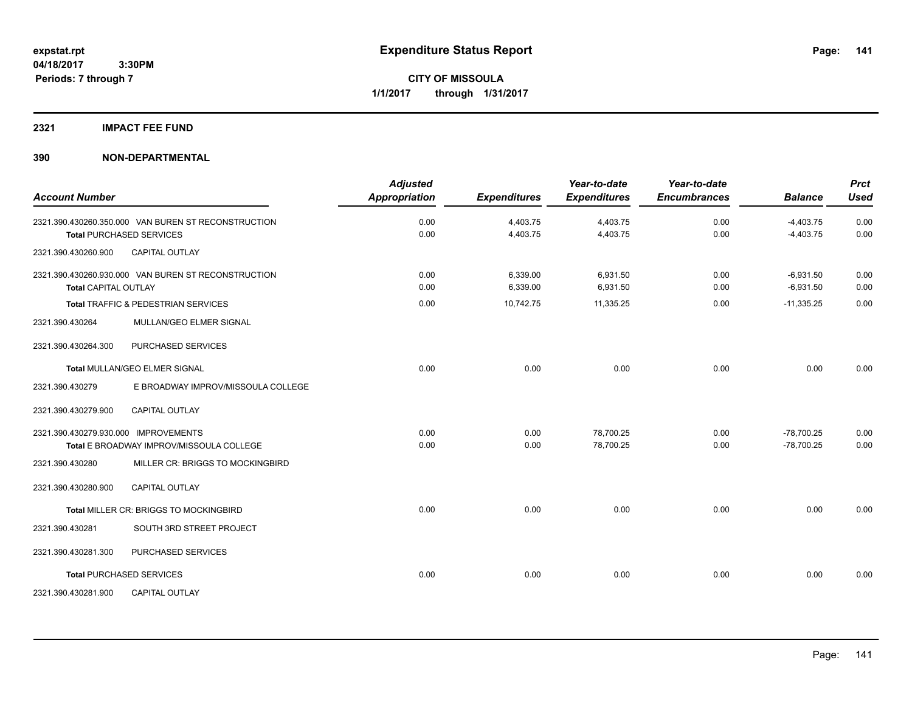**CITY OF MISSOULA**

**1/1/2017 through 1/31/2017**

## 2321 IMPACT FEE FUND

## 390 NON-DEPARTMENTAL

| Account Number | | Adjusted Appropriation | Expenditures | Year-to-date Expenditures | Year-to-date Encumbrances | Balance | Prct Used |
|---|---|---|---|---|---|---|---|
| 2321.390.430260.350.000 | VAN BUREN ST RECONSTRUCTION | 0.00 | 4,403.75 | 4,403.75 | 0.00 | -4,403.75 | 0.00 |
| **Total** PURCHASED SERVICES | | 0.00 | 4,403.75 | 4,403.75 | 0.00 | -4,403.75 | 0.00 |
| 2321.390.430260.900 | CAPITAL OUTLAY | | | | | | |
| 2321.390.430260.930.000 | VAN BUREN ST RECONSTRUCTION | 0.00 | 6,339.00 | 6,931.50 | 0.00 | -6,931.50 | 0.00 |
| **Total** CAPITAL OUTLAY | | 0.00 | 6,339.00 | 6,931.50 | 0.00 | -6,931.50 | 0.00 |
| **Total** TRAFFIC & PEDESTRIAN SERVICES | | 0.00 | 10,742.75 | 11,335.25 | 0.00 | -11,335.25 | 0.00 |
| 2321.390.430264 | MULLAN/GEO ELMER SIGNAL | | | | | | |
| 2321.390.430264.300 | PURCHASED SERVICES | | | | | | |
| **Total** MULLAN/GEO ELMER SIGNAL | | 0.00 | 0.00 | 0.00 | 0.00 | 0.00 | 0.00 |
| 2321.390.430279 | E BROADWAY IMPROV/MISSOULA COLLEGE | | | | | | |
| 2321.390.430279.900 | CAPITAL OUTLAY | | | | | | |
| 2321.390.430279.930.000 | IMPROVEMENTS | 0.00 | 0.00 | 78,700.25 | 0.00 | -78,700.25 | 0.00 |
| **Total** E BROADWAY IMPROV/MISSOULA COLLEGE | | 0.00 | 0.00 | 78,700.25 | 0.00 | -78,700.25 | 0.00 |
| 2321.390.430280 | MILLER CR: BRIGGS TO MOCKINGBIRD | | | | | | |
| 2321.390.430280.900 | CAPITAL OUTLAY | | | | | | |
| **Total** MILLER CR: BRIGGS TO MOCKINGBIRD | | 0.00 | 0.00 | 0.00 | 0.00 | 0.00 | 0.00 |
| 2321.390.430281 | SOUTH 3RD STREET PROJECT | | | | | | |
| 2321.390.430281.300 | PURCHASED SERVICES | | | | | | |
| **Total** PURCHASED SERVICES | | 0.00 | 0.00 | 0.00 | 0.00 | 0.00 | 0.00 |
| 2321.390.430281.900 | CAPITAL OUTLAY | | | | | | |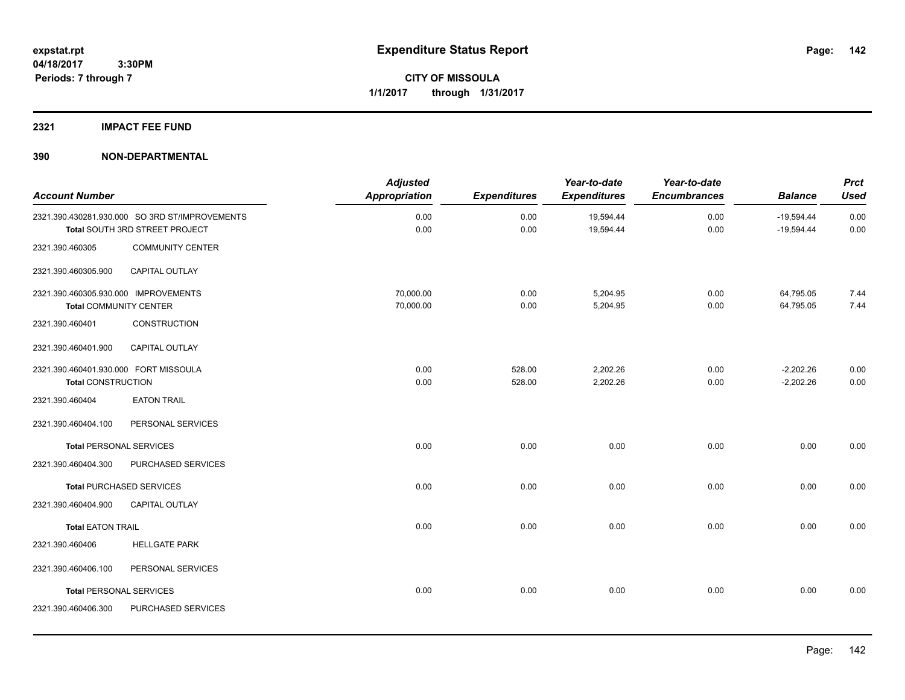**expstat.rpt**
**04/18/2017 3:30PM**
**Periods: 7 through 7**

# Expenditure Status Report

**CITY OF MISSOULA**
**1/1/2017 through 1/31/2017**

## 2321 IMPACT FEE FUND

## 390 NON-DEPARTMENTAL

| Account Number | | Adjusted Appropriation | Expenditures | Year-to-date Expenditures | Year-to-date Encumbrances | Balance | Prct Used |
|---|---|---|---|---|---|---|---|
| 2321.390.430281.930.000 | SO 3RD ST/IMPROVEMENTS | 0.00 | 0.00 | 19,594.44 | 0.00 | -19,594.44 | 0.00 |
| **Total** SOUTH 3RD STREET PROJECT | | 0.00 | 0.00 | 19,594.44 | 0.00 | -19,594.44 | 0.00 |
| 2321.390.460305 | COMMUNITY CENTER | | | | | | |
| 2321.390.460305.900 | CAPITAL OUTLAY | | | | | | |
| 2321.390.460305.930.000 | IMPROVEMENTS | 70,000.00 | 0.00 | 5,204.95 | 0.00 | 64,795.05 | 7.44 |
| **Total** COMMUNITY CENTER | | 70,000.00 | 0.00 | 5,204.95 | 0.00 | 64,795.05 | 7.44 |
| 2321.390.460401 | CONSTRUCTION | | | | | | |
| 2321.390.460401.900 | CAPITAL OUTLAY | | | | | | |
| 2321.390.460401.930.000 | FORT MISSOULA | 0.00 | 528.00 | 2,202.26 | 0.00 | -2,202.26 | 0.00 |
| **Total** CONSTRUCTION | | 0.00 | 528.00 | 2,202.26 | 0.00 | -2,202.26 | 0.00 |
| 2321.390.460404 | EATON TRAIL | | | | | | |
| 2321.390.460404.100 | PERSONAL SERVICES | | | | | | |
| **Total** PERSONAL SERVICES | | 0.00 | 0.00 | 0.00 | 0.00 | 0.00 | 0.00 |
| 2321.390.460404.300 | PURCHASED SERVICES | | | | | | |
| **Total** PURCHASED SERVICES | | 0.00 | 0.00 | 0.00 | 0.00 | 0.00 | 0.00 |
| 2321.390.460404.900 | CAPITAL OUTLAY | | | | | | |
| **Total** EATON TRAIL | | 0.00 | 0.00 | 0.00 | 0.00 | 0.00 | 0.00 |
| 2321.390.460406 | HELLGATE PARK | | | | | | |
| 2321.390.460406.100 | PERSONAL SERVICES | | | | | | |
| **Total** PERSONAL SERVICES | | 0.00 | 0.00 | 0.00 | 0.00 | 0.00 | 0.00 |
| 2321.390.460406.300 | PURCHASED SERVICES | | | | | | |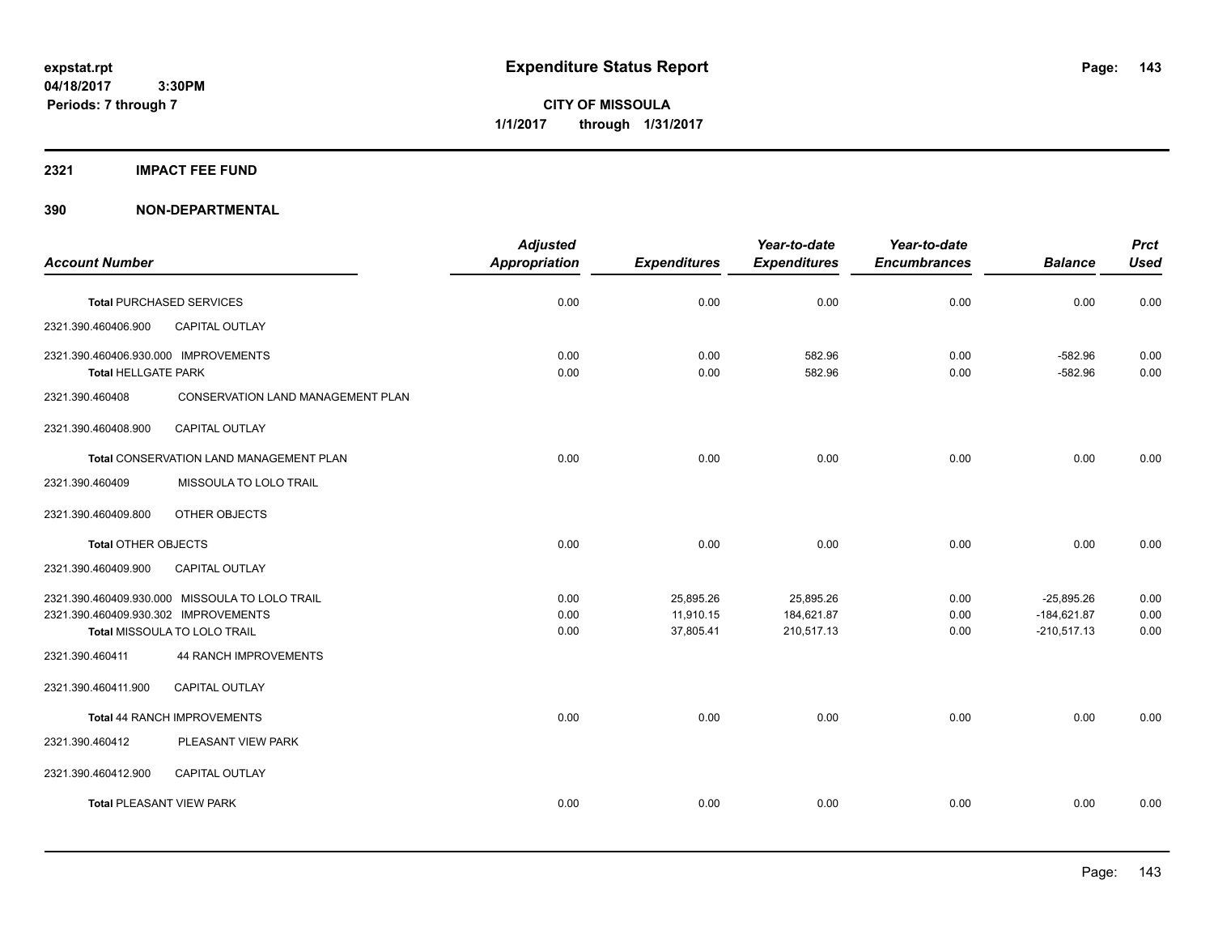**expstat.rpt**
**04/18/2017 3:30PM**
**Periods: 7 through 7**

# Expenditure Status Report

**CITY OF MISSOULA**
**1/1/2017 through 1/31/2017**

## 2321 IMPACT FEE FUND

## 390 NON-DEPARTMENTAL

| Account Number | | Adjusted Appropriation | Expenditures | Year-to-date Expenditures | Year-to-date Encumbrances | Balance | Prct Used |
|---|---|---|---|---|---|---|---|
| **Total** PURCHASED SERVICES | | 0.00 | 0.00 | 0.00 | 0.00 | 0.00 | 0.00 |
| 2321.390.460406.900 | CAPITAL OUTLAY | | | | | | |
| 2321.390.460406.930.000 | IMPROVEMENTS | 0.00 | 0.00 | 582.96 | 0.00 | -582.96 | 0.00 |
| **Total** HELLGATE PARK | | 0.00 | 0.00 | 582.96 | 0.00 | -582.96 | 0.00 |
| 2321.390.460408 | CONSERVATION LAND MANAGEMENT PLAN | | | | | | |
| 2321.390.460408.900 | CAPITAL OUTLAY | | | | | | |
| **Total** CONSERVATION LAND MANAGEMENT PLAN | | 0.00 | 0.00 | 0.00 | 0.00 | 0.00 | 0.00 |
| 2321.390.460409 | MISSOULA TO LOLO TRAIL | | | | | | |
| 2321.390.460409.800 | OTHER OBJECTS | | | | | | |
| **Total** OTHER OBJECTS | | 0.00 | 0.00 | 0.00 | 0.00 | 0.00 | 0.00 |
| 2321.390.460409.900 | CAPITAL OUTLAY | | | | | | |
| 2321.390.460409.930.000 | MISSOULA TO LOLO TRAIL | 0.00 | 25,895.26 | 25,895.26 | 0.00 | -25,895.26 | 0.00 |
| 2321.390.460409.930.302 | IMPROVEMENTS | 0.00 | 11,910.15 | 184,621.87 | 0.00 | -184,621.87 | 0.00 |
| **Total** MISSOULA TO LOLO TRAIL | | 0.00 | 37,805.41 | 210,517.13 | 0.00 | -210,517.13 | 0.00 |
| 2321.390.460411 | 44 RANCH IMPROVEMENTS | | | | | | |
| 2321.390.460411.900 | CAPITAL OUTLAY | | | | | | |
| **Total** 44 RANCH IMPROVEMENTS | | 0.00 | 0.00 | 0.00 | 0.00 | 0.00 | 0.00 |
| 2321.390.460412 | PLEASANT VIEW PARK | | | | | | |
| 2321.390.460412.900 | CAPITAL OUTLAY | | | | | | |
| **Total** PLEASANT VIEW PARK | | 0.00 | 0.00 | 0.00 | 0.00 | 0.00 | 0.00 |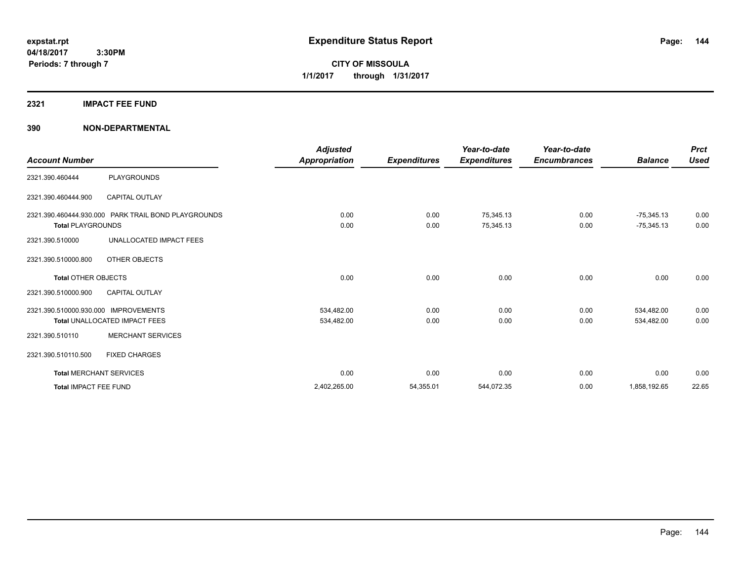expstat.rpt
04/18/2017 3:30PM
Periods: 7 through 7

# Expenditure Status Report

**CITY OF MISSOULA**
**1/1/2017 through 1/31/2017**

## 2321 IMPACT FEE FUND

### 390 NON-DEPARTMENTAL

| Account Number | | Adjusted Appropriation | Expenditures | Year-to-date Expenditures | Year-to-date Encumbrances | Balance | Prct Used |
|---|---|---|---|---|---|---|---|
| 2321.390.460444 | PLAYGROUNDS | | | | | | |
| 2321.390.460444.900 | CAPITAL OUTLAY | | | | | | |
| 2321.390.460444.930.000 | PARK TRAIL BOND PLAYGROUNDS | 0.00 | 0.00 | 75,345.13 | 0.00 | -75,345.13 | 0.00 |
| **Total** PLAYGROUNDS | | 0.00 | 0.00 | 75,345.13 | 0.00 | -75,345.13 | 0.00 |
| 2321.390.510000 | UNALLOCATED IMPACT FEES | | | | | | |
| 2321.390.510000.800 | OTHER OBJECTS | | | | | | |
| **Total** OTHER OBJECTS | | 0.00 | 0.00 | 0.00 | 0.00 | 0.00 | 0.00 |
| 2321.390.510000.900 | CAPITAL OUTLAY | | | | | | |
| 2321.390.510000.930.000 | IMPROVEMENTS | 534,482.00 | 0.00 | 0.00 | 0.00 | 534,482.00 | 0.00 |
| **Total** UNALLOCATED IMPACT FEES | | 534,482.00 | 0.00 | 0.00 | 0.00 | 534,482.00 | 0.00 |
| 2321.390.510110 | MERCHANT SERVICES | | | | | | |
| 2321.390.510110.500 | FIXED CHARGES | | | | | | |
| **Total** MERCHANT SERVICES | | 0.00 | 0.00 | 0.00 | 0.00 | 0.00 | 0.00 |
| **Total** IMPACT FEE FUND | | 2,402,265.00 | 54,355.01 | 544,072.35 | 0.00 | 1,858,192.65 | 22.65 |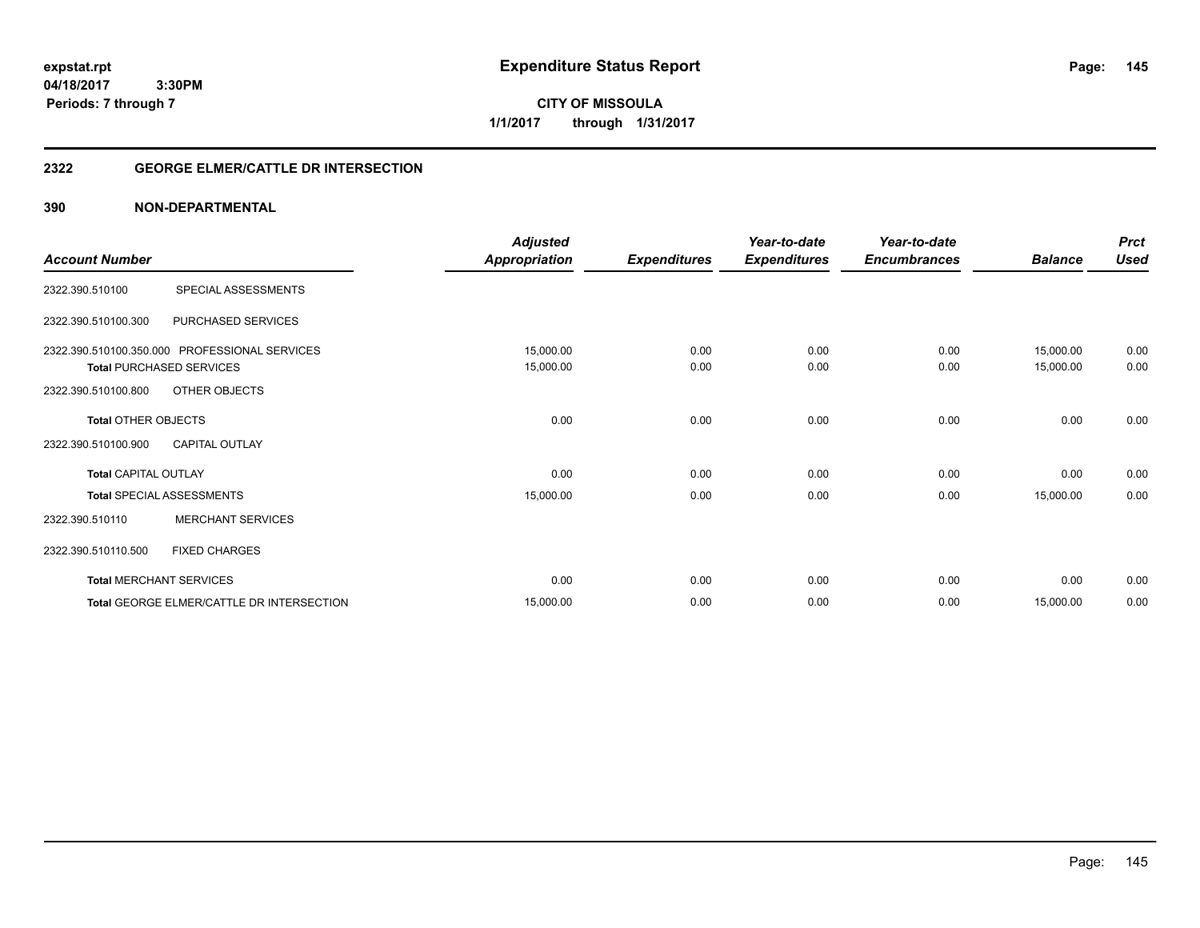**expstat.rpt**
**04/18/2017 3:30PM**
**Periods: 7 through 7**

# Expenditure Status Report

**CITY OF MISSOULA**
**1/1/2017 through 1/31/2017**

## 2322 GEORGE ELMER/CATTLE DR INTERSECTION

## 390 NON-DEPARTMENTAL

| Account Number | | Adjusted Appropriation | Expenditures | Year-to-date Expenditures | Year-to-date Encumbrances | Balance | Prct Used |
|---|---|---|---|---|---|---|---|
| 2322.390.510100 | SPECIAL ASSESSMENTS | | | | | | |
| 2322.390.510100.300 | PURCHASED SERVICES | | | | | | |
| 2322.390.510100.350.000 | PROFESSIONAL SERVICES | 15,000.00 | 0.00 | 0.00 | 0.00 | 15,000.00 | 0.00 |
| **Total** PURCHASED SERVICES | | 15,000.00 | 0.00 | 0.00 | 0.00 | 15,000.00 | 0.00 |
| 2322.390.510100.800 | OTHER OBJECTS | | | | | | |
| **Total** OTHER OBJECTS | | 0.00 | 0.00 | 0.00 | 0.00 | 0.00 | 0.00 |
| 2322.390.510100.900 | CAPITAL OUTLAY | | | | | | |
| **Total** CAPITAL OUTLAY | | 0.00 | 0.00 | 0.00 | 0.00 | 0.00 | 0.00 |
| **Total** SPECIAL ASSESSMENTS | | 15,000.00 | 0.00 | 0.00 | 0.00 | 15,000.00 | 0.00 |
| 2322.390.510110 | MERCHANT SERVICES | | | | | | |
| 2322.390.510110.500 | FIXED CHARGES | | | | | | |
| **Total** MERCHANT SERVICES | | 0.00 | 0.00 | 0.00 | 0.00 | 0.00 | 0.00 |
| **Total** GEORGE ELMER/CATTLE DR INTERSECTION | | 15,000.00 | 0.00 | 0.00 | 0.00 | 15,000.00 | 0.00 |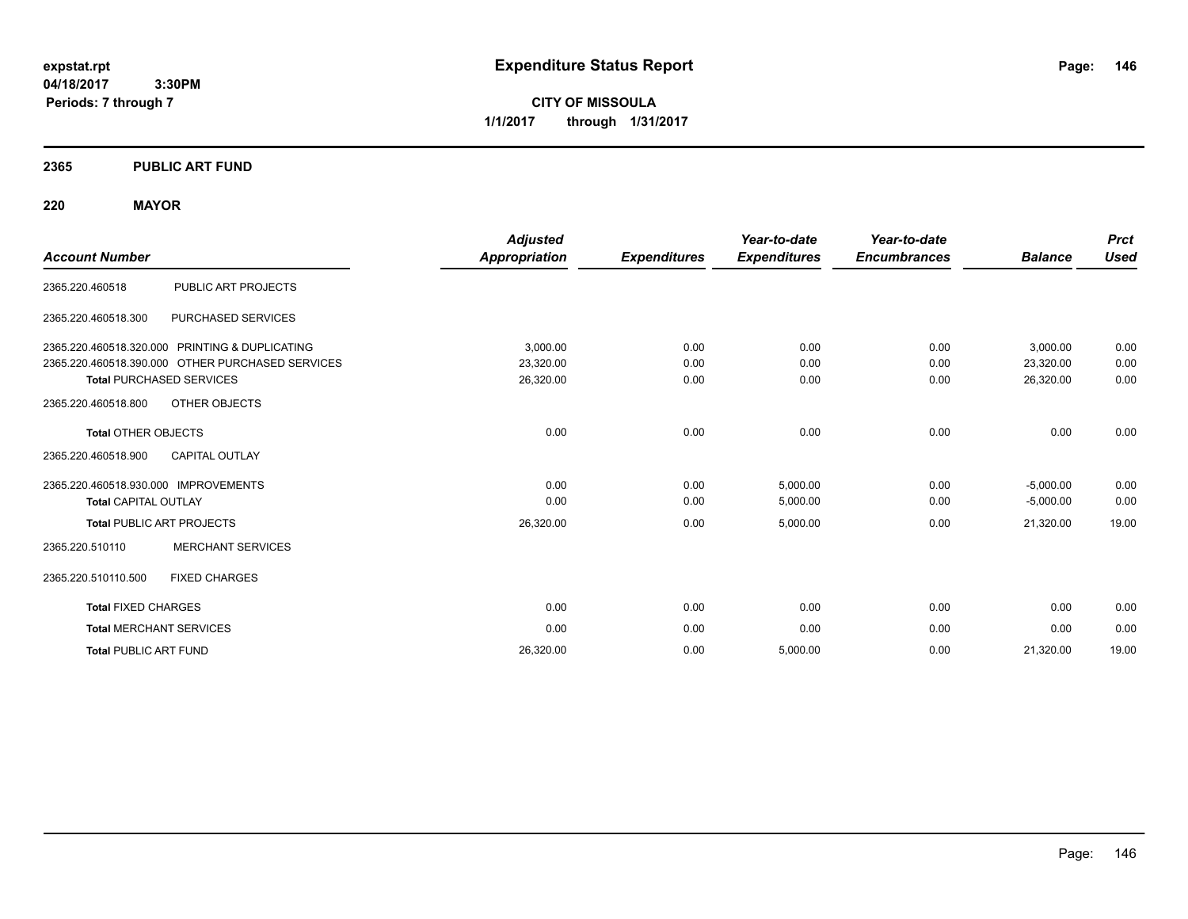# Expenditure Status Report

**CITY OF MISSOULA**

**1/1/2017 through 1/31/2017**

expstat.rpt
04/18/2017 3:30PM
Periods: 7 through 7

## 2365 PUBLIC ART FUND

## 220 MAYOR

| Account Number | | Adjusted Appropriation | Expenditures | Year-to-date Expenditures | Year-to-date Encumbrances | Balance | Prct Used |
|---|---|---|---|---|---|---|---|
| 2365.220.460518 | PUBLIC ART PROJECTS | | | | | | |
| 2365.220.460518.300 | PURCHASED SERVICES | | | | | | |
| 2365.220.460518.320.000 | PRINTING & DUPLICATING | 3,000.00 | 0.00 | 0.00 | 0.00 | 3,000.00 | 0.00 |
| 2365.220.460518.390.000 | OTHER PURCHASED SERVICES | 23,320.00 | 0.00 | 0.00 | 0.00 | 23,320.00 | 0.00 |
| **Total** PURCHASED SERVICES | | 26,320.00 | 0.00 | 0.00 | 0.00 | 26,320.00 | 0.00 |
| 2365.220.460518.800 | OTHER OBJECTS | | | | | | |
| **Total** OTHER OBJECTS | | 0.00 | 0.00 | 0.00 | 0.00 | 0.00 | 0.00 |
| 2365.220.460518.900 | CAPITAL OUTLAY | | | | | | |
| 2365.220.460518.930.000 | IMPROVEMENTS | 0.00 | 0.00 | 5,000.00 | 0.00 | -5,000.00 | 0.00 |
| **Total** CAPITAL OUTLAY | | 0.00 | 0.00 | 5,000.00 | 0.00 | -5,000.00 | 0.00 |
| **Total** PUBLIC ART PROJECTS | | 26,320.00 | 0.00 | 5,000.00 | 0.00 | 21,320.00 | 19.00 |
| 2365.220.510110 | MERCHANT SERVICES | | | | | | |
| 2365.220.510110.500 | FIXED CHARGES | | | | | | |
| **Total** FIXED CHARGES | | 0.00 | 0.00 | 0.00 | 0.00 | 0.00 | 0.00 |
| **Total** MERCHANT SERVICES | | 0.00 | 0.00 | 0.00 | 0.00 | 0.00 | 0.00 |
| **Total** PUBLIC ART FUND | | 26,320.00 | 0.00 | 5,000.00 | 0.00 | 21,320.00 | 19.00 |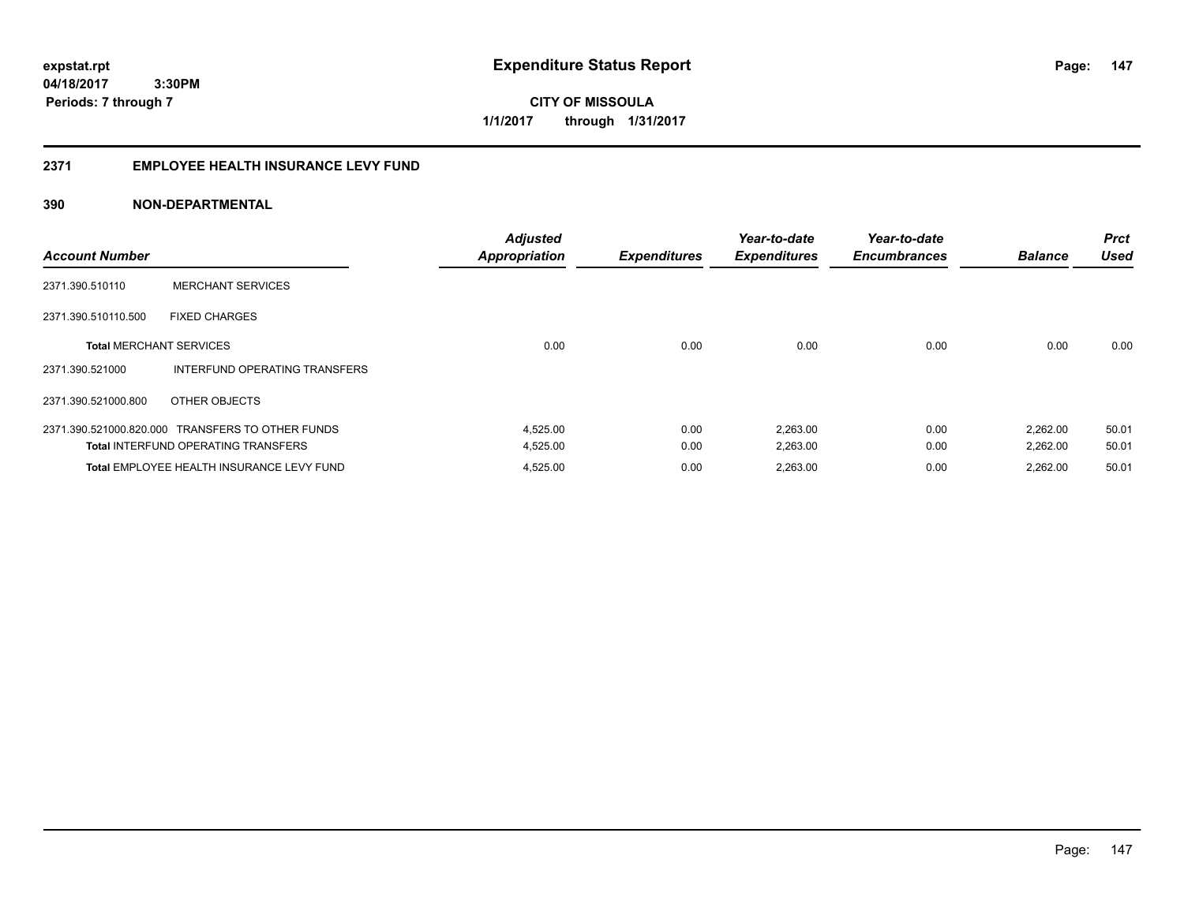**expstat.rpt**
**04/18/2017 3:30PM**
**Periods: 7 through 7**

# Expenditure Status Report

**CITY OF MISSOULA**
**1/1/2017 through 1/31/2017**

## 2371 EMPLOYEE HEALTH INSURANCE LEVY FUND

## 390 NON-DEPARTMENTAL

| Account Number | | Adjusted Appropriation | Expenditures | Year-to-date Expenditures | Year-to-date Encumbrances | Balance | Prct Used |
|---|---|---|---|---|---|---|---|
| 2371.390.510110 | MERCHANT SERVICES | | | | | | |
| 2371.390.510110.500 | FIXED CHARGES | | | | | | |
| **Total** MERCHANT SERVICES | | 0.00 | 0.00 | 0.00 | 0.00 | 0.00 | 0.00 |
| 2371.390.521000 | INTERFUND OPERATING TRANSFERS | | | | | | |
| 2371.390.521000.800 | OTHER OBJECTS | | | | | | |
| 2371.390.521000.820.000 | TRANSFERS TO OTHER FUNDS | 4,525.00 | 0.00 | 2,263.00 | 0.00 | 2,262.00 | 50.01 |
| **Total** INTERFUND OPERATING TRANSFERS | | 4,525.00 | 0.00 | 2,263.00 | 0.00 | 2,262.00 | 50.01 |
| **Total** EMPLOYEE HEALTH INSURANCE LEVY FUND | | 4,525.00 | 0.00 | 2,263.00 | 0.00 | 2,262.00 | 50.01 |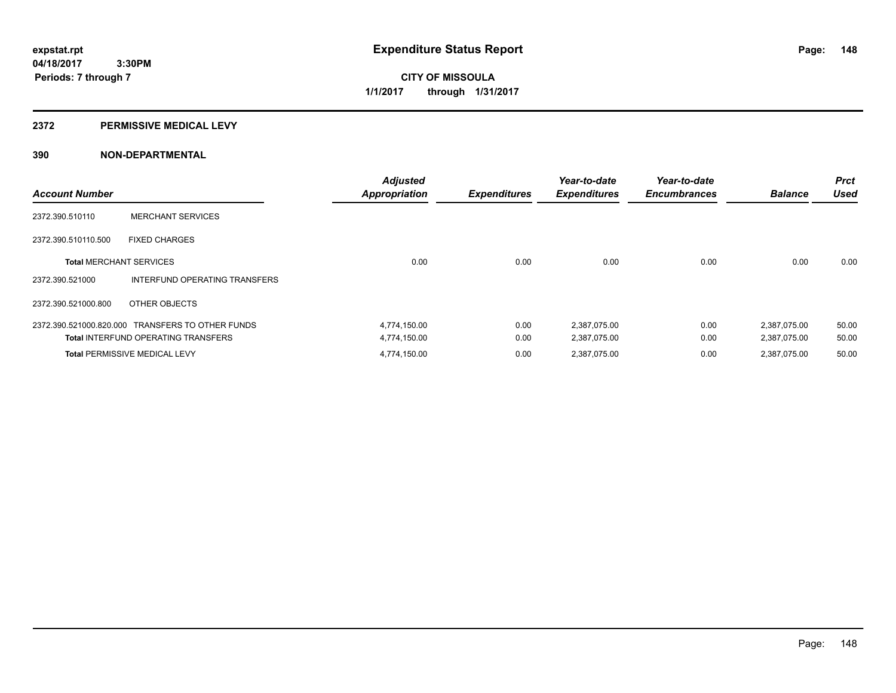# Expenditure Status Report

**expstat.rpt**
**04/18/2017 3:30PM**
**Periods: 7 through 7**

**CITY OF MISSOULA**
**1/1/2017 through 1/31/2017**

## 2372 PERMISSIVE MEDICAL LEVY

## 390 NON-DEPARTMENTAL

| Account Number | | Adjusted Appropriation | Expenditures | Year-to-date Expenditures | Year-to-date Encumbrances | Balance | Prct Used |
|---|---|---|---|---|---|---|---|
| 2372.390.510110 | MERCHANT SERVICES | | | | | | |
| 2372.390.510110.500 | FIXED CHARGES | | | | | | |
| **Total** MERCHANT SERVICES | | 0.00 | 0.00 | 0.00 | 0.00 | 0.00 | 0.00 |
| 2372.390.521000 | INTERFUND OPERATING TRANSFERS | | | | | | |
| 2372.390.521000.800 | OTHER OBJECTS | | | | | | |
| 2372.390.521000.820.000 | TRANSFERS TO OTHER FUNDS | 4,774,150.00 | 0.00 | 2,387,075.00 | 0.00 | 2,387,075.00 | 50.00 |
| **Total** INTERFUND OPERATING TRANSFERS | | 4,774,150.00 | 0.00 | 2,387,075.00 | 0.00 | 2,387,075.00 | 50.00 |
| **Total** PERMISSIVE MEDICAL LEVY | | 4,774,150.00 | 0.00 | 2,387,075.00 | 0.00 | 2,387,075.00 | 50.00 |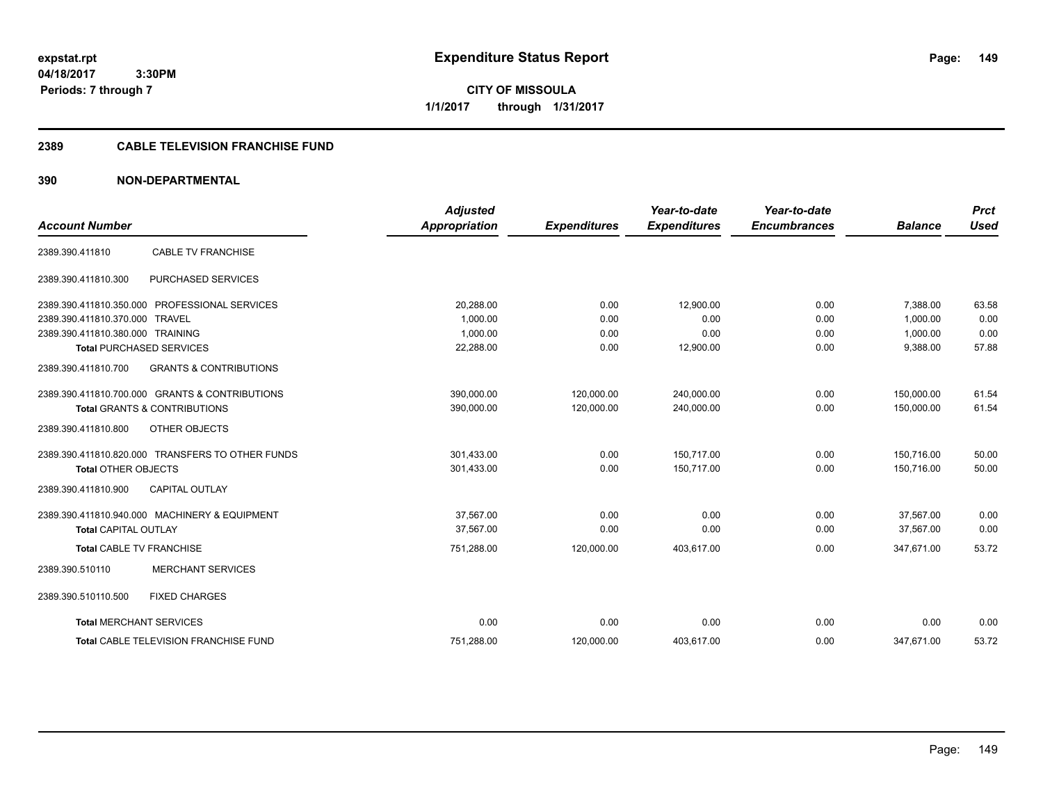# Expenditure Status Report

expstat.rpt
04/18/2017 3:30PM
Periods: 7 through 7

**CITY OF MISSOULA**
**1/1/2017 through 1/31/2017**

## 2389 CABLE TELEVISION FRANCHISE FUND

## 390 NON-DEPARTMENTAL

| Account Number | | Adjusted Appropriation | Expenditures | Year-to-date Expenditures | Year-to-date Encumbrances | Balance | Prct Used |
|---|---|---|---|---|---|---|---|
| 2389.390.411810 | CABLE TV FRANCHISE | | | | | | |
| 2389.390.411810.300 | PURCHASED SERVICES | | | | | | |
| 2389.390.411810.350.000 | PROFESSIONAL SERVICES | 20,288.00 | 0.00 | 12,900.00 | 0.00 | 7,388.00 | 63.58 |
| 2389.390.411810.370.000 | TRAVEL | 1,000.00 | 0.00 | 0.00 | 0.00 | 1,000.00 | 0.00 |
| 2389.390.411810.380.000 | TRAINING | 1,000.00 | 0.00 | 0.00 | 0.00 | 1,000.00 | 0.00 |
| **Total** PURCHASED SERVICES | | 22,288.00 | 0.00 | 12,900.00 | 0.00 | 9,388.00 | 57.88 |
| 2389.390.411810.700 | GRANTS & CONTRIBUTIONS | | | | | | |
| 2389.390.411810.700.000 | GRANTS & CONTRIBUTIONS | 390,000.00 | 120,000.00 | 240,000.00 | 0.00 | 150,000.00 | 61.54 |
| **Total** GRANTS & CONTRIBUTIONS | | 390,000.00 | 120,000.00 | 240,000.00 | 0.00 | 150,000.00 | 61.54 |
| 2389.390.411810.800 | OTHER OBJECTS | | | | | | |
| 2389.390.411810.820.000 | TRANSFERS TO OTHER FUNDS | 301,433.00 | 0.00 | 150,717.00 | 0.00 | 150,716.00 | 50.00 |
| **Total** OTHER OBJECTS | | 301,433.00 | 0.00 | 150,717.00 | 0.00 | 150,716.00 | 50.00 |
| 2389.390.411810.900 | CAPITAL OUTLAY | | | | | | |
| 2389.390.411810.940.000 | MACHINERY & EQUIPMENT | 37,567.00 | 0.00 | 0.00 | 0.00 | 37,567.00 | 0.00 |
| **Total** CAPITAL OUTLAY | | 37,567.00 | 0.00 | 0.00 | 0.00 | 37,567.00 | 0.00 |
| **Total** CABLE TV FRANCHISE | | 751,288.00 | 120,000.00 | 403,617.00 | 0.00 | 347,671.00 | 53.72 |
| 2389.390.510110 | MERCHANT SERVICES | | | | | | |
| 2389.390.510110.500 | FIXED CHARGES | | | | | | |
| **Total** MERCHANT SERVICES | | 0.00 | 0.00 | 0.00 | 0.00 | 0.00 | 0.00 |
| **Total** CABLE TELEVISION FRANCHISE FUND | | 751,288.00 | 120,000.00 | 403,617.00 | 0.00 | 347,671.00 | 53.72 |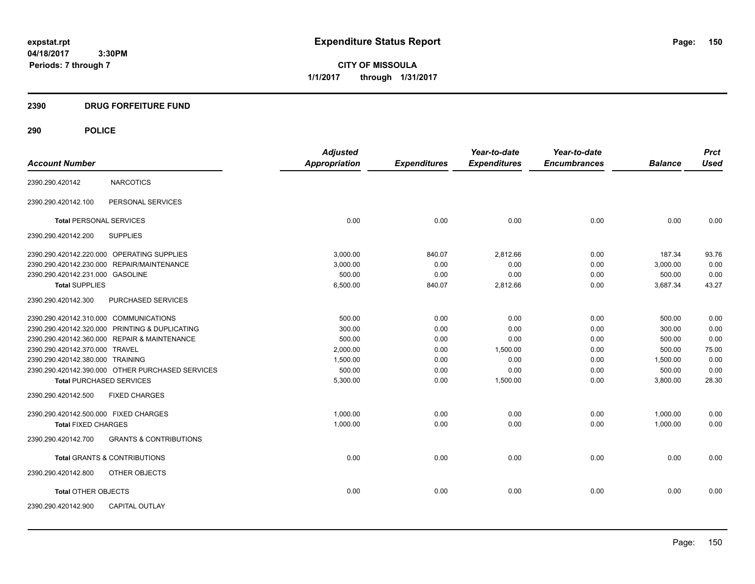expstat.rpt
04/18/2017 3:30PM
Periods: 7 through 7

# Expenditure Status Report

**CITY OF MISSOULA**
**1/1/2017 through 1/31/2017**

## 2390 DRUG FORFEITURE FUND

## 290 POLICE

| Account Number | | Adjusted Appropriation | Expenditures | Year-to-date Expenditures | Year-to-date Encumbrances | Balance | Prct Used |
|---|---|---|---|---|---|---|---|
| 2390.290.420142 | NARCOTICS | | | | | | |
| 2390.290.420142.100 | PERSONAL SERVICES | | | | | | |
| **Total** PERSONAL SERVICES | | 0.00 | 0.00 | 0.00 | 0.00 | 0.00 | 0.00 |
| 2390.290.420142.200 | SUPPLIES | | | | | | |
| 2390.290.420142.220.000 | OPERATING SUPPLIES | 3,000.00 | 840.07 | 2,812.66 | 0.00 | 187.34 | 93.76 |
| 2390.290.420142.230.000 | REPAIR/MAINTENANCE | 3,000.00 | 0.00 | 0.00 | 0.00 | 3,000.00 | 0.00 |
| 2390.290.420142.231.000 | GASOLINE | 500.00 | 0.00 | 0.00 | 0.00 | 500.00 | 0.00 |
| **Total SUPPLIES** | | 6,500.00 | 840.07 | 2,812.66 | 0.00 | 3,687.34 | 43.27 |
| 2390.290.420142.300 | PURCHASED SERVICES | | | | | | |
| 2390.290.420142.310.000 | COMMUNICATIONS | 500.00 | 0.00 | 0.00 | 0.00 | 500.00 | 0.00 |
| 2390.290.420142.320.000 | PRINTING & DUPLICATING | 300.00 | 0.00 | 0.00 | 0.00 | 300.00 | 0.00 |
| 2390.290.420142.360.000 | REPAIR & MAINTENANCE | 500.00 | 0.00 | 0.00 | 0.00 | 500.00 | 0.00 |
| 2390.290.420142.370.000 | TRAVEL | 2,000.00 | 0.00 | 1,500.00 | 0.00 | 500.00 | 75.00 |
| 2390.290.420142.380.000 | TRAINING | 1,500.00 | 0.00 | 0.00 | 0.00 | 1,500.00 | 0.00 |
| 2390.290.420142.390.000 | OTHER PURCHASED SERVICES | 500.00 | 0.00 | 0.00 | 0.00 | 500.00 | 0.00 |
| **Total** PURCHASED SERVICES | | 5,300.00 | 0.00 | 1,500.00 | 0.00 | 3,800.00 | 28.30 |
| 2390.290.420142.500 | FIXED CHARGES | | | | | | |
| 2390.290.420142.500.000 | FIXED CHARGES | 1,000.00 | 0.00 | 0.00 | 0.00 | 1,000.00 | 0.00 |
| **Total FIXED CHARGES** | | 1,000.00 | 0.00 | 0.00 | 0.00 | 1,000.00 | 0.00 |
| 2390.290.420142.700 | GRANTS & CONTRIBUTIONS | | | | | | |
| **Total** GRANTS & CONTRIBUTIONS | | 0.00 | 0.00 | 0.00 | 0.00 | 0.00 | 0.00 |
| 2390.290.420142.800 | OTHER OBJECTS | | | | | | |
| **Total** OTHER OBJECTS | | 0.00 | 0.00 | 0.00 | 0.00 | 0.00 | 0.00 |
| 2390.290.420142.900 | CAPITAL OUTLAY | | | | | | |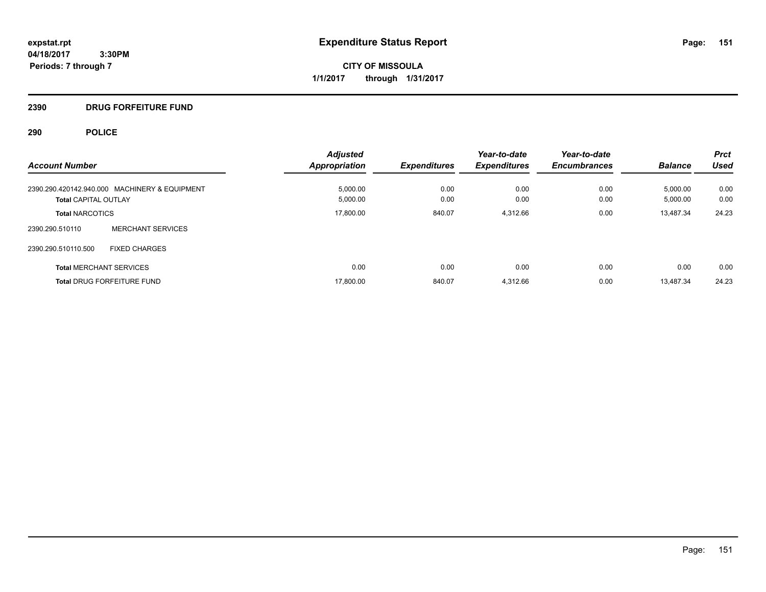# Expenditure Status Report

expstat.rpt
04/18/2017 3:30PM
Periods: 7 through 7

**CITY OF MISSOULA**
**1/1/2017 through 1/31/2017**

## 2390 DRUG FORFEITURE FUND

## 290 POLICE

| Account Number | Adjusted Appropriation | Expenditures | Year-to-date Expenditures | Year-to-date Encumbrances | Balance | Prct Used |
|---|---|---|---|---|---|---|
| 2390.290.420142.940.000 MACHINERY & EQUIPMENT | 5,000.00 | 0.00 | 0.00 | 0.00 | 5,000.00 | 0.00 |
| **Total** CAPITAL OUTLAY | 5,000.00 | 0.00 | 0.00 | 0.00 | 5,000.00 | 0.00 |
| **Total** NARCOTICS | 17,800.00 | 840.07 | 4,312.66 | 0.00 | 13,487.34 | 24.23 |
| 2390.290.510110 MERCHANT SERVICES | | | | | | |
| 2390.290.510110.500 FIXED CHARGES | | | | | | |
| **Total** MERCHANT SERVICES | 0.00 | 0.00 | 0.00 | 0.00 | 0.00 | 0.00 |
| **Total** DRUG FORFEITURE FUND | 17,800.00 | 840.07 | 4,312.66 | 0.00 | 13,487.34 | 24.23 |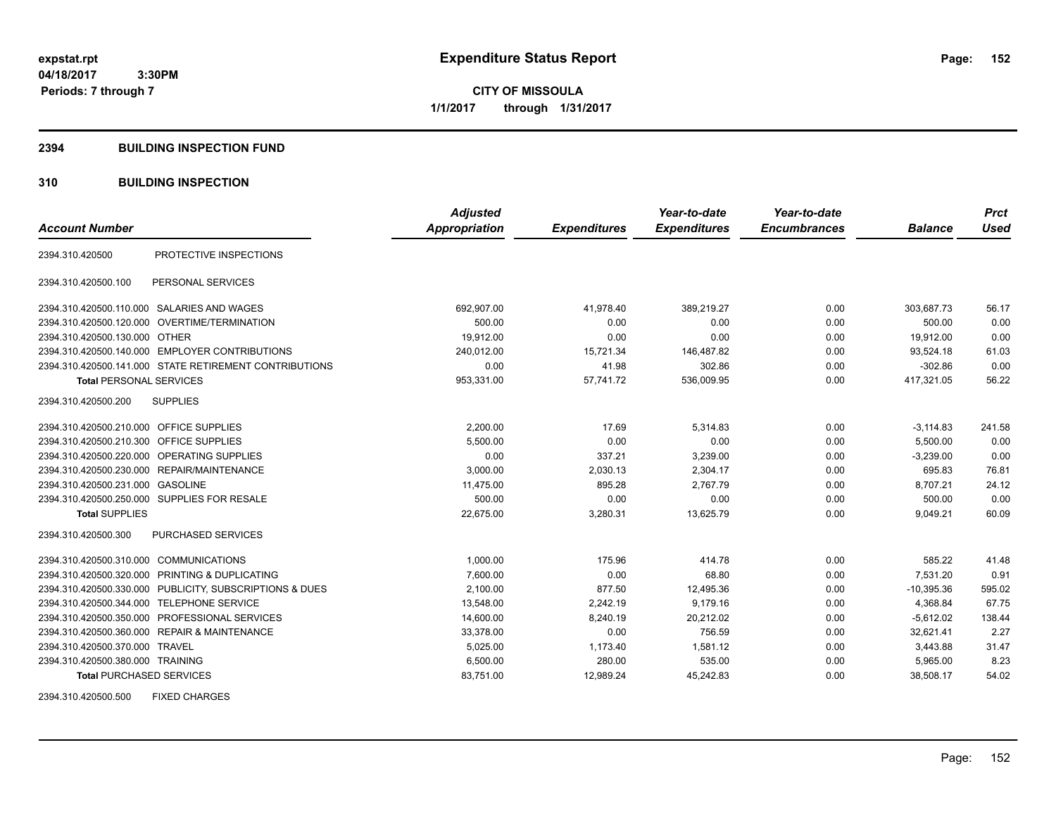# Expenditure Status Report

**CITY OF MISSOULA**

**1/1/2017 through 1/31/2017**

expstat.rpt
04/18/2017 3:30PM
Periods: 7 through 7

## 2394 BUILDING INSPECTION FUND

### 310 BUILDING INSPECTION

| Account Number | | Adjusted Appropriation | Expenditures | Year-to-date Expenditures | Year-to-date Encumbrances | Balance | Prct Used |
|---|---|---|---|---|---|---|---|
| 2394.310.420500 | PROTECTIVE INSPECTIONS | | | | | | |
| 2394.310.420500.100 | PERSONAL SERVICES | | | | | | |
| 2394.310.420500.110.000 | SALARIES AND WAGES | 692,907.00 | 41,978.40 | 389,219.27 | 0.00 | 303,687.73 | 56.17 |
| 2394.310.420500.120.000 | OVERTIME/TERMINATION | 500.00 | 0.00 | 0.00 | 0.00 | 500.00 | 0.00 |
| 2394.310.420500.130.000 | OTHER | 19,912.00 | 0.00 | 0.00 | 0.00 | 19,912.00 | 0.00 |
| 2394.310.420500.140.000 | EMPLOYER CONTRIBUTIONS | 240,012.00 | 15,721.34 | 146,487.82 | 0.00 | 93,524.18 | 61.03 |
| 2394.310.420500.141.000 | STATE RETIREMENT CONTRIBUTIONS | 0.00 | 41.98 | 302.86 | 0.00 | -302.86 | 0.00 |
| **Total** PERSONAL SERVICES | | 953,331.00 | 57,741.72 | 536,009.95 | 0.00 | 417,321.05 | 56.22 |
| 2394.310.420500.200 | SUPPLIES | | | | | | |
| 2394.310.420500.210.000 | OFFICE SUPPLIES | 2,200.00 | 17.69 | 5,314.83 | 0.00 | -3,114.83 | 241.58 |
| 2394.310.420500.210.300 | OFFICE SUPPLIES | 5,500.00 | 0.00 | 0.00 | 0.00 | 5,500.00 | 0.00 |
| 2394.310.420500.220.000 | OPERATING SUPPLIES | 0.00 | 337.21 | 3,239.00 | 0.00 | -3,239.00 | 0.00 |
| 2394.310.420500.230.000 | REPAIR/MAINTENANCE | 3,000.00 | 2,030.13 | 2,304.17 | 0.00 | 695.83 | 76.81 |
| 2394.310.420500.231.000 | GASOLINE | 11,475.00 | 895.28 | 2,767.79 | 0.00 | 8,707.21 | 24.12 |
| 2394.310.420500.250.000 | SUPPLIES FOR RESALE | 500.00 | 0.00 | 0.00 | 0.00 | 500.00 | 0.00 |
| **Total** SUPPLIES | | 22,675.00 | 3,280.31 | 13,625.79 | 0.00 | 9,049.21 | 60.09 |
| 2394.310.420500.300 | PURCHASED SERVICES | | | | | | |
| 2394.310.420500.310.000 | COMMUNICATIONS | 1,000.00 | 175.96 | 414.78 | 0.00 | 585.22 | 41.48 |
| 2394.310.420500.320.000 | PRINTING & DUPLICATING | 7,600.00 | 0.00 | 68.80 | 0.00 | 7,531.20 | 0.91 |
| 2394.310.420500.330.000 | PUBLICITY, SUBSCRIPTIONS & DUES | 2,100.00 | 877.50 | 12,495.36 | 0.00 | -10,395.36 | 595.02 |
| 2394.310.420500.344.000 | TELEPHONE SERVICE | 13,548.00 | 2,242.19 | 9,179.16 | 0.00 | 4,368.84 | 67.75 |
| 2394.310.420500.350.000 | PROFESSIONAL SERVICES | 14,600.00 | 8,240.19 | 20,212.02 | 0.00 | -5,612.02 | 138.44 |
| 2394.310.420500.360.000 | REPAIR & MAINTENANCE | 33,378.00 | 0.00 | 756.59 | 0.00 | 32,621.41 | 2.27 |
| 2394.310.420500.370.000 | TRAVEL | 5,025.00 | 1,173.40 | 1,581.12 | 0.00 | 3,443.88 | 31.47 |
| 2394.310.420500.380.000 | TRAINING | 6,500.00 | 280.00 | 535.00 | 0.00 | 5,965.00 | 8.23 |
| **Total** PURCHASED SERVICES | | 83,751.00 | 12,989.24 | 45,242.83 | 0.00 | 38,508.17 | 54.02 |
| 2394.310.420500.500 | FIXED CHARGES | | | | | | |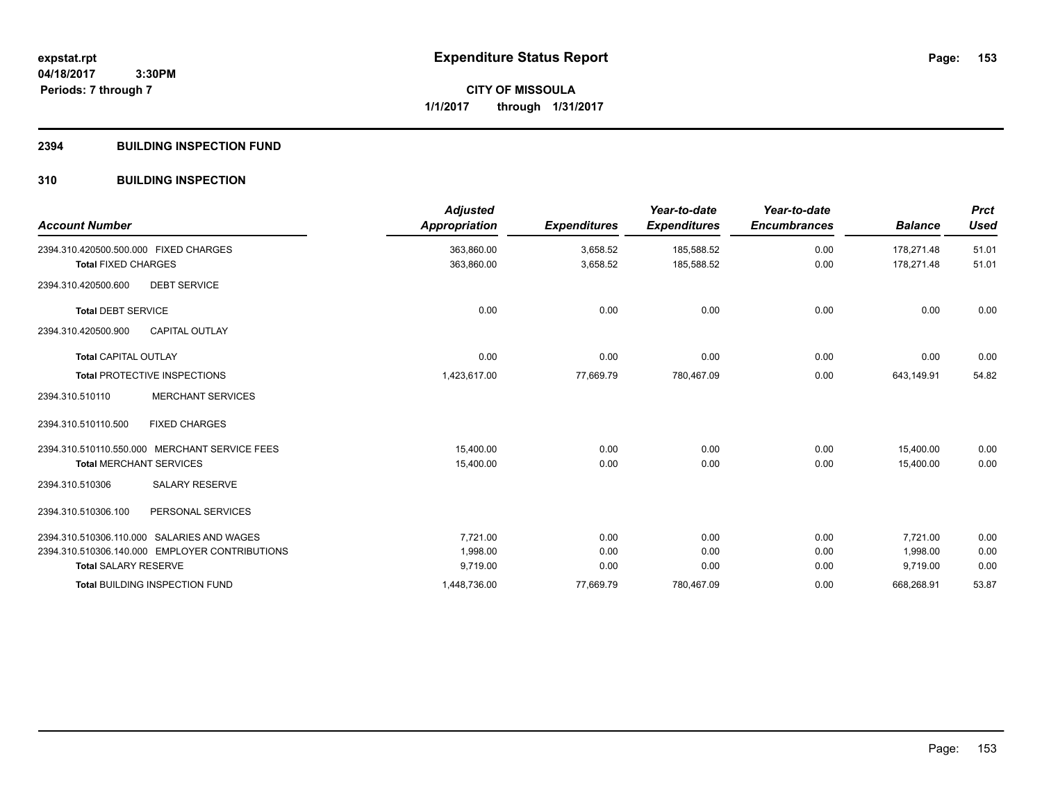# Expenditure Status Report

**CITY OF MISSOULA**

**1/1/2017 through 1/31/2017**

expstat.rpt
04/18/2017 3:30PM
Periods: 7 through 7

## 2394 BUILDING INSPECTION FUND

## 310 BUILDING INSPECTION

| Account Number | Adjusted Appropriation | Expenditures | Year-to-date Expenditures | Year-to-date Encumbrances | Balance | Prct Used |
|---|---|---|---|---|---|---|
| 2394.310.420500.500.000 FIXED CHARGES | 363,860.00 | 3,658.52 | 185,588.52 | 0.00 | 178,271.48 | 51.01 |
| **Total** FIXED CHARGES | 363,860.00 | 3,658.52 | 185,588.52 | 0.00 | 178,271.48 | 51.01 |
| 2394.310.420500.600 DEBT SERVICE | | | | | | |
| **Total** DEBT SERVICE | 0.00 | 0.00 | 0.00 | 0.00 | 0.00 | 0.00 |
| 2394.310.420500.900 CAPITAL OUTLAY | | | | | | |
| **Total** CAPITAL OUTLAY | 0.00 | 0.00 | 0.00 | 0.00 | 0.00 | 0.00 |
| **Total** PROTECTIVE INSPECTIONS | 1,423,617.00 | 77,669.79 | 780,467.09 | 0.00 | 643,149.91 | 54.82 |
| 2394.310.510110 MERCHANT SERVICES | | | | | | |
| 2394.310.510110.500 FIXED CHARGES | | | | | | |
| 2394.310.510110.550.000 MERCHANT SERVICE FEES | 15,400.00 | 0.00 | 0.00 | 0.00 | 15,400.00 | 0.00 |
| **Total** MERCHANT SERVICES | 15,400.00 | 0.00 | 0.00 | 0.00 | 15,400.00 | 0.00 |
| 2394.310.510306 SALARY RESERVE | | | | | | |
| 2394.310.510306.100 PERSONAL SERVICES | | | | | | |
| 2394.310.510306.110.000 SALARIES AND WAGES | 7,721.00 | 0.00 | 0.00 | 0.00 | 7,721.00 | 0.00 |
| 2394.310.510306.140.000 EMPLOYER CONTRIBUTIONS | 1,998.00 | 0.00 | 0.00 | 0.00 | 1,998.00 | 0.00 |
| **Total** SALARY RESERVE | 9,719.00 | 0.00 | 0.00 | 0.00 | 9,719.00 | 0.00 |
| **Total** BUILDING INSPECTION FUND | 1,448,736.00 | 77,669.79 | 780,467.09 | 0.00 | 668,268.91 | 53.87 |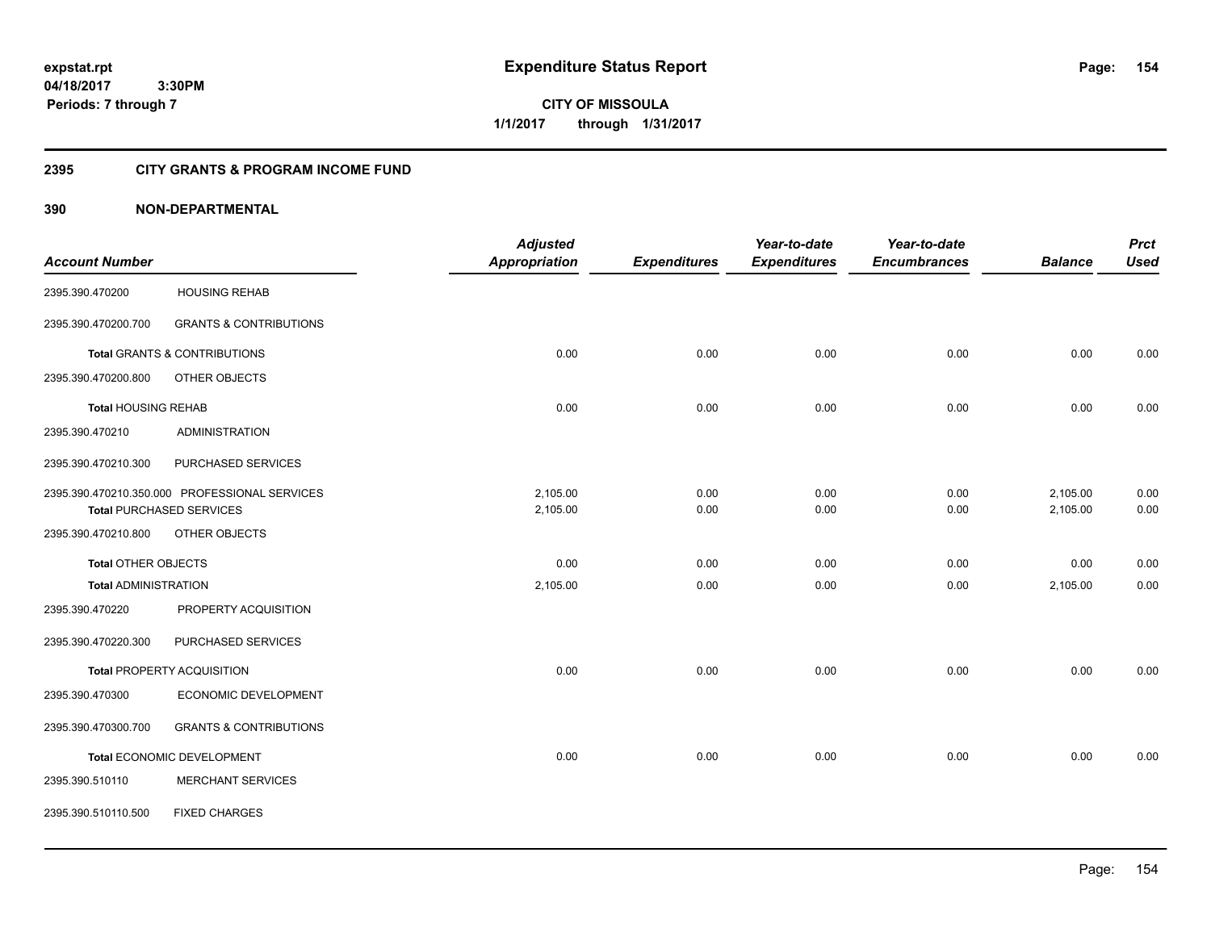# Expenditure Status Report

expstat.rpt
04/18/2017 3:30PM
Periods: 7 through 7

**CITY OF MISSOULA**
**1/1/2017 through 1/31/2017**

## 2395 CITY GRANTS & PROGRAM INCOME FUND

### 390 NON-DEPARTMENTAL

| Account Number | | Adjusted Appropriation | Expenditures | Year-to-date Expenditures | Year-to-date Encumbrances | Balance | Prct Used |
|---|---|---|---|---|---|---|---|
| 2395.390.470200 | HOUSING REHAB | | | | | | |
| 2395.390.470200.700 | GRANTS & CONTRIBUTIONS | | | | | | |
| Total GRANTS & CONTRIBUTIONS | | 0.00 | 0.00 | 0.00 | 0.00 | 0.00 | 0.00 |
| 2395.390.470200.800 | OTHER OBJECTS | | | | | | |
| Total HOUSING REHAB | | 0.00 | 0.00 | 0.00 | 0.00 | 0.00 | 0.00 |
| 2395.390.470210 | ADMINISTRATION | | | | | | |
| 2395.390.470210.300 | PURCHASED SERVICES | | | | | | |
| 2395.390.470210.350.000 | PROFESSIONAL SERVICES | 2,105.00 | 0.00 | 0.00 | 0.00 | 2,105.00 | 0.00 |
| Total PURCHASED SERVICES | | 2,105.00 | 0.00 | 0.00 | 0.00 | 2,105.00 | 0.00 |
| 2395.390.470210.800 | OTHER OBJECTS | | | | | | |
| Total OTHER OBJECTS | | 0.00 | 0.00 | 0.00 | 0.00 | 0.00 | 0.00 |
| Total ADMINISTRATION | | 2,105.00 | 0.00 | 0.00 | 0.00 | 2,105.00 | 0.00 |
| 2395.390.470220 | PROPERTY ACQUISITION | | | | | | |
| 2395.390.470220.300 | PURCHASED SERVICES | | | | | | |
| Total PROPERTY ACQUISITION | | 0.00 | 0.00 | 0.00 | 0.00 | 0.00 | 0.00 |
| 2395.390.470300 | ECONOMIC DEVELOPMENT | | | | | | |
| 2395.390.470300.700 | GRANTS & CONTRIBUTIONS | | | | | | |
| Total ECONOMIC DEVELOPMENT | | 0.00 | 0.00 | 0.00 | 0.00 | 0.00 | 0.00 |
| 2395.390.510110 | MERCHANT SERVICES | | | | | | |
| 2395.390.510110.500 | FIXED CHARGES | | | | | | |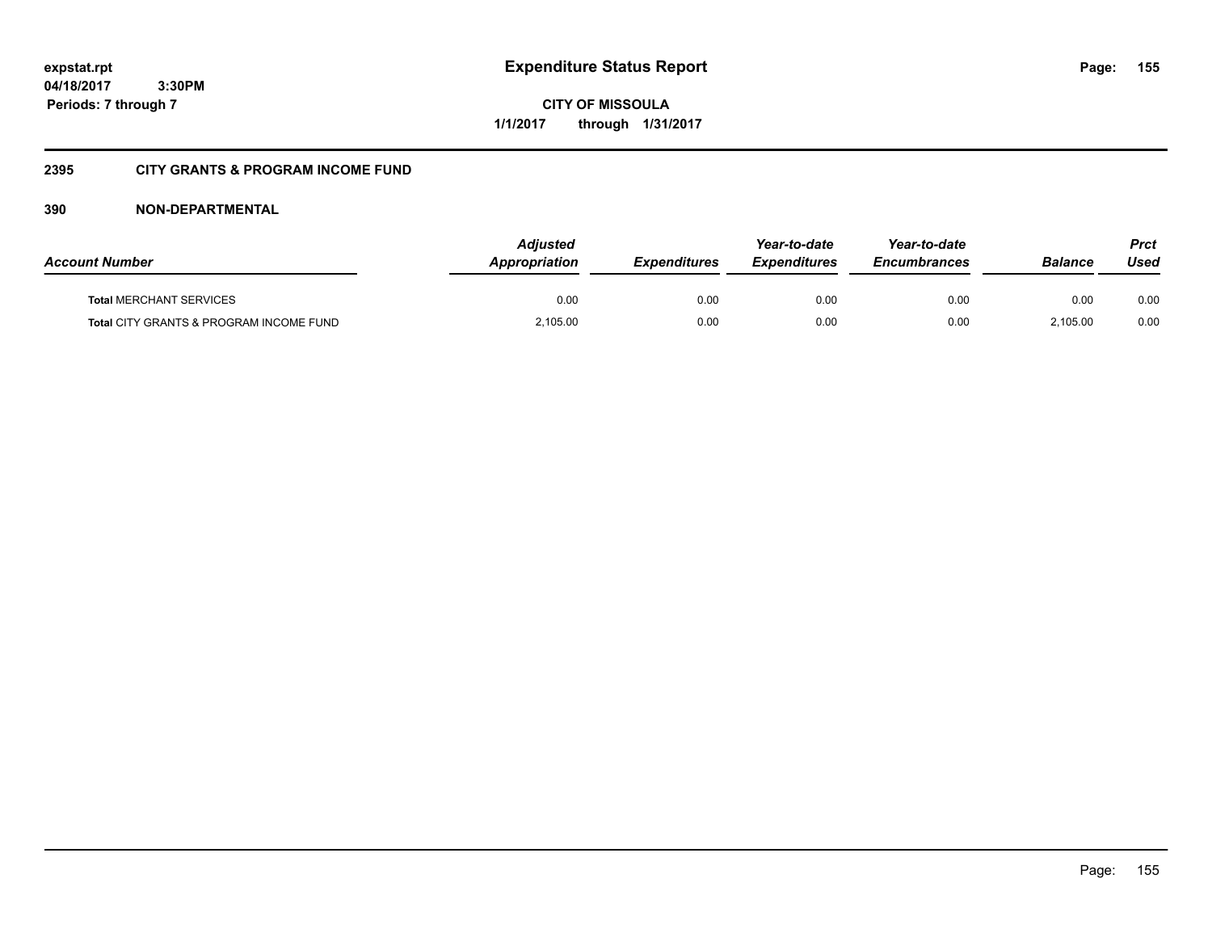## 2395 CITY GRANTS & PROGRAM INCOME FUND

### 390 NON-DEPARTMENTAL

| Account Number | Adjusted Appropriation | Expenditures | Year-to-date Expenditures | Year-to-date Encumbrances | Balance | Prct Used |
|---|---|---|---|---|---|---|
| **Total** MERCHANT SERVICES | 0.00 | 0.00 | 0.00 | 0.00 | 0.00 | 0.00 |
| **Total** CITY GRANTS & PROGRAM INCOME FUND | 2,105.00 | 0.00 | 0.00 | 0.00 | 2,105.00 | 0.00 |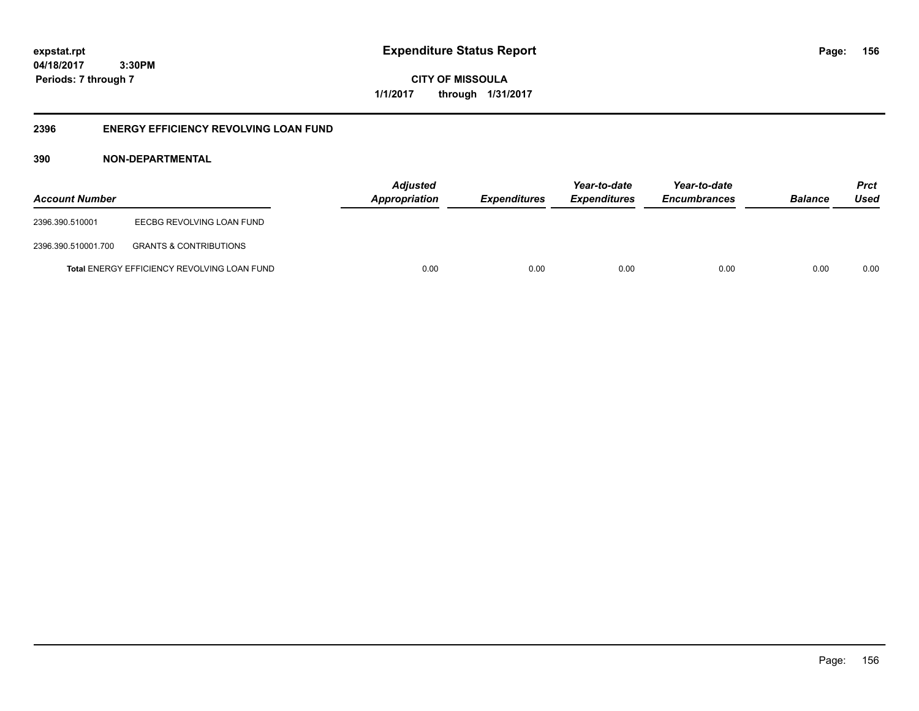## 2396 ENERGY EFFICIENCY REVOLVING LOAN FUND

### 390 NON-DEPARTMENTAL

| Account Number | | Adjusted Appropriation | Expenditures | Year-to-date Expenditures | Year-to-date Encumbrances | Balance | Prct Used |
|---|---|---|---|---|---|---|---|
| 2396.390.510001 | EECBG REVOLVING LOAN FUND | | | | | | |
| 2396.390.510001.700 | GRANTS & CONTRIBUTIONS | | | | | | |
| | **Total** ENERGY EFFICIENCY REVOLVING LOAN FUND | 0.00 | 0.00 | 0.00 | 0.00 | 0.00 | 0.00 |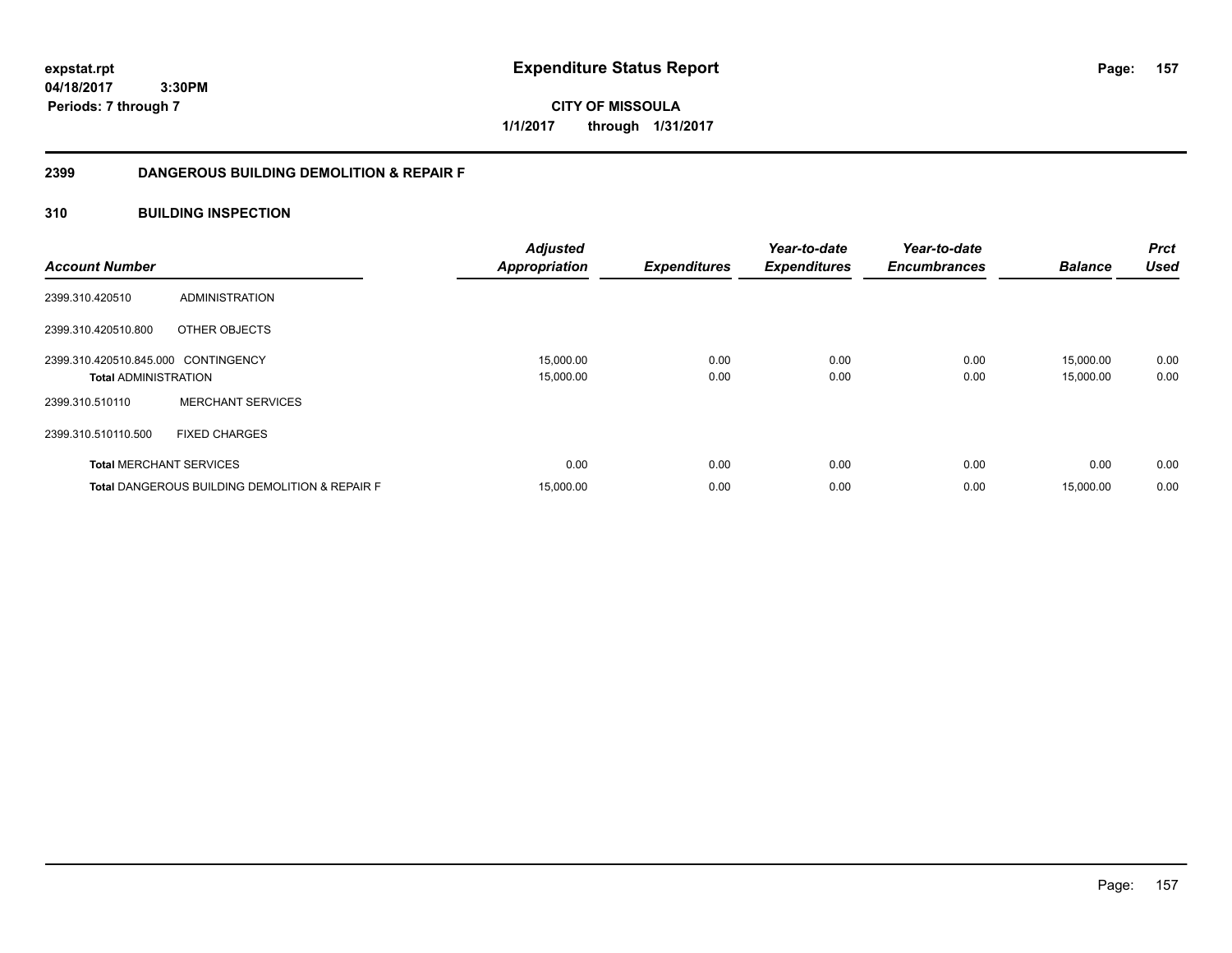**expstat.rpt**
**04/18/2017 3:30PM**
**Periods: 7 through 7**

# Expenditure Status Report

**CITY OF MISSOULA**
**1/1/2017 through 1/31/2017**

## 2399 DANGEROUS BUILDING DEMOLITION & REPAIR F

### 310 BUILDING INSPECTION

| Account Number | | Adjusted Appropriation | Expenditures | Year-to-date Expenditures | Year-to-date Encumbrances | Balance | Prct Used |
|---|---|---|---|---|---|---|---|
| 2399.310.420510 | ADMINISTRATION | | | | | | |
| 2399.310.420510.800 | OTHER OBJECTS | | | | | | |
| 2399.310.420510.845.000 | CONTINGENCY | 15,000.00 | 0.00 | 0.00 | 0.00 | 15,000.00 | 0.00 |
| **Total** ADMINISTRATION | | 15,000.00 | 0.00 | 0.00 | 0.00 | 15,000.00 | 0.00 |
| 2399.310.510110 | MERCHANT SERVICES | | | | | | |
| 2399.310.510110.500 | FIXED CHARGES | | | | | | |
| **Total** MERCHANT SERVICES | | 0.00 | 0.00 | 0.00 | 0.00 | 0.00 | 0.00 |
| **Total** DANGEROUS BUILDING DEMOLITION & REPAIR F | | 15,000.00 | 0.00 | 0.00 | 0.00 | 15,000.00 | 0.00 |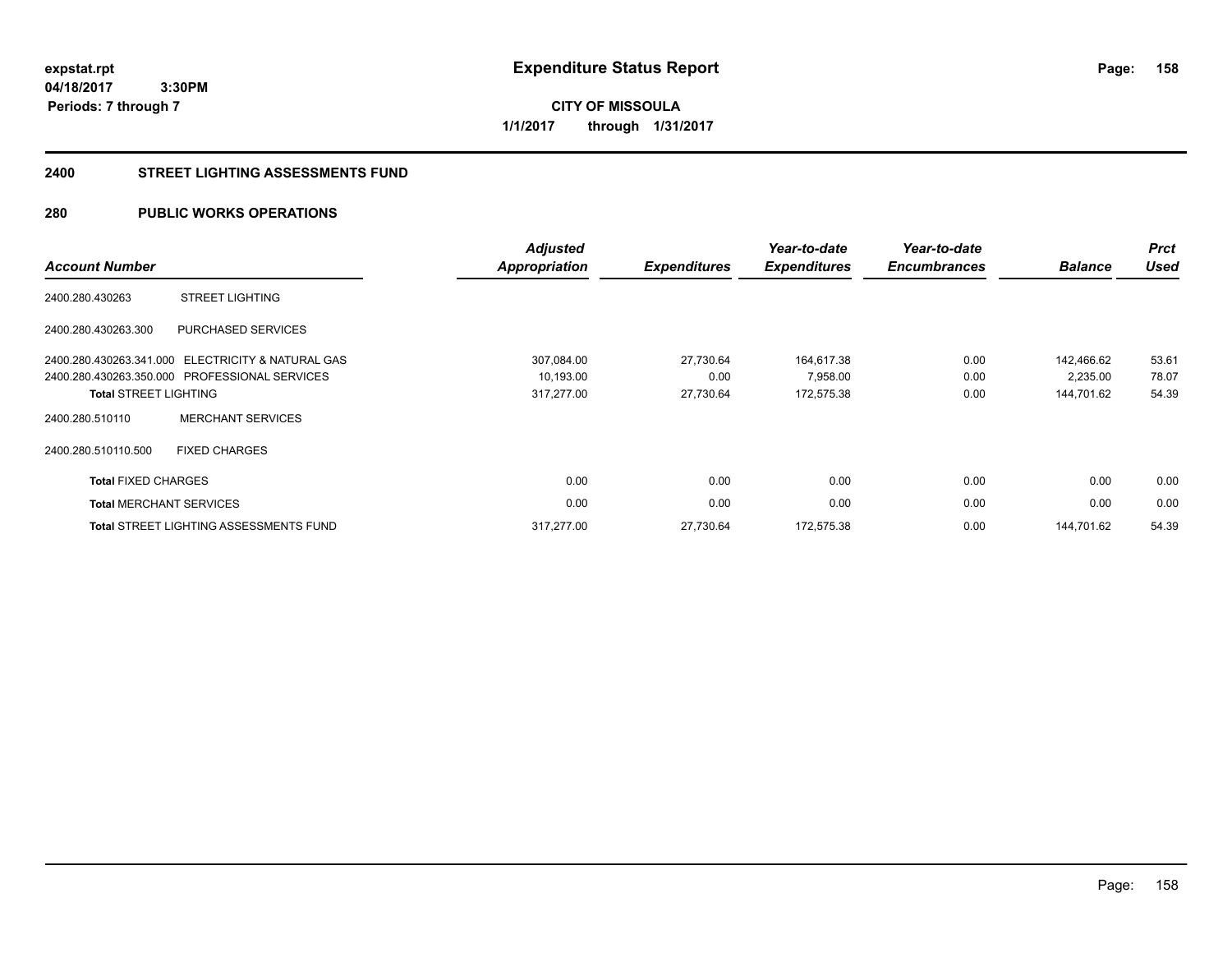**expstat.rpt**
**04/18/2017 3:30PM**
**Periods: 7 through 7**

# Expenditure Status Report

**CITY OF MISSOULA**
**1/1/2017 through 1/31/2017**

## 2400 STREET LIGHTING ASSESSMENTS FUND

## 280 PUBLIC WORKS OPERATIONS

| Account Number | | Adjusted Appropriation | Expenditures | Year-to-date Expenditures | Year-to-date Encumbrances | Balance | Prct Used |
|---|---|---|---|---|---|---|---|
| 2400.280.430263 | STREET LIGHTING | | | | | | |
| 2400.280.430263.300 | PURCHASED SERVICES | | | | | | |
| 2400.280.430263.341.000 | ELECTRICITY & NATURAL GAS | 307,084.00 | 27,730.64 | 164,617.38 | 0.00 | 142,466.62 | 53.61 |
| 2400.280.430263.350.000 | PROFESSIONAL SERVICES | 10,193.00 | 0.00 | 7,958.00 | 0.00 | 2,235.00 | 78.07 |
| **Total** STREET LIGHTING | | 317,277.00 | 27,730.64 | 172,575.38 | 0.00 | 144,701.62 | 54.39 |
| 2400.280.510110 | MERCHANT SERVICES | | | | | | |
| 2400.280.510110.500 | FIXED CHARGES | | | | | | |
| **Total** FIXED CHARGES | | 0.00 | 0.00 | 0.00 | 0.00 | 0.00 | 0.00 |
| **Total** MERCHANT SERVICES | | 0.00 | 0.00 | 0.00 | 0.00 | 0.00 | 0.00 |
| **Total** STREET LIGHTING ASSESSMENTS FUND | | 317,277.00 | 27,730.64 | 172,575.38 | 0.00 | 144,701.62 | 54.39 |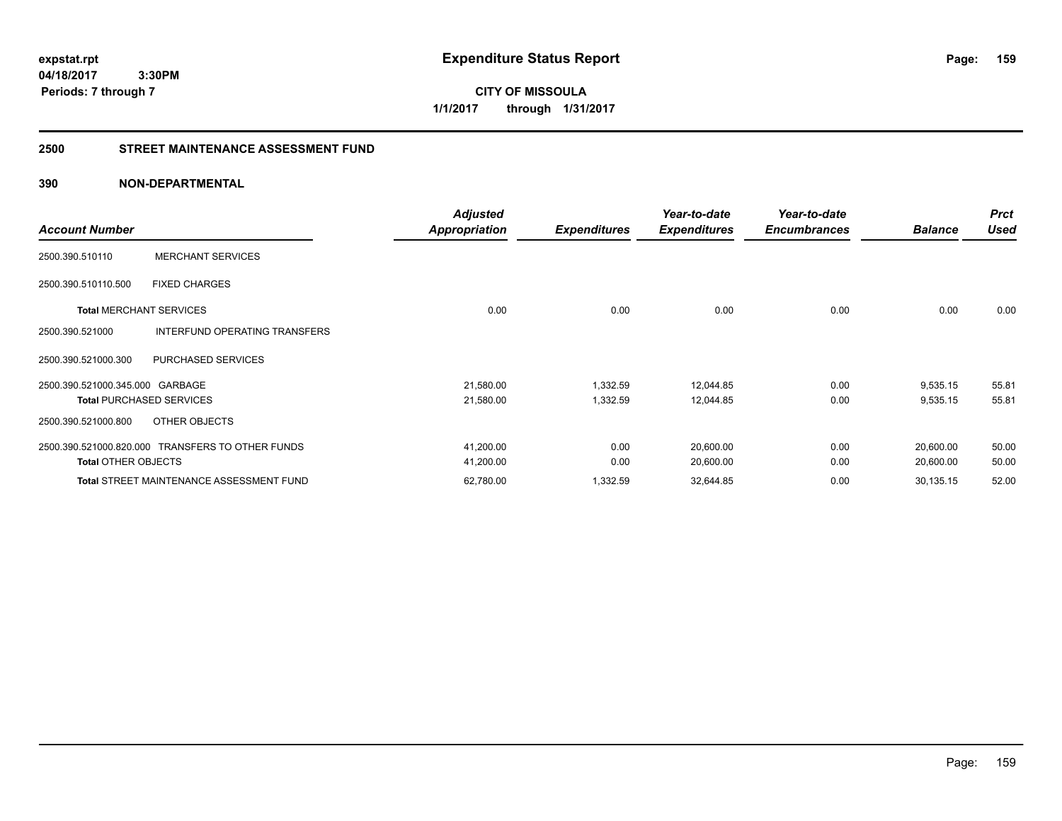**expstat.rpt**
**04/18/2017 3:30PM**
**Periods: 7 through 7**

# Expenditure Status Report

**CITY OF MISSOULA**
**1/1/2017 through 1/31/2017**

## 2500 STREET MAINTENANCE ASSESSMENT FUND

### 390 NON-DEPARTMENTAL

| Account Number | | Adjusted Appropriation | Expenditures | Year-to-date Expenditures | Year-to-date Encumbrances | Balance | Prct Used |
|---|---|---|---|---|---|---|---|
| 2500.390.510110 | MERCHANT SERVICES | | | | | | |
| 2500.390.510110.500 | FIXED CHARGES | | | | | | |
| **Total** MERCHANT SERVICES | | 0.00 | 0.00 | 0.00 | 0.00 | 0.00 | 0.00 |
| 2500.390.521000 | INTERFUND OPERATING TRANSFERS | | | | | | |
| 2500.390.521000.300 | PURCHASED SERVICES | | | | | | |
| 2500.390.521000.345.000 | GARBAGE | 21,580.00 | 1,332.59 | 12,044.85 | 0.00 | 9,535.15 | 55.81 |
| **Total** PURCHASED SERVICES | | 21,580.00 | 1,332.59 | 12,044.85 | 0.00 | 9,535.15 | 55.81 |
| 2500.390.521000.800 | OTHER OBJECTS | | | | | | |
| 2500.390.521000.820.000 | TRANSFERS TO OTHER FUNDS | 41,200.00 | 0.00 | 20,600.00 | 0.00 | 20,600.00 | 50.00 |
| **Total** OTHER OBJECTS | | 41,200.00 | 0.00 | 20,600.00 | 0.00 | 20,600.00 | 50.00 |
| **Total** STREET MAINTENANCE ASSESSMENT FUND | | 62,780.00 | 1,332.59 | 32,644.85 | 0.00 | 30,135.15 | 52.00 |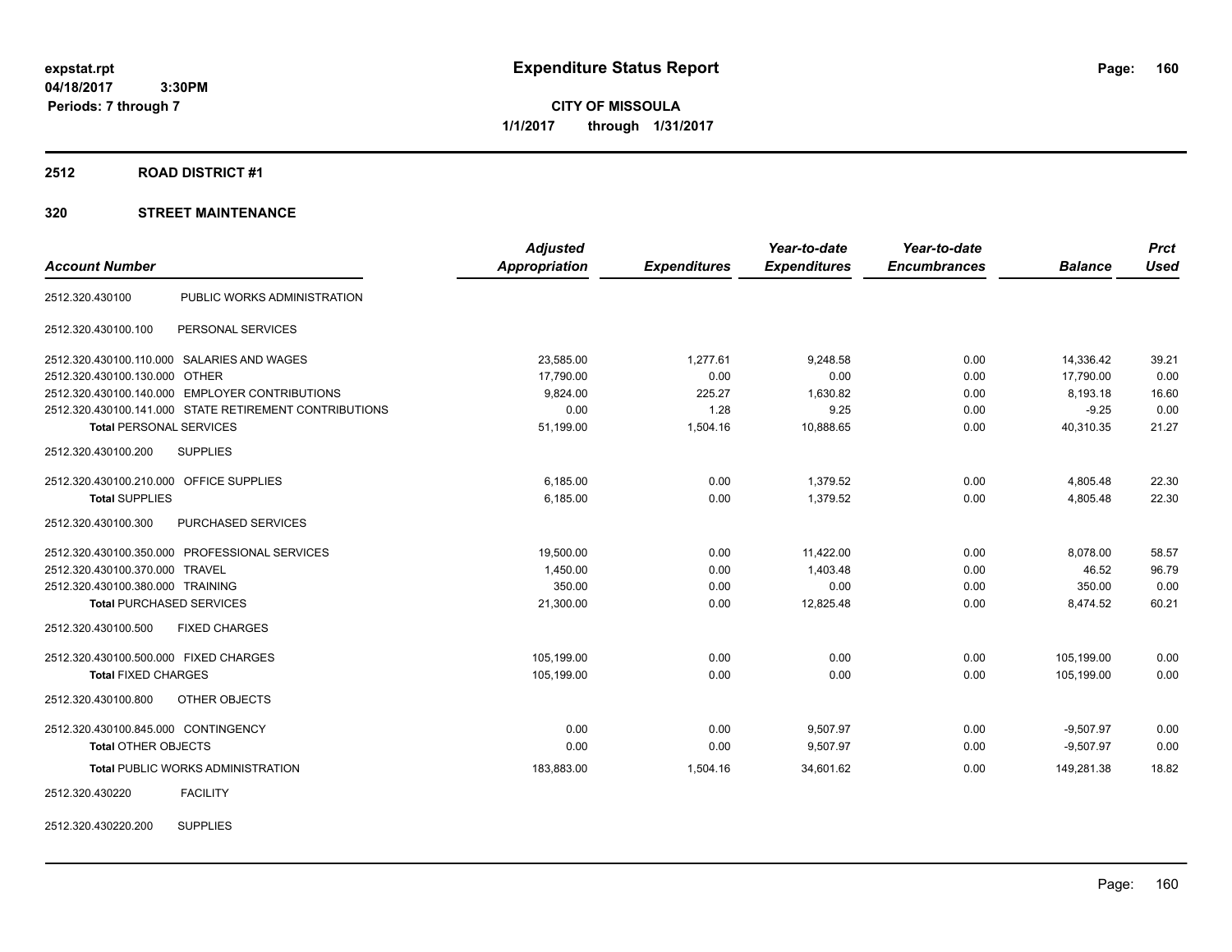expstat.rpt
04/18/2017 3:30PM
Periods: 7 through 7

# Expenditure Status Report

**CITY OF MISSOULA**
**1/1/2017 through 1/31/2017**

## 2512 ROAD DISTRICT #1

### 320 STREET MAINTENANCE

| Account Number | | Adjusted Appropriation | Expenditures | Year-to-date Expenditures | Year-to-date Encumbrances | Balance | Prct Used |
|---|---|---|---|---|---|---|---|
| 2512.320.430100 | PUBLIC WORKS ADMINISTRATION | | | | | | |
| 2512.320.430100.100 | PERSONAL SERVICES | | | | | | |
| 2512.320.430100.110.000 | SALARIES AND WAGES | 23,585.00 | 1,277.61 | 9,248.58 | 0.00 | 14,336.42 | 39.21 |
| 2512.320.430100.130.000 | OTHER | 17,790.00 | 0.00 | 0.00 | 0.00 | 17,790.00 | 0.00 |
| 2512.320.430100.140.000 | EMPLOYER CONTRIBUTIONS | 9,824.00 | 225.27 | 1,630.82 | 0.00 | 8,193.18 | 16.60 |
| 2512.320.430100.141.000 | STATE RETIREMENT CONTRIBUTIONS | 0.00 | 1.28 | 9.25 | 0.00 | -9.25 | 0.00 |
| **Total** PERSONAL SERVICES | | 51,199.00 | 1,504.16 | 10,888.65 | 0.00 | 40,310.35 | 21.27 |
| 2512.320.430100.200 | SUPPLIES | | | | | | |
| 2512.320.430100.210.000 | OFFICE SUPPLIES | 6,185.00 | 0.00 | 1,379.52 | 0.00 | 4,805.48 | 22.30 |
| **Total** SUPPLIES | | 6,185.00 | 0.00 | 1,379.52 | 0.00 | 4,805.48 | 22.30 |
| 2512.320.430100.300 | PURCHASED SERVICES | | | | | | |
| 2512.320.430100.350.000 | PROFESSIONAL SERVICES | 19,500.00 | 0.00 | 11,422.00 | 0.00 | 8,078.00 | 58.57 |
| 2512.320.430100.370.000 | TRAVEL | 1,450.00 | 0.00 | 1,403.48 | 0.00 | 46.52 | 96.79 |
| 2512.320.430100.380.000 | TRAINING | 350.00 | 0.00 | 0.00 | 0.00 | 350.00 | 0.00 |
| **Total** PURCHASED SERVICES | | 21,300.00 | 0.00 | 12,825.48 | 0.00 | 8,474.52 | 60.21 |
| 2512.320.430100.500 | FIXED CHARGES | | | | | | |
| 2512.320.430100.500.000 | FIXED CHARGES | 105,199.00 | 0.00 | 0.00 | 0.00 | 105,199.00 | 0.00 |
| **Total** FIXED CHARGES | | 105,199.00 | 0.00 | 0.00 | 0.00 | 105,199.00 | 0.00 |
| 2512.320.430100.800 | OTHER OBJECTS | | | | | | |
| 2512.320.430100.845.000 | CONTINGENCY | 0.00 | 0.00 | 9,507.97 | 0.00 | -9,507.97 | 0.00 |
| **Total** OTHER OBJECTS | | 0.00 | 0.00 | 9,507.97 | 0.00 | -9,507.97 | 0.00 |
| **Total** PUBLIC WORKS ADMINISTRATION | | 183,883.00 | 1,504.16 | 34,601.62 | 0.00 | 149,281.38 | 18.82 |
| 2512.320.430220 | FACILITY | | | | | | |
| 2512.320.430220.200 | SUPPLIES | | | | | | |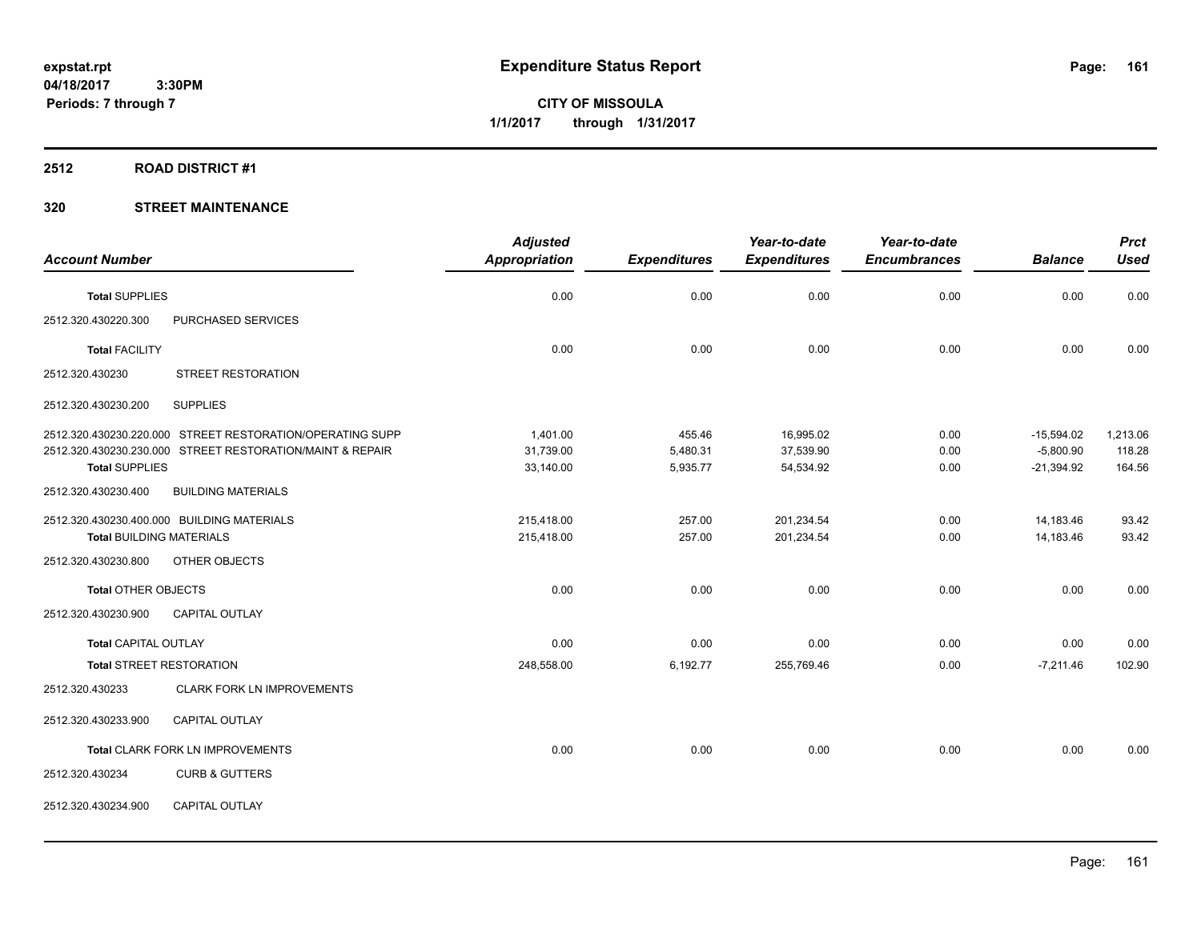# Expenditure Status Report

expstat.rpt
04/18/2017 3:30PM
Periods: 7 through 7

**CITY OF MISSOULA**
**1/1/2017 through 1/31/2017**

## 2512 ROAD DISTRICT #1

## 320 STREET MAINTENANCE

| Account Number | | Adjusted Appropriation | Expenditures | Year-to-date Expenditures | Year-to-date Encumbrances | Balance | Prct Used |
|---|---|---|---|---|---|---|---|
| **Total** SUPPLIES | | 0.00 | 0.00 | 0.00 | 0.00 | 0.00 | 0.00 |
| 2512.320.430220.300 | PURCHASED SERVICES | | | | | | |
| **Total** FACILITY | | 0.00 | 0.00 | 0.00 | 0.00 | 0.00 | 0.00 |
| 2512.320.430230 | STREET RESTORATION | | | | | | |
| 2512.320.430230.200 | SUPPLIES | | | | | | |
| 2512.320.430230.220.000 | STREET RESTORATION/OPERATING SUPP | 1,401.00 | 455.46 | 16,995.02 | 0.00 | -15,594.02 | 1,213.06 |
| 2512.320.430230.230.000 | STREET RESTORATION/MAINT & REPAIR | 31,739.00 | 5,480.31 | 37,539.90 | 0.00 | -5,800.90 | 118.28 |
| **Total** SUPPLIES | | 33,140.00 | 5,935.77 | 54,534.92 | 0.00 | -21,394.92 | 164.56 |
| 2512.320.430230.400 | BUILDING MATERIALS | | | | | | |
| 2512.320.430230.400.000 | BUILDING MATERIALS | 215,418.00 | 257.00 | 201,234.54 | 0.00 | 14,183.46 | 93.42 |
| **Total** BUILDING MATERIALS | | 215,418.00 | 257.00 | 201,234.54 | 0.00 | 14,183.46 | 93.42 |
| 2512.320.430230.800 | OTHER OBJECTS | | | | | | |
| **Total** OTHER OBJECTS | | 0.00 | 0.00 | 0.00 | 0.00 | 0.00 | 0.00 |
| 2512.320.430230.900 | CAPITAL OUTLAY | | | | | | |
| **Total** CAPITAL OUTLAY | | 0.00 | 0.00 | 0.00 | 0.00 | 0.00 | 0.00 |
| **Total** STREET RESTORATION | | 248,558.00 | 6,192.77 | 255,769.46 | 0.00 | -7,211.46 | 102.90 |
| 2512.320.430233 | CLARK FORK LN IMPROVEMENTS | | | | | | |
| 2512.320.430233.900 | CAPITAL OUTLAY | | | | | | |
| **Total** CLARK FORK LN IMPROVEMENTS | | 0.00 | 0.00 | 0.00 | 0.00 | 0.00 | 0.00 |
| 2512.320.430234 | CURB & GUTTERS | | | | | | |
| 2512.320.430234.900 | CAPITAL OUTLAY | | | | | | |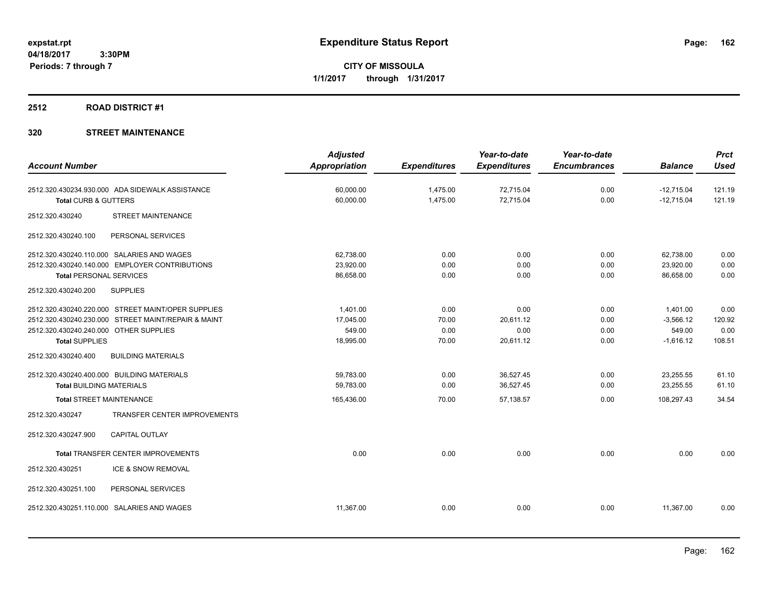# Expenditure Status Report

**CITY OF MISSOULA**
**1/1/2017 through 1/31/2017**

expstat.rpt
04/18/2017 3:30PM
Periods: 7 through 7

## 2512 ROAD DISTRICT #1

### 320 STREET MAINTENANCE

| Account Number | | Adjusted Appropriation | Expenditures | Year-to-date Expenditures | Year-to-date Encumbrances | Balance | Prct Used |
|---|---|---|---|---|---|---|---|
| 2512.320.430234.930.000 | ADA SIDEWALK ASSISTANCE | 60,000.00 | 1,475.00 | 72,715.04 | 0.00 | -12,715.04 | 121.19 |
| **Total** CURB & GUTTERS | | 60,000.00 | 1,475.00 | 72,715.04 | 0.00 | -12,715.04 | 121.19 |
| 2512.320.430240 | STREET MAINTENANCE | | | | | | |
| 2512.320.430240.100 | PERSONAL SERVICES | | | | | | |
| 2512.320.430240.110.000 | SALARIES AND WAGES | 62,738.00 | 0.00 | 0.00 | 0.00 | 62,738.00 | 0.00 |
| 2512.320.430240.140.000 | EMPLOYER CONTRIBUTIONS | 23,920.00 | 0.00 | 0.00 | 0.00 | 23,920.00 | 0.00 |
| **Total** PERSONAL SERVICES | | 86,658.00 | 0.00 | 0.00 | 0.00 | 86,658.00 | 0.00 |
| 2512.320.430240.200 | SUPPLIES | | | | | | |
| 2512.320.430240.220.000 | STREET MAINT/OPER SUPPLIES | 1,401.00 | 0.00 | 0.00 | 0.00 | 1,401.00 | 0.00 |
| 2512.320.430240.230.000 | STREET MAINT/REPAIR & MAINT | 17,045.00 | 70.00 | 20,611.12 | 0.00 | -3,566.12 | 120.92 |
| 2512.320.430240.240.000 | OTHER SUPPLIES | 549.00 | 0.00 | 0.00 | 0.00 | 549.00 | 0.00 |
| **Total** SUPPLIES | | 18,995.00 | 70.00 | 20,611.12 | 0.00 | -1,616.12 | 108.51 |
| 2512.320.430240.400 | BUILDING MATERIALS | | | | | | |
| 2512.320.430240.400.000 | BUILDING MATERIALS | 59,783.00 | 0.00 | 36,527.45 | 0.00 | 23,255.55 | 61.10 |
| **Total** BUILDING MATERIALS | | 59,783.00 | 0.00 | 36,527.45 | 0.00 | 23,255.55 | 61.10 |
| **Total** STREET MAINTENANCE | | 165,436.00 | 70.00 | 57,138.57 | 0.00 | 108,297.43 | 34.54 |
| 2512.320.430247 | TRANSFER CENTER IMPROVEMENTS | | | | | | |
| 2512.320.430247.900 | CAPITAL OUTLAY | | | | | | |
| **Total** TRANSFER CENTER IMPROVEMENTS | | 0.00 | 0.00 | 0.00 | 0.00 | 0.00 | 0.00 |
| 2512.320.430251 | ICE & SNOW REMOVAL | | | | | | |
| 2512.320.430251.100 | PERSONAL SERVICES | | | | | | |
| 2512.320.430251.110.000 | SALARIES AND WAGES | 11,367.00 | 0.00 | 0.00 | 0.00 | 11,367.00 | 0.00 |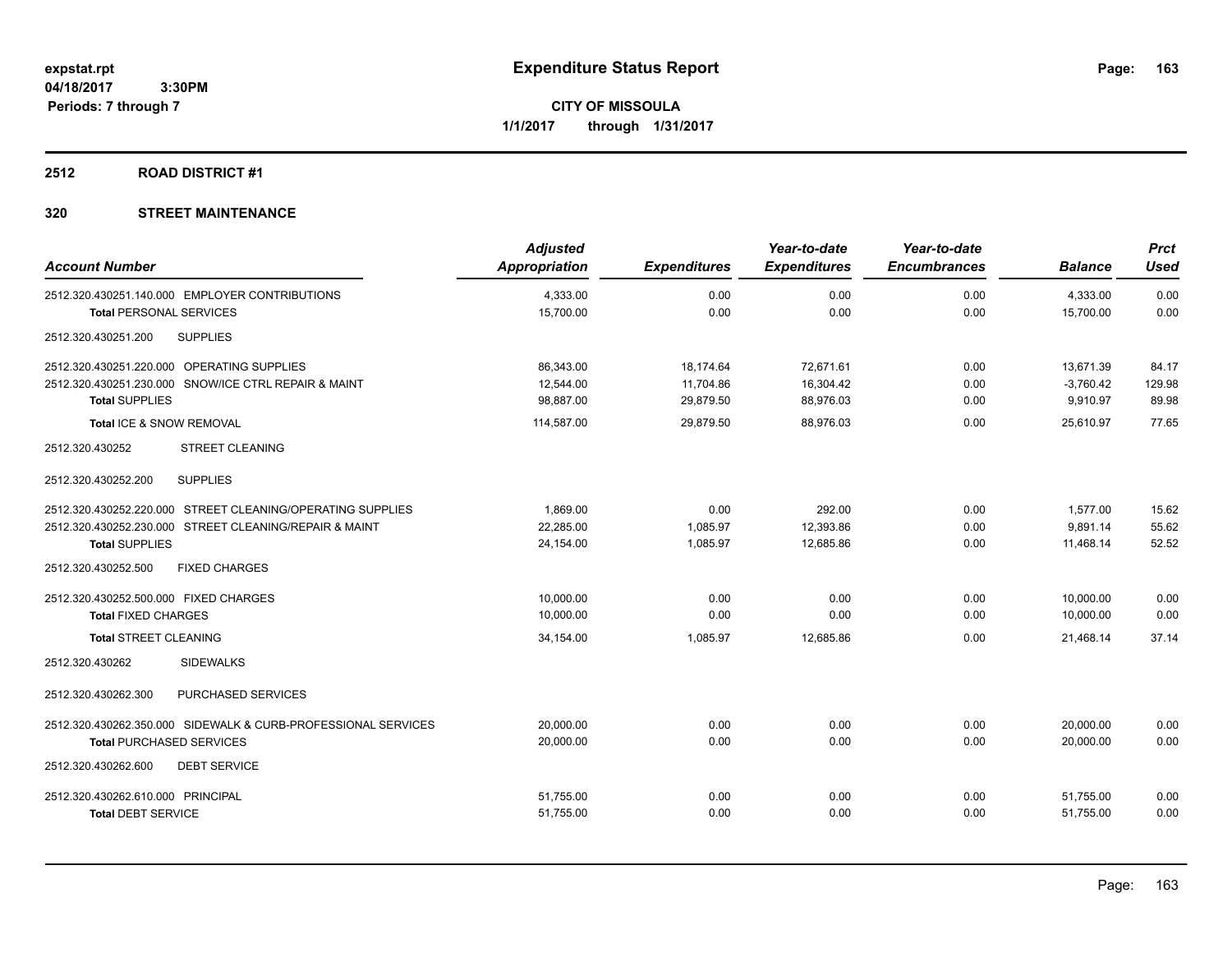expstat.rpt
04/18/2017 3:30PM
Periods: 7 through 7

# Expenditure Status Report

**CITY OF MISSOULA**
**1/1/2017 through 1/31/2017**

## 2512 ROAD DISTRICT #1

## 320 STREET MAINTENANCE

| Account Number | Adjusted Appropriation | Expenditures | Year-to-date Expenditures | Year-to-date Encumbrances | Balance | Prct Used |
|---|---|---|---|---|---|---|
| 2512.320.430251.140.000 EMPLOYER CONTRIBUTIONS | 4,333.00 | 0.00 | 0.00 | 0.00 | 4,333.00 | 0.00 |
| **Total** PERSONAL SERVICES | 15,700.00 | 0.00 | 0.00 | 0.00 | 15,700.00 | 0.00 |
| 2512.320.430251.200 SUPPLIES | | | | | | |
| 2512.320.430251.220.000 OPERATING SUPPLIES | 86,343.00 | 18,174.64 | 72,671.61 | 0.00 | 13,671.39 | 84.17 |
| 2512.320.430251.230.000 SNOW/ICE CTRL REPAIR & MAINT | 12,544.00 | 11,704.86 | 16,304.42 | 0.00 | -3,760.42 | 129.98 |
| **Total** SUPPLIES | 98,887.00 | 29,879.50 | 88,976.03 | 0.00 | 9,910.97 | 89.98 |
| **Total** ICE & SNOW REMOVAL | 114,587.00 | 29,879.50 | 88,976.03 | 0.00 | 25,610.97 | 77.65 |
| 2512.320.430252 STREET CLEANING | | | | | | |
| 2512.320.430252.200 SUPPLIES | | | | | | |
| 2512.320.430252.220.000 STREET CLEANING/OPERATING SUPPLIES | 1,869.00 | 0.00 | 292.00 | 0.00 | 1,577.00 | 15.62 |
| 2512.320.430252.230.000 STREET CLEANING/REPAIR & MAINT | 22,285.00 | 1,085.97 | 12,393.86 | 0.00 | 9,891.14 | 55.62 |
| **Total** SUPPLIES | 24,154.00 | 1,085.97 | 12,685.86 | 0.00 | 11,468.14 | 52.52 |
| 2512.320.430252.500 FIXED CHARGES | | | | | | |
| 2512.320.430252.500.000 FIXED CHARGES | 10,000.00 | 0.00 | 0.00 | 0.00 | 10,000.00 | 0.00 |
| **Total** FIXED CHARGES | 10,000.00 | 0.00 | 0.00 | 0.00 | 10,000.00 | 0.00 |
| **Total** STREET CLEANING | 34,154.00 | 1,085.97 | 12,685.86 | 0.00 | 21,468.14 | 37.14 |
| 2512.320.430262 SIDEWALKS | | | | | | |
| 2512.320.430262.300 PURCHASED SERVICES | | | | | | |
| 2512.320.430262.350.000 SIDEWALK & CURB-PROFESSIONAL SERVICES | 20,000.00 | 0.00 | 0.00 | 0.00 | 20,000.00 | 0.00 |
| **Total** PURCHASED SERVICES | 20,000.00 | 0.00 | 0.00 | 0.00 | 20,000.00 | 0.00 |
| 2512.320.430262.600 DEBT SERVICE | | | | | | |
| 2512.320.430262.610.000 PRINCIPAL | 51,755.00 | 0.00 | 0.00 | 0.00 | 51,755.00 | 0.00 |
| **Total** DEBT SERVICE | 51,755.00 | 0.00 | 0.00 | 0.00 | 51,755.00 | 0.00 |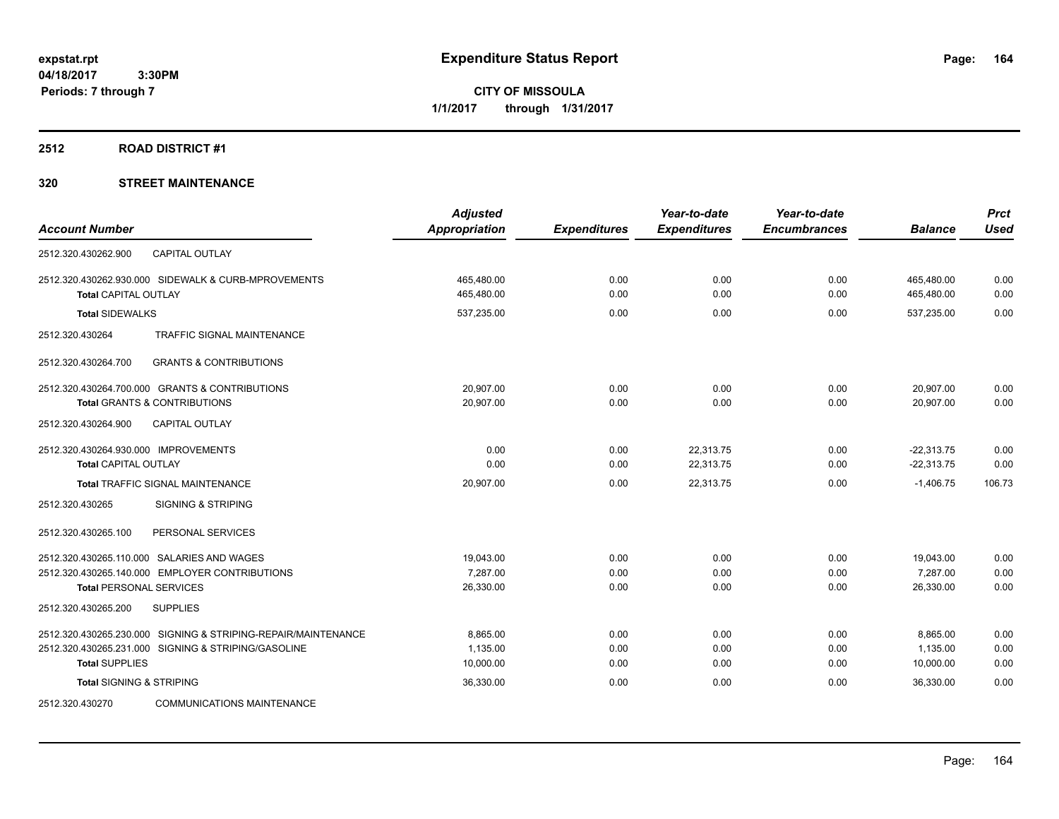expstat.rpt
04/18/2017 3:30PM
Periods: 7 through 7

# Expenditure Status Report

**CITY OF MISSOULA**
**1/1/2017 through 1/31/2017**

## 2512 ROAD DISTRICT #1

## 320 STREET MAINTENANCE

| Account Number | Adjusted Appropriation | Expenditures | Year-to-date Expenditures | Year-to-date Encumbrances | Balance | Prct Used |
|---|---|---|---|---|---|---|
| 2512.320.430262.900 CAPITAL OUTLAY | | | | | | |
| 2512.320.430262.930.000 SIDEWALK & CURB-MPROVEMENTS | 465,480.00 | 0.00 | 0.00 | 0.00 | 465,480.00 | 0.00 |
| **Total** CAPITAL OUTLAY | 465,480.00 | 0.00 | 0.00 | 0.00 | 465,480.00 | 0.00 |
| **Total** SIDEWALKS | 537,235.00 | 0.00 | 0.00 | 0.00 | 537,235.00 | 0.00 |
| 2512.320.430264 TRAFFIC SIGNAL MAINTENANCE | | | | | | |
| 2512.320.430264.700 GRANTS & CONTRIBUTIONS | | | | | | |
| 2512.320.430264.700.000 GRANTS & CONTRIBUTIONS | 20,907.00 | 0.00 | 0.00 | 0.00 | 20,907.00 | 0.00 |
| **Total** GRANTS & CONTRIBUTIONS | 20,907.00 | 0.00 | 0.00 | 0.00 | 20,907.00 | 0.00 |
| 2512.320.430264.900 CAPITAL OUTLAY | | | | | | |
| 2512.320.430264.930.000 IMPROVEMENTS | 0.00 | 0.00 | 22,313.75 | 0.00 | -22,313.75 | 0.00 |
| **Total** CAPITAL OUTLAY | 0.00 | 0.00 | 22,313.75 | 0.00 | -22,313.75 | 0.00 |
| **Total** TRAFFIC SIGNAL MAINTENANCE | 20,907.00 | 0.00 | 22,313.75 | 0.00 | -1,406.75 | 106.73 |
| 2512.320.430265 SIGNING & STRIPING | | | | | | |
| 2512.320.430265.100 PERSONAL SERVICES | | | | | | |
| 2512.320.430265.110.000 SALARIES AND WAGES | 19,043.00 | 0.00 | 0.00 | 0.00 | 19,043.00 | 0.00 |
| 2512.320.430265.140.000 EMPLOYER CONTRIBUTIONS | 7,287.00 | 0.00 | 0.00 | 0.00 | 7,287.00 | 0.00 |
| **Total** PERSONAL SERVICES | 26,330.00 | 0.00 | 0.00 | 0.00 | 26,330.00 | 0.00 |
| 2512.320.430265.200 SUPPLIES | | | | | | |
| 2512.320.430265.230.000 SIGNING & STRIPING-REPAIR/MAINTENANCE | 8,865.00 | 0.00 | 0.00 | 0.00 | 8,865.00 | 0.00 |
| 2512.320.430265.231.000 SIGNING & STRIPING/GASOLINE | 1,135.00 | 0.00 | 0.00 | 0.00 | 1,135.00 | 0.00 |
| **Total** SUPPLIES | 10,000.00 | 0.00 | 0.00 | 0.00 | 10,000.00 | 0.00 |
| **Total** SIGNING & STRIPING | 36,330.00 | 0.00 | 0.00 | 0.00 | 36,330.00 | 0.00 |
| 2512.320.430270 COMMUNICATIONS MAINTENANCE | | | | | | |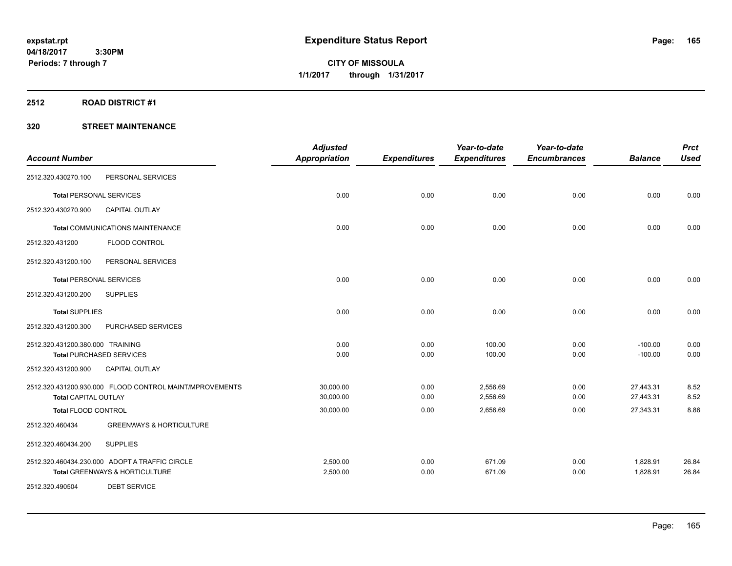# Expenditure Status Report

**CITY OF MISSOULA**

**1/1/2017 through 1/31/2017**

expstat.rpt
04/18/2017 3:30PM
Periods: 7 through 7

## 2512 ROAD DISTRICT #1

### 320 STREET MAINTENANCE

| Account Number | | Adjusted Appropriation | Expenditures | Year-to-date Expenditures | Year-to-date Encumbrances | Balance | Prct Used |
|---|---|---|---|---|---|---|---|
| 2512.320.430270.100 | PERSONAL SERVICES | | | | | | |
| **Total** PERSONAL SERVICES | | 0.00 | 0.00 | 0.00 | 0.00 | 0.00 | 0.00 |
| 2512.320.430270.900 | CAPITAL OUTLAY | | | | | | |
| **Total** COMMUNICATIONS MAINTENANCE | | 0.00 | 0.00 | 0.00 | 0.00 | 0.00 | 0.00 |
| 2512.320.431200 | FLOOD CONTROL | | | | | | |
| 2512.320.431200.100 | PERSONAL SERVICES | | | | | | |
| **Total** PERSONAL SERVICES | | 0.00 | 0.00 | 0.00 | 0.00 | 0.00 | 0.00 |
| 2512.320.431200.200 | SUPPLIES | | | | | | |
| **Total** SUPPLIES | | 0.00 | 0.00 | 0.00 | 0.00 | 0.00 | 0.00 |
| 2512.320.431200.300 | PURCHASED SERVICES | | | | | | |
| 2512.320.431200.380.000 | TRAINING | 0.00 | 0.00 | 100.00 | 0.00 | -100.00 | 0.00 |
| **Total** PURCHASED SERVICES | | 0.00 | 0.00 | 100.00 | 0.00 | -100.00 | 0.00 |
| 2512.320.431200.900 | CAPITAL OUTLAY | | | | | | |
| 2512.320.431200.930.000 | FLOOD CONTROL MAINT/MPROVEMENTS | 30,000.00 | 0.00 | 2,556.69 | 0.00 | 27,443.31 | 8.52 |
| **Total** CAPITAL OUTLAY | | 30,000.00 | 0.00 | 2,556.69 | 0.00 | 27,443.31 | 8.52 |
| **Total** FLOOD CONTROL | | 30,000.00 | 0.00 | 2,656.69 | 0.00 | 27,343.31 | 8.86 |
| 2512.320.460434 | GREENWAYS & HORTICULTURE | | | | | | |
| 2512.320.460434.200 | SUPPLIES | | | | | | |
| 2512.320.460434.230.000 | ADOPT A TRAFFIC CIRCLE | 2,500.00 | 0.00 | 671.09 | 0.00 | 1,828.91 | 26.84 |
| **Total** GREENWAYS & HORTICULTURE | | 2,500.00 | 0.00 | 671.09 | 0.00 | 1,828.91 | 26.84 |
| 2512.320.490504 | DEBT SERVICE | | | | | | |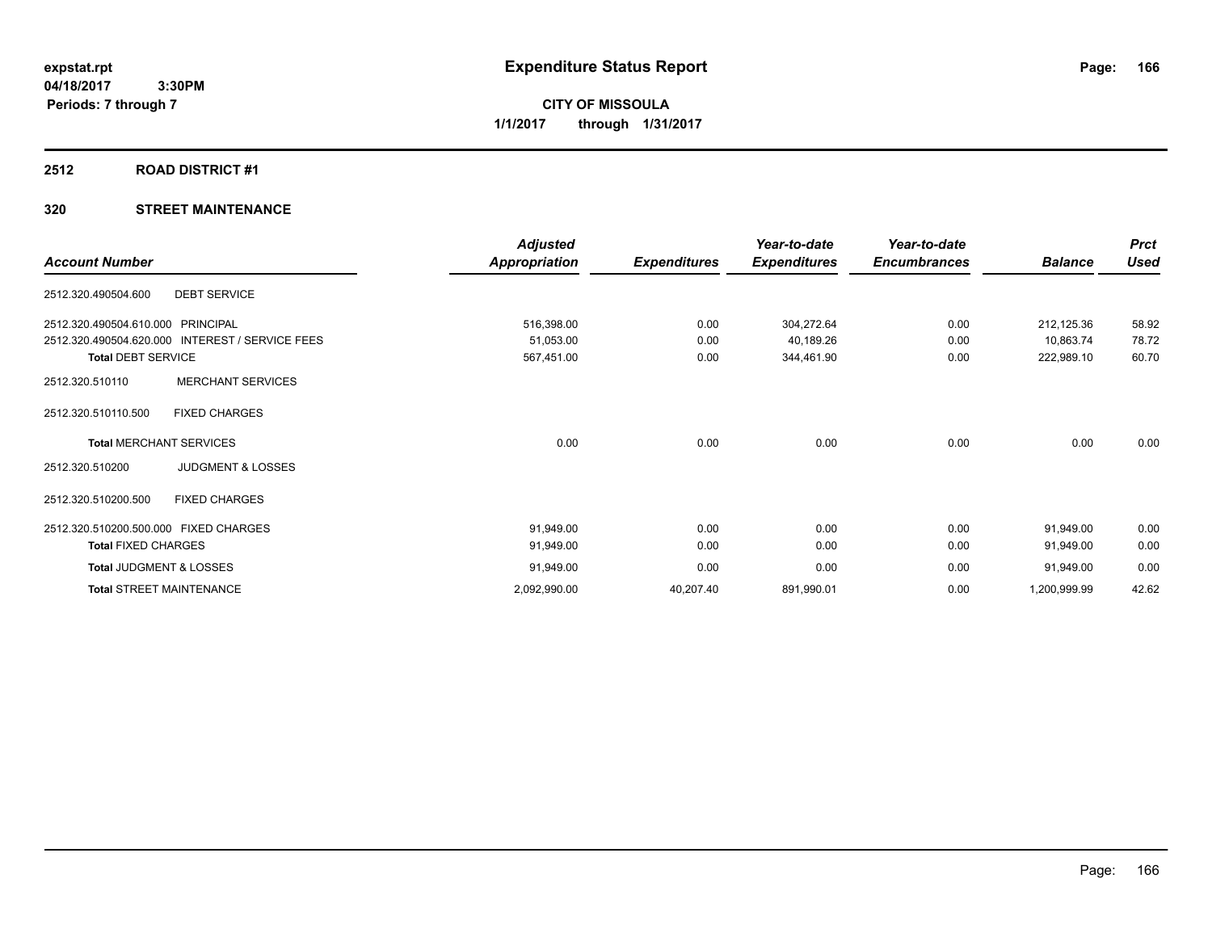# Expenditure Status Report

**CITY OF MISSOULA**

**1/1/2017 through 1/31/2017**

expstat.rpt
04/18/2017 3:30PM
Periods: 7 through 7

## 2512 ROAD DISTRICT #1

## 320 STREET MAINTENANCE

| Account Number | | Adjusted Appropriation | Expenditures | Year-to-date Expenditures | Year-to-date Encumbrances | Balance | Prct Used |
|---|---|---|---|---|---|---|---|
| 2512.320.490504.600 | DEBT SERVICE | | | | | | |
| 2512.320.490504.610.000 | PRINCIPAL | 516,398.00 | 0.00 | 304,272.64 | 0.00 | 212,125.36 | 58.92 |
| 2512.320.490504.620.000 | INTEREST / SERVICE FEES | 51,053.00 | 0.00 | 40,189.26 | 0.00 | 10,863.74 | 78.72 |
| **Total** DEBT SERVICE | | 567,451.00 | 0.00 | 344,461.90 | 0.00 | 222,989.10 | 60.70 |
| 2512.320.510110 | MERCHANT SERVICES | | | | | | |
| 2512.320.510110.500 | FIXED CHARGES | | | | | | |
| **Total** MERCHANT SERVICES | | 0.00 | 0.00 | 0.00 | 0.00 | 0.00 | 0.00 |
| 2512.320.510200 | JUDGMENT & LOSSES | | | | | | |
| 2512.320.510200.500 | FIXED CHARGES | | | | | | |
| 2512.320.510200.500.000 | FIXED CHARGES | 91,949.00 | 0.00 | 0.00 | 0.00 | 91,949.00 | 0.00 |
| **Total** FIXED CHARGES | | 91,949.00 | 0.00 | 0.00 | 0.00 | 91,949.00 | 0.00 |
| **Total** JUDGMENT & LOSSES | | 91,949.00 | 0.00 | 0.00 | 0.00 | 91,949.00 | 0.00 |
| **Total** STREET MAINTENANCE | | 2,092,990.00 | 40,207.40 | 891,990.01 | 0.00 | 1,200,999.99 | 42.62 |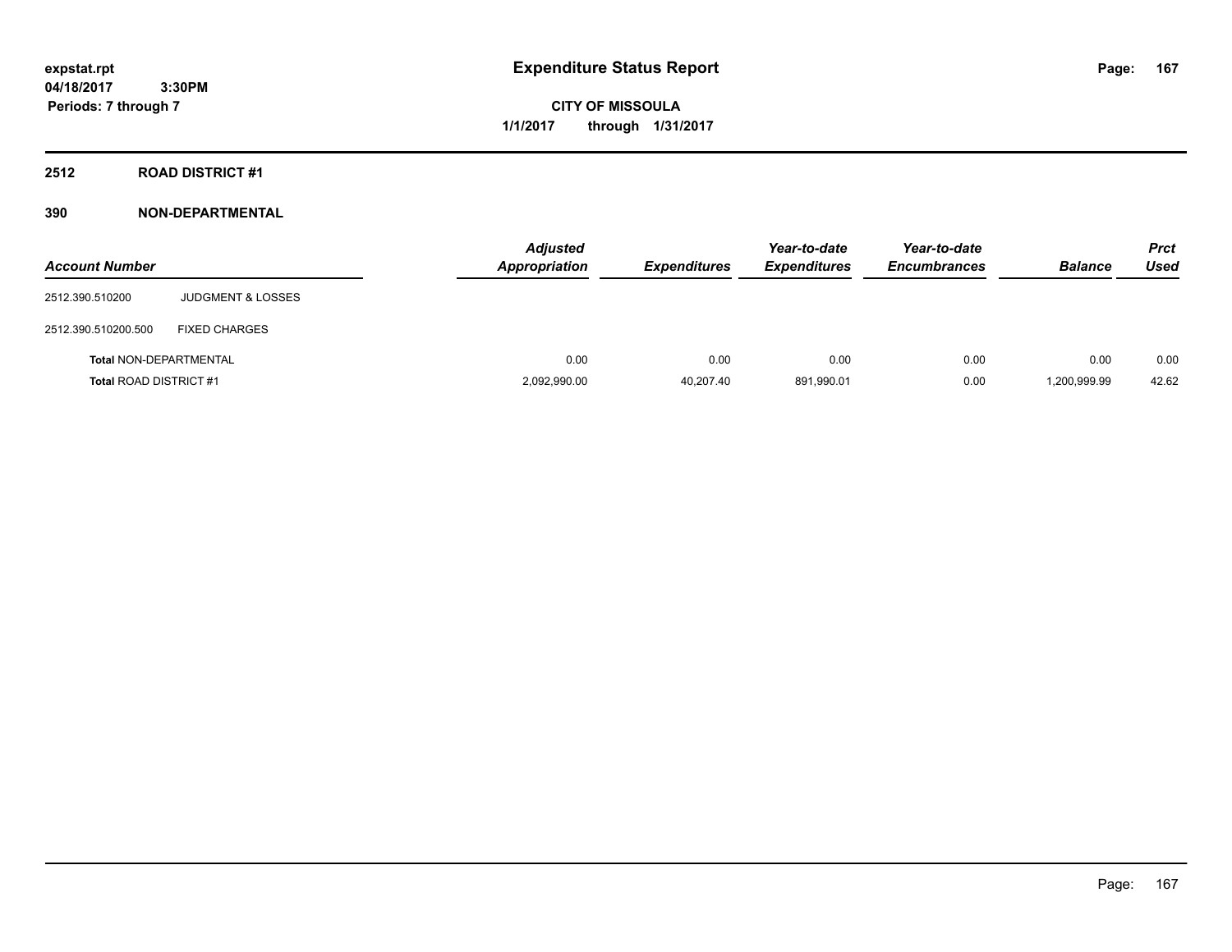# Expenditure Status Report

expstat.rpt
04/18/2017 3:30PM
Periods: 7 through 7

CITY OF MISSOULA
1/1/2017 through 1/31/2017

## 2512 ROAD DISTRICT #1

### 390 NON-DEPARTMENTAL

| Account Number | | Adjusted Appropriation | Expenditures | Year-to-date Expenditures | Year-to-date Encumbrances | Balance | Prct Used |
|---|---|---|---|---|---|---|---|
| 2512.390.510200 | JUDGMENT & LOSSES | | | | | | |
| 2512.390.510200.500 | FIXED CHARGES | | | | | | |
| Total NON-DEPARTMENTAL | | 0.00 | 0.00 | 0.00 | 0.00 | 0.00 | 0.00 |
| Total ROAD DISTRICT #1 | | 2,092,990.00 | 40,207.40 | 891,990.01 | 0.00 | 1,200,999.99 | 42.62 |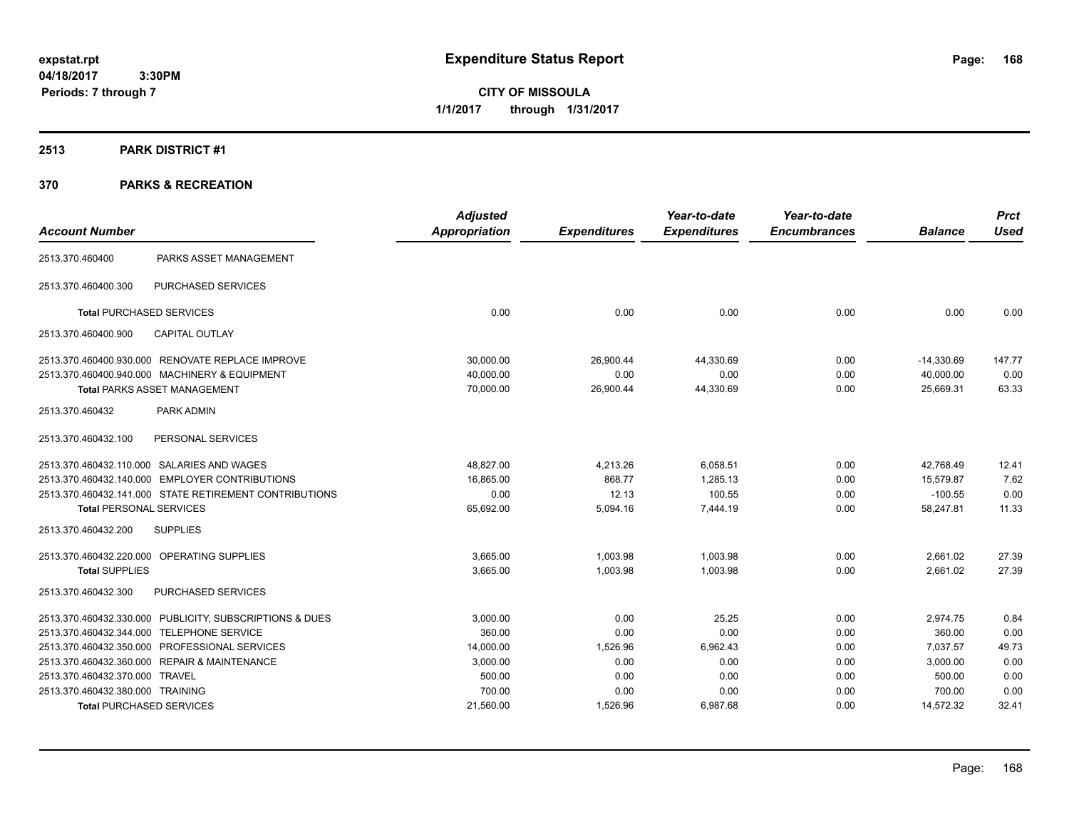expstat.rpt
04/18/2017 3:30PM
Periods: 7 through 7

# Expenditure Status Report

**CITY OF MISSOULA**
**1/1/2017 through 1/31/2017**

## 2513 PARK DISTRICT #1

## 370 PARKS & RECREATION

| Account Number | | Adjusted Appropriation | Expenditures | Year-to-date Expenditures | Year-to-date Encumbrances | Balance | Prct Used |
|---|---|---|---|---|---|---|---|
| 2513.370.460400 | PARKS ASSET MANAGEMENT | | | | | | |
| 2513.370.460400.300 | PURCHASED SERVICES | | | | | | |
| **Total** PURCHASED SERVICES | | 0.00 | 0.00 | 0.00 | 0.00 | 0.00 | 0.00 |
| 2513.370.460400.900 | CAPITAL OUTLAY | | | | | | |
| 2513.370.460400.930.000 | RENOVATE REPLACE IMPROVE | 30,000.00 | 26,900.44 | 44,330.69 | 0.00 | -14,330.69 | 147.77 |
| 2513.370.460400.940.000 | MACHINERY & EQUIPMENT | 40,000.00 | 0.00 | 0.00 | 0.00 | 40,000.00 | 0.00 |
| **Total** PARKS ASSET MANAGEMENT | | 70,000.00 | 26,900.44 | 44,330.69 | 0.00 | 25,669.31 | 63.33 |
| 2513.370.460432 | PARK ADMIN | | | | | | |
| 2513.370.460432.100 | PERSONAL SERVICES | | | | | | |
| 2513.370.460432.110.000 | SALARIES AND WAGES | 48,827.00 | 4,213.26 | 6,058.51 | 0.00 | 42,768.49 | 12.41 |
| 2513.370.460432.140.000 | EMPLOYER CONTRIBUTIONS | 16,865.00 | 868.77 | 1,285.13 | 0.00 | 15,579.87 | 7.62 |
| 2513.370.460432.141.000 | STATE RETIREMENT CONTRIBUTIONS | 0.00 | 12.13 | 100.55 | 0.00 | -100.55 | 0.00 |
| **Total** PERSONAL SERVICES | | 65,692.00 | 5,094.16 | 7,444.19 | 0.00 | 58,247.81 | 11.33 |
| 2513.370.460432.200 | SUPPLIES | | | | | | |
| 2513.370.460432.220.000 | OPERATING SUPPLIES | 3,665.00 | 1,003.98 | 1,003.98 | 0.00 | 2,661.02 | 27.39 |
| **Total** SUPPLIES | | 3,665.00 | 1,003.98 | 1,003.98 | 0.00 | 2,661.02 | 27.39 |
| 2513.370.460432.300 | PURCHASED SERVICES | | | | | | |
| 2513.370.460432.330.000 | PUBLICITY, SUBSCRIPTIONS & DUES | 3,000.00 | 0.00 | 25.25 | 0.00 | 2,974.75 | 0.84 |
| 2513.370.460432.344.000 | TELEPHONE SERVICE | 360.00 | 0.00 | 0.00 | 0.00 | 360.00 | 0.00 |
| 2513.370.460432.350.000 | PROFESSIONAL SERVICES | 14,000.00 | 1,526.96 | 6,962.43 | 0.00 | 7,037.57 | 49.73 |
| 2513.370.460432.360.000 | REPAIR & MAINTENANCE | 3,000.00 | 0.00 | 0.00 | 0.00 | 3,000.00 | 0.00 |
| 2513.370.460432.370.000 | TRAVEL | 500.00 | 0.00 | 0.00 | 0.00 | 500.00 | 0.00 |
| 2513.370.460432.380.000 | TRAINING | 700.00 | 0.00 | 0.00 | 0.00 | 700.00 | 0.00 |
| **Total** PURCHASED SERVICES | | 21,560.00 | 1,526.96 | 6,987.68 | 0.00 | 14,572.32 | 32.41 |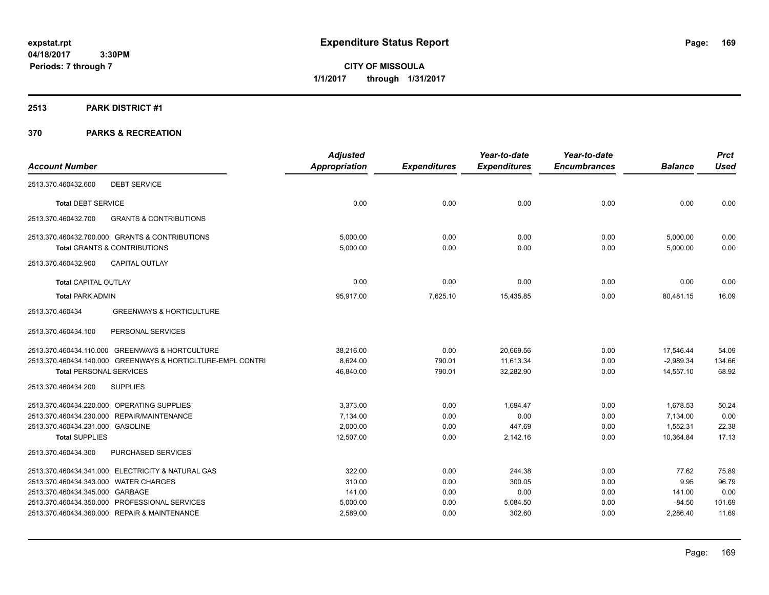**expstat.rpt**
**04/18/2017 3:30PM**
**Periods: 7 through 7**

# Expenditure Status Report

**CITY OF MISSOULA**
**1/1/2017 through 1/31/2017**

## 2513 PARK DISTRICT #1

## 370 PARKS & RECREATION

| Account Number | Adjusted Appropriation | Expenditures | Year-to-date Expenditures | Year-to-date Encumbrances | Balance | Prct Used |
|---|---|---|---|---|---|---|
| 2513.370.460432.600 DEBT SERVICE | | | | | | |
| **Total** DEBT SERVICE | 0.00 | 0.00 | 0.00 | 0.00 | 0.00 | 0.00 |
| 2513.370.460432.700 GRANTS & CONTRIBUTIONS | | | | | | |
| 2513.370.460432.700.000 GRANTS & CONTRIBUTIONS | 5,000.00 | 0.00 | 0.00 | 0.00 | 5,000.00 | 0.00 |
| **Total** GRANTS & CONTRIBUTIONS | 5,000.00 | 0.00 | 0.00 | 0.00 | 5,000.00 | 0.00 |
| 2513.370.460432.900 CAPITAL OUTLAY | | | | | | |
| **Total** CAPITAL OUTLAY | 0.00 | 0.00 | 0.00 | 0.00 | 0.00 | 0.00 |
| **Total** PARK ADMIN | 95,917.00 | 7,625.10 | 15,435.85 | 0.00 | 80,481.15 | 16.09 |
| 2513.370.460434 GREENWAYS & HORTICULTURE | | | | | | |
| 2513.370.460434.100 PERSONAL SERVICES | | | | | | |
| 2513.370.460434.110.000 GREENWAYS & HORTCULTURE | 38,216.00 | 0.00 | 20,669.56 | 0.00 | 17,546.44 | 54.09 |
| 2513.370.460434.140.000 GREENWAYS & HORTICLTURE-EMPL CONTRI | 8,624.00 | 790.01 | 11,613.34 | 0.00 | -2,989.34 | 134.66 |
| **Total** PERSONAL SERVICES | 46,840.00 | 790.01 | 32,282.90 | 0.00 | 14,557.10 | 68.92 |
| 2513.370.460434.200 SUPPLIES | | | | | | |
| 2513.370.460434.220.000 OPERATING SUPPLIES | 3,373.00 | 0.00 | 1,694.47 | 0.00 | 1,678.53 | 50.24 |
| 2513.370.460434.230.000 REPAIR/MAINTENANCE | 7,134.00 | 0.00 | 0.00 | 0.00 | 7,134.00 | 0.00 |
| 2513.370.460434.231.000 GASOLINE | 2,000.00 | 0.00 | 447.69 | 0.00 | 1,552.31 | 22.38 |
| **Total** SUPPLIES | 12,507.00 | 0.00 | 2,142.16 | 0.00 | 10,364.84 | 17.13 |
| 2513.370.460434.300 PURCHASED SERVICES | | | | | | |
| 2513.370.460434.341.000 ELECTRICITY & NATURAL GAS | 322.00 | 0.00 | 244.38 | 0.00 | 77.62 | 75.89 |
| 2513.370.460434.343.000 WATER CHARGES | 310.00 | 0.00 | 300.05 | 0.00 | 9.95 | 96.79 |
| 2513.370.460434.345.000 GARBAGE | 141.00 | 0.00 | 0.00 | 0.00 | 141.00 | 0.00 |
| 2513.370.460434.350.000 PROFESSIONAL SERVICES | 5,000.00 | 0.00 | 5,084.50 | 0.00 | -84.50 | 101.69 |
| 2513.370.460434.360.000 REPAIR & MAINTENANCE | 2,589.00 | 0.00 | 302.60 | 0.00 | 2,286.40 | 11.69 |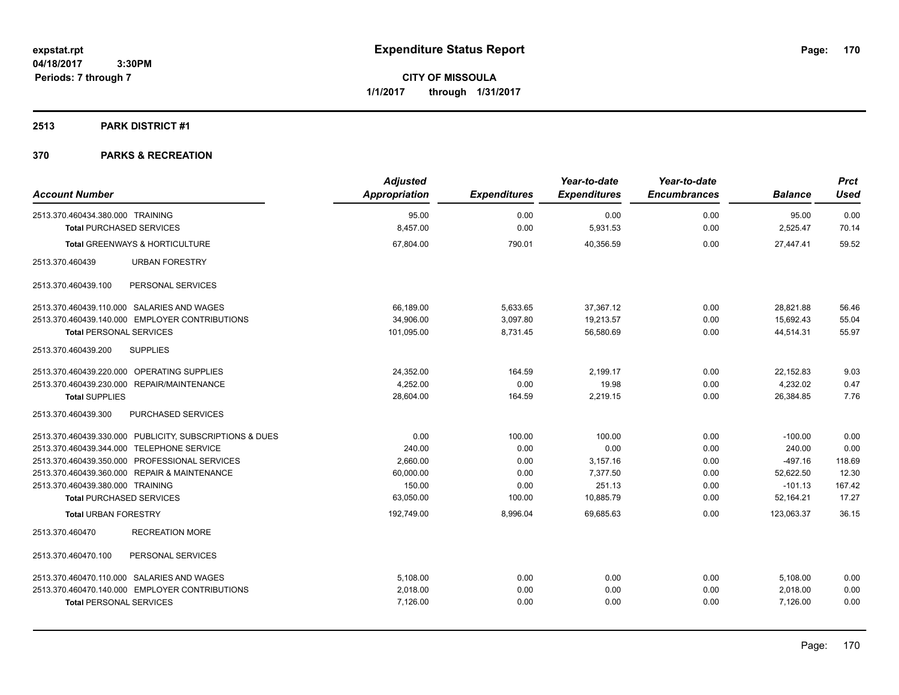**expstat.rpt**
**04/18/2017 3:30PM**
**Periods: 7 through 7**

# Expenditure Status Report

**CITY OF MISSOULA**
**1/1/2017 through 1/31/2017**

## 2513 PARK DISTRICT #1

## 370 PARKS & RECREATION

| Account Number | Adjusted Appropriation | Expenditures | Year-to-date Expenditures | Year-to-date Encumbrances | Balance | Prct Used |
|---|---|---|---|---|---|---|
| 2513.370.460434.380.000 TRAINING | 95.00 | 0.00 | 0.00 | 0.00 | 95.00 | 0.00 |
| **Total** PURCHASED SERVICES | 8,457.00 | 0.00 | 5,931.53 | 0.00 | 2,525.47 | 70.14 |
| **Total** GREENWAYS & HORTICULTURE | 67,804.00 | 790.01 | 40,356.59 | 0.00 | 27,447.41 | 59.52 |
| 2513.370.460439 URBAN FORESTRY | | | | | | |
| 2513.370.460439.100 PERSONAL SERVICES | | | | | | |
| 2513.370.460439.110.000 SALARIES AND WAGES | 66,189.00 | 5,633.65 | 37,367.12 | 0.00 | 28,821.88 | 56.46 |
| 2513.370.460439.140.000 EMPLOYER CONTRIBUTIONS | 34,906.00 | 3,097.80 | 19,213.57 | 0.00 | 15,692.43 | 55.04 |
| **Total** PERSONAL SERVICES | 101,095.00 | 8,731.45 | 56,580.69 | 0.00 | 44,514.31 | 55.97 |
| 2513.370.460439.200 SUPPLIES | | | | | | |
| 2513.370.460439.220.000 OPERATING SUPPLIES | 24,352.00 | 164.59 | 2,199.17 | 0.00 | 22,152.83 | 9.03 |
| 2513.370.460439.230.000 REPAIR/MAINTENANCE | 4,252.00 | 0.00 | 19.98 | 0.00 | 4,232.02 | 0.47 |
| **Total** SUPPLIES | 28,604.00 | 164.59 | 2,219.15 | 0.00 | 26,384.85 | 7.76 |
| 2513.370.460439.300 PURCHASED SERVICES | | | | | | |
| 2513.370.460439.330.000 PUBLICITY, SUBSCRIPTIONS & DUES | 0.00 | 100.00 | 100.00 | 0.00 | -100.00 | 0.00 |
| 2513.370.460439.344.000 TELEPHONE SERVICE | 240.00 | 0.00 | 0.00 | 0.00 | 240.00 | 0.00 |
| 2513.370.460439.350.000 PROFESSIONAL SERVICES | 2,660.00 | 0.00 | 3,157.16 | 0.00 | -497.16 | 118.69 |
| 2513.370.460439.360.000 REPAIR & MAINTENANCE | 60,000.00 | 0.00 | 7,377.50 | 0.00 | 52,622.50 | 12.30 |
| 2513.370.460439.380.000 TRAINING | 150.00 | 0.00 | 251.13 | 0.00 | -101.13 | 167.42 |
| **Total** PURCHASED SERVICES | 63,050.00 | 100.00 | 10,885.79 | 0.00 | 52,164.21 | 17.27 |
| **Total** URBAN FORESTRY | 192,749.00 | 8,996.04 | 69,685.63 | 0.00 | 123,063.37 | 36.15 |
| 2513.370.460470 RECREATION MORE | | | | | | |
| 2513.370.460470.100 PERSONAL SERVICES | | | | | | |
| 2513.370.460470.110.000 SALARIES AND WAGES | 5,108.00 | 0.00 | 0.00 | 0.00 | 5,108.00 | 0.00 |
| 2513.370.460470.140.000 EMPLOYER CONTRIBUTIONS | 2,018.00 | 0.00 | 0.00 | 0.00 | 2,018.00 | 0.00 |
| **Total** PERSONAL SERVICES | 7,126.00 | 0.00 | 0.00 | 0.00 | 7,126.00 | 0.00 |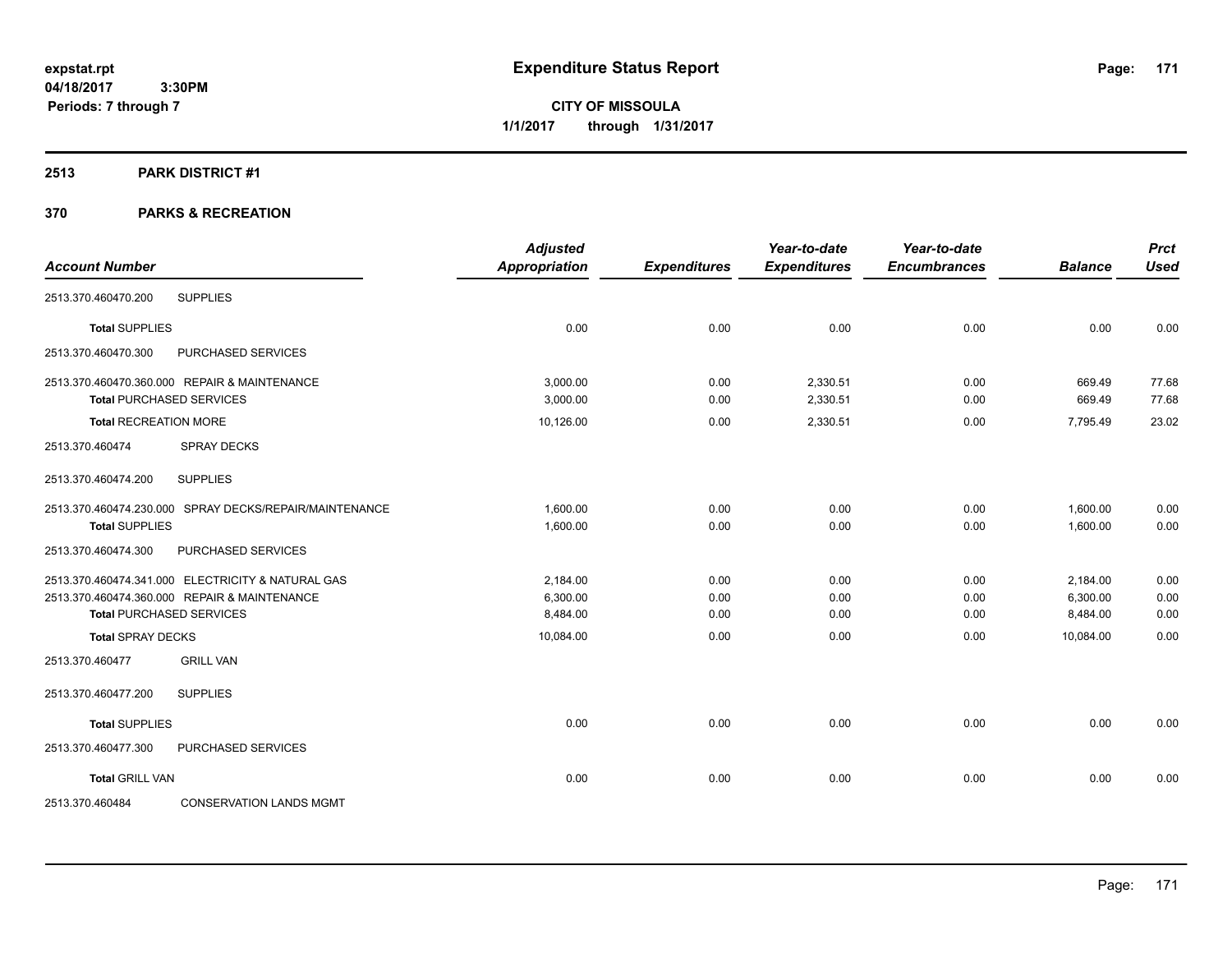**Expenditure Status Report**

**CITY OF MISSOULA**

**1/1/2017 through 1/31/2017**

expstat.rpt
04/18/2017 3:30PM
Periods: 7 through 7

## 2513 PARK DISTRICT #1

## 370 PARKS & RECREATION

| Account Number | | Adjusted Appropriation | Expenditures | Year-to-date Expenditures | Year-to-date Encumbrances | Balance | Prct Used |
|---|---|---|---|---|---|---|---|
| 2513.370.460470.200 | SUPPLIES | | | | | | |
| **Total** SUPPLIES | | 0.00 | 0.00 | 0.00 | 0.00 | 0.00 | 0.00 |
| 2513.370.460470.300 | PURCHASED SERVICES | | | | | | |
| 2513.370.460470.360.000 | REPAIR & MAINTENANCE | 3,000.00 | 0.00 | 2,330.51 | 0.00 | 669.49 | 77.68 |
| **Total** PURCHASED SERVICES | | 3,000.00 | 0.00 | 2,330.51 | 0.00 | 669.49 | 77.68 |
| **Total** RECREATION MORE | | 10,126.00 | 0.00 | 2,330.51 | 0.00 | 7,795.49 | 23.02 |
| 2513.370.460474 | SPRAY DECKS | | | | | | |
| 2513.370.460474.200 | SUPPLIES | | | | | | |
| 2513.370.460474.230.000 | SPRAY DECKS/REPAIR/MAINTENANCE | 1,600.00 | 0.00 | 0.00 | 0.00 | 1,600.00 | 0.00 |
| **Total** SUPPLIES | | 1,600.00 | 0.00 | 0.00 | 0.00 | 1,600.00 | 0.00 |
| 2513.370.460474.300 | PURCHASED SERVICES | | | | | | |
| 2513.370.460474.341.000 | ELECTRICITY & NATURAL GAS | 2,184.00 | 0.00 | 0.00 | 0.00 | 2,184.00 | 0.00 |
| 2513.370.460474.360.000 | REPAIR & MAINTENANCE | 6,300.00 | 0.00 | 0.00 | 0.00 | 6,300.00 | 0.00 |
| **Total** PURCHASED SERVICES | | 8,484.00 | 0.00 | 0.00 | 0.00 | 8,484.00 | 0.00 |
| **Total** SPRAY DECKS | | 10,084.00 | 0.00 | 0.00 | 0.00 | 10,084.00 | 0.00 |
| 2513.370.460477 | GRILL VAN | | | | | | |
| 2513.370.460477.200 | SUPPLIES | | | | | | |
| **Total** SUPPLIES | | 0.00 | 0.00 | 0.00 | 0.00 | 0.00 | 0.00 |
| 2513.370.460477.300 | PURCHASED SERVICES | | | | | | |
| **Total** GRILL VAN | | 0.00 | 0.00 | 0.00 | 0.00 | 0.00 | 0.00 |
| 2513.370.460484 | CONSERVATION LANDS MGMT | | | | | | |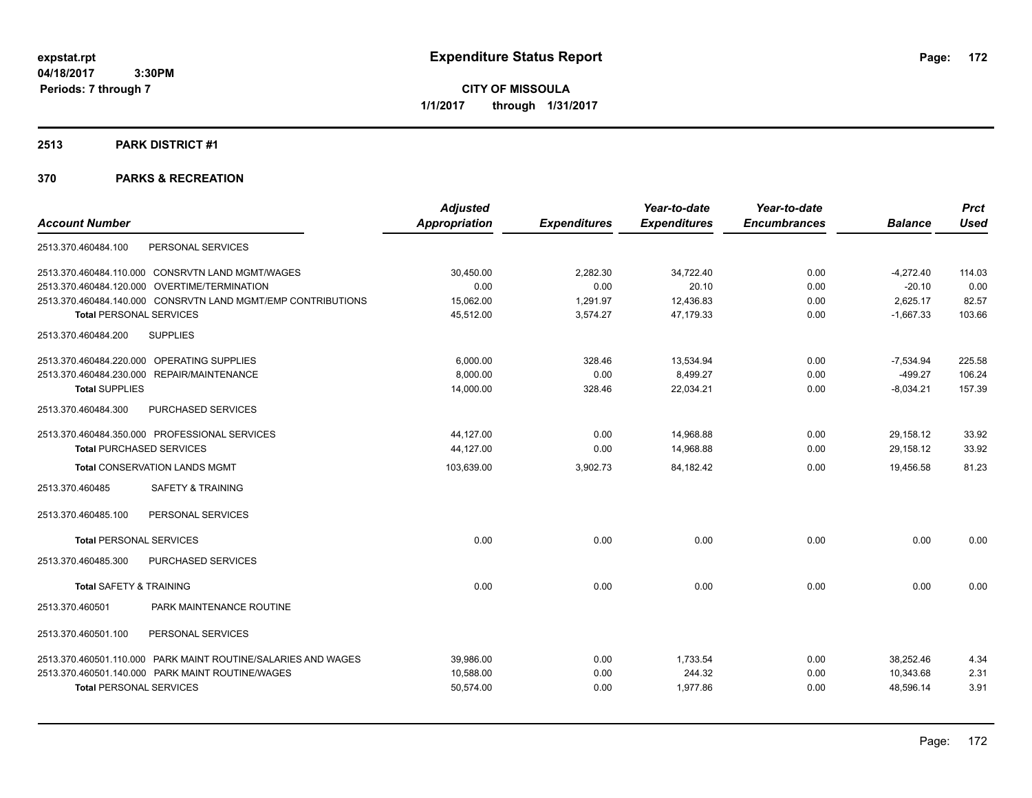**Expenditure Status Report**

**CITY OF MISSOULA**

**1/1/2017 through 1/31/2017**

expstat.rpt
04/18/2017 3:30PM
Periods: 7 through 7

## 2513 PARK DISTRICT #1

## 370 PARKS & RECREATION

| Account Number | Adjusted Appropriation | Expenditures | Year-to-date Expenditures | Year-to-date Encumbrances | Balance | Prct Used |
|---|---|---|---|---|---|---|
| 2513.370.460484.100 PERSONAL SERVICES | | | | | | |
| 2513.370.460484.110.000 CONSRVTN LAND MGMT/WAGES | 30,450.00 | 2,282.30 | 34,722.40 | 0.00 | -4,272.40 | 114.03 |
| 2513.370.460484.120.000 OVERTIME/TERMINATION | 0.00 | 0.00 | 20.10 | 0.00 | -20.10 | 0.00 |
| 2513.370.460484.140.000 CONSRVTN LAND MGMT/EMP CONTRIBUTIONS | 15,062.00 | 1,291.97 | 12,436.83 | 0.00 | 2,625.17 | 82.57 |
| **Total** PERSONAL SERVICES | 45,512.00 | 3,574.27 | 47,179.33 | 0.00 | -1,667.33 | 103.66 |
| 2513.370.460484.200 SUPPLIES | | | | | | |
| 2513.370.460484.220.000 OPERATING SUPPLIES | 6,000.00 | 328.46 | 13,534.94 | 0.00 | -7,534.94 | 225.58 |
| 2513.370.460484.230.000 REPAIR/MAINTENANCE | 8,000.00 | 0.00 | 8,499.27 | 0.00 | -499.27 | 106.24 |
| **Total** SUPPLIES | 14,000.00 | 328.46 | 22,034.21 | 0.00 | -8,034.21 | 157.39 |
| 2513.370.460484.300 PURCHASED SERVICES | | | | | | |
| 2513.370.460484.350.000 PROFESSIONAL SERVICES | 44,127.00 | 0.00 | 14,968.88 | 0.00 | 29,158.12 | 33.92 |
| **Total** PURCHASED SERVICES | 44,127.00 | 0.00 | 14,968.88 | 0.00 | 29,158.12 | 33.92 |
| **Total** CONSERVATION LANDS MGMT | 103,639.00 | 3,902.73 | 84,182.42 | 0.00 | 19,456.58 | 81.23 |
| 2513.370.460485 SAFETY & TRAINING | | | | | | |
| 2513.370.460485.100 PERSONAL SERVICES | | | | | | |
| **Total** PERSONAL SERVICES | 0.00 | 0.00 | 0.00 | 0.00 | 0.00 | 0.00 |
| 2513.370.460485.300 PURCHASED SERVICES | | | | | | |
| **Total** SAFETY & TRAINING | 0.00 | 0.00 | 0.00 | 0.00 | 0.00 | 0.00 |
| 2513.370.460501 PARK MAINTENANCE ROUTINE | | | | | | |
| 2513.370.460501.100 PERSONAL SERVICES | | | | | | |
| 2513.370.460501.110.000 PARK MAINT ROUTINE/SALARIES AND WAGES | 39,986.00 | 0.00 | 1,733.54 | 0.00 | 38,252.46 | 4.34 |
| 2513.370.460501.140.000 PARK MAINT ROUTINE/WAGES | 10,588.00 | 0.00 | 244.32 | 0.00 | 10,343.68 | 2.31 |
| **Total** PERSONAL SERVICES | 50,574.00 | 0.00 | 1,977.86 | 0.00 | 48,596.14 | 3.91 |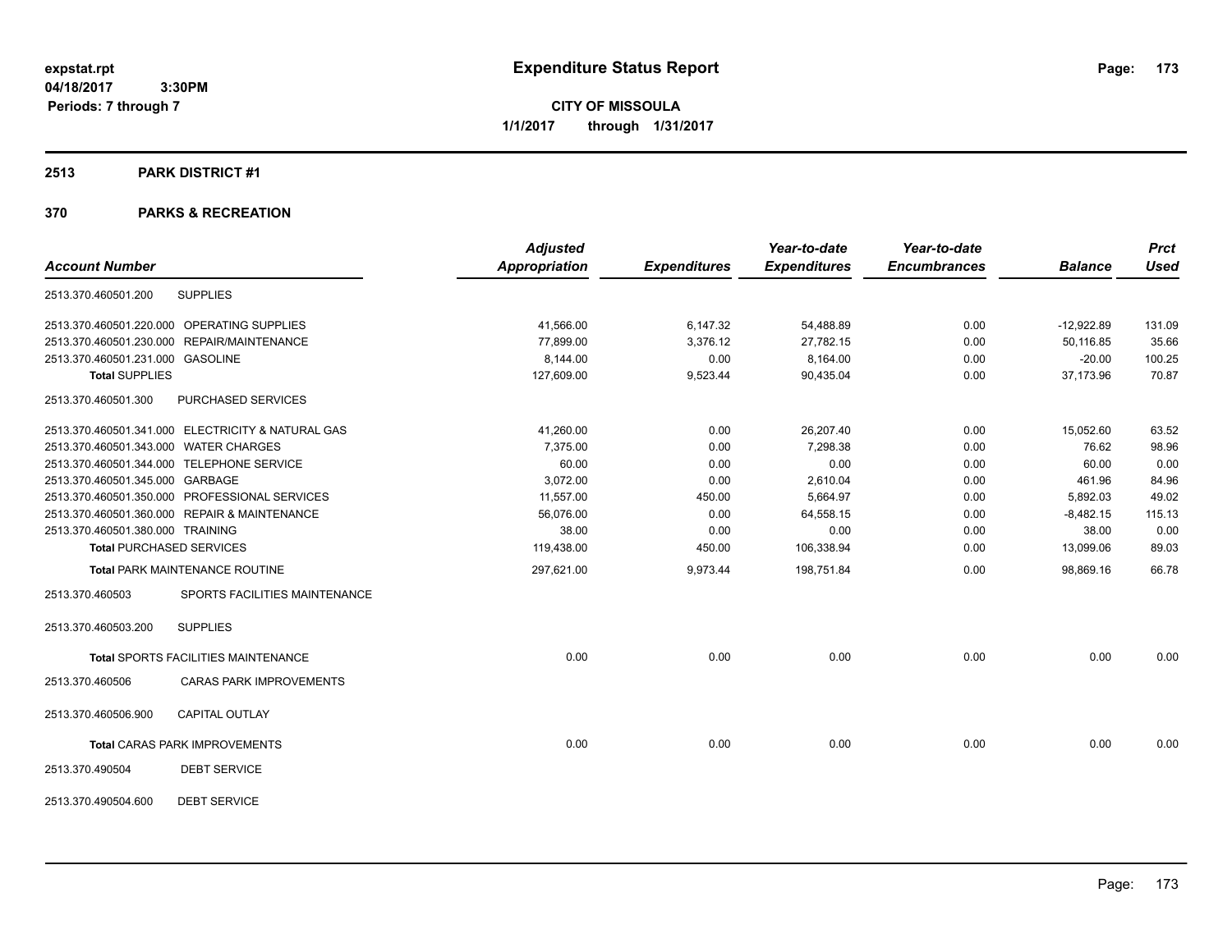# Expenditure Status Report

**CITY OF MISSOULA**

**1/1/2017 through 1/31/2017**

expstat.rpt
04/18/2017 3:30PM
Periods: 7 through 7

## 2513 PARK DISTRICT #1

## 370 PARKS & RECREATION

| Account Number | | Adjusted Appropriation | Expenditures | Year-to-date Expenditures | Year-to-date Encumbrances | Balance | Prct Used |
|---|---|---|---|---|---|---|---|
| 2513.370.460501.200 | SUPPLIES | | | | | | |
| 2513.370.460501.220.000 | OPERATING SUPPLIES | 41,566.00 | 6,147.32 | 54,488.89 | 0.00 | -12,922.89 | 131.09 |
| 2513.370.460501.230.000 | REPAIR/MAINTENANCE | 77,899.00 | 3,376.12 | 27,782.15 | 0.00 | 50,116.85 | 35.66 |
| 2513.370.460501.231.000 | GASOLINE | 8,144.00 | 0.00 | 8,164.00 | 0.00 | -20.00 | 100.25 |
| **Total SUPPLIES** | | 127,609.00 | 9,523.44 | 90,435.04 | 0.00 | 37,173.96 | 70.87 |
| 2513.370.460501.300 | PURCHASED SERVICES | | | | | | |
| 2513.370.460501.341.000 | ELECTRICITY & NATURAL GAS | 41,260.00 | 0.00 | 26,207.40 | 0.00 | 15,052.60 | 63.52 |
| 2513.370.460501.343.000 | WATER CHARGES | 7,375.00 | 0.00 | 7,298.38 | 0.00 | 76.62 | 98.96 |
| 2513.370.460501.344.000 | TELEPHONE SERVICE | 60.00 | 0.00 | 0.00 | 0.00 | 60.00 | 0.00 |
| 2513.370.460501.345.000 | GARBAGE | 3,072.00 | 0.00 | 2,610.04 | 0.00 | 461.96 | 84.96 |
| 2513.370.460501.350.000 | PROFESSIONAL SERVICES | 11,557.00 | 450.00 | 5,664.97 | 0.00 | 5,892.03 | 49.02 |
| 2513.370.460501.360.000 | REPAIR & MAINTENANCE | 56,076.00 | 0.00 | 64,558.15 | 0.00 | -8,482.15 | 115.13 |
| 2513.370.460501.380.000 | TRAINING | 38.00 | 0.00 | 0.00 | 0.00 | 38.00 | 0.00 |
| **Total PURCHASED SERVICES** | | 119,438.00 | 450.00 | 106,338.94 | 0.00 | 13,099.06 | 89.03 |
| **Total PARK MAINTENANCE ROUTINE** | | 297,621.00 | 9,973.44 | 198,751.84 | 0.00 | 98,869.16 | 66.78 |
| 2513.370.460503 | SPORTS FACILITIES MAINTENANCE | | | | | | |
| 2513.370.460503.200 | SUPPLIES | | | | | | |
| **Total SPORTS FACILITIES MAINTENANCE** | | 0.00 | 0.00 | 0.00 | 0.00 | 0.00 | 0.00 |
| 2513.370.460506 | CARAS PARK IMPROVEMENTS | | | | | | |
| 2513.370.460506.900 | CAPITAL OUTLAY | | | | | | |
| **Total CARAS PARK IMPROVEMENTS** | | 0.00 | 0.00 | 0.00 | 0.00 | 0.00 | 0.00 |
| 2513.370.490504 | DEBT SERVICE | | | | | | |
| 2513.370.490504.600 | DEBT SERVICE | | | | | | |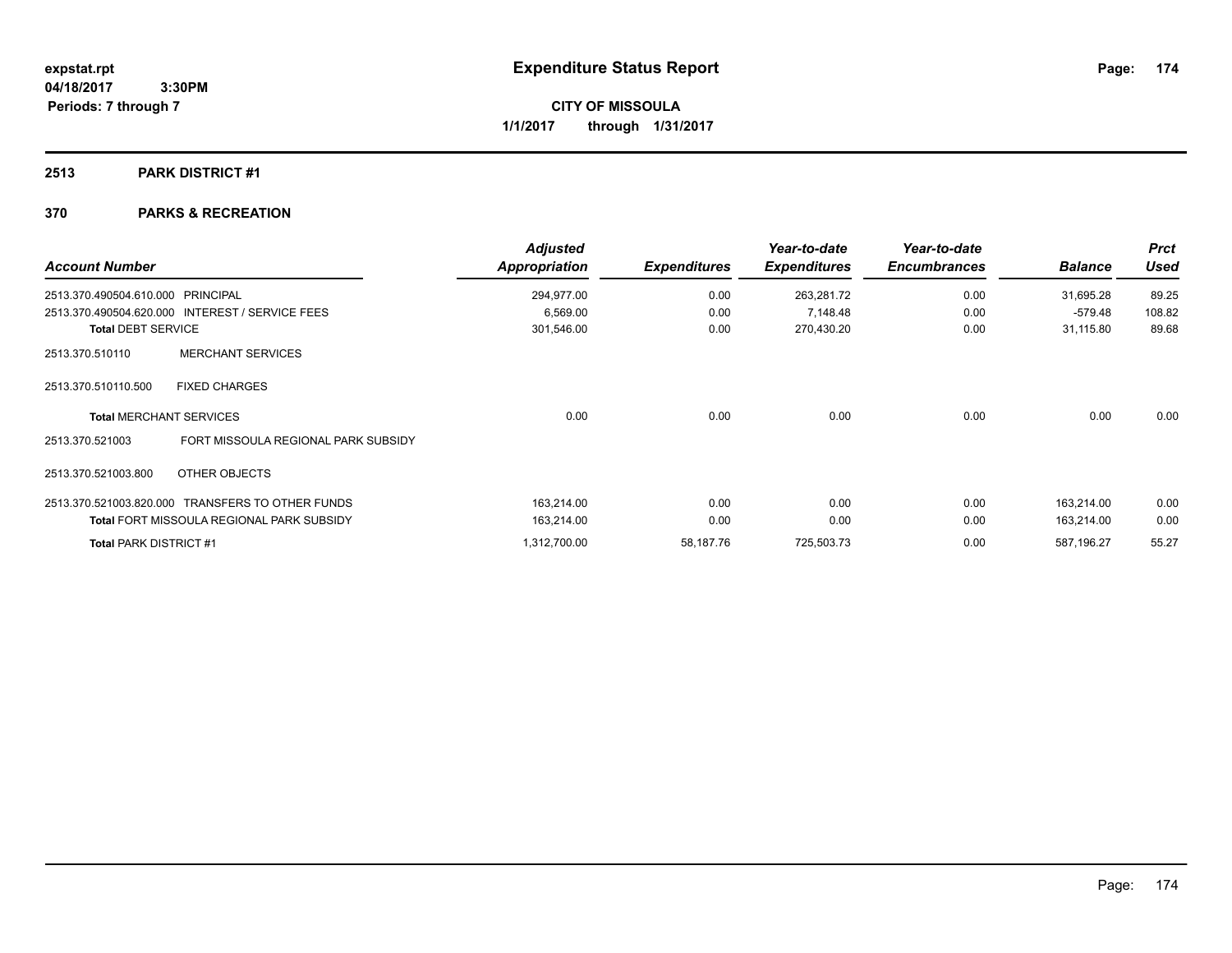# Expenditure Status Report

expstat.rpt
04/18/2017 3:30PM
Periods: 7 through 7

**CITY OF MISSOULA**
**1/1/2017 through 1/31/2017**

## 2513 PARK DISTRICT #1

## 370 PARKS & RECREATION

| Account Number | | Adjusted Appropriation | Expenditures | Year-to-date Expenditures | Year-to-date Encumbrances | Balance | Prct Used |
|---|---|---|---|---|---|---|---|
| 2513.370.490504.610.000 | PRINCIPAL | 294,977.00 | 0.00 | 263,281.72 | 0.00 | 31,695.28 | 89.25 |
| 2513.370.490504.620.000 | INTEREST / SERVICE FEES | 6,569.00 | 0.00 | 7,148.48 | 0.00 | -579.48 | 108.82 |
| **Total** DEBT SERVICE | | 301,546.00 | 0.00 | 270,430.20 | 0.00 | 31,115.80 | 89.68 |
| 2513.370.510110 | MERCHANT SERVICES | | | | | | |
| 2513.370.510110.500 | FIXED CHARGES | | | | | | |
| **Total** MERCHANT SERVICES | | 0.00 | 0.00 | 0.00 | 0.00 | 0.00 | 0.00 |
| 2513.370.521003 | FORT MISSOULA REGIONAL PARK SUBSIDY | | | | | | |
| 2513.370.521003.800 | OTHER OBJECTS | | | | | | |
| 2513.370.521003.820.000 | TRANSFERS TO OTHER FUNDS | 163,214.00 | 0.00 | 0.00 | 0.00 | 163,214.00 | 0.00 |
| **Total** FORT MISSOULA REGIONAL PARK SUBSIDY | | 163,214.00 | 0.00 | 0.00 | 0.00 | 163,214.00 | 0.00 |
| **Total** PARK DISTRICT #1 | | 1,312,700.00 | 58,187.76 | 725,503.73 | 0.00 | 587,196.27 | 55.27 |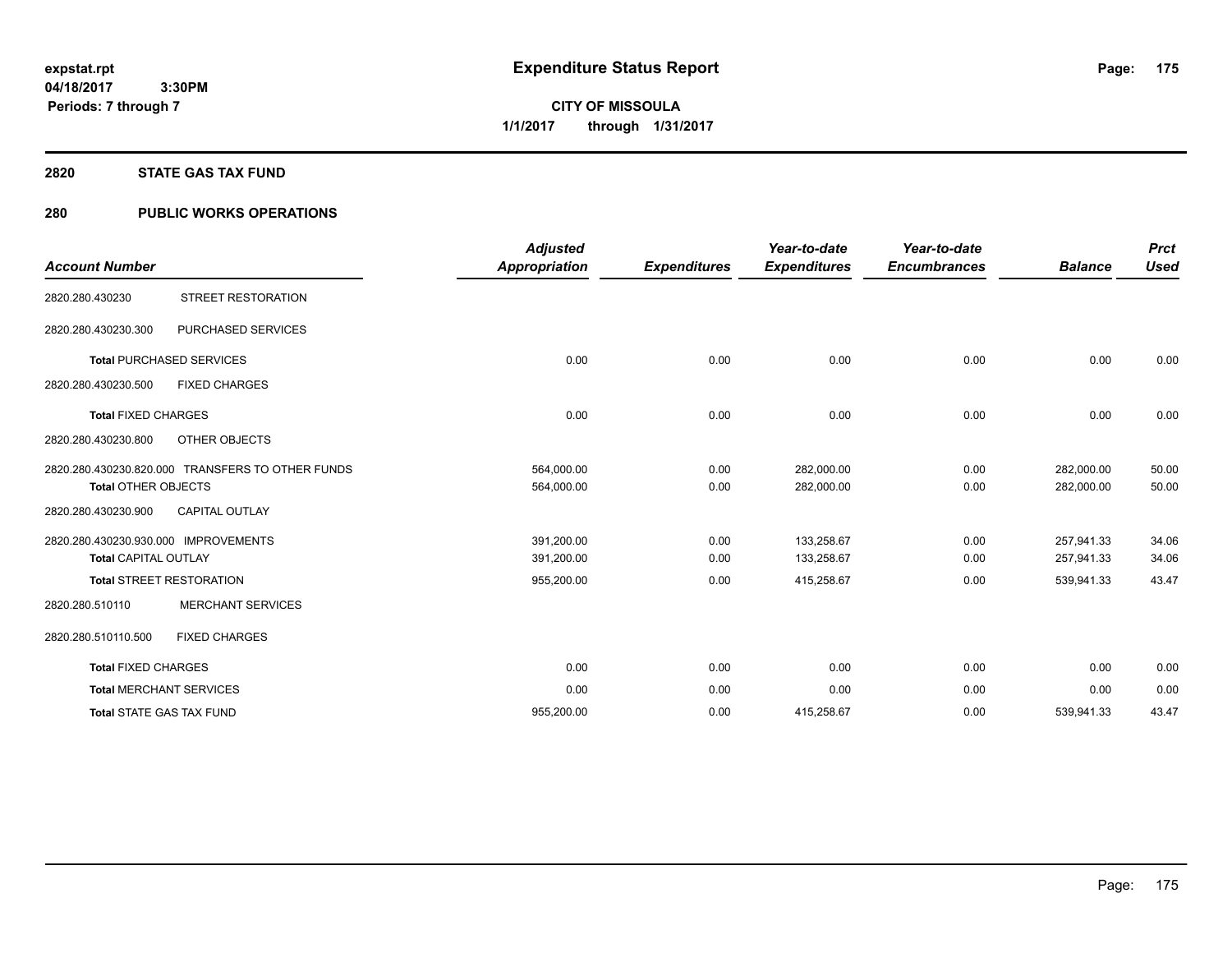# Expenditure Status Report

**CITY OF MISSOULA**
**1/1/2017 through 1/31/2017**

expstat.rpt
04/18/2017 3:30PM
Periods: 7 through 7

## 2820 STATE GAS TAX FUND

## 280 PUBLIC WORKS OPERATIONS

| Account Number | | Adjusted Appropriation | Expenditures | Year-to-date Expenditures | Year-to-date Encumbrances | Balance | Prct Used |
|---|---|---|---|---|---|---|---|
| 2820.280.430230 | STREET RESTORATION | | | | | | |
| 2820.280.430230.300 | PURCHASED SERVICES | | | | | | |
| Total PURCHASED SERVICES | | 0.00 | 0.00 | 0.00 | 0.00 | 0.00 | 0.00 |
| 2820.280.430230.500 | FIXED CHARGES | | | | | | |
| Total FIXED CHARGES | | 0.00 | 0.00 | 0.00 | 0.00 | 0.00 | 0.00 |
| 2820.280.430230.800 | OTHER OBJECTS | | | | | | |
| 2820.280.430230.820.000 | TRANSFERS TO OTHER FUNDS | 564,000.00 | 0.00 | 282,000.00 | 0.00 | 282,000.00 | 50.00 |
| Total OTHER OBJECTS | | 564,000.00 | 0.00 | 282,000.00 | 0.00 | 282,000.00 | 50.00 |
| 2820.280.430230.900 | CAPITAL OUTLAY | | | | | | |
| 2820.280.430230.930.000 | IMPROVEMENTS | 391,200.00 | 0.00 | 133,258.67 | 0.00 | 257,941.33 | 34.06 |
| Total CAPITAL OUTLAY | | 391,200.00 | 0.00 | 133,258.67 | 0.00 | 257,941.33 | 34.06 |
| Total STREET RESTORATION | | 955,200.00 | 0.00 | 415,258.67 | 0.00 | 539,941.33 | 43.47 |
| 2820.280.510110 | MERCHANT SERVICES | | | | | | |
| 2820.280.510110.500 | FIXED CHARGES | | | | | | |
| Total FIXED CHARGES | | 0.00 | 0.00 | 0.00 | 0.00 | 0.00 | 0.00 |
| Total MERCHANT SERVICES | | 0.00 | 0.00 | 0.00 | 0.00 | 0.00 | 0.00 |
| Total STATE GAS TAX FUND | | 955,200.00 | 0.00 | 415,258.67 | 0.00 | 539,941.33 | 43.47 |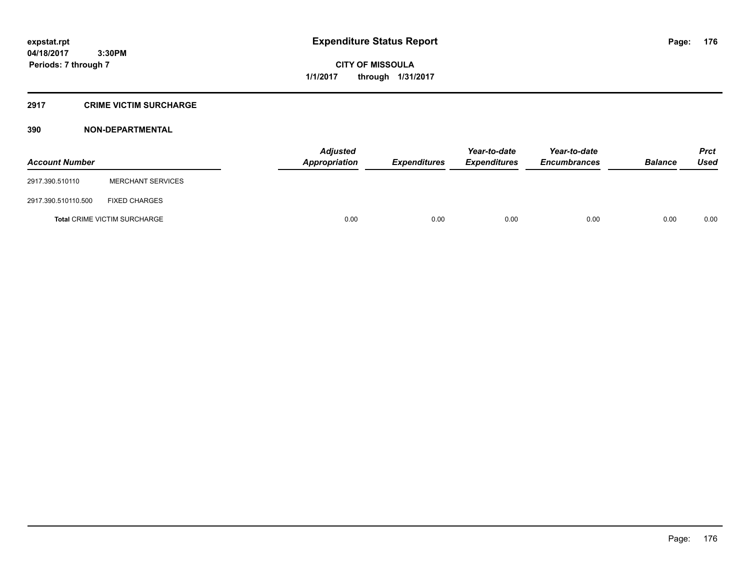**expstat.rpt**
**04/18/2017 3:30PM**
**Periods: 7 through 7**

# Expenditure Status Report

**CITY OF MISSOULA**
**1/1/2017 through 1/31/2017**

## 2917 CRIME VICTIM SURCHARGE

### 390 NON-DEPARTMENTAL

| Account Number | | Adjusted Appropriation | Expenditures | Year-to-date Expenditures | Year-to-date Encumbrances | Balance | Prct Used |
|---|---|---|---|---|---|---|---|
| 2917.390.510110 | MERCHANT SERVICES | | | | | | |
| 2917.390.510110.500 | FIXED CHARGES | | | | | | |
| **Total** CRIME VICTIM SURCHARGE | | 0.00 | 0.00 | 0.00 | 0.00 | 0.00 | 0.00 |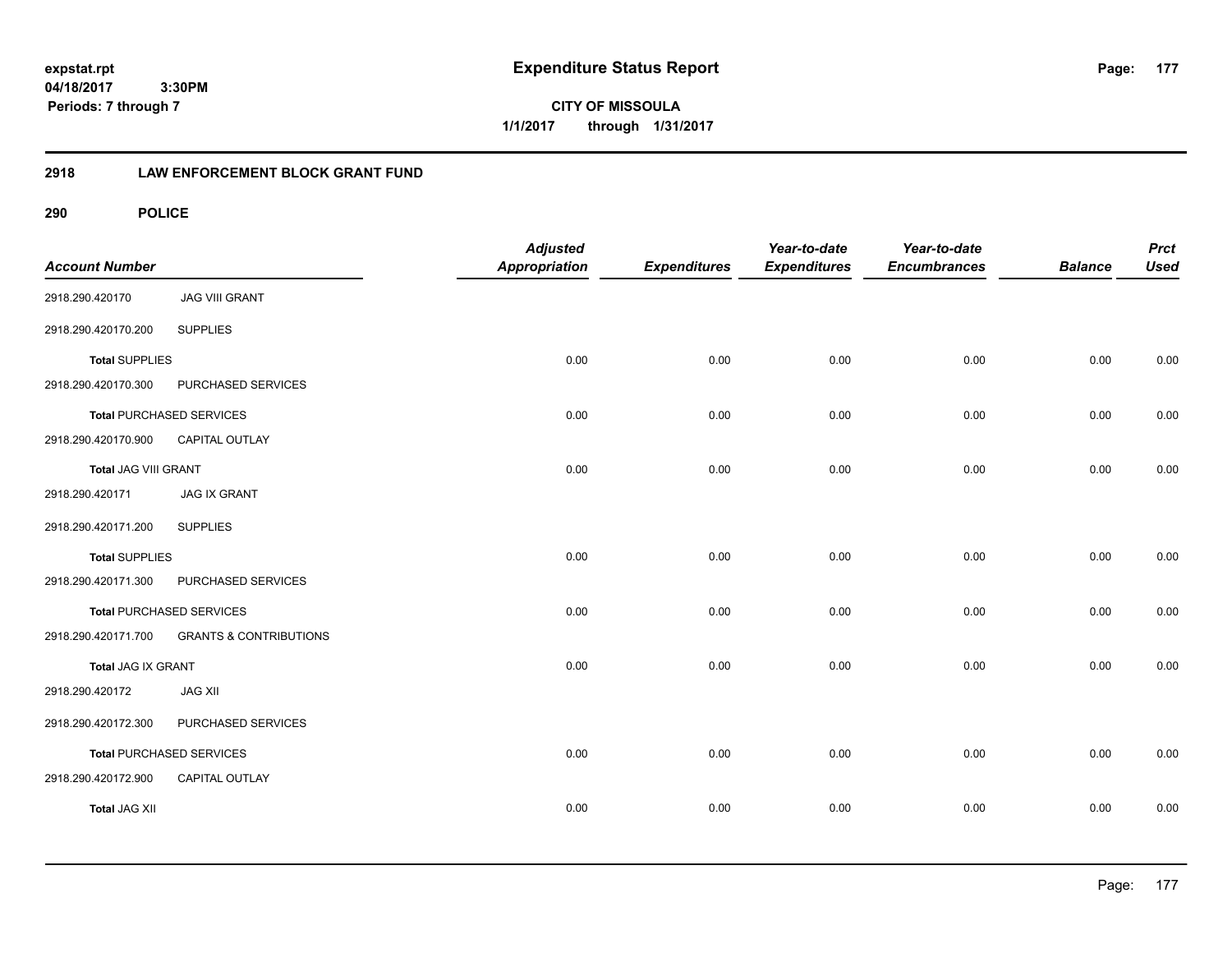**expstat.rpt**
**04/18/2017 3:30PM**
**Periods: 7 through 7**

# Expenditure Status Report

**CITY OF MISSOULA**
**1/1/2017 through 1/31/2017**

## 2918 LAW ENFORCEMENT BLOCK GRANT FUND

### 290 POLICE

| Account Number | | Adjusted Appropriation | Expenditures | Year-to-date Expenditures | Year-to-date Encumbrances | Balance | Prct Used |
|---|---|---|---|---|---|---|---|
| 2918.290.420170 | JAG VIII GRANT | | | | | | |
| 2918.290.420170.200 | SUPPLIES | | | | | | |
| **Total** SUPPLIES | | 0.00 | 0.00 | 0.00 | 0.00 | 0.00 | 0.00 |
| 2918.290.420170.300 | PURCHASED SERVICES | | | | | | |
| **Total** PURCHASED SERVICES | | 0.00 | 0.00 | 0.00 | 0.00 | 0.00 | 0.00 |
| 2918.290.420170.900 | CAPITAL OUTLAY | | | | | | |
| **Total** JAG VIII GRANT | | 0.00 | 0.00 | 0.00 | 0.00 | 0.00 | 0.00 |
| 2918.290.420171 | JAG IX GRANT | | | | | | |
| 2918.290.420171.200 | SUPPLIES | | | | | | |
| **Total** SUPPLIES | | 0.00 | 0.00 | 0.00 | 0.00 | 0.00 | 0.00 |
| 2918.290.420171.300 | PURCHASED SERVICES | | | | | | |
| **Total** PURCHASED SERVICES | | 0.00 | 0.00 | 0.00 | 0.00 | 0.00 | 0.00 |
| 2918.290.420171.700 | GRANTS & CONTRIBUTIONS | | | | | | |
| **Total** JAG IX GRANT | | 0.00 | 0.00 | 0.00 | 0.00 | 0.00 | 0.00 |
| 2918.290.420172 | JAG XII | | | | | | |
| 2918.290.420172.300 | PURCHASED SERVICES | | | | | | |
| **Total** PURCHASED SERVICES | | 0.00 | 0.00 | 0.00 | 0.00 | 0.00 | 0.00 |
| 2918.290.420172.900 | CAPITAL OUTLAY | | | | | | |
| **Total** JAG XII | | 0.00 | 0.00 | 0.00 | 0.00 | 0.00 | 0.00 |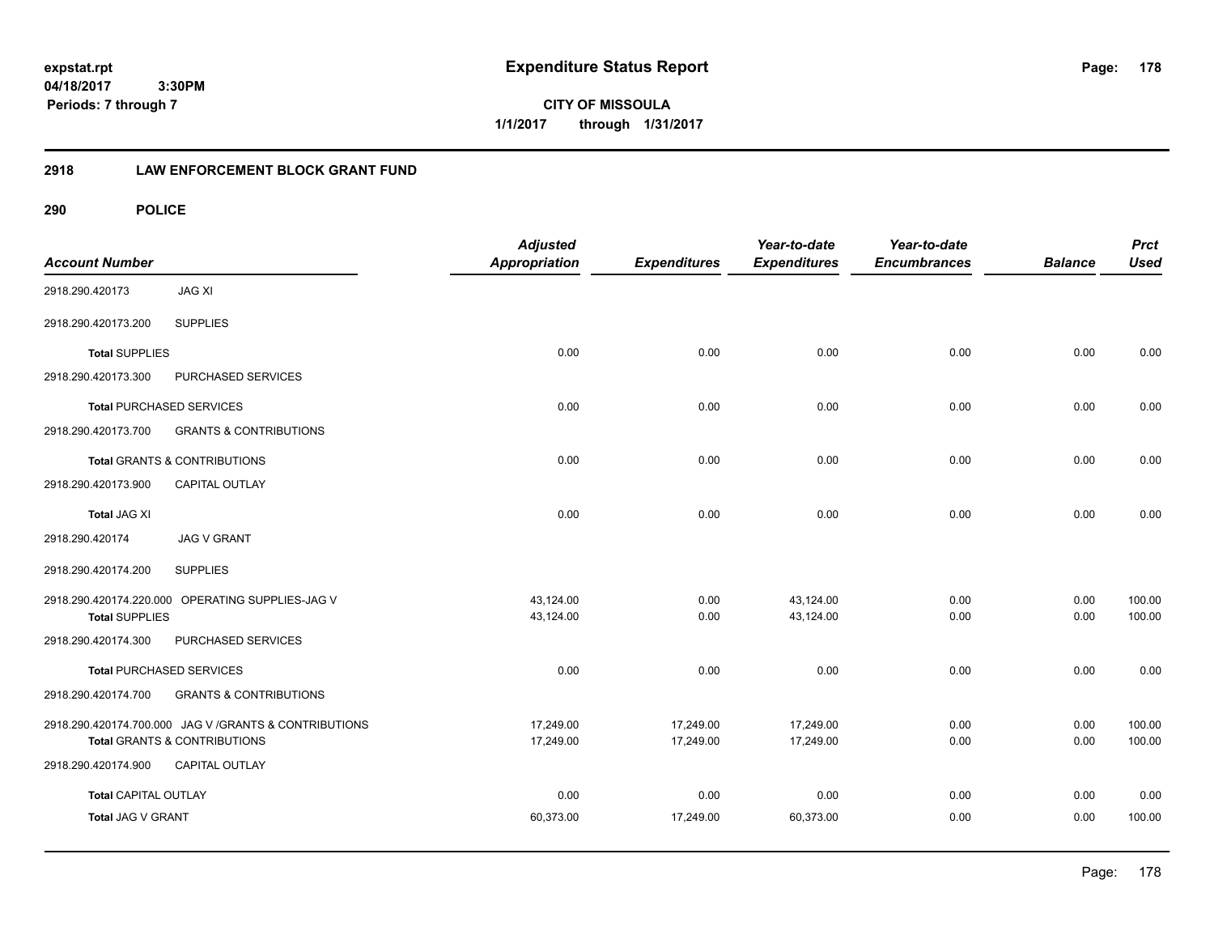expstat.rpt
04/18/2017 3:30PM
Periods: 7 through 7

# Expenditure Status Report

**CITY OF MISSOULA**
**1/1/2017 through 1/31/2017**

## 2918 LAW ENFORCEMENT BLOCK GRANT FUND

### 290 POLICE

| Account Number | | Adjusted Appropriation | Expenditures | Year-to-date Expenditures | Year-to-date Encumbrances | Balance | Prct Used |
|---|---|---|---|---|---|---|---|
| 2918.290.420173 | JAG XI | | | | | | |
| 2918.290.420173.200 | SUPPLIES | | | | | | |
| **Total** SUPPLIES | | 0.00 | 0.00 | 0.00 | 0.00 | 0.00 | 0.00 |
| 2918.290.420173.300 | PURCHASED SERVICES | | | | | | |
| **Total** PURCHASED SERVICES | | 0.00 | 0.00 | 0.00 | 0.00 | 0.00 | 0.00 |
| 2918.290.420173.700 | GRANTS & CONTRIBUTIONS | | | | | | |
| **Total** GRANTS & CONTRIBUTIONS | | 0.00 | 0.00 | 0.00 | 0.00 | 0.00 | 0.00 |
| 2918.290.420173.900 | CAPITAL OUTLAY | | | | | | |
| **Total** JAG XI | | 0.00 | 0.00 | 0.00 | 0.00 | 0.00 | 0.00 |
| 2918.290.420174 | JAG V GRANT | | | | | | |
| 2918.290.420174.200 | SUPPLIES | | | | | | |
| 2918.290.420174.220.000 | OPERATING SUPPLIES-JAG V | 43,124.00 | 0.00 | 43,124.00 | 0.00 | 0.00 | 100.00 |
| **Total** SUPPLIES | | 43,124.00 | 0.00 | 43,124.00 | 0.00 | 0.00 | 100.00 |
| 2918.290.420174.300 | PURCHASED SERVICES | | | | | | |
| **Total** PURCHASED SERVICES | | 0.00 | 0.00 | 0.00 | 0.00 | 0.00 | 0.00 |
| 2918.290.420174.700 | GRANTS & CONTRIBUTIONS | | | | | | |
| 2918.290.420174.700.000 | JAG V /GRANTS & CONTRIBUTIONS | 17,249.00 | 17,249.00 | 17,249.00 | 0.00 | 0.00 | 100.00 |
| **Total** GRANTS & CONTRIBUTIONS | | 17,249.00 | 17,249.00 | 17,249.00 | 0.00 | 0.00 | 100.00 |
| 2918.290.420174.900 | CAPITAL OUTLAY | | | | | | |
| **Total** CAPITAL OUTLAY | | 0.00 | 0.00 | 0.00 | 0.00 | 0.00 | 0.00 |
| **Total** JAG V GRANT | | 60,373.00 | 17,249.00 | 60,373.00 | 0.00 | 0.00 | 100.00 |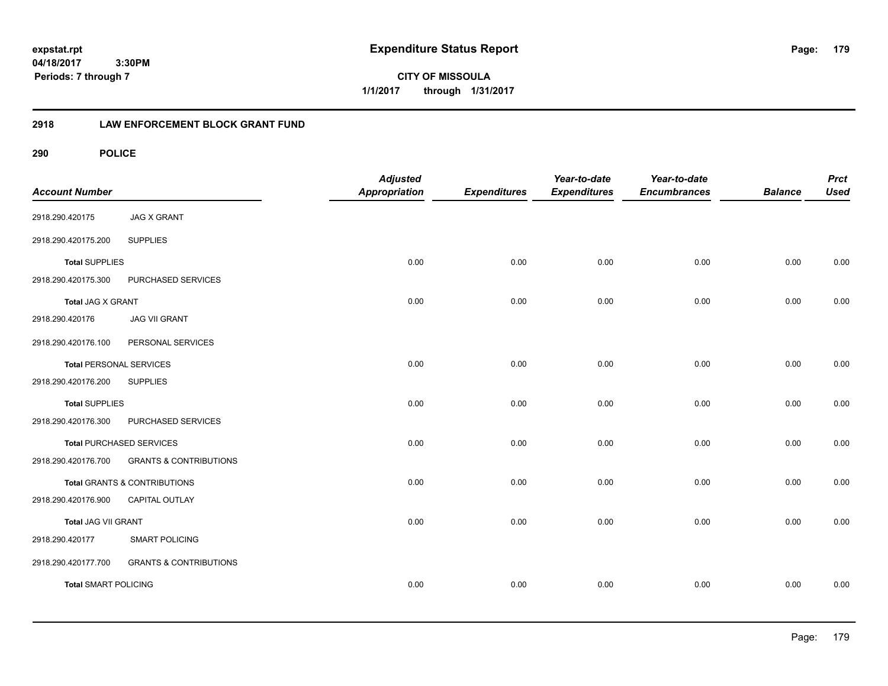# Expenditure Status Report

expstat.rpt
04/18/2017 3:30PM
Periods: 7 through 7

CITY OF MISSOULA
1/1/2017 through 1/31/2017

## 2918 LAW ENFORCEMENT BLOCK GRANT FUND

### 290 POLICE

| Account Number | | Adjusted Appropriation | Expenditures | Year-to-date Expenditures | Year-to-date Encumbrances | Balance | Prct Used |
|---|---|---|---|---|---|---|---|
| 2918.290.420175 | JAG X GRANT | | | | | | |
| 2918.290.420175.200 | SUPPLIES | | | | | | |
| **Total** SUPPLIES | | 0.00 | 0.00 | 0.00 | 0.00 | 0.00 | 0.00 |
| 2918.290.420175.300 | PURCHASED SERVICES | | | | | | |
| **Total** JAG X GRANT | | 0.00 | 0.00 | 0.00 | 0.00 | 0.00 | 0.00 |
| 2918.290.420176 | JAG VII GRANT | | | | | | |
| 2918.290.420176.100 | PERSONAL SERVICES | | | | | | |
| **Total** PERSONAL SERVICES | | 0.00 | 0.00 | 0.00 | 0.00 | 0.00 | 0.00 |
| 2918.290.420176.200 | SUPPLIES | | | | | | |
| **Total** SUPPLIES | | 0.00 | 0.00 | 0.00 | 0.00 | 0.00 | 0.00 |
| 2918.290.420176.300 | PURCHASED SERVICES | | | | | | |
| **Total** PURCHASED SERVICES | | 0.00 | 0.00 | 0.00 | 0.00 | 0.00 | 0.00 |
| 2918.290.420176.700 | GRANTS & CONTRIBUTIONS | | | | | | |
| **Total** GRANTS & CONTRIBUTIONS | | 0.00 | 0.00 | 0.00 | 0.00 | 0.00 | 0.00 |
| 2918.290.420176.900 | CAPITAL OUTLAY | | | | | | |
| **Total** JAG VII GRANT | | 0.00 | 0.00 | 0.00 | 0.00 | 0.00 | 0.00 |
| 2918.290.420177 | SMART POLICING | | | | | | |
| 2918.290.420177.700 | GRANTS & CONTRIBUTIONS | | | | | | |
| **Total** SMART POLICING | | 0.00 | 0.00 | 0.00 | 0.00 | 0.00 | 0.00 |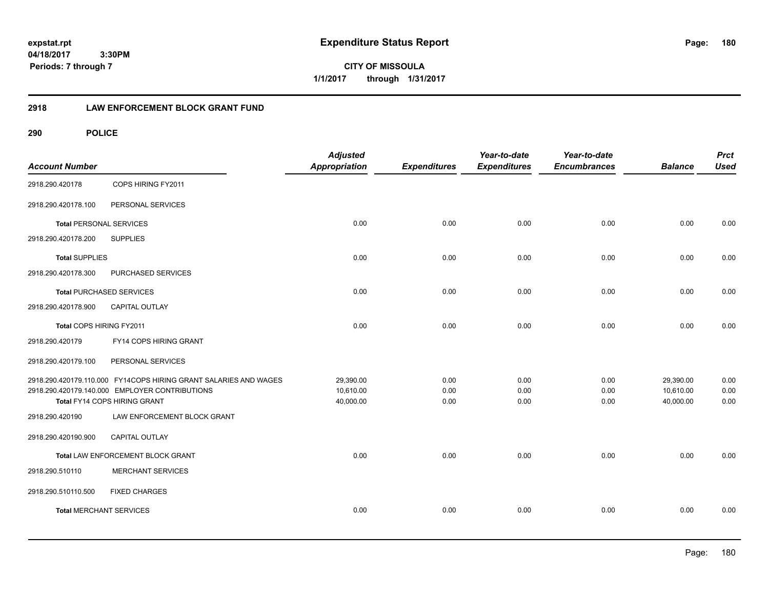expstat.rpt
04/18/2017 3:30PM
Periods: 7 through 7

# Expenditure Status Report

CITY OF MISSOULA
1/1/2017 through 1/31/2017

## 2918 LAW ENFORCEMENT BLOCK GRANT FUND

## 290 POLICE

| Account Number | | Adjusted Appropriation | Expenditures | Year-to-date Expenditures | Year-to-date Encumbrances | Balance | Prct Used |
|---|---|---|---|---|---|---|---|
| 2918.290.420178 | COPS HIRING FY2011 | | | | | | |
| 2918.290.420178.100 | PERSONAL SERVICES | | | | | | |
| **Total** PERSONAL SERVICES | | 0.00 | 0.00 | 0.00 | 0.00 | 0.00 | 0.00 |
| 2918.290.420178.200 | SUPPLIES | | | | | | |
| **Total** SUPPLIES | | 0.00 | 0.00 | 0.00 | 0.00 | 0.00 | 0.00 |
| 2918.290.420178.300 | PURCHASED SERVICES | | | | | | |
| **Total** PURCHASED SERVICES | | 0.00 | 0.00 | 0.00 | 0.00 | 0.00 | 0.00 |
| 2918.290.420178.900 | CAPITAL OUTLAY | | | | | | |
| Total COPS HIRING FY2011 | | 0.00 | 0.00 | 0.00 | 0.00 | 0.00 | 0.00 |
| 2918.290.420179 | FY14 COPS HIRING GRANT | | | | | | |
| 2918.290.420179.100 | PERSONAL SERVICES | | | | | | |
| 2918.290.420179.110.000 | FY14COPS HIRING GRANT SALARIES AND WAGES | 29,390.00 | 0.00 | 0.00 | 0.00 | 29,390.00 | 0.00 |
| 2918.290.420179.140.000 | EMPLOYER CONTRIBUTIONS | 10,610.00 | 0.00 | 0.00 | 0.00 | 10,610.00 | 0.00 |
| Total FY14 COPS HIRING GRANT | | 40,000.00 | 0.00 | 0.00 | 0.00 | 40,000.00 | 0.00 |
| 2918.290.420190 | LAW ENFORCEMENT BLOCK GRANT | | | | | | |
| 2918.290.420190.900 | CAPITAL OUTLAY | | | | | | |
| Total LAW ENFORCEMENT BLOCK GRANT | | 0.00 | 0.00 | 0.00 | 0.00 | 0.00 | 0.00 |
| 2918.290.510110 | MERCHANT SERVICES | | | | | | |
| 2918.290.510110.500 | FIXED CHARGES | | | | | | |
| **Total** MERCHANT SERVICES | | 0.00 | 0.00 | 0.00 | 0.00 | 0.00 | 0.00 |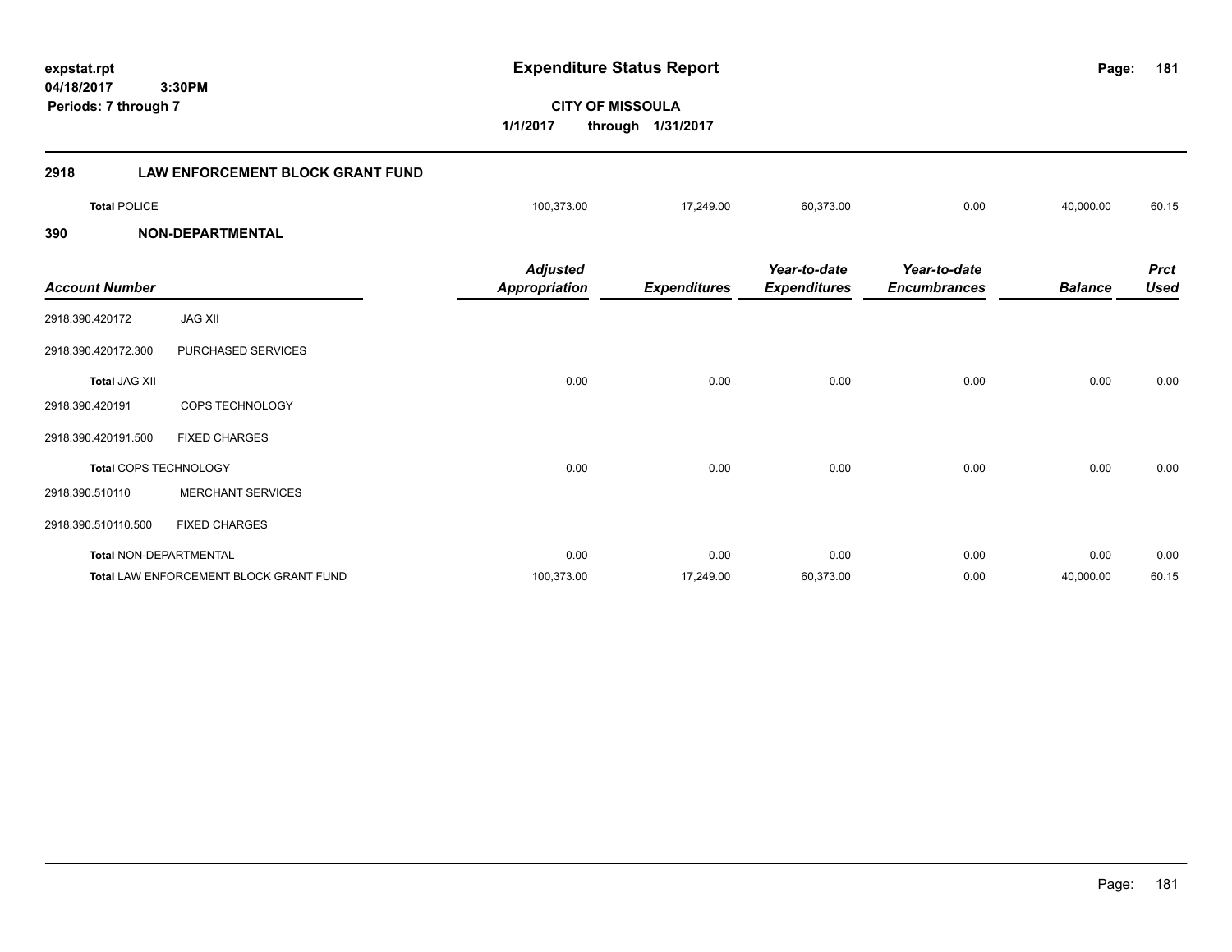**expstat.rpt**
**04/18/2017 3:30PM**
**Periods: 7 through 7**

# Expenditure Status Report

**CITY OF MISSOULA**
**1/1/2017 through 1/31/2017**

## 2918 LAW ENFORCEMENT BLOCK GRANT FUND

| | Adjusted Appropriation | Expenditures | Year-to-date Expenditures | Year-to-date Encumbrances | Balance | Prct Used |
|---|---|---|---|---|---|---|
| **Total** POLICE | 100,373.00 | 17,249.00 | 60,373.00 | 0.00 | 40,000.00 | 60.15 |

## 390 NON-DEPARTMENTAL

| Account Number | | Adjusted Appropriation | Expenditures | Year-to-date Expenditures | Year-to-date Encumbrances | Balance | Prct Used |
|---|---|---|---|---|---|---|---|
| 2918.390.420172 | JAG XII | | | | | | |
| 2918.390.420172.300 | PURCHASED SERVICES | | | | | | |
| **Total** JAG XII | | 0.00 | 0.00 | 0.00 | 0.00 | 0.00 | 0.00 |
| 2918.390.420191 | COPS TECHNOLOGY | | | | | | |
| 2918.390.420191.500 | FIXED CHARGES | | | | | | |
| **Total** COPS TECHNOLOGY | | 0.00 | 0.00 | 0.00 | 0.00 | 0.00 | 0.00 |
| 2918.390.510110 | MERCHANT SERVICES | | | | | | |
| 2918.390.510110.500 | FIXED CHARGES | | | | | | |
| **Total** NON-DEPARTMENTAL | | 0.00 | 0.00 | 0.00 | 0.00 | 0.00 | 0.00 |
| **Total** LAW ENFORCEMENT BLOCK GRANT FUND | | 100,373.00 | 17,249.00 | 60,373.00 | 0.00 | 40,000.00 | 60.15 |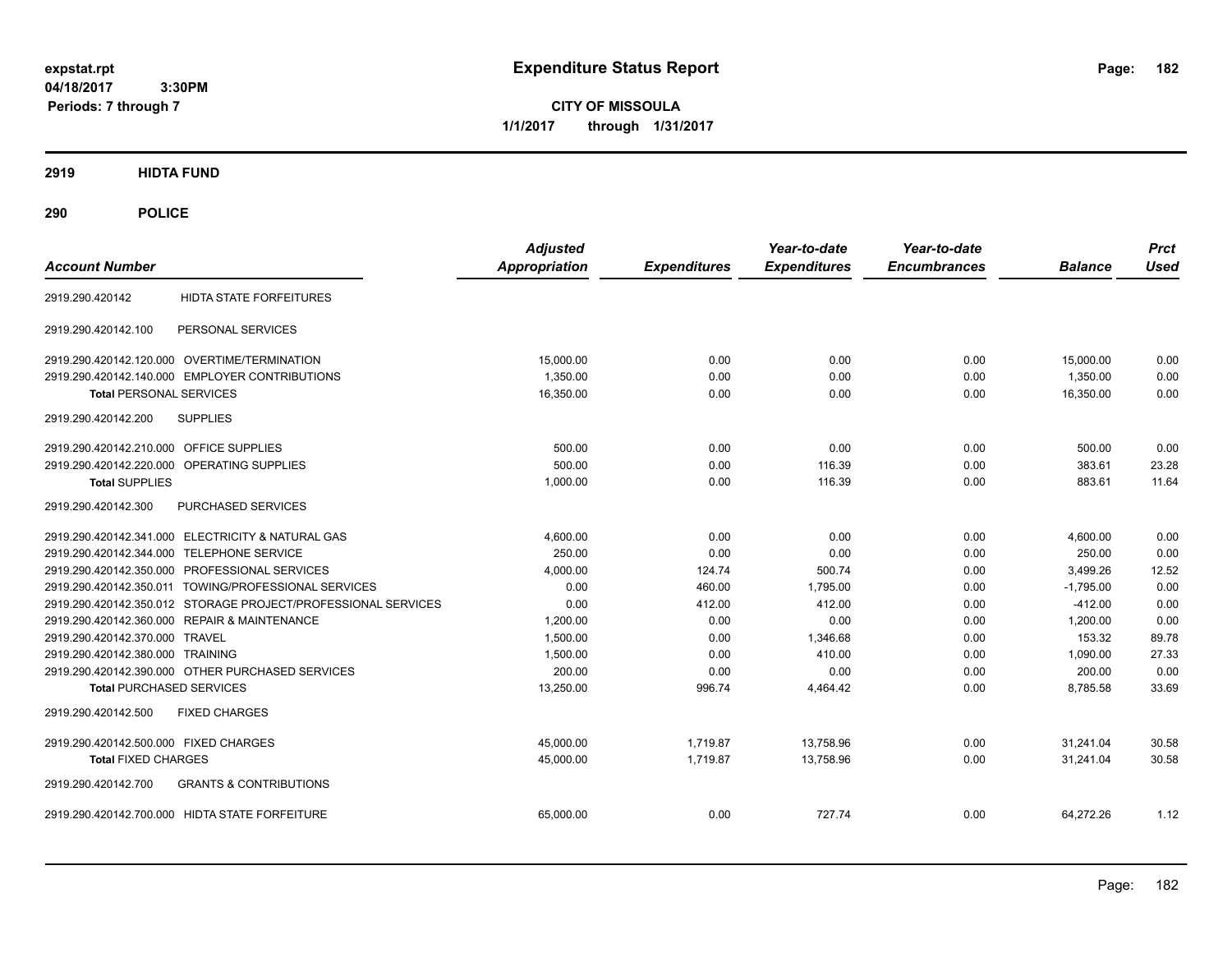# Expenditure Status Report

expstat.rpt
04/18/2017 3:30PM
Periods: 7 through 7

**CITY OF MISSOULA**
**1/1/2017 through 1/31/2017**

## 2919 HIDTA FUND

## 290 POLICE

| Account Number | | Adjusted Appropriation | Expenditures | Year-to-date Expenditures | Year-to-date Encumbrances | Balance | Prct Used |
|---|---|---|---|---|---|---|---|
| 2919.290.420142 | HIDTA STATE FORFEITURES | | | | | | |
| 2919.290.420142.100 | PERSONAL SERVICES | | | | | | |
| 2919.290.420142.120.000 | OVERTIME/TERMINATION | 15,000.00 | 0.00 | 0.00 | 0.00 | 15,000.00 | 0.00 |
| 2919.290.420142.140.000 | EMPLOYER CONTRIBUTIONS | 1,350.00 | 0.00 | 0.00 | 0.00 | 1,350.00 | 0.00 |
| **Total** PERSONAL SERVICES | | 16,350.00 | 0.00 | 0.00 | 0.00 | 16,350.00 | 0.00 |
| 2919.290.420142.200 | SUPPLIES | | | | | | |
| 2919.290.420142.210.000 | OFFICE SUPPLIES | 500.00 | 0.00 | 0.00 | 0.00 | 500.00 | 0.00 |
| 2919.290.420142.220.000 | OPERATING SUPPLIES | 500.00 | 0.00 | 116.39 | 0.00 | 383.61 | 23.28 |
| **Total** SUPPLIES | | 1,000.00 | 0.00 | 116.39 | 0.00 | 883.61 | 11.64 |
| 2919.290.420142.300 | PURCHASED SERVICES | | | | | | |
| 2919.290.420142.341.000 | ELECTRICITY & NATURAL GAS | 4,600.00 | 0.00 | 0.00 | 0.00 | 4,600.00 | 0.00 |
| 2919.290.420142.344.000 | TELEPHONE SERVICE | 250.00 | 0.00 | 0.00 | 0.00 | 250.00 | 0.00 |
| 2919.290.420142.350.000 | PROFESSIONAL SERVICES | 4,000.00 | 124.74 | 500.74 | 0.00 | 3,499.26 | 12.52 |
| 2919.290.420142.350.011 | TOWING/PROFESSIONAL SERVICES | 0.00 | 460.00 | 1,795.00 | 0.00 | -1,795.00 | 0.00 |
| 2919.290.420142.350.012 | STORAGE PROJECT/PROFESSIONAL SERVICES | 0.00 | 412.00 | 412.00 | 0.00 | -412.00 | 0.00 |
| 2919.290.420142.360.000 | REPAIR & MAINTENANCE | 1,200.00 | 0.00 | 0.00 | 0.00 | 1,200.00 | 0.00 |
| 2919.290.420142.370.000 | TRAVEL | 1,500.00 | 0.00 | 1,346.68 | 0.00 | 153.32 | 89.78 |
| 2919.290.420142.380.000 | TRAINING | 1,500.00 | 0.00 | 410.00 | 0.00 | 1,090.00 | 27.33 |
| 2919.290.420142.390.000 | OTHER PURCHASED SERVICES | 200.00 | 0.00 | 0.00 | 0.00 | 200.00 | 0.00 |
| **Total** PURCHASED SERVICES | | 13,250.00 | 996.74 | 4,464.42 | 0.00 | 8,785.58 | 33.69 |
| 2919.290.420142.500 | FIXED CHARGES | | | | | | |
| 2919.290.420142.500.000 | FIXED CHARGES | 45,000.00 | 1,719.87 | 13,758.96 | 0.00 | 31,241.04 | 30.58 |
| **Total** FIXED CHARGES | | 45,000.00 | 1,719.87 | 13,758.96 | 0.00 | 31,241.04 | 30.58 |
| 2919.290.420142.700 | GRANTS & CONTRIBUTIONS | | | | | | |
| 2919.290.420142.700.000 | HIDTA STATE FORFEITURE | 65,000.00 | 0.00 | 727.74 | 0.00 | 64,272.26 | 1.12 |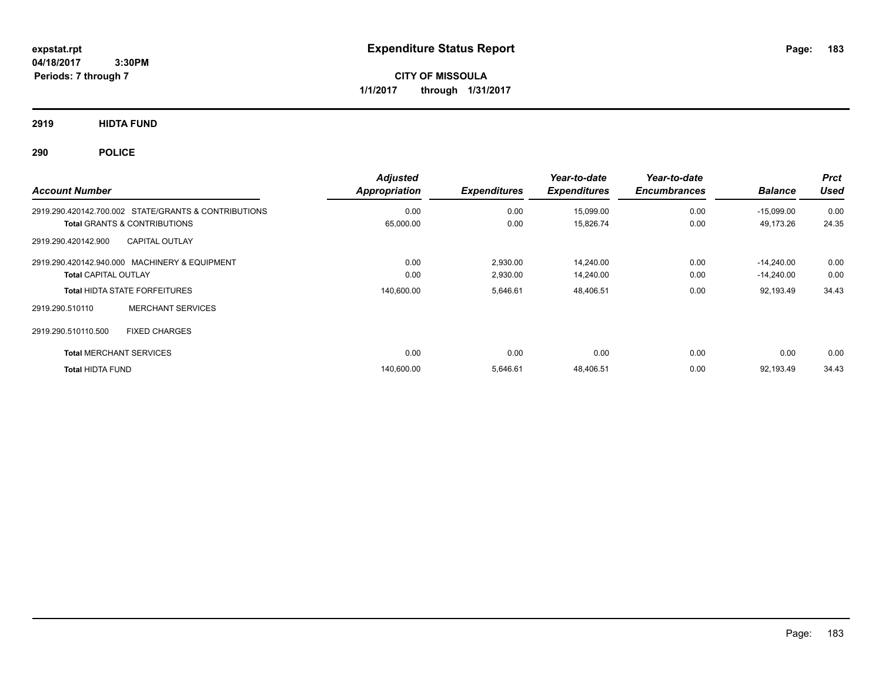# Expenditure Status Report

expstat.rpt
04/18/2017 3:30PM
Periods: 7 through 7

**CITY OF MISSOULA**
**1/1/2017 through 1/31/2017**

## 2919 HIDTA FUND

## 290 POLICE

| Account Number | Adjusted Appropriation | Expenditures | Year-to-date Expenditures | Year-to-date Encumbrances | Balance | Prct Used |
|---|---|---|---|---|---|---|
| 2919.290.420142.700.002 STATE/GRANTS & CONTRIBUTIONS | 0.00 | 0.00 | 15,099.00 | 0.00 | -15,099.00 | 0.00 |
| **Total** GRANTS & CONTRIBUTIONS | 65,000.00 | 0.00 | 15,826.74 | 0.00 | 49,173.26 | 24.35 |
| 2919.290.420142.900 CAPITAL OUTLAY | | | | | | |
| 2919.290.420142.940.000 MACHINERY & EQUIPMENT | 0.00 | 2,930.00 | 14,240.00 | 0.00 | -14,240.00 | 0.00 |
| **Total** CAPITAL OUTLAY | 0.00 | 2,930.00 | 14,240.00 | 0.00 | -14,240.00 | 0.00 |
| **Total** HIDTA STATE FORFEITURES | 140,600.00 | 5,646.61 | 48,406.51 | 0.00 | 92,193.49 | 34.43 |
| 2919.290.510110 MERCHANT SERVICES | | | | | | |
| 2919.290.510110.500 FIXED CHARGES | | | | | | |
| **Total** MERCHANT SERVICES | 0.00 | 0.00 | 0.00 | 0.00 | 0.00 | 0.00 |
| **Total** HIDTA FUND | 140,600.00 | 5,646.61 | 48,406.51 | 0.00 | 92,193.49 | 34.43 |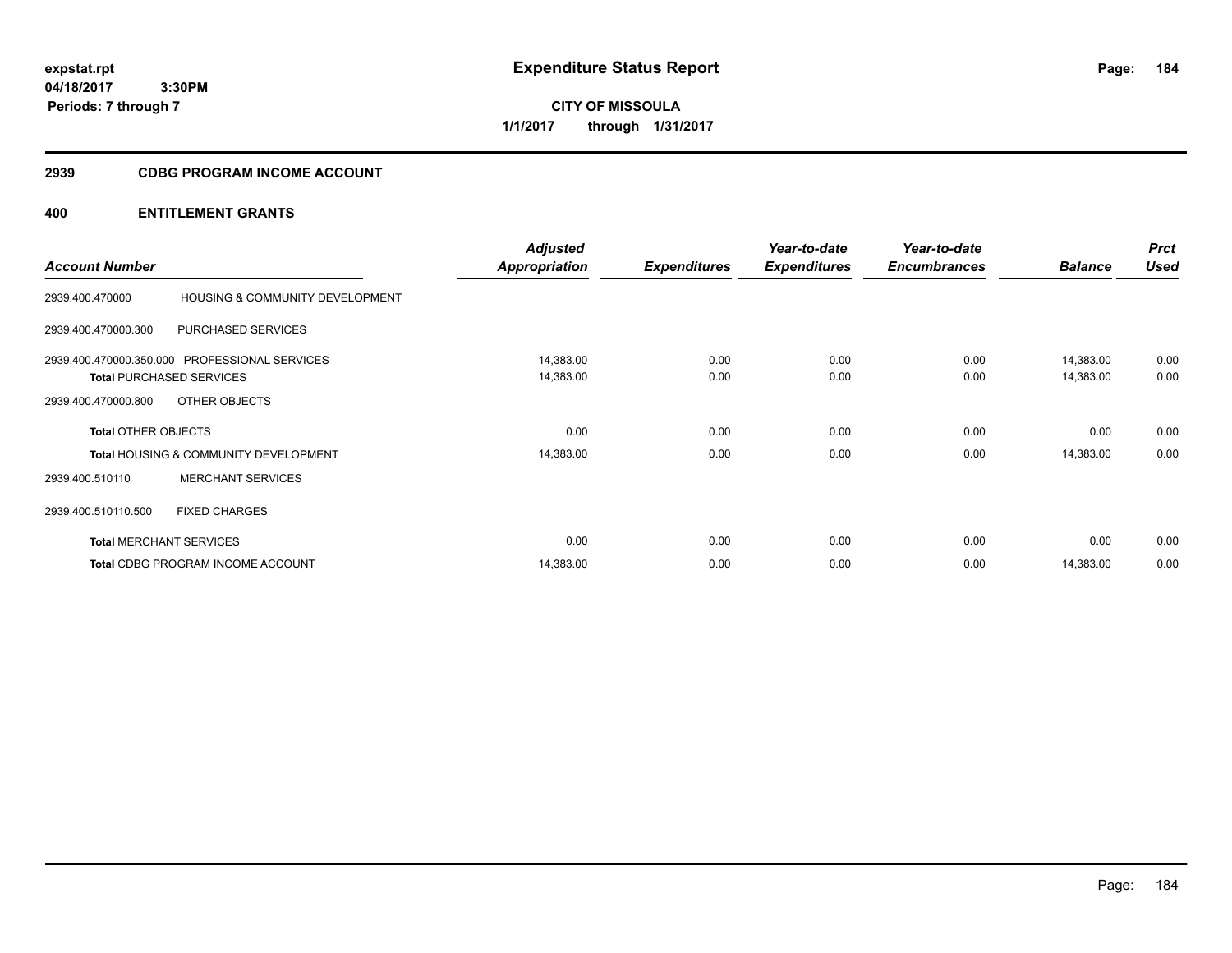expstat.rpt
04/18/2017 3:30PM
Periods: 7 through 7

# Expenditure Status Report

**CITY OF MISSOULA**
**1/1/2017 through 1/31/2017**

## 2939 CDBG PROGRAM INCOME ACCOUNT

### 400 ENTITLEMENT GRANTS

| Account Number | | Adjusted Appropriation | Expenditures | Year-to-date Expenditures | Year-to-date Encumbrances | Balance | Prct Used |
|---|---|---|---|---|---|---|---|
| 2939.400.470000 | HOUSING & COMMUNITY DEVELOPMENT | | | | | | |
| 2939.400.470000.300 | PURCHASED SERVICES | | | | | | |
| 2939.400.470000.350.000 | PROFESSIONAL SERVICES | 14,383.00 | 0.00 | 0.00 | 0.00 | 14,383.00 | 0.00 |
| **Total** PURCHASED SERVICES | | 14,383.00 | 0.00 | 0.00 | 0.00 | 14,383.00 | 0.00 |
| 2939.400.470000.800 | OTHER OBJECTS | | | | | | |
| **Total** OTHER OBJECTS | | 0.00 | 0.00 | 0.00 | 0.00 | 0.00 | 0.00 |
| **Total** HOUSING & COMMUNITY DEVELOPMENT | | 14,383.00 | 0.00 | 0.00 | 0.00 | 14,383.00 | 0.00 |
| 2939.400.510110 | MERCHANT SERVICES | | | | | | |
| 2939.400.510110.500 | FIXED CHARGES | | | | | | |
| **Total** MERCHANT SERVICES | | 0.00 | 0.00 | 0.00 | 0.00 | 0.00 | 0.00 |
| **Total** CDBG PROGRAM INCOME ACCOUNT | | 14,383.00 | 0.00 | 0.00 | 0.00 | 14,383.00 | 0.00 |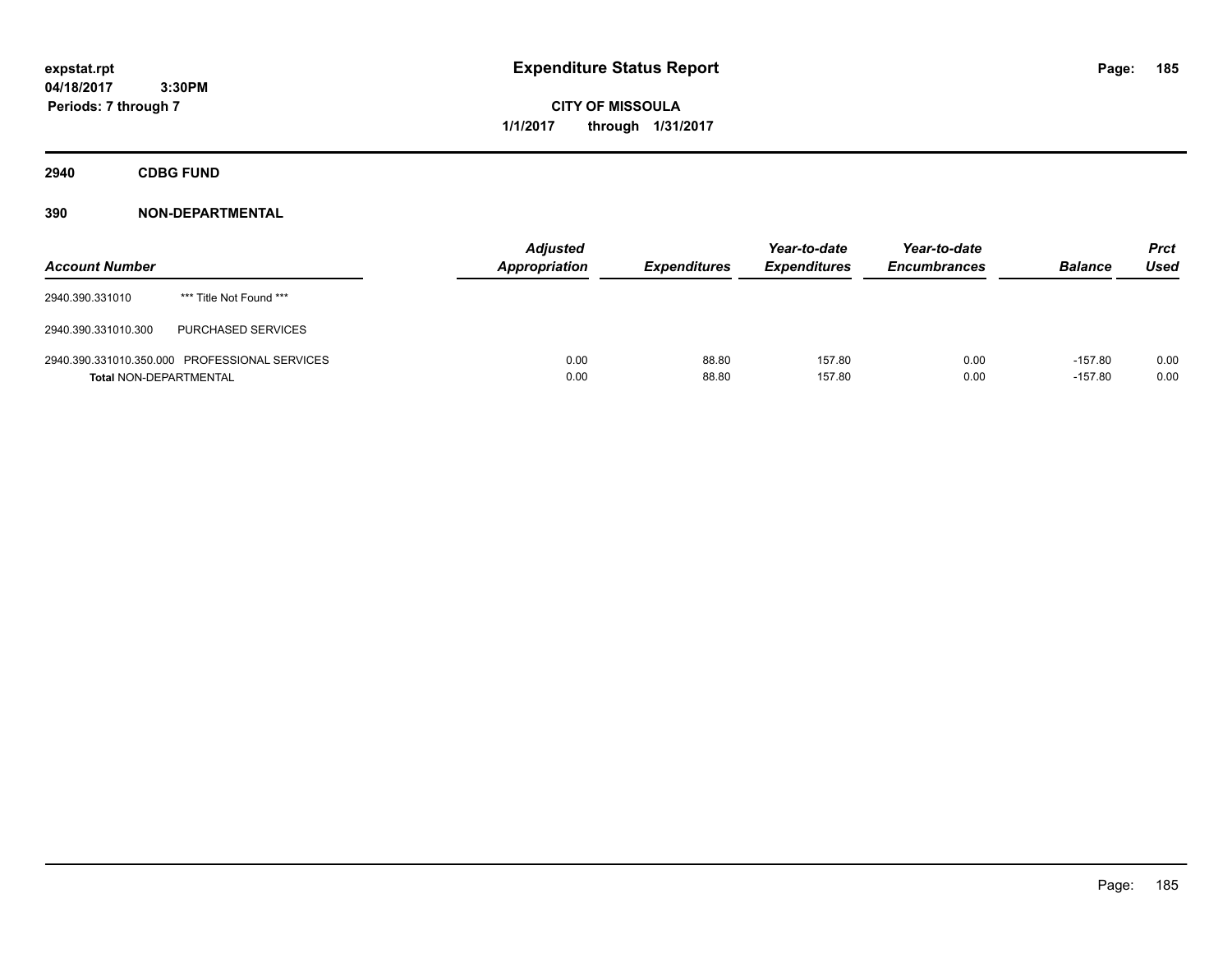**expstat.rpt**
**04/18/2017 3:30PM**
**Periods: 7 through 7**

# Expenditure Status Report

**CITY OF MISSOULA**
**1/1/2017 through 1/31/2017**

## 2940 CDBG FUND

## 390 NON-DEPARTMENTAL

| Account Number | | Adjusted Appropriation | Expenditures | Year-to-date Expenditures | Year-to-date Encumbrances | Balance | Prct Used |
|---|---|---|---|---|---|---|---|
| 2940.390.331010 | *** Title Not Found *** | | | | | | |
| 2940.390.331010.300 | PURCHASED SERVICES | | | | | | |
| 2940.390.331010.350.000 | PROFESSIONAL SERVICES | 0.00 | 88.80 | 157.80 | 0.00 | -157.80 | 0.00 |
| **Total** NON-DEPARTMENTAL | | 0.00 | 88.80 | 157.80 | 0.00 | -157.80 | 0.00 |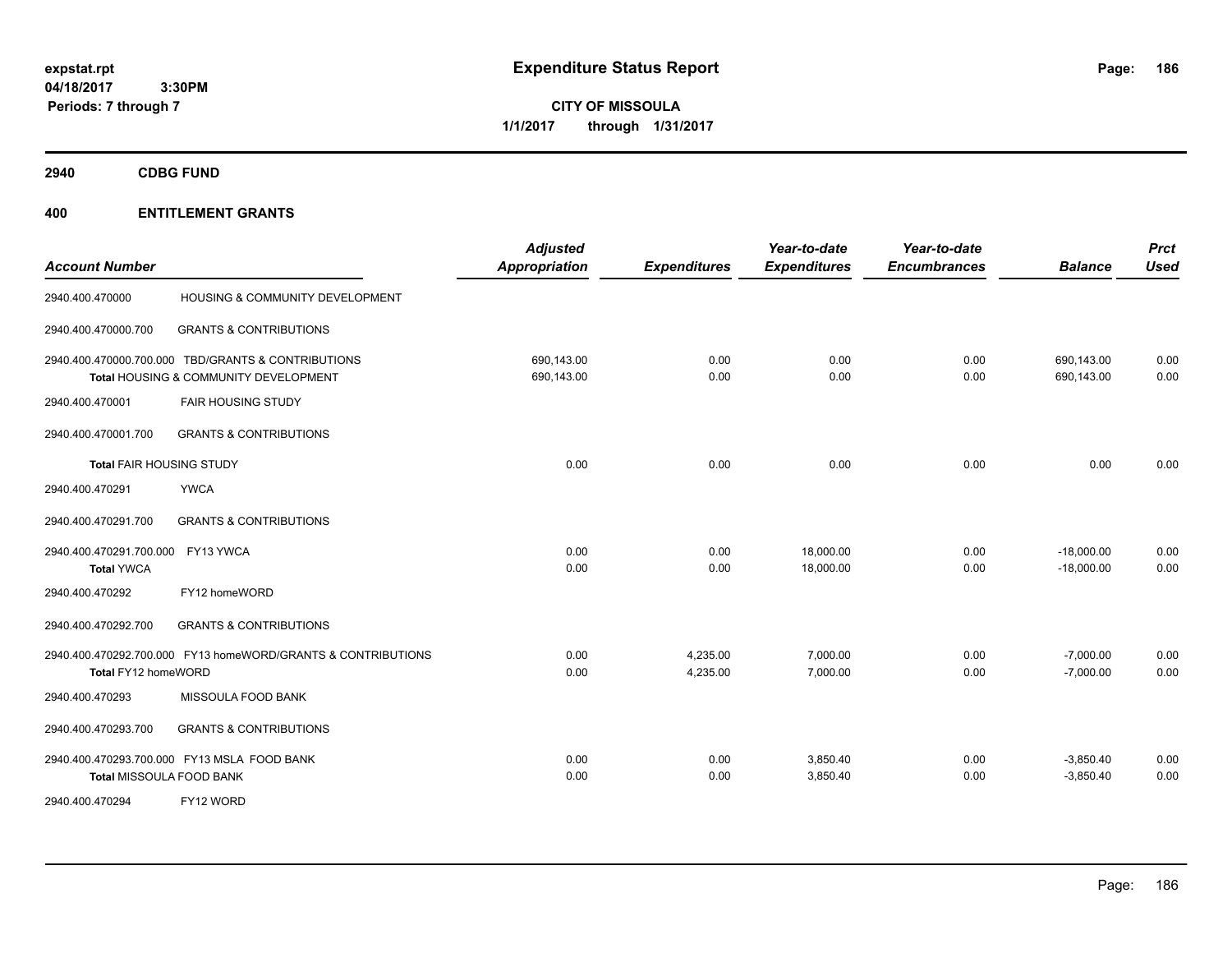**expstat.rpt**
**04/18/2017 3:30PM**
**Periods: 7 through 7**

# Expenditure Status Report

**CITY OF MISSOULA**
**1/1/2017 through 1/31/2017**

## 2940 CDBG FUND

## 400 ENTITLEMENT GRANTS

| Account Number | | Adjusted Appropriation | Expenditures | Year-to-date Expenditures | Year-to-date Encumbrances | Balance | Prct Used |
|---|---|---|---|---|---|---|---|
| 2940.400.470000 | HOUSING & COMMUNITY DEVELOPMENT | | | | | | |
| 2940.400.470000.700 | GRANTS & CONTRIBUTIONS | | | | | | |
| 2940.400.470000.700.000 | TBD/GRANTS & CONTRIBUTIONS | 690,143.00 | 0.00 | 0.00 | 0.00 | 690,143.00 | 0.00 |
| | **Total** HOUSING & COMMUNITY DEVELOPMENT | 690,143.00 | 0.00 | 0.00 | 0.00 | 690,143.00 | 0.00 |
| 2940.400.470001 | FAIR HOUSING STUDY | | | | | | |
| 2940.400.470001.700 | GRANTS & CONTRIBUTIONS | | | | | | |
| | **Total** FAIR HOUSING STUDY | 0.00 | 0.00 | 0.00 | 0.00 | 0.00 | 0.00 |
| 2940.400.470291 | YWCA | | | | | | |
| 2940.400.470291.700 | GRANTS & CONTRIBUTIONS | | | | | | |
| 2940.400.470291.700.000 | FY13 YWCA | 0.00 | 0.00 | 18,000.00 | 0.00 | -18,000.00 | 0.00 |
| | **Total** YWCA | 0.00 | 0.00 | 18,000.00 | 0.00 | -18,000.00 | 0.00 |
| 2940.400.470292 | FY12 homeWORD | | | | | | |
| 2940.400.470292.700 | GRANTS & CONTRIBUTIONS | | | | | | |
| 2940.400.470292.700.000 | FY13 homeWORD/GRANTS & CONTRIBUTIONS | 0.00 | 4,235.00 | 7,000.00 | 0.00 | -7,000.00 | 0.00 |
| | **Total** FY12 homeWORD | 0.00 | 4,235.00 | 7,000.00 | 0.00 | -7,000.00 | 0.00 |
| 2940.400.470293 | MISSOULA FOOD BANK | | | | | | |
| 2940.400.470293.700 | GRANTS & CONTRIBUTIONS | | | | | | |
| 2940.400.470293.700.000 | FY13 MSLA FOOD BANK | 0.00 | 0.00 | 3,850.40 | 0.00 | -3,850.40 | 0.00 |
| | **Total** MISSOULA FOOD BANK | 0.00 | 0.00 | 3,850.40 | 0.00 | -3,850.40 | 0.00 |
| 2940.400.470294 | FY12 WORD | | | | | | |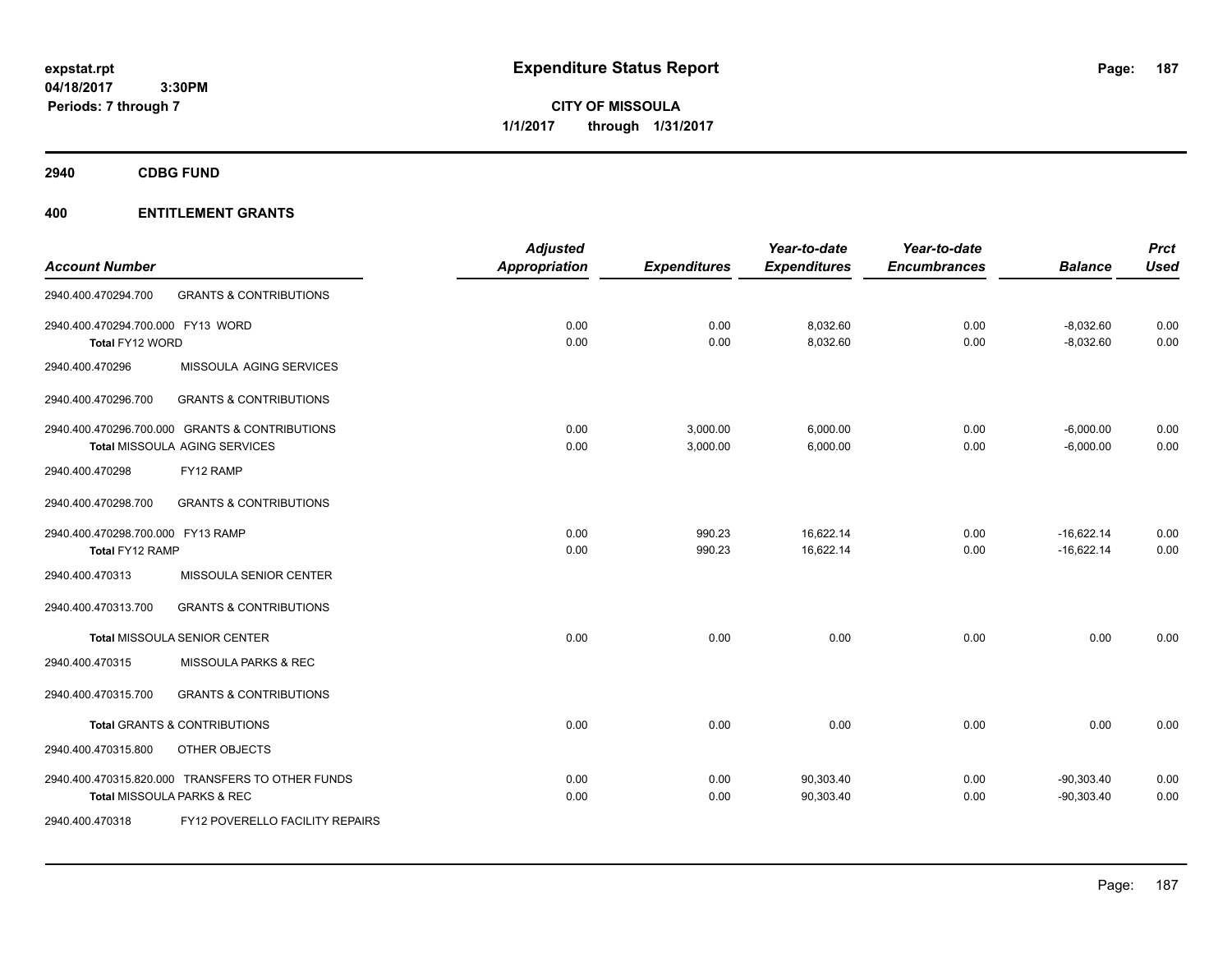**expstat.rpt**
**04/18/2017 3:30PM**
**Periods: 7 through 7**

# Expenditure Status Report

**CITY OF MISSOULA**
**1/1/2017 through 1/31/2017**

## 2940 CDBG FUND

## 400 ENTITLEMENT GRANTS

| Account Number | | Adjusted Appropriation | Expenditures | Year-to-date Expenditures | Year-to-date Encumbrances | Balance | Prct Used |
|---|---|---|---|---|---|---|---|
| 2940.400.470294.700 | GRANTS & CONTRIBUTIONS | | | | | | |
| 2940.400.470294.700.000 FY13 WORD | | 0.00 | 0.00 | 8,032.60 | 0.00 | -8,032.60 | 0.00 |
| Total FY12 WORD | | 0.00 | 0.00 | 8,032.60 | 0.00 | -8,032.60 | 0.00 |
| 2940.400.470296 | MISSOULA AGING SERVICES | | | | | | |
| 2940.400.470296.700 | GRANTS & CONTRIBUTIONS | | | | | | |
| 2940.400.470296.700.000 GRANTS & CONTRIBUTIONS | | 0.00 | 3,000.00 | 6,000.00 | 0.00 | -6,000.00 | 0.00 |
| Total MISSOULA AGING SERVICES | | 0.00 | 3,000.00 | 6,000.00 | 0.00 | -6,000.00 | 0.00 |
| 2940.400.470298 | FY12 RAMP | | | | | | |
| 2940.400.470298.700 | GRANTS & CONTRIBUTIONS | | | | | | |
| 2940.400.470298.700.000 FY13 RAMP | | 0.00 | 990.23 | 16,622.14 | 0.00 | -16,622.14 | 0.00 |
| Total FY12 RAMP | | 0.00 | 990.23 | 16,622.14 | 0.00 | -16,622.14 | 0.00 |
| 2940.400.470313 | MISSOULA SENIOR CENTER | | | | | | |
| 2940.400.470313.700 | GRANTS & CONTRIBUTIONS | | | | | | |
| Total MISSOULA SENIOR CENTER | | 0.00 | 0.00 | 0.00 | 0.00 | 0.00 | 0.00 |
| 2940.400.470315 | MISSOULA PARKS & REC | | | | | | |
| 2940.400.470315.700 | GRANTS & CONTRIBUTIONS | | | | | | |
| Total GRANTS & CONTRIBUTIONS | | 0.00 | 0.00 | 0.00 | 0.00 | 0.00 | 0.00 |
| 2940.400.470315.800 | OTHER OBJECTS | | | | | | |
| 2940.400.470315.820.000 TRANSFERS TO OTHER FUNDS | | 0.00 | 0.00 | 90,303.40 | 0.00 | -90,303.40 | 0.00 |
| Total MISSOULA PARKS & REC | | 0.00 | 0.00 | 90,303.40 | 0.00 | -90,303.40 | 0.00 |
| 2940.400.470318 | FY12 POVERELLO FACILITY REPAIRS | | | | | | |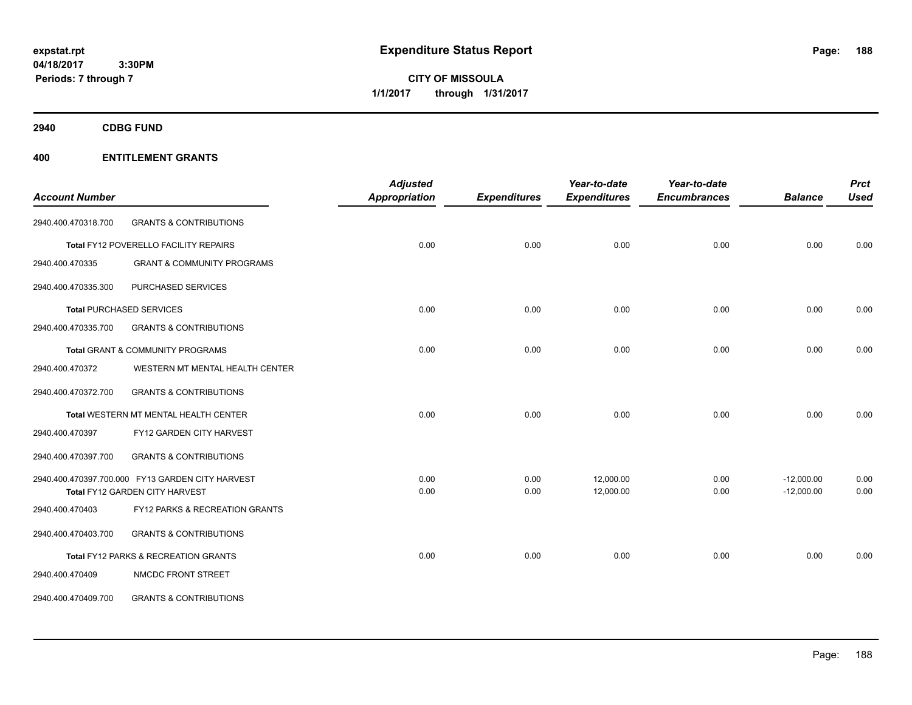**Expenditure Status Report**

expstat.rpt
04/18/2017 3:30PM
Periods: 7 through 7

**CITY OF MISSOULA**
**1/1/2017 through 1/31/2017**

## 2940 CDBG FUND

## 400 ENTITLEMENT GRANTS

| Account Number | | Adjusted Appropriation | Expenditures | Year-to-date Expenditures | Year-to-date Encumbrances | Balance | Prct Used |
|---|---|---|---|---|---|---|---|
| 2940.400.470318.700 | GRANTS & CONTRIBUTIONS | | | | | | |
| Total FY12 POVERELLO FACILITY REPAIRS | | 0.00 | 0.00 | 0.00 | 0.00 | 0.00 | 0.00 |
| 2940.400.470335 | GRANT & COMMUNITY PROGRAMS | | | | | | |
| 2940.400.470335.300 | PURCHASED SERVICES | | | | | | |
| Total PURCHASED SERVICES | | 0.00 | 0.00 | 0.00 | 0.00 | 0.00 | 0.00 |
| 2940.400.470335.700 | GRANTS & CONTRIBUTIONS | | | | | | |
| Total GRANT & COMMUNITY PROGRAMS | | 0.00 | 0.00 | 0.00 | 0.00 | 0.00 | 0.00 |
| 2940.400.470372 | WESTERN MT MENTAL HEALTH CENTER | | | | | | |
| 2940.400.470372.700 | GRANTS & CONTRIBUTIONS | | | | | | |
| Total WESTERN MT MENTAL HEALTH CENTER | | 0.00 | 0.00 | 0.00 | 0.00 | 0.00 | 0.00 |
| 2940.400.470397 | FY12 GARDEN CITY HARVEST | | | | | | |
| 2940.400.470397.700 | GRANTS & CONTRIBUTIONS | | | | | | |
| 2940.400.470397.700.000 | FY13 GARDEN CITY HARVEST | 0.00 | 0.00 | 12,000.00 | 0.00 | -12,000.00 | 0.00 |
| Total FY12 GARDEN CITY HARVEST | | 0.00 | 0.00 | 12,000.00 | 0.00 | -12,000.00 | 0.00 |
| 2940.400.470403 | FY12 PARKS & RECREATION GRANTS | | | | | | |
| 2940.400.470403.700 | GRANTS & CONTRIBUTIONS | | | | | | |
| Total FY12 PARKS & RECREATION GRANTS | | 0.00 | 0.00 | 0.00 | 0.00 | 0.00 | 0.00 |
| 2940.400.470409 | NMCDC FRONT STREET | | | | | | |
| 2940.400.470409.700 | GRANTS & CONTRIBUTIONS | | | | | | |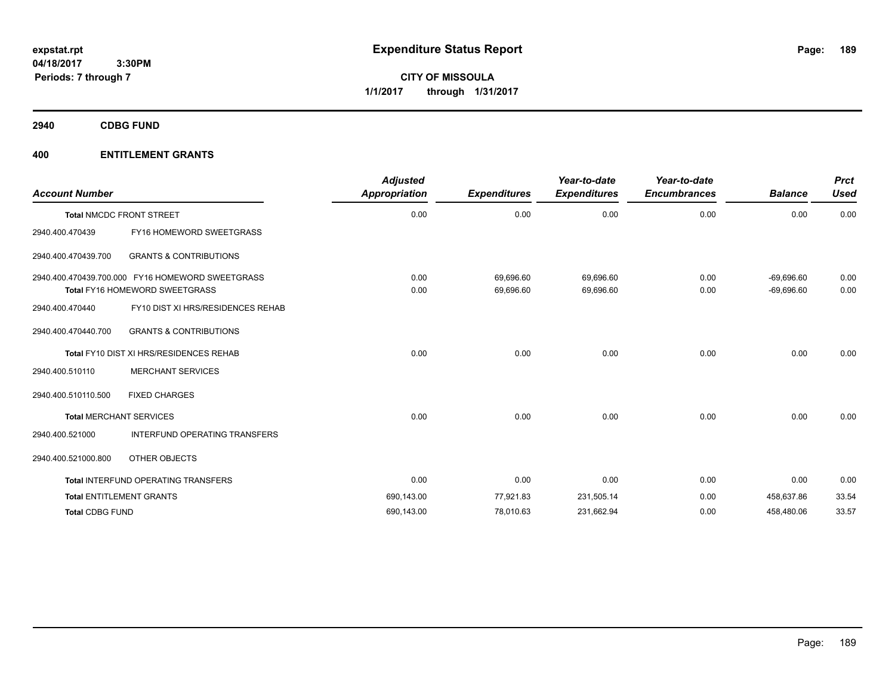**expstat.rpt**
**04/18/2017 3:30PM**
**Periods: 7 through 7**

# Expenditure Status Report

**CITY OF MISSOULA**
**1/1/2017 through 1/31/2017**

## 2940 CDBG FUND

## 400 ENTITLEMENT GRANTS

| Account Number | | Adjusted Appropriation | Expenditures | Year-to-date Expenditures | Year-to-date Encumbrances | Balance | Prct Used |
|---|---|---|---|---|---|---|---|
| **Total** NMCDC FRONT STREET | | 0.00 | 0.00 | 0.00 | 0.00 | 0.00 | 0.00 |
| 2940.400.470439 | FY16 HOMEWORD SWEETGRASS | | | | | | |
| 2940.400.470439.700 | GRANTS & CONTRIBUTIONS | | | | | | |
| 2940.400.470439.700.000 | FY16 HOMEWORD SWEETGRASS | 0.00 | 69,696.60 | 69,696.60 | 0.00 | -69,696.60 | 0.00 |
| **Total** FY16 HOMEWORD SWEETGRASS | | 0.00 | 69,696.60 | 69,696.60 | 0.00 | -69,696.60 | 0.00 |
| 2940.400.470440 | FY10 DIST XI HRS/RESIDENCES REHAB | | | | | | |
| 2940.400.470440.700 | GRANTS & CONTRIBUTIONS | | | | | | |
| **Total** FY10 DIST XI HRS/RESIDENCES REHAB | | 0.00 | 0.00 | 0.00 | 0.00 | 0.00 | 0.00 |
| 2940.400.510110 | MERCHANT SERVICES | | | | | | |
| 2940.400.510110.500 | FIXED CHARGES | | | | | | |
| **Total** MERCHANT SERVICES | | 0.00 | 0.00 | 0.00 | 0.00 | 0.00 | 0.00 |
| 2940.400.521000 | INTERFUND OPERATING TRANSFERS | | | | | | |
| 2940.400.521000.800 | OTHER OBJECTS | | | | | | |
| **Total** INTERFUND OPERATING TRANSFERS | | 0.00 | 0.00 | 0.00 | 0.00 | 0.00 | 0.00 |
| **Total** ENTITLEMENT GRANTS | | 690,143.00 | 77,921.83 | 231,505.14 | 0.00 | 458,637.86 | 33.54 |
| **Total** CDBG FUND | | 690,143.00 | 78,010.63 | 231,662.94 | 0.00 | 458,480.06 | 33.57 |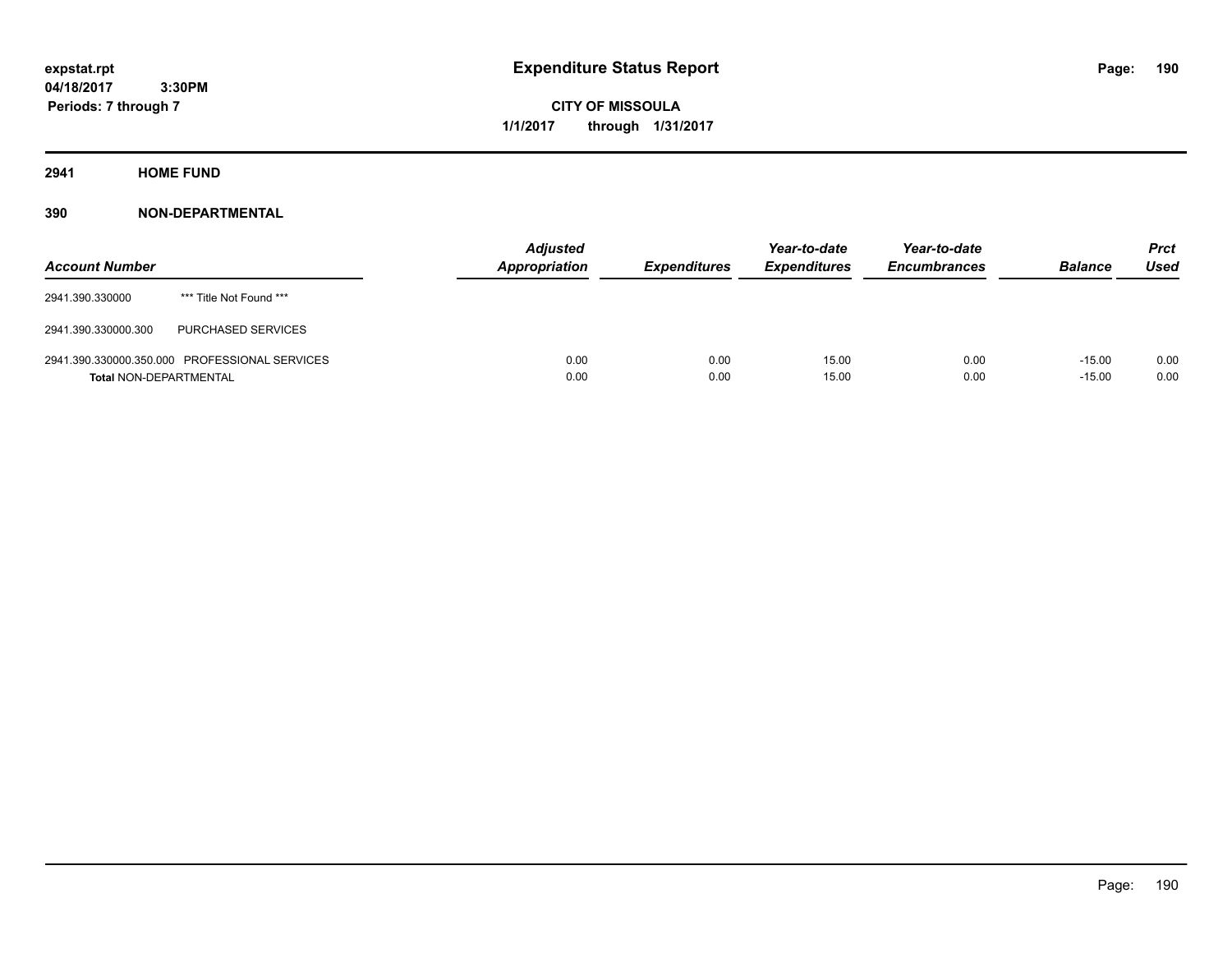**expstat.rpt**
**04/18/2017 3:30PM**
**Periods: 7 through 7**

# Expenditure Status Report

**CITY OF MISSOULA**
**1/1/2017 through 1/31/2017**

## 2941 HOME FUND

### 390 NON-DEPARTMENTAL

| Account Number | | Adjusted Appropriation | Expenditures | Year-to-date Expenditures | Year-to-date Encumbrances | Balance | Prct Used |
|---|---|---|---|---|---|---|---|
| 2941.390.330000 | *** Title Not Found *** | | | | | | |
| 2941.390.330000.300 | PURCHASED SERVICES | | | | | | |
| 2941.390.330000.350.000 | PROFESSIONAL SERVICES | 0.00 | 0.00 | 15.00 | 0.00 | -15.00 | 0.00 |
| **Total** NON-DEPARTMENTAL | | 0.00 | 0.00 | 15.00 | 0.00 | -15.00 | 0.00 |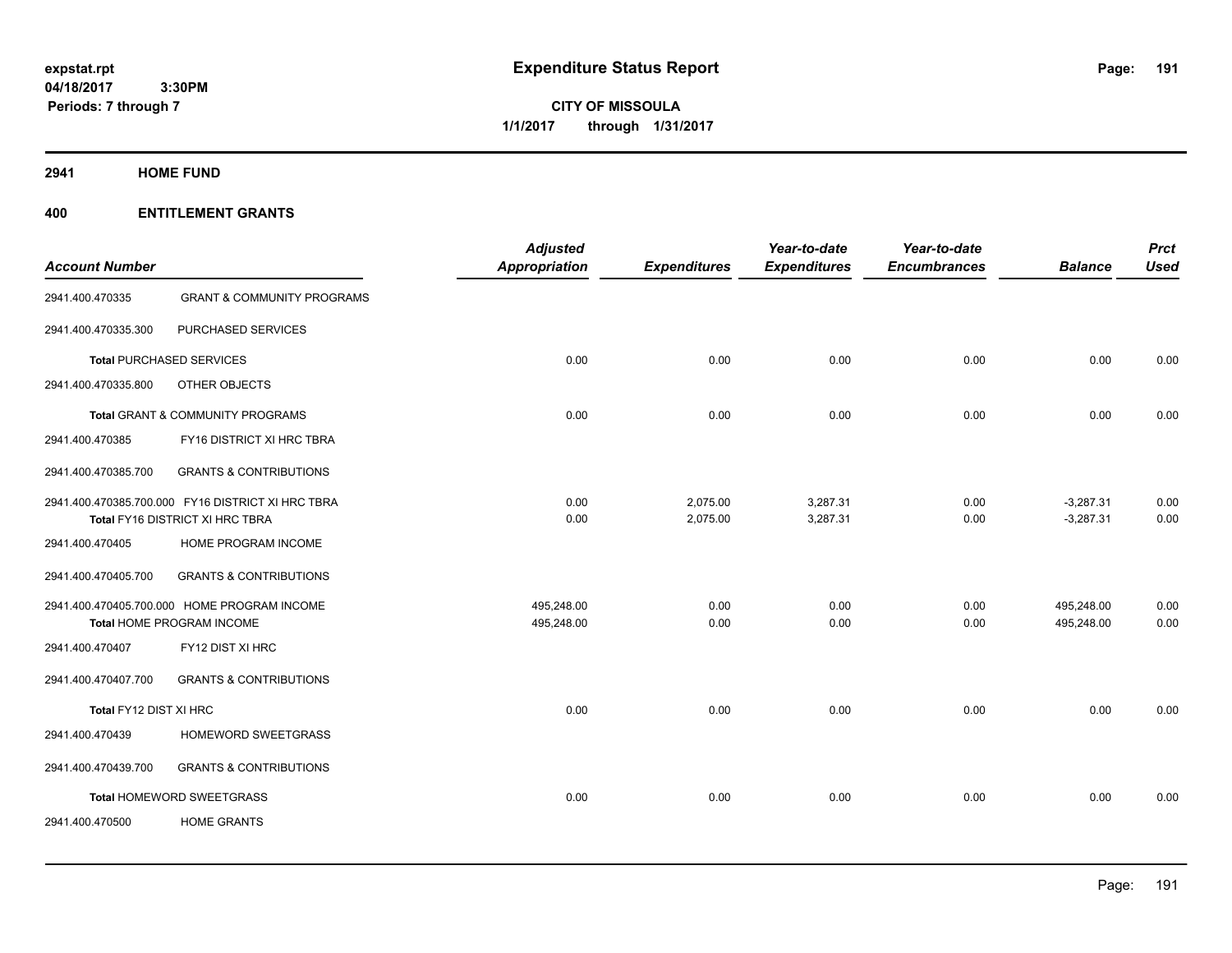# Expenditure Status Report

expstat.rpt
04/18/2017 3:30PM
Periods: 7 through 7

**CITY OF MISSOULA**
**1/1/2017 through 1/31/2017**

## 2941 HOME FUND

### 400 ENTITLEMENT GRANTS

| Account Number | | Adjusted Appropriation | Expenditures | Year-to-date Expenditures | Year-to-date Encumbrances | Balance | Prct Used |
|---|---|---|---|---|---|---|---|
| 2941.400.470335 | GRANT & COMMUNITY PROGRAMS | | | | | | |
| 2941.400.470335.300 | PURCHASED SERVICES | | | | | | |
| Total PURCHASED SERVICES | | 0.00 | 0.00 | 0.00 | 0.00 | 0.00 | 0.00 |
| 2941.400.470335.800 | OTHER OBJECTS | | | | | | |
| Total GRANT & COMMUNITY PROGRAMS | | 0.00 | 0.00 | 0.00 | 0.00 | 0.00 | 0.00 |
| 2941.400.470385 | FY16 DISTRICT XI HRC TBRA | | | | | | |
| 2941.400.470385.700 | GRANTS & CONTRIBUTIONS | | | | | | |
| 2941.400.470385.700.000 | FY16 DISTRICT XI HRC TBRA | 0.00 | 2,075.00 | 3,287.31 | 0.00 | -3,287.31 | 0.00 |
| Total FY16 DISTRICT XI HRC TBRA | | 0.00 | 2,075.00 | 3,287.31 | 0.00 | -3,287.31 | 0.00 |
| 2941.400.470405 | HOME PROGRAM INCOME | | | | | | |
| 2941.400.470405.700 | GRANTS & CONTRIBUTIONS | | | | | | |
| 2941.400.470405.700.000 | HOME PROGRAM INCOME | 495,248.00 | 0.00 | 0.00 | 0.00 | 495,248.00 | 0.00 |
| Total HOME PROGRAM INCOME | | 495,248.00 | 0.00 | 0.00 | 0.00 | 495,248.00 | 0.00 |
| 2941.400.470407 | FY12 DIST XI HRC | | | | | | |
| 2941.400.470407.700 | GRANTS & CONTRIBUTIONS | | | | | | |
| Total FY12 DIST XI HRC | | 0.00 | 0.00 | 0.00 | 0.00 | 0.00 | 0.00 |
| 2941.400.470439 | HOMEWORD SWEETGRASS | | | | | | |
| 2941.400.470439.700 | GRANTS & CONTRIBUTIONS | | | | | | |
| Total HOMEWORD SWEETGRASS | | 0.00 | 0.00 | 0.00 | 0.00 | 0.00 | 0.00 |
| 2941.400.470500 | HOME GRANTS | | | | | | |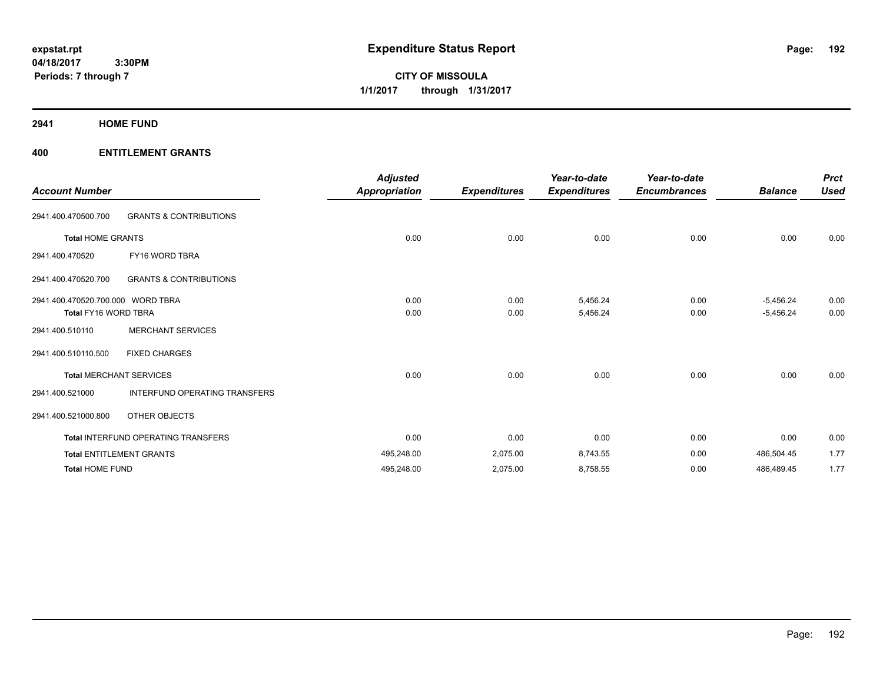# Expenditure Status Report

expstat.rpt
04/18/2017 3:30PM
Periods: 7 through 7

**CITY OF MISSOULA**
**1/1/2017 through 1/31/2017**

## 2941 HOME FUND

## 400 ENTITLEMENT GRANTS

| Account Number | | Adjusted Appropriation | Expenditures | Year-to-date Expenditures | Year-to-date Encumbrances | Balance | Prct Used |
|---|---|---|---|---|---|---|---|
| 2941.400.470500.700 | GRANTS & CONTRIBUTIONS | | | | | | |
| **Total** HOME GRANTS | | 0.00 | 0.00 | 0.00 | 0.00 | 0.00 | 0.00 |
| 2941.400.470520 | FY16 WORD TBRA | | | | | | |
| 2941.400.470520.700 | GRANTS & CONTRIBUTIONS | | | | | | |
| 2941.400.470520.700.000 | WORD TBRA | 0.00 | 0.00 | 5,456.24 | 0.00 | -5,456.24 | 0.00 |
| **Total** FY16 WORD TBRA | | 0.00 | 0.00 | 5,456.24 | 0.00 | -5,456.24 | 0.00 |
| 2941.400.510110 | MERCHANT SERVICES | | | | | | |
| 2941.400.510110.500 | FIXED CHARGES | | | | | | |
| **Total** MERCHANT SERVICES | | 0.00 | 0.00 | 0.00 | 0.00 | 0.00 | 0.00 |
| 2941.400.521000 | INTERFUND OPERATING TRANSFERS | | | | | | |
| 2941.400.521000.800 | OTHER OBJECTS | | | | | | |
| **Total** INTERFUND OPERATING TRANSFERS | | 0.00 | 0.00 | 0.00 | 0.00 | 0.00 | 0.00 |
| **Total** ENTITLEMENT GRANTS | | 495,248.00 | 2,075.00 | 8,743.55 | 0.00 | 486,504.45 | 1.77 |
| **Total** HOME FUND | | 495,248.00 | 2,075.00 | 8,758.55 | 0.00 | 486,489.45 | 1.77 |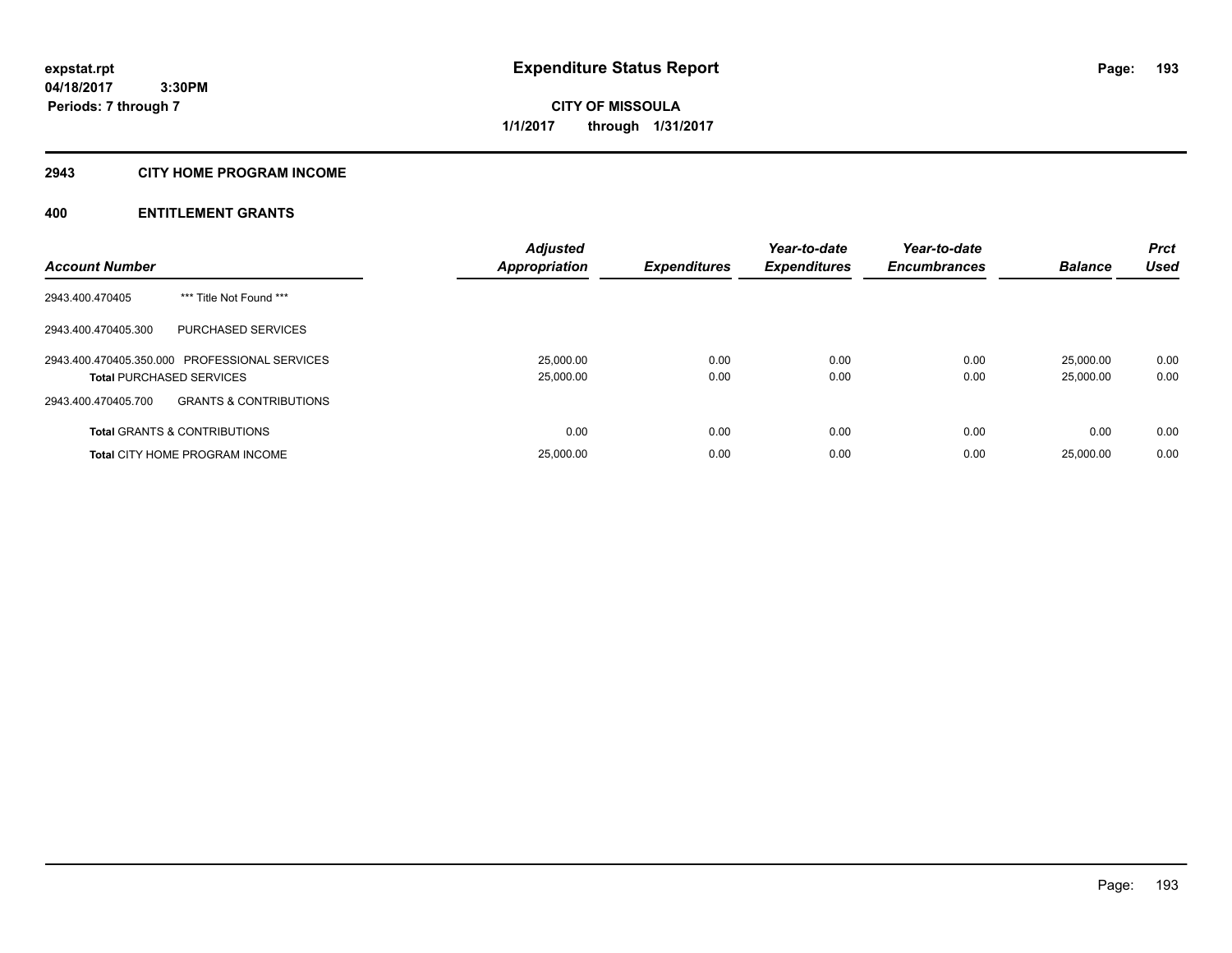expstat.rpt
04/18/2017 3:30PM
Periods: 7 through 7

# Expenditure Status Report

**CITY OF MISSOULA**
**1/1/2017 through 1/31/2017**

## 2943 CITY HOME PROGRAM INCOME

## 400 ENTITLEMENT GRANTS

| Account Number | | Adjusted Appropriation | Expenditures | Year-to-date Expenditures | Year-to-date Encumbrances | Balance | Prct Used |
|---|---|---|---|---|---|---|---|
| 2943.400.470405 | *** Title Not Found *** | | | | | | |
| 2943.400.470405.300 | PURCHASED SERVICES | | | | | | |
| 2943.400.470405.350.000 | PROFESSIONAL SERVICES | 25,000.00 | 0.00 | 0.00 | 0.00 | 25,000.00 | 0.00 |
| **Total** PURCHASED SERVICES | | 25,000.00 | 0.00 | 0.00 | 0.00 | 25,000.00 | 0.00 |
| 2943.400.470405.700 | GRANTS & CONTRIBUTIONS | | | | | | |
| **Total** GRANTS & CONTRIBUTIONS | | 0.00 | 0.00 | 0.00 | 0.00 | 0.00 | 0.00 |
| **Total** CITY HOME PROGRAM INCOME | | 25,000.00 | 0.00 | 0.00 | 0.00 | 25,000.00 | 0.00 |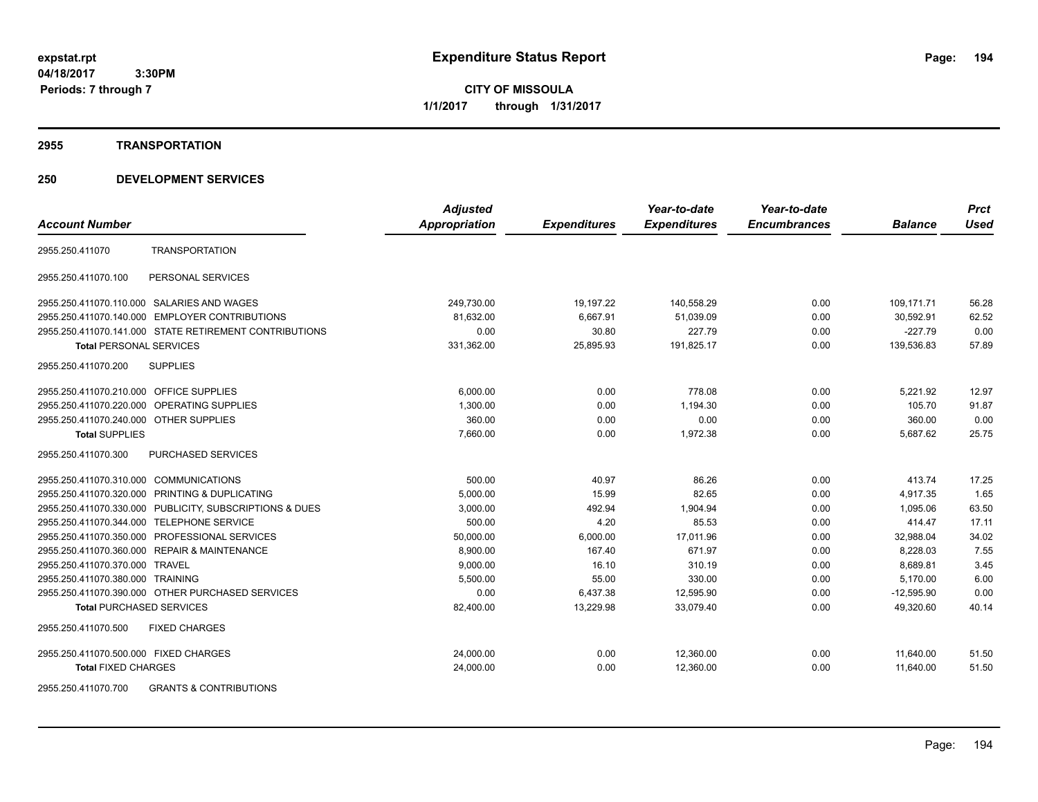**expstat.rpt**
**04/18/2017 3:30PM**
**Periods: 7 through 7**

# Expenditure Status Report

**CITY OF MISSOULA**
**1/1/2017 through 1/31/2017**

## 2955 TRANSPORTATION

## 250 DEVELOPMENT SERVICES

| Account Number | | Adjusted Appropriation | Expenditures | Year-to-date Expenditures | Year-to-date Encumbrances | Balance | Prct Used |
|---|---|---|---|---|---|---|---|
| 2955.250.411070 | TRANSPORTATION | | | | | | |
| 2955.250.411070.100 | PERSONAL SERVICES | | | | | | |
| 2955.250.411070.110.000 | SALARIES AND WAGES | 249,730.00 | 19,197.22 | 140,558.29 | 0.00 | 109,171.71 | 56.28 |
| 2955.250.411070.140.000 | EMPLOYER CONTRIBUTIONS | 81,632.00 | 6,667.91 | 51,039.09 | 0.00 | 30,592.91 | 62.52 |
| 2955.250.411070.141.000 | STATE RETIREMENT CONTRIBUTIONS | 0.00 | 30.80 | 227.79 | 0.00 | -227.79 | 0.00 |
| **Total** PERSONAL SERVICES | | 331,362.00 | 25,895.93 | 191,825.17 | 0.00 | 139,536.83 | 57.89 |
| 2955.250.411070.200 | SUPPLIES | | | | | | |
| 2955.250.411070.210.000 | OFFICE SUPPLIES | 6,000.00 | 0.00 | 778.08 | 0.00 | 5,221.92 | 12.97 |
| 2955.250.411070.220.000 | OPERATING SUPPLIES | 1,300.00 | 0.00 | 1,194.30 | 0.00 | 105.70 | 91.87 |
| 2955.250.411070.240.000 | OTHER SUPPLIES | 360.00 | 0.00 | 0.00 | 0.00 | 360.00 | 0.00 |
| **Total** SUPPLIES | | 7,660.00 | 0.00 | 1,972.38 | 0.00 | 5,687.62 | 25.75 |
| 2955.250.411070.300 | PURCHASED SERVICES | | | | | | |
| 2955.250.411070.310.000 | COMMUNICATIONS | 500.00 | 40.97 | 86.26 | 0.00 | 413.74 | 17.25 |
| 2955.250.411070.320.000 | PRINTING & DUPLICATING | 5,000.00 | 15.99 | 82.65 | 0.00 | 4,917.35 | 1.65 |
| 2955.250.411070.330.000 | PUBLICITY, SUBSCRIPTIONS & DUES | 3,000.00 | 492.94 | 1,904.94 | 0.00 | 1,095.06 | 63.50 |
| 2955.250.411070.344.000 | TELEPHONE SERVICE | 500.00 | 4.20 | 85.53 | 0.00 | 414.47 | 17.11 |
| 2955.250.411070.350.000 | PROFESSIONAL SERVICES | 50,000.00 | 6,000.00 | 17,011.96 | 0.00 | 32,988.04 | 34.02 |
| 2955.250.411070.360.000 | REPAIR & MAINTENANCE | 8,900.00 | 167.40 | 671.97 | 0.00 | 8,228.03 | 7.55 |
| 2955.250.411070.370.000 | TRAVEL | 9,000.00 | 16.10 | 310.19 | 0.00 | 8,689.81 | 3.45 |
| 2955.250.411070.380.000 | TRAINING | 5,500.00 | 55.00 | 330.00 | 0.00 | 5,170.00 | 6.00 |
| 2955.250.411070.390.000 | OTHER PURCHASED SERVICES | 0.00 | 6,437.38 | 12,595.90 | 0.00 | -12,595.90 | 0.00 |
| **Total** PURCHASED SERVICES | | 82,400.00 | 13,229.98 | 33,079.40 | 0.00 | 49,320.60 | 40.14 |
| 2955.250.411070.500 | FIXED CHARGES | | | | | | |
| 2955.250.411070.500.000 | FIXED CHARGES | 24,000.00 | 0.00 | 12,360.00 | 0.00 | 11,640.00 | 51.50 |
| **Total** FIXED CHARGES | | 24,000.00 | 0.00 | 12,360.00 | 0.00 | 11,640.00 | 51.50 |
| 2955.250.411070.700 | GRANTS & CONTRIBUTIONS | | | | | | |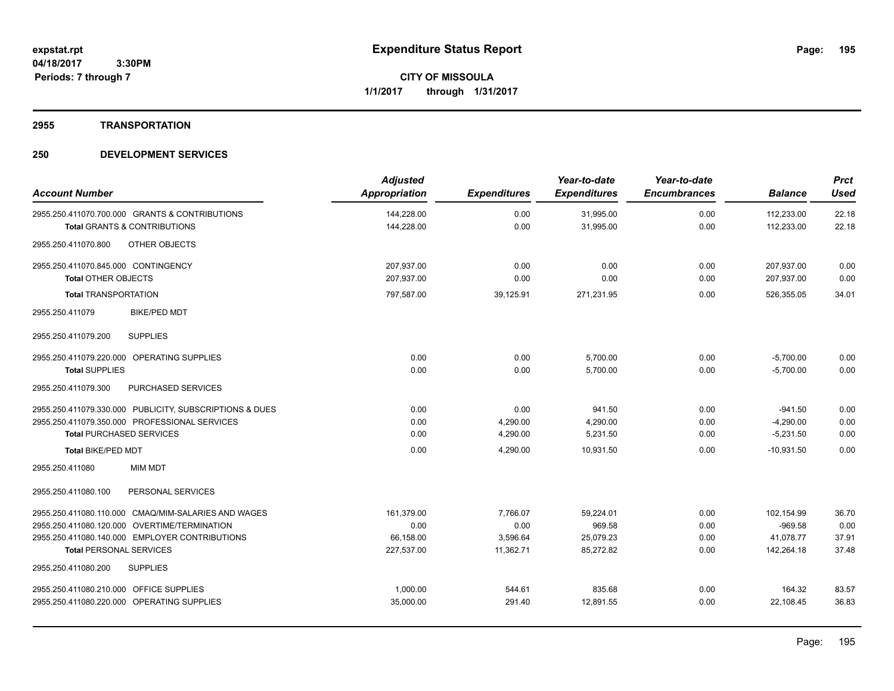# Expenditure Status Report

**CITY OF MISSOULA**
**1/1/2017 through 1/31/2017**

expstat.rpt
04/18/2017 3:30PM
Periods: 7 through 7

## 2955 TRANSPORTATION

## 250 DEVELOPMENT SERVICES

| Account Number | Adjusted Appropriation | Expenditures | Year-to-date Expenditures | Year-to-date Encumbrances | Balance | Prct Used |
|---|---|---|---|---|---|---|
| 2955.250.411070.700.000 GRANTS & CONTRIBUTIONS | 144,228.00 | 0.00 | 31,995.00 | 0.00 | 112,233.00 | 22.18 |
| **Total** GRANTS & CONTRIBUTIONS | 144,228.00 | 0.00 | 31,995.00 | 0.00 | 112,233.00 | 22.18 |
| 2955.250.411070.800 OTHER OBJECTS | | | | | | |
| 2955.250.411070.845.000 CONTINGENCY | 207,937.00 | 0.00 | 0.00 | 0.00 | 207,937.00 | 0.00 |
| **Total** OTHER OBJECTS | 207,937.00 | 0.00 | 0.00 | 0.00 | 207,937.00 | 0.00 |
| **Total** TRANSPORTATION | 797,587.00 | 39,125.91 | 271,231.95 | 0.00 | 526,355.05 | 34.01 |
| 2955.250.411079 BIKE/PED MDT | | | | | | |
| 2955.250.411079.200 SUPPLIES | | | | | | |
| 2955.250.411079.220.000 OPERATING SUPPLIES | 0.00 | 0.00 | 5,700.00 | 0.00 | -5,700.00 | 0.00 |
| **Total** SUPPLIES | 0.00 | 0.00 | 5,700.00 | 0.00 | -5,700.00 | 0.00 |
| 2955.250.411079.300 PURCHASED SERVICES | | | | | | |
| 2955.250.411079.330.000 PUBLICITY, SUBSCRIPTIONS & DUES | 0.00 | 0.00 | 941.50 | 0.00 | -941.50 | 0.00 |
| 2955.250.411079.350.000 PROFESSIONAL SERVICES | 0.00 | 4,290.00 | 4,290.00 | 0.00 | -4,290.00 | 0.00 |
| **Total** PURCHASED SERVICES | 0.00 | 4,290.00 | 5,231.50 | 0.00 | -5,231.50 | 0.00 |
| **Total** BIKE/PED MDT | 0.00 | 4,290.00 | 10,931.50 | 0.00 | -10,931.50 | 0.00 |
| 2955.250.411080 MIM MDT | | | | | | |
| 2955.250.411080.100 PERSONAL SERVICES | | | | | | |
| 2955.250.411080.110.000 CMAQ/MIM-SALARIES AND WAGES | 161,379.00 | 7,766.07 | 59,224.01 | 0.00 | 102,154.99 | 36.70 |
| 2955.250.411080.120.000 OVERTIME/TERMINATION | 0.00 | 0.00 | 969.58 | 0.00 | -969.58 | 0.00 |
| 2955.250.411080.140.000 EMPLOYER CONTRIBUTIONS | 66,158.00 | 3,596.64 | 25,079.23 | 0.00 | 41,078.77 | 37.91 |
| **Total** PERSONAL SERVICES | 227,537.00 | 11,362.71 | 85,272.82 | 0.00 | 142,264.18 | 37.48 |
| 2955.250.411080.200 SUPPLIES | | | | | | |
| 2955.250.411080.210.000 OFFICE SUPPLIES | 1,000.00 | 544.61 | 835.68 | 0.00 | 164.32 | 83.57 |
| 2955.250.411080.220.000 OPERATING SUPPLIES | 35,000.00 | 291.40 | 12,891.55 | 0.00 | 22,108.45 | 36.83 |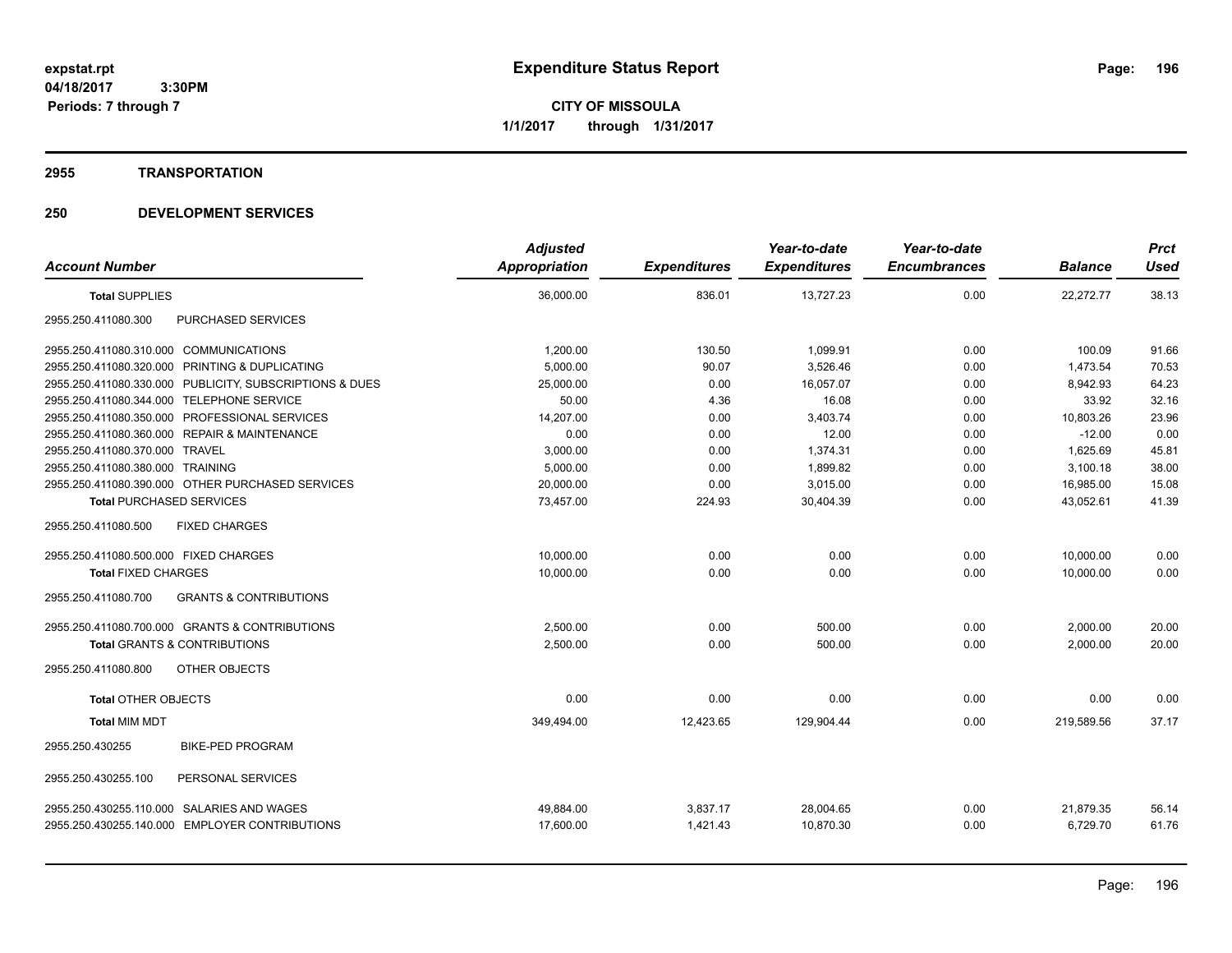**expstat.rpt**
**04/18/2017 3:30PM**
**Periods: 7 through 7**

# Expenditure Status Report

**CITY OF MISSOULA**
**1/1/2017 through 1/31/2017**

## 2955 TRANSPORTATION

## 250 DEVELOPMENT SERVICES

| Account Number | Adjusted Appropriation | Expenditures | Year-to-date Expenditures | Year-to-date Encumbrances | Balance | Prct Used |
|---|---|---|---|---|---|---|
| **Total** SUPPLIES | 36,000.00 | 836.01 | 13,727.23 | 0.00 | 22,272.77 | 38.13 |
| 2955.250.411080.300 PURCHASED SERVICES | | | | | | |
| 2955.250.411080.310.000 COMMUNICATIONS | 1,200.00 | 130.50 | 1,099.91 | 0.00 | 100.09 | 91.66 |
| 2955.250.411080.320.000 PRINTING & DUPLICATING | 5,000.00 | 90.07 | 3,526.46 | 0.00 | 1,473.54 | 70.53 |
| 2955.250.411080.330.000 PUBLICITY, SUBSCRIPTIONS & DUES | 25,000.00 | 0.00 | 16,057.07 | 0.00 | 8,942.93 | 64.23 |
| 2955.250.411080.344.000 TELEPHONE SERVICE | 50.00 | 4.36 | 16.08 | 0.00 | 33.92 | 32.16 |
| 2955.250.411080.350.000 PROFESSIONAL SERVICES | 14,207.00 | 0.00 | 3,403.74 | 0.00 | 10,803.26 | 23.96 |
| 2955.250.411080.360.000 REPAIR & MAINTENANCE | 0.00 | 0.00 | 12.00 | 0.00 | -12.00 | 0.00 |
| 2955.250.411080.370.000 TRAVEL | 3,000.00 | 0.00 | 1,374.31 | 0.00 | 1,625.69 | 45.81 |
| 2955.250.411080.380.000 TRAINING | 5,000.00 | 0.00 | 1,899.82 | 0.00 | 3,100.18 | 38.00 |
| 2955.250.411080.390.000 OTHER PURCHASED SERVICES | 20,000.00 | 0.00 | 3,015.00 | 0.00 | 16,985.00 | 15.08 |
| **Total** PURCHASED SERVICES | 73,457.00 | 224.93 | 30,404.39 | 0.00 | 43,052.61 | 41.39 |
| 2955.250.411080.500 FIXED CHARGES | | | | | | |
| 2955.250.411080.500.000 FIXED CHARGES | 10,000.00 | 0.00 | 0.00 | 0.00 | 10,000.00 | 0.00 |
| **Total** FIXED CHARGES | 10,000.00 | 0.00 | 0.00 | 0.00 | 10,000.00 | 0.00 |
| 2955.250.411080.700 GRANTS & CONTRIBUTIONS | | | | | | |
| 2955.250.411080.700.000 GRANTS & CONTRIBUTIONS | 2,500.00 | 0.00 | 500.00 | 0.00 | 2,000.00 | 20.00 |
| **Total** GRANTS & CONTRIBUTIONS | 2,500.00 | 0.00 | 500.00 | 0.00 | 2,000.00 | 20.00 |
| 2955.250.411080.800 OTHER OBJECTS | | | | | | |
| **Total** OTHER OBJECTS | 0.00 | 0.00 | 0.00 | 0.00 | 0.00 | 0.00 |
| **Total** MIM MDT | 349,494.00 | 12,423.65 | 129,904.44 | 0.00 | 219,589.56 | 37.17 |
| 2955.250.430255 BIKE-PED PROGRAM | | | | | | |
| 2955.250.430255.100 PERSONAL SERVICES | | | | | | |
| 2955.250.430255.110.000 SALARIES AND WAGES | 49,884.00 | 3,837.17 | 28,004.65 | 0.00 | 21,879.35 | 56.14 |
| 2955.250.430255.140.000 EMPLOYER CONTRIBUTIONS | 17,600.00 | 1,421.43 | 10,870.30 | 0.00 | 6,729.70 | 61.76 |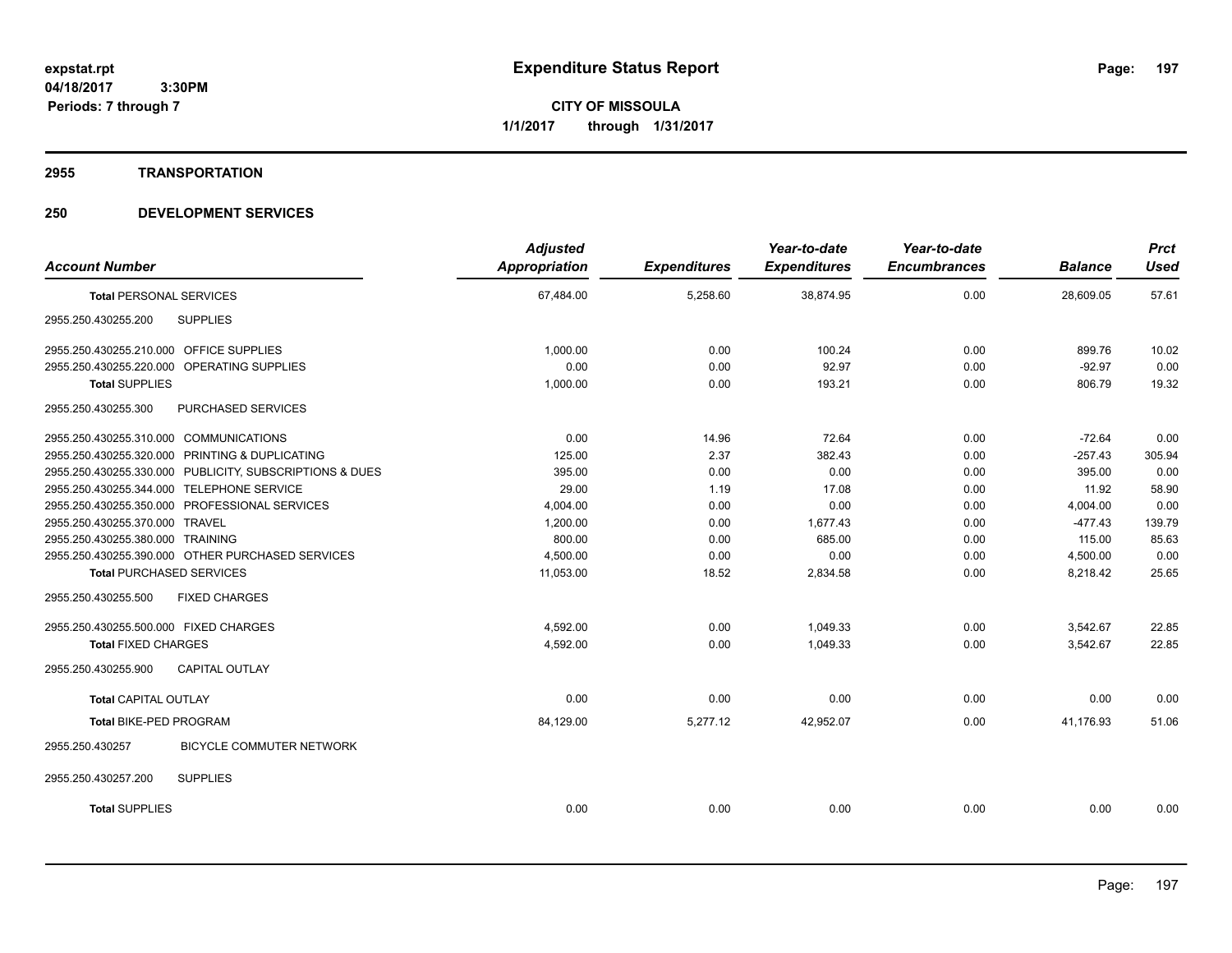# Expenditure Status Report

expstat.rpt
04/18/2017 3:30PM
Periods: 7 through 7

**CITY OF MISSOULA**
**1/1/2017 through 1/31/2017**

## 2955 TRANSPORTATION

## 250 DEVELOPMENT SERVICES

| Account Number | Adjusted Appropriation | Expenditures | Year-to-date Expenditures | Year-to-date Encumbrances | Balance | Prct Used |
|---|---|---|---|---|---|---|
| **Total PERSONAL SERVICES** | 67,484.00 | 5,258.60 | 38,874.95 | 0.00 | 28,609.05 | 57.61 |
| 2955.250.430255.200 SUPPLIES | | | | | | |
| 2955.250.430255.210.000 OFFICE SUPPLIES | 1,000.00 | 0.00 | 100.24 | 0.00 | 899.76 | 10.02 |
| 2955.250.430255.220.000 OPERATING SUPPLIES | 0.00 | 0.00 | 92.97 | 0.00 | -92.97 | 0.00 |
| **Total SUPPLIES** | 1,000.00 | 0.00 | 193.21 | 0.00 | 806.79 | 19.32 |
| 2955.250.430255.300 PURCHASED SERVICES | | | | | | |
| 2955.250.430255.310.000 COMMUNICATIONS | 0.00 | 14.96 | 72.64 | 0.00 | -72.64 | 0.00 |
| 2955.250.430255.320.000 PRINTING & DUPLICATING | 125.00 | 2.37 | 382.43 | 0.00 | -257.43 | 305.94 |
| 2955.250.430255.330.000 PUBLICITY, SUBSCRIPTIONS & DUES | 395.00 | 0.00 | 0.00 | 0.00 | 395.00 | 0.00 |
| 2955.250.430255.344.000 TELEPHONE SERVICE | 29.00 | 1.19 | 17.08 | 0.00 | 11.92 | 58.90 |
| 2955.250.430255.350.000 PROFESSIONAL SERVICES | 4,004.00 | 0.00 | 0.00 | 0.00 | 4,004.00 | 0.00 |
| 2955.250.430255.370.000 TRAVEL | 1,200.00 | 0.00 | 1,677.43 | 0.00 | -477.43 | 139.79 |
| 2955.250.430255.380.000 TRAINING | 800.00 | 0.00 | 685.00 | 0.00 | 115.00 | 85.63 |
| 2955.250.430255.390.000 OTHER PURCHASED SERVICES | 4,500.00 | 0.00 | 0.00 | 0.00 | 4,500.00 | 0.00 |
| **Total PURCHASED SERVICES** | 11,053.00 | 18.52 | 2,834.58 | 0.00 | 8,218.42 | 25.65 |
| 2955.250.430255.500 FIXED CHARGES | | | | | | |
| 2955.250.430255.500.000 FIXED CHARGES | 4,592.00 | 0.00 | 1,049.33 | 0.00 | 3,542.67 | 22.85 |
| **Total FIXED CHARGES** | 4,592.00 | 0.00 | 1,049.33 | 0.00 | 3,542.67 | 22.85 |
| 2955.250.430255.900 CAPITAL OUTLAY | | | | | | |
| **Total CAPITAL OUTLAY** | 0.00 | 0.00 | 0.00 | 0.00 | 0.00 | 0.00 |
| **Total BIKE-PED PROGRAM** | 84,129.00 | 5,277.12 | 42,952.07 | 0.00 | 41,176.93 | 51.06 |
| 2955.250.430257 BICYCLE COMMUTER NETWORK | | | | | | |
| 2955.250.430257.200 SUPPLIES | | | | | | |
| **Total SUPPLIES** | 0.00 | 0.00 | 0.00 | 0.00 | 0.00 | 0.00 |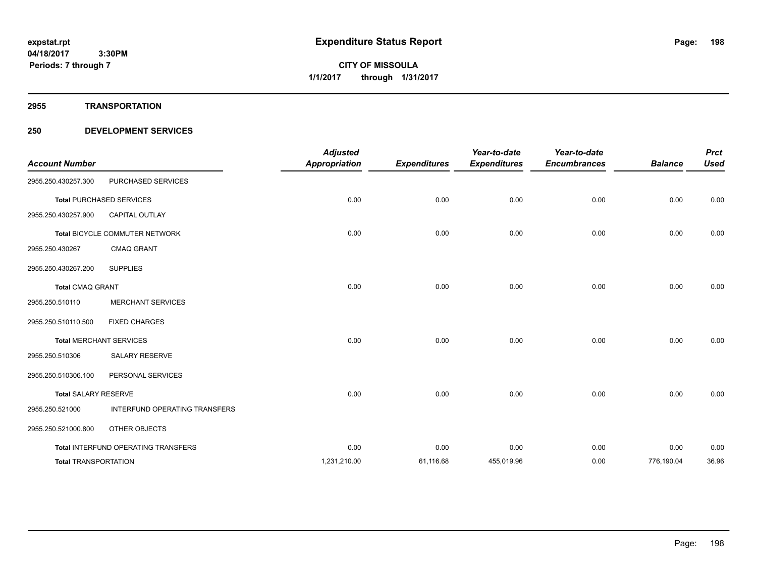# Expenditure Status Report

**CITY OF MISSOULA**

**1/1/2017 through 1/31/2017**

expstat.rpt
04/18/2017 3:30PM
Periods: 7 through 7

## 2955 TRANSPORTATION

## 250 DEVELOPMENT SERVICES

| Account Number | | Adjusted Appropriation | Expenditures | Year-to-date Expenditures | Year-to-date Encumbrances | Balance | Prct Used |
|---|---|---|---|---|---|---|---|
| 2955.250.430257.300 | PURCHASED SERVICES | | | | | | |
| **Total** PURCHASED SERVICES | | 0.00 | 0.00 | 0.00 | 0.00 | 0.00 | 0.00 |
| 2955.250.430257.900 | CAPITAL OUTLAY | | | | | | |
| **Total** BICYCLE COMMUTER NETWORK | | 0.00 | 0.00 | 0.00 | 0.00 | 0.00 | 0.00 |
| 2955.250.430267 | CMAQ GRANT | | | | | | |
| 2955.250.430267.200 | SUPPLIES | | | | | | |
| **Total** CMAQ GRANT | | 0.00 | 0.00 | 0.00 | 0.00 | 0.00 | 0.00 |
| 2955.250.510110 | MERCHANT SERVICES | | | | | | |
| 2955.250.510110.500 | FIXED CHARGES | | | | | | |
| **Total** MERCHANT SERVICES | | 0.00 | 0.00 | 0.00 | 0.00 | 0.00 | 0.00 |
| 2955.250.510306 | SALARY RESERVE | | | | | | |
| 2955.250.510306.100 | PERSONAL SERVICES | | | | | | |
| **Total** SALARY RESERVE | | 0.00 | 0.00 | 0.00 | 0.00 | 0.00 | 0.00 |
| 2955.250.521000 | INTERFUND OPERATING TRANSFERS | | | | | | |
| 2955.250.521000.800 | OTHER OBJECTS | | | | | | |
| **Total** INTERFUND OPERATING TRANSFERS | | 0.00 | 0.00 | 0.00 | 0.00 | 0.00 | 0.00 |
| **Total** TRANSPORTATION | | 1,231,210.00 | 61,116.68 | 455,019.96 | 0.00 | 776,190.04 | 36.96 |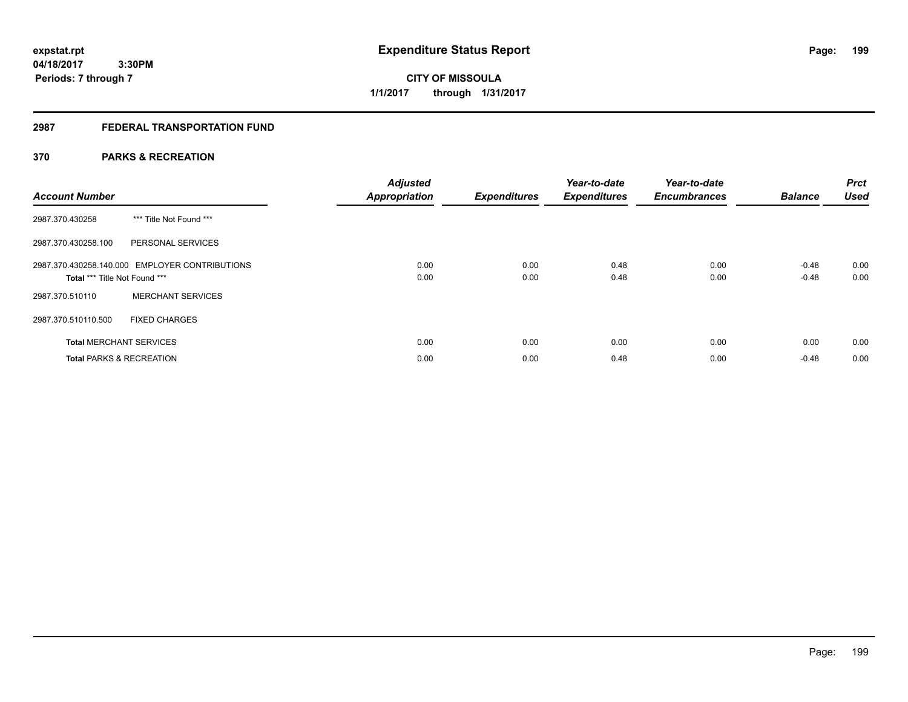**expstat.rpt**
**04/18/2017 3:30PM**
**Periods: 7 through 7**

# Expenditure Status Report

**CITY OF MISSOULA**
**1/1/2017 through 1/31/2017**

## 2987 FEDERAL TRANSPORTATION FUND

## 370 PARKS & RECREATION

| Account Number | | Adjusted Appropriation | Expenditures | Year-to-date Expenditures | Year-to-date Encumbrances | Balance | Prct Used |
|---|---|---|---|---|---|---|---|
| 2987.370.430258 | *** Title Not Found *** | | | | | | |
| 2987.370.430258.100 | PERSONAL SERVICES | | | | | | |
| 2987.370.430258.140.000 | EMPLOYER CONTRIBUTIONS | 0.00 | 0.00 | 0.48 | 0.00 | -0.48 | 0.00 |
| **Total** *** Title Not Found *** | | 0.00 | 0.00 | 0.48 | 0.00 | -0.48 | 0.00 |
| 2987.370.510110 | MERCHANT SERVICES | | | | | | |
| 2987.370.510110.500 | FIXED CHARGES | | | | | | |
| **Total** MERCHANT SERVICES | | 0.00 | 0.00 | 0.00 | 0.00 | 0.00 | 0.00 |
| **Total** PARKS & RECREATION | | 0.00 | 0.00 | 0.48 | 0.00 | -0.48 | 0.00 |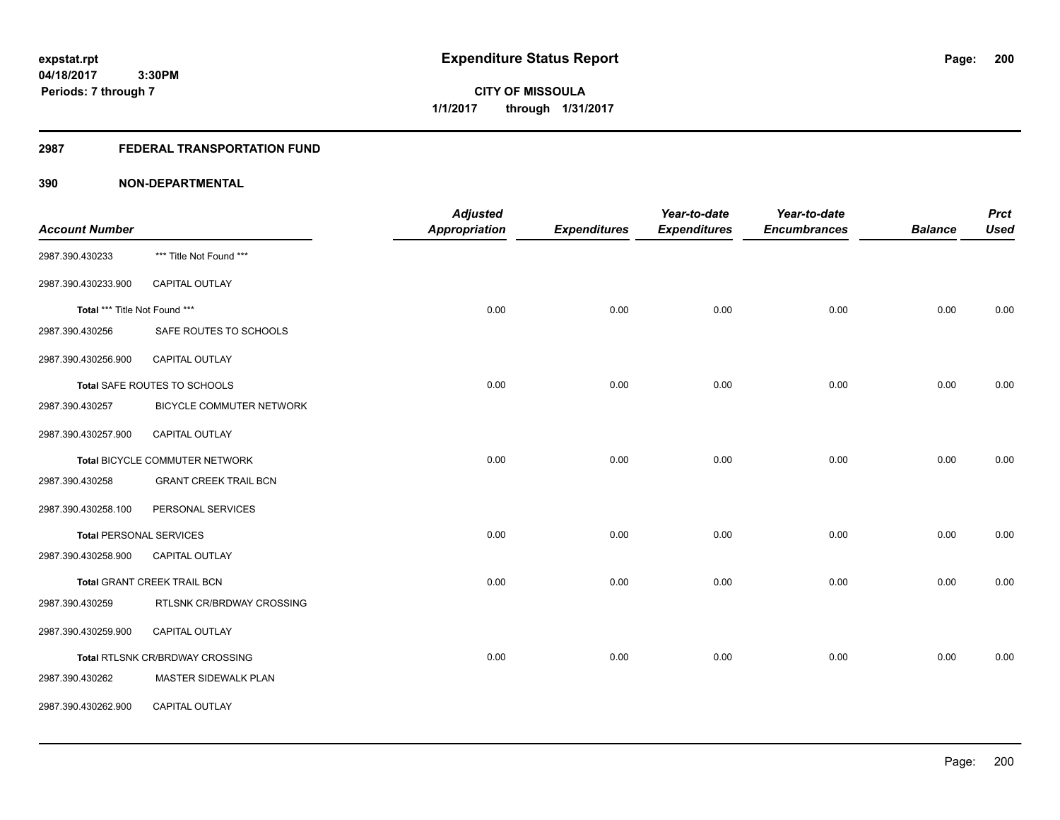**expstat.rpt**
**04/18/2017 3:30PM**
**Periods: 7 through 7**

# Expenditure Status Report

**CITY OF MISSOULA**
**1/1/2017 through 1/31/2017**

## 2987 FEDERAL TRANSPORTATION FUND

### 390 NON-DEPARTMENTAL

| Account Number | | Adjusted Appropriation | Expenditures | Year-to-date Expenditures | Year-to-date Encumbrances | Balance | Prct Used |
|---|---|---|---|---|---|---|---|
| 2987.390.430233 | *** Title Not Found *** | | | | | | |
| 2987.390.430233.900 | CAPITAL OUTLAY | | | | | | |
| **Total** *** Title Not Found *** | | 0.00 | 0.00 | 0.00 | 0.00 | 0.00 | 0.00 |
| 2987.390.430256 | SAFE ROUTES TO SCHOOLS | | | | | | |
| 2987.390.430256.900 | CAPITAL OUTLAY | | | | | | |
| **Total** SAFE ROUTES TO SCHOOLS | | 0.00 | 0.00 | 0.00 | 0.00 | 0.00 | 0.00 |
| 2987.390.430257 | BICYCLE COMMUTER NETWORK | | | | | | |
| 2987.390.430257.900 | CAPITAL OUTLAY | | | | | | |
| **Total** BICYCLE COMMUTER NETWORK | | 0.00 | 0.00 | 0.00 | 0.00 | 0.00 | 0.00 |
| 2987.390.430258 | GRANT CREEK TRAIL BCN | | | | | | |
| 2987.390.430258.100 | PERSONAL SERVICES | | | | | | |
| **Total** PERSONAL SERVICES | | 0.00 | 0.00 | 0.00 | 0.00 | 0.00 | 0.00 |
| 2987.390.430258.900 | CAPITAL OUTLAY | | | | | | |
| **Total** GRANT CREEK TRAIL BCN | | 0.00 | 0.00 | 0.00 | 0.00 | 0.00 | 0.00 |
| 2987.390.430259 | RTLSNK CR/BRDWAY CROSSING | | | | | | |
| 2987.390.430259.900 | CAPITAL OUTLAY | | | | | | |
| **Total** RTLSNK CR/BRDWAY CROSSING | | 0.00 | 0.00 | 0.00 | 0.00 | 0.00 | 0.00 |
| 2987.390.430262 | MASTER SIDEWALK PLAN | | | | | | |
| 2987.390.430262.900 | CAPITAL OUTLAY | | | | | | |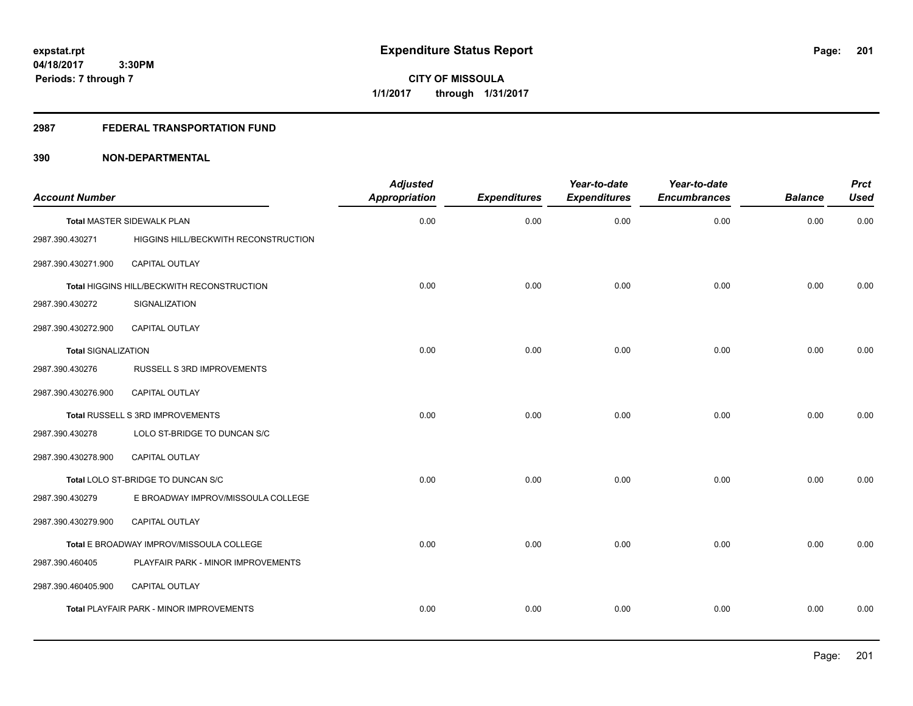# Expenditure Status Report

expstat.rpt
04/18/2017 3:30PM
Periods: 7 through 7

**CITY OF MISSOULA**
**1/1/2017 through 1/31/2017**

## 2987 FEDERAL TRANSPORTATION FUND

### 390 NON-DEPARTMENTAL

| Account Number | | Adjusted Appropriation | Expenditures | Year-to-date Expenditures | Year-to-date Encumbrances | Balance | Prct Used |
|---|---|---|---|---|---|---|---|
| **Total** MASTER SIDEWALK PLAN | | 0.00 | 0.00 | 0.00 | 0.00 | 0.00 | 0.00 |
| 2987.390.430271 | HIGGINS HILL/BECKWITH RECONSTRUCTION | | | | | | |
| 2987.390.430271.900 | CAPITAL OUTLAY | | | | | | |
| **Total** HIGGINS HILL/BECKWITH RECONSTRUCTION | | 0.00 | 0.00 | 0.00 | 0.00 | 0.00 | 0.00 |
| 2987.390.430272 | SIGNALIZATION | | | | | | |
| 2987.390.430272.900 | CAPITAL OUTLAY | | | | | | |
| **Total** SIGNALIZATION | | 0.00 | 0.00 | 0.00 | 0.00 | 0.00 | 0.00 |
| 2987.390.430276 | RUSSELL S 3RD IMPROVEMENTS | | | | | | |
| 2987.390.430276.900 | CAPITAL OUTLAY | | | | | | |
| **Total** RUSSELL S 3RD IMPROVEMENTS | | 0.00 | 0.00 | 0.00 | 0.00 | 0.00 | 0.00 |
| 2987.390.430278 | LOLO ST-BRIDGE TO DUNCAN S/C | | | | | | |
| 2987.390.430278.900 | CAPITAL OUTLAY | | | | | | |
| **Total** LOLO ST-BRIDGE TO DUNCAN S/C | | 0.00 | 0.00 | 0.00 | 0.00 | 0.00 | 0.00 |
| 2987.390.430279 | E BROADWAY IMPROV/MISSOULA COLLEGE | | | | | | |
| 2987.390.430279.900 | CAPITAL OUTLAY | | | | | | |
| **Total** E BROADWAY IMPROV/MISSOULA COLLEGE | | 0.00 | 0.00 | 0.00 | 0.00 | 0.00 | 0.00 |
| 2987.390.460405 | PLAYFAIR PARK - MINOR IMPROVEMENTS | | | | | | |
| 2987.390.460405.900 | CAPITAL OUTLAY | | | | | | |
| **Total** PLAYFAIR PARK - MINOR IMPROVEMENTS | | 0.00 | 0.00 | 0.00 | 0.00 | 0.00 | 0.00 |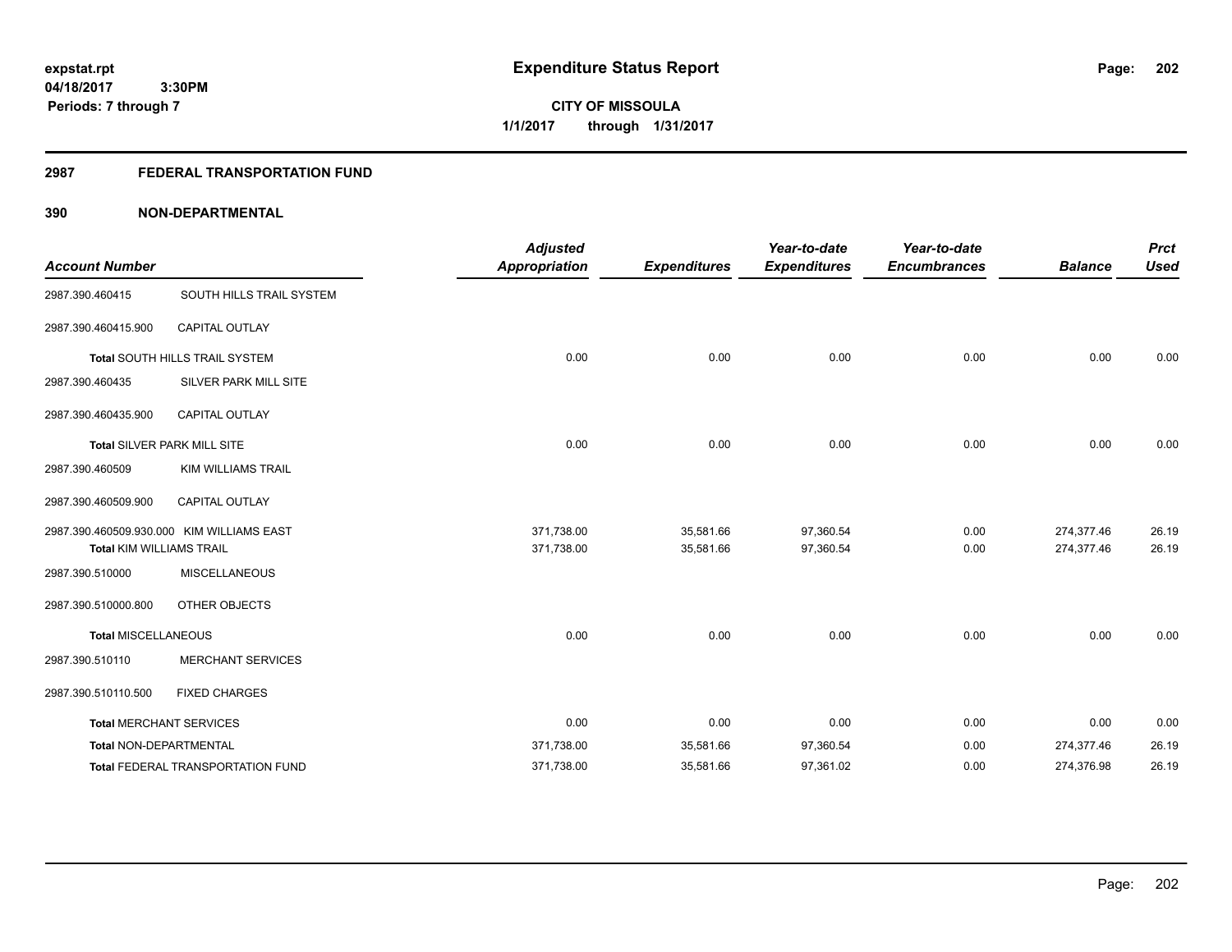# Expenditure Status Report

expstat.rpt
04/18/2017 3:30PM
Periods: 7 through 7

**CITY OF MISSOULA**
**1/1/2017 through 1/31/2017**

## 2987 FEDERAL TRANSPORTATION FUND

### 390 NON-DEPARTMENTAL

| Account Number | | Adjusted Appropriation | Expenditures | Year-to-date Expenditures | Year-to-date Encumbrances | Balance | Prct Used |
|---|---|---|---|---|---|---|---|
| 2987.390.460415 | SOUTH HILLS TRAIL SYSTEM | | | | | | |
| 2987.390.460415.900 | CAPITAL OUTLAY | | | | | | |
| **Total** SOUTH HILLS TRAIL SYSTEM | | 0.00 | 0.00 | 0.00 | 0.00 | 0.00 | 0.00 |
| 2987.390.460435 | SILVER PARK MILL SITE | | | | | | |
| 2987.390.460435.900 | CAPITAL OUTLAY | | | | | | |
| **Total** SILVER PARK MILL SITE | | 0.00 | 0.00 | 0.00 | 0.00 | 0.00 | 0.00 |
| 2987.390.460509 | KIM WILLIAMS TRAIL | | | | | | |
| 2987.390.460509.900 | CAPITAL OUTLAY | | | | | | |
| 2987.390.460509.930.000 | KIM WILLIAMS EAST | 371,738.00 | 35,581.66 | 97,360.54 | 0.00 | 274,377.46 | 26.19 |
| **Total** KIM WILLIAMS TRAIL | | 371,738.00 | 35,581.66 | 97,360.54 | 0.00 | 274,377.46 | 26.19 |
| 2987.390.510000 | MISCELLANEOUS | | | | | | |
| 2987.390.510000.800 | OTHER OBJECTS | | | | | | |
| **Total** MISCELLANEOUS | | 0.00 | 0.00 | 0.00 | 0.00 | 0.00 | 0.00 |
| 2987.390.510110 | MERCHANT SERVICES | | | | | | |
| 2987.390.510110.500 | FIXED CHARGES | | | | | | |
| **Total** MERCHANT SERVICES | | 0.00 | 0.00 | 0.00 | 0.00 | 0.00 | 0.00 |
| **Total** NON-DEPARTMENTAL | | 371,738.00 | 35,581.66 | 97,360.54 | 0.00 | 274,377.46 | 26.19 |
| **Total** FEDERAL TRANSPORTATION FUND | | 371,738.00 | 35,581.66 | 97,361.02 | 0.00 | 274,376.98 | 26.19 |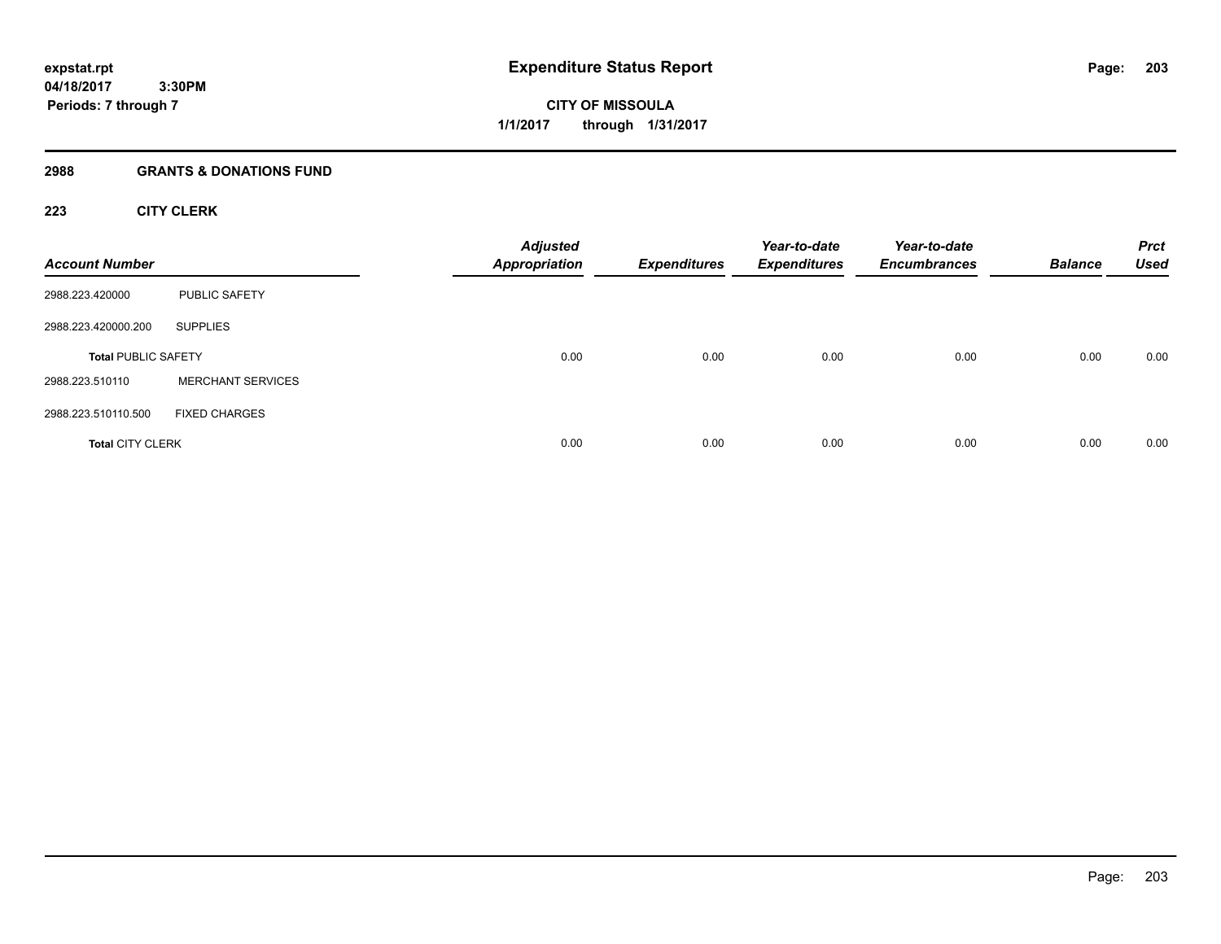**expstat.rpt**
**04/18/2017 3:30PM**
**Periods: 7 through 7**

# Expenditure Status Report

**CITY OF MISSOULA**
**1/1/2017 through 1/31/2017**

## 2988 GRANTS & DONATIONS FUND

### 223 CITY CLERK

| Account Number | | Adjusted Appropriation | Expenditures | Year-to-date Expenditures | Year-to-date Encumbrances | Balance | Prct Used |
|---|---|---|---|---|---|---|---|
| 2988.223.420000 | PUBLIC SAFETY | | | | | | |
| 2988.223.420000.200 | SUPPLIES | | | | | | |
| **Total** PUBLIC SAFETY | | 0.00 | 0.00 | 0.00 | 0.00 | 0.00 | 0.00 |
| 2988.223.510110 | MERCHANT SERVICES | | | | | | |
| 2988.223.510110.500 | FIXED CHARGES | | | | | | |
| **Total** CITY CLERK | | 0.00 | 0.00 | 0.00 | 0.00 | 0.00 | 0.00 |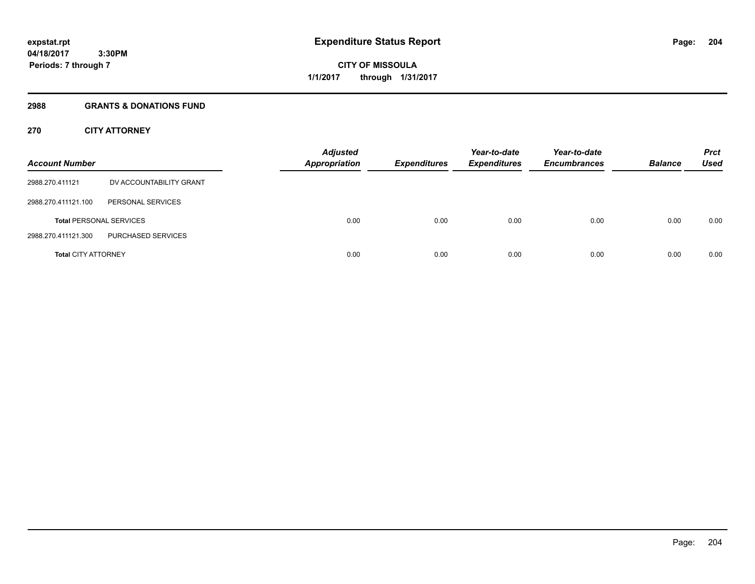**expstat.rpt**
**04/18/2017 3:30PM**
**Periods: 7 through 7**

# Expenditure Status Report

**CITY OF MISSOULA**
**1/1/2017 through 1/31/2017**

## 2988 GRANTS & DONATIONS FUND

### 270 CITY ATTORNEY

| Account Number | | Adjusted Appropriation | Expenditures | Year-to-date Expenditures | Year-to-date Encumbrances | Balance | Prct Used |
|---|---|---|---|---|---|---|---|
| 2988.270.411121 | DV ACCOUNTABILITY GRANT | | | | | | |
| 2988.270.411121.100 | PERSONAL SERVICES | | | | | | |
| **Total** PERSONAL SERVICES | | 0.00 | 0.00 | 0.00 | 0.00 | 0.00 | 0.00 |
| 2988.270.411121.300 | PURCHASED SERVICES | | | | | | |
| **Total** CITY ATTORNEY | | 0.00 | 0.00 | 0.00 | 0.00 | 0.00 | 0.00 |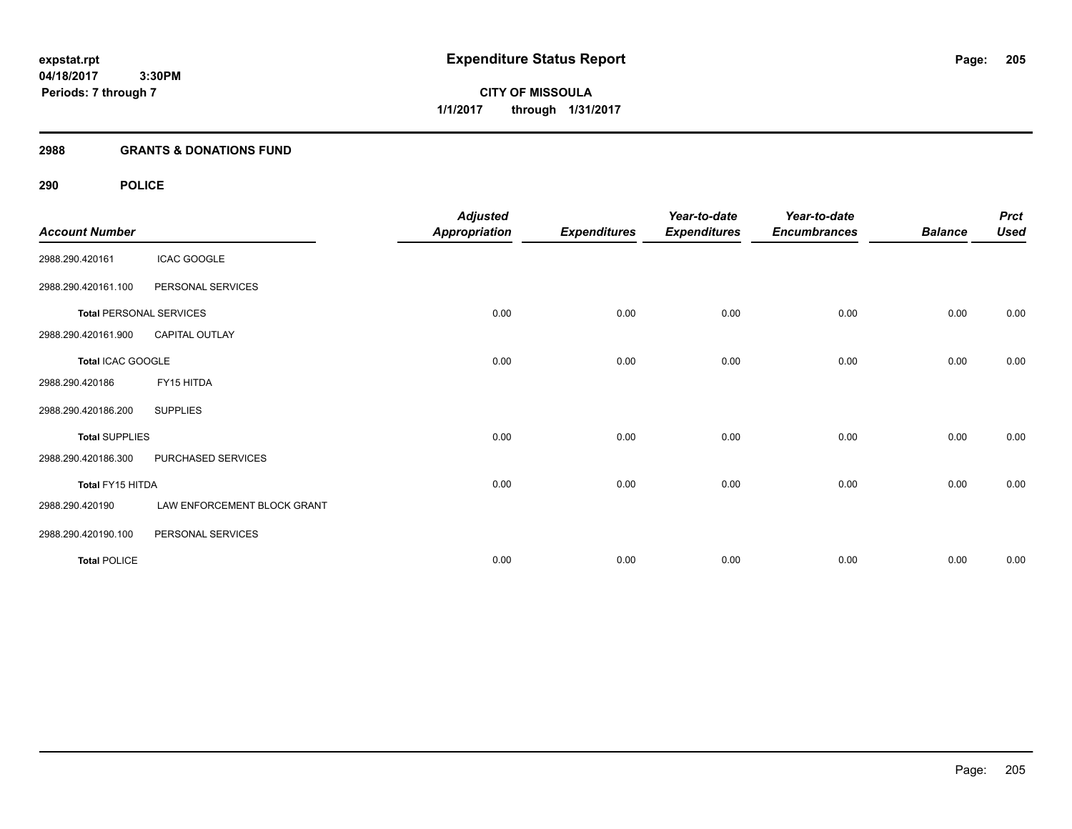# Expenditure Status Report

expstat.rpt
04/18/2017 3:30PM
Periods: 7 through 7

**CITY OF MISSOULA**
**1/1/2017 through 1/31/2017**

## 2988 GRANTS & DONATIONS FUND

### 290 POLICE

| Account Number | | Adjusted Appropriation | Expenditures | Year-to-date Expenditures | Year-to-date Encumbrances | Balance | Prct Used |
|---|---|---|---|---|---|---|---|
| 2988.290.420161 | ICAC GOOGLE | | | | | | |
| 2988.290.420161.100 | PERSONAL SERVICES | | | | | | |
| **Total** PERSONAL SERVICES | | 0.00 | 0.00 | 0.00 | 0.00 | 0.00 | 0.00 |
| 2988.290.420161.900 | CAPITAL OUTLAY | | | | | | |
| **Total** ICAC GOOGLE | | 0.00 | 0.00 | 0.00 | 0.00 | 0.00 | 0.00 |
| 2988.290.420186 | FY15 HITDA | | | | | | |
| 2988.290.420186.200 | SUPPLIES | | | | | | |
| **Total** SUPPLIES | | 0.00 | 0.00 | 0.00 | 0.00 | 0.00 | 0.00 |
| 2988.290.420186.300 | PURCHASED SERVICES | | | | | | |
| **Total** FY15 HITDA | | 0.00 | 0.00 | 0.00 | 0.00 | 0.00 | 0.00 |
| 2988.290.420190 | LAW ENFORCEMENT BLOCK GRANT | | | | | | |
| 2988.290.420190.100 | PERSONAL SERVICES | | | | | | |
| **Total** POLICE | | 0.00 | 0.00 | 0.00 | 0.00 | 0.00 | 0.00 |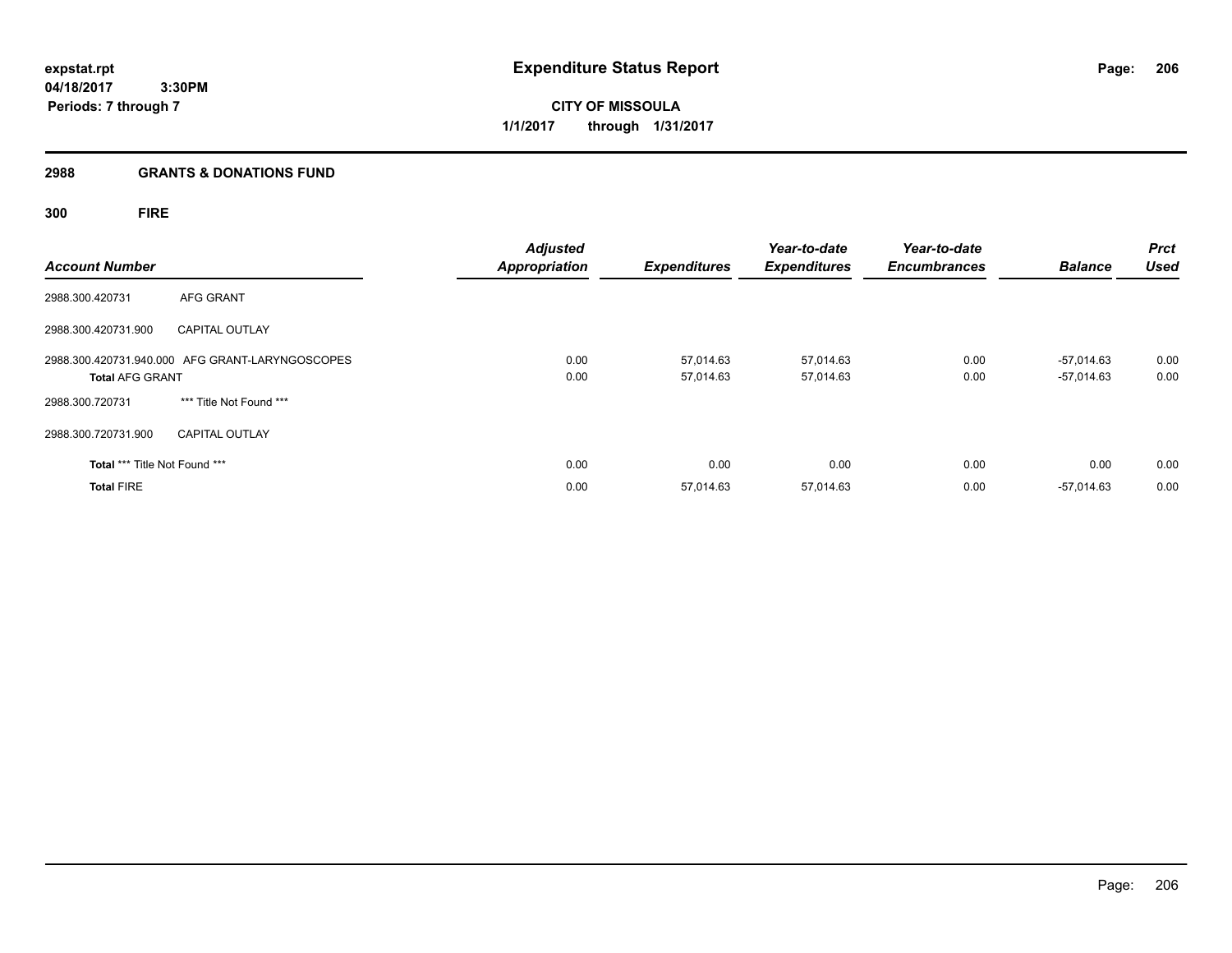# Expenditure Status Report

expstat.rpt
04/18/2017 3:30PM
Periods: 7 through 7

**CITY OF MISSOULA**
**1/1/2017 through 1/31/2017**

## 2988 GRANTS & DONATIONS FUND

### 300 FIRE

| Account Number | | Adjusted Appropriation | Expenditures | Year-to-date Expenditures | Year-to-date Encumbrances | Balance | Prct Used |
|---|---|---|---|---|---|---|---|
| 2988.300.420731 | AFG GRANT | | | | | | |
| 2988.300.420731.900 | CAPITAL OUTLAY | | | | | | |
| 2988.300.420731.940.000 | AFG GRANT-LARYNGOSCOPES | 0.00 | 57,014.63 | 57,014.63 | 0.00 | -57,014.63 | 0.00 |
| **Total** AFG GRANT | | 0.00 | 57,014.63 | 57,014.63 | 0.00 | -57,014.63 | 0.00 |
| 2988.300.720731 | *** Title Not Found *** | | | | | | |
| 2988.300.720731.900 | CAPITAL OUTLAY | | | | | | |
| **Total** *** Title Not Found *** | | 0.00 | 0.00 | 0.00 | 0.00 | 0.00 | 0.00 |
| **Total** FIRE | | 0.00 | 57,014.63 | 57,014.63 | 0.00 | -57,014.63 | 0.00 |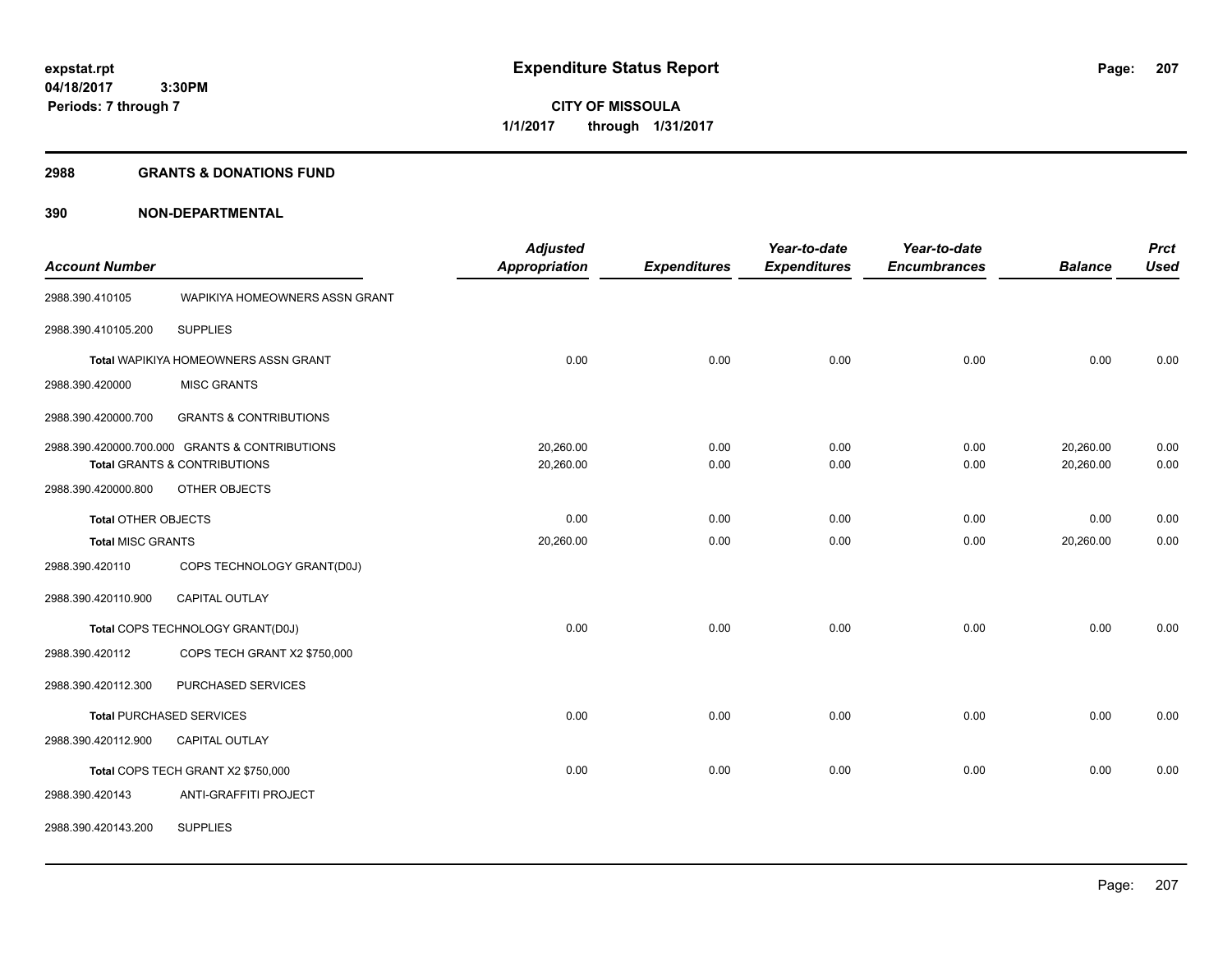expstat.rpt
04/18/2017 3:30PM
Periods: 7 through 7

# Expenditure Status Report

**CITY OF MISSOULA**
**1/1/2017 through 1/31/2017**

## 2988 GRANTS & DONATIONS FUND

## 390 NON-DEPARTMENTAL

| Account Number | | Adjusted Appropriation | Expenditures | Year-to-date Expenditures | Year-to-date Encumbrances | Balance | Prct Used |
|---|---|---|---|---|---|---|---|
| 2988.390.410105 | WAPIKIYA HOMEOWNERS ASSN GRANT | | | | | | |
| 2988.390.410105.200 | SUPPLIES | | | | | | |
| Total WAPIKIYA HOMEOWNERS ASSN GRANT | | 0.00 | 0.00 | 0.00 | 0.00 | 0.00 | 0.00 |
| 2988.390.420000 | MISC GRANTS | | | | | | |
| 2988.390.420000.700 | GRANTS & CONTRIBUTIONS | | | | | | |
| 2988.390.420000.700.000 | GRANTS & CONTRIBUTIONS | 20,260.00 | 0.00 | 0.00 | 0.00 | 20,260.00 | 0.00 |
| Total GRANTS & CONTRIBUTIONS | | 20,260.00 | 0.00 | 0.00 | 0.00 | 20,260.00 | 0.00 |
| 2988.390.420000.800 | OTHER OBJECTS | | | | | | |
| Total OTHER OBJECTS | | 0.00 | 0.00 | 0.00 | 0.00 | 0.00 | 0.00 |
| Total MISC GRANTS | | 20,260.00 | 0.00 | 0.00 | 0.00 | 20,260.00 | 0.00 |
| 2988.390.420110 | COPS TECHNOLOGY GRANT(D0J) | | | | | | |
| 2988.390.420110.900 | CAPITAL OUTLAY | | | | | | |
| Total COPS TECHNOLOGY GRANT(D0J) | | 0.00 | 0.00 | 0.00 | 0.00 | 0.00 | 0.00 |
| 2988.390.420112 | COPS TECH GRANT X2 $750,000 | | | | | | |
| 2988.390.420112.300 | PURCHASED SERVICES | | | | | | |
| Total PURCHASED SERVICES | | 0.00 | 0.00 | 0.00 | 0.00 | 0.00 | 0.00 |
| 2988.390.420112.900 | CAPITAL OUTLAY | | | | | | |
| Total COPS TECH GRANT X2 $750,000 | | 0.00 | 0.00 | 0.00 | 0.00 | 0.00 | 0.00 |
| 2988.390.420143 | ANTI-GRAFFITI PROJECT | | | | | | |
| 2988.390.420143.200 | SUPPLIES | | | | | | |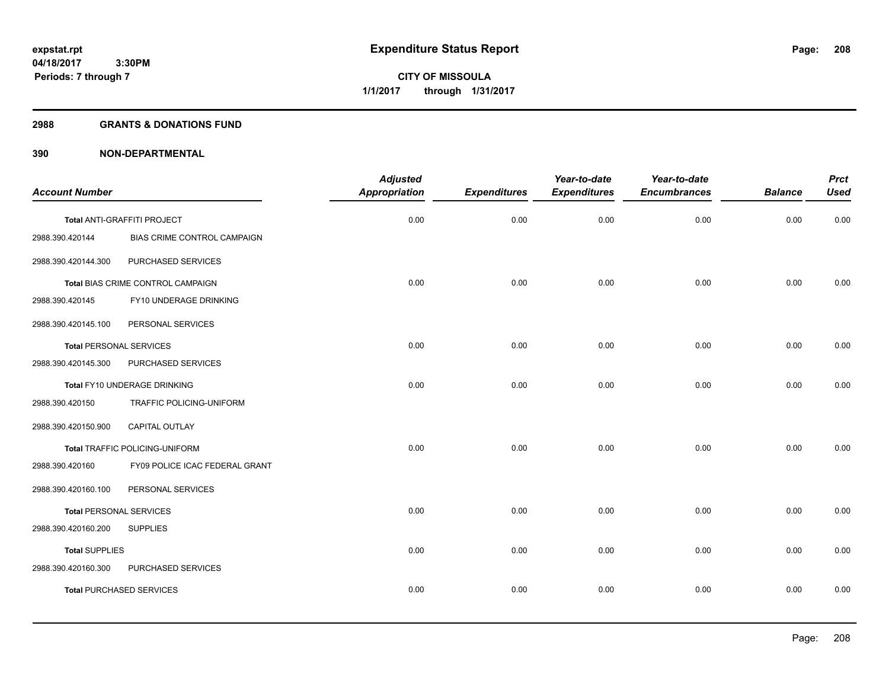# Expenditure Status Report

expstat.rpt
04/18/2017 3:30PM
Periods: 7 through 7

**CITY OF MISSOULA**
**1/1/2017 through 1/31/2017**

## 2988 GRANTS & DONATIONS FUND

## 390 NON-DEPARTMENTAL

| Account Number | | Adjusted Appropriation | Expenditures | Year-to-date Expenditures | Year-to-date Encumbrances | Balance | Prct Used |
|---|---|---|---|---|---|---|---|
| Total ANTI-GRAFFITI PROJECT | | 0.00 | 0.00 | 0.00 | 0.00 | 0.00 | 0.00 |
| 2988.390.420144 | BIAS CRIME CONTROL CAMPAIGN | | | | | | |
| 2988.390.420144.300 | PURCHASED SERVICES | | | | | | |
| Total BIAS CRIME CONTROL CAMPAIGN | | 0.00 | 0.00 | 0.00 | 0.00 | 0.00 | 0.00 |
| 2988.390.420145 | FY10 UNDERAGE DRINKING | | | | | | |
| 2988.390.420145.100 | PERSONAL SERVICES | | | | | | |
| Total PERSONAL SERVICES | | 0.00 | 0.00 | 0.00 | 0.00 | 0.00 | 0.00 |
| 2988.390.420145.300 | PURCHASED SERVICES | | | | | | |
| Total FY10 UNDERAGE DRINKING | | 0.00 | 0.00 | 0.00 | 0.00 | 0.00 | 0.00 |
| 2988.390.420150 | TRAFFIC POLICING-UNIFORM | | | | | | |
| 2988.390.420150.900 | CAPITAL OUTLAY | | | | | | |
| Total TRAFFIC POLICING-UNIFORM | | 0.00 | 0.00 | 0.00 | 0.00 | 0.00 | 0.00 |
| 2988.390.420160 | FY09 POLICE ICAC FEDERAL GRANT | | | | | | |
| 2988.390.420160.100 | PERSONAL SERVICES | | | | | | |
| Total PERSONAL SERVICES | | 0.00 | 0.00 | 0.00 | 0.00 | 0.00 | 0.00 |
| 2988.390.420160.200 | SUPPLIES | | | | | | |
| Total SUPPLIES | | 0.00 | 0.00 | 0.00 | 0.00 | 0.00 | 0.00 |
| 2988.390.420160.300 | PURCHASED SERVICES | | | | | | |
| Total PURCHASED SERVICES | | 0.00 | 0.00 | 0.00 | 0.00 | 0.00 | 0.00 |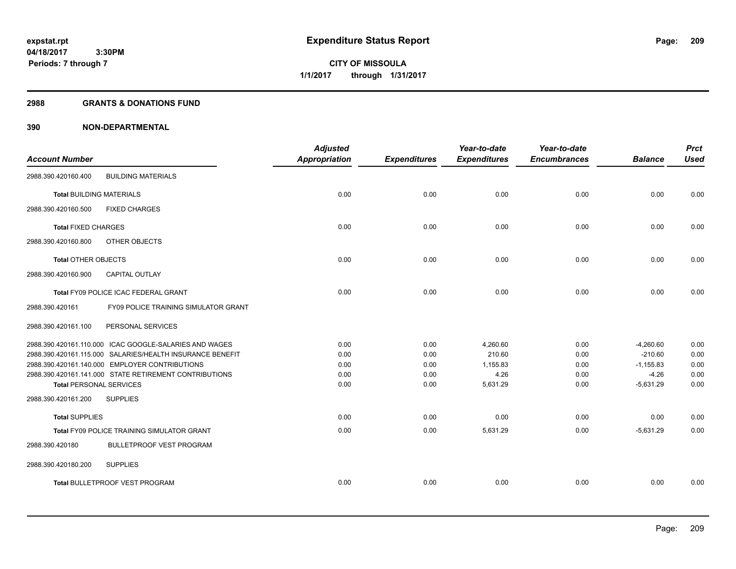**expstat.rpt**
**04/18/2017 3:30PM**
**Periods: 7 through 7**

# Expenditure Status Report

**CITY OF MISSOULA**
**1/1/2017 through 1/31/2017**

## 2988 GRANTS & DONATIONS FUND

## 390 NON-DEPARTMENTAL

| Account Number | | Adjusted Appropriation | Expenditures | Year-to-date Expenditures | Year-to-date Encumbrances | Balance | Prct Used |
|---|---|---|---|---|---|---|---|
| 2988.390.420160.400 | BUILDING MATERIALS | | | | | | |
| **Total** BUILDING MATERIALS | | 0.00 | 0.00 | 0.00 | 0.00 | 0.00 | 0.00 |
| 2988.390.420160.500 | FIXED CHARGES | | | | | | |
| **Total** FIXED CHARGES | | 0.00 | 0.00 | 0.00 | 0.00 | 0.00 | 0.00 |
| 2988.390.420160.800 | OTHER OBJECTS | | | | | | |
| **Total** OTHER OBJECTS | | 0.00 | 0.00 | 0.00 | 0.00 | 0.00 | 0.00 |
| 2988.390.420160.900 | CAPITAL OUTLAY | | | | | | |
| **Total** FY09 POLICE ICAC FEDERAL GRANT | | 0.00 | 0.00 | 0.00 | 0.00 | 0.00 | 0.00 |
| 2988.390.420161 | FY09 POLICE TRAINING SIMULATOR GRANT | | | | | | |
| 2988.390.420161.100 | PERSONAL SERVICES | | | | | | |
| 2988.390.420161.110.000 | ICAC GOOGLE-SALARIES AND WAGES | 0.00 | 0.00 | 4,260.60 | 0.00 | -4,260.60 | 0.00 |
| 2988.390.420161.115.000 | SALARIES/HEALTH INSURANCE BENEFIT | 0.00 | 0.00 | 210.60 | 0.00 | -210.60 | 0.00 |
| 2988.390.420161.140.000 | EMPLOYER CONTRIBUTIONS | 0.00 | 0.00 | 1,155.83 | 0.00 | -1,155.83 | 0.00 |
| 2988.390.420161.141.000 | STATE RETIREMENT CONTRIBUTIONS | 0.00 | 0.00 | 4.26 | 0.00 | -4.26 | 0.00 |
| **Total** PERSONAL SERVICES | | 0.00 | 0.00 | 5,631.29 | 0.00 | -5,631.29 | 0.00 |
| 2988.390.420161.200 | SUPPLIES | | | | | | |
| **Total** SUPPLIES | | 0.00 | 0.00 | 0.00 | 0.00 | 0.00 | 0.00 |
| **Total** FY09 POLICE TRAINING SIMULATOR GRANT | | 0.00 | 0.00 | 5,631.29 | 0.00 | -5,631.29 | 0.00 |
| 2988.390.420180 | BULLETPROOF VEST PROGRAM | | | | | | |
| 2988.390.420180.200 | SUPPLIES | | | | | | |
| **Total** BULLETPROOF VEST PROGRAM | | 0.00 | 0.00 | 0.00 | 0.00 | 0.00 | 0.00 |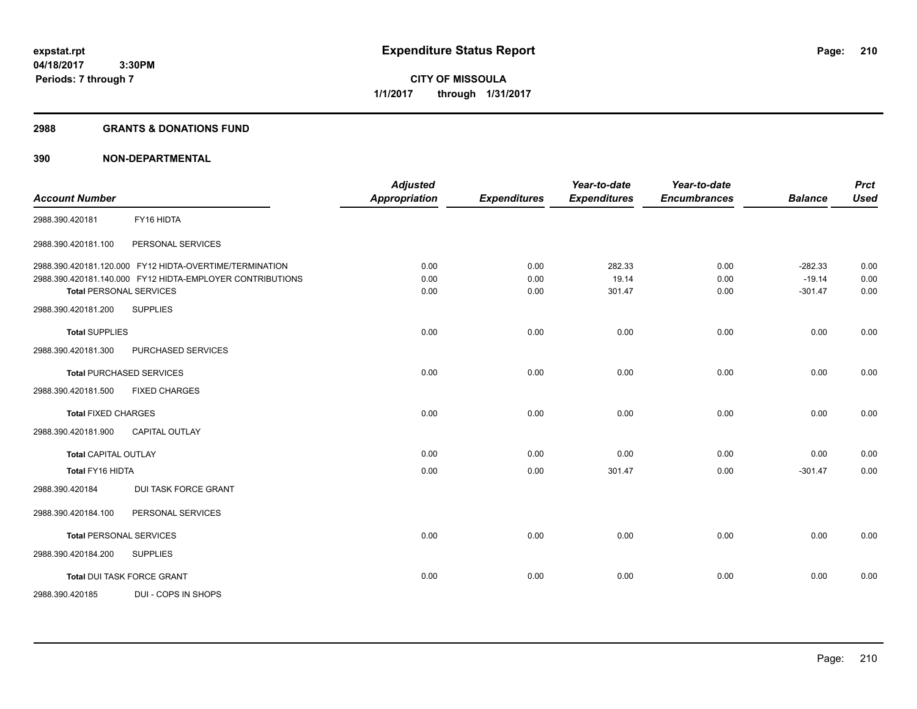# Expenditure Status Report

**CITY OF MISSOULA**

**1/1/2017 through 1/31/2017**

expstat.rpt
04/18/2017 3:30PM
Periods: 7 through 7

## 2988 GRANTS & DONATIONS FUND

### 390 NON-DEPARTMENTAL

| Account Number | | Adjusted Appropriation | Expenditures | Year-to-date Expenditures | Year-to-date Encumbrances | Balance | Prct Used |
|---|---|---|---|---|---|---|---|
| 2988.390.420181 | FY16 HIDTA | | | | | | |
| 2988.390.420181.100 | PERSONAL SERVICES | | | | | | |
| 2988.390.420181.120.000 | FY12 HIDTA-OVERTIME/TERMINATION | 0.00 | 0.00 | 282.33 | 0.00 | -282.33 | 0.00 |
| 2988.390.420181.140.000 | FY12 HIDTA-EMPLOYER CONTRIBUTIONS | 0.00 | 0.00 | 19.14 | 0.00 | -19.14 | 0.00 |
| **Total** PERSONAL SERVICES | | 0.00 | 0.00 | 301.47 | 0.00 | -301.47 | 0.00 |
| 2988.390.420181.200 | SUPPLIES | | | | | | |
| **Total** SUPPLIES | | 0.00 | 0.00 | 0.00 | 0.00 | 0.00 | 0.00 |
| 2988.390.420181.300 | PURCHASED SERVICES | | | | | | |
| **Total** PURCHASED SERVICES | | 0.00 | 0.00 | 0.00 | 0.00 | 0.00 | 0.00 |
| 2988.390.420181.500 | FIXED CHARGES | | | | | | |
| **Total** FIXED CHARGES | | 0.00 | 0.00 | 0.00 | 0.00 | 0.00 | 0.00 |
| 2988.390.420181.900 | CAPITAL OUTLAY | | | | | | |
| **Total** CAPITAL OUTLAY | | 0.00 | 0.00 | 0.00 | 0.00 | 0.00 | 0.00 |
| **Total** FY16 HIDTA | | 0.00 | 0.00 | 301.47 | 0.00 | -301.47 | 0.00 |
| 2988.390.420184 | DUI TASK FORCE GRANT | | | | | | |
| 2988.390.420184.100 | PERSONAL SERVICES | | | | | | |
| **Total** PERSONAL SERVICES | | 0.00 | 0.00 | 0.00 | 0.00 | 0.00 | 0.00 |
| 2988.390.420184.200 | SUPPLIES | | | | | | |
| **Total** DUI TASK FORCE GRANT | | 0.00 | 0.00 | 0.00 | 0.00 | 0.00 | 0.00 |
| 2988.390.420185 | DUI - COPS IN SHOPS | | | | | | |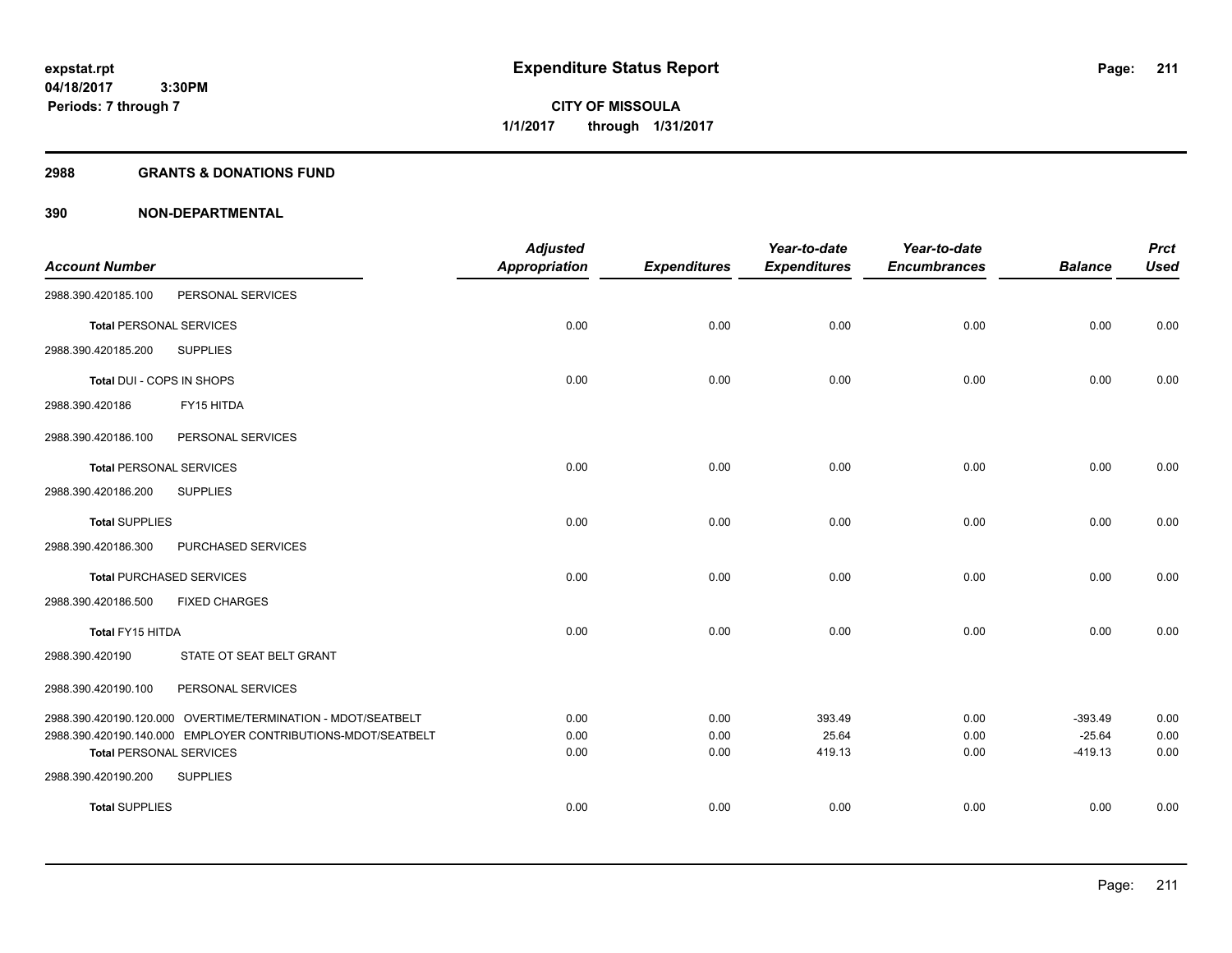# Expenditure Status Report

expstat.rpt
04/18/2017 3:30PM
Periods: 7 through 7

**CITY OF MISSOULA**
**1/1/2017 through 1/31/2017**

## 2988 GRANTS & DONATIONS FUND

## 390 NON-DEPARTMENTAL

| Account Number | | Adjusted Appropriation | Expenditures | Year-to-date Expenditures | Year-to-date Encumbrances | Balance | Prct Used |
|---|---|---|---|---|---|---|---|
| 2988.390.420185.100 | PERSONAL SERVICES | | | | | | |
| **Total** PERSONAL SERVICES | | 0.00 | 0.00 | 0.00 | 0.00 | 0.00 | 0.00 |
| 2988.390.420185.200 | SUPPLIES | | | | | | |
| **Total DUI - COPS IN SHOPS** | | 0.00 | 0.00 | 0.00 | 0.00 | 0.00 | 0.00 |
| 2988.390.420186 | FY15 HITDA | | | | | | |
| 2988.390.420186.100 | PERSONAL SERVICES | | | | | | |
| **Total** PERSONAL SERVICES | | 0.00 | 0.00 | 0.00 | 0.00 | 0.00 | 0.00 |
| 2988.390.420186.200 | SUPPLIES | | | | | | |
| **Total** SUPPLIES | | 0.00 | 0.00 | 0.00 | 0.00 | 0.00 | 0.00 |
| 2988.390.420186.300 | PURCHASED SERVICES | | | | | | |
| **Total** PURCHASED SERVICES | | 0.00 | 0.00 | 0.00 | 0.00 | 0.00 | 0.00 |
| 2988.390.420186.500 | FIXED CHARGES | | | | | | |
| **Total FY15 HITDA** | | 0.00 | 0.00 | 0.00 | 0.00 | 0.00 | 0.00 |
| 2988.390.420190 | STATE OT SEAT BELT GRANT | | | | | | |
| 2988.390.420190.100 | PERSONAL SERVICES | | | | | | |
| 2988.390.420190.120.000 | OVERTIME/TERMINATION - MDOT/SEATBELT | 0.00 | 0.00 | 393.49 | 0.00 | -393.49 | 0.00 |
| 2988.390.420190.140.000 | EMPLOYER CONTRIBUTIONS-MDOT/SEATBELT | 0.00 | 0.00 | 25.64 | 0.00 | -25.64 | 0.00 |
| **Total** PERSONAL SERVICES | | 0.00 | 0.00 | 419.13 | 0.00 | -419.13 | 0.00 |
| 2988.390.420190.200 | SUPPLIES | | | | | | |
| **Total** SUPPLIES | | 0.00 | 0.00 | 0.00 | 0.00 | 0.00 | 0.00 |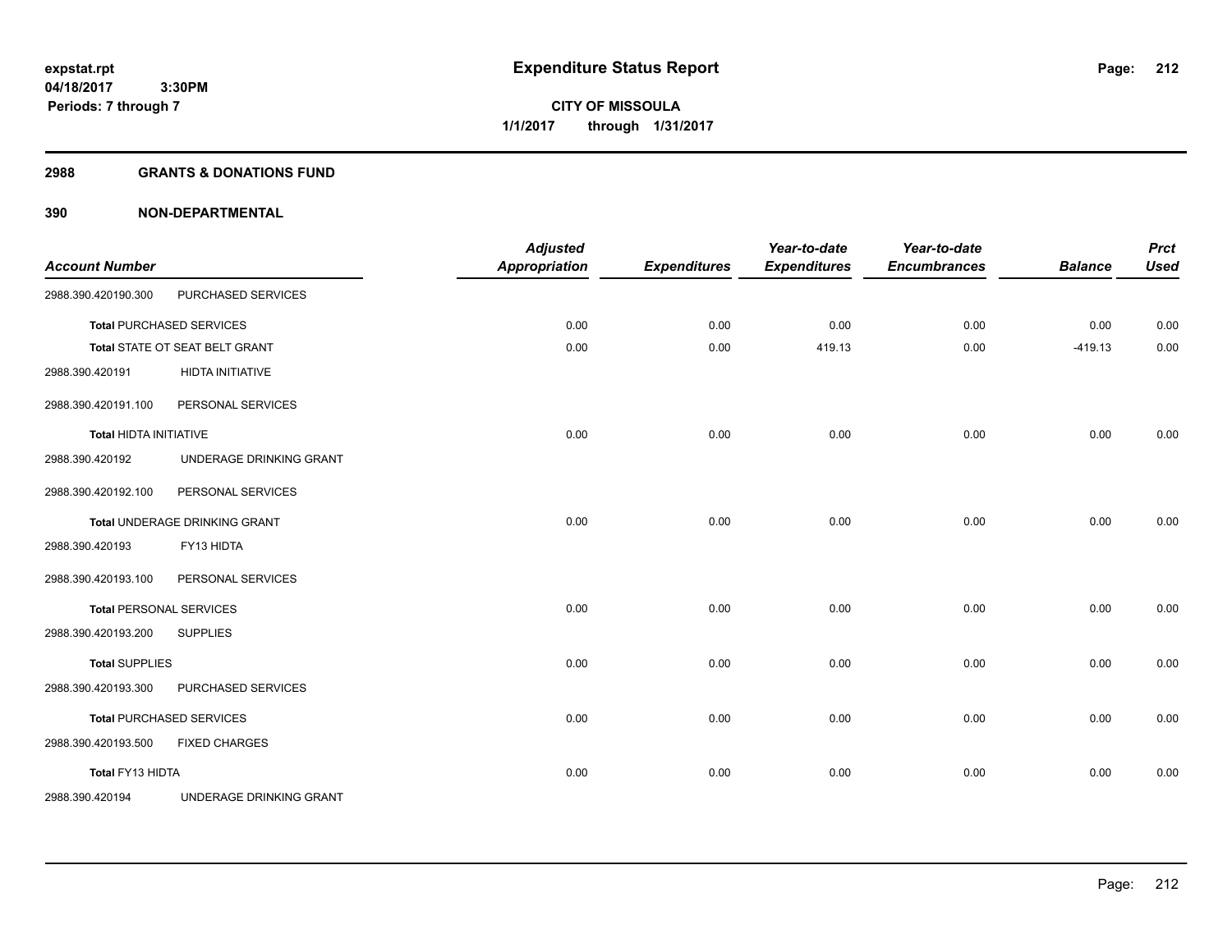**expstat.rpt**
**04/18/2017 3:30PM**
**Periods: 7 through 7**

# Expenditure Status Report

**CITY OF MISSOULA**
**1/1/2017 through 1/31/2017**

## 2988 GRANTS & DONATIONS FUND

## 390 NON-DEPARTMENTAL

| Account Number | | Adjusted Appropriation | Expenditures | Year-to-date Expenditures | Year-to-date Encumbrances | Balance | Prct Used |
|---|---|---|---|---|---|---|---|
| 2988.390.420190.300 | PURCHASED SERVICES | | | | | | |
| **Total** PURCHASED SERVICES | | 0.00 | 0.00 | 0.00 | 0.00 | 0.00 | 0.00 |
| **Total** STATE OT SEAT BELT GRANT | | 0.00 | 0.00 | 419.13 | 0.00 | -419.13 | 0.00 |
| 2988.390.420191 | HIDTA INITIATIVE | | | | | | |
| 2988.390.420191.100 | PERSONAL SERVICES | | | | | | |
| **Total** HIDTA INITIATIVE | | 0.00 | 0.00 | 0.00 | 0.00 | 0.00 | 0.00 |
| 2988.390.420192 | UNDERAGE DRINKING GRANT | | | | | | |
| 2988.390.420192.100 | PERSONAL SERVICES | | | | | | |
| **Total** UNDERAGE DRINKING GRANT | | 0.00 | 0.00 | 0.00 | 0.00 | 0.00 | 0.00 |
| 2988.390.420193 | FY13 HIDTA | | | | | | |
| 2988.390.420193.100 | PERSONAL SERVICES | | | | | | |
| **Total** PERSONAL SERVICES | | 0.00 | 0.00 | 0.00 | 0.00 | 0.00 | 0.00 |
| 2988.390.420193.200 | SUPPLIES | | | | | | |
| **Total** SUPPLIES | | 0.00 | 0.00 | 0.00 | 0.00 | 0.00 | 0.00 |
| 2988.390.420193.300 | PURCHASED SERVICES | | | | | | |
| **Total** PURCHASED SERVICES | | 0.00 | 0.00 | 0.00 | 0.00 | 0.00 | 0.00 |
| 2988.390.420193.500 | FIXED CHARGES | | | | | | |
| **Total** FY13 HIDTA | | 0.00 | 0.00 | 0.00 | 0.00 | 0.00 | 0.00 |
| 2988.390.420194 | UNDERAGE DRINKING GRANT | | | | | | |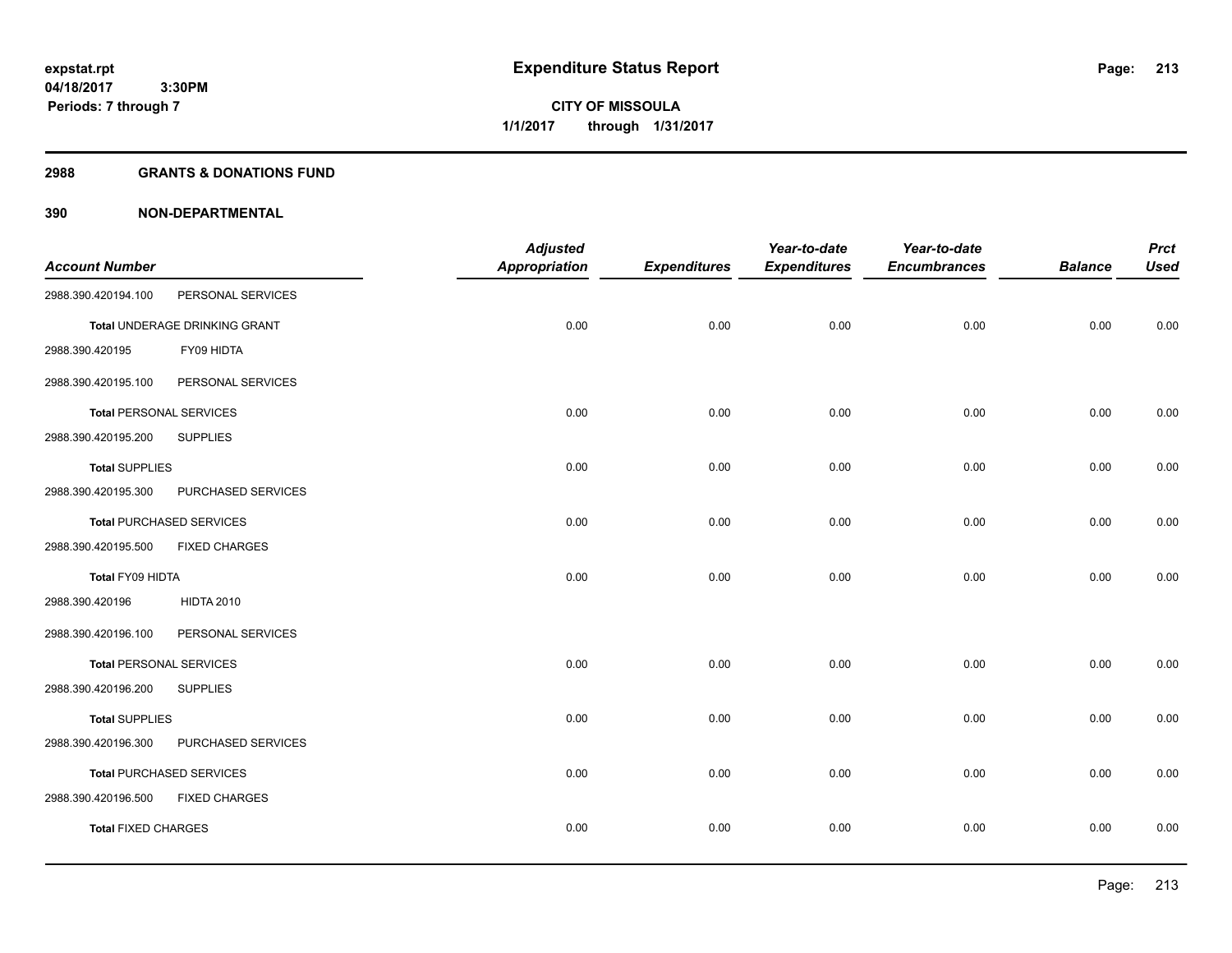# Expenditure Status Report

**CITY OF MISSOULA**

**1/1/2017 through 1/31/2017**

expstat.rpt
04/18/2017 3:30PM
Periods: 7 through 7

## 2988 GRANTS & DONATIONS FUND

## 390 NON-DEPARTMENTAL

| Account Number | | Adjusted Appropriation | Expenditures | Year-to-date Expenditures | Year-to-date Encumbrances | Balance | Prct Used |
|---|---|---|---|---|---|---|---|
| 2988.390.420194.100 | PERSONAL SERVICES | | | | | | |
| **Total** UNDERAGE DRINKING GRANT | | 0.00 | 0.00 | 0.00 | 0.00 | 0.00 | 0.00 |
| 2988.390.420195 | FY09 HIDTA | | | | | | |
| 2988.390.420195.100 | PERSONAL SERVICES | | | | | | |
| **Total** PERSONAL SERVICES | | 0.00 | 0.00 | 0.00 | 0.00 | 0.00 | 0.00 |
| 2988.390.420195.200 | SUPPLIES | | | | | | |
| **Total** SUPPLIES | | 0.00 | 0.00 | 0.00 | 0.00 | 0.00 | 0.00 |
| 2988.390.420195.300 | PURCHASED SERVICES | | | | | | |
| **Total** PURCHASED SERVICES | | 0.00 | 0.00 | 0.00 | 0.00 | 0.00 | 0.00 |
| 2988.390.420195.500 | FIXED CHARGES | | | | | | |
| **Total FY09 HIDTA** | | 0.00 | 0.00 | 0.00 | 0.00 | 0.00 | 0.00 |
| 2988.390.420196 | HIDTA 2010 | | | | | | |
| 2988.390.420196.100 | PERSONAL SERVICES | | | | | | |
| **Total** PERSONAL SERVICES | | 0.00 | 0.00 | 0.00 | 0.00 | 0.00 | 0.00 |
| 2988.390.420196.200 | SUPPLIES | | | | | | |
| **Total** SUPPLIES | | 0.00 | 0.00 | 0.00 | 0.00 | 0.00 | 0.00 |
| 2988.390.420196.300 | PURCHASED SERVICES | | | | | | |
| **Total** PURCHASED SERVICES | | 0.00 | 0.00 | 0.00 | 0.00 | 0.00 | 0.00 |
| 2988.390.420196.500 | FIXED CHARGES | | | | | | |
| **Total** FIXED CHARGES | | 0.00 | 0.00 | 0.00 | 0.00 | 0.00 | 0.00 |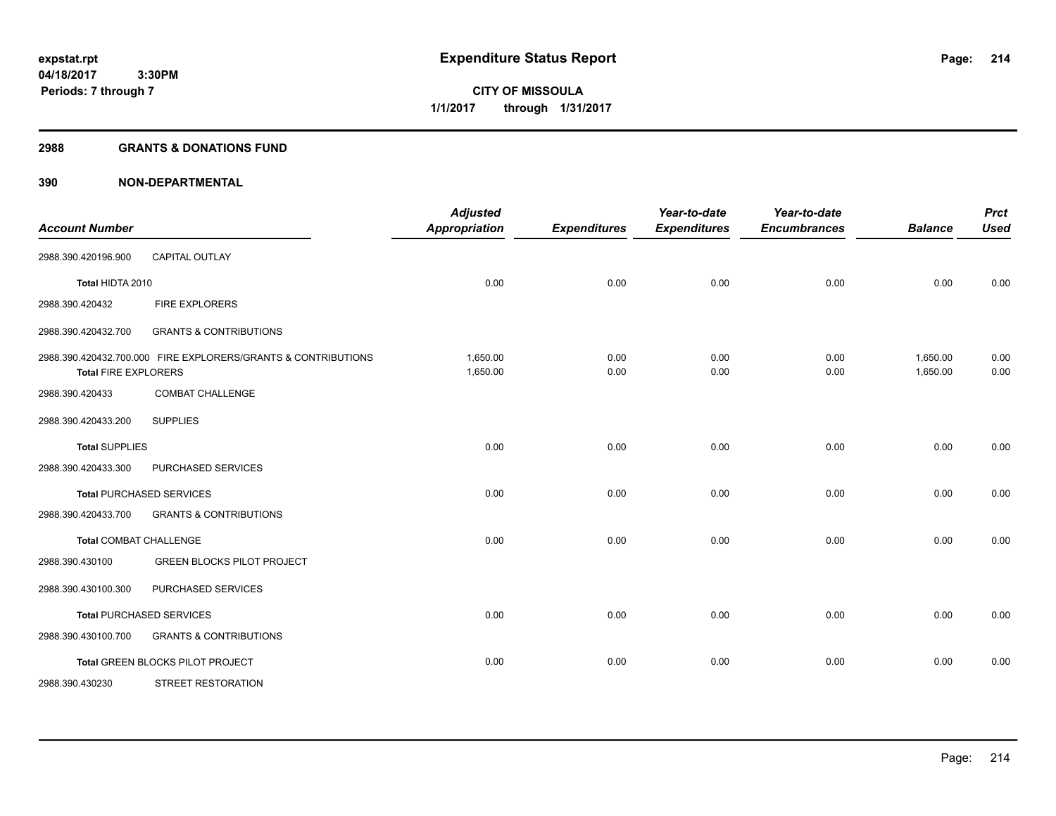**expstat.rpt**
**04/18/2017 3:30PM**
**Periods: 7 through 7**

# Expenditure Status Report

**CITY OF MISSOULA**
**1/1/2017 through 1/31/2017**

## 2988 GRANTS & DONATIONS FUND

## 390 NON-DEPARTMENTAL

| Account Number | | Adjusted Appropriation | Expenditures | Year-to-date Expenditures | Year-to-date Encumbrances | Balance | Prct Used |
|---|---|---|---|---|---|---|---|
| 2988.390.420196.900 | CAPITAL OUTLAY | | | | | | |
| **Total** HIDTA 2010 | | 0.00 | 0.00 | 0.00 | 0.00 | 0.00 | 0.00 |
| 2988.390.420432 | FIRE EXPLORERS | | | | | | |
| 2988.390.420432.700 | GRANTS & CONTRIBUTIONS | | | | | | |
| 2988.390.420432.700.000 | FIRE EXPLORERS/GRANTS & CONTRIBUTIONS | 1,650.00 | 0.00 | 0.00 | 0.00 | 1,650.00 | 0.00 |
| **Total** FIRE EXPLORERS | | 1,650.00 | 0.00 | 0.00 | 0.00 | 1,650.00 | 0.00 |
| 2988.390.420433 | COMBAT CHALLENGE | | | | | | |
| 2988.390.420433.200 | SUPPLIES | | | | | | |
| **Total** SUPPLIES | | 0.00 | 0.00 | 0.00 | 0.00 | 0.00 | 0.00 |
| 2988.390.420433.300 | PURCHASED SERVICES | | | | | | |
| **Total** PURCHASED SERVICES | | 0.00 | 0.00 | 0.00 | 0.00 | 0.00 | 0.00 |
| 2988.390.420433.700 | GRANTS & CONTRIBUTIONS | | | | | | |
| **Total** COMBAT CHALLENGE | | 0.00 | 0.00 | 0.00 | 0.00 | 0.00 | 0.00 |
| 2988.390.430100 | GREEN BLOCKS PILOT PROJECT | | | | | | |
| 2988.390.430100.300 | PURCHASED SERVICES | | | | | | |
| **Total** PURCHASED SERVICES | | 0.00 | 0.00 | 0.00 | 0.00 | 0.00 | 0.00 |
| 2988.390.430100.700 | GRANTS & CONTRIBUTIONS | | | | | | |
| **Total** GREEN BLOCKS PILOT PROJECT | | 0.00 | 0.00 | 0.00 | 0.00 | 0.00 | 0.00 |
| 2988.390.430230 | STREET RESTORATION | | | | | | |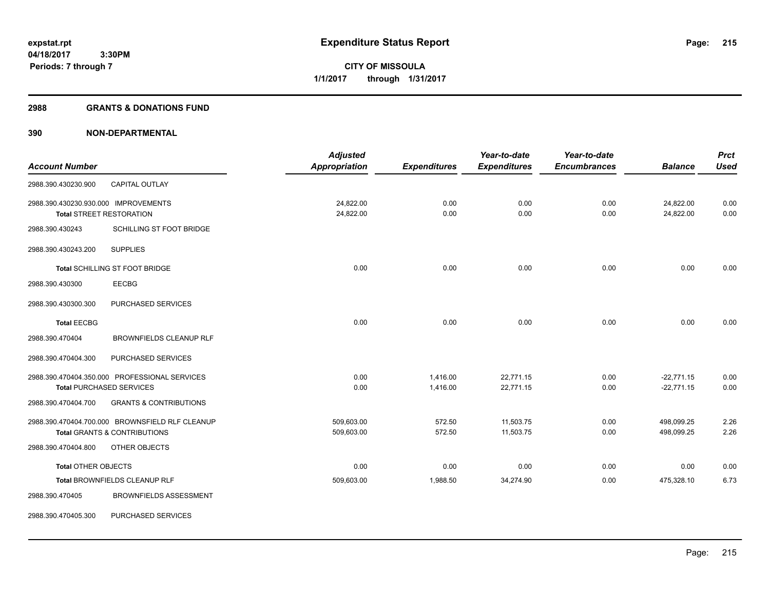# Expenditure Status Report

**expstat.rpt**
**04/18/2017 3:30PM**
**Periods: 7 through 7**

**CITY OF MISSOULA**
**1/1/2017 through 1/31/2017**

## 2988 GRANTS & DONATIONS FUND

## 390 NON-DEPARTMENTAL

| Account Number | | Adjusted Appropriation | Expenditures | Year-to-date Expenditures | Year-to-date Encumbrances | Balance | Prct Used |
|---|---|---|---|---|---|---|---|
| 2988.390.430230.900 | CAPITAL OUTLAY | | | | | | |
| 2988.390.430230.930.000 IMPROVEMENTS | | 24,822.00 | 0.00 | 0.00 | 0.00 | 24,822.00 | 0.00 |
| Total STREET RESTORATION | | 24,822.00 | 0.00 | 0.00 | 0.00 | 24,822.00 | 0.00 |
| 2988.390.430243 | SCHILLING ST FOOT BRIDGE | | | | | | |
| 2988.390.430243.200 | SUPPLIES | | | | | | |
| Total SCHILLING ST FOOT BRIDGE | | 0.00 | 0.00 | 0.00 | 0.00 | 0.00 | 0.00 |
| 2988.390.430300 | EECBG | | | | | | |
| 2988.390.430300.300 | PURCHASED SERVICES | | | | | | |
| Total EECBG | | 0.00 | 0.00 | 0.00 | 0.00 | 0.00 | 0.00 |
| 2988.390.470404 | BROWNFIELDS CLEANUP RLF | | | | | | |
| 2988.390.470404.300 | PURCHASED SERVICES | | | | | | |
| 2988.390.470404.350.000 PROFESSIONAL SERVICES | | 0.00 | 1,416.00 | 22,771.15 | 0.00 | -22,771.15 | 0.00 |
| Total PURCHASED SERVICES | | 0.00 | 1,416.00 | 22,771.15 | 0.00 | -22,771.15 | 0.00 |
| 2988.390.470404.700 | GRANTS & CONTRIBUTIONS | | | | | | |
| 2988.390.470404.700.000 BROWNSFIELD RLF CLEANUP | | 509,603.00 | 572.50 | 11,503.75 | 0.00 | 498,099.25 | 2.26 |
| Total GRANTS & CONTRIBUTIONS | | 509,603.00 | 572.50 | 11,503.75 | 0.00 | 498,099.25 | 2.26 |
| 2988.390.470404.800 | OTHER OBJECTS | | | | | | |
| Total OTHER OBJECTS | | 0.00 | 0.00 | 0.00 | 0.00 | 0.00 | 0.00 |
| Total BROWNFIELDS CLEANUP RLF | | 509,603.00 | 1,988.50 | 34,274.90 | 0.00 | 475,328.10 | 6.73 |
| 2988.390.470405 | BROWNFIELDS ASSESSMENT | | | | | | |
| 2988.390.470405.300 | PURCHASED SERVICES | | | | | | |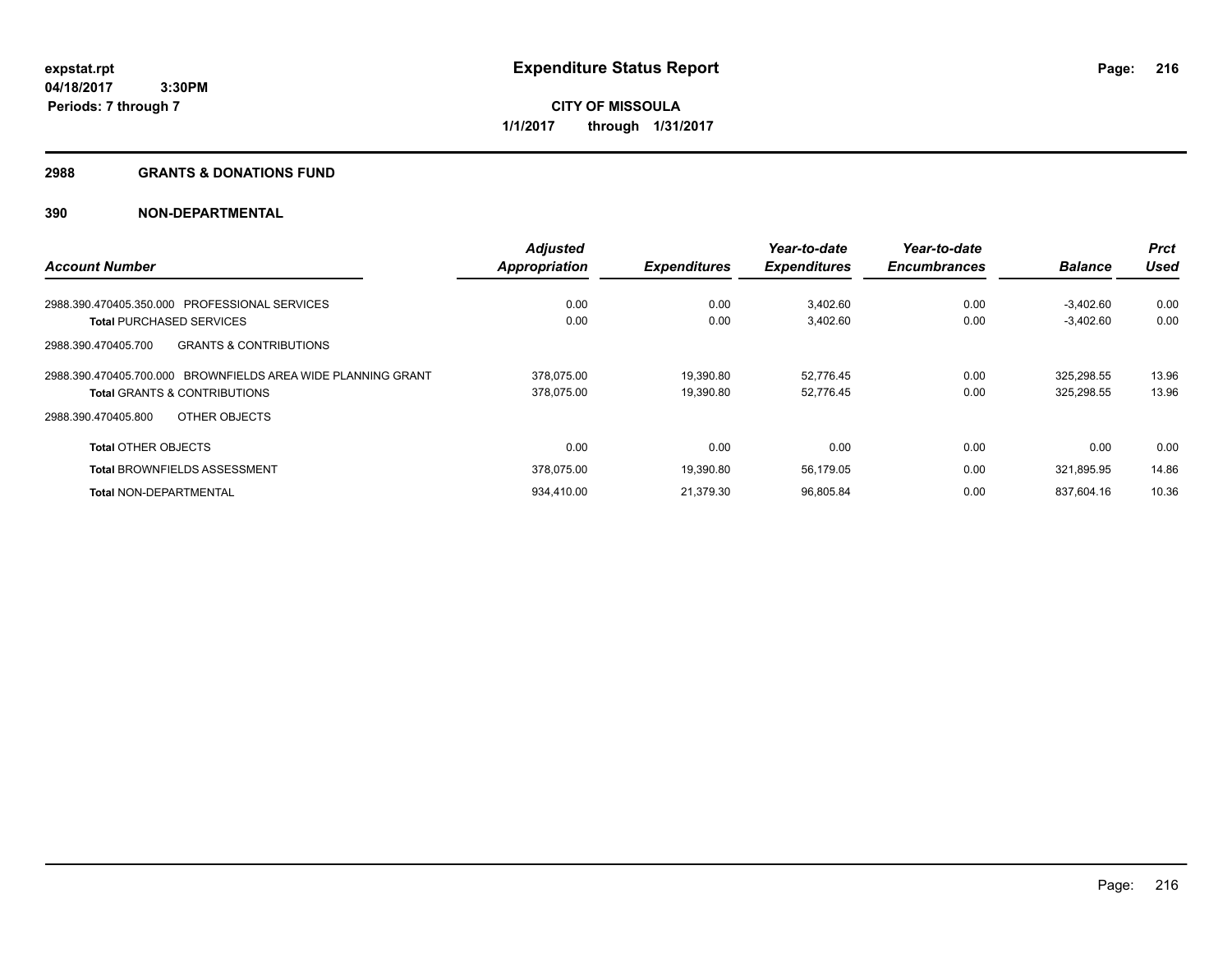# Expenditure Status Report

expstat.rpt
04/18/2017 3:30PM
Periods: 7 through 7

**CITY OF MISSOULA**
**1/1/2017 through 1/31/2017**

## 2988 GRANTS & DONATIONS FUND

## 390 NON-DEPARTMENTAL

| Account Number | Adjusted Appropriation | Expenditures | Year-to-date Expenditures | Year-to-date Encumbrances | Balance | Prct Used |
|---|---|---|---|---|---|---|
| 2988.390.470405.350.000 PROFESSIONAL SERVICES | 0.00 | 0.00 | 3,402.60 | 0.00 | -3,402.60 | 0.00 |
| **Total** PURCHASED SERVICES | 0.00 | 0.00 | 3,402.60 | 0.00 | -3,402.60 | 0.00 |
| 2988.390.470405.700 GRANTS & CONTRIBUTIONS | | | | | | |
| 2988.390.470405.700.000 BROWNFIELDS AREA WIDE PLANNING GRANT | 378,075.00 | 19,390.80 | 52,776.45 | 0.00 | 325,298.55 | 13.96 |
| **Total** GRANTS & CONTRIBUTIONS | 378,075.00 | 19,390.80 | 52,776.45 | 0.00 | 325,298.55 | 13.96 |
| 2988.390.470405.800 OTHER OBJECTS | | | | | | |
| **Total** OTHER OBJECTS | 0.00 | 0.00 | 0.00 | 0.00 | 0.00 | 0.00 |
| **Total** BROWNFIELDS ASSESSMENT | 378,075.00 | 19,390.80 | 56,179.05 | 0.00 | 321,895.95 | 14.86 |
| **Total** NON-DEPARTMENTAL | 934,410.00 | 21,379.30 | 96,805.84 | 0.00 | 837,604.16 | 10.36 |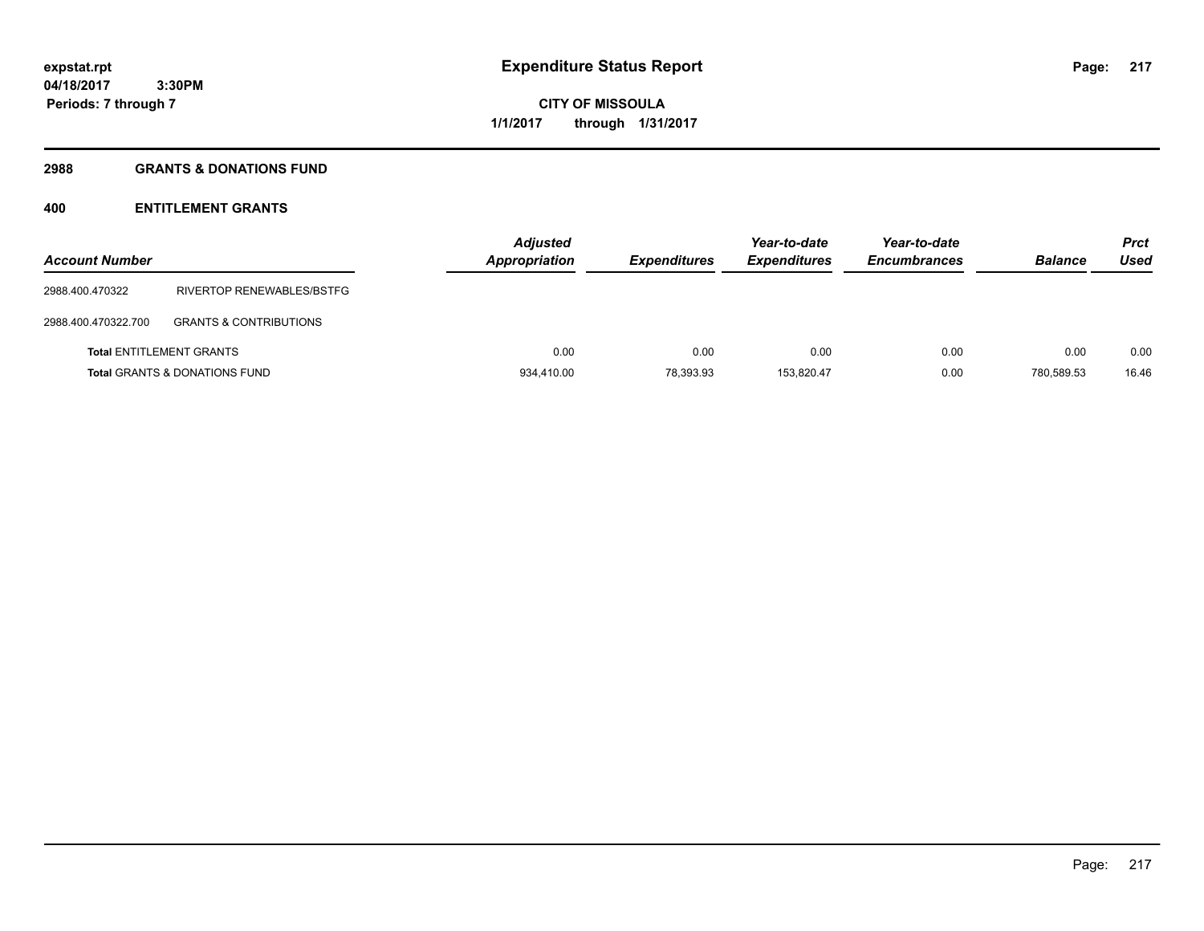**expstat.rpt**
**04/18/2017 3:30PM**
**Periods: 7 through 7**

# Expenditure Status Report

**CITY OF MISSOULA**
**1/1/2017 through 1/31/2017**

## 2988 GRANTS & DONATIONS FUND

## 400 ENTITLEMENT GRANTS

| Account Number | | Adjusted Appropriation | Expenditures | Year-to-date Expenditures | Year-to-date Encumbrances | Balance | Prct Used |
|---|---|---|---|---|---|---|---|
| 2988.400.470322 | RIVERTOP RENEWABLES/BSTFG | | | | | | |
| 2988.400.470322.700 | GRANTS & CONTRIBUTIONS | | | | | | |
| **Total** ENTITLEMENT GRANTS | | 0.00 | 0.00 | 0.00 | 0.00 | 0.00 | 0.00 |
| **Total** GRANTS & DONATIONS FUND | | 934,410.00 | 78,393.93 | 153,820.47 | 0.00 | 780,589.53 | 16.46 |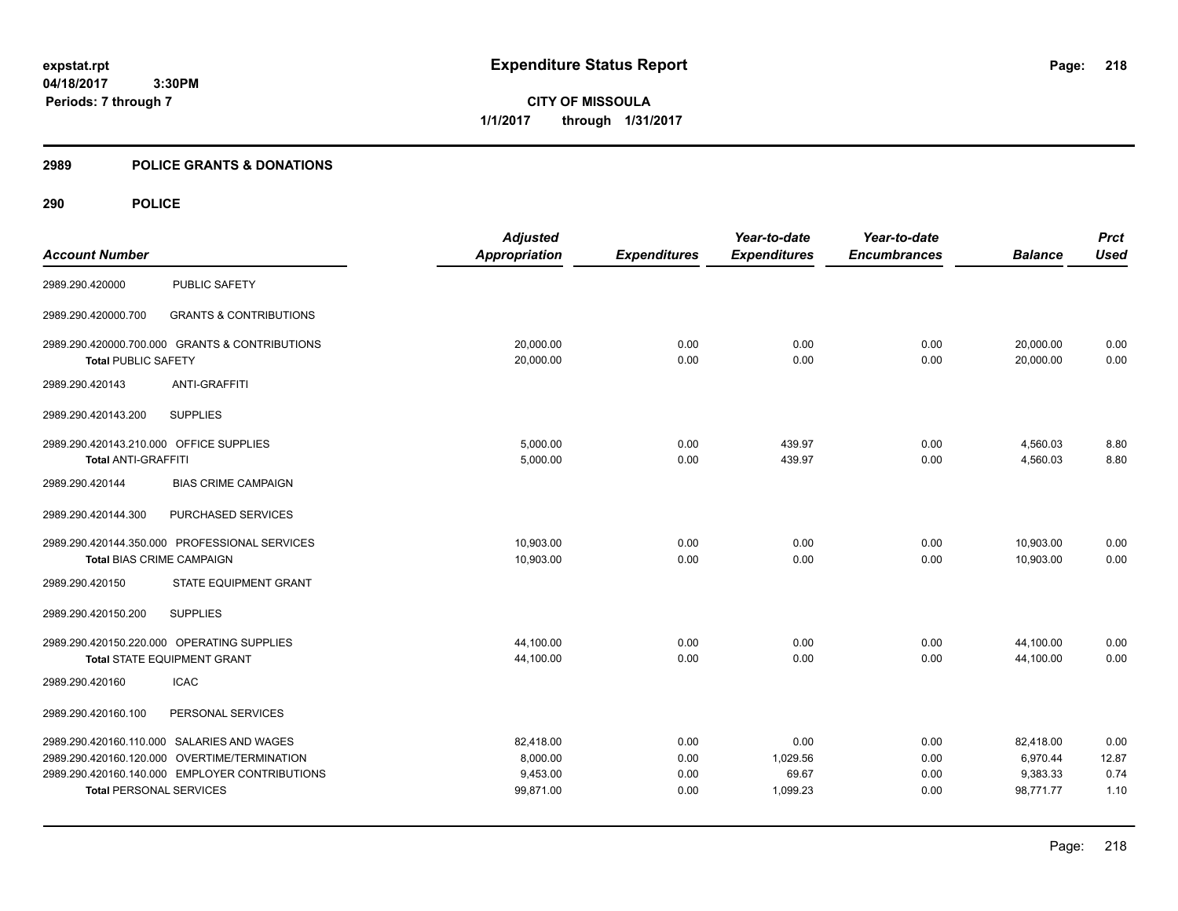expstat.rpt
04/18/2017 3:30PM
Periods: 7 through 7

# Expenditure Status Report

**CITY OF MISSOULA**
**1/1/2017 through 1/31/2017**

## 2989 POLICE GRANTS & DONATIONS

### 290 POLICE

| Account Number | | Adjusted Appropriation | Expenditures | Year-to-date Expenditures | Year-to-date Encumbrances | Balance | Prct Used |
|---|---|---|---|---|---|---|---|
| 2989.290.420000 | PUBLIC SAFETY | | | | | | |
| 2989.290.420000.700 | GRANTS & CONTRIBUTIONS | | | | | | |
| 2989.290.420000.700.000 GRANTS & CONTRIBUTIONS | | 20,000.00 | 0.00 | 0.00 | 0.00 | 20,000.00 | 0.00 |
| **Total PUBLIC SAFETY** | | 20,000.00 | 0.00 | 0.00 | 0.00 | 20,000.00 | 0.00 |
| 2989.290.420143 | ANTI-GRAFFITI | | | | | | |
| 2989.290.420143.200 | SUPPLIES | | | | | | |
| 2989.290.420143.210.000 OFFICE SUPPLIES | | 5,000.00 | 0.00 | 439.97 | 0.00 | 4,560.03 | 8.80 |
| **Total ANTI-GRAFFITI** | | 5,000.00 | 0.00 | 439.97 | 0.00 | 4,560.03 | 8.80 |
| 2989.290.420144 | BIAS CRIME CAMPAIGN | | | | | | |
| 2989.290.420144.300 | PURCHASED SERVICES | | | | | | |
| 2989.290.420144.350.000 PROFESSIONAL SERVICES | | 10,903.00 | 0.00 | 0.00 | 0.00 | 10,903.00 | 0.00 |
| **Total BIAS CRIME CAMPAIGN** | | 10,903.00 | 0.00 | 0.00 | 0.00 | 10,903.00 | 0.00 |
| 2989.290.420150 | STATE EQUIPMENT GRANT | | | | | | |
| 2989.290.420150.200 | SUPPLIES | | | | | | |
| 2989.290.420150.220.000 OPERATING SUPPLIES | | 44,100.00 | 0.00 | 0.00 | 0.00 | 44,100.00 | 0.00 |
| **Total STATE EQUIPMENT GRANT** | | 44,100.00 | 0.00 | 0.00 | 0.00 | 44,100.00 | 0.00 |
| 2989.290.420160 | ICAC | | | | | | |
| 2989.290.420160.100 | PERSONAL SERVICES | | | | | | |
| 2989.290.420160.110.000 SALARIES AND WAGES | | 82,418.00 | 0.00 | 0.00 | 0.00 | 82,418.00 | 0.00 |
| 2989.290.420160.120.000 OVERTIME/TERMINATION | | 8,000.00 | 0.00 | 1,029.56 | 0.00 | 6,970.44 | 12.87 |
| 2989.290.420160.140.000 EMPLOYER CONTRIBUTIONS | | 9,453.00 | 0.00 | 69.67 | 0.00 | 9,383.33 | 0.74 |
| **Total PERSONAL SERVICES** | | 99,871.00 | 0.00 | 1,099.23 | 0.00 | 98,771.77 | 1.10 |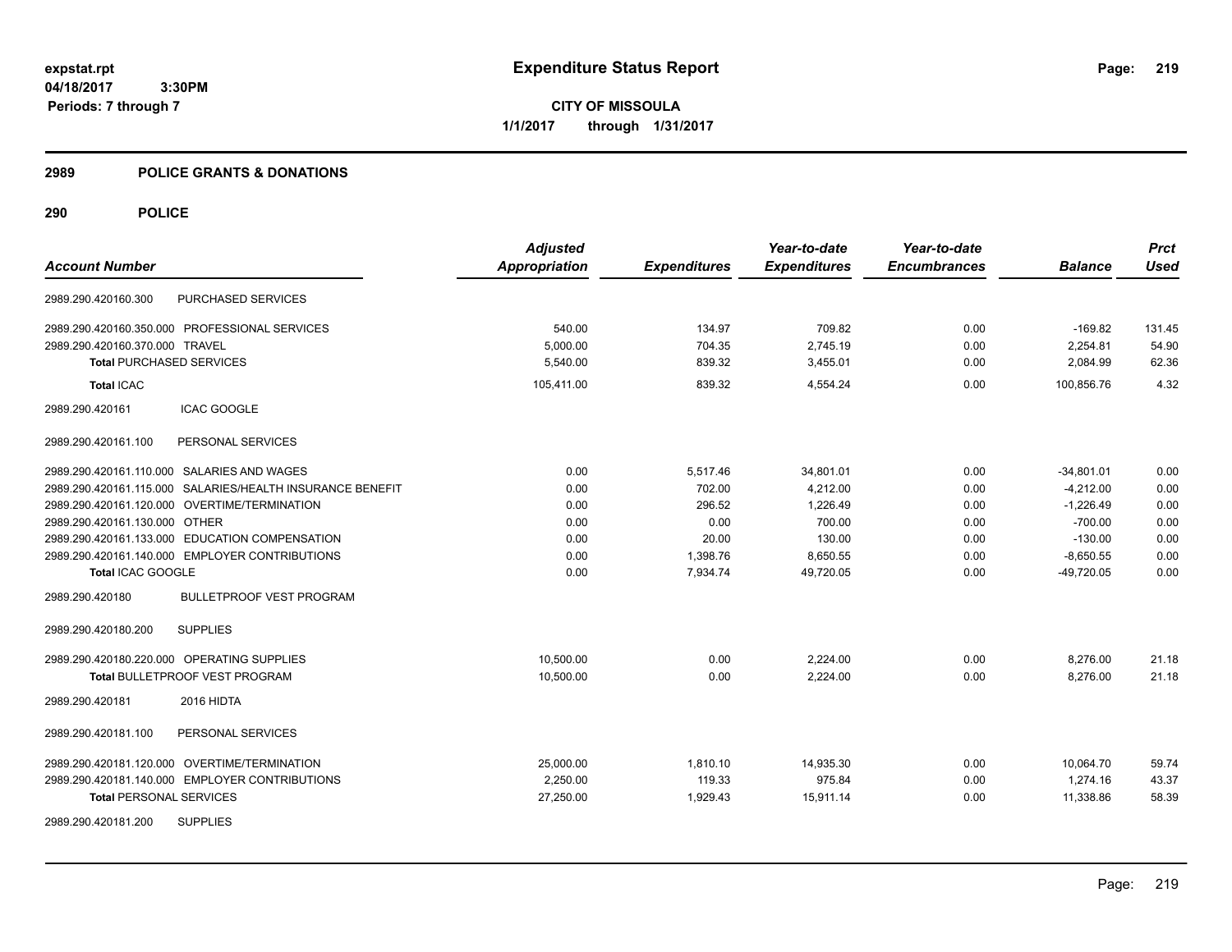expstat.rpt
04/18/2017 3:30PM
Periods: 7 through 7

# Expenditure Status Report

**CITY OF MISSOULA**
**1/1/2017 through 1/31/2017**

## 2989 POLICE GRANTS & DONATIONS

## 290 POLICE

| Account Number | | Adjusted Appropriation | Expenditures | Year-to-date Expenditures | Year-to-date Encumbrances | Balance | Prct Used |
|---|---|---|---|---|---|---|---|
| 2989.290.420160.300 | PURCHASED SERVICES | | | | | | |
| 2989.290.420160.350.000 | PROFESSIONAL SERVICES | 540.00 | 134.97 | 709.82 | 0.00 | -169.82 | 131.45 |
| 2989.290.420160.370.000 | TRAVEL | 5,000.00 | 704.35 | 2,745.19 | 0.00 | 2,254.81 | 54.90 |
| **Total** PURCHASED SERVICES | | 5,540.00 | 839.32 | 3,455.01 | 0.00 | 2,084.99 | 62.36 |
| **Total** ICAC | | 105,411.00 | 839.32 | 4,554.24 | 0.00 | 100,856.76 | 4.32 |
| 2989.290.420161 | ICAC GOOGLE | | | | | | |
| 2989.290.420161.100 | PERSONAL SERVICES | | | | | | |
| 2989.290.420161.110.000 | SALARIES AND WAGES | 0.00 | 5,517.46 | 34,801.01 | 0.00 | -34,801.01 | 0.00 |
| 2989.290.420161.115.000 | SALARIES/HEALTH INSURANCE BENEFIT | 0.00 | 702.00 | 4,212.00 | 0.00 | -4,212.00 | 0.00 |
| 2989.290.420161.120.000 | OVERTIME/TERMINATION | 0.00 | 296.52 | 1,226.49 | 0.00 | -1,226.49 | 0.00 |
| 2989.290.420161.130.000 | OTHER | 0.00 | 0.00 | 700.00 | 0.00 | -700.00 | 0.00 |
| 2989.290.420161.133.000 | EDUCATION COMPENSATION | 0.00 | 20.00 | 130.00 | 0.00 | -130.00 | 0.00 |
| 2989.290.420161.140.000 | EMPLOYER CONTRIBUTIONS | 0.00 | 1,398.76 | 8,650.55 | 0.00 | -8,650.55 | 0.00 |
| **Total** ICAC GOOGLE | | 0.00 | 7,934.74 | 49,720.05 | 0.00 | -49,720.05 | 0.00 |
| 2989.290.420180 | BULLETPROOF VEST PROGRAM | | | | | | |
| 2989.290.420180.200 | SUPPLIES | | | | | | |
| 2989.290.420180.220.000 | OPERATING SUPPLIES | 10,500.00 | 0.00 | 2,224.00 | 0.00 | 8,276.00 | 21.18 |
| **Total** BULLETPROOF VEST PROGRAM | | 10,500.00 | 0.00 | 2,224.00 | 0.00 | 8,276.00 | 21.18 |
| 2989.290.420181 | 2016 HIDTA | | | | | | |
| 2989.290.420181.100 | PERSONAL SERVICES | | | | | | |
| 2989.290.420181.120.000 | OVERTIME/TERMINATION | 25,000.00 | 1,810.10 | 14,935.30 | 0.00 | 10,064.70 | 59.74 |
| 2989.290.420181.140.000 | EMPLOYER CONTRIBUTIONS | 2,250.00 | 119.33 | 975.84 | 0.00 | 1,274.16 | 43.37 |
| **Total** PERSONAL SERVICES | | 27,250.00 | 1,929.43 | 15,911.14 | 0.00 | 11,338.86 | 58.39 |
| 2989.290.420181.200 | SUPPLIES | | | | | | |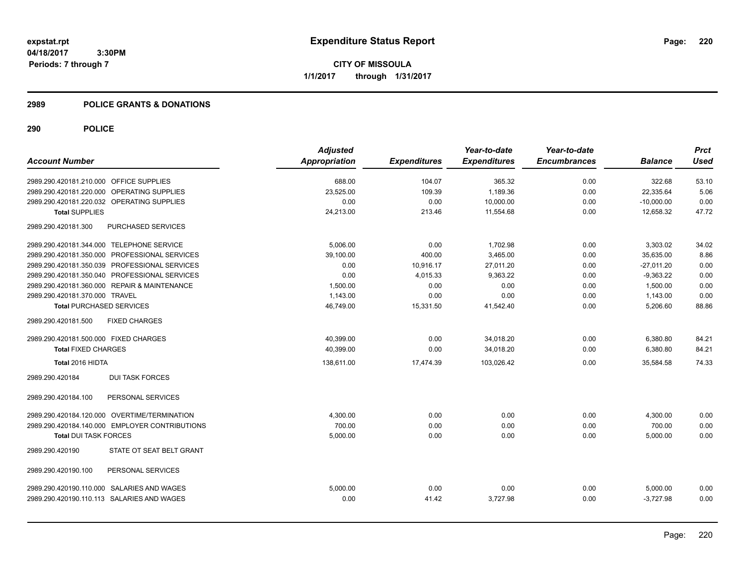# Expenditure Status Report

**CITY OF MISSOULA**

**1/1/2017 through 1/31/2017**

expstat.rpt
04/18/2017 3:30PM
Periods: 7 through 7

## 2989 POLICE GRANTS & DONATIONS

### 290 POLICE

| Account Number | Adjusted Appropriation | Expenditures | Year-to-date Expenditures | Year-to-date Encumbrances | Balance | Prct Used |
|---|---|---|---|---|---|---|
| 2989.290.420181.210.000 OFFICE SUPPLIES | 688.00 | 104.07 | 365.32 | 0.00 | 322.68 | 53.10 |
| 2989.290.420181.220.000 OPERATING SUPPLIES | 23,525.00 | 109.39 | 1,189.36 | 0.00 | 22,335.64 | 5.06 |
| 2989.290.420181.220.032 OPERATING SUPPLIES | 0.00 | 0.00 | 10,000.00 | 0.00 | -10,000.00 | 0.00 |
| **Total** SUPPLIES | 24,213.00 | 213.46 | 11,554.68 | 0.00 | 12,658.32 | 47.72 |
| 2989.290.420181.300 PURCHASED SERVICES | | | | | | |
| 2989.290.420181.344.000 TELEPHONE SERVICE | 5,006.00 | 0.00 | 1,702.98 | 0.00 | 3,303.02 | 34.02 |
| 2989.290.420181.350.000 PROFESSIONAL SERVICES | 39,100.00 | 400.00 | 3,465.00 | 0.00 | 35,635.00 | 8.86 |
| 2989.290.420181.350.039 PROFESSIONAL SERVICES | 0.00 | 10,916.17 | 27,011.20 | 0.00 | -27,011.20 | 0.00 |
| 2989.290.420181.350.040 PROFESSIONAL SERVICES | 0.00 | 4,015.33 | 9,363.22 | 0.00 | -9,363.22 | 0.00 |
| 2989.290.420181.360.000 REPAIR & MAINTENANCE | 1,500.00 | 0.00 | 0.00 | 0.00 | 1,500.00 | 0.00 |
| 2989.290.420181.370.000 TRAVEL | 1,143.00 | 0.00 | 0.00 | 0.00 | 1,143.00 | 0.00 |
| **Total** PURCHASED SERVICES | 46,749.00 | 15,331.50 | 41,542.40 | 0.00 | 5,206.60 | 88.86 |
| 2989.290.420181.500 FIXED CHARGES | | | | | | |
| 2989.290.420181.500.000 FIXED CHARGES | 40,399.00 | 0.00 | 34,018.20 | 0.00 | 6,380.80 | 84.21 |
| **Total** FIXED CHARGES | 40,399.00 | 0.00 | 34,018.20 | 0.00 | 6,380.80 | 84.21 |
| **Total** 2016 HIDTA | 138,611.00 | 17,474.39 | 103,026.42 | 0.00 | 35,584.58 | 74.33 |
| 2989.290.420184 DUI TASK FORCES | | | | | | |
| 2989.290.420184.100 PERSONAL SERVICES | | | | | | |
| 2989.290.420184.120.000 OVERTIME/TERMINATION | 4,300.00 | 0.00 | 0.00 | 0.00 | 4,300.00 | 0.00 |
| 2989.290.420184.140.000 EMPLOYER CONTRIBUTIONS | 700.00 | 0.00 | 0.00 | 0.00 | 700.00 | 0.00 |
| **Total** DUI TASK FORCES | 5,000.00 | 0.00 | 0.00 | 0.00 | 5,000.00 | 0.00 |
| 2989.290.420190 STATE OT SEAT BELT GRANT | | | | | | |
| 2989.290.420190.100 PERSONAL SERVICES | | | | | | |
| 2989.290.420190.110.000 SALARIES AND WAGES | 5,000.00 | 0.00 | 0.00 | 0.00 | 5,000.00 | 0.00 |
| 2989.290.420190.110.113 SALARIES AND WAGES | 0.00 | 41.42 | 3,727.98 | 0.00 | -3,727.98 | 0.00 |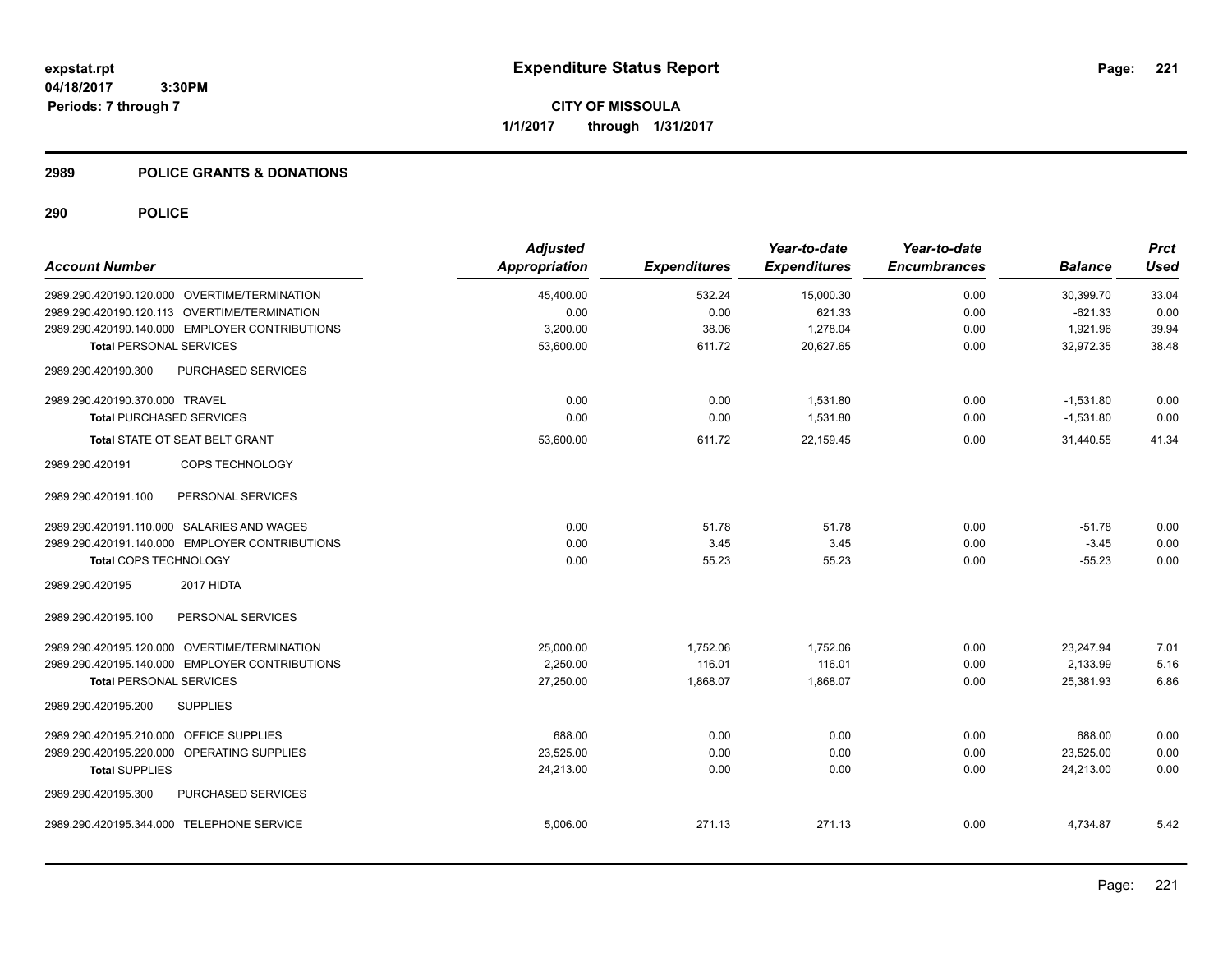# Expenditure Status Report

expstat.rpt
04/18/2017 3:30PM
Periods: 7 through 7

**CITY OF MISSOULA**
**1/1/2017 through 1/31/2017**

## 2989 POLICE GRANTS & DONATIONS

## 290 POLICE

| Account Number | Adjusted Appropriation | Expenditures | Year-to-date Expenditures | Year-to-date Encumbrances | Balance | Prct Used |
|---|---|---|---|---|---|---|
| 2989.290.420190.120.000 OVERTIME/TERMINATION | 45,400.00 | 532.24 | 15,000.30 | 0.00 | 30,399.70 | 33.04 |
| 2989.290.420190.120.113 OVERTIME/TERMINATION | 0.00 | 0.00 | 621.33 | 0.00 | -621.33 | 0.00 |
| 2989.290.420190.140.000 EMPLOYER CONTRIBUTIONS | 3,200.00 | 38.06 | 1,278.04 | 0.00 | 1,921.96 | 39.94 |
| **Total** PERSONAL SERVICES | 53,600.00 | 611.72 | 20,627.65 | 0.00 | 32,972.35 | 38.48 |
| 2989.290.420190.300 PURCHASED SERVICES | | | | | | |
| 2989.290.420190.370.000 TRAVEL | 0.00 | 0.00 | 1,531.80 | 0.00 | -1,531.80 | 0.00 |
| **Total** PURCHASED SERVICES | 0.00 | 0.00 | 1,531.80 | 0.00 | -1,531.80 | 0.00 |
| **Total** STATE OT SEAT BELT GRANT | 53,600.00 | 611.72 | 22,159.45 | 0.00 | 31,440.55 | 41.34 |
| 2989.290.420191 COPS TECHNOLOGY | | | | | | |
| 2989.290.420191.100 PERSONAL SERVICES | | | | | | |
| 2989.290.420191.110.000 SALARIES AND WAGES | 0.00 | 51.78 | 51.78 | 0.00 | -51.78 | 0.00 |
| 2989.290.420191.140.000 EMPLOYER CONTRIBUTIONS | 0.00 | 3.45 | 3.45 | 0.00 | -3.45 | 0.00 |
| **Total** COPS TECHNOLOGY | 0.00 | 55.23 | 55.23 | 0.00 | -55.23 | 0.00 |
| 2989.290.420195 2017 HIDTA | | | | | | |
| 2989.290.420195.100 PERSONAL SERVICES | | | | | | |
| 2989.290.420195.120.000 OVERTIME/TERMINATION | 25,000.00 | 1,752.06 | 1,752.06 | 0.00 | 23,247.94 | 7.01 |
| 2989.290.420195.140.000 EMPLOYER CONTRIBUTIONS | 2,250.00 | 116.01 | 116.01 | 0.00 | 2,133.99 | 5.16 |
| **Total** PERSONAL SERVICES | 27,250.00 | 1,868.07 | 1,868.07 | 0.00 | 25,381.93 | 6.86 |
| 2989.290.420195.200 SUPPLIES | | | | | | |
| 2989.290.420195.210.000 OFFICE SUPPLIES | 688.00 | 0.00 | 0.00 | 0.00 | 688.00 | 0.00 |
| 2989.290.420195.220.000 OPERATING SUPPLIES | 23,525.00 | 0.00 | 0.00 | 0.00 | 23,525.00 | 0.00 |
| **Total** SUPPLIES | 24,213.00 | 0.00 | 0.00 | 0.00 | 24,213.00 | 0.00 |
| 2989.290.420195.300 PURCHASED SERVICES | | | | | | |
| 2989.290.420195.344.000 TELEPHONE SERVICE | 5,006.00 | 271.13 | 271.13 | 0.00 | 4,734.87 | 5.42 |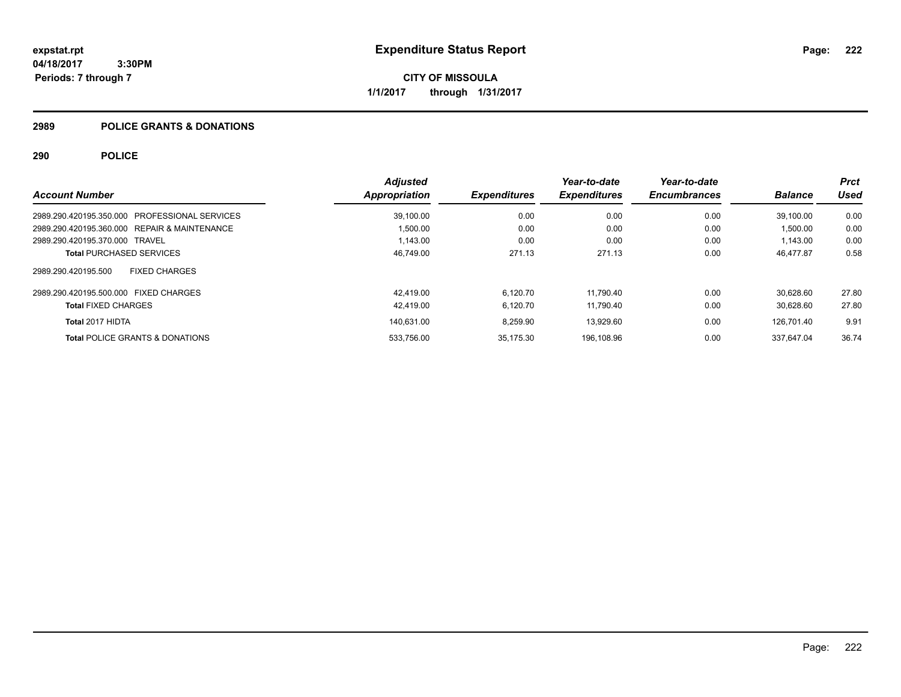**expstat.rpt**
**04/18/2017 3:30PM**
**Periods: 7 through 7**

# Expenditure Status Report

**CITY OF MISSOULA**
**1/1/2017 through 1/31/2017**

## 2989 POLICE GRANTS & DONATIONS

### 290 POLICE

| Account Number | Adjusted Appropriation | Expenditures | Year-to-date Expenditures | Year-to-date Encumbrances | Balance | Prct Used |
|---|---|---|---|---|---|---|
| 2989.290.420195.350.000 PROFESSIONAL SERVICES | 39,100.00 | 0.00 | 0.00 | 0.00 | 39,100.00 | 0.00 |
| 2989.290.420195.360.000 REPAIR & MAINTENANCE | 1,500.00 | 0.00 | 0.00 | 0.00 | 1,500.00 | 0.00 |
| 2989.290.420195.370.000 TRAVEL | 1,143.00 | 0.00 | 0.00 | 0.00 | 1,143.00 | 0.00 |
| **Total** PURCHASED SERVICES | 46,749.00 | 271.13 | 271.13 | 0.00 | 46,477.87 | 0.58 |
| 2989.290.420195.500 FIXED CHARGES | | | | | | |
| 2989.290.420195.500.000 FIXED CHARGES | 42,419.00 | 6,120.70 | 11,790.40 | 0.00 | 30,628.60 | 27.80 |
| **Total** FIXED CHARGES | 42,419.00 | 6,120.70 | 11,790.40 | 0.00 | 30,628.60 | 27.80 |
| **Total** 2017 HIDTA | 140,631.00 | 8,259.90 | 13,929.60 | 0.00 | 126,701.40 | 9.91 |
| **Total** POLICE GRANTS & DONATIONS | 533,756.00 | 35,175.30 | 196,108.96 | 0.00 | 337,647.04 | 36.74 |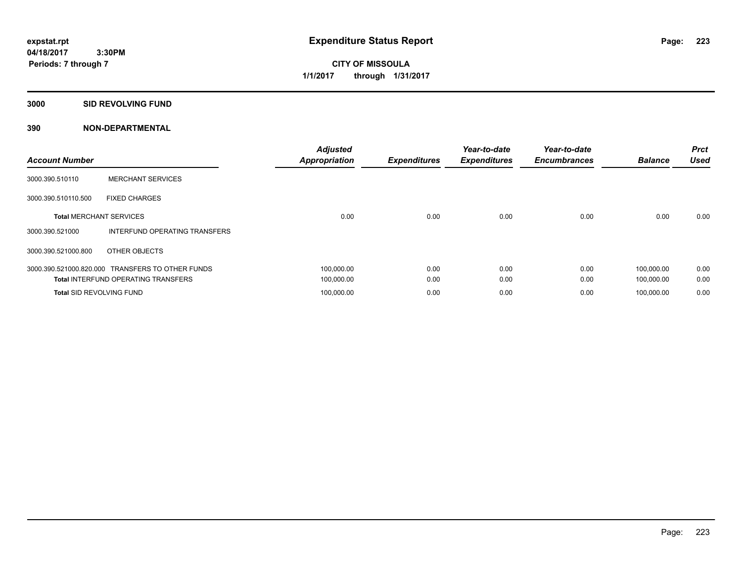# Expenditure Status Report

**expstat.rpt**
**04/18/2017 3:30PM**
**Periods: 7 through 7**

**CITY OF MISSOULA**
**1/1/2017 through 1/31/2017**

## 3000 SID REVOLVING FUND

### 390 NON-DEPARTMENTAL

| Account Number | | Adjusted Appropriation | Expenditures | Year-to-date Expenditures | Year-to-date Encumbrances | Balance | Prct Used |
|---|---|---|---|---|---|---|---|
| 3000.390.510110 | MERCHANT SERVICES | | | | | | |
| 3000.390.510110.500 | FIXED CHARGES | | | | | | |
| **Total** MERCHANT SERVICES | | 0.00 | 0.00 | 0.00 | 0.00 | 0.00 | 0.00 |
| 3000.390.521000 | INTERFUND OPERATING TRANSFERS | | | | | | |
| 3000.390.521000.800 | OTHER OBJECTS | | | | | | |
| 3000.390.521000.820.000 | TRANSFERS TO OTHER FUNDS | 100,000.00 | 0.00 | 0.00 | 0.00 | 100,000.00 | 0.00 |
| **Total** INTERFUND OPERATING TRANSFERS | | 100,000.00 | 0.00 | 0.00 | 0.00 | 100,000.00 | 0.00 |
| **Total** SID REVOLVING FUND | | 100,000.00 | 0.00 | 0.00 | 0.00 | 100,000.00 | 0.00 |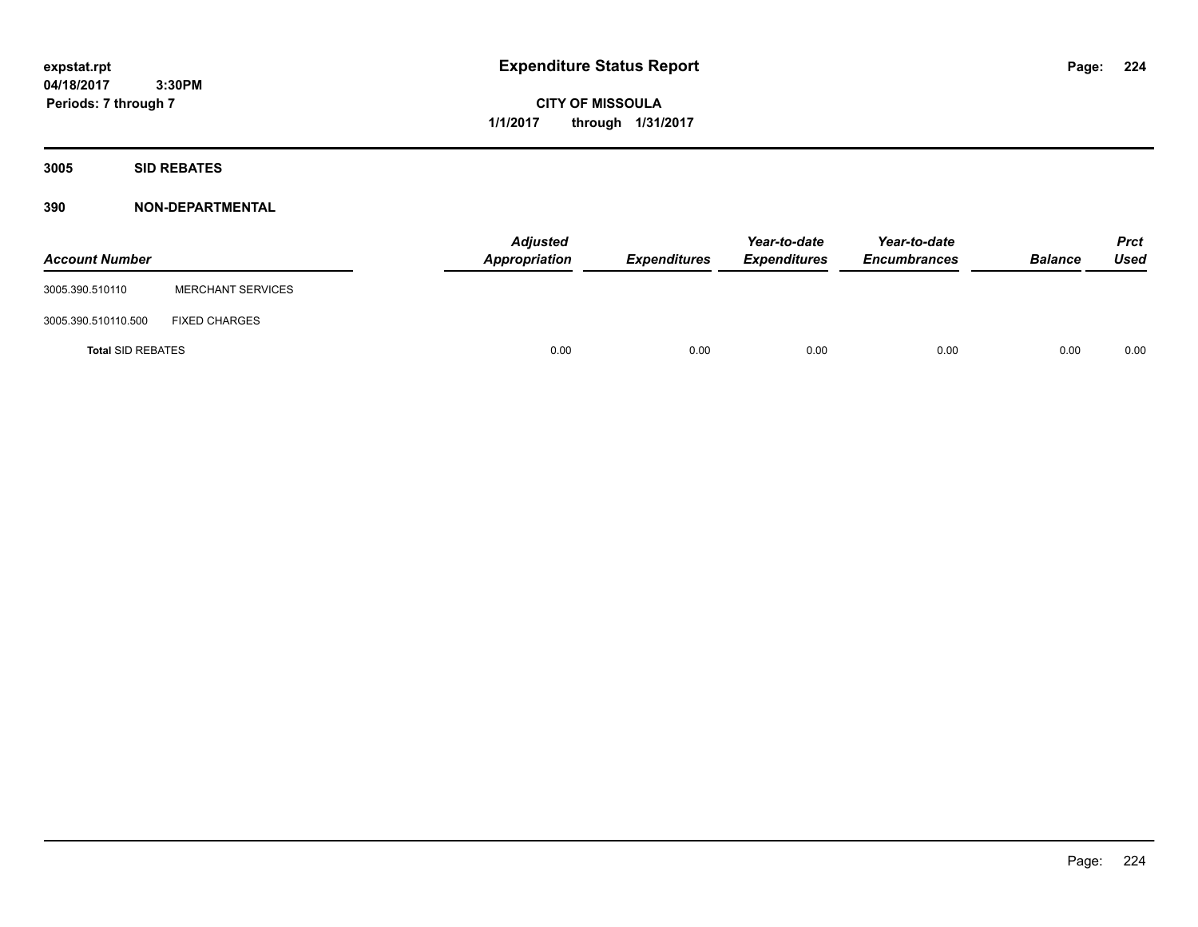**expstat.rpt**
**04/18/2017 3:30PM**
**Periods: 7 through 7**

# Expenditure Status Report

**CITY OF MISSOULA**
**1/1/2017 through 1/31/2017**

## 3005 SID REBATES

## 390 NON-DEPARTMENTAL

| Account Number | | Adjusted Appropriation | Expenditures | Year-to-date Expenditures | Year-to-date Encumbrances | Balance | Prct Used |
|---|---|---|---|---|---|---|---|
| 3005.390.510110 | MERCHANT SERVICES | | | | | | |
| 3005.390.510110.500 | FIXED CHARGES | | | | | | |
| **Total** SID REBATES | | 0.00 | 0.00 | 0.00 | 0.00 | 0.00 | 0.00 |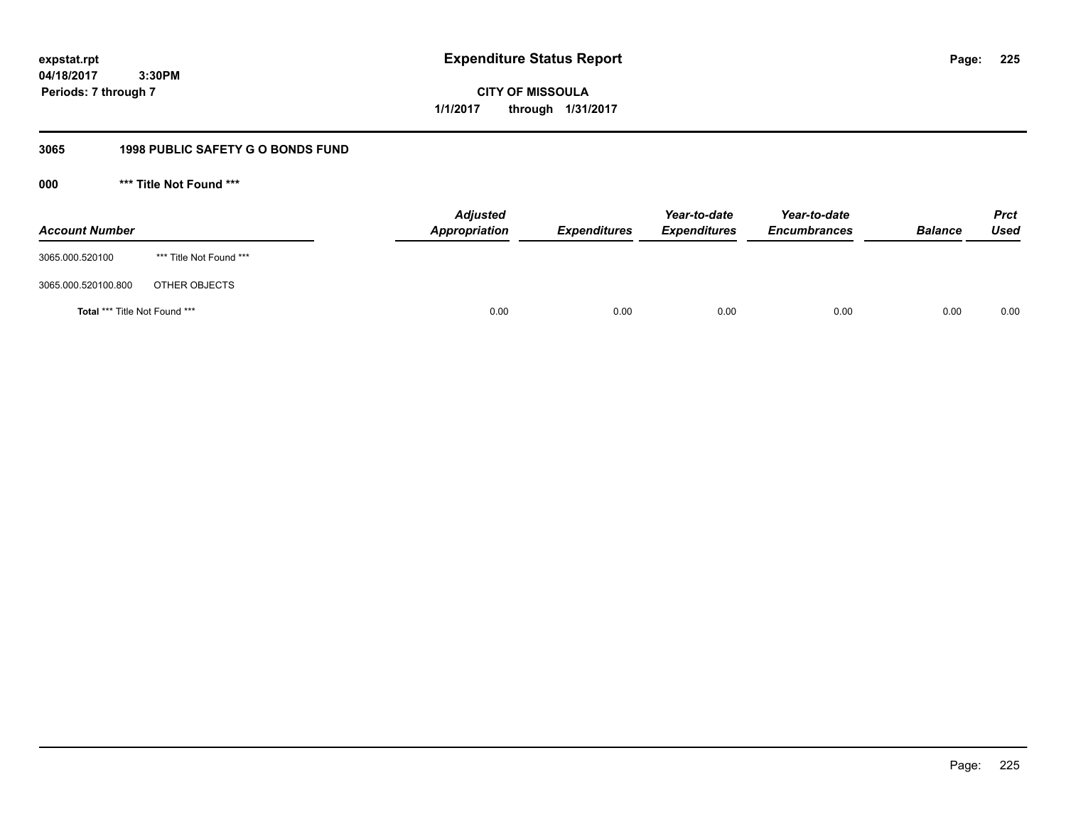**expstat.rpt**
**04/18/2017 3:30PM**
**Periods: 7 through 7**

# Expenditure Status Report

**CITY OF MISSOULA**
**1/1/2017 through 1/31/2017**

## 3065 1998 PUBLIC SAFETY G O BONDS FUND

### 000 *** Title Not Found ***

| Account Number | | Adjusted Appropriation | Expenditures | Year-to-date Expenditures | Year-to-date Encumbrances | Balance | Prct Used |
|---|---|---|---|---|---|---|---|
| 3065.000.520100 | *** Title Not Found *** | | | | | | |
| 3065.000.520100.800 | OTHER OBJECTS | | | | | | |
| **Total** *** Title Not Found *** | | 0.00 | 0.00 | 0.00 | 0.00 | 0.00 | 0.00 |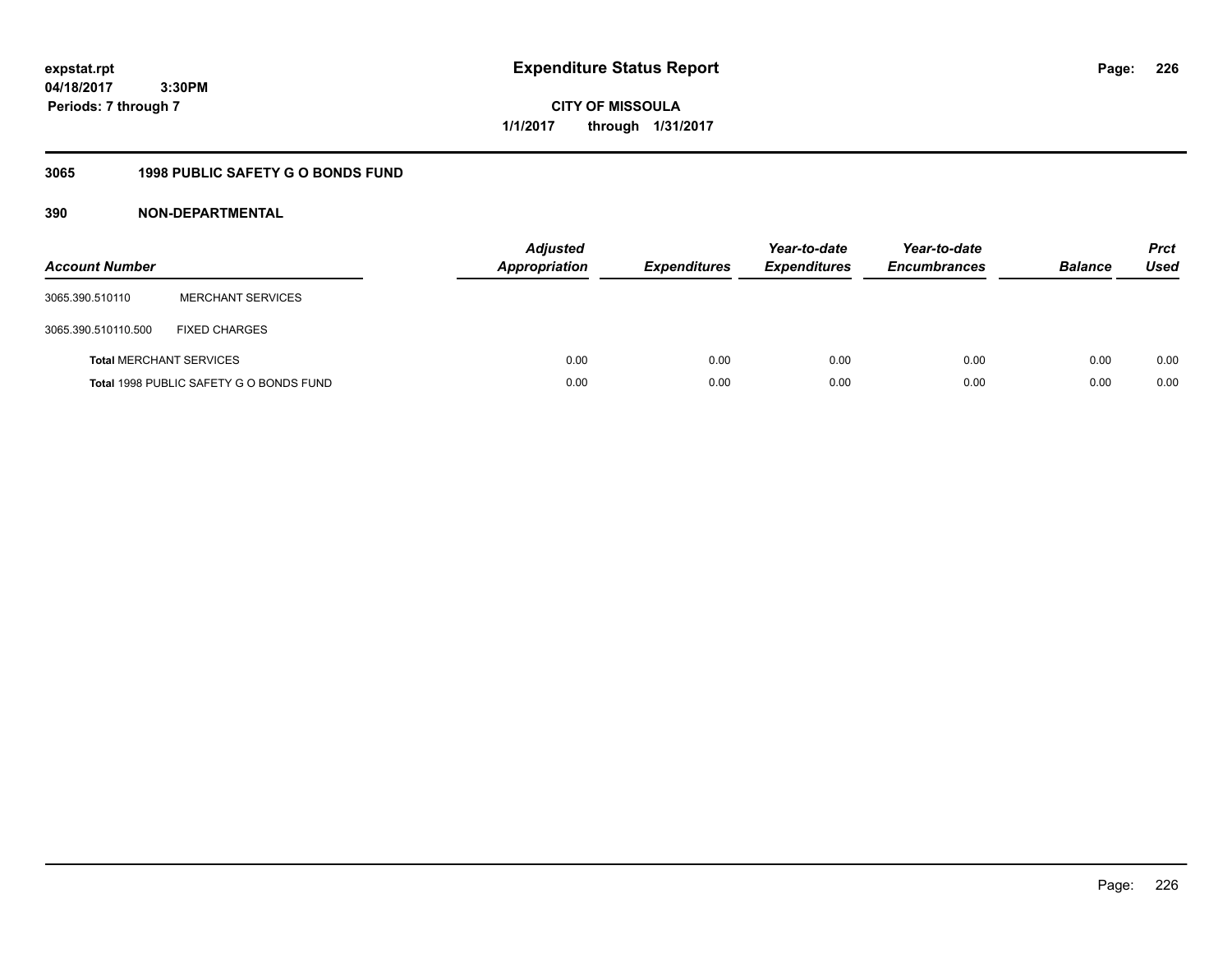expstat.rpt
04/18/2017 3:30PM
Periods: 7 through 7

# Expenditure Status Report

CITY OF MISSOULA
1/1/2017 through 1/31/2017

## 3065 1998 PUBLIC SAFETY G O BONDS FUND

## 390 NON-DEPARTMENTAL

| Account Number | | Adjusted Appropriation | Expenditures | Year-to-date Expenditures | Year-to-date Encumbrances | Balance | Prct Used |
|---|---|---|---|---|---|---|---|
| 3065.390.510110 | MERCHANT SERVICES | | | | | | |
| 3065.390.510110.500 | FIXED CHARGES | | | | | | |
| **Total** MERCHANT SERVICES | | 0.00 | 0.00 | 0.00 | 0.00 | 0.00 | 0.00 |
| **Total** 1998 PUBLIC SAFETY G O BONDS FUND | | 0.00 | 0.00 | 0.00 | 0.00 | 0.00 | 0.00 |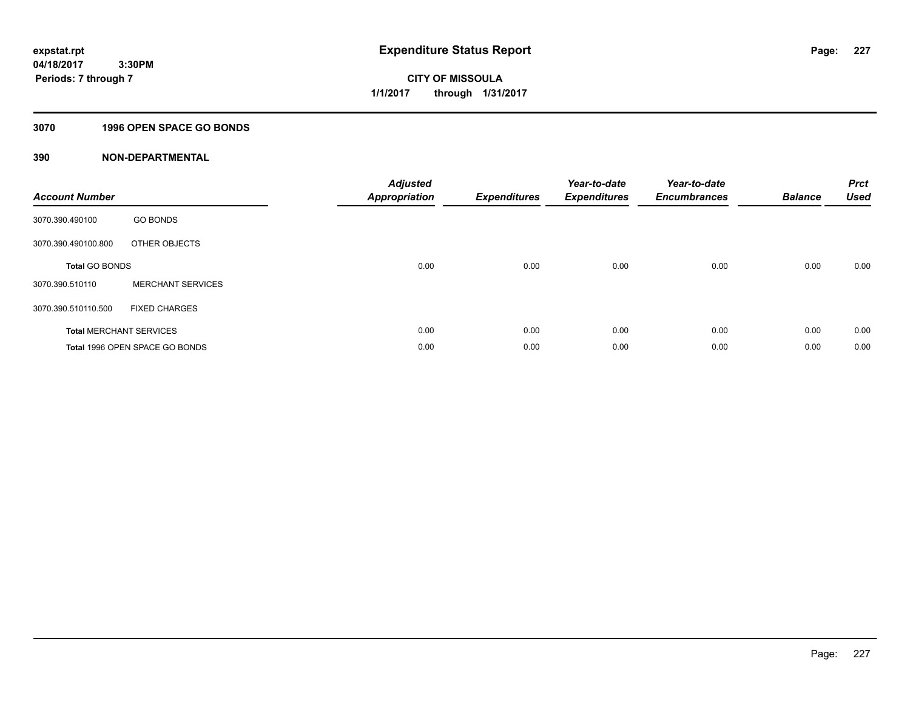**expstat.rpt**
**04/18/2017 3:30PM**
**Periods: 7 through 7**

# Expenditure Status Report

**CITY OF MISSOULA**
**1/1/2017 through 1/31/2017**

## 3070 1996 OPEN SPACE GO BONDS

## 390 NON-DEPARTMENTAL

| Account Number | | Adjusted Appropriation | Expenditures | Year-to-date Expenditures | Year-to-date Encumbrances | Balance | Prct Used |
|---|---|---|---|---|---|---|---|
| 3070.390.490100 | GO BONDS | | | | | | |
| 3070.390.490100.800 | OTHER OBJECTS | | | | | | |
| **Total** GO BONDS | | 0.00 | 0.00 | 0.00 | 0.00 | 0.00 | 0.00 |
| 3070.390.510110 | MERCHANT SERVICES | | | | | | |
| 3070.390.510110.500 | FIXED CHARGES | | | | | | |
| **Total** MERCHANT SERVICES | | 0.00 | 0.00 | 0.00 | 0.00 | 0.00 | 0.00 |
| **Total** 1996 OPEN SPACE GO BONDS | | 0.00 | 0.00 | 0.00 | 0.00 | 0.00 | 0.00 |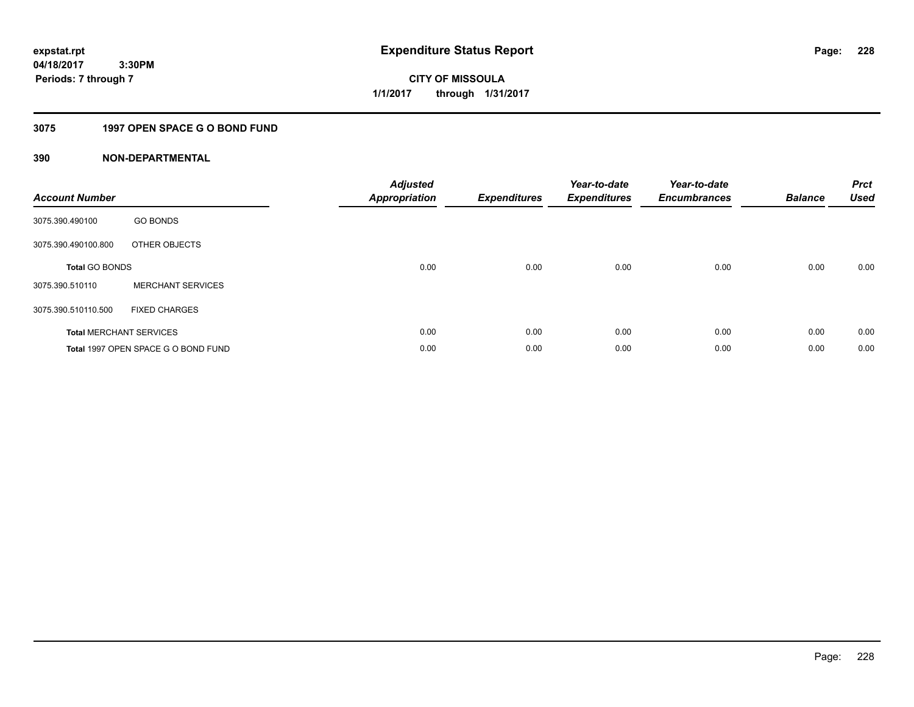**expstat.rpt**
**04/18/2017 3:30PM**
**Periods: 7 through 7**

# Expenditure Status Report

**CITY OF MISSOULA**
**1/1/2017 through 1/31/2017**

## 3075 1997 OPEN SPACE G O BOND FUND

## 390 NON-DEPARTMENTAL

| Account Number | | Adjusted Appropriation | Expenditures | Year-to-date Expenditures | Year-to-date Encumbrances | Balance | Prct Used |
|---|---|---|---|---|---|---|---|
| 3075.390.490100 | GO BONDS | | | | | | |
| 3075.390.490100.800 | OTHER OBJECTS | | | | | | |
| **Total** GO BONDS | | 0.00 | 0.00 | 0.00 | 0.00 | 0.00 | 0.00 |
| 3075.390.510110 | MERCHANT SERVICES | | | | | | |
| 3075.390.510110.500 | FIXED CHARGES | | | | | | |
| **Total** MERCHANT SERVICES | | 0.00 | 0.00 | 0.00 | 0.00 | 0.00 | 0.00 |
| **Total** 1997 OPEN SPACE G O BOND FUND | | 0.00 | 0.00 | 0.00 | 0.00 | 0.00 | 0.00 |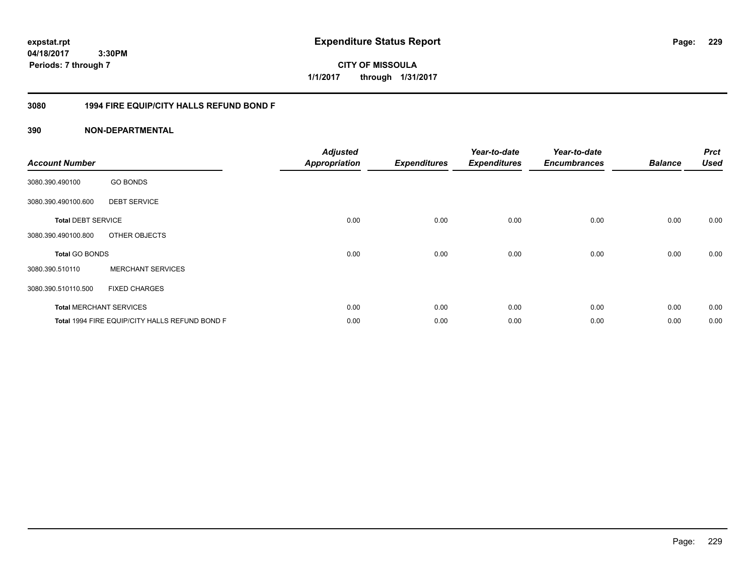**expstat.rpt**
**04/18/2017 3:30PM**
**Periods: 7 through 7**

# Expenditure Status Report

**CITY OF MISSOULA**
**1/1/2017 through 1/31/2017**

## 3080 1994 FIRE EQUIP/CITY HALLS REFUND BOND F

## 390 NON-DEPARTMENTAL

| Account Number | | Adjusted Appropriation | Expenditures | Year-to-date Expenditures | Year-to-date Encumbrances | Balance | Prct Used |
|---|---|---|---|---|---|---|---|
| 3080.390.490100 | GO BONDS | | | | | | |
| 3080.390.490100.600 | DEBT SERVICE | | | | | | |
| **Total** DEBT SERVICE | | 0.00 | 0.00 | 0.00 | 0.00 | 0.00 | 0.00 |
| 3080.390.490100.800 | OTHER OBJECTS | | | | | | |
| **Total** GO BONDS | | 0.00 | 0.00 | 0.00 | 0.00 | 0.00 | 0.00 |
| 3080.390.510110 | MERCHANT SERVICES | | | | | | |
| 3080.390.510110.500 | FIXED CHARGES | | | | | | |
| **Total** MERCHANT SERVICES | | 0.00 | 0.00 | 0.00 | 0.00 | 0.00 | 0.00 |
| **Total** 1994 FIRE EQUIP/CITY HALLS REFUND BOND F | | 0.00 | 0.00 | 0.00 | 0.00 | 0.00 | 0.00 |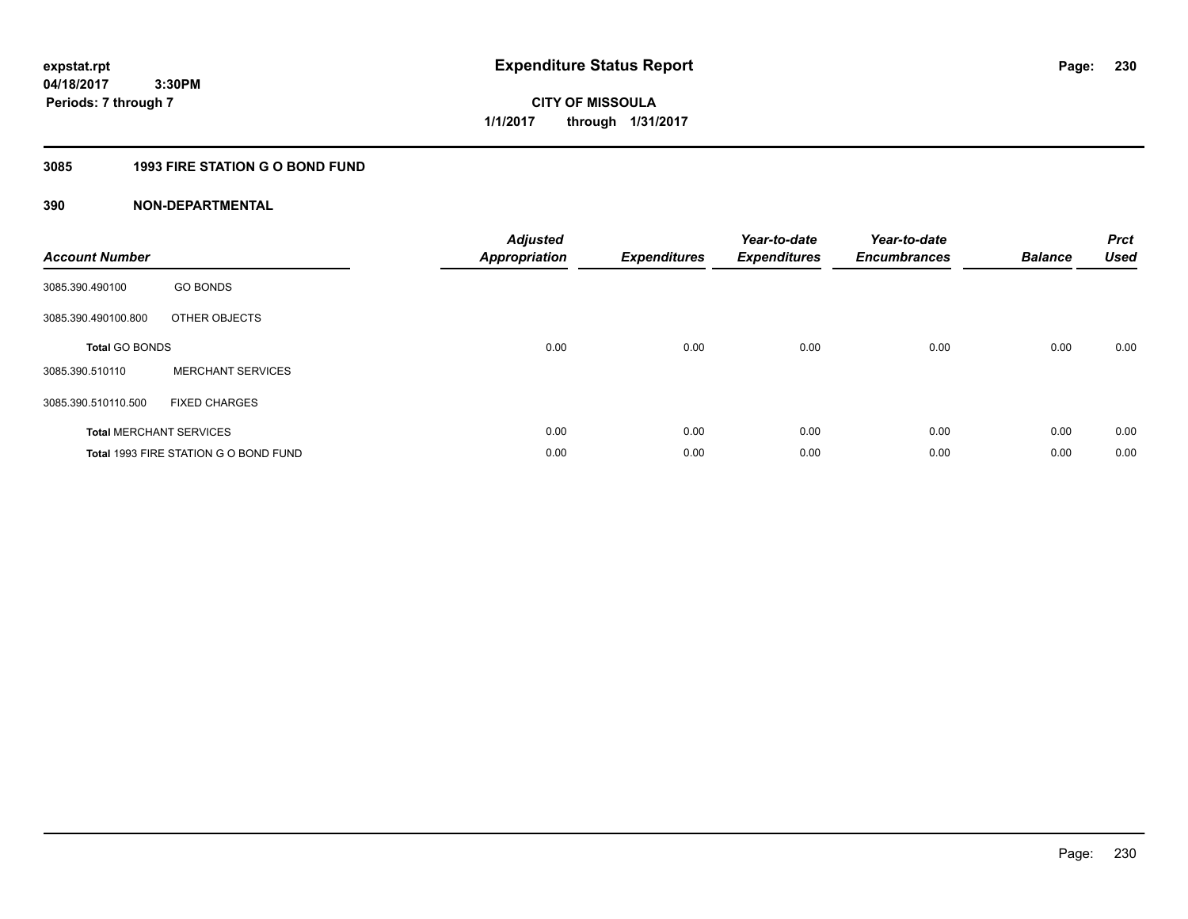**expstat.rpt**
**04/18/2017 3:30PM**
**Periods: 7 through 7**

# Expenditure Status Report

**CITY OF MISSOULA**
**1/1/2017 through 1/31/2017**

## 3085 1993 FIRE STATION G O BOND FUND

## 390 NON-DEPARTMENTAL

| Account Number | | Adjusted Appropriation | Expenditures | Year-to-date Expenditures | Year-to-date Encumbrances | Balance | Prct Used |
|---|---|---|---|---|---|---|---|
| 3085.390.490100 | GO BONDS | | | | | | |
| 3085.390.490100.800 | OTHER OBJECTS | | | | | | |
| **Total** GO BONDS | | 0.00 | 0.00 | 0.00 | 0.00 | 0.00 | 0.00 |
| 3085.390.510110 | MERCHANT SERVICES | | | | | | |
| 3085.390.510110.500 | FIXED CHARGES | | | | | | |
| **Total** MERCHANT SERVICES | | 0.00 | 0.00 | 0.00 | 0.00 | 0.00 | 0.00 |
| **Total** 1993 FIRE STATION G O BOND FUND | | 0.00 | 0.00 | 0.00 | 0.00 | 0.00 | 0.00 |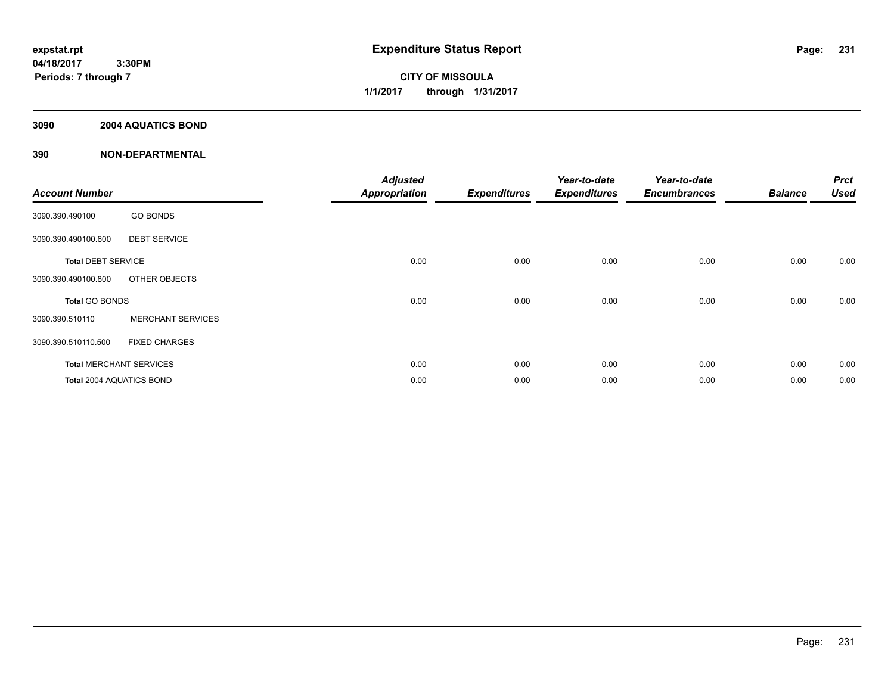**expstat.rpt**
**04/18/2017 3:30PM**
**Periods: 7 through 7**

# Expenditure Status Report

**CITY OF MISSOULA**
**1/1/2017 through 1/31/2017**

## 3090 2004 AQUATICS BOND

## 390 NON-DEPARTMENTAL

| Account Number | | Adjusted Appropriation | Expenditures | Year-to-date Expenditures | Year-to-date Encumbrances | Balance | Prct Used |
|---|---|---|---|---|---|---|---|
| 3090.390.490100 | GO BONDS | | | | | | |
| 3090.390.490100.600 | DEBT SERVICE | | | | | | |
| **Total** DEBT SERVICE | | 0.00 | 0.00 | 0.00 | 0.00 | 0.00 | 0.00 |
| 3090.390.490100.800 | OTHER OBJECTS | | | | | | |
| **Total** GO BONDS | | 0.00 | 0.00 | 0.00 | 0.00 | 0.00 | 0.00 |
| 3090.390.510110 | MERCHANT SERVICES | | | | | | |
| 3090.390.510110.500 | FIXED CHARGES | | | | | | |
| **Total** MERCHANT SERVICES | | 0.00 | 0.00 | 0.00 | 0.00 | 0.00 | 0.00 |
| **Total** 2004 AQUATICS BOND | | 0.00 | 0.00 | 0.00 | 0.00 | 0.00 | 0.00 |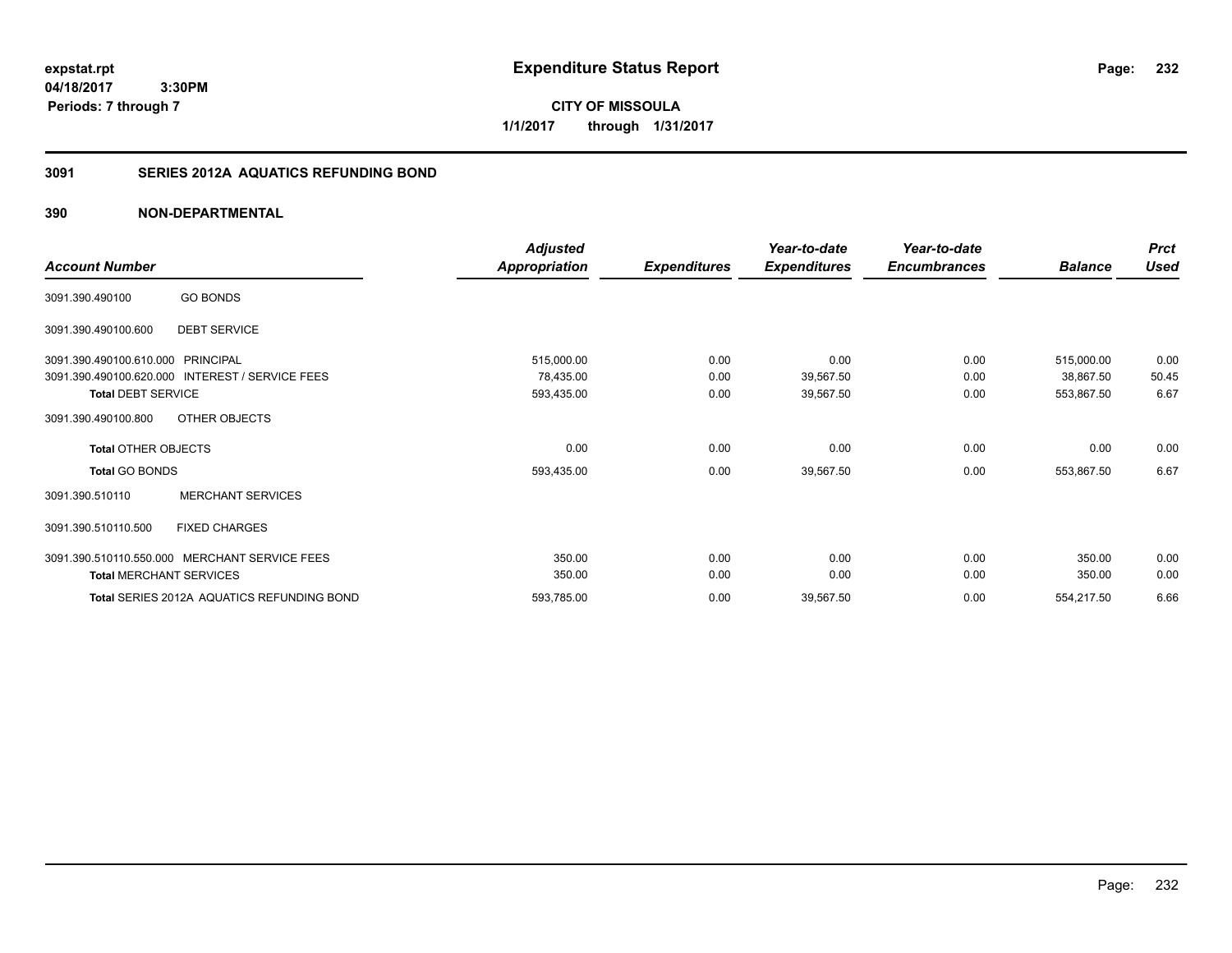expstat.rpt
04/18/2017 3:30PM
Periods: 7 through 7

# Expenditure Status Report

**CITY OF MISSOULA**
**1/1/2017 through 1/31/2017**

## 3091 SERIES 2012A AQUATICS REFUNDING BOND

## 390 NON-DEPARTMENTAL

| Account Number | | Adjusted Appropriation | Expenditures | Year-to-date Expenditures | Year-to-date Encumbrances | Balance | Prct Used |
|---|---|---|---|---|---|---|---|
| 3091.390.490100 | GO BONDS | | | | | | |
| 3091.390.490100.600 | DEBT SERVICE | | | | | | |
| 3091.390.490100.610.000 | PRINCIPAL | 515,000.00 | 0.00 | 0.00 | 0.00 | 515,000.00 | 0.00 |
| 3091.390.490100.620.000 | INTEREST / SERVICE FEES | 78,435.00 | 0.00 | 39,567.50 | 0.00 | 38,867.50 | 50.45 |
| **Total** DEBT SERVICE | | 593,435.00 | 0.00 | 39,567.50 | 0.00 | 553,867.50 | 6.67 |
| 3091.390.490100.800 | OTHER OBJECTS | | | | | | |
| **Total** OTHER OBJECTS | | 0.00 | 0.00 | 0.00 | 0.00 | 0.00 | 0.00 |
| **Total** GO BONDS | | 593,435.00 | 0.00 | 39,567.50 | 0.00 | 553,867.50 | 6.67 |
| 3091.390.510110 | MERCHANT SERVICES | | | | | | |
| 3091.390.510110.500 | FIXED CHARGES | | | | | | |
| 3091.390.510110.550.000 | MERCHANT SERVICE FEES | 350.00 | 0.00 | 0.00 | 0.00 | 350.00 | 0.00 |
| **Total** MERCHANT SERVICES | | 350.00 | 0.00 | 0.00 | 0.00 | 350.00 | 0.00 |
| **Total** SERIES 2012A AQUATICS REFUNDING BOND | | 593,785.00 | 0.00 | 39,567.50 | 0.00 | 554,217.50 | 6.66 |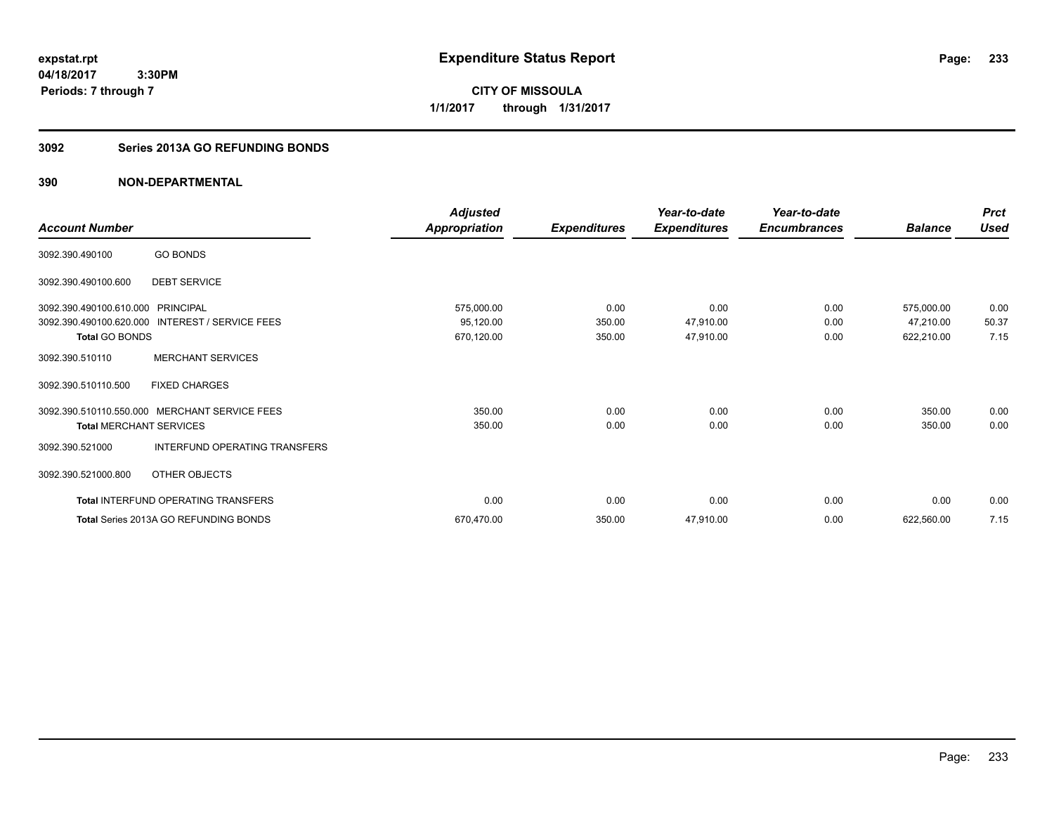expstat.rpt
04/18/2017 3:30PM
Periods: 7 through 7

# Expenditure Status Report

**CITY OF MISSOULA**
**1/1/2017 through 1/31/2017**

## 3092 Series 2013A GO REFUNDING BONDS

### 390 NON-DEPARTMENTAL

| Account Number | | Adjusted Appropriation | Expenditures | Year-to-date Expenditures | Year-to-date Encumbrances | Balance | Prct Used |
|---|---|---|---|---|---|---|---|
| 3092.390.490100 | GO BONDS | | | | | | |
| 3092.390.490100.600 | DEBT SERVICE | | | | | | |
| 3092.390.490100.610.000 | PRINCIPAL | 575,000.00 | 0.00 | 0.00 | 0.00 | 575,000.00 | 0.00 |
| 3092.390.490100.620.000 | INTEREST / SERVICE FEES | 95,120.00 | 350.00 | 47,910.00 | 0.00 | 47,210.00 | 50.37 |
| **Total** GO BONDS | | 670,120.00 | 350.00 | 47,910.00 | 0.00 | 622,210.00 | 7.15 |
| 3092.390.510110 | MERCHANT SERVICES | | | | | | |
| 3092.390.510110.500 | FIXED CHARGES | | | | | | |
| 3092.390.510110.550.000 | MERCHANT SERVICE FEES | 350.00 | 0.00 | 0.00 | 0.00 | 350.00 | 0.00 |
| **Total** MERCHANT SERVICES | | 350.00 | 0.00 | 0.00 | 0.00 | 350.00 | 0.00 |
| 3092.390.521000 | INTERFUND OPERATING TRANSFERS | | | | | | |
| 3092.390.521000.800 | OTHER OBJECTS | | | | | | |
| **Total** INTERFUND OPERATING TRANSFERS | | 0.00 | 0.00 | 0.00 | 0.00 | 0.00 | 0.00 |
| **Total** Series 2013A GO REFUNDING BONDS | | 670,470.00 | 350.00 | 47,910.00 | 0.00 | 622,560.00 | 7.15 |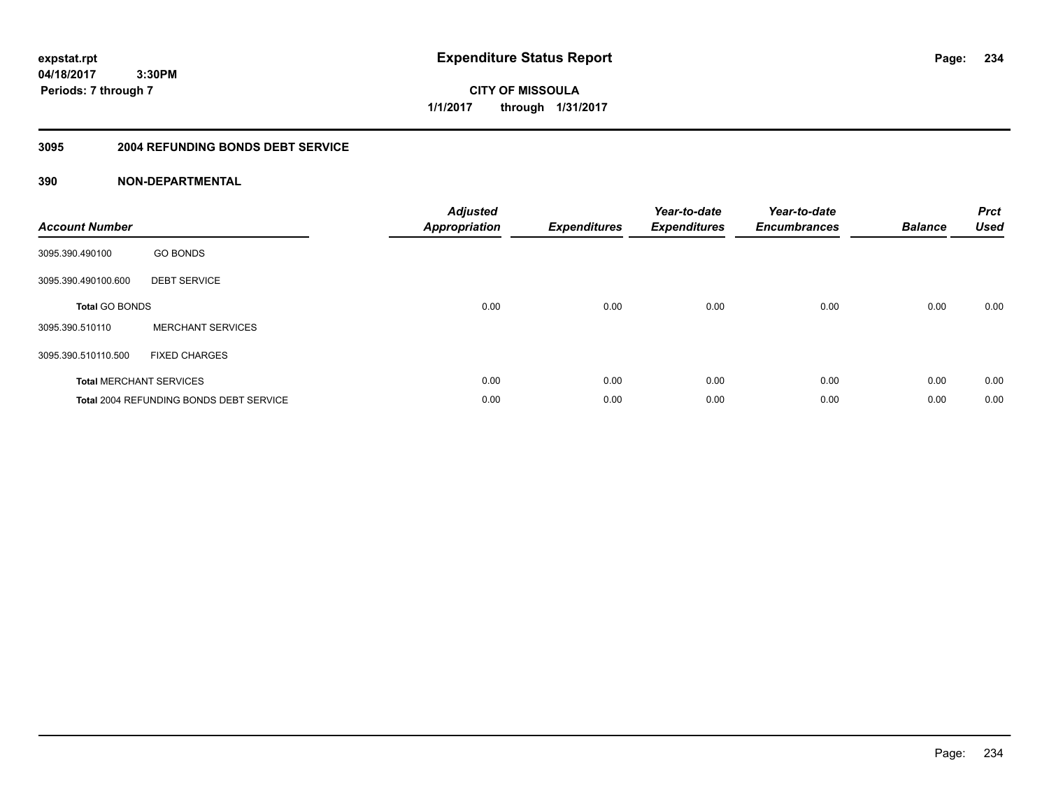# Expenditure Status Report

**expstat.rpt**
**04/18/2017 3:30PM**
**Periods: 7 through 7**

**CITY OF MISSOULA**
**1/1/2017 through 1/31/2017**

## 3095 2004 REFUNDING BONDS DEBT SERVICE

## 390 NON-DEPARTMENTAL

| Account Number | | Adjusted Appropriation | Expenditures | Year-to-date Expenditures | Year-to-date Encumbrances | Balance | Prct Used |
|---|---|---|---|---|---|---|---|
| 3095.390.490100 | GO BONDS | | | | | | |
| 3095.390.490100.600 | DEBT SERVICE | | | | | | |
| **Total** GO BONDS | | 0.00 | 0.00 | 0.00 | 0.00 | 0.00 | 0.00 |
| 3095.390.510110 | MERCHANT SERVICES | | | | | | |
| 3095.390.510110.500 | FIXED CHARGES | | | | | | |
| **Total** MERCHANT SERVICES | | 0.00 | 0.00 | 0.00 | 0.00 | 0.00 | 0.00 |
| **Total** 2004 REFUNDING BONDS DEBT SERVICE | | 0.00 | 0.00 | 0.00 | 0.00 | 0.00 | 0.00 |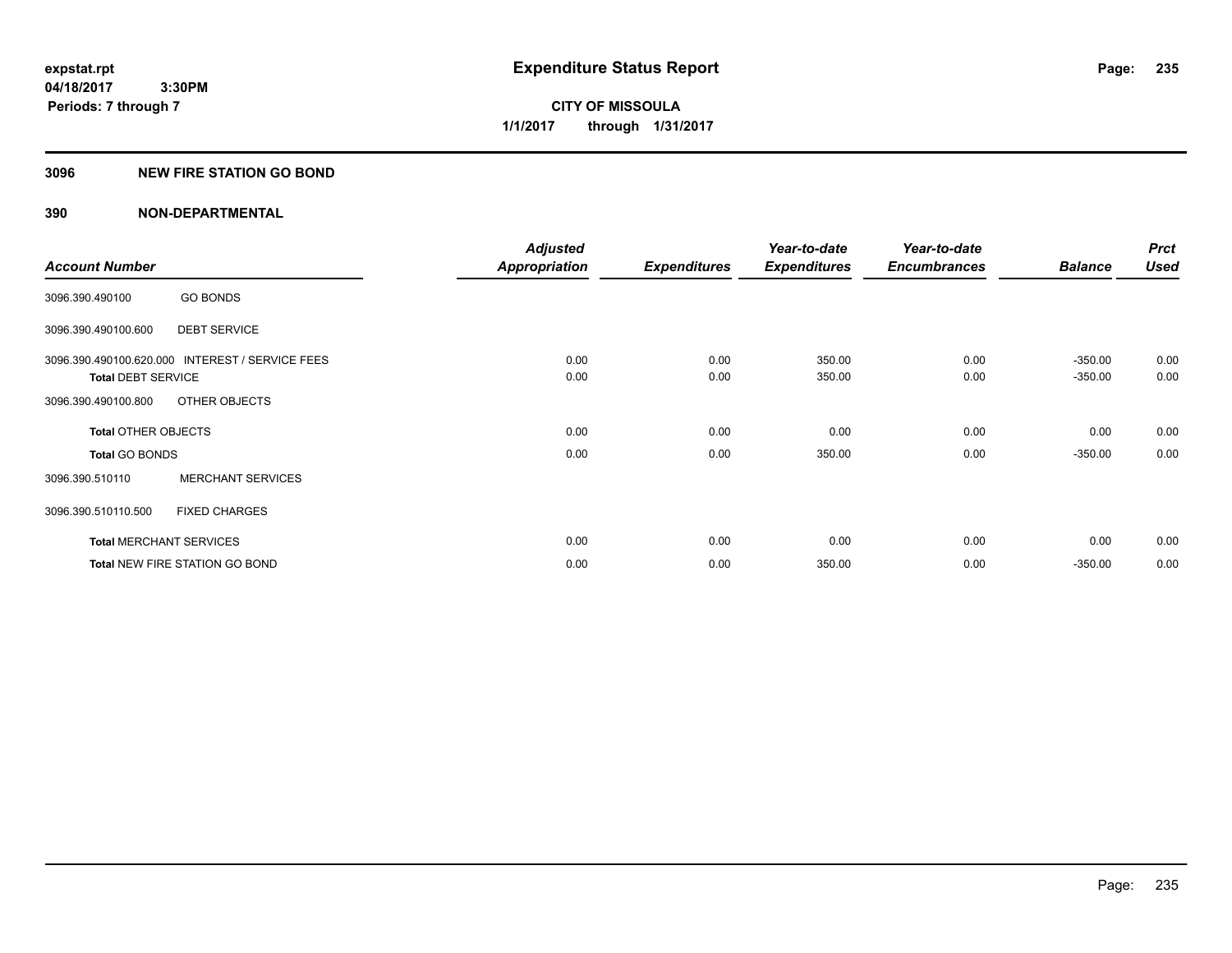expstat.rpt
04/18/2017 3:30PM
Periods: 7 through 7

# Expenditure Status Report

CITY OF MISSOULA
1/1/2017 through 1/31/2017

## 3096 NEW FIRE STATION GO BOND

### 390 NON-DEPARTMENTAL

| Account Number | | Adjusted Appropriation | Expenditures | Year-to-date Expenditures | Year-to-date Encumbrances | Balance | Prct Used |
|---|---|---|---|---|---|---|---|
| 3096.390.490100 | GO BONDS | | | | | | |
| 3096.390.490100.600 | DEBT SERVICE | | | | | | |
| 3096.390.490100.620.000 | INTEREST / SERVICE FEES | 0.00 | 0.00 | 350.00 | 0.00 | -350.00 | 0.00 |
| **Total** DEBT SERVICE | | 0.00 | 0.00 | 350.00 | 0.00 | -350.00 | 0.00 |
| 3096.390.490100.800 | OTHER OBJECTS | | | | | | |
| **Total** OTHER OBJECTS | | 0.00 | 0.00 | 0.00 | 0.00 | 0.00 | 0.00 |
| **Total** GO BONDS | | 0.00 | 0.00 | 350.00 | 0.00 | -350.00 | 0.00 |
| 3096.390.510110 | MERCHANT SERVICES | | | | | | |
| 3096.390.510110.500 | FIXED CHARGES | | | | | | |
| **Total** MERCHANT SERVICES | | 0.00 | 0.00 | 0.00 | 0.00 | 0.00 | 0.00 |
| **Total** NEW FIRE STATION GO BOND | | 0.00 | 0.00 | 350.00 | 0.00 | -350.00 | 0.00 |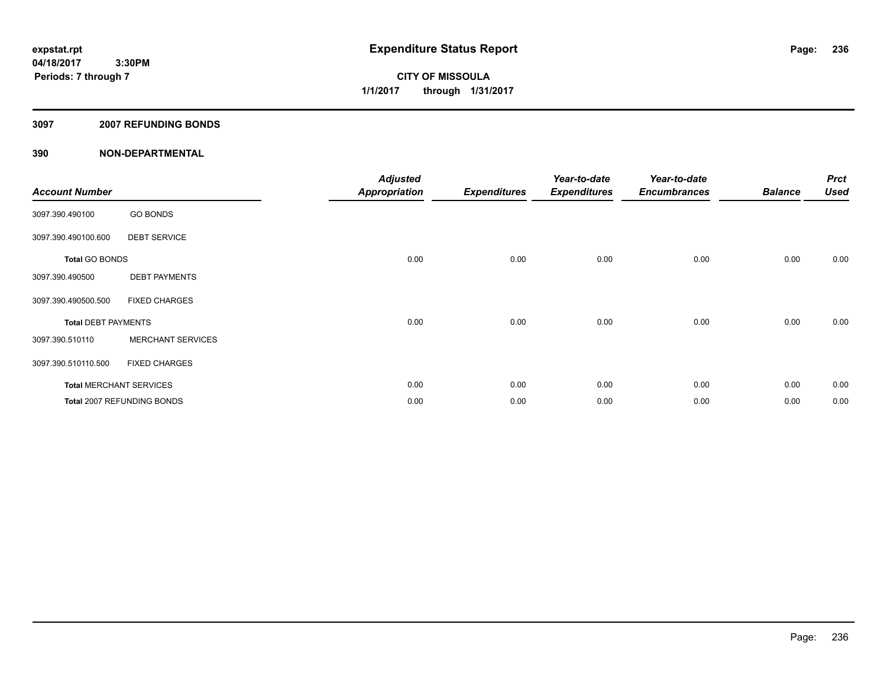**expstat.rpt**
**04/18/2017 3:30PM**
**Periods: 7 through 7**

# Expenditure Status Report

**CITY OF MISSOULA**
**1/1/2017 through 1/31/2017**

## 3097 2007 REFUNDING BONDS

## 390 NON-DEPARTMENTAL

| Account Number | | Adjusted Appropriation | Expenditures | Year-to-date Expenditures | Year-to-date Encumbrances | Balance | Prct Used |
|---|---|---|---|---|---|---|---|
| 3097.390.490100 | GO BONDS | | | | | | |
| 3097.390.490100.600 | DEBT SERVICE | | | | | | |
| **Total** GO BONDS | | 0.00 | 0.00 | 0.00 | 0.00 | 0.00 | 0.00 |
| 3097.390.490500 | DEBT PAYMENTS | | | | | | |
| 3097.390.490500.500 | FIXED CHARGES | | | | | | |
| **Total** DEBT PAYMENTS | | 0.00 | 0.00 | 0.00 | 0.00 | 0.00 | 0.00 |
| 3097.390.510110 | MERCHANT SERVICES | | | | | | |
| 3097.390.510110.500 | FIXED CHARGES | | | | | | |
| **Total** MERCHANT SERVICES | | 0.00 | 0.00 | 0.00 | 0.00 | 0.00 | 0.00 |
| **Total** 2007 REFUNDING BONDS | | 0.00 | 0.00 | 0.00 | 0.00 | 0.00 | 0.00 |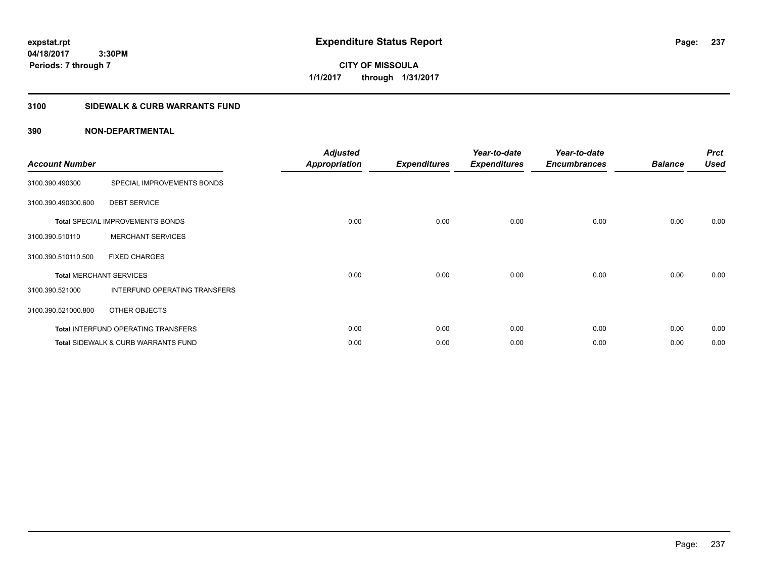expstat.rpt
04/18/2017 3:30PM
Periods: 7 through 7

# Expenditure Status Report

CITY OF MISSOULA
1/1/2017 through 1/31/2017

## 3100 SIDEWALK & CURB WARRANTS FUND

## 390 NON-DEPARTMENTAL

| Account Number | | Adjusted Appropriation | Expenditures | Year-to-date Expenditures | Year-to-date Encumbrances | Balance | Prct Used |
|---|---|---|---|---|---|---|---|
| 3100.390.490300 | SPECIAL IMPROVEMENTS BONDS | | | | | | |
| 3100.390.490300.600 | DEBT SERVICE | | | | | | |
| Total SPECIAL IMPROVEMENTS BONDS | | 0.00 | 0.00 | 0.00 | 0.00 | 0.00 | 0.00 |
| 3100.390.510110 | MERCHANT SERVICES | | | | | | |
| 3100.390.510110.500 | FIXED CHARGES | | | | | | |
| Total MERCHANT SERVICES | | 0.00 | 0.00 | 0.00 | 0.00 | 0.00 | 0.00 |
| 3100.390.521000 | INTERFUND OPERATING TRANSFERS | | | | | | |
| 3100.390.521000.800 | OTHER OBJECTS | | | | | | |
| Total INTERFUND OPERATING TRANSFERS | | 0.00 | 0.00 | 0.00 | 0.00 | 0.00 | 0.00 |
| Total SIDEWALK & CURB WARRANTS FUND | | 0.00 | 0.00 | 0.00 | 0.00 | 0.00 | 0.00 |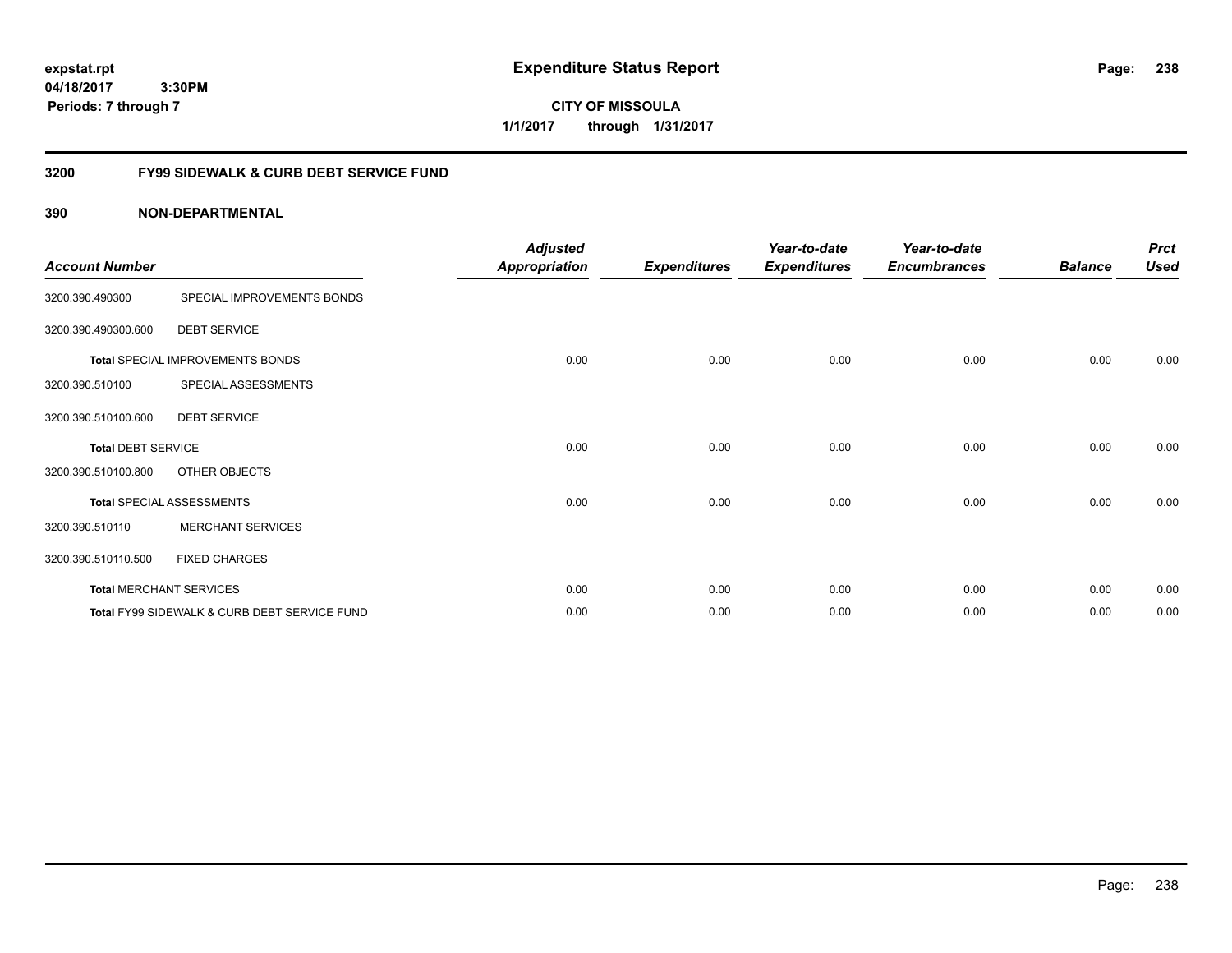# Expenditure Status Report

expstat.rpt
04/18/2017 3:30PM
Periods: 7 through 7

**CITY OF MISSOULA**
**1/1/2017 through 1/31/2017**

## 3200 FY99 SIDEWALK & CURB DEBT SERVICE FUND

### 390 NON-DEPARTMENTAL

| Account Number | | Adjusted Appropriation | Expenditures | Year-to-date Expenditures | Year-to-date Encumbrances | Balance | Prct Used |
|---|---|---|---|---|---|---|---|
| 3200.390.490300 | SPECIAL IMPROVEMENTS BONDS | | | | | | |
| 3200.390.490300.600 | DEBT SERVICE | | | | | | |
| **Total** SPECIAL IMPROVEMENTS BONDS | | 0.00 | 0.00 | 0.00 | 0.00 | 0.00 | 0.00 |
| 3200.390.510100 | SPECIAL ASSESSMENTS | | | | | | |
| 3200.390.510100.600 | DEBT SERVICE | | | | | | |
| **Total** DEBT SERVICE | | 0.00 | 0.00 | 0.00 | 0.00 | 0.00 | 0.00 |
| 3200.390.510100.800 | OTHER OBJECTS | | | | | | |
| **Total** SPECIAL ASSESSMENTS | | 0.00 | 0.00 | 0.00 | 0.00 | 0.00 | 0.00 |
| 3200.390.510110 | MERCHANT SERVICES | | | | | | |
| 3200.390.510110.500 | FIXED CHARGES | | | | | | |
| **Total** MERCHANT SERVICES | | 0.00 | 0.00 | 0.00 | 0.00 | 0.00 | 0.00 |
| **Total** FY99 SIDEWALK & CURB DEBT SERVICE FUND | | 0.00 | 0.00 | 0.00 | 0.00 | 0.00 | 0.00 |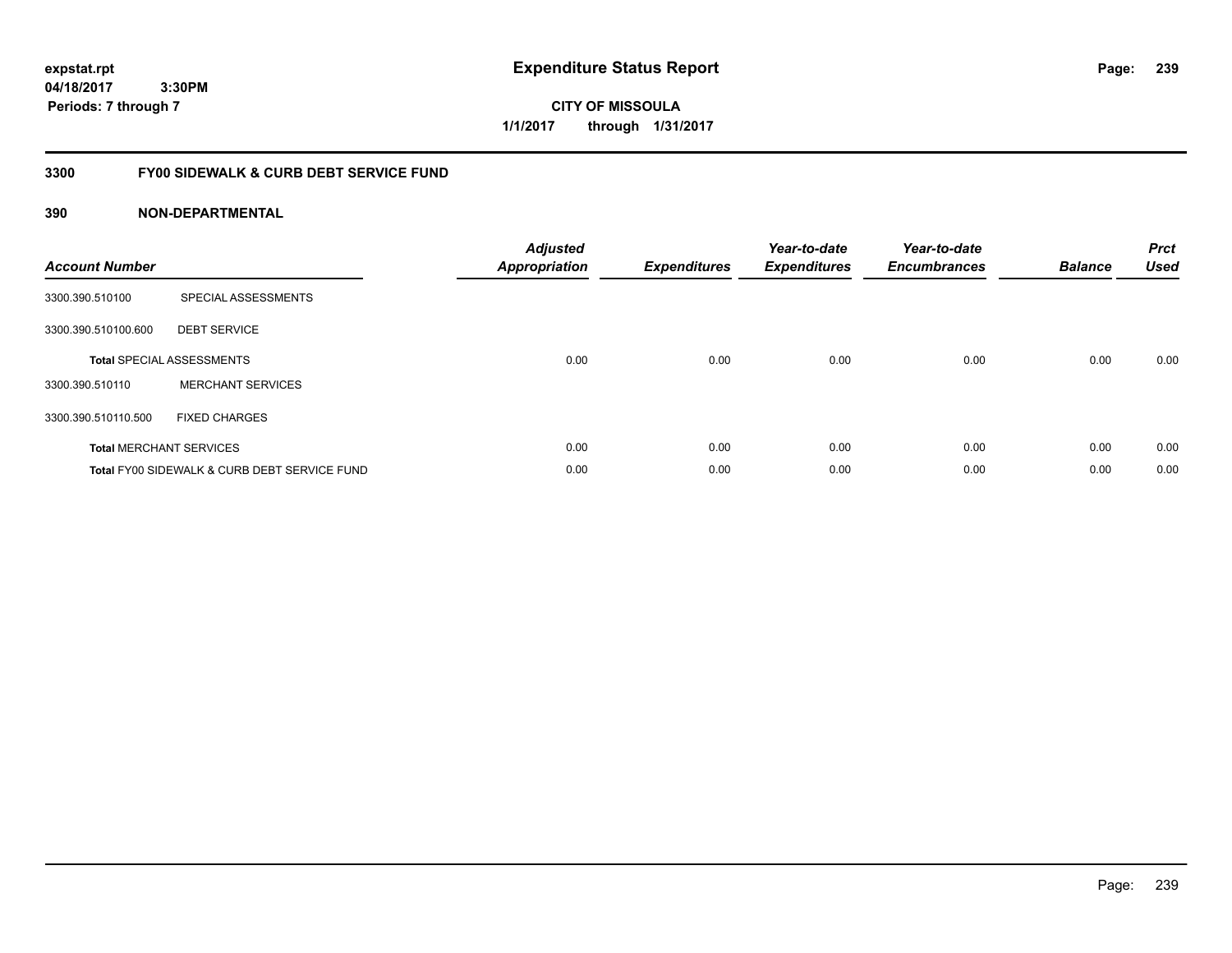**expstat.rpt**
**04/18/2017 3:30PM**
**Periods: 7 through 7**

# Expenditure Status Report

**CITY OF MISSOULA**
**1/1/2017 through 1/31/2017**

## 3300 FY00 SIDEWALK & CURB DEBT SERVICE FUND

### 390 NON-DEPARTMENTAL

| Account Number | | Adjusted Appropriation | Expenditures | Year-to-date Expenditures | Year-to-date Encumbrances | Balance | Prct Used |
|---|---|---|---|---|---|---|---|
| 3300.390.510100 | SPECIAL ASSESSMENTS | | | | | | |
| 3300.390.510100.600 | DEBT SERVICE | | | | | | |
| **Total** SPECIAL ASSESSMENTS | | 0.00 | 0.00 | 0.00 | 0.00 | 0.00 | 0.00 |
| 3300.390.510110 | MERCHANT SERVICES | | | | | | |
| 3300.390.510110.500 | FIXED CHARGES | | | | | | |
| **Total** MERCHANT SERVICES | | 0.00 | 0.00 | 0.00 | 0.00 | 0.00 | 0.00 |
| **Total** FY00 SIDEWALK & CURB DEBT SERVICE FUND | | 0.00 | 0.00 | 0.00 | 0.00 | 0.00 | 0.00 |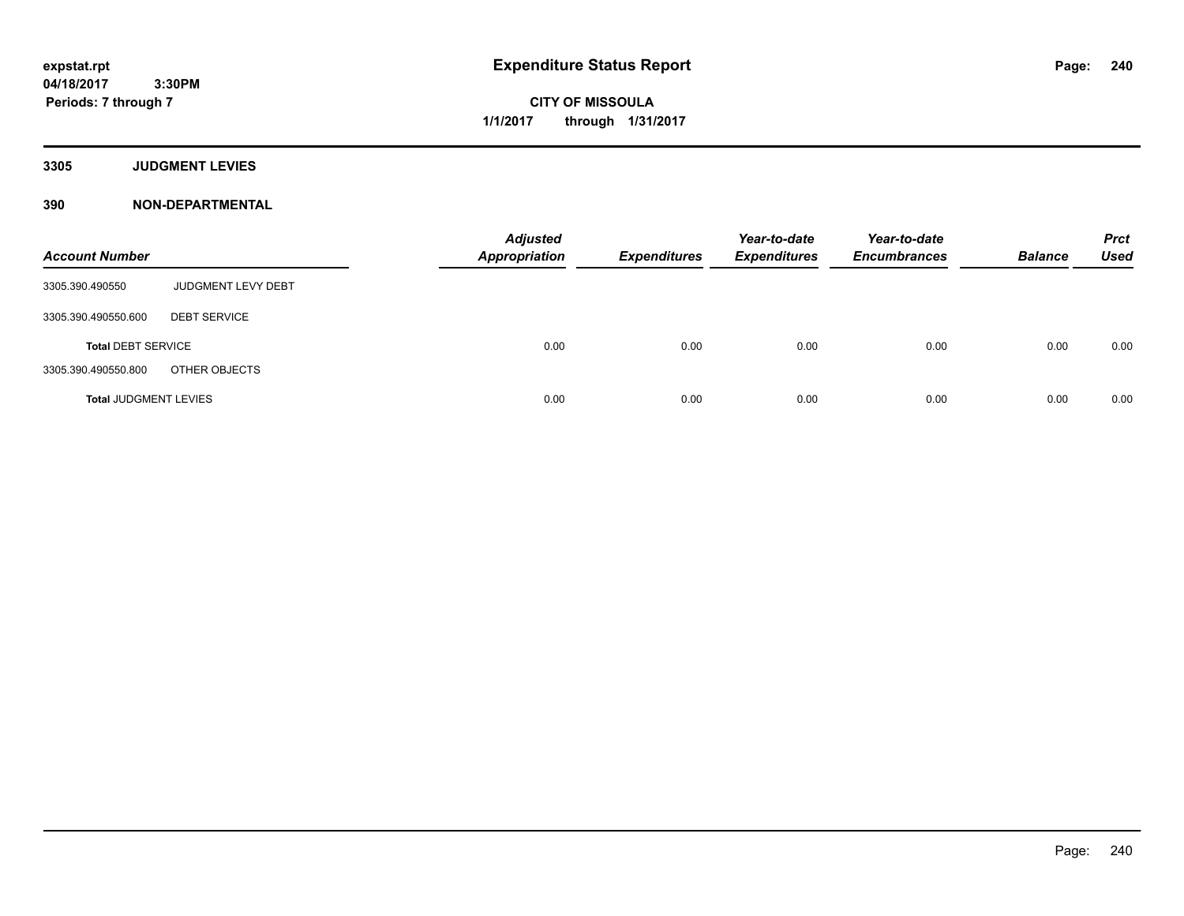# Expenditure Status Report

expstat.rpt
04/18/2017 3:30PM
Periods: 7 through 7

**CITY OF MISSOULA**
**1/1/2017 through 1/31/2017**

## 3305 JUDGMENT LEVIES

## 390 NON-DEPARTMENTAL

| Account Number | | Adjusted Appropriation | Expenditures | Year-to-date Expenditures | Year-to-date Encumbrances | Balance | Prct Used |
|---|---|---|---|---|---|---|---|
| 3305.390.490550 | JUDGMENT LEVY DEBT | | | | | | |
| 3305.390.490550.600 | DEBT SERVICE | | | | | | |
| **Total** DEBT SERVICE | | 0.00 | 0.00 | 0.00 | 0.00 | 0.00 | 0.00 |
| 3305.390.490550.800 | OTHER OBJECTS | | | | | | |
| **Total** JUDGMENT LEVIES | | 0.00 | 0.00 | 0.00 | 0.00 | 0.00 | 0.00 |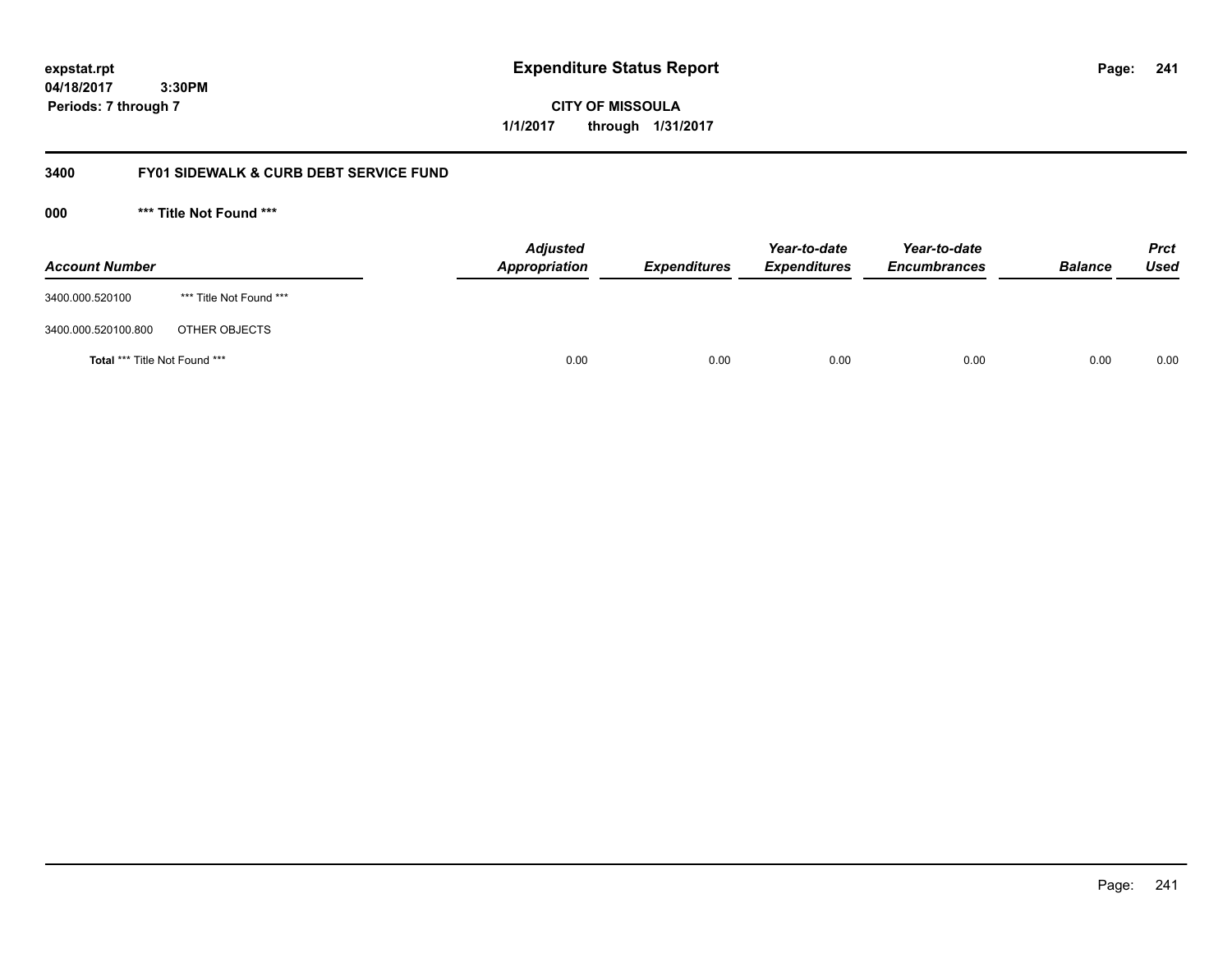**expstat.rpt**
**04/18/2017 3:30PM**
**Periods: 7 through 7**

# Expenditure Status Report

**CITY OF MISSOULA**
**1/1/2017 through 1/31/2017**

## 3400 FY01 SIDEWALK & CURB DEBT SERVICE FUND

### 000 *** Title Not Found ***

| Account Number | | Adjusted Appropriation | Expenditures | Year-to-date Expenditures | Year-to-date Encumbrances | Balance | Prct Used |
|---|---|---|---|---|---|---|---|
| 3400.000.520100 | *** Title Not Found *** | | | | | | |
| 3400.000.520100.800 | OTHER OBJECTS | | | | | | |
| **Total** *** Title Not Found *** | | 0.00 | 0.00 | 0.00 | 0.00 | 0.00 | 0.00 |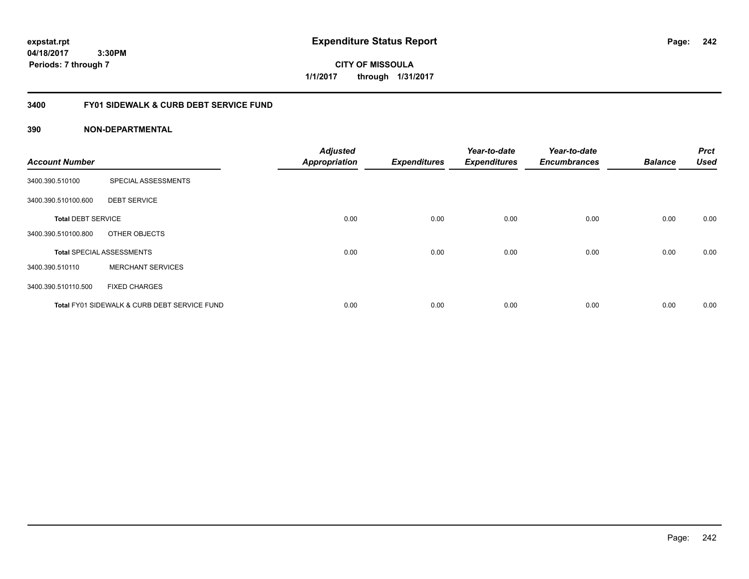expstat.rpt
04/18/2017 3:30PM
Periods: 7 through 7

# Expenditure Status Report

**CITY OF MISSOULA**
**1/1/2017 through 1/31/2017**

## 3400 FY01 SIDEWALK & CURB DEBT SERVICE FUND

### 390 NON-DEPARTMENTAL

| Account Number | | Adjusted Appropriation | Expenditures | Year-to-date Expenditures | Year-to-date Encumbrances | Balance | Prct Used |
|---|---|---|---|---|---|---|---|
| 3400.390.510100 | SPECIAL ASSESSMENTS | | | | | | |
| 3400.390.510100.600 | DEBT SERVICE | | | | | | |
| **Total** DEBT SERVICE | | 0.00 | 0.00 | 0.00 | 0.00 | 0.00 | 0.00 |
| 3400.390.510100.800 | OTHER OBJECTS | | | | | | |
| **Total** SPECIAL ASSESSMENTS | | 0.00 | 0.00 | 0.00 | 0.00 | 0.00 | 0.00 |
| 3400.390.510110 | MERCHANT SERVICES | | | | | | |
| 3400.390.510110.500 | FIXED CHARGES | | | | | | |
| **Total** FY01 SIDEWALK & CURB DEBT SERVICE FUND | | 0.00 | 0.00 | 0.00 | 0.00 | 0.00 | 0.00 |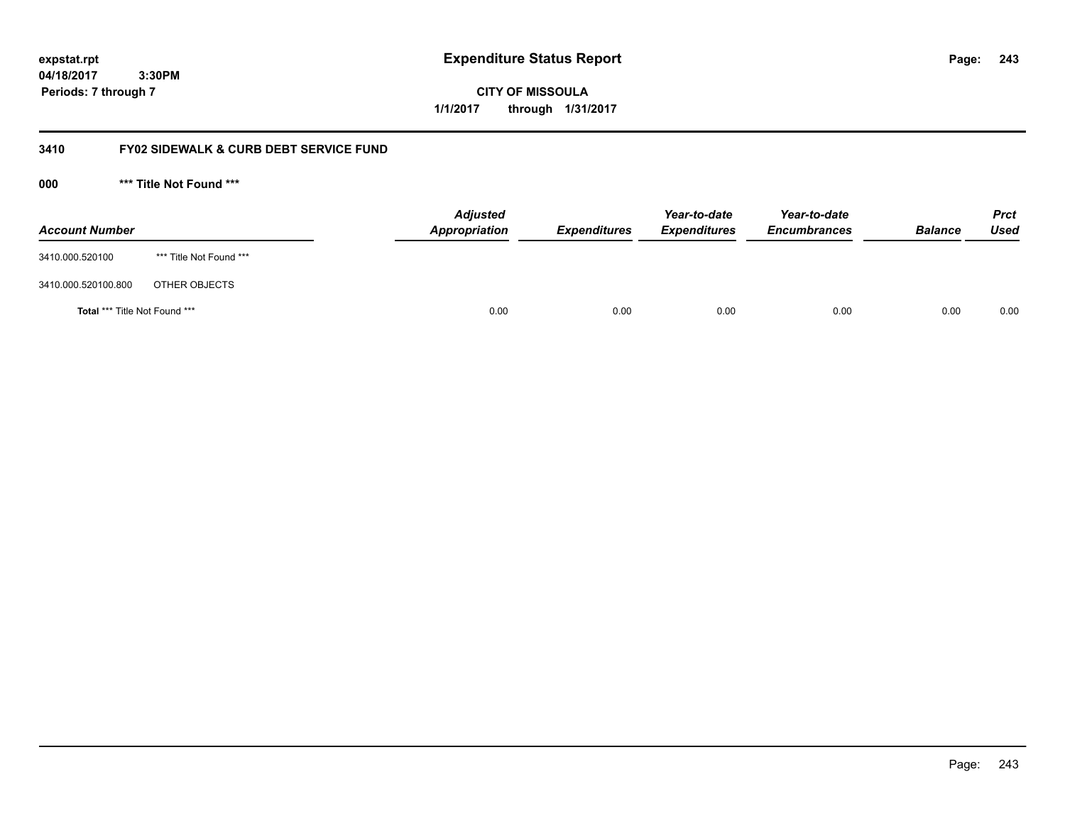**Expenditure Status Report**

**CITY OF MISSOULA**

**1/1/2017 through 1/31/2017**

expstat.rpt
04/18/2017 3:30PM
Periods: 7 through 7

## 3410 FY02 SIDEWALK & CURB DEBT SERVICE FUND

### 000 *** Title Not Found ***

| Account Number | | Adjusted Appropriation | Expenditures | Year-to-date Expenditures | Year-to-date Encumbrances | Balance | Prct Used |
|---|---|---|---|---|---|---|---|
| 3410.000.520100 | *** Title Not Found *** | | | | | | |
| 3410.000.520100.800 | OTHER OBJECTS | | | | | | |
| **Total** *** Title Not Found *** | | 0.00 | 0.00 | 0.00 | 0.00 | 0.00 | 0.00 |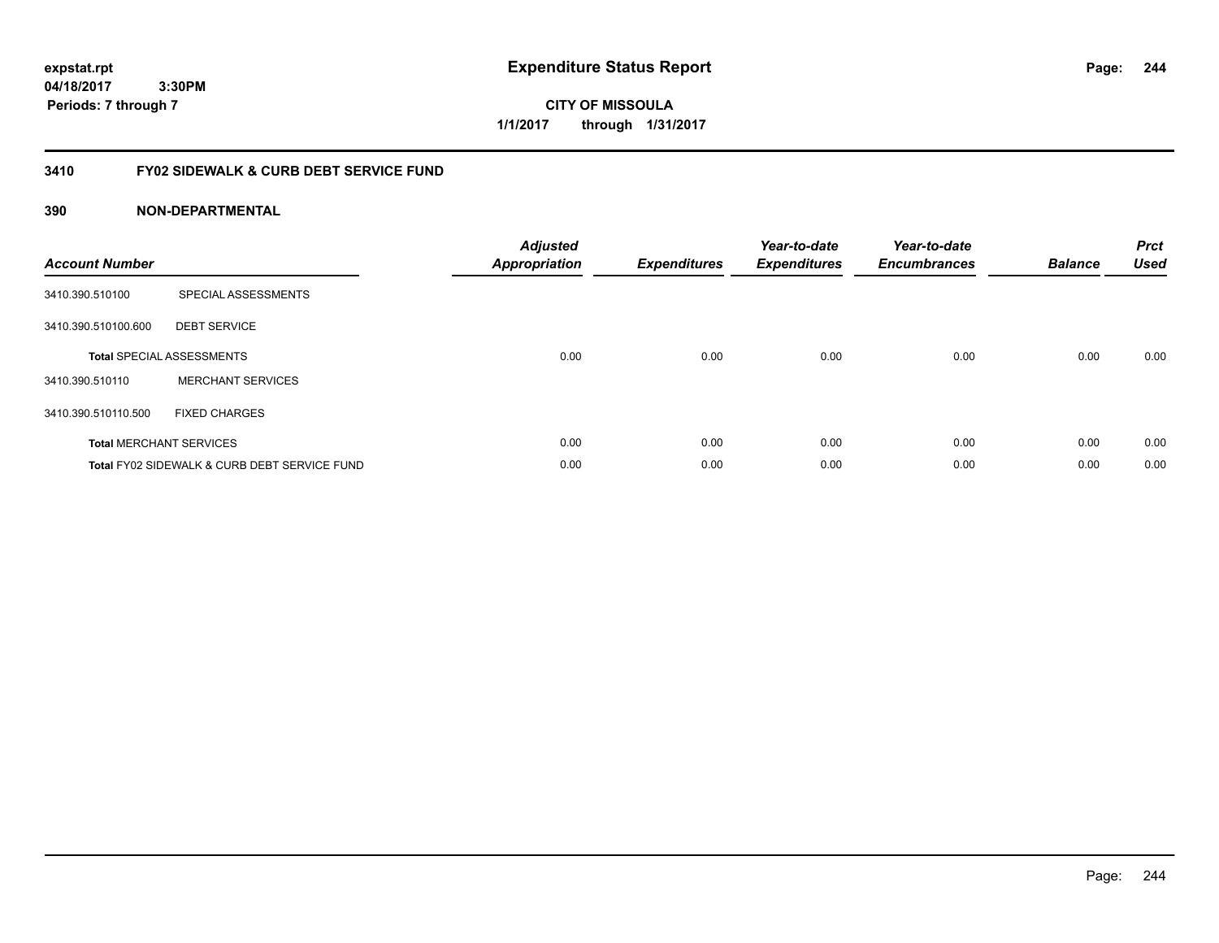# Expenditure Status Report

expstat.rpt
04/18/2017 3:30PM
Periods: 7 through 7

**CITY OF MISSOULA**
**1/1/2017 through 1/31/2017**

## 3410 FY02 SIDEWALK & CURB DEBT SERVICE FUND

### 390 NON-DEPARTMENTAL

| Account Number | | Adjusted Appropriation | Expenditures | Year-to-date Expenditures | Year-to-date Encumbrances | Balance | Prct Used |
|---|---|---|---|---|---|---|---|
| 3410.390.510100 | SPECIAL ASSESSMENTS | | | | | | |
| 3410.390.510100.600 | DEBT SERVICE | | | | | | |
| **Total** SPECIAL ASSESSMENTS | | 0.00 | 0.00 | 0.00 | 0.00 | 0.00 | 0.00 |
| 3410.390.510110 | MERCHANT SERVICES | | | | | | |
| 3410.390.510110.500 | FIXED CHARGES | | | | | | |
| **Total** MERCHANT SERVICES | | 0.00 | 0.00 | 0.00 | 0.00 | 0.00 | 0.00 |
| **Total** FY02 SIDEWALK & CURB DEBT SERVICE FUND | | 0.00 | 0.00 | 0.00 | 0.00 | 0.00 | 0.00 |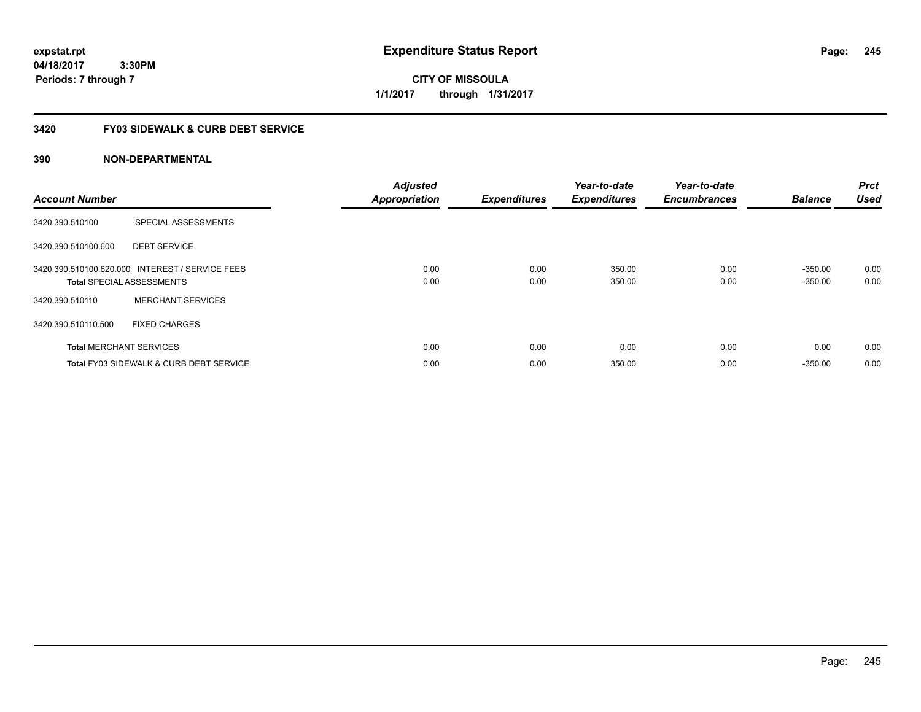**expstat.rpt**
**04/18/2017 3:30PM**
**Periods: 7 through 7**

# Expenditure Status Report

**CITY OF MISSOULA**
**1/1/2017 through 1/31/2017**

## 3420 FY03 SIDEWALK & CURB DEBT SERVICE

### 390 NON-DEPARTMENTAL

| Account Number | | Adjusted Appropriation | Expenditures | Year-to-date Expenditures | Year-to-date Encumbrances | Balance | Prct Used |
|---|---|---|---|---|---|---|---|
| 3420.390.510100 | SPECIAL ASSESSMENTS | | | | | | |
| 3420.390.510100.600 | DEBT SERVICE | | | | | | |
| 3420.390.510100.620.000 | INTEREST / SERVICE FEES | 0.00 | 0.00 | 350.00 | 0.00 | -350.00 | 0.00 |
| **Total** SPECIAL ASSESSMENTS | | 0.00 | 0.00 | 350.00 | 0.00 | -350.00 | 0.00 |
| 3420.390.510110 | MERCHANT SERVICES | | | | | | |
| 3420.390.510110.500 | FIXED CHARGES | | | | | | |
| **Total** MERCHANT SERVICES | | 0.00 | 0.00 | 0.00 | 0.00 | 0.00 | 0.00 |
| **Total** FY03 SIDEWALK & CURB DEBT SERVICE | | 0.00 | 0.00 | 350.00 | 0.00 | -350.00 | 0.00 |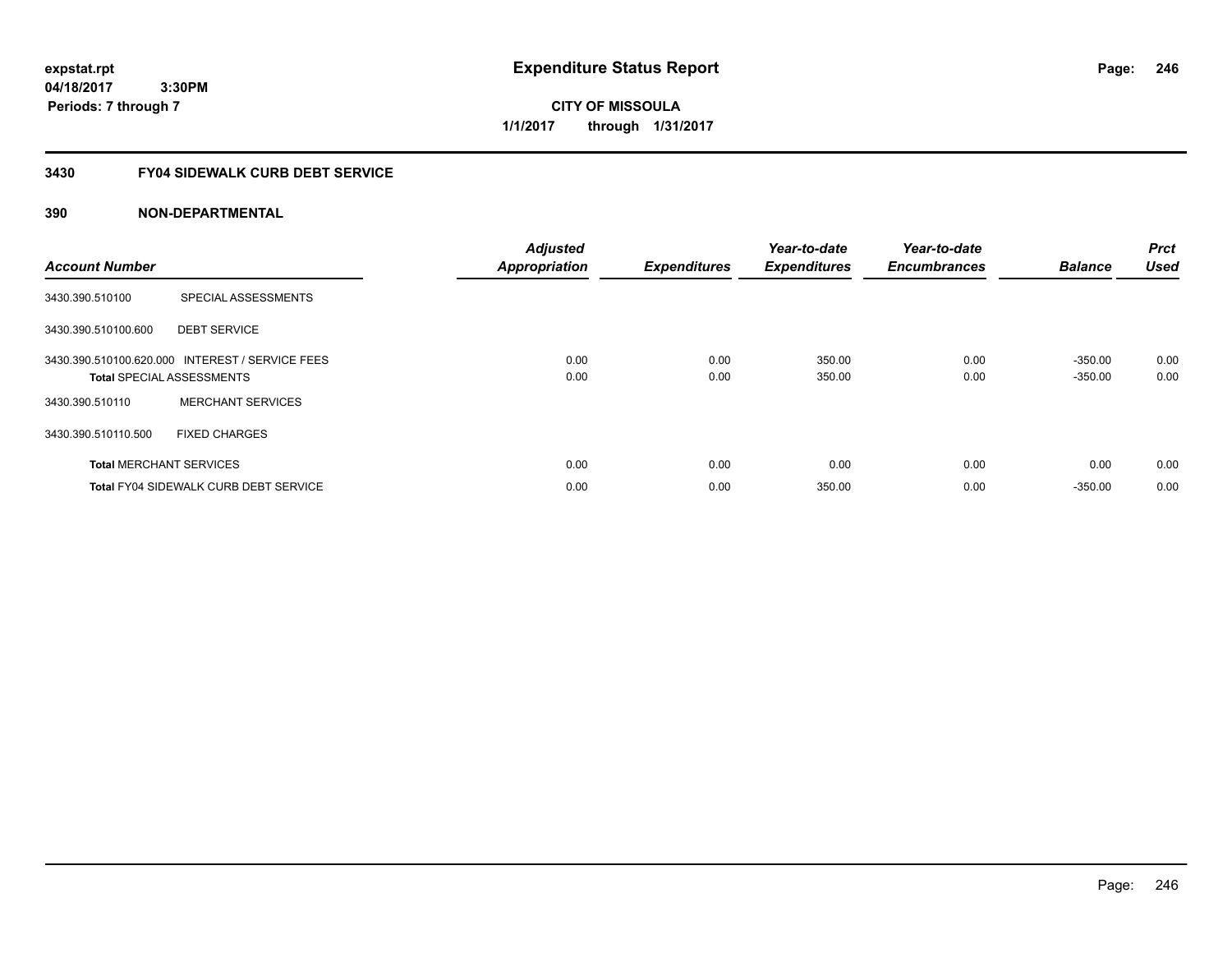**expstat.rpt**
**04/18/2017 3:30PM**
**Periods: 7 through 7**

# Expenditure Status Report

**CITY OF MISSOULA**
**1/1/2017 through 1/31/2017**

## 3430 FY04 SIDEWALK CURB DEBT SERVICE

## 390 NON-DEPARTMENTAL

| Account Number | | Adjusted Appropriation | Expenditures | Year-to-date Expenditures | Year-to-date Encumbrances | Balance | Prct Used |
|---|---|---|---|---|---|---|---|
| 3430.390.510100 | SPECIAL ASSESSMENTS | | | | | | |
| 3430.390.510100.600 | DEBT SERVICE | | | | | | |
| 3430.390.510100.620.000 | INTEREST / SERVICE FEES | 0.00 | 0.00 | 350.00 | 0.00 | -350.00 | 0.00 |
| **Total** SPECIAL ASSESSMENTS | | 0.00 | 0.00 | 350.00 | 0.00 | -350.00 | 0.00 |
| 3430.390.510110 | MERCHANT SERVICES | | | | | | |
| 3430.390.510110.500 | FIXED CHARGES | | | | | | |
| **Total** MERCHANT SERVICES | | 0.00 | 0.00 | 0.00 | 0.00 | 0.00 | 0.00 |
| **Total** FY04 SIDEWALK CURB DEBT SERVICE | | 0.00 | 0.00 | 350.00 | 0.00 | -350.00 | 0.00 |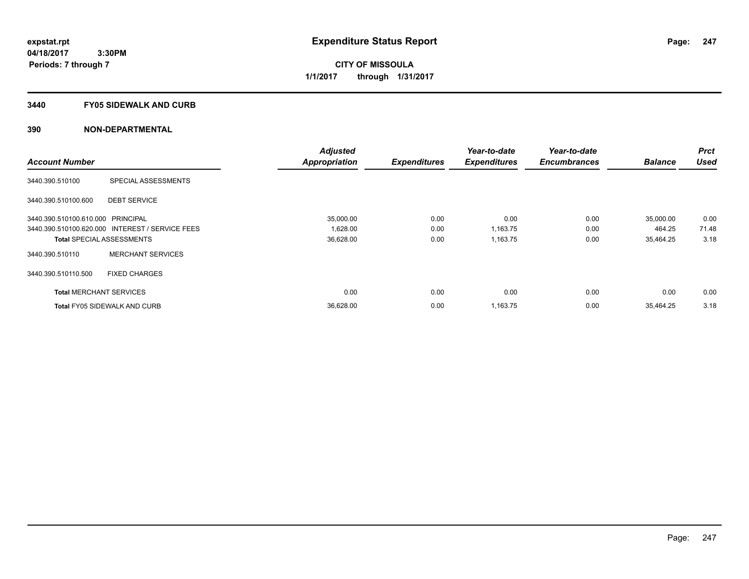# Expenditure Status Report

**expstat.rpt**
**04/18/2017 3:30PM**
**Periods: 7 through 7**

**CITY OF MISSOULA**
**1/1/2017 through 1/31/2017**

## 3440 FY05 SIDEWALK AND CURB

### 390 NON-DEPARTMENTAL

| Account Number | | Adjusted Appropriation | Expenditures | Year-to-date Expenditures | Year-to-date Encumbrances | Balance | Prct Used |
|---|---|---|---|---|---|---|---|
| 3440.390.510100 | SPECIAL ASSESSMENTS | | | | | | |
| 3440.390.510100.600 | DEBT SERVICE | | | | | | |
| 3440.390.510100.610.000 | PRINCIPAL | 35,000.00 | 0.00 | 0.00 | 0.00 | 35,000.00 | 0.00 |
| 3440.390.510100.620.000 | INTEREST / SERVICE FEES | 1,628.00 | 0.00 | 1,163.75 | 0.00 | 464.25 | 71.48 |
| **Total** SPECIAL ASSESSMENTS | | 36,628.00 | 0.00 | 1,163.75 | 0.00 | 35,464.25 | 3.18 |
| 3440.390.510110 | MERCHANT SERVICES | | | | | | |
| 3440.390.510110.500 | FIXED CHARGES | | | | | | |
| **Total** MERCHANT SERVICES | | 0.00 | 0.00 | 0.00 | 0.00 | 0.00 | 0.00 |
| **Total** FY05 SIDEWALK AND CURB | | 36,628.00 | 0.00 | 1,163.75 | 0.00 | 35,464.25 | 3.18 |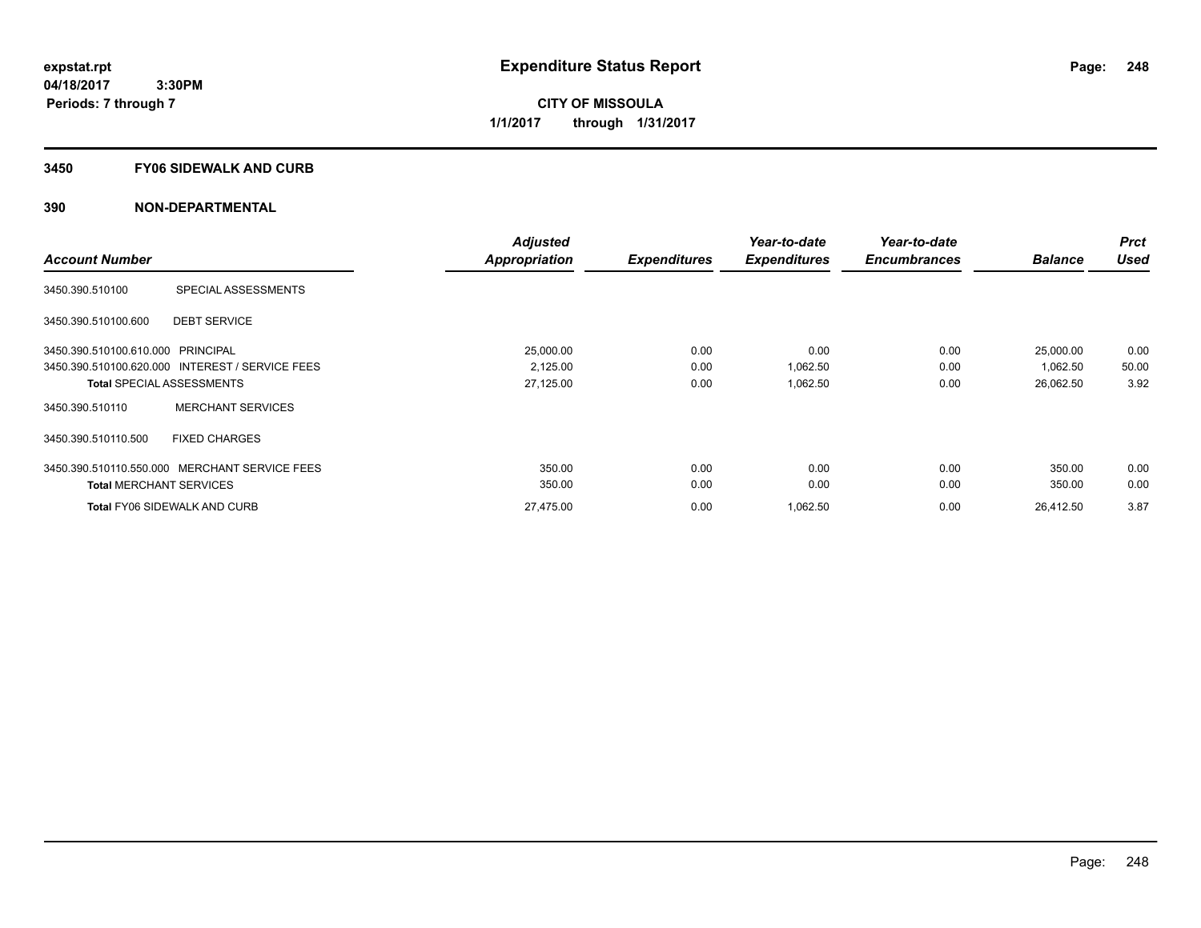**expstat.rpt**
**04/18/2017 3:30PM**
**Periods: 7 through 7**

# Expenditure Status Report

**CITY OF MISSOULA**
**1/1/2017 through 1/31/2017**

## 3450 FY06 SIDEWALK AND CURB

## 390 NON-DEPARTMENTAL

| Account Number | | Adjusted Appropriation | Expenditures | Year-to-date Expenditures | Year-to-date Encumbrances | Balance | Prct Used |
|---|---|---|---|---|---|---|---|
| 3450.390.510100 | SPECIAL ASSESSMENTS | | | | | | |
| 3450.390.510100.600 | DEBT SERVICE | | | | | | |
| 3450.390.510100.610.000 | PRINCIPAL | 25,000.00 | 0.00 | 0.00 | 0.00 | 25,000.00 | 0.00 |
| 3450.390.510100.620.000 | INTEREST / SERVICE FEES | 2,125.00 | 0.00 | 1,062.50 | 0.00 | 1,062.50 | 50.00 |
| **Total** SPECIAL ASSESSMENTS | | 27,125.00 | 0.00 | 1,062.50 | 0.00 | 26,062.50 | 3.92 |
| 3450.390.510110 | MERCHANT SERVICES | | | | | | |
| 3450.390.510110.500 | FIXED CHARGES | | | | | | |
| 3450.390.510110.550.000 | MERCHANT SERVICE FEES | 350.00 | 0.00 | 0.00 | 0.00 | 350.00 | 0.00 |
| **Total** MERCHANT SERVICES | | 350.00 | 0.00 | 0.00 | 0.00 | 350.00 | 0.00 |
| **Total** FY06 SIDEWALK AND CURB | | 27,475.00 | 0.00 | 1,062.50 | 0.00 | 26,412.50 | 3.87 |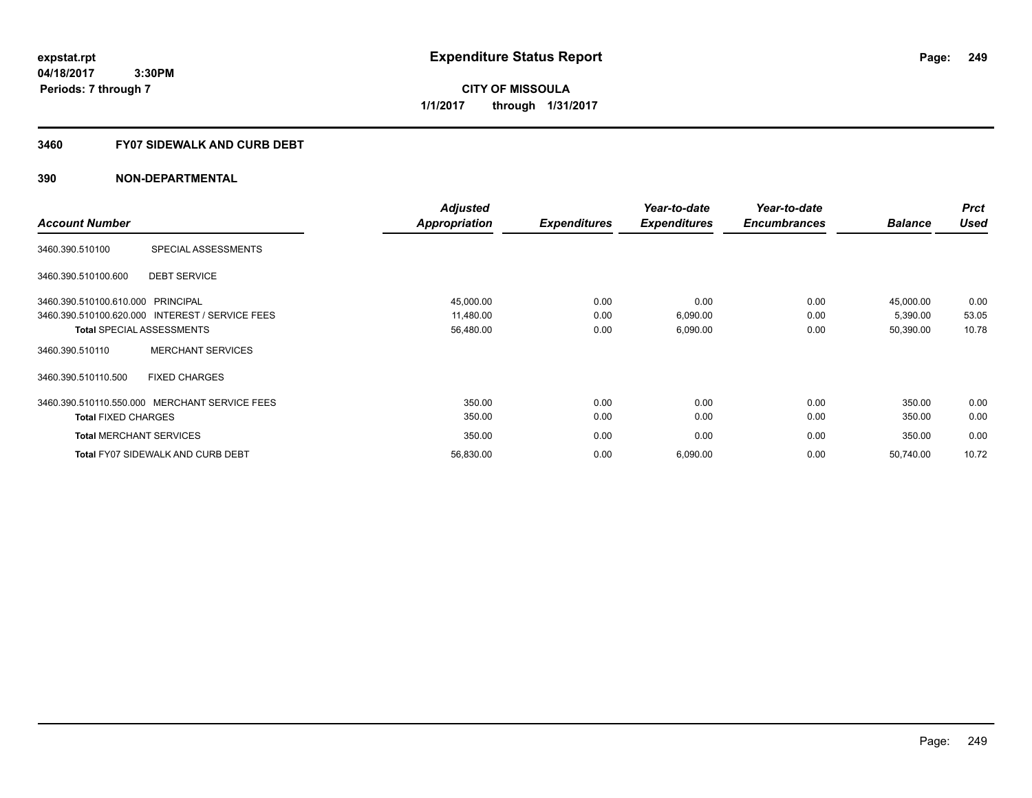**expstat.rpt**
**04/18/2017 3:30PM**
**Periods: 7 through 7**

# Expenditure Status Report

**CITY OF MISSOULA**
**1/1/2017 through 1/31/2017**

## 3460 FY07 SIDEWALK AND CURB DEBT

## 390 NON-DEPARTMENTAL

| Account Number | | Adjusted Appropriation | Expenditures | Year-to-date Expenditures | Year-to-date Encumbrances | Balance | Prct Used |
|---|---|---|---|---|---|---|---|
| 3460.390.510100 | SPECIAL ASSESSMENTS | | | | | | |
| 3460.390.510100.600 | DEBT SERVICE | | | | | | |
| 3460.390.510100.610.000 | PRINCIPAL | 45,000.00 | 0.00 | 0.00 | 0.00 | 45,000.00 | 0.00 |
| 3460.390.510100.620.000 | INTEREST / SERVICE FEES | 11,480.00 | 0.00 | 6,090.00 | 0.00 | 5,390.00 | 53.05 |
| **Total** SPECIAL ASSESSMENTS | | 56,480.00 | 0.00 | 6,090.00 | 0.00 | 50,390.00 | 10.78 |
| 3460.390.510110 | MERCHANT SERVICES | | | | | | |
| 3460.390.510110.500 | FIXED CHARGES | | | | | | |
| 3460.390.510110.550.000 | MERCHANT SERVICE FEES | 350.00 | 0.00 | 0.00 | 0.00 | 350.00 | 0.00 |
| **Total** FIXED CHARGES | | 350.00 | 0.00 | 0.00 | 0.00 | 350.00 | 0.00 |
| **Total** MERCHANT SERVICES | | 350.00 | 0.00 | 0.00 | 0.00 | 350.00 | 0.00 |
| **Total** FY07 SIDEWALK AND CURB DEBT | | 56,830.00 | 0.00 | 6,090.00 | 0.00 | 50,740.00 | 10.72 |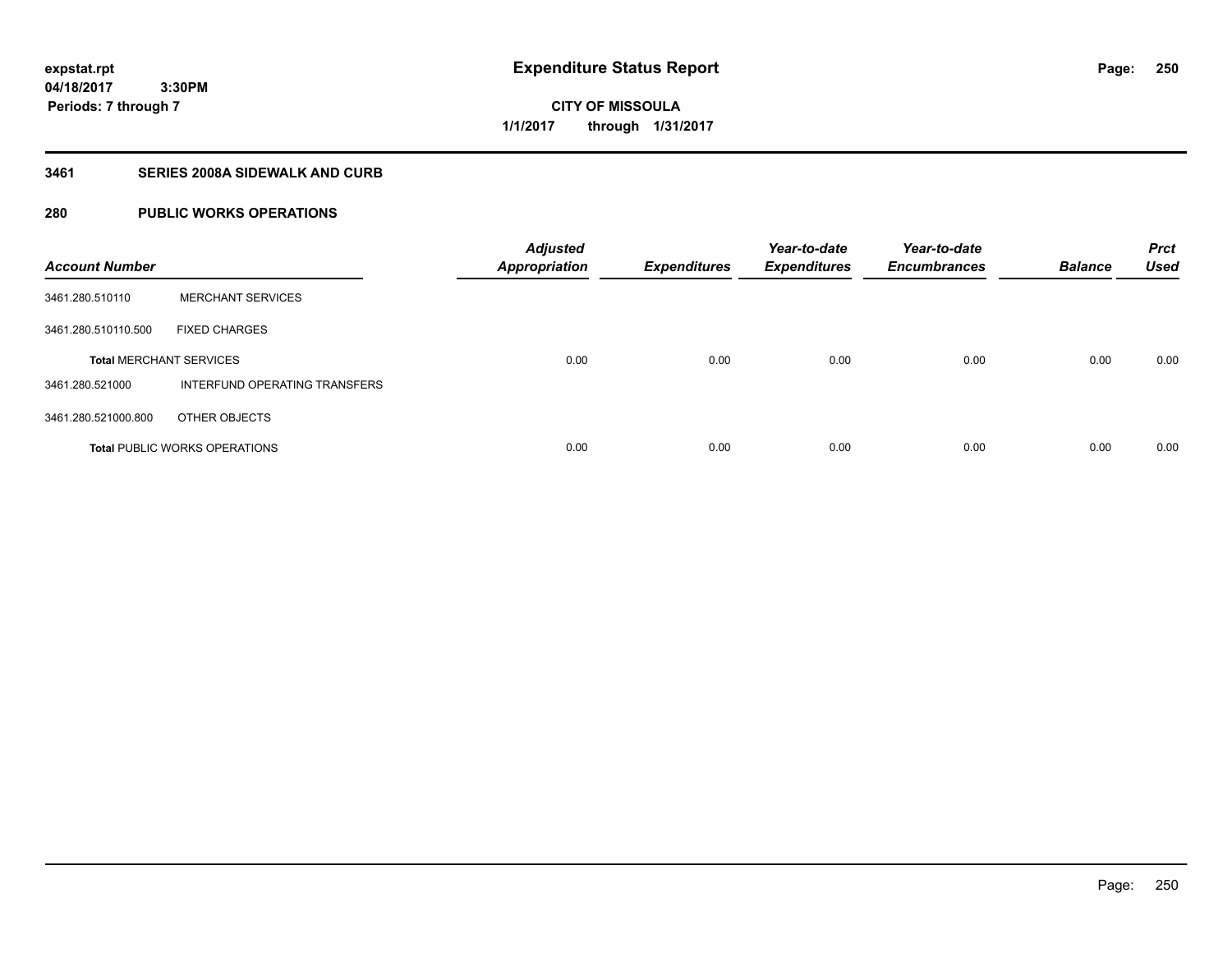# Expenditure Status Report

**expstat.rpt**
**04/18/2017 3:30PM**
**Periods: 7 through 7**

**CITY OF MISSOULA**
**1/1/2017 through 1/31/2017**

## 3461 SERIES 2008A SIDEWALK AND CURB

## 280 PUBLIC WORKS OPERATIONS

| Account Number | | Adjusted Appropriation | Expenditures | Year-to-date Expenditures | Year-to-date Encumbrances | Balance | Prct Used |
|---|---|---|---|---|---|---|---|
| 3461.280.510110 | MERCHANT SERVICES | | | | | | |
| 3461.280.510110.500 | FIXED CHARGES | | | | | | |
| **Total** MERCHANT SERVICES | | 0.00 | 0.00 | 0.00 | 0.00 | 0.00 | 0.00 |
| 3461.280.521000 | INTERFUND OPERATING TRANSFERS | | | | | | |
| 3461.280.521000.800 | OTHER OBJECTS | | | | | | |
| **Total** PUBLIC WORKS OPERATIONS | | 0.00 | 0.00 | 0.00 | 0.00 | 0.00 | 0.00 |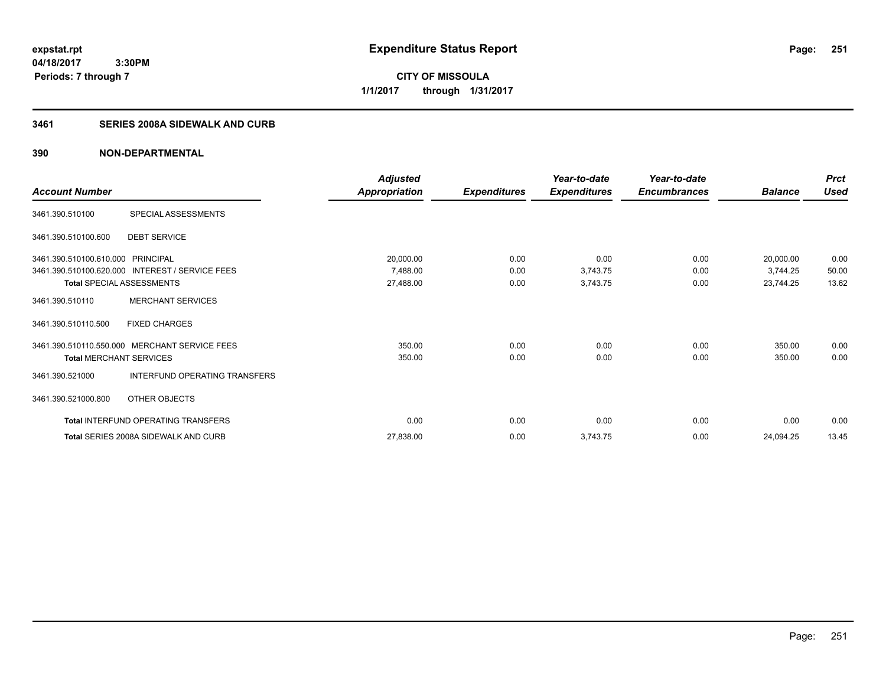expstat.rpt
04/18/2017 3:30PM
Periods: 7 through 7

# Expenditure Status Report

**CITY OF MISSOULA**
**1/1/2017 through 1/31/2017**

## 3461 SERIES 2008A SIDEWALK AND CURB

### 390 NON-DEPARTMENTAL

| Account Number | | Adjusted Appropriation | Expenditures | Year-to-date Expenditures | Year-to-date Encumbrances | Balance | Prct Used |
|---|---|---|---|---|---|---|---|
| 3461.390.510100 | SPECIAL ASSESSMENTS | | | | | | |
| 3461.390.510100.600 | DEBT SERVICE | | | | | | |
| 3461.390.510100.610.000 | PRINCIPAL | 20,000.00 | 0.00 | 0.00 | 0.00 | 20,000.00 | 0.00 |
| 3461.390.510100.620.000 | INTEREST / SERVICE FEES | 7,488.00 | 0.00 | 3,743.75 | 0.00 | 3,744.25 | 50.00 |
| **Total** SPECIAL ASSESSMENTS | | 27,488.00 | 0.00 | 3,743.75 | 0.00 | 23,744.25 | 13.62 |
| 3461.390.510110 | MERCHANT SERVICES | | | | | | |
| 3461.390.510110.500 | FIXED CHARGES | | | | | | |
| 3461.390.510110.550.000 | MERCHANT SERVICE FEES | 350.00 | 0.00 | 0.00 | 0.00 | 350.00 | 0.00 |
| **Total** MERCHANT SERVICES | | 350.00 | 0.00 | 0.00 | 0.00 | 350.00 | 0.00 |
| 3461.390.521000 | INTERFUND OPERATING TRANSFERS | | | | | | |
| 3461.390.521000.800 | OTHER OBJECTS | | | | | | |
| **Total** INTERFUND OPERATING TRANSFERS | | 0.00 | 0.00 | 0.00 | 0.00 | 0.00 | 0.00 |
| **Total** SERIES 2008A SIDEWALK AND CURB | | 27,838.00 | 0.00 | 3,743.75 | 0.00 | 24,094.25 | 13.45 |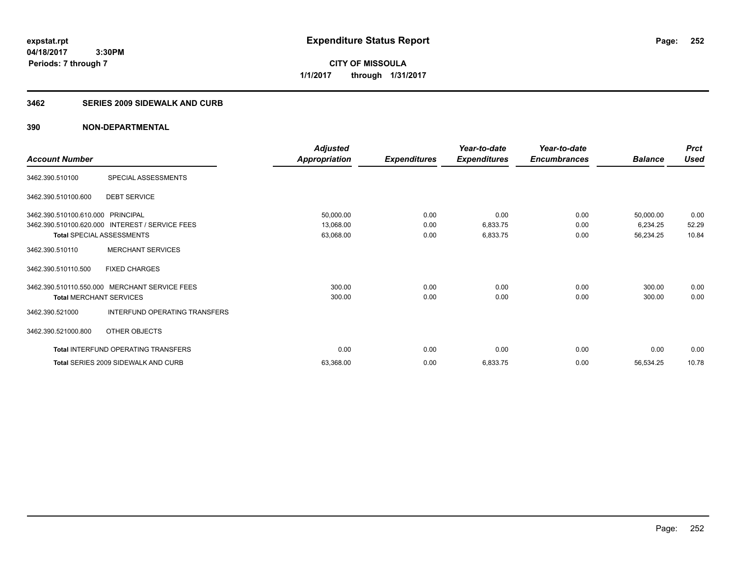**expstat.rpt**
**04/18/2017 3:30PM**
**Periods: 7 through 7**

# Expenditure Status Report

**CITY OF MISSOULA**
**1/1/2017 through 1/31/2017**

## 3462 SERIES 2009 SIDEWALK AND CURB

## 390 NON-DEPARTMENTAL

| Account Number | | Adjusted Appropriation | Expenditures | Year-to-date Expenditures | Year-to-date Encumbrances | Balance | Prct Used |
|---|---|---|---|---|---|---|---|
| 3462.390.510100 | SPECIAL ASSESSMENTS | | | | | | |
| 3462.390.510100.600 | DEBT SERVICE | | | | | | |
| 3462.390.510100.610.000 | PRINCIPAL | 50,000.00 | 0.00 | 0.00 | 0.00 | 50,000.00 | 0.00 |
| 3462.390.510100.620.000 | INTEREST / SERVICE FEES | 13,068.00 | 0.00 | 6,833.75 | 0.00 | 6,234.25 | 52.29 |
| **Total** SPECIAL ASSESSMENTS | | 63,068.00 | 0.00 | 6,833.75 | 0.00 | 56,234.25 | 10.84 |
| 3462.390.510110 | MERCHANT SERVICES | | | | | | |
| 3462.390.510110.500 | FIXED CHARGES | | | | | | |
| 3462.390.510110.550.000 | MERCHANT SERVICE FEES | 300.00 | 0.00 | 0.00 | 0.00 | 300.00 | 0.00 |
| **Total** MERCHANT SERVICES | | 300.00 | 0.00 | 0.00 | 0.00 | 300.00 | 0.00 |
| 3462.390.521000 | INTERFUND OPERATING TRANSFERS | | | | | | |
| 3462.390.521000.800 | OTHER OBJECTS | | | | | | |
| **Total** INTERFUND OPERATING TRANSFERS | | 0.00 | 0.00 | 0.00 | 0.00 | 0.00 | 0.00 |
| **Total** SERIES 2009 SIDEWALK AND CURB | | 63,368.00 | 0.00 | 6,833.75 | 0.00 | 56,534.25 | 10.78 |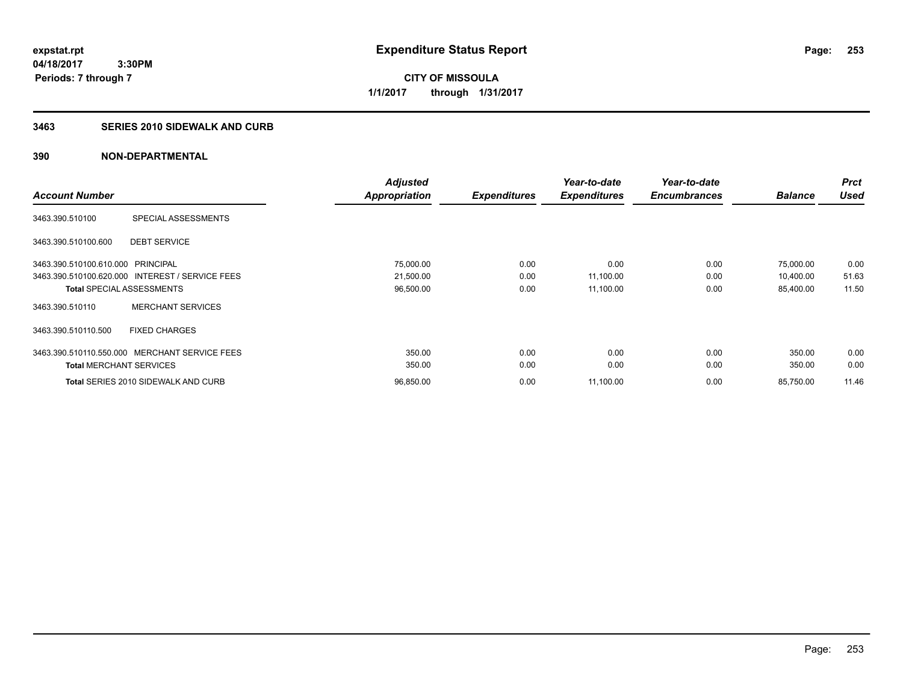**expstat.rpt**
**04/18/2017 3:30PM**
**Periods: 7 through 7**

# Expenditure Status Report

**CITY OF MISSOULA**
**1/1/2017 through 1/31/2017**

## 3463 SERIES 2010 SIDEWALK AND CURB

## 390 NON-DEPARTMENTAL

| Account Number | | Adjusted Appropriation | Expenditures | Year-to-date Expenditures | Year-to-date Encumbrances | Balance | Prct Used |
|---|---|---|---|---|---|---|---|
| 3463.390.510100 | SPECIAL ASSESSMENTS | | | | | | |
| 3463.390.510100.600 | DEBT SERVICE | | | | | | |
| 3463.390.510100.610.000 | PRINCIPAL | 75,000.00 | 0.00 | 0.00 | 0.00 | 75,000.00 | 0.00 |
| 3463.390.510100.620.000 | INTEREST / SERVICE FEES | 21,500.00 | 0.00 | 11,100.00 | 0.00 | 10,400.00 | 51.63 |
| **Total** SPECIAL ASSESSMENTS | | 96,500.00 | 0.00 | 11,100.00 | 0.00 | 85,400.00 | 11.50 |
| 3463.390.510110 | MERCHANT SERVICES | | | | | | |
| 3463.390.510110.500 | FIXED CHARGES | | | | | | |
| 3463.390.510110.550.000 | MERCHANT SERVICE FEES | 350.00 | 0.00 | 0.00 | 0.00 | 350.00 | 0.00 |
| **Total** MERCHANT SERVICES | | 350.00 | 0.00 | 0.00 | 0.00 | 350.00 | 0.00 |
| **Total** SERIES 2010 SIDEWALK AND CURB | | 96,850.00 | 0.00 | 11,100.00 | 0.00 | 85,750.00 | 11.46 |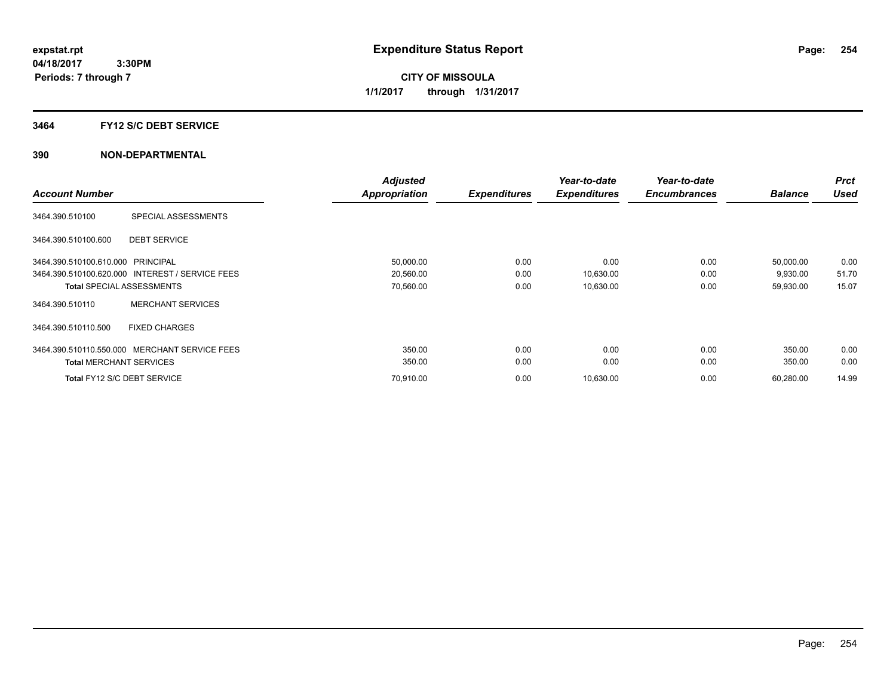expstat.rpt
04/18/2017 3:30PM
Periods: 7 through 7

# Expenditure Status Report

CITY OF MISSOULA
1/1/2017 through 1/31/2017

## 3464 FY12 S/C DEBT SERVICE

## 390 NON-DEPARTMENTAL

| Account Number | | Adjusted Appropriation | Expenditures | Year-to-date Expenditures | Year-to-date Encumbrances | Balance | Prct Used |
|---|---|---|---|---|---|---|---|
| 3464.390.510100 | SPECIAL ASSESSMENTS | | | | | | |
| 3464.390.510100.600 | DEBT SERVICE | | | | | | |
| 3464.390.510100.610.000 | PRINCIPAL | 50,000.00 | 0.00 | 0.00 | 0.00 | 50,000.00 | 0.00 |
| 3464.390.510100.620.000 | INTEREST / SERVICE FEES | 20,560.00 | 0.00 | 10,630.00 | 0.00 | 9,930.00 | 51.70 |
| Total SPECIAL ASSESSMENTS | | 70,560.00 | 0.00 | 10,630.00 | 0.00 | 59,930.00 | 15.07 |
| 3464.390.510110 | MERCHANT SERVICES | | | | | | |
| 3464.390.510110.500 | FIXED CHARGES | | | | | | |
| 3464.390.510110.550.000 | MERCHANT SERVICE FEES | 350.00 | 0.00 | 0.00 | 0.00 | 350.00 | 0.00 |
| Total MERCHANT SERVICES | | 350.00 | 0.00 | 0.00 | 0.00 | 350.00 | 0.00 |
| Total FY12 S/C DEBT SERVICE | | 70,910.00 | 0.00 | 10,630.00 | 0.00 | 60,280.00 | 14.99 |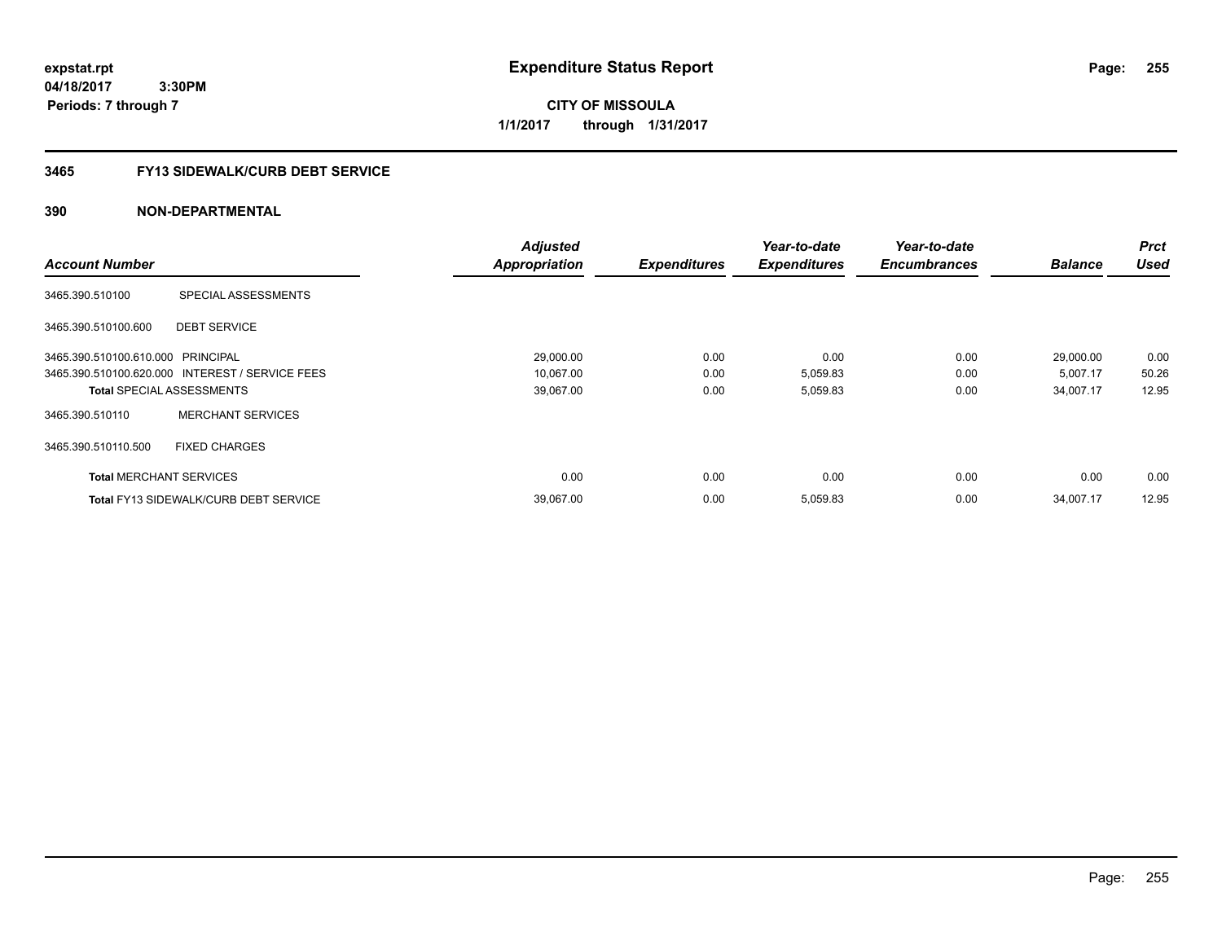expstat.rpt
04/18/2017 3:30PM
Periods: 7 through 7

# Expenditure Status Report

CITY OF MISSOULA

1/1/2017 through 1/31/2017

## 3465 FY13 SIDEWALK/CURB DEBT SERVICE

### 390 NON-DEPARTMENTAL

| Account Number | | Adjusted Appropriation | Expenditures | Year-to-date Expenditures | Year-to-date Encumbrances | Balance | Prct Used |
|---|---|---|---|---|---|---|---|
| 3465.390.510100 | SPECIAL ASSESSMENTS | | | | | | |
| 3465.390.510100.600 | DEBT SERVICE | | | | | | |
| 3465.390.510100.610.000 | PRINCIPAL | 29,000.00 | 0.00 | 0.00 | 0.00 | 29,000.00 | 0.00 |
| 3465.390.510100.620.000 | INTEREST / SERVICE FEES | 10,067.00 | 0.00 | 5,059.83 | 0.00 | 5,007.17 | 50.26 |
| **Total** SPECIAL ASSESSMENTS | | 39,067.00 | 0.00 | 5,059.83 | 0.00 | 34,007.17 | 12.95 |
| 3465.390.510110 | MERCHANT SERVICES | | | | | | |
| 3465.390.510110.500 | FIXED CHARGES | | | | | | |
| **Total** MERCHANT SERVICES | | 0.00 | 0.00 | 0.00 | 0.00 | 0.00 | 0.00 |
| **Total** FY13 SIDEWALK/CURB DEBT SERVICE | | 39,067.00 | 0.00 | 5,059.83 | 0.00 | 34,007.17 | 12.95 |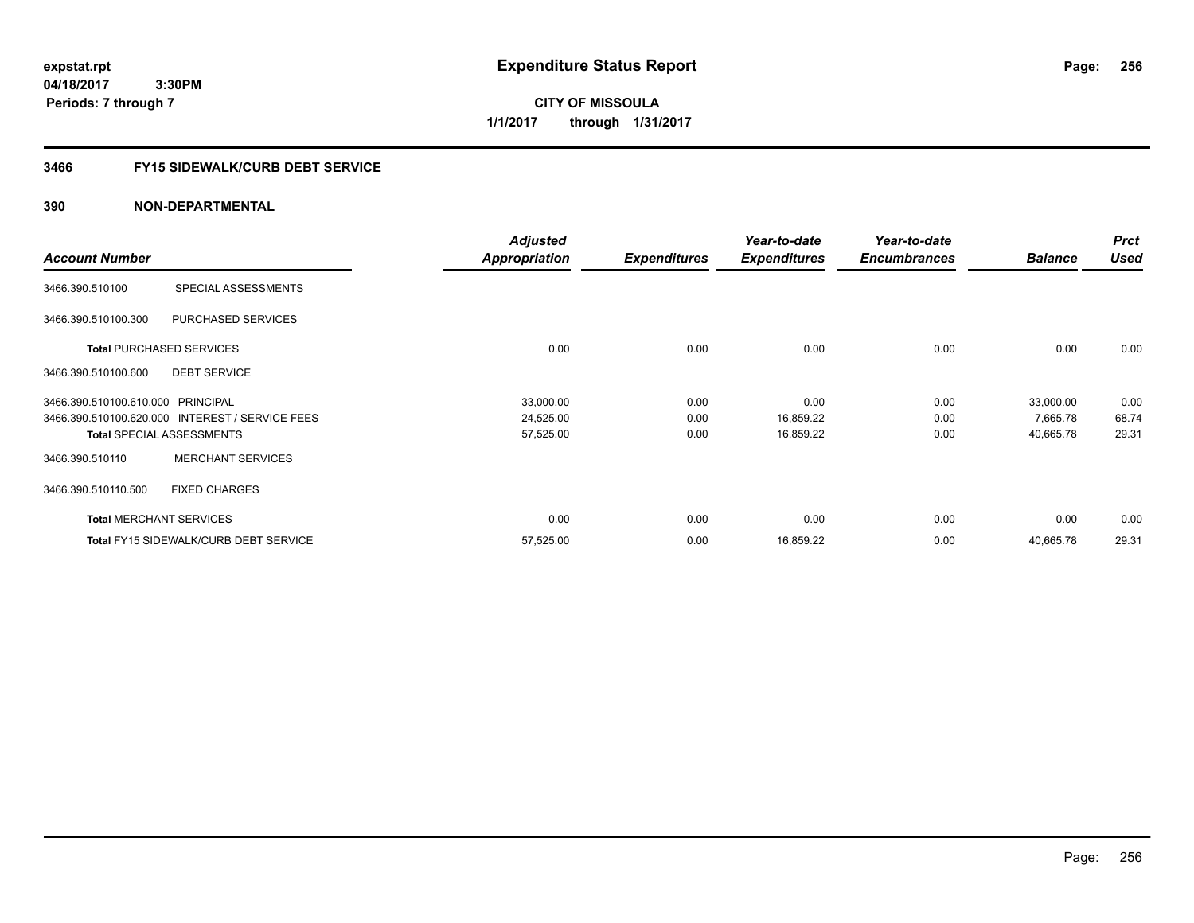expstat.rpt
04/18/2017 3:30PM
Periods: 7 through 7

# Expenditure Status Report

**CITY OF MISSOULA**
**1/1/2017 through 1/31/2017**

## 3466 FY15 SIDEWALK/CURB DEBT SERVICE

### 390 NON-DEPARTMENTAL

| Account Number | | Adjusted Appropriation | Expenditures | Year-to-date Expenditures | Year-to-date Encumbrances | Balance | Prct Used |
|---|---|---|---|---|---|---|---|
| 3466.390.510100 | SPECIAL ASSESSMENTS | | | | | | |
| 3466.390.510100.300 | PURCHASED SERVICES | | | | | | |
| **Total** PURCHASED SERVICES | | 0.00 | 0.00 | 0.00 | 0.00 | 0.00 | 0.00 |
| 3466.390.510100.600 | DEBT SERVICE | | | | | | |
| 3466.390.510100.610.000 | PRINCIPAL | 33,000.00 | 0.00 | 0.00 | 0.00 | 33,000.00 | 0.00 |
| 3466.390.510100.620.000 | INTEREST / SERVICE FEES | 24,525.00 | 0.00 | 16,859.22 | 0.00 | 7,665.78 | 68.74 |
| **Total** SPECIAL ASSESSMENTS | | 57,525.00 | 0.00 | 16,859.22 | 0.00 | 40,665.78 | 29.31 |
| 3466.390.510110 | MERCHANT SERVICES | | | | | | |
| 3466.390.510110.500 | FIXED CHARGES | | | | | | |
| **Total** MERCHANT SERVICES | | 0.00 | 0.00 | 0.00 | 0.00 | 0.00 | 0.00 |
| **Total** FY15 SIDEWALK/CURB DEBT SERVICE | | 57,525.00 | 0.00 | 16,859.22 | 0.00 | 40,665.78 | 29.31 |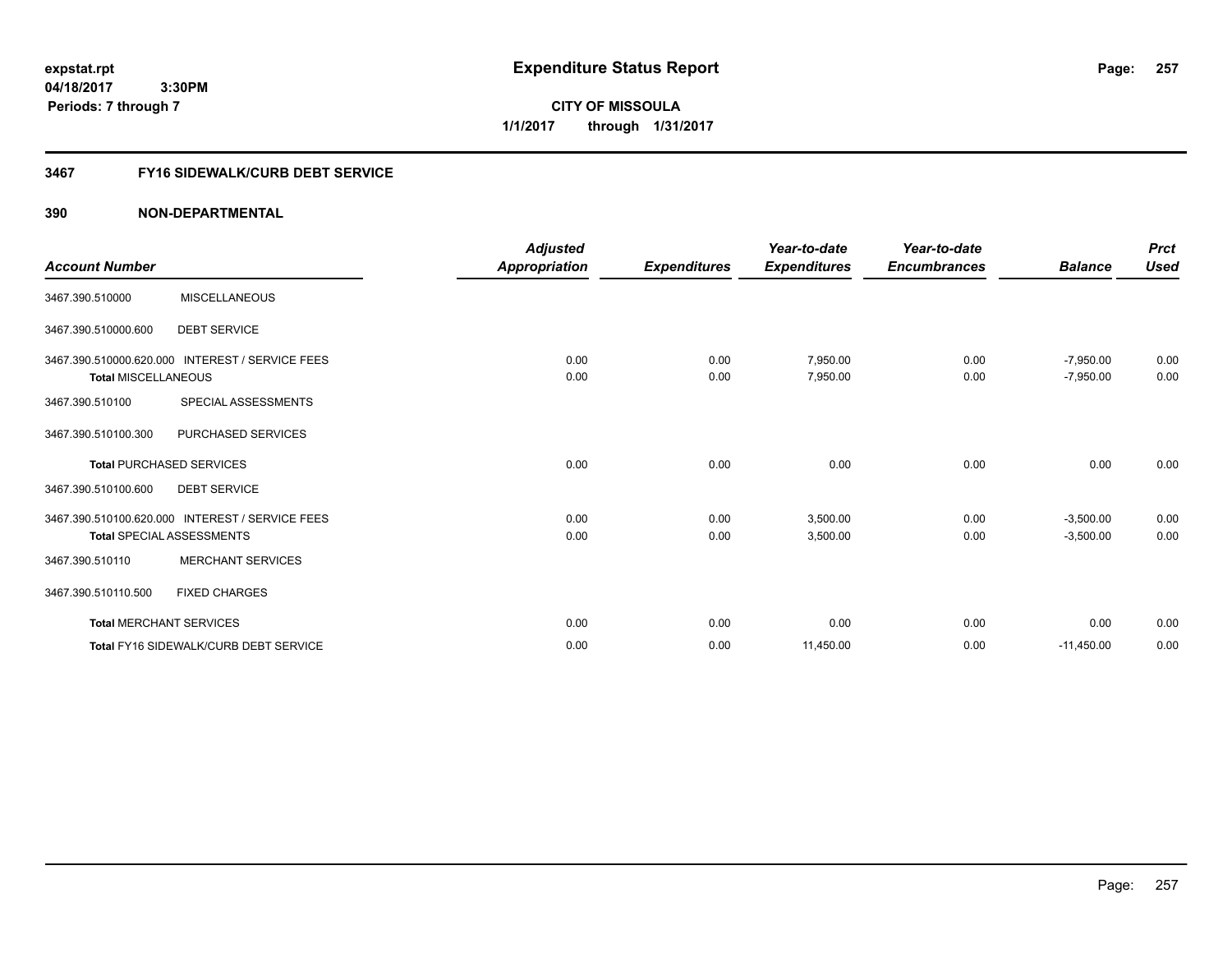**expstat.rpt**
**04/18/2017 3:30PM**
**Periods: 7 through 7**

# Expenditure Status Report

**CITY OF MISSOULA**
**1/1/2017 through 1/31/2017**

## 3467 FY16 SIDEWALK/CURB DEBT SERVICE

### 390 NON-DEPARTMENTAL

| Account Number | | Adjusted Appropriation | Expenditures | Year-to-date Expenditures | Year-to-date Encumbrances | Balance | Prct Used |
|---|---|---|---|---|---|---|---|
| 3467.390.510000 | MISCELLANEOUS | | | | | | |
| 3467.390.510000.600 | DEBT SERVICE | | | | | | |
| 3467.390.510000.620.000 | INTEREST / SERVICE FEES | 0.00 | 0.00 | 7,950.00 | 0.00 | -7,950.00 | 0.00 |
| **Total** MISCELLANEOUS | | 0.00 | 0.00 | 7,950.00 | 0.00 | -7,950.00 | 0.00 |
| 3467.390.510100 | SPECIAL ASSESSMENTS | | | | | | |
| 3467.390.510100.300 | PURCHASED SERVICES | | | | | | |
| **Total** PURCHASED SERVICES | | 0.00 | 0.00 | 0.00 | 0.00 | 0.00 | 0.00 |
| 3467.390.510100.600 | DEBT SERVICE | | | | | | |
| 3467.390.510100.620.000 | INTEREST / SERVICE FEES | 0.00 | 0.00 | 3,500.00 | 0.00 | -3,500.00 | 0.00 |
| **Total** SPECIAL ASSESSMENTS | | 0.00 | 0.00 | 3,500.00 | 0.00 | -3,500.00 | 0.00 |
| 3467.390.510110 | MERCHANT SERVICES | | | | | | |
| 3467.390.510110.500 | FIXED CHARGES | | | | | | |
| **Total** MERCHANT SERVICES | | 0.00 | 0.00 | 0.00 | 0.00 | 0.00 | 0.00 |
| **Total** FY16 SIDEWALK/CURB DEBT SERVICE | | 0.00 | 0.00 | 11,450.00 | 0.00 | -11,450.00 | 0.00 |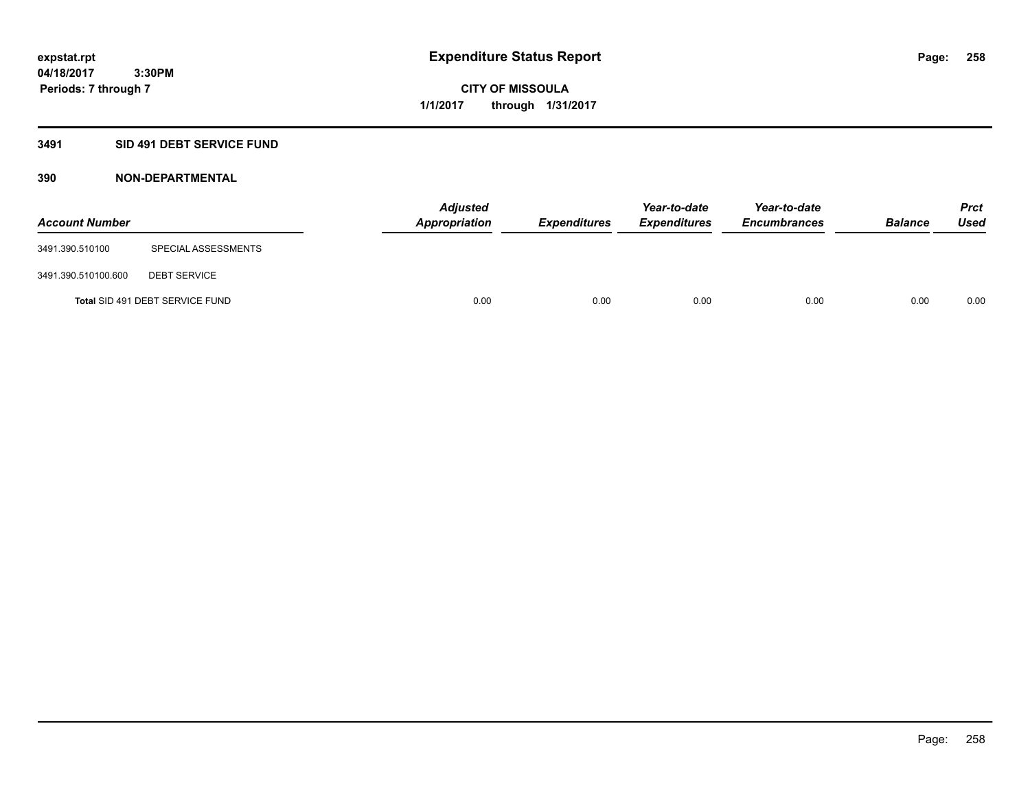**expstat.rpt**
**04/18/2017 3:30PM**
**Periods: 7 through 7**

# Expenditure Status Report

**CITY OF MISSOULA**
**1/1/2017 through 1/31/2017**

## 3491 SID 491 DEBT SERVICE FUND

## 390 NON-DEPARTMENTAL

| Account Number | | Adjusted Appropriation | Expenditures | Year-to-date Expenditures | Year-to-date Encumbrances | Balance | Prct Used |
|---|---|---|---|---|---|---|---|
| 3491.390.510100 | SPECIAL ASSESSMENTS | | | | | | |
| 3491.390.510100.600 | DEBT SERVICE | | | | | | |
| Total SID 491 DEBT SERVICE FUND | | 0.00 | 0.00 | 0.00 | 0.00 | 0.00 | 0.00 |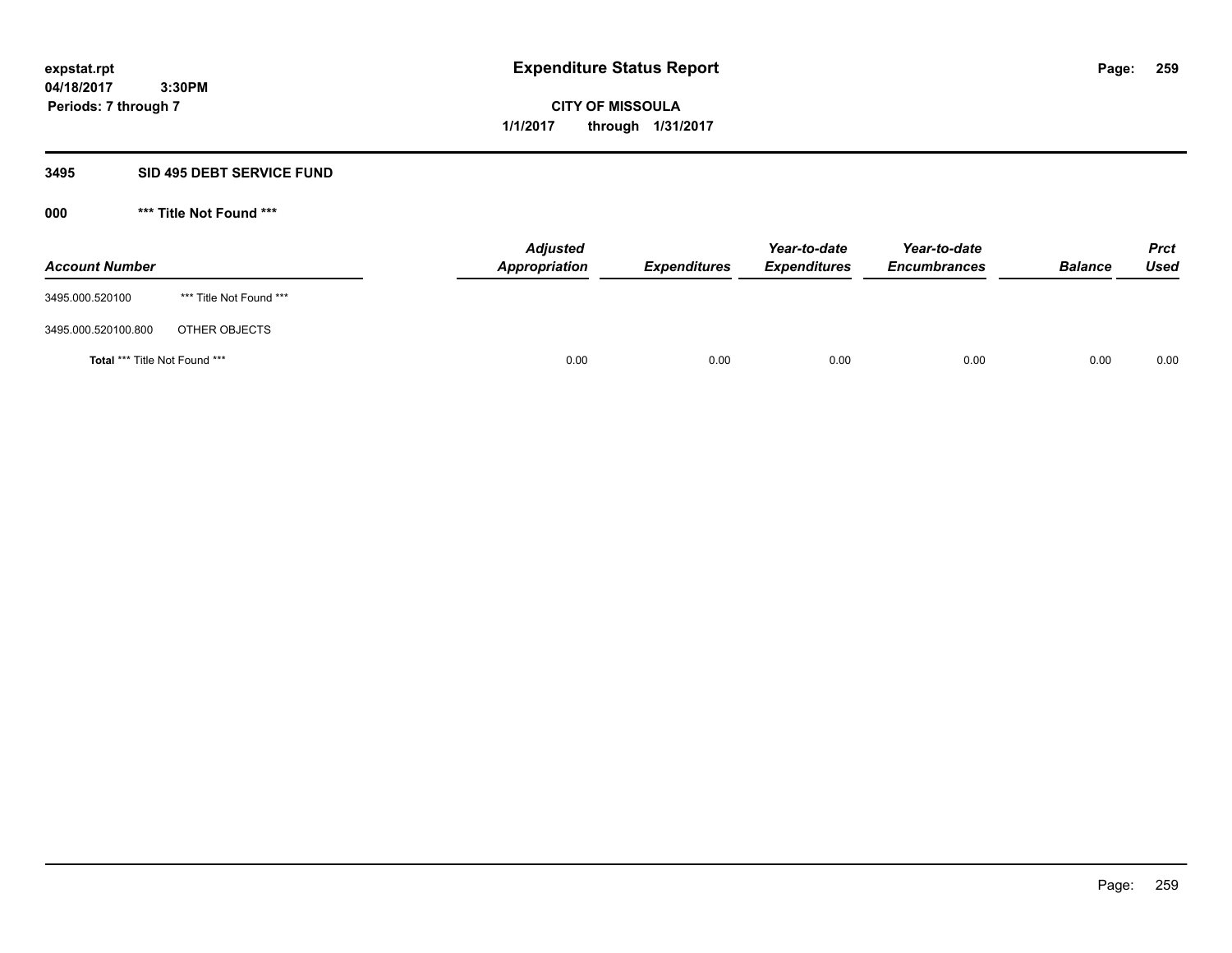# Expenditure Status Report

expstat.rpt
04/18/2017 3:30PM
Periods: 7 through 7

**CITY OF MISSOULA**
**1/1/2017 through 1/31/2017**

## 3495 SID 495 DEBT SERVICE FUND

### 000 *** Title Not Found ***

| Account Number | | Adjusted Appropriation | Expenditures | Year-to-date Expenditures | Year-to-date Encumbrances | Balance | Prct Used |
|---|---|---|---|---|---|---|---|
| 3495.000.520100 | *** Title Not Found *** | | | | | | |
| 3495.000.520100.800 | OTHER OBJECTS | | | | | | |
| **Total** *** Title Not Found *** | | 0.00 | 0.00 | 0.00 | 0.00 | 0.00 | 0.00 |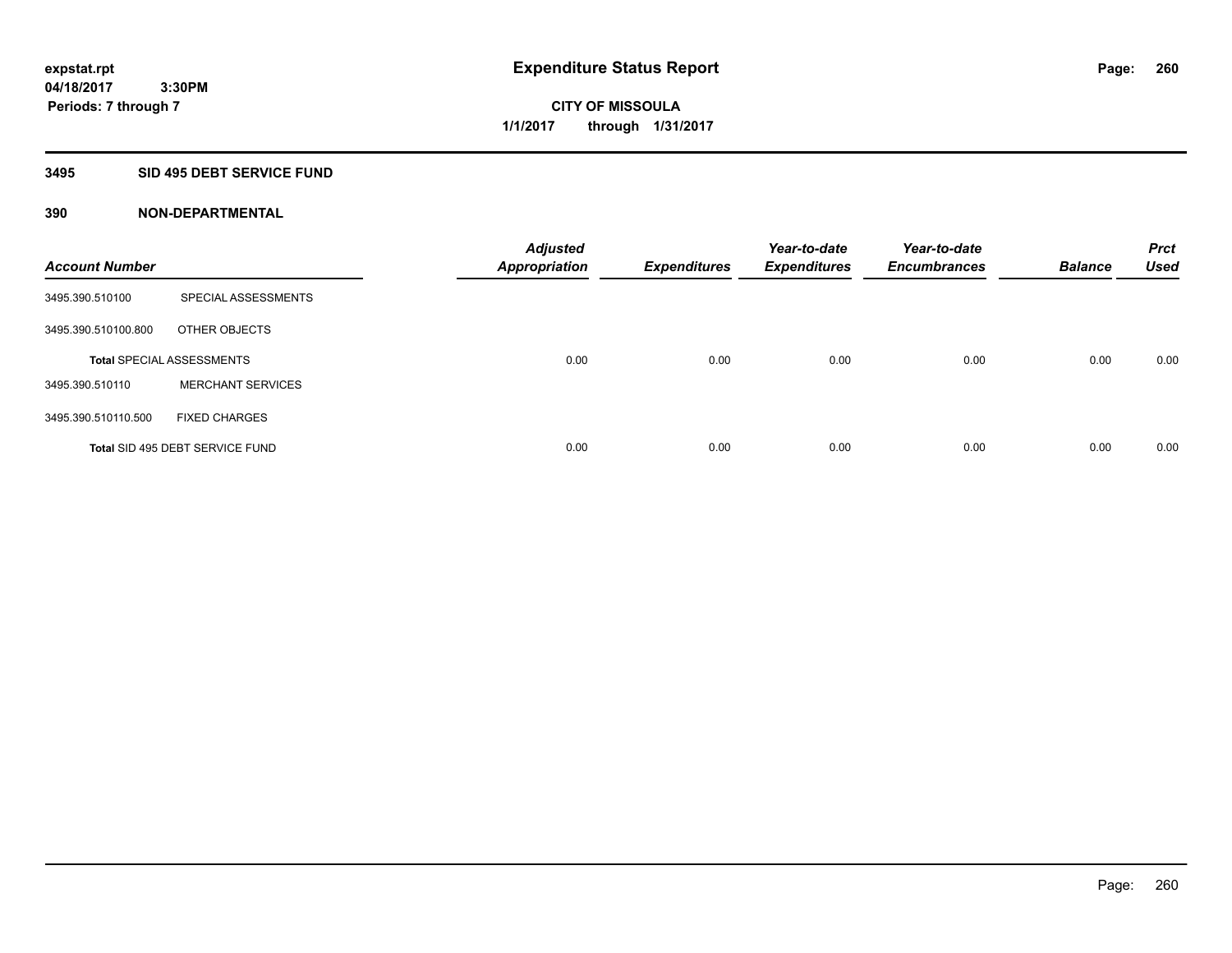# Expenditure Status Report

expstat.rpt
04/18/2017 3:30PM
Periods: 7 through 7

**CITY OF MISSOULA**
**1/1/2017 through 1/31/2017**

## 3495 SID 495 DEBT SERVICE FUND

### 390 NON-DEPARTMENTAL

| Account Number | | Adjusted Appropriation | Expenditures | Year-to-date Expenditures | Year-to-date Encumbrances | Balance | Prct Used |
|---|---|---|---|---|---|---|---|
| 3495.390.510100 | SPECIAL ASSESSMENTS | | | | | | |
| 3495.390.510100.800 | OTHER OBJECTS | | | | | | |
| **Total** SPECIAL ASSESSMENTS | | 0.00 | 0.00 | 0.00 | 0.00 | 0.00 | 0.00 |
| 3495.390.510110 | MERCHANT SERVICES | | | | | | |
| 3495.390.510110.500 | FIXED CHARGES | | | | | | |
| **Total** SID 495 DEBT SERVICE FUND | | 0.00 | 0.00 | 0.00 | 0.00 | 0.00 | 0.00 |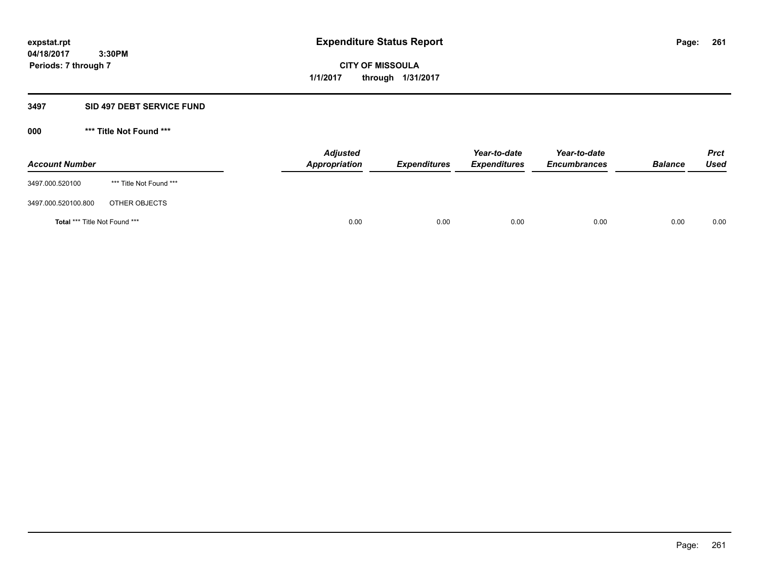**expstat.rpt**
**04/18/2017 3:30PM**
**Periods: 7 through 7**

# Expenditure Status Report

**CITY OF MISSOULA**
**1/1/2017 through 1/31/2017**

## 3497 SID 497 DEBT SERVICE FUND

### 000 *** Title Not Found ***

| Account Number | | Adjusted Appropriation | Expenditures | Year-to-date Expenditures | Year-to-date Encumbrances | Balance | Prct Used |
|---|---|---|---|---|---|---|---|
| 3497.000.520100 | *** Title Not Found *** | | | | | | |
| 3497.000.520100.800 | OTHER OBJECTS | | | | | | |
| **Total** *** Title Not Found *** | | 0.00 | 0.00 | 0.00 | 0.00 | 0.00 | 0.00 |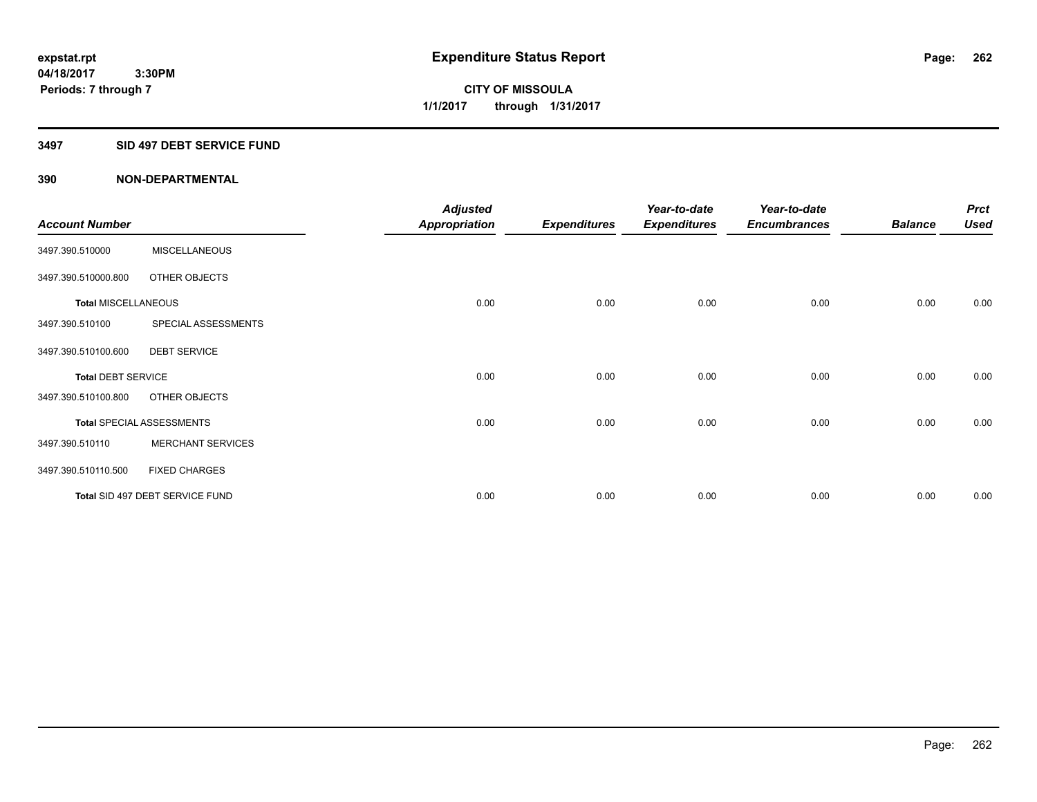# Expenditure Status Report

expstat.rpt
04/18/2017 3:30PM
Periods: 7 through 7

**CITY OF MISSOULA**
**1/1/2017 through 1/31/2017**

## 3497 SID 497 DEBT SERVICE FUND

### 390 NON-DEPARTMENTAL

| Account Number | | Adjusted Appropriation | Expenditures | Year-to-date Expenditures | Year-to-date Encumbrances | Balance | Prct Used |
|---|---|---|---|---|---|---|---|
| 3497.390.510000 | MISCELLANEOUS | | | | | | |
| 3497.390.510000.800 | OTHER OBJECTS | | | | | | |
| **Total** MISCELLANEOUS | | 0.00 | 0.00 | 0.00 | 0.00 | 0.00 | 0.00 |
| 3497.390.510100 | SPECIAL ASSESSMENTS | | | | | | |
| 3497.390.510100.600 | DEBT SERVICE | | | | | | |
| **Total** DEBT SERVICE | | 0.00 | 0.00 | 0.00 | 0.00 | 0.00 | 0.00 |
| 3497.390.510100.800 | OTHER OBJECTS | | | | | | |
| **Total** SPECIAL ASSESSMENTS | | 0.00 | 0.00 | 0.00 | 0.00 | 0.00 | 0.00 |
| 3497.390.510110 | MERCHANT SERVICES | | | | | | |
| 3497.390.510110.500 | FIXED CHARGES | | | | | | |
| **Total** SID 497 DEBT SERVICE FUND | | 0.00 | 0.00 | 0.00 | 0.00 | 0.00 | 0.00 |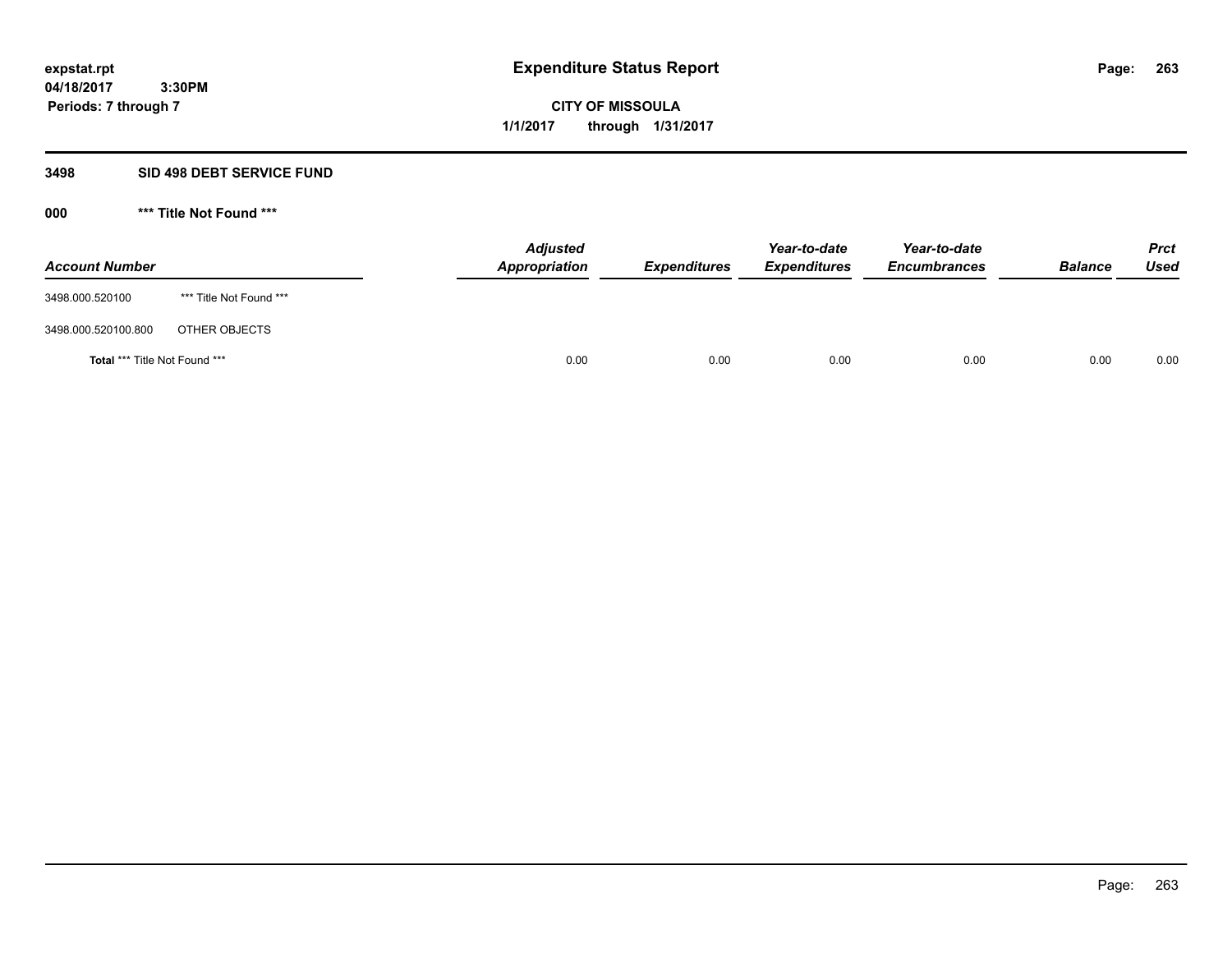expstat.rpt
04/18/2017 3:30PM
Periods: 7 through 7

# Expenditure Status Report

**CITY OF MISSOULA**
**1/1/2017 through 1/31/2017**

## 3498 SID 498 DEBT SERVICE FUND

### 000 *** Title Not Found ***

| Account Number | | Adjusted Appropriation | Expenditures | Year-to-date Expenditures | Year-to-date Encumbrances | Balance | Prct Used |
|---|---|---|---|---|---|---|---|
| 3498.000.520100 | *** Title Not Found *** | | | | | | |
| 3498.000.520100.800 | OTHER OBJECTS | | | | | | |
| **Total** *** Title Not Found *** | | 0.00 | 0.00 | 0.00 | 0.00 | 0.00 | 0.00 |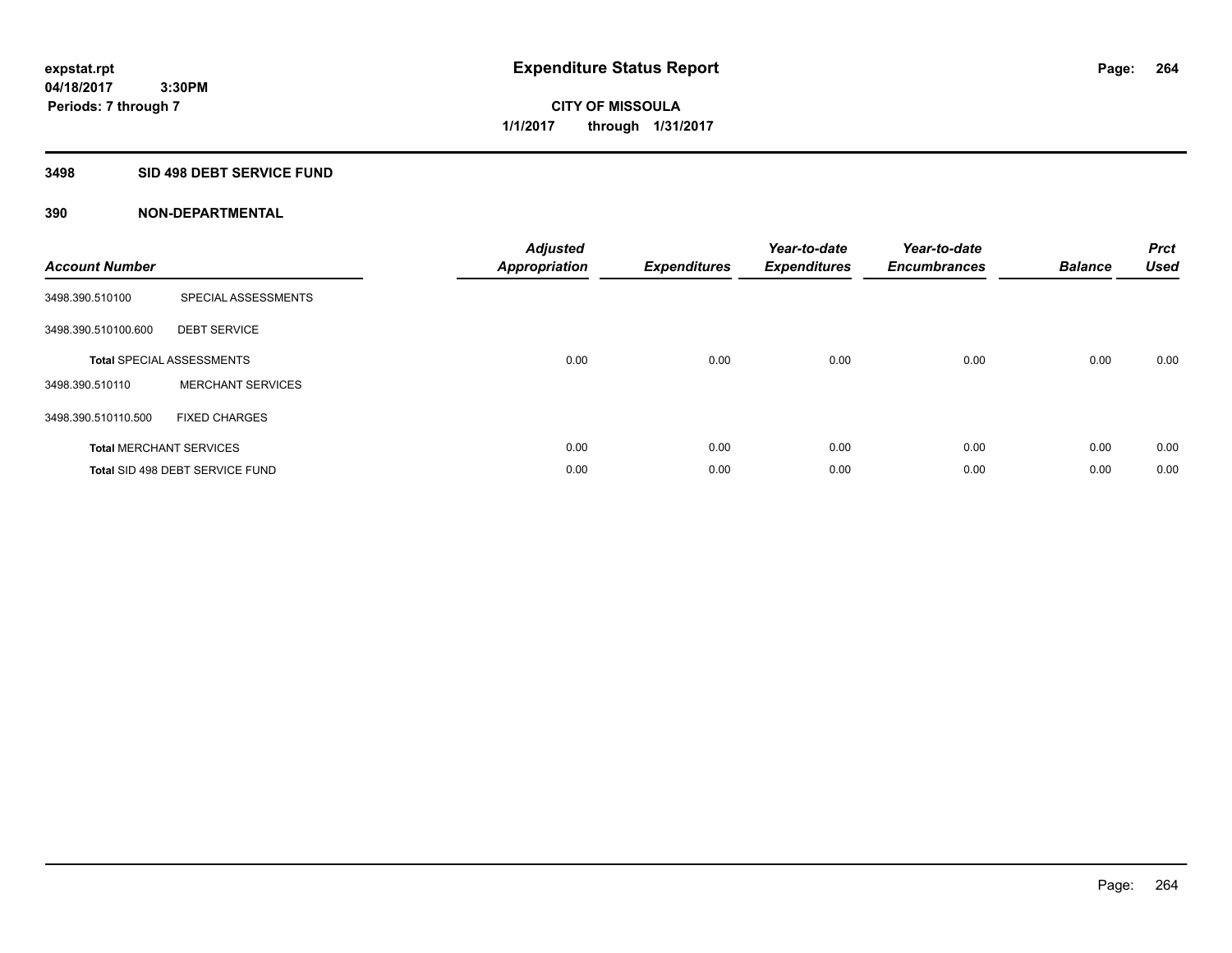expstat.rpt
04/18/2017 3:30PM
Periods: 7 through 7

# Expenditure Status Report

CITY OF MISSOULA
1/1/2017 through 1/31/2017

## 3498 SID 498 DEBT SERVICE FUND

## 390 NON-DEPARTMENTAL

| Account Number | | Adjusted Appropriation | Expenditures | Year-to-date Expenditures | Year-to-date Encumbrances | Balance | Prct Used |
|---|---|---|---|---|---|---|---|
| 3498.390.510100 | SPECIAL ASSESSMENTS | | | | | | |
| 3498.390.510100.600 | DEBT SERVICE | | | | | | |
| **Total** SPECIAL ASSESSMENTS | | 0.00 | 0.00 | 0.00 | 0.00 | 0.00 | 0.00 |
| 3498.390.510110 | MERCHANT SERVICES | | | | | | |
| 3498.390.510110.500 | FIXED CHARGES | | | | | | |
| **Total** MERCHANT SERVICES | | 0.00 | 0.00 | 0.00 | 0.00 | 0.00 | 0.00 |
| **Total** SID 498 DEBT SERVICE FUND | | 0.00 | 0.00 | 0.00 | 0.00 | 0.00 | 0.00 |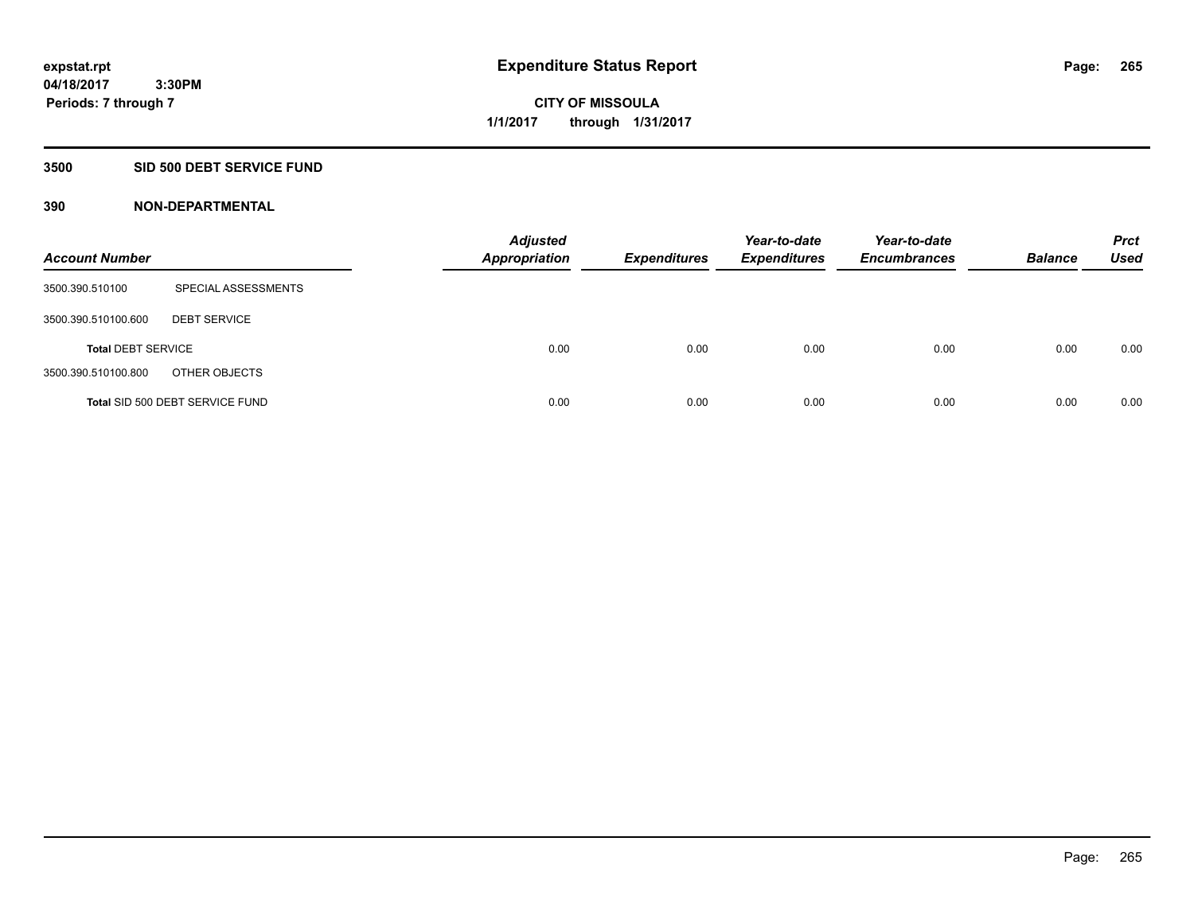# Expenditure Status Report

**expstat.rpt**
**04/18/2017 3:30PM**
**Periods: 7 through 7**

**CITY OF MISSOULA**
**1/1/2017 through 1/31/2017**

## 3500 SID 500 DEBT SERVICE FUND

### 390 NON-DEPARTMENTAL

| Account Number | | *Adjusted Appropriation* | *Expenditures* | *Year-to-date Expenditures* | *Year-to-date Encumbrances* | *Balance* | *Prct Used* |
|---|---|---|---|---|---|---|---|
| 3500.390.510100 | SPECIAL ASSESSMENTS | | | | | | |
| 3500.390.510100.600 | DEBT SERVICE | | | | | | |
| **Total** DEBT SERVICE | | 0.00 | 0.00 | 0.00 | 0.00 | 0.00 | 0.00 |
| 3500.390.510100.800 | OTHER OBJECTS | | | | | | |
| **Total** SID 500 DEBT SERVICE FUND | | 0.00 | 0.00 | 0.00 | 0.00 | 0.00 | 0.00 |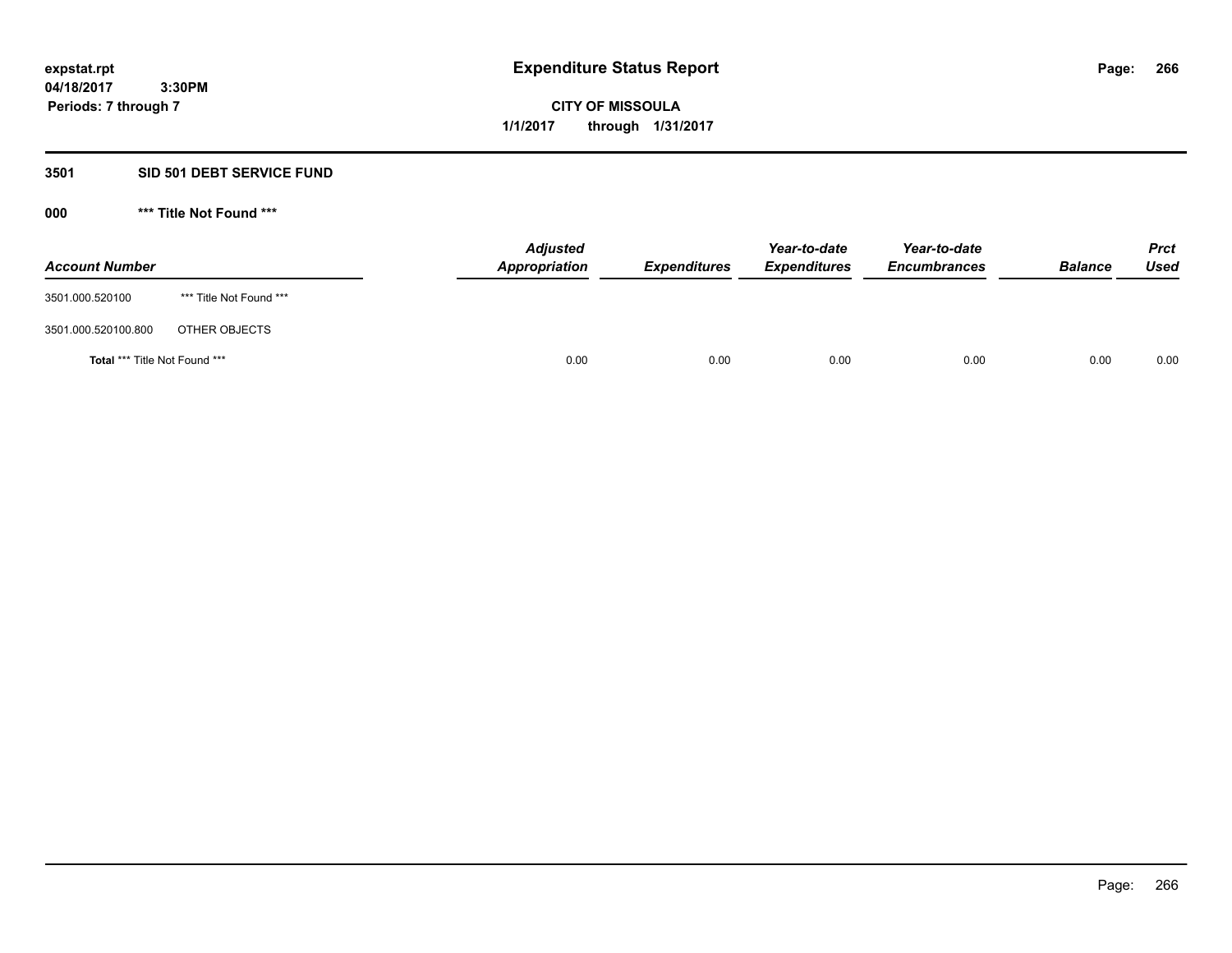**expstat.rpt**
**04/18/2017 3:30PM**
**Periods: 7 through 7**

# Expenditure Status Report

**CITY OF MISSOULA**
**1/1/2017 through 1/31/2017**

## 3501 SID 501 DEBT SERVICE FUND

### 000 *** Title Not Found ***

| Account Number | | Adjusted Appropriation | Expenditures | Year-to-date Expenditures | Year-to-date Encumbrances | Balance | Prct Used |
|---|---|---|---|---|---|---|---|
| 3501.000.520100 | *** Title Not Found *** | | | | | | |
| 3501.000.520100.800 | OTHER OBJECTS | | | | | | |
| **Total** *** Title Not Found *** | | 0.00 | 0.00 | 0.00 | 0.00 | 0.00 | 0.00 |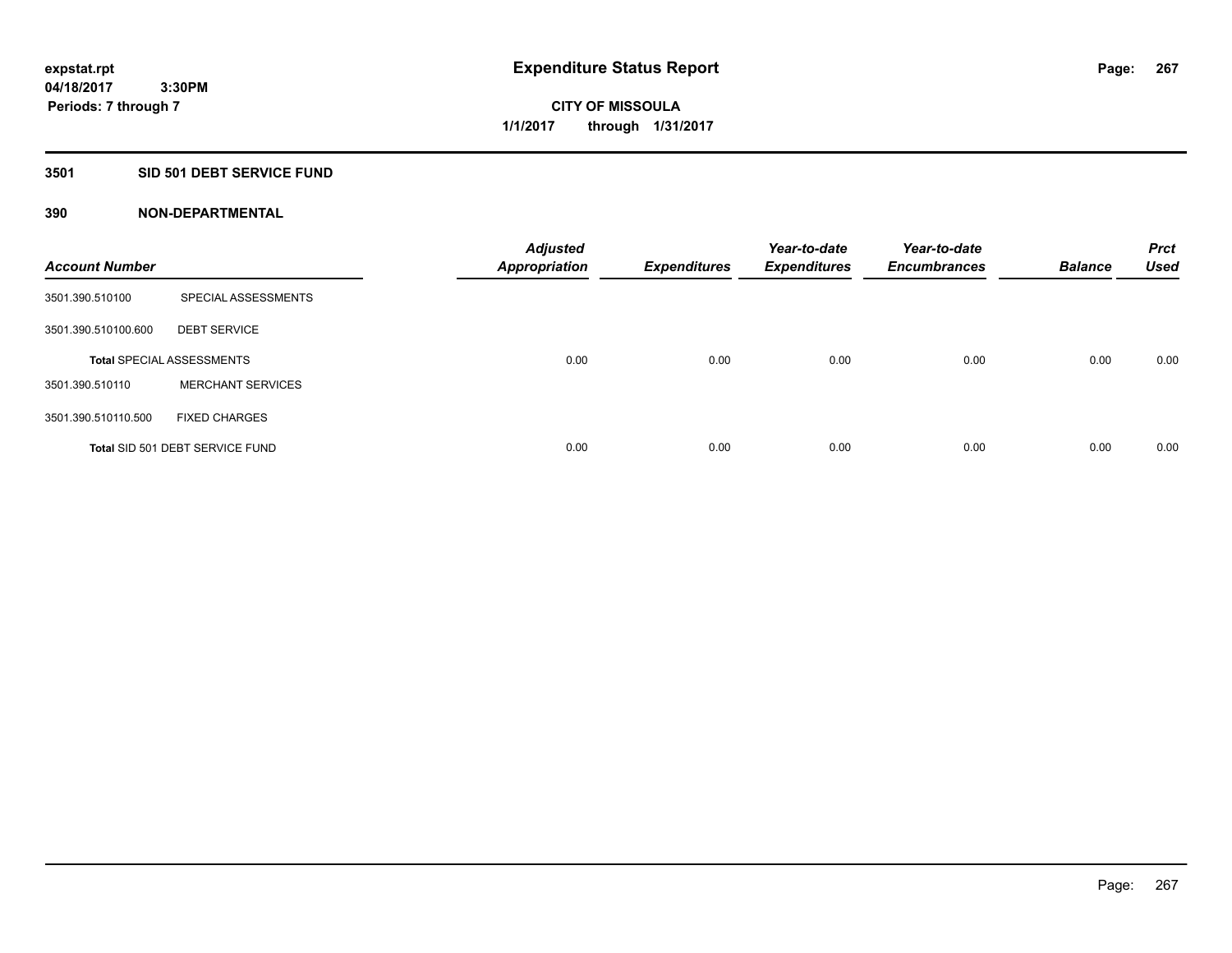# Expenditure Status Report

**expstat.rpt**
**04/18/2017 3:30PM**
**Periods: 7 through 7**

**CITY OF MISSOULA**
**1/1/2017 through 1/31/2017**

## 3501 SID 501 DEBT SERVICE FUND

### 390 NON-DEPARTMENTAL

| Account Number | | Adjusted Appropriation | Expenditures | Year-to-date Expenditures | Year-to-date Encumbrances | Balance | Prct Used |
|---|---|---|---|---|---|---|---|
| 3501.390.510100 | SPECIAL ASSESSMENTS | | | | | | |
| 3501.390.510100.600 | DEBT SERVICE | | | | | | |
| **Total** SPECIAL ASSESSMENTS | | 0.00 | 0.00 | 0.00 | 0.00 | 0.00 | 0.00 |
| 3501.390.510110 | MERCHANT SERVICES | | | | | | |
| 3501.390.510110.500 | FIXED CHARGES | | | | | | |
| **Total** SID 501 DEBT SERVICE FUND | | 0.00 | 0.00 | 0.00 | 0.00 | 0.00 | 0.00 |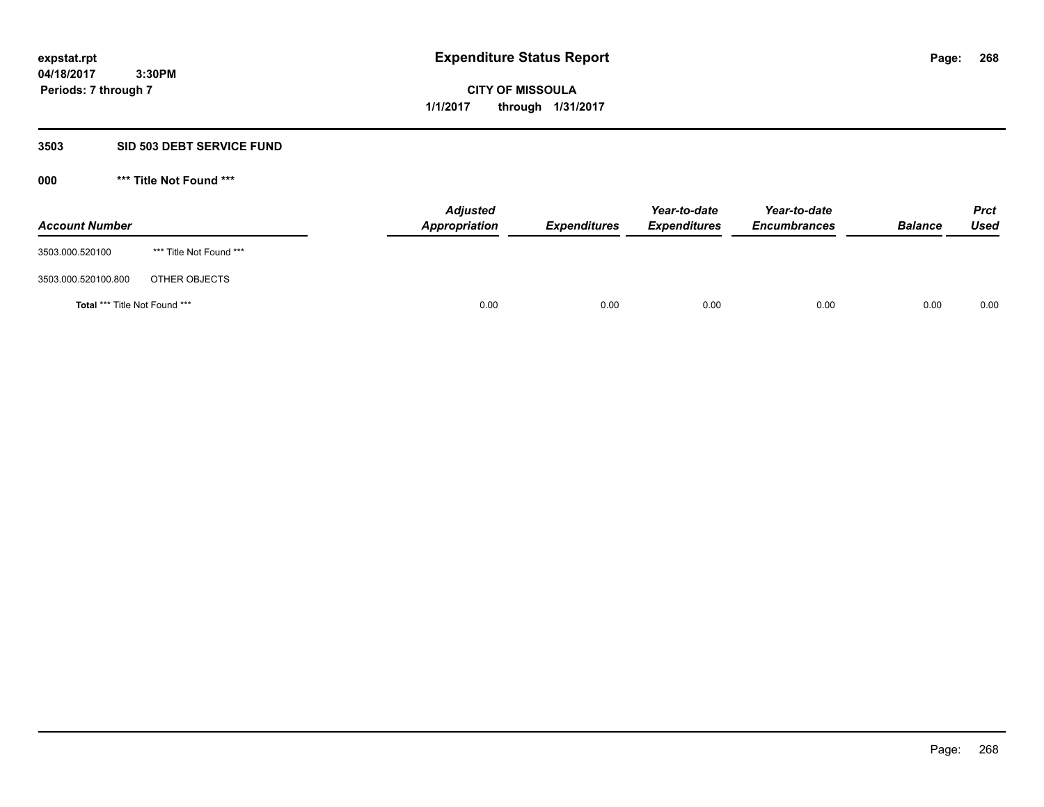expstat.rpt
04/18/2017 3:30PM
Periods: 7 through 7

# Expenditure Status Report

**CITY OF MISSOULA**
**1/1/2017 through 1/31/2017**

## 3503 SID 503 DEBT SERVICE FUND

### 000 *** Title Not Found ***

| Account Number | | Adjusted Appropriation | Expenditures | Year-to-date Expenditures | Year-to-date Encumbrances | Balance | Prct Used |
|---|---|---|---|---|---|---|---|
| 3503.000.520100 | *** Title Not Found *** | | | | | | |
| 3503.000.520100.800 | OTHER OBJECTS | | | | | | |
| **Total** *** Title Not Found *** | | 0.00 | 0.00 | 0.00 | 0.00 | 0.00 | 0.00 |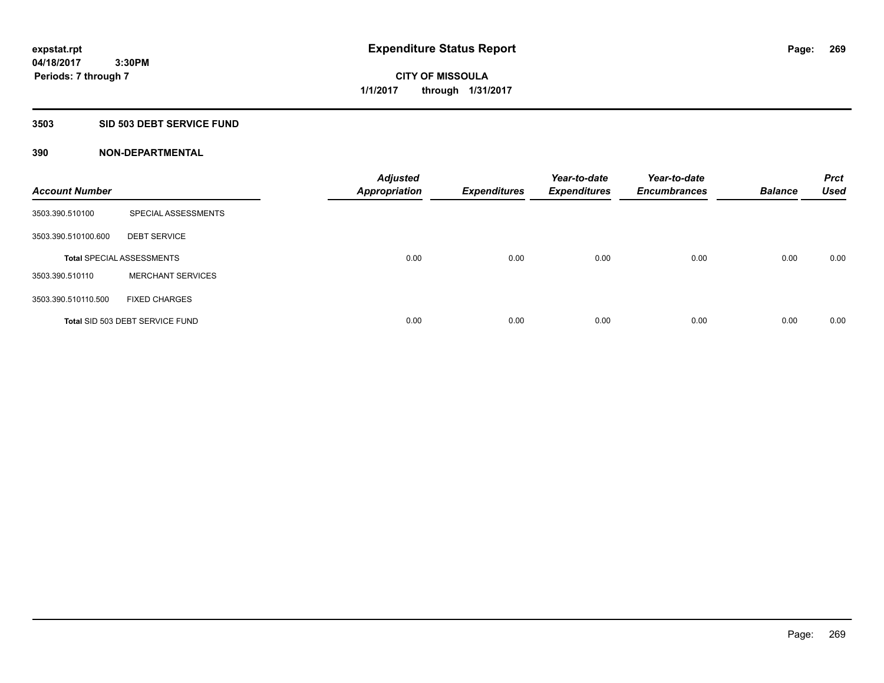**expstat.rpt**
**04/18/2017 3:30PM**
**Periods: 7 through 7**

# Expenditure Status Report

**CITY OF MISSOULA**
**1/1/2017 through 1/31/2017**

## 3503 SID 503 DEBT SERVICE FUND

### 390 NON-DEPARTMENTAL

| Account Number | | Adjusted Appropriation | Expenditures | Year-to-date Expenditures | Year-to-date Encumbrances | Balance | Prct Used |
|---|---|---|---|---|---|---|---|
| 3503.390.510100 | SPECIAL ASSESSMENTS | | | | | | |
| 3503.390.510100.600 | DEBT SERVICE | | | | | | |
| **Total** SPECIAL ASSESSMENTS | | 0.00 | 0.00 | 0.00 | 0.00 | 0.00 | 0.00 |
| 3503.390.510110 | MERCHANT SERVICES | | | | | | |
| 3503.390.510110.500 | FIXED CHARGES | | | | | | |
| **Total** SID 503 DEBT SERVICE FUND | | 0.00 | 0.00 | 0.00 | 0.00 | 0.00 | 0.00 |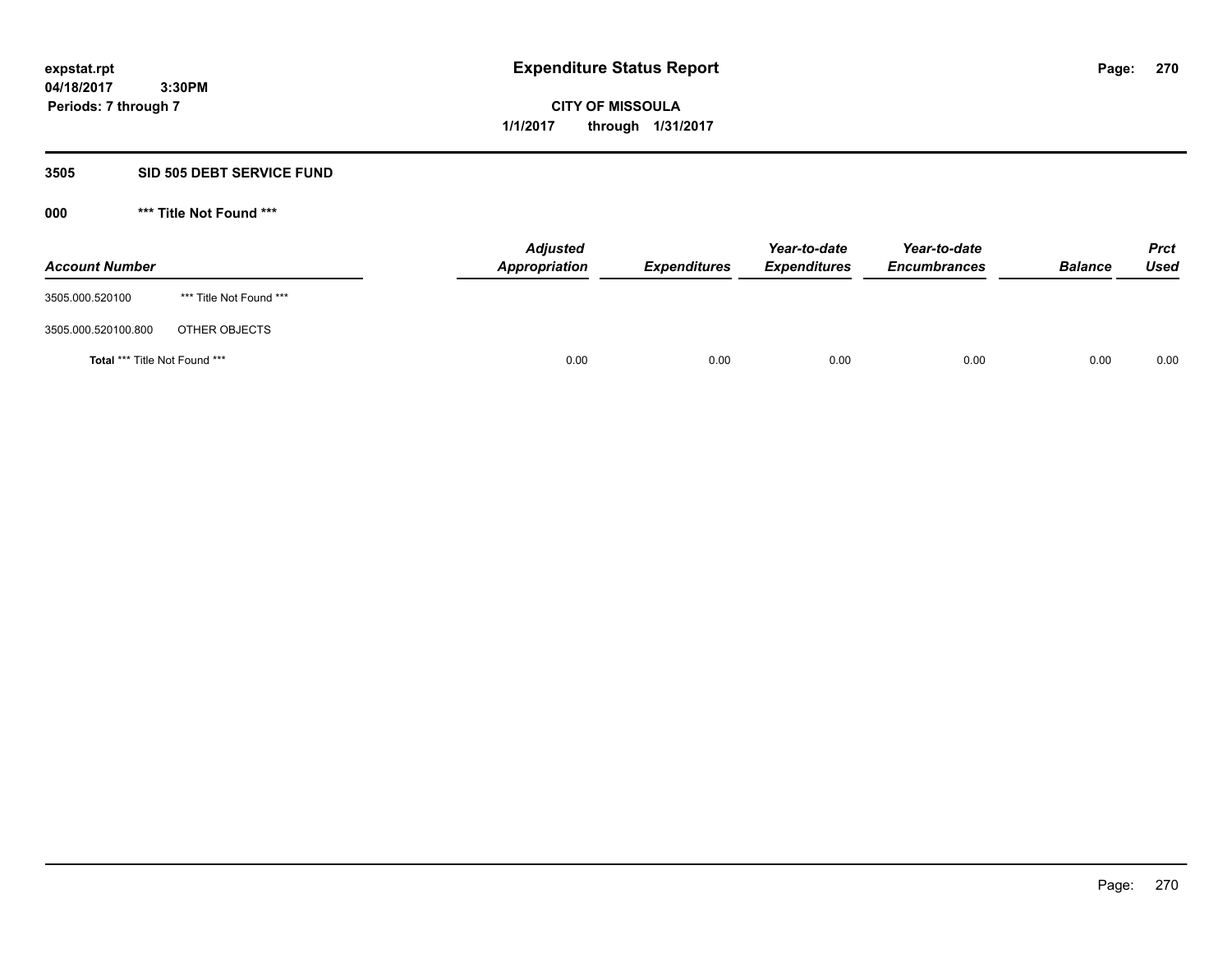**expstat.rpt**
**04/18/2017 3:30PM**
**Periods: 7 through 7**

# Expenditure Status Report

**CITY OF MISSOULA**
**1/1/2017 through 1/31/2017**

## 3505 SID 505 DEBT SERVICE FUND

### 000 *** Title Not Found ***

| Account Number | | Adjusted Appropriation | Expenditures | Year-to-date Expenditures | Year-to-date Encumbrances | Balance | Prct Used |
|---|---|---|---|---|---|---|---|
| 3505.000.520100 | *** Title Not Found *** | | | | | | |
| 3505.000.520100.800 | OTHER OBJECTS | | | | | | |
| **Total** *** Title Not Found *** | | 0.00 | 0.00 | 0.00 | 0.00 | 0.00 | 0.00 |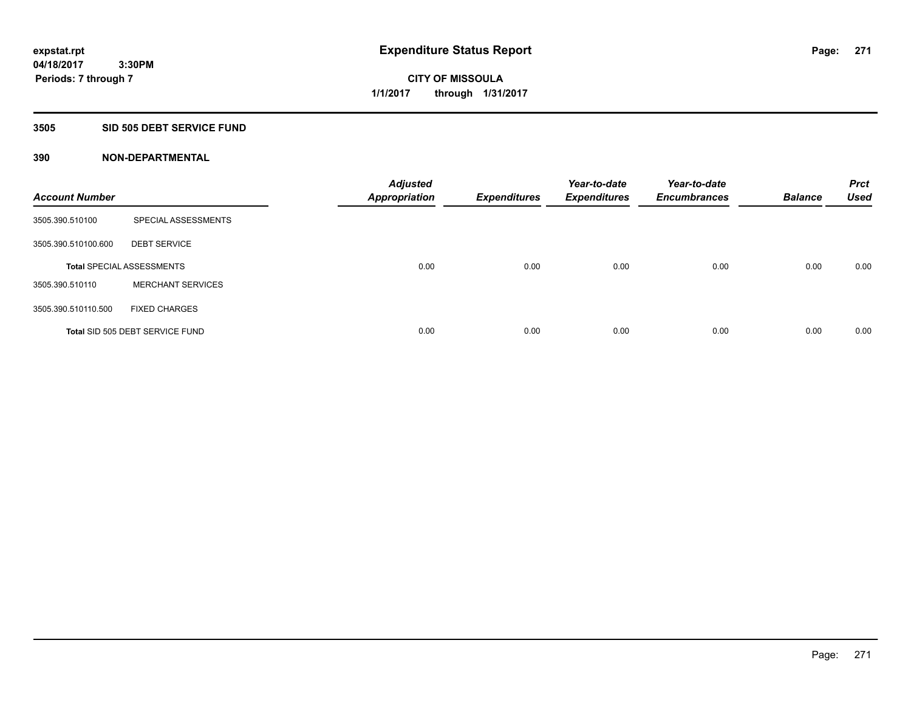expstat.rpt
04/18/2017 3:30PM
Periods: 7 through 7

# Expenditure Status Report

CITY OF MISSOULA
1/1/2017 through 1/31/2017

## 3505 SID 505 DEBT SERVICE FUND

### 390 NON-DEPARTMENTAL

| Account Number | | Adjusted Appropriation | Expenditures | Year-to-date Expenditures | Year-to-date Encumbrances | Balance | Prct Used |
|---|---|---|---|---|---|---|---|
| 3505.390.510100 | SPECIAL ASSESSMENTS | | | | | | |
| 3505.390.510100.600 | DEBT SERVICE | | | | | | |
| **Total** SPECIAL ASSESSMENTS | | 0.00 | 0.00 | 0.00 | 0.00 | 0.00 | 0.00 |
| 3505.390.510110 | MERCHANT SERVICES | | | | | | |
| 3505.390.510110.500 | FIXED CHARGES | | | | | | |
| **Total** SID 505 DEBT SERVICE FUND | | 0.00 | 0.00 | 0.00 | 0.00 | 0.00 | 0.00 |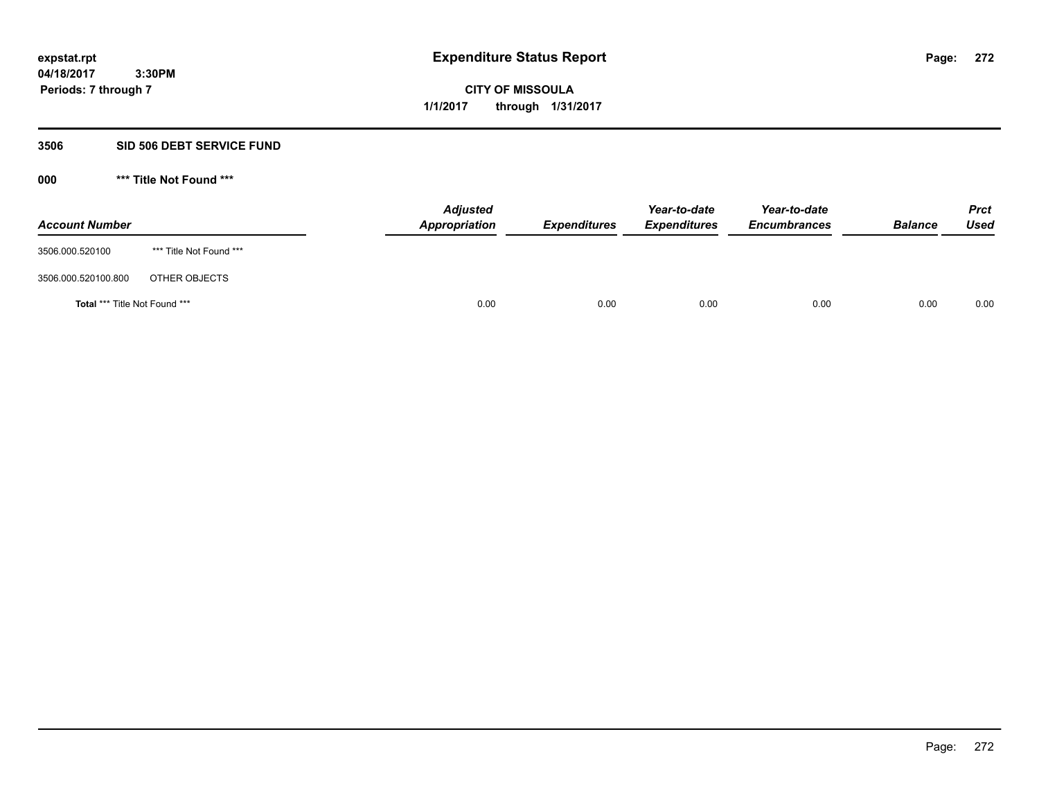# Expenditure Status Report

**CITY OF MISSOULA**

**1/1/2017 through 1/31/2017**

expstat.rpt
04/18/2017 3:30PM
Periods: 7 through 7

## 3506 SID 506 DEBT SERVICE FUND

### 000 *** Title Not Found ***

| Account Number | | Adjusted Appropriation | Expenditures | Year-to-date Expenditures | Year-to-date Encumbrances | Balance | Prct Used |
|---|---|---|---|---|---|---|---|
| 3506.000.520100 | *** Title Not Found *** | | | | | | |
| 3506.000.520100.800 | OTHER OBJECTS | | | | | | |
| **Total** *** Title Not Found *** | | 0.00 | 0.00 | 0.00 | 0.00 | 0.00 | 0.00 |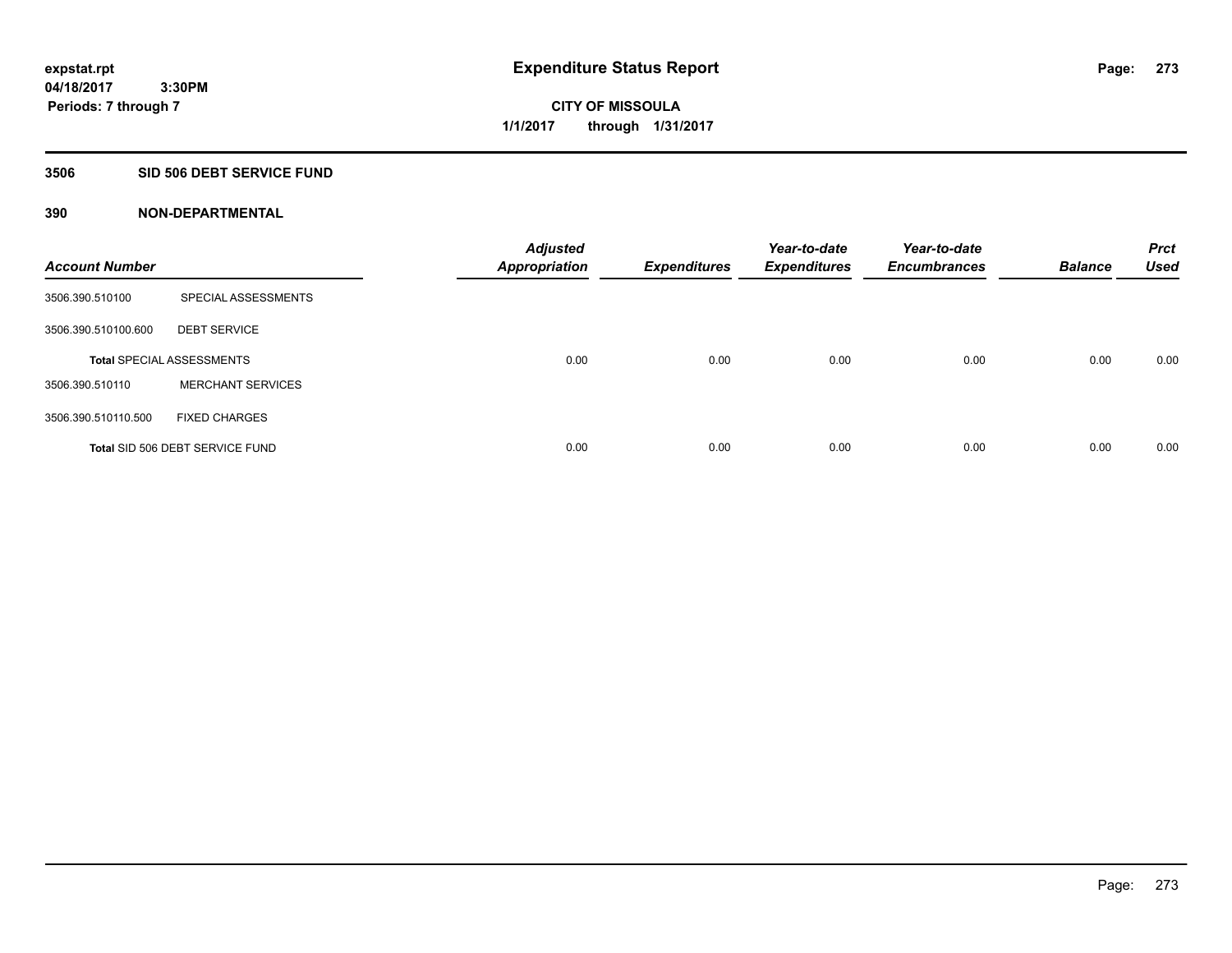# Expenditure Status Report

expstat.rpt
04/18/2017 3:30PM
Periods: 7 through 7

**CITY OF MISSOULA**
**1/1/2017 through 1/31/2017**

## 3506 SID 506 DEBT SERVICE FUND

### 390 NON-DEPARTMENTAL

| Account Number | | Adjusted Appropriation | Expenditures | Year-to-date Expenditures | Year-to-date Encumbrances | Balance | Prct Used |
|---|---|---|---|---|---|---|---|
| 3506.390.510100 | SPECIAL ASSESSMENTS | | | | | | |
| 3506.390.510100.600 | DEBT SERVICE | | | | | | |
| **Total** SPECIAL ASSESSMENTS | | 0.00 | 0.00 | 0.00 | 0.00 | 0.00 | 0.00 |
| 3506.390.510110 | MERCHANT SERVICES | | | | | | |
| 3506.390.510110.500 | FIXED CHARGES | | | | | | |
| **Total** SID 506 DEBT SERVICE FUND | | 0.00 | 0.00 | 0.00 | 0.00 | 0.00 | 0.00 |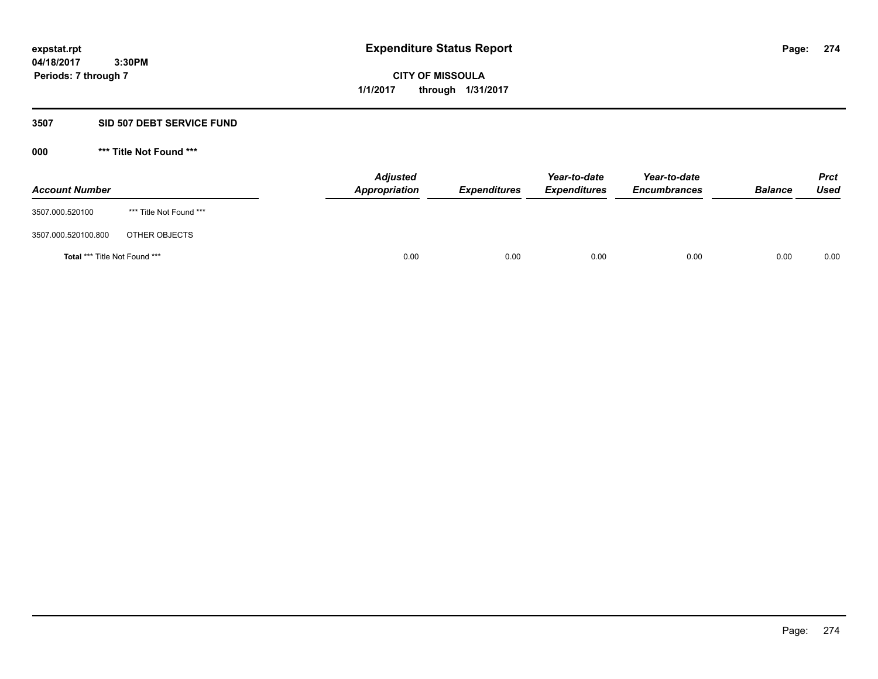**expstat.rpt**
**04/18/2017 3:30PM**
**Periods: 7 through 7**

# Expenditure Status Report

**CITY OF MISSOULA**
**1/1/2017 through 1/31/2017**

## 3507 SID 507 DEBT SERVICE FUND

### 000 *** Title Not Found ***

| Account Number | | Adjusted Appropriation | Expenditures | Year-to-date Expenditures | Year-to-date Encumbrances | Balance | Prct Used |
|---|---|---|---|---|---|---|---|
| 3507.000.520100 | *** Title Not Found *** | | | | | | |
| 3507.000.520100.800 | OTHER OBJECTS | | | | | | |
| **Total** *** Title Not Found *** | | 0.00 | 0.00 | 0.00 | 0.00 | 0.00 | 0.00 |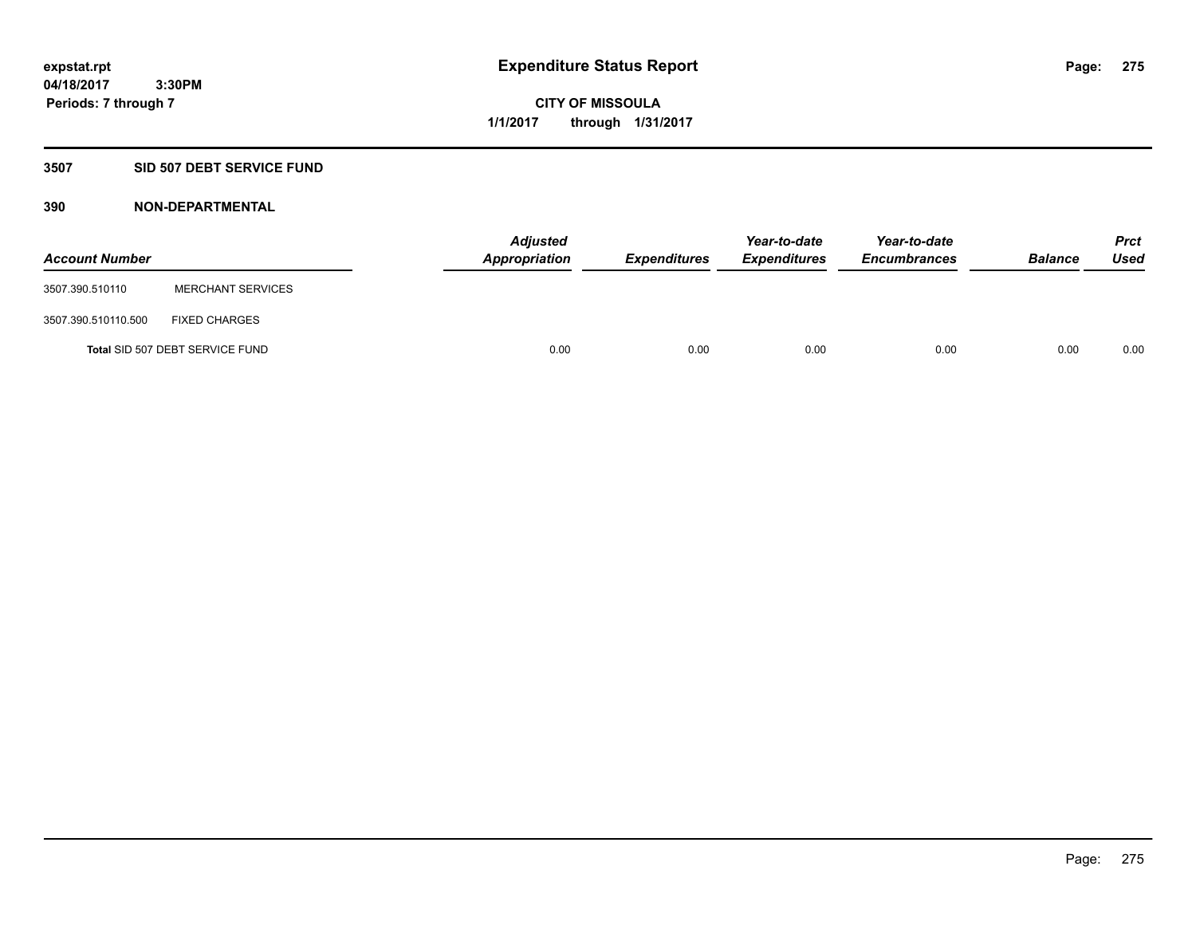expstat.rpt
04/18/2017 3:30PM
Periods: 7 through 7

# Expenditure Status Report

**CITY OF MISSOULA**
**1/1/2017 through 1/31/2017**

## 3507 SID 507 DEBT SERVICE FUND

### 390 NON-DEPARTMENTAL

| Account Number | | Adjusted Appropriation | Expenditures | Year-to-date Expenditures | Year-to-date Encumbrances | Balance | Prct Used |
|---|---|---|---|---|---|---|---|
| 3507.390.510110 | MERCHANT SERVICES | | | | | | |
| 3507.390.510110.500 | FIXED CHARGES | | | | | | |
| Total SID 507 DEBT SERVICE FUND | | 0.00 | 0.00 | 0.00 | 0.00 | 0.00 | 0.00 |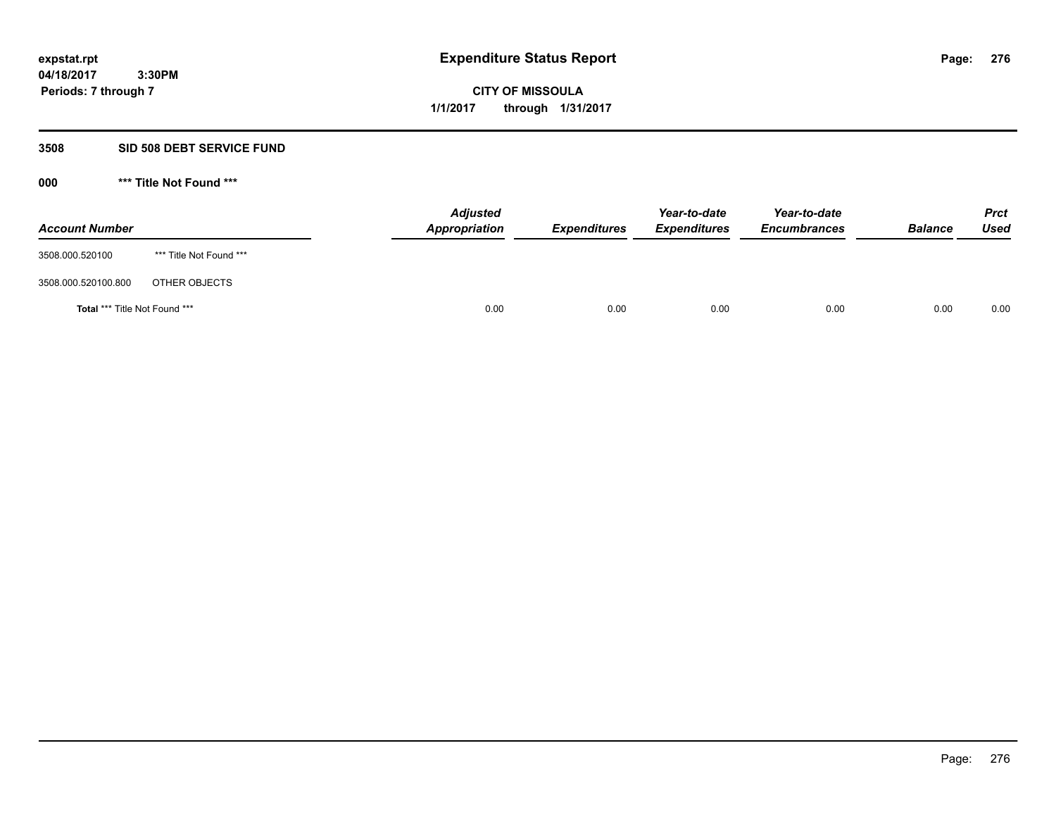**expstat.rpt**
**04/18/2017 3:30PM**
**Periods: 7 through 7**

# Expenditure Status Report

**CITY OF MISSOULA**
**1/1/2017 through 1/31/2017**

## 3508 SID 508 DEBT SERVICE FUND

### 000 *** Title Not Found ***

| Account Number | | Adjusted Appropriation | Expenditures | Year-to-date Expenditures | Year-to-date Encumbrances | Balance | Prct Used |
|---|---|---|---|---|---|---|---|
| 3508.000.520100 | *** Title Not Found *** | | | | | | |
| 3508.000.520100.800 | OTHER OBJECTS | | | | | | |
| **Total** *** Title Not Found *** | | 0.00 | 0.00 | 0.00 | 0.00 | 0.00 | 0.00 |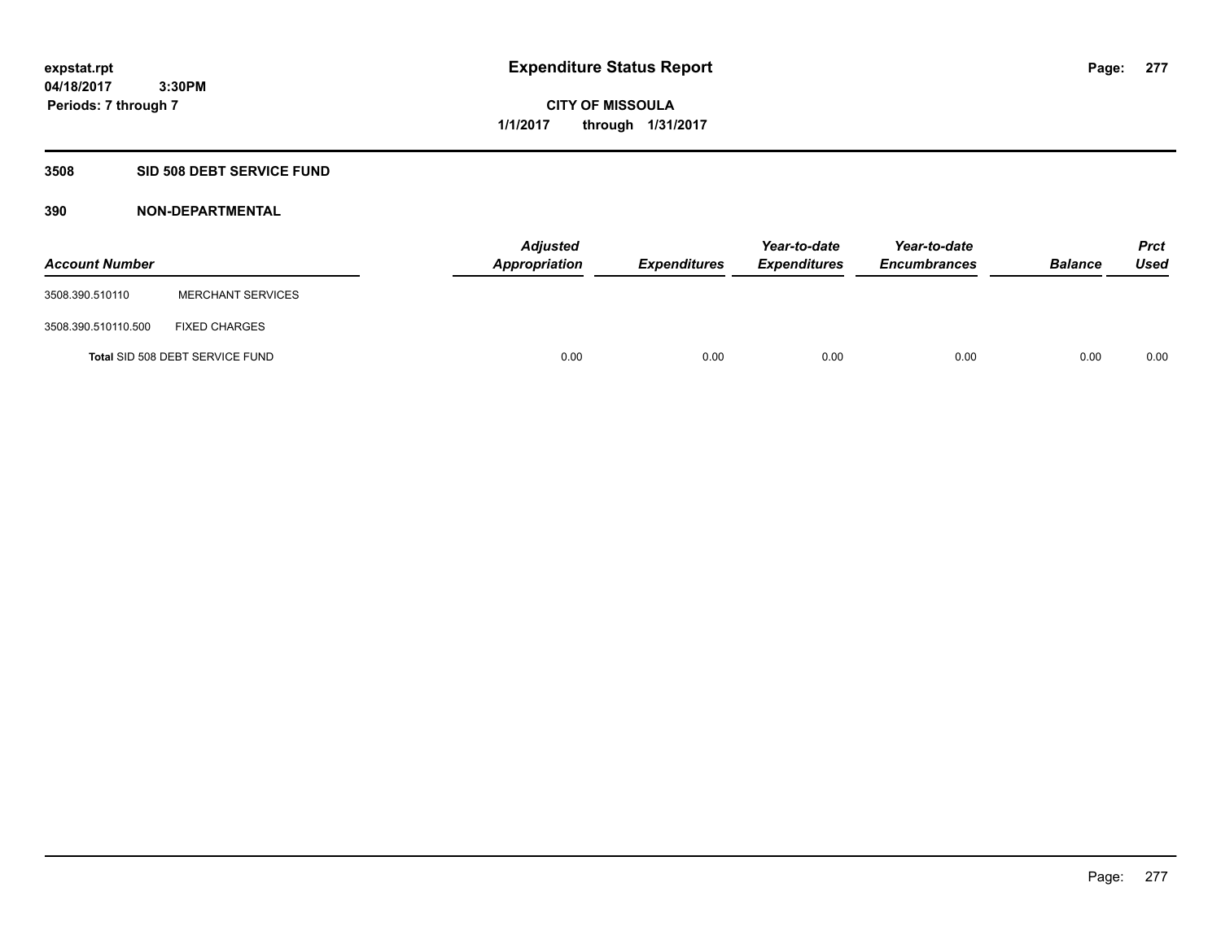# Expenditure Status Report

**CITY OF MISSOULA**

**1/1/2017 through 1/31/2017**

expstat.rpt
04/18/2017 3:30PM
Periods: 7 through 7

## 3508 SID 508 DEBT SERVICE FUND

## 390 NON-DEPARTMENTAL

| Account Number | | Adjusted Appropriation | Expenditures | Year-to-date Expenditures | Year-to-date Encumbrances | Balance | Prct Used |
|---|---|---|---|---|---|---|---|
| 3508.390.510110 | MERCHANT SERVICES | | | | | | |
| 3508.390.510110.500 | FIXED CHARGES | | | | | | |
| **Total** SID 508 DEBT SERVICE FUND | | 0.00 | 0.00 | 0.00 | 0.00 | 0.00 | 0.00 |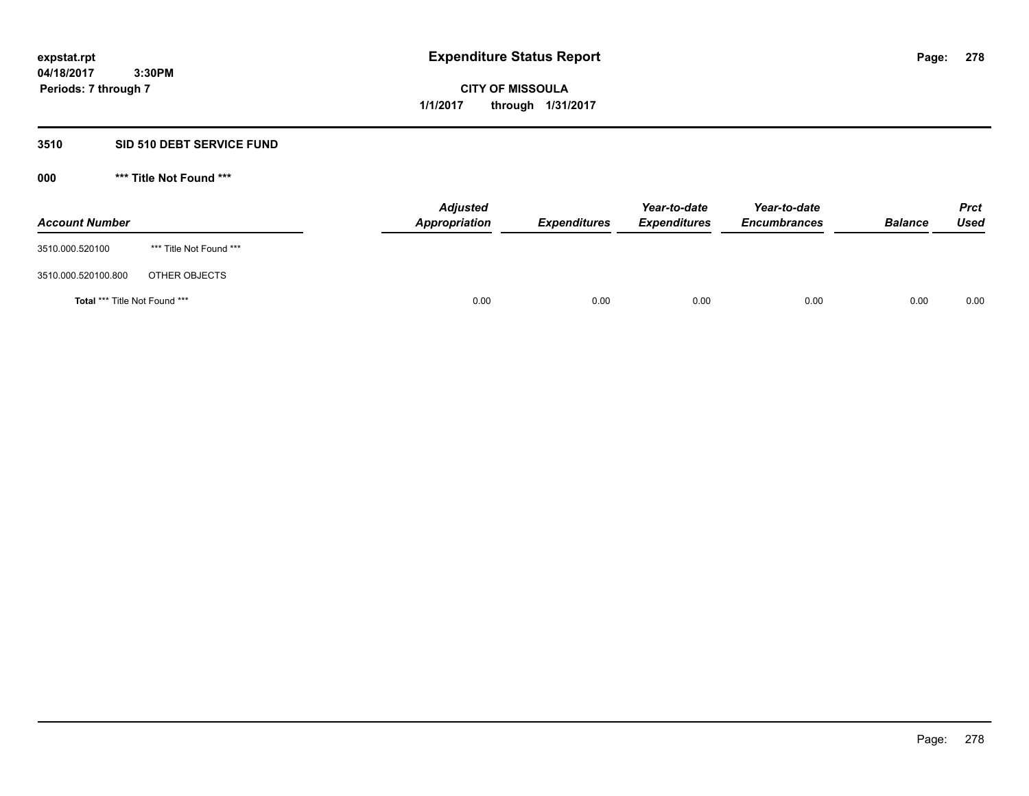**expstat.rpt**
**04/18/2017 3:30PM**
**Periods: 7 through 7**

# Expenditure Status Report

**CITY OF MISSOULA**
**1/1/2017 through 1/31/2017**

## 3510 SID 510 DEBT SERVICE FUND

### 000 *** Title Not Found ***

| Account Number | | Adjusted Appropriation | Expenditures | Year-to-date Expenditures | Year-to-date Encumbrances | Balance | Prct Used |
|---|---|---|---|---|---|---|---|
| 3510.000.520100 | *** Title Not Found *** | | | | | | |
| 3510.000.520100.800 | OTHER OBJECTS | | | | | | |
| **Total** *** Title Not Found *** | | 0.00 | 0.00 | 0.00 | 0.00 | 0.00 | 0.00 |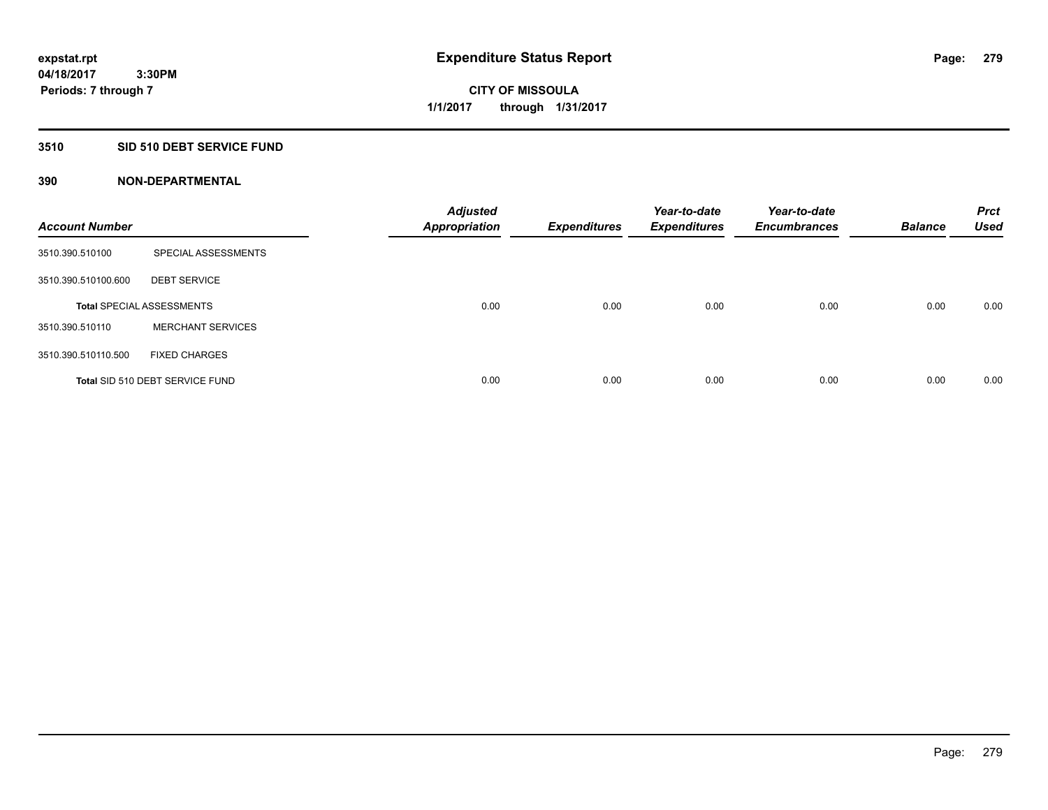**expstat.rpt**
**04/18/2017 3:30PM**
**Periods: 7 through 7**

# Expenditure Status Report

**CITY OF MISSOULA**
**1/1/2017 through 1/31/2017**

## 3510 SID 510 DEBT SERVICE FUND

## 390 NON-DEPARTMENTAL

| Account Number | | Adjusted Appropriation | Expenditures | Year-to-date Expenditures | Year-to-date Encumbrances | Balance | Prct Used |
|---|---|---|---|---|---|---|---|
| 3510.390.510100 | SPECIAL ASSESSMENTS | | | | | | |
| 3510.390.510100.600 | DEBT SERVICE | | | | | | |
| **Total** SPECIAL ASSESSMENTS | | 0.00 | 0.00 | 0.00 | 0.00 | 0.00 | 0.00 |
| 3510.390.510110 | MERCHANT SERVICES | | | | | | |
| 3510.390.510110.500 | FIXED CHARGES | | | | | | |
| **Total** SID 510 DEBT SERVICE FUND | | 0.00 | 0.00 | 0.00 | 0.00 | 0.00 | 0.00 |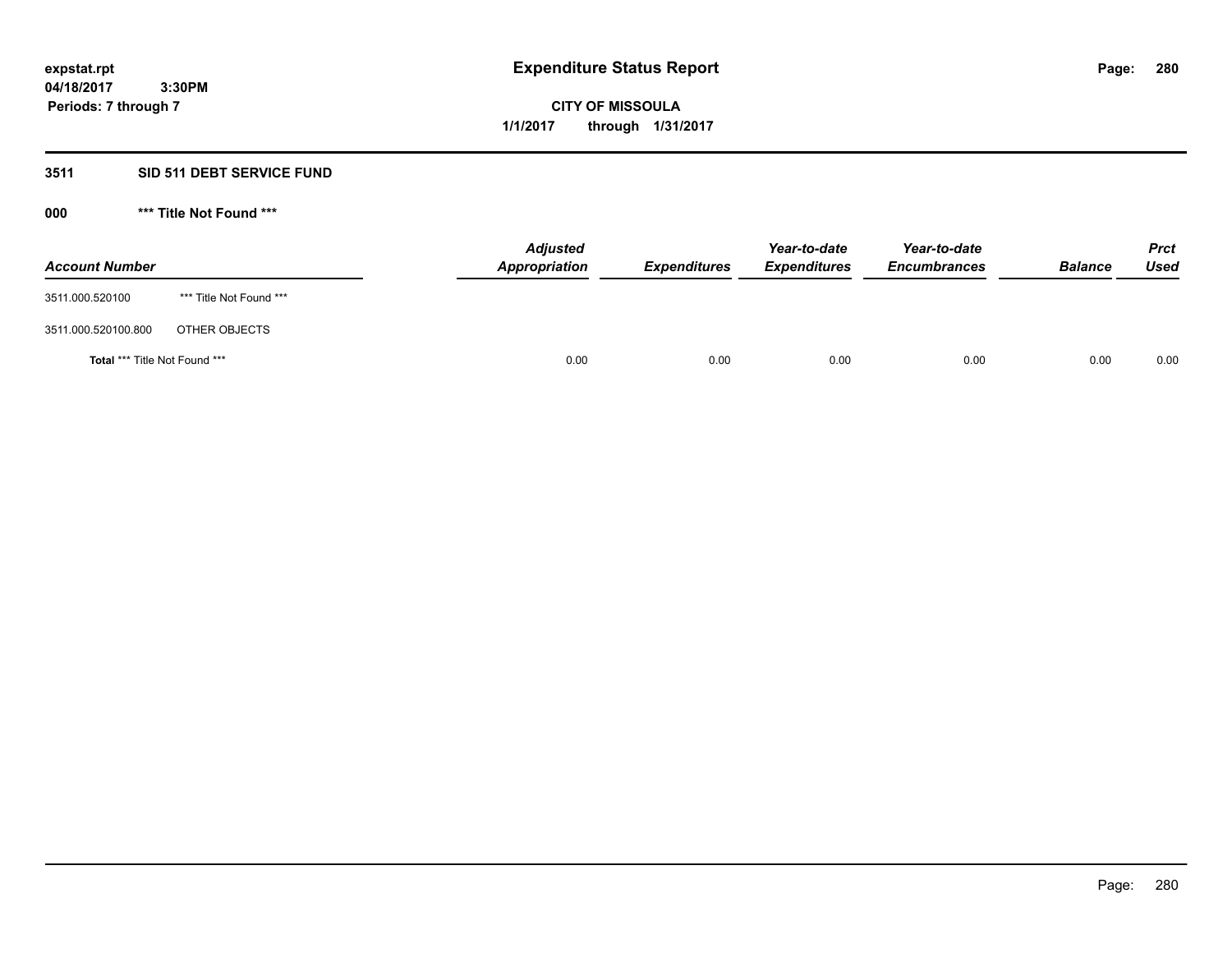expstat.rpt
04/18/2017 3:30PM
Periods: 7 through 7

# Expenditure Status Report

**CITY OF MISSOULA**
**1/1/2017 through 1/31/2017**

## 3511 SID 511 DEBT SERVICE FUND

### 000 *** Title Not Found ***

| Account Number | | Adjusted Appropriation | Expenditures | Year-to-date Expenditures | Year-to-date Encumbrances | Balance | Prct Used |
|---|---|---|---|---|---|---|---|
| 3511.000.520100 | *** Title Not Found *** | | | | | | |
| 3511.000.520100.800 | OTHER OBJECTS | | | | | | |
| **Total** *** Title Not Found *** | | 0.00 | 0.00 | 0.00 | 0.00 | 0.00 | 0.00 |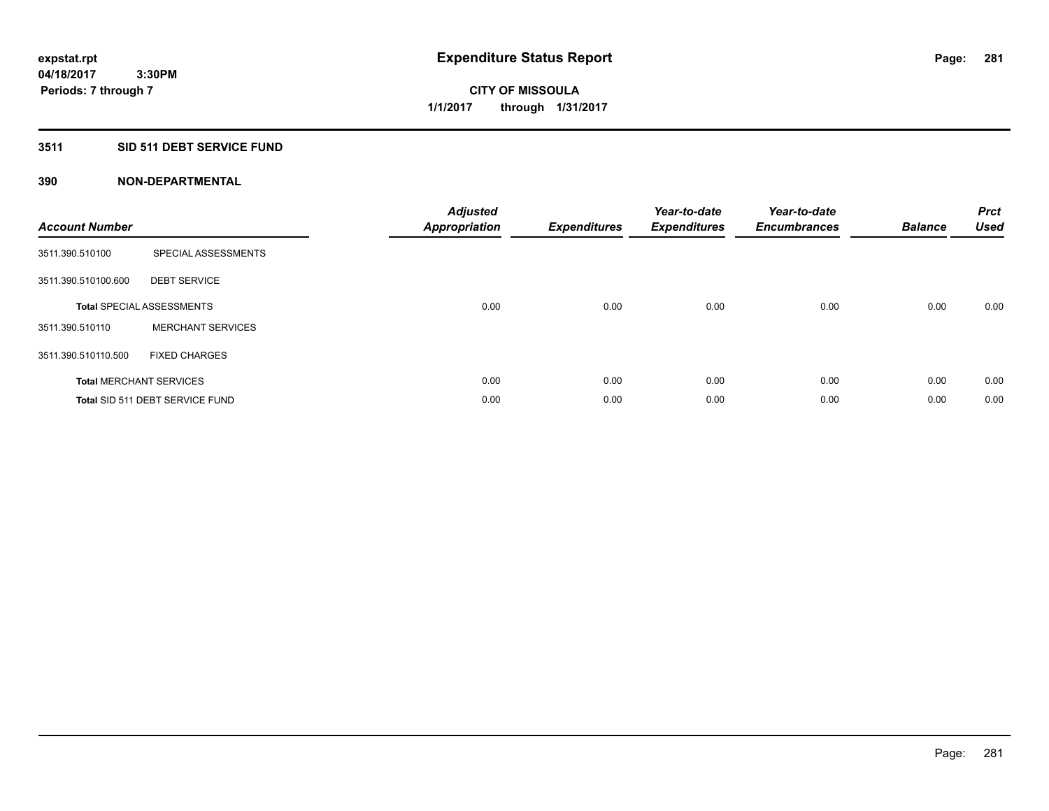**expstat.rpt**
**04/18/2017 3:30PM**
**Periods: 7 through 7**

# Expenditure Status Report

**CITY OF MISSOULA**
**1/1/2017 through 1/31/2017**

## 3511 SID 511 DEBT SERVICE FUND

### 390 NON-DEPARTMENTAL

| Account Number | | Adjusted Appropriation | Expenditures | Year-to-date Expenditures | Year-to-date Encumbrances | Balance | Prct Used |
|---|---|---|---|---|---|---|---|
| 3511.390.510100 | SPECIAL ASSESSMENTS | | | | | | |
| 3511.390.510100.600 | DEBT SERVICE | | | | | | |
| **Total** SPECIAL ASSESSMENTS | | 0.00 | 0.00 | 0.00 | 0.00 | 0.00 | 0.00 |
| 3511.390.510110 | MERCHANT SERVICES | | | | | | |
| 3511.390.510110.500 | FIXED CHARGES | | | | | | |
| **Total** MERCHANT SERVICES | | 0.00 | 0.00 | 0.00 | 0.00 | 0.00 | 0.00 |
| **Total** SID 511 DEBT SERVICE FUND | | 0.00 | 0.00 | 0.00 | 0.00 | 0.00 | 0.00 |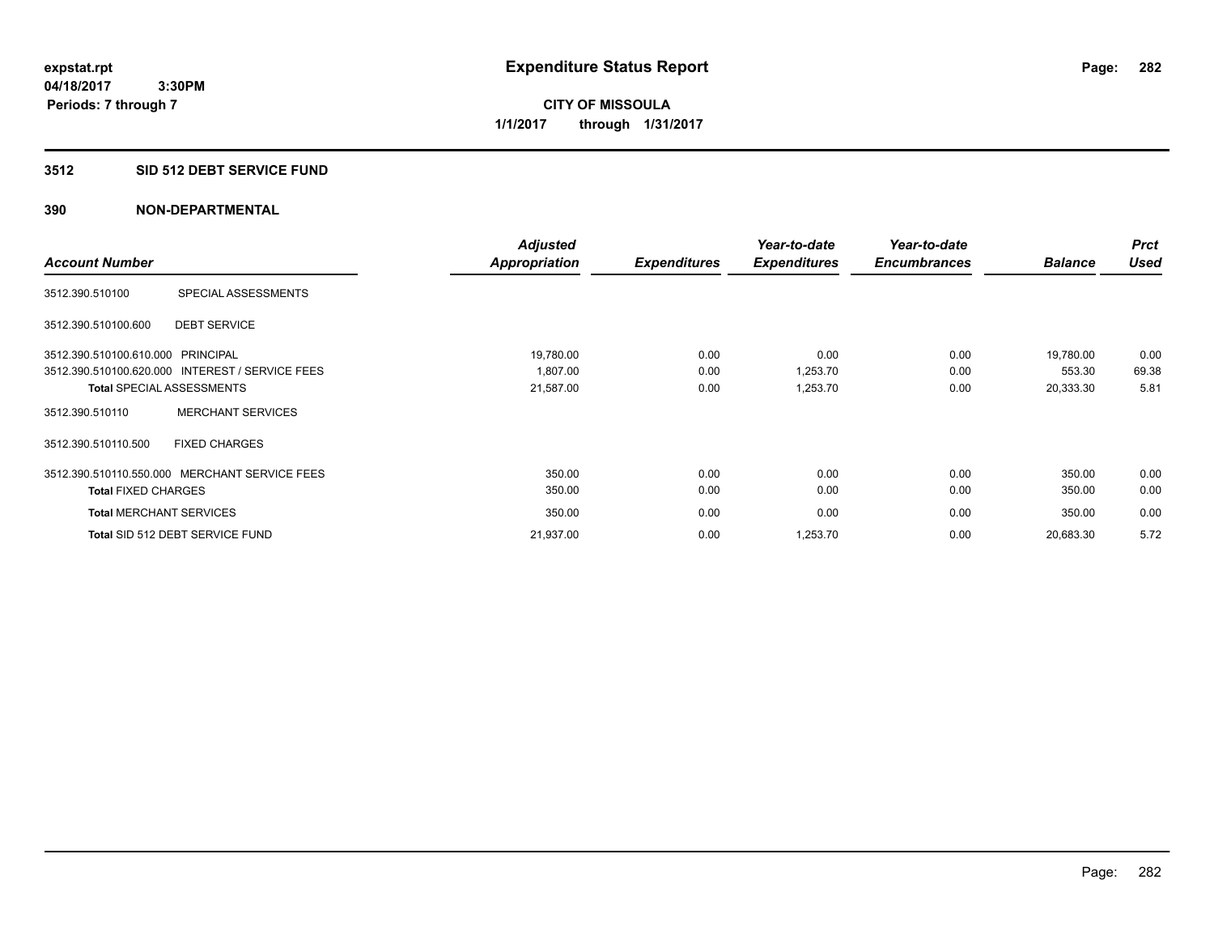expstat.rpt
04/18/2017 3:30PM
Periods: 7 through 7

# Expenditure Status Report

**CITY OF MISSOULA**
**1/1/2017 through 1/31/2017**

## 3512 SID 512 DEBT SERVICE FUND

## 390 NON-DEPARTMENTAL

| Account Number | | Adjusted Appropriation | Expenditures | Year-to-date Expenditures | Year-to-date Encumbrances | Balance | Prct Used |
|---|---|---|---|---|---|---|---|
| 3512.390.510100 | SPECIAL ASSESSMENTS | | | | | | |
| 3512.390.510100.600 | DEBT SERVICE | | | | | | |
| 3512.390.510100.610.000 | PRINCIPAL | 19,780.00 | 0.00 | 0.00 | 0.00 | 19,780.00 | 0.00 |
| 3512.390.510100.620.000 | INTEREST / SERVICE FEES | 1,807.00 | 0.00 | 1,253.70 | 0.00 | 553.30 | 69.38 |
| **Total** SPECIAL ASSESSMENTS | | 21,587.00 | 0.00 | 1,253.70 | 0.00 | 20,333.30 | 5.81 |
| 3512.390.510110 | MERCHANT SERVICES | | | | | | |
| 3512.390.510110.500 | FIXED CHARGES | | | | | | |
| 3512.390.510110.550.000 | MERCHANT SERVICE FEES | 350.00 | 0.00 | 0.00 | 0.00 | 350.00 | 0.00 |
| **Total** FIXED CHARGES | | 350.00 | 0.00 | 0.00 | 0.00 | 350.00 | 0.00 |
| **Total** MERCHANT SERVICES | | 350.00 | 0.00 | 0.00 | 0.00 | 350.00 | 0.00 |
| **Total** SID 512 DEBT SERVICE FUND | | 21,937.00 | 0.00 | 1,253.70 | 0.00 | 20,683.30 | 5.72 |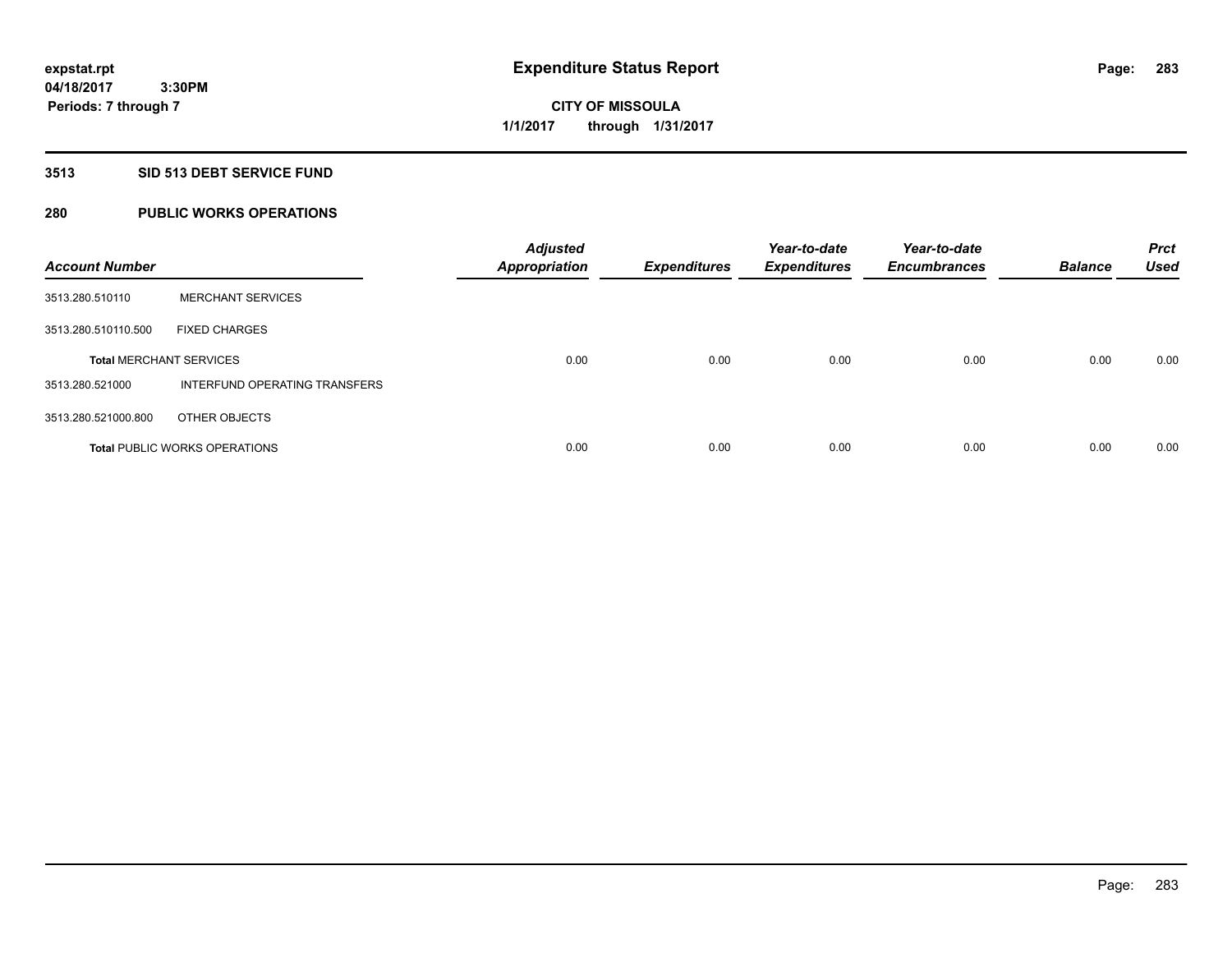# Expenditure Status Report

expstat.rpt
04/18/2017 3:30PM
Periods: 7 through 7

**CITY OF MISSOULA**
**1/1/2017 through 1/31/2017**

## 3513 SID 513 DEBT SERVICE FUND

## 280 PUBLIC WORKS OPERATIONS

| Account Number | | Adjusted Appropriation | Expenditures | Year-to-date Expenditures | Year-to-date Encumbrances | Balance | Prct Used |
|---|---|---|---|---|---|---|---|
| 3513.280.510110 | MERCHANT SERVICES | | | | | | |
| 3513.280.510110.500 | FIXED CHARGES | | | | | | |
| **Total** MERCHANT SERVICES | | 0.00 | 0.00 | 0.00 | 0.00 | 0.00 | 0.00 |
| 3513.280.521000 | INTERFUND OPERATING TRANSFERS | | | | | | |
| 3513.280.521000.800 | OTHER OBJECTS | | | | | | |
| **Total** PUBLIC WORKS OPERATIONS | | 0.00 | 0.00 | 0.00 | 0.00 | 0.00 | 0.00 |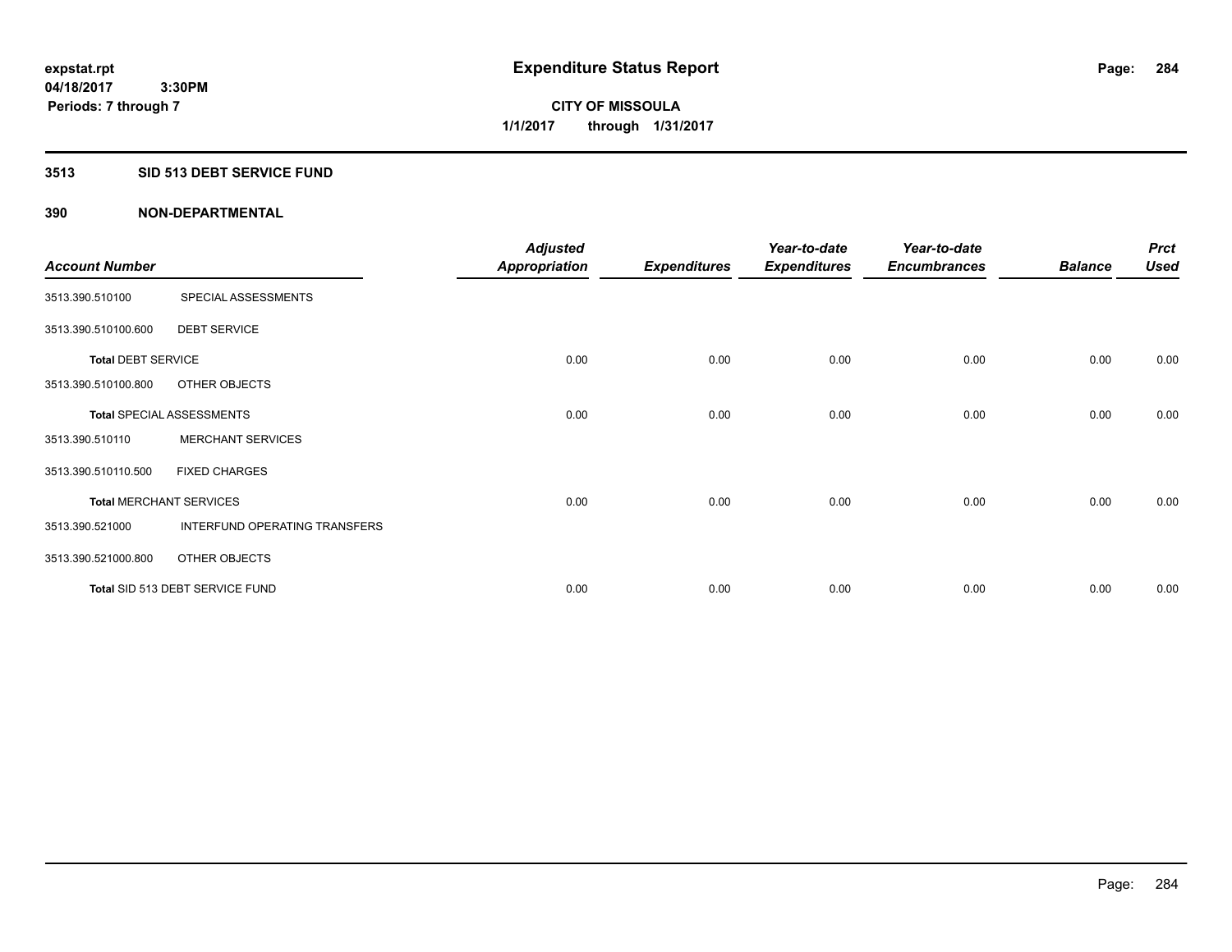**expstat.rpt**
**04/18/2017 3:30PM**
**Periods: 7 through 7**

# Expenditure Status Report

**CITY OF MISSOULA**
**1/1/2017 through 1/31/2017**

## 3513 SID 513 DEBT SERVICE FUND

## 390 NON-DEPARTMENTAL

| Account Number | | Adjusted Appropriation | Expenditures | Year-to-date Expenditures | Year-to-date Encumbrances | Balance | Prct Used |
|---|---|---|---|---|---|---|---|
| 3513.390.510100 | SPECIAL ASSESSMENTS | | | | | | |
| 3513.390.510100.600 | DEBT SERVICE | | | | | | |
| **Total** DEBT SERVICE | | 0.00 | 0.00 | 0.00 | 0.00 | 0.00 | 0.00 |
| 3513.390.510100.800 | OTHER OBJECTS | | | | | | |
| **Total** SPECIAL ASSESSMENTS | | 0.00 | 0.00 | 0.00 | 0.00 | 0.00 | 0.00 |
| 3513.390.510110 | MERCHANT SERVICES | | | | | | |
| 3513.390.510110.500 | FIXED CHARGES | | | | | | |
| **Total** MERCHANT SERVICES | | 0.00 | 0.00 | 0.00 | 0.00 | 0.00 | 0.00 |
| 3513.390.521000 | INTERFUND OPERATING TRANSFERS | | | | | | |
| 3513.390.521000.800 | OTHER OBJECTS | | | | | | |
| **Total** SID 513 DEBT SERVICE FUND | | 0.00 | 0.00 | 0.00 | 0.00 | 0.00 | 0.00 |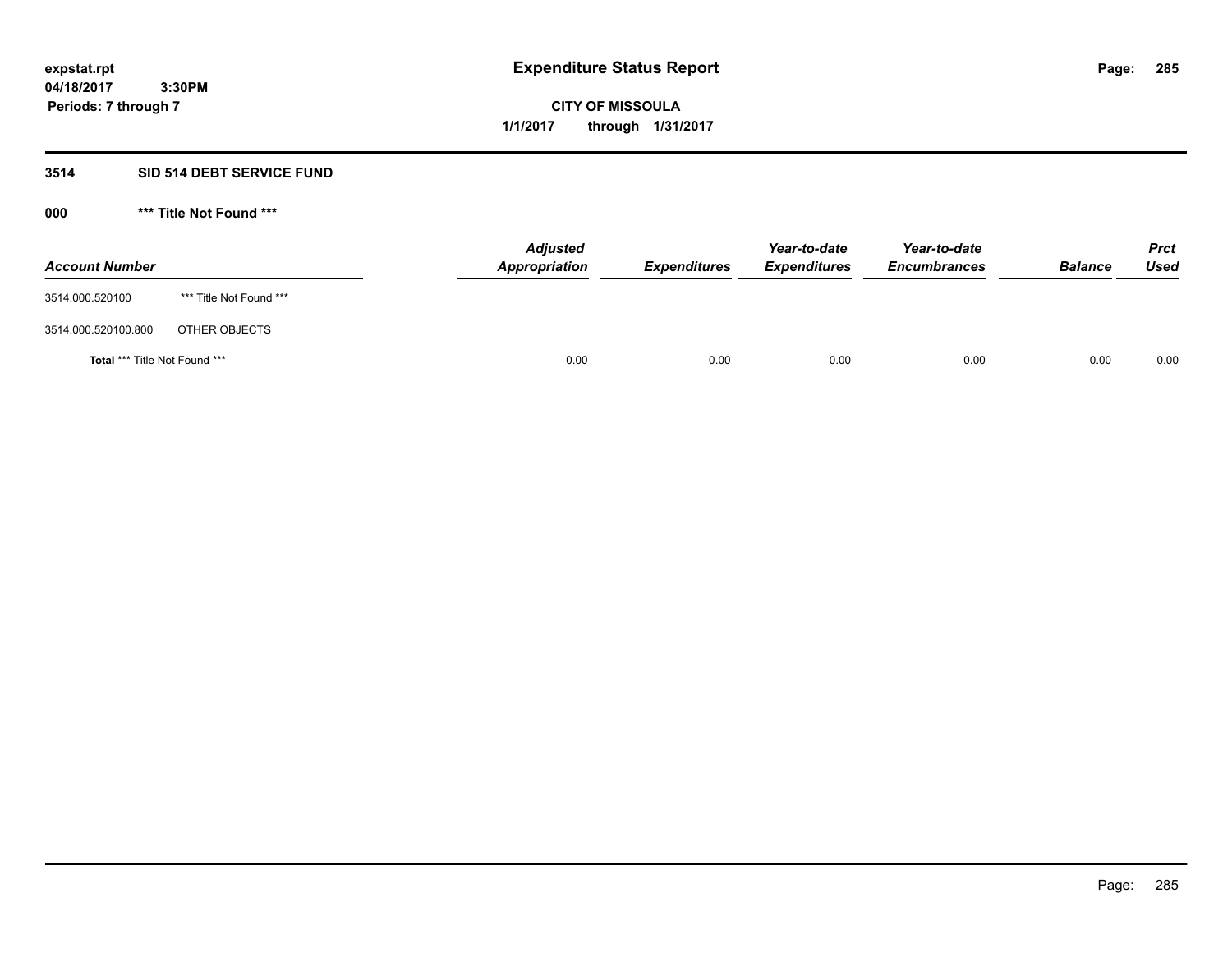# Expenditure Status Report

**expstat.rpt**
**04/18/2017 3:30PM**
**Periods: 7 through 7**

**CITY OF MISSOULA**
**1/1/2017 through 1/31/2017**

## 3514 SID 514 DEBT SERVICE FUND

### 000 *** Title Not Found ***

| Account Number | | Adjusted Appropriation | Expenditures | Year-to-date Expenditures | Year-to-date Encumbrances | Balance | Prct Used |
|---|---|---|---|---|---|---|---|
| 3514.000.520100 | *** Title Not Found *** | | | | | | |
| 3514.000.520100.800 | OTHER OBJECTS | | | | | | |
| **Total** *** Title Not Found *** | | 0.00 | 0.00 | 0.00 | 0.00 | 0.00 | 0.00 |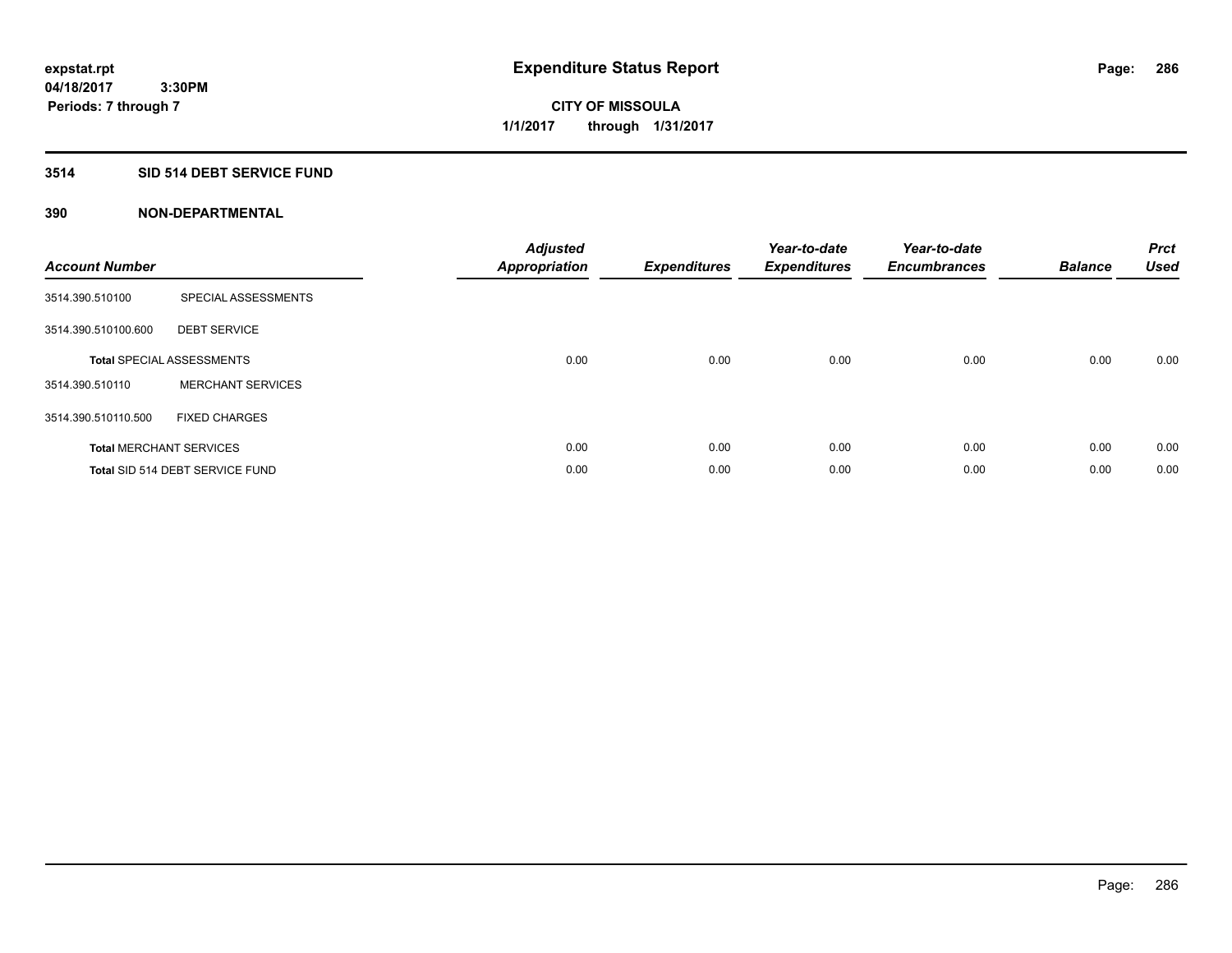expstat.rpt
04/18/2017 3:30PM
Periods: 7 through 7

# Expenditure Status Report

**CITY OF MISSOULA**
**1/1/2017 through 1/31/2017**

## 3514 SID 514 DEBT SERVICE FUND

### 390 NON-DEPARTMENTAL

| Account Number | | Adjusted Appropriation | Expenditures | Year-to-date Expenditures | Year-to-date Encumbrances | Balance | Prct Used |
|---|---|---|---|---|---|---|---|
| 3514.390.510100 | SPECIAL ASSESSMENTS | | | | | | |
| 3514.390.510100.600 | DEBT SERVICE | | | | | | |
| **Total** SPECIAL ASSESSMENTS | | 0.00 | 0.00 | 0.00 | 0.00 | 0.00 | 0.00 |
| 3514.390.510110 | MERCHANT SERVICES | | | | | | |
| 3514.390.510110.500 | FIXED CHARGES | | | | | | |
| **Total** MERCHANT SERVICES | | 0.00 | 0.00 | 0.00 | 0.00 | 0.00 | 0.00 |
| **Total** SID 514 DEBT SERVICE FUND | | 0.00 | 0.00 | 0.00 | 0.00 | 0.00 | 0.00 |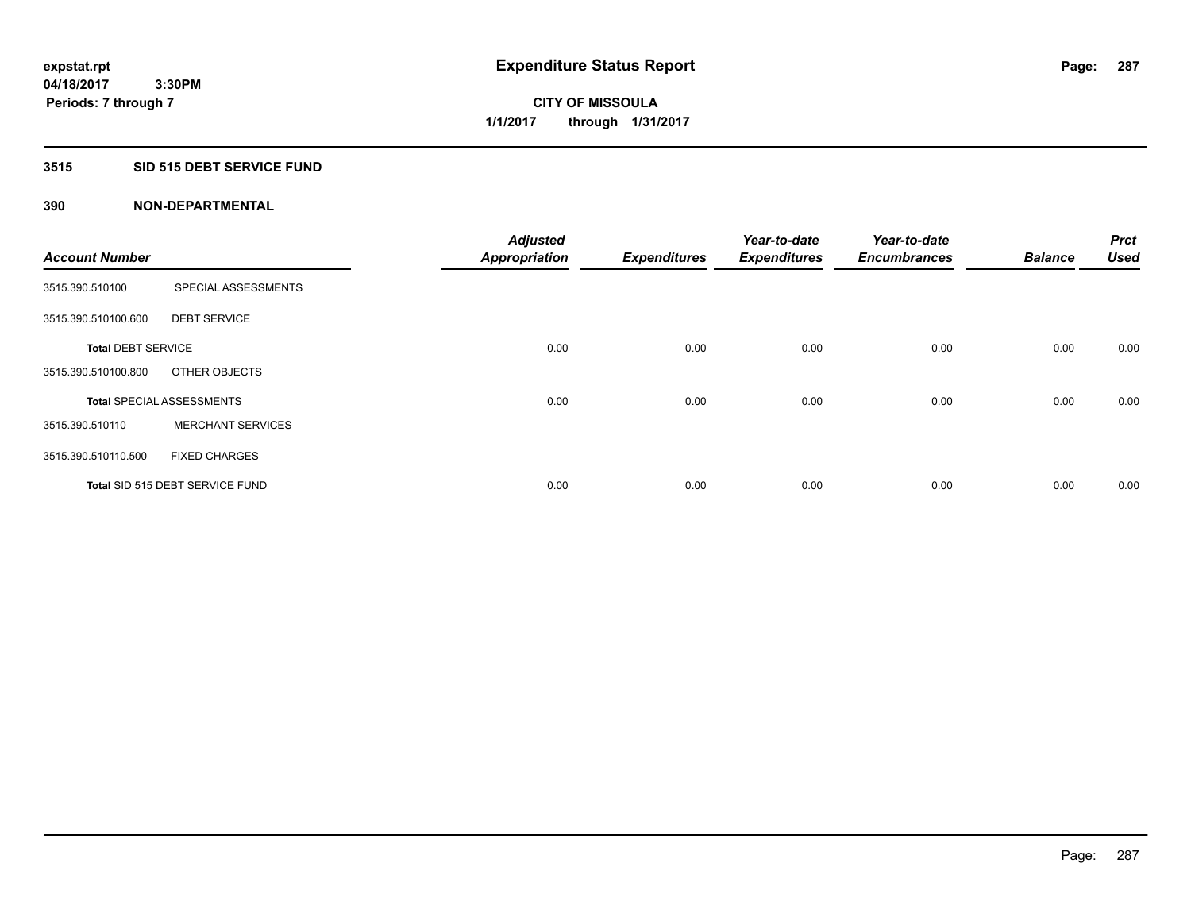# Expenditure Status Report

expstat.rpt
04/18/2017 3:30PM
Periods: 7 through 7

**CITY OF MISSOULA**
**1/1/2017 through 1/31/2017**

## 3515 SID 515 DEBT SERVICE FUND

### 390 NON-DEPARTMENTAL

| Account Number | | Adjusted Appropriation | Expenditures | Year-to-date Expenditures | Year-to-date Encumbrances | Balance | Prct Used |
|---|---|---|---|---|---|---|---|
| 3515.390.510100 | SPECIAL ASSESSMENTS | | | | | | |
| 3515.390.510100.600 | DEBT SERVICE | | | | | | |
| **Total** DEBT SERVICE | | 0.00 | 0.00 | 0.00 | 0.00 | 0.00 | 0.00 |
| 3515.390.510100.800 | OTHER OBJECTS | | | | | | |
| **Total** SPECIAL ASSESSMENTS | | 0.00 | 0.00 | 0.00 | 0.00 | 0.00 | 0.00 |
| 3515.390.510110 | MERCHANT SERVICES | | | | | | |
| 3515.390.510110.500 | FIXED CHARGES | | | | | | |
| **Total** SID 515 DEBT SERVICE FUND | | 0.00 | 0.00 | 0.00 | 0.00 | 0.00 | 0.00 |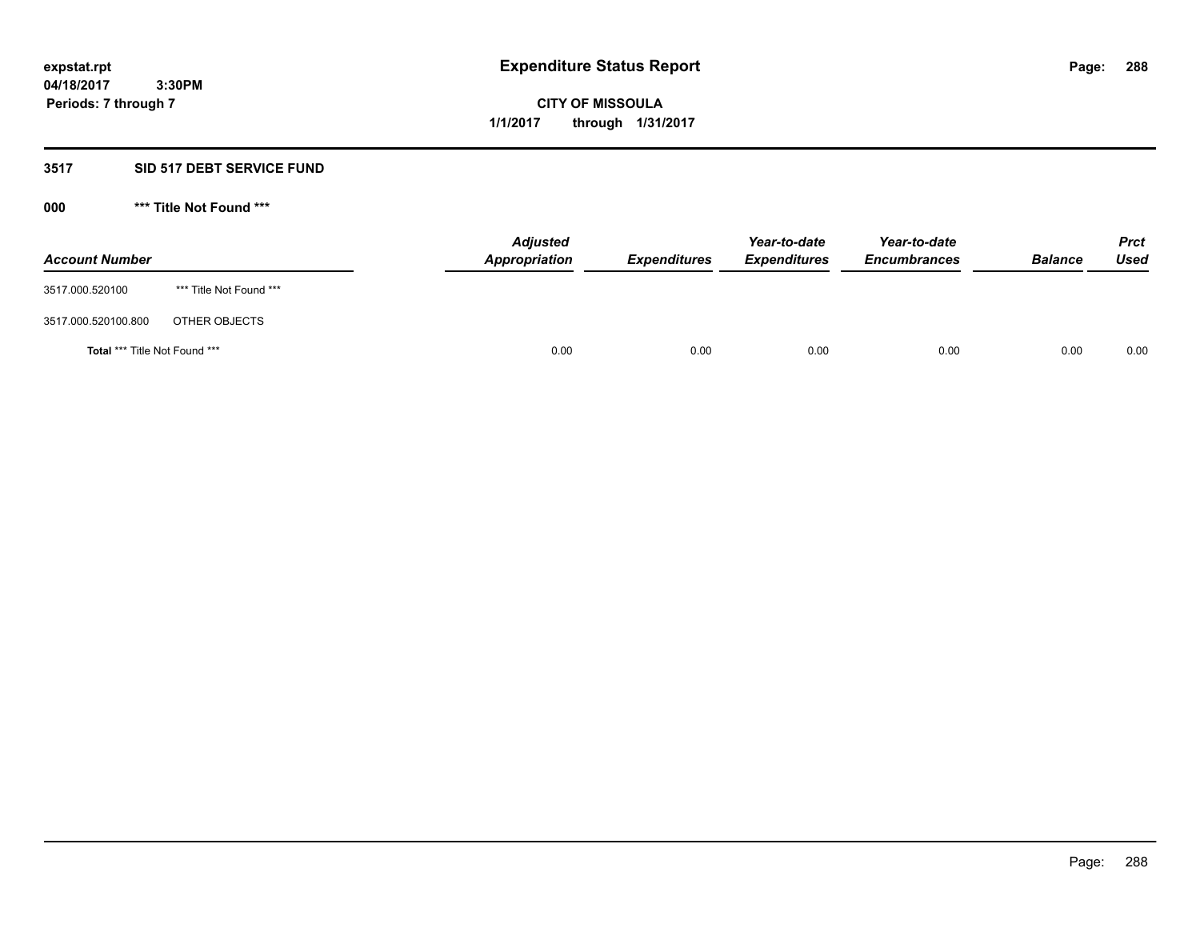# Expenditure Status Report

expstat.rpt
04/18/2017 3:30PM
Periods: 7 through 7

**CITY OF MISSOULA**
**1/1/2017 through 1/31/2017**

## 3517 SID 517 DEBT SERVICE FUND

### 000 *** Title Not Found ***

| Account Number | | Adjusted Appropriation | Expenditures | Year-to-date Expenditures | Year-to-date Encumbrances | Balance | Prct Used |
|---|---|---|---|---|---|---|---|
| 3517.000.520100 | *** Title Not Found *** | | | | | | |
| 3517.000.520100.800 | OTHER OBJECTS | | | | | | |
| **Total** *** Title Not Found *** | | 0.00 | 0.00 | 0.00 | 0.00 | 0.00 | 0.00 |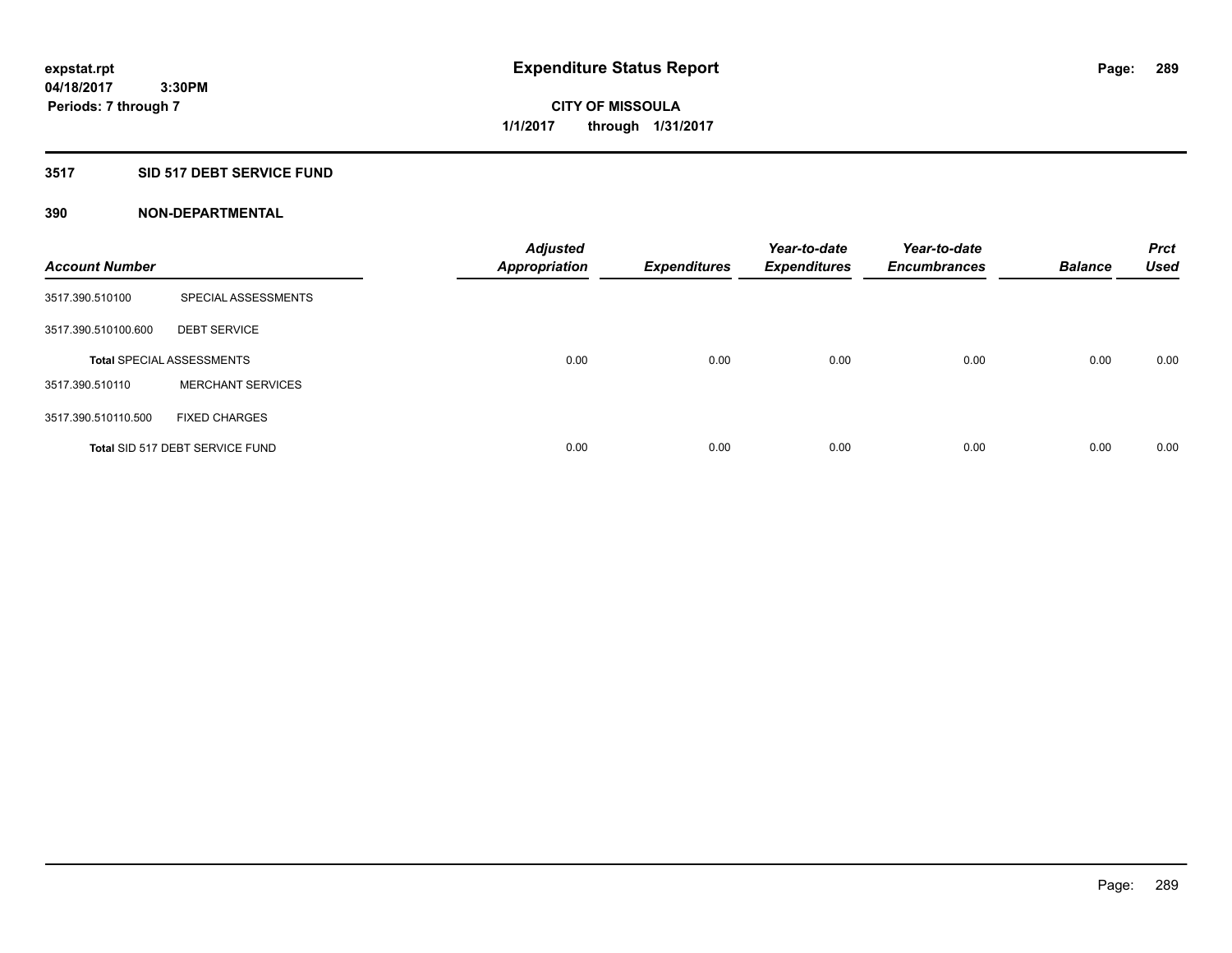# Expenditure Status Report

expstat.rpt
04/18/2017 3:30PM
Periods: 7 through 7

**CITY OF MISSOULA**
**1/1/2017 through 1/31/2017**

## 3517 SID 517 DEBT SERVICE FUND

### 390 NON-DEPARTMENTAL

| Account Number | | Adjusted Appropriation | Expenditures | Year-to-date Expenditures | Year-to-date Encumbrances | Balance | Prct Used |
|---|---|---|---|---|---|---|---|
| 3517.390.510100 | SPECIAL ASSESSMENTS | | | | | | |
| 3517.390.510100.600 | DEBT SERVICE | | | | | | |
| **Total** SPECIAL ASSESSMENTS | | 0.00 | 0.00 | 0.00 | 0.00 | 0.00 | 0.00 |
| 3517.390.510110 | MERCHANT SERVICES | | | | | | |
| 3517.390.510110.500 | FIXED CHARGES | | | | | | |
| **Total** SID 517 DEBT SERVICE FUND | | 0.00 | 0.00 | 0.00 | 0.00 | 0.00 | 0.00 |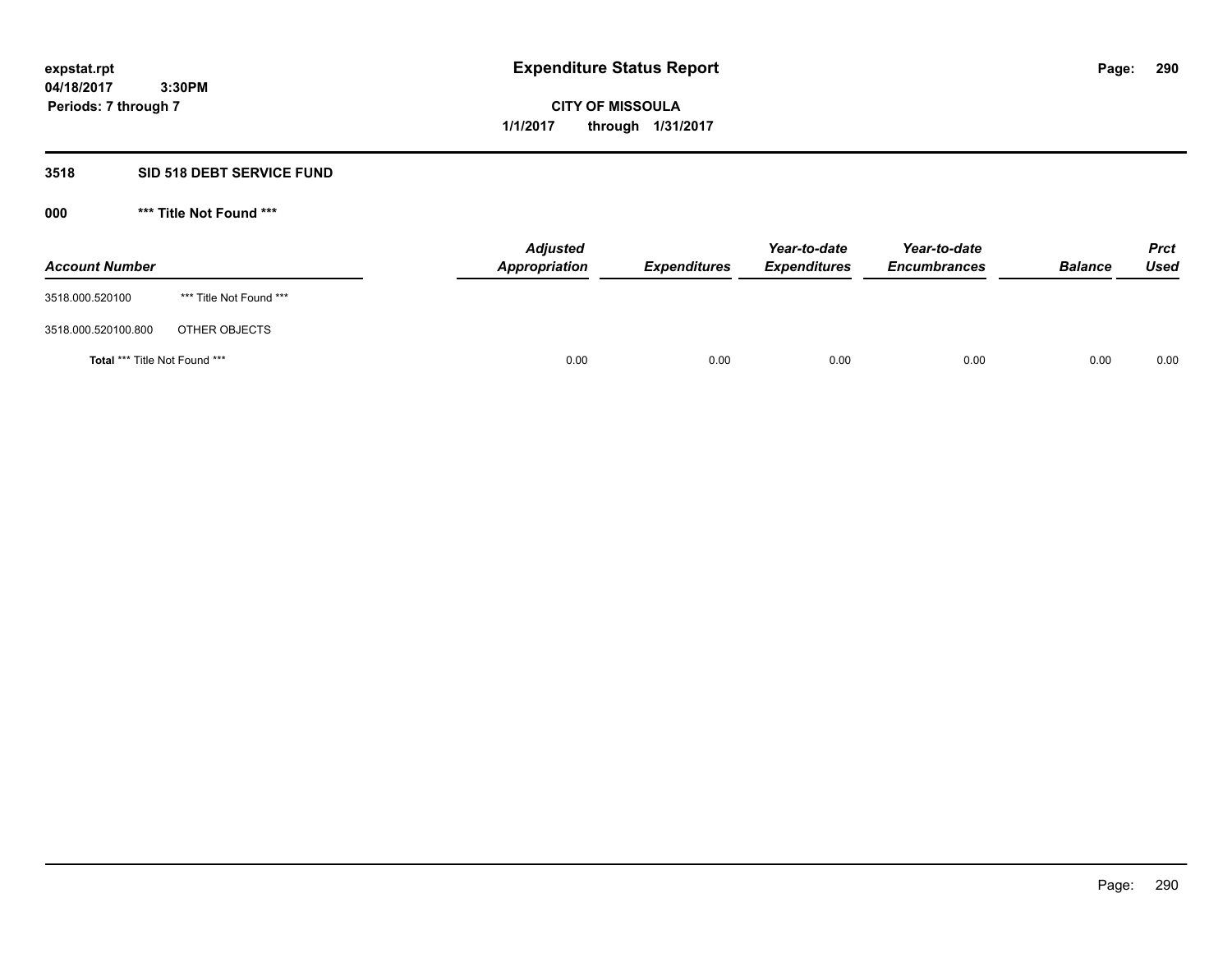expstat.rpt
04/18/2017 3:30PM
Periods: 7 through 7

# Expenditure Status Report

**CITY OF MISSOULA**
**1/1/2017 through 1/31/2017**

## 3518 SID 518 DEBT SERVICE FUND

### 000 *** Title Not Found ***

| Account Number | | Adjusted Appropriation | Expenditures | Year-to-date Expenditures | Year-to-date Encumbrances | Balance | Prct Used |
|---|---|---|---|---|---|---|---|
| 3518.000.520100 | *** Title Not Found *** | | | | | | |
| 3518.000.520100.800 | OTHER OBJECTS | | | | | | |
| **Total** *** Title Not Found *** | | 0.00 | 0.00 | 0.00 | 0.00 | 0.00 | 0.00 |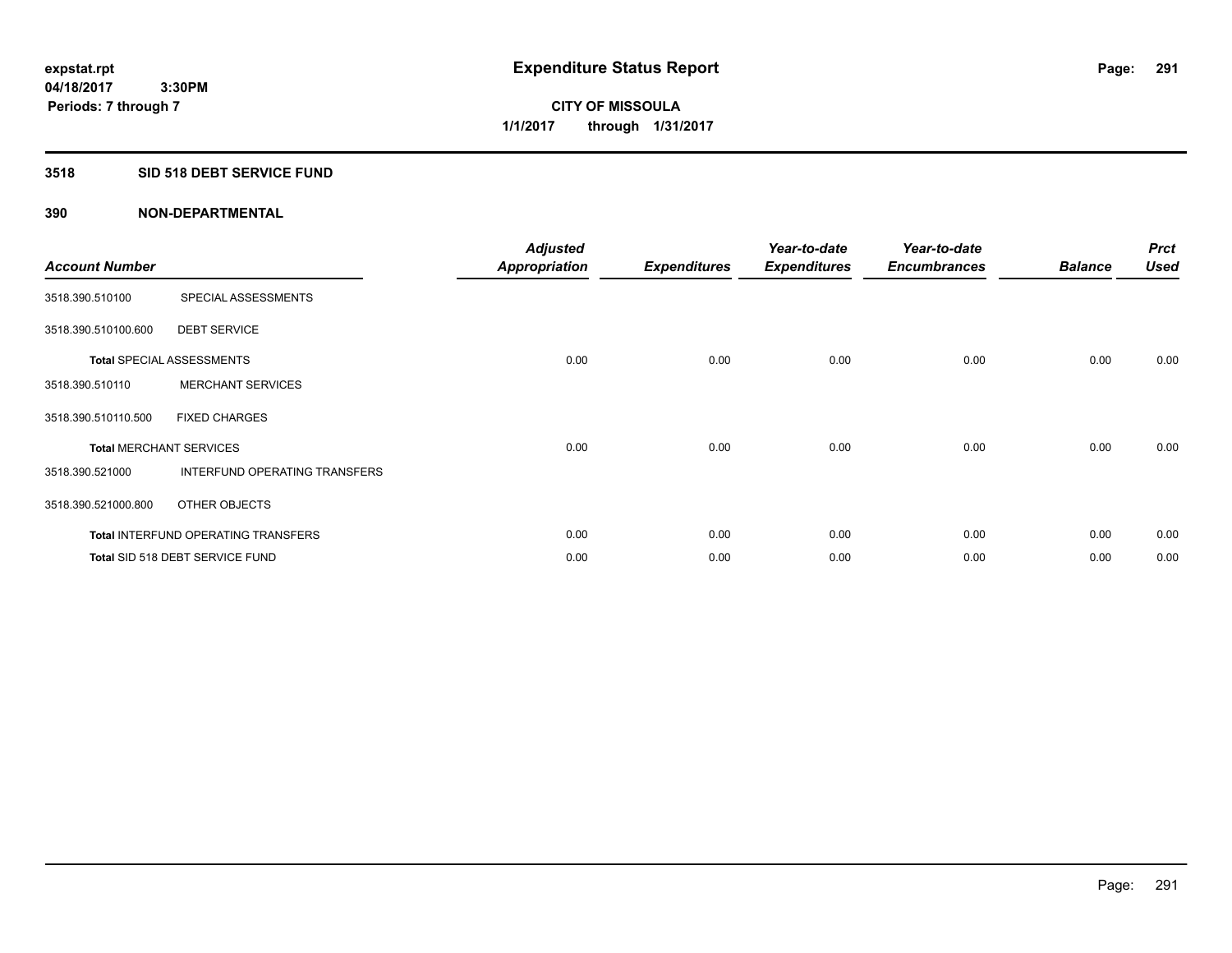**expstat.rpt**
**04/18/2017 3:30PM**
**Periods: 7 through 7**

# Expenditure Status Report

**CITY OF MISSOULA**
**1/1/2017 through 1/31/2017**

## 3518 SID 518 DEBT SERVICE FUND

## 390 NON-DEPARTMENTAL

| Account Number | | Adjusted Appropriation | Expenditures | Year-to-date Expenditures | Year-to-date Encumbrances | Balance | Prct Used |
|---|---|---|---|---|---|---|---|
| 3518.390.510100 | SPECIAL ASSESSMENTS | | | | | | |
| 3518.390.510100.600 | DEBT SERVICE | | | | | | |
| **Total** SPECIAL ASSESSMENTS | | 0.00 | 0.00 | 0.00 | 0.00 | 0.00 | 0.00 |
| 3518.390.510110 | MERCHANT SERVICES | | | | | | |
| 3518.390.510110.500 | FIXED CHARGES | | | | | | |
| **Total** MERCHANT SERVICES | | 0.00 | 0.00 | 0.00 | 0.00 | 0.00 | 0.00 |
| 3518.390.521000 | INTERFUND OPERATING TRANSFERS | | | | | | |
| 3518.390.521000.800 | OTHER OBJECTS | | | | | | |
| **Total** INTERFUND OPERATING TRANSFERS | | 0.00 | 0.00 | 0.00 | 0.00 | 0.00 | 0.00 |
| **Total** SID 518 DEBT SERVICE FUND | | 0.00 | 0.00 | 0.00 | 0.00 | 0.00 | 0.00 |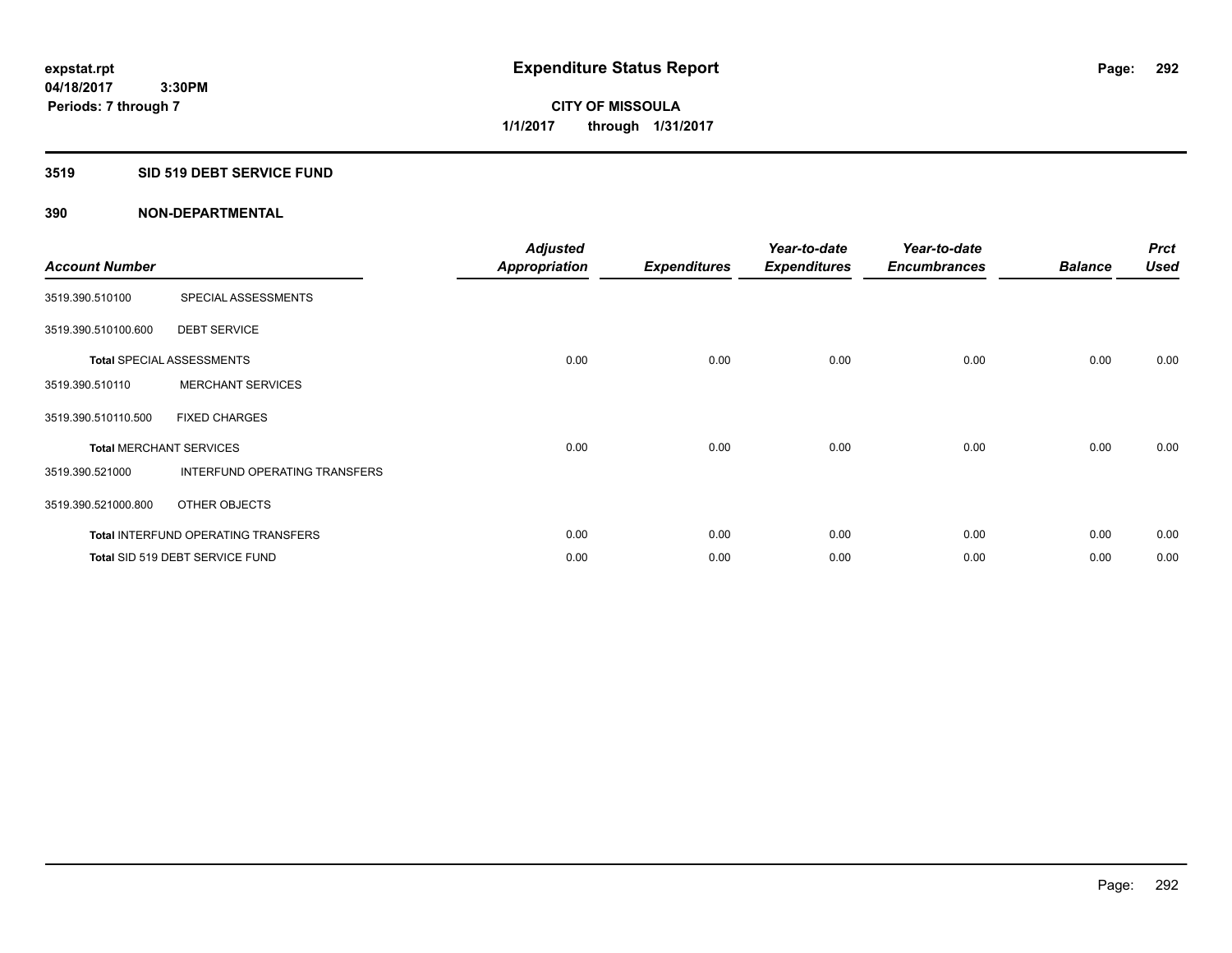# Expenditure Status Report

**expstat.rpt**
**04/18/2017 3:30PM**
**Periods: 7 through 7**

**CITY OF MISSOULA**
**1/1/2017 through 1/31/2017**

## 3519 SID 519 DEBT SERVICE FUND

## 390 NON-DEPARTMENTAL

| Account Number | | Adjusted Appropriation | Expenditures | Year-to-date Expenditures | Year-to-date Encumbrances | Balance | Prct Used |
|---|---|---|---|---|---|---|---|
| 3519.390.510100 | SPECIAL ASSESSMENTS | | | | | | |
| 3519.390.510100.600 | DEBT SERVICE | | | | | | |
| **Total** SPECIAL ASSESSMENTS | | 0.00 | 0.00 | 0.00 | 0.00 | 0.00 | 0.00 |
| 3519.390.510110 | MERCHANT SERVICES | | | | | | |
| 3519.390.510110.500 | FIXED CHARGES | | | | | | |
| **Total** MERCHANT SERVICES | | 0.00 | 0.00 | 0.00 | 0.00 | 0.00 | 0.00 |
| 3519.390.521000 | INTERFUND OPERATING TRANSFERS | | | | | | |
| 3519.390.521000.800 | OTHER OBJECTS | | | | | | |
| **Total** INTERFUND OPERATING TRANSFERS | | 0.00 | 0.00 | 0.00 | 0.00 | 0.00 | 0.00 |
| **Total** SID 519 DEBT SERVICE FUND | | 0.00 | 0.00 | 0.00 | 0.00 | 0.00 | 0.00 |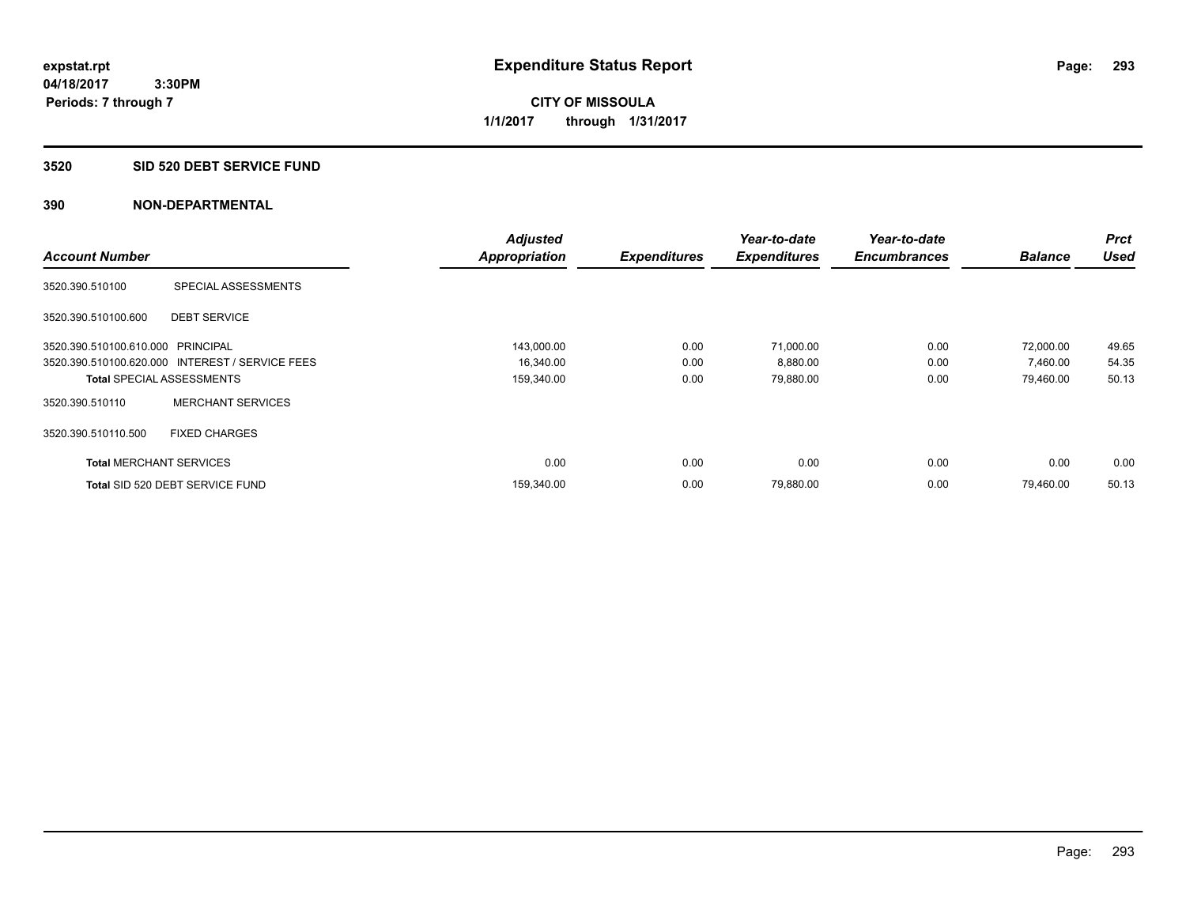# Expenditure Status Report

**CITY OF MISSOULA**
**1/1/2017 through 1/31/2017**

expstat.rpt
04/18/2017 3:30PM
Periods: 7 through 7

## 3520 SID 520 DEBT SERVICE FUND

### 390 NON-DEPARTMENTAL

| Account Number | | Adjusted Appropriation | Expenditures | Year-to-date Expenditures | Year-to-date Encumbrances | Balance | Prct Used |
|---|---|---|---|---|---|---|---|
| 3520.390.510100 | SPECIAL ASSESSMENTS | | | | | | |
| 3520.390.510100.600 | DEBT SERVICE | | | | | | |
| 3520.390.510100.610.000 | PRINCIPAL | 143,000.00 | 0.00 | 71,000.00 | 0.00 | 72,000.00 | 49.65 |
| 3520.390.510100.620.000 | INTEREST / SERVICE FEES | 16,340.00 | 0.00 | 8,880.00 | 0.00 | 7,460.00 | 54.35 |
| **Total** SPECIAL ASSESSMENTS | | 159,340.00 | 0.00 | 79,880.00 | 0.00 | 79,460.00 | 50.13 |
| 3520.390.510110 | MERCHANT SERVICES | | | | | | |
| 3520.390.510110.500 | FIXED CHARGES | | | | | | |
| **Total** MERCHANT SERVICES | | 0.00 | 0.00 | 0.00 | 0.00 | 0.00 | 0.00 |
| **Total** SID 520 DEBT SERVICE FUND | | 159,340.00 | 0.00 | 79,880.00 | 0.00 | 79,460.00 | 50.13 |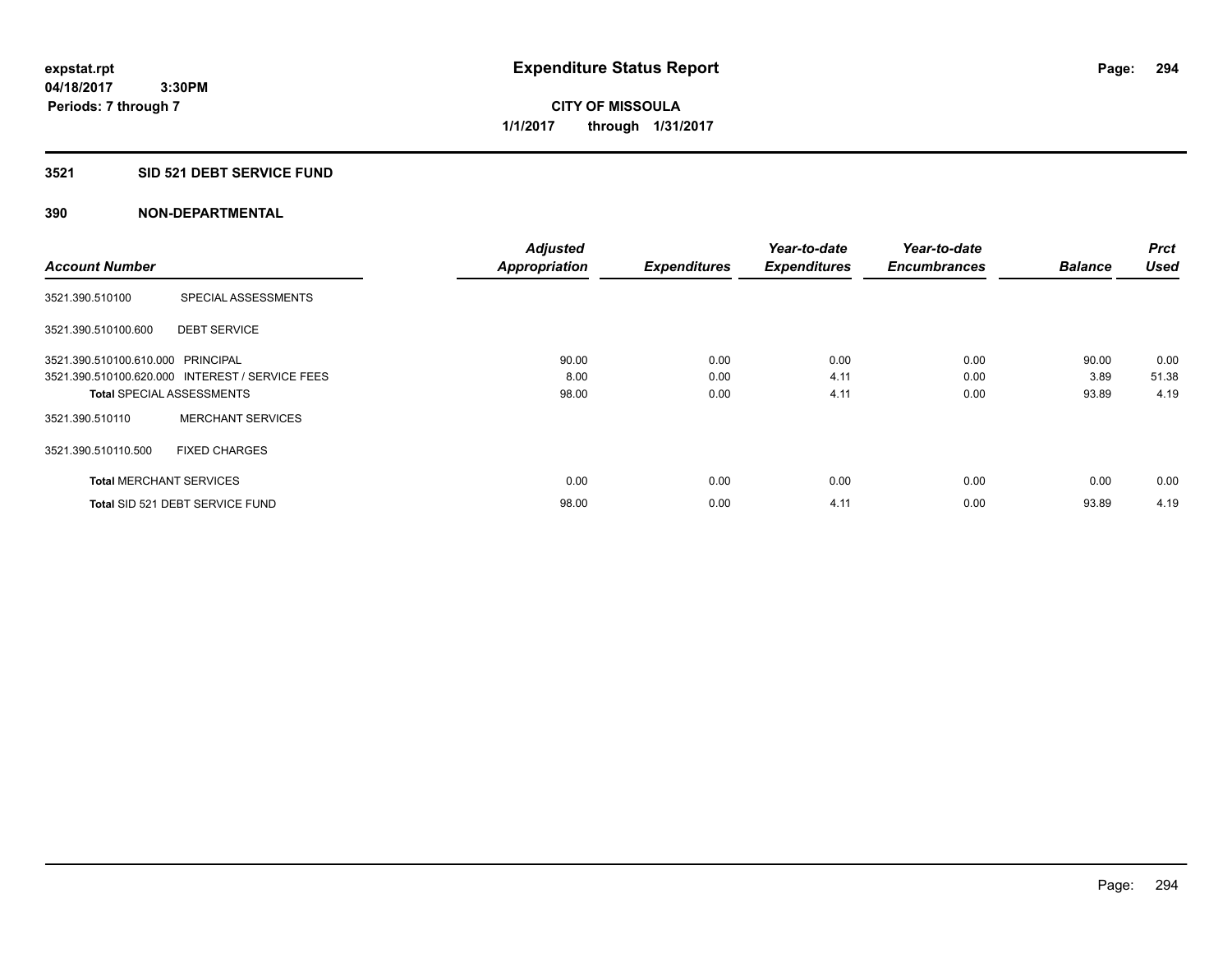# Expenditure Status Report

**CITY OF MISSOULA**

**1/1/2017 through 1/31/2017**

expstat.rpt
04/18/2017 3:30PM
Periods: 7 through 7

## 3521 SID 521 DEBT SERVICE FUND

### 390 NON-DEPARTMENTAL

| Account Number | | Adjusted Appropriation | Expenditures | Year-to-date Expenditures | Year-to-date Encumbrances | Balance | Prct Used |
|---|---|---|---|---|---|---|---|
| 3521.390.510100 | SPECIAL ASSESSMENTS | | | | | | |
| 3521.390.510100.600 | DEBT SERVICE | | | | | | |
| 3521.390.510100.610.000 | PRINCIPAL | 90.00 | 0.00 | 0.00 | 0.00 | 90.00 | 0.00 |
| 3521.390.510100.620.000 | INTEREST / SERVICE FEES | 8.00 | 0.00 | 4.11 | 0.00 | 3.89 | 51.38 |
| **Total** SPECIAL ASSESSMENTS | | 98.00 | 0.00 | 4.11 | 0.00 | 93.89 | 4.19 |
| 3521.390.510110 | MERCHANT SERVICES | | | | | | |
| 3521.390.510110.500 | FIXED CHARGES | | | | | | |
| **Total** MERCHANT SERVICES | | 0.00 | 0.00 | 0.00 | 0.00 | 0.00 | 0.00 |
| **Total** SID 521 DEBT SERVICE FUND | | 98.00 | 0.00 | 4.11 | 0.00 | 93.89 | 4.19 |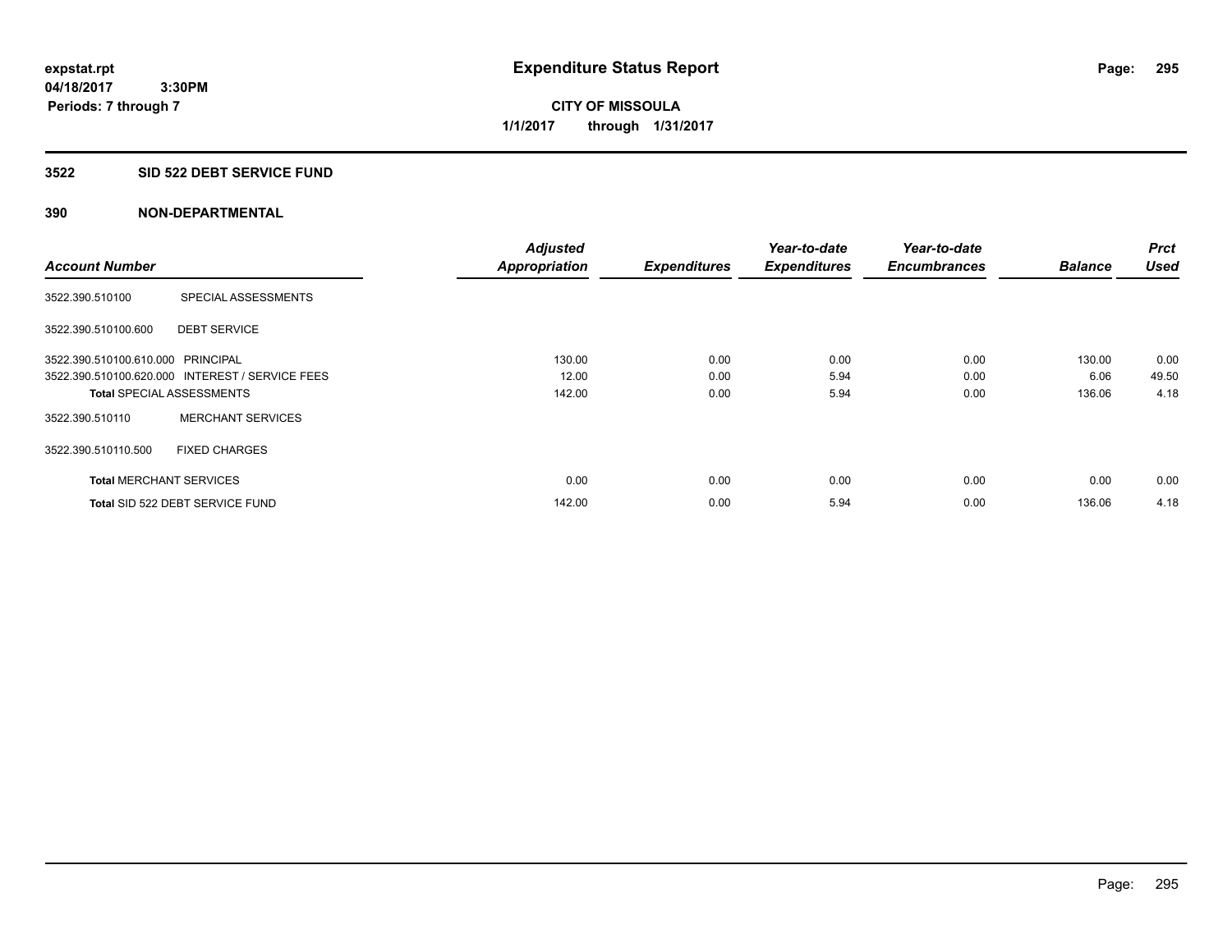expstat.rpt
04/18/2017 3:30PM
Periods: 7 through 7

# Expenditure Status Report

**CITY OF MISSOULA**
**1/1/2017 through 1/31/2017**

## 3522 SID 522 DEBT SERVICE FUND

## 390 NON-DEPARTMENTAL

| Account Number | | Adjusted Appropriation | Expenditures | Year-to-date Expenditures | Year-to-date Encumbrances | Balance | Prct Used |
|---|---|---|---|---|---|---|---|
| 3522.390.510100 | SPECIAL ASSESSMENTS | | | | | | |
| 3522.390.510100.600 | DEBT SERVICE | | | | | | |
| 3522.390.510100.610.000 | PRINCIPAL | 130.00 | 0.00 | 0.00 | 0.00 | 130.00 | 0.00 |
| 3522.390.510100.620.000 | INTEREST / SERVICE FEES | 12.00 | 0.00 | 5.94 | 0.00 | 6.06 | 49.50 |
| **Total** SPECIAL ASSESSMENTS | | 142.00 | 0.00 | 5.94 | 0.00 | 136.06 | 4.18 |
| 3522.390.510110 | MERCHANT SERVICES | | | | | | |
| 3522.390.510110.500 | FIXED CHARGES | | | | | | |
| **Total** MERCHANT SERVICES | | 0.00 | 0.00 | 0.00 | 0.00 | 0.00 | 0.00 |
| **Total** SID 522 DEBT SERVICE FUND | | 142.00 | 0.00 | 5.94 | 0.00 | 136.06 | 4.18 |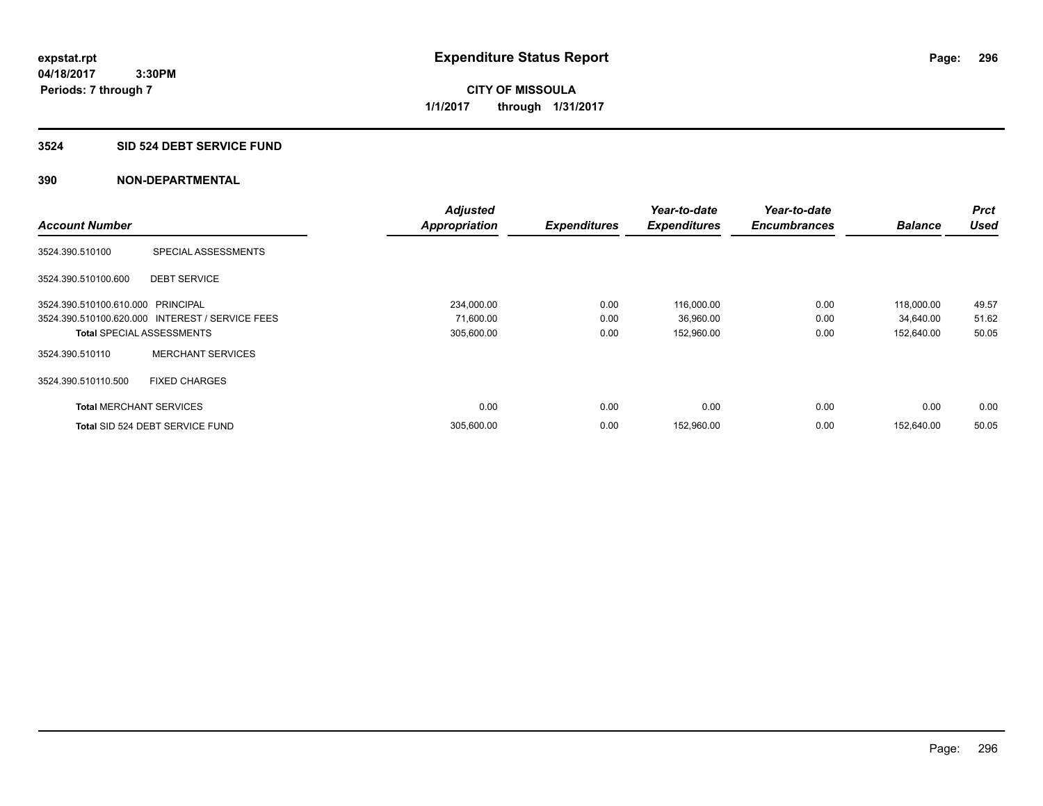expstat.rpt
04/18/2017 3:30PM
Periods: 7 through 7

# Expenditure Status Report

**CITY OF MISSOULA**
**1/1/2017 through 1/31/2017**

## 3524 SID 524 DEBT SERVICE FUND

### 390 NON-DEPARTMENTAL

| Account Number | | Adjusted Appropriation | Expenditures | Year-to-date Expenditures | Year-to-date Encumbrances | Balance | Prct Used |
|---|---|---|---|---|---|---|---|
| 3524.390.510100 | SPECIAL ASSESSMENTS | | | | | | |
| 3524.390.510100.600 | DEBT SERVICE | | | | | | |
| 3524.390.510100.610.000 | PRINCIPAL | 234,000.00 | 0.00 | 116,000.00 | 0.00 | 118,000.00 | 49.57 |
| 3524.390.510100.620.000 | INTEREST / SERVICE FEES | 71,600.00 | 0.00 | 36,960.00 | 0.00 | 34,640.00 | 51.62 |
| **Total** SPECIAL ASSESSMENTS | | 305,600.00 | 0.00 | 152,960.00 | 0.00 | 152,640.00 | 50.05 |
| 3524.390.510110 | MERCHANT SERVICES | | | | | | |
| 3524.390.510110.500 | FIXED CHARGES | | | | | | |
| **Total** MERCHANT SERVICES | | 0.00 | 0.00 | 0.00 | 0.00 | 0.00 | 0.00 |
| **Total** SID 524 DEBT SERVICE FUND | | 305,600.00 | 0.00 | 152,960.00 | 0.00 | 152,640.00 | 50.05 |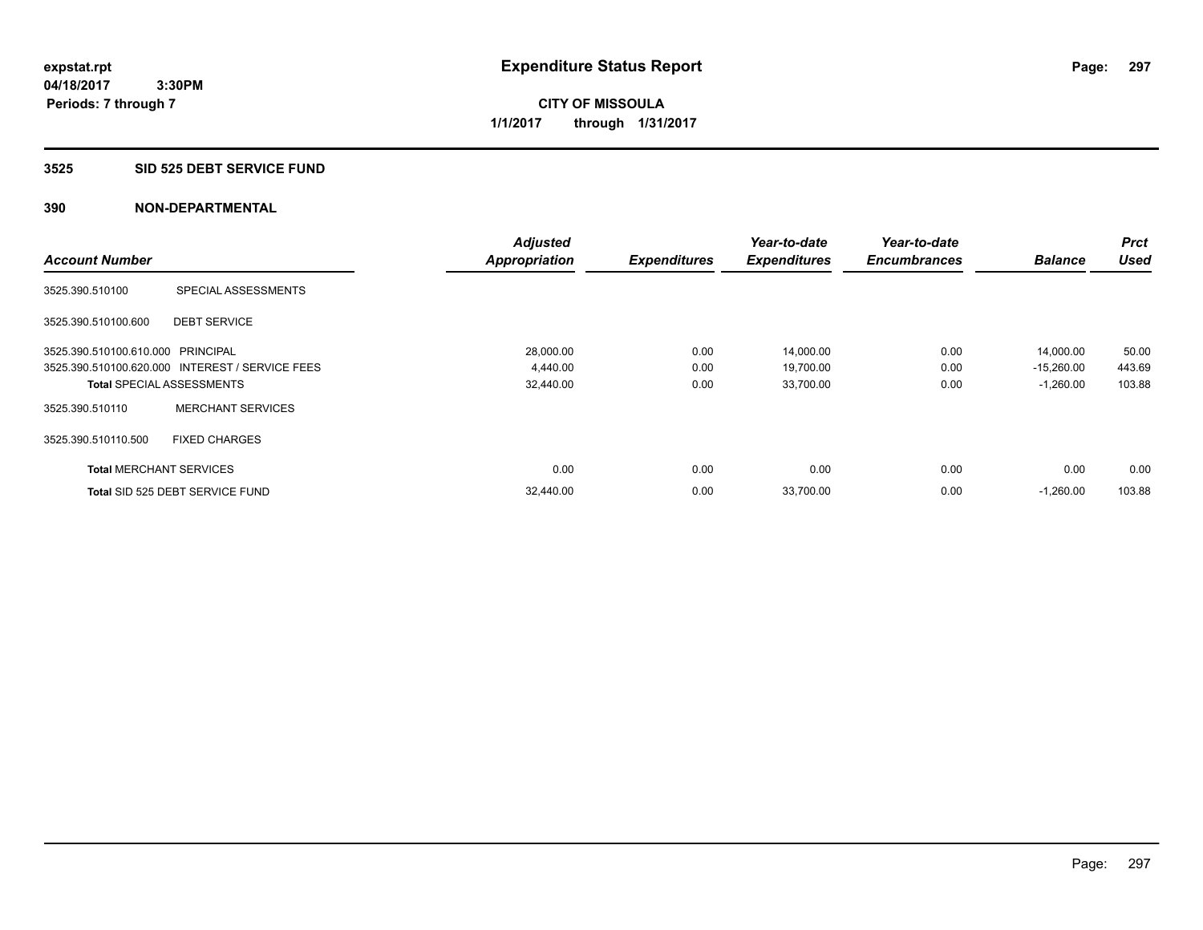**expstat.rpt**
**04/18/2017 3:30PM**
**Periods: 7 through 7**

# Expenditure Status Report

**CITY OF MISSOULA**
**1/1/2017 through 1/31/2017**

## 3525 SID 525 DEBT SERVICE FUND

## 390 NON-DEPARTMENTAL

| Account Number | | Adjusted Appropriation | Expenditures | Year-to-date Expenditures | Year-to-date Encumbrances | Balance | Prct Used |
|---|---|---|---|---|---|---|---|
| 3525.390.510100 | SPECIAL ASSESSMENTS | | | | | | |
| 3525.390.510100.600 | DEBT SERVICE | | | | | | |
| 3525.390.510100.610.000 | PRINCIPAL | 28,000.00 | 0.00 | 14,000.00 | 0.00 | 14,000.00 | 50.00 |
| 3525.390.510100.620.000 | INTEREST / SERVICE FEES | 4,440.00 | 0.00 | 19,700.00 | 0.00 | -15,260.00 | 443.69 |
| **Total** SPECIAL ASSESSMENTS | | 32,440.00 | 0.00 | 33,700.00 | 0.00 | -1,260.00 | 103.88 |
| 3525.390.510110 | MERCHANT SERVICES | | | | | | |
| 3525.390.510110.500 | FIXED CHARGES | | | | | | |
| **Total** MERCHANT SERVICES | | 0.00 | 0.00 | 0.00 | 0.00 | 0.00 | 0.00 |
| **Total** SID 525 DEBT SERVICE FUND | | 32,440.00 | 0.00 | 33,700.00 | 0.00 | -1,260.00 | 103.88 |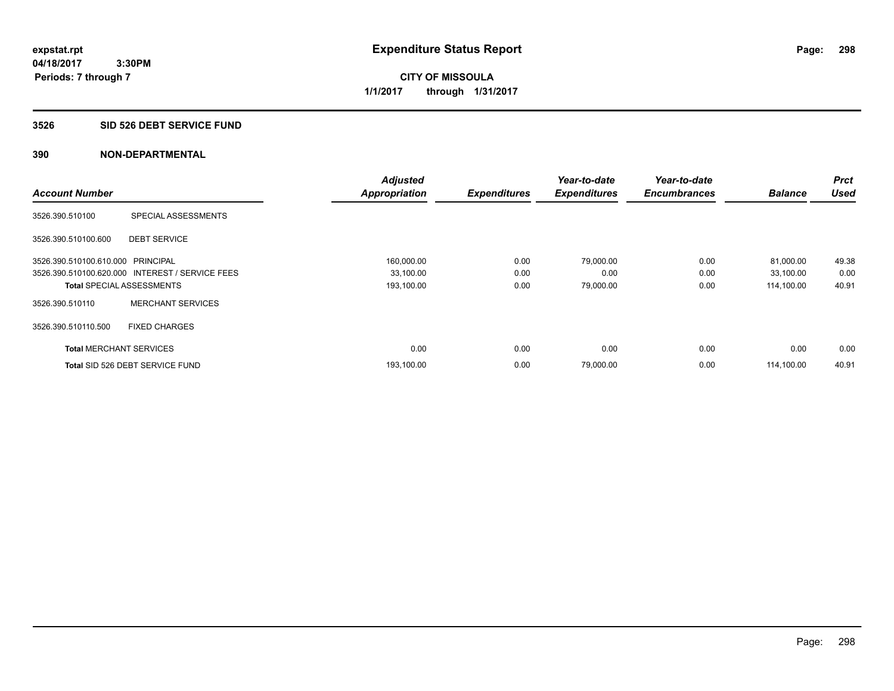expstat.rpt
04/18/2017 3:30PM
Periods: 7 through 7

# Expenditure Status Report

**CITY OF MISSOULA**
**1/1/2017 through 1/31/2017**

## 3526 SID 526 DEBT SERVICE FUND

### 390 NON-DEPARTMENTAL

| Account Number | | Adjusted Appropriation | Expenditures | Year-to-date Expenditures | Year-to-date Encumbrances | Balance | Prct Used |
|---|---|---|---|---|---|---|---|
| 3526.390.510100 | SPECIAL ASSESSMENTS | | | | | | |
| 3526.390.510100.600 | DEBT SERVICE | | | | | | |
| 3526.390.510100.610.000 | PRINCIPAL | 160,000.00 | 0.00 | 79,000.00 | 0.00 | 81,000.00 | 49.38 |
| 3526.390.510100.620.000 | INTEREST / SERVICE FEES | 33,100.00 | 0.00 | 0.00 | 0.00 | 33,100.00 | 0.00 |
| **Total** SPECIAL ASSESSMENTS | | 193,100.00 | 0.00 | 79,000.00 | 0.00 | 114,100.00 | 40.91 |
| 3526.390.510110 | MERCHANT SERVICES | | | | | | |
| 3526.390.510110.500 | FIXED CHARGES | | | | | | |
| **Total** MERCHANT SERVICES | | 0.00 | 0.00 | 0.00 | 0.00 | 0.00 | 0.00 |
| **Total** SID 526 DEBT SERVICE FUND | | 193,100.00 | 0.00 | 79,000.00 | 0.00 | 114,100.00 | 40.91 |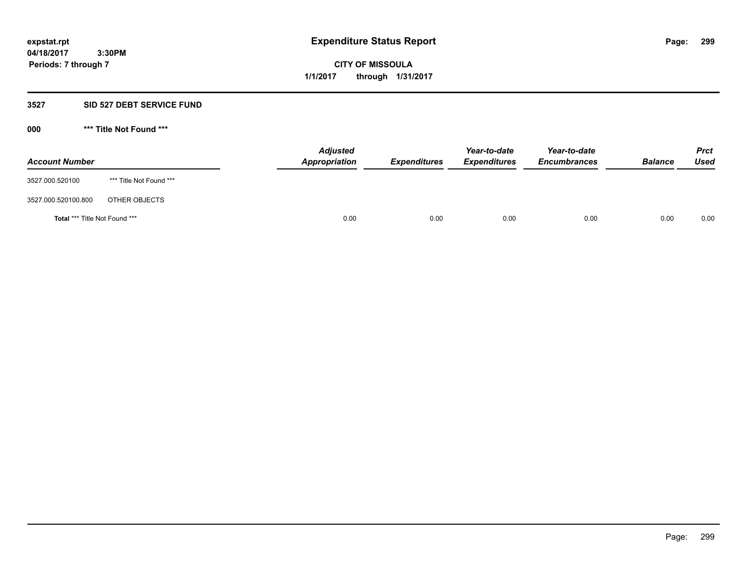**expstat.rpt**
**04/18/2017 3:30PM**
**Periods: 7 through 7**

# Expenditure Status Report

**CITY OF MISSOULA**
**1/1/2017 through 1/31/2017**

## 3527 SID 527 DEBT SERVICE FUND

### 000 *** Title Not Found ***

| Account Number | | Adjusted Appropriation | Expenditures | Year-to-date Expenditures | Year-to-date Encumbrances | Balance | Prct Used |
|---|---|---|---|---|---|---|---|
| 3527.000.520100 | *** Title Not Found *** | | | | | | |
| 3527.000.520100.800 | OTHER OBJECTS | | | | | | |
| **Total** *** Title Not Found *** | | 0.00 | 0.00 | 0.00 | 0.00 | 0.00 | 0.00 |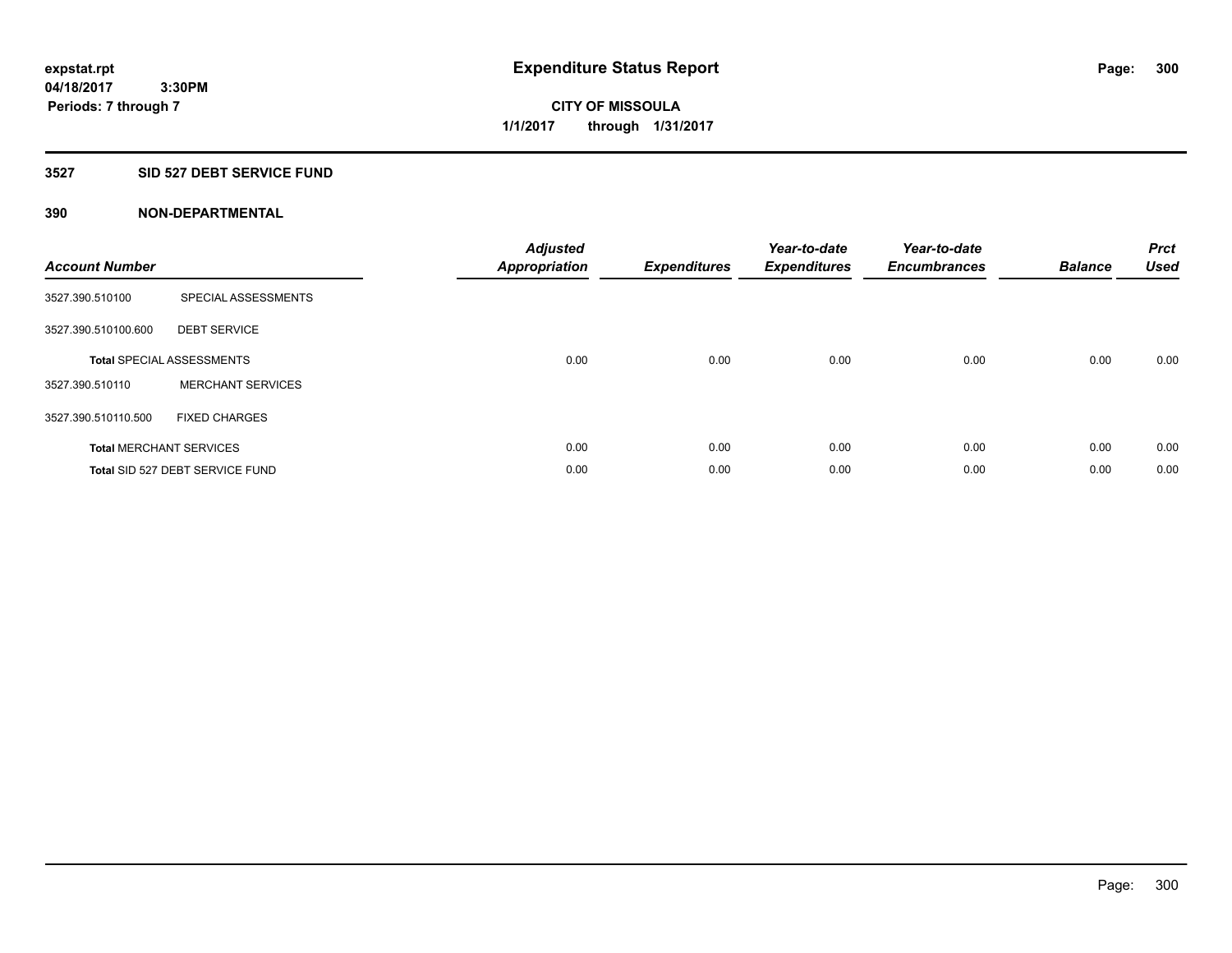**expstat.rpt**
**04/18/2017 3:30PM**
**Periods: 7 through 7**

# Expenditure Status Report

**CITY OF MISSOULA**
**1/1/2017 through 1/31/2017**

## 3527 SID 527 DEBT SERVICE FUND

### 390 NON-DEPARTMENTAL

| Account Number | | Adjusted Appropriation | Expenditures | Year-to-date Expenditures | Year-to-date Encumbrances | Balance | Prct Used |
|---|---|---|---|---|---|---|---|
| 3527.390.510100 | SPECIAL ASSESSMENTS | | | | | | |
| 3527.390.510100.600 | DEBT SERVICE | | | | | | |
| **Total** SPECIAL ASSESSMENTS | | 0.00 | 0.00 | 0.00 | 0.00 | 0.00 | 0.00 |
| 3527.390.510110 | MERCHANT SERVICES | | | | | | |
| 3527.390.510110.500 | FIXED CHARGES | | | | | | |
| **Total** MERCHANT SERVICES | | 0.00 | 0.00 | 0.00 | 0.00 | 0.00 | 0.00 |
| **Total** SID 527 DEBT SERVICE FUND | | 0.00 | 0.00 | 0.00 | 0.00 | 0.00 | 0.00 |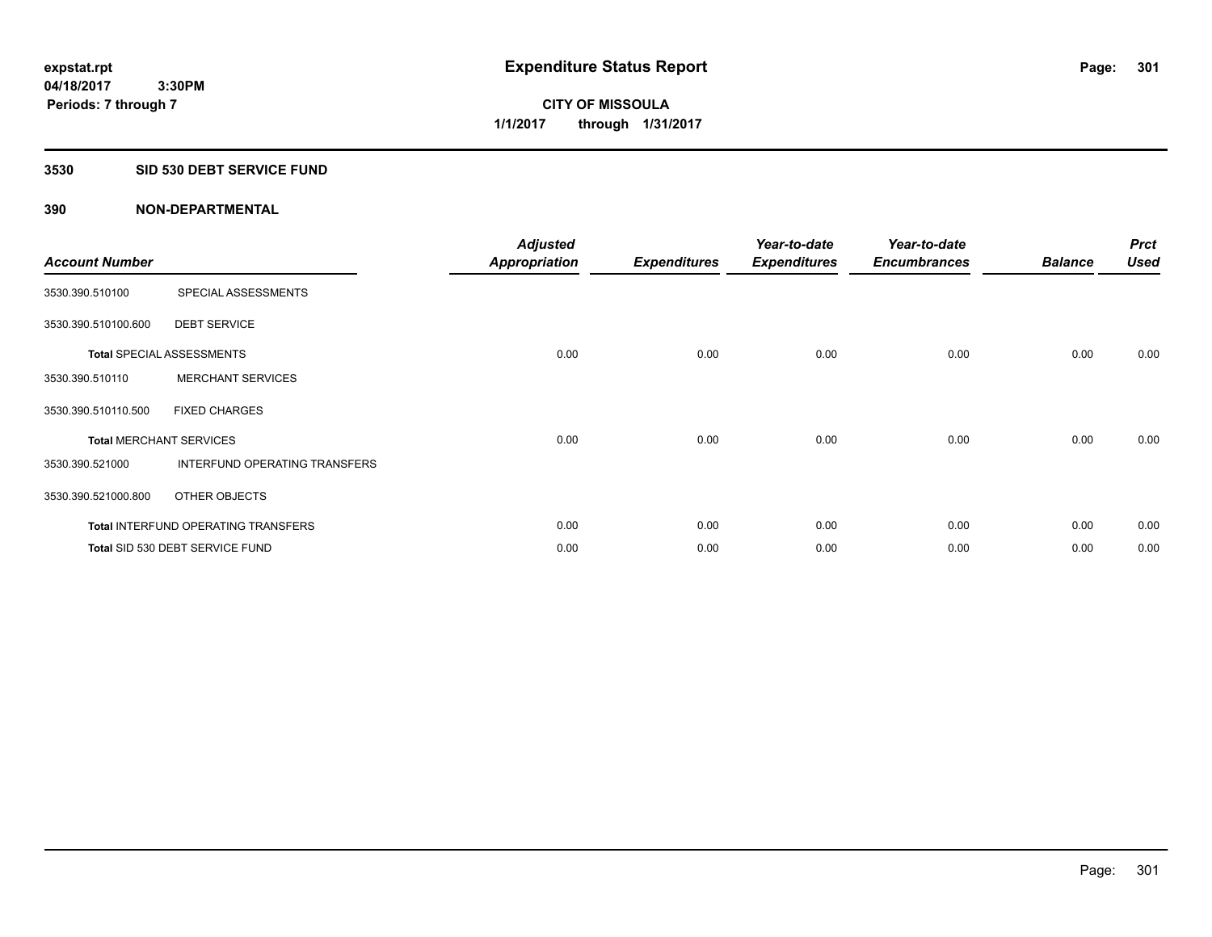expstat.rpt
04/18/2017 3:30PM
Periods: 7 through 7

# Expenditure Status Report

CITY OF MISSOULA
1/1/2017 through 1/31/2017

## 3530 SID 530 DEBT SERVICE FUND

## 390 NON-DEPARTMENTAL

| Account Number | | Adjusted Appropriation | Expenditures | Year-to-date Expenditures | Year-to-date Encumbrances | Balance | Prct Used |
|---|---|---|---|---|---|---|---|
| 3530.390.510100 | SPECIAL ASSESSMENTS | | | | | | |
| 3530.390.510100.600 | DEBT SERVICE | | | | | | |
| **Total** SPECIAL ASSESSMENTS | | 0.00 | 0.00 | 0.00 | 0.00 | 0.00 | 0.00 |
| 3530.390.510110 | MERCHANT SERVICES | | | | | | |
| 3530.390.510110.500 | FIXED CHARGES | | | | | | |
| **Total** MERCHANT SERVICES | | 0.00 | 0.00 | 0.00 | 0.00 | 0.00 | 0.00 |
| 3530.390.521000 | INTERFUND OPERATING TRANSFERS | | | | | | |
| 3530.390.521000.800 | OTHER OBJECTS | | | | | | |
| **Total** INTERFUND OPERATING TRANSFERS | | 0.00 | 0.00 | 0.00 | 0.00 | 0.00 | 0.00 |
| **Total** SID 530 DEBT SERVICE FUND | | 0.00 | 0.00 | 0.00 | 0.00 | 0.00 | 0.00 |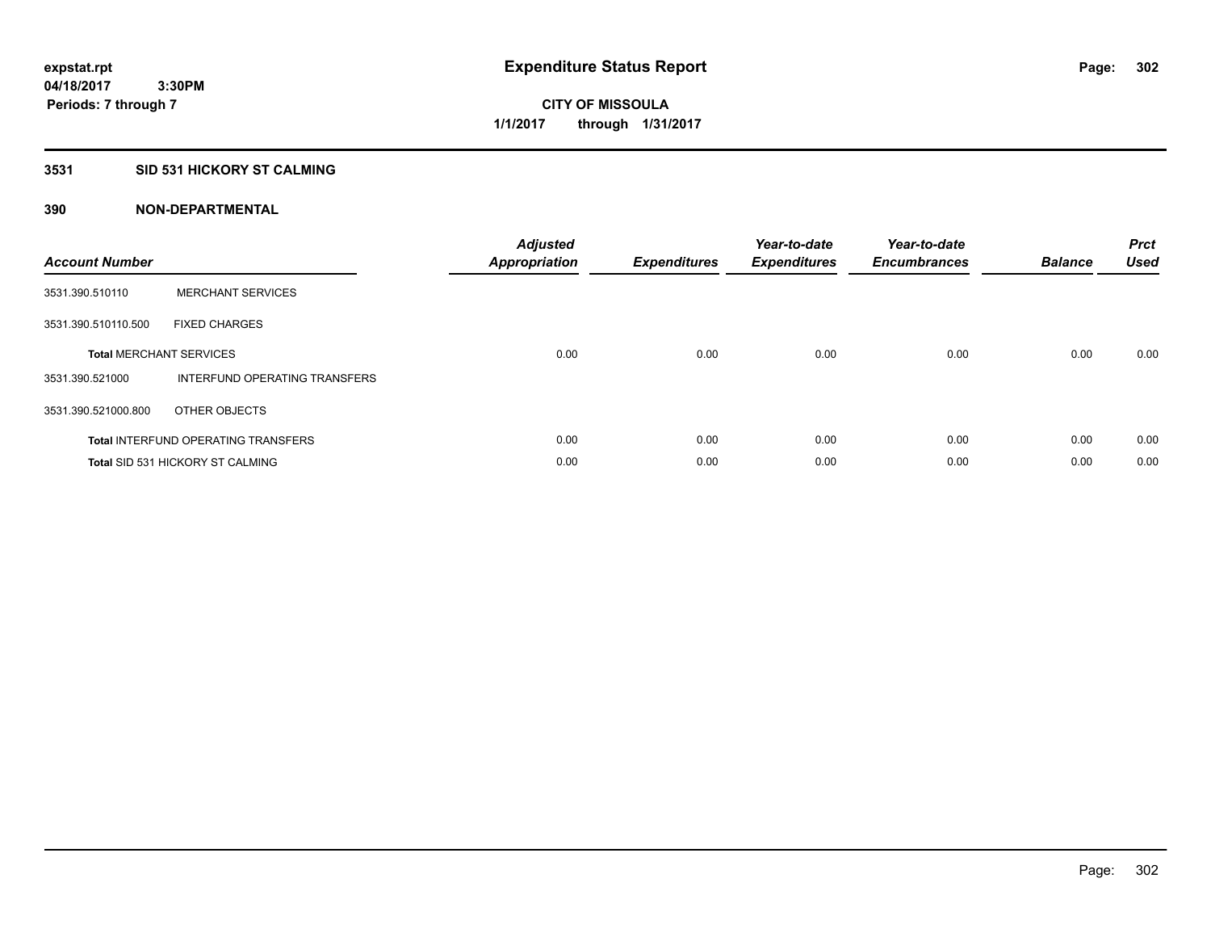# Expenditure Status Report

expstat.rpt
04/18/2017 3:30PM
Periods: 7 through 7

**CITY OF MISSOULA**
**1/1/2017 through 1/31/2017**

## 3531 SID 531 HICKORY ST CALMING

### 390 NON-DEPARTMENTAL

| Account Number | | Adjusted Appropriation | Expenditures | Year-to-date Expenditures | Year-to-date Encumbrances | Balance | Prct Used |
|---|---|---|---|---|---|---|---|
| 3531.390.510110 | MERCHANT SERVICES | | | | | | |
| 3531.390.510110.500 | FIXED CHARGES | | | | | | |
| **Total** MERCHANT SERVICES | | 0.00 | 0.00 | 0.00 | 0.00 | 0.00 | 0.00 |
| 3531.390.521000 | INTERFUND OPERATING TRANSFERS | | | | | | |
| 3531.390.521000.800 | OTHER OBJECTS | | | | | | |
| **Total** INTERFUND OPERATING TRANSFERS | | 0.00 | 0.00 | 0.00 | 0.00 | 0.00 | 0.00 |
| **Total** SID 531 HICKORY ST CALMING | | 0.00 | 0.00 | 0.00 | 0.00 | 0.00 | 0.00 |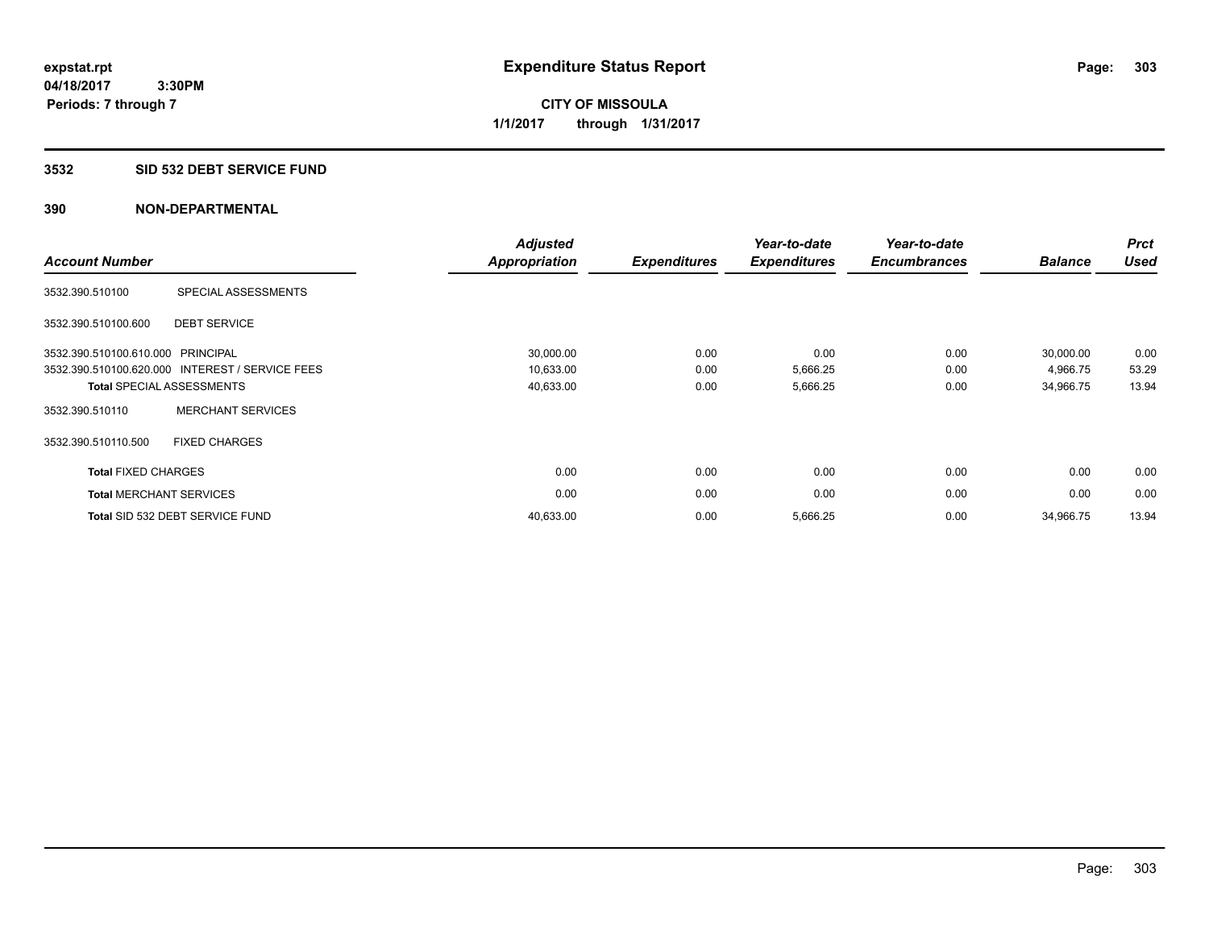expstat.rpt
04/18/2017 3:30PM
Periods: 7 through 7

# Expenditure Status Report

**CITY OF MISSOULA**
**1/1/2017 through 1/31/2017**

## 3532 SID 532 DEBT SERVICE FUND

### 390 NON-DEPARTMENTAL

| Account Number | | Adjusted Appropriation | Expenditures | Year-to-date Expenditures | Year-to-date Encumbrances | Balance | Prct Used |
|---|---|---|---|---|---|---|---|
| 3532.390.510100 | SPECIAL ASSESSMENTS | | | | | | |
| 3532.390.510100.600 | DEBT SERVICE | | | | | | |
| 3532.390.510100.610.000 | PRINCIPAL | 30,000.00 | 0.00 | 0.00 | 0.00 | 30,000.00 | 0.00 |
| 3532.390.510100.620.000 | INTEREST / SERVICE FEES | 10,633.00 | 0.00 | 5,666.25 | 0.00 | 4,966.75 | 53.29 |
| **Total** SPECIAL ASSESSMENTS | | 40,633.00 | 0.00 | 5,666.25 | 0.00 | 34,966.75 | 13.94 |
| 3532.390.510110 | MERCHANT SERVICES | | | | | | |
| 3532.390.510110.500 | FIXED CHARGES | | | | | | |
| **Total** FIXED CHARGES | | 0.00 | 0.00 | 0.00 | 0.00 | 0.00 | 0.00 |
| **Total** MERCHANT SERVICES | | 0.00 | 0.00 | 0.00 | 0.00 | 0.00 | 0.00 |
| **Total** SID 532 DEBT SERVICE FUND | | 40,633.00 | 0.00 | 5,666.25 | 0.00 | 34,966.75 | 13.94 |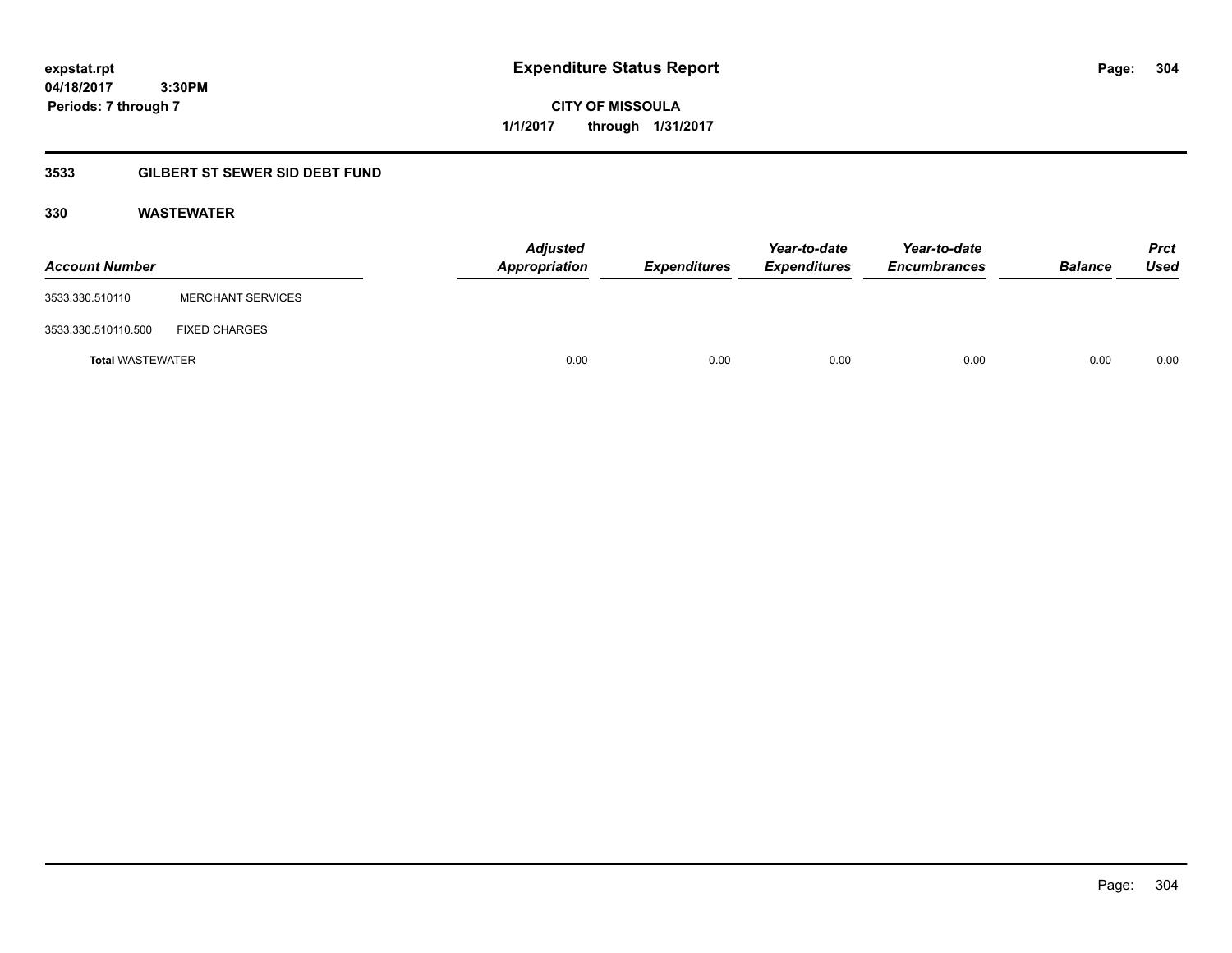# Expenditure Status Report

expstat.rpt
04/18/2017 3:30PM
Periods: 7 through 7

**CITY OF MISSOULA**
**1/1/2017 through 1/31/2017**

## 3533 GILBERT ST SEWER SID DEBT FUND

### 330 WASTEWATER

| Account Number | | Adjusted Appropriation | Expenditures | Year-to-date Expenditures | Year-to-date Encumbrances | Balance | Prct Used |
|---|---|---|---|---|---|---|---|
| 3533.330.510110 | MERCHANT SERVICES | | | | | | |
| 3533.330.510110.500 | FIXED CHARGES | | | | | | |
| **Total** WASTEWATER | | 0.00 | 0.00 | 0.00 | 0.00 | 0.00 | 0.00 |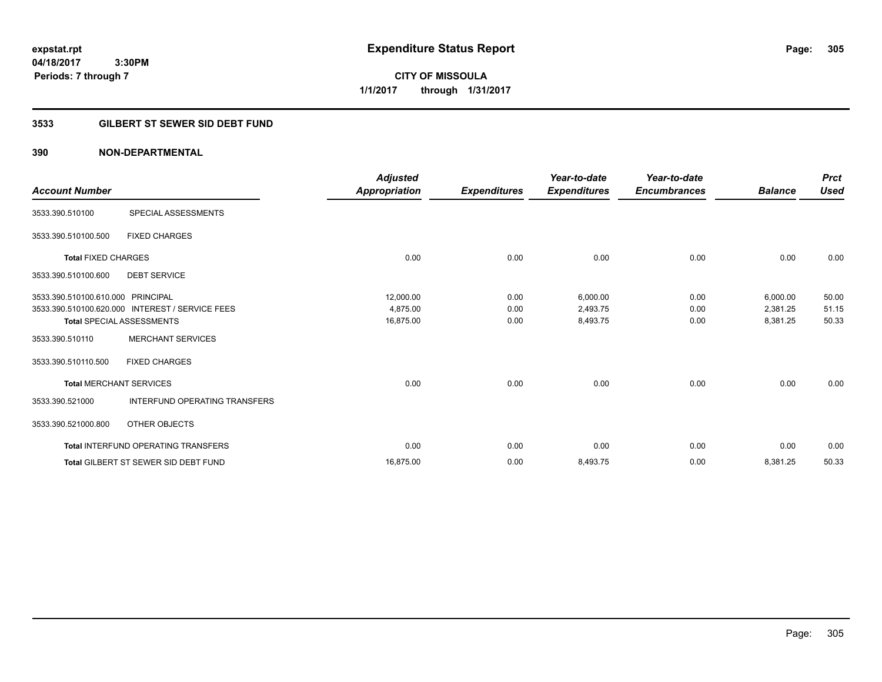expstat.rpt
04/18/2017 3:30PM
Periods: 7 through 7

# Expenditure Status Report

**CITY OF MISSOULA**
**1/1/2017 through 1/31/2017**

## 3533 GILBERT ST SEWER SID DEBT FUND

### 390 NON-DEPARTMENTAL

| Account Number | | Adjusted Appropriation | Expenditures | Year-to-date Expenditures | Year-to-date Encumbrances | Balance | Prct Used |
|---|---|---|---|---|---|---|---|
| 3533.390.510100 | SPECIAL ASSESSMENTS | | | | | | |
| 3533.390.510100.500 | FIXED CHARGES | | | | | | |
| **Total** FIXED CHARGES | | 0.00 | 0.00 | 0.00 | 0.00 | 0.00 | 0.00 |
| 3533.390.510100.600 | DEBT SERVICE | | | | | | |
| 3533.390.510100.610.000 | PRINCIPAL | 12,000.00 | 0.00 | 6,000.00 | 0.00 | 6,000.00 | 50.00 |
| 3533.390.510100.620.000 | INTEREST / SERVICE FEES | 4,875.00 | 0.00 | 2,493.75 | 0.00 | 2,381.25 | 51.15 |
| **Total** SPECIAL ASSESSMENTS | | 16,875.00 | 0.00 | 8,493.75 | 0.00 | 8,381.25 | 50.33 |
| 3533.390.510110 | MERCHANT SERVICES | | | | | | |
| 3533.390.510110.500 | FIXED CHARGES | | | | | | |
| **Total** MERCHANT SERVICES | | 0.00 | 0.00 | 0.00 | 0.00 | 0.00 | 0.00 |
| 3533.390.521000 | INTERFUND OPERATING TRANSFERS | | | | | | |
| 3533.390.521000.800 | OTHER OBJECTS | | | | | | |
| **Total** INTERFUND OPERATING TRANSFERS | | 0.00 | 0.00 | 0.00 | 0.00 | 0.00 | 0.00 |
| **Total** GILBERT ST SEWER SID DEBT FUND | | 16,875.00 | 0.00 | 8,493.75 | 0.00 | 8,381.25 | 50.33 |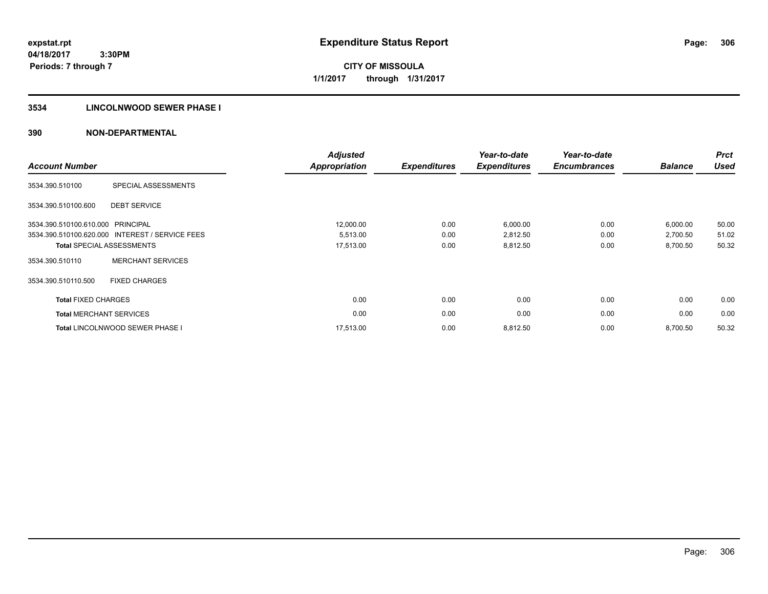# Expenditure Status Report

expstat.rpt
04/18/2017 3:30PM
Periods: 7 through 7

**CITY OF MISSOULA**
**1/1/2017 through 1/31/2017**

## 3534 LINCOLNWOOD SEWER PHASE I

## 390 NON-DEPARTMENTAL

| Account Number | | Adjusted Appropriation | Expenditures | Year-to-date Expenditures | Year-to-date Encumbrances | Balance | Prct Used |
|---|---|---|---|---|---|---|---|
| 3534.390.510100 | SPECIAL ASSESSMENTS | | | | | | |
| 3534.390.510100.600 | DEBT SERVICE | | | | | | |
| 3534.390.510100.610.000 | PRINCIPAL | 12,000.00 | 0.00 | 6,000.00 | 0.00 | 6,000.00 | 50.00 |
| 3534.390.510100.620.000 | INTEREST / SERVICE FEES | 5,513.00 | 0.00 | 2,812.50 | 0.00 | 2,700.50 | 51.02 |
| **Total** SPECIAL ASSESSMENTS | | 17,513.00 | 0.00 | 8,812.50 | 0.00 | 8,700.50 | 50.32 |
| 3534.390.510110 | MERCHANT SERVICES | | | | | | |
| 3534.390.510110.500 | FIXED CHARGES | | | | | | |
| **Total** FIXED CHARGES | | 0.00 | 0.00 | 0.00 | 0.00 | 0.00 | 0.00 |
| **Total** MERCHANT SERVICES | | 0.00 | 0.00 | 0.00 | 0.00 | 0.00 | 0.00 |
| **Total** LINCOLNWOOD SEWER PHASE I | | 17,513.00 | 0.00 | 8,812.50 | 0.00 | 8,700.50 | 50.32 |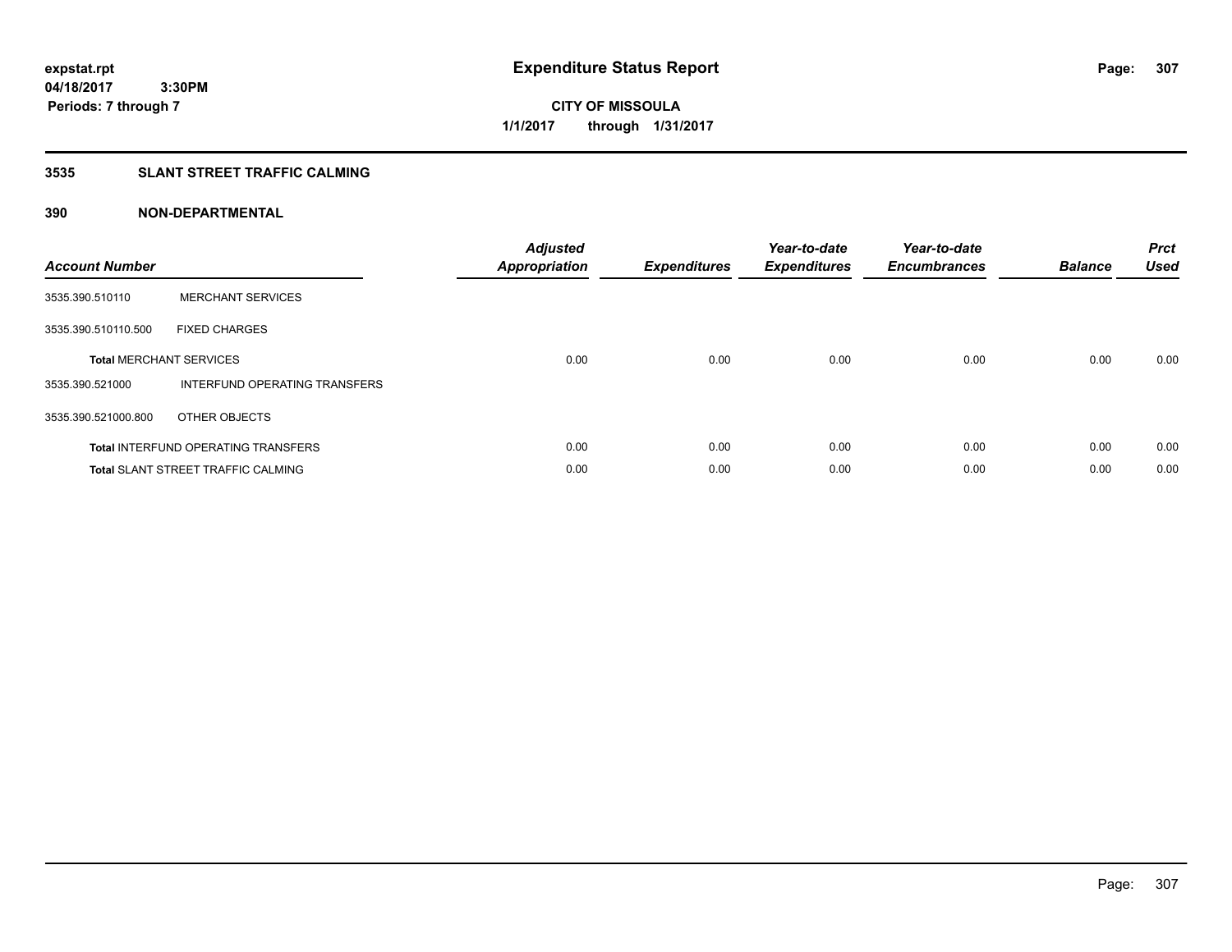expstat.rpt
04/18/2017 3:30PM
Periods: 7 through 7

# Expenditure Status Report

**CITY OF MISSOULA**
**1/1/2017 through 1/31/2017**

## 3535 SLANT STREET TRAFFIC CALMING

## 390 NON-DEPARTMENTAL

| Account Number | | Adjusted Appropriation | Expenditures | Year-to-date Expenditures | Year-to-date Encumbrances | Balance | Prct Used |
|---|---|---|---|---|---|---|---|
| 3535.390.510110 | MERCHANT SERVICES | | | | | | |
| 3535.390.510110.500 | FIXED CHARGES | | | | | | |
| **Total** MERCHANT SERVICES | | 0.00 | 0.00 | 0.00 | 0.00 | 0.00 | 0.00 |
| 3535.390.521000 | INTERFUND OPERATING TRANSFERS | | | | | | |
| 3535.390.521000.800 | OTHER OBJECTS | | | | | | |
| **Total** INTERFUND OPERATING TRANSFERS | | 0.00 | 0.00 | 0.00 | 0.00 | 0.00 | 0.00 |
| **Total** SLANT STREET TRAFFIC CALMING | | 0.00 | 0.00 | 0.00 | 0.00 | 0.00 | 0.00 |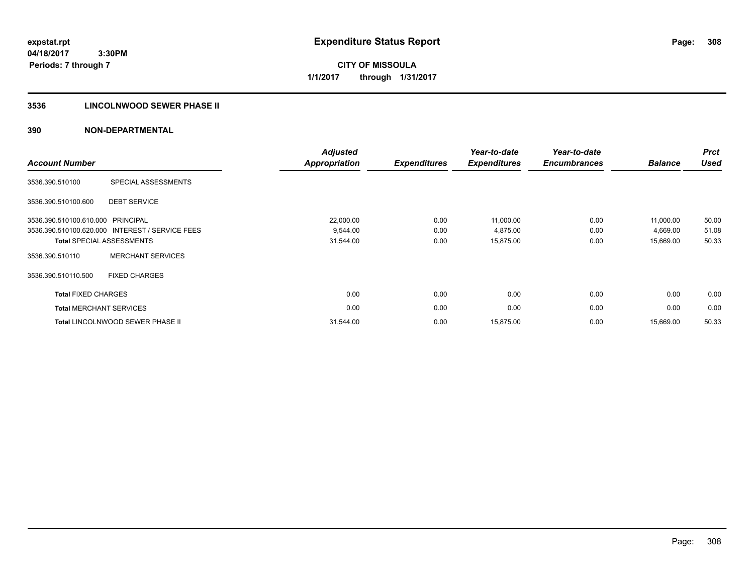**expstat.rpt**
**04/18/2017 3:30PM**
**Periods: 7 through 7**

# Expenditure Status Report

**CITY OF MISSOULA**
**1/1/2017 through 1/31/2017**

## 3536 LINCOLNWOOD SEWER PHASE II

## 390 NON-DEPARTMENTAL

| Account Number | | Adjusted Appropriation | Expenditures | Year-to-date Expenditures | Year-to-date Encumbrances | Balance | Prct Used |
|---|---|---|---|---|---|---|---|
| 3536.390.510100 | SPECIAL ASSESSMENTS | | | | | | |
| 3536.390.510100.600 | DEBT SERVICE | | | | | | |
| 3536.390.510100.610.000 | PRINCIPAL | 22,000.00 | 0.00 | 11,000.00 | 0.00 | 11,000.00 | 50.00 |
| 3536.390.510100.620.000 | INTEREST / SERVICE FEES | 9,544.00 | 0.00 | 4,875.00 | 0.00 | 4,669.00 | 51.08 |
| **Total** SPECIAL ASSESSMENTS | | 31,544.00 | 0.00 | 15,875.00 | 0.00 | 15,669.00 | 50.33 |
| 3536.390.510110 | MERCHANT SERVICES | | | | | | |
| 3536.390.510110.500 | FIXED CHARGES | | | | | | |
| **Total** FIXED CHARGES | | 0.00 | 0.00 | 0.00 | 0.00 | 0.00 | 0.00 |
| **Total** MERCHANT SERVICES | | 0.00 | 0.00 | 0.00 | 0.00 | 0.00 | 0.00 |
| **Total** LINCOLNWOOD SEWER PHASE II | | 31,544.00 | 0.00 | 15,875.00 | 0.00 | 15,669.00 | 50.33 |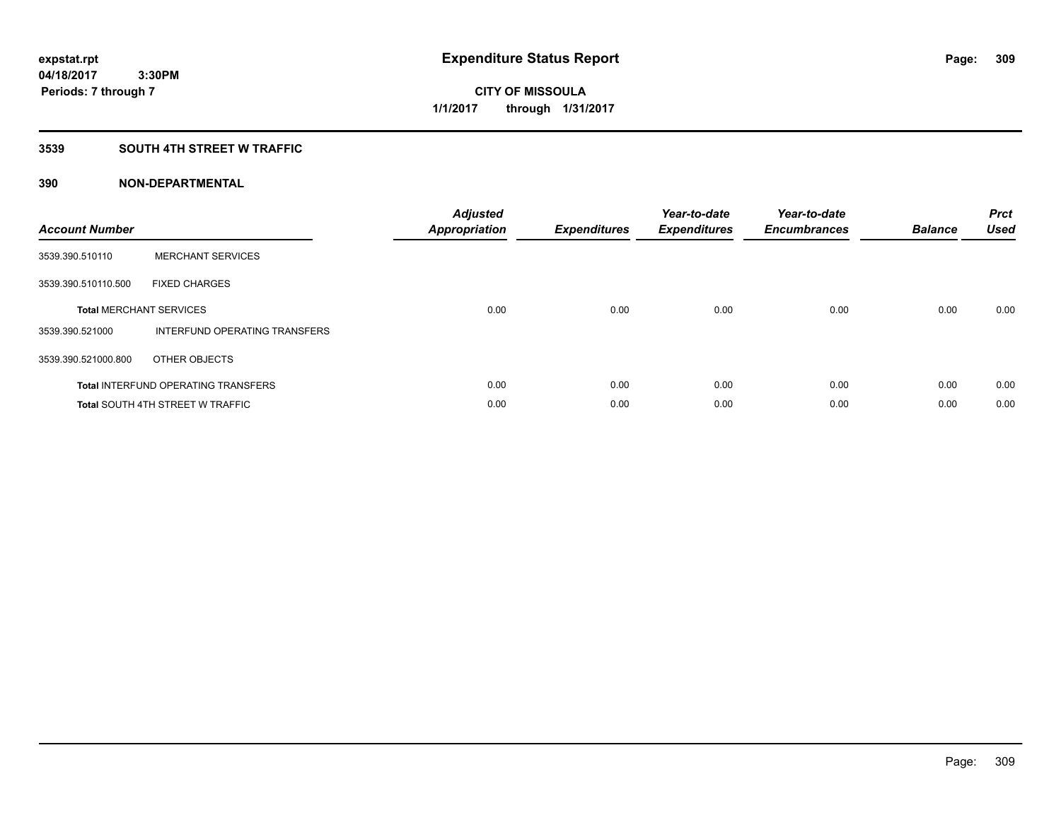**expstat.rpt**
**04/18/2017 3:30PM**
**Periods: 7 through 7**

# Expenditure Status Report

**CITY OF MISSOULA**
**1/1/2017 through 1/31/2017**

## 3539 SOUTH 4TH STREET W TRAFFIC

## 390 NON-DEPARTMENTAL

| Account Number | | Adjusted Appropriation | Expenditures | Year-to-date Expenditures | Year-to-date Encumbrances | Balance | Prct Used |
|---|---|---|---|---|---|---|---|
| 3539.390.510110 | MERCHANT SERVICES | | | | | | |
| 3539.390.510110.500 | FIXED CHARGES | | | | | | |
| **Total** MERCHANT SERVICES | | 0.00 | 0.00 | 0.00 | 0.00 | 0.00 | 0.00 |
| 3539.390.521000 | INTERFUND OPERATING TRANSFERS | | | | | | |
| 3539.390.521000.800 | OTHER OBJECTS | | | | | | |
| **Total** INTERFUND OPERATING TRANSFERS | | 0.00 | 0.00 | 0.00 | 0.00 | 0.00 | 0.00 |
| **Total** SOUTH 4TH STREET W TRAFFIC | | 0.00 | 0.00 | 0.00 | 0.00 | 0.00 | 0.00 |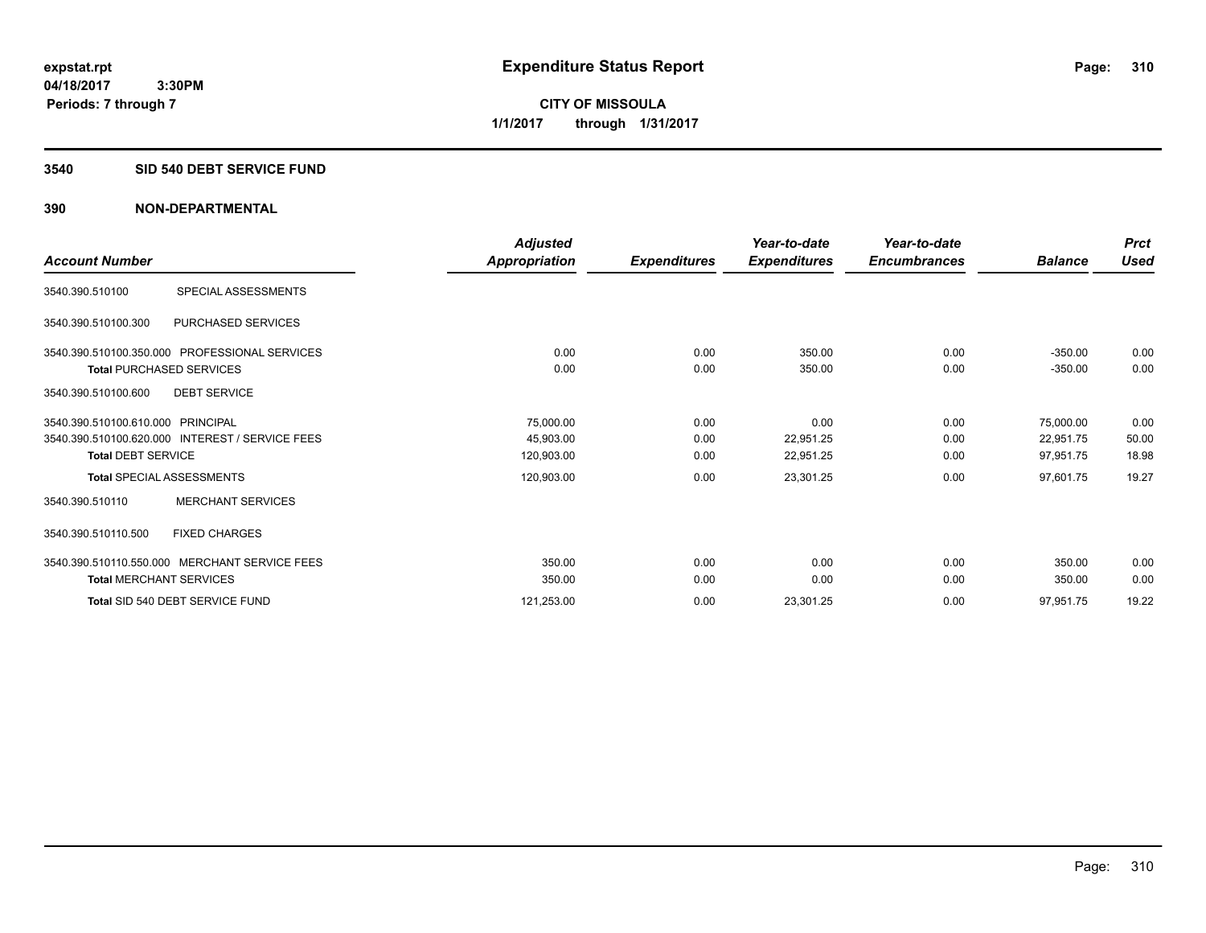# Expenditure Status Report

expstat.rpt
04/18/2017 3:30PM
Periods: 7 through 7

**CITY OF MISSOULA**
**1/1/2017 through 1/31/2017**

## 3540 SID 540 DEBT SERVICE FUND

### 390 NON-DEPARTMENTAL

| Account Number | | Adjusted Appropriation | Expenditures | Year-to-date Expenditures | Year-to-date Encumbrances | Balance | Prct Used |
|---|---|---|---|---|---|---|---|
| 3540.390.510100 | SPECIAL ASSESSMENTS | | | | | | |
| 3540.390.510100.300 | PURCHASED SERVICES | | | | | | |
| 3540.390.510100.350.000 | PROFESSIONAL SERVICES | 0.00 | 0.00 | 350.00 | 0.00 | -350.00 | 0.00 |
| **Total** PURCHASED SERVICES | | 0.00 | 0.00 | 350.00 | 0.00 | -350.00 | 0.00 |
| 3540.390.510100.600 | DEBT SERVICE | | | | | | |
| 3540.390.510100.610.000 | PRINCIPAL | 75,000.00 | 0.00 | 0.00 | 0.00 | 75,000.00 | 0.00 |
| 3540.390.510100.620.000 | INTEREST / SERVICE FEES | 45,903.00 | 0.00 | 22,951.25 | 0.00 | 22,951.75 | 50.00 |
| **Total** DEBT SERVICE | | 120,903.00 | 0.00 | 22,951.25 | 0.00 | 97,951.75 | 18.98 |
| **Total** SPECIAL ASSESSMENTS | | 120,903.00 | 0.00 | 23,301.25 | 0.00 | 97,601.75 | 19.27 |
| 3540.390.510110 | MERCHANT SERVICES | | | | | | |
| 3540.390.510110.500 | FIXED CHARGES | | | | | | |
| 3540.390.510110.550.000 | MERCHANT SERVICE FEES | 350.00 | 0.00 | 0.00 | 0.00 | 350.00 | 0.00 |
| **Total** MERCHANT SERVICES | | 350.00 | 0.00 | 0.00 | 0.00 | 350.00 | 0.00 |
| **Total** SID 540 DEBT SERVICE FUND | | 121,253.00 | 0.00 | 23,301.25 | 0.00 | 97,951.75 | 19.22 |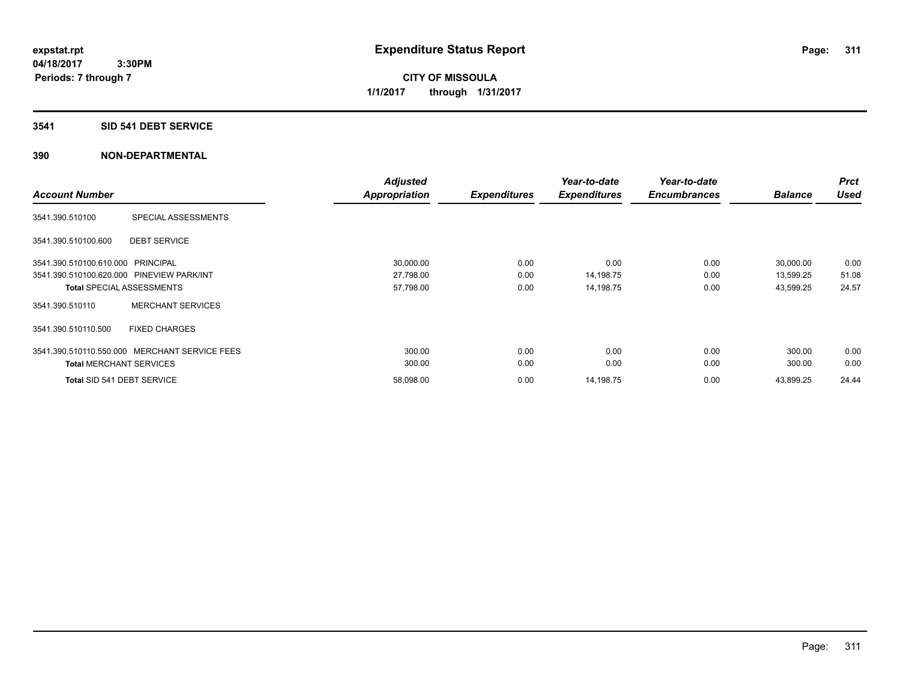**expstat.rpt**
**04/18/2017 3:30PM**
**Periods: 7 through 7**

# Expenditure Status Report

**CITY OF MISSOULA**
**1/1/2017 through 1/31/2017**

## 3541 SID 541 DEBT SERVICE

## 390 NON-DEPARTMENTAL

| Account Number | | Adjusted Appropriation | Expenditures | Year-to-date Expenditures | Year-to-date Encumbrances | Balance | Prct Used |
|---|---|---|---|---|---|---|---|
| 3541.390.510100 | SPECIAL ASSESSMENTS | | | | | | |
| 3541.390.510100.600 | DEBT SERVICE | | | | | | |
| 3541.390.510100.610.000 | PRINCIPAL | 30,000.00 | 0.00 | 0.00 | 0.00 | 30,000.00 | 0.00 |
| 3541.390.510100.620.000 | PINEVIEW PARK/INT | 27,798.00 | 0.00 | 14,198.75 | 0.00 | 13,599.25 | 51.08 |
| **Total** SPECIAL ASSESSMENTS | | 57,798.00 | 0.00 | 14,198.75 | 0.00 | 43,599.25 | 24.57 |
| 3541.390.510110 | MERCHANT SERVICES | | | | | | |
| 3541.390.510110.500 | FIXED CHARGES | | | | | | |
| 3541.390.510110.550.000 | MERCHANT SERVICE FEES | 300.00 | 0.00 | 0.00 | 0.00 | 300.00 | 0.00 |
| **Total** MERCHANT SERVICES | | 300.00 | 0.00 | 0.00 | 0.00 | 300.00 | 0.00 |
| **Total** SID 541 DEBT SERVICE | | 58,098.00 | 0.00 | 14,198.75 | 0.00 | 43,899.25 | 24.44 |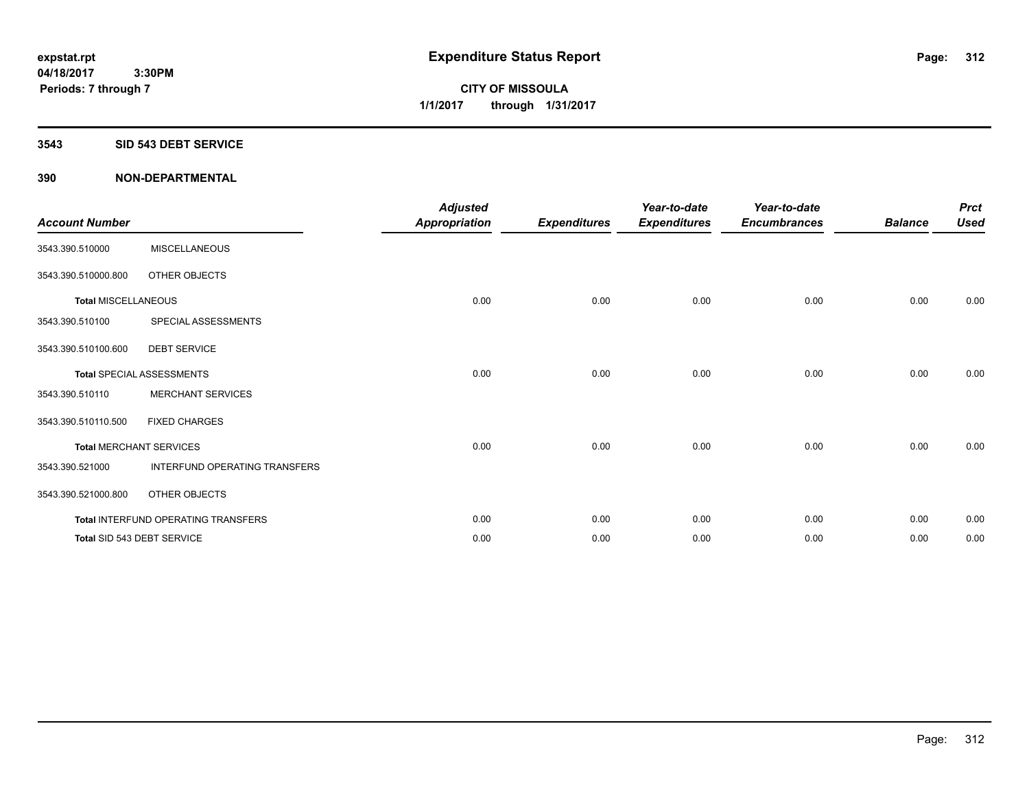# Expenditure Status Report

**CITY OF MISSOULA**
**1/1/2017 through 1/31/2017**

expstat.rpt
04/18/2017 3:30PM
Periods: 7 through 7

## 3543 SID 543 DEBT SERVICE

## 390 NON-DEPARTMENTAL

| Account Number | | Adjusted Appropriation | Expenditures | Year-to-date Expenditures | Year-to-date Encumbrances | Balance | Prct Used |
|---|---|---|---|---|---|---|---|
| 3543.390.510000 | MISCELLANEOUS | | | | | | |
| 3543.390.510000.800 | OTHER OBJECTS | | | | | | |
| **Total** MISCELLANEOUS | | 0.00 | 0.00 | 0.00 | 0.00 | 0.00 | 0.00 |
| 3543.390.510100 | SPECIAL ASSESSMENTS | | | | | | |
| 3543.390.510100.600 | DEBT SERVICE | | | | | | |
| **Total** SPECIAL ASSESSMENTS | | 0.00 | 0.00 | 0.00 | 0.00 | 0.00 | 0.00 |
| 3543.390.510110 | MERCHANT SERVICES | | | | | | |
| 3543.390.510110.500 | FIXED CHARGES | | | | | | |
| **Total** MERCHANT SERVICES | | 0.00 | 0.00 | 0.00 | 0.00 | 0.00 | 0.00 |
| 3543.390.521000 | INTERFUND OPERATING TRANSFERS | | | | | | |
| 3543.390.521000.800 | OTHER OBJECTS | | | | | | |
| **Total** INTERFUND OPERATING TRANSFERS | | 0.00 | 0.00 | 0.00 | 0.00 | 0.00 | 0.00 |
| **Total** SID 543 DEBT SERVICE | | 0.00 | 0.00 | 0.00 | 0.00 | 0.00 | 0.00 |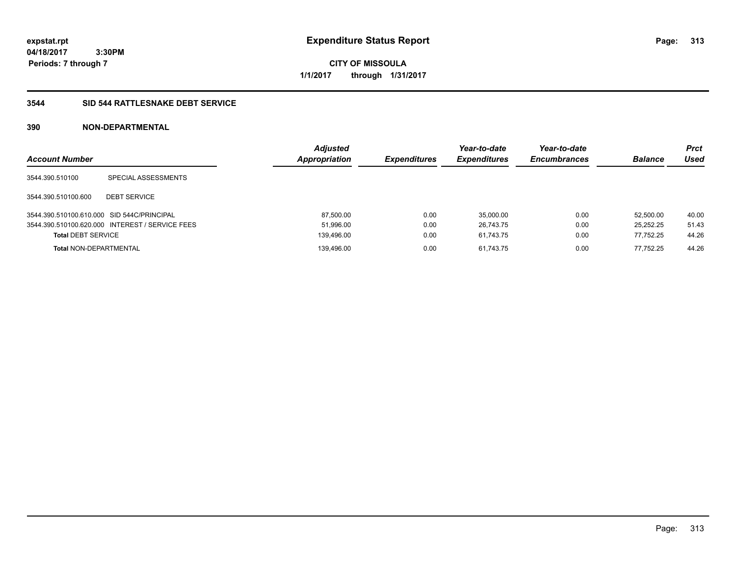**expstat.rpt**
**04/18/2017 3:30PM**
**Periods: 7 through 7**

# Expenditure Status Report

**CITY OF MISSOULA**
**1/1/2017 through 1/31/2017**

## 3544 SID 544 RATTLESNAKE DEBT SERVICE

### 390 NON-DEPARTMENTAL

| Account Number | | Adjusted Appropriation | Expenditures | Year-to-date Expenditures | Year-to-date Encumbrances | Balance | Prct Used |
|---|---|---|---|---|---|---|---|
| 3544.390.510100 | SPECIAL ASSESSMENTS | | | | | | |
| 3544.390.510100.600 | DEBT SERVICE | | | | | | |
| 3544.390.510100.610.000 | SID 544C/PRINCIPAL | 87,500.00 | 0.00 | 35,000.00 | 0.00 | 52,500.00 | 40.00 |
| 3544.390.510100.620.000 | INTEREST / SERVICE FEES | 51,996.00 | 0.00 | 26,743.75 | 0.00 | 25,252.25 | 51.43 |
| **Total** DEBT SERVICE | | 139,496.00 | 0.00 | 61,743.75 | 0.00 | 77,752.25 | 44.26 |
| **Total** NON-DEPARTMENTAL | | 139,496.00 | 0.00 | 61,743.75 | 0.00 | 77,752.25 | 44.26 |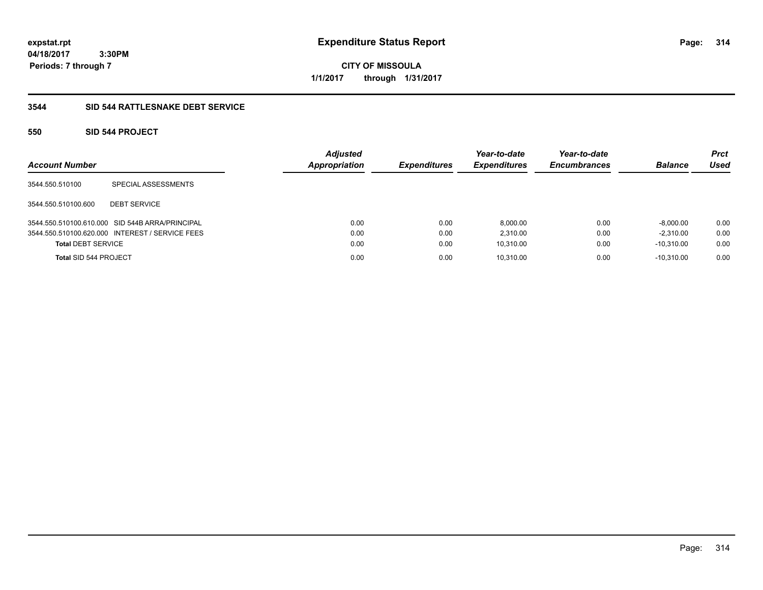# Expenditure Status Report

expstat.rpt
04/18/2017 3:30PM
Periods: 7 through 7

**CITY OF MISSOULA**
**1/1/2017 through 1/31/2017**

## 3544 SID 544 RATTLESNAKE DEBT SERVICE

### 550 SID 544 PROJECT

| Account Number | | Adjusted Appropriation | Expenditures | Year-to-date Expenditures | Year-to-date Encumbrances | Balance | Prct Used |
|---|---|---|---|---|---|---|---|
| 3544.550.510100 | SPECIAL ASSESSMENTS | | | | | | |
| 3544.550.510100.600 | DEBT SERVICE | | | | | | |
| 3544.550.510100.610.000 | SID 544B ARRA/PRINCIPAL | 0.00 | 0.00 | 8,000.00 | 0.00 | -8,000.00 | 0.00 |
| 3544.550.510100.620.000 | INTEREST / SERVICE FEES | 0.00 | 0.00 | 2,310.00 | 0.00 | -2,310.00 | 0.00 |
| **Total DEBT SERVICE** | | 0.00 | 0.00 | 10,310.00 | 0.00 | -10,310.00 | 0.00 |
| **Total SID 544 PROJECT** | | 0.00 | 0.00 | 10,310.00 | 0.00 | -10,310.00 | 0.00 |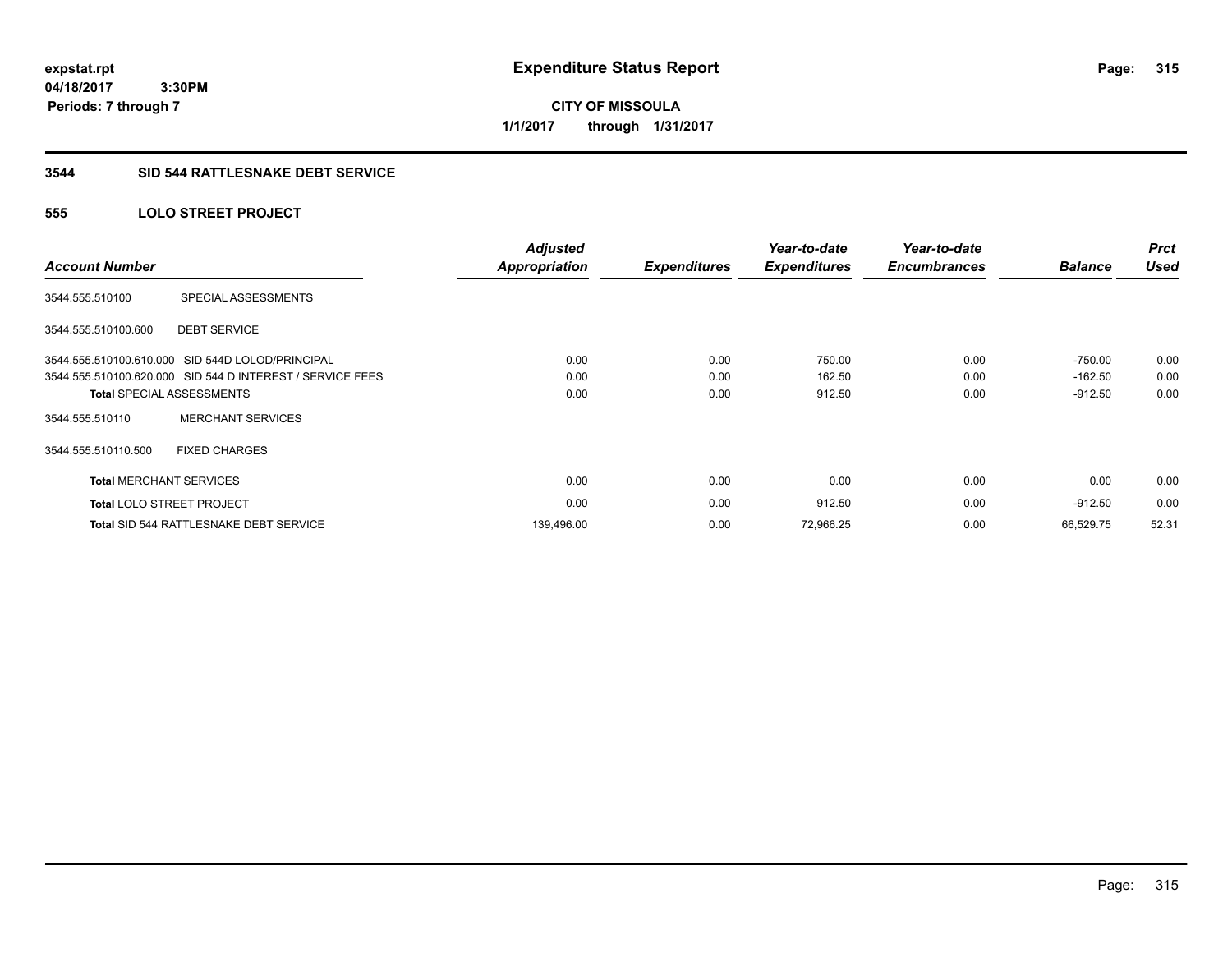expstat.rpt
04/18/2017 3:30PM
Periods: 7 through 7

# Expenditure Status Report

**CITY OF MISSOULA**
**1/1/2017 through 1/31/2017**

## 3544 SID 544 RATTLESNAKE DEBT SERVICE

### 555 LOLO STREET PROJECT

| Account Number | | Adjusted Appropriation | Expenditures | Year-to-date Expenditures | Year-to-date Encumbrances | Balance | Prct Used |
|---|---|---|---|---|---|---|---|
| 3544.555.510100 | SPECIAL ASSESSMENTS | | | | | | |
| 3544.555.510100.600 | DEBT SERVICE | | | | | | |
| 3544.555.510100.610.000 | SID 544D LOLOD/PRINCIPAL | 0.00 | 0.00 | 750.00 | 0.00 | -750.00 | 0.00 |
| 3544.555.510100.620.000 | SID 544 D INTEREST / SERVICE FEES | 0.00 | 0.00 | 162.50 | 0.00 | -162.50 | 0.00 |
| **Total** SPECIAL ASSESSMENTS | | 0.00 | 0.00 | 912.50 | 0.00 | -912.50 | 0.00 |
| 3544.555.510110 | MERCHANT SERVICES | | | | | | |
| 3544.555.510110.500 | FIXED CHARGES | | | | | | |
| **Total** MERCHANT SERVICES | | 0.00 | 0.00 | 0.00 | 0.00 | 0.00 | 0.00 |
| **Total** LOLO STREET PROJECT | | 0.00 | 0.00 | 912.50 | 0.00 | -912.50 | 0.00 |
| **Total** SID 544 RATTLESNAKE DEBT SERVICE | | 139,496.00 | 0.00 | 72,966.25 | 0.00 | 66,529.75 | 52.31 |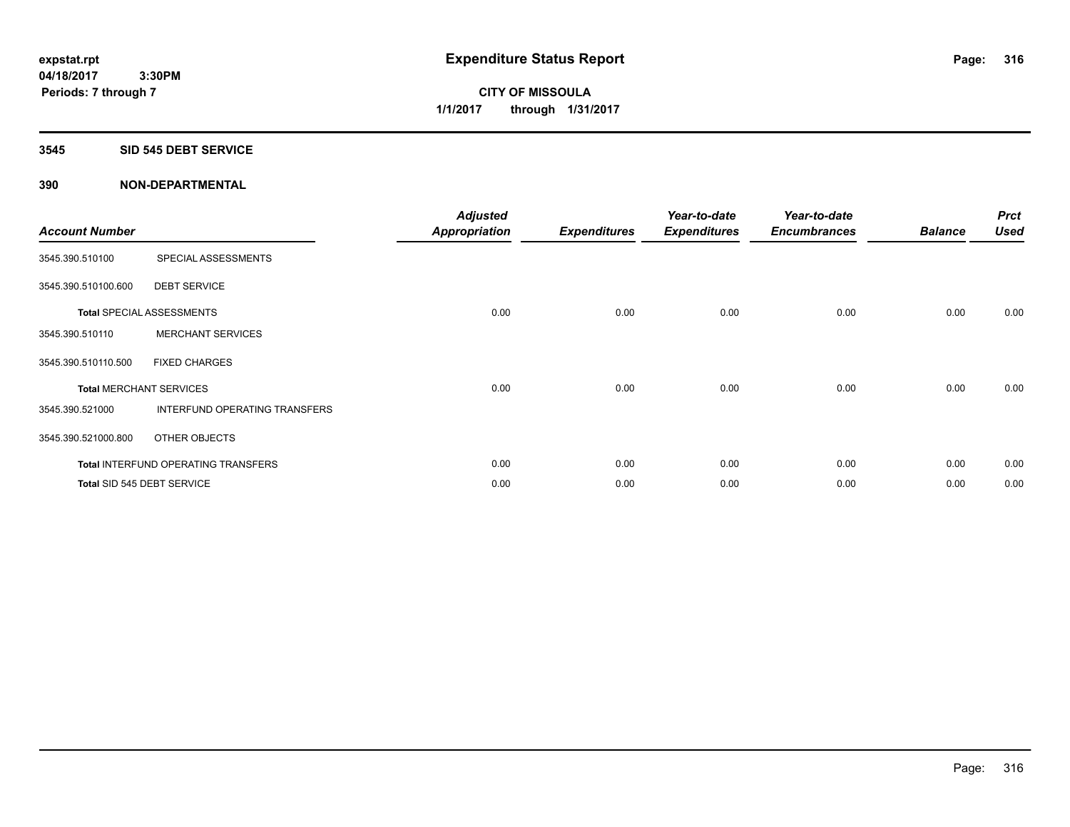expstat.rpt
04/18/2017 3:30PM
Periods: 7 through 7

# Expenditure Status Report

**CITY OF MISSOULA**
**1/1/2017 through 1/31/2017**

## 3545 SID 545 DEBT SERVICE

## 390 NON-DEPARTMENTAL

| Account Number | | Adjusted Appropriation | Expenditures | Year-to-date Expenditures | Year-to-date Encumbrances | Balance | Prct Used |
|---|---|---|---|---|---|---|---|
| 3545.390.510100 | SPECIAL ASSESSMENTS | | | | | | |
| 3545.390.510100.600 | DEBT SERVICE | | | | | | |
| Total SPECIAL ASSESSMENTS | | 0.00 | 0.00 | 0.00 | 0.00 | 0.00 | 0.00 |
| 3545.390.510110 | MERCHANT SERVICES | | | | | | |
| 3545.390.510110.500 | FIXED CHARGES | | | | | | |
| Total MERCHANT SERVICES | | 0.00 | 0.00 | 0.00 | 0.00 | 0.00 | 0.00 |
| 3545.390.521000 | INTERFUND OPERATING TRANSFERS | | | | | | |
| 3545.390.521000.800 | OTHER OBJECTS | | | | | | |
| Total INTERFUND OPERATING TRANSFERS | | 0.00 | 0.00 | 0.00 | 0.00 | 0.00 | 0.00 |
| Total SID 545 DEBT SERVICE | | 0.00 | 0.00 | 0.00 | 0.00 | 0.00 | 0.00 |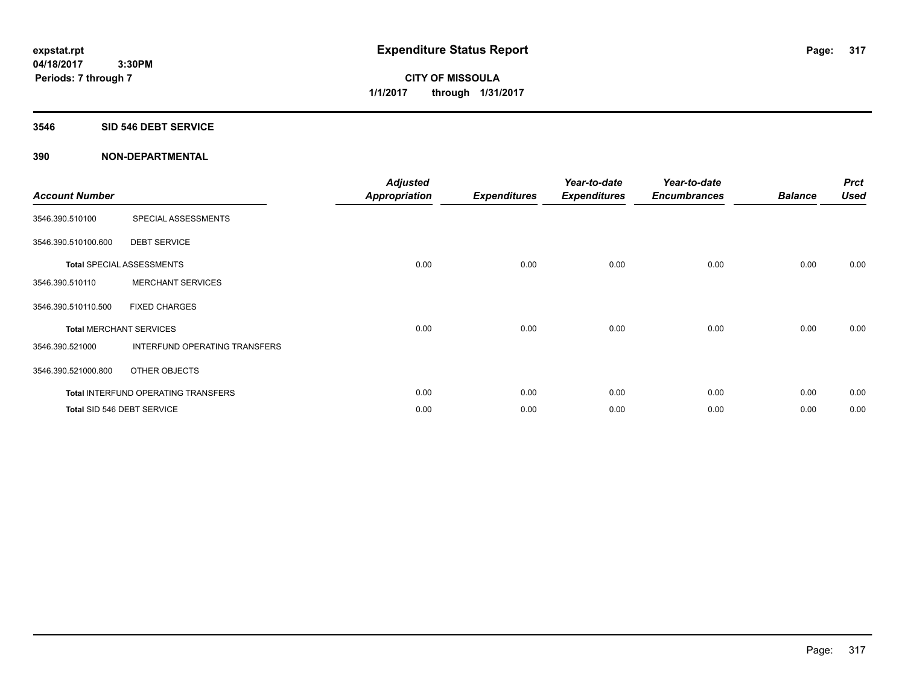**expstat.rpt**
**04/18/2017 3:30PM**
**Periods: 7 through 7**

# Expenditure Status Report

**CITY OF MISSOULA**
**1/1/2017 through 1/31/2017**

## 3546 SID 546 DEBT SERVICE

### 390 NON-DEPARTMENTAL

| Account Number | | Adjusted Appropriation | Expenditures | Year-to-date Expenditures | Year-to-date Encumbrances | Balance | Prct Used |
|---|---|---|---|---|---|---|---|
| 3546.390.510100 | SPECIAL ASSESSMENTS | | | | | | |
| 3546.390.510100.600 | DEBT SERVICE | | | | | | |
| **Total** SPECIAL ASSESSMENTS | | 0.00 | 0.00 | 0.00 | 0.00 | 0.00 | 0.00 |
| 3546.390.510110 | MERCHANT SERVICES | | | | | | |
| 3546.390.510110.500 | FIXED CHARGES | | | | | | |
| **Total** MERCHANT SERVICES | | 0.00 | 0.00 | 0.00 | 0.00 | 0.00 | 0.00 |
| 3546.390.521000 | INTERFUND OPERATING TRANSFERS | | | | | | |
| 3546.390.521000.800 | OTHER OBJECTS | | | | | | |
| **Total** INTERFUND OPERATING TRANSFERS | | 0.00 | 0.00 | 0.00 | 0.00 | 0.00 | 0.00 |
| **Total** SID 546 DEBT SERVICE | | 0.00 | 0.00 | 0.00 | 0.00 | 0.00 | 0.00 |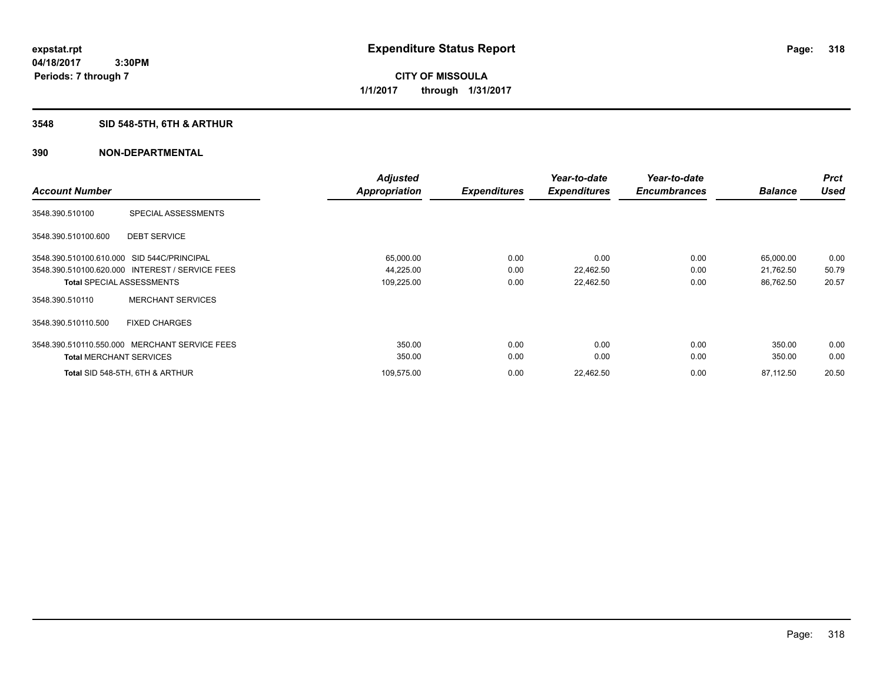**expstat.rpt**
**04/18/2017 3:30PM**
**Periods: 7 through 7**

# Expenditure Status Report

**CITY OF MISSOULA**
**1/1/2017 through 1/31/2017**

## 3548 SID 548-5TH, 6TH & ARTHUR

## 390 NON-DEPARTMENTAL

| Account Number | | Adjusted Appropriation | Expenditures | Year-to-date Expenditures | Year-to-date Encumbrances | Balance | Prct Used |
|---|---|---|---|---|---|---|---|
| 3548.390.510100 | SPECIAL ASSESSMENTS | | | | | | |
| 3548.390.510100.600 | DEBT SERVICE | | | | | | |
| 3548.390.510100.610.000 | SID 544C/PRINCIPAL | 65,000.00 | 0.00 | 0.00 | 0.00 | 65,000.00 | 0.00 |
| 3548.390.510100.620.000 | INTEREST / SERVICE FEES | 44,225.00 | 0.00 | 22,462.50 | 0.00 | 21,762.50 | 50.79 |
| **Total** SPECIAL ASSESSMENTS | | 109,225.00 | 0.00 | 22,462.50 | 0.00 | 86,762.50 | 20.57 |
| 3548.390.510110 | MERCHANT SERVICES | | | | | | |
| 3548.390.510110.500 | FIXED CHARGES | | | | | | |
| 3548.390.510110.550.000 | MERCHANT SERVICE FEES | 350.00 | 0.00 | 0.00 | 0.00 | 350.00 | 0.00 |
| **Total** MERCHANT SERVICES | | 350.00 | 0.00 | 0.00 | 0.00 | 350.00 | 0.00 |
| **Total** SID 548-5TH, 6TH & ARTHUR | | 109,575.00 | 0.00 | 22,462.50 | 0.00 | 87,112.50 | 20.50 |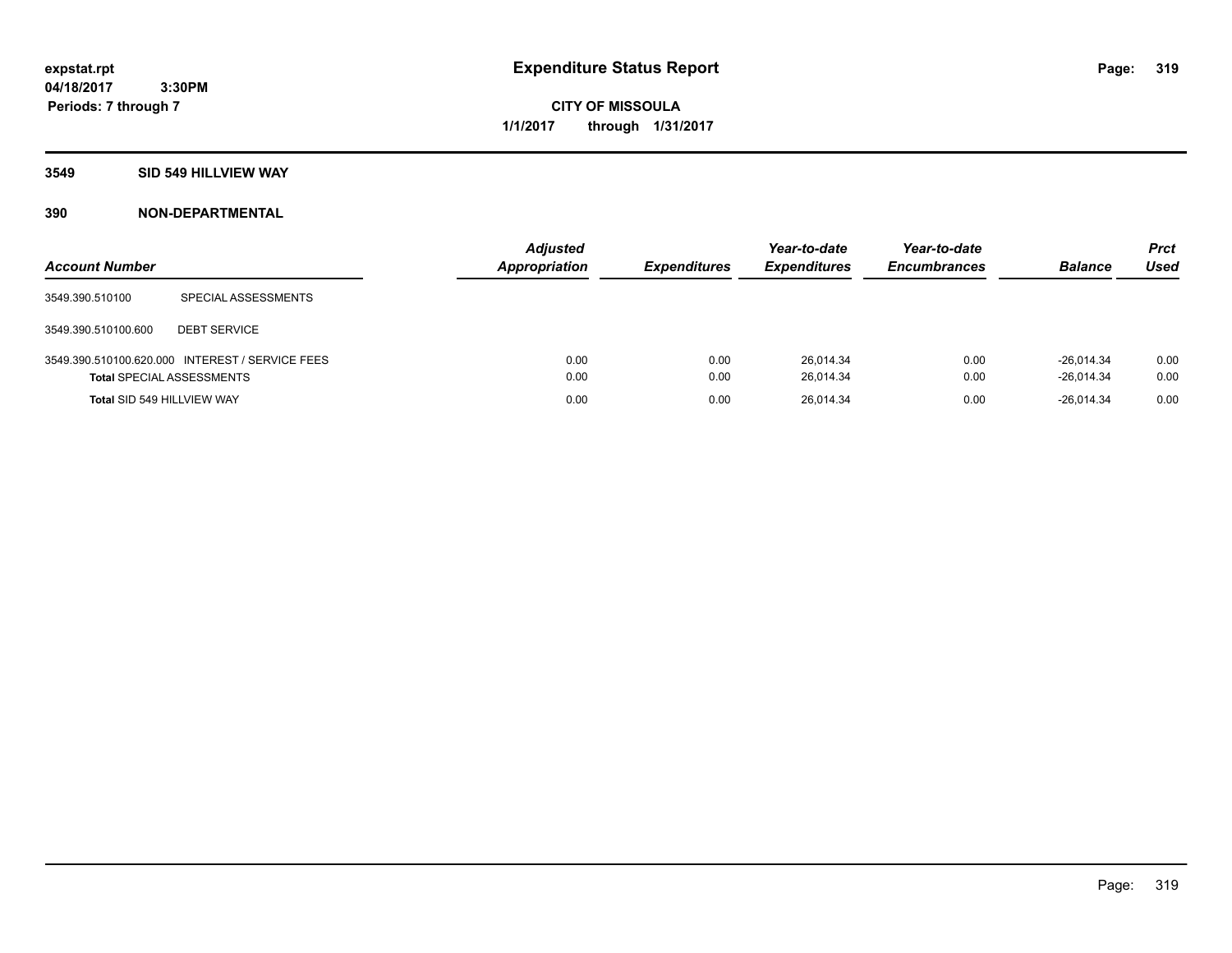# Expenditure Status Report

expstat.rpt
04/18/2017 3:30PM
Periods: 7 through 7

**CITY OF MISSOULA**
**1/1/2017 through 1/31/2017**

## 3549 SID 549 HILLVIEW WAY

## 390 NON-DEPARTMENTAL

| Account Number | | Adjusted Appropriation | Expenditures | Year-to-date Expenditures | Year-to-date Encumbrances | Balance | Prct Used |
|---|---|---|---|---|---|---|---|
| 3549.390.510100 | SPECIAL ASSESSMENTS | | | | | | |
| 3549.390.510100.600 | DEBT SERVICE | | | | | | |
| 3549.390.510100.620.000 | INTEREST / SERVICE FEES | 0.00 | 0.00 | 26,014.34 | 0.00 | -26,014.34 | 0.00 |
| **Total** SPECIAL ASSESSMENTS | | 0.00 | 0.00 | 26,014.34 | 0.00 | -26,014.34 | 0.00 |
| **Total** SID 549 HILLVIEW WAY | | 0.00 | 0.00 | 26,014.34 | 0.00 | -26,014.34 | 0.00 |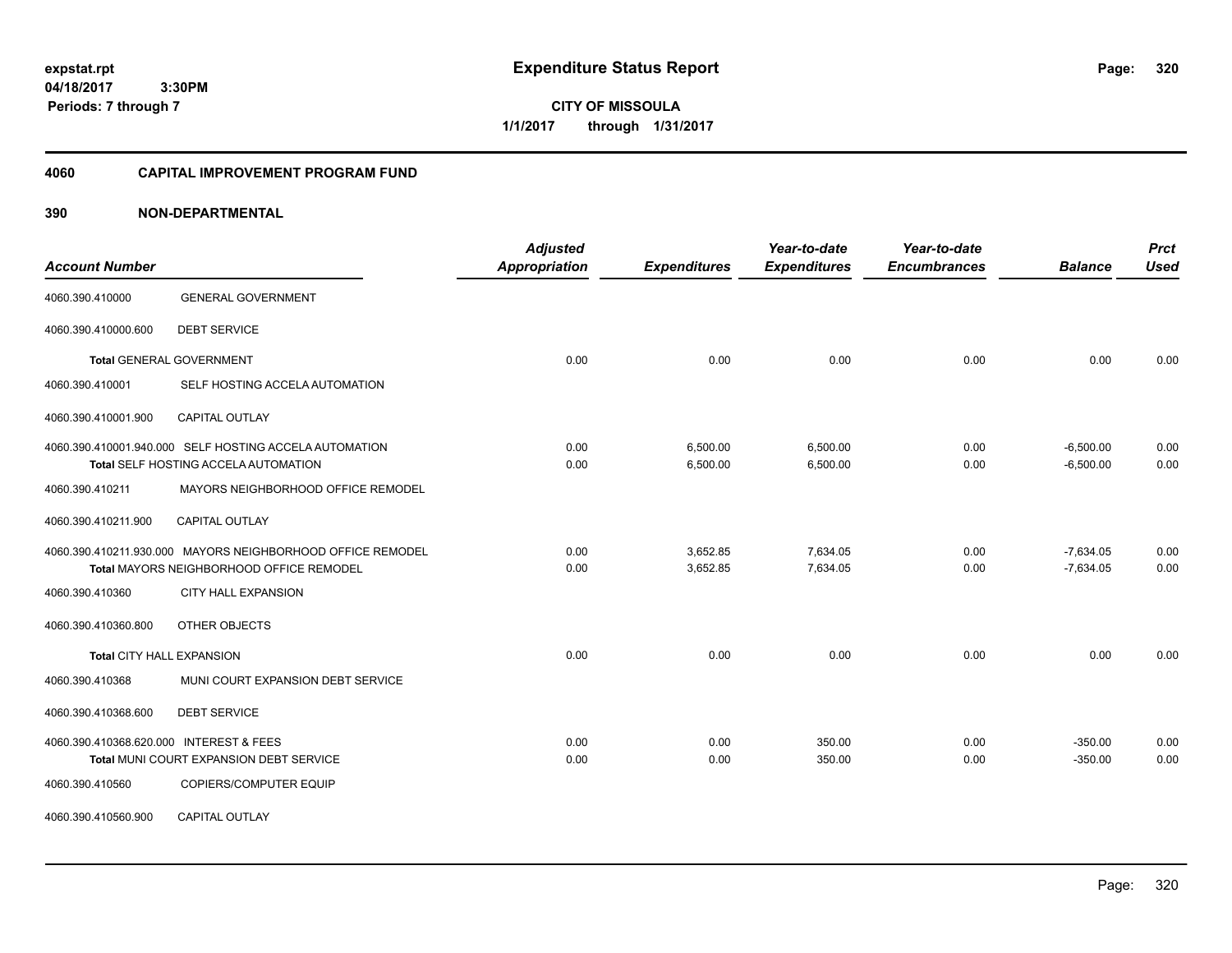# Expenditure Status Report

**CITY OF MISSOULA**

**1/1/2017 through 1/31/2017**

expstat.rpt
04/18/2017 3:30PM
Periods: 7 through 7

## 4060 CAPITAL IMPROVEMENT PROGRAM FUND

## 390 NON-DEPARTMENTAL

| Account Number | | Adjusted Appropriation | Expenditures | Year-to-date Expenditures | Year-to-date Encumbrances | Balance | Prct Used |
|---|---|---|---|---|---|---|---|
| 4060.390.410000 | GENERAL GOVERNMENT | | | | | | |
| 4060.390.410000.600 | DEBT SERVICE | | | | | | |
| **Total** GENERAL GOVERNMENT | | 0.00 | 0.00 | 0.00 | 0.00 | 0.00 | 0.00 |
| 4060.390.410001 | SELF HOSTING ACCELA AUTOMATION | | | | | | |
| 4060.390.410001.900 | CAPITAL OUTLAY | | | | | | |
| 4060.390.410001.940.000 | SELF HOSTING ACCELA AUTOMATION | 0.00 | 6,500.00 | 6,500.00 | 0.00 | -6,500.00 | 0.00 |
| **Total** SELF HOSTING ACCELA AUTOMATION | | 0.00 | 6,500.00 | 6,500.00 | 0.00 | -6,500.00 | 0.00 |
| 4060.390.410211 | MAYORS NEIGHBORHOOD OFFICE REMODEL | | | | | | |
| 4060.390.410211.900 | CAPITAL OUTLAY | | | | | | |
| 4060.390.410211.930.000 | MAYORS NEIGHBORHOOD OFFICE REMODEL | 0.00 | 3,652.85 | 7,634.05 | 0.00 | -7,634.05 | 0.00 |
| **Total** MAYORS NEIGHBORHOOD OFFICE REMODEL | | 0.00 | 3,652.85 | 7,634.05 | 0.00 | -7,634.05 | 0.00 |
| 4060.390.410360 | CITY HALL EXPANSION | | | | | | |
| 4060.390.410360.800 | OTHER OBJECTS | | | | | | |
| **Total** CITY HALL EXPANSION | | 0.00 | 0.00 | 0.00 | 0.00 | 0.00 | 0.00 |
| 4060.390.410368 | MUNI COURT EXPANSION DEBT SERVICE | | | | | | |
| 4060.390.410368.600 | DEBT SERVICE | | | | | | |
| 4060.390.410368.620.000 | INTEREST & FEES | 0.00 | 0.00 | 350.00 | 0.00 | -350.00 | 0.00 |
| **Total** MUNI COURT EXPANSION DEBT SERVICE | | 0.00 | 0.00 | 350.00 | 0.00 | -350.00 | 0.00 |
| 4060.390.410560 | COPIERS/COMPUTER EQUIP | | | | | | |
| 4060.390.410560.900 | CAPITAL OUTLAY | | | | | | |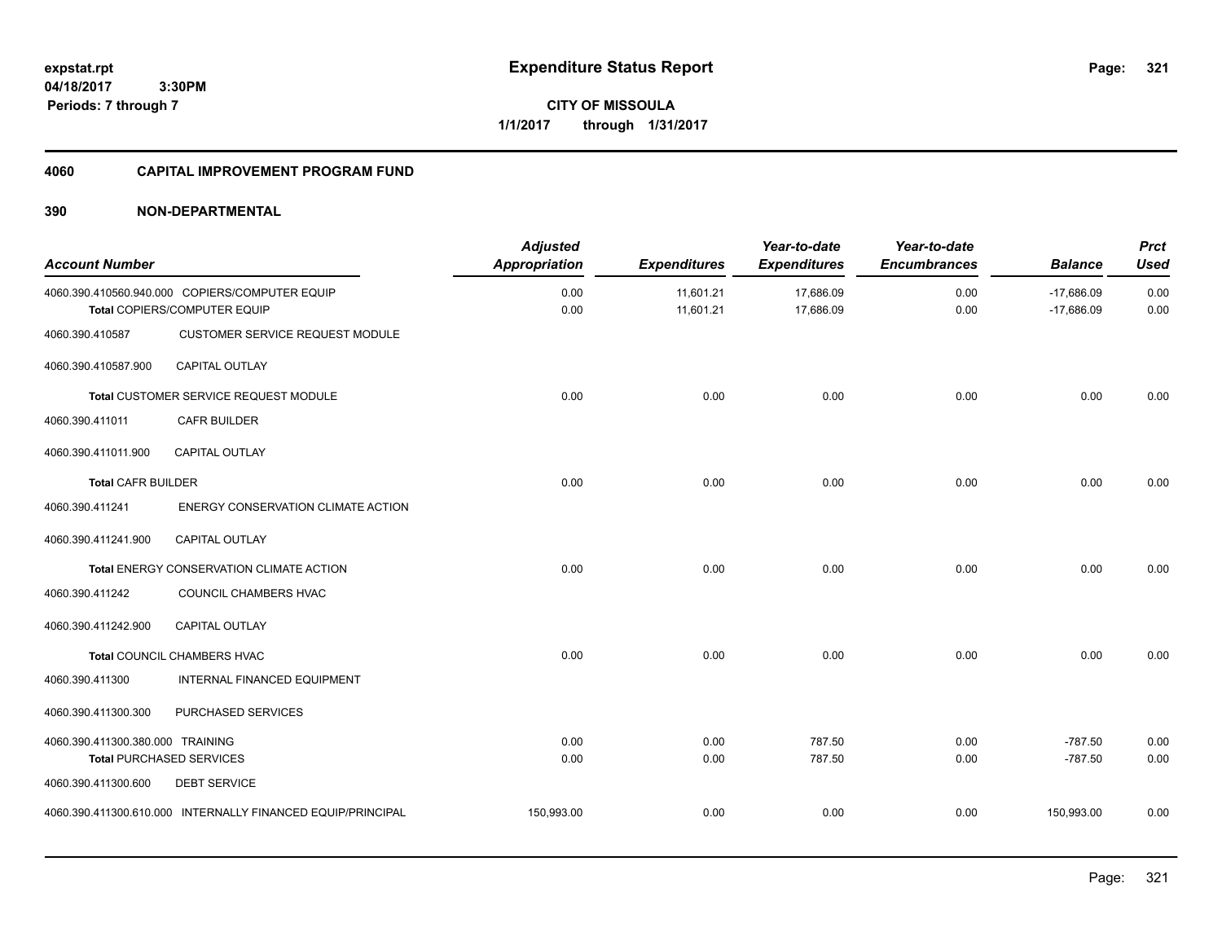expstat.rpt
04/18/2017 3:30PM
Periods: 7 through 7

# Expenditure Status Report

**CITY OF MISSOULA**
**1/1/2017 through 1/31/2017**

## 4060 CAPITAL IMPROVEMENT PROGRAM FUND

## 390 NON-DEPARTMENTAL

| Account Number | | Adjusted Appropriation | Expenditures | Year-to-date Expenditures | Year-to-date Encumbrances | Balance | Prct Used |
|---|---|---|---|---|---|---|---|
| 4060.390.410560.940.000 | COPIERS/COMPUTER EQUIP | 0.00 | 11,601.21 | 17,686.09 | 0.00 | -17,686.09 | 0.00 |
| | **Total** COPIERS/COMPUTER EQUIP | 0.00 | 11,601.21 | 17,686.09 | 0.00 | -17,686.09 | 0.00 |
| 4060.390.410587 | CUSTOMER SERVICE REQUEST MODULE | | | | | | |
| 4060.390.410587.900 | CAPITAL OUTLAY | | | | | | |
| | **Total** CUSTOMER SERVICE REQUEST MODULE | 0.00 | 0.00 | 0.00 | 0.00 | 0.00 | 0.00 |
| 4060.390.411011 | CAFR BUILDER | | | | | | |
| 4060.390.411011.900 | CAPITAL OUTLAY | | | | | | |
| | **Total** CAFR BUILDER | 0.00 | 0.00 | 0.00 | 0.00 | 0.00 | 0.00 |
| 4060.390.411241 | ENERGY CONSERVATION CLIMATE ACTION | | | | | | |
| 4060.390.411241.900 | CAPITAL OUTLAY | | | | | | |
| | **Total** ENERGY CONSERVATION CLIMATE ACTION | 0.00 | 0.00 | 0.00 | 0.00 | 0.00 | 0.00 |
| 4060.390.411242 | COUNCIL CHAMBERS HVAC | | | | | | |
| 4060.390.411242.900 | CAPITAL OUTLAY | | | | | | |
| | **Total** COUNCIL CHAMBERS HVAC | 0.00 | 0.00 | 0.00 | 0.00 | 0.00 | 0.00 |
| 4060.390.411300 | INTERNAL FINANCED EQUIPMENT | | | | | | |
| 4060.390.411300.300 | PURCHASED SERVICES | | | | | | |
| 4060.390.411300.380.000 | TRAINING | 0.00 | 0.00 | 787.50 | 0.00 | -787.50 | 0.00 |
| | **Total** PURCHASED SERVICES | 0.00 | 0.00 | 787.50 | 0.00 | -787.50 | 0.00 |
| 4060.390.411300.600 | DEBT SERVICE | | | | | | |
| 4060.390.411300.610.000 | INTERNALLY FINANCED EQUIP/PRINCIPAL | 150,993.00 | 0.00 | 0.00 | 0.00 | 150,993.00 | 0.00 |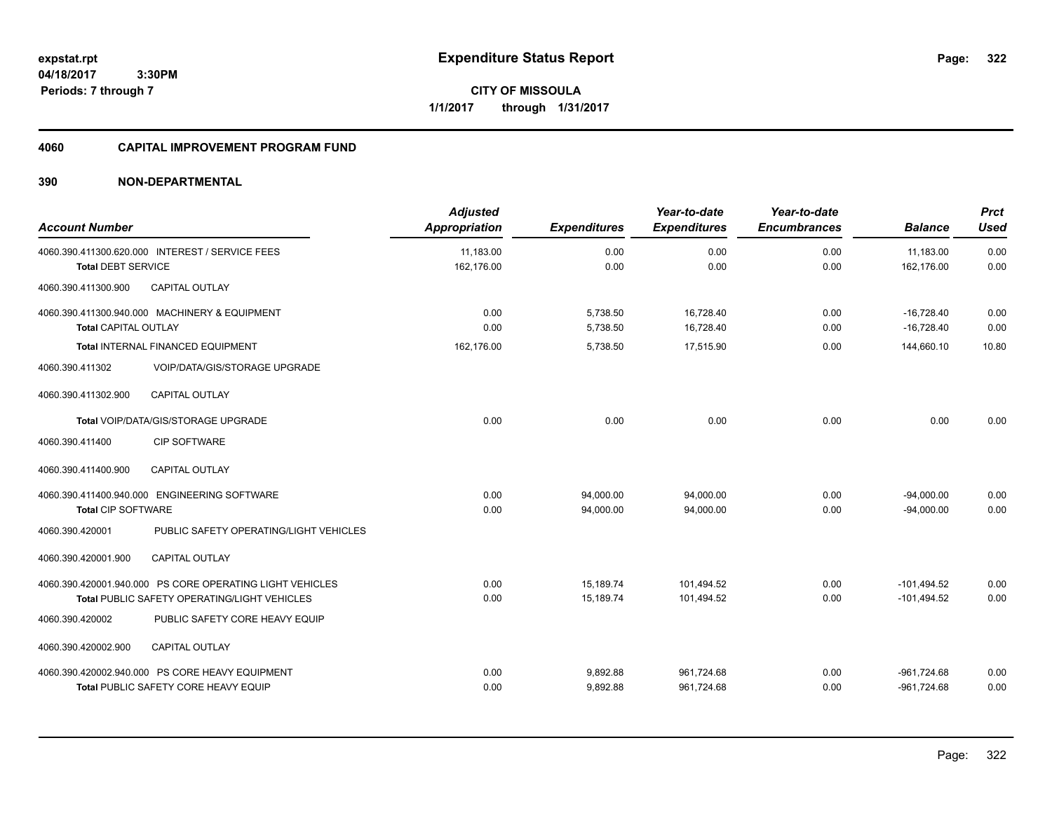expstat.rpt
04/18/2017 3:30PM
Periods: 7 through 7

# Expenditure Status Report

**CITY OF MISSOULA**
**1/1/2017 through 1/31/2017**

## 4060 CAPITAL IMPROVEMENT PROGRAM FUND

## 390 NON-DEPARTMENTAL

| Account Number | Adjusted Appropriation | Expenditures | Year-to-date Expenditures | Year-to-date Encumbrances | Balance | Prct Used |
|---|---|---|---|---|---|---|
| 4060.390.411300.620.000 INTEREST / SERVICE FEES | 11,183.00 | 0.00 | 0.00 | 0.00 | 11,183.00 | 0.00 |
| **Total DEBT SERVICE** | 162,176.00 | 0.00 | 0.00 | 0.00 | 162,176.00 | 0.00 |
| 4060.390.411300.900 CAPITAL OUTLAY | | | | | | |
| 4060.390.411300.940.000 MACHINERY & EQUIPMENT | 0.00 | 5,738.50 | 16,728.40 | 0.00 | -16,728.40 | 0.00 |
| **Total CAPITAL OUTLAY** | 0.00 | 5,738.50 | 16,728.40 | 0.00 | -16,728.40 | 0.00 |
| **Total INTERNAL FINANCED EQUIPMENT** | 162,176.00 | 5,738.50 | 17,515.90 | 0.00 | 144,660.10 | 10.80 |
| 4060.390.411302 VOIP/DATA/GIS/STORAGE UPGRADE | | | | | | |
| 4060.390.411302.900 CAPITAL OUTLAY | | | | | | |
| **Total VOIP/DATA/GIS/STORAGE UPGRADE** | 0.00 | 0.00 | 0.00 | 0.00 | 0.00 | 0.00 |
| 4060.390.411400 CIP SOFTWARE | | | | | | |
| 4060.390.411400.900 CAPITAL OUTLAY | | | | | | |
| 4060.390.411400.940.000 ENGINEERING SOFTWARE | 0.00 | 94,000.00 | 94,000.00 | 0.00 | -94,000.00 | 0.00 |
| **Total CIP SOFTWARE** | 0.00 | 94,000.00 | 94,000.00 | 0.00 | -94,000.00 | 0.00 |
| 4060.390.420001 PUBLIC SAFETY OPERATING/LIGHT VEHICLES | | | | | | |
| 4060.390.420001.900 CAPITAL OUTLAY | | | | | | |
| 4060.390.420001.940.000 PS CORE OPERATING LIGHT VEHICLES | 0.00 | 15,189.74 | 101,494.52 | 0.00 | -101,494.52 | 0.00 |
| **Total PUBLIC SAFETY OPERATING/LIGHT VEHICLES** | 0.00 | 15,189.74 | 101,494.52 | 0.00 | -101,494.52 | 0.00 |
| 4060.390.420002 PUBLIC SAFETY CORE HEAVY EQUIP | | | | | | |
| 4060.390.420002.900 CAPITAL OUTLAY | | | | | | |
| 4060.390.420002.940.000 PS CORE HEAVY EQUIPMENT | 0.00 | 9,892.88 | 961,724.68 | 0.00 | -961,724.68 | 0.00 |
| **Total PUBLIC SAFETY CORE HEAVY EQUIP** | 0.00 | 9,892.88 | 961,724.68 | 0.00 | -961,724.68 | 0.00 |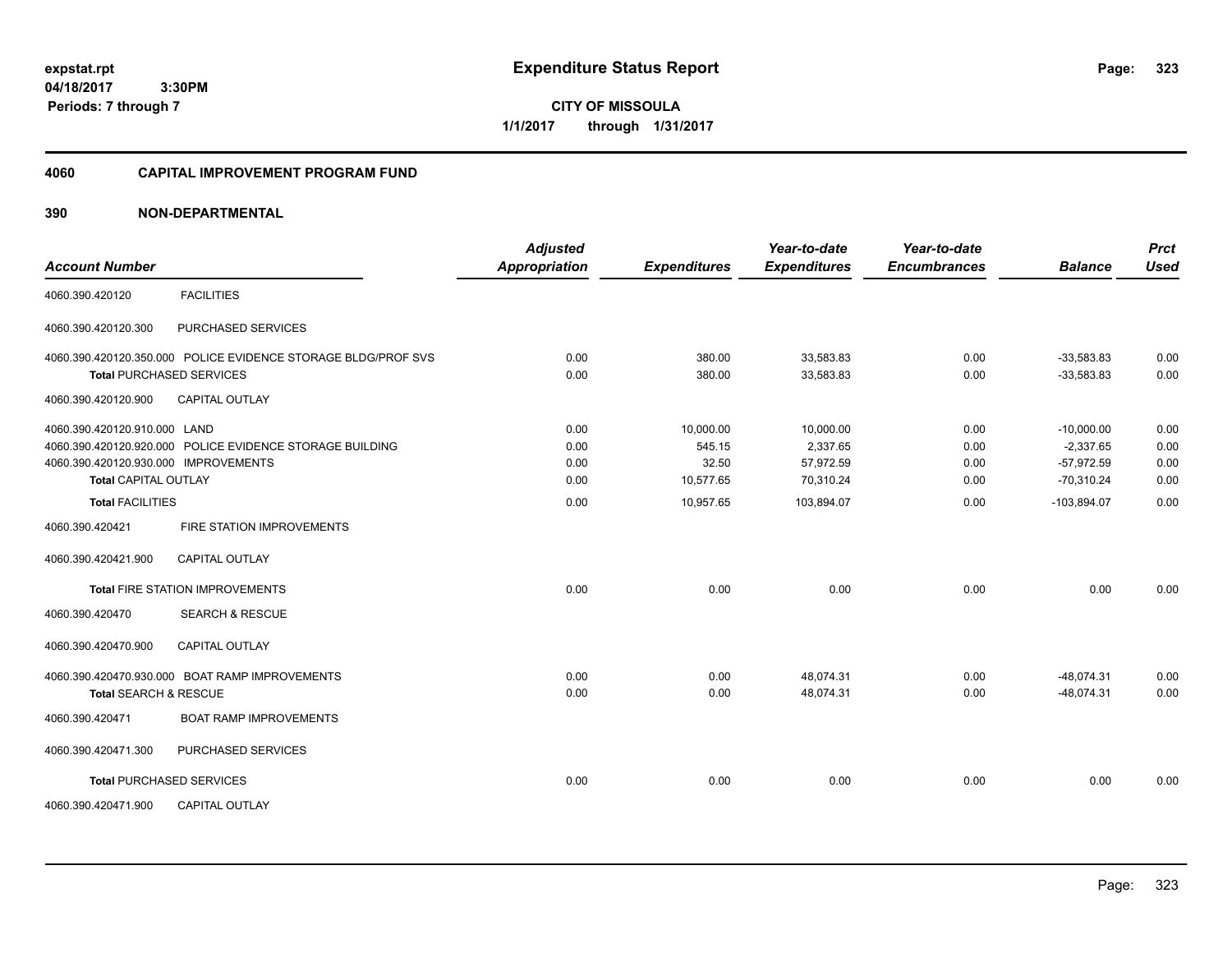expstat.rpt
04/18/2017 3:30PM
Periods: 7 through 7

# Expenditure Status Report

**CITY OF MISSOULA**
**1/1/2017 through 1/31/2017**

## 4060 CAPITAL IMPROVEMENT PROGRAM FUND

## 390 NON-DEPARTMENTAL

| Account Number | | Adjusted Appropriation | Expenditures | Year-to-date Expenditures | Year-to-date Encumbrances | Balance | Prct Used |
|---|---|---|---|---|---|---|---|
| 4060.390.420120 | FACILITIES | | | | | | |
| 4060.390.420120.300 | PURCHASED SERVICES | | | | | | |
| 4060.390.420120.350.000 | POLICE EVIDENCE STORAGE BLDG/PROF SVS | 0.00 | 380.00 | 33,583.83 | 0.00 | -33,583.83 | 0.00 |
| **Total** PURCHASED SERVICES | | 0.00 | 380.00 | 33,583.83 | 0.00 | -33,583.83 | 0.00 |
| 4060.390.420120.900 | CAPITAL OUTLAY | | | | | | |
| 4060.390.420120.910.000 | LAND | 0.00 | 10,000.00 | 10,000.00 | 0.00 | -10,000.00 | 0.00 |
| 4060.390.420120.920.000 | POLICE EVIDENCE STORAGE BUILDING | 0.00 | 545.15 | 2,337.65 | 0.00 | -2,337.65 | 0.00 |
| 4060.390.420120.930.000 | IMPROVEMENTS | 0.00 | 32.50 | 57,972.59 | 0.00 | -57,972.59 | 0.00 |
| **Total** CAPITAL OUTLAY | | 0.00 | 10,577.65 | 70,310.24 | 0.00 | -70,310.24 | 0.00 |
| **Total** FACILITIES | | 0.00 | 10,957.65 | 103,894.07 | 0.00 | -103,894.07 | 0.00 |
| 4060.390.420421 | FIRE STATION IMPROVEMENTS | | | | | | |
| 4060.390.420421.900 | CAPITAL OUTLAY | | | | | | |
| **Total** FIRE STATION IMPROVEMENTS | | 0.00 | 0.00 | 0.00 | 0.00 | 0.00 | 0.00 |
| 4060.390.420470 | SEARCH & RESCUE | | | | | | |
| 4060.390.420470.900 | CAPITAL OUTLAY | | | | | | |
| 4060.390.420470.930.000 | BOAT RAMP IMPROVEMENTS | 0.00 | 0.00 | 48,074.31 | 0.00 | -48,074.31 | 0.00 |
| **Total** SEARCH & RESCUE | | 0.00 | 0.00 | 48,074.31 | 0.00 | -48,074.31 | 0.00 |
| 4060.390.420471 | BOAT RAMP IMPROVEMENTS | | | | | | |
| 4060.390.420471.300 | PURCHASED SERVICES | | | | | | |
| **Total** PURCHASED SERVICES | | 0.00 | 0.00 | 0.00 | 0.00 | 0.00 | 0.00 |
| 4060.390.420471.900 | CAPITAL OUTLAY | | | | | | |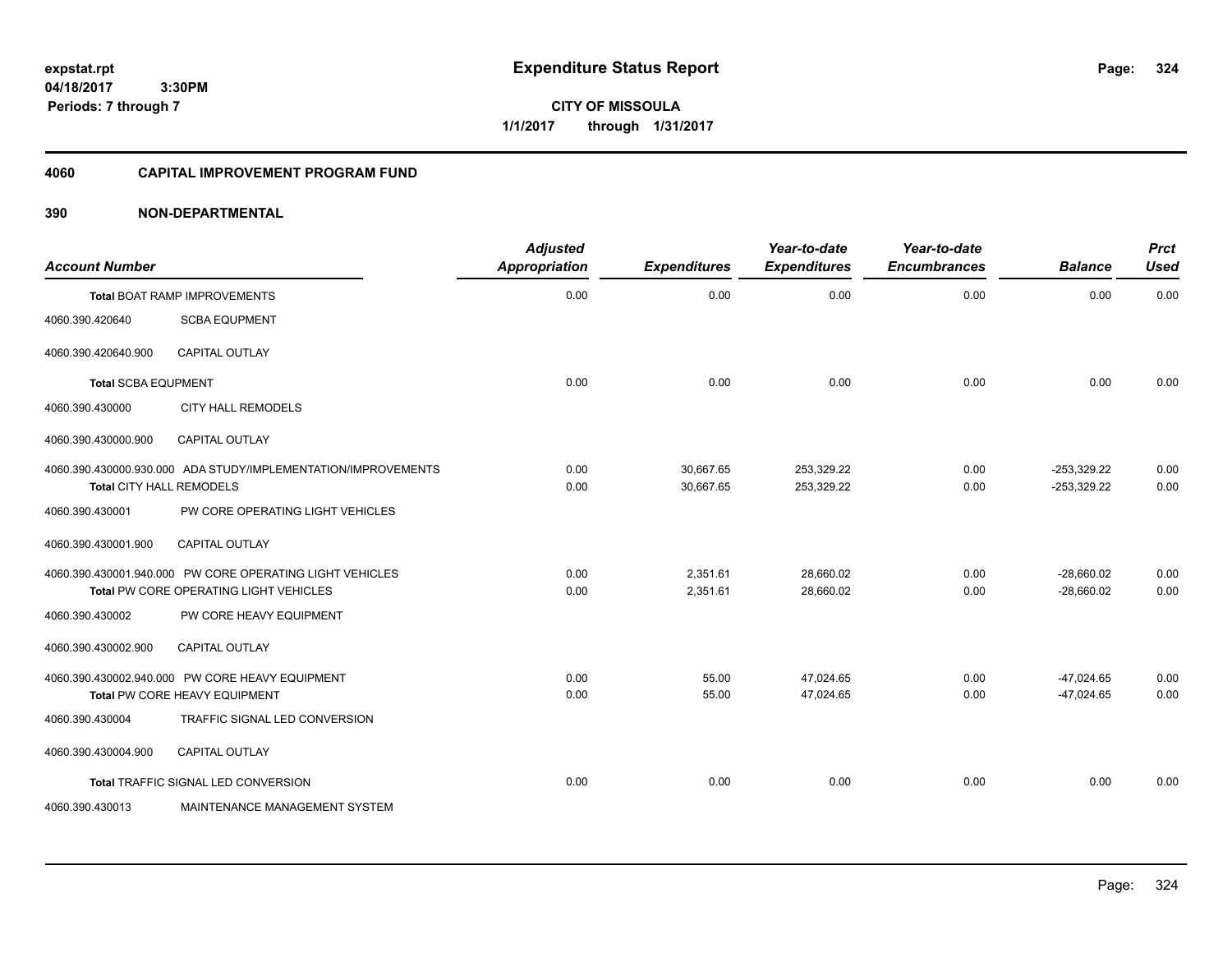expstat.rpt
04/18/2017 3:30PM
Periods: 7 through 7

# Expenditure Status Report

**CITY OF MISSOULA**
**1/1/2017 through 1/31/2017**

## 4060 CAPITAL IMPROVEMENT PROGRAM FUND

## 390 NON-DEPARTMENTAL

| Account Number | | Adjusted Appropriation | Expenditures | Year-to-date Expenditures | Year-to-date Encumbrances | Balance | Prct Used |
|---|---|---|---|---|---|---|---|
| **Total** BOAT RAMP IMPROVEMENTS | | 0.00 | 0.00 | 0.00 | 0.00 | 0.00 | 0.00 |
| 4060.390.420640 | SCBA EQUPMENT | | | | | | |
| 4060.390.420640.900 | CAPITAL OUTLAY | | | | | | |
| **Total** SCBA EQUPMENT | | 0.00 | 0.00 | 0.00 | 0.00 | 0.00 | 0.00 |
| 4060.390.430000 | CITY HALL REMODELS | | | | | | |
| 4060.390.430000.900 | CAPITAL OUTLAY | | | | | | |
| 4060.390.430000.930.000 | ADA STUDY/IMPLEMENTATION/IMPROVEMENTS | 0.00 | 30,667.65 | 253,329.22 | 0.00 | -253,329.22 | 0.00 |
| **Total** CITY HALL REMODELS | | 0.00 | 30,667.65 | 253,329.22 | 0.00 | -253,329.22 | 0.00 |
| 4060.390.430001 | PW CORE OPERATING LIGHT VEHICLES | | | | | | |
| 4060.390.430001.900 | CAPITAL OUTLAY | | | | | | |
| 4060.390.430001.940.000 | PW CORE OPERATING LIGHT VEHICLES | 0.00 | 2,351.61 | 28,660.02 | 0.00 | -28,660.02 | 0.00 |
| **Total** PW CORE OPERATING LIGHT VEHICLES | | 0.00 | 2,351.61 | 28,660.02 | 0.00 | -28,660.02 | 0.00 |
| 4060.390.430002 | PW CORE HEAVY EQUIPMENT | | | | | | |
| 4060.390.430002.900 | CAPITAL OUTLAY | | | | | | |
| 4060.390.430002.940.000 | PW CORE HEAVY EQUIPMENT | 0.00 | 55.00 | 47,024.65 | 0.00 | -47,024.65 | 0.00 |
| **Total** PW CORE HEAVY EQUIPMENT | | 0.00 | 55.00 | 47,024.65 | 0.00 | -47,024.65 | 0.00 |
| 4060.390.430004 | TRAFFIC SIGNAL LED CONVERSION | | | | | | |
| 4060.390.430004.900 | CAPITAL OUTLAY | | | | | | |
| **Total** TRAFFIC SIGNAL LED CONVERSION | | 0.00 | 0.00 | 0.00 | 0.00 | 0.00 | 0.00 |
| 4060.390.430013 | MAINTENANCE MANAGEMENT SYSTEM | | | | | | |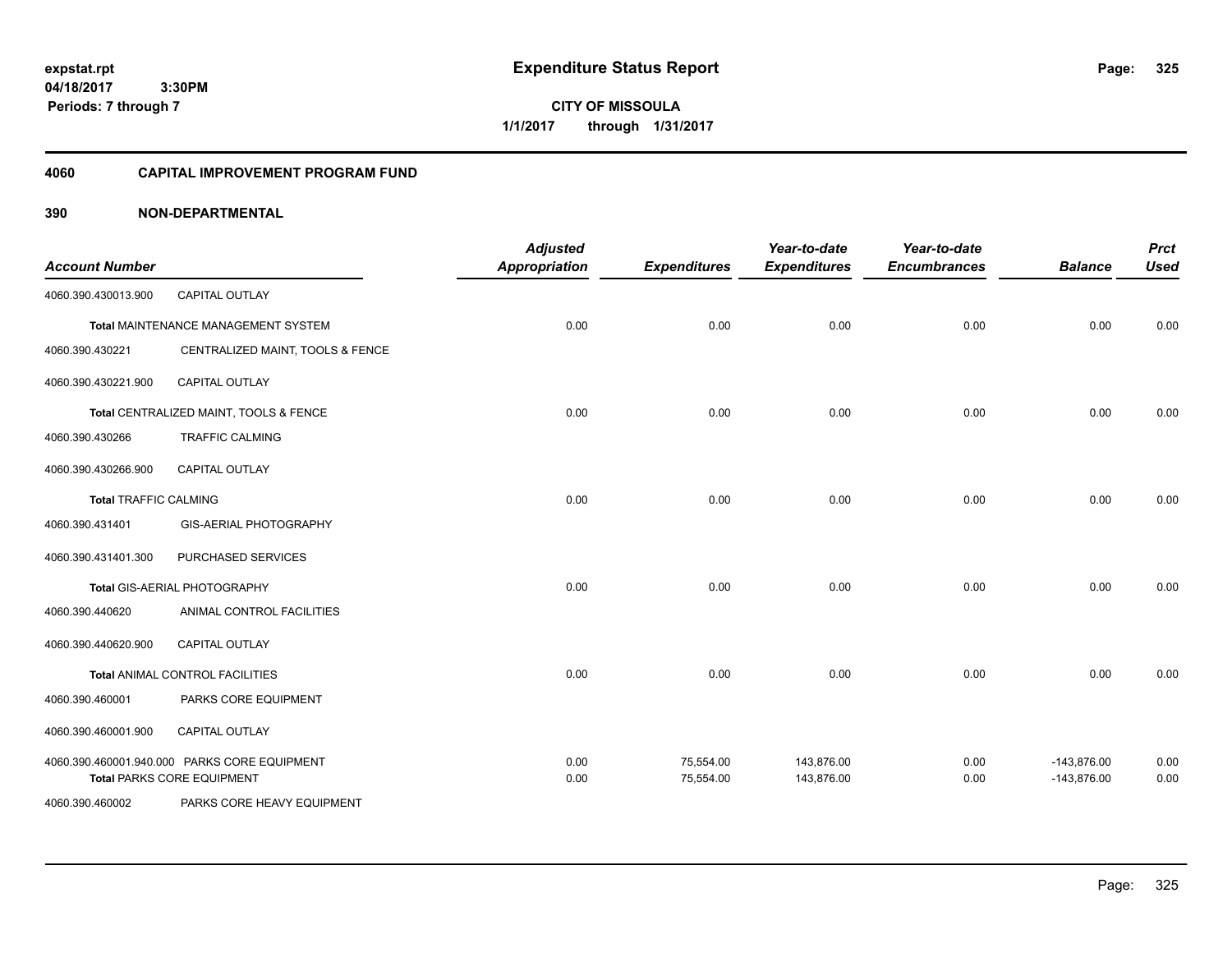**expstat.rpt**
**04/18/2017 3:30PM**
**Periods: 7 through 7**

# Expenditure Status Report

**CITY OF MISSOULA**
**1/1/2017 through 1/31/2017**

## 4060 CAPITAL IMPROVEMENT PROGRAM FUND

## 390 NON-DEPARTMENTAL

| Account Number | | Adjusted Appropriation | Expenditures | Year-to-date Expenditures | Year-to-date Encumbrances | Balance | Prct Used |
|---|---|---|---|---|---|---|---|
| 4060.390.430013.900 | CAPITAL OUTLAY | | | | | | |
| **Total** MAINTENANCE MANAGEMENT SYSTEM | | 0.00 | 0.00 | 0.00 | 0.00 | 0.00 | 0.00 |
| 4060.390.430221 | CENTRALIZED MAINT, TOOLS & FENCE | | | | | | |
| 4060.390.430221.900 | CAPITAL OUTLAY | | | | | | |
| **Total** CENTRALIZED MAINT, TOOLS & FENCE | | 0.00 | 0.00 | 0.00 | 0.00 | 0.00 | 0.00 |
| 4060.390.430266 | TRAFFIC CALMING | | | | | | |
| 4060.390.430266.900 | CAPITAL OUTLAY | | | | | | |
| **Total** TRAFFIC CALMING | | 0.00 | 0.00 | 0.00 | 0.00 | 0.00 | 0.00 |
| 4060.390.431401 | GIS-AERIAL PHOTOGRAPHY | | | | | | |
| 4060.390.431401.300 | PURCHASED SERVICES | | | | | | |
| **Total** GIS-AERIAL PHOTOGRAPHY | | 0.00 | 0.00 | 0.00 | 0.00 | 0.00 | 0.00 |
| 4060.390.440620 | ANIMAL CONTROL FACILITIES | | | | | | |
| 4060.390.440620.900 | CAPITAL OUTLAY | | | | | | |
| **Total** ANIMAL CONTROL FACILITIES | | 0.00 | 0.00 | 0.00 | 0.00 | 0.00 | 0.00 |
| 4060.390.460001 | PARKS CORE EQUIPMENT | | | | | | |
| 4060.390.460001.900 | CAPITAL OUTLAY | | | | | | |
| 4060.390.460001.940.000 | PARKS CORE EQUIPMENT | 0.00 | 75,554.00 | 143,876.00 | 0.00 | -143,876.00 | 0.00 |
| **Total** PARKS CORE EQUIPMENT | | 0.00 | 75,554.00 | 143,876.00 | 0.00 | -143,876.00 | 0.00 |
| 4060.390.460002 | PARKS CORE HEAVY EQUIPMENT | | | | | | |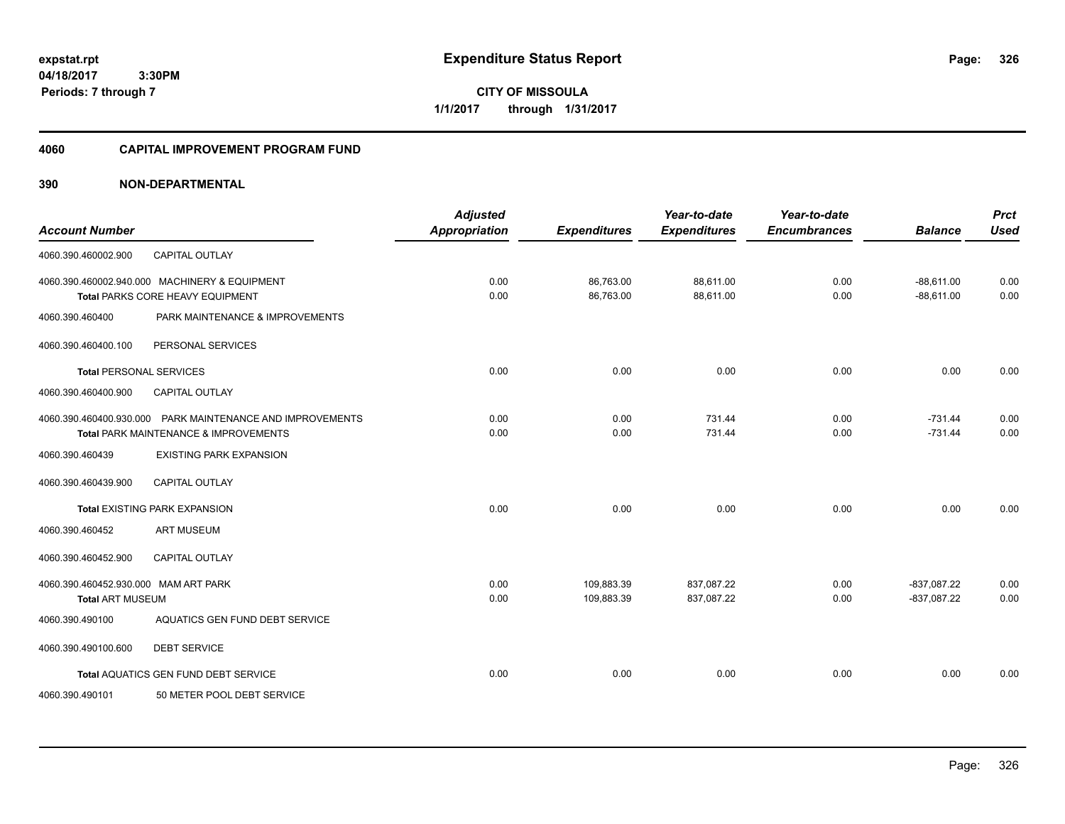**expstat.rpt**
**04/18/2017 3:30PM**
**Periods: 7 through 7**

# Expenditure Status Report

**CITY OF MISSOULA**
**1/1/2017 through 1/31/2017**

## 4060 CAPITAL IMPROVEMENT PROGRAM FUND

### 390 NON-DEPARTMENTAL

| Account Number | | Adjusted Appropriation | Expenditures | Year-to-date Expenditures | Year-to-date Encumbrances | Balance | Prct Used |
|---|---|---|---|---|---|---|---|
| 4060.390.460002.900 | CAPITAL OUTLAY | | | | | | |
| 4060.390.460002.940.000 MACHINERY & EQUIPMENT | | 0.00 | 86,763.00 | 88,611.00 | 0.00 | -88,611.00 | 0.00 |
| **Total** PARKS CORE HEAVY EQUIPMENT | | 0.00 | 86,763.00 | 88,611.00 | 0.00 | -88,611.00 | 0.00 |
| 4060.390.460400 | PARK MAINTENANCE & IMPROVEMENTS | | | | | | |
| 4060.390.460400.100 | PERSONAL SERVICES | | | | | | |
| **Total** PERSONAL SERVICES | | 0.00 | 0.00 | 0.00 | 0.00 | 0.00 | 0.00 |
| 4060.390.460400.900 | CAPITAL OUTLAY | | | | | | |
| 4060.390.460400.930.000 PARK MAINTENANCE AND IMPROVEMENTS | | 0.00 | 0.00 | 731.44 | 0.00 | -731.44 | 0.00 |
| **Total** PARK MAINTENANCE & IMPROVEMENTS | | 0.00 | 0.00 | 731.44 | 0.00 | -731.44 | 0.00 |
| 4060.390.460439 | EXISTING PARK EXPANSION | | | | | | |
| 4060.390.460439.900 | CAPITAL OUTLAY | | | | | | |
| **Total** EXISTING PARK EXPANSION | | 0.00 | 0.00 | 0.00 | 0.00 | 0.00 | 0.00 |
| 4060.390.460452 | ART MUSEUM | | | | | | |
| 4060.390.460452.900 | CAPITAL OUTLAY | | | | | | |
| 4060.390.460452.930.000 MAM ART PARK | | 0.00 | 109,883.39 | 837,087.22 | 0.00 | -837,087.22 | 0.00 |
| **Total** ART MUSEUM | | 0.00 | 109,883.39 | 837,087.22 | 0.00 | -837,087.22 | 0.00 |
| 4060.390.490100 | AQUATICS GEN FUND DEBT SERVICE | | | | | | |
| 4060.390.490100.600 | DEBT SERVICE | | | | | | |
| **Total** AQUATICS GEN FUND DEBT SERVICE | | 0.00 | 0.00 | 0.00 | 0.00 | 0.00 | 0.00 |
| 4060.390.490101 | 50 METER POOL DEBT SERVICE | | | | | | |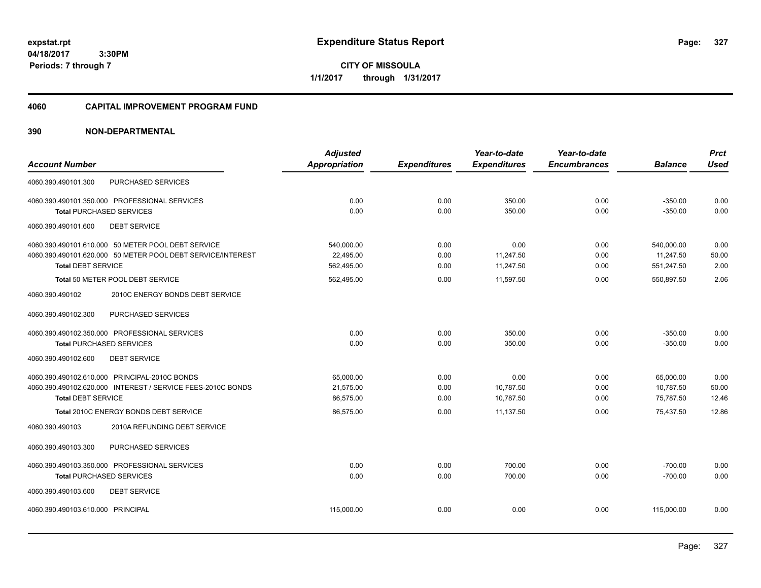# Expenditure Status Report

expstat.rpt
04/18/2017 3:30PM
Periods: 7 through 7

**CITY OF MISSOULA**
**1/1/2017 through 1/31/2017**

## 4060 CAPITAL IMPROVEMENT PROGRAM FUND

## 390 NON-DEPARTMENTAL

| Account Number | Adjusted Appropriation | Expenditures | Year-to-date Expenditures | Year-to-date Encumbrances | Balance | Prct Used |
|---|---|---|---|---|---|---|
| 4060.390.490101.300 PURCHASED SERVICES | | | | | | |
| 4060.390.490101.350.000 PROFESSIONAL SERVICES | 0.00 | 0.00 | 350.00 | 0.00 | -350.00 | 0.00 |
| **Total** PURCHASED SERVICES | 0.00 | 0.00 | 350.00 | 0.00 | -350.00 | 0.00 |
| 4060.390.490101.600 DEBT SERVICE | | | | | | |
| 4060.390.490101.610.000 50 METER POOL DEBT SERVICE | 540,000.00 | 0.00 | 0.00 | 0.00 | 540,000.00 | 0.00 |
| 4060.390.490101.620.000 50 METER POOL DEBT SERVICE/INTEREST | 22,495.00 | 0.00 | 11,247.50 | 0.00 | 11,247.50 | 50.00 |
| **Total** DEBT SERVICE | 562,495.00 | 0.00 | 11,247.50 | 0.00 | 551,247.50 | 2.00 |
| **Total** 50 METER POOL DEBT SERVICE | 562,495.00 | 0.00 | 11,597.50 | 0.00 | 550,897.50 | 2.06 |
| 4060.390.490102 2010C ENERGY BONDS DEBT SERVICE | | | | | | |
| 4060.390.490102.300 PURCHASED SERVICES | | | | | | |
| 4060.390.490102.350.000 PROFESSIONAL SERVICES | 0.00 | 0.00 | 350.00 | 0.00 | -350.00 | 0.00 |
| **Total** PURCHASED SERVICES | 0.00 | 0.00 | 350.00 | 0.00 | -350.00 | 0.00 |
| 4060.390.490102.600 DEBT SERVICE | | | | | | |
| 4060.390.490102.610.000 PRINCIPAL-2010C BONDS | 65,000.00 | 0.00 | 0.00 | 0.00 | 65,000.00 | 0.00 |
| 4060.390.490102.620.000 INTEREST / SERVICE FEES-2010C BONDS | 21,575.00 | 0.00 | 10,787.50 | 0.00 | 10,787.50 | 50.00 |
| **Total** DEBT SERVICE | 86,575.00 | 0.00 | 10,787.50 | 0.00 | 75,787.50 | 12.46 |
| **Total** 2010C ENERGY BONDS DEBT SERVICE | 86,575.00 | 0.00 | 11,137.50 | 0.00 | 75,437.50 | 12.86 |
| 4060.390.490103 2010A REFUNDING DEBT SERVICE | | | | | | |
| 4060.390.490103.300 PURCHASED SERVICES | | | | | | |
| 4060.390.490103.350.000 PROFESSIONAL SERVICES | 0.00 | 0.00 | 700.00 | 0.00 | -700.00 | 0.00 |
| **Total** PURCHASED SERVICES | 0.00 | 0.00 | 700.00 | 0.00 | -700.00 | 0.00 |
| 4060.390.490103.600 DEBT SERVICE | | | | | | |
| 4060.390.490103.610.000 PRINCIPAL | 115,000.00 | 0.00 | 0.00 | 0.00 | 115,000.00 | 0.00 |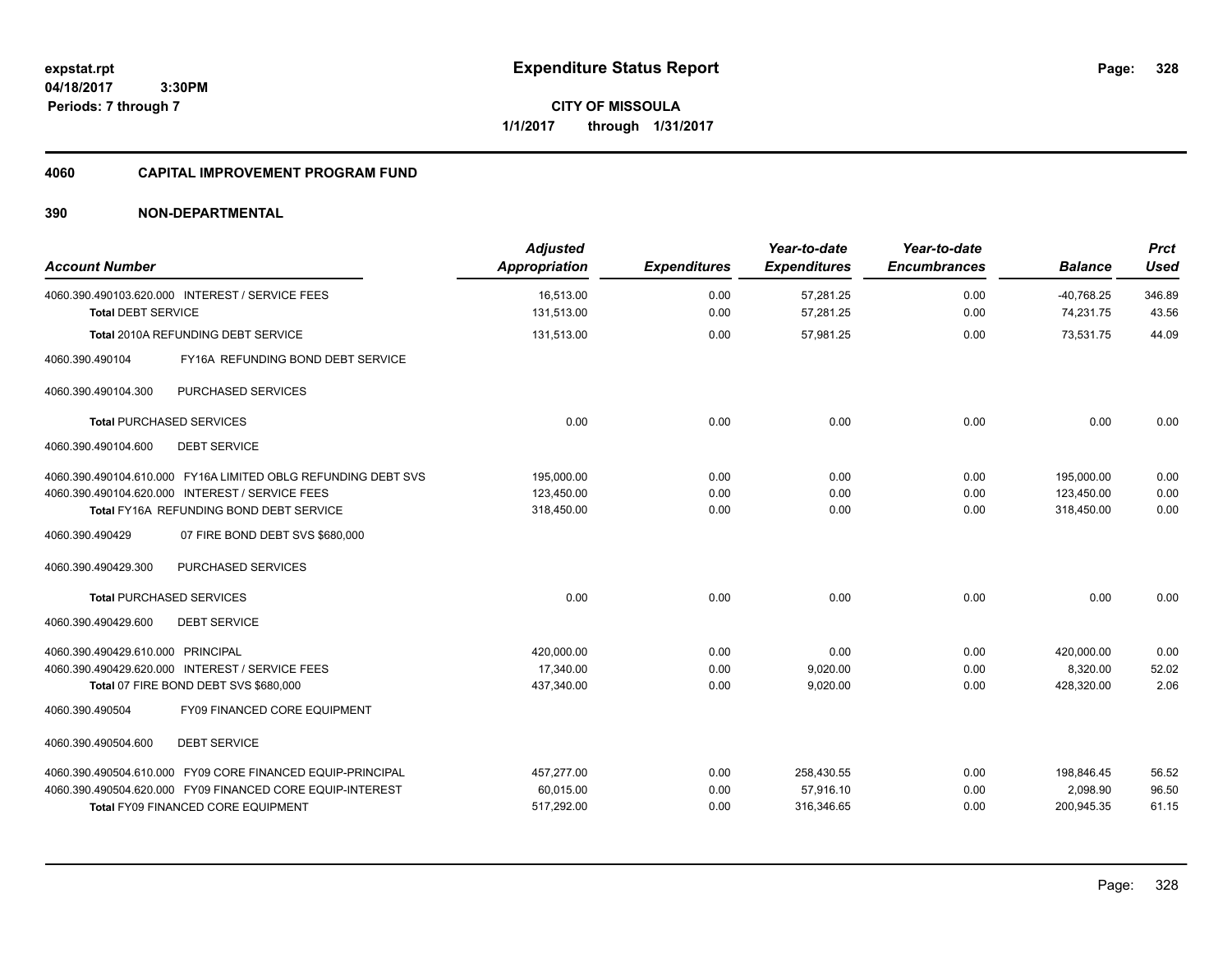# Expenditure Status Report

expstat.rpt
04/18/2017 3:30PM
Periods: 7 through 7

**CITY OF MISSOULA**
1/1/2017 through 1/31/2017

## 4060 CAPITAL IMPROVEMENT PROGRAM FUND

## 390 NON-DEPARTMENTAL

| Account Number | Adjusted Appropriation | Expenditures | Year-to-date Expenditures | Year-to-date Encumbrances | Balance | Prct Used |
|---|---|---|---|---|---|---|
| 4060.390.490103.620.000 INTEREST / SERVICE FEES | 16,513.00 | 0.00 | 57,281.25 | 0.00 | -40,768.25 | 346.89 |
| **Total** DEBT SERVICE | 131,513.00 | 0.00 | 57,281.25 | 0.00 | 74,231.75 | 43.56 |
| **Total** 2010A REFUNDING DEBT SERVICE | 131,513.00 | 0.00 | 57,981.25 | 0.00 | 73,531.75 | 44.09 |
| 4060.390.490104 FY16A REFUNDING BOND DEBT SERVICE | | | | | | |
| 4060.390.490104.300 PURCHASED SERVICES | | | | | | |
| **Total** PURCHASED SERVICES | 0.00 | 0.00 | 0.00 | 0.00 | 0.00 | 0.00 |
| 4060.390.490104.600 DEBT SERVICE | | | | | | |
| 4060.390.490104.610.000 FY16A LIMITED OBLG REFUNDING DEBT SVS | 195,000.00 | 0.00 | 0.00 | 0.00 | 195,000.00 | 0.00 |
| 4060.390.490104.620.000 INTEREST / SERVICE FEES | 123,450.00 | 0.00 | 0.00 | 0.00 | 123,450.00 | 0.00 |
| **Total** FY16A REFUNDING BOND DEBT SERVICE | 318,450.00 | 0.00 | 0.00 | 0.00 | 318,450.00 | 0.00 |
| 4060.390.490429 07 FIRE BOND DEBT SVS $680,000 | | | | | | |
| 4060.390.490429.300 PURCHASED SERVICES | | | | | | |
| **Total** PURCHASED SERVICES | 0.00 | 0.00 | 0.00 | 0.00 | 0.00 | 0.00 |
| 4060.390.490429.600 DEBT SERVICE | | | | | | |
| 4060.390.490429.610.000 PRINCIPAL | 420,000.00 | 0.00 | 0.00 | 0.00 | 420,000.00 | 0.00 |
| 4060.390.490429.620.000 INTEREST / SERVICE FEES | 17,340.00 | 0.00 | 9,020.00 | 0.00 | 8,320.00 | 52.02 |
| **Total** 07 FIRE BOND DEBT SVS $680,000 | 437,340.00 | 0.00 | 9,020.00 | 0.00 | 428,320.00 | 2.06 |
| 4060.390.490504 FY09 FINANCED CORE EQUIPMENT | | | | | | |
| 4060.390.490504.600 DEBT SERVICE | | | | | | |
| 4060.390.490504.610.000 FY09 CORE FINANCED EQUIP-PRINCIPAL | 457,277.00 | 0.00 | 258,430.55 | 0.00 | 198,846.45 | 56.52 |
| 4060.390.490504.620.000 FY09 FINANCED CORE EQUIP-INTEREST | 60,015.00 | 0.00 | 57,916.10 | 0.00 | 2,098.90 | 96.50 |
| **Total** FY09 FINANCED CORE EQUIPMENT | 517,292.00 | 0.00 | 316,346.65 | 0.00 | 200,945.35 | 61.15 |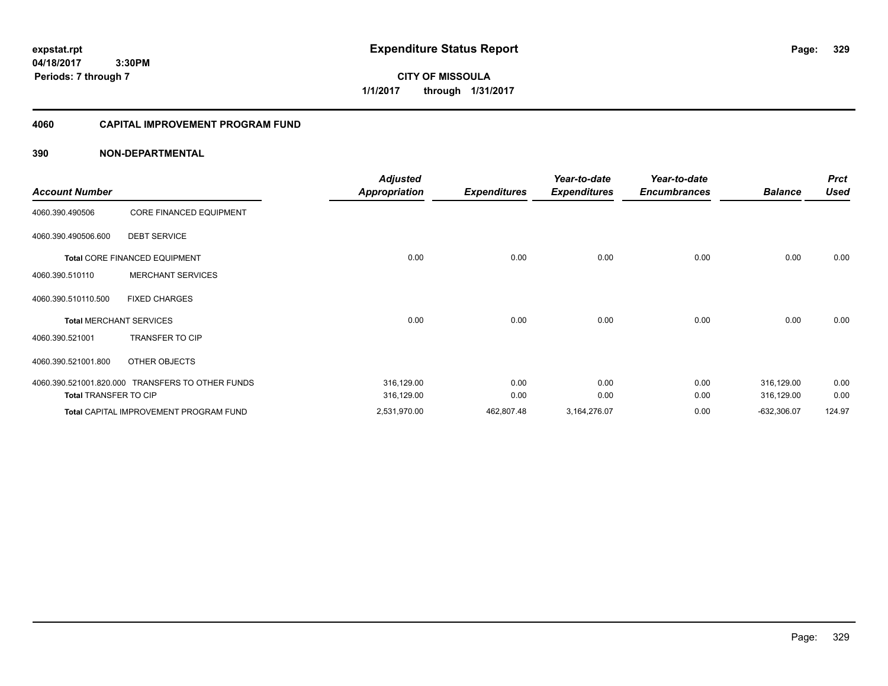expstat.rpt
04/18/2017 3:30PM
Periods: 7 through 7

# Expenditure Status Report

**CITY OF MISSOULA**
**1/1/2017 through 1/31/2017**

## 4060 CAPITAL IMPROVEMENT PROGRAM FUND

### 390 NON-DEPARTMENTAL

| Account Number | | Adjusted Appropriation | Expenditures | Year-to-date Expenditures | Year-to-date Encumbrances | Balance | Prct Used |
|---|---|---|---|---|---|---|---|
| 4060.390.490506 | CORE FINANCED EQUIPMENT | | | | | | |
| 4060.390.490506.600 | DEBT SERVICE | | | | | | |
| **Total** CORE FINANCED EQUIPMENT | | 0.00 | 0.00 | 0.00 | 0.00 | 0.00 | 0.00 |
| 4060.390.510110 | MERCHANT SERVICES | | | | | | |
| 4060.390.510110.500 | FIXED CHARGES | | | | | | |
| **Total** MERCHANT SERVICES | | 0.00 | 0.00 | 0.00 | 0.00 | 0.00 | 0.00 |
| 4060.390.521001 | TRANSFER TO CIP | | | | | | |
| 4060.390.521001.800 | OTHER OBJECTS | | | | | | |
| 4060.390.521001.820.000 | TRANSFERS TO OTHER FUNDS | 316,129.00 | 0.00 | 0.00 | 0.00 | 316,129.00 | 0.00 |
| **Total** TRANSFER TO CIP | | 316,129.00 | 0.00 | 0.00 | 0.00 | 316,129.00 | 0.00 |
| **Total** CAPITAL IMPROVEMENT PROGRAM FUND | | 2,531,970.00 | 462,807.48 | 3,164,276.07 | 0.00 | -632,306.07 | 124.97 |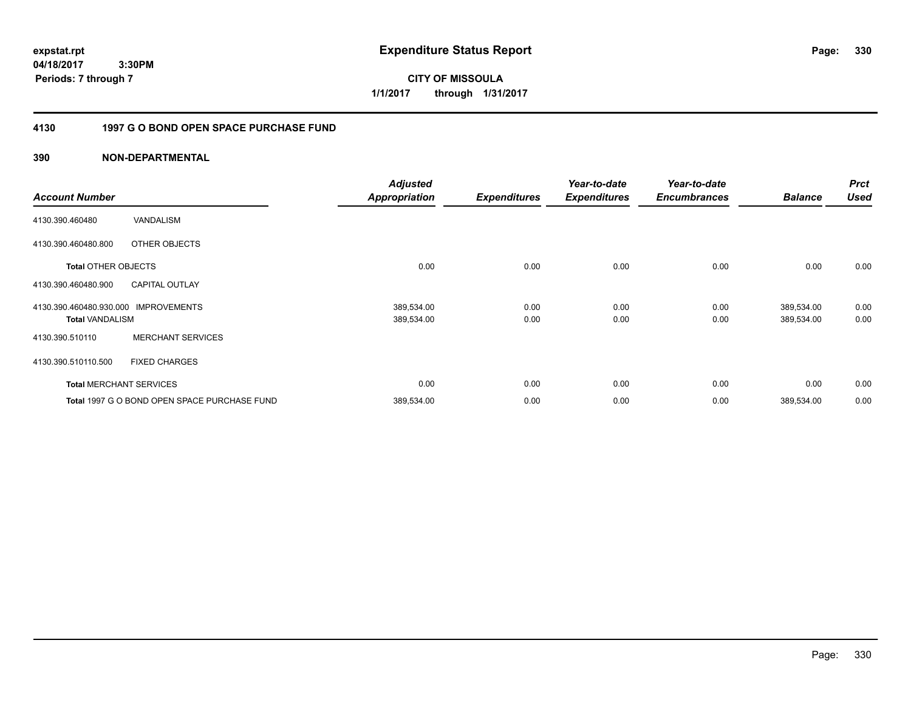**expstat.rpt**
**04/18/2017 3:30PM**
**Periods: 7 through 7**

# Expenditure Status Report

**CITY OF MISSOULA**
**1/1/2017 through 1/31/2017**

## 4130 1997 G O BOND OPEN SPACE PURCHASE FUND

### 390 NON-DEPARTMENTAL

| Account Number | | Adjusted Appropriation | Expenditures | Year-to-date Expenditures | Year-to-date Encumbrances | Balance | Prct Used |
|---|---|---|---|---|---|---|---|
| 4130.390.460480 | VANDALISM | | | | | | |
| 4130.390.460480.800 | OTHER OBJECTS | | | | | | |
| **Total** OTHER OBJECTS | | 0.00 | 0.00 | 0.00 | 0.00 | 0.00 | 0.00 |
| 4130.390.460480.900 | CAPITAL OUTLAY | | | | | | |
| 4130.390.460480.930.000 | IMPROVEMENTS | 389,534.00 | 0.00 | 0.00 | 0.00 | 389,534.00 | 0.00 |
| **Total** VANDALISM | | 389,534.00 | 0.00 | 0.00 | 0.00 | 389,534.00 | 0.00 |
| 4130.390.510110 | MERCHANT SERVICES | | | | | | |
| 4130.390.510110.500 | FIXED CHARGES | | | | | | |
| **Total** MERCHANT SERVICES | | 0.00 | 0.00 | 0.00 | 0.00 | 0.00 | 0.00 |
| **Total** 1997 G O BOND OPEN SPACE PURCHASE FUND | | 389,534.00 | 0.00 | 0.00 | 0.00 | 389,534.00 | 0.00 |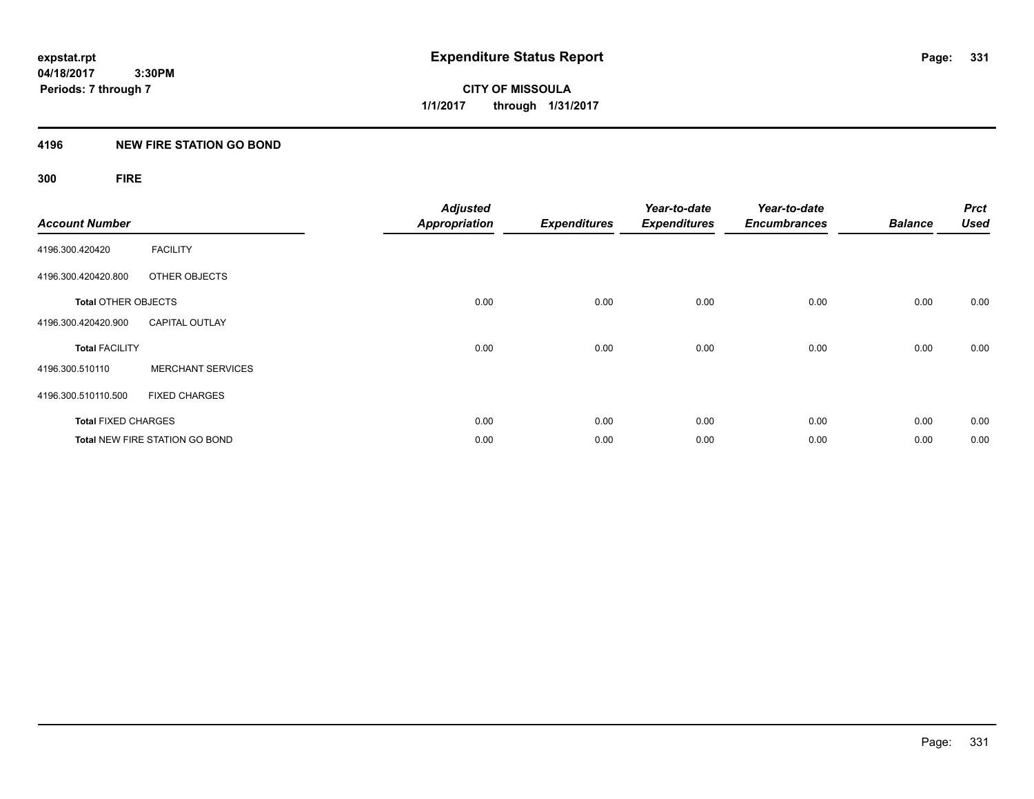**expstat.rpt**
**04/18/2017 3:30PM**
**Periods: 7 through 7**

# Expenditure Status Report

**CITY OF MISSOULA**
**1/1/2017 through 1/31/2017**

## 4196 NEW FIRE STATION GO BOND

### 300 FIRE

| Account Number | | Adjusted Appropriation | Expenditures | Year-to-date Expenditures | Year-to-date Encumbrances | Balance | Prct Used |
|---|---|---|---|---|---|---|---|
| 4196.300.420420 | FACILITY | | | | | | |
| 4196.300.420420.800 | OTHER OBJECTS | | | | | | |
| **Total** OTHER OBJECTS | | 0.00 | 0.00 | 0.00 | 0.00 | 0.00 | 0.00 |
| 4196.300.420420.900 | CAPITAL OUTLAY | | | | | | |
| **Total** FACILITY | | 0.00 | 0.00 | 0.00 | 0.00 | 0.00 | 0.00 |
| 4196.300.510110 | MERCHANT SERVICES | | | | | | |
| 4196.300.510110.500 | FIXED CHARGES | | | | | | |
| **Total** FIXED CHARGES | | 0.00 | 0.00 | 0.00 | 0.00 | 0.00 | 0.00 |
| **Total** NEW FIRE STATION GO BOND | | 0.00 | 0.00 | 0.00 | 0.00 | 0.00 | 0.00 |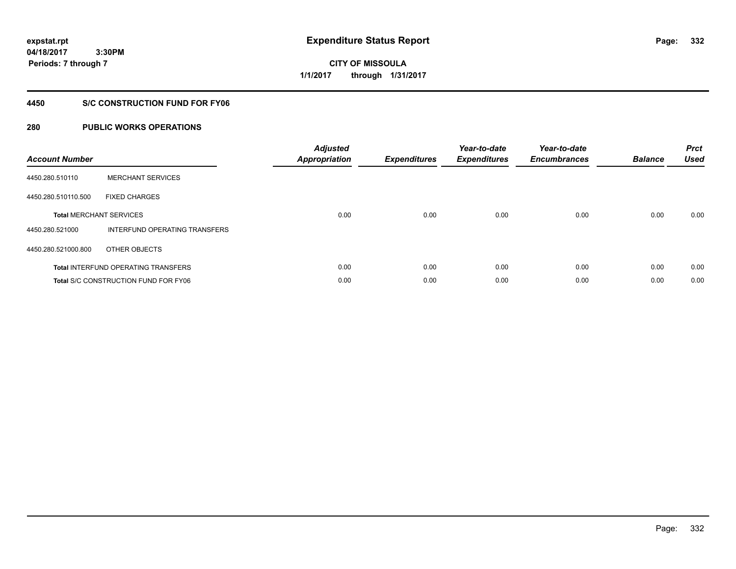expstat.rpt
04/18/2017 3:30PM
Periods: 7 through 7

# Expenditure Status Report

CITY OF MISSOULA
1/1/2017 through 1/31/2017

## 4450 S/C CONSTRUCTION FUND FOR FY06

## 280 PUBLIC WORKS OPERATIONS

| Account Number | | Adjusted Appropriation | Expenditures | Year-to-date Expenditures | Year-to-date Encumbrances | Balance | Prct Used |
|---|---|---|---|---|---|---|---|
| 4450.280.510110 | MERCHANT SERVICES | | | | | | |
| 4450.280.510110.500 | FIXED CHARGES | | | | | | |
| **Total** MERCHANT SERVICES | | 0.00 | 0.00 | 0.00 | 0.00 | 0.00 | 0.00 |
| 4450.280.521000 | INTERFUND OPERATING TRANSFERS | | | | | | |
| 4450.280.521000.800 | OTHER OBJECTS | | | | | | |
| **Total** INTERFUND OPERATING TRANSFERS | | 0.00 | 0.00 | 0.00 | 0.00 | 0.00 | 0.00 |
| **Total** S/C CONSTRUCTION FUND FOR FY06 | | 0.00 | 0.00 | 0.00 | 0.00 | 0.00 | 0.00 |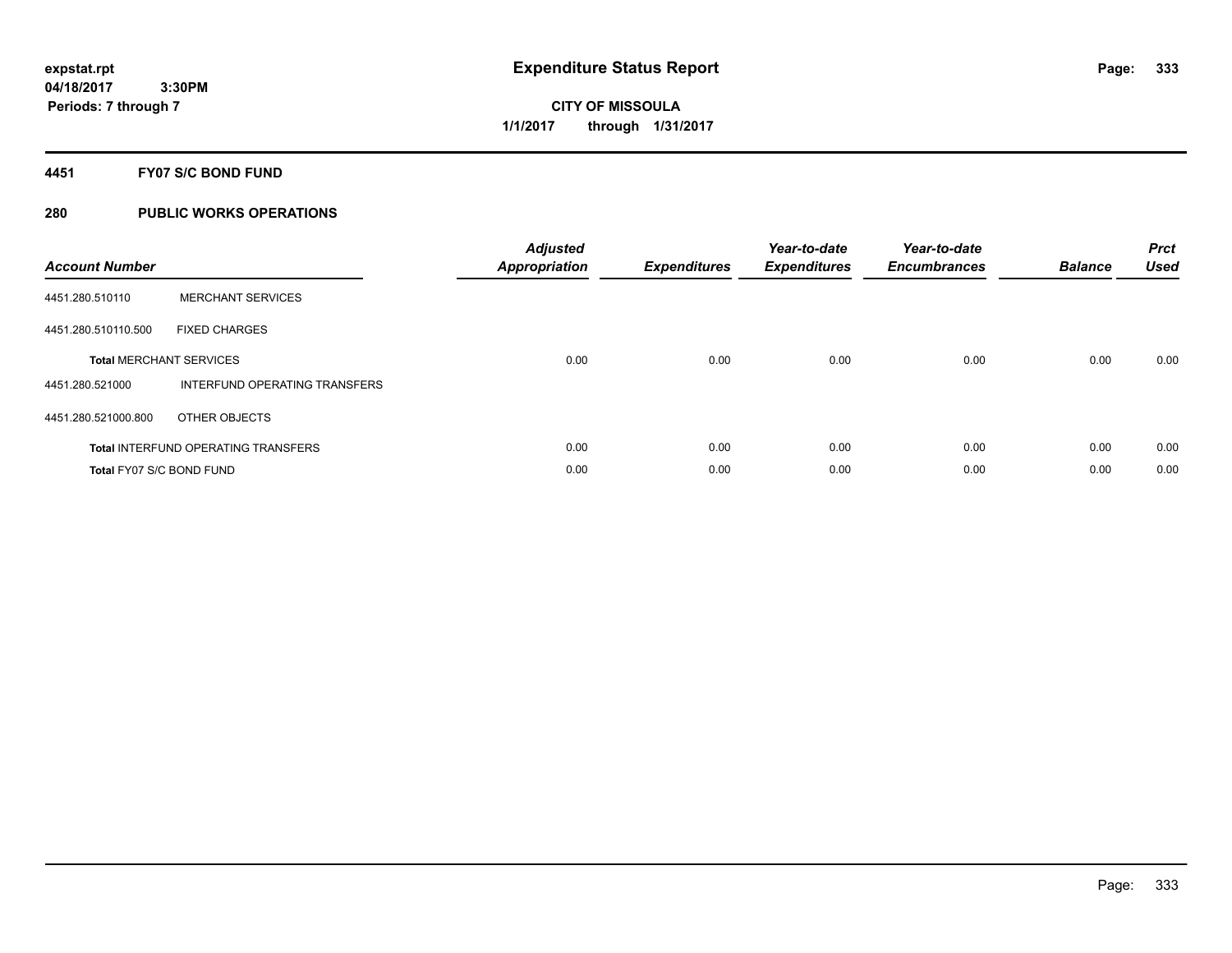expstat.rpt
04/18/2017 3:30PM
Periods: 7 through 7

# Expenditure Status Report

CITY OF MISSOULA
1/1/2017 through 1/31/2017

## 4451 FY07 S/C BOND FUND

## 280 PUBLIC WORKS OPERATIONS

| Account Number | | Adjusted Appropriation | Expenditures | Year-to-date Expenditures | Year-to-date Encumbrances | Balance | Prct Used |
|---|---|---|---|---|---|---|---|
| 4451.280.510110 | MERCHANT SERVICES | | | | | | |
| 4451.280.510110.500 | FIXED CHARGES | | | | | | |
| Total MERCHANT SERVICES | | 0.00 | 0.00 | 0.00 | 0.00 | 0.00 | 0.00 |
| 4451.280.521000 | INTERFUND OPERATING TRANSFERS | | | | | | |
| 4451.280.521000.800 | OTHER OBJECTS | | | | | | |
| Total INTERFUND OPERATING TRANSFERS | | 0.00 | 0.00 | 0.00 | 0.00 | 0.00 | 0.00 |
| Total FY07 S/C BOND FUND | | 0.00 | 0.00 | 0.00 | 0.00 | 0.00 | 0.00 |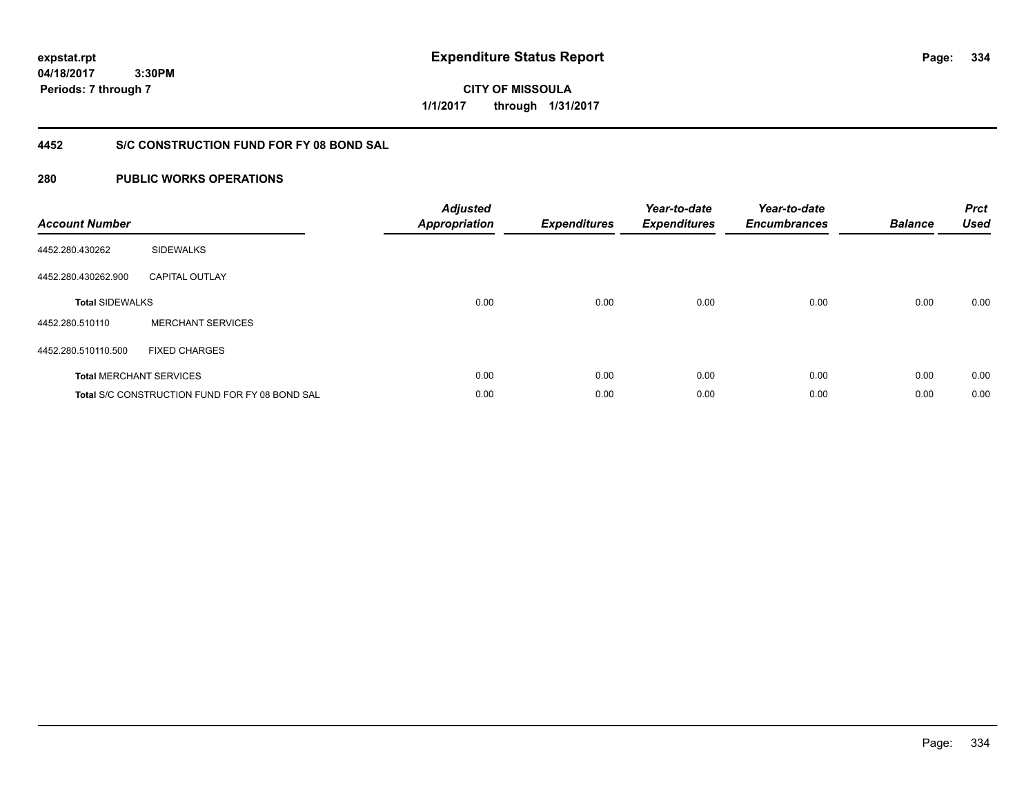# Expenditure Status Report

expstat.rpt
04/18/2017 3:30PM
Periods: 7 through 7

**CITY OF MISSOULA**
**1/1/2017 through 1/31/2017**

## 4452 S/C CONSTRUCTION FUND FOR FY 08 BOND SAL

## 280 PUBLIC WORKS OPERATIONS

| Account Number | | Adjusted Appropriation | Expenditures | Year-to-date Expenditures | Year-to-date Encumbrances | Balance | Prct Used |
|---|---|---|---|---|---|---|---|
| 4452.280.430262 | SIDEWALKS | | | | | | |
| 4452.280.430262.900 | CAPITAL OUTLAY | | | | | | |
| **Total** SIDEWALKS | | 0.00 | 0.00 | 0.00 | 0.00 | 0.00 | 0.00 |
| 4452.280.510110 | MERCHANT SERVICES | | | | | | |
| 4452.280.510110.500 | FIXED CHARGES | | | | | | |
| **Total** MERCHANT SERVICES | | 0.00 | 0.00 | 0.00 | 0.00 | 0.00 | 0.00 |
| **Total** S/C CONSTRUCTION FUND FOR FY 08 BOND SAL | | 0.00 | 0.00 | 0.00 | 0.00 | 0.00 | 0.00 |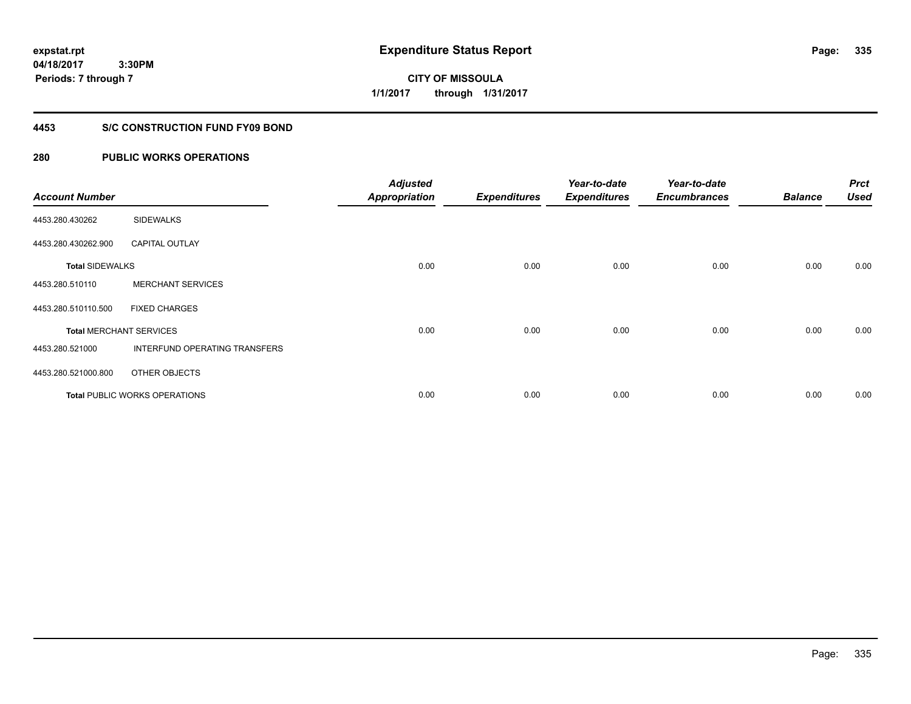expstat.rpt
04/18/2017 3:30PM
Periods: 7 through 7

# Expenditure Status Report

CITY OF MISSOULA
1/1/2017 through 1/31/2017

## 4453 S/C CONSTRUCTION FUND FY09 BOND

## 280 PUBLIC WORKS OPERATIONS

| Account Number | | Adjusted Appropriation | Expenditures | Year-to-date Expenditures | Year-to-date Encumbrances | Balance | Prct Used |
|---|---|---|---|---|---|---|---|
| 4453.280.430262 | SIDEWALKS | | | | | | |
| 4453.280.430262.900 | CAPITAL OUTLAY | | | | | | |
| **Total** SIDEWALKS | | 0.00 | 0.00 | 0.00 | 0.00 | 0.00 | 0.00 |
| 4453.280.510110 | MERCHANT SERVICES | | | | | | |
| 4453.280.510110.500 | FIXED CHARGES | | | | | | |
| **Total** MERCHANT SERVICES | | 0.00 | 0.00 | 0.00 | 0.00 | 0.00 | 0.00 |
| 4453.280.521000 | INTERFUND OPERATING TRANSFERS | | | | | | |
| 4453.280.521000.800 | OTHER OBJECTS | | | | | | |
| **Total** PUBLIC WORKS OPERATIONS | | 0.00 | 0.00 | 0.00 | 0.00 | 0.00 | 0.00 |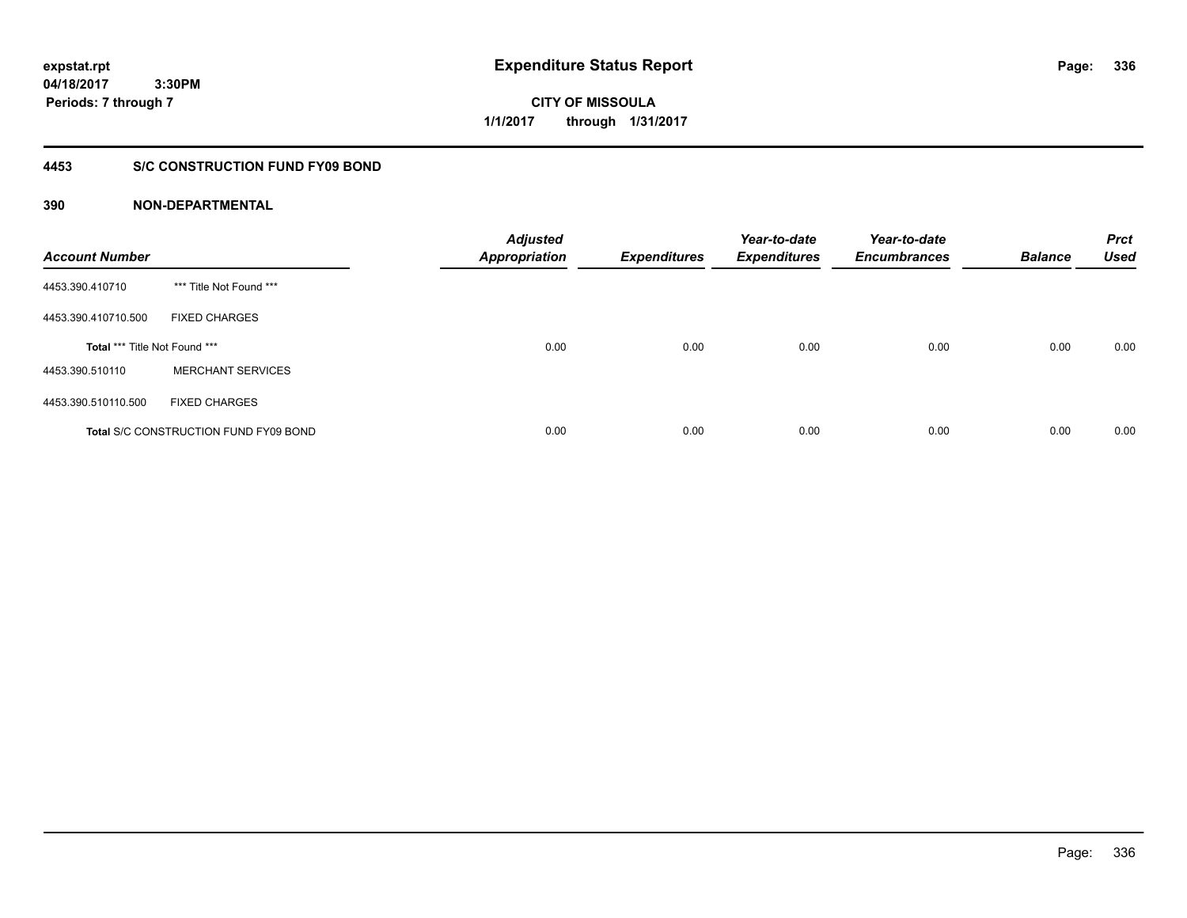**expstat.rpt**
**04/18/2017 3:30PM**
**Periods: 7 through 7**

# Expenditure Status Report

**CITY OF MISSOULA**
**1/1/2017 through 1/31/2017**

## 4453 S/C CONSTRUCTION FUND FY09 BOND

### 390 NON-DEPARTMENTAL

| Account Number | | Adjusted Appropriation | Expenditures | Year-to-date Expenditures | Year-to-date Encumbrances | Balance | Prct Used |
|---|---|---|---|---|---|---|---|
| 4453.390.410710 | *** Title Not Found *** | | | | | | |
| 4453.390.410710.500 | FIXED CHARGES | | | | | | |
| **Total** *** Title Not Found *** | | 0.00 | 0.00 | 0.00 | 0.00 | 0.00 | 0.00 |
| 4453.390.510110 | MERCHANT SERVICES | | | | | | |
| 4453.390.510110.500 | FIXED CHARGES | | | | | | |
| **Total** S/C CONSTRUCTION FUND FY09 BOND | | 0.00 | 0.00 | 0.00 | 0.00 | 0.00 | 0.00 |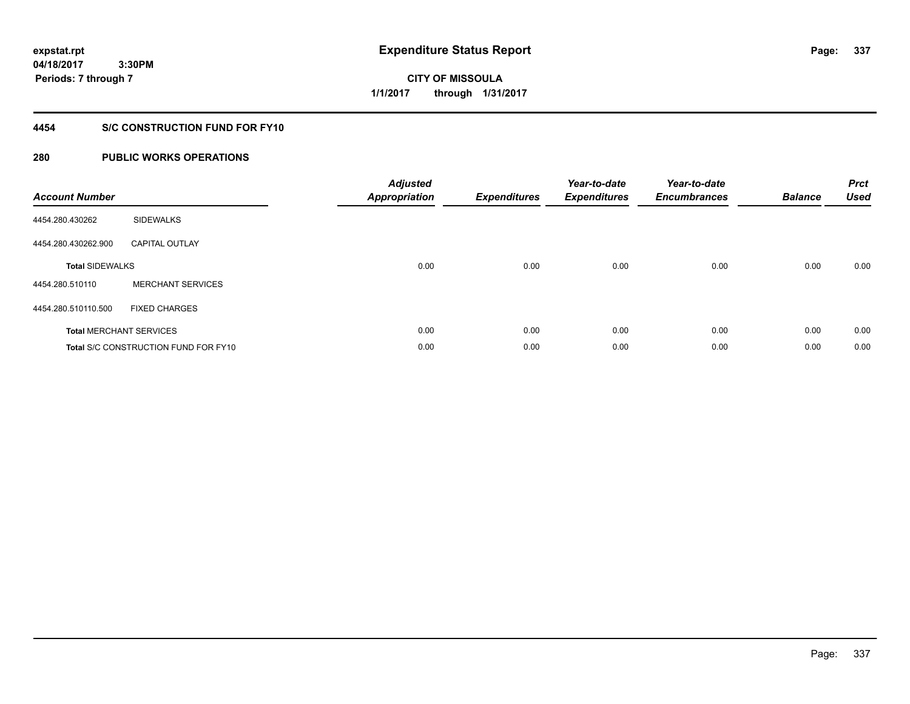**expstat.rpt**
**04/18/2017 3:30PM**
**Periods: 7 through 7**

# Expenditure Status Report

**CITY OF MISSOULA**
**1/1/2017 through 1/31/2017**

## 4454 S/C CONSTRUCTION FUND FOR FY10

## 280 PUBLIC WORKS OPERATIONS

| Account Number | | Adjusted Appropriation | Expenditures | Year-to-date Expenditures | Year-to-date Encumbrances | Balance | Prct Used |
|---|---|---|---|---|---|---|---|
| 4454.280.430262 | SIDEWALKS | | | | | | |
| 4454.280.430262.900 | CAPITAL OUTLAY | | | | | | |
| **Total** SIDEWALKS | | 0.00 | 0.00 | 0.00 | 0.00 | 0.00 | 0.00 |
| 4454.280.510110 | MERCHANT SERVICES | | | | | | |
| 4454.280.510110.500 | FIXED CHARGES | | | | | | |
| **Total** MERCHANT SERVICES | | 0.00 | 0.00 | 0.00 | 0.00 | 0.00 | 0.00 |
| **Total** S/C CONSTRUCTION FUND FOR FY10 | | 0.00 | 0.00 | 0.00 | 0.00 | 0.00 | 0.00 |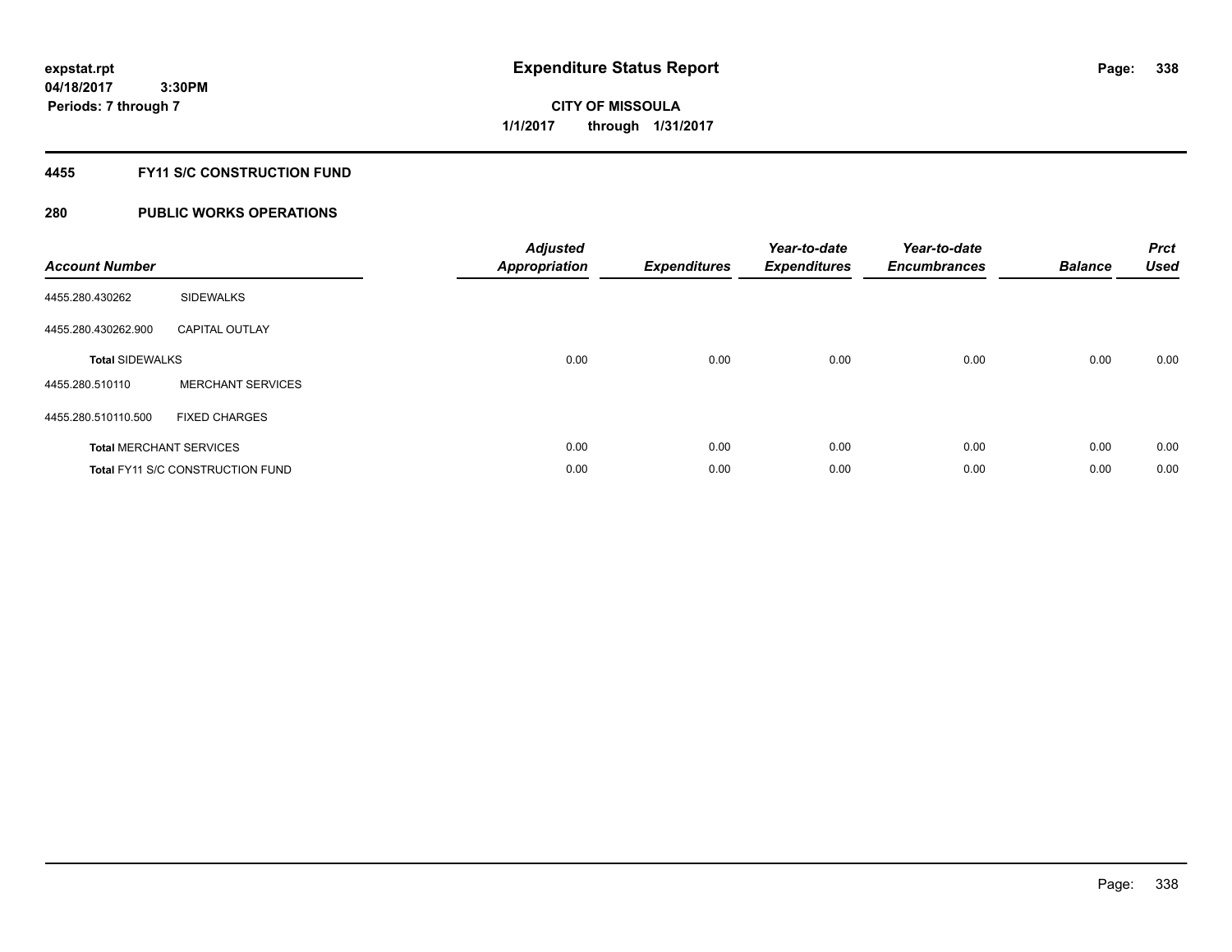**expstat.rpt**
**04/18/2017 3:30PM**
**Periods: 7 through 7**

# Expenditure Status Report

**CITY OF MISSOULA**
**1/1/2017 through 1/31/2017**

## 4455 FY11 S/C CONSTRUCTION FUND

## 280 PUBLIC WORKS OPERATIONS

| Account Number | | Adjusted Appropriation | Expenditures | Year-to-date Expenditures | Year-to-date Encumbrances | Balance | Prct Used |
|---|---|---|---|---|---|---|---|
| 4455.280.430262 | SIDEWALKS | | | | | | |
| 4455.280.430262.900 | CAPITAL OUTLAY | | | | | | |
| **Total** SIDEWALKS | | 0.00 | 0.00 | 0.00 | 0.00 | 0.00 | 0.00 |
| 4455.280.510110 | MERCHANT SERVICES | | | | | | |
| 4455.280.510110.500 | FIXED CHARGES | | | | | | |
| **Total** MERCHANT SERVICES | | 0.00 | 0.00 | 0.00 | 0.00 | 0.00 | 0.00 |
| **Total** FY11 S/C CONSTRUCTION FUND | | 0.00 | 0.00 | 0.00 | 0.00 | 0.00 | 0.00 |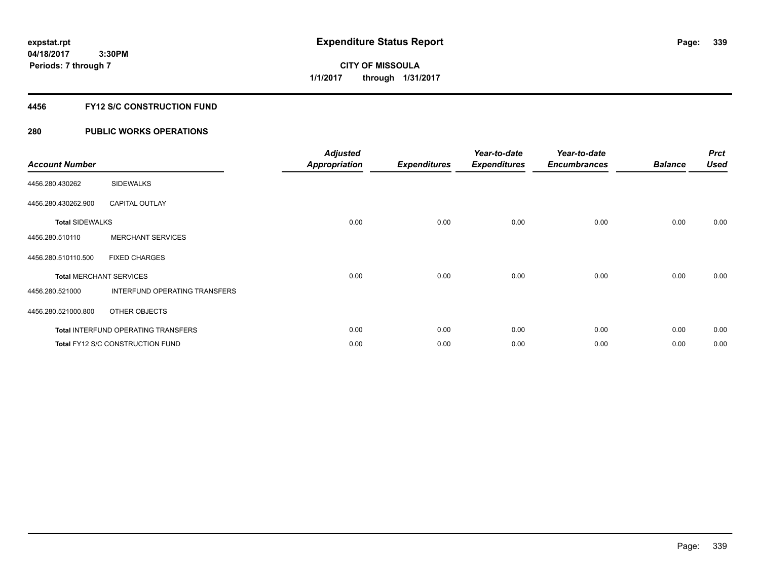expstat.rpt
04/18/2017 3:30PM
Periods: 7 through 7

# Expenditure Status Report

**CITY OF MISSOULA**
**1/1/2017 through 1/31/2017**

## 4456 FY12 S/C CONSTRUCTION FUND

### 280 PUBLIC WORKS OPERATIONS

| Account Number | | Adjusted Appropriation | Expenditures | Year-to-date Expenditures | Year-to-date Encumbrances | Balance | Prct Used |
|---|---|---|---|---|---|---|---|
| 4456.280.430262 | SIDEWALKS | | | | | | |
| 4456.280.430262.900 | CAPITAL OUTLAY | | | | | | |
| **Total** SIDEWALKS | | 0.00 | 0.00 | 0.00 | 0.00 | 0.00 | 0.00 |
| 4456.280.510110 | MERCHANT SERVICES | | | | | | |
| 4456.280.510110.500 | FIXED CHARGES | | | | | | |
| **Total** MERCHANT SERVICES | | 0.00 | 0.00 | 0.00 | 0.00 | 0.00 | 0.00 |
| 4456.280.521000 | INTERFUND OPERATING TRANSFERS | | | | | | |
| 4456.280.521000.800 | OTHER OBJECTS | | | | | | |
| **Total** INTERFUND OPERATING TRANSFERS | | 0.00 | 0.00 | 0.00 | 0.00 | 0.00 | 0.00 |
| **Total** FY12 S/C CONSTRUCTION FUND | | 0.00 | 0.00 | 0.00 | 0.00 | 0.00 | 0.00 |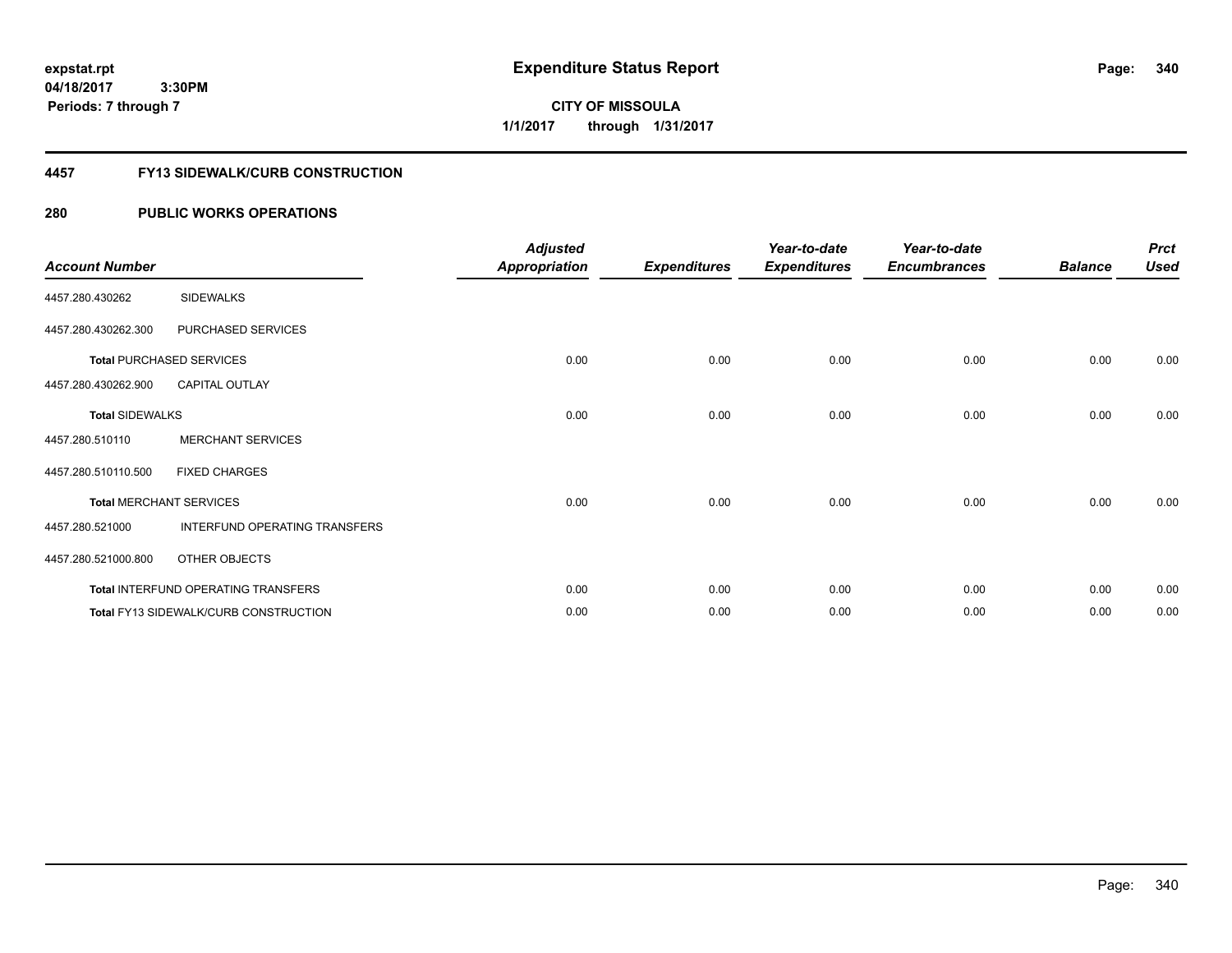**expstat.rpt**
**04/18/2017 3:30PM**
**Periods: 7 through 7**

# Expenditure Status Report

**CITY OF MISSOULA**
**1/1/2017 through 1/31/2017**

## 4457 FY13 SIDEWALK/CURB CONSTRUCTION

## 280 PUBLIC WORKS OPERATIONS

| Account Number | | Adjusted Appropriation | Expenditures | Year-to-date Expenditures | Year-to-date Encumbrances | Balance | Prct Used |
|---|---|---|---|---|---|---|---|
| 4457.280.430262 | SIDEWALKS | | | | | | |
| 4457.280.430262.300 | PURCHASED SERVICES | | | | | | |
| **Total** PURCHASED SERVICES | | 0.00 | 0.00 | 0.00 | 0.00 | 0.00 | 0.00 |
| 4457.280.430262.900 | CAPITAL OUTLAY | | | | | | |
| **Total** SIDEWALKS | | 0.00 | 0.00 | 0.00 | 0.00 | 0.00 | 0.00 |
| 4457.280.510110 | MERCHANT SERVICES | | | | | | |
| 4457.280.510110.500 | FIXED CHARGES | | | | | | |
| **Total** MERCHANT SERVICES | | 0.00 | 0.00 | 0.00 | 0.00 | 0.00 | 0.00 |
| 4457.280.521000 | INTERFUND OPERATING TRANSFERS | | | | | | |
| 4457.280.521000.800 | OTHER OBJECTS | | | | | | |
| **Total** INTERFUND OPERATING TRANSFERS | | 0.00 | 0.00 | 0.00 | 0.00 | 0.00 | 0.00 |
| **Total** FY13 SIDEWALK/CURB CONSTRUCTION | | 0.00 | 0.00 | 0.00 | 0.00 | 0.00 | 0.00 |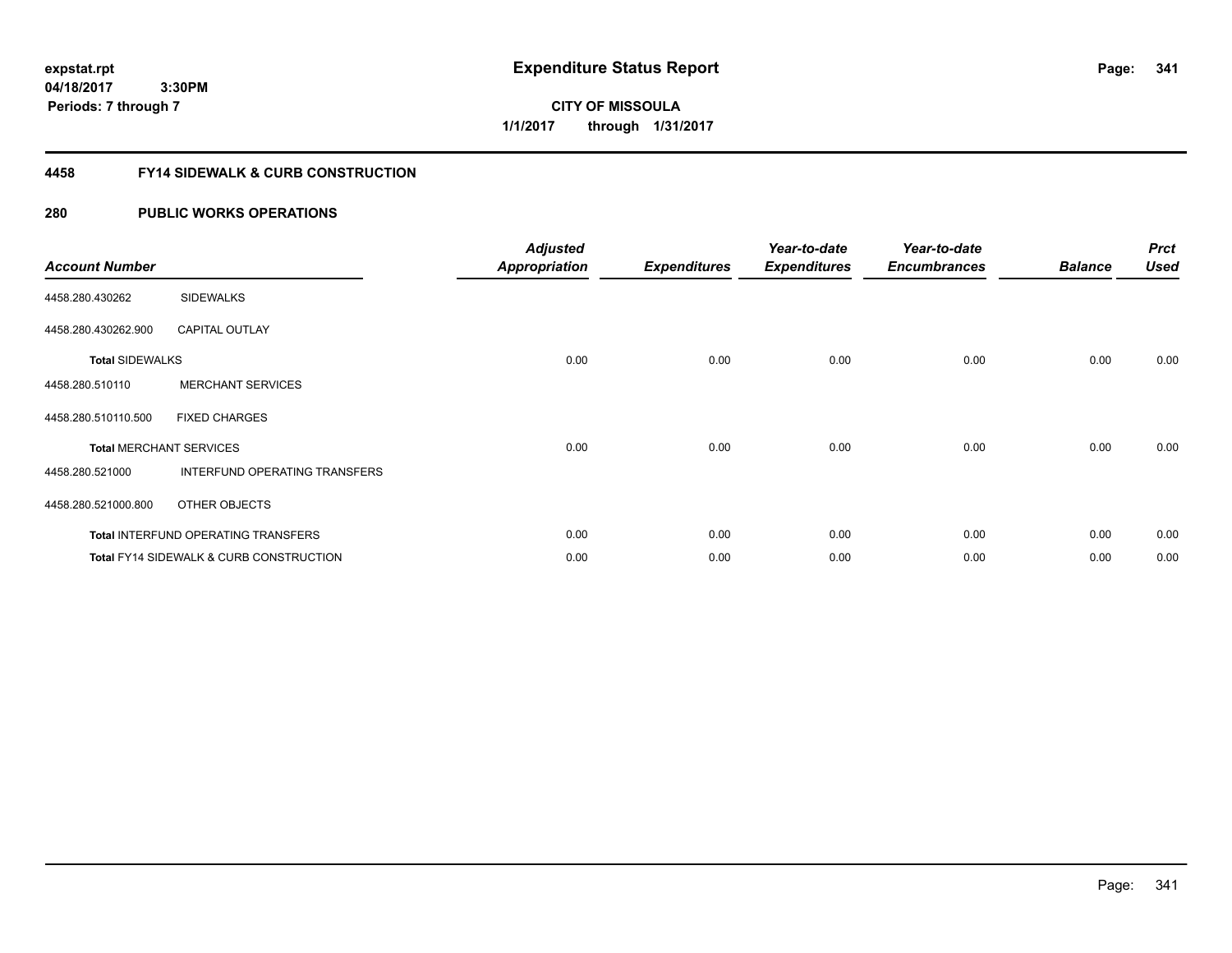**expstat.rpt**
**04/18/2017 3:30PM**
**Periods: 7 through 7**

# Expenditure Status Report

**CITY OF MISSOULA**
**1/1/2017 through 1/31/2017**

## 4458 FY14 SIDEWALK & CURB CONSTRUCTION

### 280 PUBLIC WORKS OPERATIONS

| Account Number | | Adjusted Appropriation | Expenditures | Year-to-date Expenditures | Year-to-date Encumbrances | Balance | Prct Used |
|---|---|---|---|---|---|---|---|
| 4458.280.430262 | SIDEWALKS | | | | | | |
| 4458.280.430262.900 | CAPITAL OUTLAY | | | | | | |
| **Total** SIDEWALKS | | 0.00 | 0.00 | 0.00 | 0.00 | 0.00 | 0.00 |
| 4458.280.510110 | MERCHANT SERVICES | | | | | | |
| 4458.280.510110.500 | FIXED CHARGES | | | | | | |
| **Total** MERCHANT SERVICES | | 0.00 | 0.00 | 0.00 | 0.00 | 0.00 | 0.00 |
| 4458.280.521000 | INTERFUND OPERATING TRANSFERS | | | | | | |
| 4458.280.521000.800 | OTHER OBJECTS | | | | | | |
| **Total** INTERFUND OPERATING TRANSFERS | | 0.00 | 0.00 | 0.00 | 0.00 | 0.00 | 0.00 |
| **Total** FY14 SIDEWALK & CURB CONSTRUCTION | | 0.00 | 0.00 | 0.00 | 0.00 | 0.00 | 0.00 |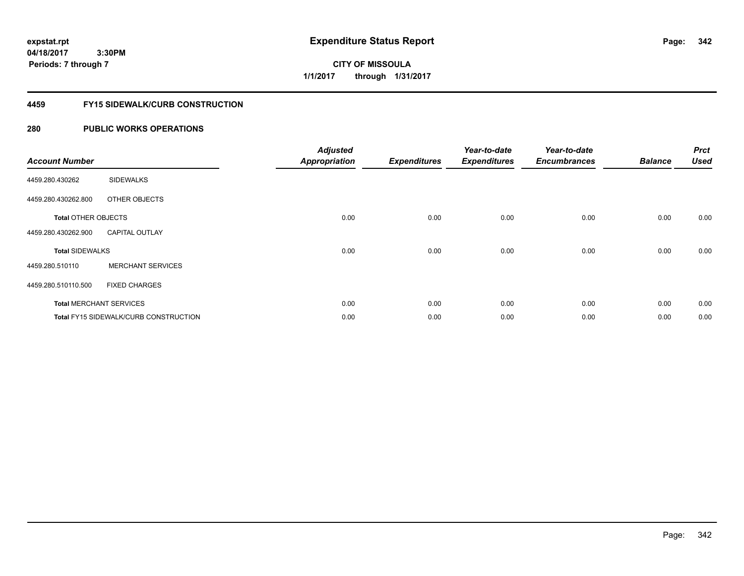**expstat.rpt**
**04/18/2017 3:30PM**
**Periods: 7 through 7**

# Expenditure Status Report

**CITY OF MISSOULA**
**1/1/2017 through 1/31/2017**

## 4459 FY15 SIDEWALK/CURB CONSTRUCTION

## 280 PUBLIC WORKS OPERATIONS

| Account Number | | Adjusted Appropriation | Expenditures | Year-to-date Expenditures | Year-to-date Encumbrances | Balance | Prct Used |
|---|---|---|---|---|---|---|---|
| 4459.280.430262 | SIDEWALKS | | | | | | |
| 4459.280.430262.800 | OTHER OBJECTS | | | | | | |
| **Total** OTHER OBJECTS | | 0.00 | 0.00 | 0.00 | 0.00 | 0.00 | 0.00 |
| 4459.280.430262.900 | CAPITAL OUTLAY | | | | | | |
| **Total** SIDEWALKS | | 0.00 | 0.00 | 0.00 | 0.00 | 0.00 | 0.00 |
| 4459.280.510110 | MERCHANT SERVICES | | | | | | |
| 4459.280.510110.500 | FIXED CHARGES | | | | | | |
| **Total** MERCHANT SERVICES | | 0.00 | 0.00 | 0.00 | 0.00 | 0.00 | 0.00 |
| **Total** FY15 SIDEWALK/CURB CONSTRUCTION | | 0.00 | 0.00 | 0.00 | 0.00 | 0.00 | 0.00 |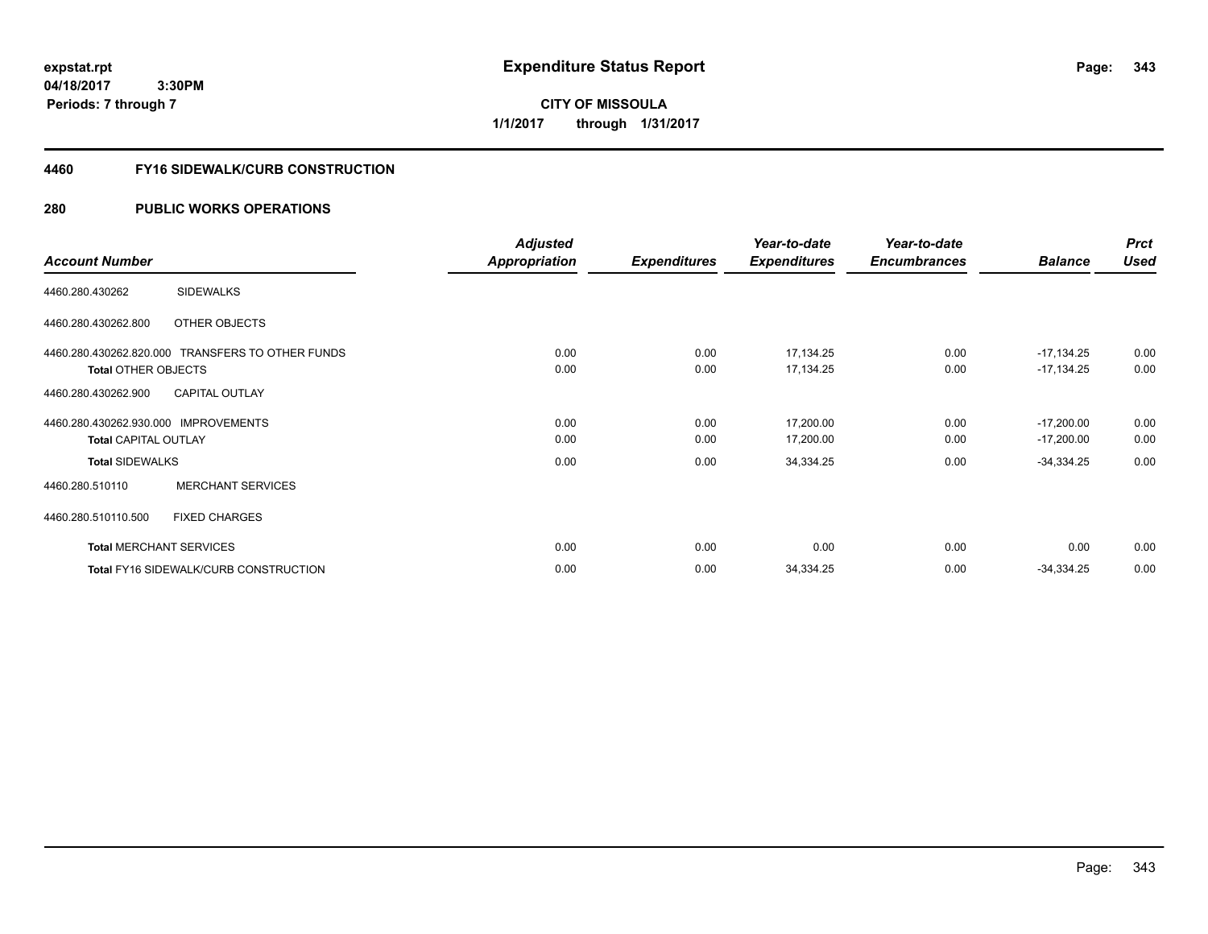expstat.rpt
04/18/2017 3:30PM
Periods: 7 through 7

# Expenditure Status Report

**CITY OF MISSOULA**
**1/1/2017 through 1/31/2017**

## 4460 FY16 SIDEWALK/CURB CONSTRUCTION

## 280 PUBLIC WORKS OPERATIONS

| Account Number | | Adjusted Appropriation | Expenditures | Year-to-date Expenditures | Year-to-date Encumbrances | Balance | Prct Used |
|---|---|---|---|---|---|---|---|
| 4460.280.430262 | SIDEWALKS | | | | | | |
| 4460.280.430262.800 | OTHER OBJECTS | | | | | | |
| 4460.280.430262.820.000 | TRANSFERS TO OTHER FUNDS | 0.00 | 0.00 | 17,134.25 | 0.00 | -17,134.25 | 0.00 |
| **Total** OTHER OBJECTS | | 0.00 | 0.00 | 17,134.25 | 0.00 | -17,134.25 | 0.00 |
| 4460.280.430262.900 | CAPITAL OUTLAY | | | | | | |
| 4460.280.430262.930.000 | IMPROVEMENTS | 0.00 | 0.00 | 17,200.00 | 0.00 | -17,200.00 | 0.00 |
| **Total** CAPITAL OUTLAY | | 0.00 | 0.00 | 17,200.00 | 0.00 | -17,200.00 | 0.00 |
| **Total** SIDEWALKS | | 0.00 | 0.00 | 34,334.25 | 0.00 | -34,334.25 | 0.00 |
| 4460.280.510110 | MERCHANT SERVICES | | | | | | |
| 4460.280.510110.500 | FIXED CHARGES | | | | | | |
| **Total** MERCHANT SERVICES | | 0.00 | 0.00 | 0.00 | 0.00 | 0.00 | 0.00 |
| **Total** FY16 SIDEWALK/CURB CONSTRUCTION | | 0.00 | 0.00 | 34,334.25 | 0.00 | -34,334.25 | 0.00 |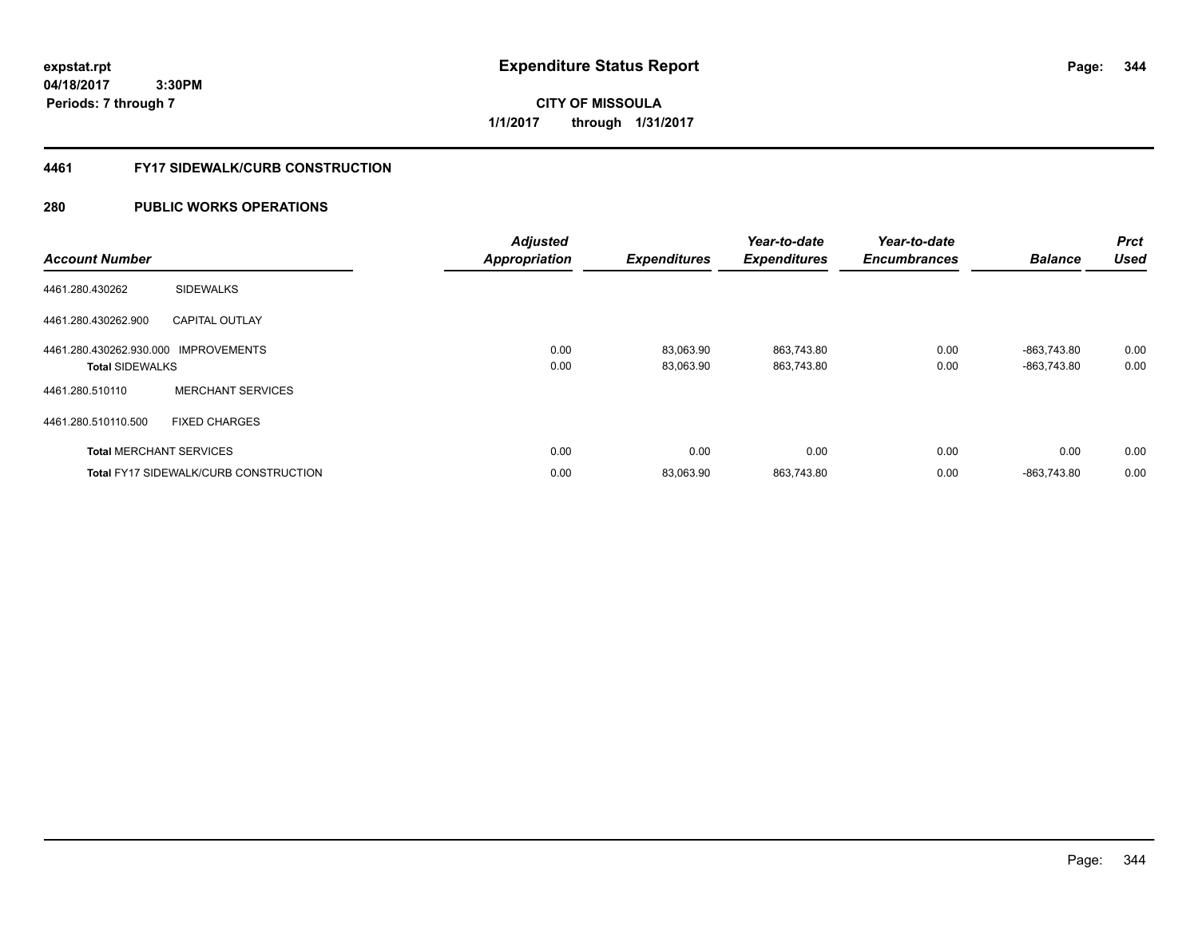**expstat.rpt**
**04/18/2017 3:30PM**
**Periods: 7 through 7**

# Expenditure Status Report

**CITY OF MISSOULA**
**1/1/2017 through 1/31/2017**

## 4461 FY17 SIDEWALK/CURB CONSTRUCTION

## 280 PUBLIC WORKS OPERATIONS

| Account Number | | Adjusted Appropriation | Expenditures | Year-to-date Expenditures | Year-to-date Encumbrances | Balance | Prct Used |
|---|---|---|---|---|---|---|---|
| 4461.280.430262 | SIDEWALKS | | | | | | |
| 4461.280.430262.900 | CAPITAL OUTLAY | | | | | | |
| 4461.280.430262.930.000 | IMPROVEMENTS | 0.00 | 83,063.90 | 863,743.80 | 0.00 | -863,743.80 | 0.00 |
| **Total** SIDEWALKS | | 0.00 | 83,063.90 | 863,743.80 | 0.00 | -863,743.80 | 0.00 |
| 4461.280.510110 | MERCHANT SERVICES | | | | | | |
| 4461.280.510110.500 | FIXED CHARGES | | | | | | |
| **Total** MERCHANT SERVICES | | 0.00 | 0.00 | 0.00 | 0.00 | 0.00 | 0.00 |
| **Total** FY17 SIDEWALK/CURB CONSTRUCTION | | 0.00 | 83,063.90 | 863,743.80 | 0.00 | -863,743.80 | 0.00 |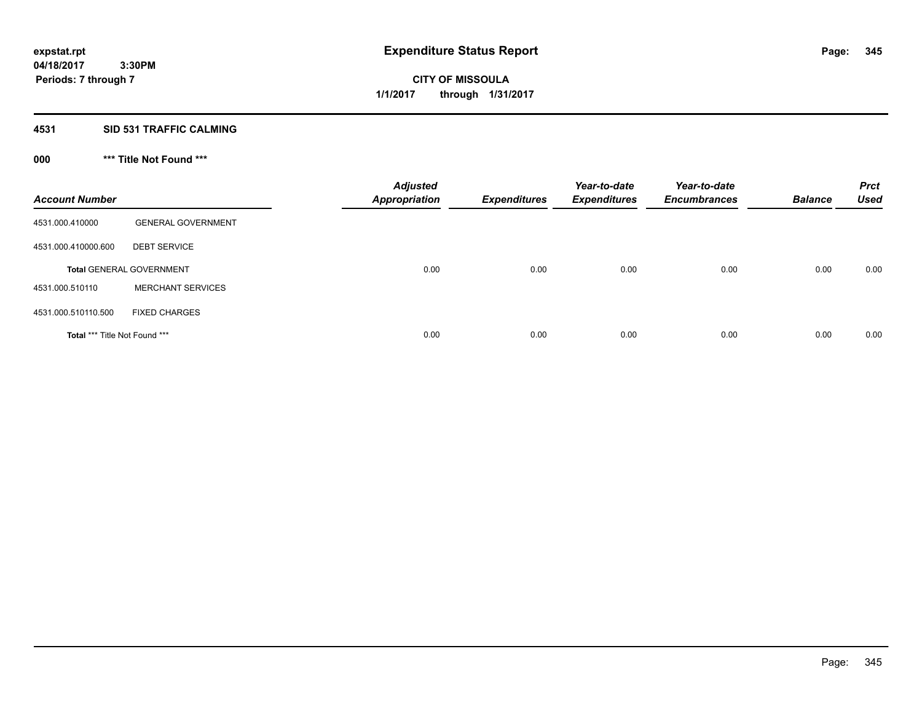expstat.rpt
04/18/2017 3:30PM
Periods: 7 through 7

# Expenditure Status Report

CITY OF MISSOULA
1/1/2017 through 1/31/2017

## 4531 SID 531 TRAFFIC CALMING

### 000 *** Title Not Found ***

| Account Number | | Adjusted Appropriation | Expenditures | Year-to-date Expenditures | Year-to-date Encumbrances | Balance | Prct Used |
|---|---|---|---|---|---|---|---|
| 4531.000.410000 | GENERAL GOVERNMENT | | | | | | |
| 4531.000.410000.600 | DEBT SERVICE | | | | | | |
| **Total** GENERAL GOVERNMENT | | 0.00 | 0.00 | 0.00 | 0.00 | 0.00 | 0.00 |
| 4531.000.510110 | MERCHANT SERVICES | | | | | | |
| 4531.000.510110.500 | FIXED CHARGES | | | | | | |
| **Total** *** Title Not Found *** | | 0.00 | 0.00 | 0.00 | 0.00 | 0.00 | 0.00 |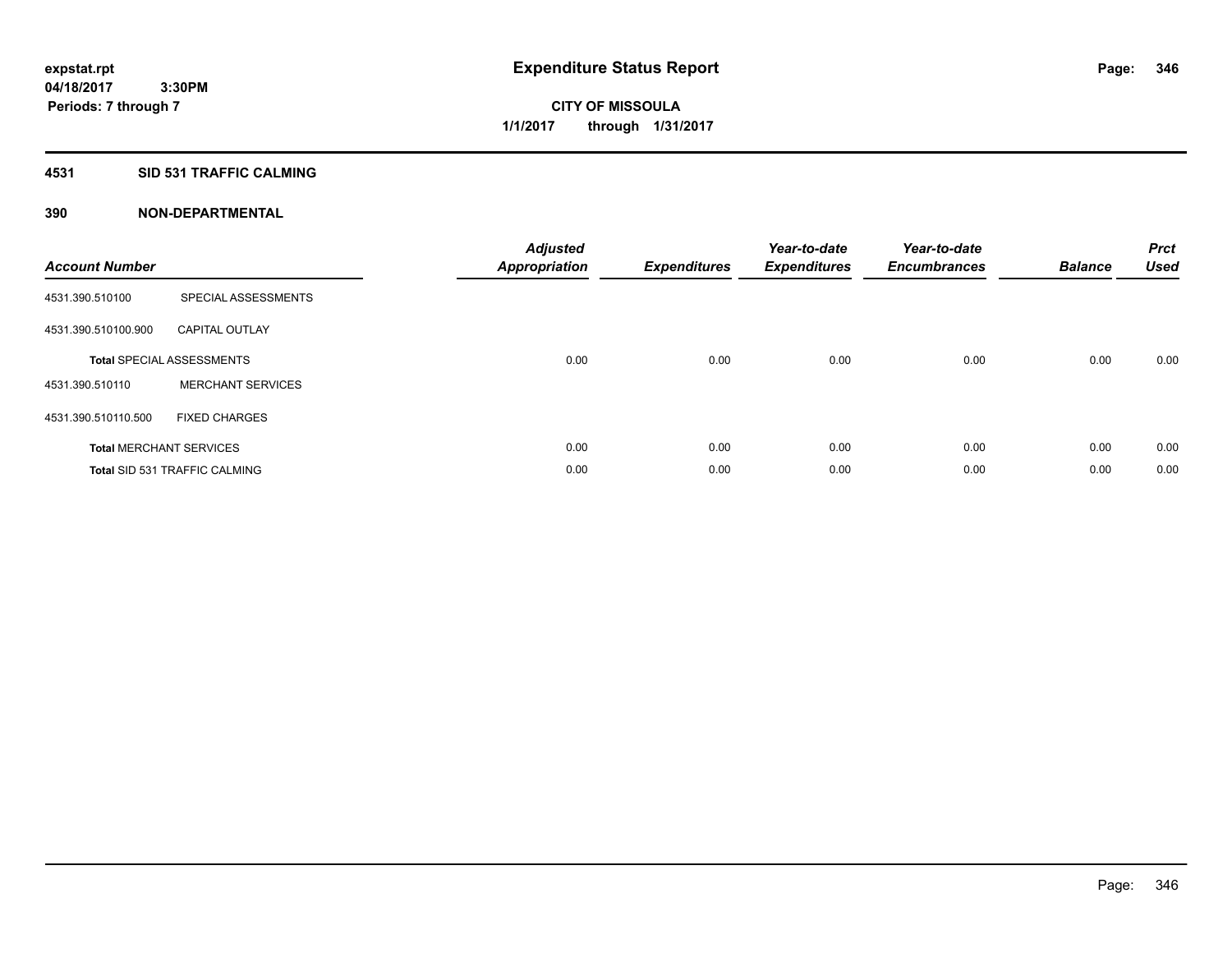**expstat.rpt**
**04/18/2017 3:30PM**
**Periods: 7 through 7**

# Expenditure Status Report

**CITY OF MISSOULA**
**1/1/2017 through 1/31/2017**

## 4531 SID 531 TRAFFIC CALMING

## 390 NON-DEPARTMENTAL

| Account Number | | Adjusted Appropriation | Expenditures | Year-to-date Expenditures | Year-to-date Encumbrances | Balance | Prct Used |
|---|---|---|---|---|---|---|---|
| 4531.390.510100 | SPECIAL ASSESSMENTS | | | | | | |
| 4531.390.510100.900 | CAPITAL OUTLAY | | | | | | |
| **Total** SPECIAL ASSESSMENTS | | 0.00 | 0.00 | 0.00 | 0.00 | 0.00 | 0.00 |
| 4531.390.510110 | MERCHANT SERVICES | | | | | | |
| 4531.390.510110.500 | FIXED CHARGES | | | | | | |
| **Total** MERCHANT SERVICES | | 0.00 | 0.00 | 0.00 | 0.00 | 0.00 | 0.00 |
| **Total** SID 531 TRAFFIC CALMING | | 0.00 | 0.00 | 0.00 | 0.00 | 0.00 | 0.00 |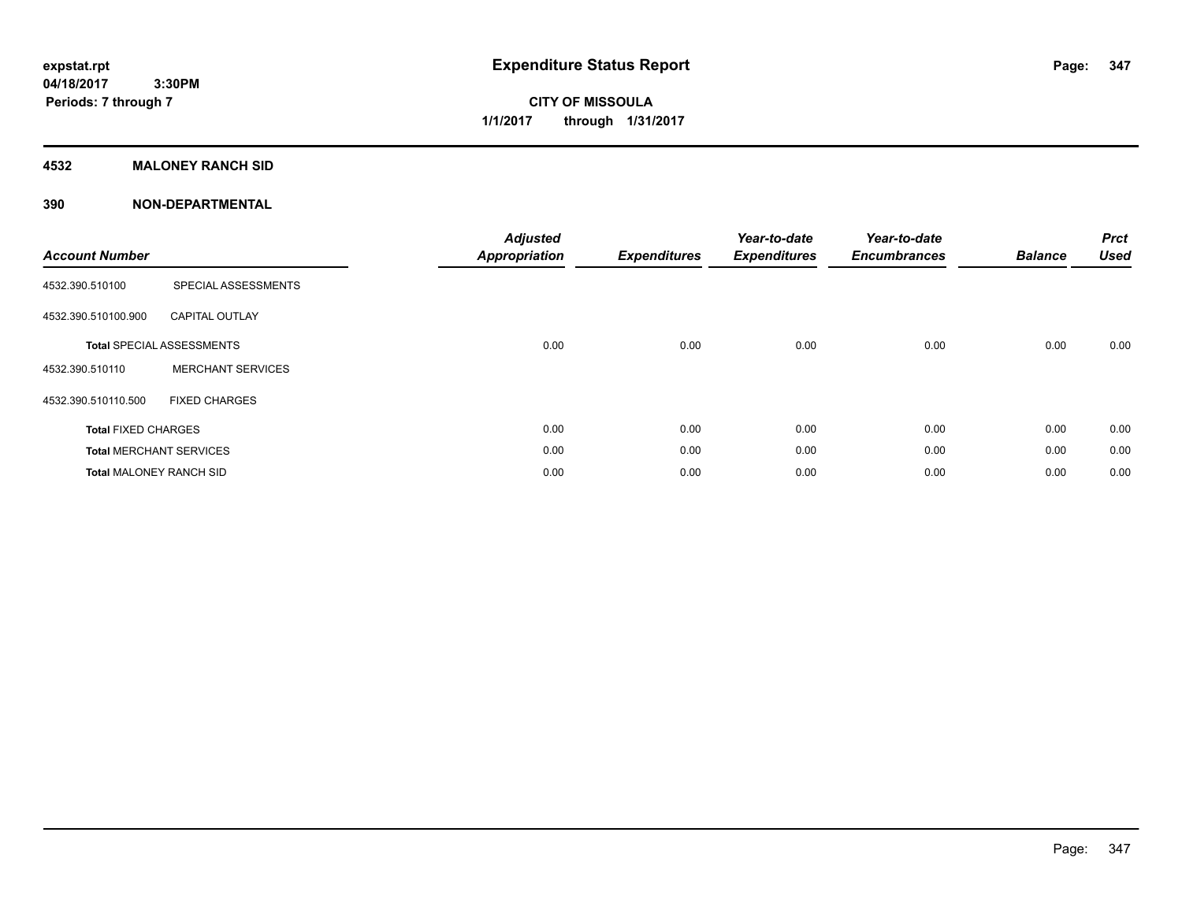# Expenditure Status Report

**expstat.rpt**
**04/18/2017 3:30PM**
**Periods: 7 through 7**

**CITY OF MISSOULA**
**1/1/2017 through 1/31/2017**

**4532 MALONEY RANCH SID**

**390 NON-DEPARTMENTAL**

| Account Number | | Adjusted Appropriation | Expenditures | Year-to-date Expenditures | Year-to-date Encumbrances | Balance | Prct Used |
|---|---|---|---|---|---|---|---|
| 4532.390.510100 | SPECIAL ASSESSMENTS | | | | | | |
| 4532.390.510100.900 | CAPITAL OUTLAY | | | | | | |
| **Total** SPECIAL ASSESSMENTS | | 0.00 | 0.00 | 0.00 | 0.00 | 0.00 | 0.00 |
| 4532.390.510110 | MERCHANT SERVICES | | | | | | |
| 4532.390.510110.500 | FIXED CHARGES | | | | | | |
| **Total** FIXED CHARGES | | 0.00 | 0.00 | 0.00 | 0.00 | 0.00 | 0.00 |
| **Total** MERCHANT SERVICES | | 0.00 | 0.00 | 0.00 | 0.00 | 0.00 | 0.00 |
| **Total** MALONEY RANCH SID | | 0.00 | 0.00 | 0.00 | 0.00 | 0.00 | 0.00 |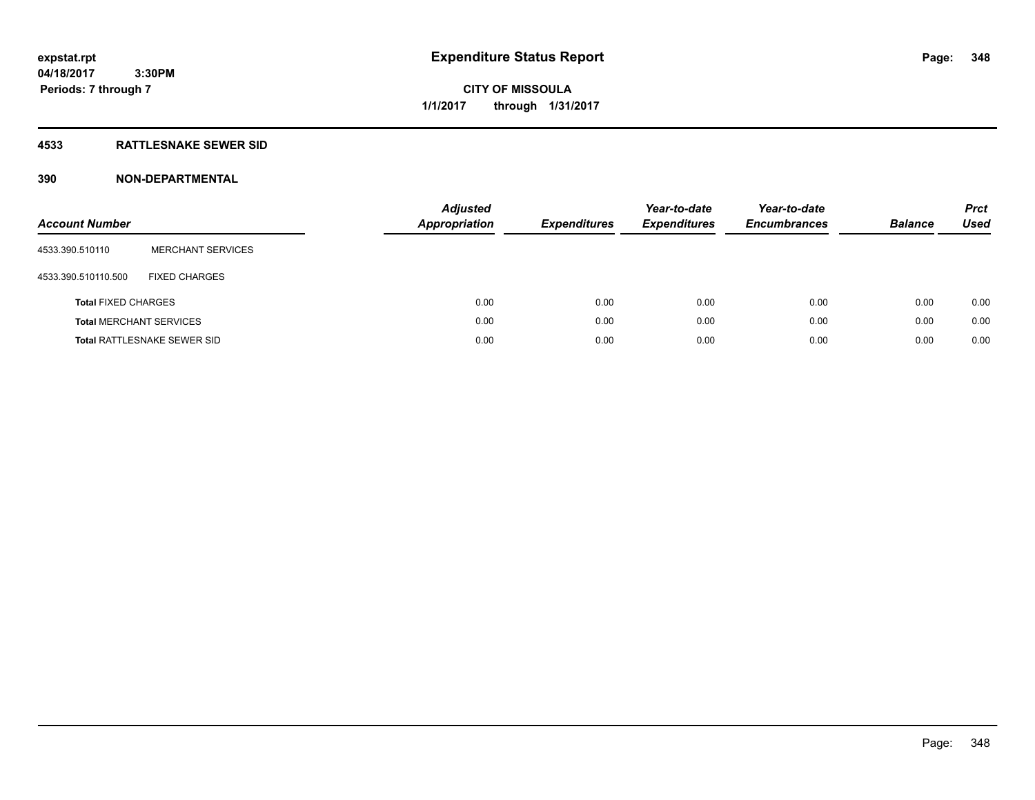# Expenditure Status Report

expstat.rpt
04/18/2017 3:30PM
Periods: 7 through 7

CITY OF MISSOULA
1/1/2017 through 1/31/2017

## 4533 RATTLESNAKE SEWER SID

## 390 NON-DEPARTMENTAL

| Account Number | | Adjusted Appropriation | Expenditures | Year-to-date Expenditures | Year-to-date Encumbrances | Balance | Prct Used |
|---|---|---|---|---|---|---|---|
| 4533.390.510110 | MERCHANT SERVICES | | | | | | |
| 4533.390.510110.500 | FIXED CHARGES | | | | | | |
| **Total** FIXED CHARGES | | 0.00 | 0.00 | 0.00 | 0.00 | 0.00 | 0.00 |
| **Total** MERCHANT SERVICES | | 0.00 | 0.00 | 0.00 | 0.00 | 0.00 | 0.00 |
| **Total** RATTLESNAKE SEWER SID | | 0.00 | 0.00 | 0.00 | 0.00 | 0.00 | 0.00 |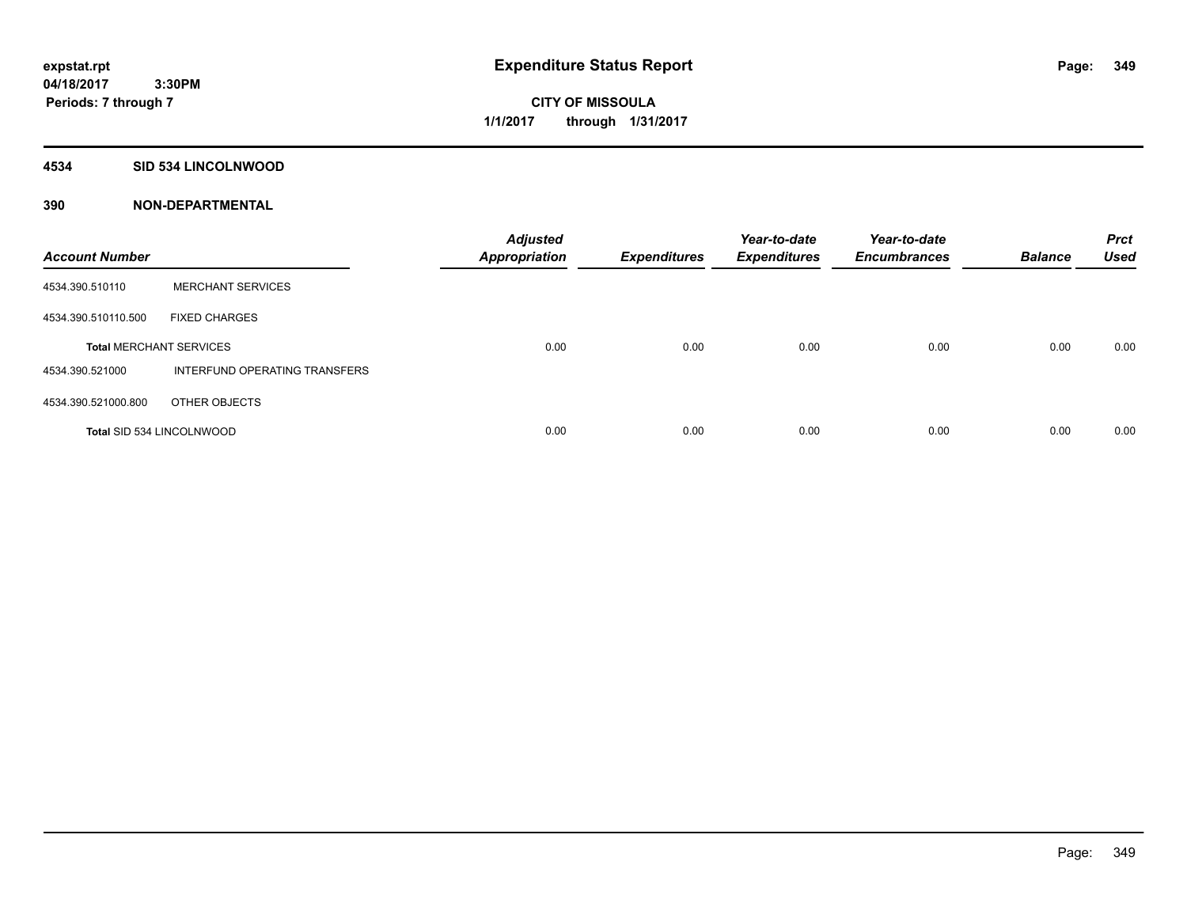**expstat.rpt**
**04/18/2017 3:30PM**
**Periods: 7 through 7**

# Expenditure Status Report

**CITY OF MISSOULA**
**1/1/2017 through 1/31/2017**

## 4534 SID 534 LINCOLNWOOD

## 390 NON-DEPARTMENTAL

| Account Number | | Adjusted Appropriation | Expenditures | Year-to-date Expenditures | Year-to-date Encumbrances | Balance | Prct Used |
|---|---|---|---|---|---|---|---|
| 4534.390.510110 | MERCHANT SERVICES | | | | | | |
| 4534.390.510110.500 | FIXED CHARGES | | | | | | |
| **Total** MERCHANT SERVICES | | 0.00 | 0.00 | 0.00 | 0.00 | 0.00 | 0.00 |
| 4534.390.521000 | INTERFUND OPERATING TRANSFERS | | | | | | |
| 4534.390.521000.800 | OTHER OBJECTS | | | | | | |
| **Total** SID 534 LINCOLNWOOD | | 0.00 | 0.00 | 0.00 | 0.00 | 0.00 | 0.00 |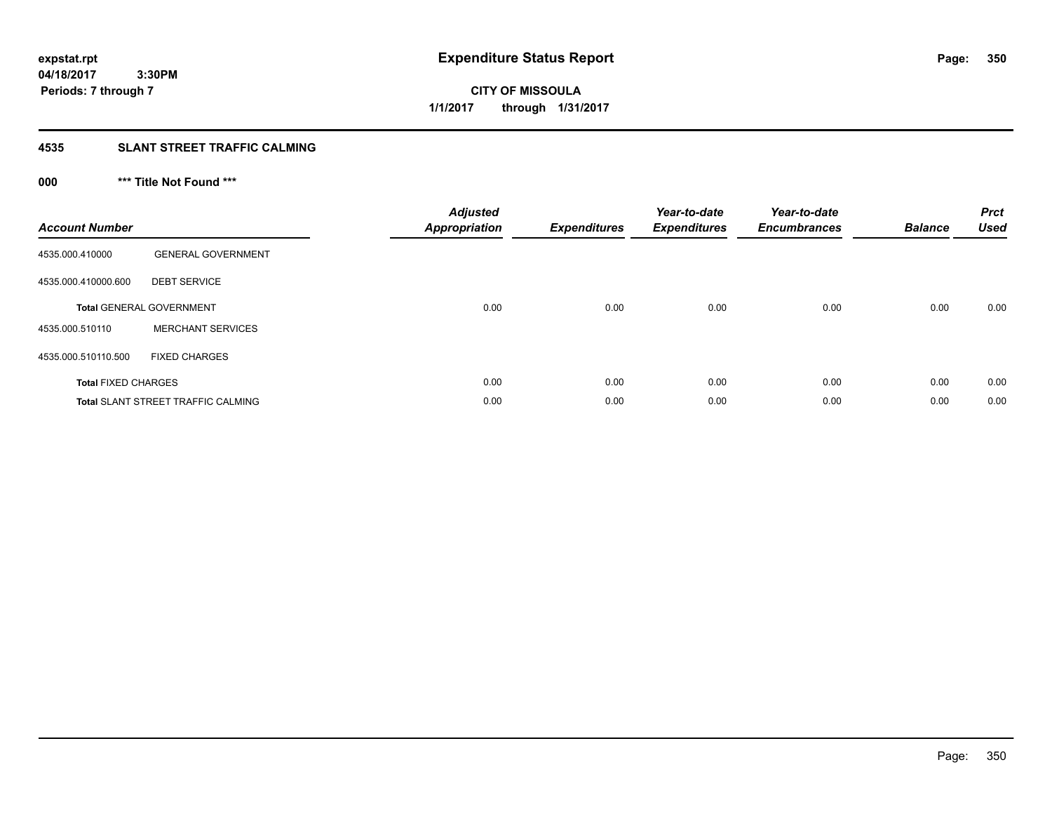# Expenditure Status Report

expstat.rpt
04/18/2017 3:30PM
Periods: 7 through 7

**CITY OF MISSOULA**
**1/1/2017 through 1/31/2017**

## 4535 SLANT STREET TRAFFIC CALMING

### 000 *** Title Not Found ***

| Account Number | | Adjusted Appropriation | Expenditures | Year-to-date Expenditures | Year-to-date Encumbrances | Balance | Prct Used |
|---|---|---|---|---|---|---|---|
| 4535.000.410000 | GENERAL GOVERNMENT | | | | | | |
| 4535.000.410000.600 | DEBT SERVICE | | | | | | |
| **Total** GENERAL GOVERNMENT | | 0.00 | 0.00 | 0.00 | 0.00 | 0.00 | 0.00 |
| 4535.000.510110 | MERCHANT SERVICES | | | | | | |
| 4535.000.510110.500 | FIXED CHARGES | | | | | | |
| **Total** FIXED CHARGES | | 0.00 | 0.00 | 0.00 | 0.00 | 0.00 | 0.00 |
| **Total** SLANT STREET TRAFFIC CALMING | | 0.00 | 0.00 | 0.00 | 0.00 | 0.00 | 0.00 |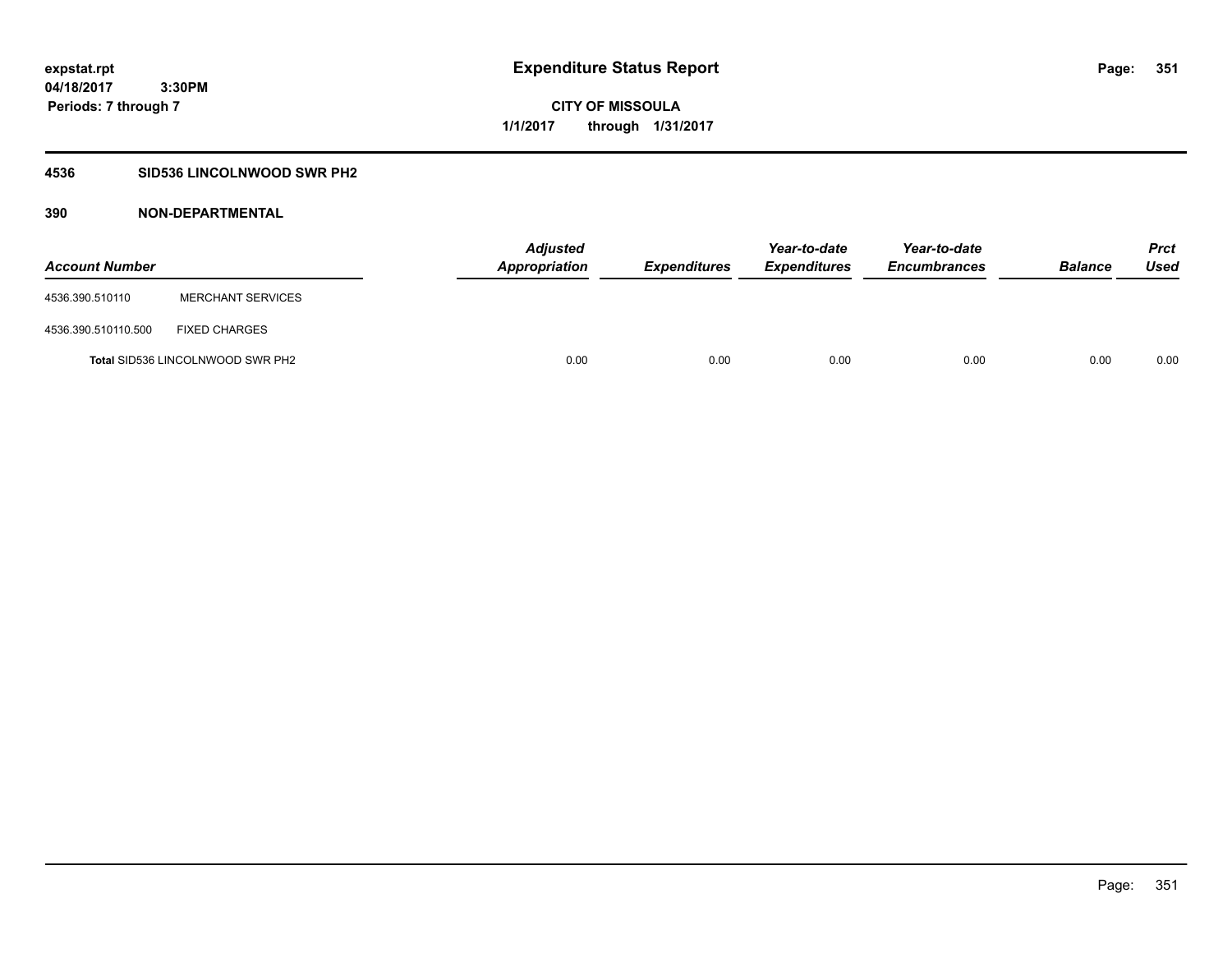**expstat.rpt**
**04/18/2017 3:30PM**
**Periods: 7 through 7**

# Expenditure Status Report

**CITY OF MISSOULA**
**1/1/2017 through 1/31/2017**

## 4536 SID536 LINCOLNWOOD SWR PH2

## 390 NON-DEPARTMENTAL

| Account Number | | Adjusted Appropriation | Expenditures | Year-to-date Expenditures | Year-to-date Encumbrances | Balance | Prct Used |
|---|---|---|---|---|---|---|---|
| 4536.390.510110 | MERCHANT SERVICES | | | | | | |
| 4536.390.510110.500 | FIXED CHARGES | | | | | | |
| **Total** SID536 LINCOLNWOOD SWR PH2 | | 0.00 | 0.00 | 0.00 | 0.00 | 0.00 | 0.00 |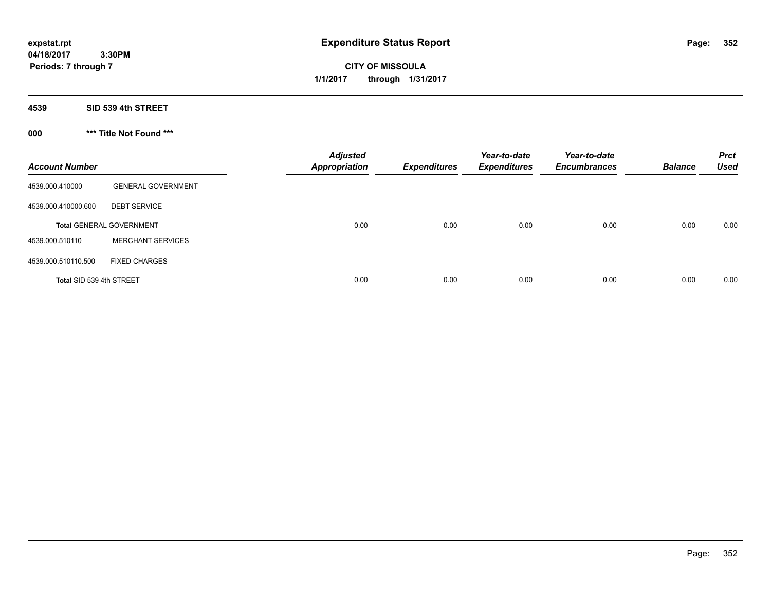expstat.rpt
04/18/2017 3:30PM
Periods: 7 through 7

# Expenditure Status Report

**CITY OF MISSOULA**
**1/1/2017 through 1/31/2017**

## 4539 SID 539 4th STREET

### 000 *** Title Not Found ***

| Account Number | | Adjusted Appropriation | Expenditures | Year-to-date Expenditures | Year-to-date Encumbrances | Balance | Prct Used |
|---|---|---|---|---|---|---|---|
| 4539.000.410000 | GENERAL GOVERNMENT | | | | | | |
| 4539.000.410000.600 | DEBT SERVICE | | | | | | |
| **Total** GENERAL GOVERNMENT | | 0.00 | 0.00 | 0.00 | 0.00 | 0.00 | 0.00 |
| 4539.000.510110 | MERCHANT SERVICES | | | | | | |
| 4539.000.510110.500 | FIXED CHARGES | | | | | | |
| **Total SID 539 4th STREET** | | 0.00 | 0.00 | 0.00 | 0.00 | 0.00 | 0.00 |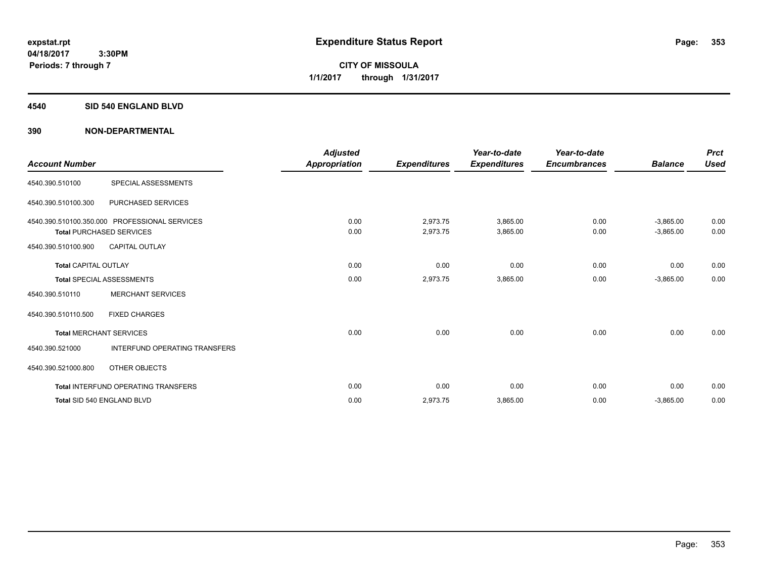**Expenditure Status Report**

**CITY OF MISSOULA**
**1/1/2017 through 1/31/2017**

expstat.rpt
04/18/2017 3:30PM
Periods: 7 through 7

## 4540 SID 540 ENGLAND BLVD

## 390 NON-DEPARTMENTAL

| Account Number | | Adjusted Appropriation | Expenditures | Year-to-date Expenditures | Year-to-date Encumbrances | Balance | Prct Used |
|---|---|---|---|---|---|---|---|
| 4540.390.510100 | SPECIAL ASSESSMENTS | | | | | | |
| 4540.390.510100.300 | PURCHASED SERVICES | | | | | | |
| 4540.390.510100.350.000 | PROFESSIONAL SERVICES | 0.00 | 2,973.75 | 3,865.00 | 0.00 | -3,865.00 | 0.00 |
| **Total** PURCHASED SERVICES | | 0.00 | 2,973.75 | 3,865.00 | 0.00 | -3,865.00 | 0.00 |
| 4540.390.510100.900 | CAPITAL OUTLAY | | | | | | |
| **Total** CAPITAL OUTLAY | | 0.00 | 0.00 | 0.00 | 0.00 | 0.00 | 0.00 |
| **Total** SPECIAL ASSESSMENTS | | 0.00 | 2,973.75 | 3,865.00 | 0.00 | -3,865.00 | 0.00 |
| 4540.390.510110 | MERCHANT SERVICES | | | | | | |
| 4540.390.510110.500 | FIXED CHARGES | | | | | | |
| **Total** MERCHANT SERVICES | | 0.00 | 0.00 | 0.00 | 0.00 | 0.00 | 0.00 |
| 4540.390.521000 | INTERFUND OPERATING TRANSFERS | | | | | | |
| 4540.390.521000.800 | OTHER OBJECTS | | | | | | |
| **Total** INTERFUND OPERATING TRANSFERS | | 0.00 | 0.00 | 0.00 | 0.00 | 0.00 | 0.00 |
| **Total** SID 540 ENGLAND BLVD | | 0.00 | 2,973.75 | 3,865.00 | 0.00 | -3,865.00 | 0.00 |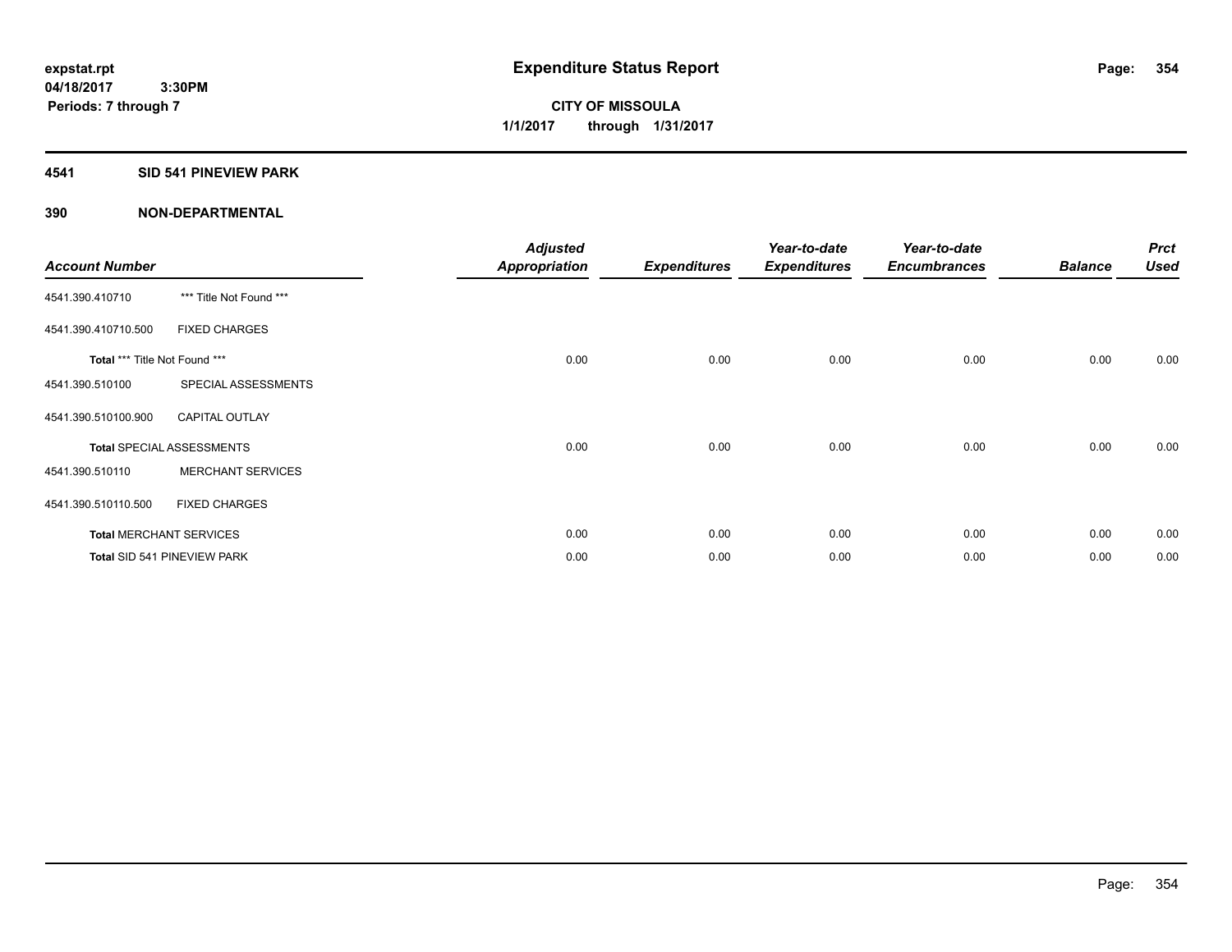expstat.rpt
04/18/2017 3:30PM
Periods: 7 through 7

# Expenditure Status Report

**CITY OF MISSOULA**
**1/1/2017 through 1/31/2017**

## 4541 SID 541 PINEVIEW PARK

### 390 NON-DEPARTMENTAL

| Account Number | | Adjusted Appropriation | Expenditures | Year-to-date Expenditures | Year-to-date Encumbrances | Balance | Prct Used |
|---|---|---|---|---|---|---|---|
| 4541.390.410710 | *** Title Not Found *** | | | | | | |
| 4541.390.410710.500 | FIXED CHARGES | | | | | | |
| Total *** Title Not Found *** | | 0.00 | 0.00 | 0.00 | 0.00 | 0.00 | 0.00 |
| 4541.390.510100 | SPECIAL ASSESSMENTS | | | | | | |
| 4541.390.510100.900 | CAPITAL OUTLAY | | | | | | |
| Total SPECIAL ASSESSMENTS | | 0.00 | 0.00 | 0.00 | 0.00 | 0.00 | 0.00 |
| 4541.390.510110 | MERCHANT SERVICES | | | | | | |
| 4541.390.510110.500 | FIXED CHARGES | | | | | | |
| Total MERCHANT SERVICES | | 0.00 | 0.00 | 0.00 | 0.00 | 0.00 | 0.00 |
| Total SID 541 PINEVIEW PARK | | 0.00 | 0.00 | 0.00 | 0.00 | 0.00 | 0.00 |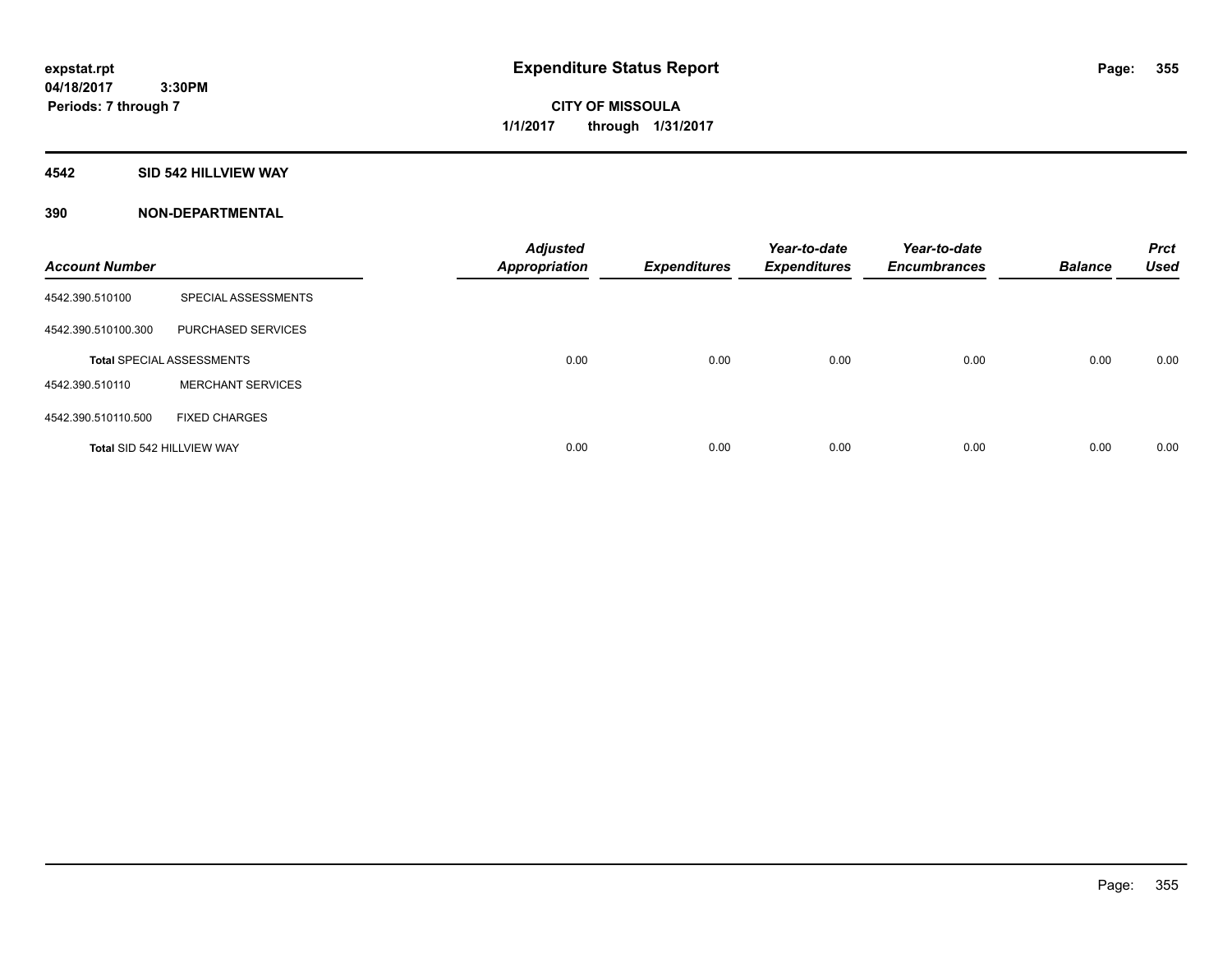**expstat.rpt**
**04/18/2017 3:30PM**
**Periods: 7 through 7**

# Expenditure Status Report

**CITY OF MISSOULA**
**1/1/2017 through 1/31/2017**

## 4542 SID 542 HILLVIEW WAY

## 390 NON-DEPARTMENTAL

| Account Number | | Adjusted Appropriation | Expenditures | Year-to-date Expenditures | Year-to-date Encumbrances | Balance | Prct Used |
|---|---|---|---|---|---|---|---|
| 4542.390.510100 | SPECIAL ASSESSMENTS | | | | | | |
| 4542.390.510100.300 | PURCHASED SERVICES | | | | | | |
| **Total** SPECIAL ASSESSMENTS | | 0.00 | 0.00 | 0.00 | 0.00 | 0.00 | 0.00 |
| 4542.390.510110 | MERCHANT SERVICES | | | | | | |
| 4542.390.510110.500 | FIXED CHARGES | | | | | | |
| **Total** SID 542 HILLVIEW WAY | | 0.00 | 0.00 | 0.00 | 0.00 | 0.00 | 0.00 |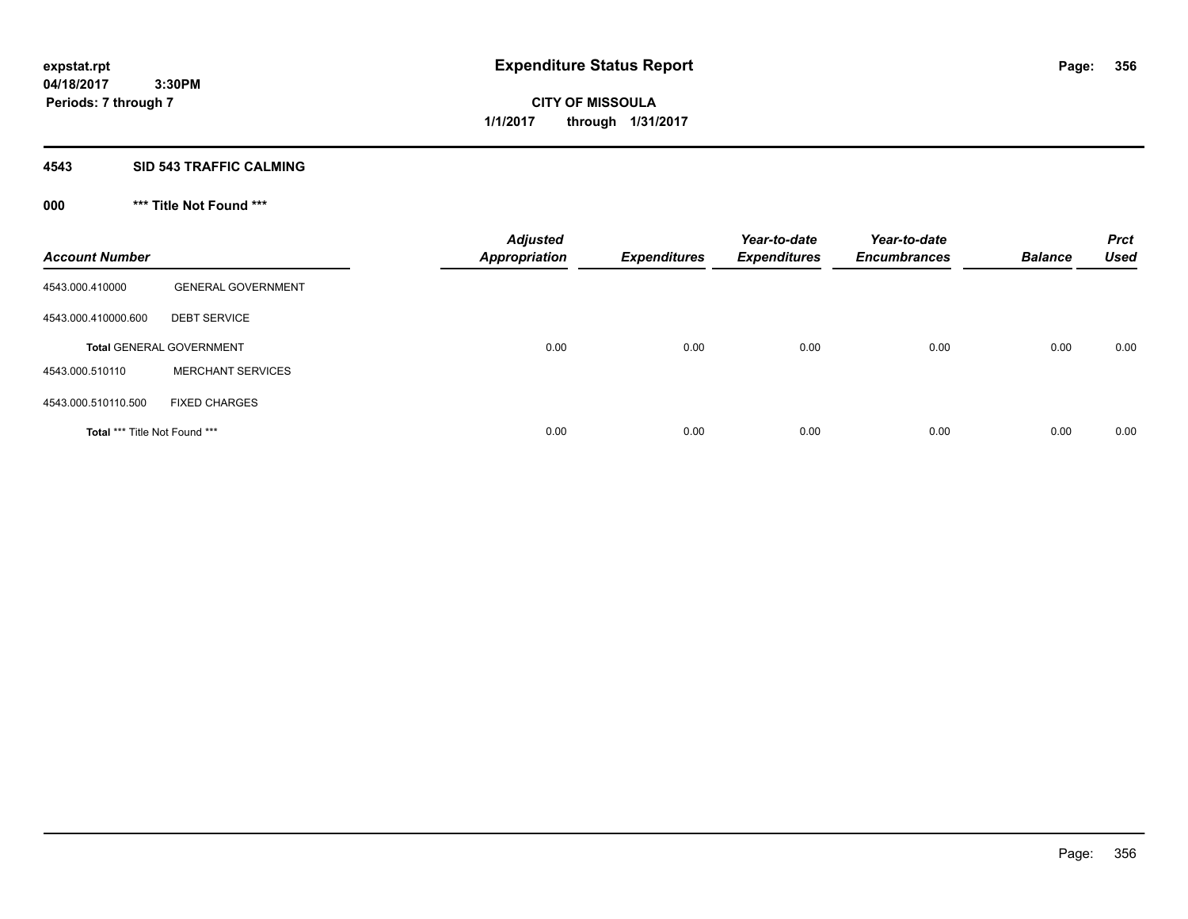# Expenditure Status Report

expstat.rpt
04/18/2017 3:30PM
Periods: 7 through 7

**CITY OF MISSOULA**
**1/1/2017 through 1/31/2017**

## 4543 SID 543 TRAFFIC CALMING

### 000 *** Title Not Found ***

| Account Number | | Adjusted Appropriation | Expenditures | Year-to-date Expenditures | Year-to-date Encumbrances | Balance | Prct Used |
|---|---|---|---|---|---|---|---|
| 4543.000.410000 | GENERAL GOVERNMENT | | | | | | |
| 4543.000.410000.600 | DEBT SERVICE | | | | | | |
| **Total** GENERAL GOVERNMENT | | 0.00 | 0.00 | 0.00 | 0.00 | 0.00 | 0.00 |
| 4543.000.510110 | MERCHANT SERVICES | | | | | | |
| 4543.000.510110.500 | FIXED CHARGES | | | | | | |
| **Total** *** Title Not Found *** | | 0.00 | 0.00 | 0.00 | 0.00 | 0.00 | 0.00 |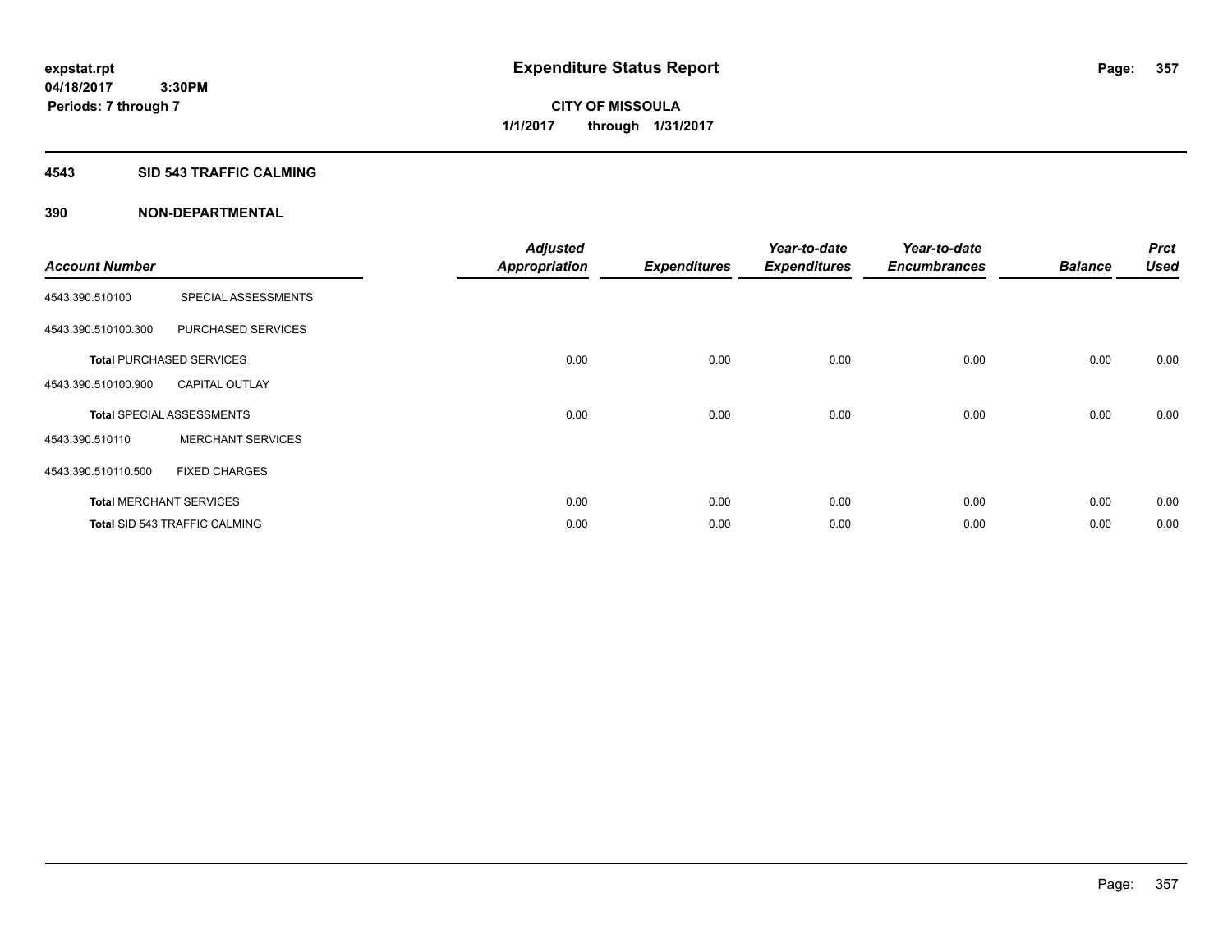**expstat.rpt**
**04/18/2017 3:30PM**
**Periods: 7 through 7**

# Expenditure Status Report

**CITY OF MISSOULA**
**1/1/2017 through 1/31/2017**

## 4543 SID 543 TRAFFIC CALMING

## 390 NON-DEPARTMENTAL

| Account Number | | Adjusted Appropriation | Expenditures | Year-to-date Expenditures | Year-to-date Encumbrances | Balance | Prct Used |
|---|---|---|---|---|---|---|---|
| 4543.390.510100 | SPECIAL ASSESSMENTS | | | | | | |
| 4543.390.510100.300 | PURCHASED SERVICES | | | | | | |
| **Total** PURCHASED SERVICES | | 0.00 | 0.00 | 0.00 | 0.00 | 0.00 | 0.00 |
| 4543.390.510100.900 | CAPITAL OUTLAY | | | | | | |
| **Total** SPECIAL ASSESSMENTS | | 0.00 | 0.00 | 0.00 | 0.00 | 0.00 | 0.00 |
| 4543.390.510110 | MERCHANT SERVICES | | | | | | |
| 4543.390.510110.500 | FIXED CHARGES | | | | | | |
| **Total** MERCHANT SERVICES | | 0.00 | 0.00 | 0.00 | 0.00 | 0.00 | 0.00 |
| **Total** SID 543 TRAFFIC CALMING | | 0.00 | 0.00 | 0.00 | 0.00 | 0.00 | 0.00 |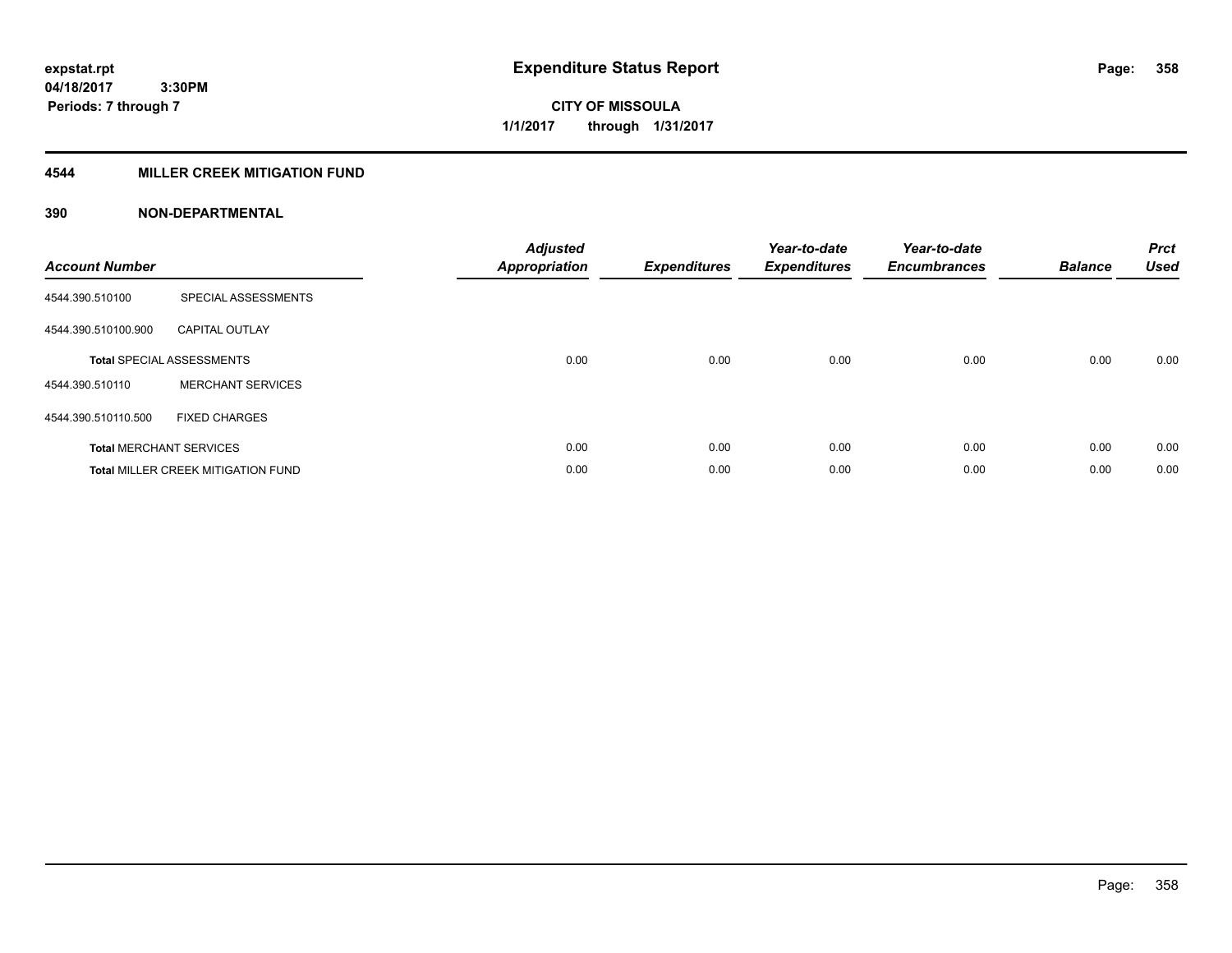# Expenditure Status Report

expstat.rpt
04/18/2017 3:30PM
Periods: 7 through 7

**CITY OF MISSOULA**
**1/1/2017 through 1/31/2017**

## 4544 MILLER CREEK MITIGATION FUND

### 390 NON-DEPARTMENTAL

| Account Number | | Adjusted Appropriation | Expenditures | Year-to-date Expenditures | Year-to-date Encumbrances | Balance | Prct Used |
|---|---|---|---|---|---|---|---|
| 4544.390.510100 | SPECIAL ASSESSMENTS | | | | | | |
| 4544.390.510100.900 | CAPITAL OUTLAY | | | | | | |
| **Total** SPECIAL ASSESSMENTS | | 0.00 | 0.00 | 0.00 | 0.00 | 0.00 | 0.00 |
| 4544.390.510110 | MERCHANT SERVICES | | | | | | |
| 4544.390.510110.500 | FIXED CHARGES | | | | | | |
| **Total** MERCHANT SERVICES | | 0.00 | 0.00 | 0.00 | 0.00 | 0.00 | 0.00 |
| **Total** MILLER CREEK MITIGATION FUND | | 0.00 | 0.00 | 0.00 | 0.00 | 0.00 | 0.00 |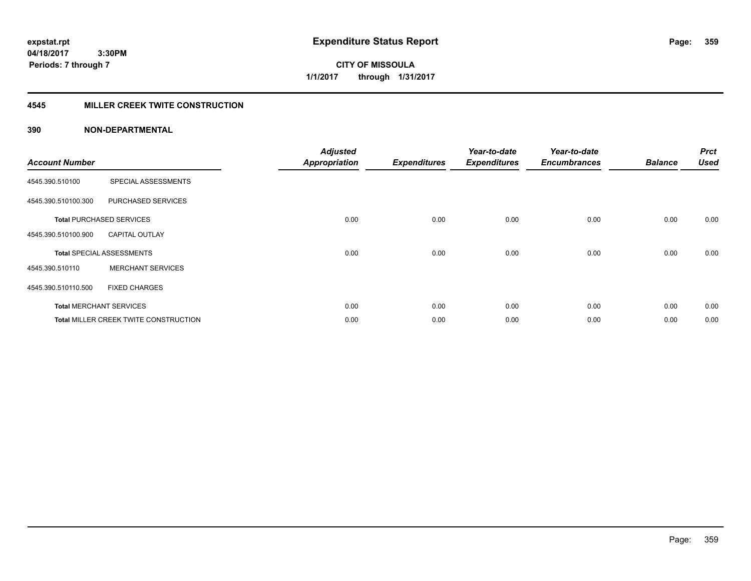**expstat.rpt**
**04/18/2017 3:30PM**
**Periods: 7 through 7**

# Expenditure Status Report

**CITY OF MISSOULA**
**1/1/2017 through 1/31/2017**

## 4545 MILLER CREEK TWITE CONSTRUCTION

### 390 NON-DEPARTMENTAL

| Account Number | | Adjusted Appropriation | Expenditures | Year-to-date Expenditures | Year-to-date Encumbrances | Balance | Prct Used |
|---|---|---|---|---|---|---|---|
| 4545.390.510100 | SPECIAL ASSESSMENTS | | | | | | |
| 4545.390.510100.300 | PURCHASED SERVICES | | | | | | |
| **Total** PURCHASED SERVICES | | 0.00 | 0.00 | 0.00 | 0.00 | 0.00 | 0.00 |
| 4545.390.510100.900 | CAPITAL OUTLAY | | | | | | |
| **Total** SPECIAL ASSESSMENTS | | 0.00 | 0.00 | 0.00 | 0.00 | 0.00 | 0.00 |
| 4545.390.510110 | MERCHANT SERVICES | | | | | | |
| 4545.390.510110.500 | FIXED CHARGES | | | | | | |
| **Total** MERCHANT SERVICES | | 0.00 | 0.00 | 0.00 | 0.00 | 0.00 | 0.00 |
| **Total** MILLER CREEK TWITE CONSTRUCTION | | 0.00 | 0.00 | 0.00 | 0.00 | 0.00 | 0.00 |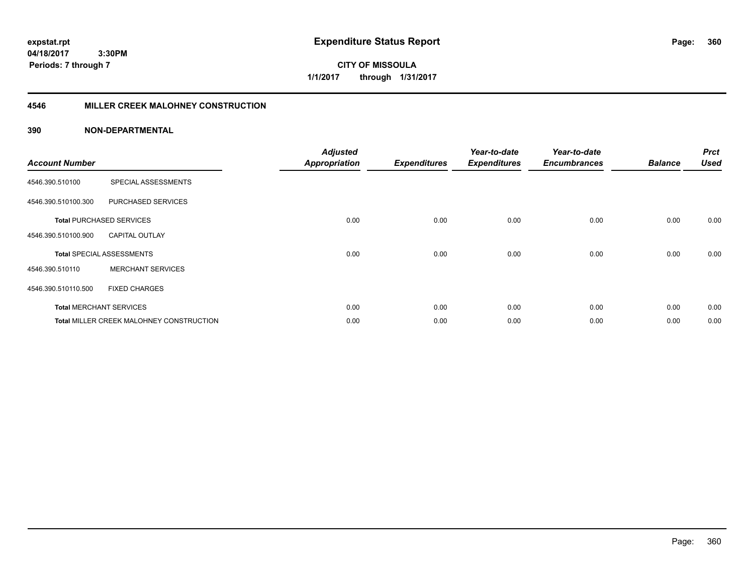# Expenditure Status Report

expstat.rpt
04/18/2017 3:30PM
Periods: 7 through 7

**CITY OF MISSOULA**
**1/1/2017 through 1/31/2017**

## 4546 MILLER CREEK MALOHNEY CONSTRUCTION

### 390 NON-DEPARTMENTAL

| Account Number | | Adjusted Appropriation | Expenditures | Year-to-date Expenditures | Year-to-date Encumbrances | Balance | Prct Used |
|---|---|---|---|---|---|---|---|
| 4546.390.510100 | SPECIAL ASSESSMENTS | | | | | | |
| 4546.390.510100.300 | PURCHASED SERVICES | | | | | | |
| **Total** PURCHASED SERVICES | | 0.00 | 0.00 | 0.00 | 0.00 | 0.00 | 0.00 |
| 4546.390.510100.900 | CAPITAL OUTLAY | | | | | | |
| **Total** SPECIAL ASSESSMENTS | | 0.00 | 0.00 | 0.00 | 0.00 | 0.00 | 0.00 |
| 4546.390.510110 | MERCHANT SERVICES | | | | | | |
| 4546.390.510110.500 | FIXED CHARGES | | | | | | |
| **Total** MERCHANT SERVICES | | 0.00 | 0.00 | 0.00 | 0.00 | 0.00 | 0.00 |
| **Total** MILLER CREEK MALOHNEY CONSTRUCTION | | 0.00 | 0.00 | 0.00 | 0.00 | 0.00 | 0.00 |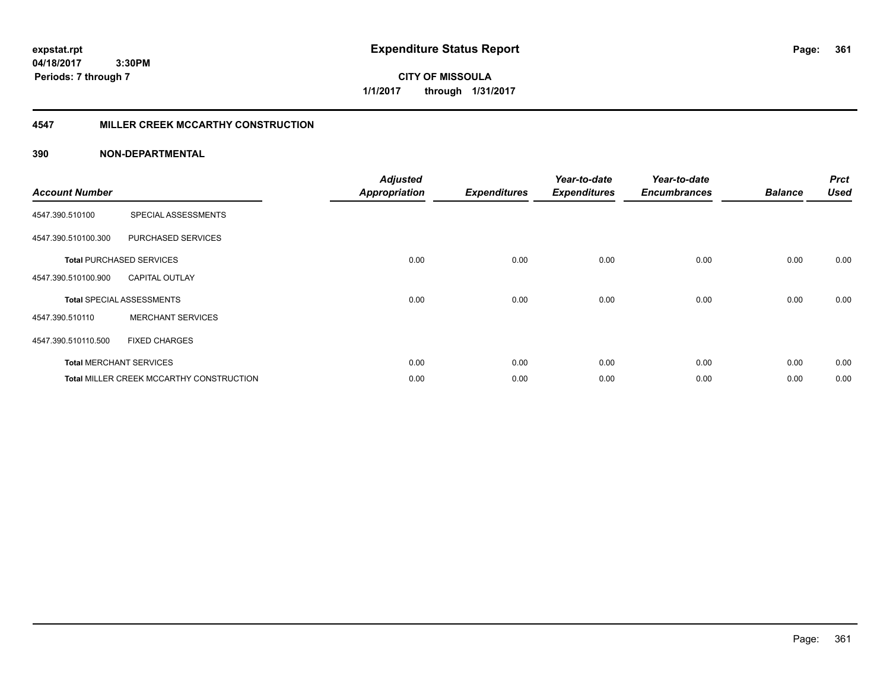expstat.rpt
04/18/2017 3:30PM
Periods: 7 through 7

# Expenditure Status Report

**CITY OF MISSOULA**
**1/1/2017 through 1/31/2017**

## 4547 MILLER CREEK MCCARTHY CONSTRUCTION

### 390 NON-DEPARTMENTAL

| Account Number | | Adjusted Appropriation | Expenditures | Year-to-date Expenditures | Year-to-date Encumbrances | Balance | Prct Used |
|---|---|---|---|---|---|---|---|
| 4547.390.510100 | SPECIAL ASSESSMENTS | | | | | | |
| 4547.390.510100.300 | PURCHASED SERVICES | | | | | | |
| **Total** PURCHASED SERVICES | | 0.00 | 0.00 | 0.00 | 0.00 | 0.00 | 0.00 |
| 4547.390.510100.900 | CAPITAL OUTLAY | | | | | | |
| **Total** SPECIAL ASSESSMENTS | | 0.00 | 0.00 | 0.00 | 0.00 | 0.00 | 0.00 |
| 4547.390.510110 | MERCHANT SERVICES | | | | | | |
| 4547.390.510110.500 | FIXED CHARGES | | | | | | |
| **Total** MERCHANT SERVICES | | 0.00 | 0.00 | 0.00 | 0.00 | 0.00 | 0.00 |
| **Total** MILLER CREEK MCCARTHY CONSTRUCTION | | 0.00 | 0.00 | 0.00 | 0.00 | 0.00 | 0.00 |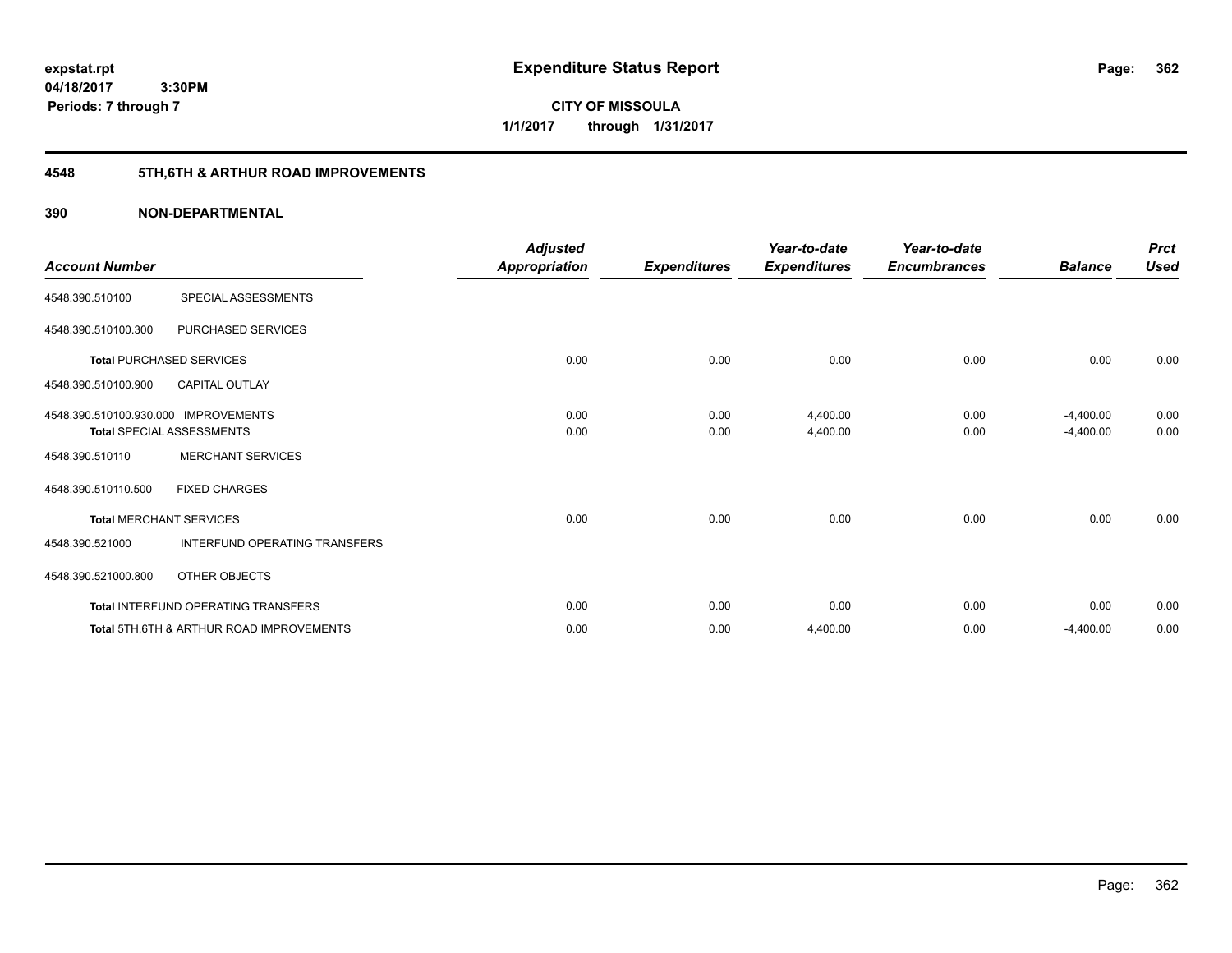**expstat.rpt**
**04/18/2017 3:30PM**
**Periods: 7 through 7**

# Expenditure Status Report

**CITY OF MISSOULA**
**1/1/2017 through 1/31/2017**

## 4548 5TH,6TH & ARTHUR ROAD IMPROVEMENTS

### 390 NON-DEPARTMENTAL

| Account Number | | Adjusted Appropriation | Expenditures | Year-to-date Expenditures | Year-to-date Encumbrances | Balance | Prct Used |
|---|---|---|---|---|---|---|---|
| 4548.390.510100 | SPECIAL ASSESSMENTS | | | | | | |
| 4548.390.510100.300 | PURCHASED SERVICES | | | | | | |
| **Total** PURCHASED SERVICES | | 0.00 | 0.00 | 0.00 | 0.00 | 0.00 | 0.00 |
| 4548.390.510100.900 | CAPITAL OUTLAY | | | | | | |
| 4548.390.510100.930.000 | IMPROVEMENTS | 0.00 | 0.00 | 4,400.00 | 0.00 | -4,400.00 | 0.00 |
| **Total** SPECIAL ASSESSMENTS | | 0.00 | 0.00 | 4,400.00 | 0.00 | -4,400.00 | 0.00 |
| 4548.390.510110 | MERCHANT SERVICES | | | | | | |
| 4548.390.510110.500 | FIXED CHARGES | | | | | | |
| **Total** MERCHANT SERVICES | | 0.00 | 0.00 | 0.00 | 0.00 | 0.00 | 0.00 |
| 4548.390.521000 | INTERFUND OPERATING TRANSFERS | | | | | | |
| 4548.390.521000.800 | OTHER OBJECTS | | | | | | |
| **Total** INTERFUND OPERATING TRANSFERS | | 0.00 | 0.00 | 0.00 | 0.00 | 0.00 | 0.00 |
| **Total** 5TH,6TH & ARTHUR ROAD IMPROVEMENTS | | 0.00 | 0.00 | 4,400.00 | 0.00 | -4,400.00 | 0.00 |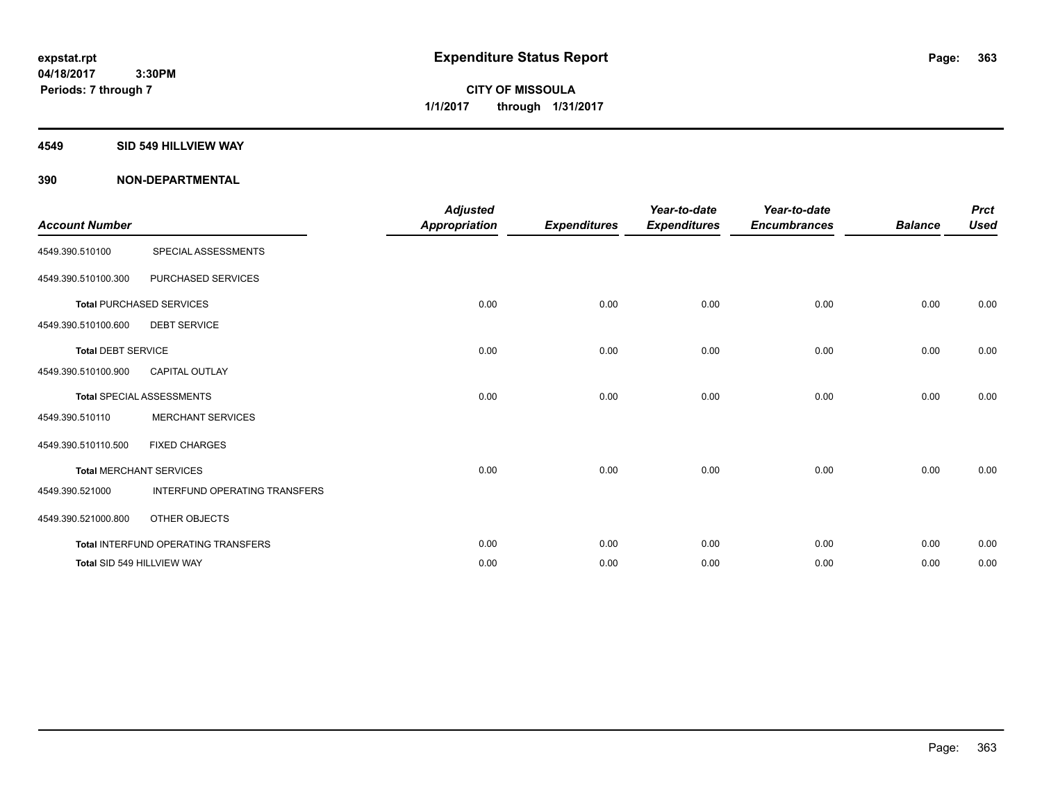# Expenditure Status Report

expstat.rpt
04/18/2017 3:30PM
Periods: 7 through 7

**CITY OF MISSOULA**
**1/1/2017 through 1/31/2017**

## 4549 SID 549 HILLVIEW WAY

## 390 NON-DEPARTMENTAL

| Account Number | | Adjusted Appropriation | Expenditures | Year-to-date Expenditures | Year-to-date Encumbrances | Balance | Prct Used |
|---|---|---|---|---|---|---|---|
| 4549.390.510100 | SPECIAL ASSESSMENTS | | | | | | |
| 4549.390.510100.300 | PURCHASED SERVICES | | | | | | |
| **Total** PURCHASED SERVICES | | 0.00 | 0.00 | 0.00 | 0.00 | 0.00 | 0.00 |
| 4549.390.510100.600 | DEBT SERVICE | | | | | | |
| **Total** DEBT SERVICE | | 0.00 | 0.00 | 0.00 | 0.00 | 0.00 | 0.00 |
| 4549.390.510100.900 | CAPITAL OUTLAY | | | | | | |
| **Total** SPECIAL ASSESSMENTS | | 0.00 | 0.00 | 0.00 | 0.00 | 0.00 | 0.00 |
| 4549.390.510110 | MERCHANT SERVICES | | | | | | |
| 4549.390.510110.500 | FIXED CHARGES | | | | | | |
| **Total** MERCHANT SERVICES | | 0.00 | 0.00 | 0.00 | 0.00 | 0.00 | 0.00 |
| 4549.390.521000 | INTERFUND OPERATING TRANSFERS | | | | | | |
| 4549.390.521000.800 | OTHER OBJECTS | | | | | | |
| **Total** INTERFUND OPERATING TRANSFERS | | 0.00 | 0.00 | 0.00 | 0.00 | 0.00 | 0.00 |
| **Total** SID 549 HILLVIEW WAY | | 0.00 | 0.00 | 0.00 | 0.00 | 0.00 | 0.00 |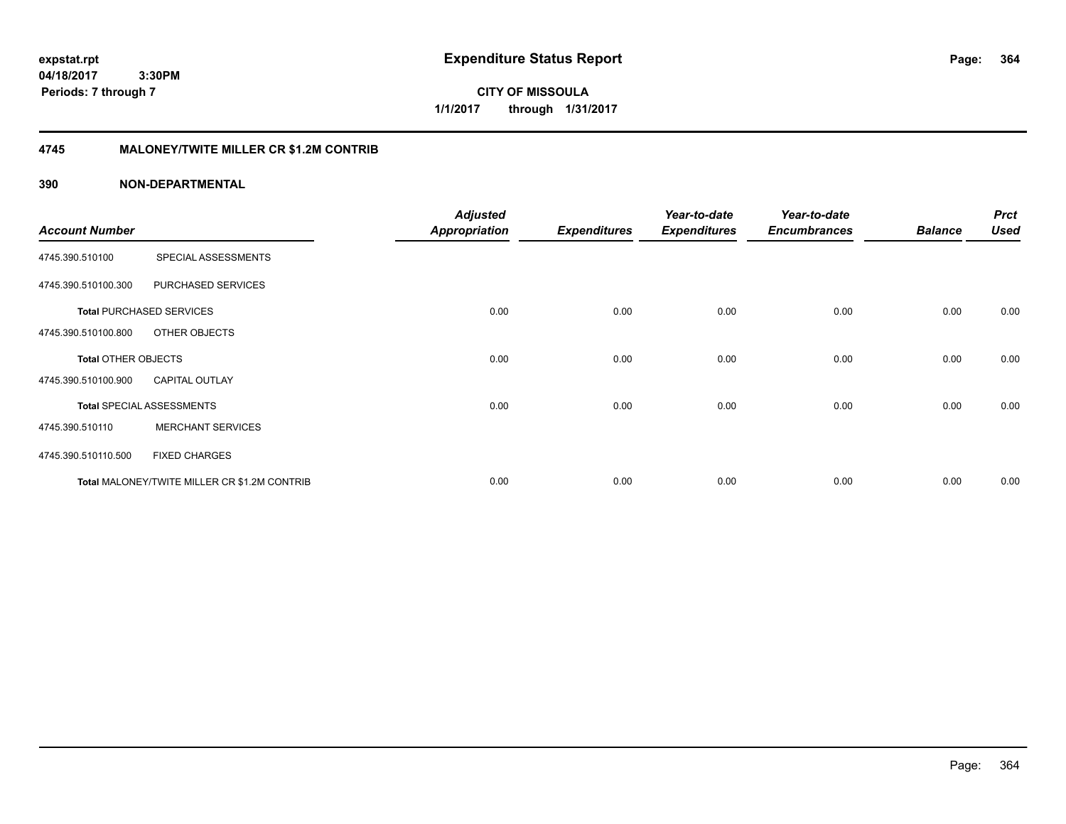**expstat.rpt**
**04/18/2017 3:30PM**
**Periods: 7 through 7**

# Expenditure Status Report

**CITY OF MISSOULA**
**1/1/2017 through 1/31/2017**

## 4745 MALONEY/TWITE MILLER CR $1.2M CONTRIB

### 390 NON-DEPARTMENTAL

| Account Number | | Adjusted Appropriation | Expenditures | Year-to-date Expenditures | Year-to-date Encumbrances | Balance | Prct Used |
|---|---|---|---|---|---|---|---|
| 4745.390.510100 | SPECIAL ASSESSMENTS | | | | | | |
| 4745.390.510100.300 | PURCHASED SERVICES | | | | | | |
| **Total** PURCHASED SERVICES | | 0.00 | 0.00 | 0.00 | 0.00 | 0.00 | 0.00 |
| 4745.390.510100.800 | OTHER OBJECTS | | | | | | |
| **Total** OTHER OBJECTS | | 0.00 | 0.00 | 0.00 | 0.00 | 0.00 | 0.00 |
| 4745.390.510100.900 | CAPITAL OUTLAY | | | | | | |
| **Total** SPECIAL ASSESSMENTS | | 0.00 | 0.00 | 0.00 | 0.00 | 0.00 | 0.00 |
| 4745.390.510110 | MERCHANT SERVICES | | | | | | |
| 4745.390.510110.500 | FIXED CHARGES | | | | | | |
| **Total** MALONEY/TWITE MILLER CR $1.2M CONTRIB | | 0.00 | 0.00 | 0.00 | 0.00 | 0.00 | 0.00 |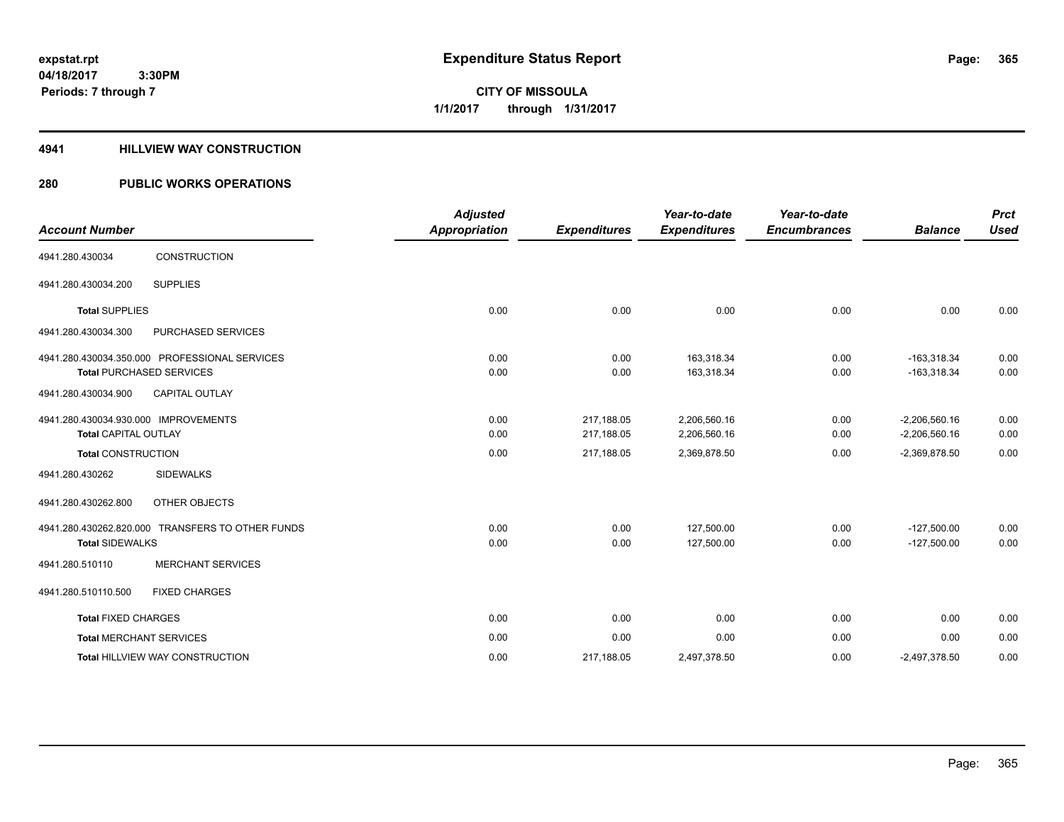# Expenditure Status Report

**CITY OF MISSOULA**

**1/1/2017 through 1/31/2017**

expstat.rpt
04/18/2017 3:30PM
Periods: 7 through 7

## 4941 HILLVIEW WAY CONSTRUCTION

## 280 PUBLIC WORKS OPERATIONS

| Account Number | | Adjusted Appropriation | Expenditures | Year-to-date Expenditures | Year-to-date Encumbrances | Balance | Prct Used |
|---|---|---|---|---|---|---|---|
| 4941.280.430034 | CONSTRUCTION | | | | | | |
| 4941.280.430034.200 | SUPPLIES | | | | | | |
| **Total** SUPPLIES | | 0.00 | 0.00 | 0.00 | 0.00 | 0.00 | 0.00 |
| 4941.280.430034.300 | PURCHASED SERVICES | | | | | | |
| 4941.280.430034.350.000 PROFESSIONAL SERVICES | | 0.00 | 0.00 | 163,318.34 | 0.00 | -163,318.34 | 0.00 |
| **Total** PURCHASED SERVICES | | 0.00 | 0.00 | 163,318.34 | 0.00 | -163,318.34 | 0.00 |
| 4941.280.430034.900 | CAPITAL OUTLAY | | | | | | |
| 4941.280.430034.930.000 IMPROVEMENTS | | 0.00 | 217,188.05 | 2,206,560.16 | 0.00 | -2,206,560.16 | 0.00 |
| **Total** CAPITAL OUTLAY | | 0.00 | 217,188.05 | 2,206,560.16 | 0.00 | -2,206,560.16 | 0.00 |
| **Total** CONSTRUCTION | | 0.00 | 217,188.05 | 2,369,878.50 | 0.00 | -2,369,878.50 | 0.00 |
| 4941.280.430262 | SIDEWALKS | | | | | | |
| 4941.280.430262.800 | OTHER OBJECTS | | | | | | |
| 4941.280.430262.820.000 TRANSFERS TO OTHER FUNDS | | 0.00 | 0.00 | 127,500.00 | 0.00 | -127,500.00 | 0.00 |
| **Total** SIDEWALKS | | 0.00 | 0.00 | 127,500.00 | 0.00 | -127,500.00 | 0.00 |
| 4941.280.510110 | MERCHANT SERVICES | | | | | | |
| 4941.280.510110.500 | FIXED CHARGES | | | | | | |
| **Total** FIXED CHARGES | | 0.00 | 0.00 | 0.00 | 0.00 | 0.00 | 0.00 |
| **Total** MERCHANT SERVICES | | 0.00 | 0.00 | 0.00 | 0.00 | 0.00 | 0.00 |
| **Total** HILLVIEW WAY CONSTRUCTION | | 0.00 | 217,188.05 | 2,497,378.50 | 0.00 | -2,497,378.50 | 0.00 |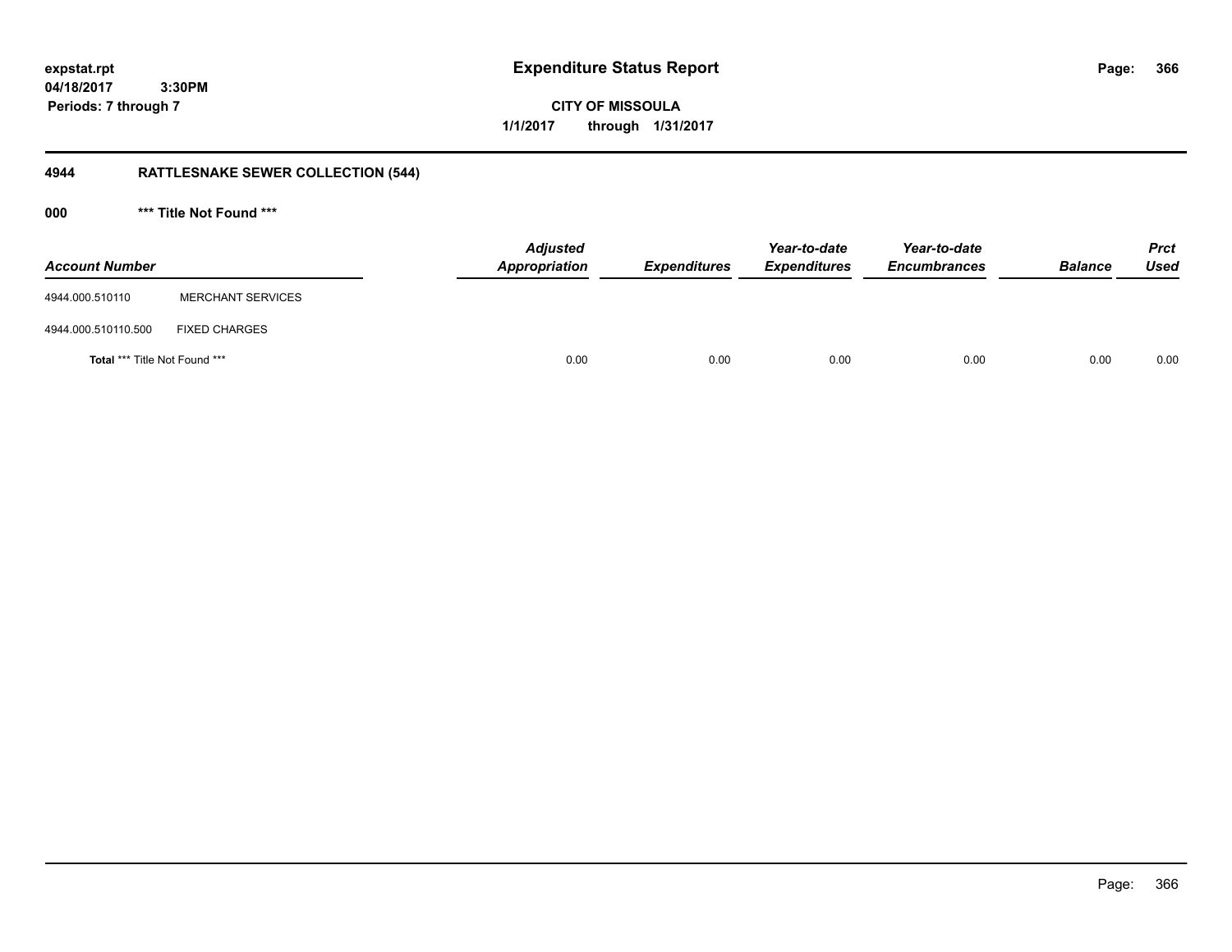**Expenditure Status Report**

**CITY OF MISSOULA**

**1/1/2017 through 1/31/2017**

expstat.rpt
04/18/2017 3:30PM
Periods: 7 through 7

## 4944 RATTLESNAKE SEWER COLLECTION (544)

### 000 *** Title Not Found ***

| Account Number | | Adjusted Appropriation | Expenditures | Year-to-date Expenditures | Year-to-date Encumbrances | Balance | Prct Used |
|---|---|---|---|---|---|---|---|
| 4944.000.510110 | MERCHANT SERVICES | | | | | | |
| 4944.000.510110.500 | FIXED CHARGES | | | | | | |
| **Total** *** Title Not Found *** | | 0.00 | 0.00 | 0.00 | 0.00 | 0.00 | 0.00 |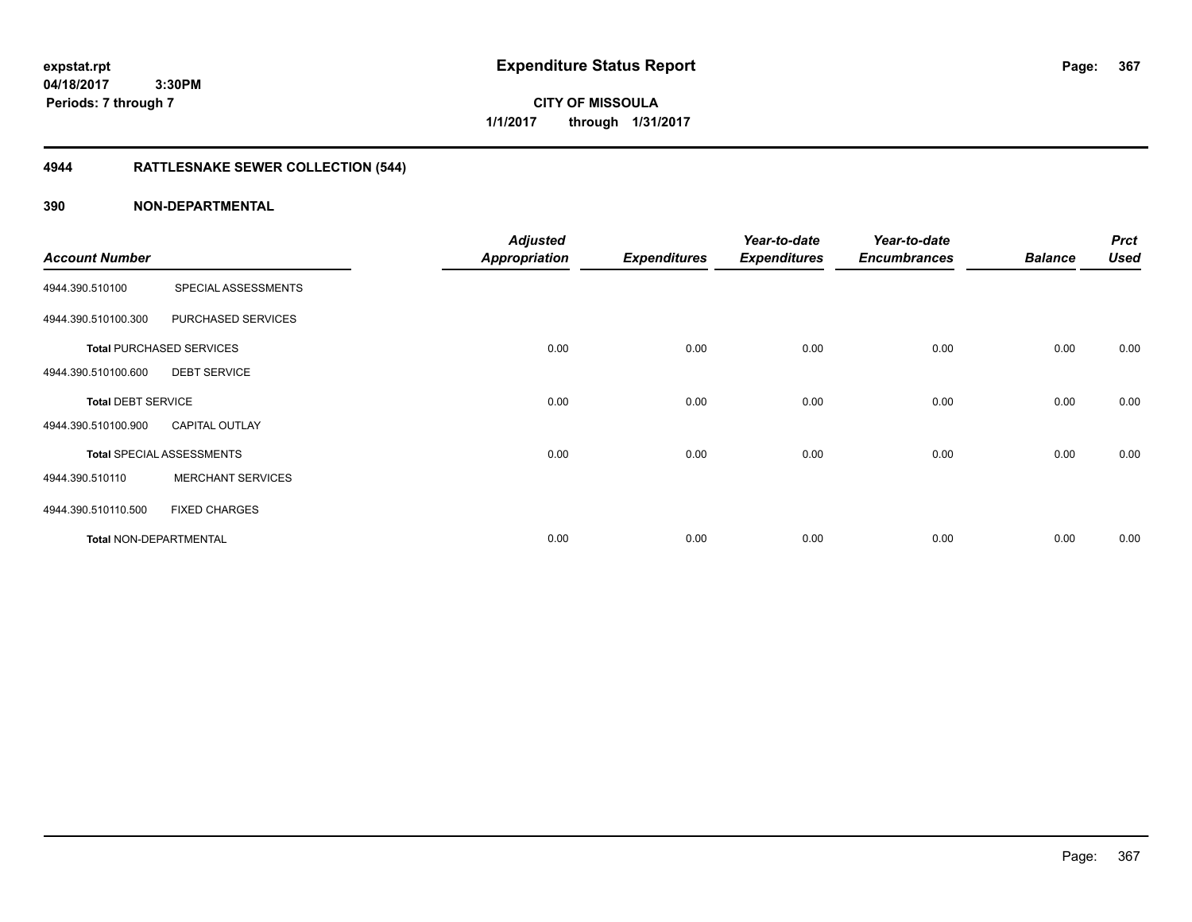expstat.rpt
04/18/2017 3:30PM
Periods: 7 through 7

# Expenditure Status Report

**CITY OF MISSOULA**
**1/1/2017 through 1/31/2017**

## 4944 RATTLESNAKE SEWER COLLECTION (544)

### 390 NON-DEPARTMENTAL

| Account Number | | Adjusted Appropriation | Expenditures | Year-to-date Expenditures | Year-to-date Encumbrances | Balance | Prct Used |
|---|---|---|---|---|---|---|---|
| 4944.390.510100 | SPECIAL ASSESSMENTS | | | | | | |
| 4944.390.510100.300 | PURCHASED SERVICES | | | | | | |
| **Total** PURCHASED SERVICES | | 0.00 | 0.00 | 0.00 | 0.00 | 0.00 | 0.00 |
| 4944.390.510100.600 | DEBT SERVICE | | | | | | |
| **Total** DEBT SERVICE | | 0.00 | 0.00 | 0.00 | 0.00 | 0.00 | 0.00 |
| 4944.390.510100.900 | CAPITAL OUTLAY | | | | | | |
| **Total** SPECIAL ASSESSMENTS | | 0.00 | 0.00 | 0.00 | 0.00 | 0.00 | 0.00 |
| 4944.390.510110 | MERCHANT SERVICES | | | | | | |
| 4944.390.510110.500 | FIXED CHARGES | | | | | | |
| **Total** NON-DEPARTMENTAL | | 0.00 | 0.00 | 0.00 | 0.00 | 0.00 | 0.00 |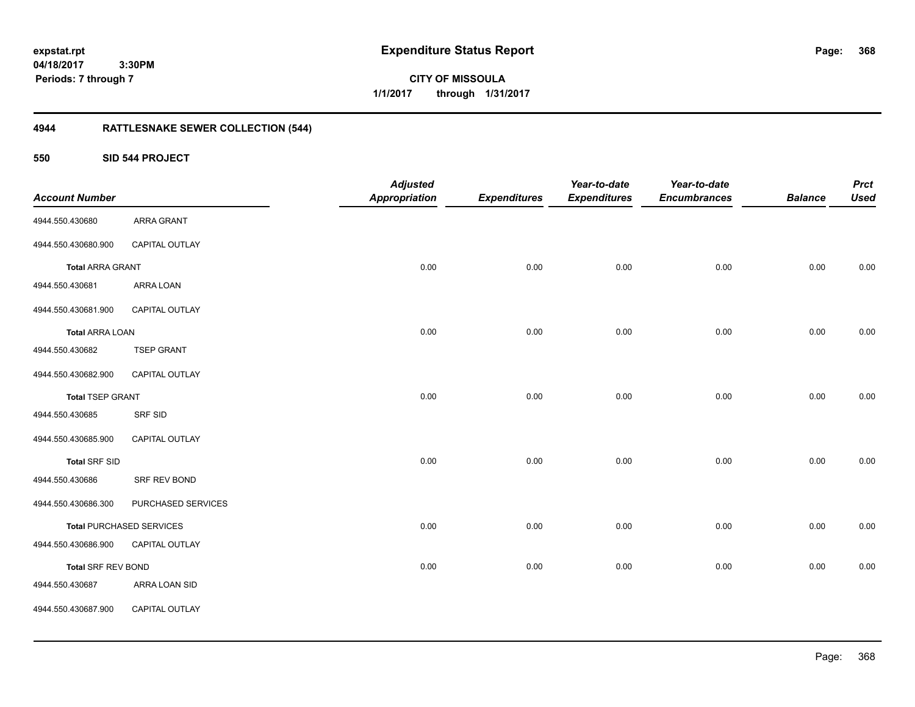**expstat.rpt**
**04/18/2017 3:30PM**
**Periods: 7 through 7**

# Expenditure Status Report

**CITY OF MISSOULA**
**1/1/2017 through 1/31/2017**

## 4944 RATTLESNAKE SEWER COLLECTION (544)

### 550 SID 544 PROJECT

| Account Number | | Adjusted Appropriation | Expenditures | Year-to-date Expenditures | Year-to-date Encumbrances | Balance | Prct Used |
|---|---|---|---|---|---|---|---|
| 4944.550.430680 | ARRA GRANT | | | | | | |
| 4944.550.430680.900 | CAPITAL OUTLAY | | | | | | |
| **Total** ARRA GRANT | | 0.00 | 0.00 | 0.00 | 0.00 | 0.00 | 0.00 |
| 4944.550.430681 | ARRA LOAN | | | | | | |
| 4944.550.430681.900 | CAPITAL OUTLAY | | | | | | |
| **Total** ARRA LOAN | | 0.00 | 0.00 | 0.00 | 0.00 | 0.00 | 0.00 |
| 4944.550.430682 | TSEP GRANT | | | | | | |
| 4944.550.430682.900 | CAPITAL OUTLAY | | | | | | |
| **Total** TSEP GRANT | | 0.00 | 0.00 | 0.00 | 0.00 | 0.00 | 0.00 |
| 4944.550.430685 | SRF SID | | | | | | |
| 4944.550.430685.900 | CAPITAL OUTLAY | | | | | | |
| **Total** SRF SID | | 0.00 | 0.00 | 0.00 | 0.00 | 0.00 | 0.00 |
| 4944.550.430686 | SRF REV BOND | | | | | | |
| 4944.550.430686.300 | PURCHASED SERVICES | | | | | | |
| **Total** PURCHASED SERVICES | | 0.00 | 0.00 | 0.00 | 0.00 | 0.00 | 0.00 |
| 4944.550.430686.900 | CAPITAL OUTLAY | | | | | | |
| **Total** SRF REV BOND | | 0.00 | 0.00 | 0.00 | 0.00 | 0.00 | 0.00 |
| 4944.550.430687 | ARRA LOAN SID | | | | | | |
| 4944.550.430687.900 | CAPITAL OUTLAY | | | | | | |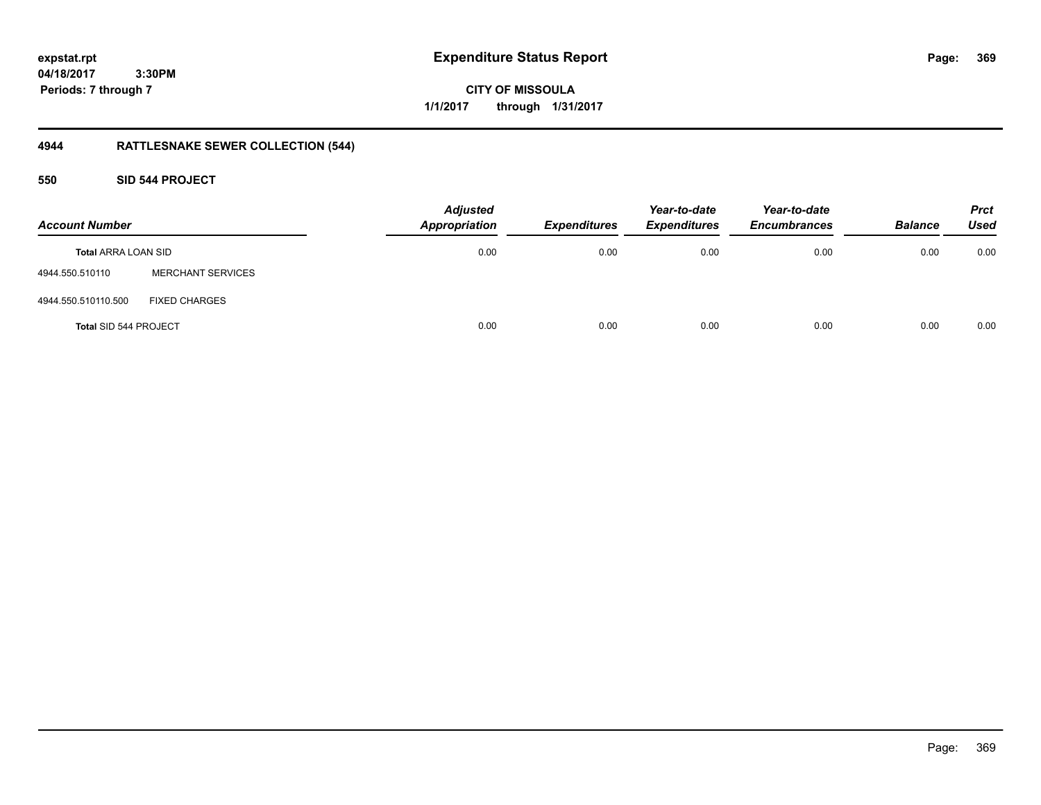**expstat.rpt**
**04/18/2017 3:30PM**
**Periods: 7 through 7**

# Expenditure Status Report

**CITY OF MISSOULA**
**1/1/2017 through 1/31/2017**

## 4944 RATTLESNAKE SEWER COLLECTION (544)

### 550 SID 544 PROJECT

| Account Number | | *Adjusted Appropriation* | *Expenditures* | *Year-to-date Expenditures* | *Year-to-date Encumbrances* | *Balance* | *Prct Used* |
|---|---|---|---|---|---|---|---|
| **Total** ARRA LOAN SID | | 0.00 | 0.00 | 0.00 | 0.00 | 0.00 | 0.00 |
| 4944.550.510110 | MERCHANT SERVICES | | | | | | |
| 4944.550.510110.500 | FIXED CHARGES | | | | | | |
| **Total** SID 544 PROJECT | | 0.00 | 0.00 | 0.00 | 0.00 | 0.00 | 0.00 |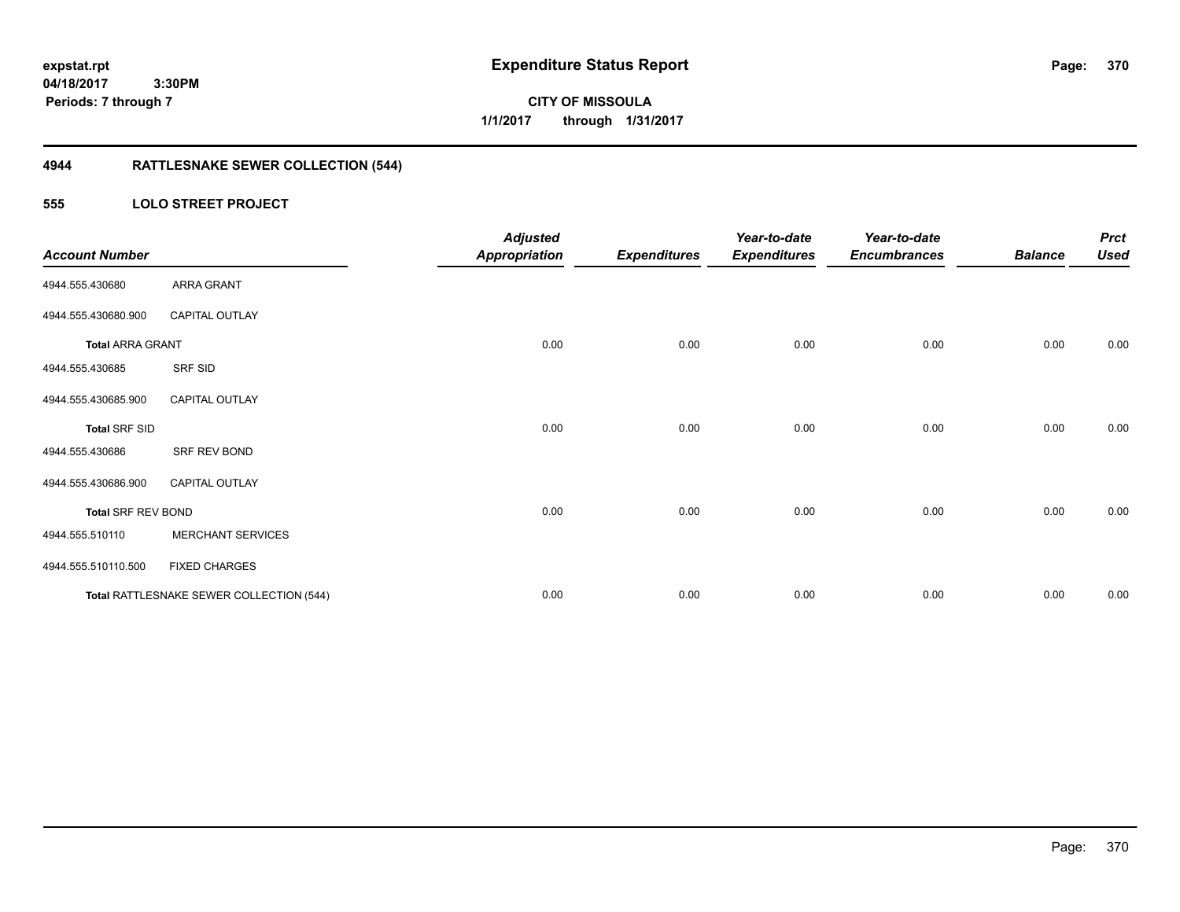**expstat.rpt**
**04/18/2017 3:30PM**
**Periods: 7 through 7**

# Expenditure Status Report

**CITY OF MISSOULA**
**1/1/2017 through 1/31/2017**

## 4944 RATTLESNAKE SEWER COLLECTION (544)

### 555 LOLO STREET PROJECT

| Account Number | | Adjusted Appropriation | Expenditures | Year-to-date Expenditures | Year-to-date Encumbrances | Balance | Prct Used |
|---|---|---|---|---|---|---|---|
| 4944.555.430680 | ARRA GRANT | | | | | | |
| 4944.555.430680.900 | CAPITAL OUTLAY | | | | | | |
| **Total** ARRA GRANT | | 0.00 | 0.00 | 0.00 | 0.00 | 0.00 | 0.00 |
| 4944.555.430685 | SRF SID | | | | | | |
| 4944.555.430685.900 | CAPITAL OUTLAY | | | | | | |
| **Total** SRF SID | | 0.00 | 0.00 | 0.00 | 0.00 | 0.00 | 0.00 |
| 4944.555.430686 | SRF REV BOND | | | | | | |
| 4944.555.430686.900 | CAPITAL OUTLAY | | | | | | |
| **Total** SRF REV BOND | | 0.00 | 0.00 | 0.00 | 0.00 | 0.00 | 0.00 |
| 4944.555.510110 | MERCHANT SERVICES | | | | | | |
| 4944.555.510110.500 | FIXED CHARGES | | | | | | |
| **Total** RATTLESNAKE SEWER COLLECTION (544) | | 0.00 | 0.00 | 0.00 | 0.00 | 0.00 | 0.00 |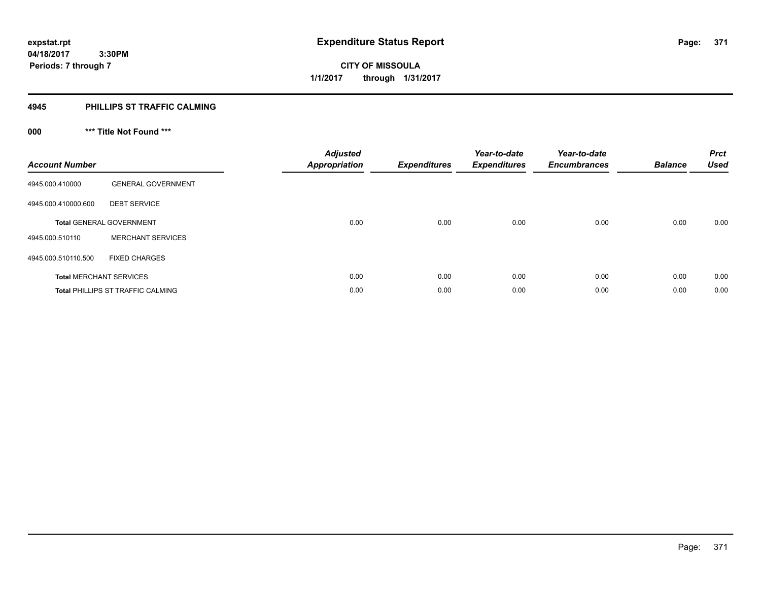expstat.rpt
04/18/2017 3:30PM
Periods: 7 through 7

# Expenditure Status Report

CITY OF MISSOULA
1/1/2017 through 1/31/2017

## 4945 PHILLIPS ST TRAFFIC CALMING

### 000 *** Title Not Found ***

| Account Number | | Adjusted Appropriation | Expenditures | Year-to-date Expenditures | Year-to-date Encumbrances | Balance | Prct Used |
|---|---|---|---|---|---|---|---|
| 4945.000.410000 | GENERAL GOVERNMENT | | | | | | |
| 4945.000.410000.600 | DEBT SERVICE | | | | | | |
| **Total** GENERAL GOVERNMENT | | 0.00 | 0.00 | 0.00 | 0.00 | 0.00 | 0.00 |
| 4945.000.510110 | MERCHANT SERVICES | | | | | | |
| 4945.000.510110.500 | FIXED CHARGES | | | | | | |
| **Total** MERCHANT SERVICES | | 0.00 | 0.00 | 0.00 | 0.00 | 0.00 | 0.00 |
| **Total** PHILLIPS ST TRAFFIC CALMING | | 0.00 | 0.00 | 0.00 | 0.00 | 0.00 | 0.00 |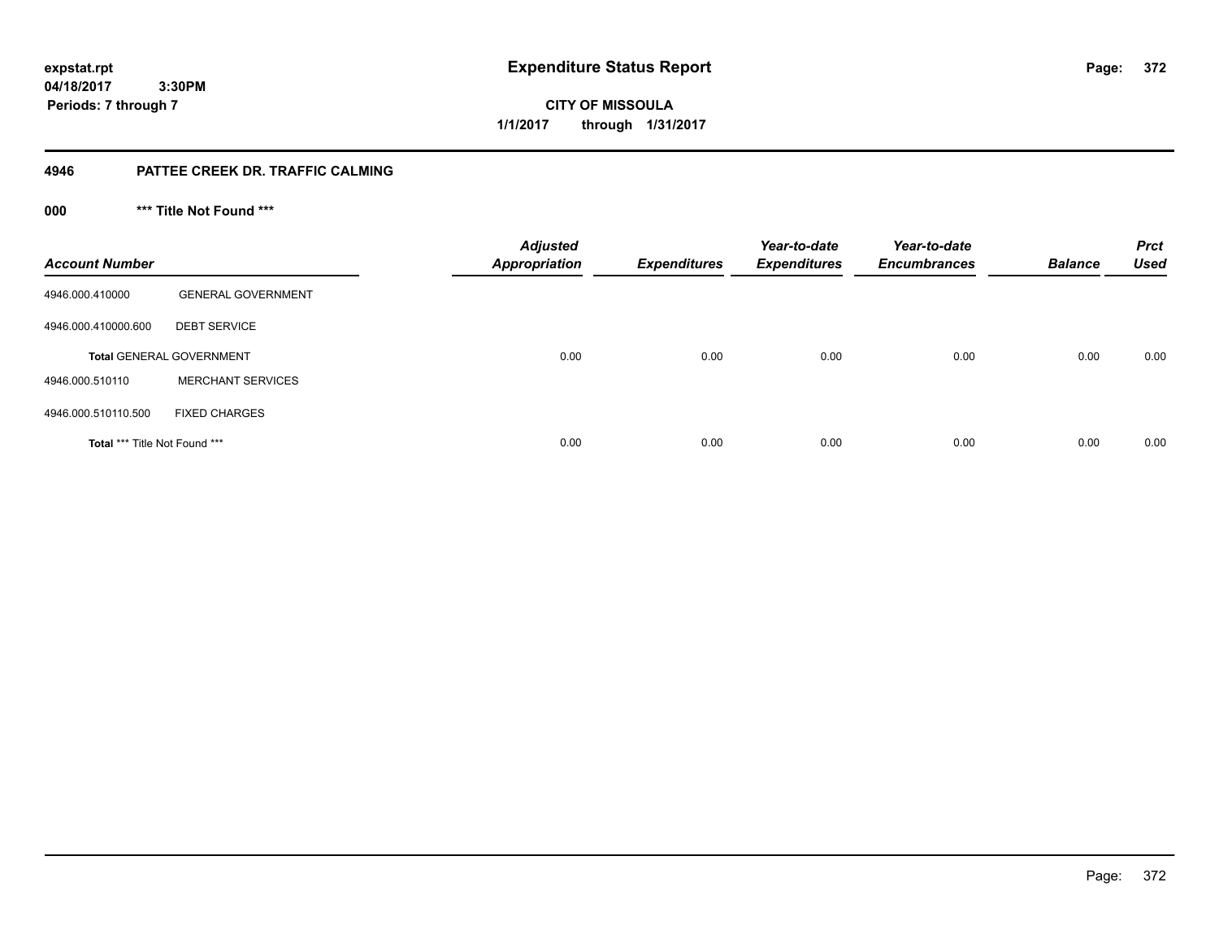**expstat.rpt**
**04/18/2017 3:30PM**
**Periods: 7 through 7**

# Expenditure Status Report

**CITY OF MISSOULA**
**1/1/2017 through 1/31/2017**

## 4946 PATTEE CREEK DR. TRAFFIC CALMING

### 000 *** Title Not Found ***

| Account Number | | Adjusted Appropriation | Expenditures | Year-to-date Expenditures | Year-to-date Encumbrances | Balance | Prct Used |
|---|---|---|---|---|---|---|---|
| 4946.000.410000 | GENERAL GOVERNMENT | | | | | | |
| 4946.000.410000.600 | DEBT SERVICE | | | | | | |
| **Total** GENERAL GOVERNMENT | | 0.00 | 0.00 | 0.00 | 0.00 | 0.00 | 0.00 |
| 4946.000.510110 | MERCHANT SERVICES | | | | | | |
| 4946.000.510110.500 | FIXED CHARGES | | | | | | |
| **Total** *** Title Not Found *** | | 0.00 | 0.00 | 0.00 | 0.00 | 0.00 | 0.00 |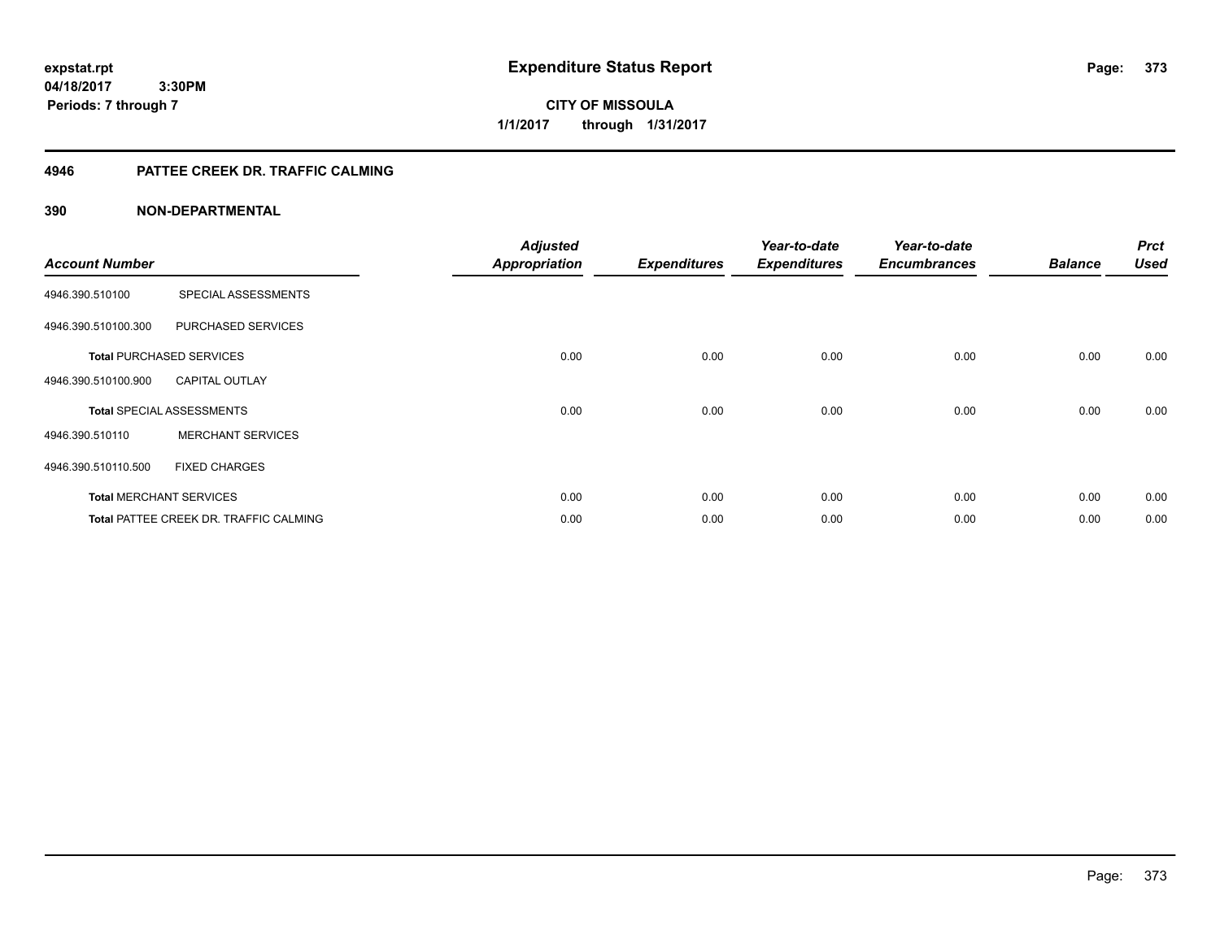**Expenditure Status Report**

**CITY OF MISSOULA**
**1/1/2017 through 1/31/2017**

expstat.rpt
04/18/2017 3:30PM
Periods: 7 through 7

## 4946 PATTEE CREEK DR. TRAFFIC CALMING

### 390 NON-DEPARTMENTAL

| Account Number | | Adjusted Appropriation | Expenditures | Year-to-date Expenditures | Year-to-date Encumbrances | Balance | Prct Used |
|---|---|---|---|---|---|---|---|
| 4946.390.510100 | SPECIAL ASSESSMENTS | | | | | | |
| 4946.390.510100.300 | PURCHASED SERVICES | | | | | | |
| **Total** PURCHASED SERVICES | | 0.00 | 0.00 | 0.00 | 0.00 | 0.00 | 0.00 |
| 4946.390.510100.900 | CAPITAL OUTLAY | | | | | | |
| **Total** SPECIAL ASSESSMENTS | | 0.00 | 0.00 | 0.00 | 0.00 | 0.00 | 0.00 |
| 4946.390.510110 | MERCHANT SERVICES | | | | | | |
| 4946.390.510110.500 | FIXED CHARGES | | | | | | |
| **Total** MERCHANT SERVICES | | 0.00 | 0.00 | 0.00 | 0.00 | 0.00 | 0.00 |
| **Total** PATTEE CREEK DR. TRAFFIC CALMING | | 0.00 | 0.00 | 0.00 | 0.00 | 0.00 | 0.00 |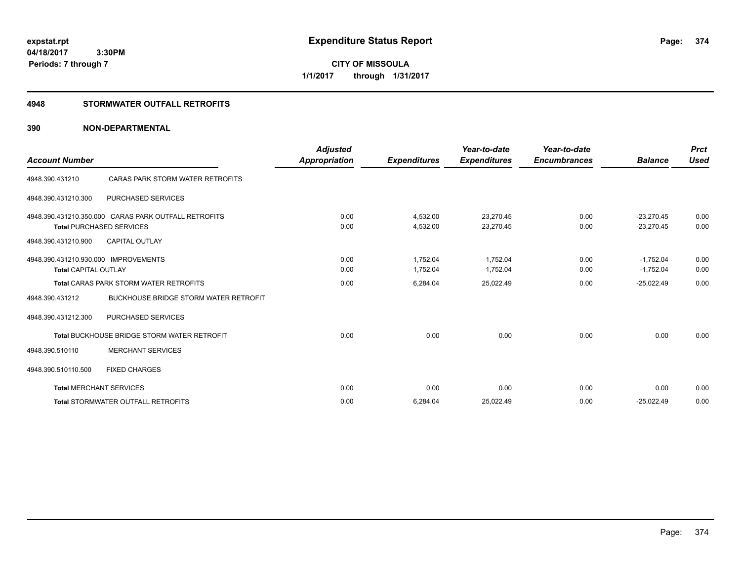**expstat.rpt**
**04/18/2017 3:30PM**
**Periods: 7 through 7**

# Expenditure Status Report

**CITY OF MISSOULA**
**1/1/2017 through 1/31/2017**

## 4948 STORMWATER OUTFALL RETROFITS

## 390 NON-DEPARTMENTAL

| Account Number | | Adjusted Appropriation | Expenditures | Year-to-date Expenditures | Year-to-date Encumbrances | Balance | Prct Used |
|---|---|---|---|---|---|---|---|
| 4948.390.431210 | CARAS PARK STORM WATER RETROFITS | | | | | | |
| 4948.390.431210.300 | PURCHASED SERVICES | | | | | | |
| 4948.390.431210.350.000 | CARAS PARK OUTFALL RETROFITS | 0.00 | 4,532.00 | 23,270.45 | 0.00 | -23,270.45 | 0.00 |
| **Total** PURCHASED SERVICES | | 0.00 | 4,532.00 | 23,270.45 | 0.00 | -23,270.45 | 0.00 |
| 4948.390.431210.900 | CAPITAL OUTLAY | | | | | | |
| 4948.390.431210.930.000 | IMPROVEMENTS | 0.00 | 1,752.04 | 1,752.04 | 0.00 | -1,752.04 | 0.00 |
| **Total** CAPITAL OUTLAY | | 0.00 | 1,752.04 | 1,752.04 | 0.00 | -1,752.04 | 0.00 |
| **Total** CARAS PARK STORM WATER RETROFITS | | 0.00 | 6,284.04 | 25,022.49 | 0.00 | -25,022.49 | 0.00 |
| 4948.390.431212 | BUCKHOUSE BRIDGE STORM WATER RETROFIT | | | | | | |
| 4948.390.431212.300 | PURCHASED SERVICES | | | | | | |
| **Total** BUCKHOUSE BRIDGE STORM WATER RETROFIT | | 0.00 | 0.00 | 0.00 | 0.00 | 0.00 | 0.00 |
| 4948.390.510110 | MERCHANT SERVICES | | | | | | |
| 4948.390.510110.500 | FIXED CHARGES | | | | | | |
| **Total** MERCHANT SERVICES | | 0.00 | 0.00 | 0.00 | 0.00 | 0.00 | 0.00 |
| **Total** STORMWATER OUTFALL RETROFITS | | 0.00 | 6,284.04 | 25,022.49 | 0.00 | -25,022.49 | 0.00 |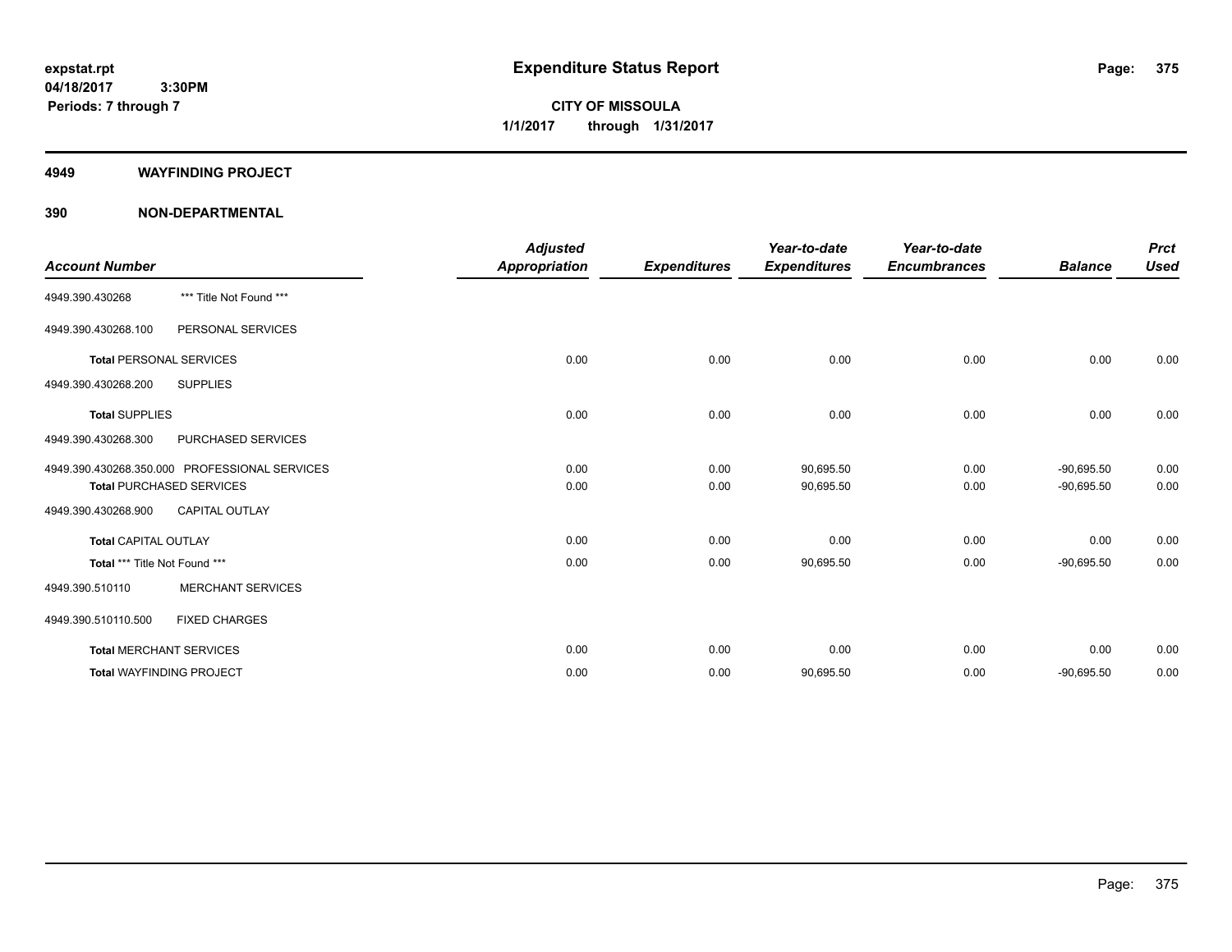# Expenditure Status Report

expstat.rpt
04/18/2017 3:30PM
Periods: 7 through 7

**CITY OF MISSOULA**
**1/1/2017 through 1/31/2017**

## 4949 WAYFINDING PROJECT

### 390 NON-DEPARTMENTAL

| Account Number | | Adjusted Appropriation | Expenditures | Year-to-date Expenditures | Year-to-date Encumbrances | Balance | Prct Used |
|---|---|---|---|---|---|---|---|
| 4949.390.430268 | *** Title Not Found *** | | | | | | |
| 4949.390.430268.100 | PERSONAL SERVICES | | | | | | |
| **Total** PERSONAL SERVICES | | 0.00 | 0.00 | 0.00 | 0.00 | 0.00 | 0.00 |
| 4949.390.430268.200 | SUPPLIES | | | | | | |
| **Total** SUPPLIES | | 0.00 | 0.00 | 0.00 | 0.00 | 0.00 | 0.00 |
| 4949.390.430268.300 | PURCHASED SERVICES | | | | | | |
| 4949.390.430268.350.000 | PROFESSIONAL SERVICES | 0.00 | 0.00 | 90,695.50 | 0.00 | -90,695.50 | 0.00 |
| **Total** PURCHASED SERVICES | | 0.00 | 0.00 | 90,695.50 | 0.00 | -90,695.50 | 0.00 |
| 4949.390.430268.900 | CAPITAL OUTLAY | | | | | | |
| **Total** CAPITAL OUTLAY | | 0.00 | 0.00 | 0.00 | 0.00 | 0.00 | 0.00 |
| **Total** *** Title Not Found *** | | 0.00 | 0.00 | 90,695.50 | 0.00 | -90,695.50 | 0.00 |
| 4949.390.510110 | MERCHANT SERVICES | | | | | | |
| 4949.390.510110.500 | FIXED CHARGES | | | | | | |
| **Total** MERCHANT SERVICES | | 0.00 | 0.00 | 0.00 | 0.00 | 0.00 | 0.00 |
| **Total** WAYFINDING PROJECT | | 0.00 | 0.00 | 90,695.50 | 0.00 | -90,695.50 | 0.00 |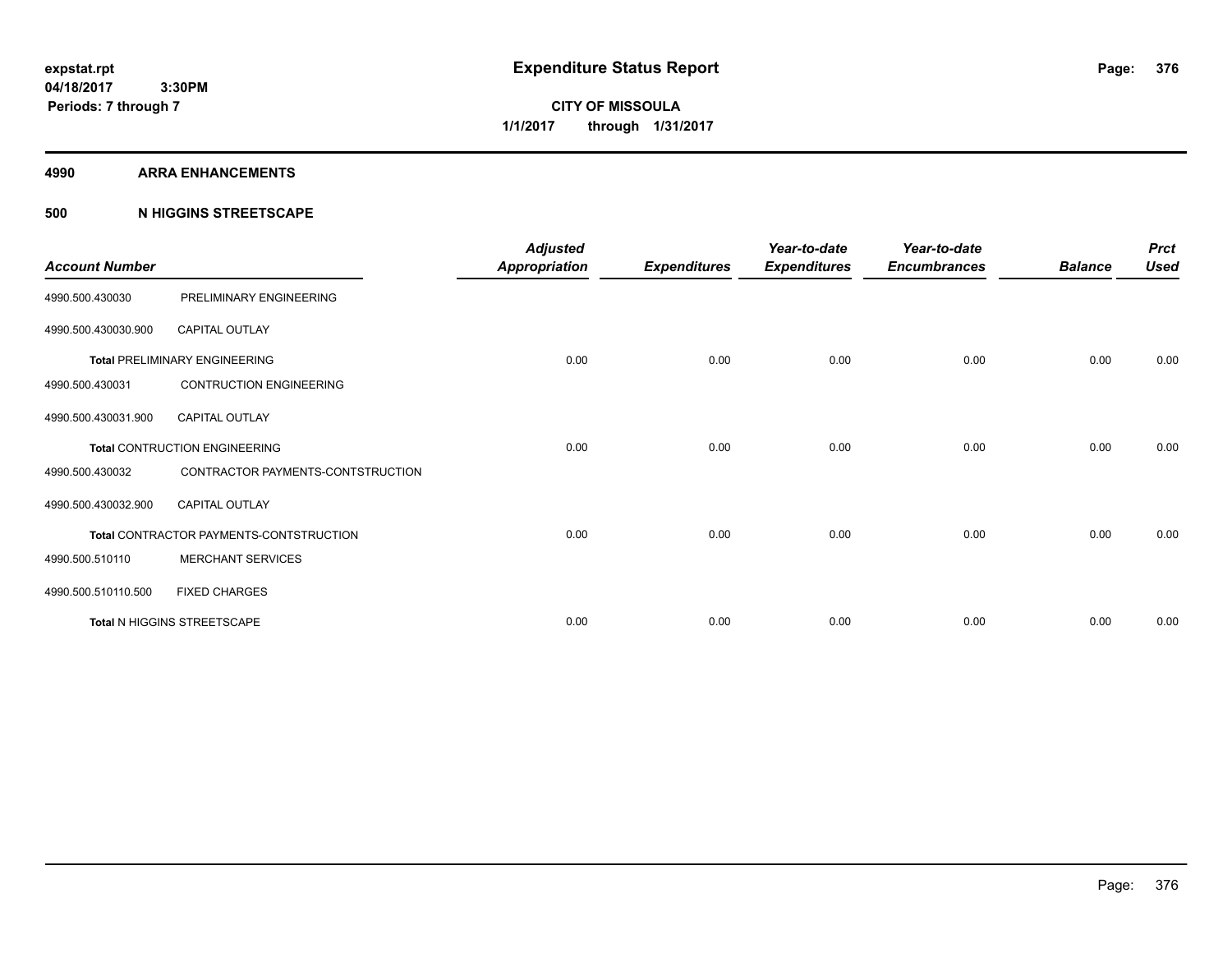# Expenditure Status Report

expstat.rpt
04/18/2017 3:30PM
Periods: 7 through 7

**CITY OF MISSOULA**
**1/1/2017 through 1/31/2017**

## 4990 ARRA ENHANCEMENTS

### 500 N HIGGINS STREETSCAPE

| Account Number | | Adjusted Appropriation | Expenditures | Year-to-date Expenditures | Year-to-date Encumbrances | Balance | Prct Used |
|---|---|---|---|---|---|---|---|
| 4990.500.430030 | PRELIMINARY ENGINEERING | | | | | | |
| 4990.500.430030.900 | CAPITAL OUTLAY | | | | | | |
| **Total** PRELIMINARY ENGINEERING | | 0.00 | 0.00 | 0.00 | 0.00 | 0.00 | 0.00 |
| 4990.500.430031 | CONTRUCTION ENGINEERING | | | | | | |
| 4990.500.430031.900 | CAPITAL OUTLAY | | | | | | |
| **Total** CONTRUCTION ENGINEERING | | 0.00 | 0.00 | 0.00 | 0.00 | 0.00 | 0.00 |
| 4990.500.430032 | CONTRACTOR PAYMENTS-CONTSTRUCTION | | | | | | |
| 4990.500.430032.900 | CAPITAL OUTLAY | | | | | | |
| **Total** CONTRACTOR PAYMENTS-CONTSTRUCTION | | 0.00 | 0.00 | 0.00 | 0.00 | 0.00 | 0.00 |
| 4990.500.510110 | MERCHANT SERVICES | | | | | | |
| 4990.500.510110.500 | FIXED CHARGES | | | | | | |
| **Total** N HIGGINS STREETSCAPE | | 0.00 | 0.00 | 0.00 | 0.00 | 0.00 | 0.00 |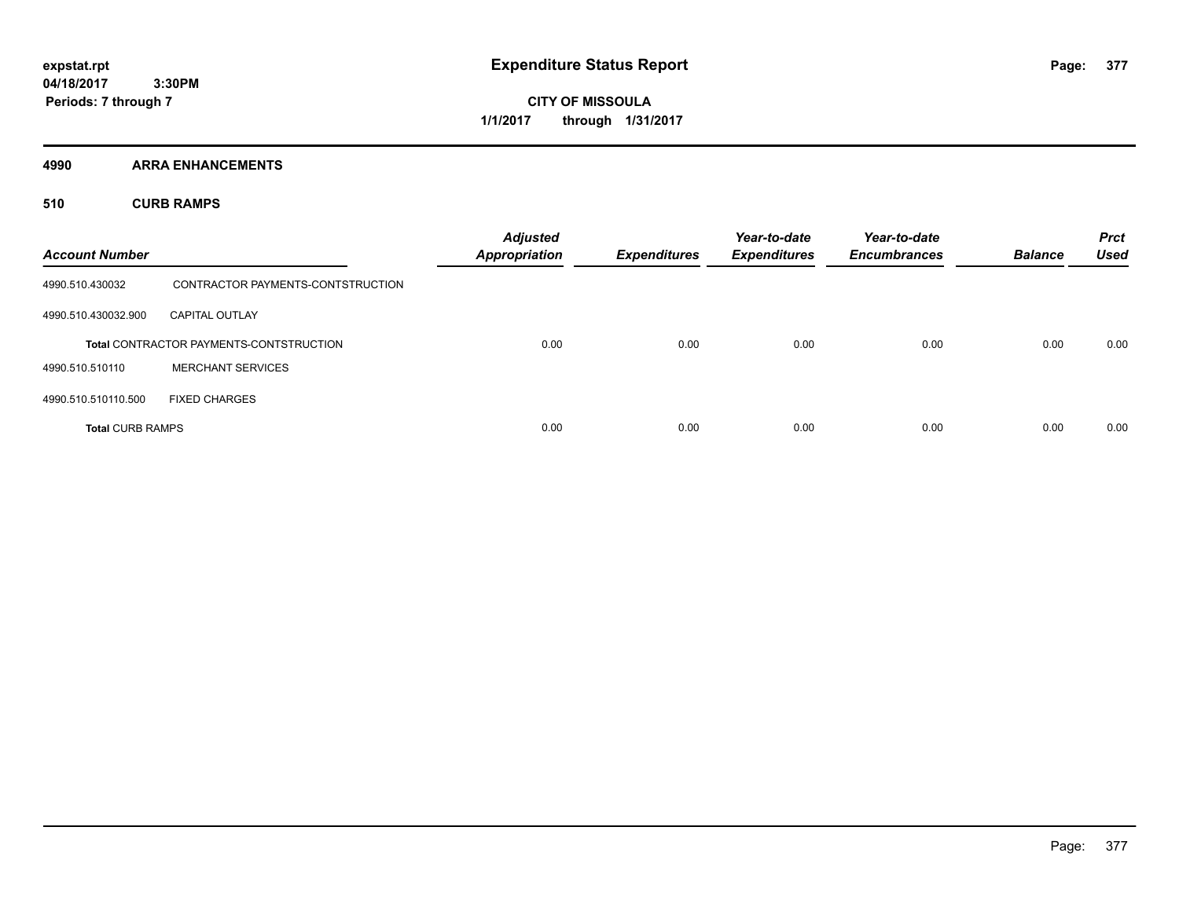# Expenditure Status Report

**expstat.rpt**
**04/18/2017 3:30PM**
**Periods: 7 through 7**

**CITY OF MISSOULA**
**1/1/2017 through 1/31/2017**

## 4990 ARRA ENHANCEMENTS

### 510 CURB RAMPS

| Account Number | | Adjusted Appropriation | Expenditures | Year-to-date Expenditures | Year-to-date Encumbrances | Balance | Prct Used |
|---|---|---|---|---|---|---|---|
| 4990.510.430032 | CONTRACTOR PAYMENTS-CONTSTRUCTION | | | | | | |
| 4990.510.430032.900 | CAPITAL OUTLAY | | | | | | |
| **Total** CONTRACTOR PAYMENTS-CONTSTRUCTION | | 0.00 | 0.00 | 0.00 | 0.00 | 0.00 | 0.00 |
| 4990.510.510110 | MERCHANT SERVICES | | | | | | |
| 4990.510.510110.500 | FIXED CHARGES | | | | | | |
| **Total CURB RAMPS** | | 0.00 | 0.00 | 0.00 | 0.00 | 0.00 | 0.00 |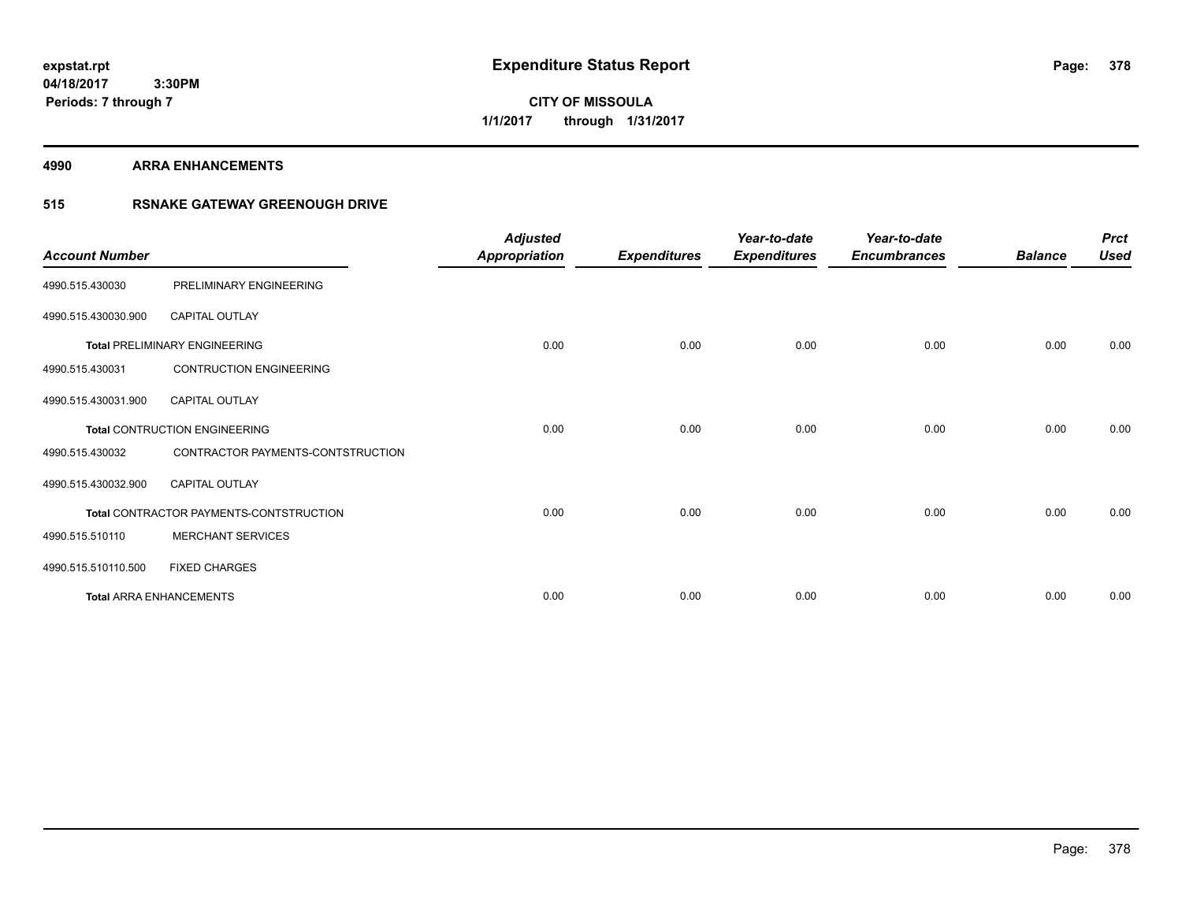# Expenditure Status Report

expstat.rpt
04/18/2017 3:30PM
Periods: 7 through 7

**CITY OF MISSOULA**
**1/1/2017 through 1/31/2017**

## 4990 ARRA ENHANCEMENTS

### 515 RSNAKE GATEWAY GREENOUGH DRIVE

| Account Number | | Adjusted Appropriation | Expenditures | Year-to-date Expenditures | Year-to-date Encumbrances | Balance | Prct Used |
|---|---|---|---|---|---|---|---|
| 4990.515.430030 | PRELIMINARY ENGINEERING | | | | | | |
| 4990.515.430030.900 | CAPITAL OUTLAY | | | | | | |
| **Total** PRELIMINARY ENGINEERING | | 0.00 | 0.00 | 0.00 | 0.00 | 0.00 | 0.00 |
| 4990.515.430031 | CONTRUCTION ENGINEERING | | | | | | |
| 4990.515.430031.900 | CAPITAL OUTLAY | | | | | | |
| **Total** CONTRUCTION ENGINEERING | | 0.00 | 0.00 | 0.00 | 0.00 | 0.00 | 0.00 |
| 4990.515.430032 | CONTRACTOR PAYMENTS-CONTSTRUCTION | | | | | | |
| 4990.515.430032.900 | CAPITAL OUTLAY | | | | | | |
| **Total** CONTRACTOR PAYMENTS-CONTSTRUCTION | | 0.00 | 0.00 | 0.00 | 0.00 | 0.00 | 0.00 |
| 4990.515.510110 | MERCHANT SERVICES | | | | | | |
| 4990.515.510110.500 | FIXED CHARGES | | | | | | |
| **Total** ARRA ENHANCEMENTS | | 0.00 | 0.00 | 0.00 | 0.00 | 0.00 | 0.00 |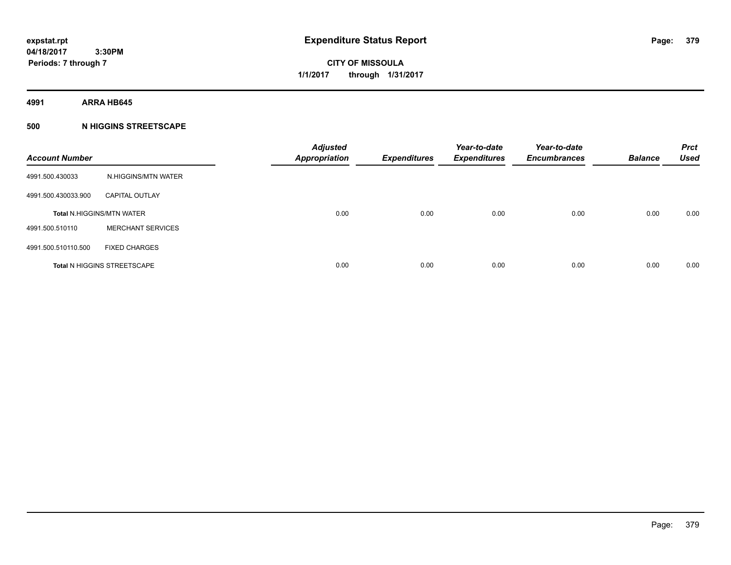**expstat.rpt**
**04/18/2017 3:30PM**
**Periods: 7 through 7**

# Expenditure Status Report

**CITY OF MISSOULA**
**1/1/2017 through 1/31/2017**

## 4991 ARRA HB645

### 500 N HIGGINS STREETSCAPE

| Account Number | | Adjusted Appropriation | Expenditures | Year-to-date Expenditures | Year-to-date Encumbrances | Balance | Prct Used |
|---|---|---|---|---|---|---|---|
| 4991.500.430033 | N.HIGGINS/MTN WATER | | | | | | |
| 4991.500.430033.900 | CAPITAL OUTLAY | | | | | | |
| Total N.HIGGINS/MTN WATER | | 0.00 | 0.00 | 0.00 | 0.00 | 0.00 | 0.00 |
| 4991.500.510110 | MERCHANT SERVICES | | | | | | |
| 4991.500.510110.500 | FIXED CHARGES | | | | | | |
| Total N HIGGINS STREETSCAPE | | 0.00 | 0.00 | 0.00 | 0.00 | 0.00 | 0.00 |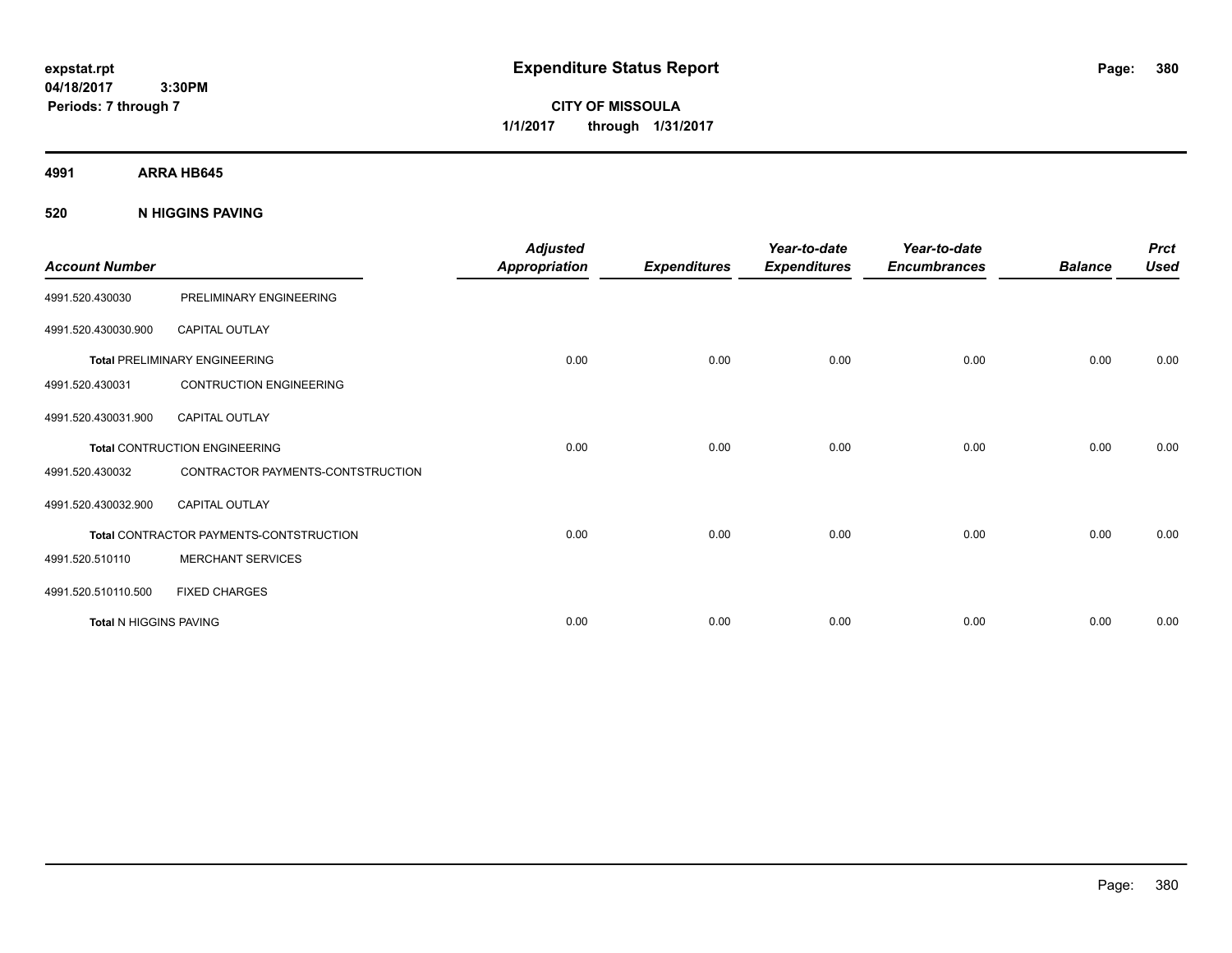**expstat.rpt**
**04/18/2017 3:30PM**
**Periods: 7 through 7**

# Expenditure Status Report

**CITY OF MISSOULA**
**1/1/2017 through 1/31/2017**

## 4991 ARRA HB645

### 520 N HIGGINS PAVING

| Account Number | | Adjusted Appropriation | Expenditures | Year-to-date Expenditures | Year-to-date Encumbrances | Balance | Prct Used |
|---|---|---|---|---|---|---|---|
| 4991.520.430030 | PRELIMINARY ENGINEERING | | | | | | |
| 4991.520.430030.900 | CAPITAL OUTLAY | | | | | | |
| **Total** PRELIMINARY ENGINEERING | | 0.00 | 0.00 | 0.00 | 0.00 | 0.00 | 0.00 |
| 4991.520.430031 | CONTRUCTION ENGINEERING | | | | | | |
| 4991.520.430031.900 | CAPITAL OUTLAY | | | | | | |
| **Total** CONTRUCTION ENGINEERING | | 0.00 | 0.00 | 0.00 | 0.00 | 0.00 | 0.00 |
| 4991.520.430032 | CONTRACTOR PAYMENTS-CONTSTRUCTION | | | | | | |
| 4991.520.430032.900 | CAPITAL OUTLAY | | | | | | |
| **Total** CONTRACTOR PAYMENTS-CONTSTRUCTION | | 0.00 | 0.00 | 0.00 | 0.00 | 0.00 | 0.00 |
| 4991.520.510110 | MERCHANT SERVICES | | | | | | |
| 4991.520.510110.500 | FIXED CHARGES | | | | | | |
| **Total** N HIGGINS PAVING | | 0.00 | 0.00 | 0.00 | 0.00 | 0.00 | 0.00 |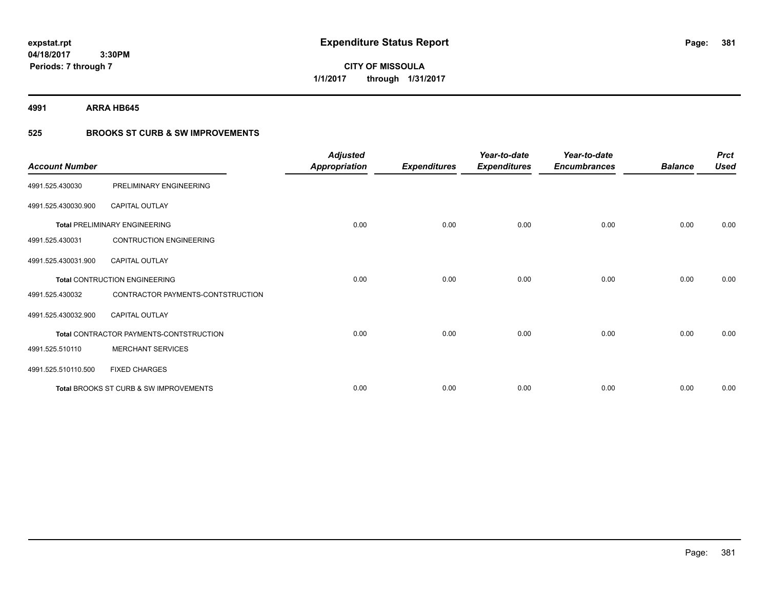# Expenditure Status Report

expstat.rpt
04/18/2017 3:30PM
Periods: 7 through 7

**CITY OF MISSOULA**
**1/1/2017 through 1/31/2017**

**4991 ARRA HB645**

**525 BROOKS ST CURB & SW IMPROVEMENTS**

| Account Number | | Adjusted Appropriation | Expenditures | Year-to-date Expenditures | Year-to-date Encumbrances | Balance | Prct Used |
|---|---|---|---|---|---|---|---|
| 4991.525.430030 | PRELIMINARY ENGINEERING | | | | | | |
| 4991.525.430030.900 | CAPITAL OUTLAY | | | | | | |
| **Total** PRELIMINARY ENGINEERING | | 0.00 | 0.00 | 0.00 | 0.00 | 0.00 | 0.00 |
| 4991.525.430031 | CONTRUCTION ENGINEERING | | | | | | |
| 4991.525.430031.900 | CAPITAL OUTLAY | | | | | | |
| **Total** CONTRUCTION ENGINEERING | | 0.00 | 0.00 | 0.00 | 0.00 | 0.00 | 0.00 |
| 4991.525.430032 | CONTRACTOR PAYMENTS-CONTSTRUCTION | | | | | | |
| 4991.525.430032.900 | CAPITAL OUTLAY | | | | | | |
| **Total** CONTRACTOR PAYMENTS-CONTSTRUCTION | | 0.00 | 0.00 | 0.00 | 0.00 | 0.00 | 0.00 |
| 4991.525.510110 | MERCHANT SERVICES | | | | | | |
| 4991.525.510110.500 | FIXED CHARGES | | | | | | |
| **Total** BROOKS ST CURB & SW IMPROVEMENTS | | 0.00 | 0.00 | 0.00 | 0.00 | 0.00 | 0.00 |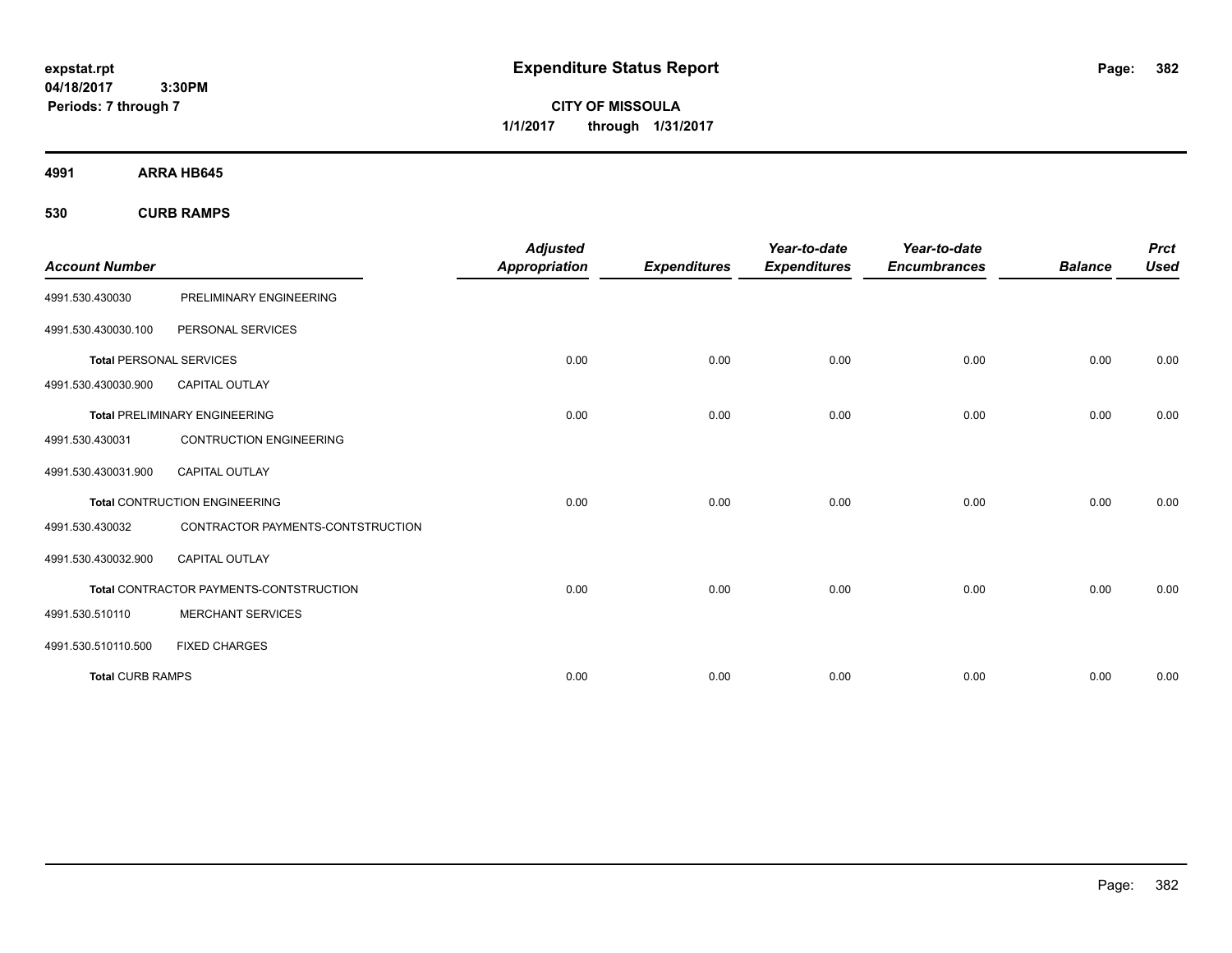expstat.rpt
04/18/2017 3:30PM
Periods: 7 through 7

# Expenditure Status Report

**CITY OF MISSOULA**
**1/1/2017 through 1/31/2017**

**4991 ARRA HB645**

**530 CURB RAMPS**

| Account Number | | Adjusted Appropriation | Expenditures | Year-to-date Expenditures | Year-to-date Encumbrances | Balance | Prct Used |
|---|---|---|---|---|---|---|---|
| 4991.530.430030 | PRELIMINARY ENGINEERING | | | | | | |
| 4991.530.430030.100 | PERSONAL SERVICES | | | | | | |
| **Total** PERSONAL SERVICES | | 0.00 | 0.00 | 0.00 | 0.00 | 0.00 | 0.00 |
| 4991.530.430030.900 | CAPITAL OUTLAY | | | | | | |
| **Total** PRELIMINARY ENGINEERING | | 0.00 | 0.00 | 0.00 | 0.00 | 0.00 | 0.00 |
| 4991.530.430031 | CONTRUCTION ENGINEERING | | | | | | |
| 4991.530.430031.900 | CAPITAL OUTLAY | | | | | | |
| **Total** CONTRUCTION ENGINEERING | | 0.00 | 0.00 | 0.00 | 0.00 | 0.00 | 0.00 |
| 4991.530.430032 | CONTRACTOR PAYMENTS-CONTSTRUCTION | | | | | | |
| 4991.530.430032.900 | CAPITAL OUTLAY | | | | | | |
| **Total** CONTRACTOR PAYMENTS-CONTSTRUCTION | | 0.00 | 0.00 | 0.00 | 0.00 | 0.00 | 0.00 |
| 4991.530.510110 | MERCHANT SERVICES | | | | | | |
| 4991.530.510110.500 | FIXED CHARGES | | | | | | |
| **Total** CURB RAMPS | | 0.00 | 0.00 | 0.00 | 0.00 | 0.00 | 0.00 |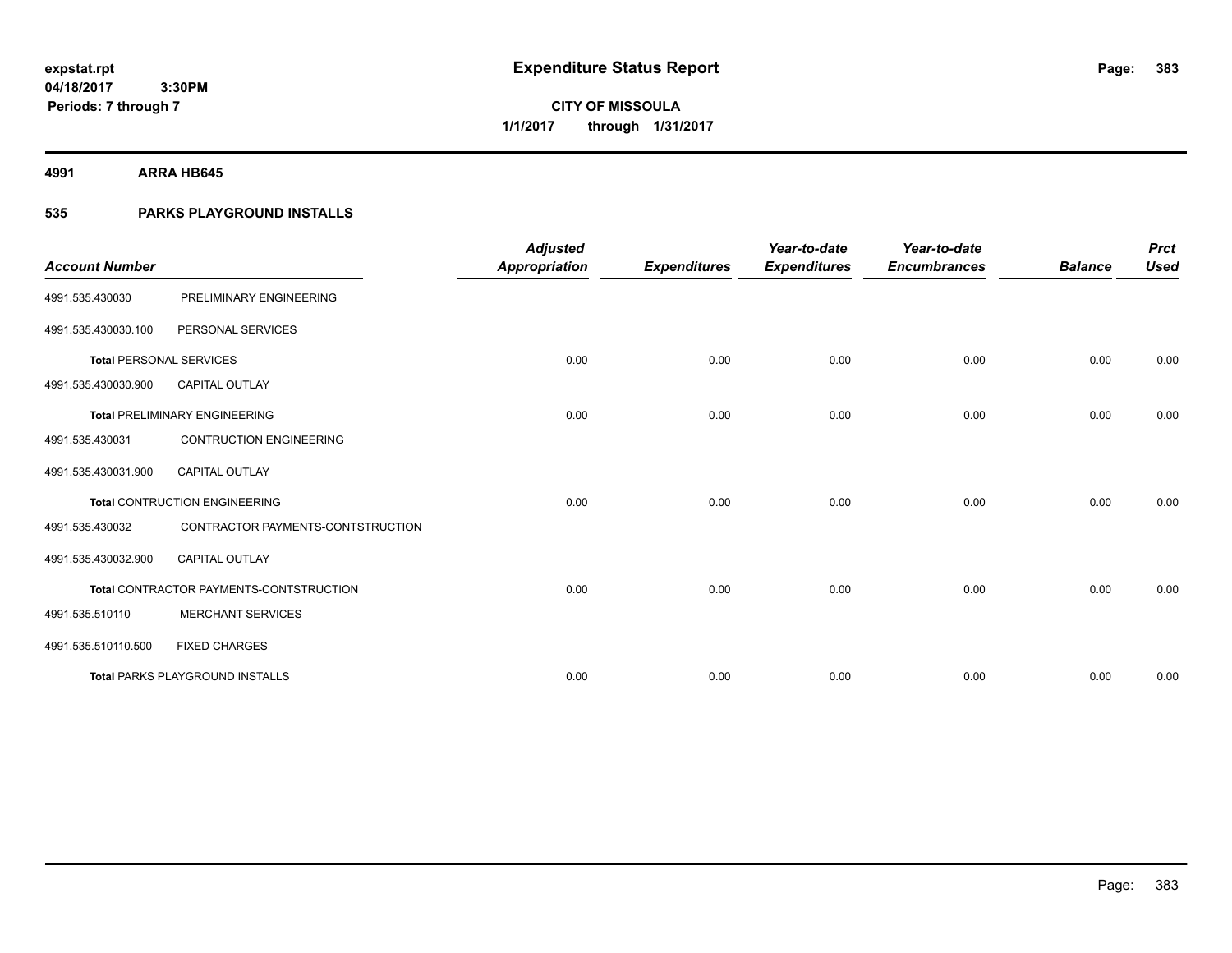expstat.rpt
04/18/2017 3:30PM
Periods: 7 through 7

# Expenditure Status Report

CITY OF MISSOULA
1/1/2017 through 1/31/2017

## 4991 ARRA HB645

## 535 PARKS PLAYGROUND INSTALLS

| Account Number | | Adjusted Appropriation | Expenditures | Year-to-date Expenditures | Year-to-date Encumbrances | Balance | Prct Used |
|---|---|---|---|---|---|---|---|
| 4991.535.430030 | PRELIMINARY ENGINEERING | | | | | | |
| 4991.535.430030.100 | PERSONAL SERVICES | | | | | | |
| **Total** PERSONAL SERVICES | | 0.00 | 0.00 | 0.00 | 0.00 | 0.00 | 0.00 |
| 4991.535.430030.900 | CAPITAL OUTLAY | | | | | | |
| **Total** PRELIMINARY ENGINEERING | | 0.00 | 0.00 | 0.00 | 0.00 | 0.00 | 0.00 |
| 4991.535.430031 | CONTRUCTION ENGINEERING | | | | | | |
| 4991.535.430031.900 | CAPITAL OUTLAY | | | | | | |
| **Total** CONTRUCTION ENGINEERING | | 0.00 | 0.00 | 0.00 | 0.00 | 0.00 | 0.00 |
| 4991.535.430032 | CONTRACTOR PAYMENTS-CONTSTRUCTION | | | | | | |
| 4991.535.430032.900 | CAPITAL OUTLAY | | | | | | |
| **Total** CONTRACTOR PAYMENTS-CONTSTRUCTION | | 0.00 | 0.00 | 0.00 | 0.00 | 0.00 | 0.00 |
| 4991.535.510110 | MERCHANT SERVICES | | | | | | |
| 4991.535.510110.500 | FIXED CHARGES | | | | | | |
| **Total** PARKS PLAYGROUND INSTALLS | | 0.00 | 0.00 | 0.00 | 0.00 | 0.00 | 0.00 |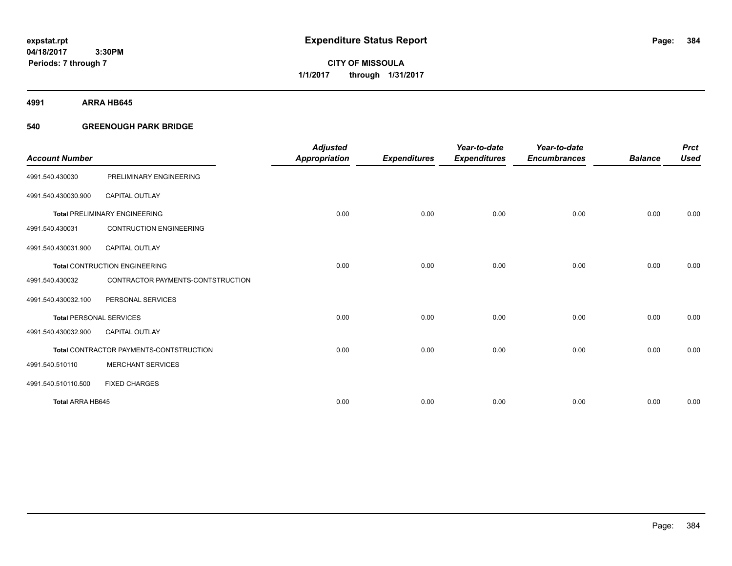# Expenditure Status Report

**CITY OF MISSOULA**

**1/1/2017 through 1/31/2017**

expstat.rpt
04/18/2017 3:30PM
Periods: 7 through 7

## 4991 ARRA HB645

### 540 GREENOUGH PARK BRIDGE

| Account Number | | Adjusted Appropriation | Expenditures | Year-to-date Expenditures | Year-to-date Encumbrances | Balance | Prct Used |
|---|---|---|---|---|---|---|---|
| 4991.540.430030 | PRELIMINARY ENGINEERING | | | | | | |
| 4991.540.430030.900 | CAPITAL OUTLAY | | | | | | |
| **Total** PRELIMINARY ENGINEERING | | 0.00 | 0.00 | 0.00 | 0.00 | 0.00 | 0.00 |
| 4991.540.430031 | CONTRUCTION ENGINEERING | | | | | | |
| 4991.540.430031.900 | CAPITAL OUTLAY | | | | | | |
| **Total** CONTRUCTION ENGINEERING | | 0.00 | 0.00 | 0.00 | 0.00 | 0.00 | 0.00 |
| 4991.540.430032 | CONTRACTOR PAYMENTS-CONTSTRUCTION | | | | | | |
| 4991.540.430032.100 | PERSONAL SERVICES | | | | | | |
| **Total** PERSONAL SERVICES | | 0.00 | 0.00 | 0.00 | 0.00 | 0.00 | 0.00 |
| 4991.540.430032.900 | CAPITAL OUTLAY | | | | | | |
| **Total** CONTRACTOR PAYMENTS-CONTSTRUCTION | | 0.00 | 0.00 | 0.00 | 0.00 | 0.00 | 0.00 |
| 4991.540.510110 | MERCHANT SERVICES | | | | | | |
| 4991.540.510110.500 | FIXED CHARGES | | | | | | |
| **Total ARRA HB645** | | 0.00 | 0.00 | 0.00 | 0.00 | 0.00 | 0.00 |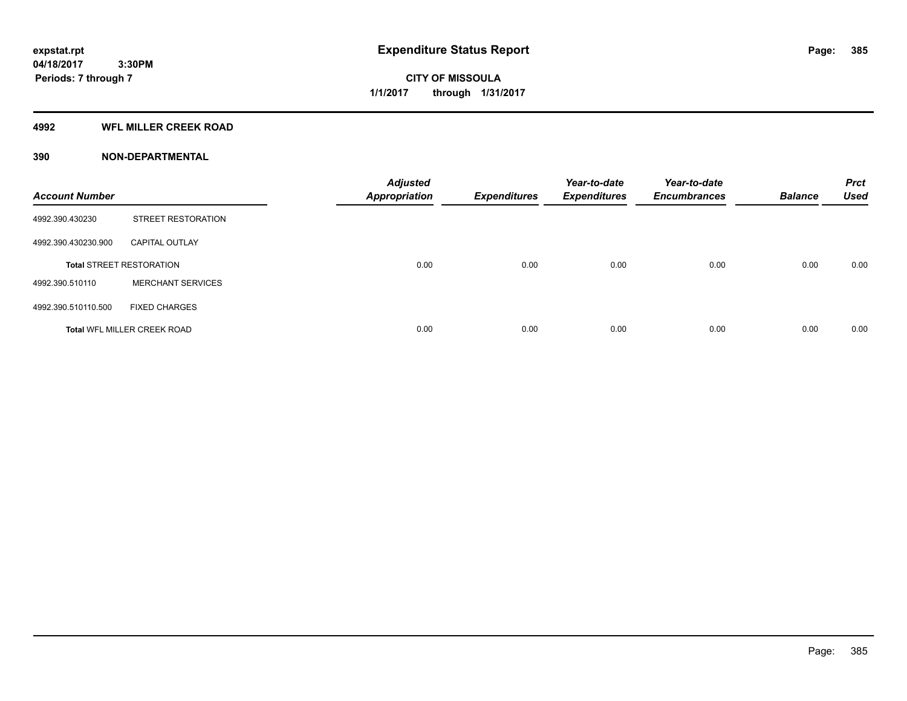**expstat.rpt**
**04/18/2017 3:30PM**
**Periods: 7 through 7**

# Expenditure Status Report

**CITY OF MISSOULA**
**1/1/2017 through 1/31/2017**

## 4992 WFL MILLER CREEK ROAD

## 390 NON-DEPARTMENTAL

| Account Number | | Adjusted Appropriation | Expenditures | Year-to-date Expenditures | Year-to-date Encumbrances | Balance | Prct Used |
|---|---|---|---|---|---|---|---|
| 4992.390.430230 | STREET RESTORATION | | | | | | |
| 4992.390.430230.900 | CAPITAL OUTLAY | | | | | | |
| **Total** STREET RESTORATION | | 0.00 | 0.00 | 0.00 | 0.00 | 0.00 | 0.00 |
| 4992.390.510110 | MERCHANT SERVICES | | | | | | |
| 4992.390.510110.500 | FIXED CHARGES | | | | | | |
| **Total** WFL MILLER CREEK ROAD | | 0.00 | 0.00 | 0.00 | 0.00 | 0.00 | 0.00 |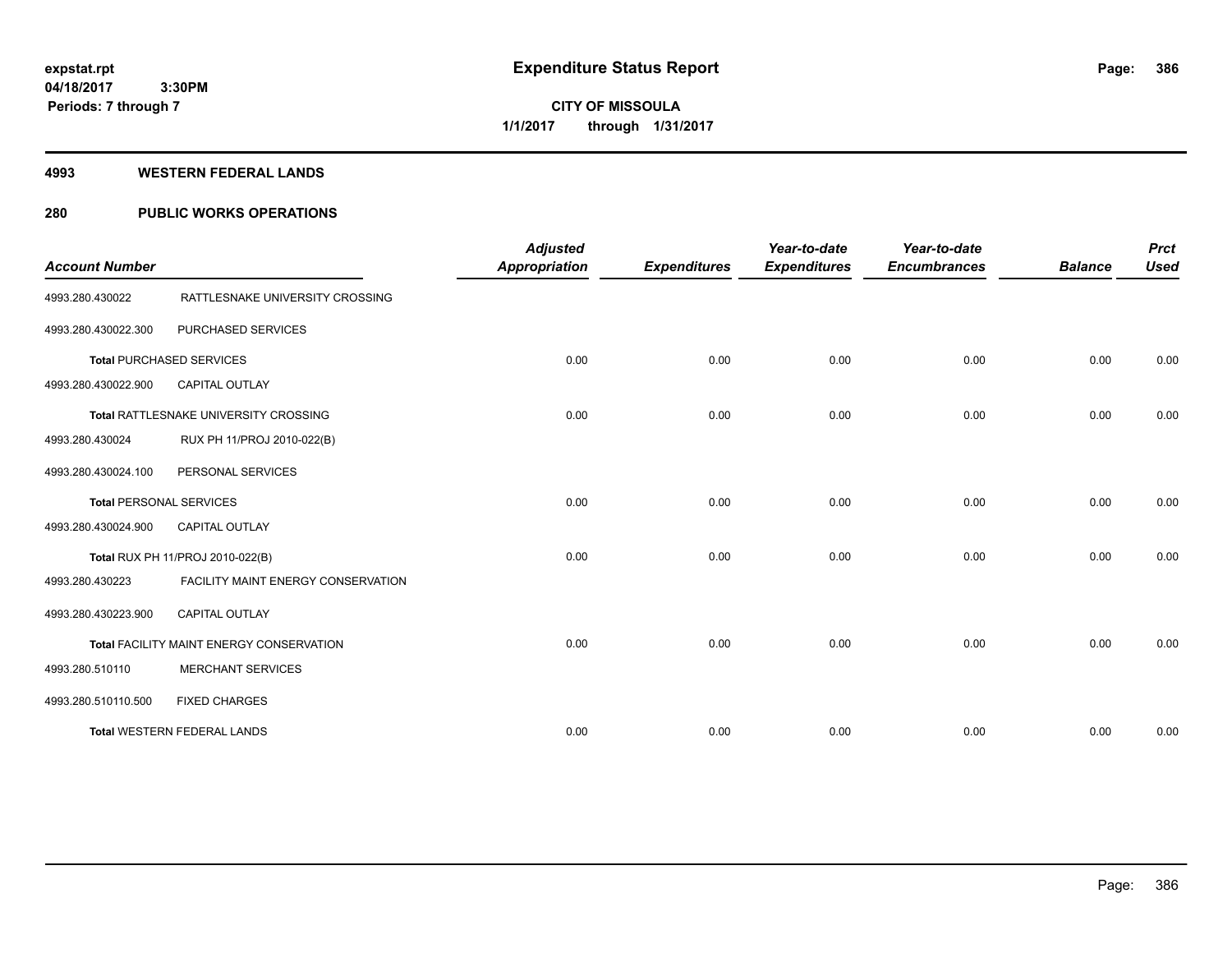**expstat.rpt**
**04/18/2017 3:30PM**
**Periods: 7 through 7**

# Expenditure Status Report

**CITY OF MISSOULA**
**1/1/2017 through 1/31/2017**

## 4993 WESTERN FEDERAL LANDS

## 280 PUBLIC WORKS OPERATIONS

| Account Number | | Adjusted Appropriation | Expenditures | Year-to-date Expenditures | Year-to-date Encumbrances | Balance | Prct Used |
|---|---|---|---|---|---|---|---|
| 4993.280.430022 | RATTLESNAKE UNIVERSITY CROSSING | | | | | | |
| 4993.280.430022.300 | PURCHASED SERVICES | | | | | | |
| **Total** PURCHASED SERVICES | | 0.00 | 0.00 | 0.00 | 0.00 | 0.00 | 0.00 |
| 4993.280.430022.900 | CAPITAL OUTLAY | | | | | | |
| **Total** RATTLESNAKE UNIVERSITY CROSSING | | 0.00 | 0.00 | 0.00 | 0.00 | 0.00 | 0.00 |
| 4993.280.430024 | RUX PH 11/PROJ 2010-022(B) | | | | | | |
| 4993.280.430024.100 | PERSONAL SERVICES | | | | | | |
| **Total** PERSONAL SERVICES | | 0.00 | 0.00 | 0.00 | 0.00 | 0.00 | 0.00 |
| 4993.280.430024.900 | CAPITAL OUTLAY | | | | | | |
| **Total** RUX PH 11/PROJ 2010-022(B) | | 0.00 | 0.00 | 0.00 | 0.00 | 0.00 | 0.00 |
| 4993.280.430223 | FACILITY MAINT ENERGY CONSERVATION | | | | | | |
| 4993.280.430223.900 | CAPITAL OUTLAY | | | | | | |
| **Total** FACILITY MAINT ENERGY CONSERVATION | | 0.00 | 0.00 | 0.00 | 0.00 | 0.00 | 0.00 |
| 4993.280.510110 | MERCHANT SERVICES | | | | | | |
| 4993.280.510110.500 | FIXED CHARGES | | | | | | |
| **Total** WESTERN FEDERAL LANDS | | 0.00 | 0.00 | 0.00 | 0.00 | 0.00 | 0.00 |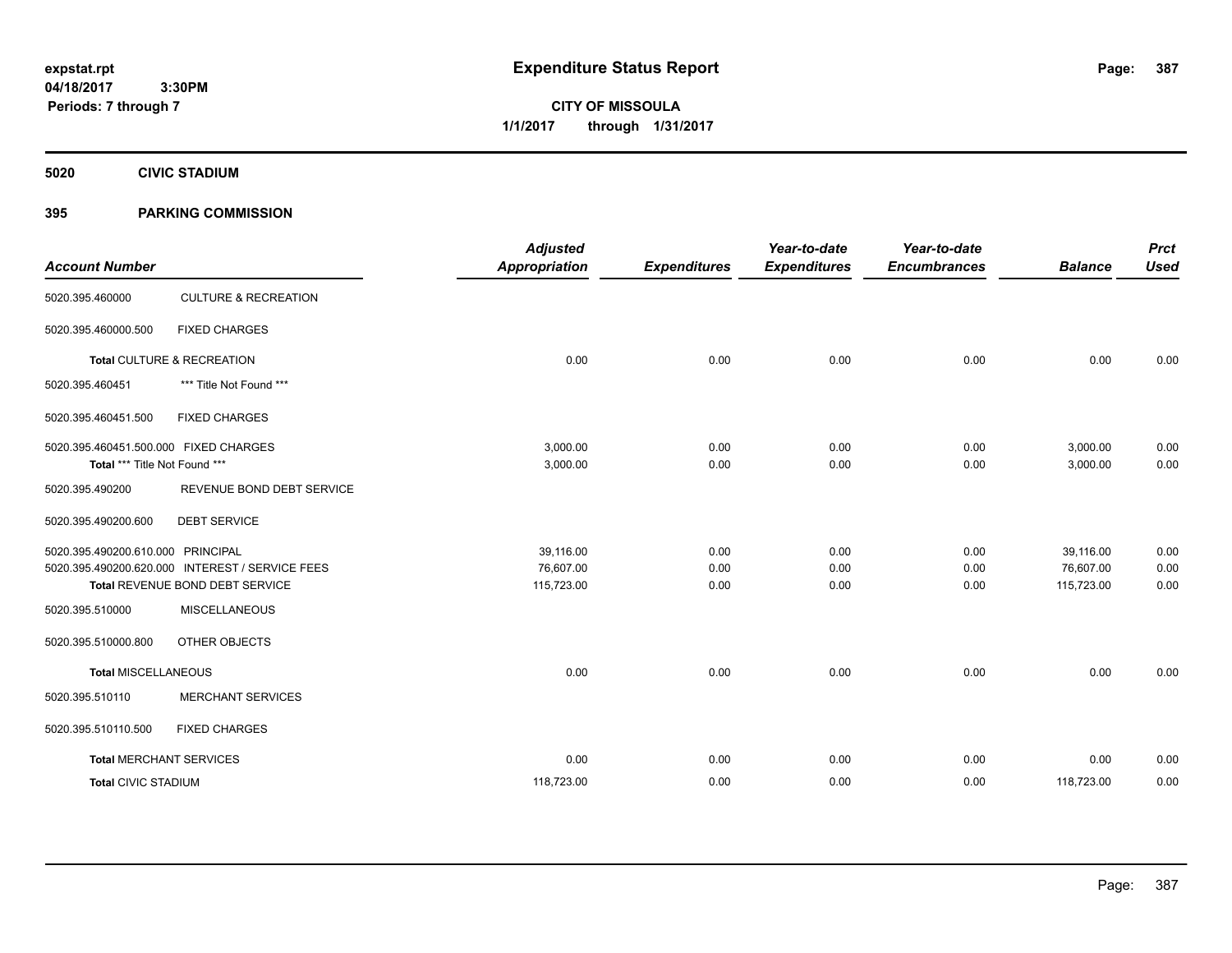# Expenditure Status Report

expstat.rpt
04/18/2017 3:30PM
Periods: 7 through 7

**CITY OF MISSOULA**
**1/1/2017 through 1/31/2017**

## 5020 CIVIC STADIUM

## 395 PARKING COMMISSION

| Account Number | | Adjusted Appropriation | Expenditures | Year-to-date Expenditures | Year-to-date Encumbrances | Balance | Prct Used |
|---|---|---|---|---|---|---|---|
| 5020.395.460000 | CULTURE & RECREATION | | | | | | |
| 5020.395.460000.500 | FIXED CHARGES | | | | | | |
| **Total** CULTURE & RECREATION | | 0.00 | 0.00 | 0.00 | 0.00 | 0.00 | 0.00 |
| 5020.395.460451 | *** Title Not Found *** | | | | | | |
| 5020.395.460451.500 | FIXED CHARGES | | | | | | |
| 5020.395.460451.500.000 | FIXED CHARGES | 3,000.00 | 0.00 | 0.00 | 0.00 | 3,000.00 | 0.00 |
| **Total** *** Title Not Found *** | | 3,000.00 | 0.00 | 0.00 | 0.00 | 3,000.00 | 0.00 |
| 5020.395.490200 | REVENUE BOND DEBT SERVICE | | | | | | |
| 5020.395.490200.600 | DEBT SERVICE | | | | | | |
| 5020.395.490200.610.000 | PRINCIPAL | 39,116.00 | 0.00 | 0.00 | 0.00 | 39,116.00 | 0.00 |
| 5020.395.490200.620.000 | INTEREST / SERVICE FEES | 76,607.00 | 0.00 | 0.00 | 0.00 | 76,607.00 | 0.00 |
| **Total** REVENUE BOND DEBT SERVICE | | 115,723.00 | 0.00 | 0.00 | 0.00 | 115,723.00 | 0.00 |
| 5020.395.510000 | MISCELLANEOUS | | | | | | |
| 5020.395.510000.800 | OTHER OBJECTS | | | | | | |
| **Total** MISCELLANEOUS | | 0.00 | 0.00 | 0.00 | 0.00 | 0.00 | 0.00 |
| 5020.395.510110 | MERCHANT SERVICES | | | | | | |
| 5020.395.510110.500 | FIXED CHARGES | | | | | | |
| **Total** MERCHANT SERVICES | | 0.00 | 0.00 | 0.00 | 0.00 | 0.00 | 0.00 |
| **Total** CIVIC STADIUM | | 118,723.00 | 0.00 | 0.00 | 0.00 | 118,723.00 | 0.00 |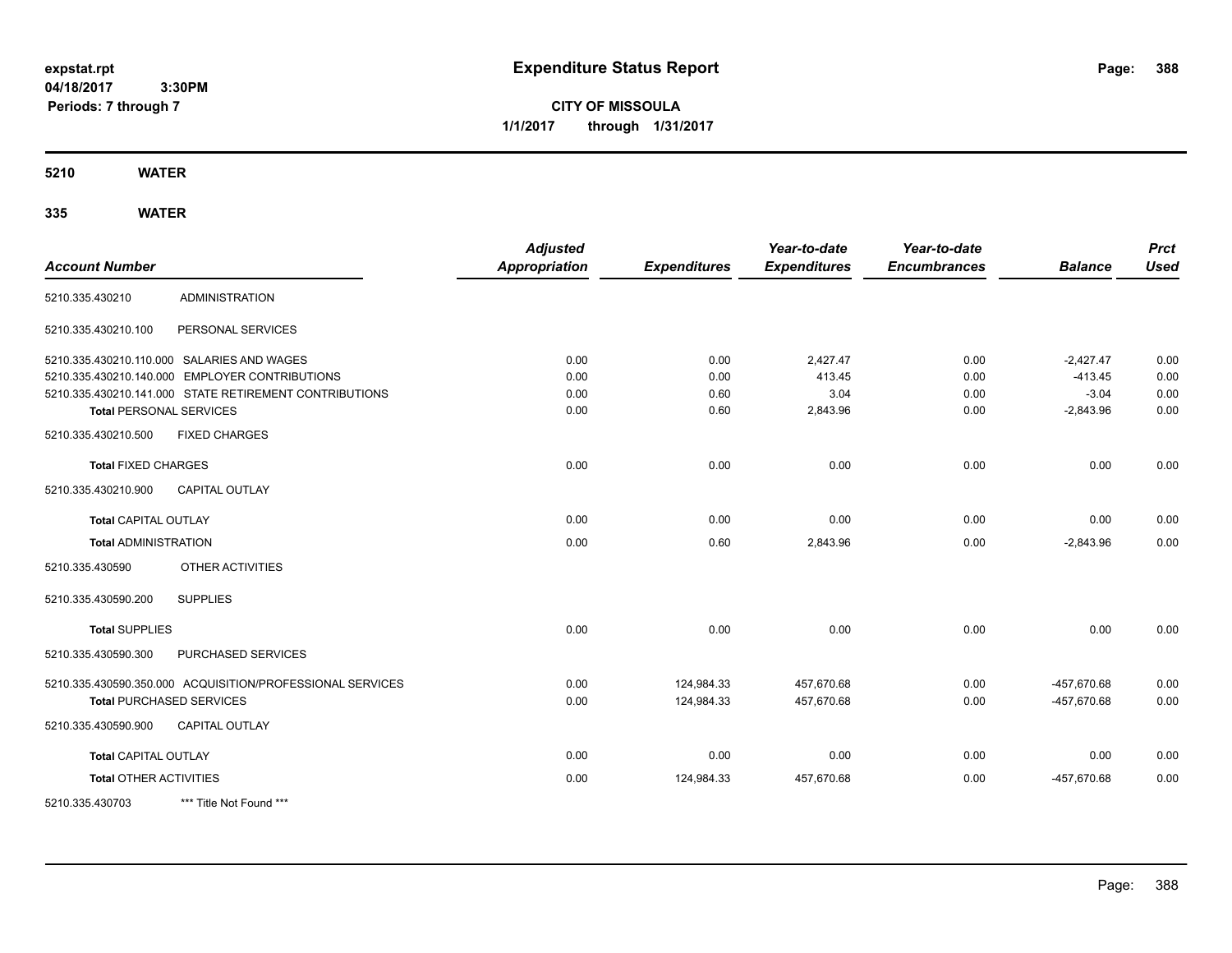**expstat.rpt**
**04/18/2017 3:30PM**
**Periods: 7 through 7**

# Expenditure Status Report

**CITY OF MISSOULA**
**1/1/2017 through 1/31/2017**

## 5210 WATER

## 335 WATER

| Account Number | | Adjusted Appropriation | Expenditures | Year-to-date Expenditures | Year-to-date Encumbrances | Balance | Prct Used |
|---|---|---|---|---|---|---|---|
| 5210.335.430210 | ADMINISTRATION | | | | | | |
| 5210.335.430210.100 | PERSONAL SERVICES | | | | | | |
| 5210.335.430210.110.000 | SALARIES AND WAGES | 0.00 | 0.00 | 2,427.47 | 0.00 | -2,427.47 | 0.00 |
| 5210.335.430210.140.000 | EMPLOYER CONTRIBUTIONS | 0.00 | 0.00 | 413.45 | 0.00 | -413.45 | 0.00 |
| 5210.335.430210.141.000 | STATE RETIREMENT CONTRIBUTIONS | 0.00 | 0.60 | 3.04 | 0.00 | -3.04 | 0.00 |
| **Total** PERSONAL SERVICES | | 0.00 | 0.60 | 2,843.96 | 0.00 | -2,843.96 | 0.00 |
| 5210.335.430210.500 | FIXED CHARGES | | | | | | |
| **Total** FIXED CHARGES | | 0.00 | 0.00 | 0.00 | 0.00 | 0.00 | 0.00 |
| 5210.335.430210.900 | CAPITAL OUTLAY | | | | | | |
| **Total** CAPITAL OUTLAY | | 0.00 | 0.00 | 0.00 | 0.00 | 0.00 | 0.00 |
| **Total** ADMINISTRATION | | 0.00 | 0.60 | 2,843.96 | 0.00 | -2,843.96 | 0.00 |
| 5210.335.430590 | OTHER ACTIVITIES | | | | | | |
| 5210.335.430590.200 | SUPPLIES | | | | | | |
| **Total** SUPPLIES | | 0.00 | 0.00 | 0.00 | 0.00 | 0.00 | 0.00 |
| 5210.335.430590.300 | PURCHASED SERVICES | | | | | | |
| 5210.335.430590.350.000 | ACQUISITION/PROFESSIONAL SERVICES | 0.00 | 124,984.33 | 457,670.68 | 0.00 | -457,670.68 | 0.00 |
| **Total** PURCHASED SERVICES | | 0.00 | 124,984.33 | 457,670.68 | 0.00 | -457,670.68 | 0.00 |
| 5210.335.430590.900 | CAPITAL OUTLAY | | | | | | |
| **Total** CAPITAL OUTLAY | | 0.00 | 0.00 | 0.00 | 0.00 | 0.00 | 0.00 |
| **Total** OTHER ACTIVITIES | | 0.00 | 124,984.33 | 457,670.68 | 0.00 | -457,670.68 | 0.00 |
| 5210.335.430703 | *** Title Not Found *** | | | | | | |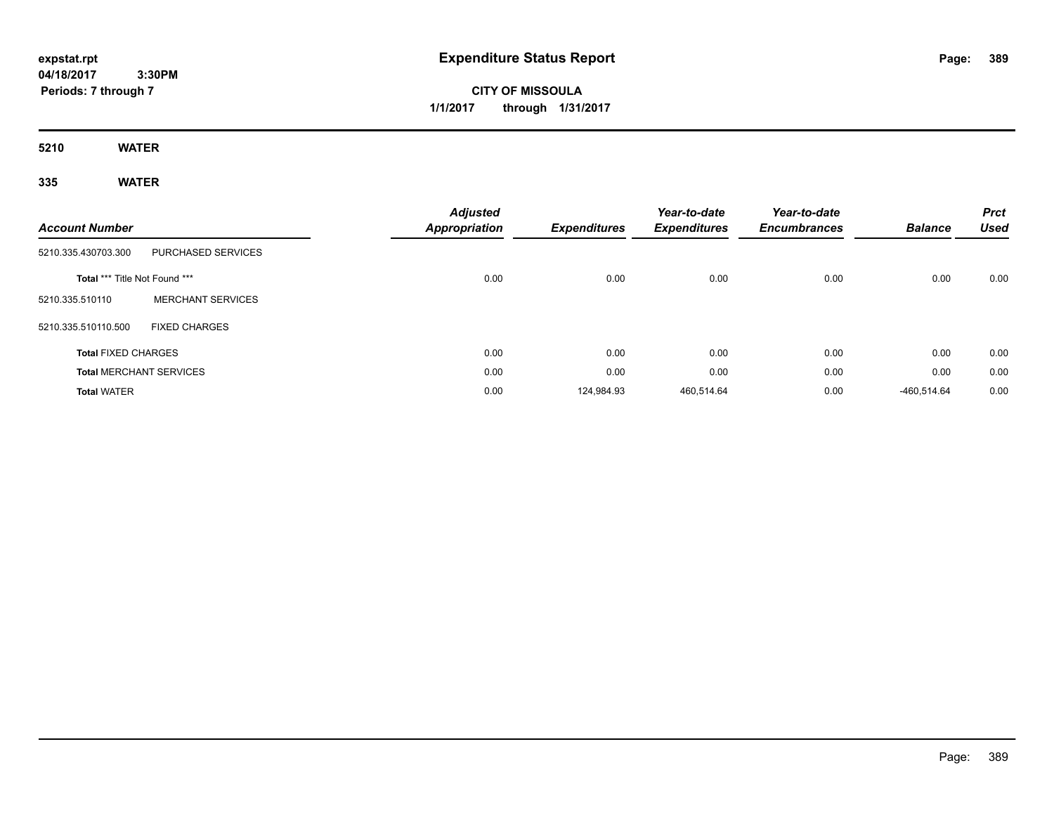# Expenditure Status Report

expstat.rpt
04/18/2017 3:30PM
Periods: 7 through 7

**CITY OF MISSOULA**
**1/1/2017 through 1/31/2017**

## 5210 WATER

## 335 WATER

| Account Number | | Adjusted Appropriation | Expenditures | Year-to-date Expenditures | Year-to-date Encumbrances | Balance | Prct Used |
|---|---|---|---|---|---|---|---|
| 5210.335.430703.300 | PURCHASED SERVICES | | | | | | |
| Total *** Title Not Found *** | | 0.00 | 0.00 | 0.00 | 0.00 | 0.00 | 0.00 |
| 5210.335.510110 | MERCHANT SERVICES | | | | | | |
| 5210.335.510110.500 | FIXED CHARGES | | | | | | |
| Total FIXED CHARGES | | 0.00 | 0.00 | 0.00 | 0.00 | 0.00 | 0.00 |
| Total MERCHANT SERVICES | | 0.00 | 0.00 | 0.00 | 0.00 | 0.00 | 0.00 |
| Total WATER | | 0.00 | 124,984.93 | 460,514.64 | 0.00 | -460,514.64 | 0.00 |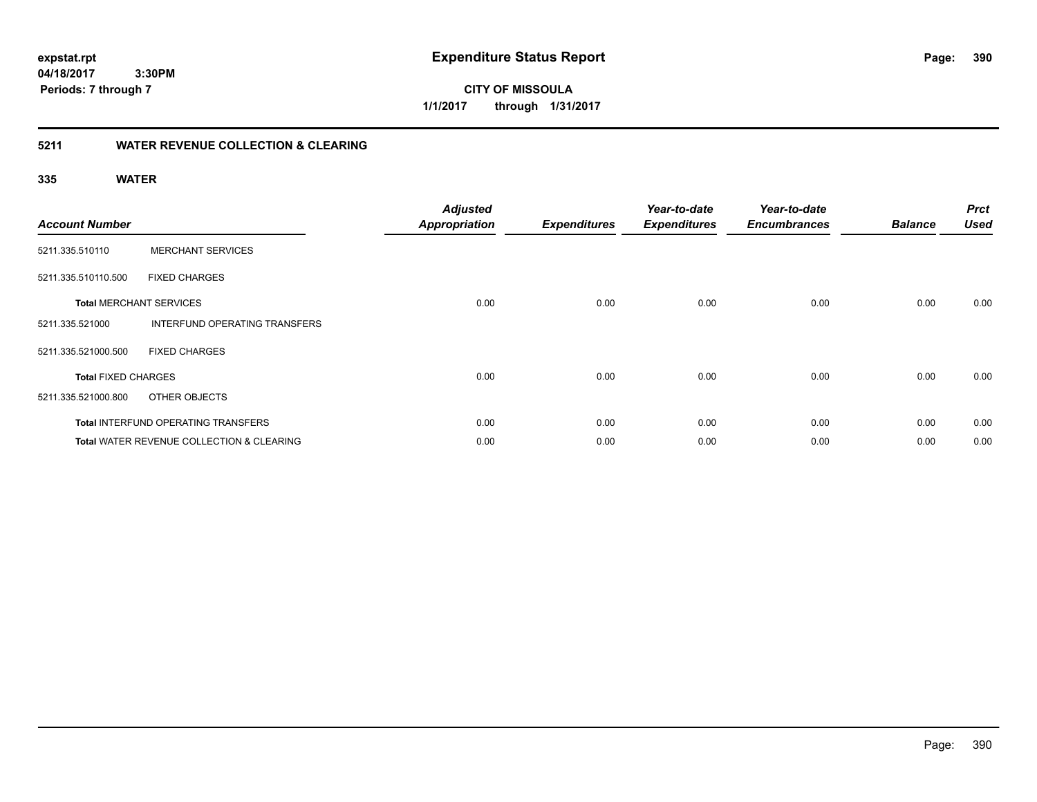**Expenditure Status Report**

expstat.rpt
04/18/2017 3:30PM
Periods: 7 through 7

**CITY OF MISSOULA**
1/1/2017 through 1/31/2017

## 5211 WATER REVENUE COLLECTION & CLEARING

### 335 WATER

| Account Number | | Adjusted Appropriation | Expenditures | Year-to-date Expenditures | Year-to-date Encumbrances | Balance | Prct Used |
|---|---|---|---|---|---|---|---|
| 5211.335.510110 | MERCHANT SERVICES | | | | | | |
| 5211.335.510110.500 | FIXED CHARGES | | | | | | |
| **Total** MERCHANT SERVICES | | 0.00 | 0.00 | 0.00 | 0.00 | 0.00 | 0.00 |
| 5211.335.521000 | INTERFUND OPERATING TRANSFERS | | | | | | |
| 5211.335.521000.500 | FIXED CHARGES | | | | | | |
| **Total** FIXED CHARGES | | 0.00 | 0.00 | 0.00 | 0.00 | 0.00 | 0.00 |
| 5211.335.521000.800 | OTHER OBJECTS | | | | | | |
| **Total** INTERFUND OPERATING TRANSFERS | | 0.00 | 0.00 | 0.00 | 0.00 | 0.00 | 0.00 |
| **Total** WATER REVENUE COLLECTION & CLEARING | | 0.00 | 0.00 | 0.00 | 0.00 | 0.00 | 0.00 |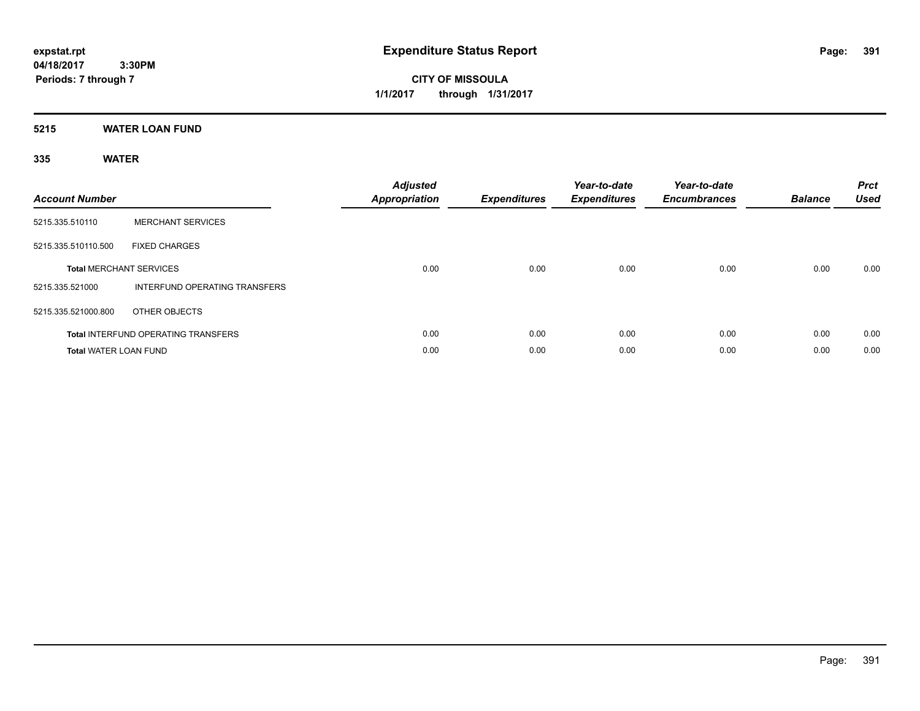# Expenditure Status Report

expstat.rpt
04/18/2017 3:30PM
Periods: 7 through 7

**CITY OF MISSOULA**
**1/1/2017 through 1/31/2017**

## 5215 WATER LOAN FUND

### 335 WATER

| Account Number | | Adjusted Appropriation | Expenditures | Year-to-date Expenditures | Year-to-date Encumbrances | Balance | Prct Used |
|---|---|---|---|---|---|---|---|
| 5215.335.510110 | MERCHANT SERVICES | | | | | | |
| 5215.335.510110.500 | FIXED CHARGES | | | | | | |
| **Total** MERCHANT SERVICES | | 0.00 | 0.00 | 0.00 | 0.00 | 0.00 | 0.00 |
| 5215.335.521000 | INTERFUND OPERATING TRANSFERS | | | | | | |
| 5215.335.521000.800 | OTHER OBJECTS | | | | | | |
| **Total** INTERFUND OPERATING TRANSFERS | | 0.00 | 0.00 | 0.00 | 0.00 | 0.00 | 0.00 |
| **Total** WATER LOAN FUND | | 0.00 | 0.00 | 0.00 | 0.00 | 0.00 | 0.00 |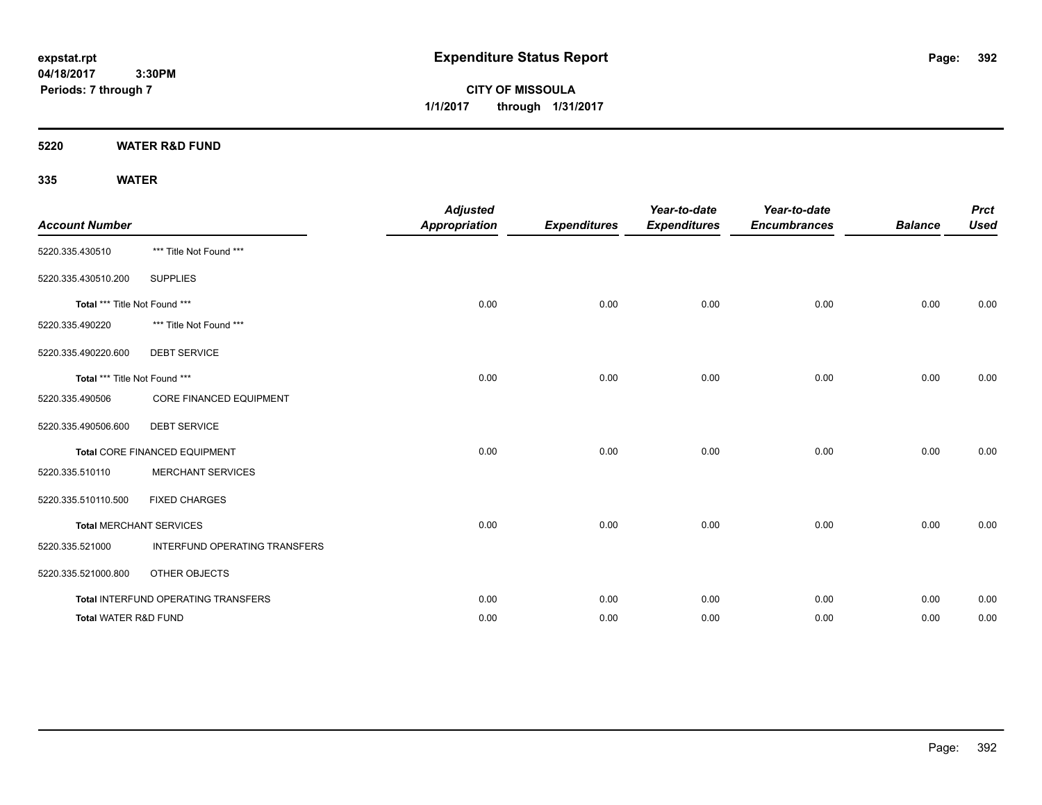# Expenditure Status Report

expstat.rpt
04/18/2017 3:30PM
Periods: 7 through 7

**CITY OF MISSOULA**
**1/1/2017 through 1/31/2017**

## 5220 WATER R&D FUND

## 335 WATER

| Account Number | | Adjusted Appropriation | Expenditures | Year-to-date Expenditures | Year-to-date Encumbrances | Balance | Prct Used |
|---|---|---|---|---|---|---|---|
| 5220.335.430510 | *** Title Not Found *** | | | | | | |
| 5220.335.430510.200 | SUPPLIES | | | | | | |
| Total *** Title Not Found *** | | 0.00 | 0.00 | 0.00 | 0.00 | 0.00 | 0.00 |
| 5220.335.490220 | *** Title Not Found *** | | | | | | |
| 5220.335.490220.600 | DEBT SERVICE | | | | | | |
| Total *** Title Not Found *** | | 0.00 | 0.00 | 0.00 | 0.00 | 0.00 | 0.00 |
| 5220.335.490506 | CORE FINANCED EQUIPMENT | | | | | | |
| 5220.335.490506.600 | DEBT SERVICE | | | | | | |
| Total CORE FINANCED EQUIPMENT | | 0.00 | 0.00 | 0.00 | 0.00 | 0.00 | 0.00 |
| 5220.335.510110 | MERCHANT SERVICES | | | | | | |
| 5220.335.510110.500 | FIXED CHARGES | | | | | | |
| Total MERCHANT SERVICES | | 0.00 | 0.00 | 0.00 | 0.00 | 0.00 | 0.00 |
| 5220.335.521000 | INTERFUND OPERATING TRANSFERS | | | | | | |
| 5220.335.521000.800 | OTHER OBJECTS | | | | | | |
| Total INTERFUND OPERATING TRANSFERS | | 0.00 | 0.00 | 0.00 | 0.00 | 0.00 | 0.00 |
| Total WATER R&D FUND | | 0.00 | 0.00 | 0.00 | 0.00 | 0.00 | 0.00 |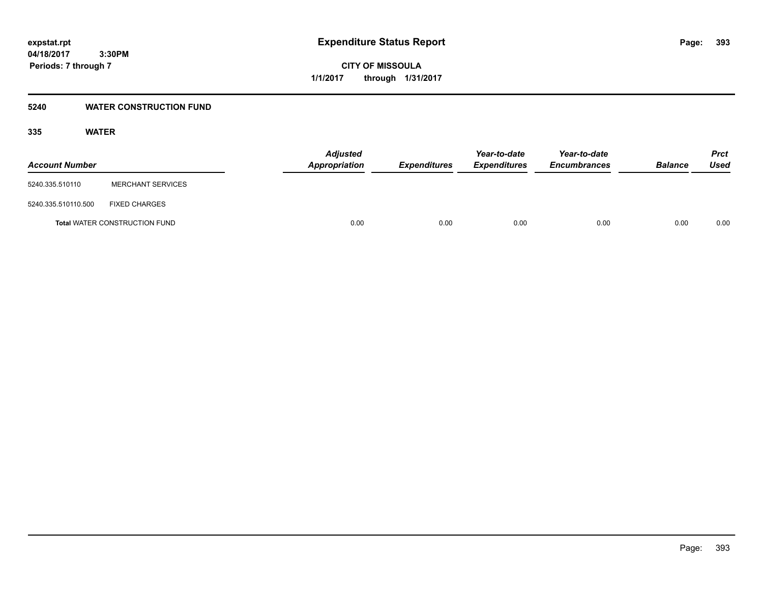**expstat.rpt**
**04/18/2017 3:30PM**
**Periods: 7 through 7**

# Expenditure Status Report

**CITY OF MISSOULA**
**1/1/2017 through 1/31/2017**

## 5240 WATER CONSTRUCTION FUND

### 335 WATER

| Account Number | | Adjusted Appropriation | Expenditures | Year-to-date Expenditures | Year-to-date Encumbrances | Balance | Prct Used |
|---|---|---|---|---|---|---|---|
| 5240.335.510110 | MERCHANT SERVICES | | | | | | |
| 5240.335.510110.500 | FIXED CHARGES | | | | | | |
| **Total** WATER CONSTRUCTION FUND | | 0.00 | 0.00 | 0.00 | 0.00 | 0.00 | 0.00 |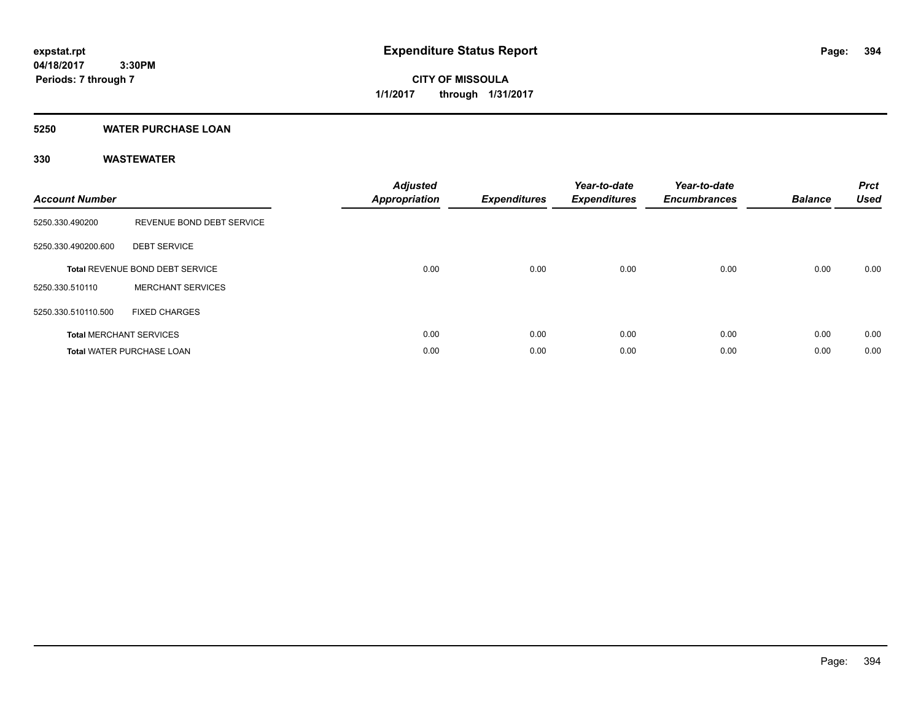# Expenditure Status Report

**expstat.rpt**
**04/18/2017 3:30PM**
**Periods: 7 through 7**

**CITY OF MISSOULA**
**1/1/2017 through 1/31/2017**

## 5250 WATER PURCHASE LOAN

### 330 WASTEWATER

| Account Number | | Adjusted Appropriation | Expenditures | Year-to-date Expenditures | Year-to-date Encumbrances | Balance | Prct Used |
|---|---|---|---|---|---|---|---|
| 5250.330.490200 | REVENUE BOND DEBT SERVICE | | | | | | |
| 5250.330.490200.600 | DEBT SERVICE | | | | | | |
| **Total** REVENUE BOND DEBT SERVICE | | 0.00 | 0.00 | 0.00 | 0.00 | 0.00 | 0.00 |
| 5250.330.510110 | MERCHANT SERVICES | | | | | | |
| 5250.330.510110.500 | FIXED CHARGES | | | | | | |
| **Total** MERCHANT SERVICES | | 0.00 | 0.00 | 0.00 | 0.00 | 0.00 | 0.00 |
| **Total** WATER PURCHASE LOAN | | 0.00 | 0.00 | 0.00 | 0.00 | 0.00 | 0.00 |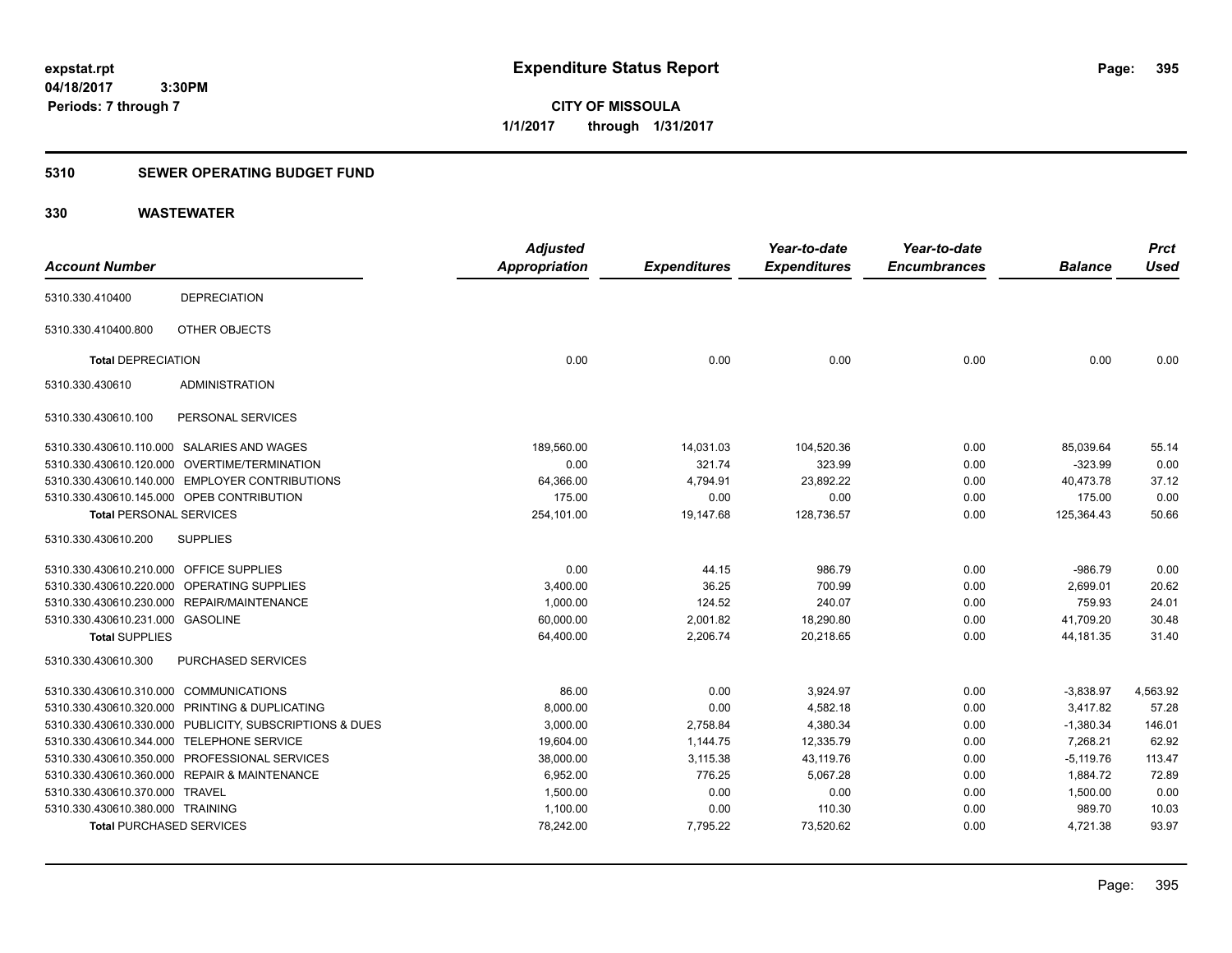expstat.rpt
04/18/2017 3:30PM
Periods: 7 through 7

# Expenditure Status Report

**CITY OF MISSOULA**
**1/1/2017 through 1/31/2017**

## 5310 SEWER OPERATING BUDGET FUND

## 330 WASTEWATER

| Account Number | | Adjusted Appropriation | Expenditures | Year-to-date Expenditures | Year-to-date Encumbrances | Balance | Prct Used |
|---|---|---|---|---|---|---|---|
| 5310.330.410400 | DEPRECIATION | | | | | | |
| 5310.330.410400.800 | OTHER OBJECTS | | | | | | |
| **Total DEPRECIATION** | | 0.00 | 0.00 | 0.00 | 0.00 | 0.00 | 0.00 |
| 5310.330.430610 | ADMINISTRATION | | | | | | |
| 5310.330.430610.100 | PERSONAL SERVICES | | | | | | |
| 5310.330.430610.110.000 | SALARIES AND WAGES | 189,560.00 | 14,031.03 | 104,520.36 | 0.00 | 85,039.64 | 55.14 |
| 5310.330.430610.120.000 | OVERTIME/TERMINATION | 0.00 | 321.74 | 323.99 | 0.00 | -323.99 | 0.00 |
| 5310.330.430610.140.000 | EMPLOYER CONTRIBUTIONS | 64,366.00 | 4,794.91 | 23,892.22 | 0.00 | 40,473.78 | 37.12 |
| 5310.330.430610.145.000 | OPEB CONTRIBUTION | 175.00 | 0.00 | 0.00 | 0.00 | 175.00 | 0.00 |
| **Total PERSONAL SERVICES** | | 254,101.00 | 19,147.68 | 128,736.57 | 0.00 | 125,364.43 | 50.66 |
| 5310.330.430610.200 | SUPPLIES | | | | | | |
| 5310.330.430610.210.000 | OFFICE SUPPLIES | 0.00 | 44.15 | 986.79 | 0.00 | -986.79 | 0.00 |
| 5310.330.430610.220.000 | OPERATING SUPPLIES | 3,400.00 | 36.25 | 700.99 | 0.00 | 2,699.01 | 20.62 |
| 5310.330.430610.230.000 | REPAIR/MAINTENANCE | 1,000.00 | 124.52 | 240.07 | 0.00 | 759.93 | 24.01 |
| 5310.330.430610.231.000 | GASOLINE | 60,000.00 | 2,001.82 | 18,290.80 | 0.00 | 41,709.20 | 30.48 |
| **Total SUPPLIES** | | 64,400.00 | 2,206.74 | 20,218.65 | 0.00 | 44,181.35 | 31.40 |
| 5310.330.430610.300 | PURCHASED SERVICES | | | | | | |
| 5310.330.430610.310.000 | COMMUNICATIONS | 86.00 | 0.00 | 3,924.97 | 0.00 | -3,838.97 | 4,563.92 |
| 5310.330.430610.320.000 | PRINTING & DUPLICATING | 8,000.00 | 0.00 | 4,582.18 | 0.00 | 3,417.82 | 57.28 |
| 5310.330.430610.330.000 | PUBLICITY, SUBSCRIPTIONS & DUES | 3,000.00 | 2,758.84 | 4,380.34 | 0.00 | -1,380.34 | 146.01 |
| 5310.330.430610.344.000 | TELEPHONE SERVICE | 19,604.00 | 1,144.75 | 12,335.79 | 0.00 | 7,268.21 | 62.92 |
| 5310.330.430610.350.000 | PROFESSIONAL SERVICES | 38,000.00 | 3,115.38 | 43,119.76 | 0.00 | -5,119.76 | 113.47 |
| 5310.330.430610.360.000 | REPAIR & MAINTENANCE | 6,952.00 | 776.25 | 5,067.28 | 0.00 | 1,884.72 | 72.89 |
| 5310.330.430610.370.000 | TRAVEL | 1,500.00 | 0.00 | 0.00 | 0.00 | 1,500.00 | 0.00 |
| 5310.330.430610.380.000 | TRAINING | 1,100.00 | 0.00 | 110.30 | 0.00 | 989.70 | 10.03 |
| **Total PURCHASED SERVICES** | | 78,242.00 | 7,795.22 | 73,520.62 | 0.00 | 4,721.38 | 93.97 |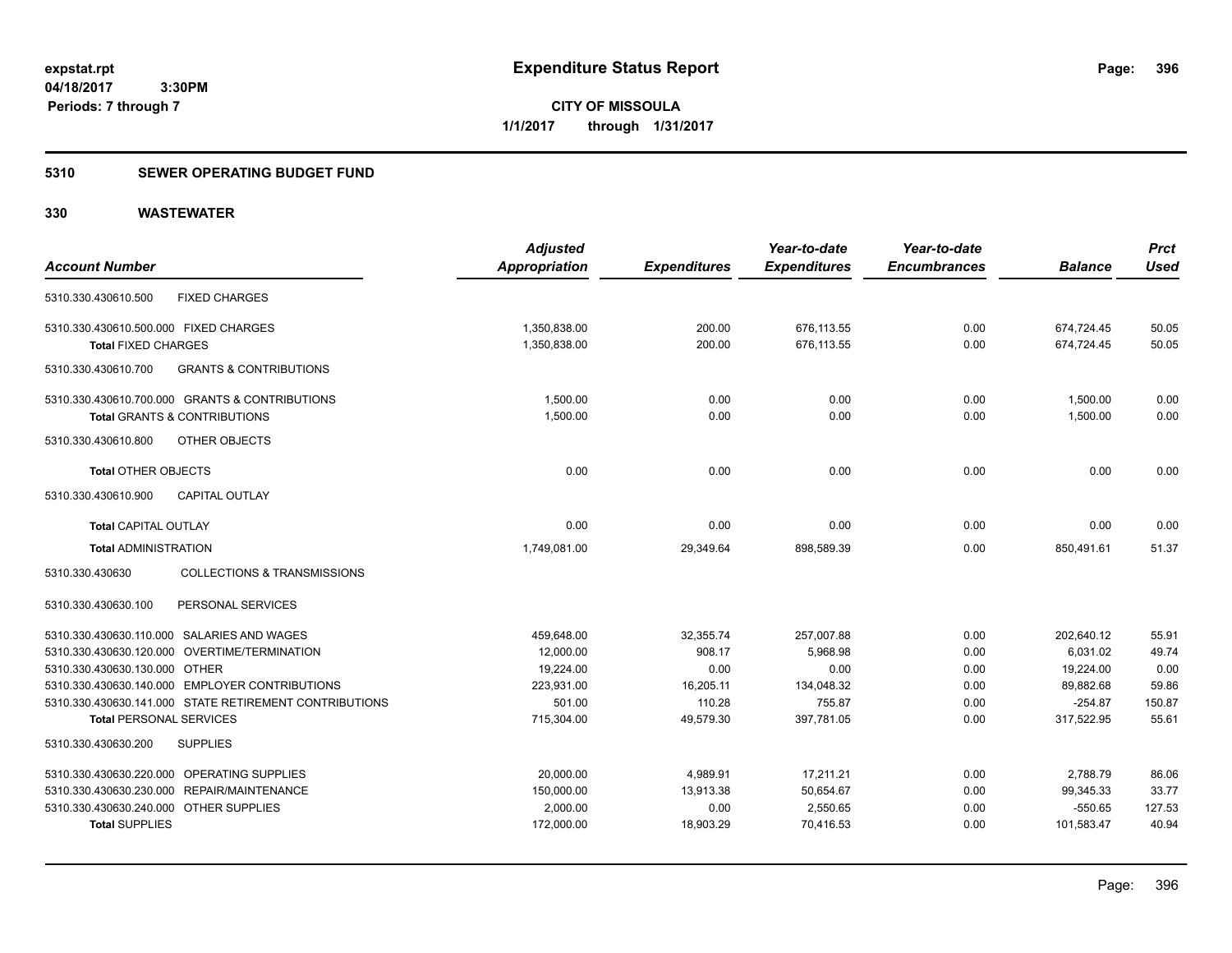# Expenditure Status Report

**CITY OF MISSOULA**

**1/1/2017 through 1/31/2017**

expstat.rpt
04/18/2017 3:30PM
Periods: 7 through 7

## 5310 SEWER OPERATING BUDGET FUND

## 330 WASTEWATER

| Account Number | Adjusted Appropriation | Expenditures | Year-to-date Expenditures | Year-to-date Encumbrances | Balance | Prct Used |
|---|---|---|---|---|---|---|
| 5310.330.430610.500 FIXED CHARGES | | | | | | |
| 5310.330.430610.500.000 FIXED CHARGES | 1,350,838.00 | 200.00 | 676,113.55 | 0.00 | 674,724.45 | 50.05 |
| **Total** FIXED CHARGES | 1,350,838.00 | 200.00 | 676,113.55 | 0.00 | 674,724.45 | 50.05 |
| 5310.330.430610.700 GRANTS & CONTRIBUTIONS | | | | | | |
| 5310.330.430610.700.000 GRANTS & CONTRIBUTIONS | 1,500.00 | 0.00 | 0.00 | 0.00 | 1,500.00 | 0.00 |
| **Total** GRANTS & CONTRIBUTIONS | 1,500.00 | 0.00 | 0.00 | 0.00 | 1,500.00 | 0.00 |
| 5310.330.430610.800 OTHER OBJECTS | | | | | | |
| **Total** OTHER OBJECTS | 0.00 | 0.00 | 0.00 | 0.00 | 0.00 | 0.00 |
| 5310.330.430610.900 CAPITAL OUTLAY | | | | | | |
| **Total** CAPITAL OUTLAY | 0.00 | 0.00 | 0.00 | 0.00 | 0.00 | 0.00 |
| **Total** ADMINISTRATION | 1,749,081.00 | 29,349.64 | 898,589.39 | 0.00 | 850,491.61 | 51.37 |
| 5310.330.430630 COLLECTIONS & TRANSMISSIONS | | | | | | |
| 5310.330.430630.100 PERSONAL SERVICES | | | | | | |
| 5310.330.430630.110.000 SALARIES AND WAGES | 459,648.00 | 32,355.74 | 257,007.88 | 0.00 | 202,640.12 | 55.91 |
| 5310.330.430630.120.000 OVERTIME/TERMINATION | 12,000.00 | 908.17 | 5,968.98 | 0.00 | 6,031.02 | 49.74 |
| 5310.330.430630.130.000 OTHER | 19,224.00 | 0.00 | 0.00 | 0.00 | 19,224.00 | 0.00 |
| 5310.330.430630.140.000 EMPLOYER CONTRIBUTIONS | 223,931.00 | 16,205.11 | 134,048.32 | 0.00 | 89,882.68 | 59.86 |
| 5310.330.430630.141.000 STATE RETIREMENT CONTRIBUTIONS | 501.00 | 110.28 | 755.87 | 0.00 | -254.87 | 150.87 |
| **Total** PERSONAL SERVICES | 715,304.00 | 49,579.30 | 397,781.05 | 0.00 | 317,522.95 | 55.61 |
| 5310.330.430630.200 SUPPLIES | | | | | | |
| 5310.330.430630.220.000 OPERATING SUPPLIES | 20,000.00 | 4,989.91 | 17,211.21 | 0.00 | 2,788.79 | 86.06 |
| 5310.330.430630.230.000 REPAIR/MAINTENANCE | 150,000.00 | 13,913.38 | 50,654.67 | 0.00 | 99,345.33 | 33.77 |
| 5310.330.430630.240.000 OTHER SUPPLIES | 2,000.00 | 0.00 | 2,550.65 | 0.00 | -550.65 | 127.53 |
| **Total** SUPPLIES | 172,000.00 | 18,903.29 | 70,416.53 | 0.00 | 101,583.47 | 40.94 |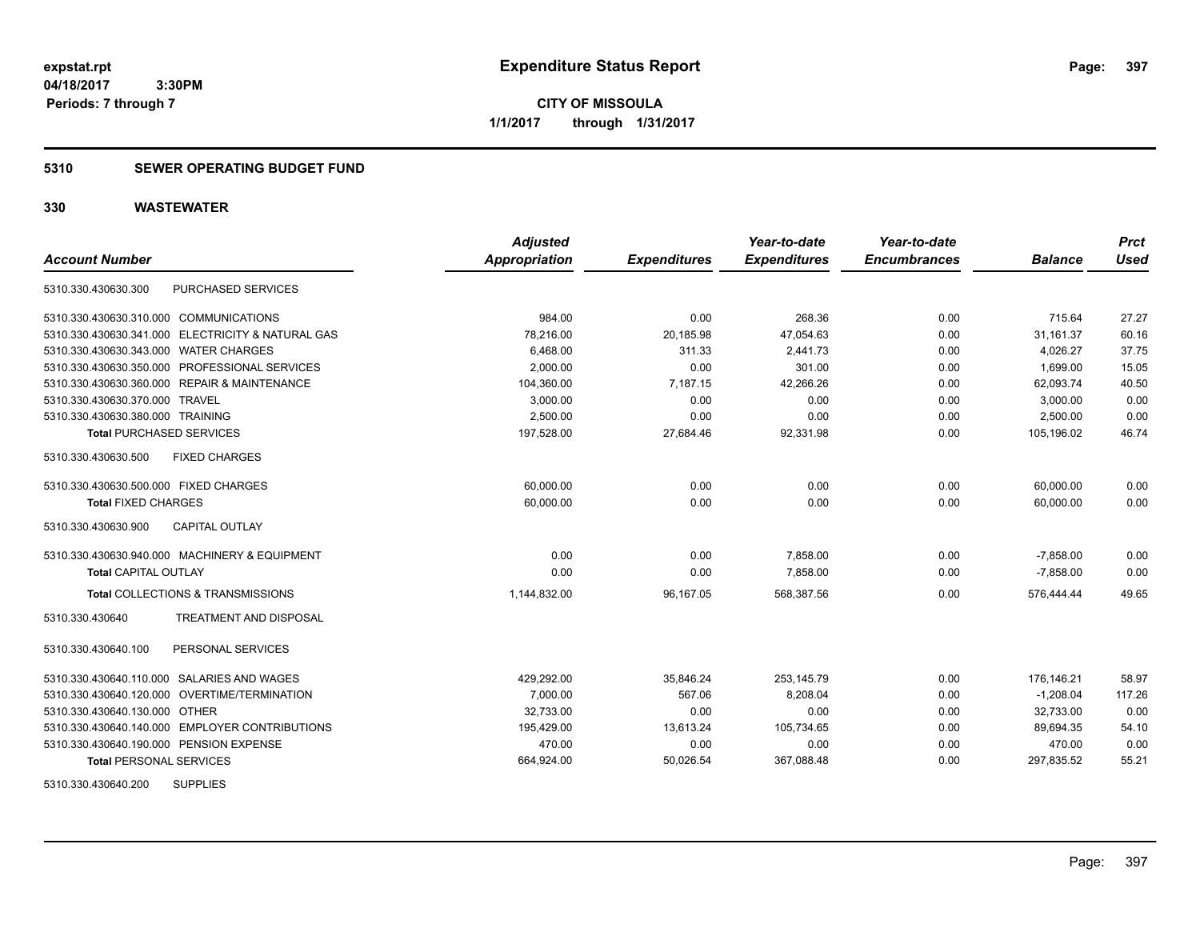**expstat.rpt**
**04/18/2017 3:30PM**
**Periods: 7 through 7**

# Expenditure Status Report

**CITY OF MISSOULA**
**1/1/2017 through 1/31/2017**

## 5310 SEWER OPERATING BUDGET FUND

## 330 WASTEWATER

| Account Number | Adjusted Appropriation | Expenditures | Year-to-date Expenditures | Year-to-date Encumbrances | Balance | Prct Used |
|---|---|---|---|---|---|---|
| 5310.330.430630.300 PURCHASED SERVICES | | | | | | |
| 5310.330.430630.310.000 COMMUNICATIONS | 984.00 | 0.00 | 268.36 | 0.00 | 715.64 | 27.27 |
| 5310.330.430630.341.000 ELECTRICITY & NATURAL GAS | 78,216.00 | 20,185.98 | 47,054.63 | 0.00 | 31,161.37 | 60.16 |
| 5310.330.430630.343.000 WATER CHARGES | 6,468.00 | 311.33 | 2,441.73 | 0.00 | 4,026.27 | 37.75 |
| 5310.330.430630.350.000 PROFESSIONAL SERVICES | 2,000.00 | 0.00 | 301.00 | 0.00 | 1,699.00 | 15.05 |
| 5310.330.430630.360.000 REPAIR & MAINTENANCE | 104,360.00 | 7,187.15 | 42,266.26 | 0.00 | 62,093.74 | 40.50 |
| 5310.330.430630.370.000 TRAVEL | 3,000.00 | 0.00 | 0.00 | 0.00 | 3,000.00 | 0.00 |
| 5310.330.430630.380.000 TRAINING | 2,500.00 | 0.00 | 0.00 | 0.00 | 2,500.00 | 0.00 |
| **Total** PURCHASED SERVICES | 197,528.00 | 27,684.46 | 92,331.98 | 0.00 | 105,196.02 | 46.74 |
| 5310.330.430630.500 FIXED CHARGES | | | | | | |
| 5310.330.430630.500.000 FIXED CHARGES | 60,000.00 | 0.00 | 0.00 | 0.00 | 60,000.00 | 0.00 |
| **Total** FIXED CHARGES | 60,000.00 | 0.00 | 0.00 | 0.00 | 60,000.00 | 0.00 |
| 5310.330.430630.900 CAPITAL OUTLAY | | | | | | |
| 5310.330.430630.940.000 MACHINERY & EQUIPMENT | 0.00 | 0.00 | 7,858.00 | 0.00 | -7,858.00 | 0.00 |
| **Total** CAPITAL OUTLAY | 0.00 | 0.00 | 7,858.00 | 0.00 | -7,858.00 | 0.00 |
| **Total** COLLECTIONS & TRANSMISSIONS | 1,144,832.00 | 96,167.05 | 568,387.56 | 0.00 | 576,444.44 | 49.65 |
| 5310.330.430640 TREATMENT AND DISPOSAL | | | | | | |
| 5310.330.430640.100 PERSONAL SERVICES | | | | | | |
| 5310.330.430640.110.000 SALARIES AND WAGES | 429,292.00 | 35,846.24 | 253,145.79 | 0.00 | 176,146.21 | 58.97 |
| 5310.330.430640.120.000 OVERTIME/TERMINATION | 7,000.00 | 567.06 | 8,208.04 | 0.00 | -1,208.04 | 117.26 |
| 5310.330.430640.130.000 OTHER | 32,733.00 | 0.00 | 0.00 | 0.00 | 32,733.00 | 0.00 |
| 5310.330.430640.140.000 EMPLOYER CONTRIBUTIONS | 195,429.00 | 13,613.24 | 105,734.65 | 0.00 | 89,694.35 | 54.10 |
| 5310.330.430640.190.000 PENSION EXPENSE | 470.00 | 0.00 | 0.00 | 0.00 | 470.00 | 0.00 |
| **Total** PERSONAL SERVICES | 664,924.00 | 50,026.54 | 367,088.48 | 0.00 | 297,835.52 | 55.21 |
| 5310.330.430640.200 SUPPLIES | | | | | | |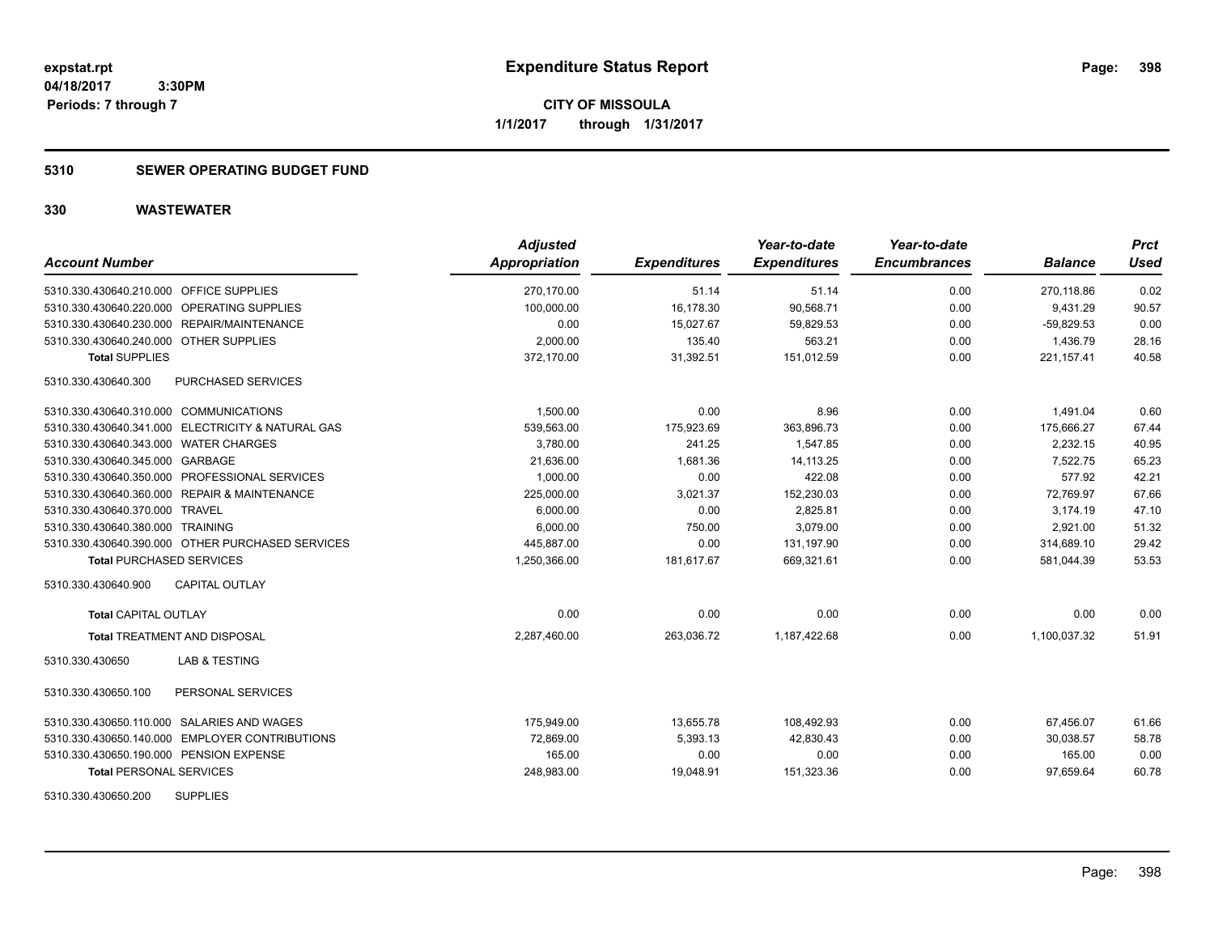# Expenditure Status Report

expstat.rpt
04/18/2017 3:30PM
Periods: 7 through 7

**CITY OF MISSOULA**
**1/1/2017 through 1/31/2017**

## 5310 SEWER OPERATING BUDGET FUND

## 330 WASTEWATER

| Account Number | Adjusted Appropriation | Expenditures | Year-to-date Expenditures | Year-to-date Encumbrances | Balance | Prct Used |
|---|---|---|---|---|---|---|
| 5310.330.430640.210.000 OFFICE SUPPLIES | 270,170.00 | 51.14 | 51.14 | 0.00 | 270,118.86 | 0.02 |
| 5310.330.430640.220.000 OPERATING SUPPLIES | 100,000.00 | 16,178.30 | 90,568.71 | 0.00 | 9,431.29 | 90.57 |
| 5310.330.430640.230.000 REPAIR/MAINTENANCE | 0.00 | 15,027.67 | 59,829.53 | 0.00 | -59,829.53 | 0.00 |
| 5310.330.430640.240.000 OTHER SUPPLIES | 2,000.00 | 135.40 | 563.21 | 0.00 | 1,436.79 | 28.16 |
| **Total SUPPLIES** | 372,170.00 | 31,392.51 | 151,012.59 | 0.00 | 221,157.41 | 40.58 |
| 5310.330.430640.300 PURCHASED SERVICES | | | | | | |
| 5310.330.430640.310.000 COMMUNICATIONS | 1,500.00 | 0.00 | 8.96 | 0.00 | 1,491.04 | 0.60 |
| 5310.330.430640.341.000 ELECTRICITY & NATURAL GAS | 539,563.00 | 175,923.69 | 363,896.73 | 0.00 | 175,666.27 | 67.44 |
| 5310.330.430640.343.000 WATER CHARGES | 3,780.00 | 241.25 | 1,547.85 | 0.00 | 2,232.15 | 40.95 |
| 5310.330.430640.345.000 GARBAGE | 21,636.00 | 1,681.36 | 14,113.25 | 0.00 | 7,522.75 | 65.23 |
| 5310.330.430640.350.000 PROFESSIONAL SERVICES | 1,000.00 | 0.00 | 422.08 | 0.00 | 577.92 | 42.21 |
| 5310.330.430640.360.000 REPAIR & MAINTENANCE | 225,000.00 | 3,021.37 | 152,230.03 | 0.00 | 72,769.97 | 67.66 |
| 5310.330.430640.370.000 TRAVEL | 6,000.00 | 0.00 | 2,825.81 | 0.00 | 3,174.19 | 47.10 |
| 5310.330.430640.380.000 TRAINING | 6,000.00 | 750.00 | 3,079.00 | 0.00 | 2,921.00 | 51.32 |
| 5310.330.430640.390.000 OTHER PURCHASED SERVICES | 445,887.00 | 0.00 | 131,197.90 | 0.00 | 314,689.10 | 29.42 |
| **Total PURCHASED SERVICES** | 1,250,366.00 | 181,617.67 | 669,321.61 | 0.00 | 581,044.39 | 53.53 |
| 5310.330.430640.900 CAPITAL OUTLAY | | | | | | |
| **Total CAPITAL OUTLAY** | 0.00 | 0.00 | 0.00 | 0.00 | 0.00 | 0.00 |
| **Total TREATMENT AND DISPOSAL** | 2,287,460.00 | 263,036.72 | 1,187,422.68 | 0.00 | 1,100,037.32 | 51.91 |
| 5310.330.430650 LAB & TESTING | | | | | | |
| 5310.330.430650.100 PERSONAL SERVICES | | | | | | |
| 5310.330.430650.110.000 SALARIES AND WAGES | 175,949.00 | 13,655.78 | 108,492.93 | 0.00 | 67,456.07 | 61.66 |
| 5310.330.430650.140.000 EMPLOYER CONTRIBUTIONS | 72,869.00 | 5,393.13 | 42,830.43 | 0.00 | 30,038.57 | 58.78 |
| 5310.330.430650.190.000 PENSION EXPENSE | 165.00 | 0.00 | 0.00 | 0.00 | 165.00 | 0.00 |
| **Total PERSONAL SERVICES** | 248,983.00 | 19,048.91 | 151,323.36 | 0.00 | 97,659.64 | 60.78 |
| 5310.330.430650.200 SUPPLIES | | | | | | |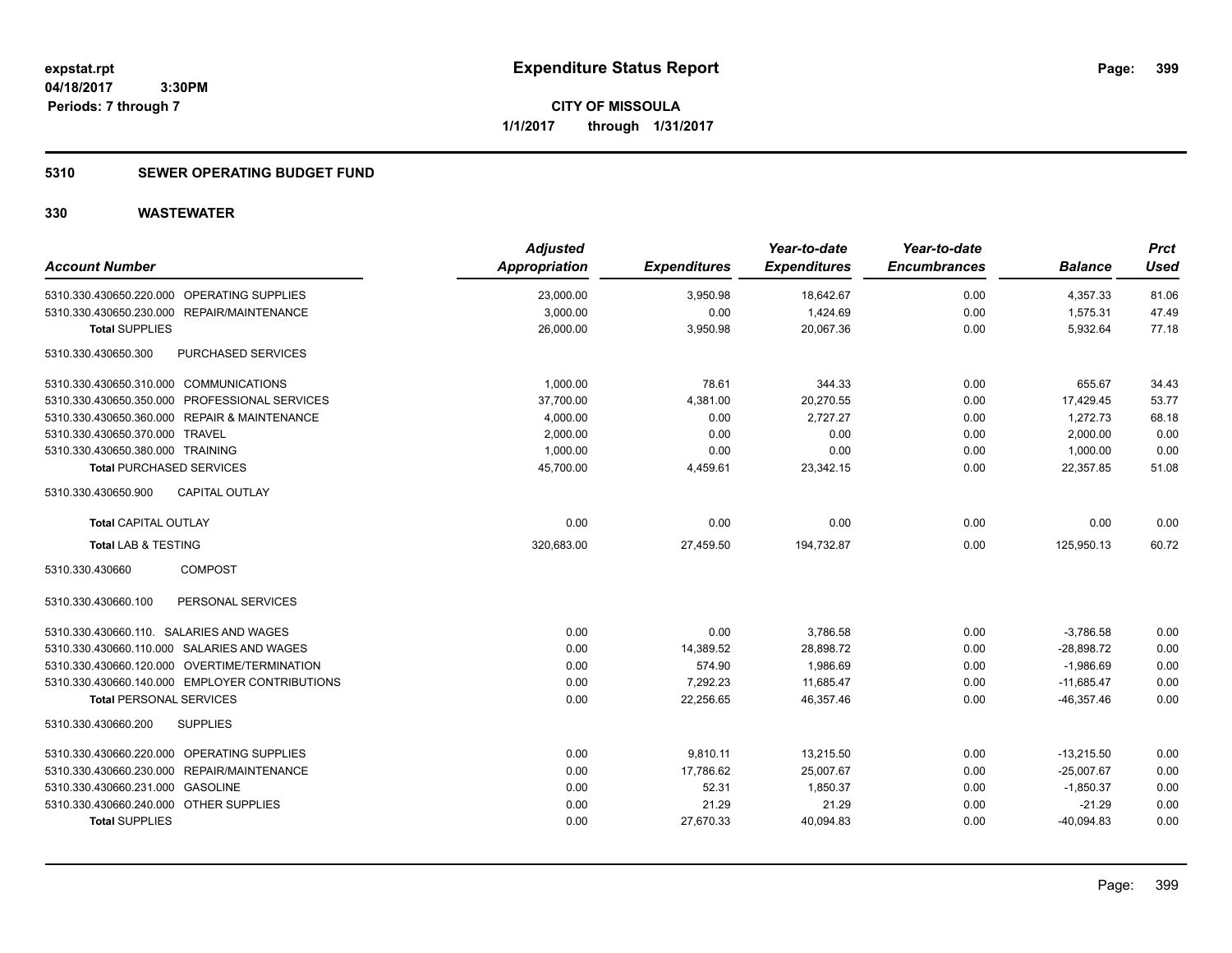**expstat.rpt**
**04/18/2017 3:30PM**
**Periods: 7 through 7**

# Expenditure Status Report

**CITY OF MISSOULA**
**1/1/2017 through 1/31/2017**

## 5310 SEWER OPERATING BUDGET FUND

## 330 WASTEWATER

| Account Number | Adjusted Appropriation | Expenditures | Year-to-date Expenditures | Year-to-date Encumbrances | Balance | Prct Used |
|---|---|---|---|---|---|---|
| 5310.330.430650.220.000 OPERATING SUPPLIES | 23,000.00 | 3,950.98 | 18,642.67 | 0.00 | 4,357.33 | 81.06 |
| 5310.330.430650.230.000 REPAIR/MAINTENANCE | 3,000.00 | 0.00 | 1,424.69 | 0.00 | 1,575.31 | 47.49 |
| **Total SUPPLIES** | 26,000.00 | 3,950.98 | 20,067.36 | 0.00 | 5,932.64 | 77.18 |
| 5310.330.430650.300 PURCHASED SERVICES | | | | | | |
| 5310.330.430650.310.000 COMMUNICATIONS | 1,000.00 | 78.61 | 344.33 | 0.00 | 655.67 | 34.43 |
| 5310.330.430650.350.000 PROFESSIONAL SERVICES | 37,700.00 | 4,381.00 | 20,270.55 | 0.00 | 17,429.45 | 53.77 |
| 5310.330.430650.360.000 REPAIR & MAINTENANCE | 4,000.00 | 0.00 | 2,727.27 | 0.00 | 1,272.73 | 68.18 |
| 5310.330.430650.370.000 TRAVEL | 2,000.00 | 0.00 | 0.00 | 0.00 | 2,000.00 | 0.00 |
| 5310.330.430650.380.000 TRAINING | 1,000.00 | 0.00 | 0.00 | 0.00 | 1,000.00 | 0.00 |
| **Total PURCHASED SERVICES** | 45,700.00 | 4,459.61 | 23,342.15 | 0.00 | 22,357.85 | 51.08 |
| 5310.330.430650.900 CAPITAL OUTLAY | | | | | | |
| **Total CAPITAL OUTLAY** | 0.00 | 0.00 | 0.00 | 0.00 | 0.00 | 0.00 |
| **Total LAB & TESTING** | 320,683.00 | 27,459.50 | 194,732.87 | 0.00 | 125,950.13 | 60.72 |
| 5310.330.430660 COMPOST | | | | | | |
| 5310.330.430660.100 PERSONAL SERVICES | | | | | | |
| 5310.330.430660.110. SALARIES AND WAGES | 0.00 | 0.00 | 3,786.58 | 0.00 | -3,786.58 | 0.00 |
| 5310.330.430660.110.000 SALARIES AND WAGES | 0.00 | 14,389.52 | 28,898.72 | 0.00 | -28,898.72 | 0.00 |
| 5310.330.430660.120.000 OVERTIME/TERMINATION | 0.00 | 574.90 | 1,986.69 | 0.00 | -1,986.69 | 0.00 |
| 5310.330.430660.140.000 EMPLOYER CONTRIBUTIONS | 0.00 | 7,292.23 | 11,685.47 | 0.00 | -11,685.47 | 0.00 |
| **Total PERSONAL SERVICES** | 0.00 | 22,256.65 | 46,357.46 | 0.00 | -46,357.46 | 0.00 |
| 5310.330.430660.200 SUPPLIES | | | | | | |
| 5310.330.430660.220.000 OPERATING SUPPLIES | 0.00 | 9,810.11 | 13,215.50 | 0.00 | -13,215.50 | 0.00 |
| 5310.330.430660.230.000 REPAIR/MAINTENANCE | 0.00 | 17,786.62 | 25,007.67 | 0.00 | -25,007.67 | 0.00 |
| 5310.330.430660.231.000 GASOLINE | 0.00 | 52.31 | 1,850.37 | 0.00 | -1,850.37 | 0.00 |
| 5310.330.430660.240.000 OTHER SUPPLIES | 0.00 | 21.29 | 21.29 | 0.00 | -21.29 | 0.00 |
| **Total SUPPLIES** | 0.00 | 27,670.33 | 40,094.83 | 0.00 | -40,094.83 | 0.00 |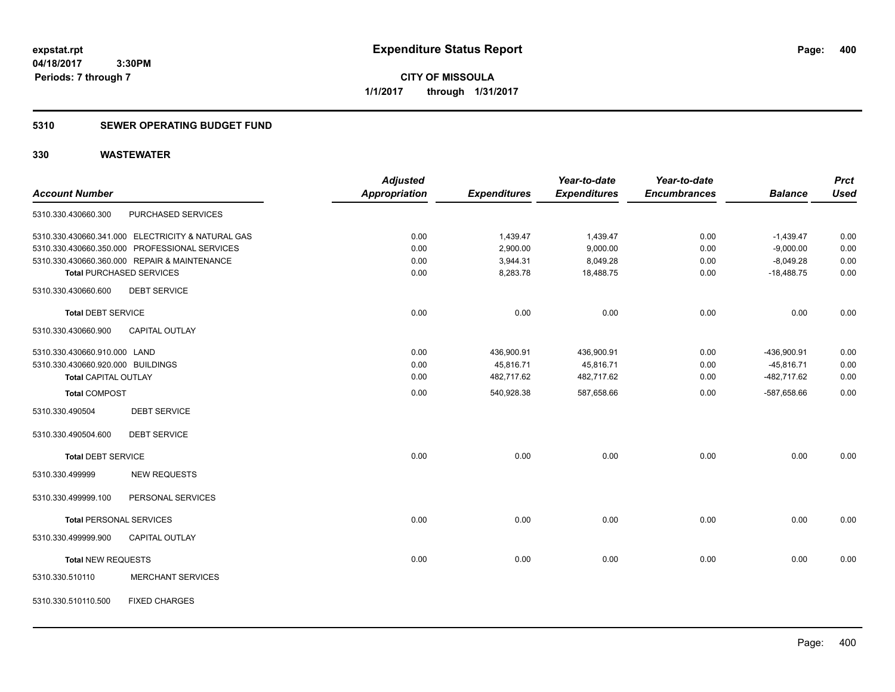**CITY OF MISSOULA**

**1/1/2017 through 1/31/2017**

## 5310 SEWER OPERATING BUDGET FUND

## 330 WASTEWATER

| Account Number | Adjusted Appropriation | Expenditures | Year-to-date Expenditures | Year-to-date Encumbrances | Balance | Prct Used |
|---|---|---|---|---|---|---|
| 5310.330.430660.300 PURCHASED SERVICES | | | | | | |
| 5310.330.430660.341.000 ELECTRICITY & NATURAL GAS | 0.00 | 1,439.47 | 1,439.47 | 0.00 | -1,439.47 | 0.00 |
| 5310.330.430660.350.000 PROFESSIONAL SERVICES | 0.00 | 2,900.00 | 9,000.00 | 0.00 | -9,000.00 | 0.00 |
| 5310.330.430660.360.000 REPAIR & MAINTENANCE | 0.00 | 3,944.31 | 8,049.28 | 0.00 | -8,049.28 | 0.00 |
| **Total** PURCHASED SERVICES | 0.00 | 8,283.78 | 18,488.75 | 0.00 | -18,488.75 | 0.00 |
| 5310.330.430660.600 DEBT SERVICE | | | | | | |
| **Total** DEBT SERVICE | 0.00 | 0.00 | 0.00 | 0.00 | 0.00 | 0.00 |
| 5310.330.430660.900 CAPITAL OUTLAY | | | | | | |
| 5310.330.430660.910.000 LAND | 0.00 | 436,900.91 | 436,900.91 | 0.00 | -436,900.91 | 0.00 |
| 5310.330.430660.920.000 BUILDINGS | 0.00 | 45,816.71 | 45,816.71 | 0.00 | -45,816.71 | 0.00 |
| **Total** CAPITAL OUTLAY | 0.00 | 482,717.62 | 482,717.62 | 0.00 | -482,717.62 | 0.00 |
| **Total** COMPOST | 0.00 | 540,928.38 | 587,658.66 | 0.00 | -587,658.66 | 0.00 |
| 5310.330.490504 DEBT SERVICE | | | | | | |
| 5310.330.490504.600 DEBT SERVICE | | | | | | |
| **Total** DEBT SERVICE | 0.00 | 0.00 | 0.00 | 0.00 | 0.00 | 0.00 |
| 5310.330.499999 NEW REQUESTS | | | | | | |
| 5310.330.499999.100 PERSONAL SERVICES | | | | | | |
| **Total** PERSONAL SERVICES | 0.00 | 0.00 | 0.00 | 0.00 | 0.00 | 0.00 |
| 5310.330.499999.900 CAPITAL OUTLAY | | | | | | |
| **Total** NEW REQUESTS | 0.00 | 0.00 | 0.00 | 0.00 | 0.00 | 0.00 |
| 5310.330.510110 MERCHANT SERVICES | | | | | | |
| 5310.330.510110.500 FIXED CHARGES | | | | | | |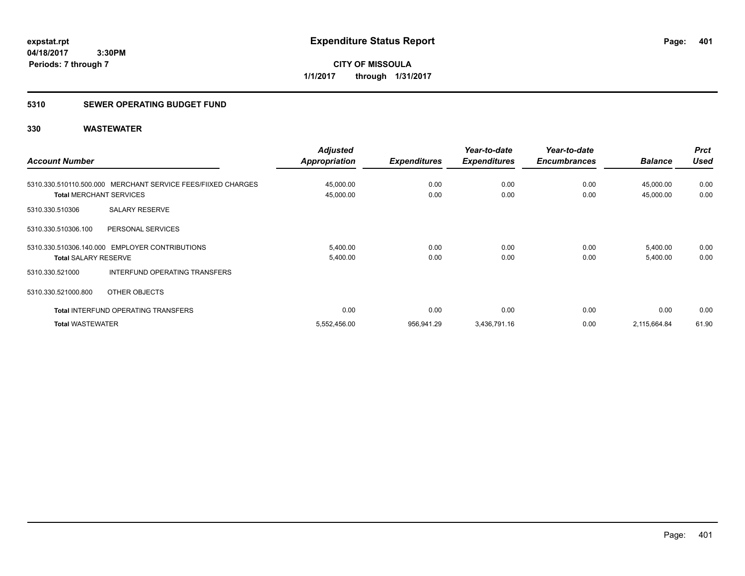**expstat.rpt**
**04/18/2017 3:30PM**
**Periods: 7 through 7**

# Expenditure Status Report

**CITY OF MISSOULA**
**1/1/2017 through 1/31/2017**

## 5310 SEWER OPERATING BUDGET FUND

## 330 WASTEWATER

| Account Number | | Adjusted Appropriation | Expenditures | Year-to-date Expenditures | Year-to-date Encumbrances | Balance | Prct Used |
|---|---|---|---|---|---|---|---|
| 5310.330.510110.500.000 | MERCHANT SERVICE FEES/FIIXED CHARGES | 45,000.00 | 0.00 | 0.00 | 0.00 | 45,000.00 | 0.00 |
| **Total** MERCHANT SERVICES | | 45,000.00 | 0.00 | 0.00 | 0.00 | 45,000.00 | 0.00 |
| 5310.330.510306 | SALARY RESERVE | | | | | | |
| 5310.330.510306.100 | PERSONAL SERVICES | | | | | | |
| 5310.330.510306.140.000 | EMPLOYER CONTRIBUTIONS | 5,400.00 | 0.00 | 0.00 | 0.00 | 5,400.00 | 0.00 |
| **Total** SALARY RESERVE | | 5,400.00 | 0.00 | 0.00 | 0.00 | 5,400.00 | 0.00 |
| 5310.330.521000 | INTERFUND OPERATING TRANSFERS | | | | | | |
| 5310.330.521000.800 | OTHER OBJECTS | | | | | | |
| **Total** INTERFUND OPERATING TRANSFERS | | 0.00 | 0.00 | 0.00 | 0.00 | 0.00 | 0.00 |
| **Total** WASTEWATER | | 5,552,456.00 | 956,941.29 | 3,436,791.16 | 0.00 | 2,115,664.84 | 61.90 |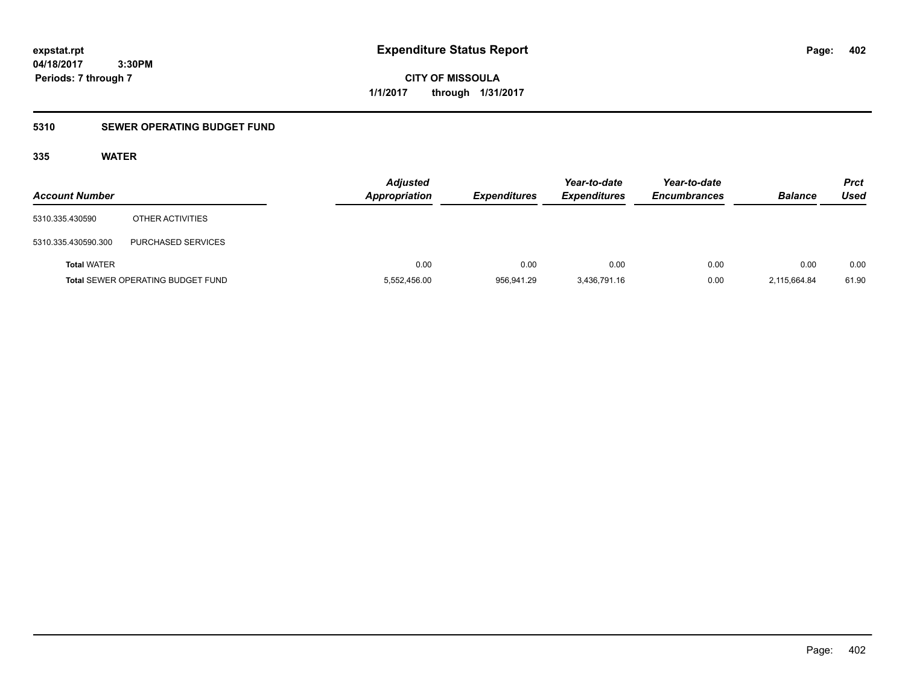**Expenditure Status Report**

expstat.rpt
04/18/2017 3:30PM
Periods: 7 through 7

**CITY OF MISSOULA**
**1/1/2017 through 1/31/2017**

## 5310 SEWER OPERATING BUDGET FUND

### 335 WATER

| Account Number | | Adjusted Appropriation | Expenditures | Year-to-date Expenditures | Year-to-date Encumbrances | Balance | Prct Used |
|---|---|---|---|---|---|---|---|
| 5310.335.430590 | OTHER ACTIVITIES | | | | | | |
| 5310.335.430590.300 | PURCHASED SERVICES | | | | | | |
| **Total** WATER | | 0.00 | 0.00 | 0.00 | 0.00 | 0.00 | 0.00 |
| **Total** SEWER OPERATING BUDGET FUND | | 5,552,456.00 | 956,941.29 | 3,436,791.16 | 0.00 | 2,115,664.84 | 61.90 |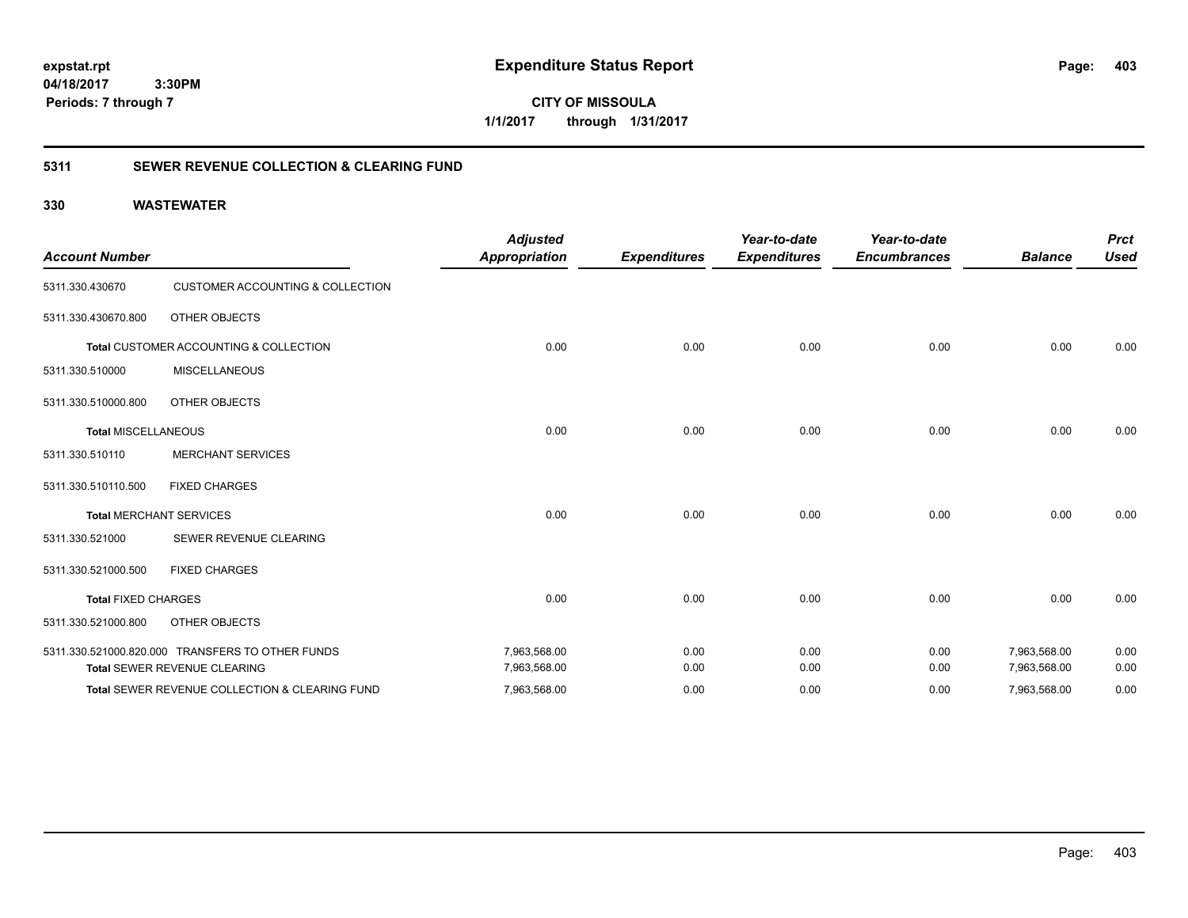**expstat.rpt**
**04/18/2017 3:30PM**
**Periods: 7 through 7**

# Expenditure Status Report

**CITY OF MISSOULA**
**1/1/2017 through 1/31/2017**

## 5311 SEWER REVENUE COLLECTION & CLEARING FUND

## 330 WASTEWATER

| Account Number | | Adjusted Appropriation | Expenditures | Year-to-date Expenditures | Year-to-date Encumbrances | Balance | Prct Used |
|---|---|---|---|---|---|---|---|
| 5311.330.430670 | CUSTOMER ACCOUNTING & COLLECTION | | | | | | |
| 5311.330.430670.800 | OTHER OBJECTS | | | | | | |
| Total CUSTOMER ACCOUNTING & COLLECTION | | 0.00 | 0.00 | 0.00 | 0.00 | 0.00 | 0.00 |
| 5311.330.510000 | MISCELLANEOUS | | | | | | |
| 5311.330.510000.800 | OTHER OBJECTS | | | | | | |
| Total MISCELLANEOUS | | 0.00 | 0.00 | 0.00 | 0.00 | 0.00 | 0.00 |
| 5311.330.510110 | MERCHANT SERVICES | | | | | | |
| 5311.330.510110.500 | FIXED CHARGES | | | | | | |
| Total MERCHANT SERVICES | | 0.00 | 0.00 | 0.00 | 0.00 | 0.00 | 0.00 |
| 5311.330.521000 | SEWER REVENUE CLEARING | | | | | | |
| 5311.330.521000.500 | FIXED CHARGES | | | | | | |
| Total FIXED CHARGES | | 0.00 | 0.00 | 0.00 | 0.00 | 0.00 | 0.00 |
| 5311.330.521000.800 | OTHER OBJECTS | | | | | | |
| 5311.330.521000.820.000 | TRANSFERS TO OTHER FUNDS | 7,963,568.00 | 0.00 | 0.00 | 0.00 | 7,963,568.00 | 0.00 |
| Total SEWER REVENUE CLEARING | | 7,963,568.00 | 0.00 | 0.00 | 0.00 | 7,963,568.00 | 0.00 |
| Total SEWER REVENUE COLLECTION & CLEARING FUND | | 7,963,568.00 | 0.00 | 0.00 | 0.00 | 7,963,568.00 | 0.00 |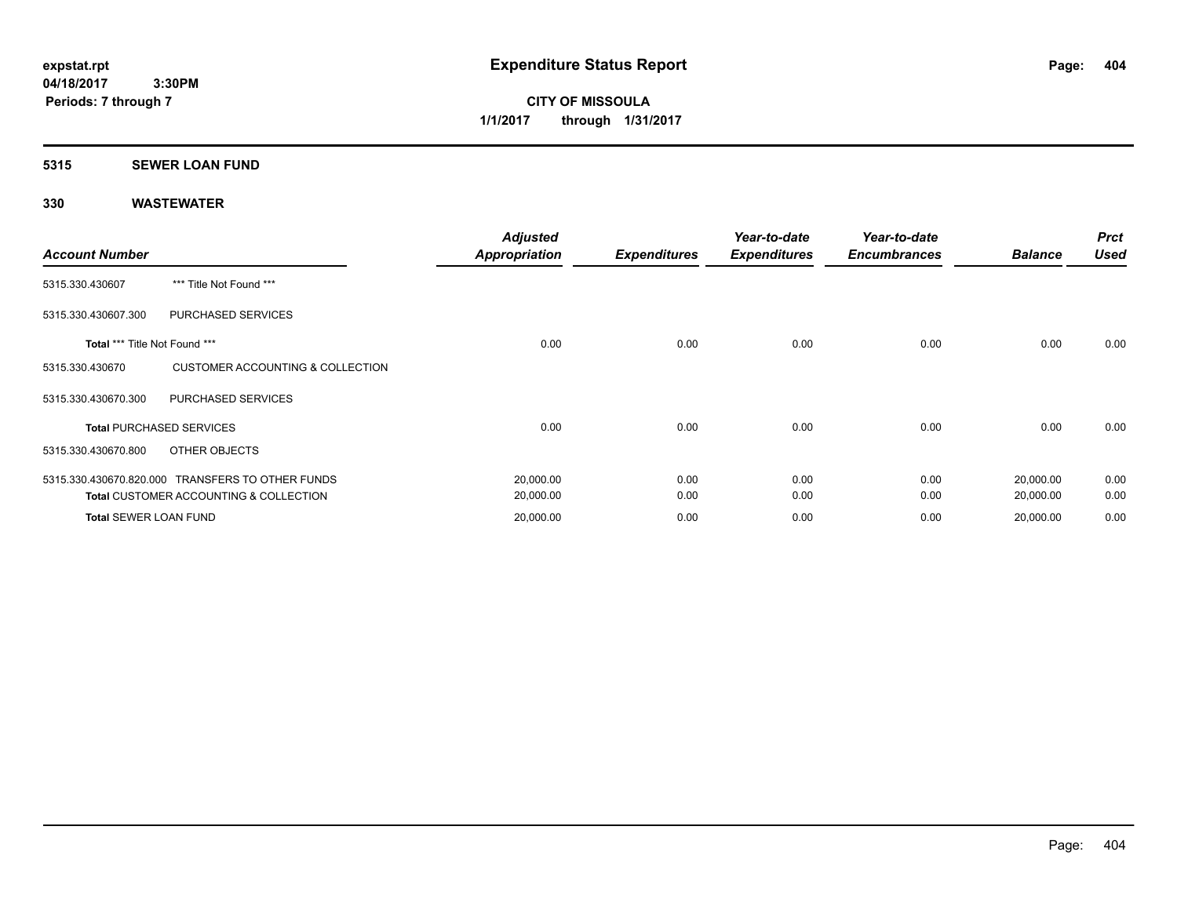# Expenditure Status Report

expstat.rpt
04/18/2017 3:30PM
Periods: 7 through 7

**CITY OF MISSOULA**
**1/1/2017 through 1/31/2017**

## 5315 SEWER LOAN FUND

## 330 WASTEWATER

| Account Number | | Adjusted Appropriation | Expenditures | Year-to-date Expenditures | Year-to-date Encumbrances | Balance | Prct Used |
|---|---|---|---|---|---|---|---|
| 5315.330.430607 | *** Title Not Found *** | | | | | | |
| 5315.330.430607.300 | PURCHASED SERVICES | | | | | | |
| **Total** *** Title Not Found *** | | 0.00 | 0.00 | 0.00 | 0.00 | 0.00 | 0.00 |
| 5315.330.430670 | CUSTOMER ACCOUNTING & COLLECTION | | | | | | |
| 5315.330.430670.300 | PURCHASED SERVICES | | | | | | |
| **Total** PURCHASED SERVICES | | 0.00 | 0.00 | 0.00 | 0.00 | 0.00 | 0.00 |
| 5315.330.430670.800 | OTHER OBJECTS | | | | | | |
| 5315.330.430670.820.000 | TRANSFERS TO OTHER FUNDS | 20,000.00 | 0.00 | 0.00 | 0.00 | 20,000.00 | 0.00 |
| **Total** CUSTOMER ACCOUNTING & COLLECTION | | 20,000.00 | 0.00 | 0.00 | 0.00 | 20,000.00 | 0.00 |
| **Total** SEWER LOAN FUND | | 20,000.00 | 0.00 | 0.00 | 0.00 | 20,000.00 | 0.00 |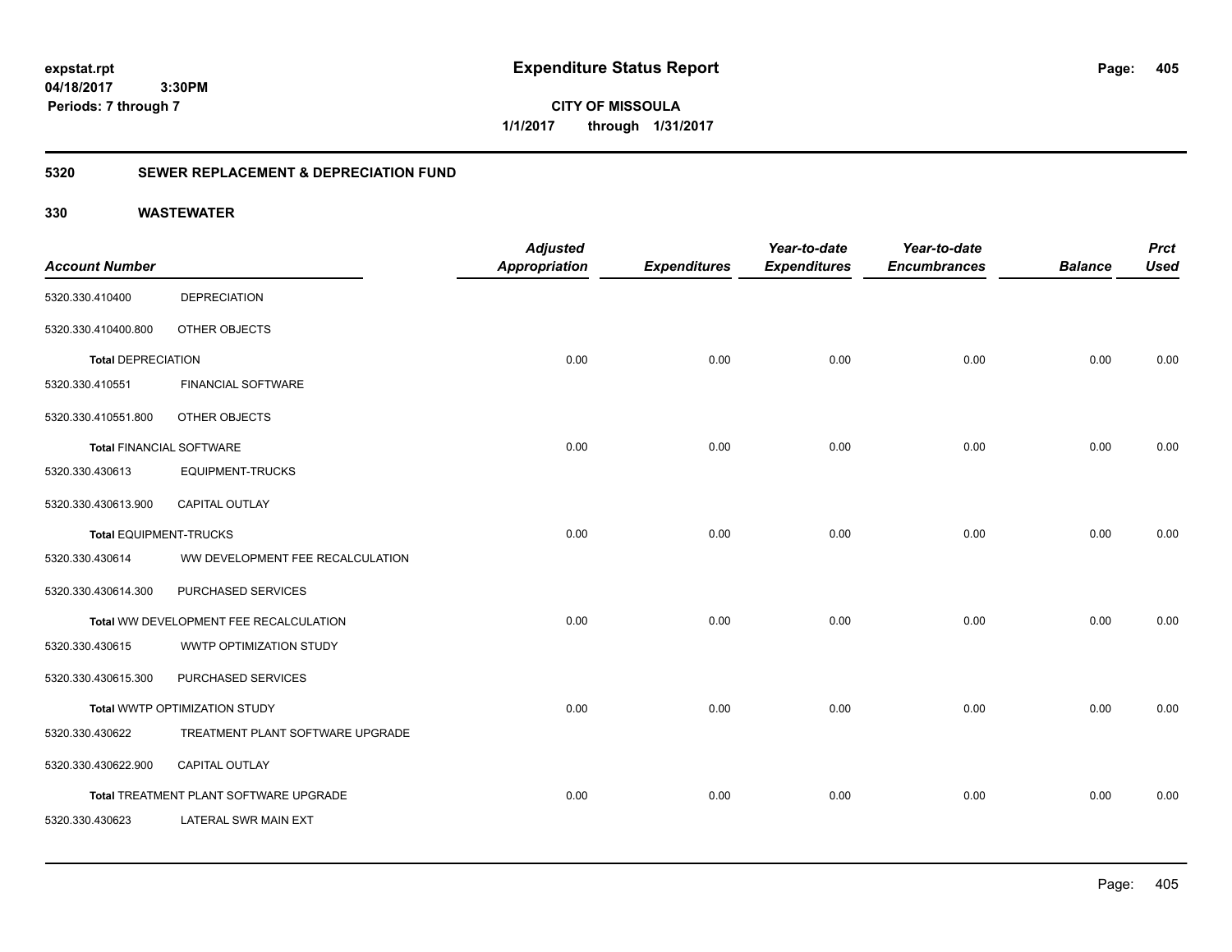**Expenditure Status Report**

**CITY OF MISSOULA**

**1/1/2017 through 1/31/2017**

expstat.rpt
04/18/2017 3:30PM
Periods: 7 through 7

## 5320 SEWER REPLACEMENT & DEPRECIATION FUND

## 330 WASTEWATER

| Account Number | | Adjusted Appropriation | Expenditures | Year-to-date Expenditures | Year-to-date Encumbrances | Balance | Prct Used |
|---|---|---|---|---|---|---|---|
| 5320.330.410400 | DEPRECIATION | | | | | | |
| 5320.330.410400.800 | OTHER OBJECTS | | | | | | |
| **Total** DEPRECIATION | | 0.00 | 0.00 | 0.00 | 0.00 | 0.00 | 0.00 |
| 5320.330.410551 | FINANCIAL SOFTWARE | | | | | | |
| 5320.330.410551.800 | OTHER OBJECTS | | | | | | |
| **Total** FINANCIAL SOFTWARE | | 0.00 | 0.00 | 0.00 | 0.00 | 0.00 | 0.00 |
| 5320.330.430613 | EQUIPMENT-TRUCKS | | | | | | |
| 5320.330.430613.900 | CAPITAL OUTLAY | | | | | | |
| **Total** EQUIPMENT-TRUCKS | | 0.00 | 0.00 | 0.00 | 0.00 | 0.00 | 0.00 |
| 5320.330.430614 | WW DEVELOPMENT FEE RECALCULATION | | | | | | |
| 5320.330.430614.300 | PURCHASED SERVICES | | | | | | |
| **Total** WW DEVELOPMENT FEE RECALCULATION | | 0.00 | 0.00 | 0.00 | 0.00 | 0.00 | 0.00 |
| 5320.330.430615 | WWTP OPTIMIZATION STUDY | | | | | | |
| 5320.330.430615.300 | PURCHASED SERVICES | | | | | | |
| **Total** WWTP OPTIMIZATION STUDY | | 0.00 | 0.00 | 0.00 | 0.00 | 0.00 | 0.00 |
| 5320.330.430622 | TREATMENT PLANT SOFTWARE UPGRADE | | | | | | |
| 5320.330.430622.900 | CAPITAL OUTLAY | | | | | | |
| **Total** TREATMENT PLANT SOFTWARE UPGRADE | | 0.00 | 0.00 | 0.00 | 0.00 | 0.00 | 0.00 |
| 5320.330.430623 | LATERAL SWR MAIN EXT | | | | | | |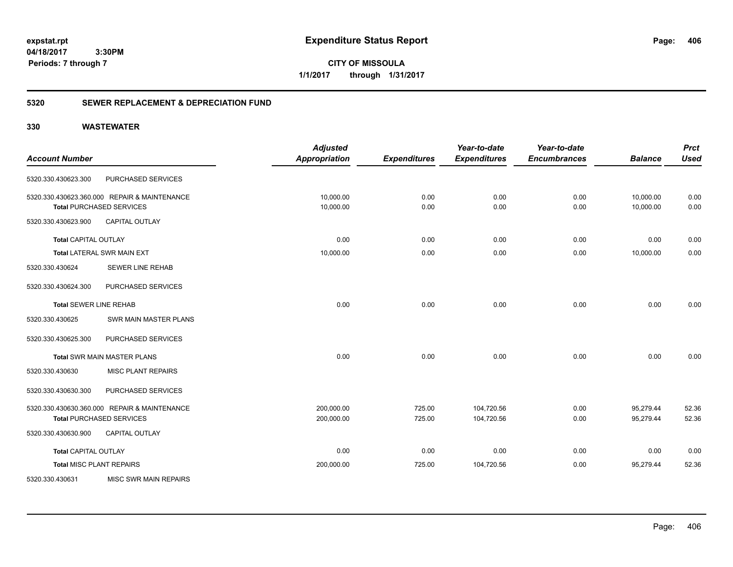**expstat.rpt**
**04/18/2017 3:30PM**
**Periods: 7 through 7**

# Expenditure Status Report

**CITY OF MISSOULA**
**1/1/2017 through 1/31/2017**

## 5320 SEWER REPLACEMENT & DEPRECIATION FUND

### 330 WASTEWATER

| Account Number | | Adjusted Appropriation | Expenditures | Year-to-date Expenditures | Year-to-date Encumbrances | Balance | Prct Used |
|---|---|---|---|---|---|---|---|
| 5320.330.430623.300 | PURCHASED SERVICES | | | | | | |
| 5320.330.430623.360.000 | REPAIR & MAINTENANCE | 10,000.00 | 0.00 | 0.00 | 0.00 | 10,000.00 | 0.00 |
| Total PURCHASED SERVICES | | 10,000.00 | 0.00 | 0.00 | 0.00 | 10,000.00 | 0.00 |
| 5320.330.430623.900 | CAPITAL OUTLAY | | | | | | |
| Total CAPITAL OUTLAY | | 0.00 | 0.00 | 0.00 | 0.00 | 0.00 | 0.00 |
| Total LATERAL SWR MAIN EXT | | 10,000.00 | 0.00 | 0.00 | 0.00 | 10,000.00 | 0.00 |
| 5320.330.430624 | SEWER LINE REHAB | | | | | | |
| 5320.330.430624.300 | PURCHASED SERVICES | | | | | | |
| Total SEWER LINE REHAB | | 0.00 | 0.00 | 0.00 | 0.00 | 0.00 | 0.00 |
| 5320.330.430625 | SWR MAIN MASTER PLANS | | | | | | |
| 5320.330.430625.300 | PURCHASED SERVICES | | | | | | |
| Total SWR MAIN MASTER PLANS | | 0.00 | 0.00 | 0.00 | 0.00 | 0.00 | 0.00 |
| 5320.330.430630 | MISC PLANT REPAIRS | | | | | | |
| 5320.330.430630.300 | PURCHASED SERVICES | | | | | | |
| 5320.330.430630.360.000 | REPAIR & MAINTENANCE | 200,000.00 | 725.00 | 104,720.56 | 0.00 | 95,279.44 | 52.36 |
| Total PURCHASED SERVICES | | 200,000.00 | 725.00 | 104,720.56 | 0.00 | 95,279.44 | 52.36 |
| 5320.330.430630.900 | CAPITAL OUTLAY | | | | | | |
| Total CAPITAL OUTLAY | | 0.00 | 0.00 | 0.00 | 0.00 | 0.00 | 0.00 |
| Total MISC PLANT REPAIRS | | 200,000.00 | 725.00 | 104,720.56 | 0.00 | 95,279.44 | 52.36 |
| 5320.330.430631 | MISC SWR MAIN REPAIRS | | | | | | |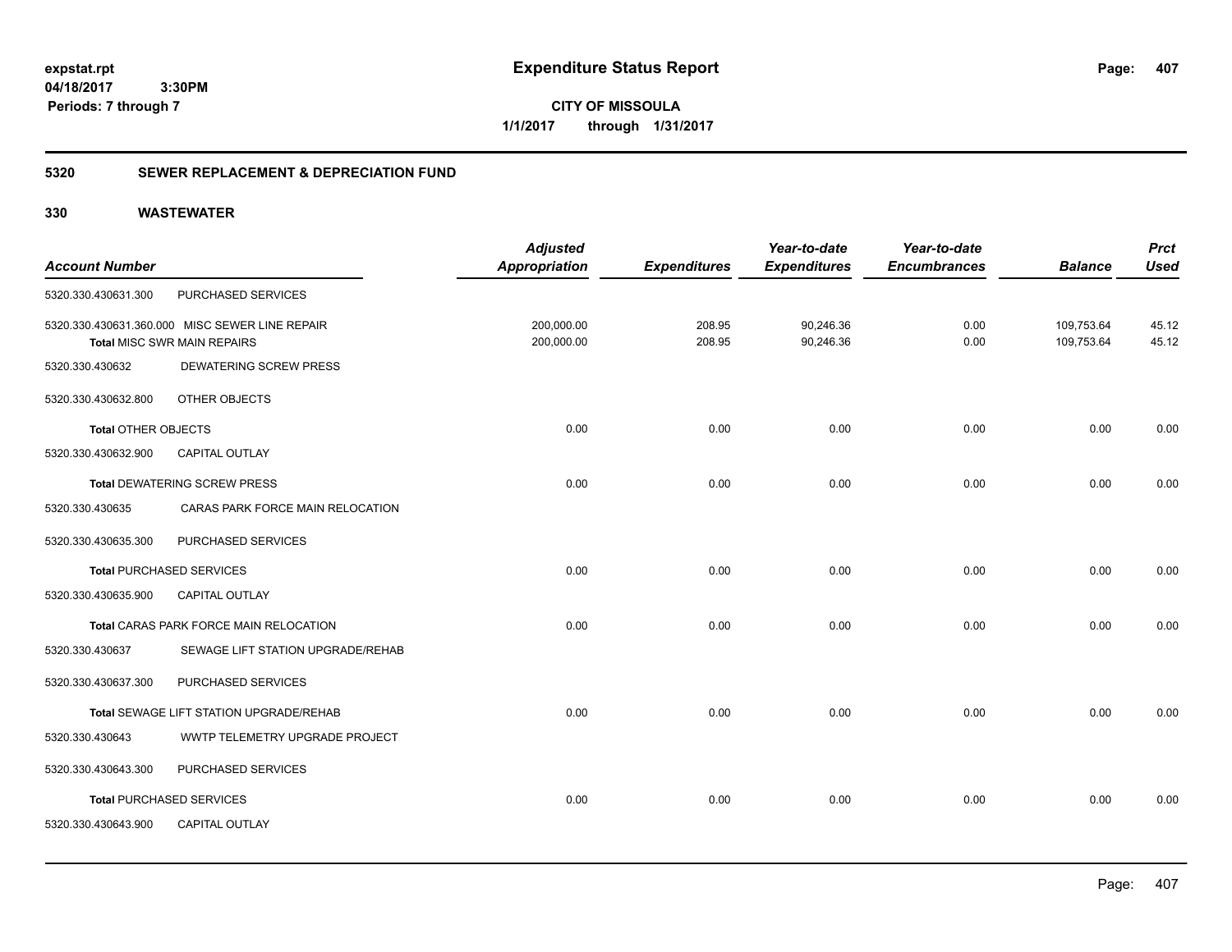# Expenditure Status Report

expstat.rpt
04/18/2017 3:30PM
Periods: 7 through 7

**CITY OF MISSOULA**
**1/1/2017 through 1/31/2017**

## 5320 SEWER REPLACEMENT & DEPRECIATION FUND

### 330 WASTEWATER

| Account Number | | Adjusted Appropriation | Expenditures | Year-to-date Expenditures | Year-to-date Encumbrances | Balance | Prct Used |
|---|---|---|---|---|---|---|---|
| 5320.330.430631.300 | PURCHASED SERVICES | | | | | | |
| 5320.330.430631.360.000 | MISC SEWER LINE REPAIR | 200,000.00 | 208.95 | 90,246.36 | 0.00 | 109,753.64 | 45.12 |
| **Total** MISC SWR MAIN REPAIRS | | 200,000.00 | 208.95 | 90,246.36 | 0.00 | 109,753.64 | 45.12 |
| 5320.330.430632 | DEWATERING SCREW PRESS | | | | | | |
| 5320.330.430632.800 | OTHER OBJECTS | | | | | | |
| **Total** OTHER OBJECTS | | 0.00 | 0.00 | 0.00 | 0.00 | 0.00 | 0.00 |
| 5320.330.430632.900 | CAPITAL OUTLAY | | | | | | |
| **Total** DEWATERING SCREW PRESS | | 0.00 | 0.00 | 0.00 | 0.00 | 0.00 | 0.00 |
| 5320.330.430635 | CARAS PARK FORCE MAIN RELOCATION | | | | | | |
| 5320.330.430635.300 | PURCHASED SERVICES | | | | | | |
| **Total** PURCHASED SERVICES | | 0.00 | 0.00 | 0.00 | 0.00 | 0.00 | 0.00 |
| 5320.330.430635.900 | CAPITAL OUTLAY | | | | | | |
| **Total** CARAS PARK FORCE MAIN RELOCATION | | 0.00 | 0.00 | 0.00 | 0.00 | 0.00 | 0.00 |
| 5320.330.430637 | SEWAGE LIFT STATION UPGRADE/REHAB | | | | | | |
| 5320.330.430637.300 | PURCHASED SERVICES | | | | | | |
| **Total** SEWAGE LIFT STATION UPGRADE/REHAB | | 0.00 | 0.00 | 0.00 | 0.00 | 0.00 | 0.00 |
| 5320.330.430643 | WWTP TELEMETRY UPGRADE PROJECT | | | | | | |
| 5320.330.430643.300 | PURCHASED SERVICES | | | | | | |
| **Total** PURCHASED SERVICES | | 0.00 | 0.00 | 0.00 | 0.00 | 0.00 | 0.00 |
| 5320.330.430643.900 | CAPITAL OUTLAY | | | | | | |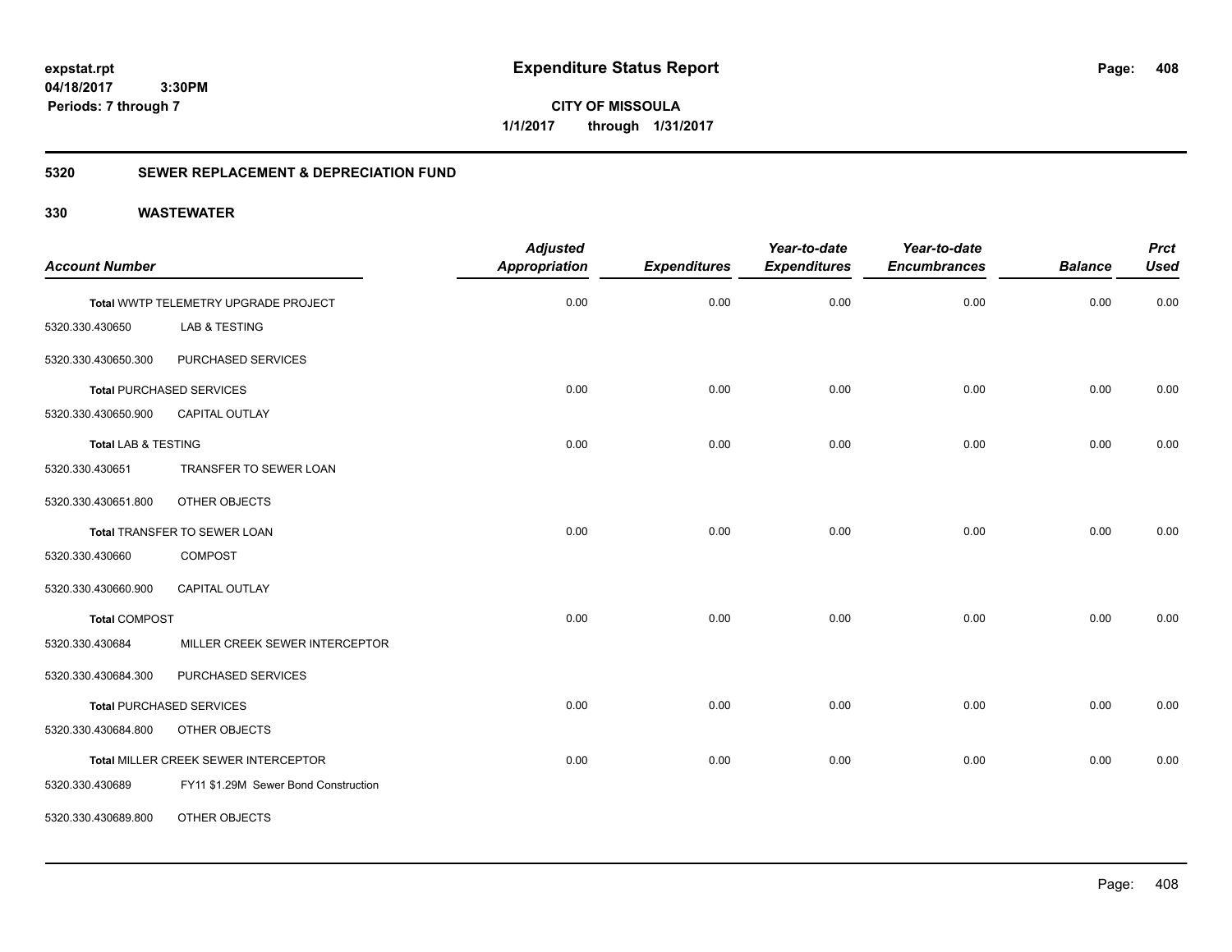# Expenditure Status Report

expstat.rpt
04/18/2017 3:30PM
Periods: 7 through 7

**CITY OF MISSOULA**
**1/1/2017 through 1/31/2017**

## 5320 SEWER REPLACEMENT & DEPRECIATION FUND

### 330 WASTEWATER

| Account Number | | *Adjusted Appropriation* | *Expenditures* | *Year-to-date Expenditures* | *Year-to-date Encumbrances* | *Balance* | *Prct Used* |
|---|---|---|---|---|---|---|---|
| Total WWTP TELEMETRY UPGRADE PROJECT | | 0.00 | 0.00 | 0.00 | 0.00 | 0.00 | 0.00 |
| 5320.330.430650 | LAB & TESTING | | | | | | |
| 5320.330.430650.300 | PURCHASED SERVICES | | | | | | |
| Total PURCHASED SERVICES | | 0.00 | 0.00 | 0.00 | 0.00 | 0.00 | 0.00 |
| 5320.330.430650.900 | CAPITAL OUTLAY | | | | | | |
| Total LAB & TESTING | | 0.00 | 0.00 | 0.00 | 0.00 | 0.00 | 0.00 |
| 5320.330.430651 | TRANSFER TO SEWER LOAN | | | | | | |
| 5320.330.430651.800 | OTHER OBJECTS | | | | | | |
| Total TRANSFER TO SEWER LOAN | | 0.00 | 0.00 | 0.00 | 0.00 | 0.00 | 0.00 |
| 5320.330.430660 | COMPOST | | | | | | |
| 5320.330.430660.900 | CAPITAL OUTLAY | | | | | | |
| Total COMPOST | | 0.00 | 0.00 | 0.00 | 0.00 | 0.00 | 0.00 |
| 5320.330.430684 | MILLER CREEK SEWER INTERCEPTOR | | | | | | |
| 5320.330.430684.300 | PURCHASED SERVICES | | | | | | |
| Total PURCHASED SERVICES | | 0.00 | 0.00 | 0.00 | 0.00 | 0.00 | 0.00 |
| 5320.330.430684.800 | OTHER OBJECTS | | | | | | |
| Total MILLER CREEK SEWER INTERCEPTOR | | 0.00 | 0.00 | 0.00 | 0.00 | 0.00 | 0.00 |
| 5320.330.430689 | FY11 $1.29M Sewer Bond Construction | | | | | | |
| 5320.330.430689.800 | OTHER OBJECTS | | | | | | |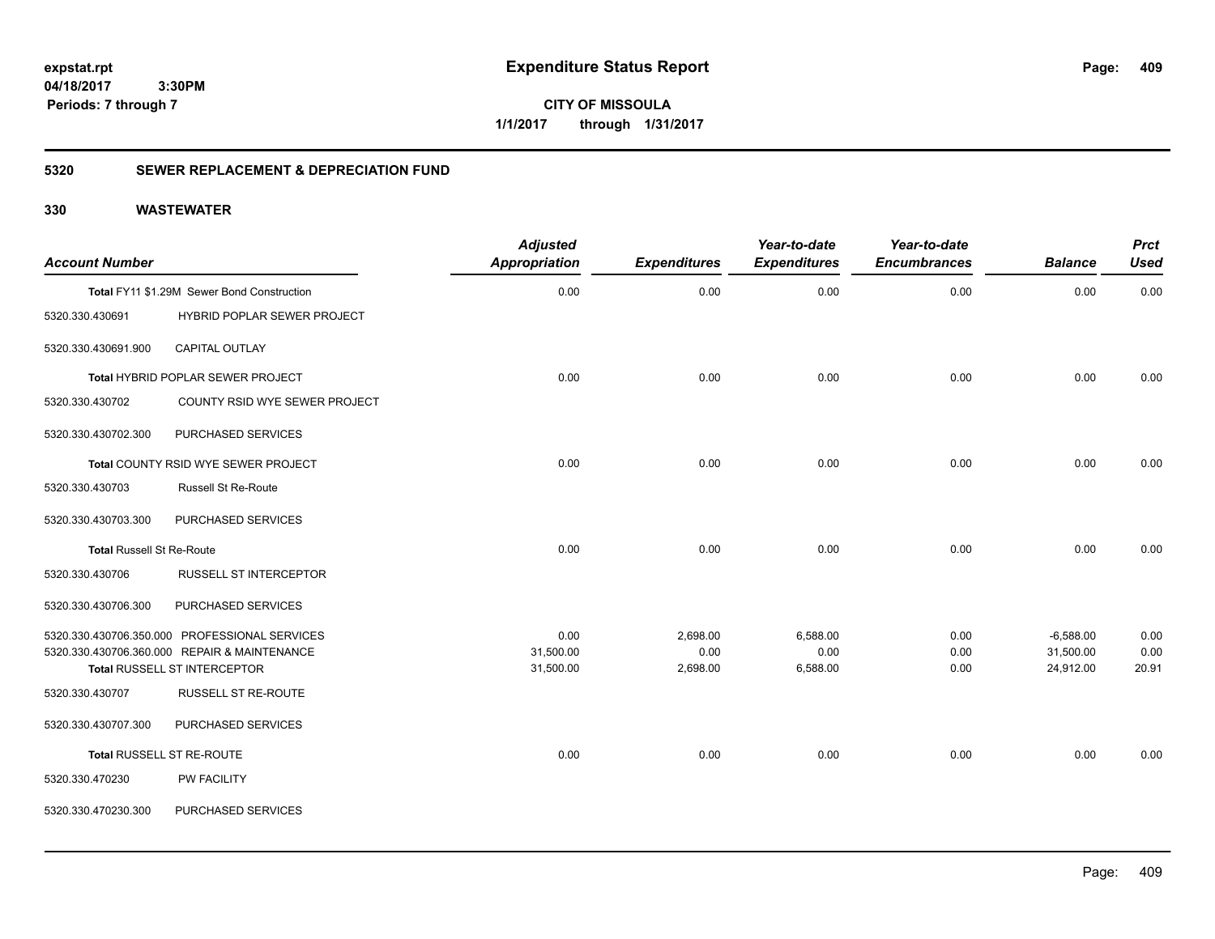**expstat.rpt**
**04/18/2017 3:30PM**
**Periods: 7 through 7**

# Expenditure Status Report

**CITY OF MISSOULA**
**1/1/2017 through 1/31/2017**

## 5320 SEWER REPLACEMENT & DEPRECIATION FUND

## 330 WASTEWATER

| Account Number | | Adjusted Appropriation | Expenditures | Year-to-date Expenditures | Year-to-date Encumbrances | Balance | Prct Used |
|---|---|---|---|---|---|---|---|
| Total FY11 $1.29M Sewer Bond Construction | | 0.00 | 0.00 | 0.00 | 0.00 | 0.00 | 0.00 |
| 5320.330.430691 | HYBRID POPLAR SEWER PROJECT | | | | | | |
| 5320.330.430691.900 | CAPITAL OUTLAY | | | | | | |
| Total HYBRID POPLAR SEWER PROJECT | | 0.00 | 0.00 | 0.00 | 0.00 | 0.00 | 0.00 |
| 5320.330.430702 | COUNTY RSID WYE SEWER PROJECT | | | | | | |
| 5320.330.430702.300 | PURCHASED SERVICES | | | | | | |
| Total COUNTY RSID WYE SEWER PROJECT | | 0.00 | 0.00 | 0.00 | 0.00 | 0.00 | 0.00 |
| 5320.330.430703 | Russell St Re-Route | | | | | | |
| 5320.330.430703.300 | PURCHASED SERVICES | | | | | | |
| Total Russell St Re-Route | | 0.00 | 0.00 | 0.00 | 0.00 | 0.00 | 0.00 |
| 5320.330.430706 | RUSSELL ST INTERCEPTOR | | | | | | |
| 5320.330.430706.300 | PURCHASED SERVICES | | | | | | |
| 5320.330.430706.350.000 | PROFESSIONAL SERVICES | 0.00 | 2,698.00 | 6,588.00 | 0.00 | -6,588.00 | 0.00 |
| 5320.330.430706.360.000 | REPAIR & MAINTENANCE | 31,500.00 | 0.00 | 0.00 | 0.00 | 31,500.00 | 0.00 |
| Total RUSSELL ST INTERCEPTOR | | 31,500.00 | 2,698.00 | 6,588.00 | 0.00 | 24,912.00 | 20.91 |
| 5320.330.430707 | RUSSELL ST RE-ROUTE | | | | | | |
| 5320.330.430707.300 | PURCHASED SERVICES | | | | | | |
| Total RUSSELL ST RE-ROUTE | | 0.00 | 0.00 | 0.00 | 0.00 | 0.00 | 0.00 |
| 5320.330.470230 | PW FACILITY | | | | | | |
| 5320.330.470230.300 | PURCHASED SERVICES | | | | | | |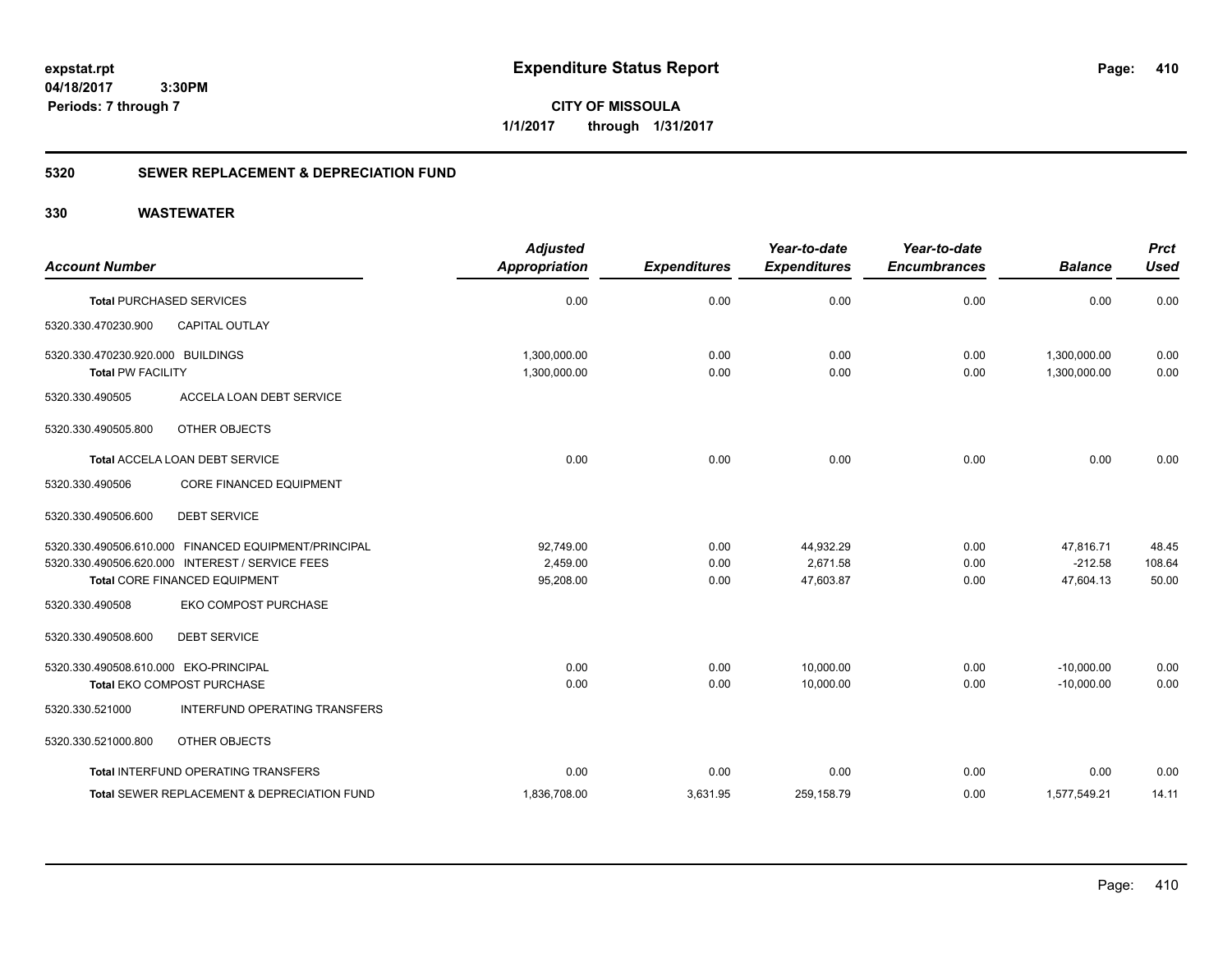expstat.rpt
04/18/2017 3:30PM
Periods: 7 through 7

# Expenditure Status Report

**CITY OF MISSOULA**
**1/1/2017 through 1/31/2017**

## 5320 SEWER REPLACEMENT & DEPRECIATION FUND

### 330 WASTEWATER

| Account Number | | Adjusted Appropriation | Expenditures | Year-to-date Expenditures | Year-to-date Encumbrances | Balance | Prct Used |
|---|---|---|---|---|---|---|---|
| Total PURCHASED SERVICES | | 0.00 | 0.00 | 0.00 | 0.00 | 0.00 | 0.00 |
| 5320.330.470230.900 | CAPITAL OUTLAY | | | | | | |
| 5320.330.470230.920.000 | BUILDINGS | 1,300,000.00 | 0.00 | 0.00 | 0.00 | 1,300,000.00 | 0.00 |
| Total PW FACILITY | | 1,300,000.00 | 0.00 | 0.00 | 0.00 | 1,300,000.00 | 0.00 |
| 5320.330.490505 | ACCELA LOAN DEBT SERVICE | | | | | | |
| 5320.330.490505.800 | OTHER OBJECTS | | | | | | |
| Total ACCELA LOAN DEBT SERVICE | | 0.00 | 0.00 | 0.00 | 0.00 | 0.00 | 0.00 |
| 5320.330.490506 | CORE FINANCED EQUIPMENT | | | | | | |
| 5320.330.490506.600 | DEBT SERVICE | | | | | | |
| 5320.330.490506.610.000 | FINANCED EQUIPMENT/PRINCIPAL | 92,749.00 | 0.00 | 44,932.29 | 0.00 | 47,816.71 | 48.45 |
| 5320.330.490506.620.000 | INTEREST / SERVICE FEES | 2,459.00 | 0.00 | 2,671.58 | 0.00 | -212.58 | 108.64 |
| Total CORE FINANCED EQUIPMENT | | 95,208.00 | 0.00 | 47,603.87 | 0.00 | 47,604.13 | 50.00 |
| 5320.330.490508 | EKO COMPOST PURCHASE | | | | | | |
| 5320.330.490508.600 | DEBT SERVICE | | | | | | |
| 5320.330.490508.610.000 | EKO-PRINCIPAL | 0.00 | 0.00 | 10,000.00 | 0.00 | -10,000.00 | 0.00 |
| Total EKO COMPOST PURCHASE | | 0.00 | 0.00 | 10,000.00 | 0.00 | -10,000.00 | 0.00 |
| 5320.330.521000 | INTERFUND OPERATING TRANSFERS | | | | | | |
| 5320.330.521000.800 | OTHER OBJECTS | | | | | | |
| Total INTERFUND OPERATING TRANSFERS | | 0.00 | 0.00 | 0.00 | 0.00 | 0.00 | 0.00 |
| Total SEWER REPLACEMENT & DEPRECIATION FUND | | 1,836,708.00 | 3,631.95 | 259,158.79 | 0.00 | 1,577,549.21 | 14.11 |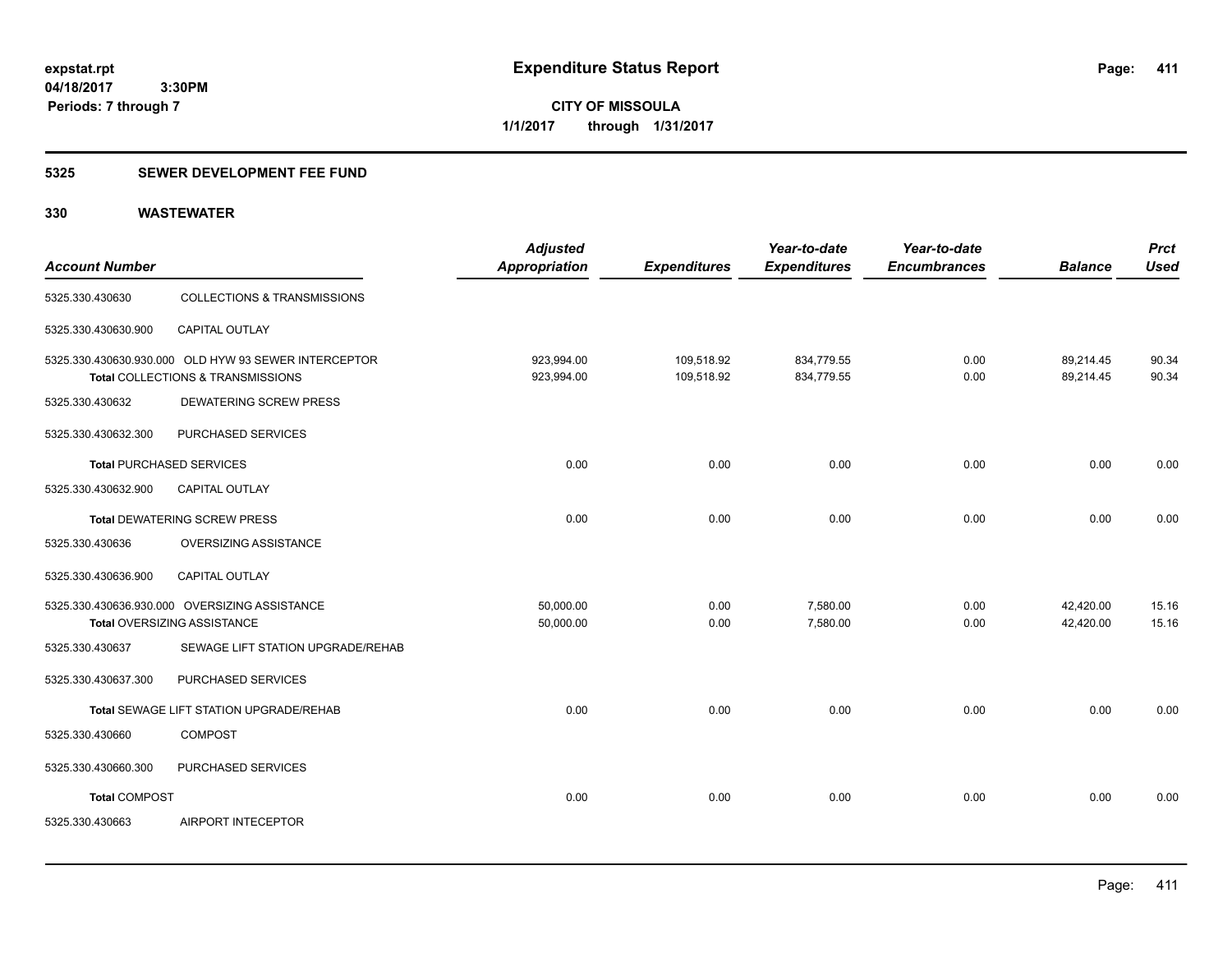# Expenditure Status Report

expstat.rpt
04/18/2017 3:30PM
Periods: 7 through 7

**CITY OF MISSOULA**
**1/1/2017 through 1/31/2017**

## 5325 SEWER DEVELOPMENT FEE FUND

## 330 WASTEWATER

| Account Number | | Adjusted Appropriation | Expenditures | Year-to-date Expenditures | Year-to-date Encumbrances | Balance | Prct Used |
|---|---|---|---|---|---|---|---|
| 5325.330.430630 | COLLECTIONS & TRANSMISSIONS | | | | | | |
| 5325.330.430630.900 | CAPITAL OUTLAY | | | | | | |
| 5325.330.430630.930.000 | OLD HYW 93 SEWER INTERCEPTOR | 923,994.00 | 109,518.92 | 834,779.55 | 0.00 | 89,214.45 | 90.34 |
| **Total** COLLECTIONS & TRANSMISSIONS | | 923,994.00 | 109,518.92 | 834,779.55 | 0.00 | 89,214.45 | 90.34 |
| 5325.330.430632 | DEWATERING SCREW PRESS | | | | | | |
| 5325.330.430632.300 | PURCHASED SERVICES | | | | | | |
| **Total** PURCHASED SERVICES | | 0.00 | 0.00 | 0.00 | 0.00 | 0.00 | 0.00 |
| 5325.330.430632.900 | CAPITAL OUTLAY | | | | | | |
| **Total** DEWATERING SCREW PRESS | | 0.00 | 0.00 | 0.00 | 0.00 | 0.00 | 0.00 |
| 5325.330.430636 | OVERSIZING ASSISTANCE | | | | | | |
| 5325.330.430636.900 | CAPITAL OUTLAY | | | | | | |
| 5325.330.430636.930.000 | OVERSIZING ASSISTANCE | 50,000.00 | 0.00 | 7,580.00 | 0.00 | 42,420.00 | 15.16 |
| **Total** OVERSIZING ASSISTANCE | | 50,000.00 | 0.00 | 7,580.00 | 0.00 | 42,420.00 | 15.16 |
| 5325.330.430637 | SEWAGE LIFT STATION UPGRADE/REHAB | | | | | | |
| 5325.330.430637.300 | PURCHASED SERVICES | | | | | | |
| **Total** SEWAGE LIFT STATION UPGRADE/REHAB | | 0.00 | 0.00 | 0.00 | 0.00 | 0.00 | 0.00 |
| 5325.330.430660 | COMPOST | | | | | | |
| 5325.330.430660.300 | PURCHASED SERVICES | | | | | | |
| **Total** COMPOST | | 0.00 | 0.00 | 0.00 | 0.00 | 0.00 | 0.00 |
| 5325.330.430663 | AIRPORT INTECEPTOR | | | | | | |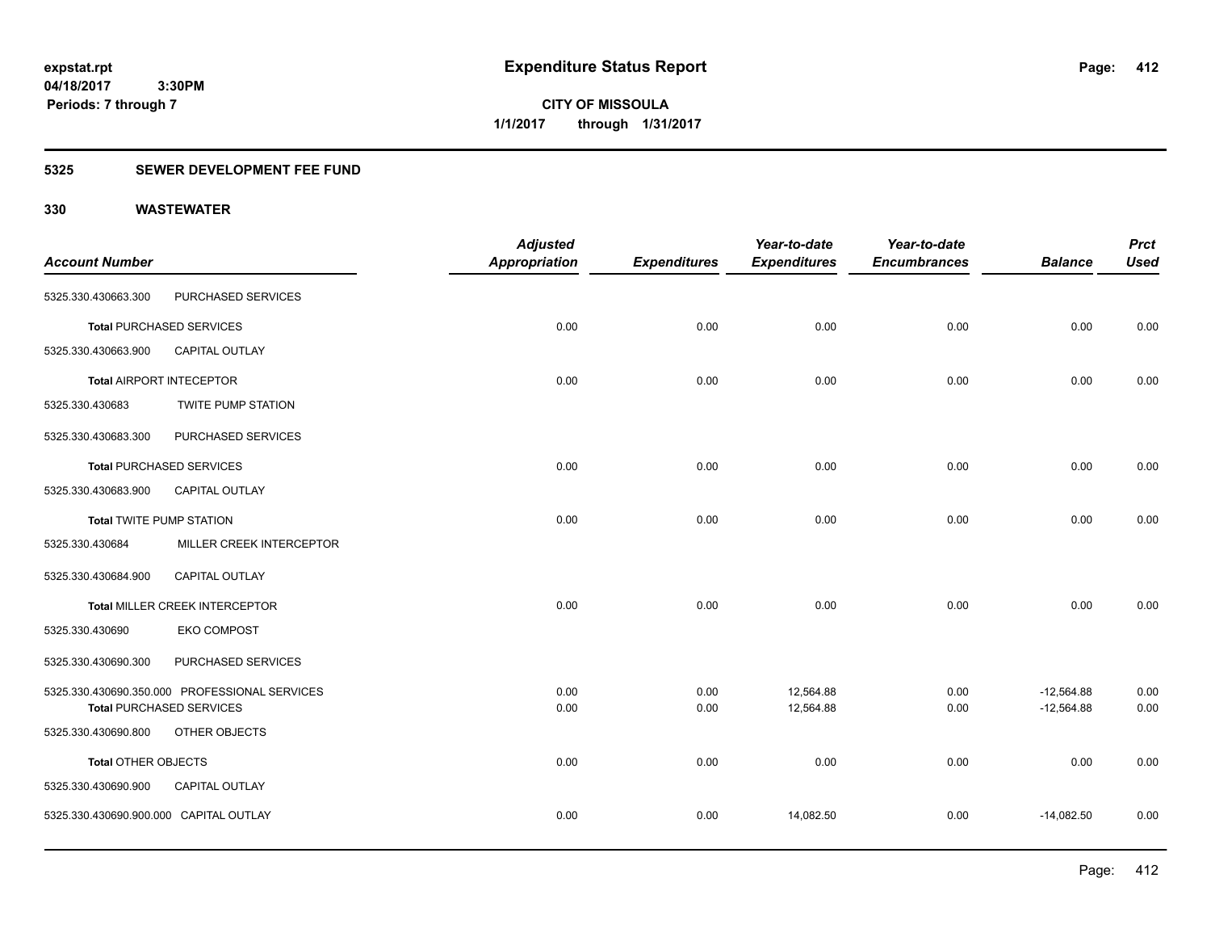**Expenditure Status Report**

**CITY OF MISSOULA**

**1/1/2017 through 1/31/2017**

expstat.rpt
04/18/2017 3:30PM
Periods: 7 through 7

**5325 SEWER DEVELOPMENT FEE FUND**

**330 WASTEWATER**

| Account Number | | Adjusted Appropriation | Expenditures | Year-to-date Expenditures | Year-to-date Encumbrances | Balance | Prct Used |
|---|---|---|---|---|---|---|---|
| 5325.330.430663.300 | PURCHASED SERVICES | | | | | | |
| **Total** PURCHASED SERVICES | | 0.00 | 0.00 | 0.00 | 0.00 | 0.00 | 0.00 |
| 5325.330.430663.900 | CAPITAL OUTLAY | | | | | | |
| **Total** AIRPORT INTECEPTOR | | 0.00 | 0.00 | 0.00 | 0.00 | 0.00 | 0.00 |
| 5325.330.430683 | TWITE PUMP STATION | | | | | | |
| 5325.330.430683.300 | PURCHASED SERVICES | | | | | | |
| **Total** PURCHASED SERVICES | | 0.00 | 0.00 | 0.00 | 0.00 | 0.00 | 0.00 |
| 5325.330.430683.900 | CAPITAL OUTLAY | | | | | | |
| **Total** TWITE PUMP STATION | | 0.00 | 0.00 | 0.00 | 0.00 | 0.00 | 0.00 |
| 5325.330.430684 | MILLER CREEK INTERCEPTOR | | | | | | |
| 5325.330.430684.900 | CAPITAL OUTLAY | | | | | | |
| **Total** MILLER CREEK INTERCEPTOR | | 0.00 | 0.00 | 0.00 | 0.00 | 0.00 | 0.00 |
| 5325.330.430690 | EKO COMPOST | | | | | | |
| 5325.330.430690.300 | PURCHASED SERVICES | | | | | | |
| 5325.330.430690.350.000 | PROFESSIONAL SERVICES | 0.00 | 0.00 | 12,564.88 | 0.00 | -12,564.88 | 0.00 |
| **Total** PURCHASED SERVICES | | 0.00 | 0.00 | 12,564.88 | 0.00 | -12,564.88 | 0.00 |
| 5325.330.430690.800 | OTHER OBJECTS | | | | | | |
| **Total** OTHER OBJECTS | | 0.00 | 0.00 | 0.00 | 0.00 | 0.00 | 0.00 |
| 5325.330.430690.900 | CAPITAL OUTLAY | | | | | | |
| 5325.330.430690.900.000 | CAPITAL OUTLAY | 0.00 | 0.00 | 14,082.50 | 0.00 | -14,082.50 | 0.00 |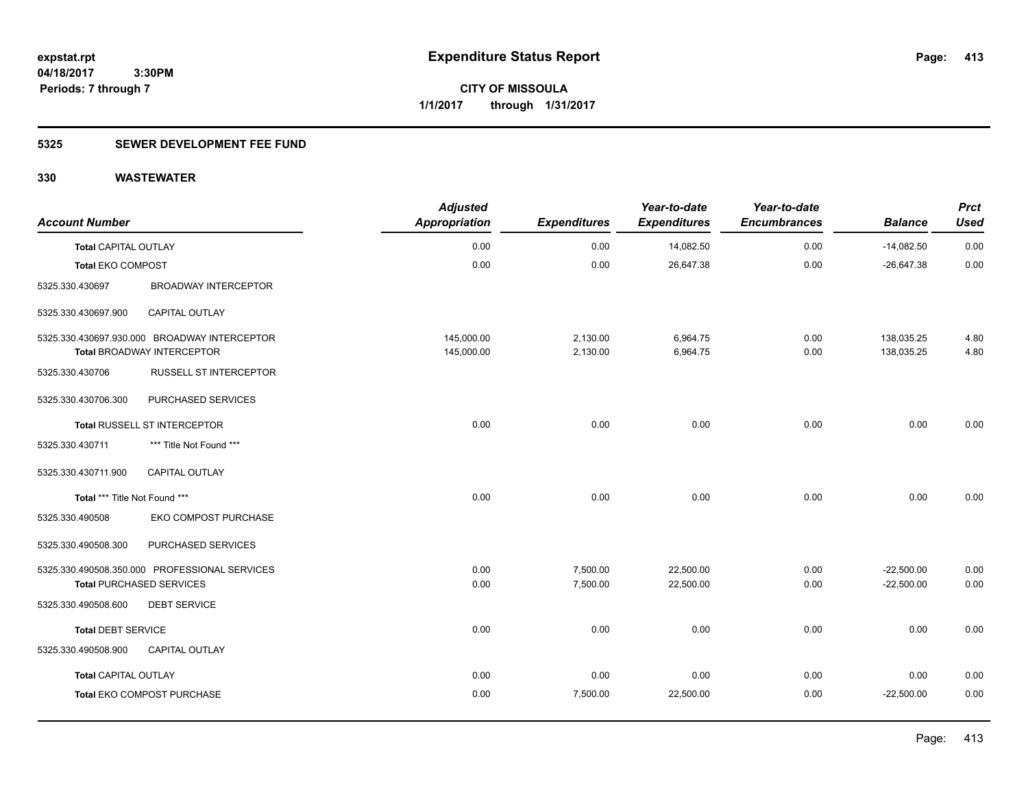# Expenditure Status Report

**CITY OF MISSOULA**
**1/1/2017 through 1/31/2017**

expstat.rpt
04/18/2017 3:30PM
Periods: 7 through 7

## 5325 SEWER DEVELOPMENT FEE FUND

## 330 WASTEWATER

| Account Number | | Adjusted Appropriation | Expenditures | Year-to-date Expenditures | Year-to-date Encumbrances | Balance | Prct Used |
|---|---|---|---|---|---|---|---|
| **Total** CAPITAL OUTLAY | | 0.00 | 0.00 | 14,082.50 | 0.00 | -14,082.50 | 0.00 |
| **Total** EKO COMPOST | | 0.00 | 0.00 | 26,647.38 | 0.00 | -26,647.38 | 0.00 |
| 5325.330.430697 | BROADWAY INTERCEPTOR | | | | | | |
| 5325.330.430697.900 | CAPITAL OUTLAY | | | | | | |
| 5325.330.430697.930.000 BROADWAY INTERCEPTOR | | 145,000.00 | 2,130.00 | 6,964.75 | 0.00 | 138,035.25 | 4.80 |
| **Total** BROADWAY INTERCEPTOR | | 145,000.00 | 2,130.00 | 6,964.75 | 0.00 | 138,035.25 | 4.80 |
| 5325.330.430706 | RUSSELL ST INTERCEPTOR | | | | | | |
| 5325.330.430706.300 | PURCHASED SERVICES | | | | | | |
| **Total** RUSSELL ST INTERCEPTOR | | 0.00 | 0.00 | 0.00 | 0.00 | 0.00 | 0.00 |
| 5325.330.430711 | *** Title Not Found *** | | | | | | |
| 5325.330.430711.900 | CAPITAL OUTLAY | | | | | | |
| **Total** *** Title Not Found *** | | 0.00 | 0.00 | 0.00 | 0.00 | 0.00 | 0.00 |
| 5325.330.490508 | EKO COMPOST PURCHASE | | | | | | |
| 5325.330.490508.300 | PURCHASED SERVICES | | | | | | |
| 5325.330.490508.350.000 PROFESSIONAL SERVICES | | 0.00 | 7,500.00 | 22,500.00 | 0.00 | -22,500.00 | 0.00 |
| **Total** PURCHASED SERVICES | | 0.00 | 7,500.00 | 22,500.00 | 0.00 | -22,500.00 | 0.00 |
| 5325.330.490508.600 | DEBT SERVICE | | | | | | |
| **Total** DEBT SERVICE | | 0.00 | 0.00 | 0.00 | 0.00 | 0.00 | 0.00 |
| 5325.330.490508.900 | CAPITAL OUTLAY | | | | | | |
| **Total** CAPITAL OUTLAY | | 0.00 | 0.00 | 0.00 | 0.00 | 0.00 | 0.00 |
| **Total** EKO COMPOST PURCHASE | | 0.00 | 7,500.00 | 22,500.00 | 0.00 | -22,500.00 | 0.00 |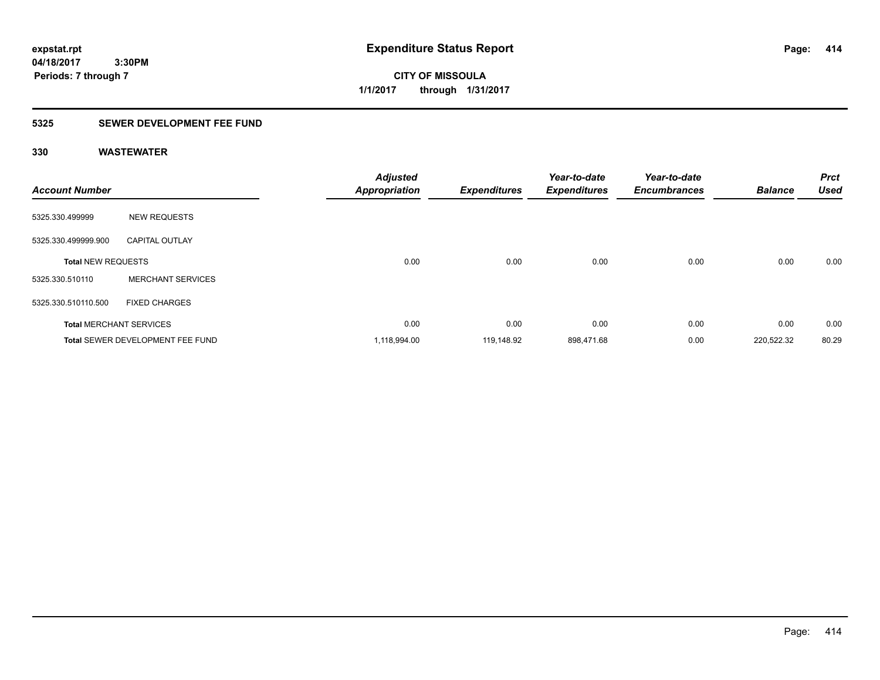**expstat.rpt**
**04/18/2017 3:30PM**
**Periods: 7 through 7**

# Expenditure Status Report

**CITY OF MISSOULA**
**1/1/2017 through 1/31/2017**

## 5325 SEWER DEVELOPMENT FEE FUND

### 330 WASTEWATER

| Account Number | | Adjusted Appropriation | Expenditures | Year-to-date Expenditures | Year-to-date Encumbrances | Balance | Prct Used |
|---|---|---|---|---|---|---|---|
| 5325.330.499999 | NEW REQUESTS | | | | | | |
| 5325.330.499999.900 | CAPITAL OUTLAY | | | | | | |
| **Total** NEW REQUESTS | | 0.00 | 0.00 | 0.00 | 0.00 | 0.00 | 0.00 |
| 5325.330.510110 | MERCHANT SERVICES | | | | | | |
| 5325.330.510110.500 | FIXED CHARGES | | | | | | |
| **Total** MERCHANT SERVICES | | 0.00 | 0.00 | 0.00 | 0.00 | 0.00 | 0.00 |
| **Total** SEWER DEVELOPMENT FEE FUND | | 1,118,994.00 | 119,148.92 | 898,471.68 | 0.00 | 220,522.32 | 80.29 |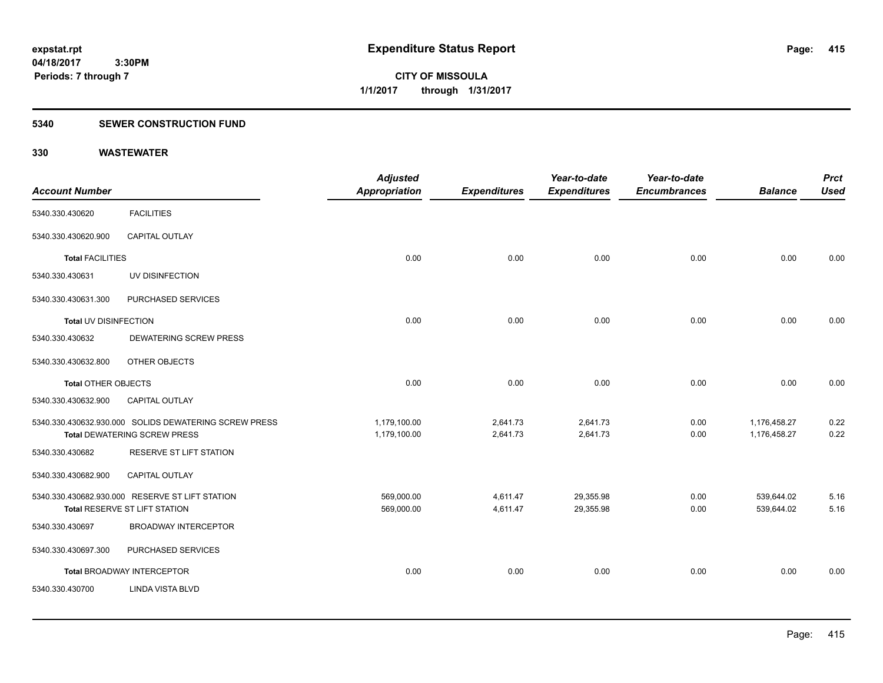**expstat.rpt**
**04/18/2017 3:30PM**
**Periods: 7 through 7**

# Expenditure Status Report

**CITY OF MISSOULA**
**1/1/2017 through 1/31/2017**

## 5340 SEWER CONSTRUCTION FUND

### 330 WASTEWATER

| Account Number | | Adjusted Appropriation | Expenditures | Year-to-date Expenditures | Year-to-date Encumbrances | Balance | Prct Used |
|---|---|---|---|---|---|---|---|
| 5340.330.430620 | FACILITIES | | | | | | |
| 5340.330.430620.900 | CAPITAL OUTLAY | | | | | | |
| **Total** FACILITIES | | 0.00 | 0.00 | 0.00 | 0.00 | 0.00 | 0.00 |
| 5340.330.430631 | UV DISINFECTION | | | | | | |
| 5340.330.430631.300 | PURCHASED SERVICES | | | | | | |
| **Total** UV DISINFECTION | | 0.00 | 0.00 | 0.00 | 0.00 | 0.00 | 0.00 |
| 5340.330.430632 | DEWATERING SCREW PRESS | | | | | | |
| 5340.330.430632.800 | OTHER OBJECTS | | | | | | |
| **Total** OTHER OBJECTS | | 0.00 | 0.00 | 0.00 | 0.00 | 0.00 | 0.00 |
| 5340.330.430632.900 | CAPITAL OUTLAY | | | | | | |
| 5340.330.430632.930.000 | SOLIDS DEWATERING SCREW PRESS | 1,179,100.00 | 2,641.73 | 2,641.73 | 0.00 | 1,176,458.27 | 0.22 |
| **Total** DEWATERING SCREW PRESS | | 1,179,100.00 | 2,641.73 | 2,641.73 | 0.00 | 1,176,458.27 | 0.22 |
| 5340.330.430682 | RESERVE ST LIFT STATION | | | | | | |
| 5340.330.430682.900 | CAPITAL OUTLAY | | | | | | |
| 5340.330.430682.930.000 | RESERVE ST LIFT STATION | 569,000.00 | 4,611.47 | 29,355.98 | 0.00 | 539,644.02 | 5.16 |
| **Total** RESERVE ST LIFT STATION | | 569,000.00 | 4,611.47 | 29,355.98 | 0.00 | 539,644.02 | 5.16 |
| 5340.330.430697 | BROADWAY INTERCEPTOR | | | | | | |
| 5340.330.430697.300 | PURCHASED SERVICES | | | | | | |
| **Total** BROADWAY INTERCEPTOR | | 0.00 | 0.00 | 0.00 | 0.00 | 0.00 | 0.00 |
| 5340.330.430700 | LINDA VISTA BLVD | | | | | | |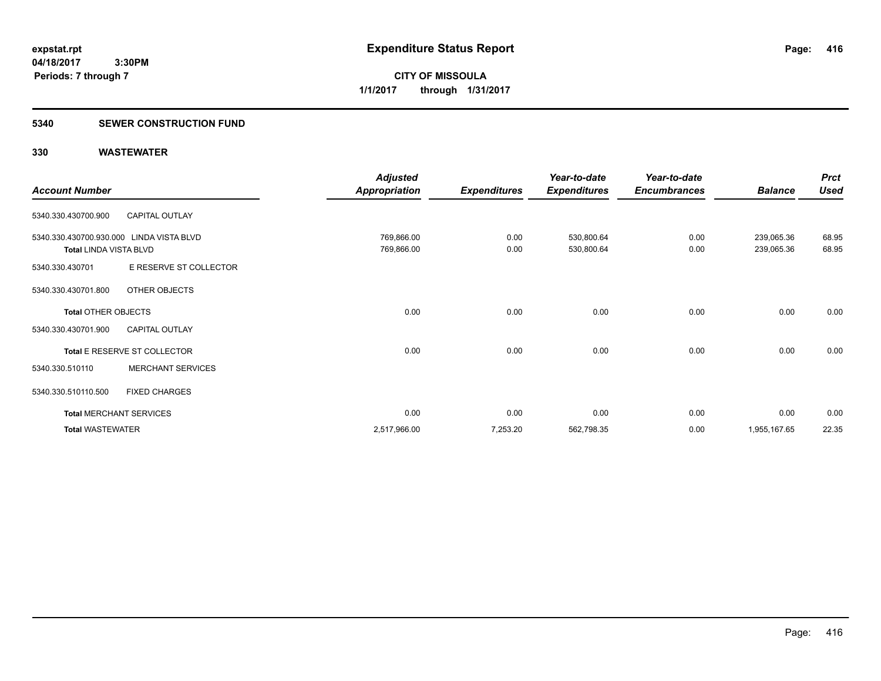**expstat.rpt**
**04/18/2017 3:30PM**
**Periods: 7 through 7**

# Expenditure Status Report

**CITY OF MISSOULA**
**1/1/2017 through 1/31/2017**

## 5340 SEWER CONSTRUCTION FUND

## 330 WASTEWATER

| Account Number | | Adjusted Appropriation | Expenditures | Year-to-date Expenditures | Year-to-date Encumbrances | Balance | Prct Used |
|---|---|---|---|---|---|---|---|
| 5340.330.430700.900 | CAPITAL OUTLAY | | | | | | |
| 5340.330.430700.930.000 | LINDA VISTA BLVD | 769,866.00 | 0.00 | 530,800.64 | 0.00 | 239,065.36 | 68.95 |
| **Total** LINDA VISTA BLVD | | 769,866.00 | 0.00 | 530,800.64 | 0.00 | 239,065.36 | 68.95 |
| 5340.330.430701 | E RESERVE ST COLLECTOR | | | | | | |
| 5340.330.430701.800 | OTHER OBJECTS | | | | | | |
| **Total** OTHER OBJECTS | | 0.00 | 0.00 | 0.00 | 0.00 | 0.00 | 0.00 |
| 5340.330.430701.900 | CAPITAL OUTLAY | | | | | | |
| **Total** E RESERVE ST COLLECTOR | | 0.00 | 0.00 | 0.00 | 0.00 | 0.00 | 0.00 |
| 5340.330.510110 | MERCHANT SERVICES | | | | | | |
| 5340.330.510110.500 | FIXED CHARGES | | | | | | |
| **Total** MERCHANT SERVICES | | 0.00 | 0.00 | 0.00 | 0.00 | 0.00 | 0.00 |
| **Total** WASTEWATER | | 2,517,966.00 | 7,253.20 | 562,798.35 | 0.00 | 1,955,167.65 | 22.35 |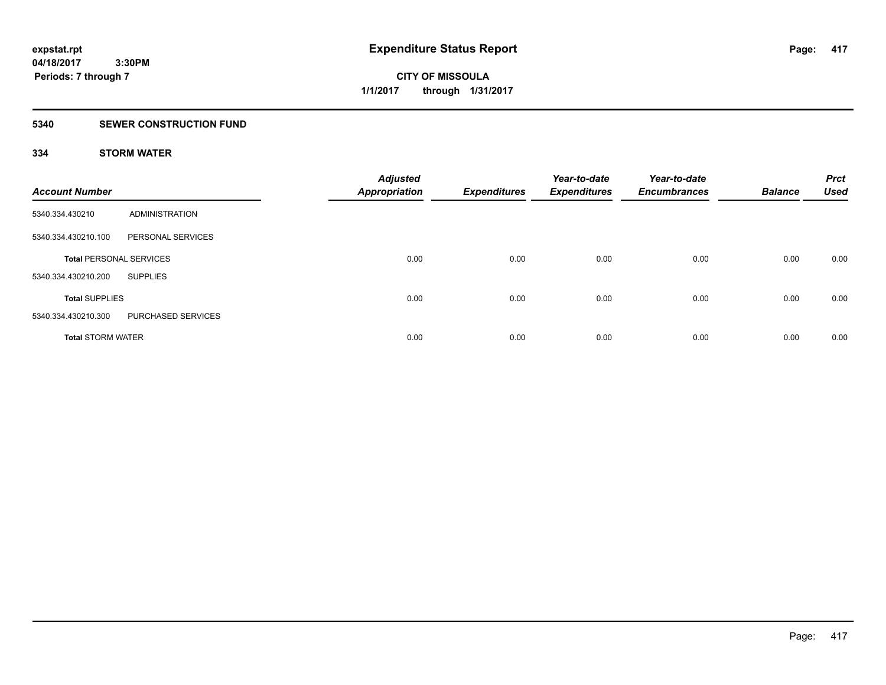# Expenditure Status Report

expstat.rpt
04/18/2017 3:30PM
Periods: 7 through 7

**CITY OF MISSOULA**
**1/1/2017 through 1/31/2017**

## 5340 SEWER CONSTRUCTION FUND

### 334 STORM WATER

| Account Number | | Adjusted Appropriation | Expenditures | Year-to-date Expenditures | Year-to-date Encumbrances | Balance | Prct Used |
|---|---|---|---|---|---|---|---|
| 5340.334.430210 | ADMINISTRATION | | | | | | |
| 5340.334.430210.100 | PERSONAL SERVICES | | | | | | |
| **Total** PERSONAL SERVICES | | 0.00 | 0.00 | 0.00 | 0.00 | 0.00 | 0.00 |
| 5340.334.430210.200 | SUPPLIES | | | | | | |
| **Total** SUPPLIES | | 0.00 | 0.00 | 0.00 | 0.00 | 0.00 | 0.00 |
| 5340.334.430210.300 | PURCHASED SERVICES | | | | | | |
| **Total** STORM WATER | | 0.00 | 0.00 | 0.00 | 0.00 | 0.00 | 0.00 |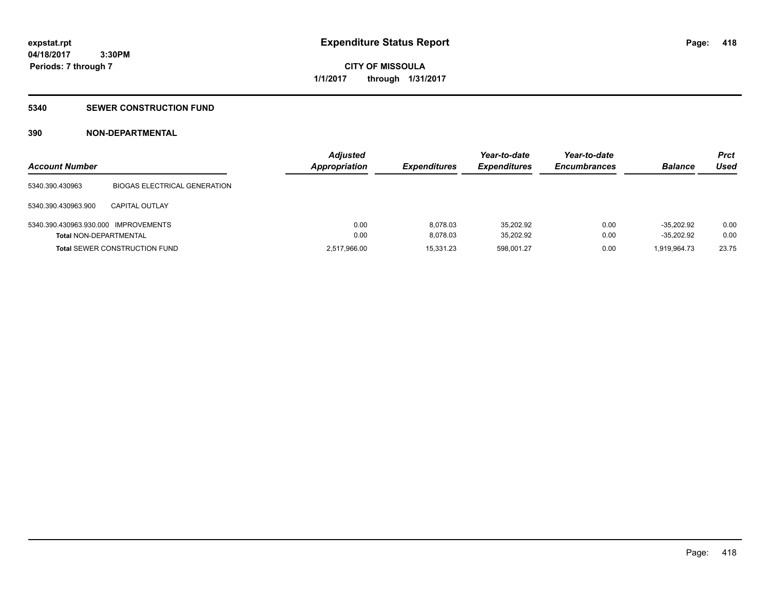**expstat.rpt**
**04/18/2017 3:30PM**
**Periods: 7 through 7**

# Expenditure Status Report

**CITY OF MISSOULA**
**1/1/2017 through 1/31/2017**

## 5340 SEWER CONSTRUCTION FUND

## 390 NON-DEPARTMENTAL

| Account Number | | Adjusted Appropriation | Expenditures | Year-to-date Expenditures | Year-to-date Encumbrances | Balance | Prct Used |
|---|---|---|---|---|---|---|---|
| 5340.390.430963 | BIOGAS ELECTRICAL GENERATION | | | | | | |
| 5340.390.430963.900 | CAPITAL OUTLAY | | | | | | |
| 5340.390.430963.930.000 | IMPROVEMENTS | 0.00 | 8,078.03 | 35,202.92 | 0.00 | -35,202.92 | 0.00 |
| **Total** NON-DEPARTMENTAL | | 0.00 | 8,078.03 | 35,202.92 | 0.00 | -35,202.92 | 0.00 |
| **Total** SEWER CONSTRUCTION FUND | | 2,517,966.00 | 15,331.23 | 598,001.27 | 0.00 | 1,919,964.73 | 23.75 |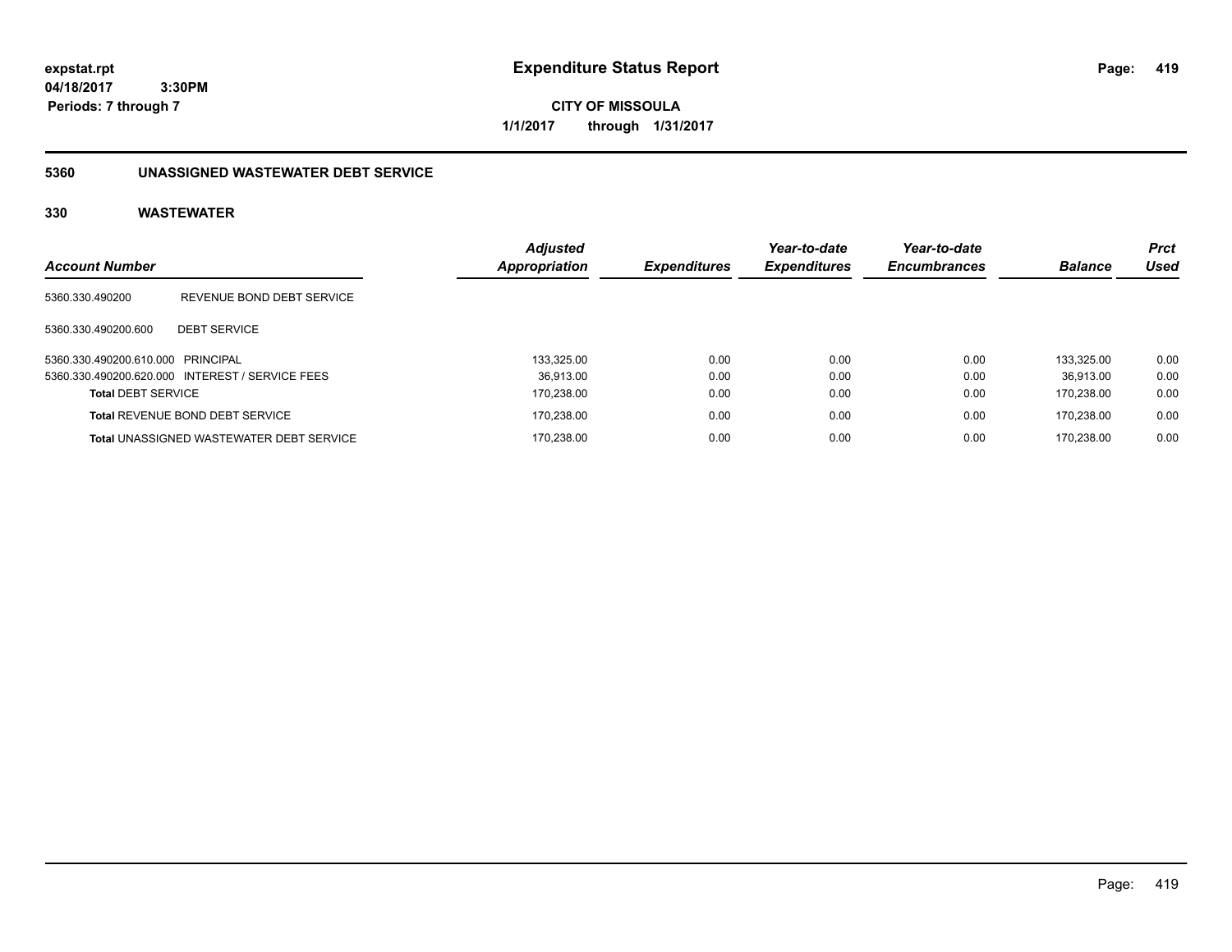**expstat.rpt**
**04/18/2017 3:30PM**
**Periods: 7 through 7**

# Expenditure Status Report

**CITY OF MISSOULA**
**1/1/2017 through 1/31/2017**

## 5360 UNASSIGNED WASTEWATER DEBT SERVICE

### 330 WASTEWATER

| Account Number | | Adjusted Appropriation | Expenditures | Year-to-date Expenditures | Year-to-date Encumbrances | Balance | Prct Used |
|---|---|---|---|---|---|---|---|
| 5360.330.490200 | REVENUE BOND DEBT SERVICE | | | | | | |
| 5360.330.490200.600 | DEBT SERVICE | | | | | | |
| 5360.330.490200.610.000 | PRINCIPAL | 133,325.00 | 0.00 | 0.00 | 0.00 | 133,325.00 | 0.00 |
| 5360.330.490200.620.000 | INTEREST / SERVICE FEES | 36,913.00 | 0.00 | 0.00 | 0.00 | 36,913.00 | 0.00 |
| **Total** DEBT SERVICE | | 170,238.00 | 0.00 | 0.00 | 0.00 | 170,238.00 | 0.00 |
| **Total** REVENUE BOND DEBT SERVICE | | 170,238.00 | 0.00 | 0.00 | 0.00 | 170,238.00 | 0.00 |
| **Total** UNASSIGNED WASTEWATER DEBT SERVICE | | 170,238.00 | 0.00 | 0.00 | 0.00 | 170,238.00 | 0.00 |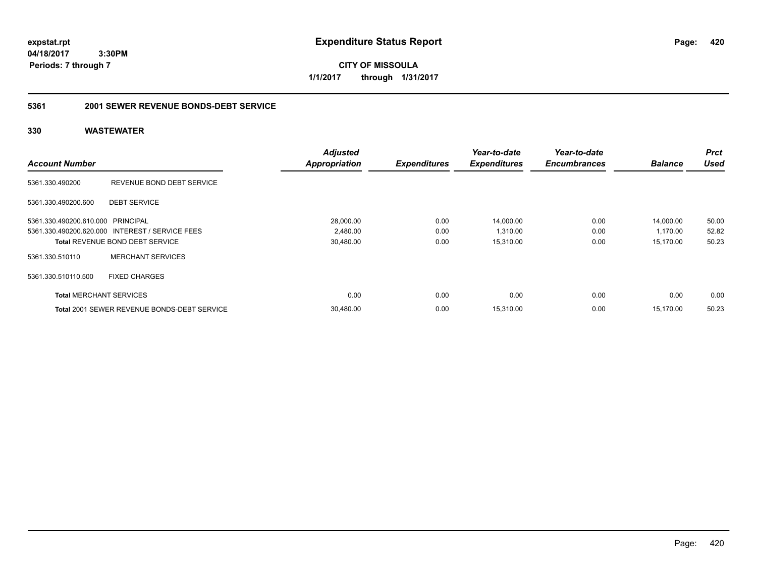**expstat.rpt**
**04/18/2017 3:30PM**
**Periods: 7 through 7**

# Expenditure Status Report

**CITY OF MISSOULA**
**1/1/2017 through 1/31/2017**

## 5361 2001 SEWER REVENUE BONDS-DEBT SERVICE

### 330 WASTEWATER

| Account Number | | Adjusted Appropriation | Expenditures | Year-to-date Expenditures | Year-to-date Encumbrances | Balance | Prct Used |
|---|---|---|---|---|---|---|---|
| 5361.330.490200 | REVENUE BOND DEBT SERVICE | | | | | | |
| 5361.330.490200.600 | DEBT SERVICE | | | | | | |
| 5361.330.490200.610.000 | PRINCIPAL | 28,000.00 | 0.00 | 14,000.00 | 0.00 | 14,000.00 | 50.00 |
| 5361.330.490200.620.000 | INTEREST / SERVICE FEES | 2,480.00 | 0.00 | 1,310.00 | 0.00 | 1,170.00 | 52.82 |
| **Total** REVENUE BOND DEBT SERVICE | | 30,480.00 | 0.00 | 15,310.00 | 0.00 | 15,170.00 | 50.23 |
| 5361.330.510110 | MERCHANT SERVICES | | | | | | |
| 5361.330.510110.500 | FIXED CHARGES | | | | | | |
| **Total** MERCHANT SERVICES | | 0.00 | 0.00 | 0.00 | 0.00 | 0.00 | 0.00 |
| **Total** 2001 SEWER REVENUE BONDS-DEBT SERVICE | | 30,480.00 | 0.00 | 15,310.00 | 0.00 | 15,170.00 | 50.23 |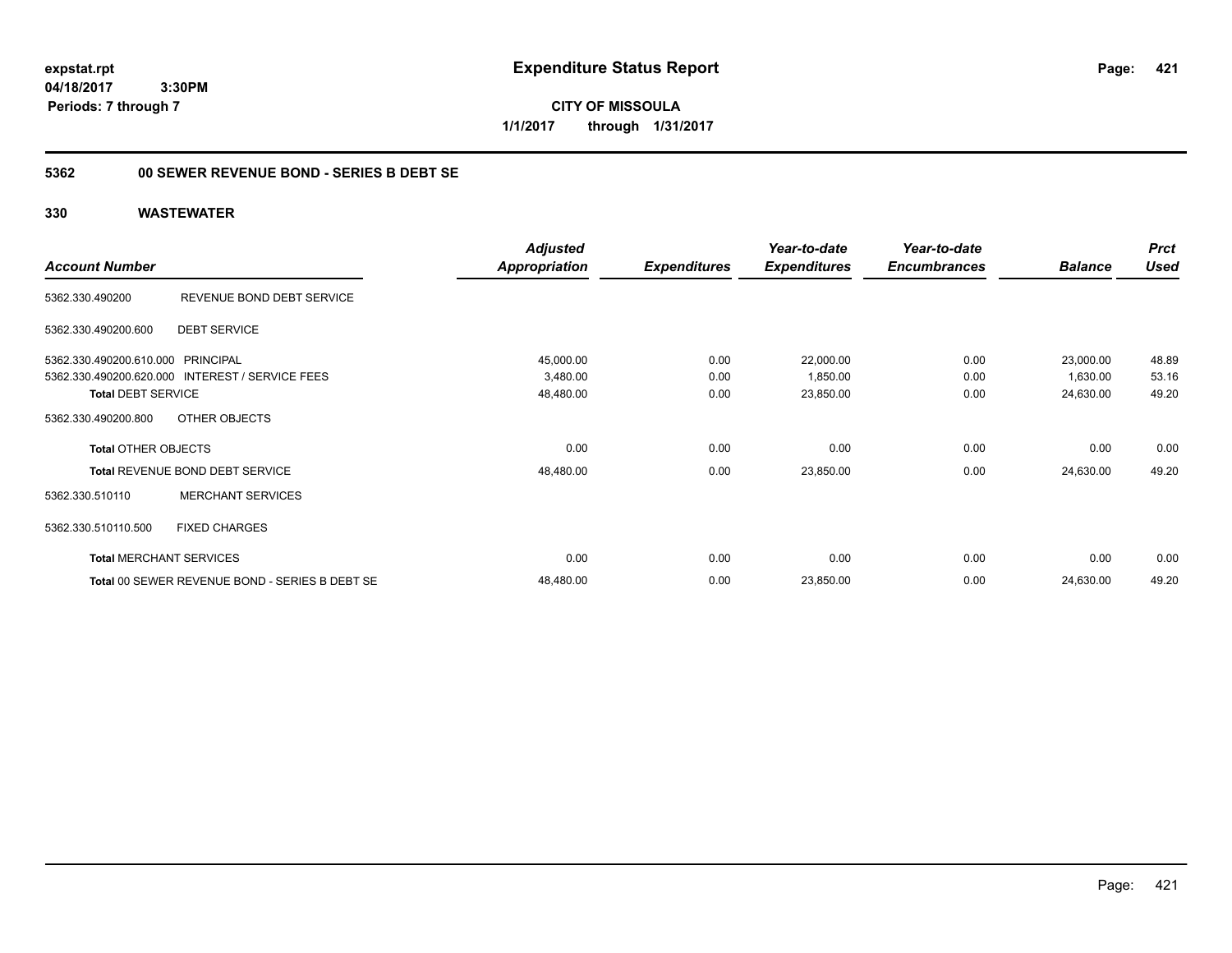**expstat.rpt**
**04/18/2017 3:30PM**
**Periods: 7 through 7**

# Expenditure Status Report

**CITY OF MISSOULA**
**1/1/2017 through 1/31/2017**

## 5362 00 SEWER REVENUE BOND - SERIES B DEBT SE

## 330 WASTEWATER

| Account Number | | Adjusted Appropriation | Expenditures | Year-to-date Expenditures | Year-to-date Encumbrances | Balance | Prct Used |
|---|---|---|---|---|---|---|---|
| 5362.330.490200 | REVENUE BOND DEBT SERVICE | | | | | | |
| 5362.330.490200.600 | DEBT SERVICE | | | | | | |
| 5362.330.490200.610.000 | PRINCIPAL | 45,000.00 | 0.00 | 22,000.00 | 0.00 | 23,000.00 | 48.89 |
| 5362.330.490200.620.000 | INTEREST / SERVICE FEES | 3,480.00 | 0.00 | 1,850.00 | 0.00 | 1,630.00 | 53.16 |
| **Total** DEBT SERVICE | | 48,480.00 | 0.00 | 23,850.00 | 0.00 | 24,630.00 | 49.20 |
| 5362.330.490200.800 | OTHER OBJECTS | | | | | | |
| **Total** OTHER OBJECTS | | 0.00 | 0.00 | 0.00 | 0.00 | 0.00 | 0.00 |
| **Total** REVENUE BOND DEBT SERVICE | | 48,480.00 | 0.00 | 23,850.00 | 0.00 | 24,630.00 | 49.20 |
| 5362.330.510110 | MERCHANT SERVICES | | | | | | |
| 5362.330.510110.500 | FIXED CHARGES | | | | | | |
| **Total** MERCHANT SERVICES | | 0.00 | 0.00 | 0.00 | 0.00 | 0.00 | 0.00 |
| **Total** 00 SEWER REVENUE BOND - SERIES B DEBT SE | | 48,480.00 | 0.00 | 23,850.00 | 0.00 | 24,630.00 | 49.20 |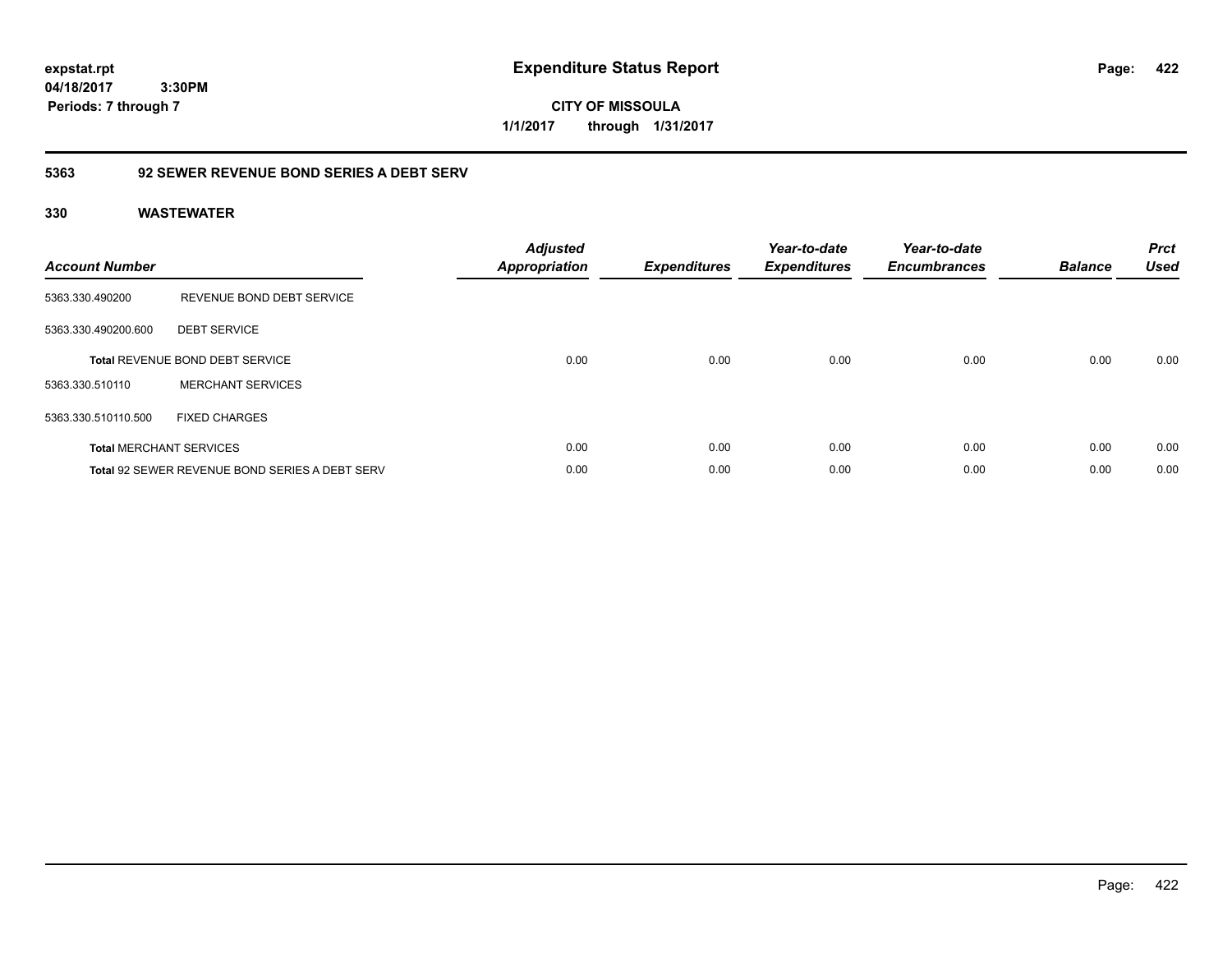**expstat.rpt**
**04/18/2017 3:30PM**
**Periods: 7 through 7**

# Expenditure Status Report

**CITY OF MISSOULA**
**1/1/2017 through 1/31/2017**

## 5363 92 SEWER REVENUE BOND SERIES A DEBT SERV

### 330 WASTEWATER

| Account Number | | Adjusted Appropriation | Expenditures | Year-to-date Expenditures | Year-to-date Encumbrances | Balance | Prct Used |
|---|---|---|---|---|---|---|---|
| 5363.330.490200 | REVENUE BOND DEBT SERVICE | | | | | | |
| 5363.330.490200.600 | DEBT SERVICE | | | | | | |
| **Total** REVENUE BOND DEBT SERVICE | | 0.00 | 0.00 | 0.00 | 0.00 | 0.00 | 0.00 |
| 5363.330.510110 | MERCHANT SERVICES | | | | | | |
| 5363.330.510110.500 | FIXED CHARGES | | | | | | |
| **Total** MERCHANT SERVICES | | 0.00 | 0.00 | 0.00 | 0.00 | 0.00 | 0.00 |
| **Total** 92 SEWER REVENUE BOND SERIES A DEBT SERV | | 0.00 | 0.00 | 0.00 | 0.00 | 0.00 | 0.00 |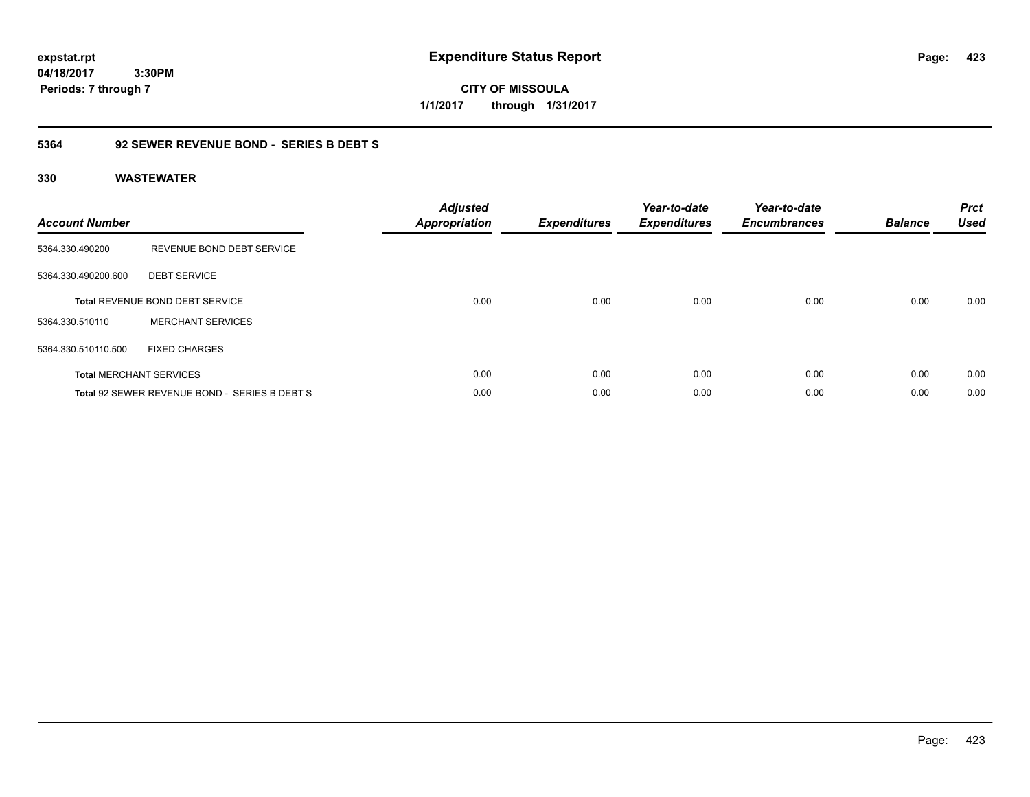expstat.rpt
04/18/2017 3:30PM
Periods: 7 through 7

# Expenditure Status Report

**CITY OF MISSOULA**
**1/1/2017 through 1/31/2017**

## 5364 92 SEWER REVENUE BOND - SERIES B DEBT S

## 330 WASTEWATER

| Account Number | | Adjusted Appropriation | Expenditures | Year-to-date Expenditures | Year-to-date Encumbrances | Balance | Prct Used |
|---|---|---|---|---|---|---|---|
| 5364.330.490200 | REVENUE BOND DEBT SERVICE | | | | | | |
| 5364.330.490200.600 | DEBT SERVICE | | | | | | |
| Total REVENUE BOND DEBT SERVICE | | 0.00 | 0.00 | 0.00 | 0.00 | 0.00 | 0.00 |
| 5364.330.510110 | MERCHANT SERVICES | | | | | | |
| 5364.330.510110.500 | FIXED CHARGES | | | | | | |
| Total MERCHANT SERVICES | | 0.00 | 0.00 | 0.00 | 0.00 | 0.00 | 0.00 |
| Total 92 SEWER REVENUE BOND - SERIES B DEBT S | | 0.00 | 0.00 | 0.00 | 0.00 | 0.00 | 0.00 |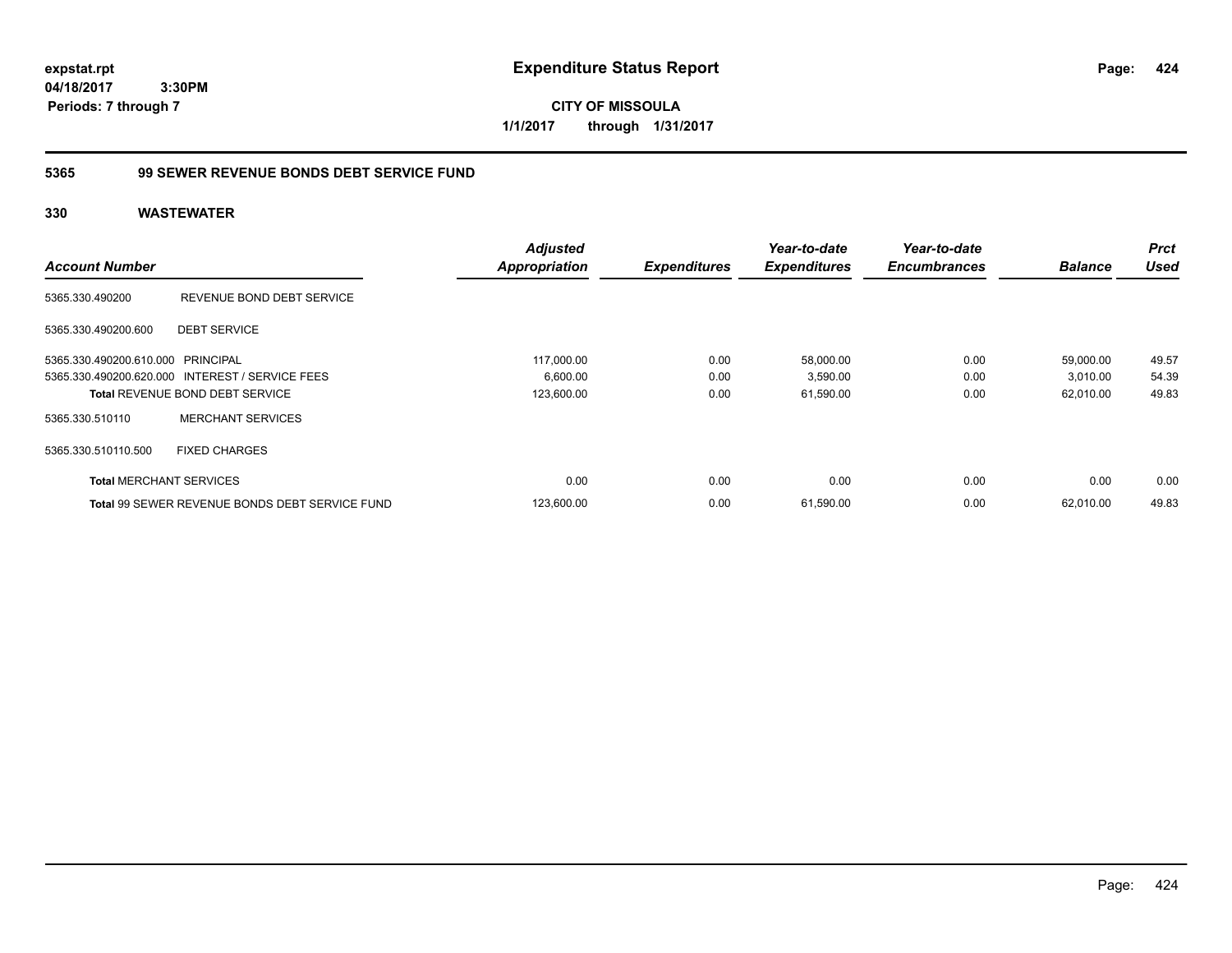**expstat.rpt**
**04/18/2017 3:30PM**
**Periods: 7 through 7**

# Expenditure Status Report

**CITY OF MISSOULA**
**1/1/2017 through 1/31/2017**

## 5365 99 SEWER REVENUE BONDS DEBT SERVICE FUND

### 330 WASTEWATER

| Account Number | | Adjusted Appropriation | Expenditures | Year-to-date Expenditures | Year-to-date Encumbrances | Balance | Prct Used |
|---|---|---|---|---|---|---|---|
| 5365.330.490200 | REVENUE BOND DEBT SERVICE | | | | | | |
| 5365.330.490200.600 | DEBT SERVICE | | | | | | |
| 5365.330.490200.610.000 | PRINCIPAL | 117,000.00 | 0.00 | 58,000.00 | 0.00 | 59,000.00 | 49.57 |
| 5365.330.490200.620.000 | INTEREST / SERVICE FEES | 6,600.00 | 0.00 | 3,590.00 | 0.00 | 3,010.00 | 54.39 |
| **Total** REVENUE BOND DEBT SERVICE | | 123,600.00 | 0.00 | 61,590.00 | 0.00 | 62,010.00 | 49.83 |
| 5365.330.510110 | MERCHANT SERVICES | | | | | | |
| 5365.330.510110.500 | FIXED CHARGES | | | | | | |
| **Total** MERCHANT SERVICES | | 0.00 | 0.00 | 0.00 | 0.00 | 0.00 | 0.00 |
| **Total** 99 SEWER REVENUE BONDS DEBT SERVICE FUND | | 123,600.00 | 0.00 | 61,590.00 | 0.00 | 62,010.00 | 49.83 |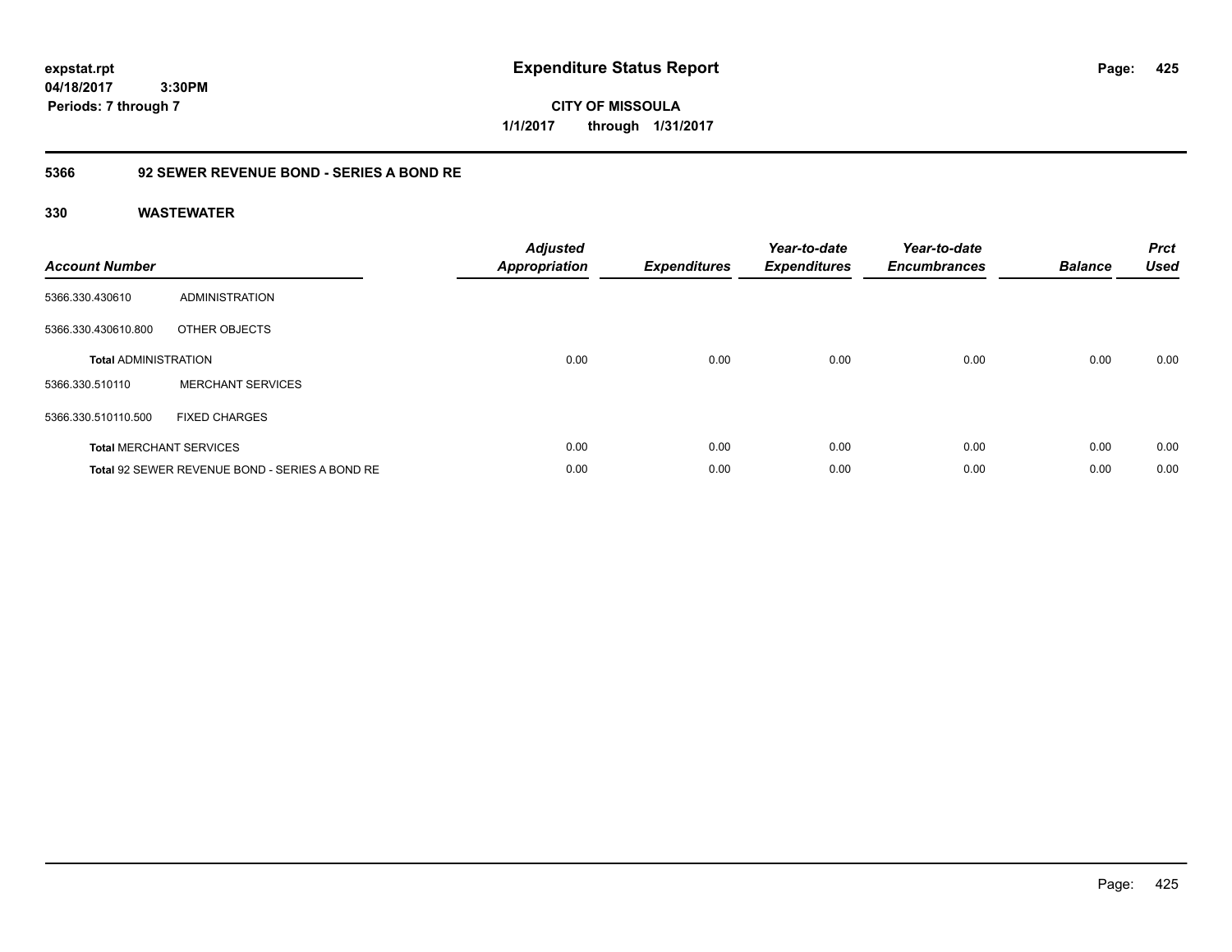# Expenditure Status Report

**CITY OF MISSOULA**

**1/1/2017 through 1/31/2017**

expstat.rpt
04/18/2017 3:30PM
Periods: 7 through 7

## 5366 92 SEWER REVENUE BOND - SERIES A BOND RE

### 330 WASTEWATER

| Account Number | | Adjusted Appropriation | Expenditures | Year-to-date Expenditures | Year-to-date Encumbrances | Balance | Prct Used |
|---|---|---|---|---|---|---|---|
| 5366.330.430610 | ADMINISTRATION | | | | | | |
| 5366.330.430610.800 | OTHER OBJECTS | | | | | | |
| **Total** ADMINISTRATION | | 0.00 | 0.00 | 0.00 | 0.00 | 0.00 | 0.00 |
| 5366.330.510110 | MERCHANT SERVICES | | | | | | |
| 5366.330.510110.500 | FIXED CHARGES | | | | | | |
| **Total** MERCHANT SERVICES | | 0.00 | 0.00 | 0.00 | 0.00 | 0.00 | 0.00 |
| **Total** 92 SEWER REVENUE BOND - SERIES A BOND RE | | 0.00 | 0.00 | 0.00 | 0.00 | 0.00 | 0.00 |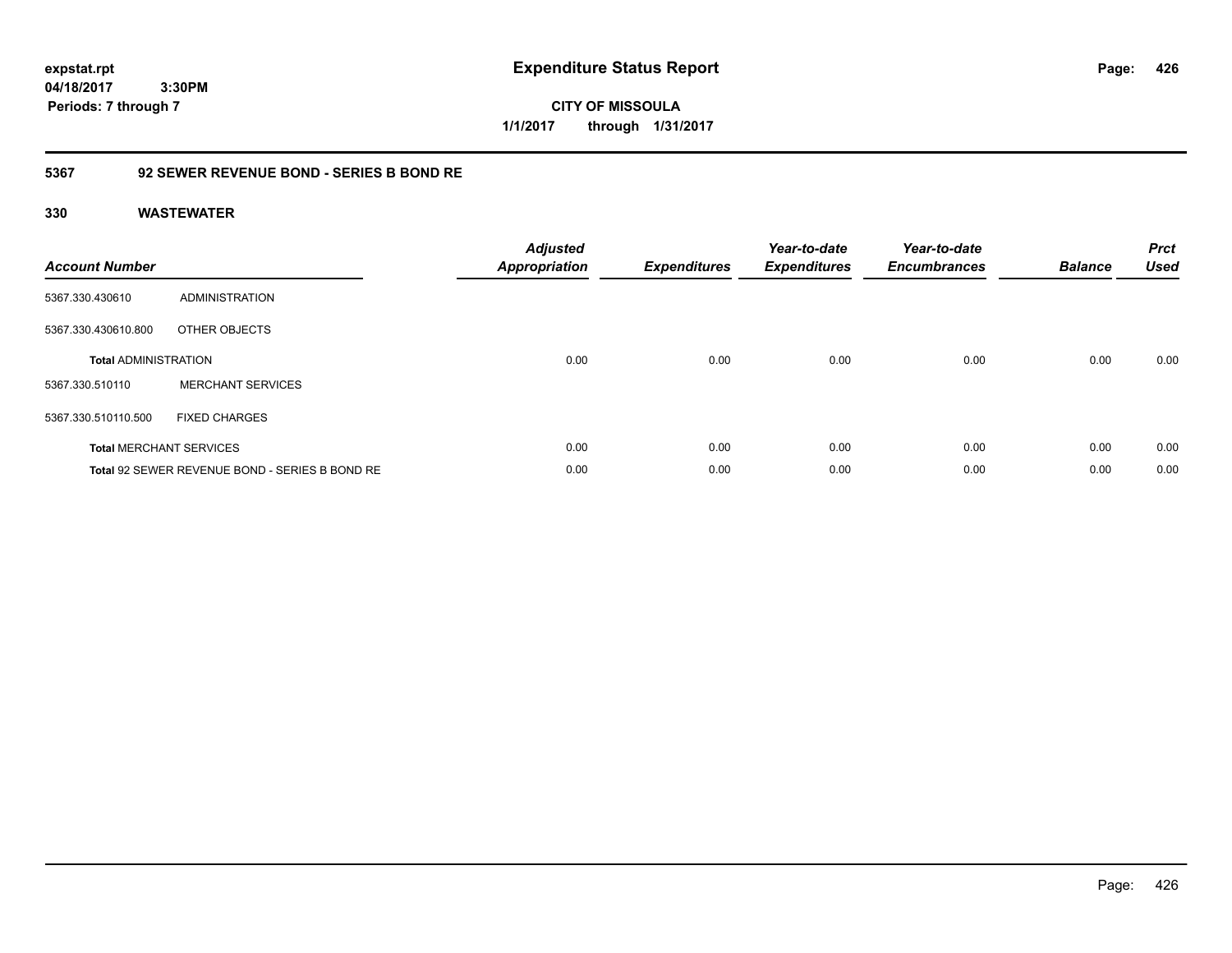**expstat.rpt**
**04/18/2017 3:30PM**
**Periods: 7 through 7**

# Expenditure Status Report

**CITY OF MISSOULA**
**1/1/2017 through 1/31/2017**

## 5367 92 SEWER REVENUE BOND - SERIES B BOND RE

### 330 WASTEWATER

| Account Number | | Adjusted Appropriation | Expenditures | Year-to-date Expenditures | Year-to-date Encumbrances | Balance | Prct Used |
|---|---|---|---|---|---|---|---|
| 5367.330.430610 | ADMINISTRATION | | | | | | |
| 5367.330.430610.800 | OTHER OBJECTS | | | | | | |
| **Total** ADMINISTRATION | | 0.00 | 0.00 | 0.00 | 0.00 | 0.00 | 0.00 |
| 5367.330.510110 | MERCHANT SERVICES | | | | | | |
| 5367.330.510110.500 | FIXED CHARGES | | | | | | |
| **Total** MERCHANT SERVICES | | 0.00 | 0.00 | 0.00 | 0.00 | 0.00 | 0.00 |
| **Total** 92 SEWER REVENUE BOND - SERIES B BOND RE | | 0.00 | 0.00 | 0.00 | 0.00 | 0.00 | 0.00 |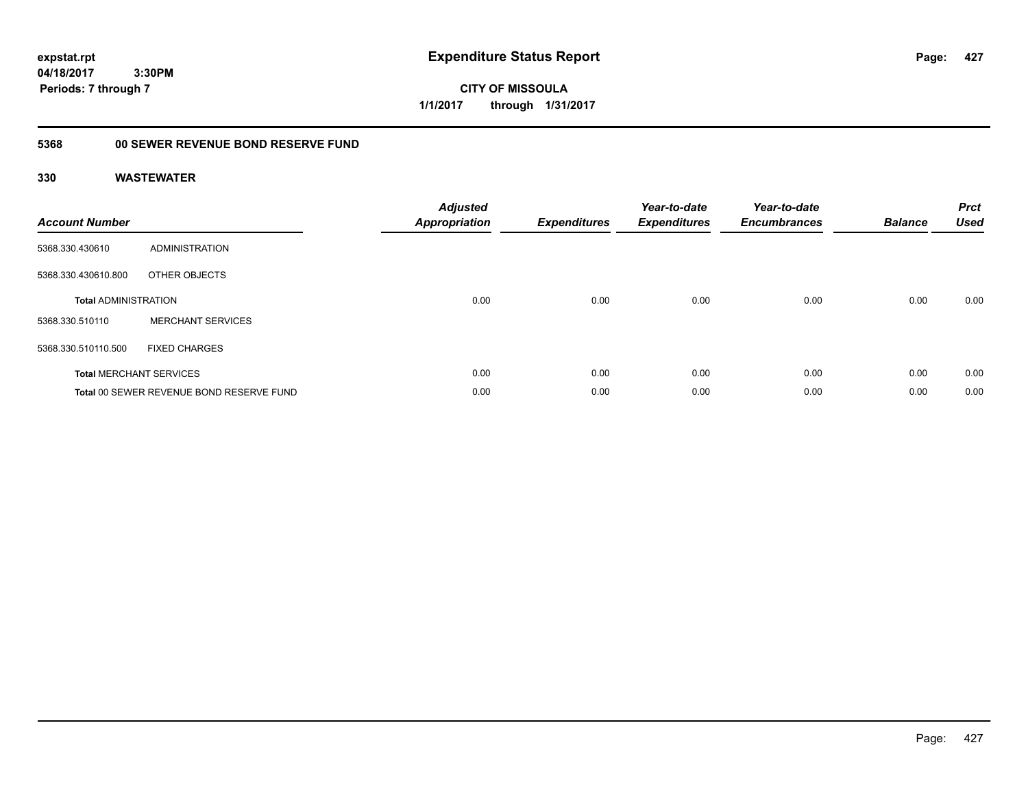# Expenditure Status Report

**CITY OF MISSOULA**
**1/1/2017 through 1/31/2017**

expstat.rpt
04/18/2017 3:30PM
Periods: 7 through 7

## 5368 00 SEWER REVENUE BOND RESERVE FUND

### 330 WASTEWATER

| Account Number | | Adjusted Appropriation | Expenditures | Year-to-date Expenditures | Year-to-date Encumbrances | Balance | Prct Used |
|---|---|---|---|---|---|---|---|
| 5368.330.430610 | ADMINISTRATION | | | | | | |
| 5368.330.430610.800 | OTHER OBJECTS | | | | | | |
| **Total** ADMINISTRATION | | 0.00 | 0.00 | 0.00 | 0.00 | 0.00 | 0.00 |
| 5368.330.510110 | MERCHANT SERVICES | | | | | | |
| 5368.330.510110.500 | FIXED CHARGES | | | | | | |
| **Total** MERCHANT SERVICES | | 0.00 | 0.00 | 0.00 | 0.00 | 0.00 | 0.00 |
| **Total** 00 SEWER REVENUE BOND RESERVE FUND | | 0.00 | 0.00 | 0.00 | 0.00 | 0.00 | 0.00 |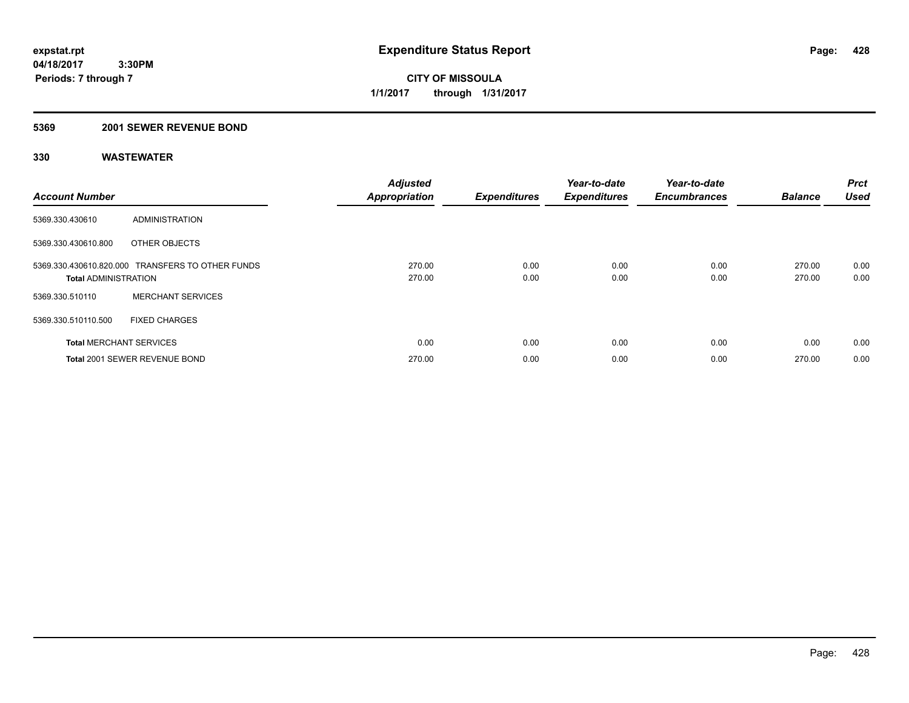**Expenditure Status Report**

**CITY OF MISSOULA**

**1/1/2017 through 1/31/2017**

expstat.rpt
04/18/2017 3:30PM
Periods: 7 through 7

## 5369 2001 SEWER REVENUE BOND

## 330 WASTEWATER

| Account Number | | Adjusted Appropriation | Expenditures | Year-to-date Expenditures | Year-to-date Encumbrances | Balance | Prct Used |
|---|---|---|---|---|---|---|---|
| 5369.330.430610 | ADMINISTRATION | | | | | | |
| 5369.330.430610.800 | OTHER OBJECTS | | | | | | |
| 5369.330.430610.820.000 | TRANSFERS TO OTHER FUNDS | 270.00 | 0.00 | 0.00 | 0.00 | 270.00 | 0.00 |
| **Total** ADMINISTRATION | | 270.00 | 0.00 | 0.00 | 0.00 | 270.00 | 0.00 |
| 5369.330.510110 | MERCHANT SERVICES | | | | | | |
| 5369.330.510110.500 | FIXED CHARGES | | | | | | |
| **Total** MERCHANT SERVICES | | 0.00 | 0.00 | 0.00 | 0.00 | 0.00 | 0.00 |
| **Total** 2001 SEWER REVENUE BOND | | 270.00 | 0.00 | 0.00 | 0.00 | 270.00 | 0.00 |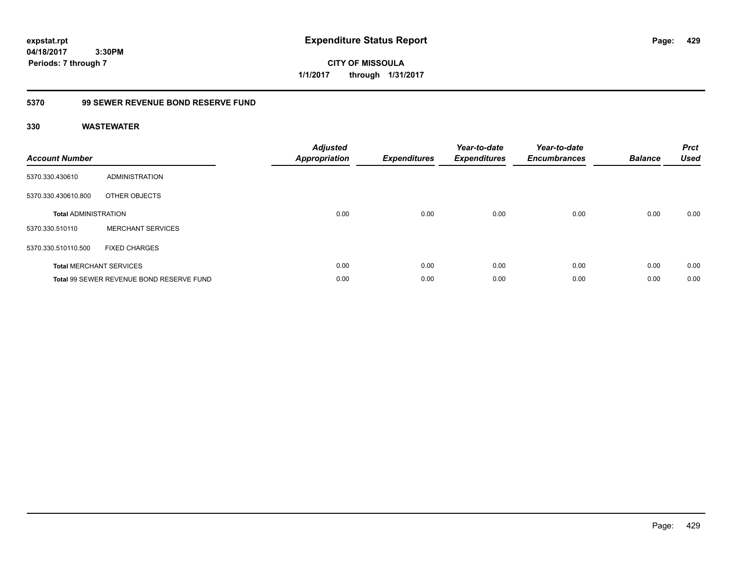# Expenditure Status Report

**expstat.rpt**
**04/18/2017 3:30PM**
**Periods: 7 through 7**

**CITY OF MISSOULA**
**1/1/2017 through 1/31/2017**

## 5370 99 SEWER REVENUE BOND RESERVE FUND

### 330 WASTEWATER

| Account Number | | Adjusted Appropriation | Expenditures | Year-to-date Expenditures | Year-to-date Encumbrances | Balance | Prct Used |
|---|---|---|---|---|---|---|---|
| 5370.330.430610 | ADMINISTRATION | | | | | | |
| 5370.330.430610.800 | OTHER OBJECTS | | | | | | |
| **Total** ADMINISTRATION | | 0.00 | 0.00 | 0.00 | 0.00 | 0.00 | 0.00 |
| 5370.330.510110 | MERCHANT SERVICES | | | | | | |
| 5370.330.510110.500 | FIXED CHARGES | | | | | | |
| **Total** MERCHANT SERVICES | | 0.00 | 0.00 | 0.00 | 0.00 | 0.00 | 0.00 |
| **Total** 99 SEWER REVENUE BOND RESERVE FUND | | 0.00 | 0.00 | 0.00 | 0.00 | 0.00 | 0.00 |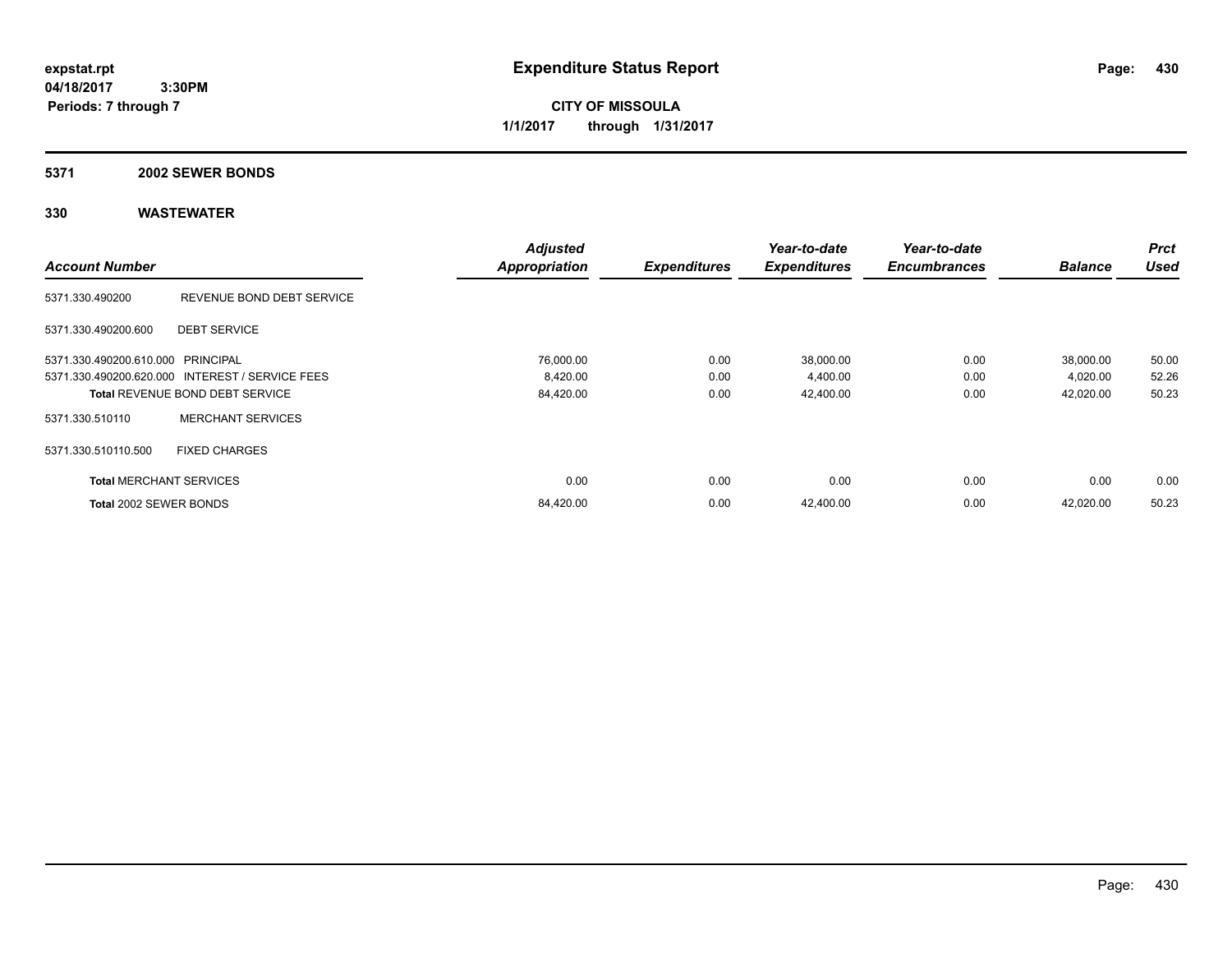# Expenditure Status Report

**expstat.rpt**
**04/18/2017 3:30PM**
**Periods: 7 through 7**

**CITY OF MISSOULA**
**1/1/2017 through 1/31/2017**

## 5371 2002 SEWER BONDS

## 330 WASTEWATER

| Account Number | | Adjusted Appropriation | Expenditures | Year-to-date Expenditures | Year-to-date Encumbrances | Balance | Prct Used |
|---|---|---|---|---|---|---|---|
| 5371.330.490200 | REVENUE BOND DEBT SERVICE | | | | | | |
| 5371.330.490200.600 | DEBT SERVICE | | | | | | |
| 5371.330.490200.610.000 | PRINCIPAL | 76,000.00 | 0.00 | 38,000.00 | 0.00 | 38,000.00 | 50.00 |
| 5371.330.490200.620.000 | INTEREST / SERVICE FEES | 8,420.00 | 0.00 | 4,400.00 | 0.00 | 4,020.00 | 52.26 |
| **Total** REVENUE BOND DEBT SERVICE | | 84,420.00 | 0.00 | 42,400.00 | 0.00 | 42,020.00 | 50.23 |
| 5371.330.510110 | MERCHANT SERVICES | | | | | | |
| 5371.330.510110.500 | FIXED CHARGES | | | | | | |
| **Total** MERCHANT SERVICES | | 0.00 | 0.00 | 0.00 | 0.00 | 0.00 | 0.00 |
| **Total** 2002 SEWER BONDS | | 84,420.00 | 0.00 | 42,400.00 | 0.00 | 42,020.00 | 50.23 |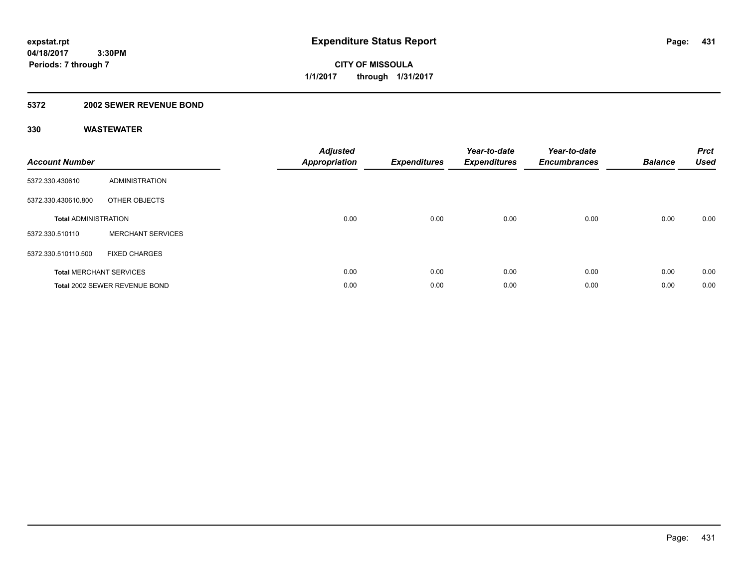**expstat.rpt**
**04/18/2017 3:30PM**
**Periods: 7 through 7**

# Expenditure Status Report

**CITY OF MISSOULA**
**1/1/2017 through 1/31/2017**

## 5372 2002 SEWER REVENUE BOND

### 330 WASTEWATER

| Account Number | | Adjusted Appropriation | Expenditures | Year-to-date Expenditures | Year-to-date Encumbrances | Balance | Prct Used |
|---|---|---|---|---|---|---|---|
| 5372.330.430610 | ADMINISTRATION | | | | | | |
| 5372.330.430610.800 | OTHER OBJECTS | | | | | | |
| **Total** ADMINISTRATION | | 0.00 | 0.00 | 0.00 | 0.00 | 0.00 | 0.00 |
| 5372.330.510110 | MERCHANT SERVICES | | | | | | |
| 5372.330.510110.500 | FIXED CHARGES | | | | | | |
| **Total** MERCHANT SERVICES | | 0.00 | 0.00 | 0.00 | 0.00 | 0.00 | 0.00 |
| **Total** 2002 SEWER REVENUE BOND | | 0.00 | 0.00 | 0.00 | 0.00 | 0.00 | 0.00 |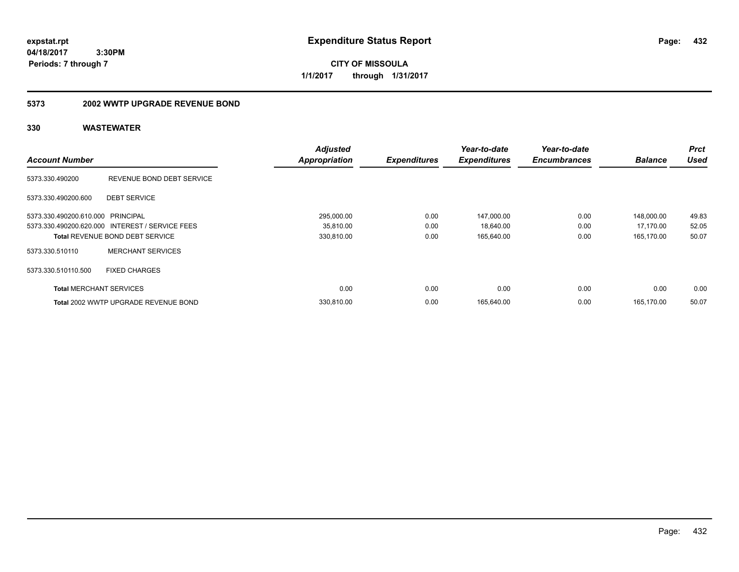**expstat.rpt**
**04/18/2017 3:30PM**
**Periods: 7 through 7**

# Expenditure Status Report

**CITY OF MISSOULA**
**1/1/2017 through 1/31/2017**

## 5373 2002 WWTP UPGRADE REVENUE BOND

### 330 WASTEWATER

| Account Number | | Adjusted Appropriation | Expenditures | Year-to-date Expenditures | Year-to-date Encumbrances | Balance | Prct Used |
|---|---|---|---|---|---|---|---|
| 5373.330.490200 | REVENUE BOND DEBT SERVICE | | | | | | |
| 5373.330.490200.600 | DEBT SERVICE | | | | | | |
| 5373.330.490200.610.000 | PRINCIPAL | 295,000.00 | 0.00 | 147,000.00 | 0.00 | 148,000.00 | 49.83 |
| 5373.330.490200.620.000 | INTEREST / SERVICE FEES | 35,810.00 | 0.00 | 18,640.00 | 0.00 | 17,170.00 | 52.05 |
| **Total** REVENUE BOND DEBT SERVICE | | 330,810.00 | 0.00 | 165,640.00 | 0.00 | 165,170.00 | 50.07 |
| 5373.330.510110 | MERCHANT SERVICES | | | | | | |
| 5373.330.510110.500 | FIXED CHARGES | | | | | | |
| **Total** MERCHANT SERVICES | | 0.00 | 0.00 | 0.00 | 0.00 | 0.00 | 0.00 |
| **Total** 2002 WWTP UPGRADE REVENUE BOND | | 330,810.00 | 0.00 | 165,640.00 | 0.00 | 165,170.00 | 50.07 |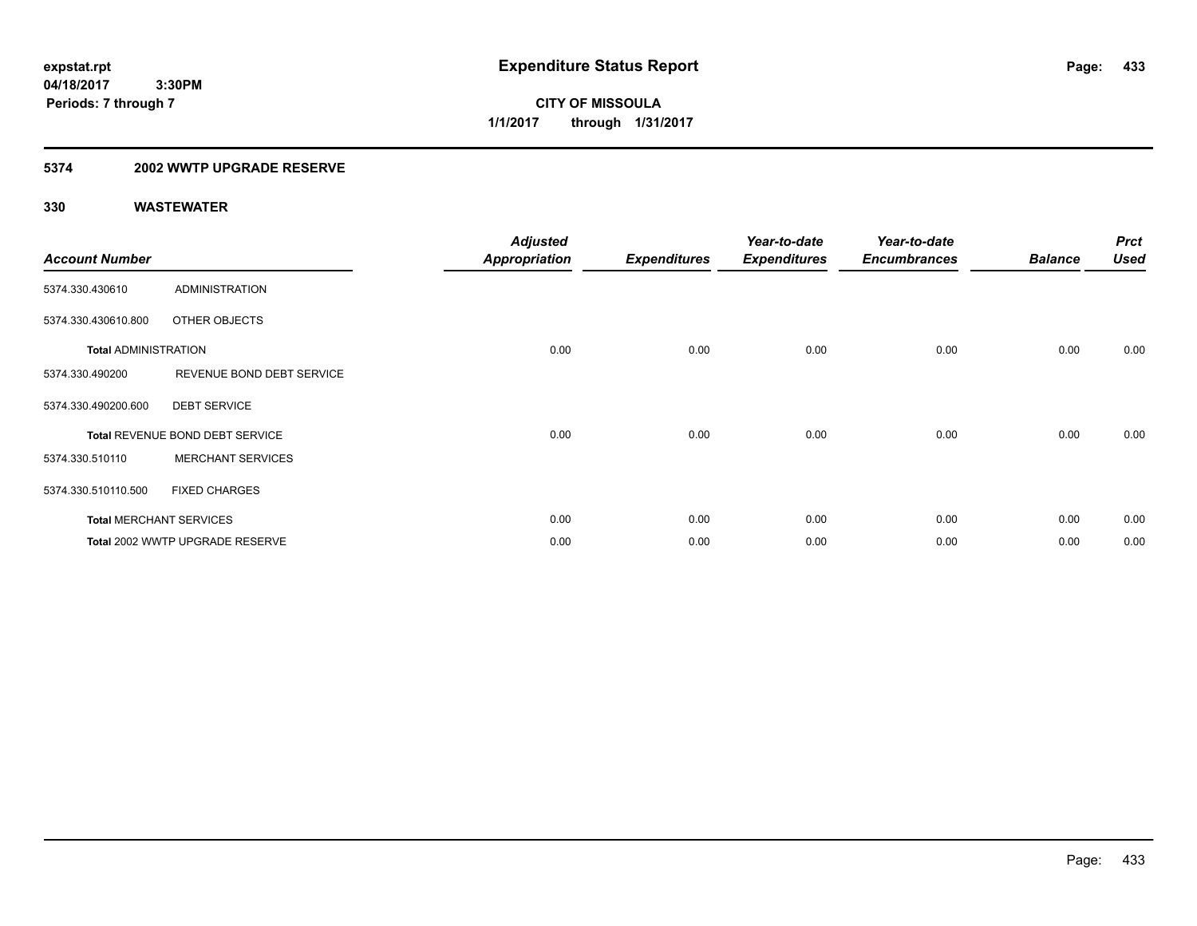# Expenditure Status Report

**expstat.rpt**
**04/18/2017 3:30PM**
**Periods: 7 through 7**

**CITY OF MISSOULA**
**1/1/2017 through 1/31/2017**

## 5374 2002 WWTP UPGRADE RESERVE

### 330 WASTEWATER

| Account Number | | Adjusted Appropriation | Expenditures | Year-to-date Expenditures | Year-to-date Encumbrances | Balance | Prct Used |
|---|---|---|---|---|---|---|---|
| 5374.330.430610 | ADMINISTRATION | | | | | | |
| 5374.330.430610.800 | OTHER OBJECTS | | | | | | |
| **Total** ADMINISTRATION | | 0.00 | 0.00 | 0.00 | 0.00 | 0.00 | 0.00 |
| 5374.330.490200 | REVENUE BOND DEBT SERVICE | | | | | | |
| 5374.330.490200.600 | DEBT SERVICE | | | | | | |
| **Total** REVENUE BOND DEBT SERVICE | | 0.00 | 0.00 | 0.00 | 0.00 | 0.00 | 0.00 |
| 5374.330.510110 | MERCHANT SERVICES | | | | | | |
| 5374.330.510110.500 | FIXED CHARGES | | | | | | |
| **Total** MERCHANT SERVICES | | 0.00 | 0.00 | 0.00 | 0.00 | 0.00 | 0.00 |
| **Total** 2002 WWTP UPGRADE RESERVE | | 0.00 | 0.00 | 0.00 | 0.00 | 0.00 | 0.00 |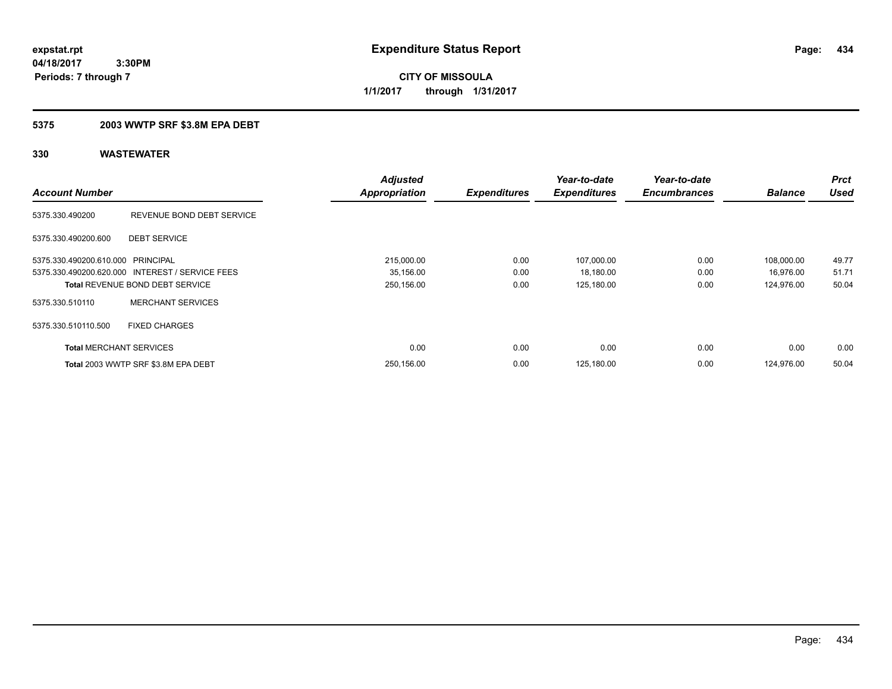# Expenditure Status Report

expstat.rpt
04/18/2017 3:30PM
Periods: 7 through 7

**CITY OF MISSOULA**
**1/1/2017 through 1/31/2017**

## 5375 2003 WWTP SRF $3.8M EPA DEBT

### 330 WASTEWATER

| Account Number | | Adjusted Appropriation | Expenditures | Year-to-date Expenditures | Year-to-date Encumbrances | Balance | Prct Used |
|---|---|---|---|---|---|---|---|
| 5375.330.490200 | REVENUE BOND DEBT SERVICE | | | | | | |
| 5375.330.490200.600 | DEBT SERVICE | | | | | | |
| 5375.330.490200.610.000 | PRINCIPAL | 215,000.00 | 0.00 | 107,000.00 | 0.00 | 108,000.00 | 49.77 |
| 5375.330.490200.620.000 | INTEREST / SERVICE FEES | 35,156.00 | 0.00 | 18,180.00 | 0.00 | 16,976.00 | 51.71 |
| **Total** REVENUE BOND DEBT SERVICE | | 250,156.00 | 0.00 | 125,180.00 | 0.00 | 124,976.00 | 50.04 |
| 5375.330.510110 | MERCHANT SERVICES | | | | | | |
| 5375.330.510110.500 | FIXED CHARGES | | | | | | |
| **Total** MERCHANT SERVICES | | 0.00 | 0.00 | 0.00 | 0.00 | 0.00 | 0.00 |
| **Total** 2003 WWTP SRF $3.8M EPA DEBT | | 250,156.00 | 0.00 | 125,180.00 | 0.00 | 124,976.00 | 50.04 |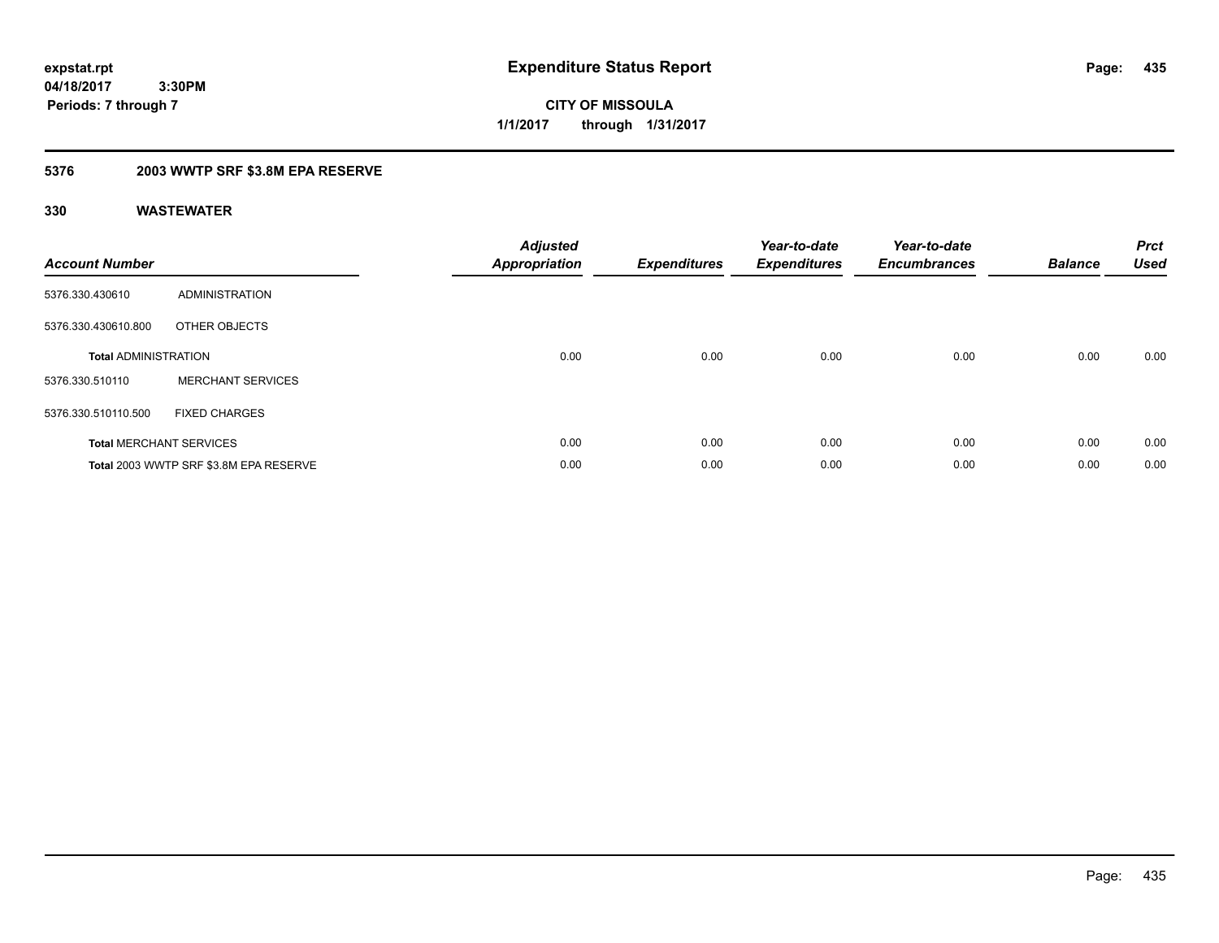# Expenditure Status Report

expstat.rpt
04/18/2017 3:30PM
Periods: 7 through 7

**CITY OF MISSOULA**
**1/1/2017 through 1/31/2017**

## 5376 2003 WWTP SRF $3.8M EPA RESERVE

### 330 WASTEWATER

| Account Number | | Adjusted Appropriation | Expenditures | Year-to-date Expenditures | Year-to-date Encumbrances | Balance | Prct Used |
|---|---|---|---|---|---|---|---|
| 5376.330.430610 | ADMINISTRATION | | | | | | |
| 5376.330.430610.800 | OTHER OBJECTS | | | | | | |
| **Total** ADMINISTRATION | | 0.00 | 0.00 | 0.00 | 0.00 | 0.00 | 0.00 |
| 5376.330.510110 | MERCHANT SERVICES | | | | | | |
| 5376.330.510110.500 | FIXED CHARGES | | | | | | |
| **Total** MERCHANT SERVICES | | 0.00 | 0.00 | 0.00 | 0.00 | 0.00 | 0.00 |
| **Total** 2003 WWTP SRF $3.8M EPA RESERVE | | 0.00 | 0.00 | 0.00 | 0.00 | 0.00 | 0.00 |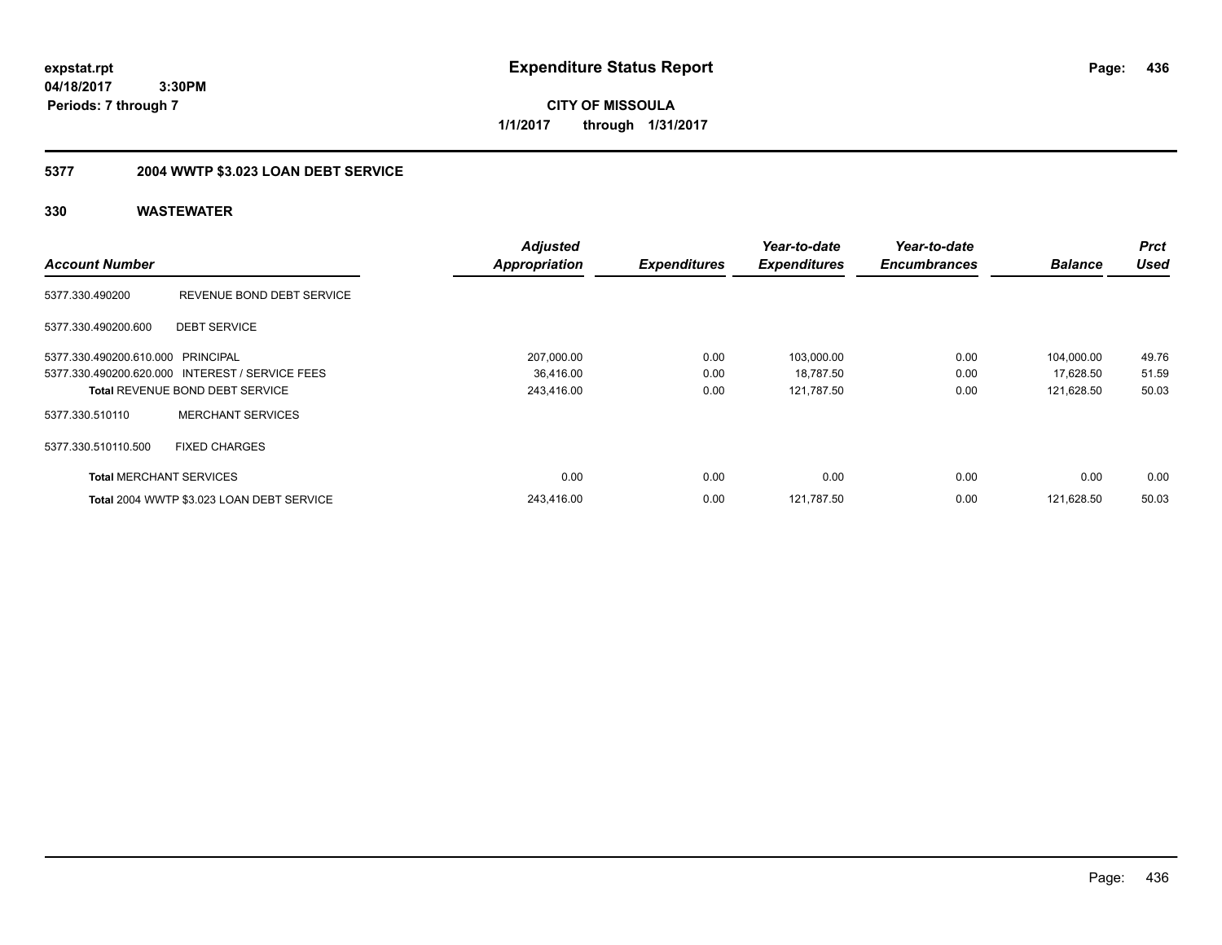**expstat.rpt**
**04/18/2017 3:30PM**
**Periods: 7 through 7**

# Expenditure Status Report

**CITY OF MISSOULA**
**1/1/2017 through 1/31/2017**

## 5377 2004 WWTP $3.023 LOAN DEBT SERVICE

### 330 WASTEWATER

| Account Number | | Adjusted Appropriation | Expenditures | Year-to-date Expenditures | Year-to-date Encumbrances | Balance | Prct Used |
|---|---|---|---|---|---|---|---|
| 5377.330.490200 | REVENUE BOND DEBT SERVICE | | | | | | |
| 5377.330.490200.600 | DEBT SERVICE | | | | | | |
| 5377.330.490200.610.000 | PRINCIPAL | 207,000.00 | 0.00 | 103,000.00 | 0.00 | 104,000.00 | 49.76 |
| 5377.330.490200.620.000 | INTEREST / SERVICE FEES | 36,416.00 | 0.00 | 18,787.50 | 0.00 | 17,628.50 | 51.59 |
| **Total** REVENUE BOND DEBT SERVICE | | 243,416.00 | 0.00 | 121,787.50 | 0.00 | 121,628.50 | 50.03 |
| 5377.330.510110 | MERCHANT SERVICES | | | | | | |
| 5377.330.510110.500 | FIXED CHARGES | | | | | | |
| **Total** MERCHANT SERVICES | | 0.00 | 0.00 | 0.00 | 0.00 | 0.00 | 0.00 |
| **Total** 2004 WWTP $3.023 LOAN DEBT SERVICE | | 243,416.00 | 0.00 | 121,787.50 | 0.00 | 121,628.50 | 50.03 |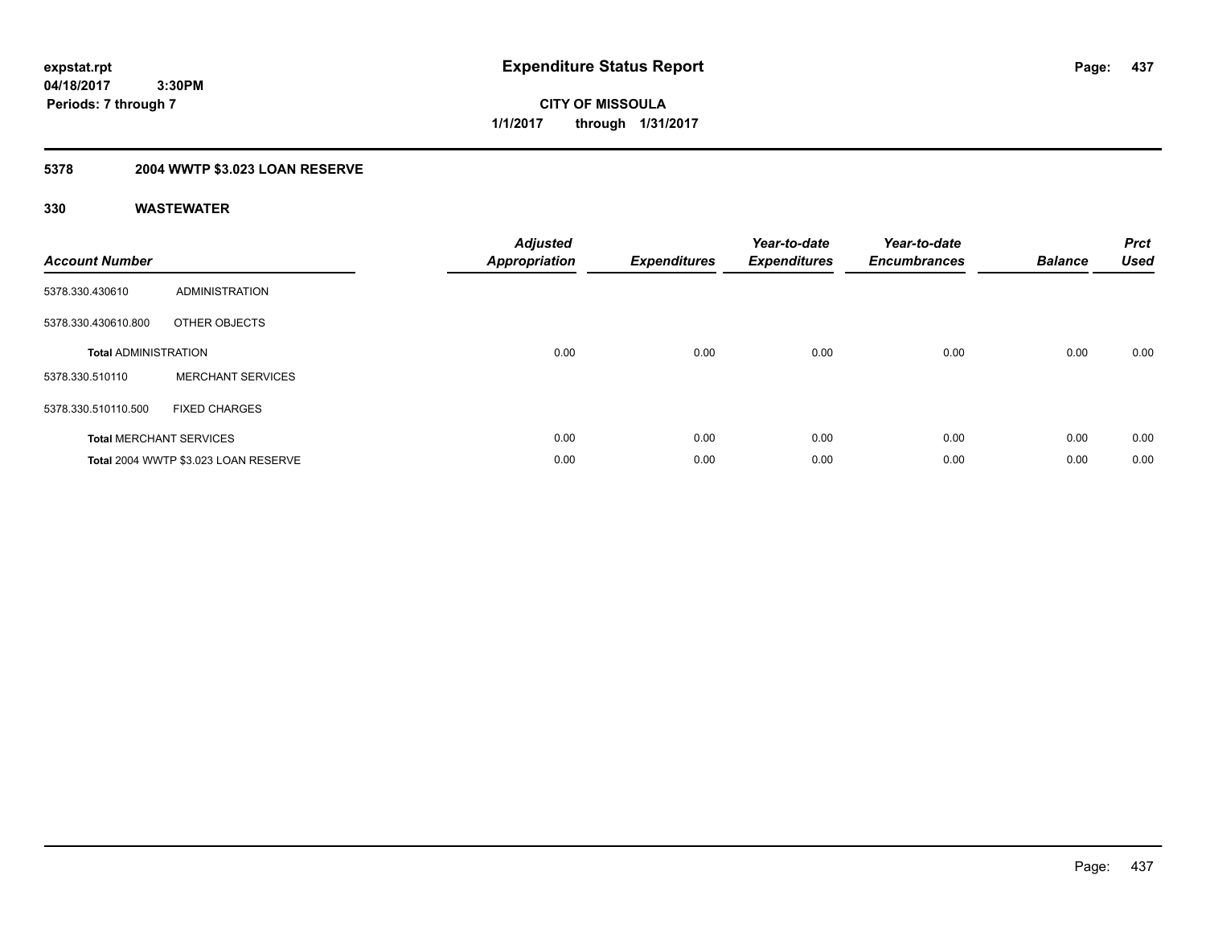**expstat.rpt**
**04/18/2017 3:30PM**
**Periods: 7 through 7**

# Expenditure Status Report

**CITY OF MISSOULA**
**1/1/2017 through 1/31/2017**

## 5378 2004 WWTP $3.023 LOAN RESERVE

## 330 WASTEWATER

| Account Number | | Adjusted Appropriation | Expenditures | Year-to-date Expenditures | Year-to-date Encumbrances | Balance | Prct Used |
|---|---|---|---|---|---|---|---|
| 5378.330.430610 | ADMINISTRATION | | | | | | |
| 5378.330.430610.800 | OTHER OBJECTS | | | | | | |
| **Total** ADMINISTRATION | | 0.00 | 0.00 | 0.00 | 0.00 | 0.00 | 0.00 |
| 5378.330.510110 | MERCHANT SERVICES | | | | | | |
| 5378.330.510110.500 | FIXED CHARGES | | | | | | |
| **Total** MERCHANT SERVICES | | 0.00 | 0.00 | 0.00 | 0.00 | 0.00 | 0.00 |
| **Total** 2004 WWTP $3.023 LOAN RESERVE | | 0.00 | 0.00 | 0.00 | 0.00 | 0.00 | 0.00 |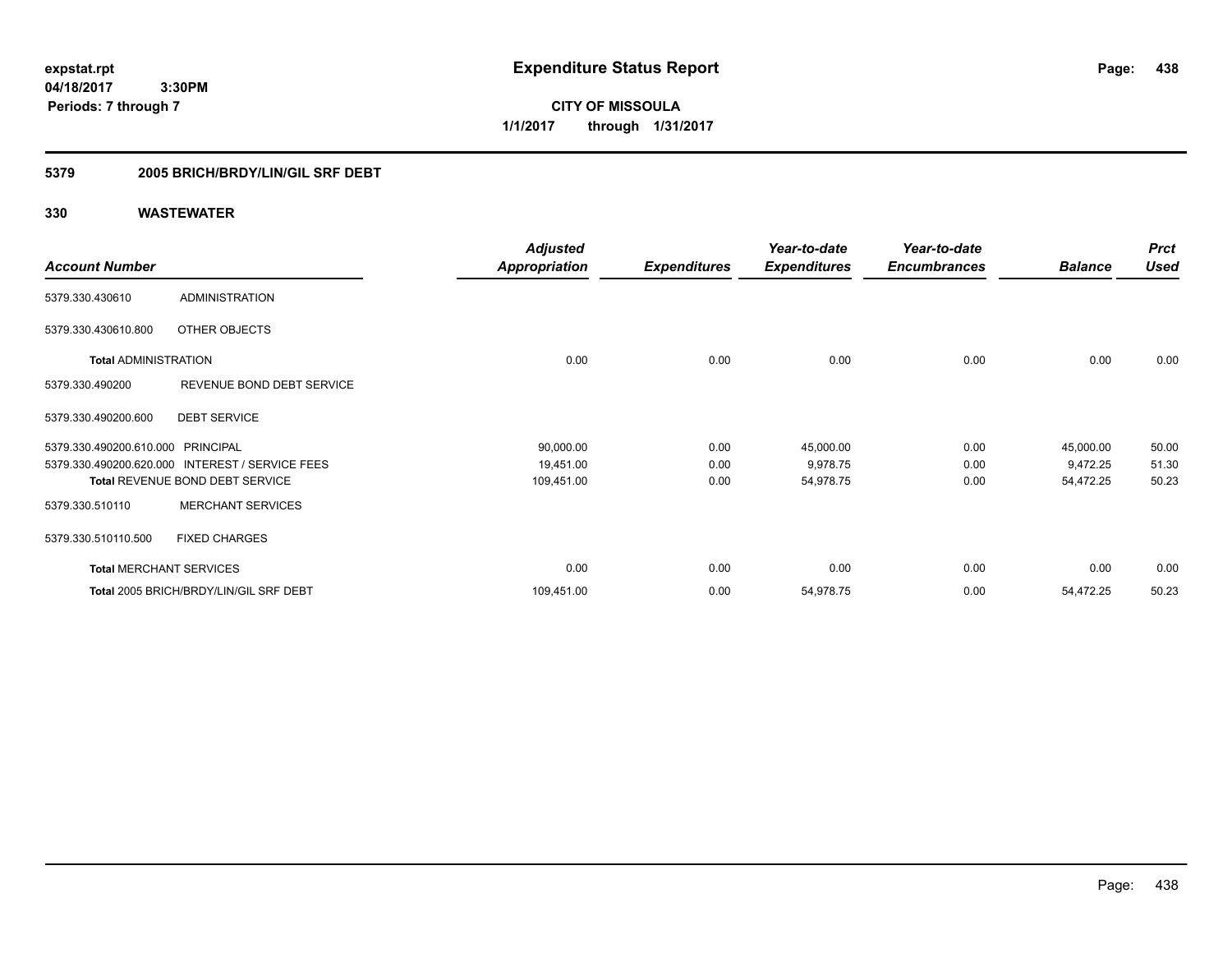**expstat.rpt**
**04/18/2017 3:30PM**
**Periods: 7 through 7**

# Expenditure Status Report

**CITY OF MISSOULA**
**1/1/2017 through 1/31/2017**

## 5379 2005 BRICH/BRDY/LIN/GIL SRF DEBT

## 330 WASTEWATER

| Account Number | | Adjusted Appropriation | Expenditures | Year-to-date Expenditures | Year-to-date Encumbrances | Balance | Prct Used |
|---|---|---|---|---|---|---|---|
| 5379.330.430610 | ADMINISTRATION | | | | | | |
| 5379.330.430610.800 | OTHER OBJECTS | | | | | | |
| **Total** ADMINISTRATION | | 0.00 | 0.00 | 0.00 | 0.00 | 0.00 | 0.00 |
| 5379.330.490200 | REVENUE BOND DEBT SERVICE | | | | | | |
| 5379.330.490200.600 | DEBT SERVICE | | | | | | |
| 5379.330.490200.610.000 | PRINCIPAL | 90,000.00 | 0.00 | 45,000.00 | 0.00 | 45,000.00 | 50.00 |
| 5379.330.490200.620.000 | INTEREST / SERVICE FEES | 19,451.00 | 0.00 | 9,978.75 | 0.00 | 9,472.25 | 51.30 |
| **Total** REVENUE BOND DEBT SERVICE | | 109,451.00 | 0.00 | 54,978.75 | 0.00 | 54,472.25 | 50.23 |
| 5379.330.510110 | MERCHANT SERVICES | | | | | | |
| 5379.330.510110.500 | FIXED CHARGES | | | | | | |
| **Total** MERCHANT SERVICES | | 0.00 | 0.00 | 0.00 | 0.00 | 0.00 | 0.00 |
| **Total** 2005 BRICH/BRDY/LIN/GIL SRF DEBT | | 109,451.00 | 0.00 | 54,978.75 | 0.00 | 54,472.25 | 50.23 |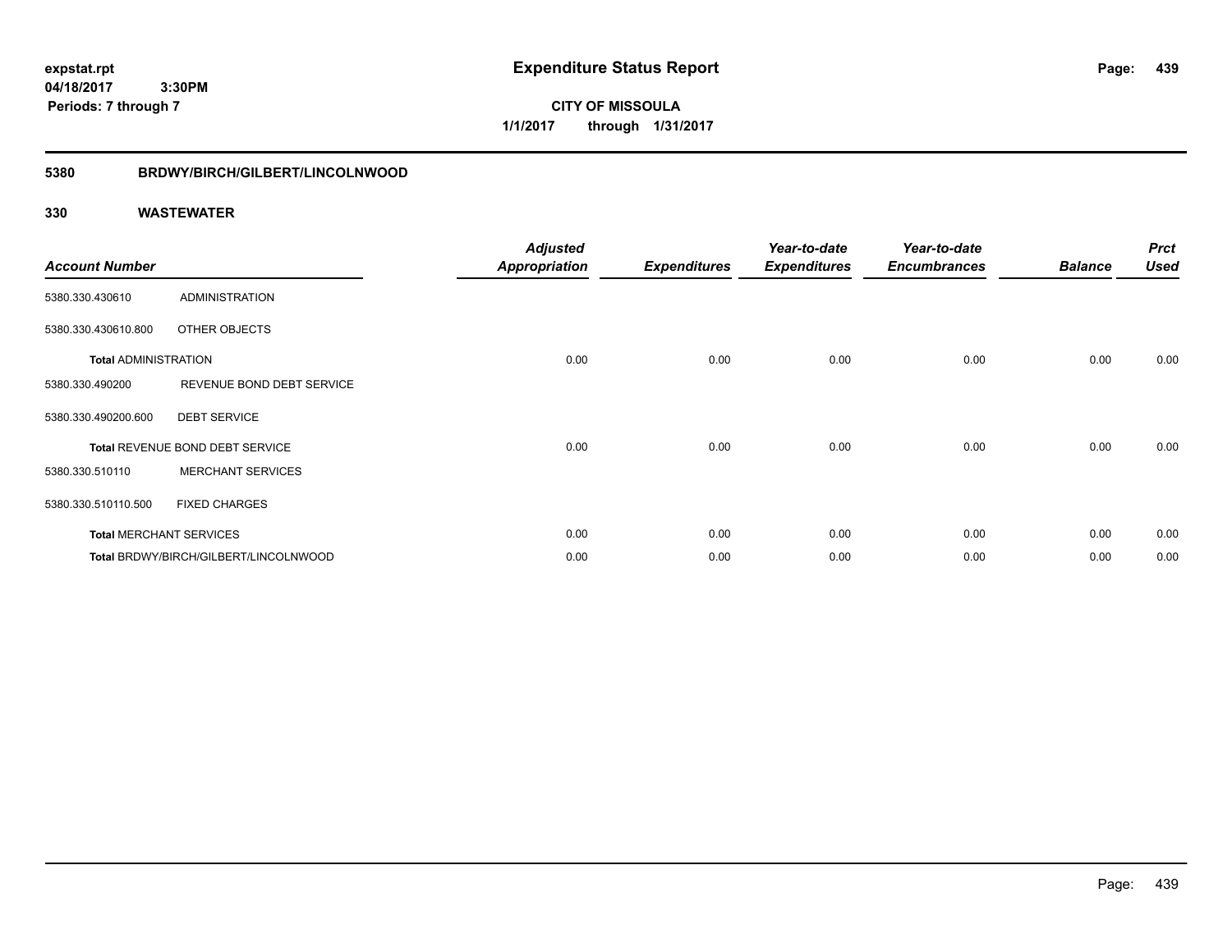**expstat.rpt**
**04/18/2017 3:30PM**
**Periods: 7 through 7**

# Expenditure Status Report

**CITY OF MISSOULA**
**1/1/2017 through 1/31/2017**

## 5380 BRDWY/BIRCH/GILBERT/LINCOLNWOOD

## 330 WASTEWATER

| Account Number | | Adjusted Appropriation | Expenditures | Year-to-date Expenditures | Year-to-date Encumbrances | Balance | Prct Used |
|---|---|---|---|---|---|---|---|
| 5380.330.430610 | ADMINISTRATION | | | | | | |
| 5380.330.430610.800 | OTHER OBJECTS | | | | | | |
| **Total** ADMINISTRATION | | 0.00 | 0.00 | 0.00 | 0.00 | 0.00 | 0.00 |
| 5380.330.490200 | REVENUE BOND DEBT SERVICE | | | | | | |
| 5380.330.490200.600 | DEBT SERVICE | | | | | | |
| **Total** REVENUE BOND DEBT SERVICE | | 0.00 | 0.00 | 0.00 | 0.00 | 0.00 | 0.00 |
| 5380.330.510110 | MERCHANT SERVICES | | | | | | |
| 5380.330.510110.500 | FIXED CHARGES | | | | | | |
| **Total** MERCHANT SERVICES | | 0.00 | 0.00 | 0.00 | 0.00 | 0.00 | 0.00 |
| **Total** BRDWY/BIRCH/GILBERT/LINCOLNWOOD | | 0.00 | 0.00 | 0.00 | 0.00 | 0.00 | 0.00 |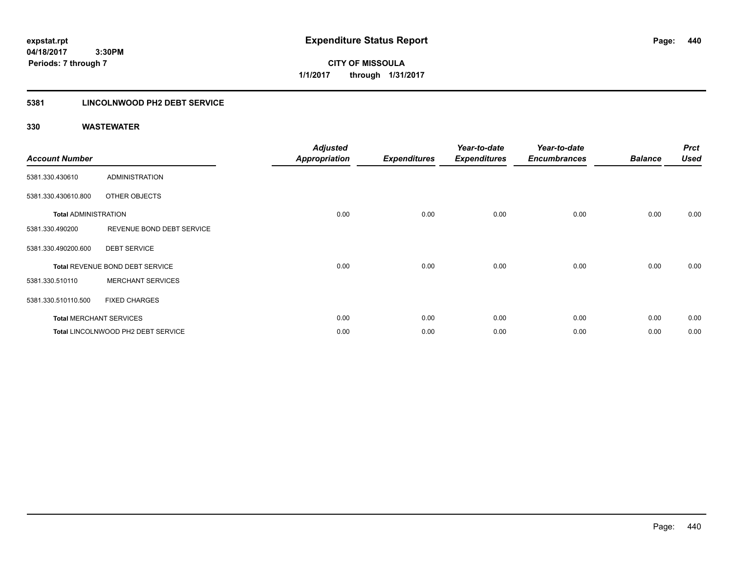**expstat.rpt**
**04/18/2017 3:30PM**
**Periods: 7 through 7**

# Expenditure Status Report

**CITY OF MISSOULA**
**1/1/2017 through 1/31/2017**

## 5381 LINCOLNWOOD PH2 DEBT SERVICE

## 330 WASTEWATER

| Account Number | | Adjusted Appropriation | Expenditures | Year-to-date Expenditures | Year-to-date Encumbrances | Balance | Prct Used |
|---|---|---|---|---|---|---|---|
| 5381.330.430610 | ADMINISTRATION | | | | | | |
| 5381.330.430610.800 | OTHER OBJECTS | | | | | | |
| Total ADMINISTRATION | | 0.00 | 0.00 | 0.00 | 0.00 | 0.00 | 0.00 |
| 5381.330.490200 | REVENUE BOND DEBT SERVICE | | | | | | |
| 5381.330.490200.600 | DEBT SERVICE | | | | | | |
| Total REVENUE BOND DEBT SERVICE | | 0.00 | 0.00 | 0.00 | 0.00 | 0.00 | 0.00 |
| 5381.330.510110 | MERCHANT SERVICES | | | | | | |
| 5381.330.510110.500 | FIXED CHARGES | | | | | | |
| Total MERCHANT SERVICES | | 0.00 | 0.00 | 0.00 | 0.00 | 0.00 | 0.00 |
| Total LINCOLNWOOD PH2 DEBT SERVICE | | 0.00 | 0.00 | 0.00 | 0.00 | 0.00 | 0.00 |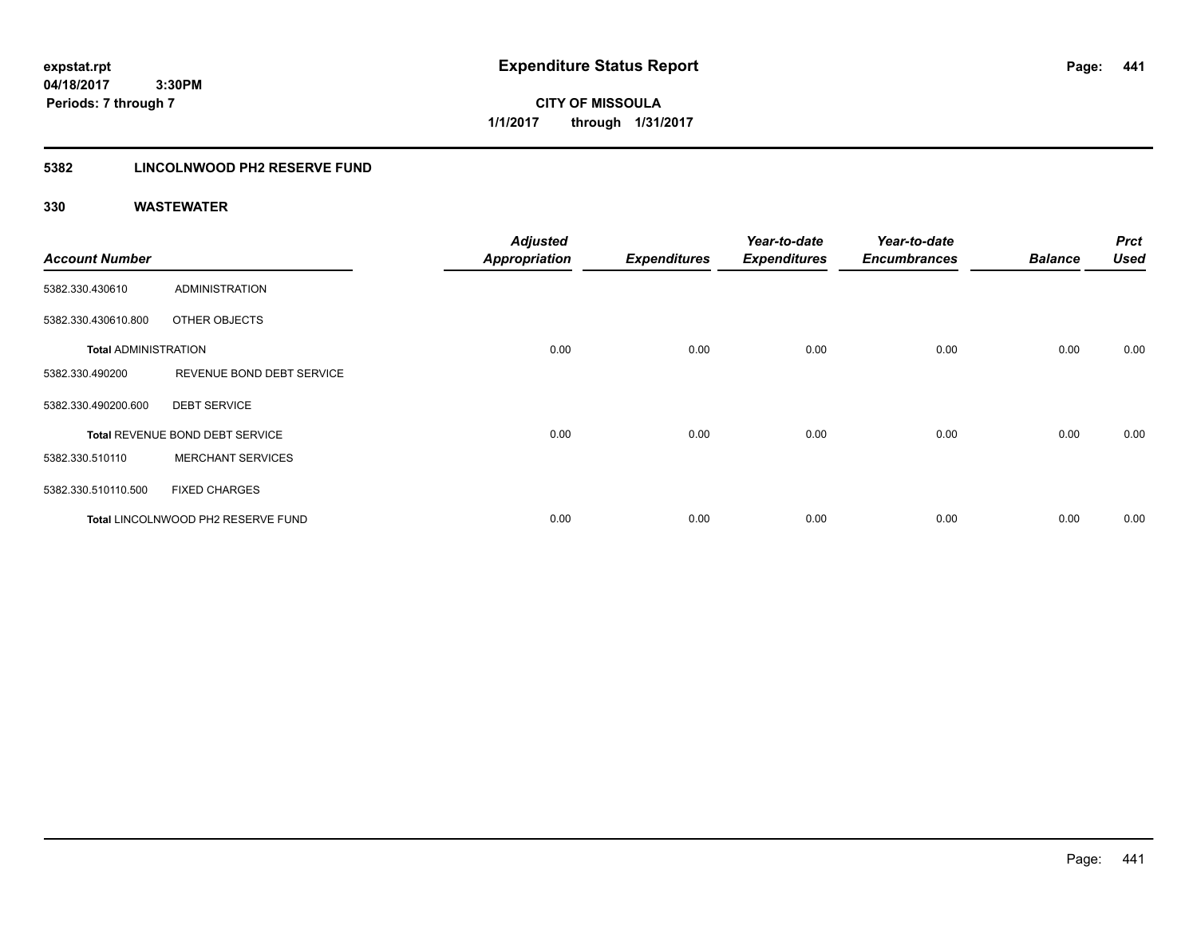# Expenditure Status Report

expstat.rpt
04/18/2017 3:30PM
Periods: 7 through 7

**CITY OF MISSOULA**
**1/1/2017 through 1/31/2017**

## 5382 LINCOLNWOOD PH2 RESERVE FUND

### 330 WASTEWATER

| Account Number | | Adjusted Appropriation | Expenditures | Year-to-date Expenditures | Year-to-date Encumbrances | Balance | Prct Used |
|---|---|---|---|---|---|---|---|
| 5382.330.430610 | ADMINISTRATION | | | | | | |
| 5382.330.430610.800 | OTHER OBJECTS | | | | | | |
| **Total** ADMINISTRATION | | 0.00 | 0.00 | 0.00 | 0.00 | 0.00 | 0.00 |
| 5382.330.490200 | REVENUE BOND DEBT SERVICE | | | | | | |
| 5382.330.490200.600 | DEBT SERVICE | | | | | | |
| **Total** REVENUE BOND DEBT SERVICE | | 0.00 | 0.00 | 0.00 | 0.00 | 0.00 | 0.00 |
| 5382.330.510110 | MERCHANT SERVICES | | | | | | |
| 5382.330.510110.500 | FIXED CHARGES | | | | | | |
| **Total** LINCOLNWOOD PH2 RESERVE FUND | | 0.00 | 0.00 | 0.00 | 0.00 | 0.00 | 0.00 |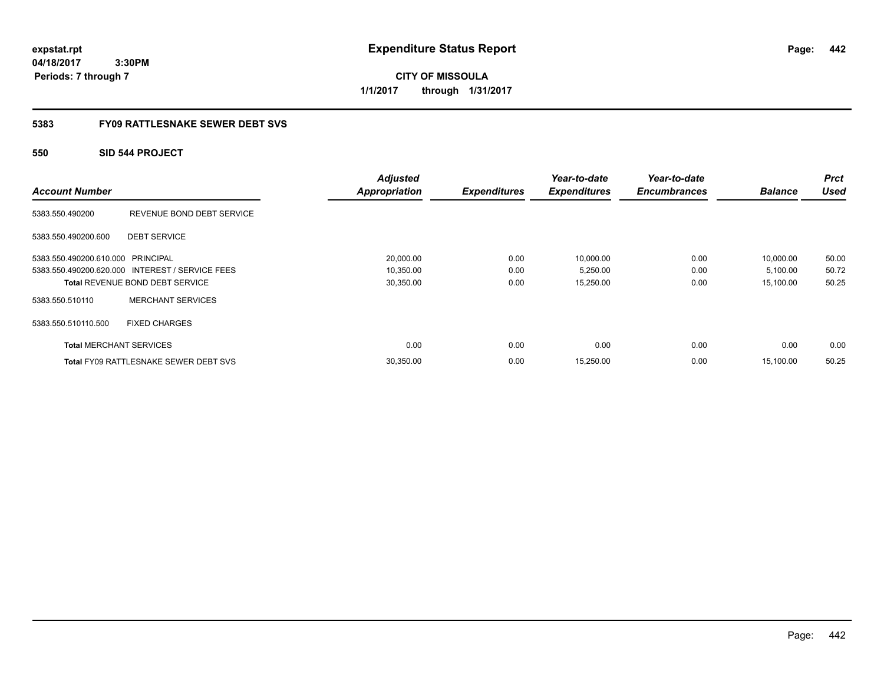# Expenditure Status Report

**CITY OF MISSOULA**

**1/1/2017 through 1/31/2017**

expstat.rpt
04/18/2017 3:30PM
Periods: 7 through 7

## 5383 FY09 RATTLESNAKE SEWER DEBT SVS

### 550 SID 544 PROJECT

| Account Number | | Adjusted Appropriation | Expenditures | Year-to-date Expenditures | Year-to-date Encumbrances | Balance | Prct Used |
|---|---|---|---|---|---|---|---|
| 5383.550.490200 | REVENUE BOND DEBT SERVICE | | | | | | |
| 5383.550.490200.600 | DEBT SERVICE | | | | | | |
| 5383.550.490200.610.000 | PRINCIPAL | 20,000.00 | 0.00 | 10,000.00 | 0.00 | 10,000.00 | 50.00 |
| 5383.550.490200.620.000 | INTEREST / SERVICE FEES | 10,350.00 | 0.00 | 5,250.00 | 0.00 | 5,100.00 | 50.72 |
| **Total** REVENUE BOND DEBT SERVICE | | 30,350.00 | 0.00 | 15,250.00 | 0.00 | 15,100.00 | 50.25 |
| 5383.550.510110 | MERCHANT SERVICES | | | | | | |
| 5383.550.510110.500 | FIXED CHARGES | | | | | | |
| **Total** MERCHANT SERVICES | | 0.00 | 0.00 | 0.00 | 0.00 | 0.00 | 0.00 |
| **Total** FY09 RATTLESNAKE SEWER DEBT SVS | | 30,350.00 | 0.00 | 15,250.00 | 0.00 | 15,100.00 | 50.25 |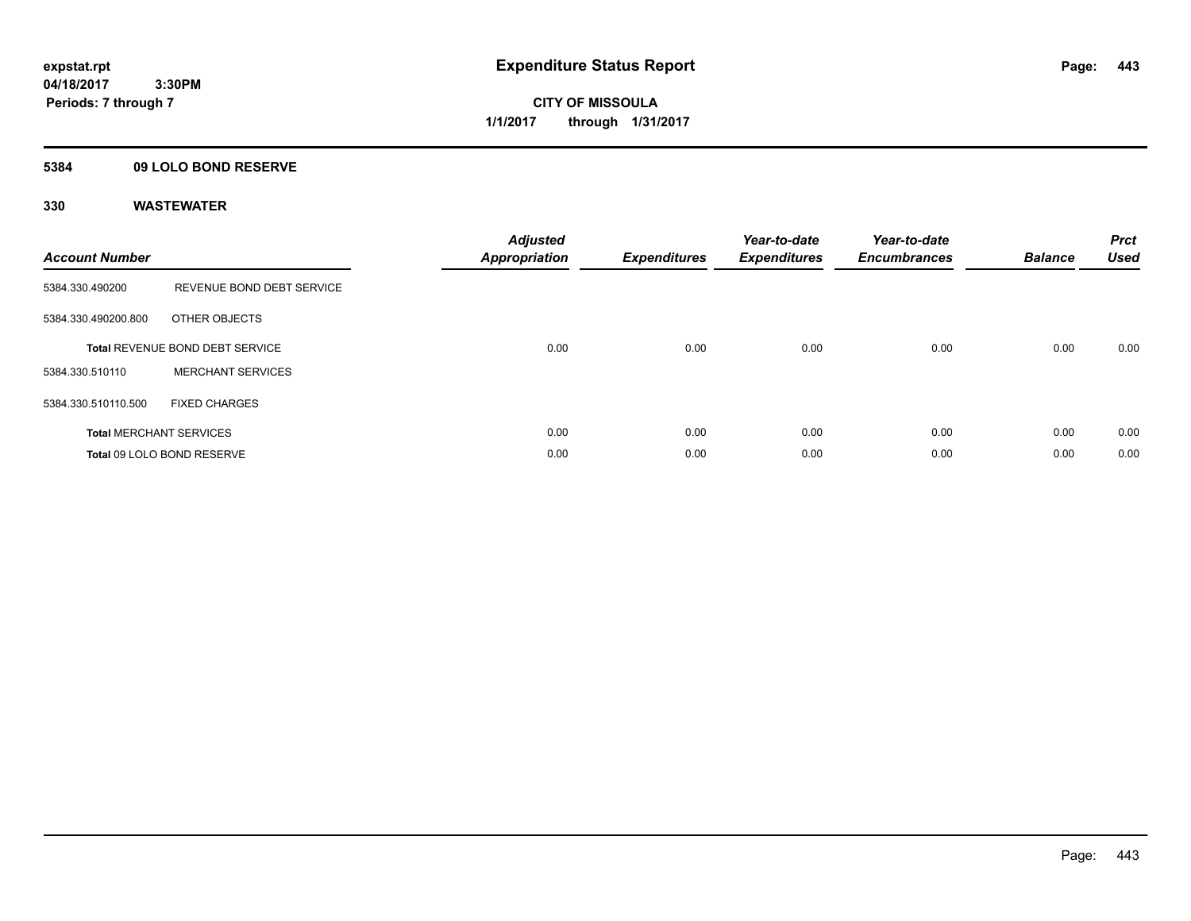**expstat.rpt**
**04/18/2017 3:30PM**
**Periods: 7 through 7**

# Expenditure Status Report

**CITY OF MISSOULA**
**1/1/2017 through 1/31/2017**

## 5384 09 LOLO BOND RESERVE

## 330 WASTEWATER

| Account Number | | Adjusted Appropriation | Expenditures | Year-to-date Expenditures | Year-to-date Encumbrances | Balance | Prct Used |
|---|---|---|---|---|---|---|---|
| 5384.330.490200 | REVENUE BOND DEBT SERVICE | | | | | | |
| 5384.330.490200.800 | OTHER OBJECTS | | | | | | |
| **Total** REVENUE BOND DEBT SERVICE | | 0.00 | 0.00 | 0.00 | 0.00 | 0.00 | 0.00 |
| 5384.330.510110 | MERCHANT SERVICES | | | | | | |
| 5384.330.510110.500 | FIXED CHARGES | | | | | | |
| **Total** MERCHANT SERVICES | | 0.00 | 0.00 | 0.00 | 0.00 | 0.00 | 0.00 |
| **Total** 09 LOLO BOND RESERVE | | 0.00 | 0.00 | 0.00 | 0.00 | 0.00 | 0.00 |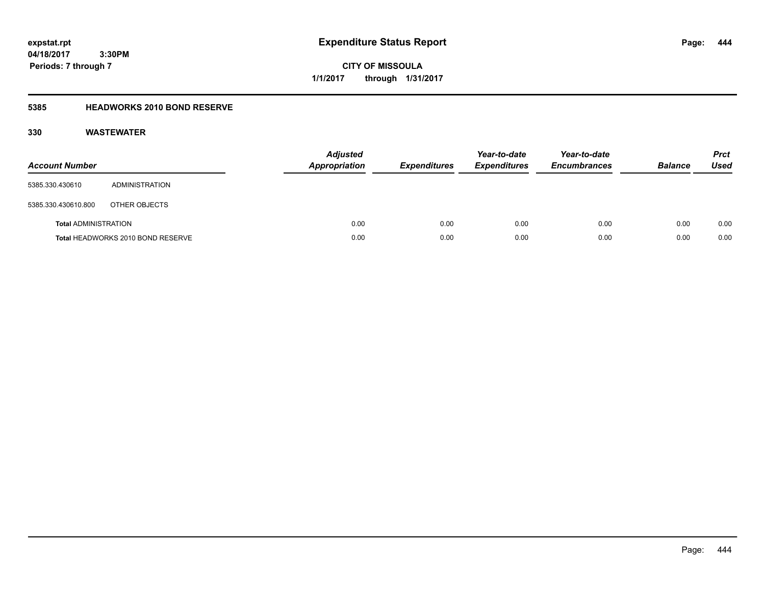# Expenditure Status Report

expstat.rpt
04/18/2017 3:30PM
Periods: 7 through 7

**CITY OF MISSOULA**
**1/1/2017 through 1/31/2017**

## 5385 HEADWORKS 2010 BOND RESERVE

## 330 WASTEWATER

| Account Number | | Adjusted Appropriation | Expenditures | Year-to-date Expenditures | Year-to-date Encumbrances | Balance | Prct Used |
|---|---|---|---|---|---|---|---|
| 5385.330.430610 | ADMINISTRATION | | | | | | |
| 5385.330.430610.800 | OTHER OBJECTS | | | | | | |
| **Total** ADMINISTRATION | | 0.00 | 0.00 | 0.00 | 0.00 | 0.00 | 0.00 |
| **Total** HEADWORKS 2010 BOND RESERVE | | 0.00 | 0.00 | 0.00 | 0.00 | 0.00 | 0.00 |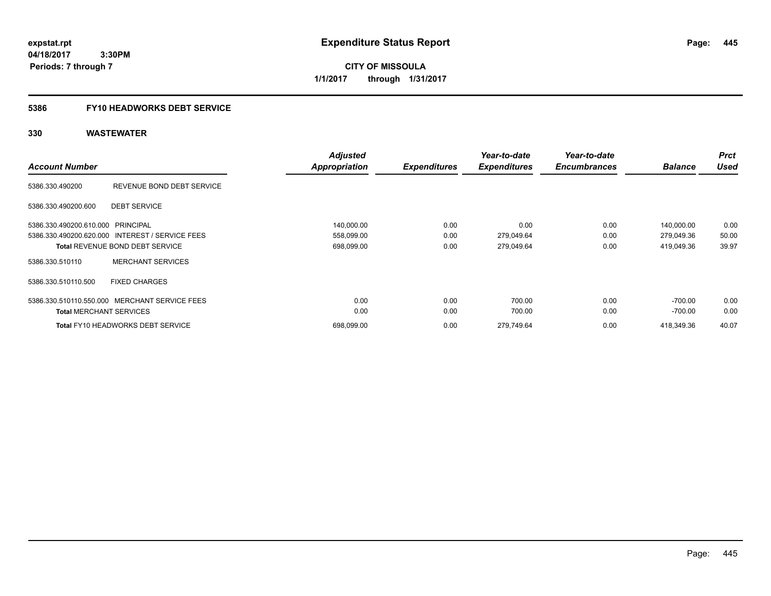# Expenditure Status Report

expstat.rpt
04/18/2017 3:30PM
Periods: 7 through 7

**CITY OF MISSOULA**
**1/1/2017 through 1/31/2017**

## 5386 FY10 HEADWORKS DEBT SERVICE

### 330 WASTEWATER

| Account Number | | Adjusted Appropriation | Expenditures | Year-to-date Expenditures | Year-to-date Encumbrances | Balance | Prct Used |
|---|---|---|---|---|---|---|---|
| 5386.330.490200 | REVENUE BOND DEBT SERVICE | | | | | | |
| 5386.330.490200.600 | DEBT SERVICE | | | | | | |
| 5386.330.490200.610.000 | PRINCIPAL | 140,000.00 | 0.00 | 0.00 | 0.00 | 140,000.00 | 0.00 |
| 5386.330.490200.620.000 | INTEREST / SERVICE FEES | 558,099.00 | 0.00 | 279,049.64 | 0.00 | 279,049.36 | 50.00 |
| **Total** REVENUE BOND DEBT SERVICE | | 698,099.00 | 0.00 | 279,049.64 | 0.00 | 419,049.36 | 39.97 |
| 5386.330.510110 | MERCHANT SERVICES | | | | | | |
| 5386.330.510110.500 | FIXED CHARGES | | | | | | |
| 5386.330.510110.550.000 | MERCHANT SERVICE FEES | 0.00 | 0.00 | 700.00 | 0.00 | -700.00 | 0.00 |
| **Total** MERCHANT SERVICES | | 0.00 | 0.00 | 700.00 | 0.00 | -700.00 | 0.00 |
| **Total** FY10 HEADWORKS DEBT SERVICE | | 698,099.00 | 0.00 | 279,749.64 | 0.00 | 418,349.36 | 40.07 |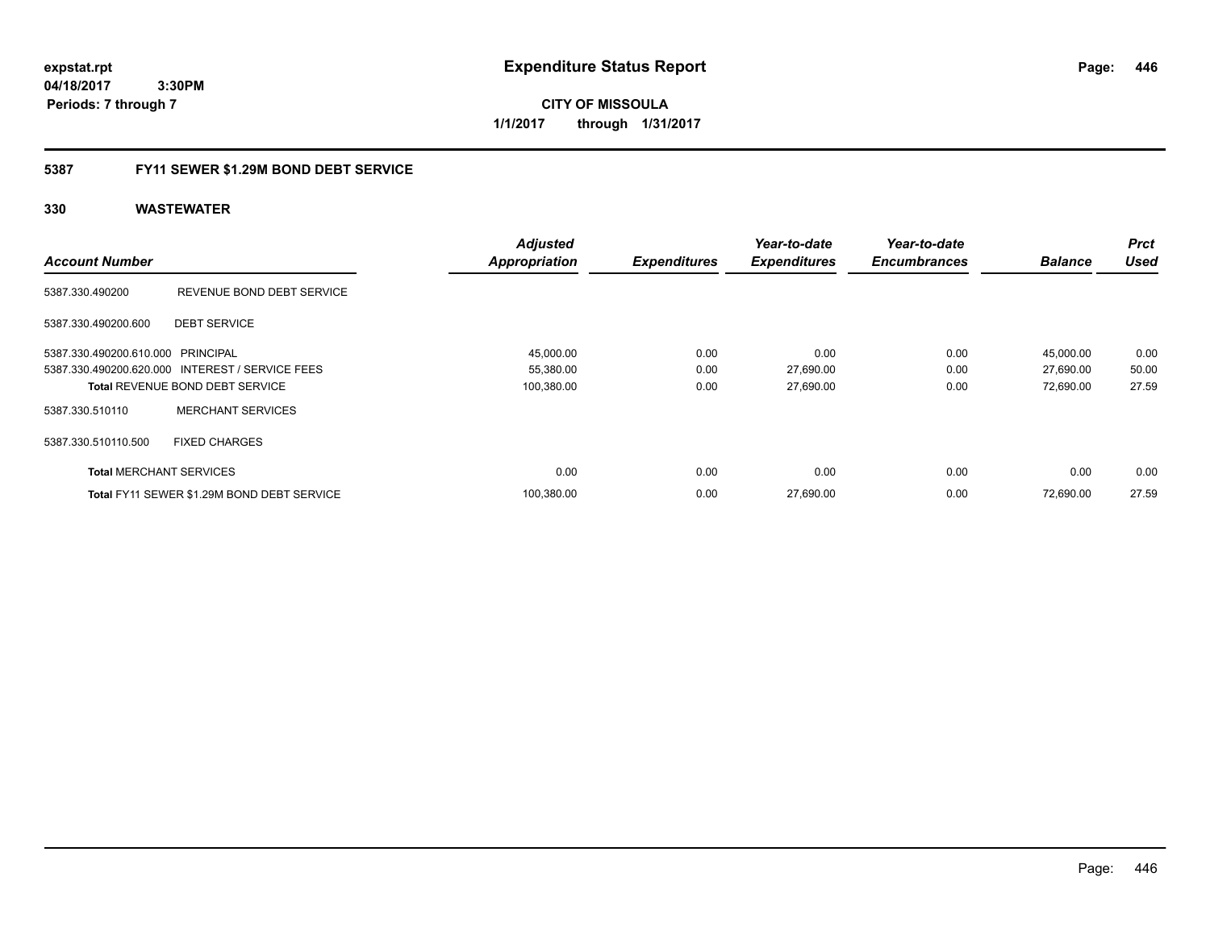# Expenditure Status Report

expstat.rpt
04/18/2017 3:30PM
Periods: 7 through 7

**CITY OF MISSOULA**
**1/1/2017 through 1/31/2017**

## 5387 FY11 SEWER $1.29M BOND DEBT SERVICE

### 330 WASTEWATER

| Account Number | | Adjusted Appropriation | Expenditures | Year-to-date Expenditures | Year-to-date Encumbrances | Balance | Prct Used |
|---|---|---|---|---|---|---|---|
| 5387.330.490200 | REVENUE BOND DEBT SERVICE | | | | | | |
| 5387.330.490200.600 | DEBT SERVICE | | | | | | |
| 5387.330.490200.610.000 | PRINCIPAL | 45,000.00 | 0.00 | 0.00 | 0.00 | 45,000.00 | 0.00 |
| 5387.330.490200.620.000 | INTEREST / SERVICE FEES | 55,380.00 | 0.00 | 27,690.00 | 0.00 | 27,690.00 | 50.00 |
| **Total** REVENUE BOND DEBT SERVICE | | 100,380.00 | 0.00 | 27,690.00 | 0.00 | 72,690.00 | 27.59 |
| 5387.330.510110 | MERCHANT SERVICES | | | | | | |
| 5387.330.510110.500 | FIXED CHARGES | | | | | | |
| **Total** MERCHANT SERVICES | | 0.00 | 0.00 | 0.00 | 0.00 | 0.00 | 0.00 |
| **Total** FY11 SEWER $1.29M BOND DEBT SERVICE | | 100,380.00 | 0.00 | 27,690.00 | 0.00 | 72,690.00 | 27.59 |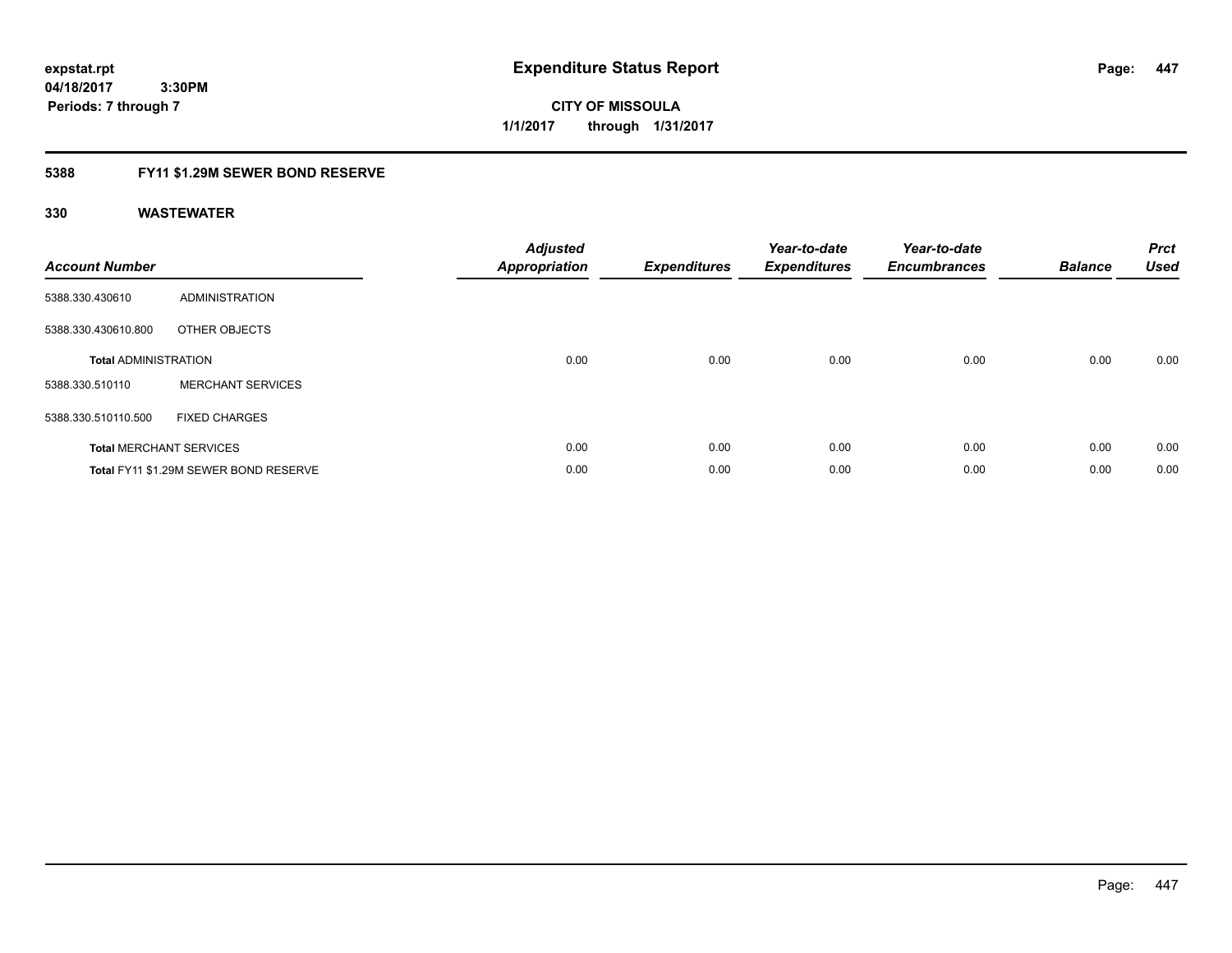**expstat.rpt**
**04/18/2017 3:30PM**
**Periods: 7 through 7**

# Expenditure Status Report

**CITY OF MISSOULA**
**1/1/2017 through 1/31/2017**

## 5388 FY11 $1.29M SEWER BOND RESERVE

### 330 WASTEWATER

| Account Number | | Adjusted Appropriation | Expenditures | Year-to-date Expenditures | Year-to-date Encumbrances | Balance | Prct Used |
|---|---|---|---|---|---|---|---|
| 5388.330.430610 | ADMINISTRATION | | | | | | |
| 5388.330.430610.800 | OTHER OBJECTS | | | | | | |
| **Total** ADMINISTRATION | | 0.00 | 0.00 | 0.00 | 0.00 | 0.00 | 0.00 |
| 5388.330.510110 | MERCHANT SERVICES | | | | | | |
| 5388.330.510110.500 | FIXED CHARGES | | | | | | |
| **Total** MERCHANT SERVICES | | 0.00 | 0.00 | 0.00 | 0.00 | 0.00 | 0.00 |
| **Total** FY11 $1.29M SEWER BOND RESERVE | | 0.00 | 0.00 | 0.00 | 0.00 | 0.00 | 0.00 |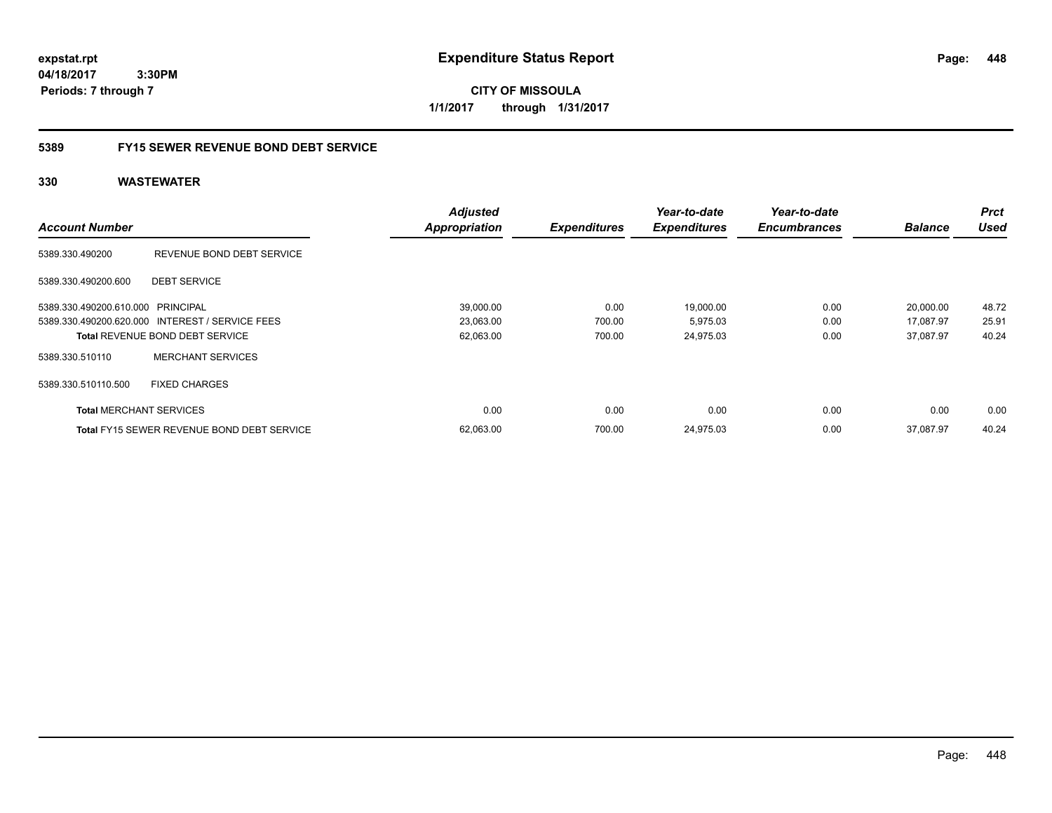**expstat.rpt**
**04/18/2017 3:30PM**
**Periods: 7 through 7**

# Expenditure Status Report

**CITY OF MISSOULA**
**1/1/2017 through 1/31/2017**

## 5389 FY15 SEWER REVENUE BOND DEBT SERVICE

### 330 WASTEWATER

| Account Number | | Adjusted Appropriation | Expenditures | Year-to-date Expenditures | Year-to-date Encumbrances | Balance | Prct Used |
|---|---|---|---|---|---|---|---|
| 5389.330.490200 | REVENUE BOND DEBT SERVICE | | | | | | |
| 5389.330.490200.600 | DEBT SERVICE | | | | | | |
| 5389.330.490200.610.000 | PRINCIPAL | 39,000.00 | 0.00 | 19,000.00 | 0.00 | 20,000.00 | 48.72 |
| 5389.330.490200.620.000 | INTEREST / SERVICE FEES | 23,063.00 | 700.00 | 5,975.03 | 0.00 | 17,087.97 | 25.91 |
| **Total** REVENUE BOND DEBT SERVICE | | 62,063.00 | 700.00 | 24,975.03 | 0.00 | 37,087.97 | 40.24 |
| 5389.330.510110 | MERCHANT SERVICES | | | | | | |
| 5389.330.510110.500 | FIXED CHARGES | | | | | | |
| **Total** MERCHANT SERVICES | | 0.00 | 0.00 | 0.00 | 0.00 | 0.00 | 0.00 |
| **Total** FY15 SEWER REVENUE BOND DEBT SERVICE | | 62,063.00 | 700.00 | 24,975.03 | 0.00 | 37,087.97 | 40.24 |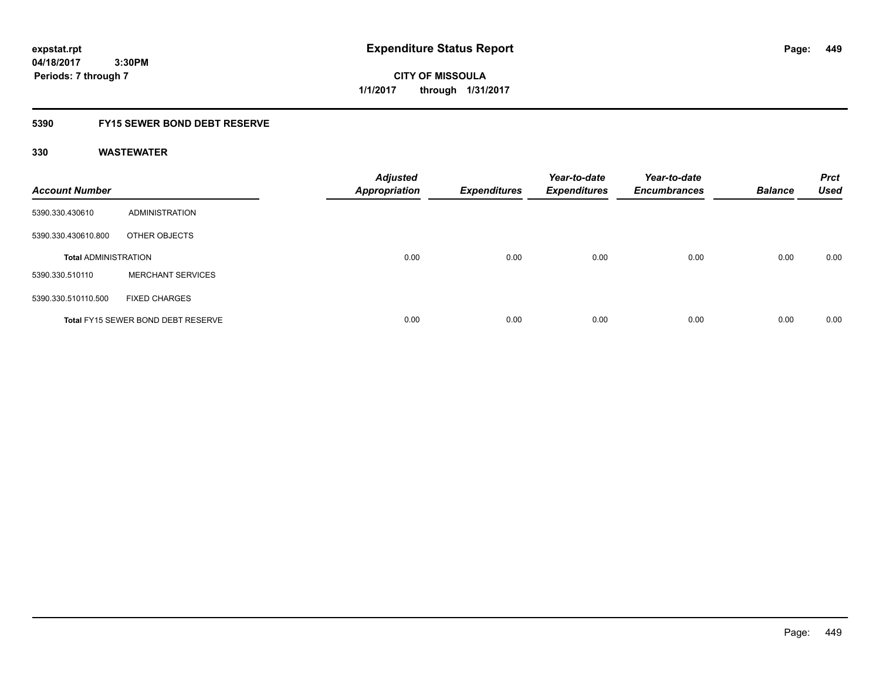# Expenditure Status Report

expstat.rpt
04/18/2017 3:30PM
Periods: 7 through 7

**CITY OF MISSOULA**
**1/1/2017 through 1/31/2017**

## 5390 FY15 SEWER BOND DEBT RESERVE

### 330 WASTEWATER

| Account Number | | Adjusted Appropriation | Expenditures | Year-to-date Expenditures | Year-to-date Encumbrances | Balance | Prct Used |
|---|---|---|---|---|---|---|---|
| 5390.330.430610 | ADMINISTRATION | | | | | | |
| 5390.330.430610.800 | OTHER OBJECTS | | | | | | |
| **Total ADMINISTRATION** | | 0.00 | 0.00 | 0.00 | 0.00 | 0.00 | 0.00 |
| 5390.330.510110 | MERCHANT SERVICES | | | | | | |
| 5390.330.510110.500 | FIXED CHARGES | | | | | | |
| **Total FY15 SEWER BOND DEBT RESERVE** | | 0.00 | 0.00 | 0.00 | 0.00 | 0.00 | 0.00 |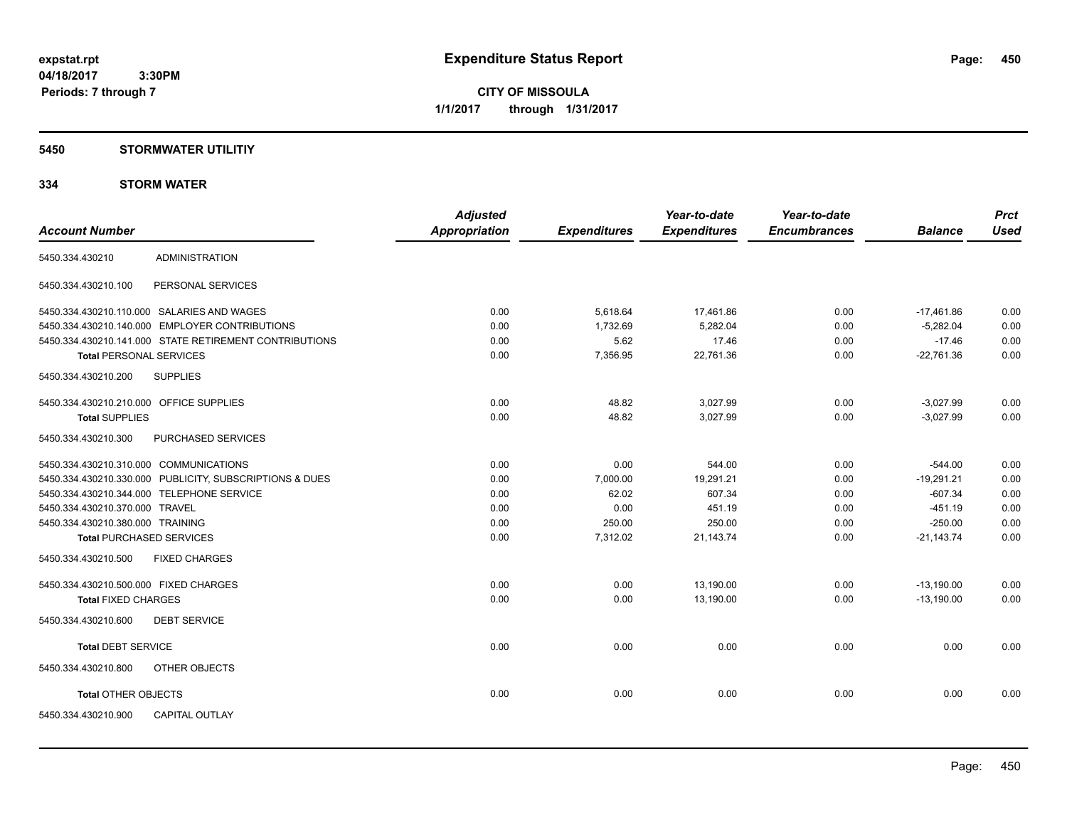expstat.rpt
04/18/2017 3:30PM
Periods: 7 through 7

# Expenditure Status Report

**CITY OF MISSOULA**
**1/1/2017 through 1/31/2017**

## 5450 STORMWATER UTILITIY

## 334 STORM WATER

| Account Number | | Adjusted Appropriation | Expenditures | Year-to-date Expenditures | Year-to-date Encumbrances | Balance | Prct Used |
|---|---|---|---|---|---|---|---|
| 5450.334.430210 | ADMINISTRATION | | | | | | |
| 5450.334.430210.100 | PERSONAL SERVICES | | | | | | |
| 5450.334.430210.110.000 | SALARIES AND WAGES | 0.00 | 5,618.64 | 17,461.86 | 0.00 | -17,461.86 | 0.00 |
| 5450.334.430210.140.000 | EMPLOYER CONTRIBUTIONS | 0.00 | 1,732.69 | 5,282.04 | 0.00 | -5,282.04 | 0.00 |
| 5450.334.430210.141.000 | STATE RETIREMENT CONTRIBUTIONS | 0.00 | 5.62 | 17.46 | 0.00 | -17.46 | 0.00 |
| **Total** PERSONAL SERVICES | | 0.00 | 7,356.95 | 22,761.36 | 0.00 | -22,761.36 | 0.00 |
| 5450.334.430210.200 | SUPPLIES | | | | | | |
| 5450.334.430210.210.000 | OFFICE SUPPLIES | 0.00 | 48.82 | 3,027.99 | 0.00 | -3,027.99 | 0.00 |
| **Total** SUPPLIES | | 0.00 | 48.82 | 3,027.99 | 0.00 | -3,027.99 | 0.00 |
| 5450.334.430210.300 | PURCHASED SERVICES | | | | | | |
| 5450.334.430210.310.000 | COMMUNICATIONS | 0.00 | 0.00 | 544.00 | 0.00 | -544.00 | 0.00 |
| 5450.334.430210.330.000 | PUBLICITY, SUBSCRIPTIONS & DUES | 0.00 | 7,000.00 | 19,291.21 | 0.00 | -19,291.21 | 0.00 |
| 5450.334.430210.344.000 | TELEPHONE SERVICE | 0.00 | 62.02 | 607.34 | 0.00 | -607.34 | 0.00 |
| 5450.334.430210.370.000 | TRAVEL | 0.00 | 0.00 | 451.19 | 0.00 | -451.19 | 0.00 |
| 5450.334.430210.380.000 | TRAINING | 0.00 | 250.00 | 250.00 | 0.00 | -250.00 | 0.00 |
| **Total** PURCHASED SERVICES | | 0.00 | 7,312.02 | 21,143.74 | 0.00 | -21,143.74 | 0.00 |
| 5450.334.430210.500 | FIXED CHARGES | | | | | | |
| 5450.334.430210.500.000 | FIXED CHARGES | 0.00 | 0.00 | 13,190.00 | 0.00 | -13,190.00 | 0.00 |
| **Total** FIXED CHARGES | | 0.00 | 0.00 | 13,190.00 | 0.00 | -13,190.00 | 0.00 |
| 5450.334.430210.600 | DEBT SERVICE | | | | | | |
| **Total** DEBT SERVICE | | 0.00 | 0.00 | 0.00 | 0.00 | 0.00 | 0.00 |
| 5450.334.430210.800 | OTHER OBJECTS | | | | | | |
| **Total** OTHER OBJECTS | | 0.00 | 0.00 | 0.00 | 0.00 | 0.00 | 0.00 |
| 5450.334.430210.900 | CAPITAL OUTLAY | | | | | | |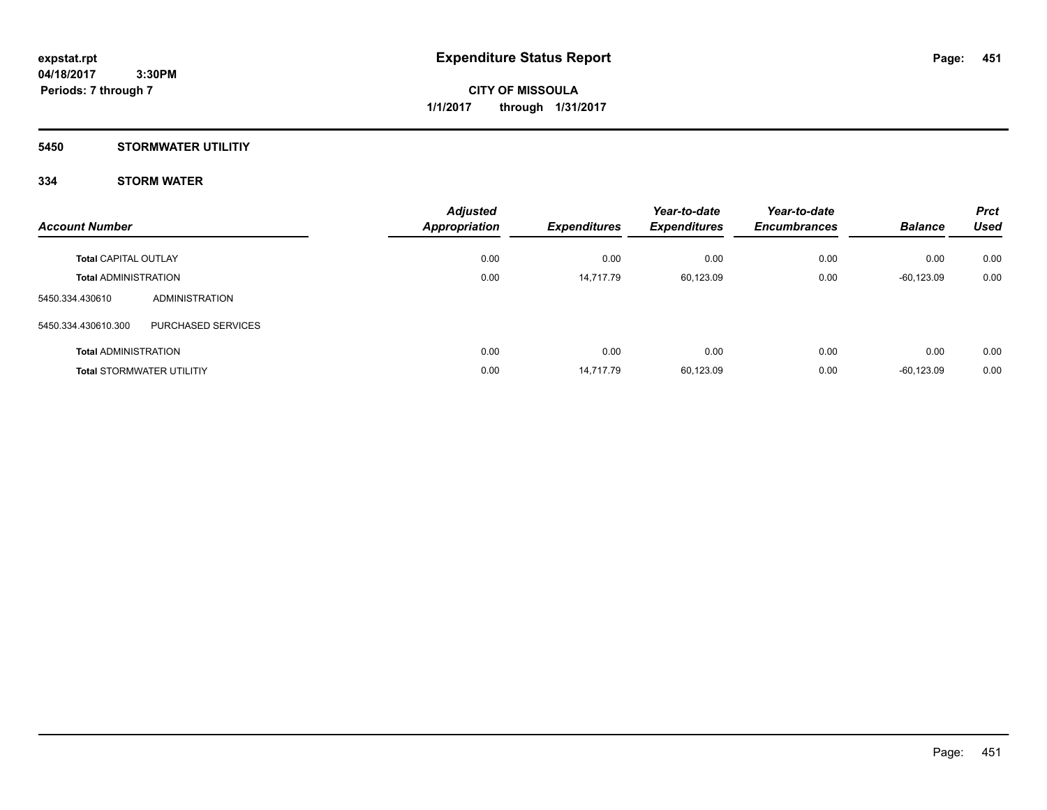**expstat.rpt**
**04/18/2017 3:30PM**
**Periods: 7 through 7**

# Expenditure Status Report

**CITY OF MISSOULA**
**1/1/2017 through 1/31/2017**

## 5450 STORMWATER UTILITIY

### 334 STORM WATER

| Account Number | | Adjusted Appropriation | Expenditures | Year-to-date Expenditures | Year-to-date Encumbrances | Balance | Prct Used |
|---|---|---|---|---|---|---|---|
| **Total** CAPITAL OUTLAY | | 0.00 | 0.00 | 0.00 | 0.00 | 0.00 | 0.00 |
| **Total** ADMINISTRATION | | 0.00 | 14,717.79 | 60,123.09 | 0.00 | -60,123.09 | 0.00 |
| 5450.334.430610 | ADMINISTRATION | | | | | | |
| 5450.334.430610.300 | PURCHASED SERVICES | | | | | | |
| **Total** ADMINISTRATION | | 0.00 | 0.00 | 0.00 | 0.00 | 0.00 | 0.00 |
| **Total** STORMWATER UTILITIY | | 0.00 | 14,717.79 | 60,123.09 | 0.00 | -60,123.09 | 0.00 |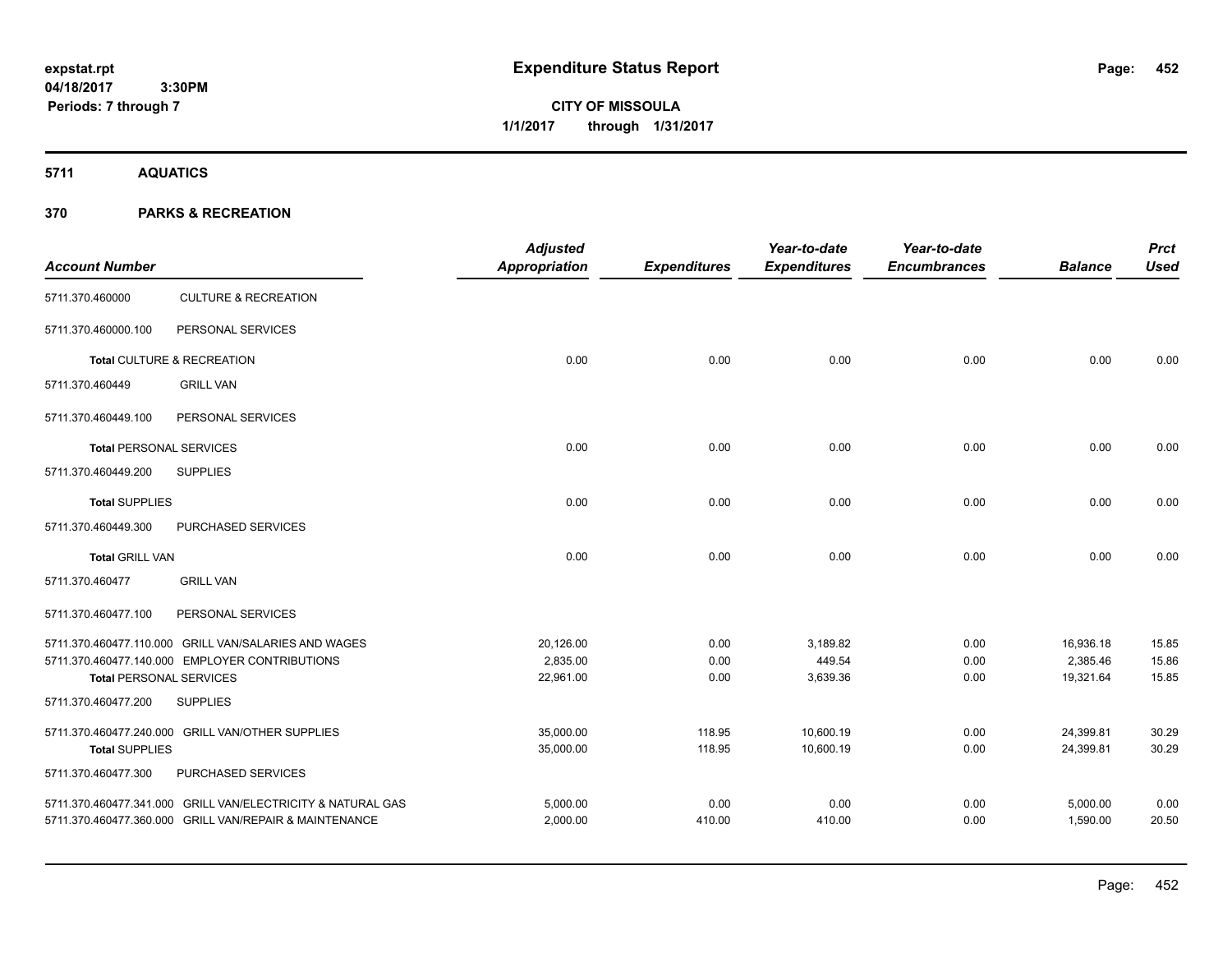**Expenditure Status Report**

**CITY OF MISSOULA**

**1/1/2017 through 1/31/2017**

expstat.rpt
04/18/2017 3:30PM
Periods: 7 through 7

## 5711 AQUATICS

## 370 PARKS & RECREATION

| Account Number | | Adjusted Appropriation | Expenditures | Year-to-date Expenditures | Year-to-date Encumbrances | Balance | Prct Used |
|---|---|---|---|---|---|---|---|
| 5711.370.460000 | CULTURE & RECREATION | | | | | | |
| 5711.370.460000.100 | PERSONAL SERVICES | | | | | | |
| **Total** CULTURE & RECREATION | | 0.00 | 0.00 | 0.00 | 0.00 | 0.00 | 0.00 |
| 5711.370.460449 | GRILL VAN | | | | | | |
| 5711.370.460449.100 | PERSONAL SERVICES | | | | | | |
| **Total** PERSONAL SERVICES | | 0.00 | 0.00 | 0.00 | 0.00 | 0.00 | 0.00 |
| 5711.370.460449.200 | SUPPLIES | | | | | | |
| **Total** SUPPLIES | | 0.00 | 0.00 | 0.00 | 0.00 | 0.00 | 0.00 |
| 5711.370.460449.300 | PURCHASED SERVICES | | | | | | |
| **Total** GRILL VAN | | 0.00 | 0.00 | 0.00 | 0.00 | 0.00 | 0.00 |
| 5711.370.460477 | GRILL VAN | | | | | | |
| 5711.370.460477.100 | PERSONAL SERVICES | | | | | | |
| 5711.370.460477.110.000 | GRILL VAN/SALARIES AND WAGES | 20,126.00 | 0.00 | 3,189.82 | 0.00 | 16,936.18 | 15.85 |
| 5711.370.460477.140.000 | EMPLOYER CONTRIBUTIONS | 2,835.00 | 0.00 | 449.54 | 0.00 | 2,385.46 | 15.86 |
| **Total** PERSONAL SERVICES | | 22,961.00 | 0.00 | 3,639.36 | 0.00 | 19,321.64 | 15.85 |
| 5711.370.460477.200 | SUPPLIES | | | | | | |
| 5711.370.460477.240.000 | GRILL VAN/OTHER SUPPLIES | 35,000.00 | 118.95 | 10,600.19 | 0.00 | 24,399.81 | 30.29 |
| **Total** SUPPLIES | | 35,000.00 | 118.95 | 10,600.19 | 0.00 | 24,399.81 | 30.29 |
| 5711.370.460477.300 | PURCHASED SERVICES | | | | | | |
| 5711.370.460477.341.000 | GRILL VAN/ELECTRICITY & NATURAL GAS | 5,000.00 | 0.00 | 0.00 | 0.00 | 5,000.00 | 0.00 |
| 5711.370.460477.360.000 | GRILL VAN/REPAIR & MAINTENANCE | 2,000.00 | 410.00 | 410.00 | 0.00 | 1,590.00 | 20.50 |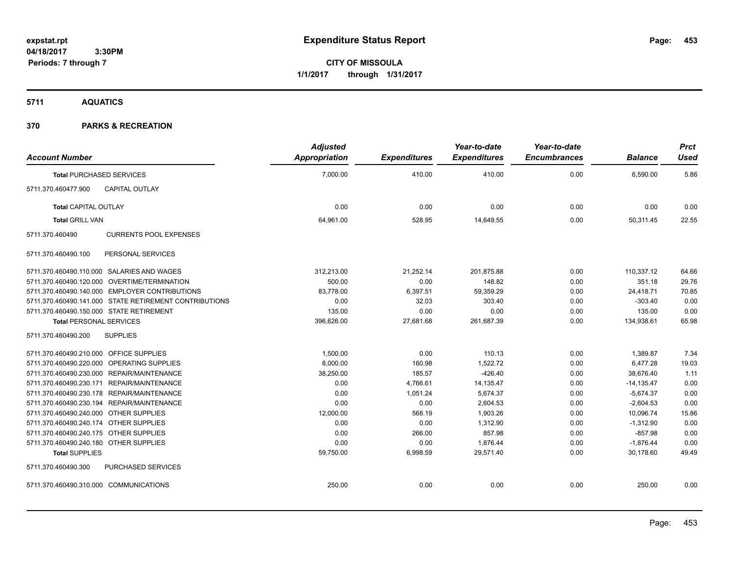# Expenditure Status Report

**CITY OF MISSOULA**
**1/1/2017 through 1/31/2017**

expstat.rpt
04/18/2017 3:30PM
Periods: 7 through 7

## 5711 AQUATICS

## 370 PARKS & RECREATION

| Account Number | Adjusted Appropriation | Expenditures | Year-to-date Expenditures | Year-to-date Encumbrances | Balance | Prct Used |
|---|---|---|---|---|---|---|
| **Total** PURCHASED SERVICES | 7,000.00 | 410.00 | 410.00 | 0.00 | 6,590.00 | 5.86 |
| 5711.370.460477.900 CAPITAL OUTLAY | | | | | | |
| **Total** CAPITAL OUTLAY | 0.00 | 0.00 | 0.00 | 0.00 | 0.00 | 0.00 |
| **Total** GRILL VAN | 64,961.00 | 528.95 | 14,649.55 | 0.00 | 50,311.45 | 22.55 |
| 5711.370.460490 CURRENTS POOL EXPENSES | | | | | | |
| 5711.370.460490.100 PERSONAL SERVICES | | | | | | |
| 5711.370.460490.110.000 SALARIES AND WAGES | 312,213.00 | 21,252.14 | 201,875.88 | 0.00 | 110,337.12 | 64.66 |
| 5711.370.460490.120.000 OVERTIME/TERMINATION | 500.00 | 0.00 | 148.82 | 0.00 | 351.18 | 29.76 |
| 5711.370.460490.140.000 EMPLOYER CONTRIBUTIONS | 83,778.00 | 6,397.51 | 59,359.29 | 0.00 | 24,418.71 | 70.85 |
| 5711.370.460490.141.000 STATE RETIREMENT CONTRIBUTIONS | 0.00 | 32.03 | 303.40 | 0.00 | -303.40 | 0.00 |
| 5711.370.460490.150.000 STATE RETIREMENT | 135.00 | 0.00 | 0.00 | 0.00 | 135.00 | 0.00 |
| **Total** PERSONAL SERVICES | 396,626.00 | 27,681.68 | 261,687.39 | 0.00 | 134,938.61 | 65.98 |
| 5711.370.460490.200 SUPPLIES | | | | | | |
| 5711.370.460490.210.000 OFFICE SUPPLIES | 1,500.00 | 0.00 | 110.13 | 0.00 | 1,389.87 | 7.34 |
| 5711.370.460490.220.000 OPERATING SUPPLIES | 8,000.00 | 160.98 | 1,522.72 | 0.00 | 6,477.28 | 19.03 |
| 5711.370.460490.230.000 REPAIR/MAINTENANCE | 38,250.00 | 185.57 | -426.40 | 0.00 | 38,676.40 | 1.11 |
| 5711.370.460490.230.171 REPAIR/MAINTENANCE | 0.00 | 4,766.61 | 14,135.47 | 0.00 | -14,135.47 | 0.00 |
| 5711.370.460490.230.178 REPAIR/MAINTENANCE | 0.00 | 1,051.24 | 5,674.37 | 0.00 | -5,674.37 | 0.00 |
| 5711.370.460490.230.194 REPAIR/MAINTENANCE | 0.00 | 0.00 | 2,604.53 | 0.00 | -2,604.53 | 0.00 |
| 5711.370.460490.240.000 OTHER SUPPLIES | 12,000.00 | 568.19 | 1,903.26 | 0.00 | 10,096.74 | 15.86 |
| 5711.370.460490.240.174 OTHER SUPPLIES | 0.00 | 0.00 | 1,312.90 | 0.00 | -1,312.90 | 0.00 |
| 5711.370.460490.240.175 OTHER SUPPLIES | 0.00 | 266.00 | 857.98 | 0.00 | -857.98 | 0.00 |
| 5711.370.460490.240.180 OTHER SUPPLIES | 0.00 | 0.00 | 1,876.44 | 0.00 | -1,876.44 | 0.00 |
| **Total** SUPPLIES | 59,750.00 | 6,998.59 | 29,571.40 | 0.00 | 30,178.60 | 49.49 |
| 5711.370.460490.300 PURCHASED SERVICES | | | | | | |
| 5711.370.460490.310.000 COMMUNICATIONS | 250.00 | 0.00 | 0.00 | 0.00 | 250.00 | 0.00 |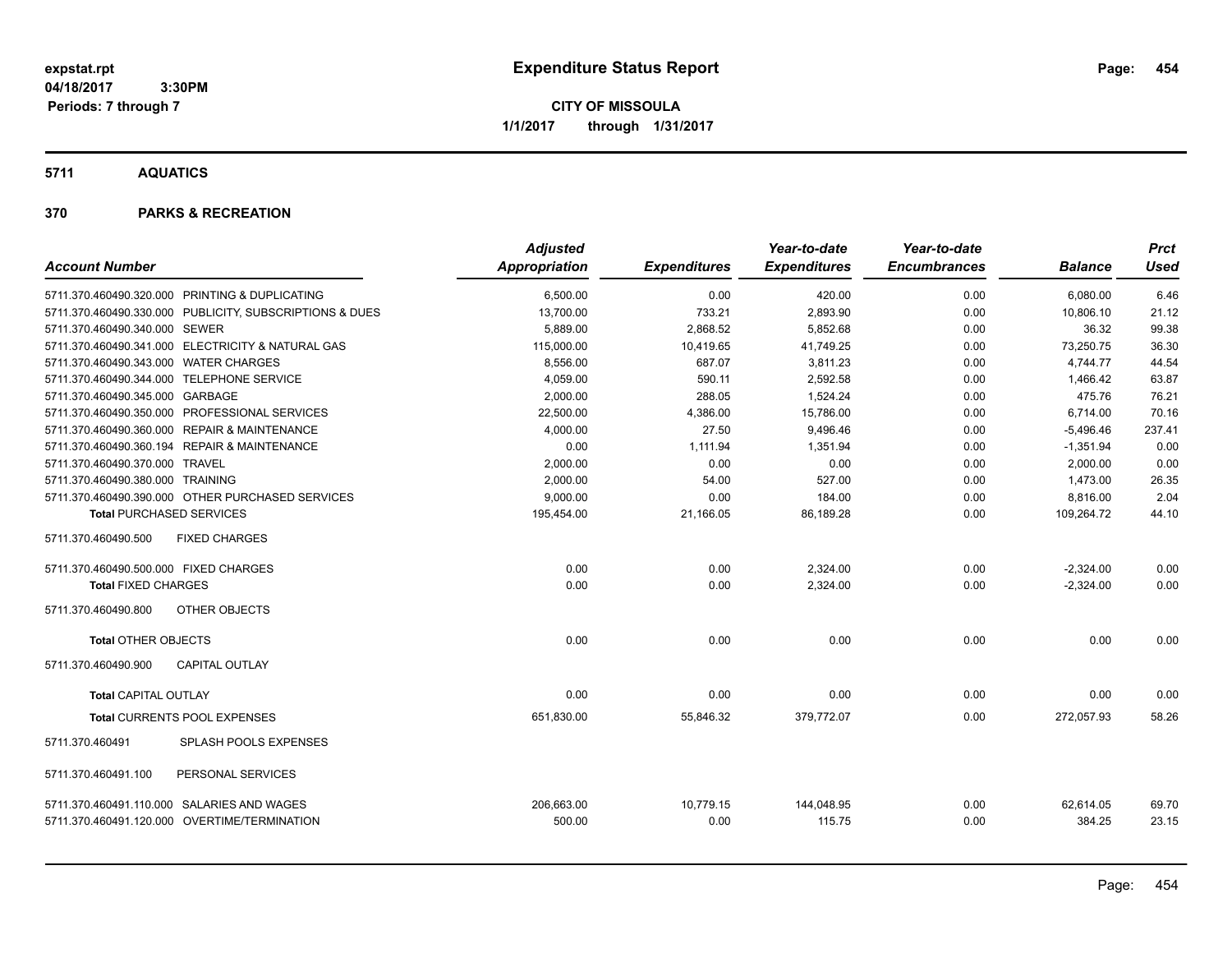**expstat.rpt**
**04/18/2017 3:30PM**
**Periods: 7 through 7**

# Expenditure Status Report

**CITY OF MISSOULA**
**1/1/2017 through 1/31/2017**

## 5711 AQUATICS

## 370 PARKS & RECREATION

| Account Number | Adjusted Appropriation | Expenditures | Year-to-date Expenditures | Year-to-date Encumbrances | Balance | Prct Used |
|---|---|---|---|---|---|---|
| 5711.370.460490.320.000 PRINTING & DUPLICATING | 6,500.00 | 0.00 | 420.00 | 0.00 | 6,080.00 | 6.46 |
| 5711.370.460490.330.000 PUBLICITY, SUBSCRIPTIONS & DUES | 13,700.00 | 733.21 | 2,893.90 | 0.00 | 10,806.10 | 21.12 |
| 5711.370.460490.340.000 SEWER | 5,889.00 | 2,868.52 | 5,852.68 | 0.00 | 36.32 | 99.38 |
| 5711.370.460490.341.000 ELECTRICITY & NATURAL GAS | 115,000.00 | 10,419.65 | 41,749.25 | 0.00 | 73,250.75 | 36.30 |
| 5711.370.460490.343.000 WATER CHARGES | 8,556.00 | 687.07 | 3,811.23 | 0.00 | 4,744.77 | 44.54 |
| 5711.370.460490.344.000 TELEPHONE SERVICE | 4,059.00 | 590.11 | 2,592.58 | 0.00 | 1,466.42 | 63.87 |
| 5711.370.460490.345.000 GARBAGE | 2,000.00 | 288.05 | 1,524.24 | 0.00 | 475.76 | 76.21 |
| 5711.370.460490.350.000 PROFESSIONAL SERVICES | 22,500.00 | 4,386.00 | 15,786.00 | 0.00 | 6,714.00 | 70.16 |
| 5711.370.460490.360.000 REPAIR & MAINTENANCE | 4,000.00 | 27.50 | 9,496.46 | 0.00 | -5,496.46 | 237.41 |
| 5711.370.460490.360.194 REPAIR & MAINTENANCE | 0.00 | 1,111.94 | 1,351.94 | 0.00 | -1,351.94 | 0.00 |
| 5711.370.460490.370.000 TRAVEL | 2,000.00 | 0.00 | 0.00 | 0.00 | 2,000.00 | 0.00 |
| 5711.370.460490.380.000 TRAINING | 2,000.00 | 54.00 | 527.00 | 0.00 | 1,473.00 | 26.35 |
| 5711.370.460490.390.000 OTHER PURCHASED SERVICES | 9,000.00 | 0.00 | 184.00 | 0.00 | 8,816.00 | 2.04 |
| **Total** PURCHASED SERVICES | 195,454.00 | 21,166.05 | 86,189.28 | 0.00 | 109,264.72 | 44.10 |
| 5711.370.460490.500 FIXED CHARGES | | | | | | |
| 5711.370.460490.500.000 FIXED CHARGES | 0.00 | 0.00 | 2,324.00 | 0.00 | -2,324.00 | 0.00 |
| **Total** FIXED CHARGES | 0.00 | 0.00 | 2,324.00 | 0.00 | -2,324.00 | 0.00 |
| 5711.370.460490.800 OTHER OBJECTS | | | | | | |
| **Total** OTHER OBJECTS | 0.00 | 0.00 | 0.00 | 0.00 | 0.00 | 0.00 |
| 5711.370.460490.900 CAPITAL OUTLAY | | | | | | |
| **Total** CAPITAL OUTLAY | 0.00 | 0.00 | 0.00 | 0.00 | 0.00 | 0.00 |
| **Total** CURRENTS POOL EXPENSES | 651,830.00 | 55,846.32 | 379,772.07 | 0.00 | 272,057.93 | 58.26 |
| 5711.370.460491 SPLASH POOLS EXPENSES | | | | | | |
| 5711.370.460491.100 PERSONAL SERVICES | | | | | | |
| 5711.370.460491.110.000 SALARIES AND WAGES | 206,663.00 | 10,779.15 | 144,048.95 | 0.00 | 62,614.05 | 69.70 |
| 5711.370.460491.120.000 OVERTIME/TERMINATION | 500.00 | 0.00 | 115.75 | 0.00 | 384.25 | 23.15 |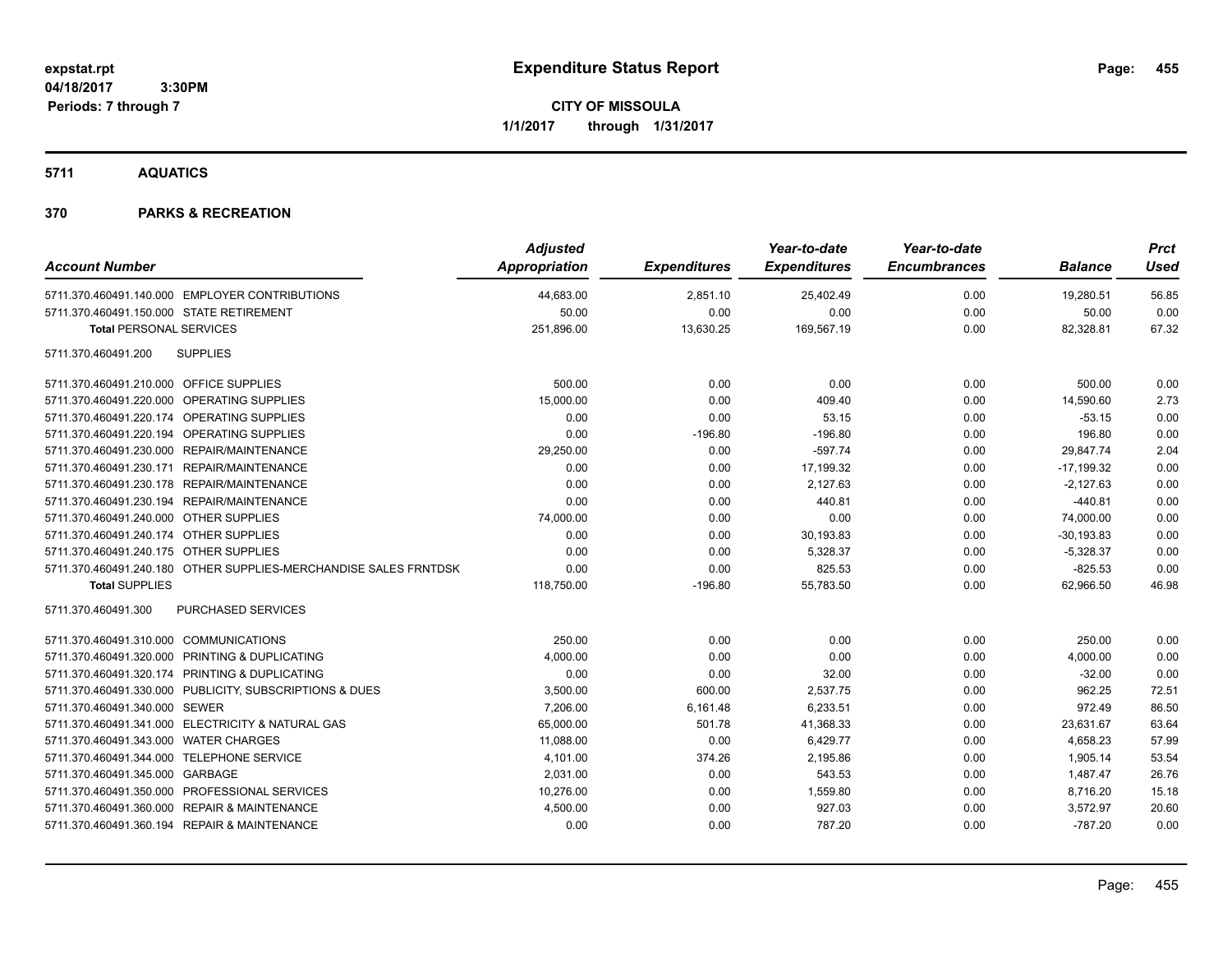# Expenditure Status Report

expstat.rpt
04/18/2017 3:30PM
Periods: 7 through 7

**CITY OF MISSOULA**
**1/1/2017 through 1/31/2017**

## 5711 AQUATICS

## 370 PARKS & RECREATION

| Account Number | | Adjusted Appropriation | Expenditures | Year-to-date Expenditures | Year-to-date Encumbrances | Balance | Prct Used |
|---|---|---|---|---|---|---|---|
| 5711.370.460491.140.000 | EMPLOYER CONTRIBUTIONS | 44,683.00 | 2,851.10 | 25,402.49 | 0.00 | 19,280.51 | 56.85 |
| 5711.370.460491.150.000 | STATE RETIREMENT | 50.00 | 0.00 | 0.00 | 0.00 | 50.00 | 0.00 |
| **Total** PERSONAL SERVICES | | 251,896.00 | 13,630.25 | 169,567.19 | 0.00 | 82,328.81 | 67.32 |
| 5711.370.460491.200 | SUPPLIES | | | | | | |
| 5711.370.460491.210.000 | OFFICE SUPPLIES | 500.00 | 0.00 | 0.00 | 0.00 | 500.00 | 0.00 |
| 5711.370.460491.220.000 | OPERATING SUPPLIES | 15,000.00 | 0.00 | 409.40 | 0.00 | 14,590.60 | 2.73 |
| 5711.370.460491.220.174 | OPERATING SUPPLIES | 0.00 | 0.00 | 53.15 | 0.00 | -53.15 | 0.00 |
| 5711.370.460491.220.194 | OPERATING SUPPLIES | 0.00 | -196.80 | -196.80 | 0.00 | 196.80 | 0.00 |
| 5711.370.460491.230.000 | REPAIR/MAINTENANCE | 29,250.00 | 0.00 | -597.74 | 0.00 | 29,847.74 | 2.04 |
| 5711.370.460491.230.171 | REPAIR/MAINTENANCE | 0.00 | 0.00 | 17,199.32 | 0.00 | -17,199.32 | 0.00 |
| 5711.370.460491.230.178 | REPAIR/MAINTENANCE | 0.00 | 0.00 | 2,127.63 | 0.00 | -2,127.63 | 0.00 |
| 5711.370.460491.230.194 | REPAIR/MAINTENANCE | 0.00 | 0.00 | 440.81 | 0.00 | -440.81 | 0.00 |
| 5711.370.460491.240.000 | OTHER SUPPLIES | 74,000.00 | 0.00 | 0.00 | 0.00 | 74,000.00 | 0.00 |
| 5711.370.460491.240.174 | OTHER SUPPLIES | 0.00 | 0.00 | 30,193.83 | 0.00 | -30,193.83 | 0.00 |
| 5711.370.460491.240.175 | OTHER SUPPLIES | 0.00 | 0.00 | 5,328.37 | 0.00 | -5,328.37 | 0.00 |
| 5711.370.460491.240.180 | OTHER SUPPLIES-MERCHANDISE SALES FRNTDSK | 0.00 | 0.00 | 825.53 | 0.00 | -825.53 | 0.00 |
| **Total** SUPPLIES | | 118,750.00 | -196.80 | 55,783.50 | 0.00 | 62,966.50 | 46.98 |
| 5711.370.460491.300 | PURCHASED SERVICES | | | | | | |
| 5711.370.460491.310.000 | COMMUNICATIONS | 250.00 | 0.00 | 0.00 | 0.00 | 250.00 | 0.00 |
| 5711.370.460491.320.000 | PRINTING & DUPLICATING | 4,000.00 | 0.00 | 0.00 | 0.00 | 4,000.00 | 0.00 |
| 5711.370.460491.320.174 | PRINTING & DUPLICATING | 0.00 | 0.00 | 32.00 | 0.00 | -32.00 | 0.00 |
| 5711.370.460491.330.000 | PUBLICITY, SUBSCRIPTIONS & DUES | 3,500.00 | 600.00 | 2,537.75 | 0.00 | 962.25 | 72.51 |
| 5711.370.460491.340.000 | SEWER | 7,206.00 | 6,161.48 | 6,233.51 | 0.00 | 972.49 | 86.50 |
| 5711.370.460491.341.000 | ELECTRICITY & NATURAL GAS | 65,000.00 | 501.78 | 41,368.33 | 0.00 | 23,631.67 | 63.64 |
| 5711.370.460491.343.000 | WATER CHARGES | 11,088.00 | 0.00 | 6,429.77 | 0.00 | 4,658.23 | 57.99 |
| 5711.370.460491.344.000 | TELEPHONE SERVICE | 4,101.00 | 374.26 | 2,195.86 | 0.00 | 1,905.14 | 53.54 |
| 5711.370.460491.345.000 | GARBAGE | 2,031.00 | 0.00 | 543.53 | 0.00 | 1,487.47 | 26.76 |
| 5711.370.460491.350.000 | PROFESSIONAL SERVICES | 10,276.00 | 0.00 | 1,559.80 | 0.00 | 8,716.20 | 15.18 |
| 5711.370.460491.360.000 | REPAIR & MAINTENANCE | 4,500.00 | 0.00 | 927.03 | 0.00 | 3,572.97 | 20.60 |
| 5711.370.460491.360.194 | REPAIR & MAINTENANCE | 0.00 | 0.00 | 787.20 | 0.00 | -787.20 | 0.00 |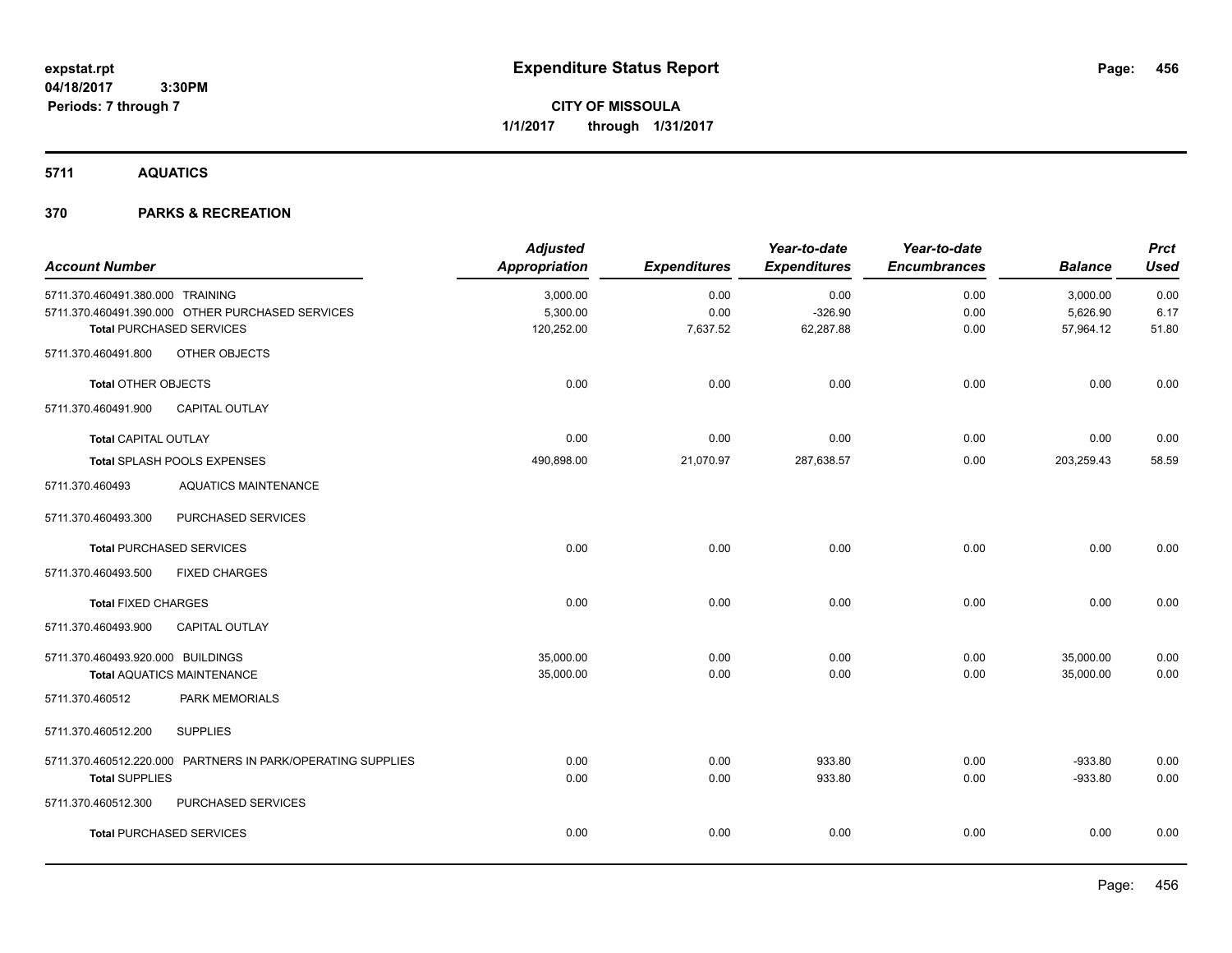# Expenditure Status Report

**CITY OF MISSOULA**
**1/1/2017 through 1/31/2017**

expstat.rpt
04/18/2017 3:30PM
Periods: 7 through 7

## 5711 AQUATICS

## 370 PARKS & RECREATION

| Account Number | Adjusted Appropriation | Expenditures | Year-to-date Expenditures | Year-to-date Encumbrances | Balance | Prct Used |
|---|---|---|---|---|---|---|
| 5711.370.460491.380.000 TRAINING | 3,000.00 | 0.00 | 0.00 | 0.00 | 3,000.00 | 0.00 |
| 5711.370.460491.390.000 OTHER PURCHASED SERVICES | 5,300.00 | 0.00 | -326.90 | 0.00 | 5,626.90 | 6.17 |
| **Total** PURCHASED SERVICES | 120,252.00 | 7,637.52 | 62,287.88 | 0.00 | 57,964.12 | 51.80 |
| 5711.370.460491.800 OTHER OBJECTS | | | | | | |
| **Total** OTHER OBJECTS | 0.00 | 0.00 | 0.00 | 0.00 | 0.00 | 0.00 |
| 5711.370.460491.900 CAPITAL OUTLAY | | | | | | |
| **Total** CAPITAL OUTLAY | 0.00 | 0.00 | 0.00 | 0.00 | 0.00 | 0.00 |
| **Total** SPLASH POOLS EXPENSES | 490,898.00 | 21,070.97 | 287,638.57 | 0.00 | 203,259.43 | 58.59 |
| 5711.370.460493 AQUATICS MAINTENANCE | | | | | | |
| 5711.370.460493.300 PURCHASED SERVICES | | | | | | |
| **Total** PURCHASED SERVICES | 0.00 | 0.00 | 0.00 | 0.00 | 0.00 | 0.00 |
| 5711.370.460493.500 FIXED CHARGES | | | | | | |
| **Total** FIXED CHARGES | 0.00 | 0.00 | 0.00 | 0.00 | 0.00 | 0.00 |
| 5711.370.460493.900 CAPITAL OUTLAY | | | | | | |
| 5711.370.460493.920.000 BUILDINGS | 35,000.00 | 0.00 | 0.00 | 0.00 | 35,000.00 | 0.00 |
| **Total** AQUATICS MAINTENANCE | 35,000.00 | 0.00 | 0.00 | 0.00 | 35,000.00 | 0.00 |
| 5711.370.460512 PARK MEMORIALS | | | | | | |
| 5711.370.460512.200 SUPPLIES | | | | | | |
| 5711.370.460512.220.000 PARTNERS IN PARK/OPERATING SUPPLIES | 0.00 | 0.00 | 933.80 | 0.00 | -933.80 | 0.00 |
| **Total** SUPPLIES | 0.00 | 0.00 | 933.80 | 0.00 | -933.80 | 0.00 |
| 5711.370.460512.300 PURCHASED SERVICES | | | | | | |
| **Total** PURCHASED SERVICES | 0.00 | 0.00 | 0.00 | 0.00 | 0.00 | 0.00 |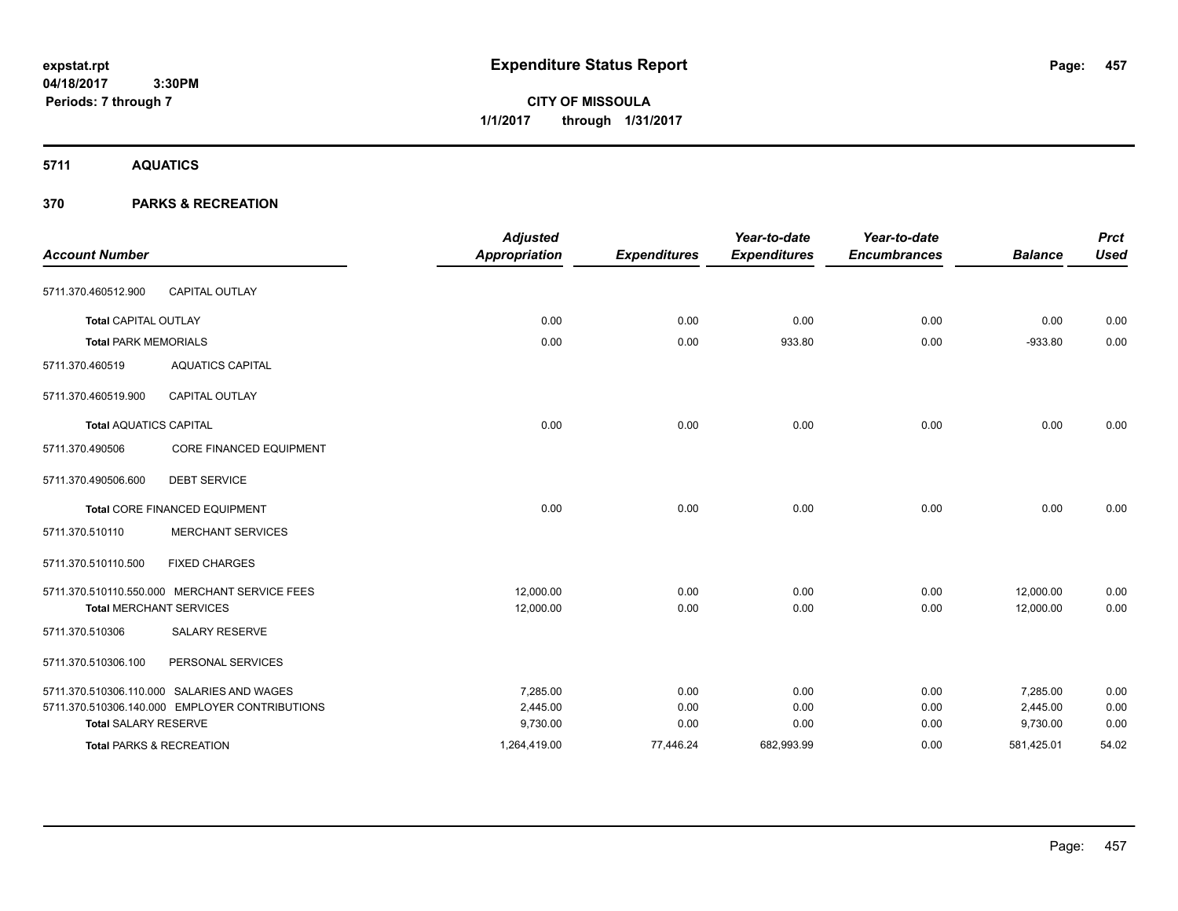# Expenditure Status Report

**CITY OF MISSOULA**

**1/1/2017 through 1/31/2017**

expstat.rpt
04/18/2017 3:30PM
Periods: 7 through 7

## 5711 AQUATICS

## 370 PARKS & RECREATION

| Account Number | | Adjusted Appropriation | Expenditures | Year-to-date Expenditures | Year-to-date Encumbrances | Balance | Prct Used |
|---|---|---|---|---|---|---|---|
| 5711.370.460512.900 | CAPITAL OUTLAY | | | | | | |
| **Total** CAPITAL OUTLAY | | 0.00 | 0.00 | 0.00 | 0.00 | 0.00 | 0.00 |
| **Total** PARK MEMORIALS | | 0.00 | 0.00 | 933.80 | 0.00 | -933.80 | 0.00 |
| 5711.370.460519 | AQUATICS CAPITAL | | | | | | |
| 5711.370.460519.900 | CAPITAL OUTLAY | | | | | | |
| **Total** AQUATICS CAPITAL | | 0.00 | 0.00 | 0.00 | 0.00 | 0.00 | 0.00 |
| 5711.370.490506 | CORE FINANCED EQUIPMENT | | | | | | |
| 5711.370.490506.600 | DEBT SERVICE | | | | | | |
| **Total** CORE FINANCED EQUIPMENT | | 0.00 | 0.00 | 0.00 | 0.00 | 0.00 | 0.00 |
| 5711.370.510110 | MERCHANT SERVICES | | | | | | |
| 5711.370.510110.500 | FIXED CHARGES | | | | | | |
| 5711.370.510110.550.000 | MERCHANT SERVICE FEES | 12,000.00 | 0.00 | 0.00 | 0.00 | 12,000.00 | 0.00 |
| **Total** MERCHANT SERVICES | | 12,000.00 | 0.00 | 0.00 | 0.00 | 12,000.00 | 0.00 |
| 5711.370.510306 | SALARY RESERVE | | | | | | |
| 5711.370.510306.100 | PERSONAL SERVICES | | | | | | |
| 5711.370.510306.110.000 | SALARIES AND WAGES | 7,285.00 | 0.00 | 0.00 | 0.00 | 7,285.00 | 0.00 |
| 5711.370.510306.140.000 | EMPLOYER CONTRIBUTIONS | 2,445.00 | 0.00 | 0.00 | 0.00 | 2,445.00 | 0.00 |
| **Total** SALARY RESERVE | | 9,730.00 | 0.00 | 0.00 | 0.00 | 9,730.00 | 0.00 |
| **Total** PARKS & RECREATION | | 1,264,419.00 | 77,446.24 | 682,993.99 | 0.00 | 581,425.01 | 54.02 |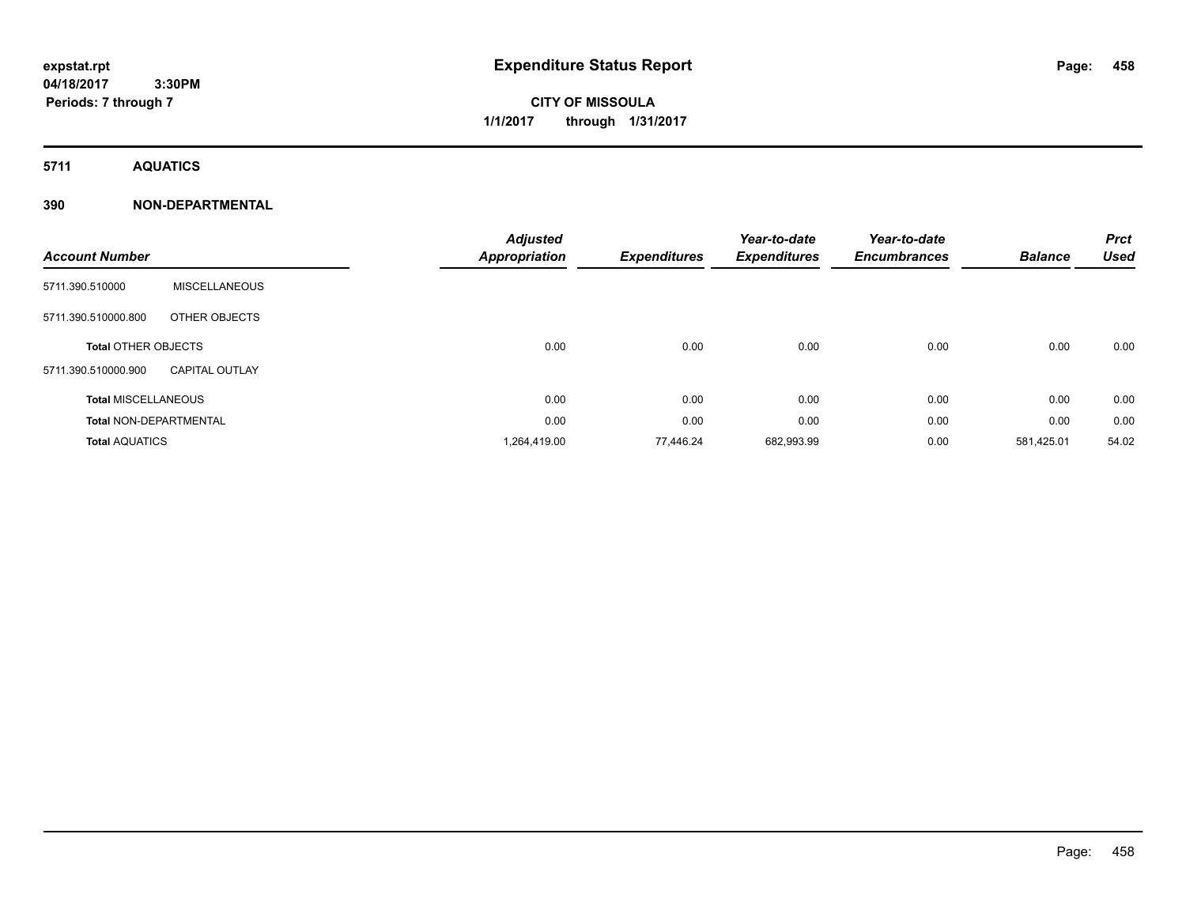**Expenditure Status Report**

**CITY OF MISSOULA**

**1/1/2017 through 1/31/2017**

expstat.rpt
04/18/2017 3:30PM
Periods: 7 through 7

## 5711 AQUATICS

### 390 NON-DEPARTMENTAL

| Account Number | | Adjusted Appropriation | Expenditures | Year-to-date Expenditures | Year-to-date Encumbrances | Balance | Prct Used |
|---|---|---|---|---|---|---|---|
| 5711.390.510000 | MISCELLANEOUS | | | | | | |
| 5711.390.510000.800 | OTHER OBJECTS | | | | | | |
| **Total** OTHER OBJECTS | | 0.00 | 0.00 | 0.00 | 0.00 | 0.00 | 0.00 |
| 5711.390.510000.900 | CAPITAL OUTLAY | | | | | | |
| **Total** MISCELLANEOUS | | 0.00 | 0.00 | 0.00 | 0.00 | 0.00 | 0.00 |
| **Total** NON-DEPARTMENTAL | | 0.00 | 0.00 | 0.00 | 0.00 | 0.00 | 0.00 |
| **Total** AQUATICS | | 1,264,419.00 | 77,446.24 | 682,993.99 | 0.00 | 581,425.01 | 54.02 |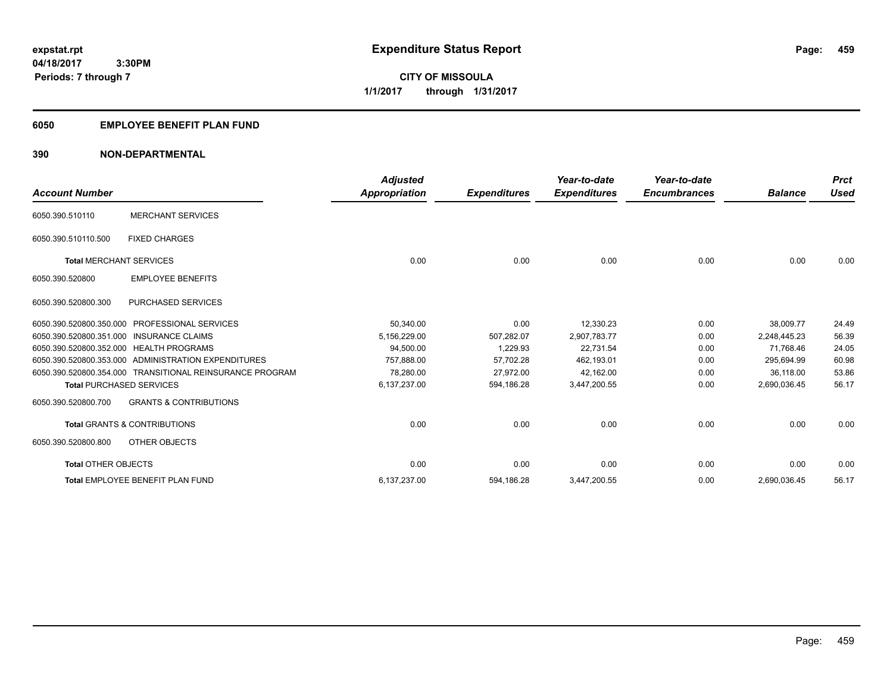expstat.rpt
04/18/2017 3:30PM
Periods: 7 through 7

# Expenditure Status Report

CITY OF MISSOULA
1/1/2017 through 1/31/2017

## 6050 EMPLOYEE BENEFIT PLAN FUND

## 390 NON-DEPARTMENTAL

| Account Number | | Adjusted Appropriation | Expenditures | Year-to-date Expenditures | Year-to-date Encumbrances | Balance | Prct Used |
|---|---|---|---|---|---|---|---|
| 6050.390.510110 | MERCHANT SERVICES | | | | | | |
| 6050.390.510110.500 | FIXED CHARGES | | | | | | |
| **Total** MERCHANT SERVICES | | 0.00 | 0.00 | 0.00 | 0.00 | 0.00 | 0.00 |
| 6050.390.520800 | EMPLOYEE BENEFITS | | | | | | |
| 6050.390.520800.300 | PURCHASED SERVICES | | | | | | |
| 6050.390.520800.350.000 | PROFESSIONAL SERVICES | 50,340.00 | 0.00 | 12,330.23 | 0.00 | 38,009.77 | 24.49 |
| 6050.390.520800.351.000 | INSURANCE CLAIMS | 5,156,229.00 | 507,282.07 | 2,907,783.77 | 0.00 | 2,248,445.23 | 56.39 |
| 6050.390.520800.352.000 | HEALTH PROGRAMS | 94,500.00 | 1,229.93 | 22,731.54 | 0.00 | 71,768.46 | 24.05 |
| 6050.390.520800.353.000 | ADMINISTRATION EXPENDITURES | 757,888.00 | 57,702.28 | 462,193.01 | 0.00 | 295,694.99 | 60.98 |
| 6050.390.520800.354.000 | TRANSITIONAL REINSURANCE PROGRAM | 78,280.00 | 27,972.00 | 42,162.00 | 0.00 | 36,118.00 | 53.86 |
| **Total** PURCHASED SERVICES | | 6,137,237.00 | 594,186.28 | 3,447,200.55 | 0.00 | 2,690,036.45 | 56.17 |
| 6050.390.520800.700 | GRANTS & CONTRIBUTIONS | | | | | | |
| **Total** GRANTS & CONTRIBUTIONS | | 0.00 | 0.00 | 0.00 | 0.00 | 0.00 | 0.00 |
| 6050.390.520800.800 | OTHER OBJECTS | | | | | | |
| **Total** OTHER OBJECTS | | 0.00 | 0.00 | 0.00 | 0.00 | 0.00 | 0.00 |
| **Total** EMPLOYEE BENEFIT PLAN FUND | | 6,137,237.00 | 594,186.28 | 3,447,200.55 | 0.00 | 2,690,036.45 | 56.17 |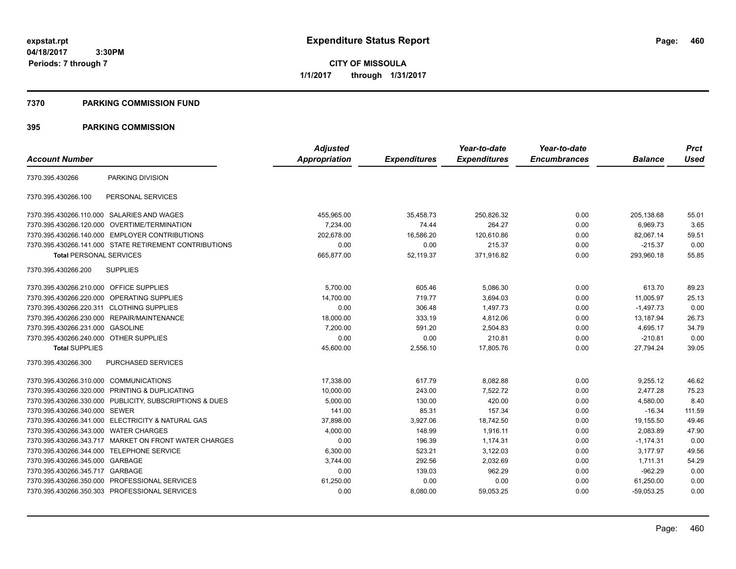**expstat.rpt**
**04/18/2017 3:30PM**
**Periods: 7 through 7**

# Expenditure Status Report

**CITY OF MISSOULA**
**1/1/2017 through 1/31/2017**

## 7370 PARKING COMMISSION FUND

## 395 PARKING COMMISSION

| Account Number | | Adjusted Appropriation | Expenditures | Year-to-date Expenditures | Year-to-date Encumbrances | Balance | Prct Used |
|---|---|---|---|---|---|---|---|
| 7370.395.430266 | PARKING DIVISION | | | | | | |
| 7370.395.430266.100 | PERSONAL SERVICES | | | | | | |
| 7370.395.430266.110.000 | SALARIES AND WAGES | 455,965.00 | 35,458.73 | 250,826.32 | 0.00 | 205,138.68 | 55.01 |
| 7370.395.430266.120.000 | OVERTIME/TERMINATION | 7,234.00 | 74.44 | 264.27 | 0.00 | 6,969.73 | 3.65 |
| 7370.395.430266.140.000 | EMPLOYER CONTRIBUTIONS | 202,678.00 | 16,586.20 | 120,610.86 | 0.00 | 82,067.14 | 59.51 |
| 7370.395.430266.141.000 | STATE RETIREMENT CONTRIBUTIONS | 0.00 | 0.00 | 215.37 | 0.00 | -215.37 | 0.00 |
| **Total** PERSONAL SERVICES | | 665,877.00 | 52,119.37 | 371,916.82 | 0.00 | 293,960.18 | 55.85 |
| 7370.395.430266.200 | SUPPLIES | | | | | | |
| 7370.395.430266.210.000 | OFFICE SUPPLIES | 5,700.00 | 605.46 | 5,086.30 | 0.00 | 613.70 | 89.23 |
| 7370.395.430266.220.000 | OPERATING SUPPLIES | 14,700.00 | 719.77 | 3,694.03 | 0.00 | 11,005.97 | 25.13 |
| 7370.395.430266.220.311 | CLOTHING SUPPLIES | 0.00 | 306.48 | 1,497.73 | 0.00 | -1,497.73 | 0.00 |
| 7370.395.430266.230.000 | REPAIR/MAINTENANCE | 18,000.00 | 333.19 | 4,812.06 | 0.00 | 13,187.94 | 26.73 |
| 7370.395.430266.231.000 | GASOLINE | 7,200.00 | 591.20 | 2,504.83 | 0.00 | 4,695.17 | 34.79 |
| 7370.395.430266.240.000 | OTHER SUPPLIES | 0.00 | 0.00 | 210.81 | 0.00 | -210.81 | 0.00 |
| **Total** SUPPLIES | | 45,600.00 | 2,556.10 | 17,805.76 | 0.00 | 27,794.24 | 39.05 |
| 7370.395.430266.300 | PURCHASED SERVICES | | | | | | |
| 7370.395.430266.310.000 | COMMUNICATIONS | 17,338.00 | 617.79 | 8,082.88 | 0.00 | 9,255.12 | 46.62 |
| 7370.395.430266.320.000 | PRINTING & DUPLICATING | 10,000.00 | 243.00 | 7,522.72 | 0.00 | 2,477.28 | 75.23 |
| 7370.395.430266.330.000 | PUBLICITY, SUBSCRIPTIONS & DUES | 5,000.00 | 130.00 | 420.00 | 0.00 | 4,580.00 | 8.40 |
| 7370.395.430266.340.000 | SEWER | 141.00 | 85.31 | 157.34 | 0.00 | -16.34 | 111.59 |
| 7370.395.430266.341.000 | ELECTRICITY & NATURAL GAS | 37,898.00 | 3,927.06 | 18,742.50 | 0.00 | 19,155.50 | 49.46 |
| 7370.395.430266.343.000 | WATER CHARGES | 4,000.00 | 148.99 | 1,916.11 | 0.00 | 2,083.89 | 47.90 |
| 7370.395.430266.343.717 | MARKET ON FRONT WATER CHARGES | 0.00 | 196.39 | 1,174.31 | 0.00 | -1,174.31 | 0.00 |
| 7370.395.430266.344.000 | TELEPHONE SERVICE | 6,300.00 | 523.21 | 3,122.03 | 0.00 | 3,177.97 | 49.56 |
| 7370.395.430266.345.000 | GARBAGE | 3,744.00 | 292.56 | 2,032.69 | 0.00 | 1,711.31 | 54.29 |
| 7370.395.430266.345.717 | GARBAGE | 0.00 | 139.03 | 962.29 | 0.00 | -962.29 | 0.00 |
| 7370.395.430266.350.000 | PROFESSIONAL SERVICES | 61,250.00 | 0.00 | 0.00 | 0.00 | 61,250.00 | 0.00 |
| 7370.395.430266.350.303 | PROFESSIONAL SERVICES | 0.00 | 8,080.00 | 59,053.25 | 0.00 | -59,053.25 | 0.00 |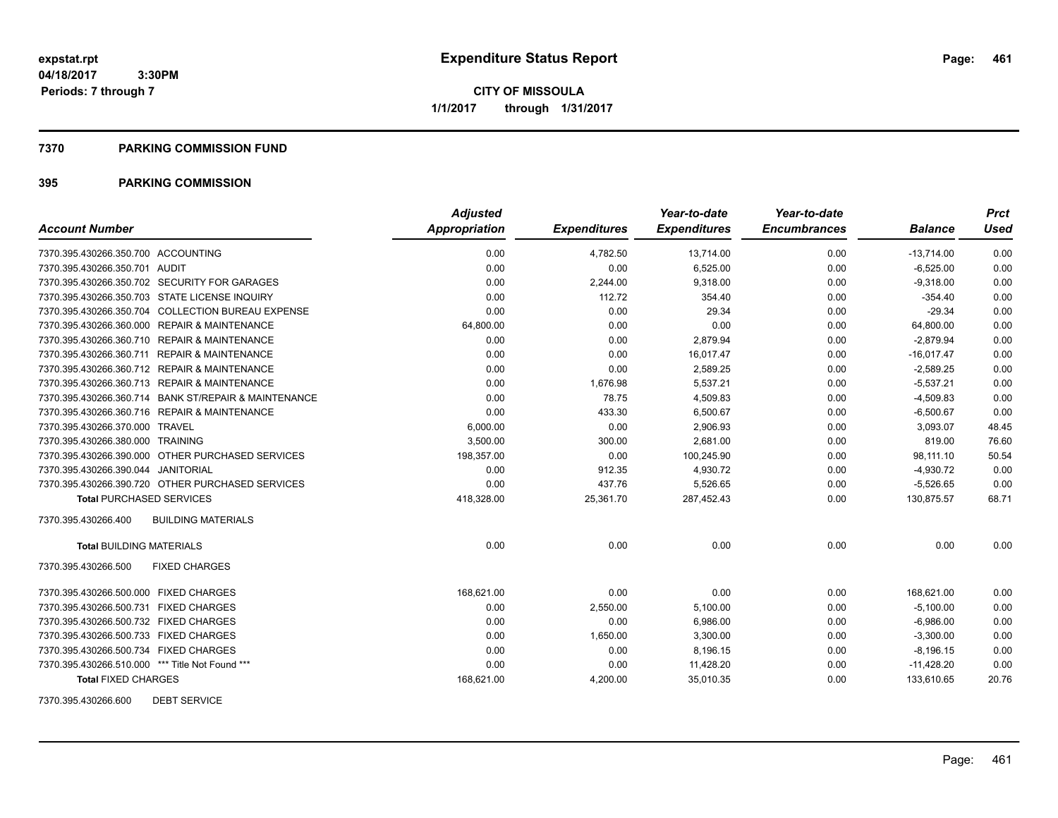**expstat.rpt**
**04/18/2017 3:30PM**
**Periods: 7 through 7**

# Expenditure Status Report

**CITY OF MISSOULA**
**1/1/2017 through 1/31/2017**

## 7370 PARKING COMMISSION FUND

## 395 PARKING COMMISSION

| Account Number | Adjusted Appropriation | Expenditures | Year-to-date Expenditures | Year-to-date Encumbrances | Balance | Prct Used |
|---|---|---|---|---|---|---|
| 7370.395.430266.350.700 ACCOUNTING | 0.00 | 4,782.50 | 13,714.00 | 0.00 | -13,714.00 | 0.00 |
| 7370.395.430266.350.701 AUDIT | 0.00 | 0.00 | 6,525.00 | 0.00 | -6,525.00 | 0.00 |
| 7370.395.430266.350.702 SECURITY FOR GARAGES | 0.00 | 2,244.00 | 9,318.00 | 0.00 | -9,318.00 | 0.00 |
| 7370.395.430266.350.703 STATE LICENSE INQUIRY | 0.00 | 112.72 | 354.40 | 0.00 | -354.40 | 0.00 |
| 7370.395.430266.350.704 COLLECTION BUREAU EXPENSE | 0.00 | 0.00 | 29.34 | 0.00 | -29.34 | 0.00 |
| 7370.395.430266.360.000 REPAIR & MAINTENANCE | 64,800.00 | 0.00 | 0.00 | 0.00 | 64,800.00 | 0.00 |
| 7370.395.430266.360.710 REPAIR & MAINTENANCE | 0.00 | 0.00 | 2,879.94 | 0.00 | -2,879.94 | 0.00 |
| 7370.395.430266.360.711 REPAIR & MAINTENANCE | 0.00 | 0.00 | 16,017.47 | 0.00 | -16,017.47 | 0.00 |
| 7370.395.430266.360.712 REPAIR & MAINTENANCE | 0.00 | 0.00 | 2,589.25 | 0.00 | -2,589.25 | 0.00 |
| 7370.395.430266.360.713 REPAIR & MAINTENANCE | 0.00 | 1,676.98 | 5,537.21 | 0.00 | -5,537.21 | 0.00 |
| 7370.395.430266.360.714 BANK ST/REPAIR & MAINTENANCE | 0.00 | 78.75 | 4,509.83 | 0.00 | -4,509.83 | 0.00 |
| 7370.395.430266.360.716 REPAIR & MAINTENANCE | 0.00 | 433.30 | 6,500.67 | 0.00 | -6,500.67 | 0.00 |
| 7370.395.430266.370.000 TRAVEL | 6,000.00 | 0.00 | 2,906.93 | 0.00 | 3,093.07 | 48.45 |
| 7370.395.430266.380.000 TRAINING | 3,500.00 | 300.00 | 2,681.00 | 0.00 | 819.00 | 76.60 |
| 7370.395.430266.390.000 OTHER PURCHASED SERVICES | 198,357.00 | 0.00 | 100,245.90 | 0.00 | 98,111.10 | 50.54 |
| 7370.395.430266.390.044 JANITORIAL | 0.00 | 912.35 | 4,930.72 | 0.00 | -4,930.72 | 0.00 |
| 7370.395.430266.390.720 OTHER PURCHASED SERVICES | 0.00 | 437.76 | 5,526.65 | 0.00 | -5,526.65 | 0.00 |
| **Total** PURCHASED SERVICES | 418,328.00 | 25,361.70 | 287,452.43 | 0.00 | 130,875.57 | 68.71 |
| 7370.395.430266.400 BUILDING MATERIALS | | | | | | |
| **Total** BUILDING MATERIALS | 0.00 | 0.00 | 0.00 | 0.00 | 0.00 | 0.00 |
| 7370.395.430266.500 FIXED CHARGES | | | | | | |
| 7370.395.430266.500.000 FIXED CHARGES | 168,621.00 | 0.00 | 0.00 | 0.00 | 168,621.00 | 0.00 |
| 7370.395.430266.500.731 FIXED CHARGES | 0.00 | 2,550.00 | 5,100.00 | 0.00 | -5,100.00 | 0.00 |
| 7370.395.430266.500.732 FIXED CHARGES | 0.00 | 0.00 | 6,986.00 | 0.00 | -6,986.00 | 0.00 |
| 7370.395.430266.500.733 FIXED CHARGES | 0.00 | 1,650.00 | 3,300.00 | 0.00 | -3,300.00 | 0.00 |
| 7370.395.430266.500.734 FIXED CHARGES | 0.00 | 0.00 | 8,196.15 | 0.00 | -8,196.15 | 0.00 |
| 7370.395.430266.510.000 *** Title Not Found *** | 0.00 | 0.00 | 11,428.20 | 0.00 | -11,428.20 | 0.00 |
| **Total** FIXED CHARGES | 168,621.00 | 4,200.00 | 35,010.35 | 0.00 | 133,610.65 | 20.76 |
| 7370.395.430266.600 DEBT SERVICE | | | | | | |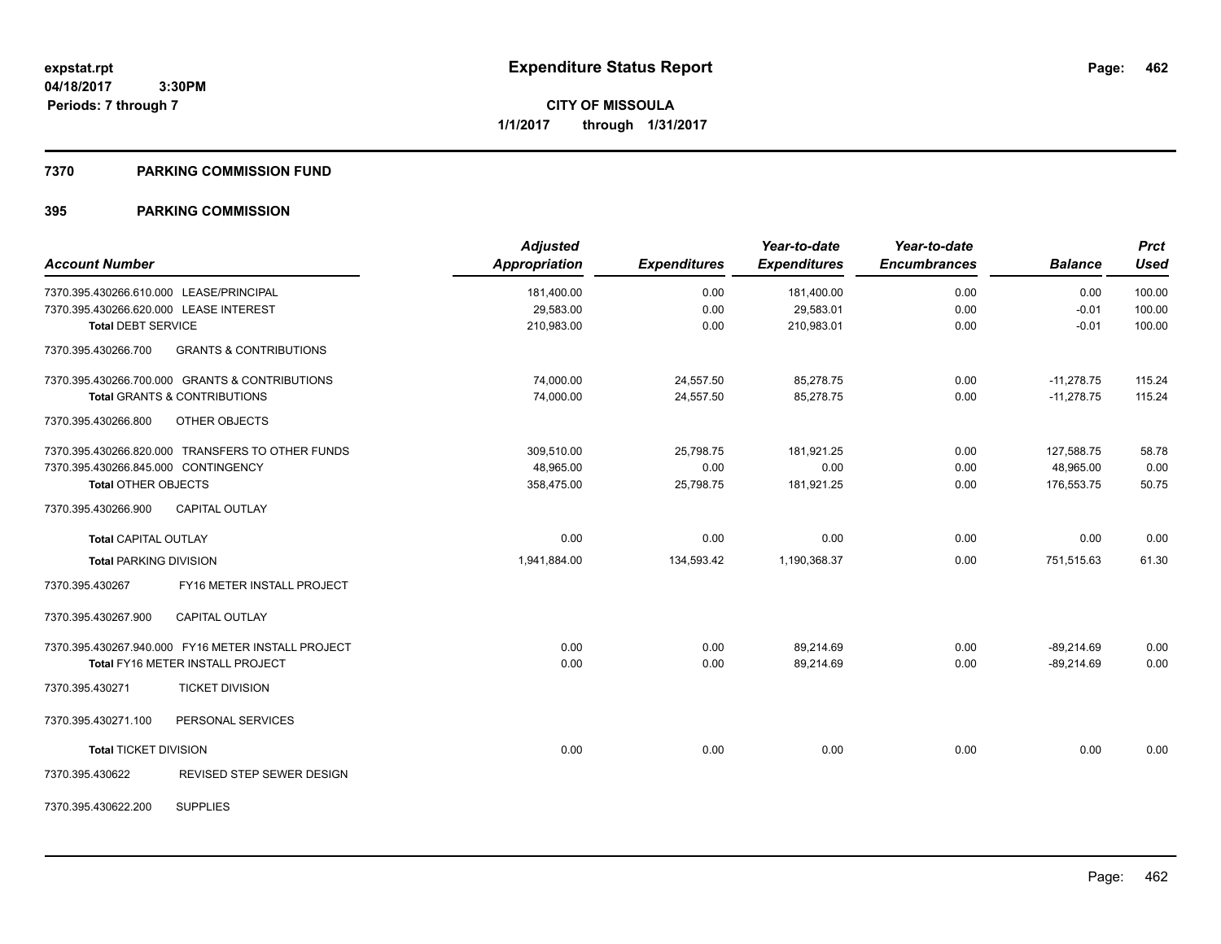**expstat.rpt**
**04/18/2017 3:30PM**
**Periods: 7 through 7**

# Expenditure Status Report

**CITY OF MISSOULA**
**1/1/2017 through 1/31/2017**

## 7370 PARKING COMMISSION FUND

## 395 PARKING COMMISSION

| Account Number | Adjusted Appropriation | Expenditures | Year-to-date Expenditures | Year-to-date Encumbrances | Balance | Prct Used |
|---|---|---|---|---|---|---|
| 7370.395.430266.610.000 LEASE/PRINCIPAL | 181,400.00 | 0.00 | 181,400.00 | 0.00 | 0.00 | 100.00 |
| 7370.395.430266.620.000 LEASE INTEREST | 29,583.00 | 0.00 | 29,583.01 | 0.00 | -0.01 | 100.00 |
| **Total DEBT SERVICE** | 210,983.00 | 0.00 | 210,983.01 | 0.00 | -0.01 | 100.00 |
| 7370.395.430266.700 GRANTS & CONTRIBUTIONS | | | | | | |
| 7370.395.430266.700.000 GRANTS & CONTRIBUTIONS | 74,000.00 | 24,557.50 | 85,278.75 | 0.00 | -11,278.75 | 115.24 |
| **Total GRANTS & CONTRIBUTIONS** | 74,000.00 | 24,557.50 | 85,278.75 | 0.00 | -11,278.75 | 115.24 |
| 7370.395.430266.800 OTHER OBJECTS | | | | | | |
| 7370.395.430266.820.000 TRANSFERS TO OTHER FUNDS | 309,510.00 | 25,798.75 | 181,921.25 | 0.00 | 127,588.75 | 58.78 |
| 7370.395.430266.845.000 CONTINGENCY | 48,965.00 | 0.00 | 0.00 | 0.00 | 48,965.00 | 0.00 |
| **Total OTHER OBJECTS** | 358,475.00 | 25,798.75 | 181,921.25 | 0.00 | 176,553.75 | 50.75 |
| 7370.395.430266.900 CAPITAL OUTLAY | | | | | | |
| **Total CAPITAL OUTLAY** | 0.00 | 0.00 | 0.00 | 0.00 | 0.00 | 0.00 |
| **Total PARKING DIVISION** | 1,941,884.00 | 134,593.42 | 1,190,368.37 | 0.00 | 751,515.63 | 61.30 |
| 7370.395.430267 FY16 METER INSTALL PROJECT | | | | | | |
| 7370.395.430267.900 CAPITAL OUTLAY | | | | | | |
| 7370.395.430267.940.000 FY16 METER INSTALL PROJECT | 0.00 | 0.00 | 89,214.69 | 0.00 | -89,214.69 | 0.00 |
| **Total FY16 METER INSTALL PROJECT** | 0.00 | 0.00 | 89,214.69 | 0.00 | -89,214.69 | 0.00 |
| 7370.395.430271 TICKET DIVISION | | | | | | |
| 7370.395.430271.100 PERSONAL SERVICES | | | | | | |
| **Total TICKET DIVISION** | 0.00 | 0.00 | 0.00 | 0.00 | 0.00 | 0.00 |
| 7370.395.430622 REVISED STEP SEWER DESIGN | | | | | | |
| 7370.395.430622.200 SUPPLIES | | | | | | |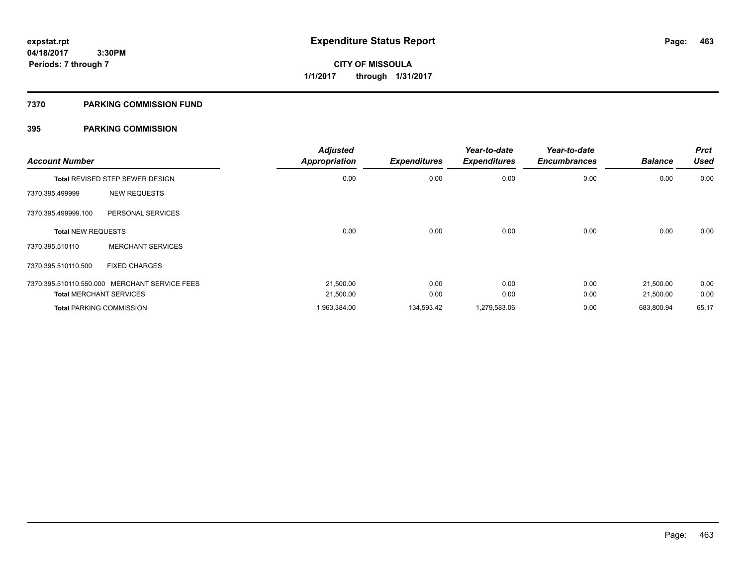**expstat.rpt**
**04/18/2017 3:30PM**
**Periods: 7 through 7**

# Expenditure Status Report

**CITY OF MISSOULA**
**1/1/2017 through 1/31/2017**

## 7370 PARKING COMMISSION FUND

## 395 PARKING COMMISSION

| Account Number | | Adjusted Appropriation | Expenditures | Year-to-date Expenditures | Year-to-date Encumbrances | Balance | Prct Used |
|---|---|---|---|---|---|---|---|
| **Total** REVISED STEP SEWER DESIGN | | 0.00 | 0.00 | 0.00 | 0.00 | 0.00 | 0.00 |
| 7370.395.499999 | NEW REQUESTS | | | | | | |
| 7370.395.499999.100 | PERSONAL SERVICES | | | | | | |
| **Total** NEW REQUESTS | | 0.00 | 0.00 | 0.00 | 0.00 | 0.00 | 0.00 |
| 7370.395.510110 | MERCHANT SERVICES | | | | | | |
| 7370.395.510110.500 | FIXED CHARGES | | | | | | |
| 7370.395.510110.550.000 | MERCHANT SERVICE FEES | 21,500.00 | 0.00 | 0.00 | 0.00 | 21,500.00 | 0.00 |
| **Total** MERCHANT SERVICES | | 21,500.00 | 0.00 | 0.00 | 0.00 | 21,500.00 | 0.00 |
| **Total** PARKING COMMISSION | | 1,963,384.00 | 134,593.42 | 1,279,583.06 | 0.00 | 683,800.94 | 65.17 |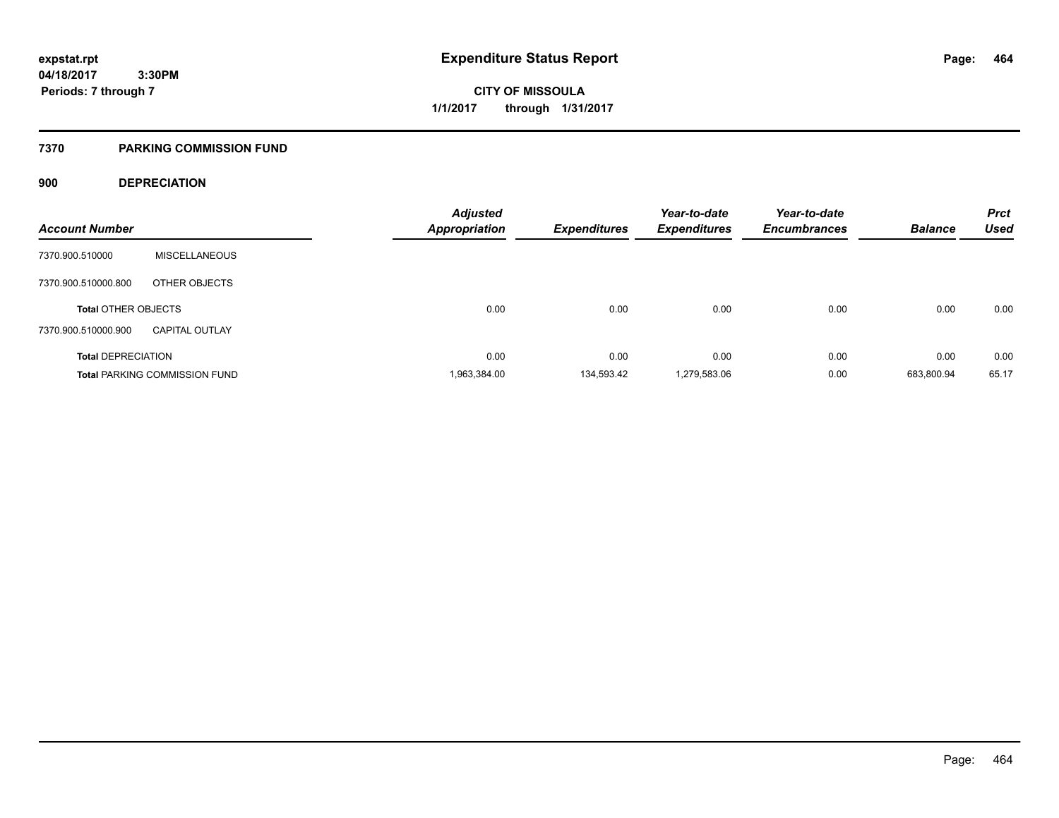expstat.rpt
04/18/2017 3:30PM
Periods: 7 through 7

# Expenditure Status Report

CITY OF MISSOULA
1/1/2017 through 1/31/2017

## 7370 PARKING COMMISSION FUND

### 900 DEPRECIATION

| Account Number | | Adjusted Appropriation | Expenditures | Year-to-date Expenditures | Year-to-date Encumbrances | Balance | Prct Used |
|---|---|---|---|---|---|---|---|
| 7370.900.510000 | MISCELLANEOUS | | | | | | |
| 7370.900.510000.800 | OTHER OBJECTS | | | | | | |
| **Total** OTHER OBJECTS | | 0.00 | 0.00 | 0.00 | 0.00 | 0.00 | 0.00 |
| 7370.900.510000.900 | CAPITAL OUTLAY | | | | | | |
| **Total** DEPRECIATION | | 0.00 | 0.00 | 0.00 | 0.00 | 0.00 | 0.00 |
| **Total** PARKING COMMISSION FUND | | 1,963,384.00 | 134,593.42 | 1,279,583.06 | 0.00 | 683,800.94 | 65.17 |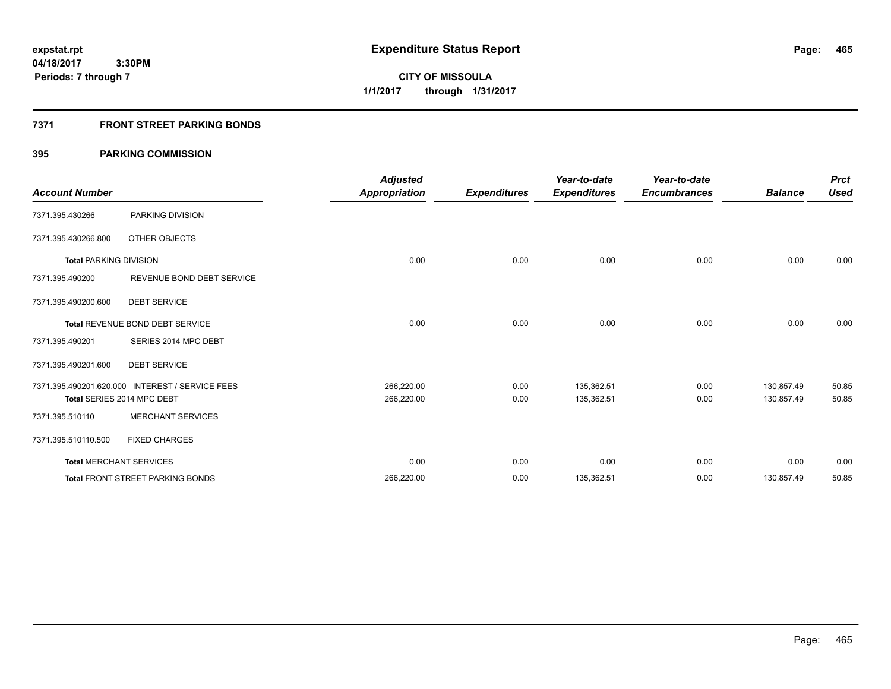# Expenditure Status Report

expstat.rpt
04/18/2017 3:30PM
Periods: 7 through 7

**CITY OF MISSOULA**
**1/1/2017 through 1/31/2017**

## 7371 FRONT STREET PARKING BONDS

### 395 PARKING COMMISSION

| Account Number | | Adjusted Appropriation | Expenditures | Year-to-date Expenditures | Year-to-date Encumbrances | Balance | Prct Used |
|---|---|---|---|---|---|---|---|
| 7371.395.430266 | PARKING DIVISION | | | | | | |
| 7371.395.430266.800 | OTHER OBJECTS | | | | | | |
| **Total** PARKING DIVISION | | 0.00 | 0.00 | 0.00 | 0.00 | 0.00 | 0.00 |
| 7371.395.490200 | REVENUE BOND DEBT SERVICE | | | | | | |
| 7371.395.490200.600 | DEBT SERVICE | | | | | | |
| **Total** REVENUE BOND DEBT SERVICE | | 0.00 | 0.00 | 0.00 | 0.00 | 0.00 | 0.00 |
| 7371.395.490201 | SERIES 2014 MPC DEBT | | | | | | |
| 7371.395.490201.600 | DEBT SERVICE | | | | | | |
| 7371.395.490201.620.000 | INTEREST / SERVICE FEES | 266,220.00 | 0.00 | 135,362.51 | 0.00 | 130,857.49 | 50.85 |
| **Total** SERIES 2014 MPC DEBT | | 266,220.00 | 0.00 | 135,362.51 | 0.00 | 130,857.49 | 50.85 |
| 7371.395.510110 | MERCHANT SERVICES | | | | | | |
| 7371.395.510110.500 | FIXED CHARGES | | | | | | |
| **Total** MERCHANT SERVICES | | 0.00 | 0.00 | 0.00 | 0.00 | 0.00 | 0.00 |
| **Total** FRONT STREET PARKING BONDS | | 266,220.00 | 0.00 | 135,362.51 | 0.00 | 130,857.49 | 50.85 |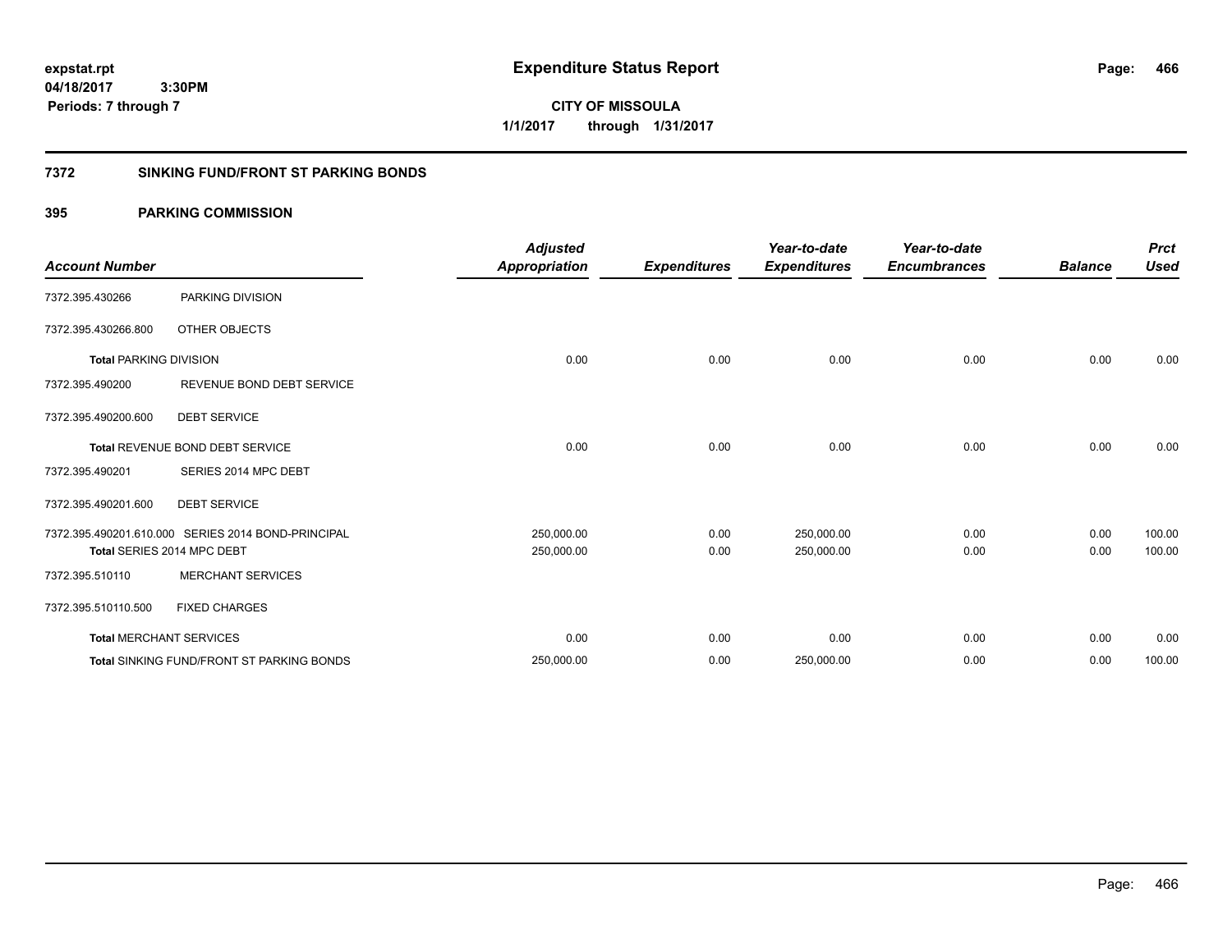**expstat.rpt**
**04/18/2017 3:30PM**
**Periods: 7 through 7**

# Expenditure Status Report

**CITY OF MISSOULA**
**1/1/2017 through 1/31/2017**

## 7372 SINKING FUND/FRONT ST PARKING BONDS

## 395 PARKING COMMISSION

| Account Number | | Adjusted Appropriation | Expenditures | Year-to-date Expenditures | Year-to-date Encumbrances | Balance | Prct Used |
|---|---|---|---|---|---|---|---|
| 7372.395.430266 | PARKING DIVISION | | | | | | |
| 7372.395.430266.800 | OTHER OBJECTS | | | | | | |
| **Total** PARKING DIVISION | | 0.00 | 0.00 | 0.00 | 0.00 | 0.00 | 0.00 |
| 7372.395.490200 | REVENUE BOND DEBT SERVICE | | | | | | |
| 7372.395.490200.600 | DEBT SERVICE | | | | | | |
| **Total** REVENUE BOND DEBT SERVICE | | 0.00 | 0.00 | 0.00 | 0.00 | 0.00 | 0.00 |
| 7372.395.490201 | SERIES 2014 MPC DEBT | | | | | | |
| 7372.395.490201.600 | DEBT SERVICE | | | | | | |
| 7372.395.490201.610.000 | SERIES 2014 BOND-PRINCIPAL | 250,000.00 | 0.00 | 250,000.00 | 0.00 | 0.00 | 100.00 |
| **Total** SERIES 2014 MPC DEBT | | 250,000.00 | 0.00 | 250,000.00 | 0.00 | 0.00 | 100.00 |
| 7372.395.510110 | MERCHANT SERVICES | | | | | | |
| 7372.395.510110.500 | FIXED CHARGES | | | | | | |
| **Total** MERCHANT SERVICES | | 0.00 | 0.00 | 0.00 | 0.00 | 0.00 | 0.00 |
| **Total** SINKING FUND/FRONT ST PARKING BONDS | | 250,000.00 | 0.00 | 250,000.00 | 0.00 | 0.00 | 100.00 |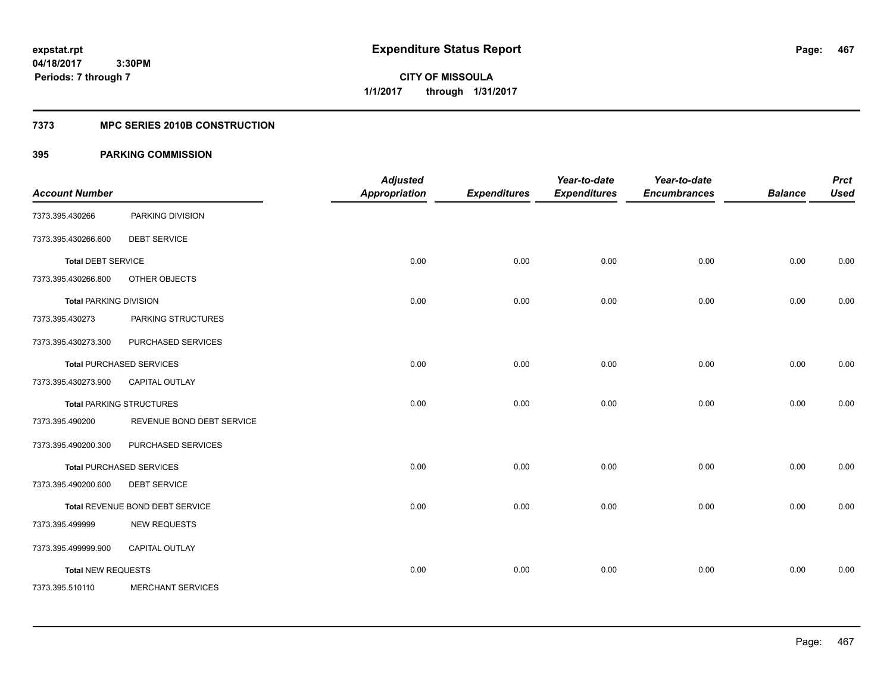expstat.rpt
04/18/2017 3:30PM
Periods: 7 through 7

# Expenditure Status Report

CITY OF MISSOULA
1/1/2017 through 1/31/2017

## 7373 MPC SERIES 2010B CONSTRUCTION

### 395 PARKING COMMISSION

| Account Number | | Adjusted Appropriation | Expenditures | Year-to-date Expenditures | Year-to-date Encumbrances | Balance | Prct Used |
|---|---|---|---|---|---|---|---|
| 7373.395.430266 | PARKING DIVISION | | | | | | |
| 7373.395.430266.600 | DEBT SERVICE | | | | | | |
| Total DEBT SERVICE | | 0.00 | 0.00 | 0.00 | 0.00 | 0.00 | 0.00 |
| 7373.395.430266.800 | OTHER OBJECTS | | | | | | |
| Total PARKING DIVISION | | 0.00 | 0.00 | 0.00 | 0.00 | 0.00 | 0.00 |
| 7373.395.430273 | PARKING STRUCTURES | | | | | | |
| 7373.395.430273.300 | PURCHASED SERVICES | | | | | | |
| Total PURCHASED SERVICES | | 0.00 | 0.00 | 0.00 | 0.00 | 0.00 | 0.00 |
| 7373.395.430273.900 | CAPITAL OUTLAY | | | | | | |
| Total PARKING STRUCTURES | | 0.00 | 0.00 | 0.00 | 0.00 | 0.00 | 0.00 |
| 7373.395.490200 | REVENUE BOND DEBT SERVICE | | | | | | |
| 7373.395.490200.300 | PURCHASED SERVICES | | | | | | |
| Total PURCHASED SERVICES | | 0.00 | 0.00 | 0.00 | 0.00 | 0.00 | 0.00 |
| 7373.395.490200.600 | DEBT SERVICE | | | | | | |
| Total REVENUE BOND DEBT SERVICE | | 0.00 | 0.00 | 0.00 | 0.00 | 0.00 | 0.00 |
| 7373.395.499999 | NEW REQUESTS | | | | | | |
| 7373.395.499999.900 | CAPITAL OUTLAY | | | | | | |
| Total NEW REQUESTS | | 0.00 | 0.00 | 0.00 | 0.00 | 0.00 | 0.00 |
| 7373.395.510110 | MERCHANT SERVICES | | | | | | |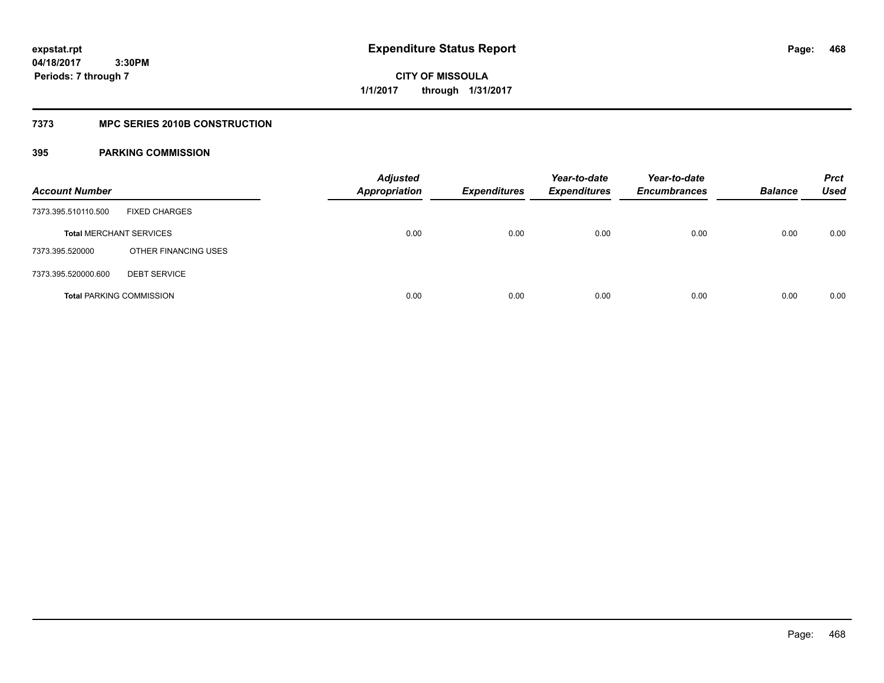# Expenditure Status Report

expstat.rpt
04/18/2017 3:30PM
Periods: 7 through 7

**CITY OF MISSOULA**
**1/1/2017 through 1/31/2017**

## 7373 MPC SERIES 2010B CONSTRUCTION

### 395 PARKING COMMISSION

| Account Number | | Adjusted Appropriation | Expenditures | Year-to-date Expenditures | Year-to-date Encumbrances | Balance | Prct Used |
|---|---|---|---|---|---|---|---|
| 7373.395.510110.500 | FIXED CHARGES | | | | | | |
| **Total** MERCHANT SERVICES | | 0.00 | 0.00 | 0.00 | 0.00 | 0.00 | 0.00 |
| 7373.395.520000 | OTHER FINANCING USES | | | | | | |
| 7373.395.520000.600 | DEBT SERVICE | | | | | | |
| **Total** PARKING COMMISSION | | 0.00 | 0.00 | 0.00 | 0.00 | 0.00 | 0.00 |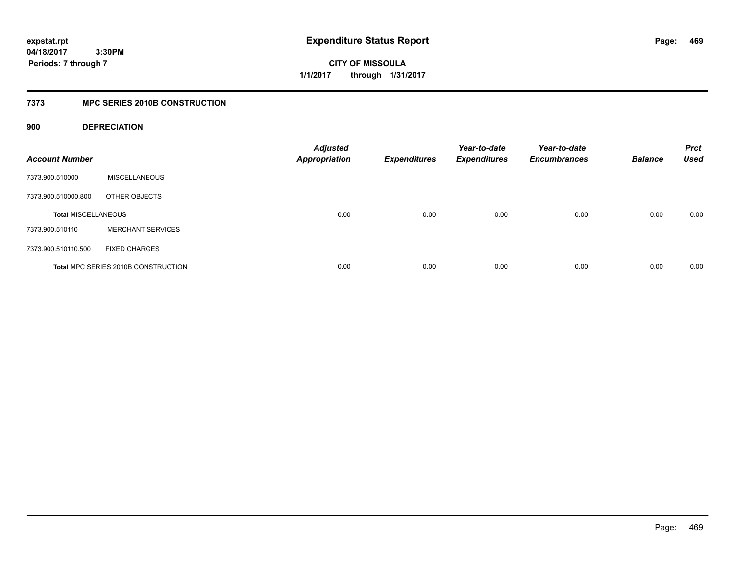# Expenditure Status Report

expstat.rpt
04/18/2017 3:30PM
Periods: 7 through 7

**CITY OF MISSOULA**
**1/1/2017 through 1/31/2017**

## 7373 MPC SERIES 2010B CONSTRUCTION

### 900 DEPRECIATION

| Account Number | | Adjusted Appropriation | Expenditures | Year-to-date Expenditures | Year-to-date Encumbrances | Balance | Prct Used |
|---|---|---|---|---|---|---|---|
| 7373.900.510000 | MISCELLANEOUS | | | | | | |
| 7373.900.510000.800 | OTHER OBJECTS | | | | | | |
| **Total MISCELLANEOUS** | | 0.00 | 0.00 | 0.00 | 0.00 | 0.00 | 0.00 |
| 7373.900.510110 | MERCHANT SERVICES | | | | | | |
| 7373.900.510110.500 | FIXED CHARGES | | | | | | |
| **Total MPC SERIES 2010B CONSTRUCTION** | | 0.00 | 0.00 | 0.00 | 0.00 | 0.00 | 0.00 |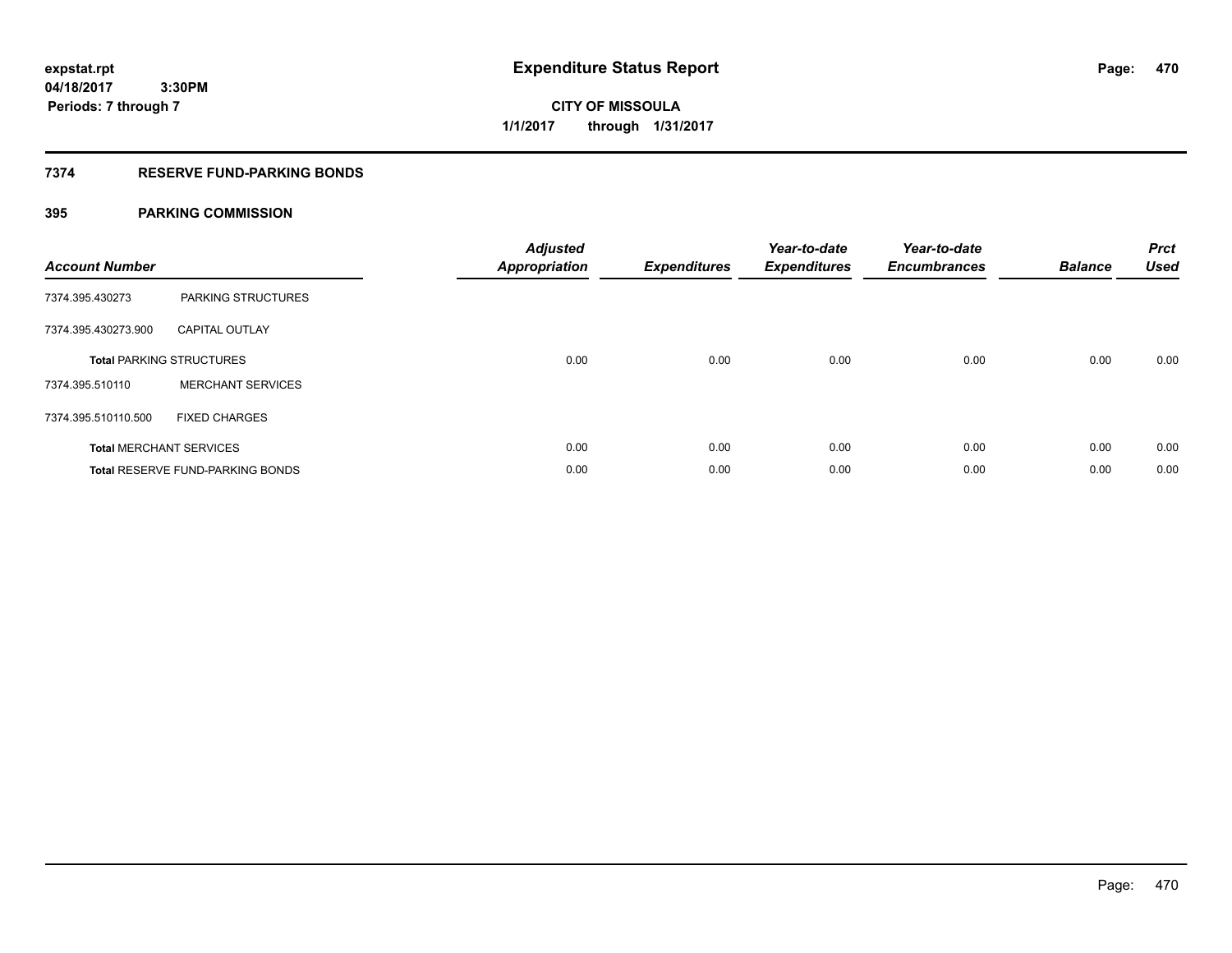**expstat.rpt**
**04/18/2017 3:30PM**
**Periods: 7 through 7**

# Expenditure Status Report

**CITY OF MISSOULA**
**1/1/2017 through 1/31/2017**

## 7374 RESERVE FUND-PARKING BONDS

### 395 PARKING COMMISSION

| Account Number | | Adjusted Appropriation | Expenditures | Year-to-date Expenditures | Year-to-date Encumbrances | Balance | Prct Used |
|---|---|---|---|---|---|---|---|
| 7374.395.430273 | PARKING STRUCTURES | | | | | | |
| 7374.395.430273.900 | CAPITAL OUTLAY | | | | | | |
| **Total** PARKING STRUCTURES | | 0.00 | 0.00 | 0.00 | 0.00 | 0.00 | 0.00 |
| 7374.395.510110 | MERCHANT SERVICES | | | | | | |
| 7374.395.510110.500 | FIXED CHARGES | | | | | | |
| **Total** MERCHANT SERVICES | | 0.00 | 0.00 | 0.00 | 0.00 | 0.00 | 0.00 |
| **Total** RESERVE FUND-PARKING BONDS | | 0.00 | 0.00 | 0.00 | 0.00 | 0.00 | 0.00 |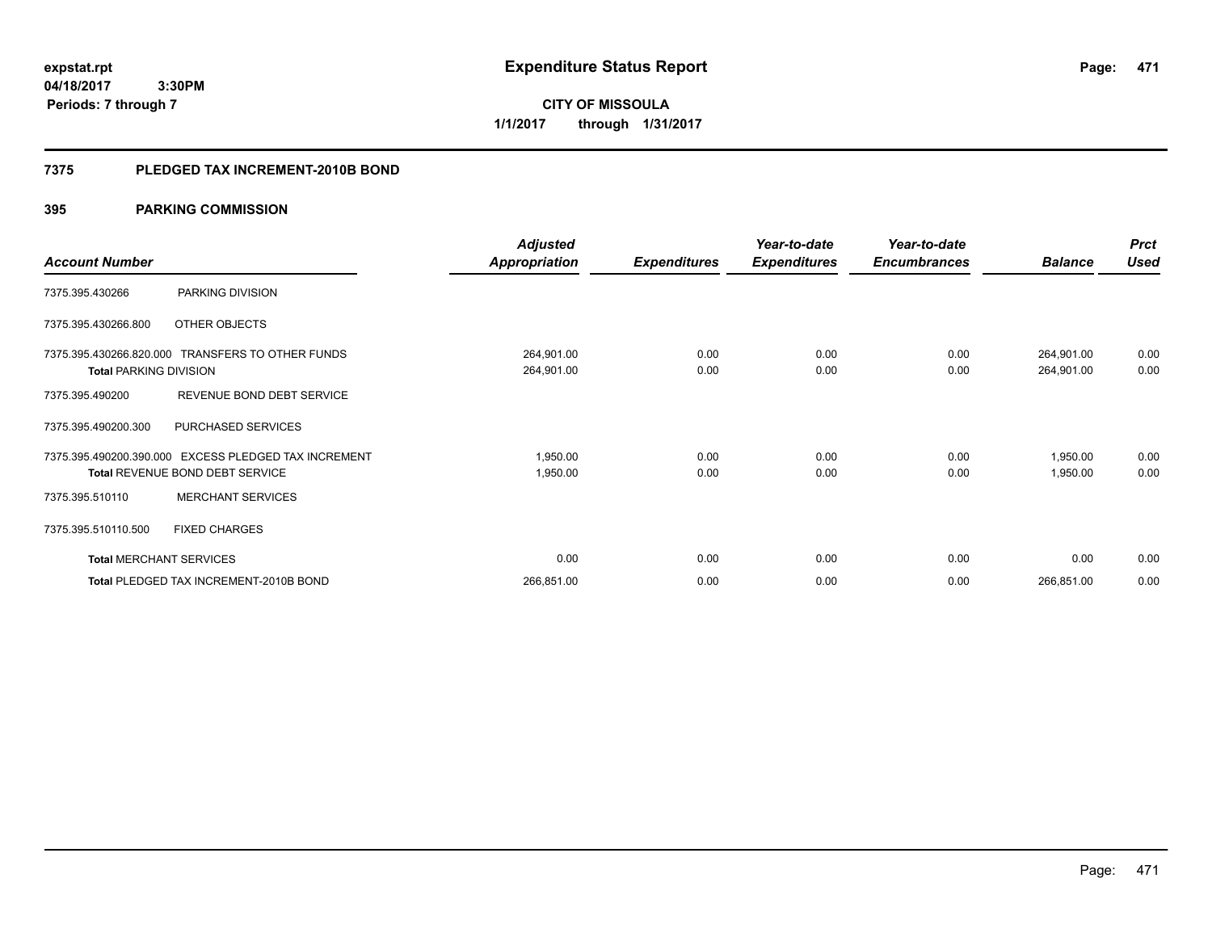expstat.rpt
04/18/2017 3:30PM
Periods: 7 through 7

# Expenditure Status Report

CITY OF MISSOULA
1/1/2017 through 1/31/2017

## 7375 PLEDGED TAX INCREMENT-2010B BOND

## 395 PARKING COMMISSION

| Account Number | | Adjusted Appropriation | Expenditures | Year-to-date Expenditures | Year-to-date Encumbrances | Balance | Prct Used |
|---|---|---|---|---|---|---|---|
| 7375.395.430266 | PARKING DIVISION | | | | | | |
| 7375.395.430266.800 | OTHER OBJECTS | | | | | | |
| 7375.395.430266.820.000 | TRANSFERS TO OTHER FUNDS | 264,901.00 | 0.00 | 0.00 | 0.00 | 264,901.00 | 0.00 |
| **Total** PARKING DIVISION | | 264,901.00 | 0.00 | 0.00 | 0.00 | 264,901.00 | 0.00 |
| 7375.395.490200 | REVENUE BOND DEBT SERVICE | | | | | | |
| 7375.395.490200.300 | PURCHASED SERVICES | | | | | | |
| 7375.395.490200.390.000 | EXCESS PLEDGED TAX INCREMENT | 1,950.00 | 0.00 | 0.00 | 0.00 | 1,950.00 | 0.00 |
| **Total** REVENUE BOND DEBT SERVICE | | 1,950.00 | 0.00 | 0.00 | 0.00 | 1,950.00 | 0.00 |
| 7375.395.510110 | MERCHANT SERVICES | | | | | | |
| 7375.395.510110.500 | FIXED CHARGES | | | | | | |
| **Total** MERCHANT SERVICES | | 0.00 | 0.00 | 0.00 | 0.00 | 0.00 | 0.00 |
| **Total** PLEDGED TAX INCREMENT-2010B BOND | | 266,851.00 | 0.00 | 0.00 | 0.00 | 266,851.00 | 0.00 |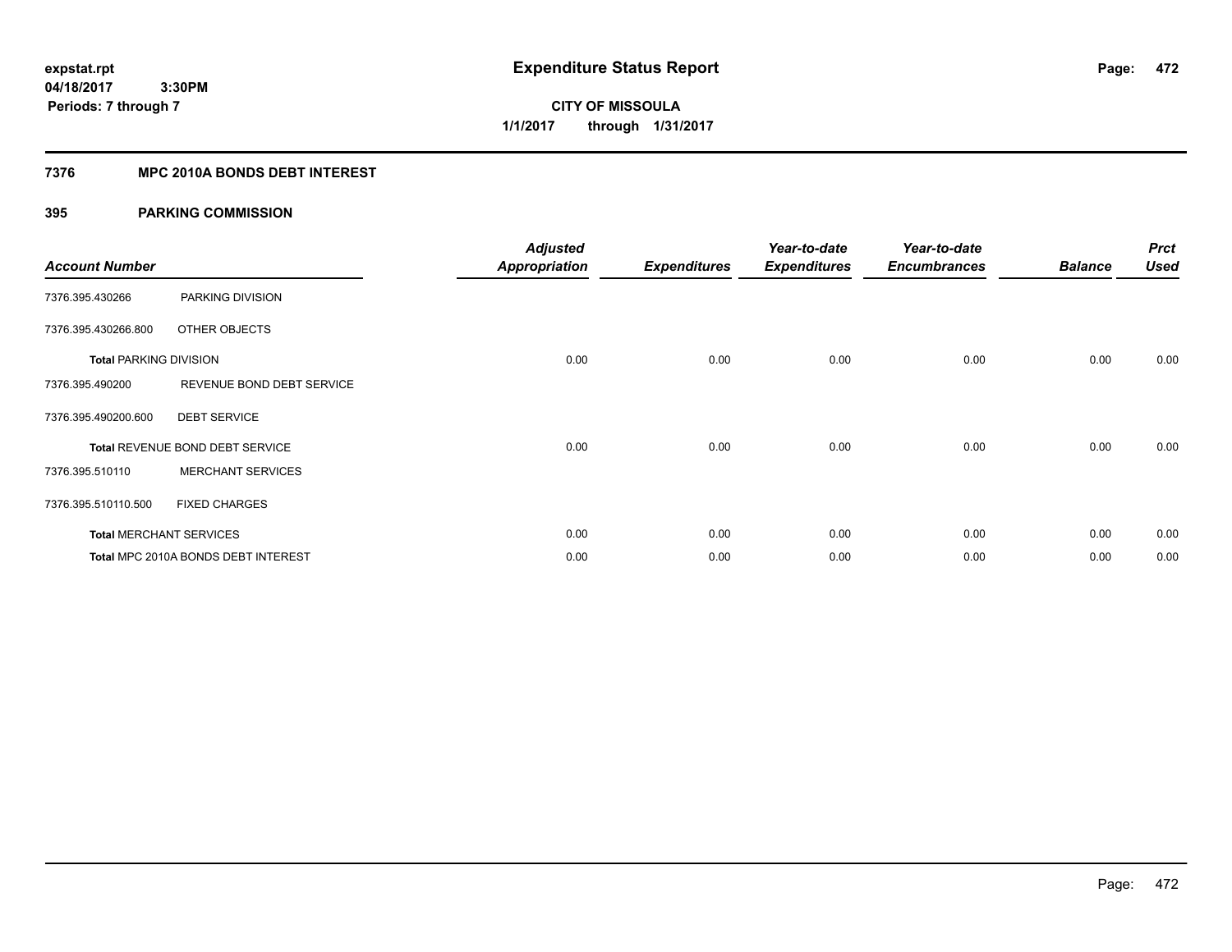**Expenditure Status Report**

**CITY OF MISSOULA**
**1/1/2017 through 1/31/2017**

expstat.rpt
04/18/2017 3:30PM
Periods: 7 through 7

## 7376 MPC 2010A BONDS DEBT INTEREST

### 395 PARKING COMMISSION

| Account Number | | Adjusted Appropriation | Expenditures | Year-to-date Expenditures | Year-to-date Encumbrances | Balance | Prct Used |
|---|---|---|---|---|---|---|---|
| 7376.395.430266 | PARKING DIVISION | | | | | | |
| 7376.395.430266.800 | OTHER OBJECTS | | | | | | |
| Total PARKING DIVISION | | 0.00 | 0.00 | 0.00 | 0.00 | 0.00 | 0.00 |
| 7376.395.490200 | REVENUE BOND DEBT SERVICE | | | | | | |
| 7376.395.490200.600 | DEBT SERVICE | | | | | | |
| Total REVENUE BOND DEBT SERVICE | | 0.00 | 0.00 | 0.00 | 0.00 | 0.00 | 0.00 |
| 7376.395.510110 | MERCHANT SERVICES | | | | | | |
| 7376.395.510110.500 | FIXED CHARGES | | | | | | |
| Total MERCHANT SERVICES | | 0.00 | 0.00 | 0.00 | 0.00 | 0.00 | 0.00 |
| Total MPC 2010A BONDS DEBT INTEREST | | 0.00 | 0.00 | 0.00 | 0.00 | 0.00 | 0.00 |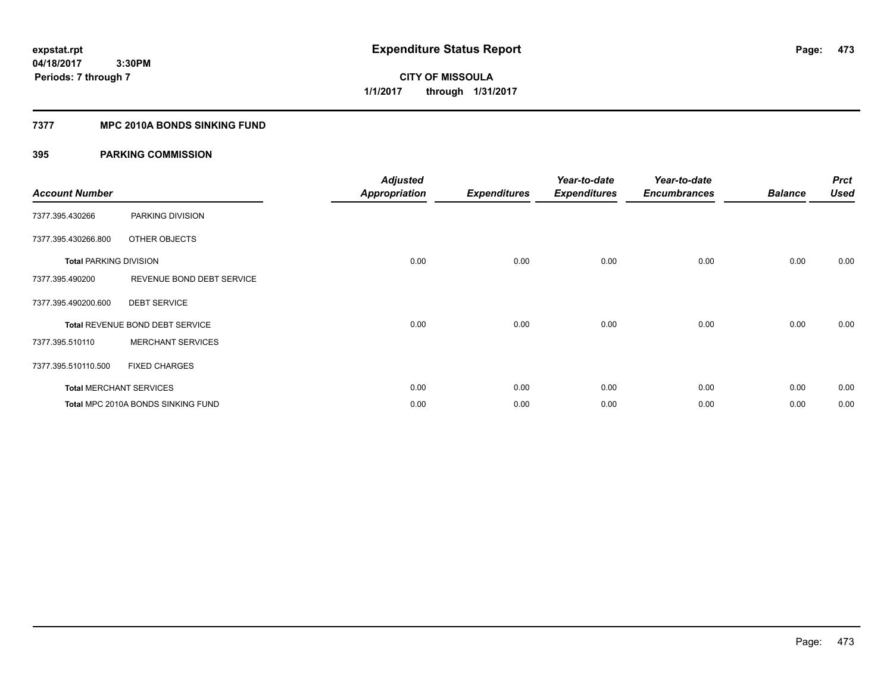expstat.rpt
04/18/2017 3:30PM
Periods: 7 through 7

# Expenditure Status Report

**CITY OF MISSOULA**
**1/1/2017 through 1/31/2017**

## 7377 MPC 2010A BONDS SINKING FUND

### 395 PARKING COMMISSION

| Account Number | | Adjusted Appropriation | Expenditures | Year-to-date Expenditures | Year-to-date Encumbrances | Balance | Prct Used |
|---|---|---|---|---|---|---|---|
| 7377.395.430266 | PARKING DIVISION | | | | | | |
| 7377.395.430266.800 | OTHER OBJECTS | | | | | | |
| Total PARKING DIVISION | | 0.00 | 0.00 | 0.00 | 0.00 | 0.00 | 0.00 |
| 7377.395.490200 | REVENUE BOND DEBT SERVICE | | | | | | |
| 7377.395.490200.600 | DEBT SERVICE | | | | | | |
| Total REVENUE BOND DEBT SERVICE | | 0.00 | 0.00 | 0.00 | 0.00 | 0.00 | 0.00 |
| 7377.395.510110 | MERCHANT SERVICES | | | | | | |
| 7377.395.510110.500 | FIXED CHARGES | | | | | | |
| Total MERCHANT SERVICES | | 0.00 | 0.00 | 0.00 | 0.00 | 0.00 | 0.00 |
| Total MPC 2010A BONDS SINKING FUND | | 0.00 | 0.00 | 0.00 | 0.00 | 0.00 | 0.00 |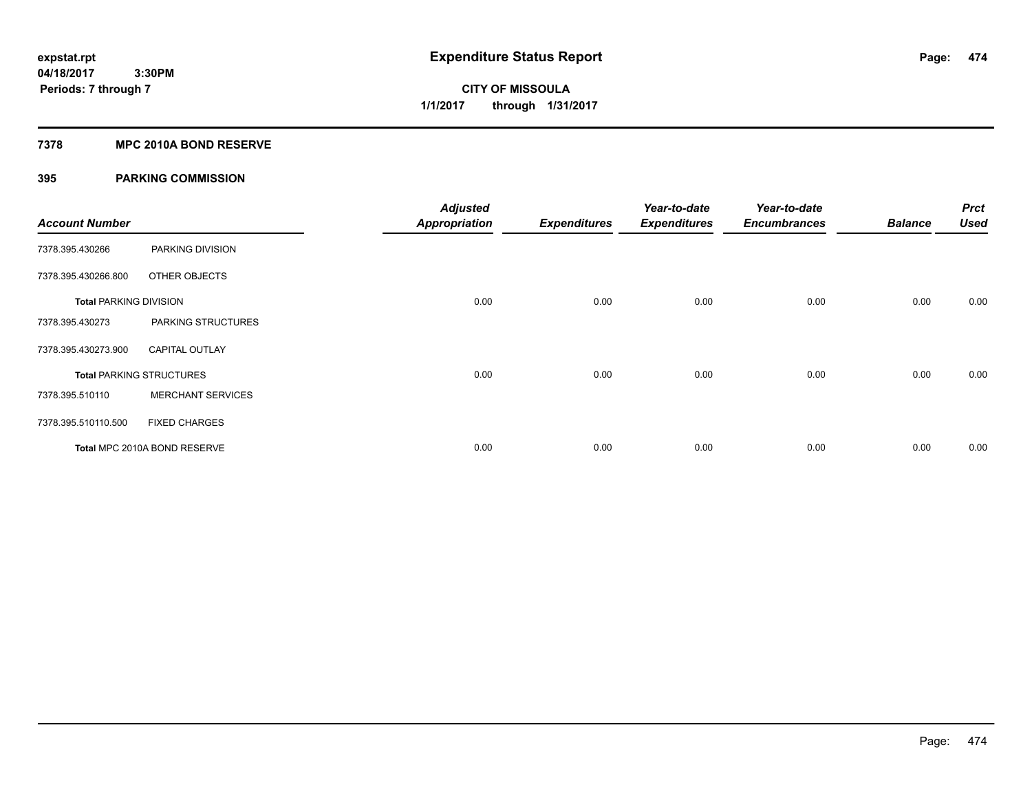# Expenditure Status Report

**CITY OF MISSOULA**

**1/1/2017 through 1/31/2017**

**expstat.rpt**
**04/18/2017 3:30PM**
**Periods: 7 through 7**

## 7378 MPC 2010A BOND RESERVE

## 395 PARKING COMMISSION

| Account Number | | Adjusted Appropriation | Expenditures | Year-to-date Expenditures | Year-to-date Encumbrances | Balance | Prct Used |
|---|---|---|---|---|---|---|---|
| 7378.395.430266 | PARKING DIVISION | | | | | | |
| 7378.395.430266.800 | OTHER OBJECTS | | | | | | |
| **Total PARKING DIVISION** | | 0.00 | 0.00 | 0.00 | 0.00 | 0.00 | 0.00 |
| 7378.395.430273 | PARKING STRUCTURES | | | | | | |
| 7378.395.430273.900 | CAPITAL OUTLAY | | | | | | |
| **Total PARKING STRUCTURES** | | 0.00 | 0.00 | 0.00 | 0.00 | 0.00 | 0.00 |
| 7378.395.510110 | MERCHANT SERVICES | | | | | | |
| 7378.395.510110.500 | FIXED CHARGES | | | | | | |
| **Total MPC 2010A BOND RESERVE** | | 0.00 | 0.00 | 0.00 | 0.00 | 0.00 | 0.00 |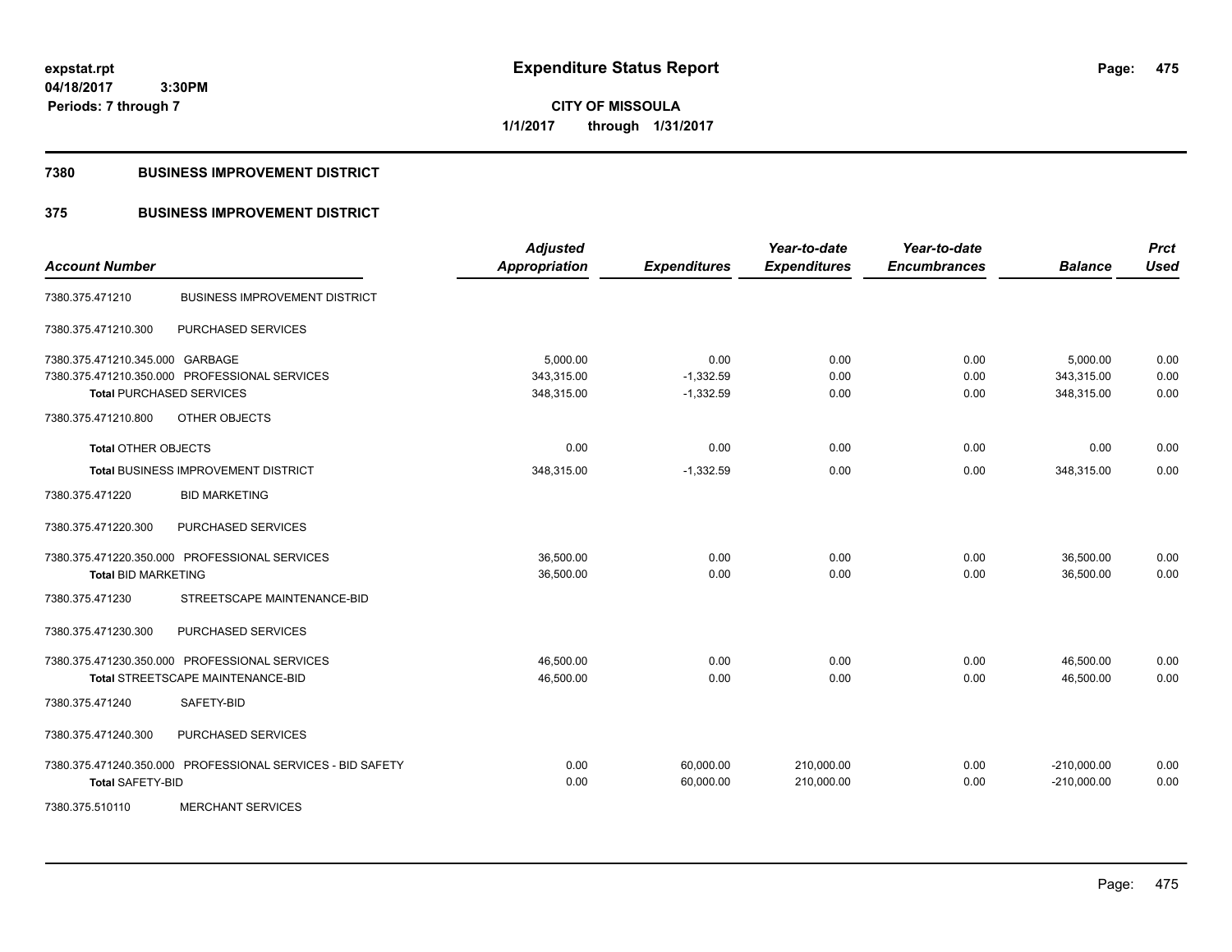# Expenditure Status Report

**CITY OF MISSOULA**

**1/1/2017 through 1/31/2017**

expstat.rpt
04/18/2017 3:30PM
Periods: 7 through 7

## 7380 BUSINESS IMPROVEMENT DISTRICT

## 375 BUSINESS IMPROVEMENT DISTRICT

| Account Number | | Adjusted Appropriation | Expenditures | Year-to-date Expenditures | Year-to-date Encumbrances | Balance | Prct Used |
|---|---|---|---|---|---|---|---|
| 7380.375.471210 | BUSINESS IMPROVEMENT DISTRICT | | | | | | |
| 7380.375.471210.300 | PURCHASED SERVICES | | | | | | |
| 7380.375.471210.345.000 | GARBAGE | 5,000.00 | 0.00 | 0.00 | 0.00 | 5,000.00 | 0.00 |
| 7380.375.471210.350.000 | PROFESSIONAL SERVICES | 343,315.00 | -1,332.59 | 0.00 | 0.00 | 343,315.00 | 0.00 |
| **Total** PURCHASED SERVICES | | 348,315.00 | -1,332.59 | 0.00 | 0.00 | 348,315.00 | 0.00 |
| 7380.375.471210.800 | OTHER OBJECTS | | | | | | |
| **Total** OTHER OBJECTS | | 0.00 | 0.00 | 0.00 | 0.00 | 0.00 | 0.00 |
| **Total** BUSINESS IMPROVEMENT DISTRICT | | 348,315.00 | -1,332.59 | 0.00 | 0.00 | 348,315.00 | 0.00 |
| 7380.375.471220 | BID MARKETING | | | | | | |
| 7380.375.471220.300 | PURCHASED SERVICES | | | | | | |
| 7380.375.471220.350.000 | PROFESSIONAL SERVICES | 36,500.00 | 0.00 | 0.00 | 0.00 | 36,500.00 | 0.00 |
| **Total** BID MARKETING | | 36,500.00 | 0.00 | 0.00 | 0.00 | 36,500.00 | 0.00 |
| 7380.375.471230 | STREETSCAPE MAINTENANCE-BID | | | | | | |
| 7380.375.471230.300 | PURCHASED SERVICES | | | | | | |
| 7380.375.471230.350.000 | PROFESSIONAL SERVICES | 46,500.00 | 0.00 | 0.00 | 0.00 | 46,500.00 | 0.00 |
| **Total** STREETSCAPE MAINTENANCE-BID | | 46,500.00 | 0.00 | 0.00 | 0.00 | 46,500.00 | 0.00 |
| 7380.375.471240 | SAFETY-BID | | | | | | |
| 7380.375.471240.300 | PURCHASED SERVICES | | | | | | |
| 7380.375.471240.350.000 | PROFESSIONAL SERVICES - BID SAFETY | 0.00 | 60,000.00 | 210,000.00 | 0.00 | -210,000.00 | 0.00 |
| **Total** SAFETY-BID | | 0.00 | 60,000.00 | 210,000.00 | 0.00 | -210,000.00 | 0.00 |
| 7380.375.510110 | MERCHANT SERVICES | | | | | | |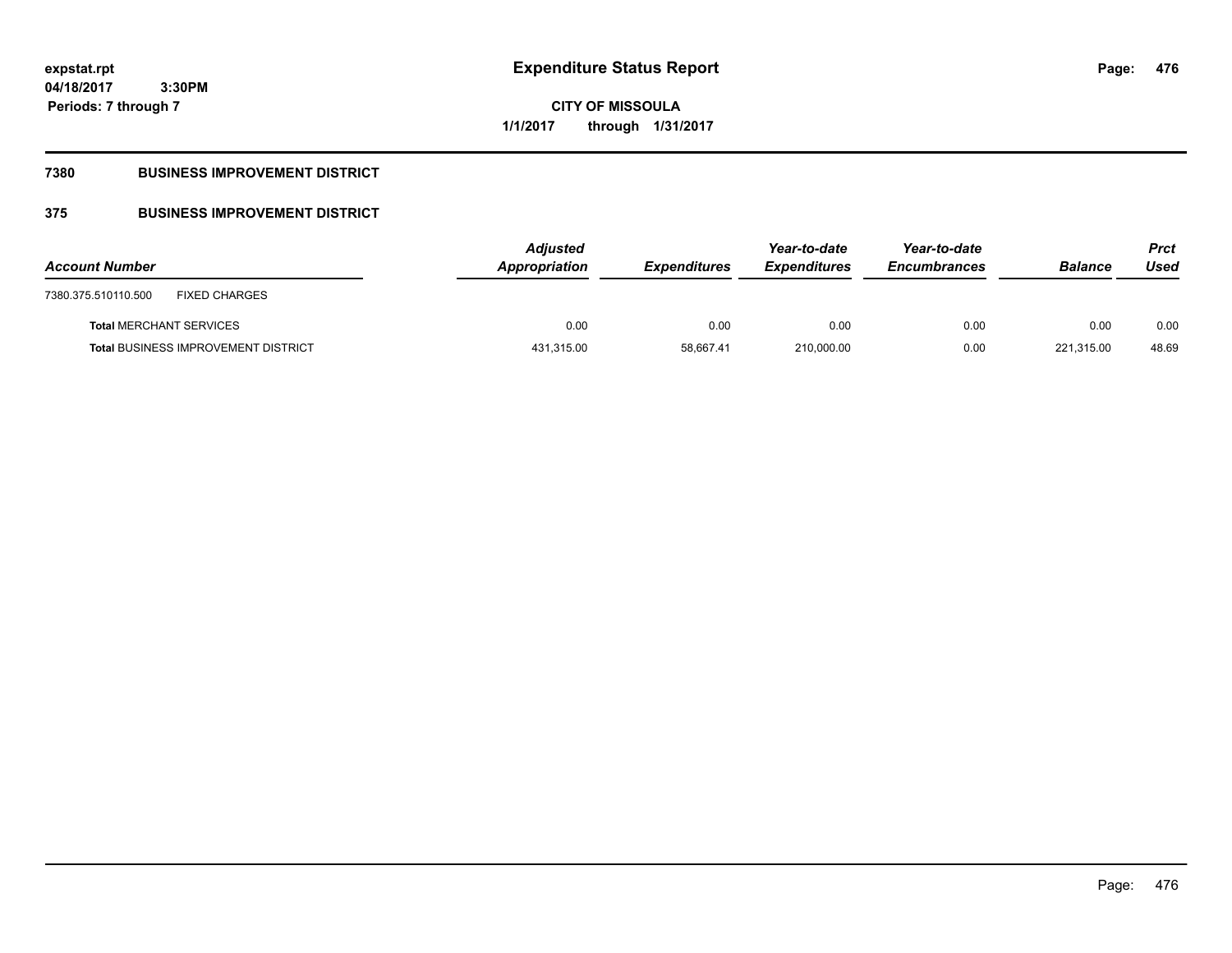**expstat.rpt**
**04/18/2017 3:30PM**
**Periods: 7 through 7**

# Expenditure Status Report

**CITY OF MISSOULA**
**1/1/2017 through 1/31/2017**

## 7380 BUSINESS IMPROVEMENT DISTRICT

## 375 BUSINESS IMPROVEMENT DISTRICT

| Account Number | Adjusted Appropriation | Expenditures | Year-to-date Expenditures | Year-to-date Encumbrances | Balance | Prct Used |
|---|---|---|---|---|---|---|
| 7380.375.510110.500 FIXED CHARGES | | | | | | |
| **Total** MERCHANT SERVICES | 0.00 | 0.00 | 0.00 | 0.00 | 0.00 | 0.00 |
| **Total** BUSINESS IMPROVEMENT DISTRICT | 431,315.00 | 58,667.41 | 210,000.00 | 0.00 | 221,315.00 | 48.69 |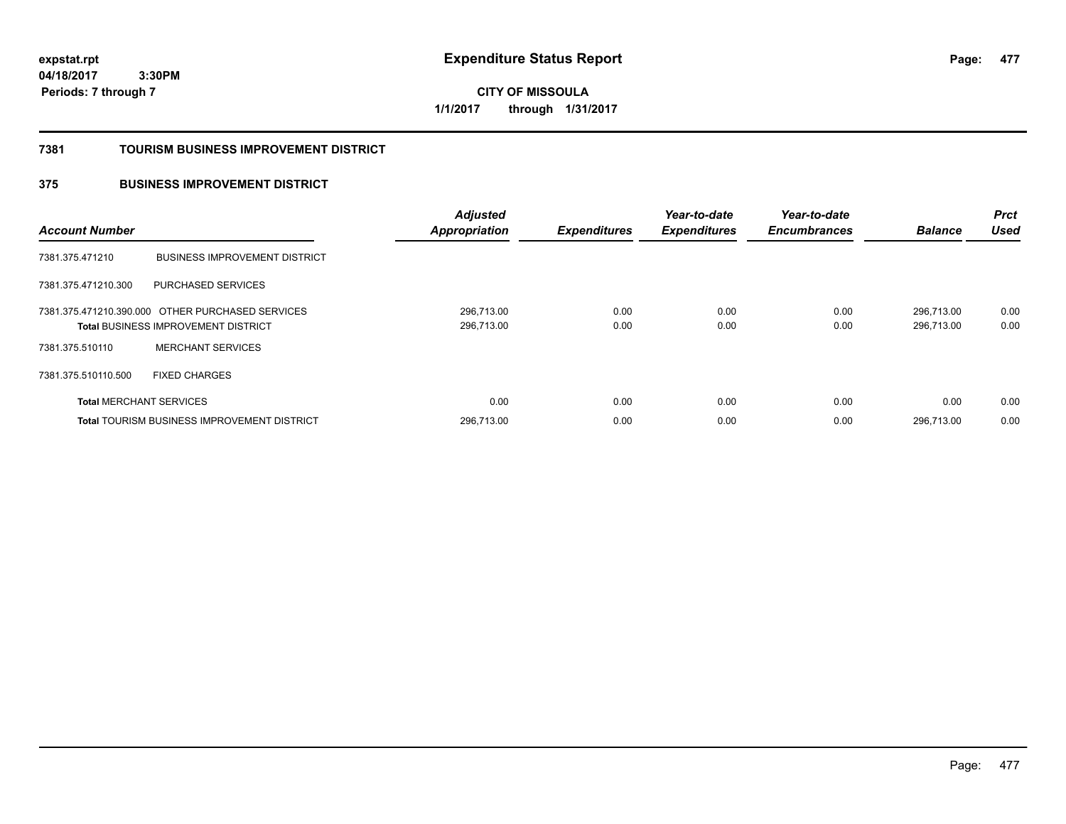**expstat.rpt**
**04/18/2017 3:30PM**
**Periods: 7 through 7**

# Expenditure Status Report

**CITY OF MISSOULA**
**1/1/2017 through 1/31/2017**

## 7381 TOURISM BUSINESS IMPROVEMENT DISTRICT

### 375 BUSINESS IMPROVEMENT DISTRICT

| Account Number | | Adjusted Appropriation | Expenditures | Year-to-date Expenditures | Year-to-date Encumbrances | Balance | Prct Used |
|---|---|---|---|---|---|---|---|
| 7381.375.471210 | BUSINESS IMPROVEMENT DISTRICT | | | | | | |
| 7381.375.471210.300 | PURCHASED SERVICES | | | | | | |
| 7381.375.471210.390.000 | OTHER PURCHASED SERVICES | 296,713.00 | 0.00 | 0.00 | 0.00 | 296,713.00 | 0.00 |
| **Total** BUSINESS IMPROVEMENT DISTRICT | | 296,713.00 | 0.00 | 0.00 | 0.00 | 296,713.00 | 0.00 |
| 7381.375.510110 | MERCHANT SERVICES | | | | | | |
| 7381.375.510110.500 | FIXED CHARGES | | | | | | |
| **Total** MERCHANT SERVICES | | 0.00 | 0.00 | 0.00 | 0.00 | 0.00 | 0.00 |
| **Total** TOURISM BUSINESS IMPROVEMENT DISTRICT | | 296,713.00 | 0.00 | 0.00 | 0.00 | 296,713.00 | 0.00 |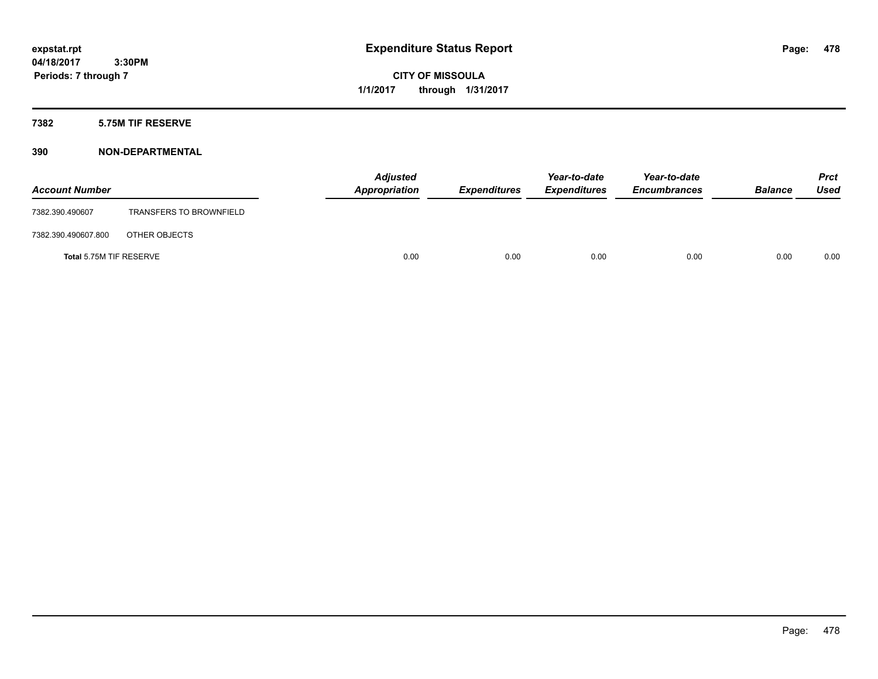expstat.rpt
04/18/2017 3:30PM
Periods: 7 through 7

# Expenditure Status Report

CITY OF MISSOULA
1/1/2017 through 1/31/2017

## 7382 5.75M TIF RESERVE

## 390 NON-DEPARTMENTAL

| Account Number | | Adjusted Appropriation | Expenditures | Year-to-date Expenditures | Year-to-date Encumbrances | Balance | Prct Used |
|---|---|---|---|---|---|---|---|
| 7382.390.490607 | TRANSFERS TO BROWNFIELD | | | | | | |
| 7382.390.490607.800 | OTHER OBJECTS | | | | | | |
| **Total** 5.75M TIF RESERVE | | 0.00 | 0.00 | 0.00 | 0.00 | 0.00 | 0.00 |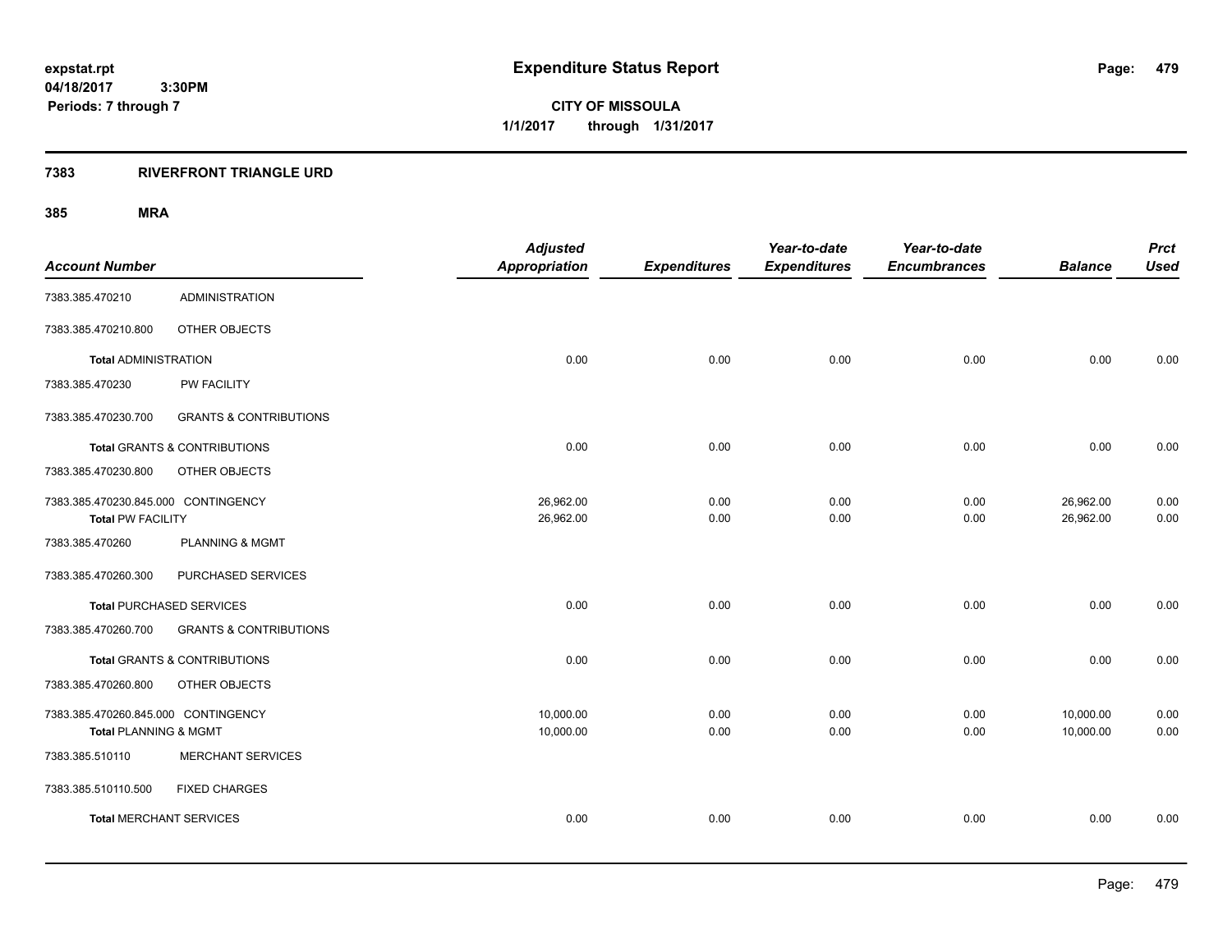**expstat.rpt**
**04/18/2017 3:30PM**
**Periods: 7 through 7**

# Expenditure Status Report

**CITY OF MISSOULA**
**1/1/2017 through 1/31/2017**

## 7383 RIVERFRONT TRIANGLE URD

### 385 MRA

| Account Number | | Adjusted Appropriation | Expenditures | Year-to-date Expenditures | Year-to-date Encumbrances | Balance | Prct Used |
|---|---|---|---|---|---|---|---|
| 7383.385.470210 | ADMINISTRATION | | | | | | |
| 7383.385.470210.800 | OTHER OBJECTS | | | | | | |
| **Total** ADMINISTRATION | | 0.00 | 0.00 | 0.00 | 0.00 | 0.00 | 0.00 |
| 7383.385.470230 | PW FACILITY | | | | | | |
| 7383.385.470230.700 | GRANTS & CONTRIBUTIONS | | | | | | |
| **Total** GRANTS & CONTRIBUTIONS | | 0.00 | 0.00 | 0.00 | 0.00 | 0.00 | 0.00 |
| 7383.385.470230.800 | OTHER OBJECTS | | | | | | |
| 7383.385.470230.845.000 | CONTINGENCY | 26,962.00 | 0.00 | 0.00 | 0.00 | 26,962.00 | 0.00 |
| **Total** PW FACILITY | | 26,962.00 | 0.00 | 0.00 | 0.00 | 26,962.00 | 0.00 |
| 7383.385.470260 | PLANNING & MGMT | | | | | | |
| 7383.385.470260.300 | PURCHASED SERVICES | | | | | | |
| **Total** PURCHASED SERVICES | | 0.00 | 0.00 | 0.00 | 0.00 | 0.00 | 0.00 |
| 7383.385.470260.700 | GRANTS & CONTRIBUTIONS | | | | | | |
| **Total** GRANTS & CONTRIBUTIONS | | 0.00 | 0.00 | 0.00 | 0.00 | 0.00 | 0.00 |
| 7383.385.470260.800 | OTHER OBJECTS | | | | | | |
| 7383.385.470260.845.000 | CONTINGENCY | 10,000.00 | 0.00 | 0.00 | 0.00 | 10,000.00 | 0.00 |
| **Total** PLANNING & MGMT | | 10,000.00 | 0.00 | 0.00 | 0.00 | 10,000.00 | 0.00 |
| 7383.385.510110 | MERCHANT SERVICES | | | | | | |
| 7383.385.510110.500 | FIXED CHARGES | | | | | | |
| **Total** MERCHANT SERVICES | | 0.00 | 0.00 | 0.00 | 0.00 | 0.00 | 0.00 |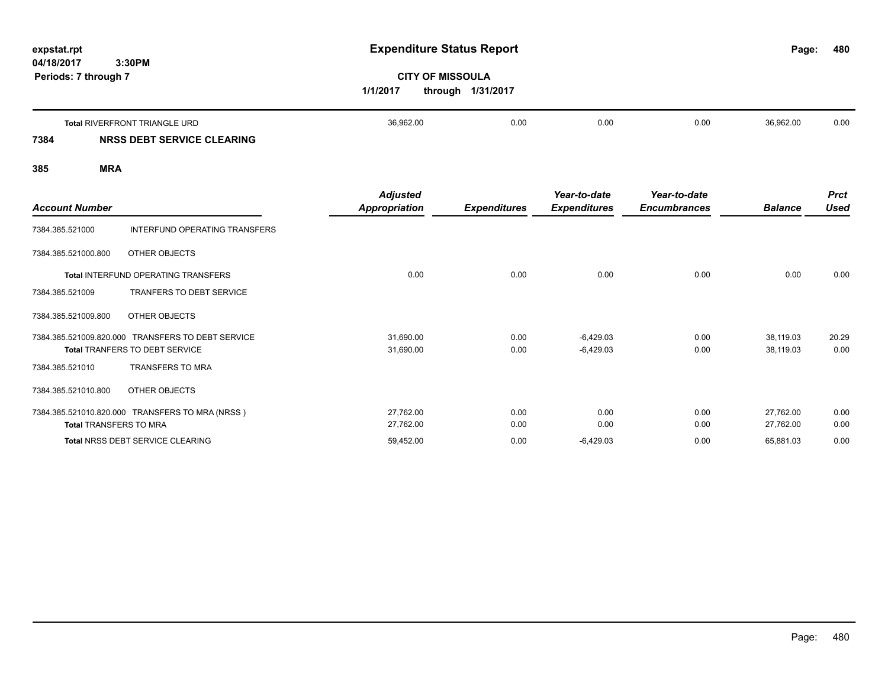**Expenditure Status Report**

**CITY OF MISSOULA**

**1/1/2017 through 1/31/2017**

expstat.rpt
04/18/2017 3:30PM
Periods: 7 through 7

| | Adjusted Appropriation | Expenditures | Year-to-date Expenditures | Year-to-date Encumbrances | Balance | Prct Used |
|---|---|---|---|---|---|---|
| **Total** RIVERFRONT TRIANGLE URD | 36,962.00 | 0.00 | 0.00 | 0.00 | 36,962.00 | 0.00 |

## 7384 NRSS DEBT SERVICE CLEARING

## 385 MRA

| Account Number | | Adjusted Appropriation | Expenditures | Year-to-date Expenditures | Year-to-date Encumbrances | Balance | Prct Used |
|---|---|---|---|---|---|---|---|
| 7384.385.521000 | INTERFUND OPERATING TRANSFERS | | | | | | |
| 7384.385.521000.800 | OTHER OBJECTS | | | | | | |
| **Total** INTERFUND OPERATING TRANSFERS | | 0.00 | 0.00 | 0.00 | 0.00 | 0.00 | 0.00 |
| 7384.385.521009 | TRANFERS TO DEBT SERVICE | | | | | | |
| 7384.385.521009.800 | OTHER OBJECTS | | | | | | |
| 7384.385.521009.820.000 | TRANSFERS TO DEBT SERVICE | 31,690.00 | 0.00 | -6,429.03 | 0.00 | 38,119.03 | 20.29 |
| **Total** TRANFERS TO DEBT SERVICE | | 31,690.00 | 0.00 | -6,429.03 | 0.00 | 38,119.03 | 0.00 |
| 7384.385.521010 | TRANSFERS TO MRA | | | | | | |
| 7384.385.521010.800 | OTHER OBJECTS | | | | | | |
| 7384.385.521010.820.000 | TRANSFERS TO MRA (NRSS ) | 27,762.00 | 0.00 | 0.00 | 0.00 | 27,762.00 | 0.00 |
| **Total** TRANSFERS TO MRA | | 27,762.00 | 0.00 | 0.00 | 0.00 | 27,762.00 | 0.00 |
| **Total** NRSS DEBT SERVICE CLEARING | | 59,452.00 | 0.00 | -6,429.03 | 0.00 | 65,881.03 | 0.00 |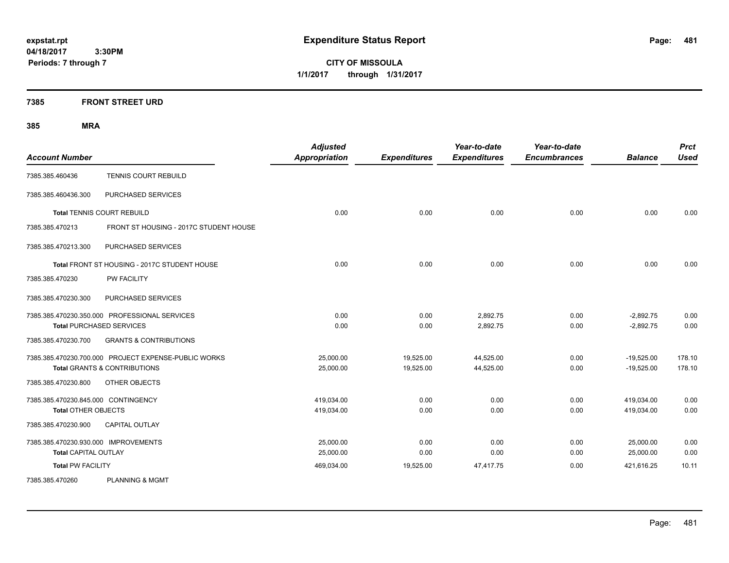**expstat.rpt**
**04/18/2017 3:30PM**
**Periods: 7 through 7**

# Expenditure Status Report

**CITY OF MISSOULA**
**1/1/2017 through 1/31/2017**

## 7385 FRONT STREET URD

## 385 MRA

| Account Number | | Adjusted Appropriation | Expenditures | Year-to-date Expenditures | Year-to-date Encumbrances | Balance | Prct Used |
|---|---|---|---|---|---|---|---|
| 7385.385.460436 | TENNIS COURT REBUILD | | | | | | |
| 7385.385.460436.300 | PURCHASED SERVICES | | | | | | |
| **Total** TENNIS COURT REBUILD | | 0.00 | 0.00 | 0.00 | 0.00 | 0.00 | 0.00 |
| 7385.385.470213 | FRONT ST HOUSING - 2017C STUDENT HOUSE | | | | | | |
| 7385.385.470213.300 | PURCHASED SERVICES | | | | | | |
| **Total** FRONT ST HOUSING - 2017C STUDENT HOUSE | | 0.00 | 0.00 | 0.00 | 0.00 | 0.00 | 0.00 |
| 7385.385.470230 | PW FACILITY | | | | | | |
| 7385.385.470230.300 | PURCHASED SERVICES | | | | | | |
| 7385.385.470230.350.000 | PROFESSIONAL SERVICES | 0.00 | 0.00 | 2,892.75 | 0.00 | -2,892.75 | 0.00 |
| **Total** PURCHASED SERVICES | | 0.00 | 0.00 | 2,892.75 | 0.00 | -2,892.75 | 0.00 |
| 7385.385.470230.700 | GRANTS & CONTRIBUTIONS | | | | | | |
| 7385.385.470230.700.000 | PROJECT EXPENSE-PUBLIC WORKS | 25,000.00 | 19,525.00 | 44,525.00 | 0.00 | -19,525.00 | 178.10 |
| **Total** GRANTS & CONTRIBUTIONS | | 25,000.00 | 19,525.00 | 44,525.00 | 0.00 | -19,525.00 | 178.10 |
| 7385.385.470230.800 | OTHER OBJECTS | | | | | | |
| 7385.385.470230.845.000 | CONTINGENCY | 419,034.00 | 0.00 | 0.00 | 0.00 | 419,034.00 | 0.00 |
| **Total** OTHER OBJECTS | | 419,034.00 | 0.00 | 0.00 | 0.00 | 419,034.00 | 0.00 |
| 7385.385.470230.900 | CAPITAL OUTLAY | | | | | | |
| 7385.385.470230.930.000 | IMPROVEMENTS | 25,000.00 | 0.00 | 0.00 | 0.00 | 25,000.00 | 0.00 |
| **Total** CAPITAL OUTLAY | | 25,000.00 | 0.00 | 0.00 | 0.00 | 25,000.00 | 0.00 |
| **Total** PW FACILITY | | 469,034.00 | 19,525.00 | 47,417.75 | 0.00 | 421,616.25 | 10.11 |
| 7385.385.470260 | PLANNING & MGMT | | | | | | |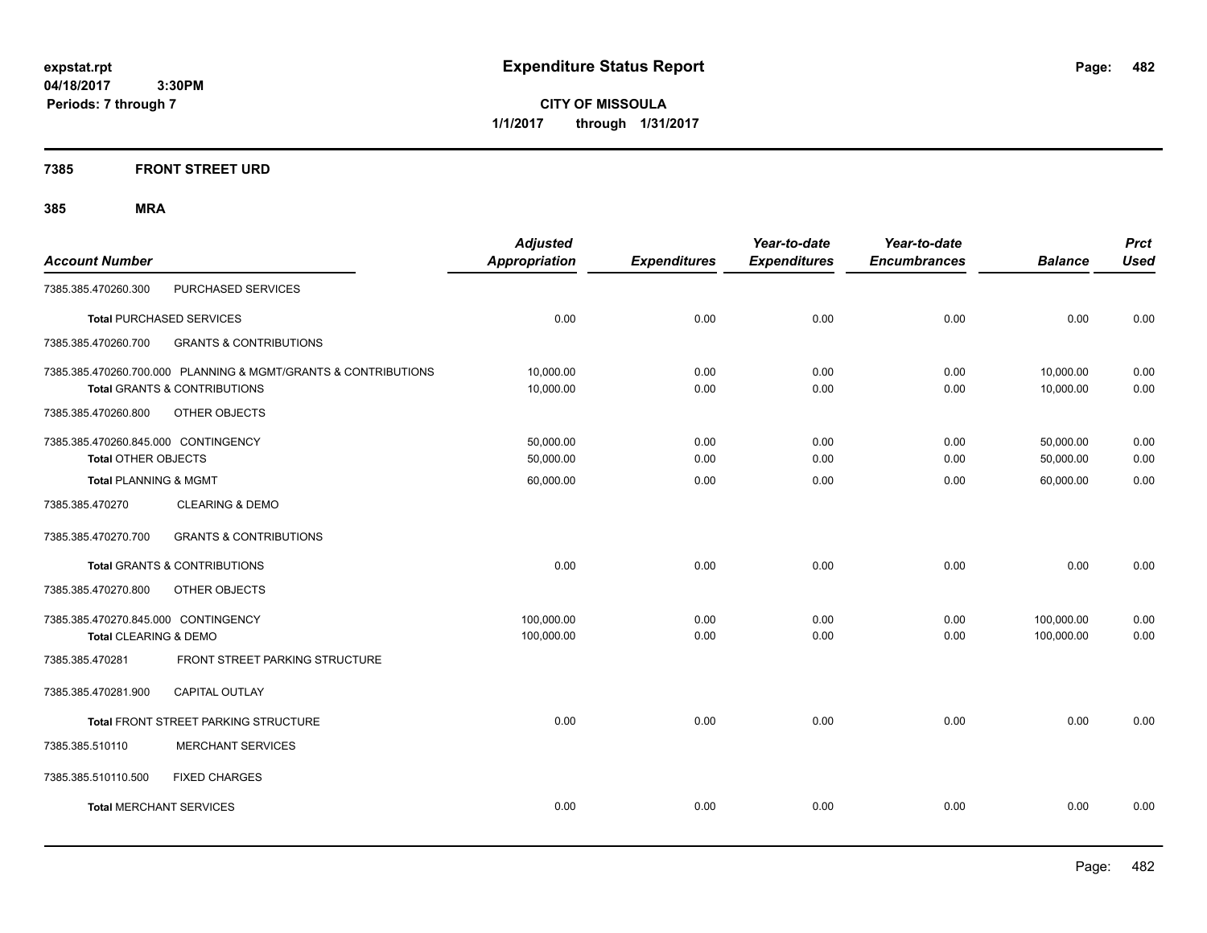**expstat.rpt**
**04/18/2017 3:30PM**
**Periods: 7 through 7**

# Expenditure Status Report

**CITY OF MISSOULA**
**1/1/2017 through 1/31/2017**

## 7385 FRONT STREET URD

### 385 MRA

| Account Number | Adjusted Appropriation | Expenditures | Year-to-date Expenditures | Year-to-date Encumbrances | Balance | Prct Used |
|---|---|---|---|---|---|---|
| 7385.385.470260.300 PURCHASED SERVICES | | | | | | |
| **Total** PURCHASED SERVICES | 0.00 | 0.00 | 0.00 | 0.00 | 0.00 | 0.00 |
| 7385.385.470260.700 GRANTS & CONTRIBUTIONS | | | | | | |
| 7385.385.470260.700.000 PLANNING & MGMT/GRANTS & CONTRIBUTIONS | 10,000.00 | 0.00 | 0.00 | 0.00 | 10,000.00 | 0.00 |
| **Total** GRANTS & CONTRIBUTIONS | 10,000.00 | 0.00 | 0.00 | 0.00 | 10,000.00 | 0.00 |
| 7385.385.470260.800 OTHER OBJECTS | | | | | | |
| 7385.385.470260.845.000 CONTINGENCY | 50,000.00 | 0.00 | 0.00 | 0.00 | 50,000.00 | 0.00 |
| **Total** OTHER OBJECTS | 50,000.00 | 0.00 | 0.00 | 0.00 | 50,000.00 | 0.00 |
| **Total** PLANNING & MGMT | 60,000.00 | 0.00 | 0.00 | 0.00 | 60,000.00 | 0.00 |
| 7385.385.470270 CLEARING & DEMO | | | | | | |
| 7385.385.470270.700 GRANTS & CONTRIBUTIONS | | | | | | |
| **Total** GRANTS & CONTRIBUTIONS | 0.00 | 0.00 | 0.00 | 0.00 | 0.00 | 0.00 |
| 7385.385.470270.800 OTHER OBJECTS | | | | | | |
| 7385.385.470270.845.000 CONTINGENCY | 100,000.00 | 0.00 | 0.00 | 0.00 | 100,000.00 | 0.00 |
| **Total** CLEARING & DEMO | 100,000.00 | 0.00 | 0.00 | 0.00 | 100,000.00 | 0.00 |
| 7385.385.470281 FRONT STREET PARKING STRUCTURE | | | | | | |
| 7385.385.470281.900 CAPITAL OUTLAY | | | | | | |
| **Total** FRONT STREET PARKING STRUCTURE | 0.00 | 0.00 | 0.00 | 0.00 | 0.00 | 0.00 |
| 7385.385.510110 MERCHANT SERVICES | | | | | | |
| 7385.385.510110.500 FIXED CHARGES | | | | | | |
| **Total** MERCHANT SERVICES | 0.00 | 0.00 | 0.00 | 0.00 | 0.00 | 0.00 |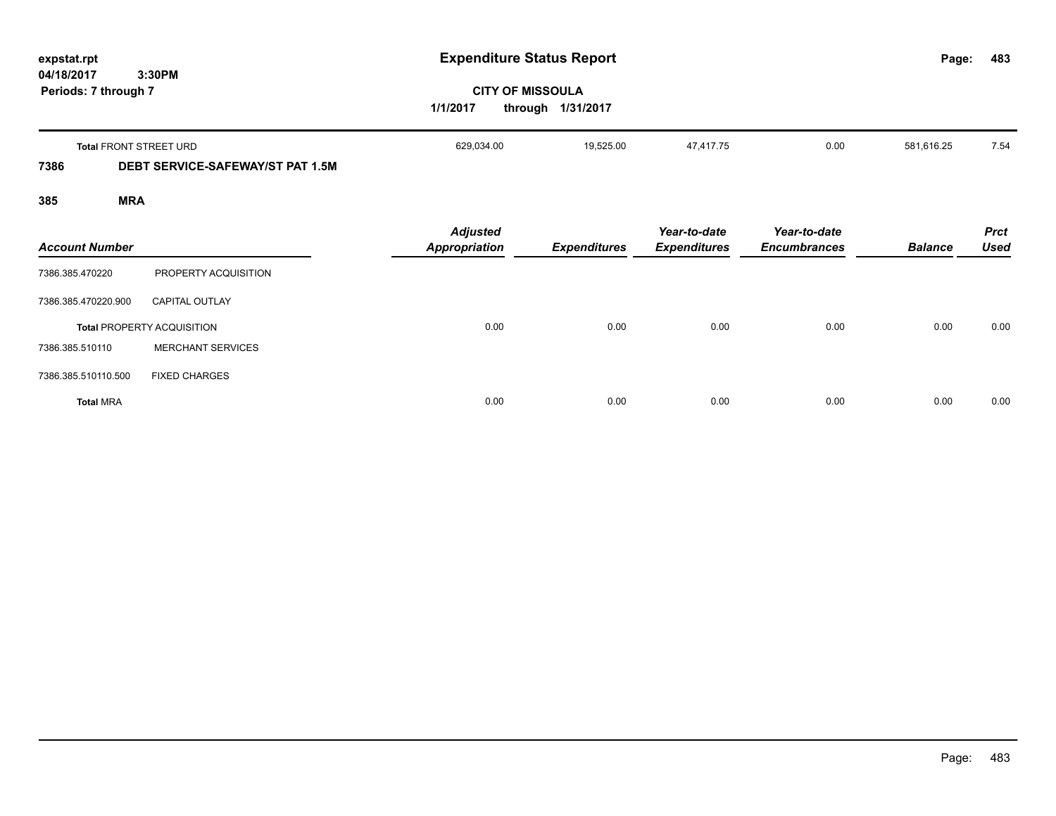| | | Adjusted Appropriation | Expenditures | Year-to-date Expenditures | Year-to-date Encumbrances | Balance | Prct Used |
|---|---|---|---|---|---|---|---|
| **Total** FRONT STREET URD | | 629,034.00 | 19,525.00 | 47,417.75 | 0.00 | 581,616.25 | 7.54 |

## 7386 DEBT SERVICE-SAFEWAY/ST PAT 1.5M

### 385 MRA

| *Account Number* | | *Adjusted Appropriation* | *Expenditures* | *Year-to-date Expenditures* | *Year-to-date Encumbrances* | *Balance* | *Prct Used* |
|---|---|---|---|---|---|---|---|
| 7386.385.470220 | PROPERTY ACQUISITION | | | | | | |
| 7386.385.470220.900 | CAPITAL OUTLAY | | | | | | |
| **Total** PROPERTY ACQUISITION | | 0.00 | 0.00 | 0.00 | 0.00 | 0.00 | 0.00 |
| 7386.385.510110 | MERCHANT SERVICES | | | | | | |
| 7386.385.510110.500 | FIXED CHARGES | | | | | | |
| **Total** MRA | | 0.00 | 0.00 | 0.00 | 0.00 | 0.00 | 0.00 |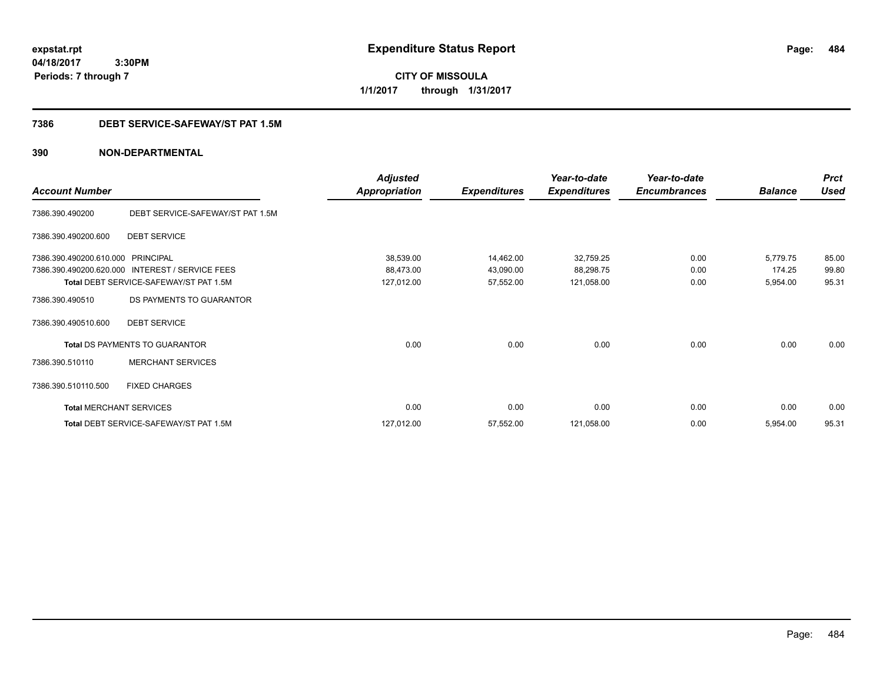**expstat.rpt**
**04/18/2017 3:30PM**
**Periods: 7 through 7**

# Expenditure Status Report

**CITY OF MISSOULA**
**1/1/2017 through 1/31/2017**

## 7386 DEBT SERVICE-SAFEWAY/ST PAT 1.5M

## 390 NON-DEPARTMENTAL

| Account Number | | Adjusted Appropriation | Expenditures | Year-to-date Expenditures | Year-to-date Encumbrances | Balance | Prct Used |
|---|---|---|---|---|---|---|---|
| 7386.390.490200 | DEBT SERVICE-SAFEWAY/ST PAT 1.5M | | | | | | |
| 7386.390.490200.600 | DEBT SERVICE | | | | | | |
| 7386.390.490200.610.000 | PRINCIPAL | 38,539.00 | 14,462.00 | 32,759.25 | 0.00 | 5,779.75 | 85.00 |
| 7386.390.490200.620.000 | INTEREST / SERVICE FEES | 88,473.00 | 43,090.00 | 88,298.75 | 0.00 | 174.25 | 99.80 |
| Total DEBT SERVICE-SAFEWAY/ST PAT 1.5M | | 127,012.00 | 57,552.00 | 121,058.00 | 0.00 | 5,954.00 | 95.31 |
| 7386.390.490510 | DS PAYMENTS TO GUARANTOR | | | | | | |
| 7386.390.490510.600 | DEBT SERVICE | | | | | | |
| Total DS PAYMENTS TO GUARANTOR | | 0.00 | 0.00 | 0.00 | 0.00 | 0.00 | 0.00 |
| 7386.390.510110 | MERCHANT SERVICES | | | | | | |
| 7386.390.510110.500 | FIXED CHARGES | | | | | | |
| Total MERCHANT SERVICES | | 0.00 | 0.00 | 0.00 | 0.00 | 0.00 | 0.00 |
| Total DEBT SERVICE-SAFEWAY/ST PAT 1.5M | | 127,012.00 | 57,552.00 | 121,058.00 | 0.00 | 5,954.00 | 95.31 |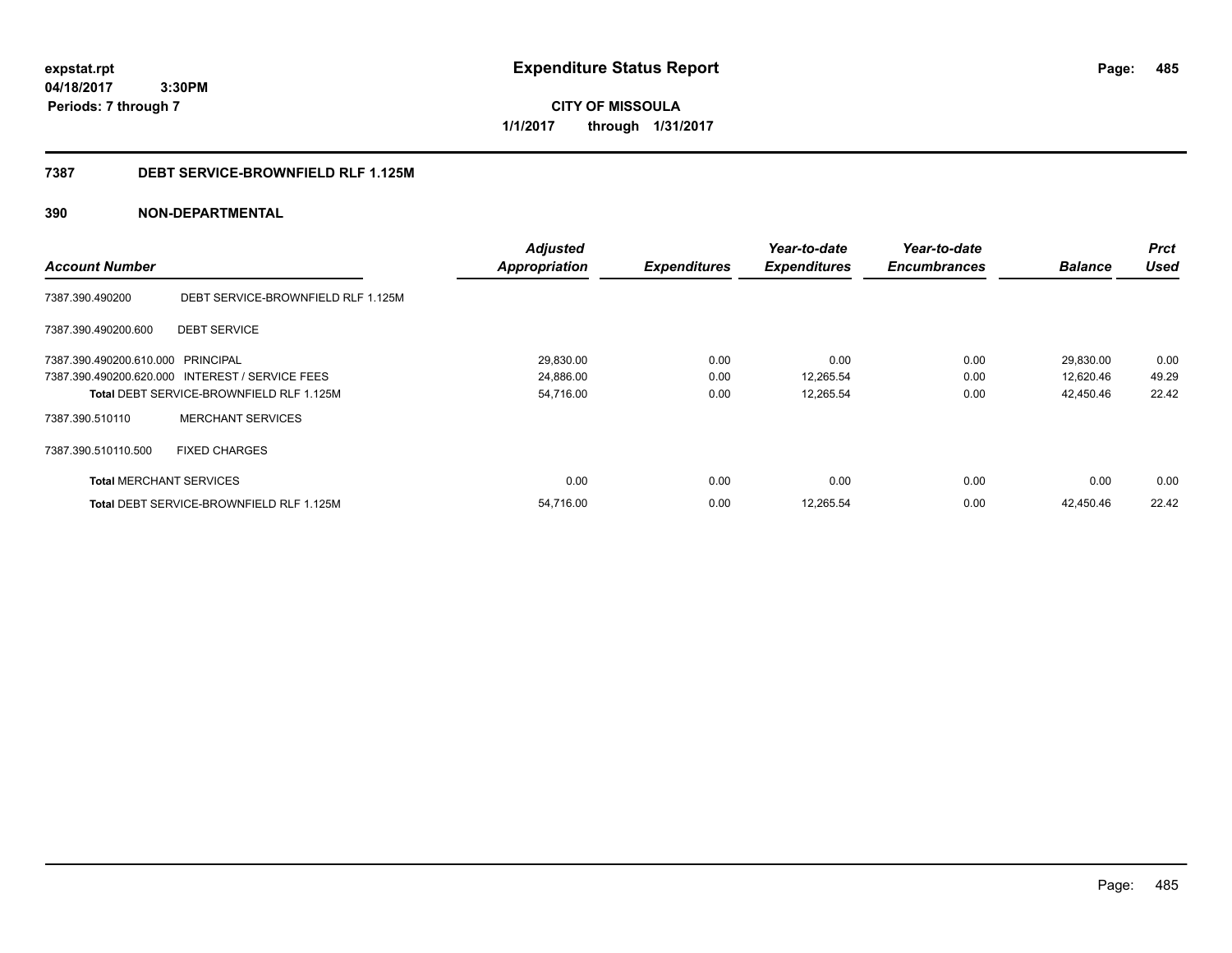**expstat.rpt**
**04/18/2017 3:30PM**
**Periods: 7 through 7**

# Expenditure Status Report

**CITY OF MISSOULA**
**1/1/2017 through 1/31/2017**

## 7387 DEBT SERVICE-BROWNFIELD RLF 1.125M

## 390 NON-DEPARTMENTAL

| Account Number | | Adjusted Appropriation | Expenditures | Year-to-date Expenditures | Year-to-date Encumbrances | Balance | Prct Used |
|---|---|---|---|---|---|---|---|
| 7387.390.490200 | DEBT SERVICE-BROWNFIELD RLF 1.125M | | | | | | |
| 7387.390.490200.600 | DEBT SERVICE | | | | | | |
| 7387.390.490200.610.000 | PRINCIPAL | 29,830.00 | 0.00 | 0.00 | 0.00 | 29,830.00 | 0.00 |
| 7387.390.490200.620.000 | INTEREST / SERVICE FEES | 24,886.00 | 0.00 | 12,265.54 | 0.00 | 12,620.46 | 49.29 |
| **Total** DEBT SERVICE-BROWNFIELD RLF 1.125M | | 54,716.00 | 0.00 | 12,265.54 | 0.00 | 42,450.46 | 22.42 |
| 7387.390.510110 | MERCHANT SERVICES | | | | | | |
| 7387.390.510110.500 | FIXED CHARGES | | | | | | |
| **Total** MERCHANT SERVICES | | 0.00 | 0.00 | 0.00 | 0.00 | 0.00 | 0.00 |
| **Total** DEBT SERVICE-BROWNFIELD RLF 1.125M | | 54,716.00 | 0.00 | 12,265.54 | 0.00 | 42,450.46 | 22.42 |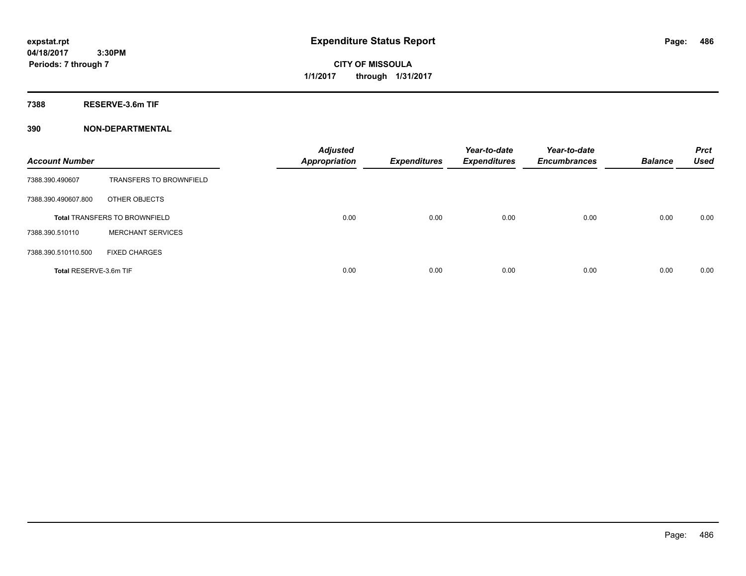**expstat.rpt**
**04/18/2017 3:30PM**
**Periods: 7 through 7**

# Expenditure Status Report

**CITY OF MISSOULA**
**1/1/2017 through 1/31/2017**

## 7388 RESERVE-3.6m TIF

### 390 NON-DEPARTMENTAL

| Account Number | | Adjusted Appropriation | Expenditures | Year-to-date Expenditures | Year-to-date Encumbrances | Balance | Prct Used |
|---|---|---|---|---|---|---|---|
| 7388.390.490607 | TRANSFERS TO BROWNFIELD | | | | | | |
| 7388.390.490607.800 | OTHER OBJECTS | | | | | | |
| **Total** TRANSFERS TO BROWNFIELD | | 0.00 | 0.00 | 0.00 | 0.00 | 0.00 | 0.00 |
| 7388.390.510110 | MERCHANT SERVICES | | | | | | |
| 7388.390.510110.500 | FIXED CHARGES | | | | | | |
| **Total** RESERVE-3.6m TIF | | 0.00 | 0.00 | 0.00 | 0.00 | 0.00 | 0.00 |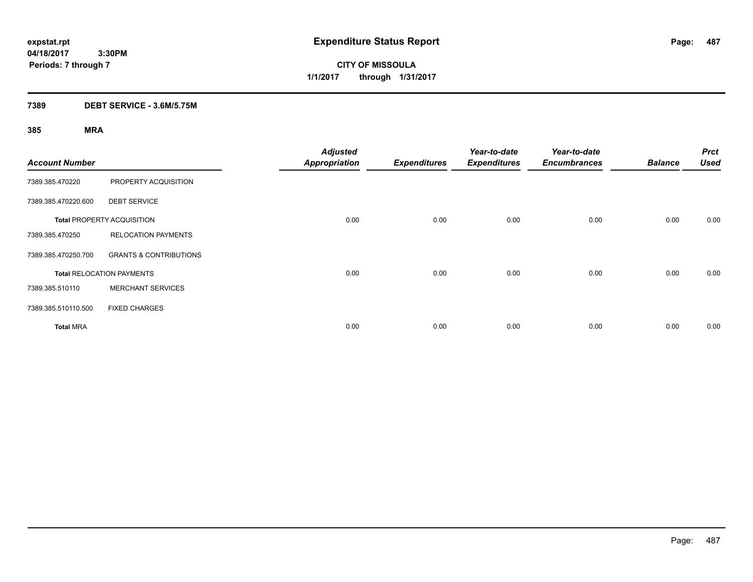**expstat.rpt**
**04/18/2017 3:30PM**
**Periods: 7 through 7**

# Expenditure Status Report

**CITY OF MISSOULA**
**1/1/2017 through 1/31/2017**

## 7389 DEBT SERVICE - 3.6M/5.75M

### 385 MRA

| Account Number | | Adjusted Appropriation | Expenditures | Year-to-date Expenditures | Year-to-date Encumbrances | Balance | Prct Used |
|---|---|---|---|---|---|---|---|
| 7389.385.470220 | PROPERTY ACQUISITION | | | | | | |
| 7389.385.470220.600 | DEBT SERVICE | | | | | | |
| **Total** PROPERTY ACQUISITION | | 0.00 | 0.00 | 0.00 | 0.00 | 0.00 | 0.00 |
| 7389.385.470250 | RELOCATION PAYMENTS | | | | | | |
| 7389.385.470250.700 | GRANTS & CONTRIBUTIONS | | | | | | |
| **Total** RELOCATION PAYMENTS | | 0.00 | 0.00 | 0.00 | 0.00 | 0.00 | 0.00 |
| 7389.385.510110 | MERCHANT SERVICES | | | | | | |
| 7389.385.510110.500 | FIXED CHARGES | | | | | | |
| **Total** MRA | | 0.00 | 0.00 | 0.00 | 0.00 | 0.00 | 0.00 |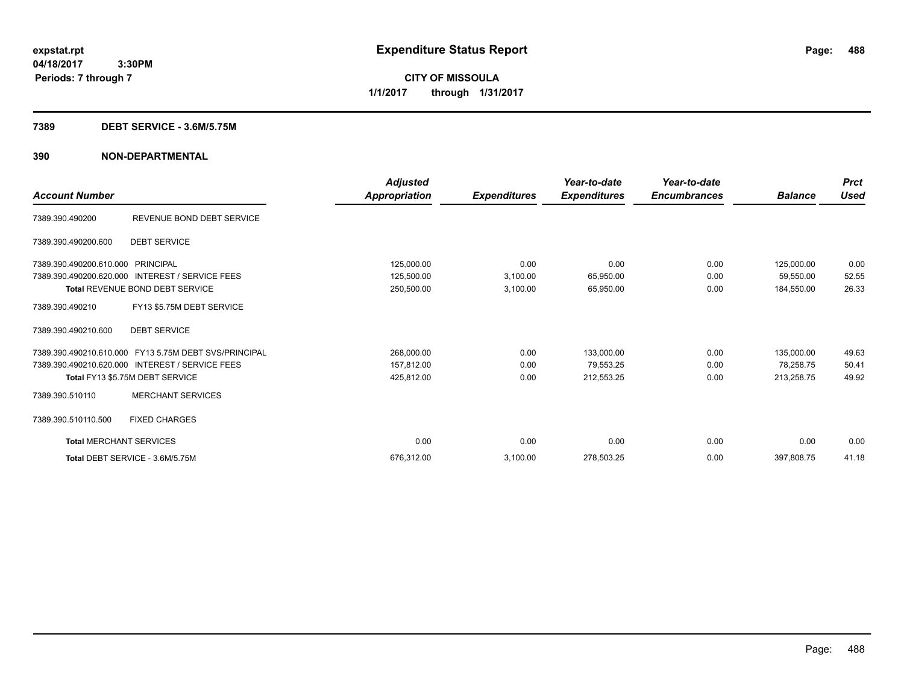expstat.rpt
04/18/2017 3:30PM
Periods: 7 through 7

# Expenditure Status Report

**CITY OF MISSOULA**
**1/1/2017 through 1/31/2017**

## 7389 DEBT SERVICE - 3.6M/5.75M

## 390 NON-DEPARTMENTAL

| Account Number | | Adjusted Appropriation | Expenditures | Year-to-date Expenditures | Year-to-date Encumbrances | Balance | Prct Used |
|---|---|---|---|---|---|---|---|
| 7389.390.490200 | REVENUE BOND DEBT SERVICE | | | | | | |
| 7389.390.490200.600 | DEBT SERVICE | | | | | | |
| 7389.390.490200.610.000 | PRINCIPAL | 125,000.00 | 0.00 | 0.00 | 0.00 | 125,000.00 | 0.00 |
| 7389.390.490200.620.000 | INTEREST / SERVICE FEES | 125,500.00 | 3,100.00 | 65,950.00 | 0.00 | 59,550.00 | 52.55 |
| Total REVENUE BOND DEBT SERVICE | | 250,500.00 | 3,100.00 | 65,950.00 | 0.00 | 184,550.00 | 26.33 |
| 7389.390.490210 | FY13 $5.75M DEBT SERVICE | | | | | | |
| 7389.390.490210.600 | DEBT SERVICE | | | | | | |
| 7389.390.490210.610.000 | FY13 5.75M DEBT SVS/PRINCIPAL | 268,000.00 | 0.00 | 133,000.00 | 0.00 | 135,000.00 | 49.63 |
| 7389.390.490210.620.000 | INTEREST / SERVICE FEES | 157,812.00 | 0.00 | 79,553.25 | 0.00 | 78,258.75 | 50.41 |
| Total FY13 $5.75M DEBT SERVICE | | 425,812.00 | 0.00 | 212,553.25 | 0.00 | 213,258.75 | 49.92 |
| 7389.390.510110 | MERCHANT SERVICES | | | | | | |
| 7389.390.510110.500 | FIXED CHARGES | | | | | | |
| Total MERCHANT SERVICES | | 0.00 | 0.00 | 0.00 | 0.00 | 0.00 | 0.00 |
| Total DEBT SERVICE - 3.6M/5.75M | | 676,312.00 | 3,100.00 | 278,503.25 | 0.00 | 397,808.75 | 41.18 |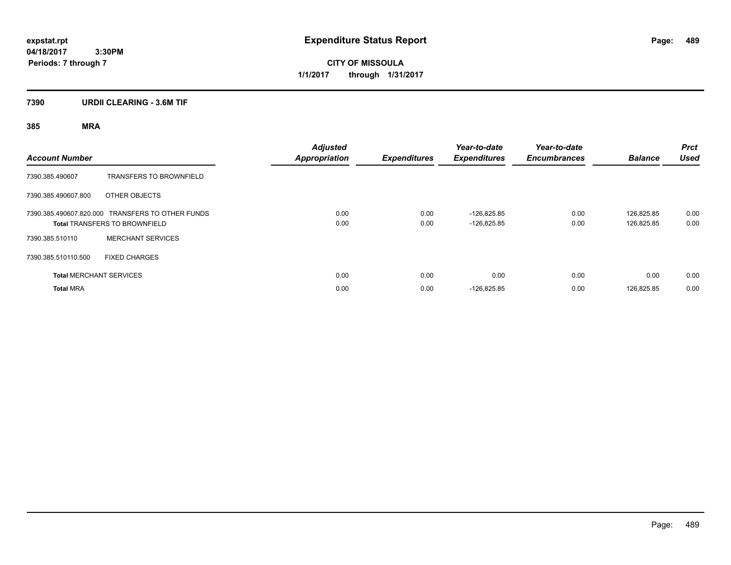# Expenditure Status Report

expstat.rpt
04/18/2017 3:30PM
Periods: 7 through 7

**CITY OF MISSOULA**
**1/1/2017 through 1/31/2017**

## 7390 URDII CLEARING - 3.6M TIF

### 385 MRA

| Account Number | | Adjusted Appropriation | Expenditures | Year-to-date Expenditures | Year-to-date Encumbrances | Balance | Prct Used |
|---|---|---|---|---|---|---|---|
| 7390.385.490607 | TRANSFERS TO BROWNFIELD | | | | | | |
| 7390.385.490607.800 | OTHER OBJECTS | | | | | | |
| 7390.385.490607.820.000 | TRANSFERS TO OTHER FUNDS | 0.00 | 0.00 | -126,825.85 | 0.00 | 126,825.85 | 0.00 |
| **Total** TRANSFERS TO BROWNFIELD | | 0.00 | 0.00 | -126,825.85 | 0.00 | 126,825.85 | 0.00 |
| 7390.385.510110 | MERCHANT SERVICES | | | | | | |
| 7390.385.510110.500 | FIXED CHARGES | | | | | | |
| **Total** MERCHANT SERVICES | | 0.00 | 0.00 | 0.00 | 0.00 | 0.00 | 0.00 |
| **Total** MRA | | 0.00 | 0.00 | -126,825.85 | 0.00 | 126,825.85 | 0.00 |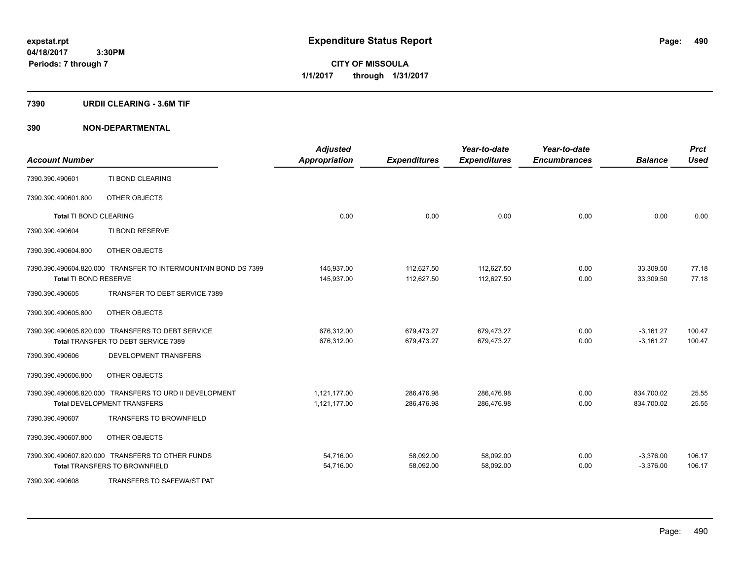**expstat.rpt**
**04/18/2017 3:30PM**
**Periods: 7 through 7**

# Expenditure Status Report

**CITY OF MISSOULA**
**1/1/2017 through 1/31/2017**

## 7390 URDII CLEARING - 3.6M TIF

## 390 NON-DEPARTMENTAL

| Account Number | | Adjusted Appropriation | Expenditures | Year-to-date Expenditures | Year-to-date Encumbrances | Balance | Prct Used |
|---|---|---|---|---|---|---|---|
| 7390.390.490601 | TI BOND CLEARING | | | | | | |
| 7390.390.490601.800 | OTHER OBJECTS | | | | | | |
| **Total** TI BOND CLEARING | | 0.00 | 0.00 | 0.00 | 0.00 | 0.00 | 0.00 |
| 7390.390.490604 | TI BOND RESERVE | | | | | | |
| 7390.390.490604.800 | OTHER OBJECTS | | | | | | |
| 7390.390.490604.820.000 | TRANSFER TO INTERMOUNTAIN BOND DS 7399 | 145,937.00 | 112,627.50 | 112,627.50 | 0.00 | 33,309.50 | 77.18 |
| **Total** TI BOND RESERVE | | 145,937.00 | 112,627.50 | 112,627.50 | 0.00 | 33,309.50 | 77.18 |
| 7390.390.490605 | TRANSFER TO DEBT SERVICE 7389 | | | | | | |
| 7390.390.490605.800 | OTHER OBJECTS | | | | | | |
| 7390.390.490605.820.000 | TRANSFERS TO DEBT SERVICE | 676,312.00 | 679,473.27 | 679,473.27 | 0.00 | -3,161.27 | 100.47 |
| **Total** TRANSFER TO DEBT SERVICE 7389 | | 676,312.00 | 679,473.27 | 679,473.27 | 0.00 | -3,161.27 | 100.47 |
| 7390.390.490606 | DEVELOPMENT TRANSFERS | | | | | | |
| 7390.390.490606.800 | OTHER OBJECTS | | | | | | |
| 7390.390.490606.820.000 | TRANSFERS TO URD II DEVELOPMENT | 1,121,177.00 | 286,476.98 | 286,476.98 | 0.00 | 834,700.02 | 25.55 |
| **Total** DEVELOPMENT TRANSFERS | | 1,121,177.00 | 286,476.98 | 286,476.98 | 0.00 | 834,700.02 | 25.55 |
| 7390.390.490607 | TRANSFERS TO BROWNFIELD | | | | | | |
| 7390.390.490607.800 | OTHER OBJECTS | | | | | | |
| 7390.390.490607.820.000 | TRANSFERS TO OTHER FUNDS | 54,716.00 | 58,092.00 | 58,092.00 | 0.00 | -3,376.00 | 106.17 |
| **Total** TRANSFERS TO BROWNFIELD | | 54,716.00 | 58,092.00 | 58,092.00 | 0.00 | -3,376.00 | 106.17 |
| 7390.390.490608 | TRANSFERS TO SAFEWA/ST PAT | | | | | | |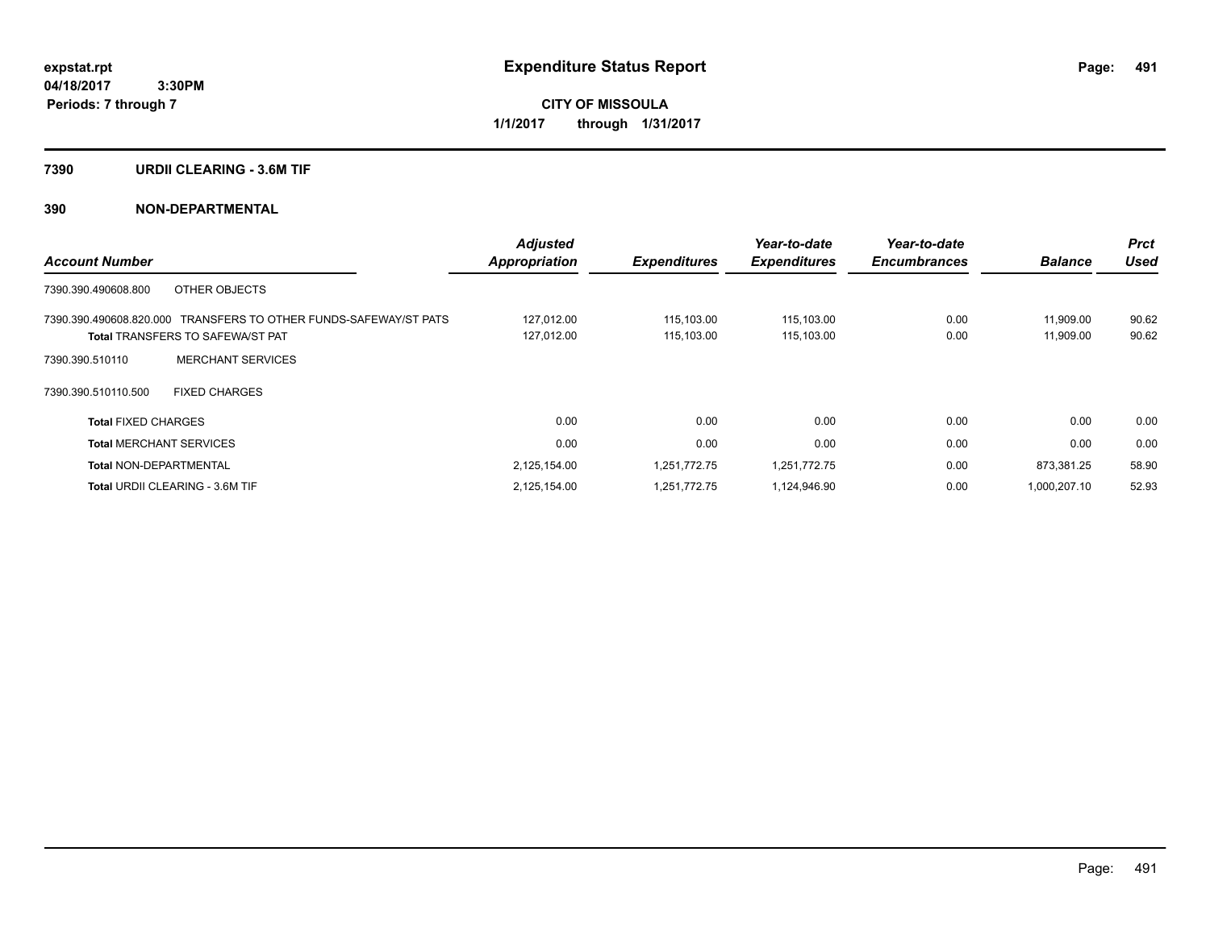**expstat.rpt**
**04/18/2017 3:30PM**
**Periods: 7 through 7**

# Expenditure Status Report

**CITY OF MISSOULA**
**1/1/2017 through 1/31/2017**

## 7390 URDII CLEARING - 3.6M TIF

## 390 NON-DEPARTMENTAL

| Account Number | | Adjusted Appropriation | Expenditures | Year-to-date Expenditures | Year-to-date Encumbrances | Balance | Prct Used |
|---|---|---|---|---|---|---|---|
| 7390.390.490608.800 | OTHER OBJECTS | | | | | | |
| 7390.390.490608.820.000 | TRANSFERS TO OTHER FUNDS-SAFEWAY/ST PATS | 127,012.00 | 115,103.00 | 115,103.00 | 0.00 | 11,909.00 | 90.62 |
| **Total** TRANSFERS TO SAFEWA/ST PAT | | 127,012.00 | 115,103.00 | 115,103.00 | 0.00 | 11,909.00 | 90.62 |
| 7390.390.510110 | MERCHANT SERVICES | | | | | | |
| 7390.390.510110.500 | FIXED CHARGES | | | | | | |
| **Total** FIXED CHARGES | | 0.00 | 0.00 | 0.00 | 0.00 | 0.00 | 0.00 |
| **Total** MERCHANT SERVICES | | 0.00 | 0.00 | 0.00 | 0.00 | 0.00 | 0.00 |
| **Total** NON-DEPARTMENTAL | | 2,125,154.00 | 1,251,772.75 | 1,251,772.75 | 0.00 | 873,381.25 | 58.90 |
| **Total** URDII CLEARING - 3.6M TIF | | 2,125,154.00 | 1,251,772.75 | 1,124,946.90 | 0.00 | 1,000,207.10 | 52.93 |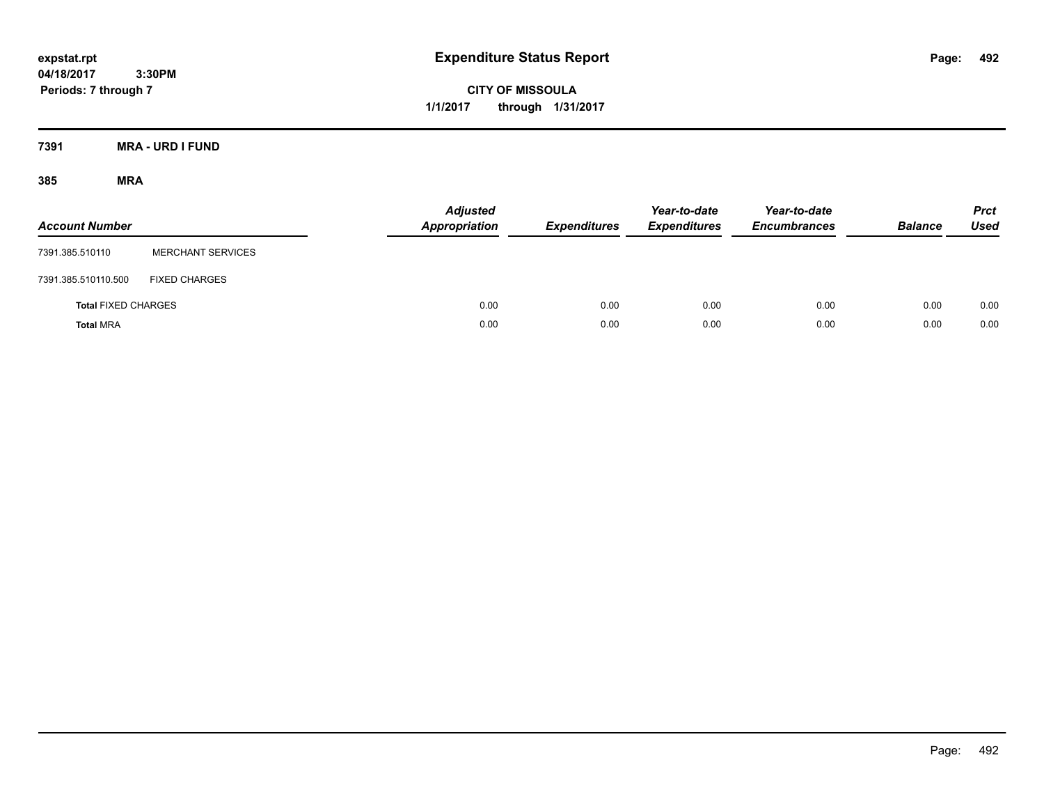expstat.rpt
04/18/2017 3:30PM
Periods: 7 through 7

# Expenditure Status Report

**CITY OF MISSOULA**
**1/1/2017 through 1/31/2017**

## 7391 MRA - URD I FUND

### 385 MRA

| Account Number | | Adjusted Appropriation | Expenditures | Year-to-date Expenditures | Year-to-date Encumbrances | Balance | Prct Used |
|---|---|---|---|---|---|---|---|
| 7391.385.510110 | MERCHANT SERVICES | | | | | | |
| 7391.385.510110.500 | FIXED CHARGES | | | | | | |
| **Total** FIXED CHARGES | | 0.00 | 0.00 | 0.00 | 0.00 | 0.00 | 0.00 |
| **Total** MRA | | 0.00 | 0.00 | 0.00 | 0.00 | 0.00 | 0.00 |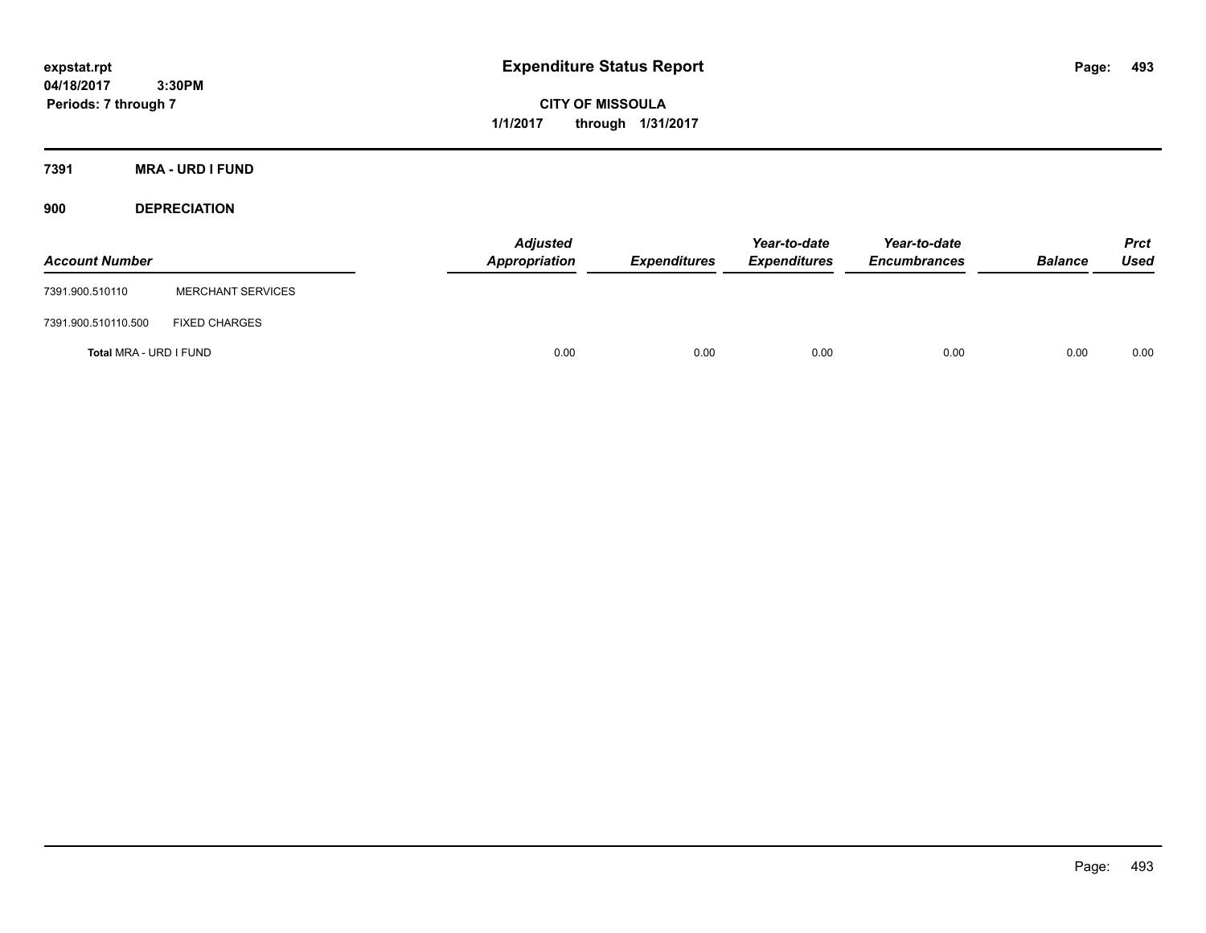expstat.rpt
04/18/2017 3:30PM
Periods: 7 through 7

# Expenditure Status Report

CITY OF MISSOULA
1/1/2017 through 1/31/2017

## 7391 MRA - URD I FUND

### 900 DEPRECIATION

| Account Number | | Adjusted Appropriation | Expenditures | Year-to-date Expenditures | Year-to-date Encumbrances | Balance | Prct Used |
|---|---|---|---|---|---|---|---|
| 7391.900.510110 | MERCHANT SERVICES | | | | | | |
| 7391.900.510110.500 | FIXED CHARGES | | | | | | |
| **Total** MRA - URD I FUND | | 0.00 | 0.00 | 0.00 | 0.00 | 0.00 | 0.00 |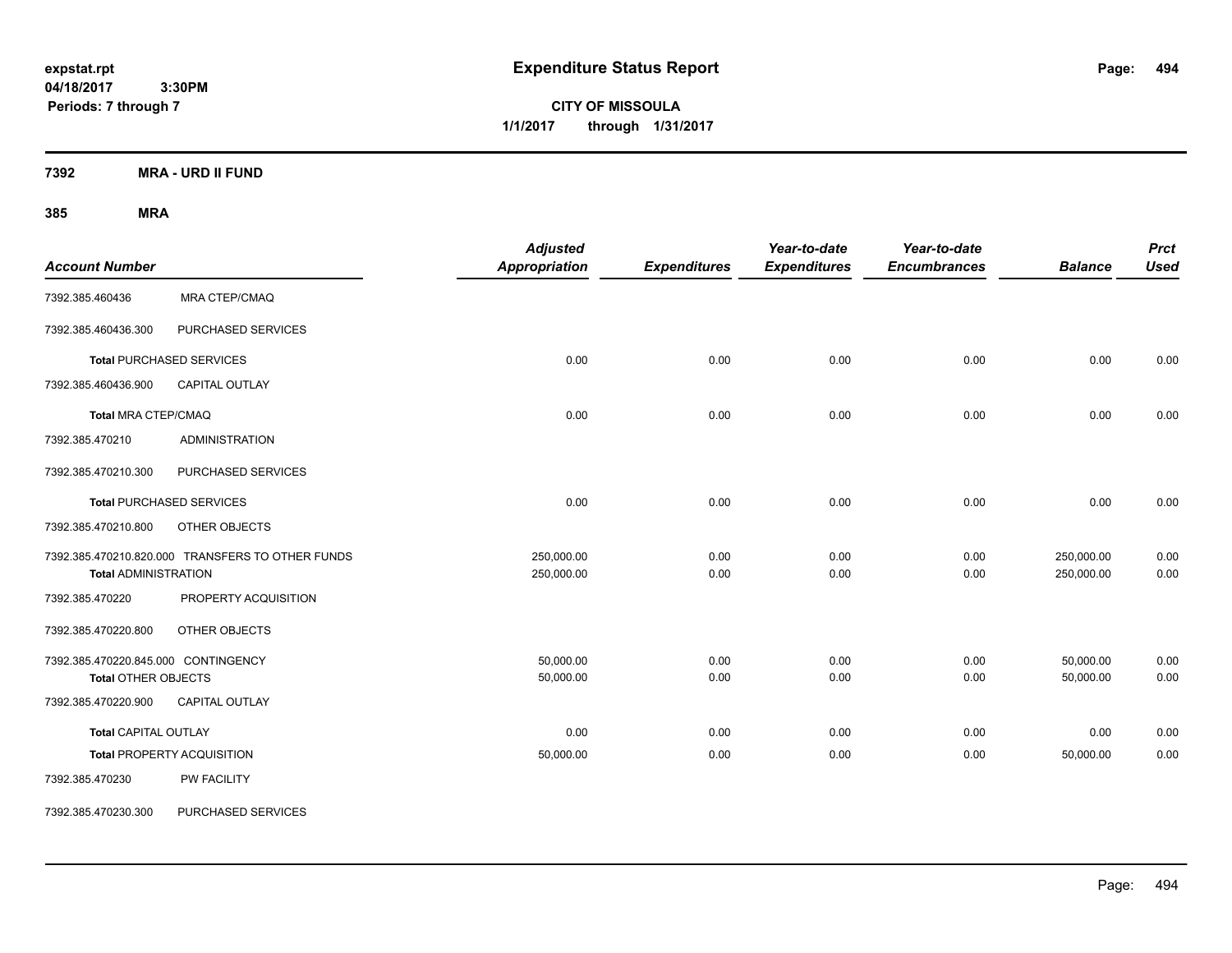expstat.rpt
04/18/2017 3:30PM
Periods: 7 through 7

# Expenditure Status Report

**CITY OF MISSOULA**
**1/1/2017 through 1/31/2017**

**7392 MRA - URD II FUND**

**385 MRA**

| Account Number | | Adjusted Appropriation | Expenditures | Year-to-date Expenditures | Year-to-date Encumbrances | Balance | Prct Used |
|---|---|---|---|---|---|---|---|
| 7392.385.460436 | MRA CTEP/CMAQ | | | | | | |
| 7392.385.460436.300 | PURCHASED SERVICES | | | | | | |
| **Total** PURCHASED SERVICES | | 0.00 | 0.00 | 0.00 | 0.00 | 0.00 | 0.00 |
| 7392.385.460436.900 | CAPITAL OUTLAY | | | | | | |
| **Total** MRA CTEP/CMAQ | | 0.00 | 0.00 | 0.00 | 0.00 | 0.00 | 0.00 |
| 7392.385.470210 | ADMINISTRATION | | | | | | |
| 7392.385.470210.300 | PURCHASED SERVICES | | | | | | |
| **Total** PURCHASED SERVICES | | 0.00 | 0.00 | 0.00 | 0.00 | 0.00 | 0.00 |
| 7392.385.470210.800 | OTHER OBJECTS | | | | | | |
| 7392.385.470210.820.000 | TRANSFERS TO OTHER FUNDS | 250,000.00 | 0.00 | 0.00 | 0.00 | 250,000.00 | 0.00 |
| **Total** ADMINISTRATION | | 250,000.00 | 0.00 | 0.00 | 0.00 | 250,000.00 | 0.00 |
| 7392.385.470220 | PROPERTY ACQUISITION | | | | | | |
| 7392.385.470220.800 | OTHER OBJECTS | | | | | | |
| 7392.385.470220.845.000 | CONTINGENCY | 50,000.00 | 0.00 | 0.00 | 0.00 | 50,000.00 | 0.00 |
| **Total** OTHER OBJECTS | | 50,000.00 | 0.00 | 0.00 | 0.00 | 50,000.00 | 0.00 |
| 7392.385.470220.900 | CAPITAL OUTLAY | | | | | | |
| **Total** CAPITAL OUTLAY | | 0.00 | 0.00 | 0.00 | 0.00 | 0.00 | 0.00 |
| **Total** PROPERTY ACQUISITION | | 50,000.00 | 0.00 | 0.00 | 0.00 | 50,000.00 | 0.00 |
| 7392.385.470230 | PW FACILITY | | | | | | |
| 7392.385.470230.300 | PURCHASED SERVICES | | | | | | |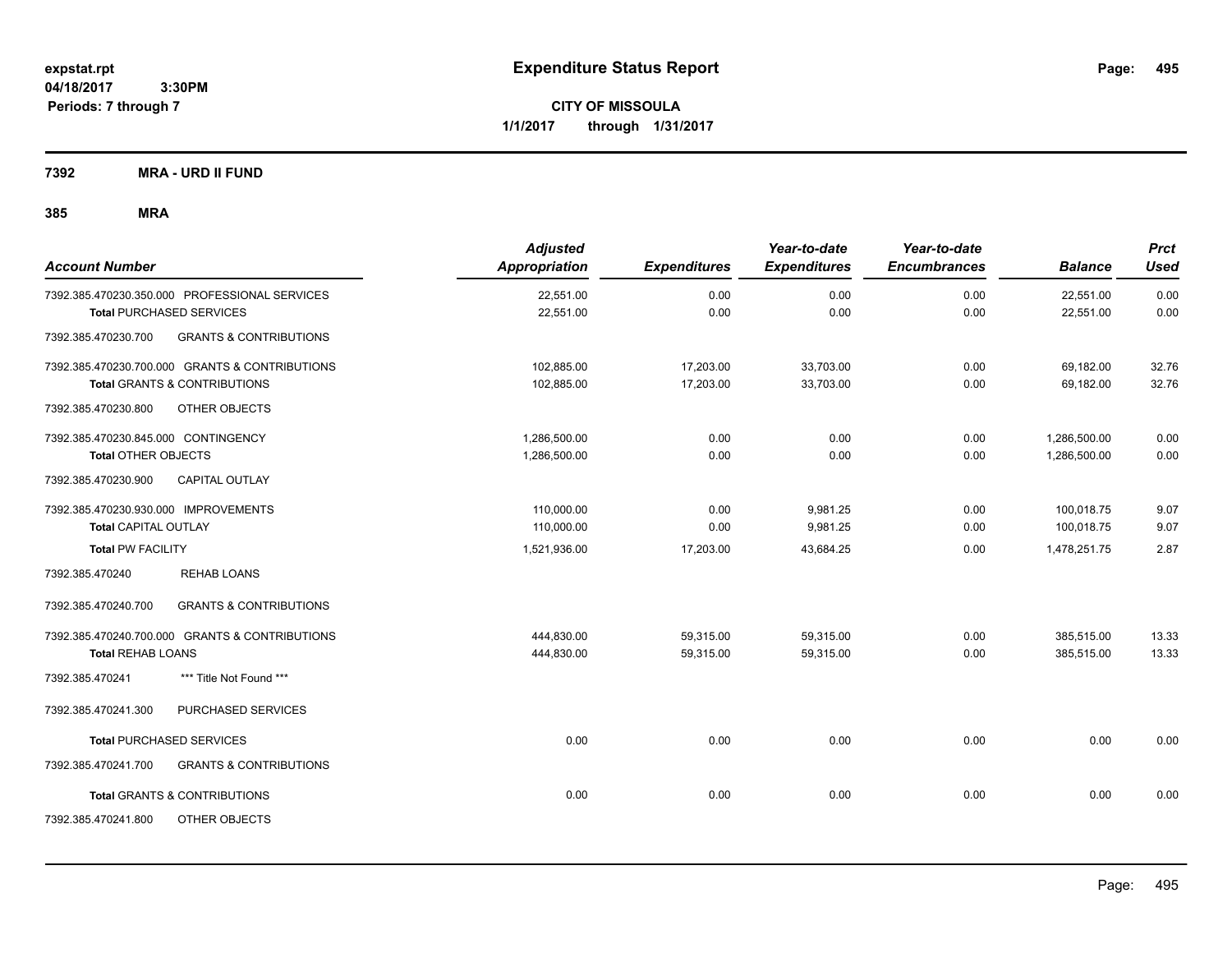# Expenditure Status Report

**CITY OF MISSOULA**

**1/1/2017 through 1/31/2017**

expstat.rpt
04/18/2017 3:30PM
Periods: 7 through 7

**7392 MRA - URD II FUND**

**385 MRA**

| Account Number | Adjusted Appropriation | Expenditures | Year-to-date Expenditures | Year-to-date Encumbrances | Balance | Prct Used |
|---|---|---|---|---|---|---|
| 7392.385.470230.350.000 PROFESSIONAL SERVICES | 22,551.00 | 0.00 | 0.00 | 0.00 | 22,551.00 | 0.00 |
| **Total** PURCHASED SERVICES | 22,551.00 | 0.00 | 0.00 | 0.00 | 22,551.00 | 0.00 |
| 7392.385.470230.700 GRANTS & CONTRIBUTIONS | | | | | | |
| 7392.385.470230.700.000 GRANTS & CONTRIBUTIONS | 102,885.00 | 17,203.00 | 33,703.00 | 0.00 | 69,182.00 | 32.76 |
| **Total** GRANTS & CONTRIBUTIONS | 102,885.00 | 17,203.00 | 33,703.00 | 0.00 | 69,182.00 | 32.76 |
| 7392.385.470230.800 OTHER OBJECTS | | | | | | |
| 7392.385.470230.845.000 CONTINGENCY | 1,286,500.00 | 0.00 | 0.00 | 0.00 | 1,286,500.00 | 0.00 |
| **Total** OTHER OBJECTS | 1,286,500.00 | 0.00 | 0.00 | 0.00 | 1,286,500.00 | 0.00 |
| 7392.385.470230.900 CAPITAL OUTLAY | | | | | | |
| 7392.385.470230.930.000 IMPROVEMENTS | 110,000.00 | 0.00 | 9,981.25 | 0.00 | 100,018.75 | 9.07 |
| **Total** CAPITAL OUTLAY | 110,000.00 | 0.00 | 9,981.25 | 0.00 | 100,018.75 | 9.07 |
| **Total** PW FACILITY | 1,521,936.00 | 17,203.00 | 43,684.25 | 0.00 | 1,478,251.75 | 2.87 |
| 7392.385.470240 REHAB LOANS | | | | | | |
| 7392.385.470240.700 GRANTS & CONTRIBUTIONS | | | | | | |
| 7392.385.470240.700.000 GRANTS & CONTRIBUTIONS | 444,830.00 | 59,315.00 | 59,315.00 | 0.00 | 385,515.00 | 13.33 |
| **Total** REHAB LOANS | 444,830.00 | 59,315.00 | 59,315.00 | 0.00 | 385,515.00 | 13.33 |
| 7392.385.470241 *** Title Not Found *** | | | | | | |
| 7392.385.470241.300 PURCHASED SERVICES | | | | | | |
| **Total** PURCHASED SERVICES | 0.00 | 0.00 | 0.00 | 0.00 | 0.00 | 0.00 |
| 7392.385.470241.700 GRANTS & CONTRIBUTIONS | | | | | | |
| **Total** GRANTS & CONTRIBUTIONS | 0.00 | 0.00 | 0.00 | 0.00 | 0.00 | 0.00 |
| 7392.385.470241.800 OTHER OBJECTS | | | | | | |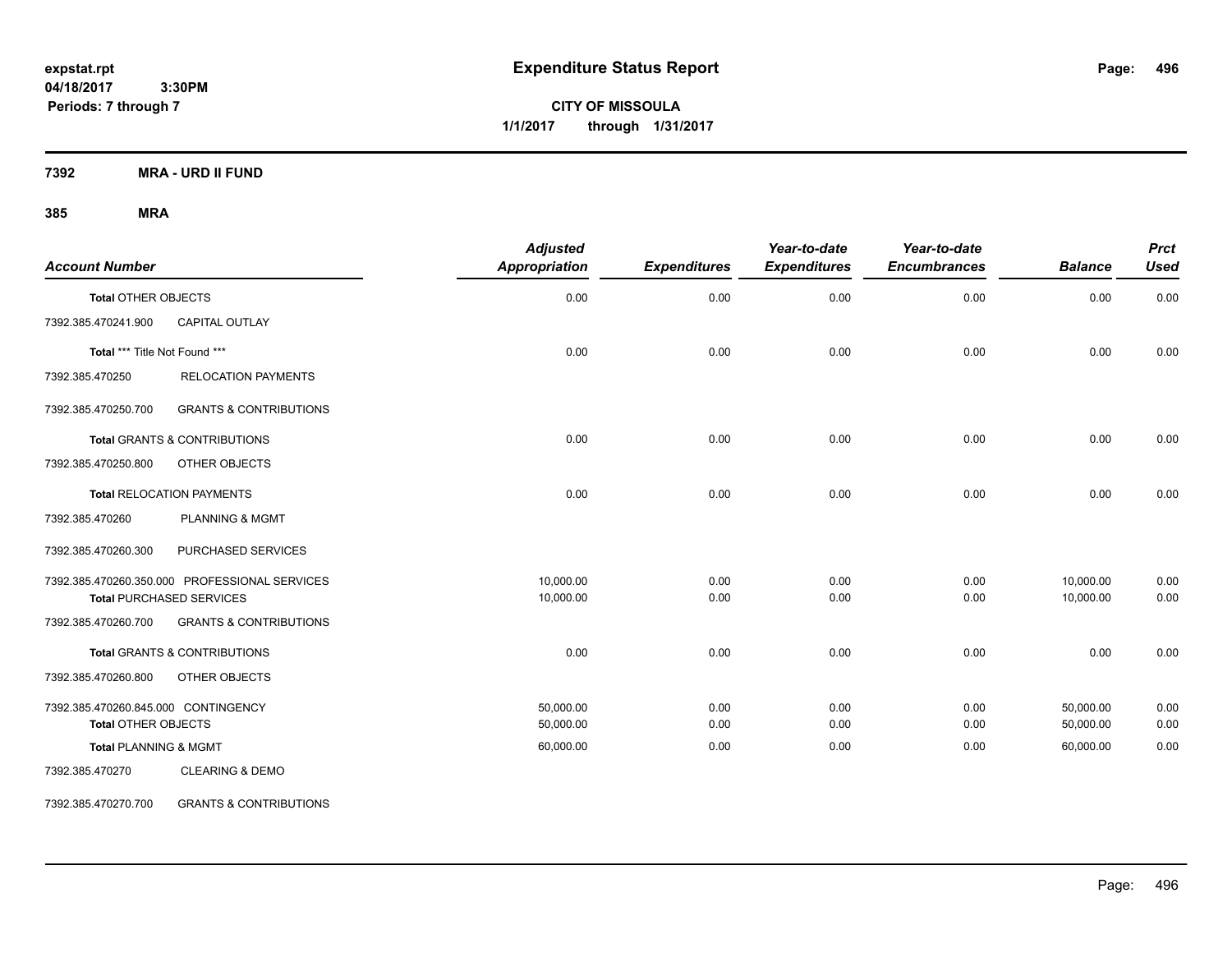# Expenditure Status Report

expstat.rpt
04/18/2017 3:30PM
Periods: 7 through 7

**CITY OF MISSOULA**
**1/1/2017 through 1/31/2017**

**7392 MRA - URD II FUND**

**385 MRA**

| Account Number | | Adjusted Appropriation | Expenditures | Year-to-date Expenditures | Year-to-date Encumbrances | Balance | Prct Used |
|---|---|---|---|---|---|---|---|
| **Total** OTHER OBJECTS | | 0.00 | 0.00 | 0.00 | 0.00 | 0.00 | 0.00 |
| 7392.385.470241.900 | CAPITAL OUTLAY | | | | | | |
| **Total** *** Title Not Found *** | | 0.00 | 0.00 | 0.00 | 0.00 | 0.00 | 0.00 |
| 7392.385.470250 | RELOCATION PAYMENTS | | | | | | |
| 7392.385.470250.700 | GRANTS & CONTRIBUTIONS | | | | | | |
| **Total** GRANTS & CONTRIBUTIONS | | 0.00 | 0.00 | 0.00 | 0.00 | 0.00 | 0.00 |
| 7392.385.470250.800 | OTHER OBJECTS | | | | | | |
| **Total** RELOCATION PAYMENTS | | 0.00 | 0.00 | 0.00 | 0.00 | 0.00 | 0.00 |
| 7392.385.470260 | PLANNING & MGMT | | | | | | |
| 7392.385.470260.300 | PURCHASED SERVICES | | | | | | |
| 7392.385.470260.350.000 | PROFESSIONAL SERVICES | 10,000.00 | 0.00 | 0.00 | 0.00 | 10,000.00 | 0.00 |
| **Total** PURCHASED SERVICES | | 10,000.00 | 0.00 | 0.00 | 0.00 | 10,000.00 | 0.00 |
| 7392.385.470260.700 | GRANTS & CONTRIBUTIONS | | | | | | |
| **Total** GRANTS & CONTRIBUTIONS | | 0.00 | 0.00 | 0.00 | 0.00 | 0.00 | 0.00 |
| 7392.385.470260.800 | OTHER OBJECTS | | | | | | |
| 7392.385.470260.845.000 | CONTINGENCY | 50,000.00 | 0.00 | 0.00 | 0.00 | 50,000.00 | 0.00 |
| **Total** OTHER OBJECTS | | 50,000.00 | 0.00 | 0.00 | 0.00 | 50,000.00 | 0.00 |
| **Total** PLANNING & MGMT | | 60,000.00 | 0.00 | 0.00 | 0.00 | 60,000.00 | 0.00 |
| 7392.385.470270 | CLEARING & DEMO | | | | | | |
| 7392.385.470270.700 | GRANTS & CONTRIBUTIONS | | | | | | |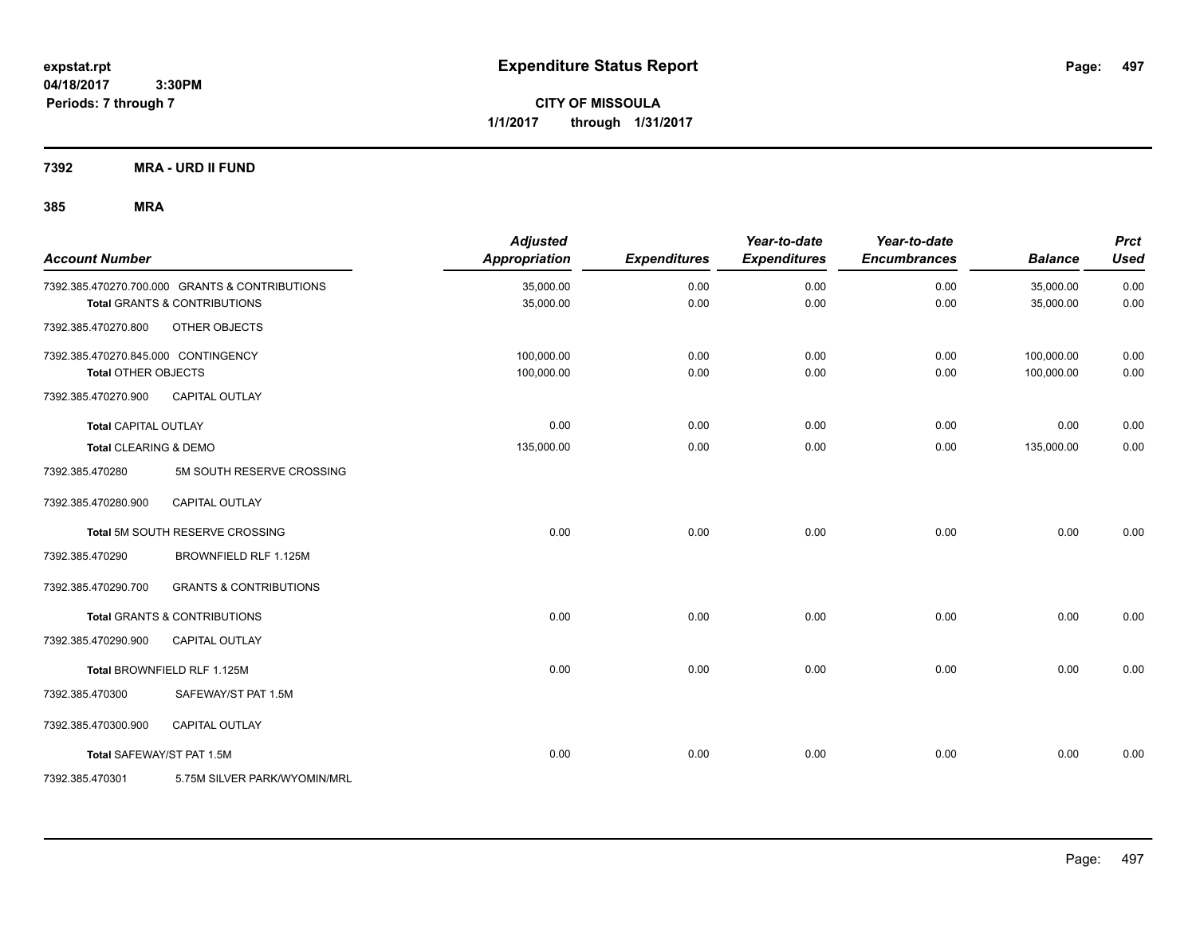**expstat.rpt**
**04/18/2017 3:30PM**
**Periods: 7 through 7**

# Expenditure Status Report

**CITY OF MISSOULA**
**1/1/2017 through 1/31/2017**

## 7392 MRA - URD II FUND

## 385 MRA

| Account Number | Adjusted Appropriation | Expenditures | Year-to-date Expenditures | Year-to-date Encumbrances | Balance | Prct Used |
|---|---|---|---|---|---|---|
| 7392.385.470270.700.000 GRANTS & CONTRIBUTIONS | 35,000.00 | 0.00 | 0.00 | 0.00 | 35,000.00 | 0.00 |
| **Total** GRANTS & CONTRIBUTIONS | 35,000.00 | 0.00 | 0.00 | 0.00 | 35,000.00 | 0.00 |
| 7392.385.470270.800 OTHER OBJECTS | | | | | | |
| 7392.385.470270.845.000 CONTINGENCY | 100,000.00 | 0.00 | 0.00 | 0.00 | 100,000.00 | 0.00 |
| **Total** OTHER OBJECTS | 100,000.00 | 0.00 | 0.00 | 0.00 | 100,000.00 | 0.00 |
| 7392.385.470270.900 CAPITAL OUTLAY | | | | | | |
| **Total** CAPITAL OUTLAY | 0.00 | 0.00 | 0.00 | 0.00 | 0.00 | 0.00 |
| **Total** CLEARING & DEMO | 135,000.00 | 0.00 | 0.00 | 0.00 | 135,000.00 | 0.00 |
| 7392.385.470280 5M SOUTH RESERVE CROSSING | | | | | | |
| 7392.385.470280.900 CAPITAL OUTLAY | | | | | | |
| **Total** 5M SOUTH RESERVE CROSSING | 0.00 | 0.00 | 0.00 | 0.00 | 0.00 | 0.00 |
| 7392.385.470290 BROWNFIELD RLF 1.125M | | | | | | |
| 7392.385.470290.700 GRANTS & CONTRIBUTIONS | | | | | | |
| **Total** GRANTS & CONTRIBUTIONS | 0.00 | 0.00 | 0.00 | 0.00 | 0.00 | 0.00 |
| 7392.385.470290.900 CAPITAL OUTLAY | | | | | | |
| **Total** BROWNFIELD RLF 1.125M | 0.00 | 0.00 | 0.00 | 0.00 | 0.00 | 0.00 |
| 7392.385.470300 SAFEWAY/ST PAT 1.5M | | | | | | |
| 7392.385.470300.900 CAPITAL OUTLAY | | | | | | |
| **Total** SAFEWAY/ST PAT 1.5M | 0.00 | 0.00 | 0.00 | 0.00 | 0.00 | 0.00 |
| 7392.385.470301 5.75M SILVER PARK/WYOMIN/MRL | | | | | | |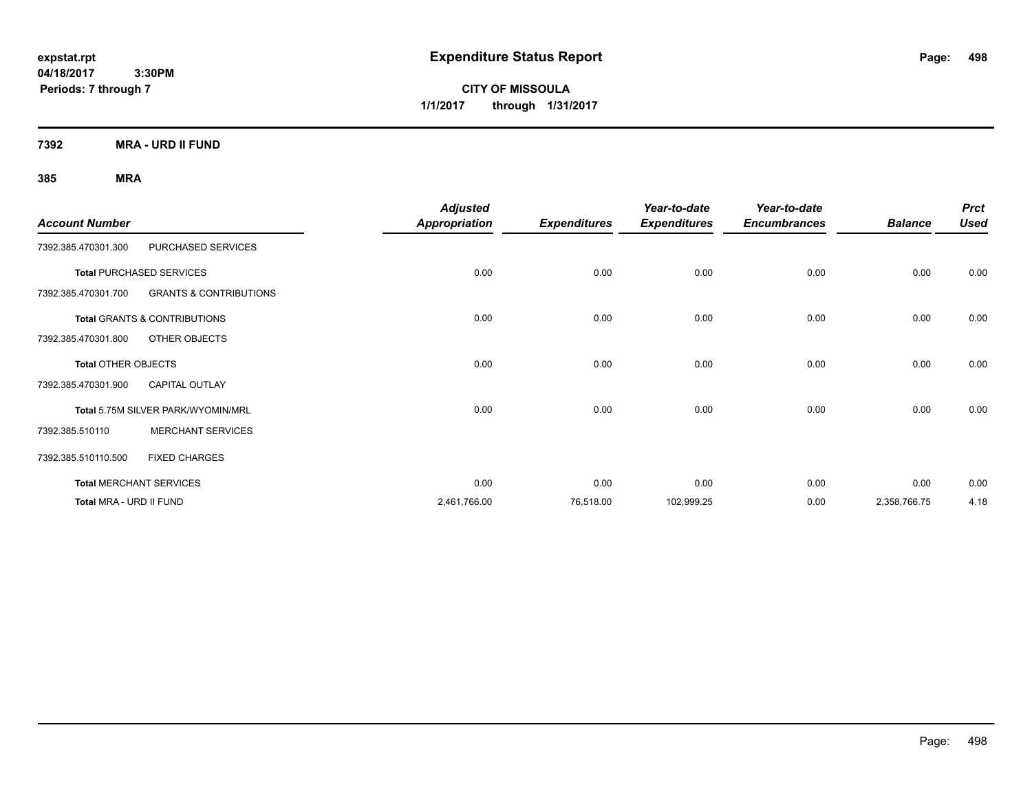**expstat.rpt**
**04/18/2017 3:30PM**
**Periods: 7 through 7**

# Expenditure Status Report

**CITY OF MISSOULA**
**1/1/2017 through 1/31/2017**

## 7392 MRA - URD II FUND

### 385 MRA

| Account Number | | Adjusted Appropriation | Expenditures | Year-to-date Expenditures | Year-to-date Encumbrances | Balance | Prct Used |
|---|---|---|---|---|---|---|---|
| 7392.385.470301.300 | PURCHASED SERVICES | | | | | | |
| **Total** PURCHASED SERVICES | | 0.00 | 0.00 | 0.00 | 0.00 | 0.00 | 0.00 |
| 7392.385.470301.700 | GRANTS & CONTRIBUTIONS | | | | | | |
| **Total** GRANTS & CONTRIBUTIONS | | 0.00 | 0.00 | 0.00 | 0.00 | 0.00 | 0.00 |
| 7392.385.470301.800 | OTHER OBJECTS | | | | | | |
| **Total** OTHER OBJECTS | | 0.00 | 0.00 | 0.00 | 0.00 | 0.00 | 0.00 |
| 7392.385.470301.900 | CAPITAL OUTLAY | | | | | | |
| **Total** 5.75M SILVER PARK/WYOMIN/MRL | | 0.00 | 0.00 | 0.00 | 0.00 | 0.00 | 0.00 |
| 7392.385.510110 | MERCHANT SERVICES | | | | | | |
| 7392.385.510110.500 | FIXED CHARGES | | | | | | |
| **Total** MERCHANT SERVICES | | 0.00 | 0.00 | 0.00 | 0.00 | 0.00 | 0.00 |
| **Total** MRA - URD II FUND | | 2,461,766.00 | 76,518.00 | 102,999.25 | 0.00 | 2,358,766.75 | 4.18 |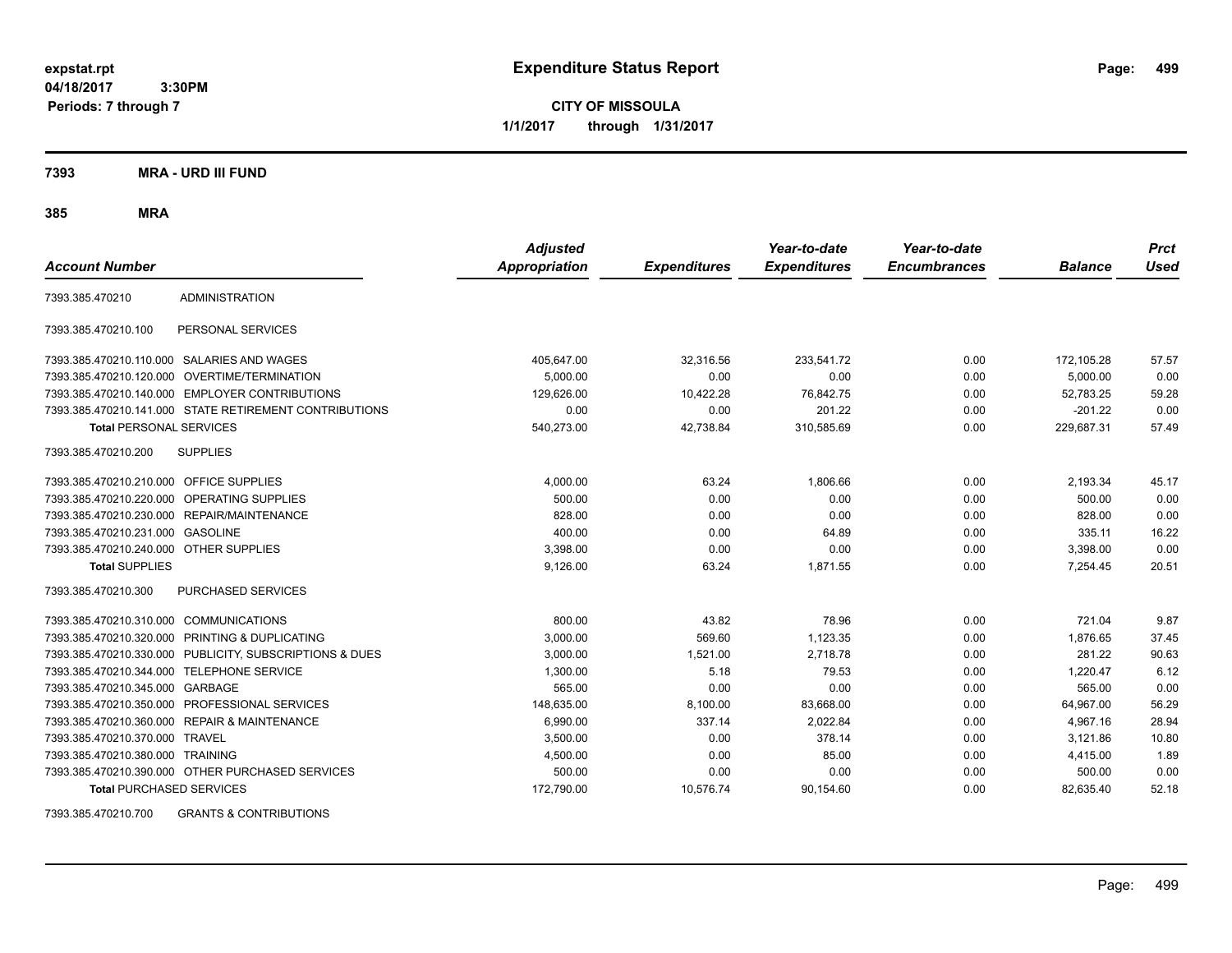# Expenditure Status Report

**CITY OF MISSOULA**

**1/1/2017 through 1/31/2017**

expstat.rpt
04/18/2017 3:30PM
Periods: 7 through 7

**7393 MRA - URD III FUND**

**385 MRA**

| Account Number | | Adjusted Appropriation | Expenditures | Year-to-date Expenditures | Year-to-date Encumbrances | Balance | Prct Used |
|---|---|---|---|---|---|---|---|
| 7393.385.470210 | ADMINISTRATION | | | | | | |
| 7393.385.470210.100 | PERSONAL SERVICES | | | | | | |
| 7393.385.470210.110.000 | SALARIES AND WAGES | 405,647.00 | 32,316.56 | 233,541.72 | 0.00 | 172,105.28 | 57.57 |
| 7393.385.470210.120.000 | OVERTIME/TERMINATION | 5,000.00 | 0.00 | 0.00 | 0.00 | 5,000.00 | 0.00 |
| 7393.385.470210.140.000 | EMPLOYER CONTRIBUTIONS | 129,626.00 | 10,422.28 | 76,842.75 | 0.00 | 52,783.25 | 59.28 |
| 7393.385.470210.141.000 | STATE RETIREMENT CONTRIBUTIONS | 0.00 | 0.00 | 201.22 | 0.00 | -201.22 | 0.00 |
| **Total** PERSONAL SERVICES | | 540,273.00 | 42,738.84 | 310,585.69 | 0.00 | 229,687.31 | 57.49 |
| 7393.385.470210.200 | SUPPLIES | | | | | | |
| 7393.385.470210.210.000 | OFFICE SUPPLIES | 4,000.00 | 63.24 | 1,806.66 | 0.00 | 2,193.34 | 45.17 |
| 7393.385.470210.220.000 | OPERATING SUPPLIES | 500.00 | 0.00 | 0.00 | 0.00 | 500.00 | 0.00 |
| 7393.385.470210.230.000 | REPAIR/MAINTENANCE | 828.00 | 0.00 | 0.00 | 0.00 | 828.00 | 0.00 |
| 7393.385.470210.231.000 | GASOLINE | 400.00 | 0.00 | 64.89 | 0.00 | 335.11 | 16.22 |
| 7393.385.470210.240.000 | OTHER SUPPLIES | 3,398.00 | 0.00 | 0.00 | 0.00 | 3,398.00 | 0.00 |
| **Total** SUPPLIES | | 9,126.00 | 63.24 | 1,871.55 | 0.00 | 7,254.45 | 20.51 |
| 7393.385.470210.300 | PURCHASED SERVICES | | | | | | |
| 7393.385.470210.310.000 | COMMUNICATIONS | 800.00 | 43.82 | 78.96 | 0.00 | 721.04 | 9.87 |
| 7393.385.470210.320.000 | PRINTING & DUPLICATING | 3,000.00 | 569.60 | 1,123.35 | 0.00 | 1,876.65 | 37.45 |
| 7393.385.470210.330.000 | PUBLICITY, SUBSCRIPTIONS & DUES | 3,000.00 | 1,521.00 | 2,718.78 | 0.00 | 281.22 | 90.63 |
| 7393.385.470210.344.000 | TELEPHONE SERVICE | 1,300.00 | 5.18 | 79.53 | 0.00 | 1,220.47 | 6.12 |
| 7393.385.470210.345.000 | GARBAGE | 565.00 | 0.00 | 0.00 | 0.00 | 565.00 | 0.00 |
| 7393.385.470210.350.000 | PROFESSIONAL SERVICES | 148,635.00 | 8,100.00 | 83,668.00 | 0.00 | 64,967.00 | 56.29 |
| 7393.385.470210.360.000 | REPAIR & MAINTENANCE | 6,990.00 | 337.14 | 2,022.84 | 0.00 | 4,967.16 | 28.94 |
| 7393.385.470210.370.000 | TRAVEL | 3,500.00 | 0.00 | 378.14 | 0.00 | 3,121.86 | 10.80 |
| 7393.385.470210.380.000 | TRAINING | 4,500.00 | 0.00 | 85.00 | 0.00 | 4,415.00 | 1.89 |
| 7393.385.470210.390.000 | OTHER PURCHASED SERVICES | 500.00 | 0.00 | 0.00 | 0.00 | 500.00 | 0.00 |
| **Total** PURCHASED SERVICES | | 172,790.00 | 10,576.74 | 90,154.60 | 0.00 | 82,635.40 | 52.18 |
| 7393.385.470210.700 | GRANTS & CONTRIBUTIONS | | | | | | |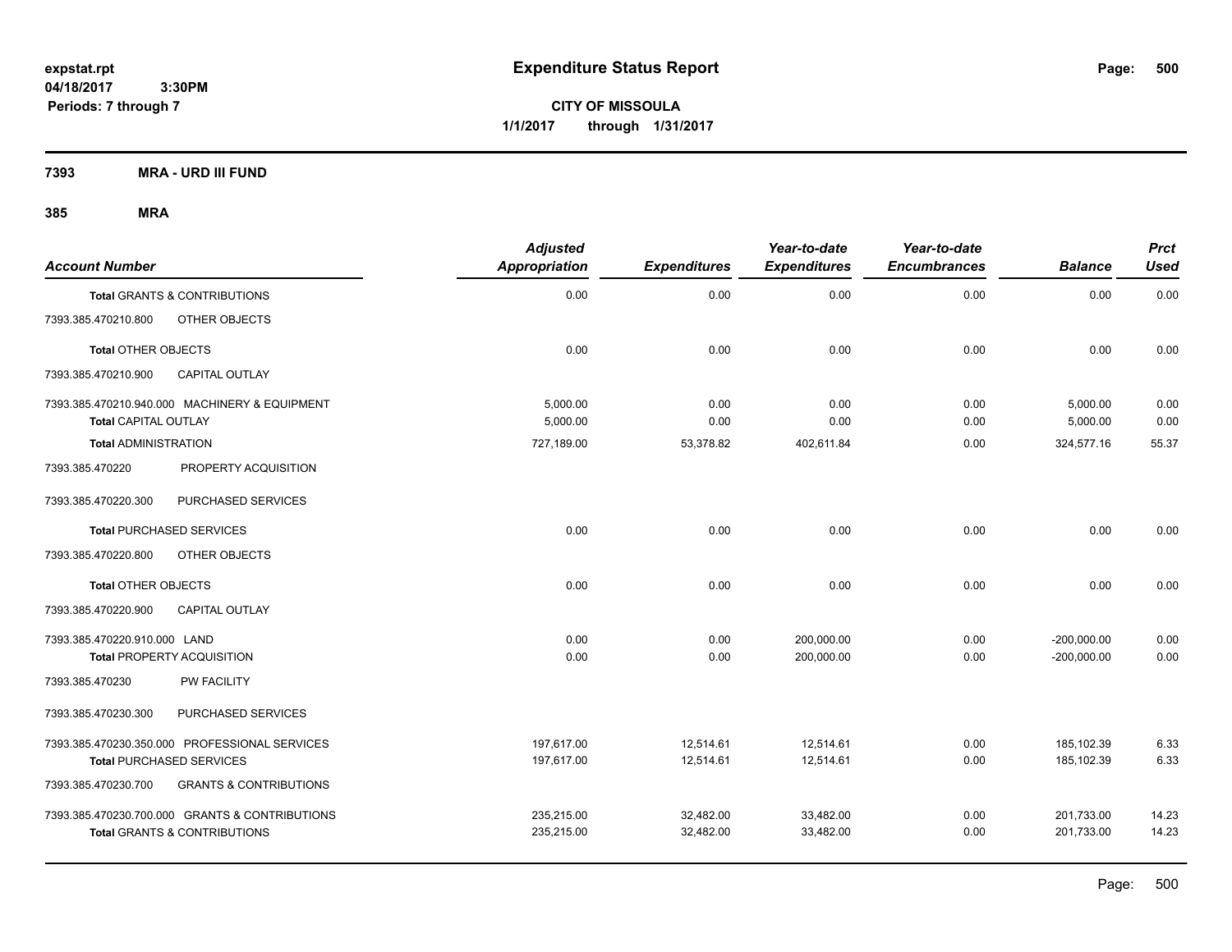# Expenditure Status Report

expstat.rpt
04/18/2017 3:30PM
Periods: 7 through 7

**CITY OF MISSOULA**
**1/1/2017 through 1/31/2017**

**7393 MRA - URD III FUND**

**385 MRA**

| Account Number | Adjusted Appropriation | Expenditures | Year-to-date Expenditures | Year-to-date Encumbrances | Balance | Prct Used |
|---|---|---|---|---|---|---|
| **Total** GRANTS & CONTRIBUTIONS | 0.00 | 0.00 | 0.00 | 0.00 | 0.00 | 0.00 |
| 7393.385.470210.800 OTHER OBJECTS | | | | | | |
| **Total** OTHER OBJECTS | 0.00 | 0.00 | 0.00 | 0.00 | 0.00 | 0.00 |
| 7393.385.470210.900 CAPITAL OUTLAY | | | | | | |
| 7393.385.470210.940.000 MACHINERY & EQUIPMENT | 5,000.00 | 0.00 | 0.00 | 0.00 | 5,000.00 | 0.00 |
| **Total** CAPITAL OUTLAY | 5,000.00 | 0.00 | 0.00 | 0.00 | 5,000.00 | 0.00 |
| **Total** ADMINISTRATION | 727,189.00 | 53,378.82 | 402,611.84 | 0.00 | 324,577.16 | 55.37 |
| 7393.385.470220 PROPERTY ACQUISITION | | | | | | |
| 7393.385.470220.300 PURCHASED SERVICES | | | | | | |
| **Total** PURCHASED SERVICES | 0.00 | 0.00 | 0.00 | 0.00 | 0.00 | 0.00 |
| 7393.385.470220.800 OTHER OBJECTS | | | | | | |
| **Total** OTHER OBJECTS | 0.00 | 0.00 | 0.00 | 0.00 | 0.00 | 0.00 |
| 7393.385.470220.900 CAPITAL OUTLAY | | | | | | |
| 7393.385.470220.910.000 LAND | 0.00 | 0.00 | 200,000.00 | 0.00 | -200,000.00 | 0.00 |
| **Total** PROPERTY ACQUISITION | 0.00 | 0.00 | 200,000.00 | 0.00 | -200,000.00 | 0.00 |
| 7393.385.470230 PW FACILITY | | | | | | |
| 7393.385.470230.300 PURCHASED SERVICES | | | | | | |
| 7393.385.470230.350.000 PROFESSIONAL SERVICES | 197,617.00 | 12,514.61 | 12,514.61 | 0.00 | 185,102.39 | 6.33 |
| **Total** PURCHASED SERVICES | 197,617.00 | 12,514.61 | 12,514.61 | 0.00 | 185,102.39 | 6.33 |
| 7393.385.470230.700 GRANTS & CONTRIBUTIONS | | | | | | |
| 7393.385.470230.700.000 GRANTS & CONTRIBUTIONS | 235,215.00 | 32,482.00 | 33,482.00 | 0.00 | 201,733.00 | 14.23 |
| **Total** GRANTS & CONTRIBUTIONS | 235,215.00 | 32,482.00 | 33,482.00 | 0.00 | 201,733.00 | 14.23 |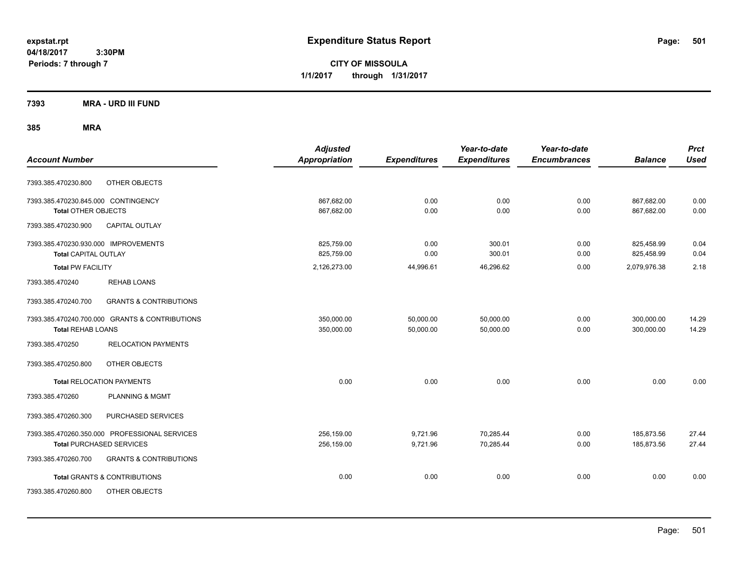# Expenditure Status Report

expstat.rpt
04/18/2017 3:30PM
Periods: 7 through 7

**CITY OF MISSOULA**
**1/1/2017 through 1/31/2017**

## 7393 MRA - URD III FUND

### 385 MRA

| Account Number | | Adjusted Appropriation | Expenditures | Year-to-date Expenditures | Year-to-date Encumbrances | Balance | Prct Used |
|---|---|---|---|---|---|---|---|
| 7393.385.470230.800 | OTHER OBJECTS | | | | | | |
| 7393.385.470230.845.000 CONTINGENCY | | 867,682.00 | 0.00 | 0.00 | 0.00 | 867,682.00 | 0.00 |
| **Total** OTHER OBJECTS | | 867,682.00 | 0.00 | 0.00 | 0.00 | 867,682.00 | 0.00 |
| 7393.385.470230.900 | CAPITAL OUTLAY | | | | | | |
| 7393.385.470230.930.000 IMPROVEMENTS | | 825,759.00 | 0.00 | 300.01 | 0.00 | 825,458.99 | 0.04 |
| **Total** CAPITAL OUTLAY | | 825,759.00 | 0.00 | 300.01 | 0.00 | 825,458.99 | 0.04 |
| **Total** PW FACILITY | | 2,126,273.00 | 44,996.61 | 46,296.62 | 0.00 | 2,079,976.38 | 2.18 |
| 7393.385.470240 | REHAB LOANS | | | | | | |
| 7393.385.470240.700 | GRANTS & CONTRIBUTIONS | | | | | | |
| 7393.385.470240.700.000 GRANTS & CONTRIBUTIONS | | 350,000.00 | 50,000.00 | 50,000.00 | 0.00 | 300,000.00 | 14.29 |
| **Total** REHAB LOANS | | 350,000.00 | 50,000.00 | 50,000.00 | 0.00 | 300,000.00 | 14.29 |
| 7393.385.470250 | RELOCATION PAYMENTS | | | | | | |
| 7393.385.470250.800 | OTHER OBJECTS | | | | | | |
| **Total** RELOCATION PAYMENTS | | 0.00 | 0.00 | 0.00 | 0.00 | 0.00 | 0.00 |
| 7393.385.470260 | PLANNING & MGMT | | | | | | |
| 7393.385.470260.300 | PURCHASED SERVICES | | | | | | |
| 7393.385.470260.350.000 PROFESSIONAL SERVICES | | 256,159.00 | 9,721.96 | 70,285.44 | 0.00 | 185,873.56 | 27.44 |
| **Total** PURCHASED SERVICES | | 256,159.00 | 9,721.96 | 70,285.44 | 0.00 | 185,873.56 | 27.44 |
| 7393.385.470260.700 | GRANTS & CONTRIBUTIONS | | | | | | |
| **Total** GRANTS & CONTRIBUTIONS | | 0.00 | 0.00 | 0.00 | 0.00 | 0.00 | 0.00 |
| 7393.385.470260.800 | OTHER OBJECTS | | | | | | |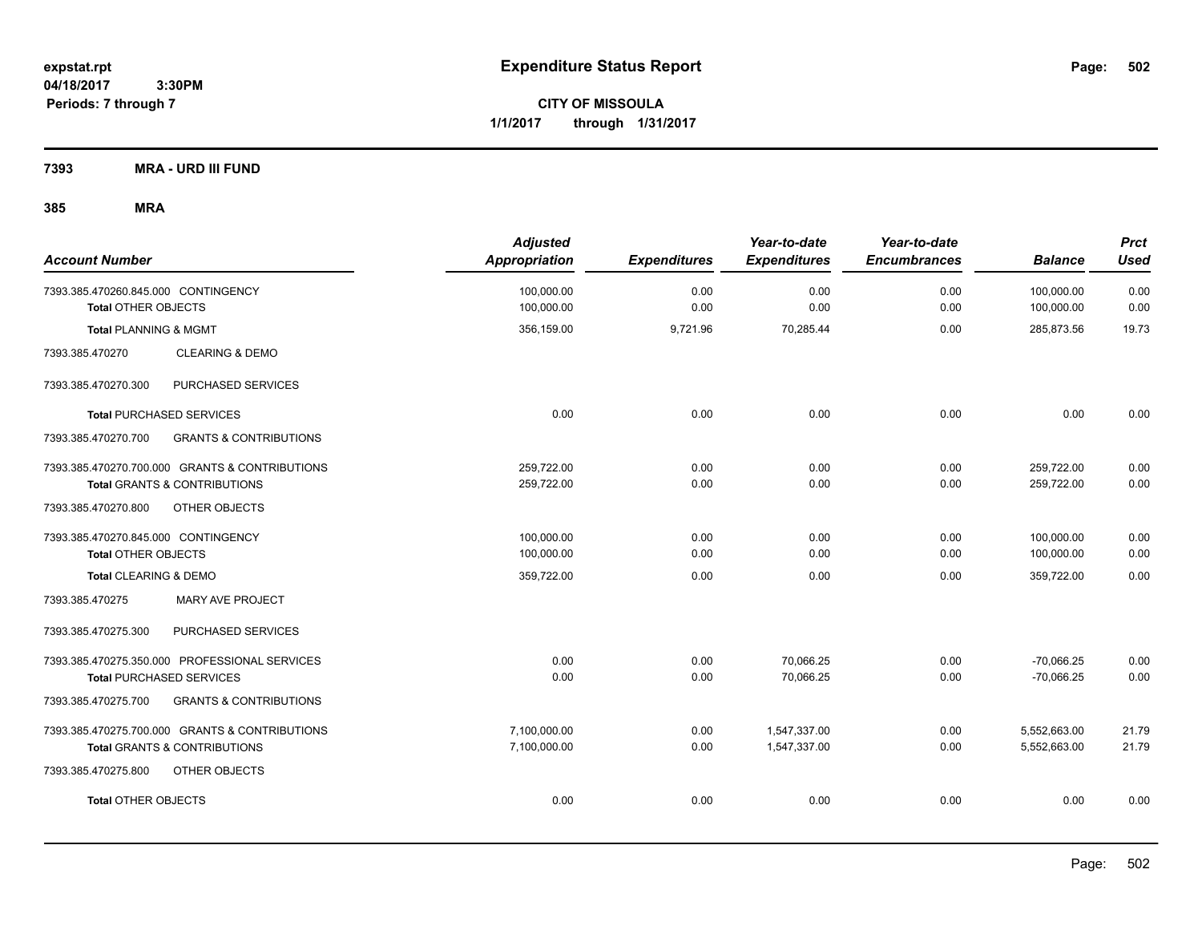**expstat.rpt**
**04/18/2017 3:30PM**
**Periods: 7 through 7**

# Expenditure Status Report

**CITY OF MISSOULA**
**1/1/2017 through 1/31/2017**

## 7393 MRA - URD III FUND

## 385 MRA

| Account Number | Adjusted Appropriation | Expenditures | Year-to-date Expenditures | Year-to-date Encumbrances | Balance | Prct Used |
|---|---|---|---|---|---|---|
| 7393.385.470260.845.000 CONTINGENCY | 100,000.00 | 0.00 | 0.00 | 0.00 | 100,000.00 | 0.00 |
| **Total** OTHER OBJECTS | 100,000.00 | 0.00 | 0.00 | 0.00 | 100,000.00 | 0.00 |
| **Total** PLANNING & MGMT | 356,159.00 | 9,721.96 | 70,285.44 | 0.00 | 285,873.56 | 19.73 |
| 7393.385.470270 CLEARING & DEMO | | | | | | |
| 7393.385.470270.300 PURCHASED SERVICES | | | | | | |
| **Total** PURCHASED SERVICES | 0.00 | 0.00 | 0.00 | 0.00 | 0.00 | 0.00 |
| 7393.385.470270.700 GRANTS & CONTRIBUTIONS | | | | | | |
| 7393.385.470270.700.000 GRANTS & CONTRIBUTIONS | 259,722.00 | 0.00 | 0.00 | 0.00 | 259,722.00 | 0.00 |
| **Total** GRANTS & CONTRIBUTIONS | 259,722.00 | 0.00 | 0.00 | 0.00 | 259,722.00 | 0.00 |
| 7393.385.470270.800 OTHER OBJECTS | | | | | | |
| 7393.385.470270.845.000 CONTINGENCY | 100,000.00 | 0.00 | 0.00 | 0.00 | 100,000.00 | 0.00 |
| **Total** OTHER OBJECTS | 100,000.00 | 0.00 | 0.00 | 0.00 | 100,000.00 | 0.00 |
| **Total** CLEARING & DEMO | 359,722.00 | 0.00 | 0.00 | 0.00 | 359,722.00 | 0.00 |
| 7393.385.470275 MARY AVE PROJECT | | | | | | |
| 7393.385.470275.300 PURCHASED SERVICES | | | | | | |
| 7393.385.470275.350.000 PROFESSIONAL SERVICES | 0.00 | 0.00 | 70,066.25 | 0.00 | -70,066.25 | 0.00 |
| **Total** PURCHASED SERVICES | 0.00 | 0.00 | 70,066.25 | 0.00 | -70,066.25 | 0.00 |
| 7393.385.470275.700 GRANTS & CONTRIBUTIONS | | | | | | |
| 7393.385.470275.700.000 GRANTS & CONTRIBUTIONS | 7,100,000.00 | 0.00 | 1,547,337.00 | 0.00 | 5,552,663.00 | 21.79 |
| **Total** GRANTS & CONTRIBUTIONS | 7,100,000.00 | 0.00 | 1,547,337.00 | 0.00 | 5,552,663.00 | 21.79 |
| 7393.385.470275.800 OTHER OBJECTS | | | | | | |
| **Total** OTHER OBJECTS | 0.00 | 0.00 | 0.00 | 0.00 | 0.00 | 0.00 |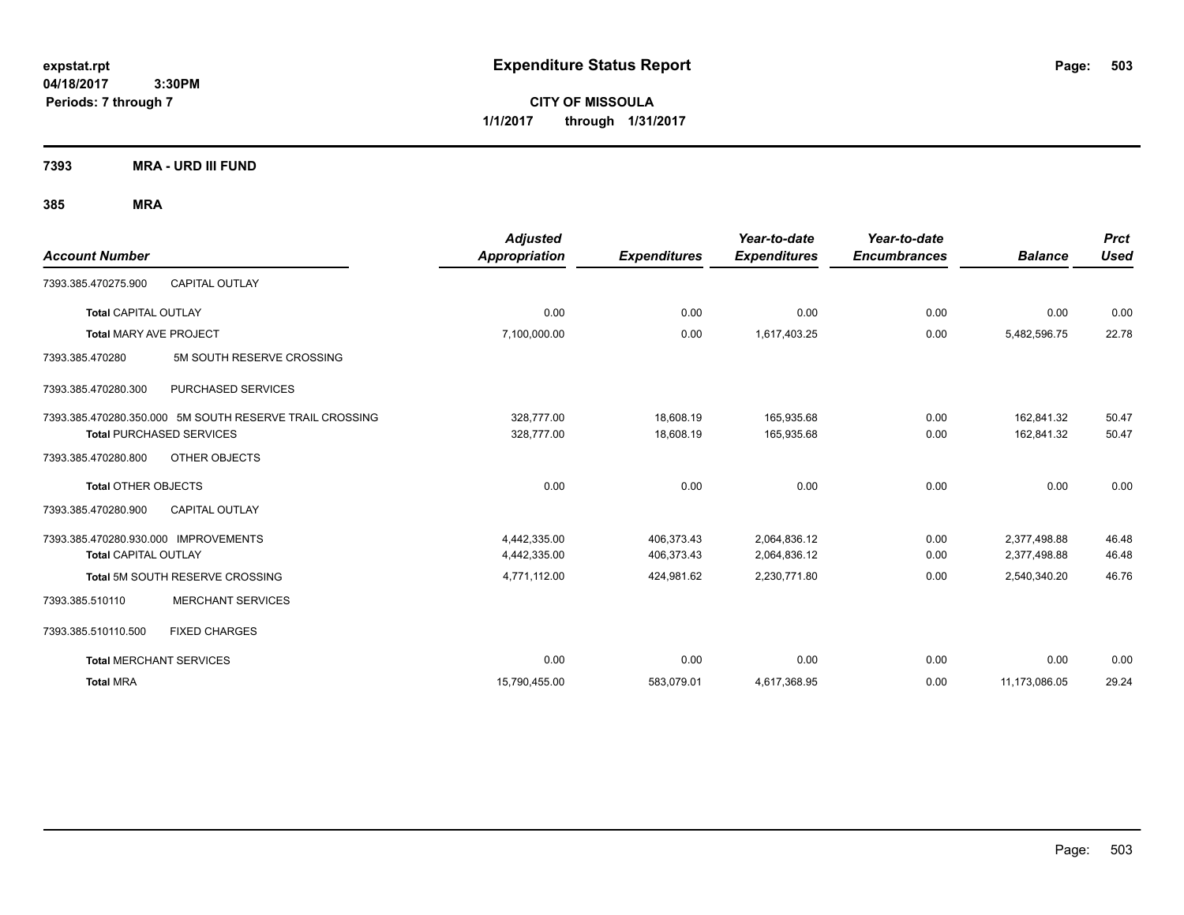**expstat.rpt**
**04/18/2017 3:30PM**
**Periods: 7 through 7**

# Expenditure Status Report

**CITY OF MISSOULA**
**1/1/2017 through 1/31/2017**

## 7393 MRA - URD III FUND

### 385 MRA

| Account Number | | Adjusted Appropriation | Expenditures | Year-to-date Expenditures | Year-to-date Encumbrances | Balance | Prct Used |
|---|---|---|---|---|---|---|---|
| 7393.385.470275.900 | CAPITAL OUTLAY | | | | | | |
| **Total** CAPITAL OUTLAY | | 0.00 | 0.00 | 0.00 | 0.00 | 0.00 | 0.00 |
| **Total** MARY AVE PROJECT | | 7,100,000.00 | 0.00 | 1,617,403.25 | 0.00 | 5,482,596.75 | 22.78 |
| 7393.385.470280 | 5M SOUTH RESERVE CROSSING | | | | | | |
| 7393.385.470280.300 | PURCHASED SERVICES | | | | | | |
| 7393.385.470280.350.000 | 5M SOUTH RESERVE TRAIL CROSSING | 328,777.00 | 18,608.19 | 165,935.68 | 0.00 | 162,841.32 | 50.47 |
| **Total** PURCHASED SERVICES | | 328,777.00 | 18,608.19 | 165,935.68 | 0.00 | 162,841.32 | 50.47 |
| 7393.385.470280.800 | OTHER OBJECTS | | | | | | |
| **Total** OTHER OBJECTS | | 0.00 | 0.00 | 0.00 | 0.00 | 0.00 | 0.00 |
| 7393.385.470280.900 | CAPITAL OUTLAY | | | | | | |
| 7393.385.470280.930.000 | IMPROVEMENTS | 4,442,335.00 | 406,373.43 | 2,064,836.12 | 0.00 | 2,377,498.88 | 46.48 |
| **Total** CAPITAL OUTLAY | | 4,442,335.00 | 406,373.43 | 2,064,836.12 | 0.00 | 2,377,498.88 | 46.48 |
| **Total** 5M SOUTH RESERVE CROSSING | | 4,771,112.00 | 424,981.62 | 2,230,771.80 | 0.00 | 2,540,340.20 | 46.76 |
| 7393.385.510110 | MERCHANT SERVICES | | | | | | |
| 7393.385.510110.500 | FIXED CHARGES | | | | | | |
| **Total** MERCHANT SERVICES | | 0.00 | 0.00 | 0.00 | 0.00 | 0.00 | 0.00 |
| **Total** MRA | | 15,790,455.00 | 583,079.01 | 4,617,368.95 | 0.00 | 11,173,086.05 | 29.24 |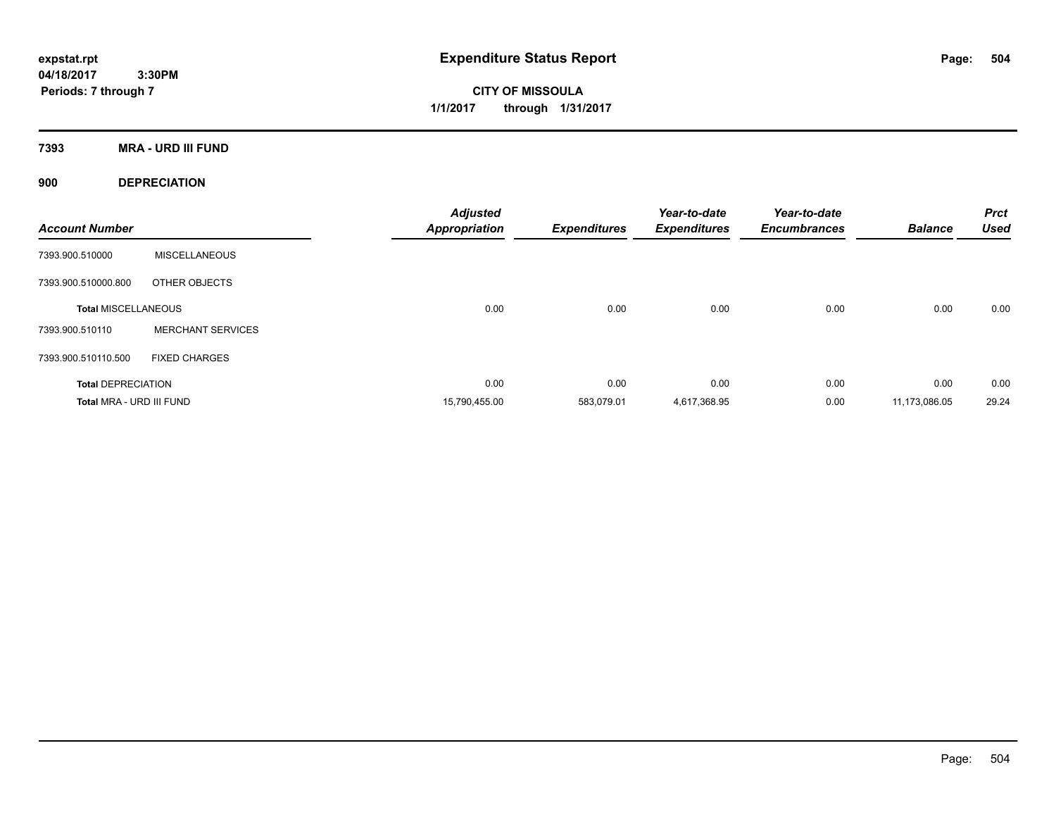**expstat.rpt**
**04/18/2017 3:30PM**
**Periods: 7 through 7**

# Expenditure Status Report

**CITY OF MISSOULA**
**1/1/2017 through 1/31/2017**

## 7393 MRA - URD III FUND

### 900 DEPRECIATION

| Account Number | | Adjusted Appropriation | Expenditures | Year-to-date Expenditures | Year-to-date Encumbrances | Balance | Prct Used |
|---|---|---|---|---|---|---|---|
| 7393.900.510000 | MISCELLANEOUS | | | | | | |
| 7393.900.510000.800 | OTHER OBJECTS | | | | | | |
| **Total MISCELLANEOUS** | | 0.00 | 0.00 | 0.00 | 0.00 | 0.00 | 0.00 |
| 7393.900.510110 | MERCHANT SERVICES | | | | | | |
| 7393.900.510110.500 | FIXED CHARGES | | | | | | |
| **Total DEPRECIATION** | | 0.00 | 0.00 | 0.00 | 0.00 | 0.00 | 0.00 |
| **Total MRA - URD III FUND** | | 15,790,455.00 | 583,079.01 | 4,617,368.95 | 0.00 | 11,173,086.05 | 29.24 |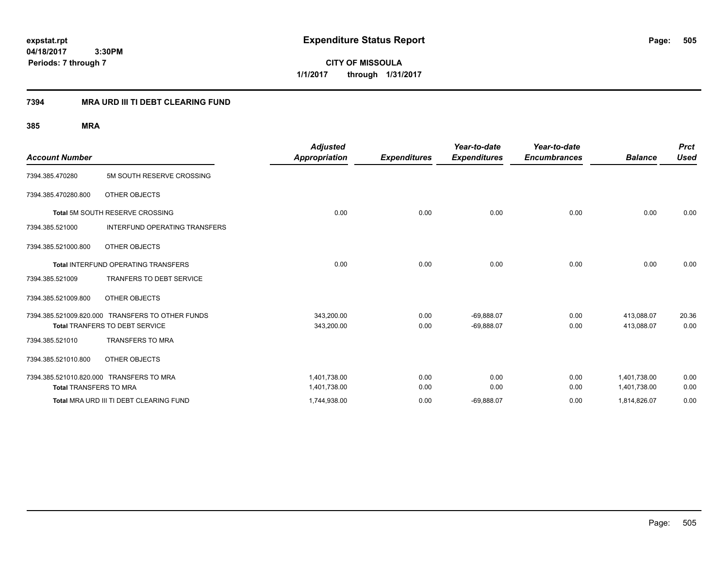# Expenditure Status Report

expstat.rpt
04/18/2017 3:30PM
Periods: 7 through 7

**CITY OF MISSOULA**
**1/1/2017 through 1/31/2017**

## 7394 MRA URD III TI DEBT CLEARING FUND

### 385 MRA

| Account Number | | Adjusted Appropriation | Expenditures | Year-to-date Expenditures | Year-to-date Encumbrances | Balance | Prct Used |
|---|---|---|---|---|---|---|---|
| 7394.385.470280 | 5M SOUTH RESERVE CROSSING | | | | | | |
| 7394.385.470280.800 | OTHER OBJECTS | | | | | | |
| **Total** 5M SOUTH RESERVE CROSSING | | 0.00 | 0.00 | 0.00 | 0.00 | 0.00 | 0.00 |
| 7394.385.521000 | INTERFUND OPERATING TRANSFERS | | | | | | |
| 7394.385.521000.800 | OTHER OBJECTS | | | | | | |
| **Total** INTERFUND OPERATING TRANSFERS | | 0.00 | 0.00 | 0.00 | 0.00 | 0.00 | 0.00 |
| 7394.385.521009 | TRANFERS TO DEBT SERVICE | | | | | | |
| 7394.385.521009.800 | OTHER OBJECTS | | | | | | |
| 7394.385.521009.820.000 | TRANSFERS TO OTHER FUNDS | 343,200.00 | 0.00 | -69,888.07 | 0.00 | 413,088.07 | 20.36 |
| **Total** TRANFERS TO DEBT SERVICE | | 343,200.00 | 0.00 | -69,888.07 | 0.00 | 413,088.07 | 0.00 |
| 7394.385.521010 | TRANSFERS TO MRA | | | | | | |
| 7394.385.521010.800 | OTHER OBJECTS | | | | | | |
| 7394.385.521010.820.000 | TRANSFERS TO MRA | 1,401,738.00 | 0.00 | 0.00 | 0.00 | 1,401,738.00 | 0.00 |
| **Total** TRANSFERS TO MRA | | 1,401,738.00 | 0.00 | 0.00 | 0.00 | 1,401,738.00 | 0.00 |
| **Total** MRA URD III TI DEBT CLEARING FUND | | 1,744,938.00 | 0.00 | -69,888.07 | 0.00 | 1,814,826.07 | 0.00 |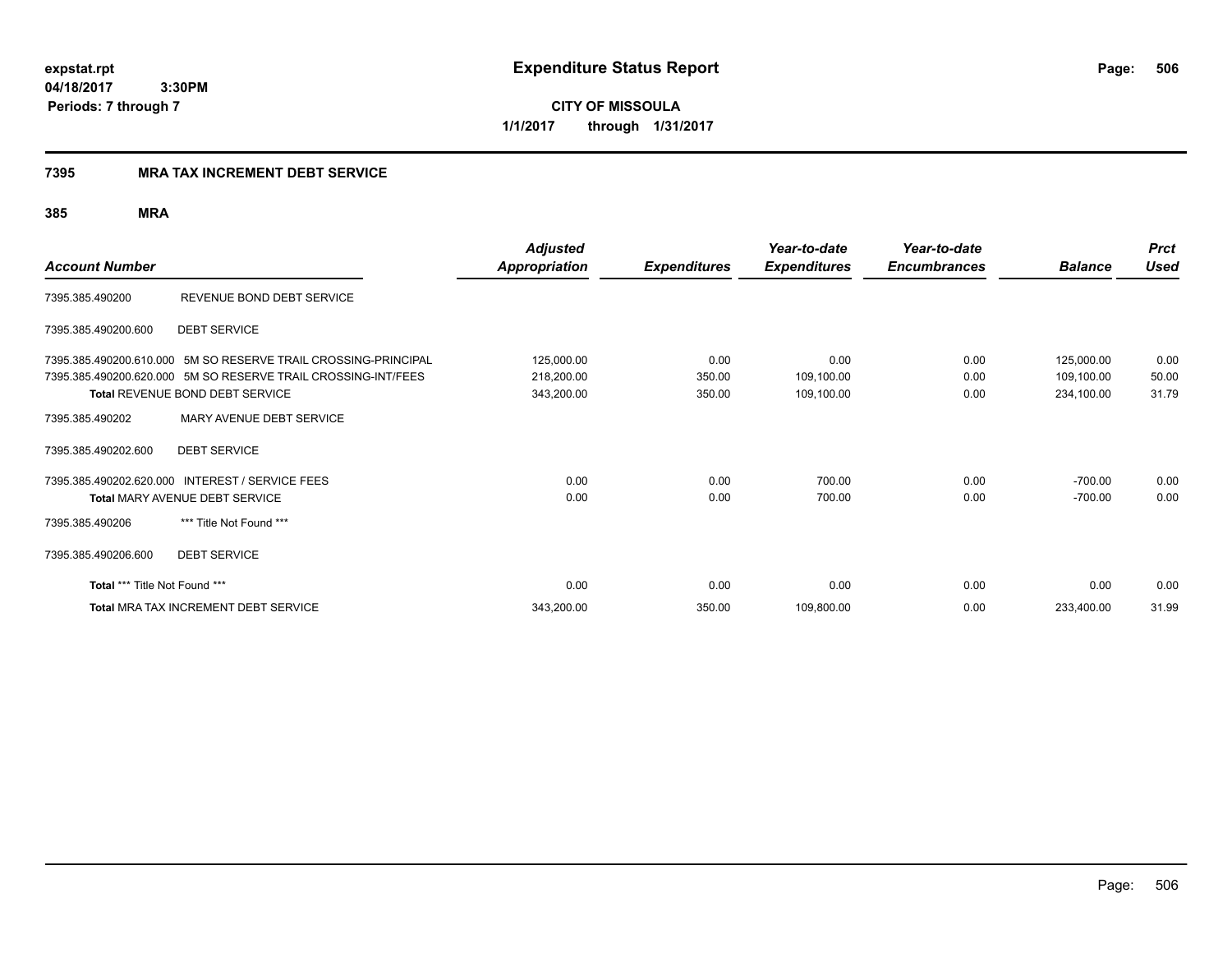**expstat.rpt**
**04/18/2017 3:30PM**
**Periods: 7 through 7**

# Expenditure Status Report

**CITY OF MISSOULA**
**1/1/2017 through 1/31/2017**

## 7395 MRA TAX INCREMENT DEBT SERVICE

### 385 MRA

| Account Number | | Adjusted Appropriation | Expenditures | Year-to-date Expenditures | Year-to-date Encumbrances | Balance | Prct Used |
|---|---|---|---|---|---|---|---|
| 7395.385.490200 | REVENUE BOND DEBT SERVICE | | | | | | |
| 7395.385.490200.600 | DEBT SERVICE | | | | | | |
| 7395.385.490200.610.000 | 5M SO RESERVE TRAIL CROSSING-PRINCIPAL | 125,000.00 | 0.00 | 0.00 | 0.00 | 125,000.00 | 0.00 |
| 7395.385.490200.620.000 | 5M SO RESERVE TRAIL CROSSING-INT/FEES | 218,200.00 | 350.00 | 109,100.00 | 0.00 | 109,100.00 | 50.00 |
| **Total** REVENUE BOND DEBT SERVICE | | 343,200.00 | 350.00 | 109,100.00 | 0.00 | 234,100.00 | 31.79 |
| 7395.385.490202 | MARY AVENUE DEBT SERVICE | | | | | | |
| 7395.385.490202.600 | DEBT SERVICE | | | | | | |
| 7395.385.490202.620.000 | INTEREST / SERVICE FEES | 0.00 | 0.00 | 700.00 | 0.00 | -700.00 | 0.00 |
| **Total** MARY AVENUE DEBT SERVICE | | 0.00 | 0.00 | 700.00 | 0.00 | -700.00 | 0.00 |
| 7395.385.490206 | *** Title Not Found *** | | | | | | |
| 7395.385.490206.600 | DEBT SERVICE | | | | | | |
| **Total** *** Title Not Found *** | | 0.00 | 0.00 | 0.00 | 0.00 | 0.00 | 0.00 |
| **Total** MRA TAX INCREMENT DEBT SERVICE | | 343,200.00 | 350.00 | 109,800.00 | 0.00 | 233,400.00 | 31.99 |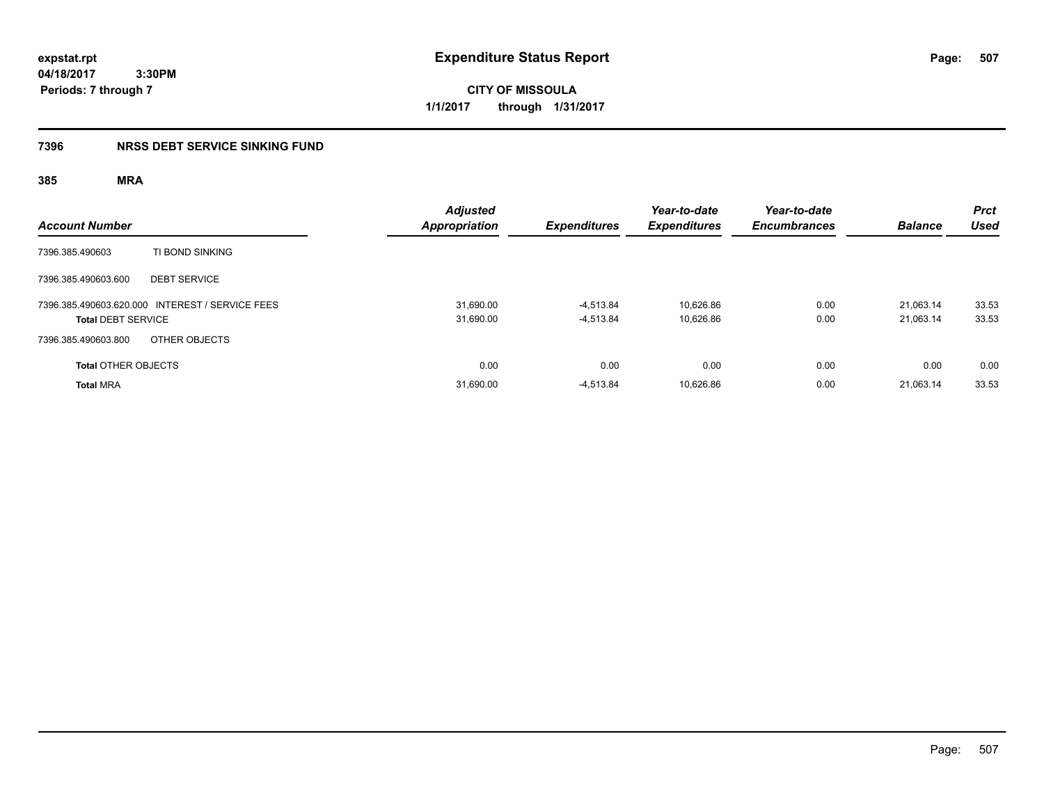**expstat.rpt**
**04/18/2017 3:30PM**
**Periods: 7 through 7**

# Expenditure Status Report

**CITY OF MISSOULA**
**1/1/2017 through 1/31/2017**

## 7396 NRSS DEBT SERVICE SINKING FUND

### 385 MRA

| Account Number | | Adjusted Appropriation | Expenditures | Year-to-date Expenditures | Year-to-date Encumbrances | Balance | Prct Used |
|---|---|---|---|---|---|---|---|
| 7396.385.490603 | TI BOND SINKING | | | | | | |
| 7396.385.490603.600 | DEBT SERVICE | | | | | | |
| 7396.385.490603.620.000 | INTEREST / SERVICE FEES | 31,690.00 | -4,513.84 | 10,626.86 | 0.00 | 21,063.14 | 33.53 |
| **Total** DEBT SERVICE | | 31,690.00 | -4,513.84 | 10,626.86 | 0.00 | 21,063.14 | 33.53 |
| 7396.385.490603.800 | OTHER OBJECTS | | | | | | |
| **Total** OTHER OBJECTS | | 0.00 | 0.00 | 0.00 | 0.00 | 0.00 | 0.00 |
| **Total** MRA | | 31,690.00 | -4,513.84 | 10,626.86 | 0.00 | 21,063.14 | 33.53 |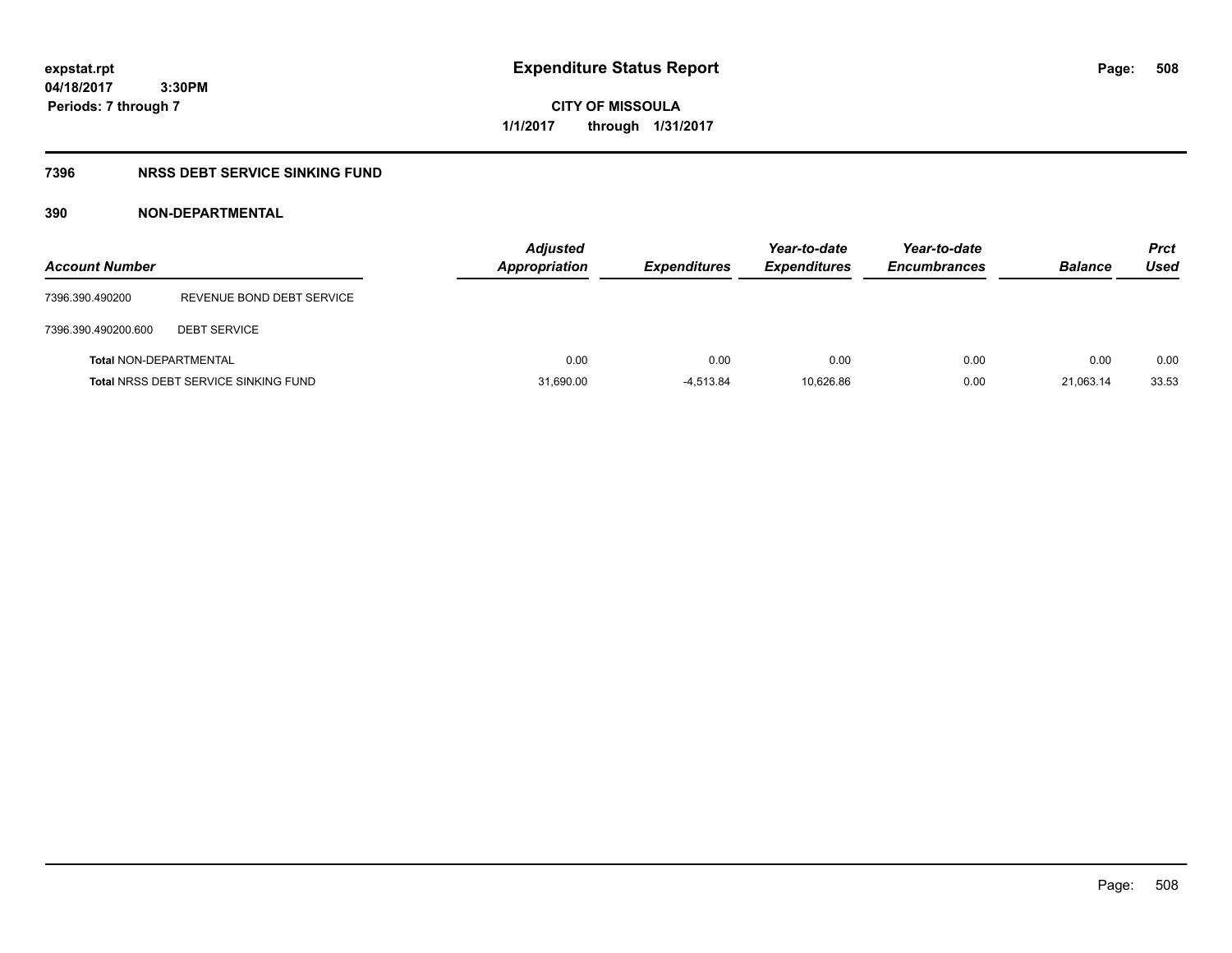**expstat.rpt**
**04/18/2017 3:30PM**
**Periods: 7 through 7**

# Expenditure Status Report

**CITY OF MISSOULA**
**1/1/2017 through 1/31/2017**

## 7396 NRSS DEBT SERVICE SINKING FUND

### 390 NON-DEPARTMENTAL

| Account Number | | Adjusted Appropriation | Expenditures | Year-to-date Expenditures | Year-to-date Encumbrances | Balance | Prct Used |
|---|---|---|---|---|---|---|---|
| 7396.390.490200 | REVENUE BOND DEBT SERVICE | | | | | | |
| 7396.390.490200.600 | DEBT SERVICE | | | | | | |
| **Total** NON-DEPARTMENTAL | | 0.00 | 0.00 | 0.00 | 0.00 | 0.00 | 0.00 |
| **Total** NRSS DEBT SERVICE SINKING FUND | | 31,690.00 | -4,513.84 | 10,626.86 | 0.00 | 21,063.14 | 33.53 |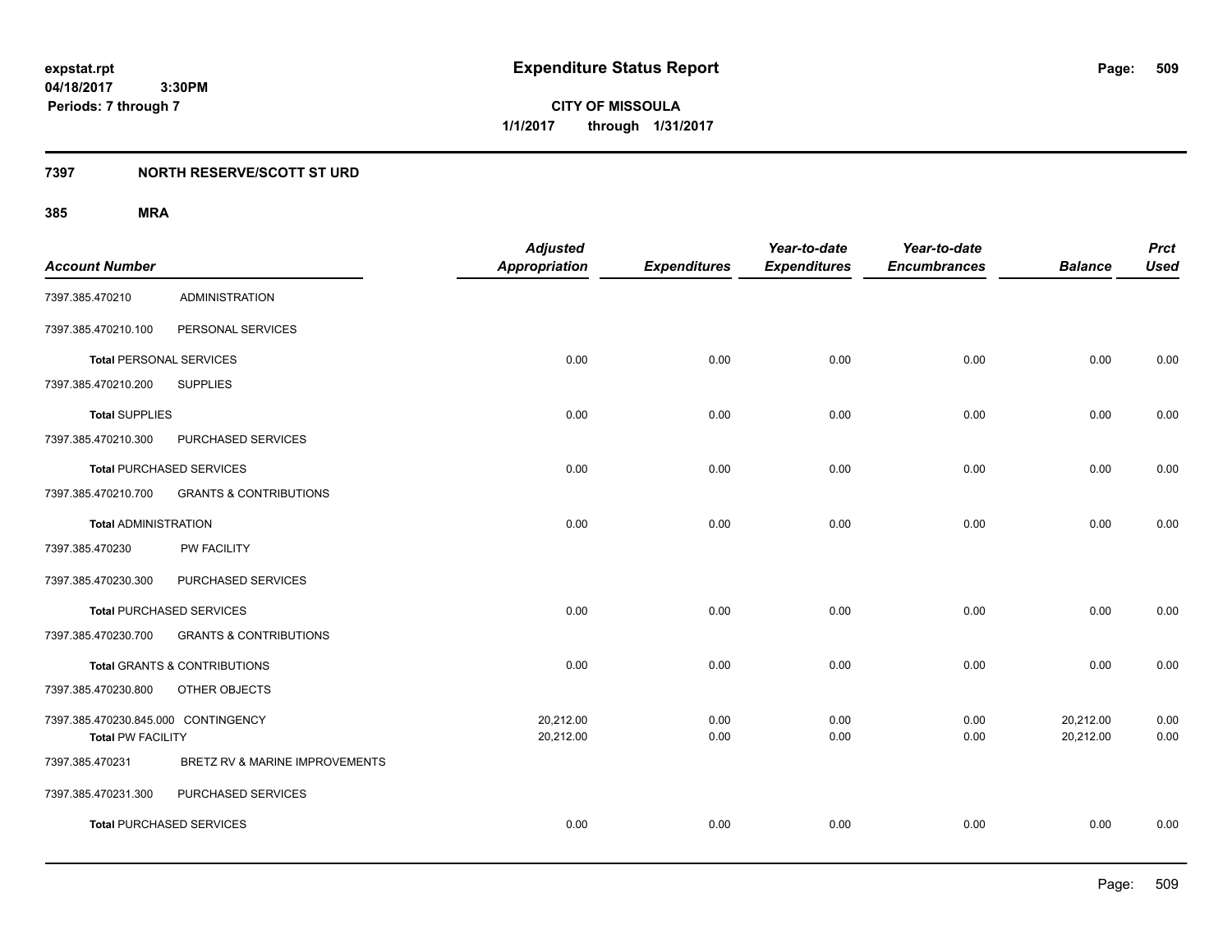**expstat.rpt**
**04/18/2017 3:30PM**
**Periods: 7 through 7**

# Expenditure Status Report

**CITY OF MISSOULA**
**1/1/2017 through 1/31/2017**

## 7397 NORTH RESERVE/SCOTT ST URD

### 385 MRA

| Account Number | | Adjusted Appropriation | Expenditures | Year-to-date Expenditures | Year-to-date Encumbrances | Balance | Prct Used |
|---|---|---|---|---|---|---|---|
| 7397.385.470210 | ADMINISTRATION | | | | | | |
| 7397.385.470210.100 | PERSONAL SERVICES | | | | | | |
| **Total** PERSONAL SERVICES | | 0.00 | 0.00 | 0.00 | 0.00 | 0.00 | 0.00 |
| 7397.385.470210.200 | SUPPLIES | | | | | | |
| **Total** SUPPLIES | | 0.00 | 0.00 | 0.00 | 0.00 | 0.00 | 0.00 |
| 7397.385.470210.300 | PURCHASED SERVICES | | | | | | |
| **Total** PURCHASED SERVICES | | 0.00 | 0.00 | 0.00 | 0.00 | 0.00 | 0.00 |
| 7397.385.470210.700 | GRANTS & CONTRIBUTIONS | | | | | | |
| **Total** ADMINISTRATION | | 0.00 | 0.00 | 0.00 | 0.00 | 0.00 | 0.00 |
| 7397.385.470230 | PW FACILITY | | | | | | |
| 7397.385.470230.300 | PURCHASED SERVICES | | | | | | |
| **Total** PURCHASED SERVICES | | 0.00 | 0.00 | 0.00 | 0.00 | 0.00 | 0.00 |
| 7397.385.470230.700 | GRANTS & CONTRIBUTIONS | | | | | | |
| **Total** GRANTS & CONTRIBUTIONS | | 0.00 | 0.00 | 0.00 | 0.00 | 0.00 | 0.00 |
| 7397.385.470230.800 | OTHER OBJECTS | | | | | | |
| 7397.385.470230.845.000 | CONTINGENCY | 20,212.00 | 0.00 | 0.00 | 0.00 | 20,212.00 | 0.00 |
| **Total** PW FACILITY | | 20,212.00 | 0.00 | 0.00 | 0.00 | 20,212.00 | 0.00 |
| 7397.385.470231 | BRETZ RV & MARINE IMPROVEMENTS | | | | | | |
| 7397.385.470231.300 | PURCHASED SERVICES | | | | | | |
| **Total** PURCHASED SERVICES | | 0.00 | 0.00 | 0.00 | 0.00 | 0.00 | 0.00 |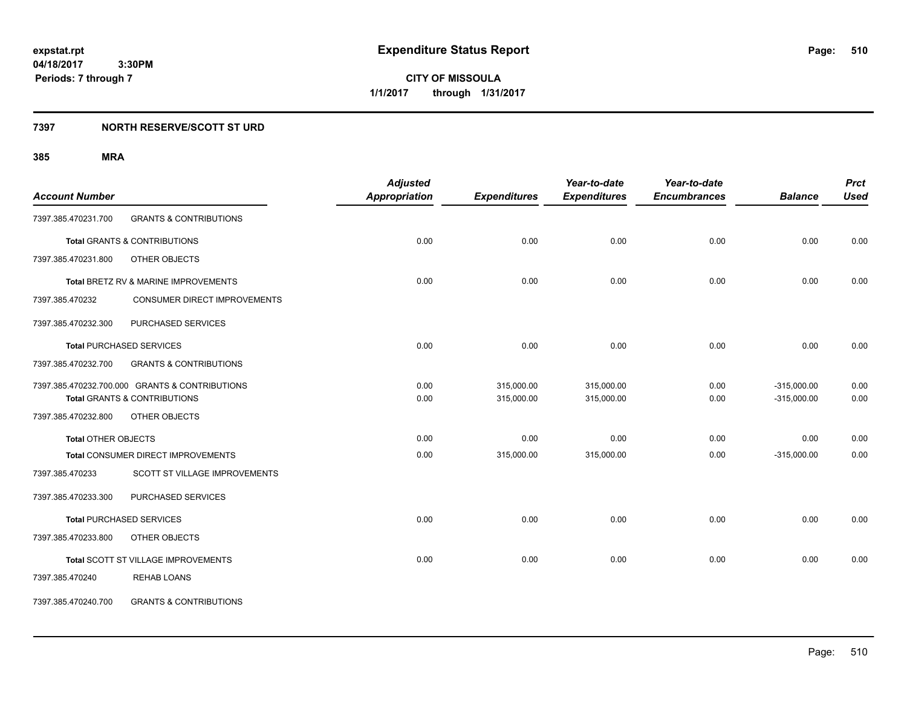# Expenditure Status Report

expstat.rpt
04/18/2017 3:30PM
Periods: 7 through 7

**CITY OF MISSOULA**
**1/1/2017 through 1/31/2017**

## 7397 NORTH RESERVE/SCOTT ST URD

## 385 MRA

| Account Number | | Adjusted Appropriation | Expenditures | Year-to-date Expenditures | Year-to-date Encumbrances | Balance | Prct Used |
|---|---|---|---|---|---|---|---|
| 7397.385.470231.700 | GRANTS & CONTRIBUTIONS | | | | | | |
| **Total** GRANTS & CONTRIBUTIONS | | 0.00 | 0.00 | 0.00 | 0.00 | 0.00 | 0.00 |
| 7397.385.470231.800 | OTHER OBJECTS | | | | | | |
| **Total** BRETZ RV & MARINE IMPROVEMENTS | | 0.00 | 0.00 | 0.00 | 0.00 | 0.00 | 0.00 |
| 7397.385.470232 | CONSUMER DIRECT IMPROVEMENTS | | | | | | |
| 7397.385.470232.300 | PURCHASED SERVICES | | | | | | |
| **Total** PURCHASED SERVICES | | 0.00 | 0.00 | 0.00 | 0.00 | 0.00 | 0.00 |
| 7397.385.470232.700 | GRANTS & CONTRIBUTIONS | | | | | | |
| 7397.385.470232.700.000 | GRANTS & CONTRIBUTIONS | 0.00 | 315,000.00 | 315,000.00 | 0.00 | -315,000.00 | 0.00 |
| **Total** GRANTS & CONTRIBUTIONS | | 0.00 | 315,000.00 | 315,000.00 | 0.00 | -315,000.00 | 0.00 |
| 7397.385.470232.800 | OTHER OBJECTS | | | | | | |
| **Total** OTHER OBJECTS | | 0.00 | 0.00 | 0.00 | 0.00 | 0.00 | 0.00 |
| **Total** CONSUMER DIRECT IMPROVEMENTS | | 0.00 | 315,000.00 | 315,000.00 | 0.00 | -315,000.00 | 0.00 |
| 7397.385.470233 | SCOTT ST VILLAGE IMPROVEMENTS | | | | | | |
| 7397.385.470233.300 | PURCHASED SERVICES | | | | | | |
| **Total** PURCHASED SERVICES | | 0.00 | 0.00 | 0.00 | 0.00 | 0.00 | 0.00 |
| 7397.385.470233.800 | OTHER OBJECTS | | | | | | |
| **Total** SCOTT ST VILLAGE IMPROVEMENTS | | 0.00 | 0.00 | 0.00 | 0.00 | 0.00 | 0.00 |
| 7397.385.470240 | REHAB LOANS | | | | | | |
| 7397.385.470240.700 | GRANTS & CONTRIBUTIONS | | | | | | |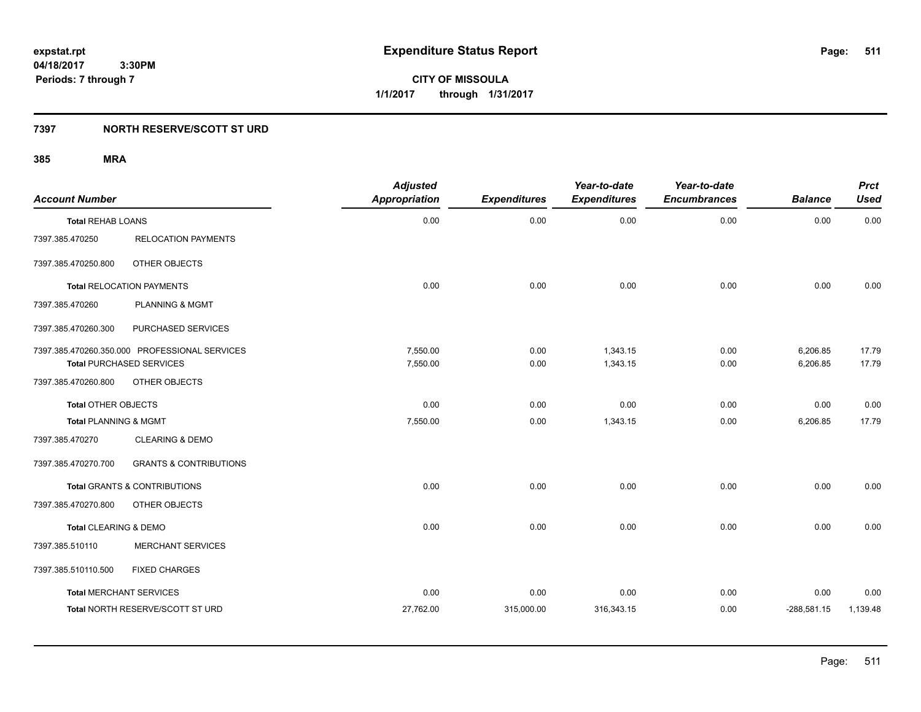**expstat.rpt**
**04/18/2017 3:30PM**
**Periods: 7 through 7**

# Expenditure Status Report

**CITY OF MISSOULA**
**1/1/2017 through 1/31/2017**

## 7397 NORTH RESERVE/SCOTT ST URD

### 385 MRA

| Account Number | | Adjusted Appropriation | Expenditures | Year-to-date Expenditures | Year-to-date Encumbrances | Balance | Prct Used |
|---|---|---|---|---|---|---|---|
| **Total** REHAB LOANS | | 0.00 | 0.00 | 0.00 | 0.00 | 0.00 | 0.00 |
| 7397.385.470250 | RELOCATION PAYMENTS | | | | | | |
| 7397.385.470250.800 | OTHER OBJECTS | | | | | | |
| **Total** RELOCATION PAYMENTS | | 0.00 | 0.00 | 0.00 | 0.00 | 0.00 | 0.00 |
| 7397.385.470260 | PLANNING & MGMT | | | | | | |
| 7397.385.470260.300 | PURCHASED SERVICES | | | | | | |
| 7397.385.470260.350.000 | PROFESSIONAL SERVICES | 7,550.00 | 0.00 | 1,343.15 | 0.00 | 6,206.85 | 17.79 |
| **Total** PURCHASED SERVICES | | 7,550.00 | 0.00 | 1,343.15 | 0.00 | 6,206.85 | 17.79 |
| 7397.385.470260.800 | OTHER OBJECTS | | | | | | |
| **Total** OTHER OBJECTS | | 0.00 | 0.00 | 0.00 | 0.00 | 0.00 | 0.00 |
| **Total** PLANNING & MGMT | | 7,550.00 | 0.00 | 1,343.15 | 0.00 | 6,206.85 | 17.79 |
| 7397.385.470270 | CLEARING & DEMO | | | | | | |
| 7397.385.470270.700 | GRANTS & CONTRIBUTIONS | | | | | | |
| **Total** GRANTS & CONTRIBUTIONS | | 0.00 | 0.00 | 0.00 | 0.00 | 0.00 | 0.00 |
| 7397.385.470270.800 | OTHER OBJECTS | | | | | | |
| **Total** CLEARING & DEMO | | 0.00 | 0.00 | 0.00 | 0.00 | 0.00 | 0.00 |
| 7397.385.510110 | MERCHANT SERVICES | | | | | | |
| 7397.385.510110.500 | FIXED CHARGES | | | | | | |
| **Total** MERCHANT SERVICES | | 0.00 | 0.00 | 0.00 | 0.00 | 0.00 | 0.00 |
| **Total** NORTH RESERVE/SCOTT ST URD | | 27,762.00 | 315,000.00 | 316,343.15 | 0.00 | -288,581.15 | 1,139.48 |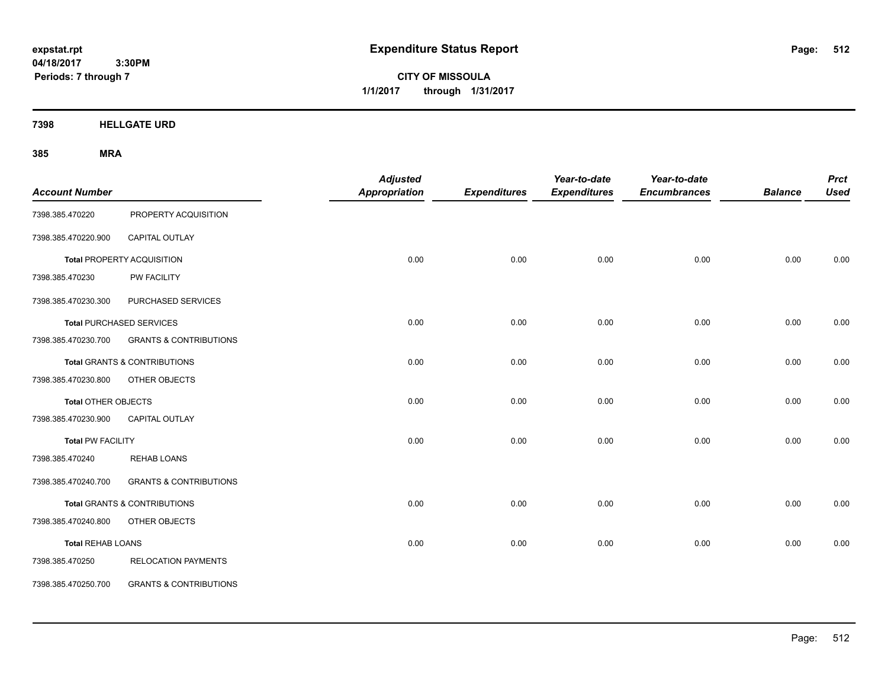**expstat.rpt**
**04/18/2017 3:30PM**
**Periods: 7 through 7**

# Expenditure Status Report

**CITY OF MISSOULA**
**1/1/2017 through 1/31/2017**

## 7398 HELLGATE URD

## 385 MRA

| Account Number | | Adjusted Appropriation | Expenditures | Year-to-date Expenditures | Year-to-date Encumbrances | Balance | Prct Used |
|---|---|---|---|---|---|---|---|
| 7398.385.470220 | PROPERTY ACQUISITION | | | | | | |
| 7398.385.470220.900 | CAPITAL OUTLAY | | | | | | |
| **Total** PROPERTY ACQUISITION | | 0.00 | 0.00 | 0.00 | 0.00 | 0.00 | 0.00 |
| 7398.385.470230 | PW FACILITY | | | | | | |
| 7398.385.470230.300 | PURCHASED SERVICES | | | | | | |
| **Total** PURCHASED SERVICES | | 0.00 | 0.00 | 0.00 | 0.00 | 0.00 | 0.00 |
| 7398.385.470230.700 | GRANTS & CONTRIBUTIONS | | | | | | |
| **Total** GRANTS & CONTRIBUTIONS | | 0.00 | 0.00 | 0.00 | 0.00 | 0.00 | 0.00 |
| 7398.385.470230.800 | OTHER OBJECTS | | | | | | |
| **Total** OTHER OBJECTS | | 0.00 | 0.00 | 0.00 | 0.00 | 0.00 | 0.00 |
| 7398.385.470230.900 | CAPITAL OUTLAY | | | | | | |
| **Total** PW FACILITY | | 0.00 | 0.00 | 0.00 | 0.00 | 0.00 | 0.00 |
| 7398.385.470240 | REHAB LOANS | | | | | | |
| 7398.385.470240.700 | GRANTS & CONTRIBUTIONS | | | | | | |
| **Total** GRANTS & CONTRIBUTIONS | | 0.00 | 0.00 | 0.00 | 0.00 | 0.00 | 0.00 |
| 7398.385.470240.800 | OTHER OBJECTS | | | | | | |
| **Total** REHAB LOANS | | 0.00 | 0.00 | 0.00 | 0.00 | 0.00 | 0.00 |
| 7398.385.470250 | RELOCATION PAYMENTS | | | | | | |
| 7398.385.470250.700 | GRANTS & CONTRIBUTIONS | | | | | | |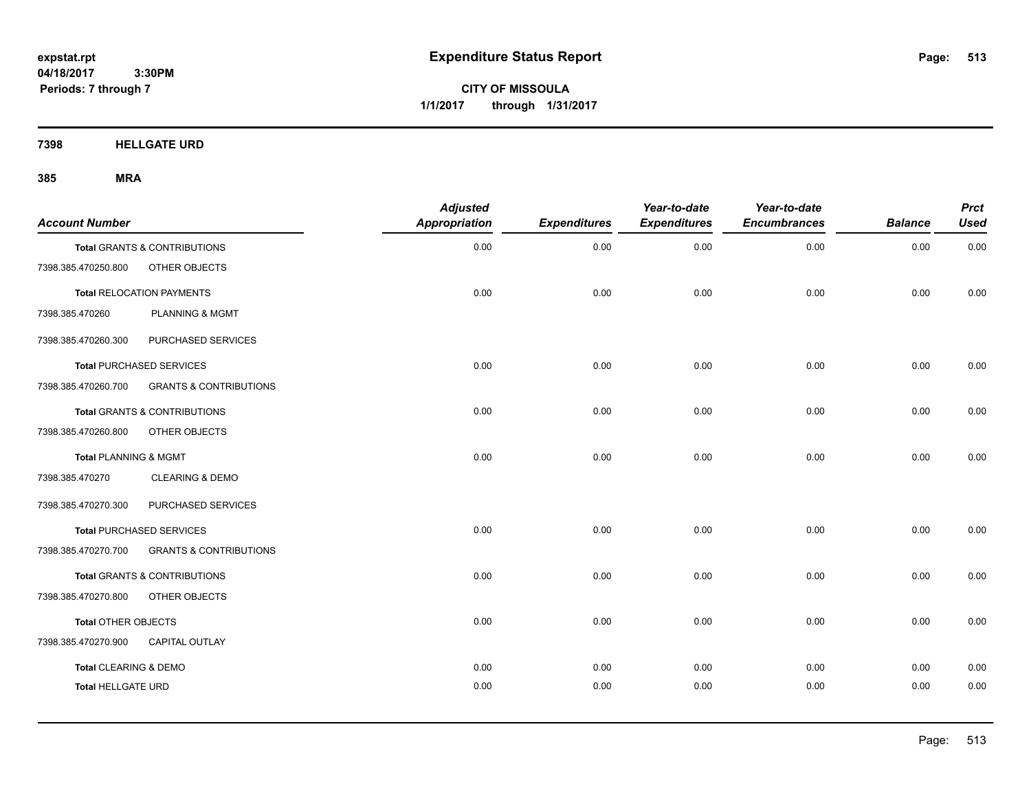# Expenditure Status Report

**CITY OF MISSOULA**

**1/1/2017 through 1/31/2017**

expstat.rpt
04/18/2017 3:30PM
Periods: 7 through 7

## 7398 HELLGATE URD

### 385 MRA

| Account Number | | Adjusted Appropriation | Expenditures | Year-to-date Expenditures | Year-to-date Encumbrances | Balance | Prct Used |
|---|---|---|---|---|---|---|---|
| **Total** GRANTS & CONTRIBUTIONS | | 0.00 | 0.00 | 0.00 | 0.00 | 0.00 | 0.00 |
| 7398.385.470250.800 | OTHER OBJECTS | | | | | | |
| **Total** RELOCATION PAYMENTS | | 0.00 | 0.00 | 0.00 | 0.00 | 0.00 | 0.00 |
| 7398.385.470260 | PLANNING & MGMT | | | | | | |
| 7398.385.470260.300 | PURCHASED SERVICES | | | | | | |
| **Total** PURCHASED SERVICES | | 0.00 | 0.00 | 0.00 | 0.00 | 0.00 | 0.00 |
| 7398.385.470260.700 | GRANTS & CONTRIBUTIONS | | | | | | |
| **Total** GRANTS & CONTRIBUTIONS | | 0.00 | 0.00 | 0.00 | 0.00 | 0.00 | 0.00 |
| 7398.385.470260.800 | OTHER OBJECTS | | | | | | |
| **Total** PLANNING & MGMT | | 0.00 | 0.00 | 0.00 | 0.00 | 0.00 | 0.00 |
| 7398.385.470270 | CLEARING & DEMO | | | | | | |
| 7398.385.470270.300 | PURCHASED SERVICES | | | | | | |
| **Total** PURCHASED SERVICES | | 0.00 | 0.00 | 0.00 | 0.00 | 0.00 | 0.00 |
| 7398.385.470270.700 | GRANTS & CONTRIBUTIONS | | | | | | |
| **Total** GRANTS & CONTRIBUTIONS | | 0.00 | 0.00 | 0.00 | 0.00 | 0.00 | 0.00 |
| 7398.385.470270.800 | OTHER OBJECTS | | | | | | |
| **Total** OTHER OBJECTS | | 0.00 | 0.00 | 0.00 | 0.00 | 0.00 | 0.00 |
| 7398.385.470270.900 | CAPITAL OUTLAY | | | | | | |
| **Total** CLEARING & DEMO | | 0.00 | 0.00 | 0.00 | 0.00 | 0.00 | 0.00 |
| **Total** HELLGATE URD | | 0.00 | 0.00 | 0.00 | 0.00 | 0.00 | 0.00 |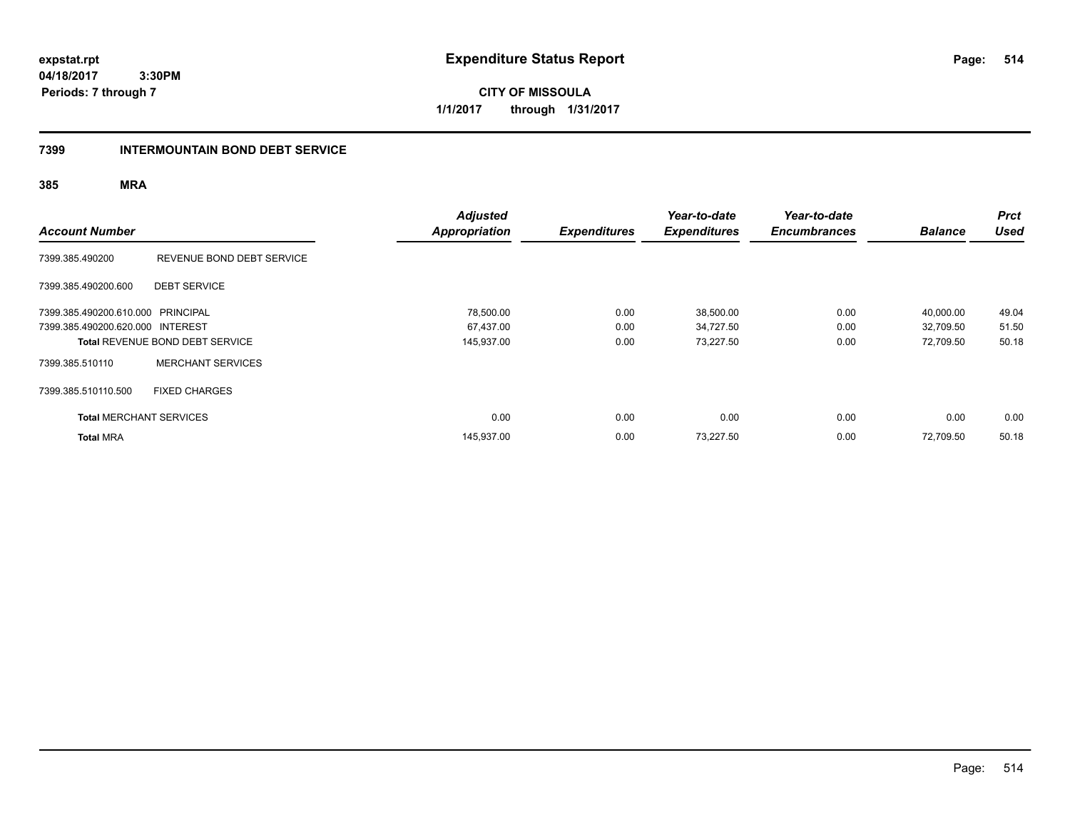# Expenditure Status Report

expstat.rpt
04/18/2017 3:30PM
Periods: 7 through 7

**CITY OF MISSOULA**
**1/1/2017 through 1/31/2017**

## 7399 INTERMOUNTAIN BOND DEBT SERVICE

### 385 MRA

| Account Number | | Adjusted Appropriation | Expenditures | Year-to-date Expenditures | Year-to-date Encumbrances | Balance | Prct Used |
|---|---|---|---|---|---|---|---|
| 7399.385.490200 | REVENUE BOND DEBT SERVICE | | | | | | |
| 7399.385.490200.600 | DEBT SERVICE | | | | | | |
| 7399.385.490200.610.000 | PRINCIPAL | 78,500.00 | 0.00 | 38,500.00 | 0.00 | 40,000.00 | 49.04 |
| 7399.385.490200.620.000 | INTEREST | 67,437.00 | 0.00 | 34,727.50 | 0.00 | 32,709.50 | 51.50 |
| **Total** REVENUE BOND DEBT SERVICE | | 145,937.00 | 0.00 | 73,227.50 | 0.00 | 72,709.50 | 50.18 |
| 7399.385.510110 | MERCHANT SERVICES | | | | | | |
| 7399.385.510110.500 | FIXED CHARGES | | | | | | |
| **Total** MERCHANT SERVICES | | 0.00 | 0.00 | 0.00 | 0.00 | 0.00 | 0.00 |
| **Total** MRA | | 145,937.00 | 0.00 | 73,227.50 | 0.00 | 72,709.50 | 50.18 |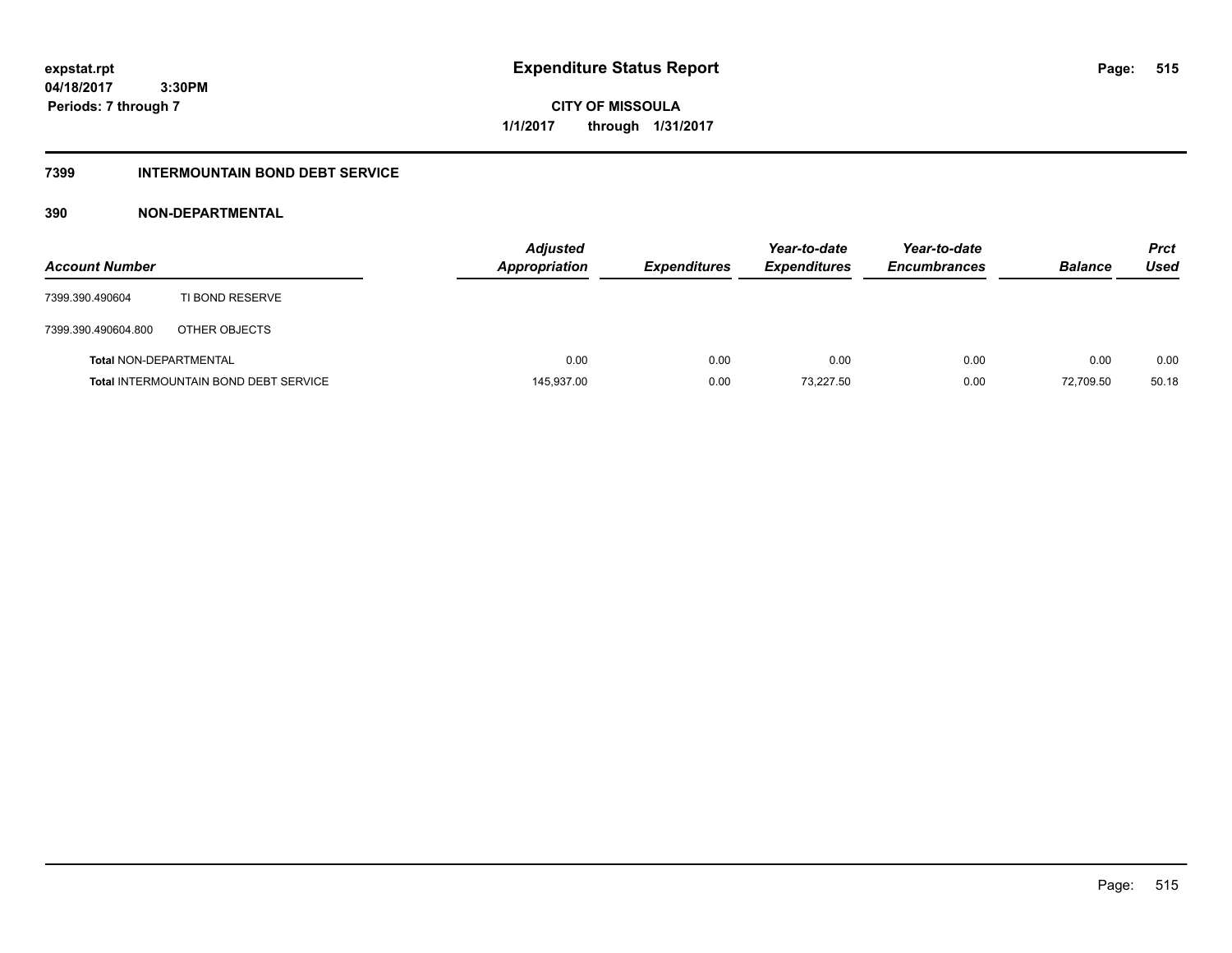**expstat.rpt**
**04/18/2017 3:30PM**
**Periods: 7 through 7**

# Expenditure Status Report

**CITY OF MISSOULA**
**1/1/2017 through 1/31/2017**

## 7399 INTERMOUNTAIN BOND DEBT SERVICE

### 390 NON-DEPARTMENTAL

| Account Number | | Adjusted Appropriation | Expenditures | Year-to-date Expenditures | Year-to-date Encumbrances | Balance | Prct Used |
|---|---|---|---|---|---|---|---|
| 7399.390.490604 | TI BOND RESERVE | | | | | | |
| 7399.390.490604.800 | OTHER OBJECTS | | | | | | |
| **Total** NON-DEPARTMENTAL | | 0.00 | 0.00 | 0.00 | 0.00 | 0.00 | 0.00 |
| **Total** INTERMOUNTAIN BOND DEBT SERVICE | | 145,937.00 | 0.00 | 73,227.50 | 0.00 | 72,709.50 | 50.18 |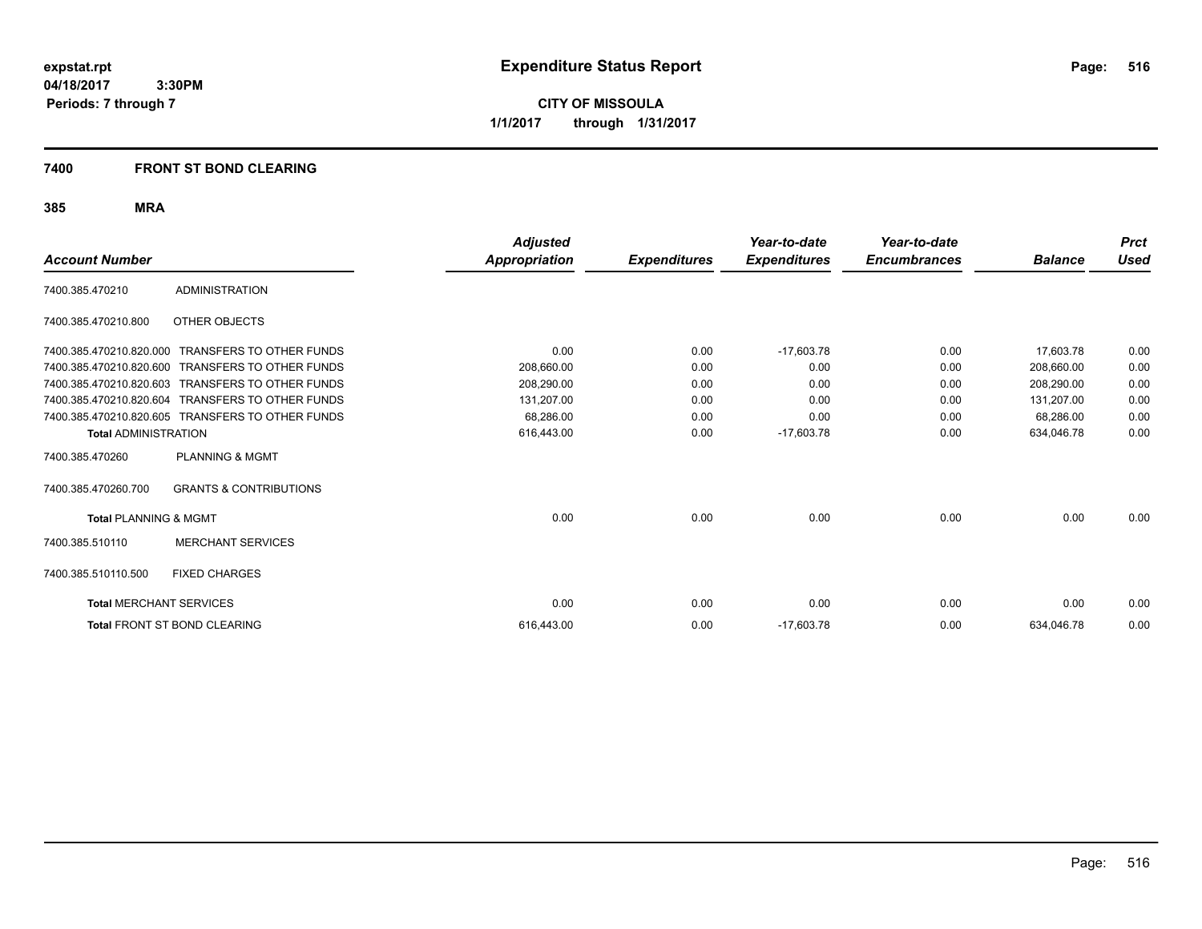expstat.rpt
04/18/2017 3:30PM
Periods: 7 through 7

# Expenditure Status Report

**CITY OF MISSOULA**
**1/1/2017 through 1/31/2017**

## 7400 FRONT ST BOND CLEARING

### 385 MRA

| Account Number | | Adjusted Appropriation | Expenditures | Year-to-date Expenditures | Year-to-date Encumbrances | Balance | Prct Used |
|---|---|---|---|---|---|---|---|
| 7400.385.470210 | ADMINISTRATION | | | | | | |
| 7400.385.470210.800 | OTHER OBJECTS | | | | | | |
| 7400.385.470210.820.000 | TRANSFERS TO OTHER FUNDS | 0.00 | 0.00 | -17,603.78 | 0.00 | 17,603.78 | 0.00 |
| 7400.385.470210.820.600 | TRANSFERS TO OTHER FUNDS | 208,660.00 | 0.00 | 0.00 | 0.00 | 208,660.00 | 0.00 |
| 7400.385.470210.820.603 | TRANSFERS TO OTHER FUNDS | 208,290.00 | 0.00 | 0.00 | 0.00 | 208,290.00 | 0.00 |
| 7400.385.470210.820.604 | TRANSFERS TO OTHER FUNDS | 131,207.00 | 0.00 | 0.00 | 0.00 | 131,207.00 | 0.00 |
| 7400.385.470210.820.605 | TRANSFERS TO OTHER FUNDS | 68,286.00 | 0.00 | 0.00 | 0.00 | 68,286.00 | 0.00 |
| **Total** ADMINISTRATION | | 616,443.00 | 0.00 | -17,603.78 | 0.00 | 634,046.78 | 0.00 |
| 7400.385.470260 | PLANNING & MGMT | | | | | | |
| 7400.385.470260.700 | GRANTS & CONTRIBUTIONS | | | | | | |
| **Total** PLANNING & MGMT | | 0.00 | 0.00 | 0.00 | 0.00 | 0.00 | 0.00 |
| 7400.385.510110 | MERCHANT SERVICES | | | | | | |
| 7400.385.510110.500 | FIXED CHARGES | | | | | | |
| **Total** MERCHANT SERVICES | | 0.00 | 0.00 | 0.00 | 0.00 | 0.00 | 0.00 |
| **Total** FRONT ST BOND CLEARING | | 616,443.00 | 0.00 | -17,603.78 | 0.00 | 634,046.78 | 0.00 |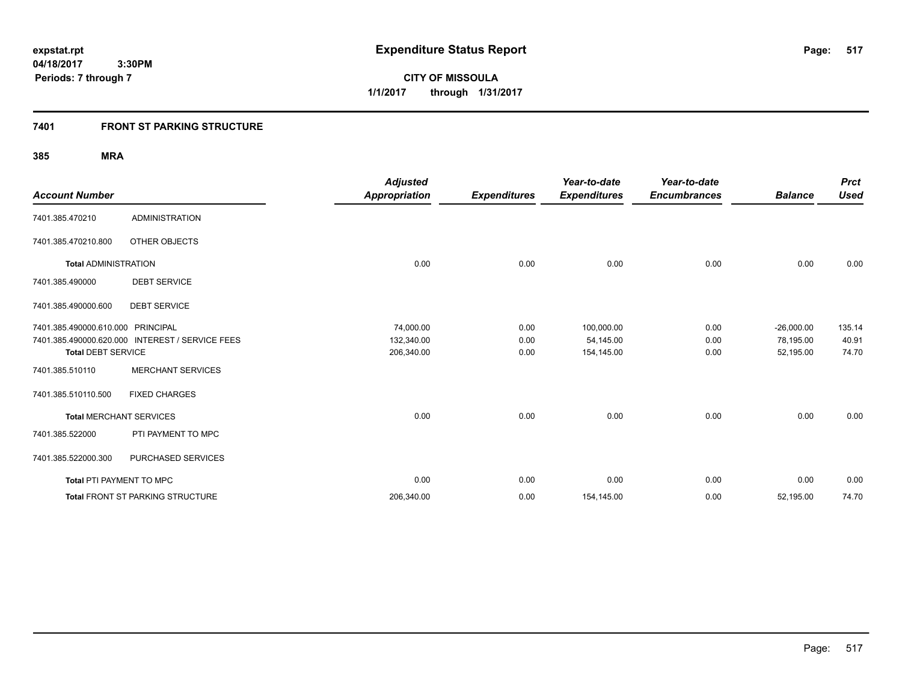expstat.rpt
04/18/2017 3:30PM
Periods: 7 through 7

# Expenditure Status Report

**CITY OF MISSOULA**
**1/1/2017 through 1/31/2017**

## 7401 FRONT ST PARKING STRUCTURE

### 385 MRA

| Account Number | | Adjusted Appropriation | Expenditures | Year-to-date Expenditures | Year-to-date Encumbrances | Balance | Prct Used |
|---|---|---|---|---|---|---|---|
| 7401.385.470210 | ADMINISTRATION | | | | | | |
| 7401.385.470210.800 | OTHER OBJECTS | | | | | | |
| **Total** ADMINISTRATION | | 0.00 | 0.00 | 0.00 | 0.00 | 0.00 | 0.00 |
| 7401.385.490000 | DEBT SERVICE | | | | | | |
| 7401.385.490000.600 | DEBT SERVICE | | | | | | |
| 7401.385.490000.610.000 | PRINCIPAL | 74,000.00 | 0.00 | 100,000.00 | 0.00 | -26,000.00 | 135.14 |
| 7401.385.490000.620.000 | INTEREST / SERVICE FEES | 132,340.00 | 0.00 | 54,145.00 | 0.00 | 78,195.00 | 40.91 |
| **Total** DEBT SERVICE | | 206,340.00 | 0.00 | 154,145.00 | 0.00 | 52,195.00 | 74.70 |
| 7401.385.510110 | MERCHANT SERVICES | | | | | | |
| 7401.385.510110.500 | FIXED CHARGES | | | | | | |
| **Total** MERCHANT SERVICES | | 0.00 | 0.00 | 0.00 | 0.00 | 0.00 | 0.00 |
| 7401.385.522000 | PTI PAYMENT TO MPC | | | | | | |
| 7401.385.522000.300 | PURCHASED SERVICES | | | | | | |
| **Total** PTI PAYMENT TO MPC | | 0.00 | 0.00 | 0.00 | 0.00 | 0.00 | 0.00 |
| **Total** FRONT ST PARKING STRUCTURE | | 206,340.00 | 0.00 | 154,145.00 | 0.00 | 52,195.00 | 74.70 |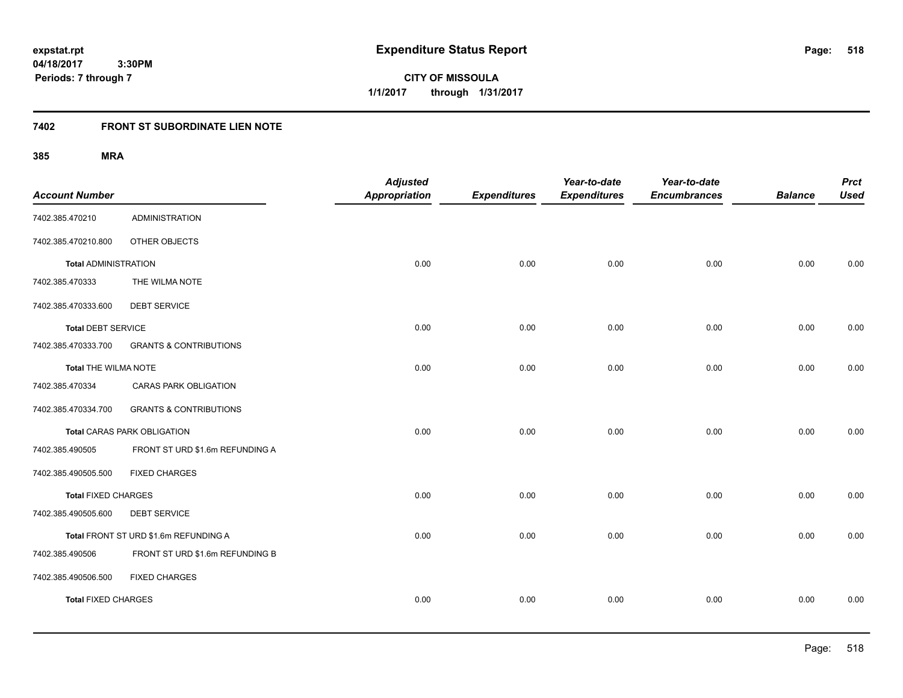**expstat.rpt**
**04/18/2017 3:30PM**
**Periods: 7 through 7**

# Expenditure Status Report

**CITY OF MISSOULA**
**1/1/2017 through 1/31/2017**

## 7402 FRONT ST SUBORDINATE LIEN NOTE

### 385 MRA

| Account Number | | Adjusted Appropriation | Expenditures | Year-to-date Expenditures | Year-to-date Encumbrances | Balance | Prct Used |
|---|---|---|---|---|---|---|---|
| 7402.385.470210 | ADMINISTRATION | | | | | | |
| 7402.385.470210.800 | OTHER OBJECTS | | | | | | |
| **Total** ADMINISTRATION | | 0.00 | 0.00 | 0.00 | 0.00 | 0.00 | 0.00 |
| 7402.385.470333 | THE WILMA NOTE | | | | | | |
| 7402.385.470333.600 | DEBT SERVICE | | | | | | |
| **Total** DEBT SERVICE | | 0.00 | 0.00 | 0.00 | 0.00 | 0.00 | 0.00 |
| 7402.385.470333.700 | GRANTS & CONTRIBUTIONS | | | | | | |
| **Total** THE WILMA NOTE | | 0.00 | 0.00 | 0.00 | 0.00 | 0.00 | 0.00 |
| 7402.385.470334 | CARAS PARK OBLIGATION | | | | | | |
| 7402.385.470334.700 | GRANTS & CONTRIBUTIONS | | | | | | |
| **Total** CARAS PARK OBLIGATION | | 0.00 | 0.00 | 0.00 | 0.00 | 0.00 | 0.00 |
| 7402.385.490505 | FRONT ST URD $1.6m REFUNDING A | | | | | | |
| 7402.385.490505.500 | FIXED CHARGES | | | | | | |
| **Total** FIXED CHARGES | | 0.00 | 0.00 | 0.00 | 0.00 | 0.00 | 0.00 |
| 7402.385.490505.600 | DEBT SERVICE | | | | | | |
| **Total** FRONT ST URD $1.6m REFUNDING A | | 0.00 | 0.00 | 0.00 | 0.00 | 0.00 | 0.00 |
| 7402.385.490506 | FRONT ST URD $1.6m REFUNDING B | | | | | | |
| 7402.385.490506.500 | FIXED CHARGES | | | | | | |
| **Total** FIXED CHARGES | | 0.00 | 0.00 | 0.00 | 0.00 | 0.00 | 0.00 |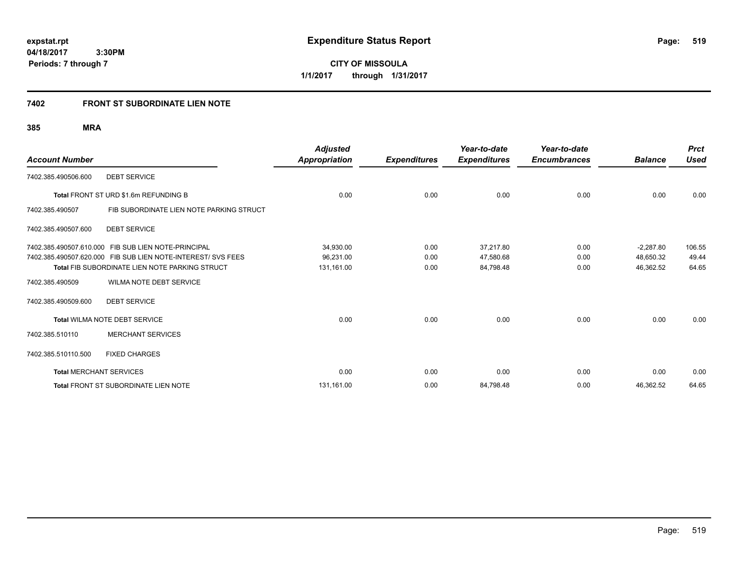# Expenditure Status Report

expstat.rpt
04/18/2017 3:30PM
Periods: 7 through 7

**CITY OF MISSOULA**
**1/1/2017 through 1/31/2017**

## 7402 FRONT ST SUBORDINATE LIEN NOTE

### 385 MRA

| Account Number | | Adjusted Appropriation | Expenditures | Year-to-date Expenditures | Year-to-date Encumbrances | Balance | Prct Used |
|---|---|---|---|---|---|---|---|
| 7402.385.490506.600 | DEBT SERVICE | | | | | | |
| | **Total** FRONT ST URD $1.6m REFUNDING B | 0.00 | 0.00 | 0.00 | 0.00 | 0.00 | 0.00 |
| 7402.385.490507 | FIB SUBORDINATE LIEN NOTE PARKING STRUCT | | | | | | |
| 7402.385.490507.600 | DEBT SERVICE | | | | | | |
| 7402.385.490507.610.000 | FIB SUB LIEN NOTE-PRINCIPAL | 34,930.00 | 0.00 | 37,217.80 | 0.00 | -2,287.80 | 106.55 |
| 7402.385.490507.620.000 | FIB SUB LIEN NOTE-INTEREST/ SVS FEES | 96,231.00 | 0.00 | 47,580.68 | 0.00 | 48,650.32 | 49.44 |
| | **Total** FIB SUBORDINATE LIEN NOTE PARKING STRUCT | 131,161.00 | 0.00 | 84,798.48 | 0.00 | 46,362.52 | 64.65 |
| 7402.385.490509 | WILMA NOTE DEBT SERVICE | | | | | | |
| 7402.385.490509.600 | DEBT SERVICE | | | | | | |
| | **Total** WILMA NOTE DEBT SERVICE | 0.00 | 0.00 | 0.00 | 0.00 | 0.00 | 0.00 |
| 7402.385.510110 | MERCHANT SERVICES | | | | | | |
| 7402.385.510110.500 | FIXED CHARGES | | | | | | |
| | **Total** MERCHANT SERVICES | 0.00 | 0.00 | 0.00 | 0.00 | 0.00 | 0.00 |
| | **Total** FRONT ST SUBORDINATE LIEN NOTE | 131,161.00 | 0.00 | 84,798.48 | 0.00 | 46,362.52 | 64.65 |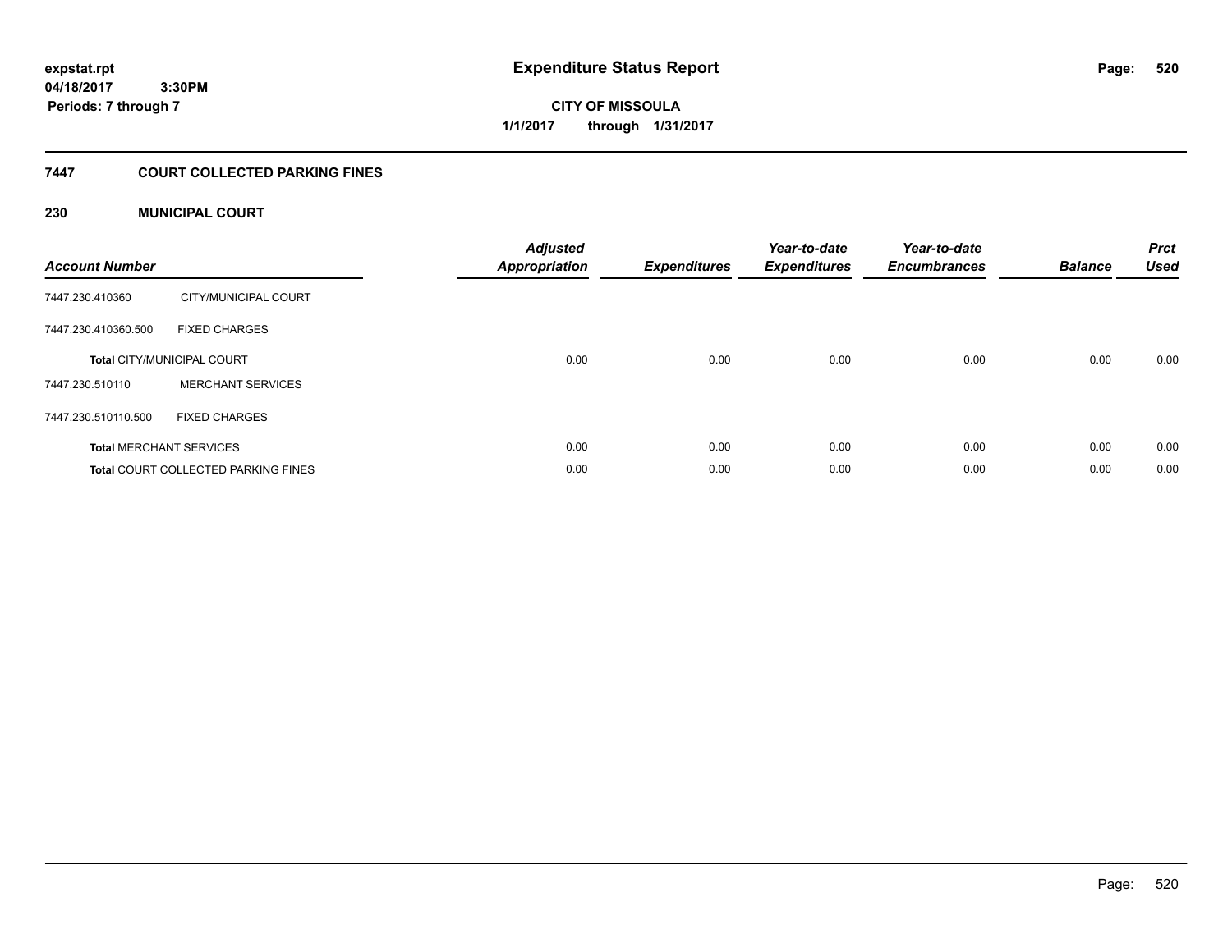# Expenditure Status Report

expstat.rpt
04/18/2017 3:30PM
Periods: 7 through 7

**CITY OF MISSOULA**
**1/1/2017 through 1/31/2017**

## 7447 COURT COLLECTED PARKING FINES

### 230 MUNICIPAL COURT

| Account Number | | Adjusted Appropriation | Expenditures | Year-to-date Expenditures | Year-to-date Encumbrances | Balance | Prct Used |
|---|---|---|---|---|---|---|---|
| 7447.230.410360 | CITY/MUNICIPAL COURT | | | | | | |
| 7447.230.410360.500 | FIXED CHARGES | | | | | | |
| **Total** CITY/MUNICIPAL COURT | | 0.00 | 0.00 | 0.00 | 0.00 | 0.00 | 0.00 |
| 7447.230.510110 | MERCHANT SERVICES | | | | | | |
| 7447.230.510110.500 | FIXED CHARGES | | | | | | |
| **Total** MERCHANT SERVICES | | 0.00 | 0.00 | 0.00 | 0.00 | 0.00 | 0.00 |
| **Total** COURT COLLECTED PARKING FINES | | 0.00 | 0.00 | 0.00 | 0.00 | 0.00 | 0.00 |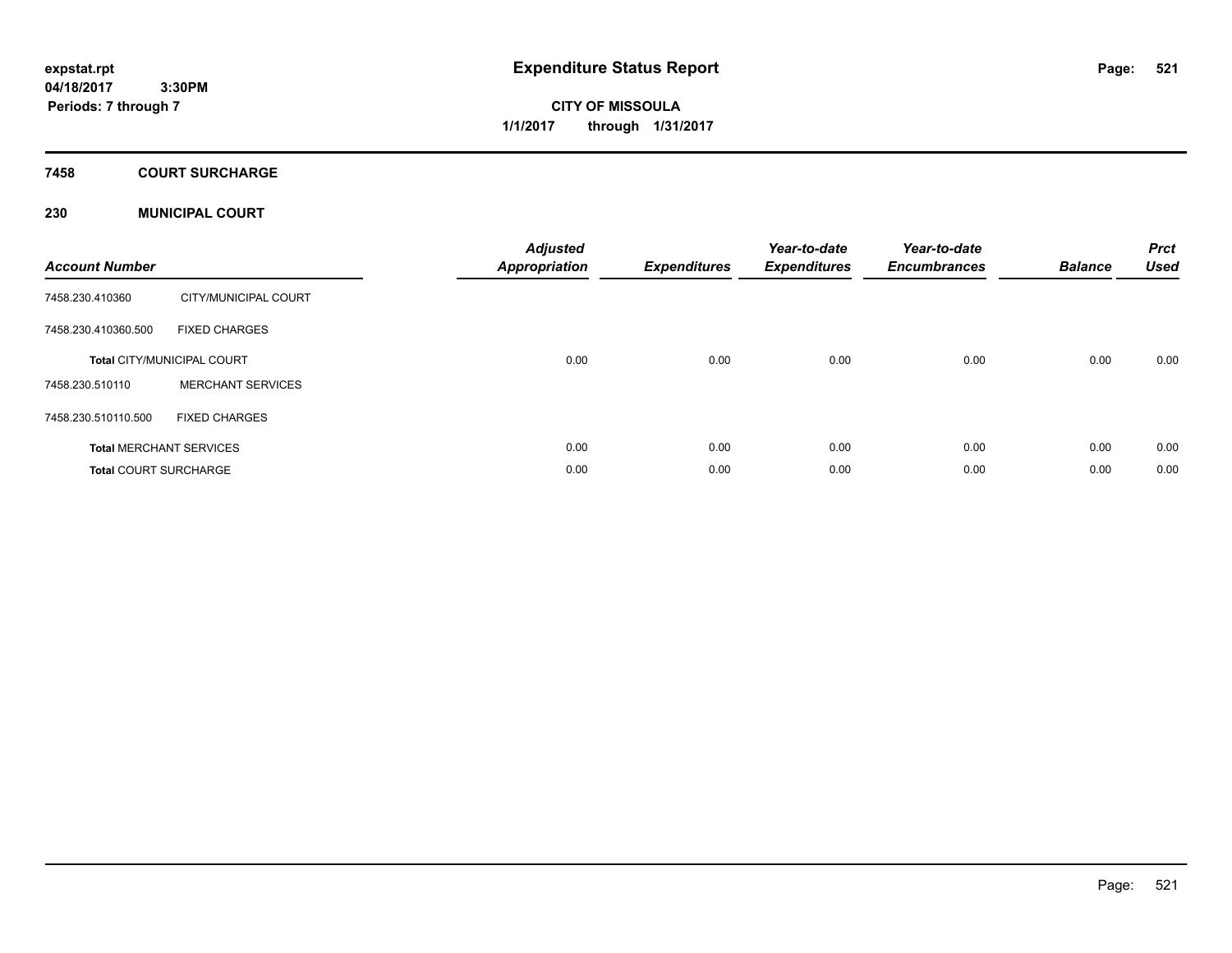expstat.rpt
04/18/2017 3:30PM
Periods: 7 through 7

# Expenditure Status Report

**CITY OF MISSOULA**
**1/1/2017 through 1/31/2017**

## 7458 COURT SURCHARGE

### 230 MUNICIPAL COURT

| Account Number | | Adjusted Appropriation | Expenditures | Year-to-date Expenditures | Year-to-date Encumbrances | Balance | Prct Used |
|---|---|---|---|---|---|---|---|
| 7458.230.410360 | CITY/MUNICIPAL COURT | | | | | | |
| 7458.230.410360.500 | FIXED CHARGES | | | | | | |
| **Total** CITY/MUNICIPAL COURT | | 0.00 | 0.00 | 0.00 | 0.00 | 0.00 | 0.00 |
| 7458.230.510110 | MERCHANT SERVICES | | | | | | |
| 7458.230.510110.500 | FIXED CHARGES | | | | | | |
| **Total** MERCHANT SERVICES | | 0.00 | 0.00 | 0.00 | 0.00 | 0.00 | 0.00 |
| **Total** COURT SURCHARGE | | 0.00 | 0.00 | 0.00 | 0.00 | 0.00 | 0.00 |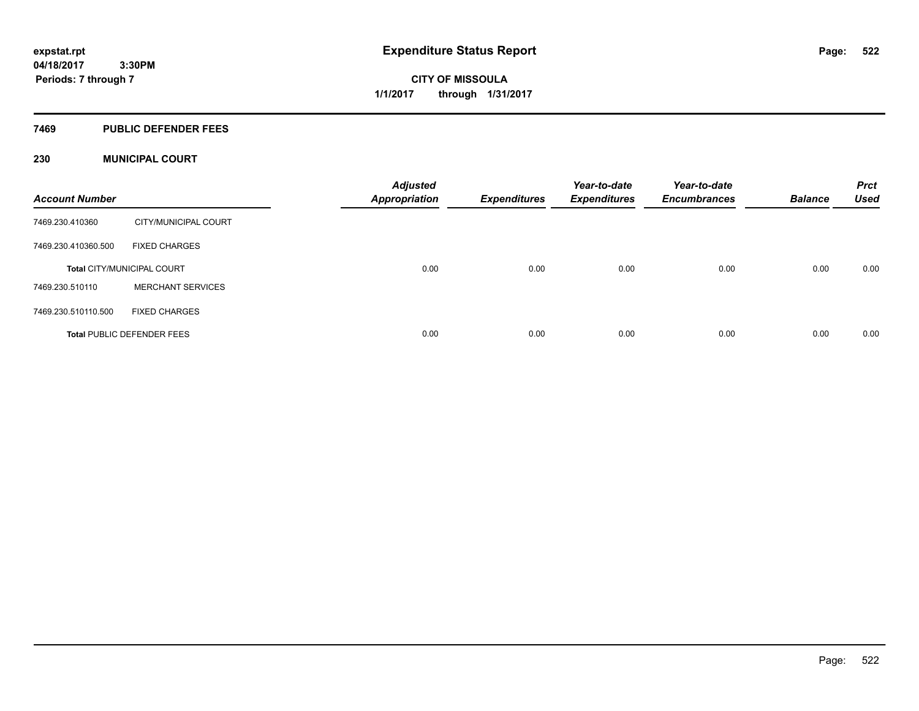expstat.rpt
04/18/2017 3:30PM
Periods: 7 through 7

# Expenditure Status Report

CITY OF MISSOULA
1/1/2017 through 1/31/2017

## 7469 PUBLIC DEFENDER FEES

### 230 MUNICIPAL COURT

| Account Number | | Adjusted Appropriation | Expenditures | Year-to-date Expenditures | Year-to-date Encumbrances | Balance | Prct Used |
|---|---|---|---|---|---|---|---|
| 7469.230.410360 | CITY/MUNICIPAL COURT | | | | | | |
| 7469.230.410360.500 | FIXED CHARGES | | | | | | |
| Total CITY/MUNICIPAL COURT | | 0.00 | 0.00 | 0.00 | 0.00 | 0.00 | 0.00 |
| 7469.230.510110 | MERCHANT SERVICES | | | | | | |
| 7469.230.510110.500 | FIXED CHARGES | | | | | | |
| Total PUBLIC DEFENDER FEES | | 0.00 | 0.00 | 0.00 | 0.00 | 0.00 | 0.00 |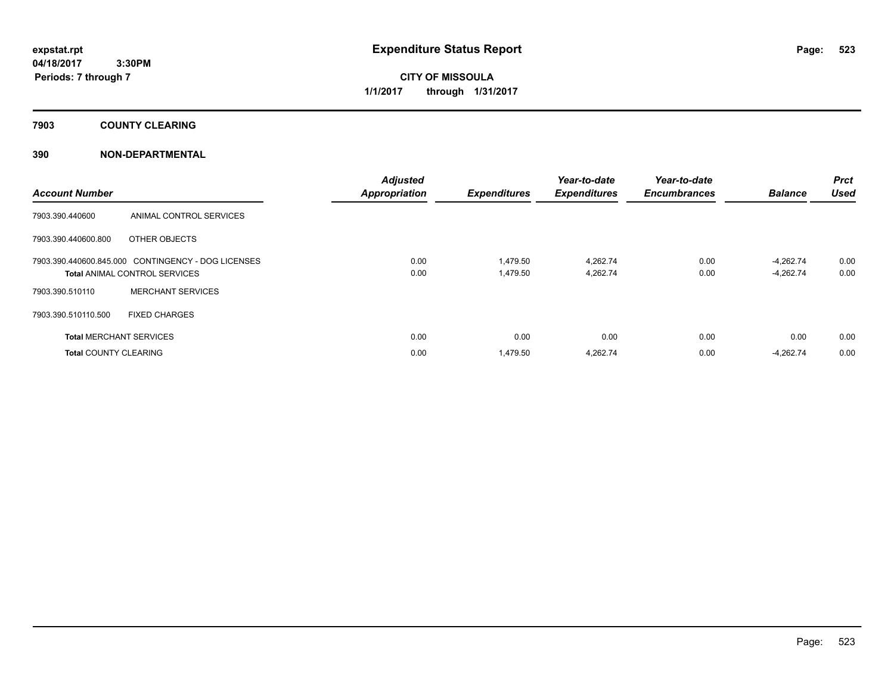# Expenditure Status Report

expstat.rpt
04/18/2017 3:30PM
Periods: 7 through 7

**CITY OF MISSOULA**
**1/1/2017 through 1/31/2017**

## 7903 COUNTY CLEARING

### 390 NON-DEPARTMENTAL

| Account Number | | Adjusted Appropriation | Expenditures | Year-to-date Expenditures | Year-to-date Encumbrances | Balance | Prct Used |
|---|---|---|---|---|---|---|---|
| 7903.390.440600 | ANIMAL CONTROL SERVICES | | | | | | |
| 7903.390.440600.800 | OTHER OBJECTS | | | | | | |
| 7903.390.440600.845.000 | CONTINGENCY - DOG LICENSES | 0.00 | 1,479.50 | 4,262.74 | 0.00 | -4,262.74 | 0.00 |
| **Total** ANIMAL CONTROL SERVICES | | 0.00 | 1,479.50 | 4,262.74 | 0.00 | -4,262.74 | 0.00 |
| 7903.390.510110 | MERCHANT SERVICES | | | | | | |
| 7903.390.510110.500 | FIXED CHARGES | | | | | | |
| **Total** MERCHANT SERVICES | | 0.00 | 0.00 | 0.00 | 0.00 | 0.00 | 0.00 |
| **Total** COUNTY CLEARING | | 0.00 | 1,479.50 | 4,262.74 | 0.00 | -4,262.74 | 0.00 |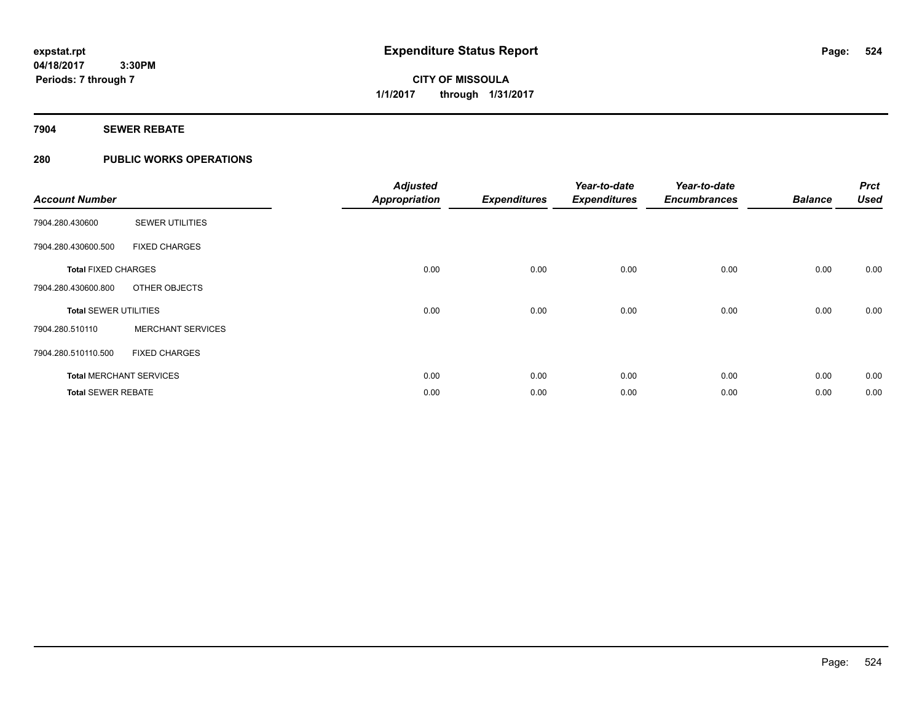**expstat.rpt**
**04/18/2017 3:30PM**
**Periods: 7 through 7**

# Expenditure Status Report

**CITY OF MISSOULA**
**1/1/2017 through 1/31/2017**

## 7904 SEWER REBATE

## 280 PUBLIC WORKS OPERATIONS

| Account Number | | Adjusted Appropriation | Expenditures | Year-to-date Expenditures | Year-to-date Encumbrances | Balance | Prct Used |
|---|---|---|---|---|---|---|---|
| 7904.280.430600 | SEWER UTILITIES | | | | | | |
| 7904.280.430600.500 | FIXED CHARGES | | | | | | |
| **Total** FIXED CHARGES | | 0.00 | 0.00 | 0.00 | 0.00 | 0.00 | 0.00 |
| 7904.280.430600.800 | OTHER OBJECTS | | | | | | |
| **Total** SEWER UTILITIES | | 0.00 | 0.00 | 0.00 | 0.00 | 0.00 | 0.00 |
| 7904.280.510110 | MERCHANT SERVICES | | | | | | |
| 7904.280.510110.500 | FIXED CHARGES | | | | | | |
| **Total** MERCHANT SERVICES | | 0.00 | 0.00 | 0.00 | 0.00 | 0.00 | 0.00 |
| **Total** SEWER REBATE | | 0.00 | 0.00 | 0.00 | 0.00 | 0.00 | 0.00 |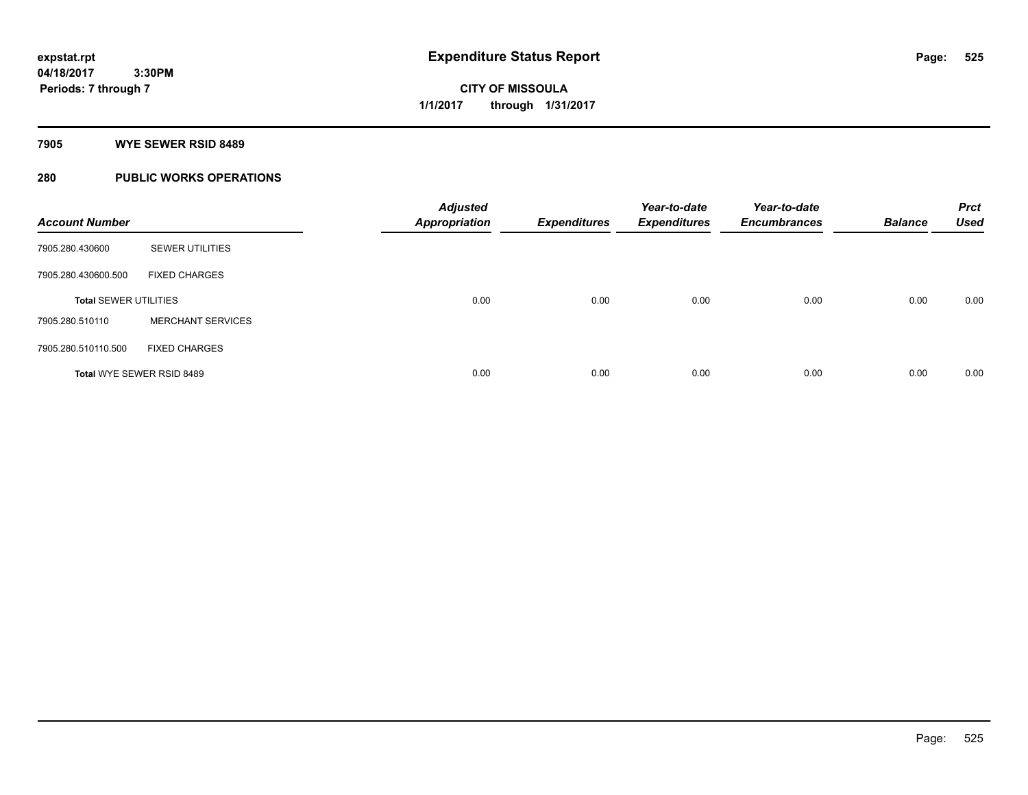# Expenditure Status Report

expstat.rpt
04/18/2017 3:30PM
Periods: 7 through 7

**CITY OF MISSOULA**
**1/1/2017 through 1/31/2017**

## 7905 WYE SEWER RSID 8489

## 280 PUBLIC WORKS OPERATIONS

| Account Number | | Adjusted Appropriation | Expenditures | Year-to-date Expenditures | Year-to-date Encumbrances | Balance | Prct Used |
|---|---|---|---|---|---|---|---|
| 7905.280.430600 | SEWER UTILITIES | | | | | | |
| 7905.280.430600.500 | FIXED CHARGES | | | | | | |
| **Total** SEWER UTILITIES | | 0.00 | 0.00 | 0.00 | 0.00 | 0.00 | 0.00 |
| 7905.280.510110 | MERCHANT SERVICES | | | | | | |
| 7905.280.510110.500 | FIXED CHARGES | | | | | | |
| **Total** WYE SEWER RSID 8489 | | 0.00 | 0.00 | 0.00 | 0.00 | 0.00 | 0.00 |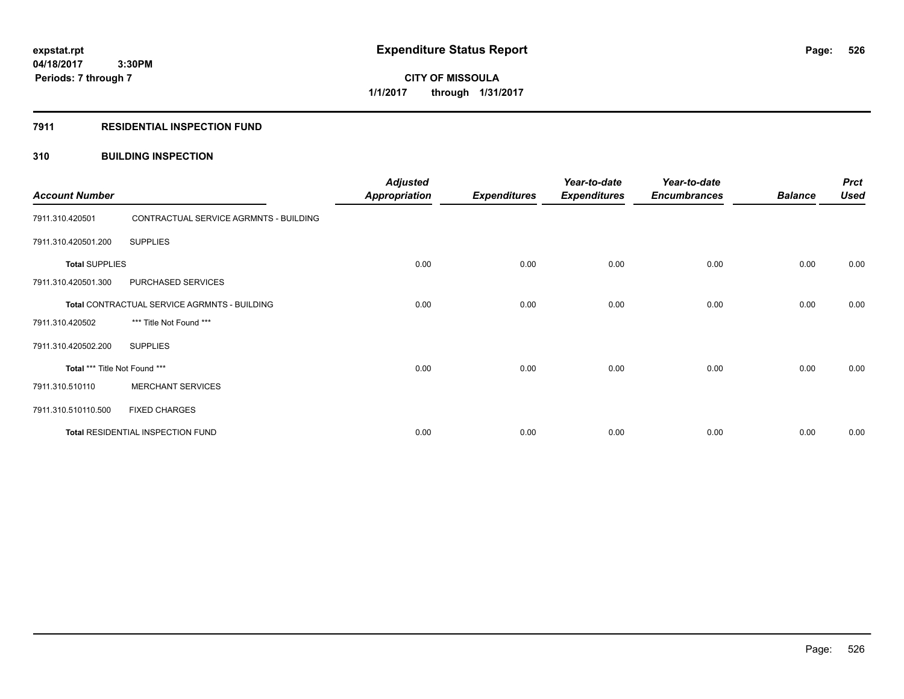# Expenditure Status Report

**CITY OF MISSOULA**
**1/1/2017 through 1/31/2017**

expstat.rpt
04/18/2017 3:30PM
Periods: 7 through 7

## 7911 RESIDENTIAL INSPECTION FUND

### 310 BUILDING INSPECTION

| Account Number | | Adjusted Appropriation | Expenditures | Year-to-date Expenditures | Year-to-date Encumbrances | Balance | Prct Used |
|---|---|---|---|---|---|---|---|
| 7911.310.420501 | CONTRACTUAL SERVICE AGRMNTS - BUILDING | | | | | | |
| 7911.310.420501.200 | SUPPLIES | | | | | | |
| **Total** SUPPLIES | | 0.00 | 0.00 | 0.00 | 0.00 | 0.00 | 0.00 |
| 7911.310.420501.300 | PURCHASED SERVICES | | | | | | |
| **Total** CONTRACTUAL SERVICE AGRMNTS - BUILDING | | 0.00 | 0.00 | 0.00 | 0.00 | 0.00 | 0.00 |
| 7911.310.420502 | *** Title Not Found *** | | | | | | |
| 7911.310.420502.200 | SUPPLIES | | | | | | |
| **Total** *** Title Not Found *** | | 0.00 | 0.00 | 0.00 | 0.00 | 0.00 | 0.00 |
| 7911.310.510110 | MERCHANT SERVICES | | | | | | |
| 7911.310.510110.500 | FIXED CHARGES | | | | | | |
| **Total** RESIDENTIAL INSPECTION FUND | | 0.00 | 0.00 | 0.00 | 0.00 | 0.00 | 0.00 |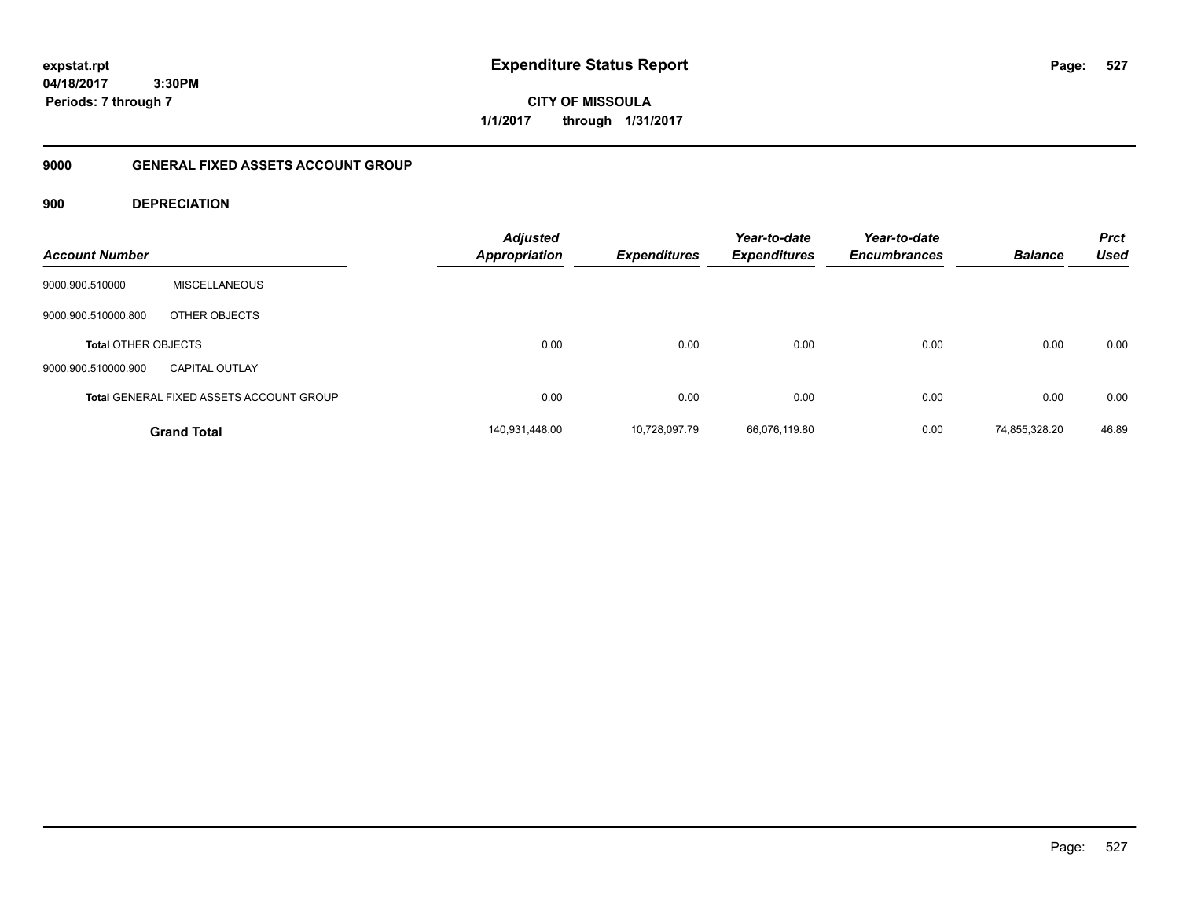# Expenditure Status Report

expstat.rpt
04/18/2017 3:30PM
Periods: 7 through 7

**CITY OF MISSOULA**
**1/1/2017 through 1/31/2017**

## 9000 GENERAL FIXED ASSETS ACCOUNT GROUP

### 900 DEPRECIATION

| Account Number | | Adjusted Appropriation | Expenditures | Year-to-date Expenditures | Year-to-date Encumbrances | Balance | Prct Used |
|---|---|---|---|---|---|---|---|
| 9000.900.510000 | MISCELLANEOUS | | | | | | |
| 9000.900.510000.800 | OTHER OBJECTS | | | | | | |
| **Total** OTHER OBJECTS | | 0.00 | 0.00 | 0.00 | 0.00 | 0.00 | 0.00 |
| 9000.900.510000.900 | CAPITAL OUTLAY | | | | | | |
| **Total** GENERAL FIXED ASSETS ACCOUNT GROUP | | 0.00 | 0.00 | 0.00 | 0.00 | 0.00 | 0.00 |
| **Grand Total** | | 140,931,448.00 | 10,728,097.79 | 66,076,119.80 | 0.00 | 74,855,328.20 | 46.89 |